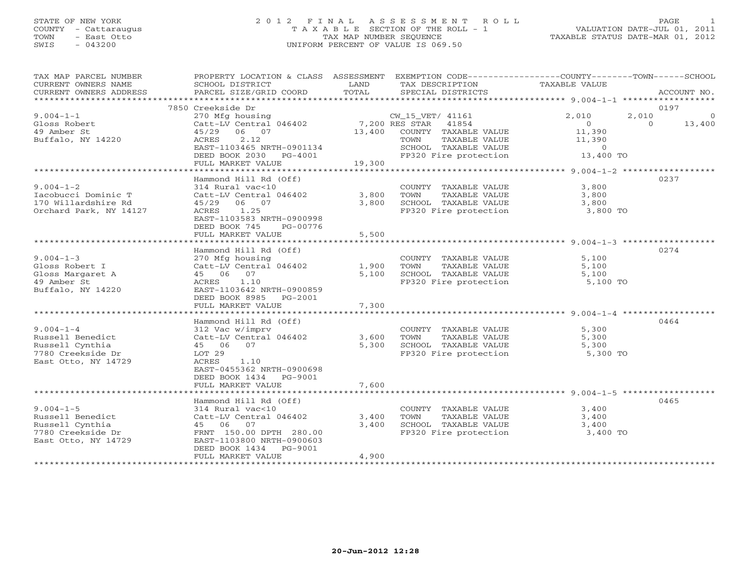STATE OF NEW YORK
COUNTY - Cattaraugus
TOWN - East Otto
SWIS - 043200

# 2012 FINAL ASSESSMENT ROLL

TAXABLE SECTION OF THE ROLL - 1
TAX MAP NUMBER SEQUENCE
UNIFORM PERCENT OF VALUE IS 069.50

VALUATION DATE-JUL 01, 2011
TAXABLE STATUS DATE-MAR 01, 2012

| TAX MAP PARCEL NUMBER / CURRENT OWNERS NAME / CURRENT OWNERS ADDRESS | PROPERTY LOCATION & CLASS / SCHOOL DISTRICT / PARCEL SIZE/GRID COORD | ASSESSMENT LAND / TOTAL | EXEMPTION CODE / TAX DESCRIPTION / SPECIAL DISTRICTS | COUNTY | TOWN | SCHOOL | ACCOUNT NO. |
|---|---|---|---|---|---|---|---|
| 9.004-1-1 | 7850 Creekside Dr | | | | | | 0197 |
| Gloss Robert | 270 Mfg housing | | CW_15_VET/ 41161 | 2,010 | 2,010 | 0 | |
| 49 Amber St | Catt-LV Central 046402 | 7,200 | RES STAR 41854 | 0 | 0 | 13,400 | |
| Buffalo, NY 14220 | 45/29 06 07 | 13,400 | COUNTY TAXABLE VALUE | 11,390 | | | |
| | ACRES 2.12 | | TOWN TAXABLE VALUE | | 11,390 | | |
| | EAST-1103465 NRTH-0901134 | | SCHOOL TAXABLE VALUE | | | 0 | |
| | DEED BOOK 2030 PG-4001 | | FP320 Fire protection | 13,400 TO | | | |
| | FULL MARKET VALUE | 19,300 | | | | | |
| 9.004-1-2 | Hammond Hill Rd (Off) | | | | | | 0237 |
| Iacobucci Dominic T | 314 Rural vac<10 | | COUNTY TAXABLE VALUE | 3,800 | | | |
| 170 Willardshire Rd | Catt-LV Central 046402 | 3,800 | TOWN TAXABLE VALUE | | 3,800 | | |
| Orchard Park, NY 14127 | 45/29 06 07 | 3,800 | SCHOOL TAXABLE VALUE | | | 3,800 | |
| | ACRES 1.25 | | FP320 Fire protection | 3,800 TO | | | |
| | EAST-1103583 NRTH-0900998 | | | | | | |
| | DEED BOOK 745 PG-00776 | | | | | | |
| | FULL MARKET VALUE | 5,500 | | | | | |
| 9.004-1-3 | Hammond Hill Rd (Off) | | | | | | 0274 |
| Gloss Robert I | 270 Mfg housing | | COUNTY TAXABLE VALUE | 5,100 | | | |
| Gloss Margaret A | Catt-LV Central 046402 | 1,900 | TOWN TAXABLE VALUE | | 5,100 | | |
| 49 Amber St | 45 06 07 | 5,100 | SCHOOL TAXABLE VALUE | | | 5,100 | |
| Buffalo, NY 14220 | ACRES 1.10 | | FP320 Fire protection | 5,100 TO | | | |
| | EAST-1103642 NRTH-0900859 | | | | | | |
| | DEED BOOK 8985 PG-2001 | | | | | | |
| | FULL MARKET VALUE | 7,300 | | | | | |
| 9.004-1-4 | Hammond Hill Rd (Off) | | | | | | 0464 |
| Russell Benedict | 312 Vac w/imprv | | COUNTY TAXABLE VALUE | 5,300 | | | |
| Russell Cynthia | Catt-LV Central 046402 | 3,600 | TOWN TAXABLE VALUE | | 5,300 | | |
| 7780 Creekside Dr | 45 06 07 | 5,300 | SCHOOL TAXABLE VALUE | | | 5,300 | |
| East Otto, NY 14729 | LOT 29 | | FP320 Fire protection | 5,300 TO | | | |
| | ACRES 1.10 | | | | | | |
| | EAST-0455362 NRTH-0900698 | | | | | | |
| | DEED BOOK 1434 PG-9001 | | | | | | |
| | FULL MARKET VALUE | 7,600 | | | | | |
| 9.004-1-5 | Hammond Hill Rd (Off) | | | | | | 0465 |
| Russell Benedict | 314 Rural vac<10 | | COUNTY TAXABLE VALUE | 3,400 | | | |
| Russell Cynthia | Catt-LV Central 046402 | 3,400 | TOWN TAXABLE VALUE | | 3,400 | | |
| 7780 Creekside Dr | 45 06 07 | 3,400 | SCHOOL TAXABLE VALUE | | | 3,400 | |
| East Otto, NY 14729 | FRNT 150.00 DPTH 280.00 | | FP320 Fire protection | 3,400 TO | | | |
| | EAST-1103800 NRTH-0900603 | | | | | | |
| | DEED BOOK 1434 PG-9001 | | | | | | |
| | FULL MARKET VALUE | 4,900 | | | | | |

20-Jun-2012 12:28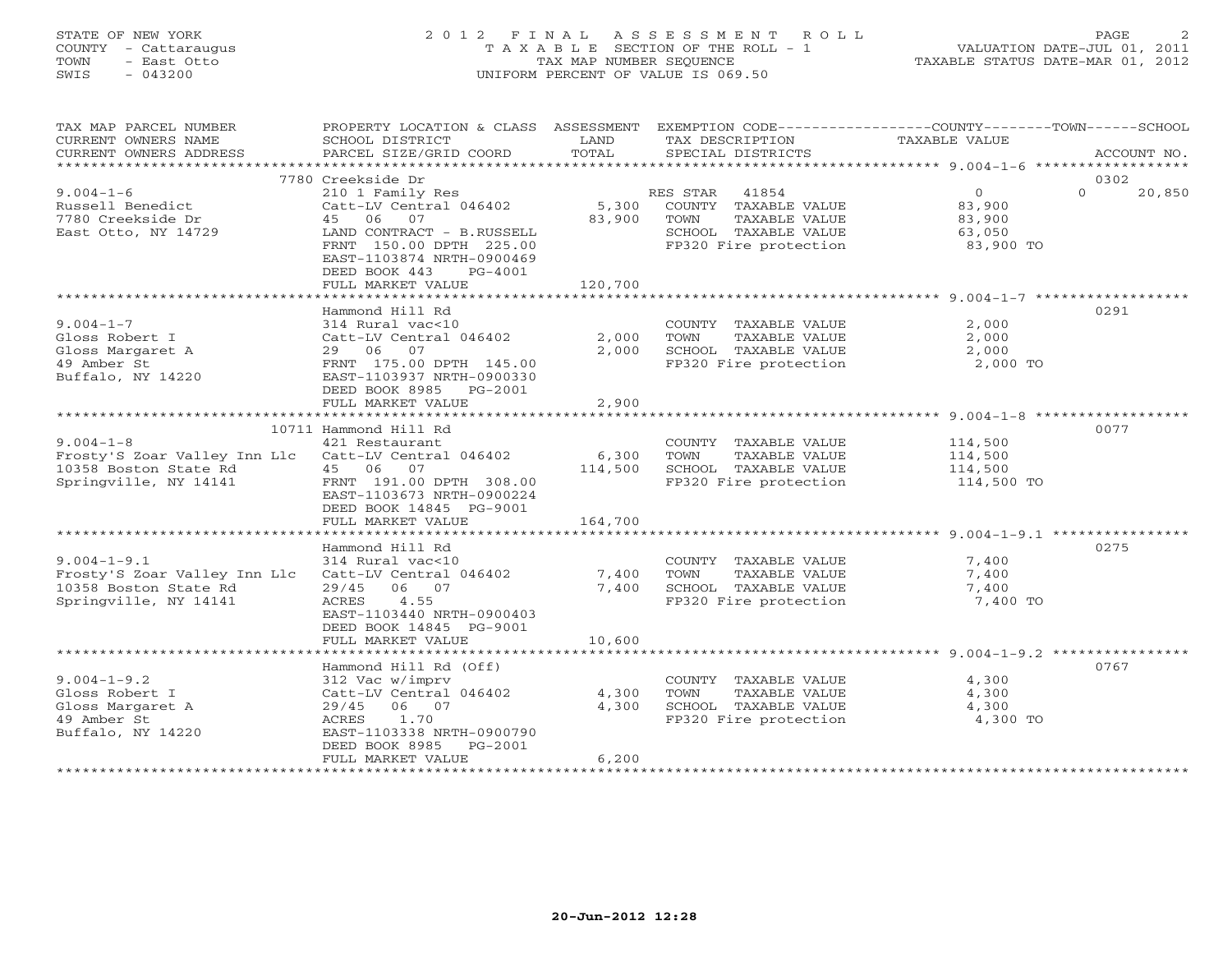STATE OF NEW YORK
COUNTY - Cattaraugus
TOWN - East Otto
SWIS - 043200

2012 FINAL ASSESSMENT ROLL
TAXABLE SECTION OF THE ROLL - 1
TAX MAP NUMBER SEQUENCE
UNIFORM PERCENT OF VALUE IS 069.50

VALUATION DATE-JUL 01, 2011
TAXABLE STATUS DATE-MAR 01, 2012

| TAX MAP PARCEL NUMBER / CURRENT OWNERS NAME / CURRENT OWNERS ADDRESS | PROPERTY LOCATION & CLASS / SCHOOL DISTRICT / PARCEL SIZE/GRID COORD | ASSESSMENT LAND / TOTAL | EXEMPTION CODE / TAX DESCRIPTION / SPECIAL DISTRICTS | COUNTY / TAXABLE VALUE | TOWN | SCHOOL / ACCOUNT NO. |
|---|---|---|---|---|---|---|
| **9.004-1-6** | 7780 Creekside Dr | | | | | 0302 |
| Russell Benedict | 210 1 Family Res | | RES STAR 41854 | 0 | 0 | 20,850 |
| 7780 Creekside Dr | Catt-LV Central 046402 | 5,300 | COUNTY TAXABLE VALUE | 83,900 | | |
| East Otto, NY 14729 | 45 06 07 | 83,900 | TOWN TAXABLE VALUE | 83,900 | | |
| | LAND CONTRACT - B.RUSSELL | | SCHOOL TAXABLE VALUE | 63,050 | | |
| | FRNT 150.00 DPTH 225.00 | | FP320 Fire protection | 83,900 TO | | |
| | EAST-1103874 NRTH-0900469 | | | | | |
| | DEED BOOK 443 PG-4001 | | | | | |
| | FULL MARKET VALUE | 120,700 | | | | |
| **9.004-1-7** | Hammond Hill Rd | | | | | 0291 |
| Gloss Robert I | 314 Rural vac<10 | | COUNTY TAXABLE VALUE | 2,000 | | |
| Gloss Margaret A | Catt-LV Central 046402 | 2,000 | TOWN TAXABLE VALUE | 2,000 | | |
| 49 Amber St | 29 06 07 | 2,000 | SCHOOL TAXABLE VALUE | 2,000 | | |
| Buffalo, NY 14220 | FRNT 175.00 DPTH 145.00 | | FP320 Fire protection | 2,000 TO | | |
| | EAST-1103937 NRTH-0900330 | | | | | |
| | DEED BOOK 8985 PG-2001 | | | | | |
| | FULL MARKET VALUE | 2,900 | | | | |
| **9.004-1-8** | 10711 Hammond Hill Rd | | | | | 0077 |
| Frosty'S Zoar Valley Inn Llc | 421 Restaurant | | COUNTY TAXABLE VALUE | 114,500 | | |
| 10358 Boston State Rd | Catt-LV Central 046402 | 6,300 | TOWN TAXABLE VALUE | 114,500 | | |
| Springville, NY 14141 | 45 06 07 | 114,500 | SCHOOL TAXABLE VALUE | 114,500 | | |
| | FRNT 191.00 DPTH 308.00 | | FP320 Fire protection | 114,500 TO | | |
| | EAST-1103673 NRTH-0900224 | | | | | |
| | DEED BOOK 14845 PG-9001 | | | | | |
| | FULL MARKET VALUE | 164,700 | | | | |
| **9.004-1-9.1** | Hammond Hill Rd | | | | | 0275 |
| Frosty'S Zoar Valley Inn Llc | 314 Rural vac<10 | | COUNTY TAXABLE VALUE | 7,400 | | |
| 10358 Boston State Rd | Catt-LV Central 046402 | 7,400 | TOWN TAXABLE VALUE | 7,400 | | |
| Springville, NY 14141 | 29/45 06 07 | 7,400 | SCHOOL TAXABLE VALUE | 7,400 | | |
| | ACRES 4.55 | | FP320 Fire protection | 7,400 TO | | |
| | EAST-1103440 NRTH-0900403 | | | | | |
| | DEED BOOK 14845 PG-9001 | | | | | |
| | FULL MARKET VALUE | 10,600 | | | | |
| **9.004-1-9.2** | Hammond Hill Rd (Off) | | | | | 0767 |
| Gloss Robert I | 312 Vac w/imprv | | COUNTY TAXABLE VALUE | 4,300 | | |
| Gloss Margaret A | Catt-LV Central 046402 | 4,300 | TOWN TAXABLE VALUE | 4,300 | | |
| 49 Amber St | 29/45 06 07 | 4,300 | SCHOOL TAXABLE VALUE | 4,300 | | |
| Buffalo, NY 14220 | ACRES 1.70 | | FP320 Fire protection | 4,300 TO | | |
| | EAST-1103338 NRTH-0900790 | | | | | |
| | DEED BOOK 8985 PG-2001 | | | | | |
| | FULL MARKET VALUE | 6,200 | | | | |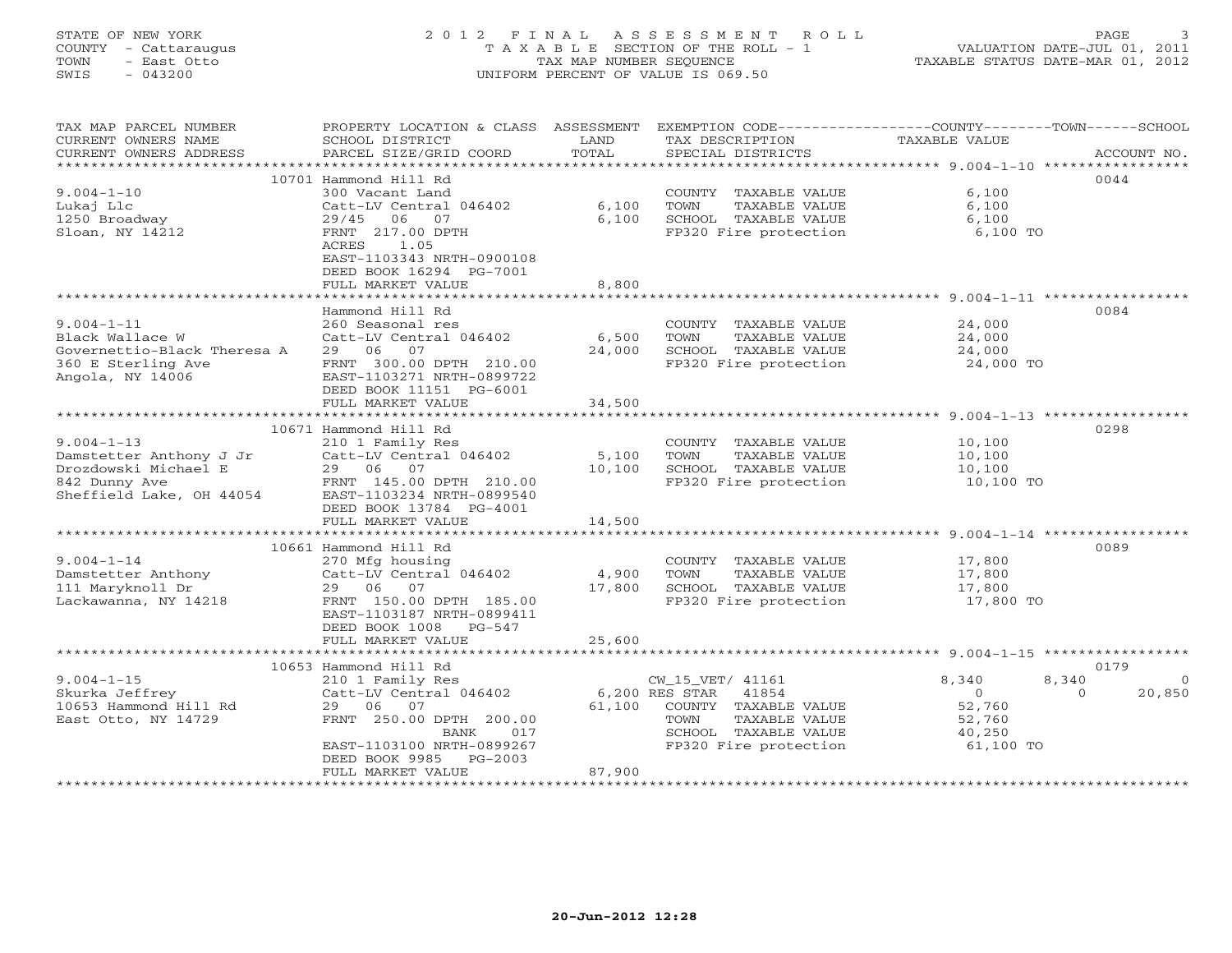STATE OF NEW YORK
COUNTY - Cattaraugus
TOWN - East Otto
SWIS - 043200

# 2012 FINAL ASSESSMENT ROLL
TAXABLE SECTION OF THE ROLL - 1
TAX MAP NUMBER SEQUENCE
UNIFORM PERCENT OF VALUE IS 069.50

VALUATION DATE-JUL 01, 2011
TAXABLE STATUS DATE-MAR 01, 2012

| TAX MAP PARCEL NUMBER / CURRENT OWNERS NAME / CURRENT OWNERS ADDRESS | PROPERTY LOCATION & CLASS / SCHOOL DISTRICT / PARCEL SIZE/GRID COORD | ASSESSMENT LAND / TOTAL | EXEMPTION CODE / TAX DESCRIPTION / SPECIAL DISTRICTS | COUNTY TAXABLE VALUE | TOWN | SCHOOL | ACCOUNT NO. |
|---|---|---|---|---|---|---|---|
| 9.004-1-10 | 10701 Hammond Hill Rd | | | | | | 0044 |
| Lukaj Llc | 300 Vacant Land | | COUNTY TAXABLE VALUE | 6,100 | | | |
| 1250 Broadway | Catt-LV Central 046402 | 6,100 | TOWN TAXABLE VALUE | 6,100 | | | |
| Sloan, NY 14212 | 29/45 06 07 | 6,100 | SCHOOL TAXABLE VALUE | 6,100 | | | |
| | FRNT 217.00 DPTH | | FP320 Fire protection | 6,100 TO | | | |
| | ACRES 1.05 | | | | | | |
| | EAST-1103343 NRTH-0900108 | | | | | | |
| | DEED BOOK 16294 PG-7001 | | | | | | |
| | FULL MARKET VALUE | 8,800 | | | | | |
| 9.004-1-11 | Hammond Hill Rd | | | | | | 0084 |
| Black Wallace W | 260 Seasonal res | | COUNTY TAXABLE VALUE | 24,000 | | | |
| Governettio-Black Theresa A | Catt-LV Central 046402 | 6,500 | TOWN TAXABLE VALUE | 24,000 | | | |
| 360 E Sterling Ave | 29 06 07 | 24,000 | SCHOOL TAXABLE VALUE | 24,000 | | | |
| Angola, NY 14006 | FRNT 300.00 DPTH 210.00 | | FP320 Fire protection | 24,000 TO | | | |
| | EAST-1103271 NRTH-0899722 | | | | | | |
| | DEED BOOK 11151 PG-6001 | | | | | | |
| | FULL MARKET VALUE | 34,500 | | | | | |
| 9.004-1-13 | 10671 Hammond Hill Rd | | | | | | 0298 |
| Damstetter Anthony J Jr | 210 1 Family Res | | COUNTY TAXABLE VALUE | 10,100 | | | |
| Drozdowski Michael E | Catt-LV Central 046402 | 5,100 | TOWN TAXABLE VALUE | 10,100 | | | |
| 842 Dunny Ave | 29 06 07 | 10,100 | SCHOOL TAXABLE VALUE | 10,100 | | | |
| Sheffield Lake, OH 44054 | FRNT 145.00 DPTH 210.00 | | FP320 Fire protection | 10,100 TO | | | |
| | EAST-1103234 NRTH-0899540 | | | | | | |
| | DEED BOOK 13784 PG-4001 | | | | | | |
| | FULL MARKET VALUE | 14,500 | | | | | |
| 9.004-1-14 | 10661 Hammond Hill Rd | | | | | | 0089 |
| Damstetter Anthony | 270 Mfg housing | | COUNTY TAXABLE VALUE | 17,800 | | | |
| 111 Maryknoll Dr | Catt-LV Central 046402 | 4,900 | TOWN TAXABLE VALUE | 17,800 | | | |
| Lackawanna, NY 14218 | 29 06 07 | 17,800 | SCHOOL TAXABLE VALUE | 17,800 | | | |
| | FRNT 150.00 DPTH 185.00 | | FP320 Fire protection | 17,800 TO | | | |
| | EAST-1103187 NRTH-0899411 | | | | | | |
| | DEED BOOK 1008 PG-547 | | | | | | |
| | FULL MARKET VALUE | 25,600 | | | | | |
| 9.004-1-15 | 10653 Hammond Hill Rd | | | | | | 0179 |
| Skurka Jeffrey | 210 1 Family Res | | CW_15_VET/ 41161 | 8,340 | 8,340 | 0 | |
| 10653 Hammond Hill Rd | Catt-LV Central 046402 | 6,200 | RES STAR 41854 | 0 | 0 | 20,850 | |
| East Otto, NY 14729 | 29 06 07 | 61,100 | COUNTY TAXABLE VALUE | 52,760 | | | |
| | FRNT 250.00 DPTH 200.00 | | TOWN TAXABLE VALUE | 52,760 | | | |
| | BANK 017 | | SCHOOL TAXABLE VALUE | 40,250 | | | |
| | EAST-1103100 NRTH-0899267 | | FP320 Fire protection | 61,100 TO | | | |
| | DEED BOOK 9985 PG-2003 | | | | | | |
| | FULL MARKET VALUE | 87,900 | | | | | |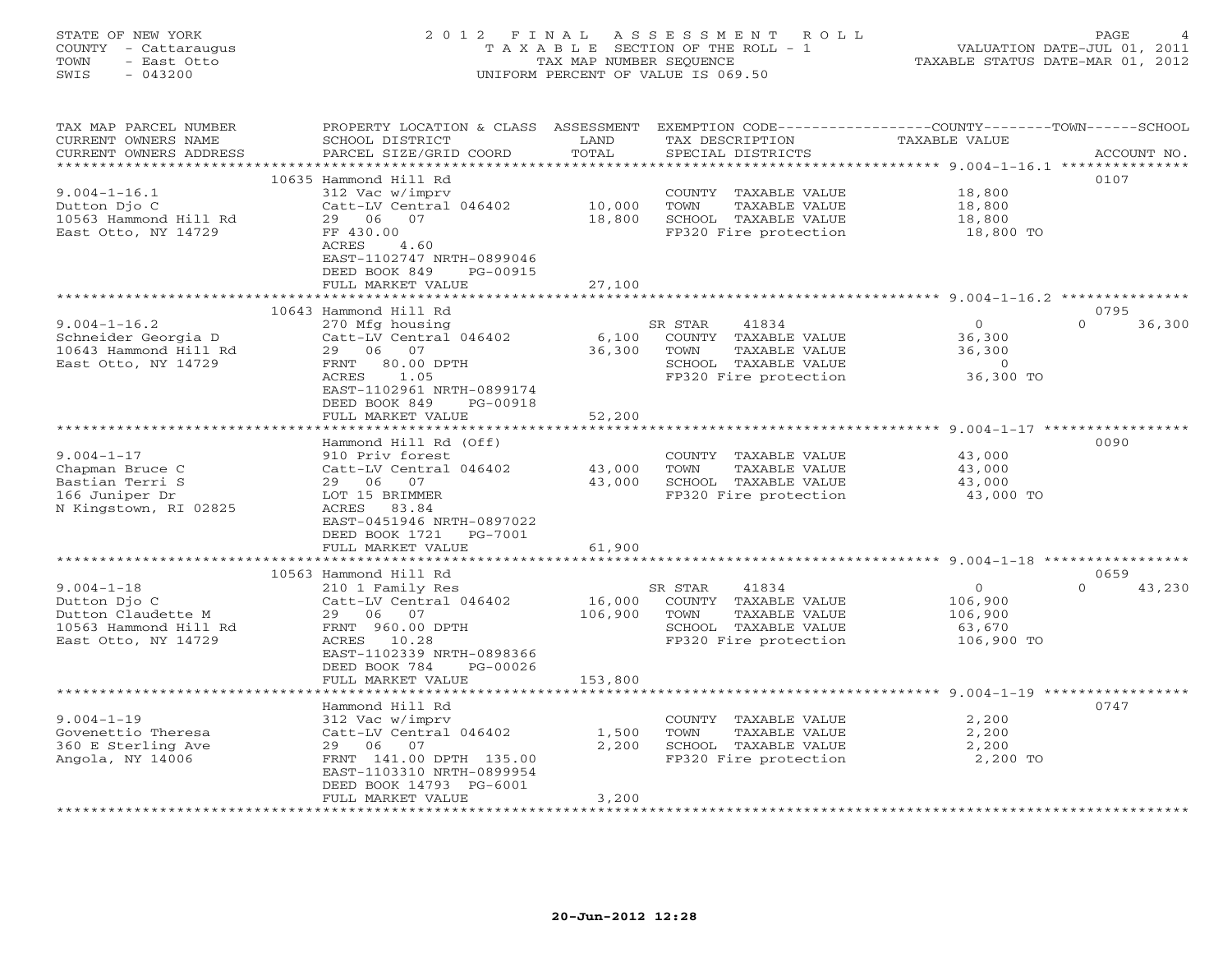STATE OF NEW YORK
COUNTY - Cattaraugus
TOWN - East Otto
SWIS - 043200

2012 FINAL ASSESSMENT ROLL
TAXABLE SECTION OF THE ROLL - 1
TAX MAP NUMBER SEQUENCE
UNIFORM PERCENT OF VALUE IS 069.50

VALUATION DATE-JUL 01, 2011
TAXABLE STATUS DATE-MAR 01, 2012

| TAX MAP PARCEL NUMBER / CURRENT OWNERS NAME / CURRENT OWNERS ADDRESS | PROPERTY LOCATION & CLASS / SCHOOL DISTRICT / PARCEL SIZE/GRID COORD | ASSESSMENT LAND / TOTAL | EXEMPTION CODE / TAX DESCRIPTION / SPECIAL DISTRICTS | COUNTY / TOWN / SCHOOL TAXABLE VALUE | ACCOUNT NO. |
|---|---|---|---|---|---|
| **9.004-1-16.1** | 10635 Hammond Hill Rd | | | | 0107 |
| 9.004-1-16.1 | 312 Vac w/imprv | | COUNTY TAXABLE VALUE | 18,800 | |
| Dutton Djo C | Catt-LV Central 046402 | 10,000 | TOWN TAXABLE VALUE | 18,800 | |
| 10563 Hammond Hill Rd | 29 06 07 | 18,800 | SCHOOL TAXABLE VALUE | 18,800 | |
| East Otto, NY 14729 | FF 430.00 | | FP320 Fire protection | 18,800 TO | |
| | ACRES 4.60 | | | | |
| | EAST-1102747 NRTH-0899046 | | | | |
| | DEED BOOK 849 PG-00915 | | | | |
| | FULL MARKET VALUE | 27,100 | | | |
| **9.004-1-16.2** | 10643 Hammond Hill Rd | | | | 0795 |
| 9.004-1-16.2 | 270 Mfg housing | | SR STAR 41834 | 0 / 0 / 36,300 | |
| Schneider Georgia D | Catt-LV Central 046402 | 6,100 | COUNTY TAXABLE VALUE | 36,300 | |
| 10643 Hammond Hill Rd | 29 06 07 | 36,300 | TOWN TAXABLE VALUE | 36,300 | |
| East Otto, NY 14729 | FRNT 80.00 DPTH | | SCHOOL TAXABLE VALUE | 0 | |
| | ACRES 1.05 | | FP320 Fire protection | 36,300 TO | |
| | EAST-1102961 NRTH-0899174 | | | | |
| | DEED BOOK 849 PG-00918 | | | | |
| | FULL MARKET VALUE | 52,200 | | | |
| **9.004-1-17** | Hammond Hill Rd (Off) | | | | 0090 |
| 9.004-1-17 | 910 Priv forest | | COUNTY TAXABLE VALUE | 43,000 | |
| Chapman Bruce C | Catt-LV Central 046402 | 43,000 | TOWN TAXABLE VALUE | 43,000 | |
| Bastian Terri S | 29 06 07 | 43,000 | SCHOOL TAXABLE VALUE | 43,000 | |
| 166 Juniper Dr | LOT 15 BRIMMER | | FP320 Fire protection | 43,000 TO | |
| N Kingstown, RI 02825 | ACRES 83.84 | | | | |
| | EAST-0451946 NRTH-0897022 | | | | |
| | DEED BOOK 1721 PG-7001 | | | | |
| | FULL MARKET VALUE | 61,900 | | | |
| **9.004-1-18** | 10563 Hammond Hill Rd | | | | 0659 |
| 9.004-1-18 | 210 1 Family Res | | SR STAR 41834 | 0 / 0 / 43,230 | |
| Dutton Djo C | Catt-LV Central 046402 | 16,000 | COUNTY TAXABLE VALUE | 106,900 | |
| Dutton Claudette M | 29 06 07 | 106,900 | TOWN TAXABLE VALUE | 106,900 | |
| 10563 Hammond Hill Rd | FRNT 960.00 DPTH | | SCHOOL TAXABLE VALUE | 63,670 | |
| East Otto, NY 14729 | ACRES 10.28 | | FP320 Fire protection | 106,900 TO | |
| | EAST-1102339 NRTH-0898366 | | | | |
| | DEED BOOK 784 PG-00026 | | | | |
| | FULL MARKET VALUE | 153,800 | | | |
| **9.004-1-19** | Hammond Hill Rd | | | | 0747 |
| 9.004-1-19 | 312 Vac w/imprv | | COUNTY TAXABLE VALUE | 2,200 | |
| Govenettio Theresa | Catt-LV Central 046402 | 1,500 | TOWN TAXABLE VALUE | 2,200 | |
| 360 E Sterling Ave | 29 06 07 | 2,200 | SCHOOL TAXABLE VALUE | 2,200 | |
| Angola, NY 14006 | FRNT 141.00 DPTH 135.00 | | FP320 Fire protection | 2,200 TO | |
| | EAST-1103310 NRTH-0899954 | | | | |
| | DEED BOOK 14793 PG-6001 | | | | |
| | FULL MARKET VALUE | 3,200 | | | |

20-Jun-2012 12:28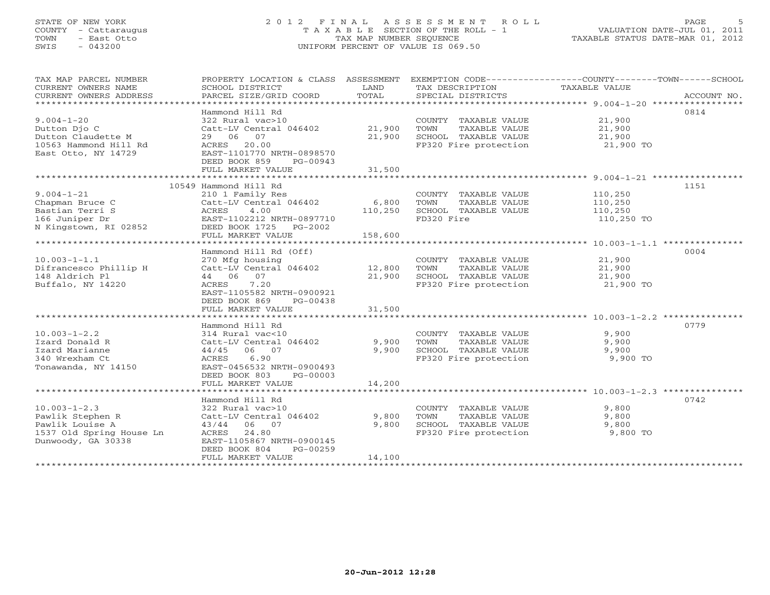STATE OF NEW YORK
COUNTY - Cattaraugus
TOWN - East Otto
SWIS - 043200

# 2 0 1 2 F I N A L A S S E S S M E N T R O L L

T A X A B L E SECTION OF THE ROLL - 1
TAX MAP NUMBER SEQUENCE
UNIFORM PERCENT OF VALUE IS 069.50

VALUATION DATE-JUL 01, 2011
TAXABLE STATUS DATE-MAR 01, 2012

| TAX MAP PARCEL NUMBER / CURRENT OWNERS NAME / CURRENT OWNERS ADDRESS | PROPERTY LOCATION & CLASS / SCHOOL DISTRICT / PARCEL SIZE/GRID COORD | ASSESSMENT LAND / TOTAL | EXEMPTION CODE / TAX DESCRIPTION / SPECIAL DISTRICTS | TAXABLE VALUE (COUNTY / TOWN / SCHOOL) | ACCOUNT NO. |
|---|---|---|---|---|---|
| 9.004-1-20 | Hammond Hill Rd | | | | 0814 |
| 9.004-1-20 | 322 Rural vac>10 | | COUNTY TAXABLE VALUE | 21,900 | |
| Dutton Djo C | Catt-LV Central 046402 | 21,900 | TOWN TAXABLE VALUE | 21,900 | |
| Dutton Claudette M | 29 06 07 | 21,900 | SCHOOL TAXABLE VALUE | 21,900 | |
| 10563 Hammond Hill Rd | ACRES 20.00 | | FP320 Fire protection | 21,900 TO | |
| East Otto, NY 14729 | EAST-1101770 NRTH-0898570 | | | | |
| | DEED BOOK 859 PG-00943 | | | | |
| | FULL MARKET VALUE | 31,500 | | | |
| 9.004-1-21 | 10549 Hammond Hill Rd | | | | 1151 |
| 9.004-1-21 | 210 1 Family Res | | COUNTY TAXABLE VALUE | 110,250 | |
| Chapman Bruce C | Catt-LV Central 046402 | 6,800 | TOWN TAXABLE VALUE | 110,250 | |
| Bastian Terri S | ACRES 4.00 | 110,250 | SCHOOL TAXABLE VALUE | 110,250 | |
| 166 Juniper Dr | EAST-1102212 NRTH-0897710 | | FD320 Fire | 110,250 TO | |
| N Kingstown, RI 02852 | DEED BOOK 1725 PG-2002 | | | | |
| | FULL MARKET VALUE | 158,600 | | | |
| 10.003-1-1.1 | Hammond Hill Rd (Off) | | | | 0004 |
| 10.003-1-1.1 | 270 Mfg housing | | COUNTY TAXABLE VALUE | 21,900 | |
| Difrancesco Phillip H | Catt-LV Central 046402 | 12,800 | TOWN TAXABLE VALUE | 21,900 | |
| 148 Aldrich Pl | 44 06 07 | 21,900 | SCHOOL TAXABLE VALUE | 21,900 | |
| Buffalo, NY 14220 | ACRES 7.20 | | FP320 Fire protection | 21,900 TO | |
| | EAST-1105582 NRTH-0900921 | | | | |
| | DEED BOOK 869 PG-00438 | | | | |
| | FULL MARKET VALUE | 31,500 | | | |
| 10.003-1-2.2 | Hammond Hill Rd | | | | 0779 |
| 10.003-1-2.2 | 314 Rural vac<10 | | COUNTY TAXABLE VALUE | 9,900 | |
| Izard Donald R | Catt-LV Central 046402 | 9,900 | TOWN TAXABLE VALUE | 9,900 | |
| Izard Marianne | 44/45 06 07 | 9,900 | SCHOOL TAXABLE VALUE | 9,900 | |
| 340 Wrexham Ct | ACRES 6.90 | | FP320 Fire protection | 9,900 TO | |
| Tonawanda, NY 14150 | EAST-0456532 NRTH-0900493 | | | | |
| | DEED BOOK 803 PG-00003 | | | | |
| | FULL MARKET VALUE | 14,200 | | | |
| 10.003-1-2.3 | Hammond Hill Rd | | | | 0742 |
| 10.003-1-2.3 | 322 Rural vac>10 | | COUNTY TAXABLE VALUE | 9,800 | |
| Pawlik Stephen R | Catt-LV Central 046402 | 9,800 | TOWN TAXABLE VALUE | 9,800 | |
| Pawlik Louise A | 43/44 06 07 | 9,800 | SCHOOL TAXABLE VALUE | 9,800 | |
| 1537 Old Spring House Ln | ACRES 24.80 | | FP320 Fire protection | 9,800 TO | |
| Dunwoody, GA 30338 | EAST-1105867 NRTH-0900145 | | | | |
| | DEED BOOK 804 PG-00259 | | | | |
| | FULL MARKET VALUE | 14,100 | | | |

20-Jun-2012 12:28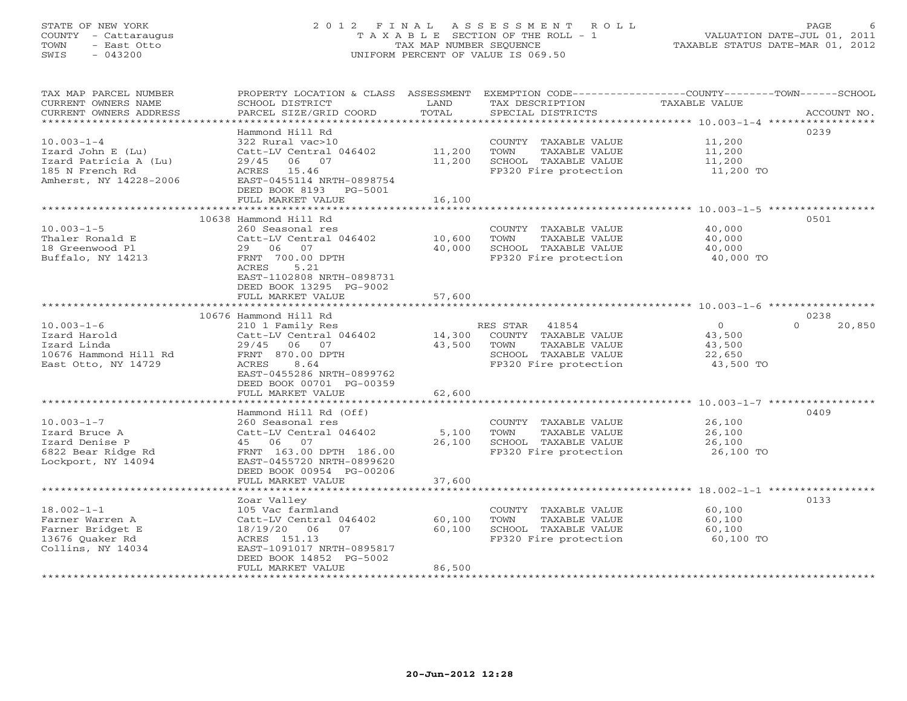STATE OF NEW YORK
COUNTY - Cattaraugus
TOWN - East Otto
SWIS - 043200

# 2012 FINAL ASSESSMENT ROLL
TAXABLE SECTION OF THE ROLL - 1
TAX MAP NUMBER SEQUENCE
UNIFORM PERCENT OF VALUE IS 069.50

VALUATION DATE-JUL 01, 2011
TAXABLE STATUS DATE-MAR 01, 2012

| TAX MAP PARCEL NUMBER / CURRENT OWNERS NAME / CURRENT OWNERS ADDRESS | PROPERTY LOCATION & CLASS / SCHOOL DISTRICT / PARCEL SIZE/GRID COORD | ASSESSMENT LAND | TOTAL | EXEMPTION CODE / TAX DESCRIPTION / SPECIAL DISTRICTS | COUNTY TAXABLE VALUE | TOWN | SCHOOL | ACCOUNT NO. |
|---|---|---|---|---|---|---|---|---|
| | Hammond Hill Rd | | | | | | | 0239 |
| 10.003-1-4 | 322 Rural vac>10 | | | COUNTY TAXABLE VALUE | 11,200 | | | |
| Izard John E (Lu) | Catt-LV Central 046402 | 11,200 | | TOWN TAXABLE VALUE | 11,200 | | | |
| Izard Patricia A (Lu) | 29/45 06 07 | | 11,200 | SCHOOL TAXABLE VALUE | 11,200 | | | |
| 185 N French Rd | ACRES 15.46 | | | FP320 Fire protection | 11,200 TO | | | |
| Amherst, NY 14228-2006 | EAST-0455114 NRTH-0898754 | | | | | | | |
| | DEED BOOK 8193 PG-5001 | | | | | | | |
| | FULL MARKET VALUE | | 16,100 | | | | | |
| | 10638 Hammond Hill Rd | | | | | | | 0501 |
| 10.003-1-5 | 260 Seasonal res | | | COUNTY TAXABLE VALUE | 40,000 | | | |
| Thaler Ronald E | Catt-LV Central 046402 | 10,600 | | TOWN TAXABLE VALUE | 40,000 | | | |
| 18 Greenwood Pl | 29 06 07 | | 40,000 | SCHOOL TAXABLE VALUE | 40,000 | | | |
| Buffalo, NY 14213 | FRNT 700.00 DPTH | | | FP320 Fire protection | 40,000 TO | | | |
| | ACRES 5.21 | | | | | | | |
| | EAST-1102808 NRTH-0898731 | | | | | | | |
| | DEED BOOK 13295 PG-9002 | | | | | | | |
| | FULL MARKET VALUE | | 57,600 | | | | | |
| | 10676 Hammond Hill Rd | | | | | | | 0238 |
| 10.003-1-6 | 210 1 Family Res | | | RES STAR 41854 | 0 | | 0 | 20,850 |
| Izard Harold | Catt-LV Central 046402 | 14,300 | | COUNTY TAXABLE VALUE | 43,500 | | | |
| Izard Linda | 29/45 06 07 | | 43,500 | TOWN TAXABLE VALUE | 43,500 | | | |
| 10676 Hammond Hill Rd | FRNT 870.00 DPTH | | | SCHOOL TAXABLE VALUE | 22,650 | | | |
| East Otto, NY 14729 | ACRES 8.64 | | | FP320 Fire protection | 43,500 TO | | | |
| | EAST-0455286 NRTH-0899762 | | | | | | | |
| | DEED BOOK 00701 PG-00359 | | | | | | | |
| | FULL MARKET VALUE | | 62,600 | | | | | |
| | Hammond Hill Rd (Off) | | | | | | | 0409 |
| 10.003-1-7 | 260 Seasonal res | | | COUNTY TAXABLE VALUE | 26,100 | | | |
| Izard Bruce A | Catt-LV Central 046402 | 5,100 | | TOWN TAXABLE VALUE | 26,100 | | | |
| Izard Denise P | 45 06 07 | | 26,100 | SCHOOL TAXABLE VALUE | 26,100 | | | |
| 6822 Bear Ridge Rd | FRNT 163.00 DPTH 186.00 | | | FP320 Fire protection | 26,100 TO | | | |
| Lockport, NY 14094 | EAST-0455720 NRTH-0899620 | | | | | | | |
| | DEED BOOK 00954 PG-00206 | | | | | | | |
| | FULL MARKET VALUE | | 37,600 | | | | | |
| | Zoar Valley | | | | | | | 0133 |
| 18.002-1-1 | 105 Vac farmland | | | COUNTY TAXABLE VALUE | 60,100 | | | |
| Farner Warren A | Catt-LV Central 046402 | 60,100 | | TOWN TAXABLE VALUE | 60,100 | | | |
| Farner Bridget E | 18/19/20 06 07 | | 60,100 | SCHOOL TAXABLE VALUE | 60,100 | | | |
| 13676 Quaker Rd | ACRES 151.13 | | | FP320 Fire protection | 60,100 TO | | | |
| Collins, NY 14034 | EAST-1091017 NRTH-0895817 | | | | | | | |
| | DEED BOOK 14852 PG-5002 | | | | | | | |
| | FULL MARKET VALUE | | 86,500 | | | | | |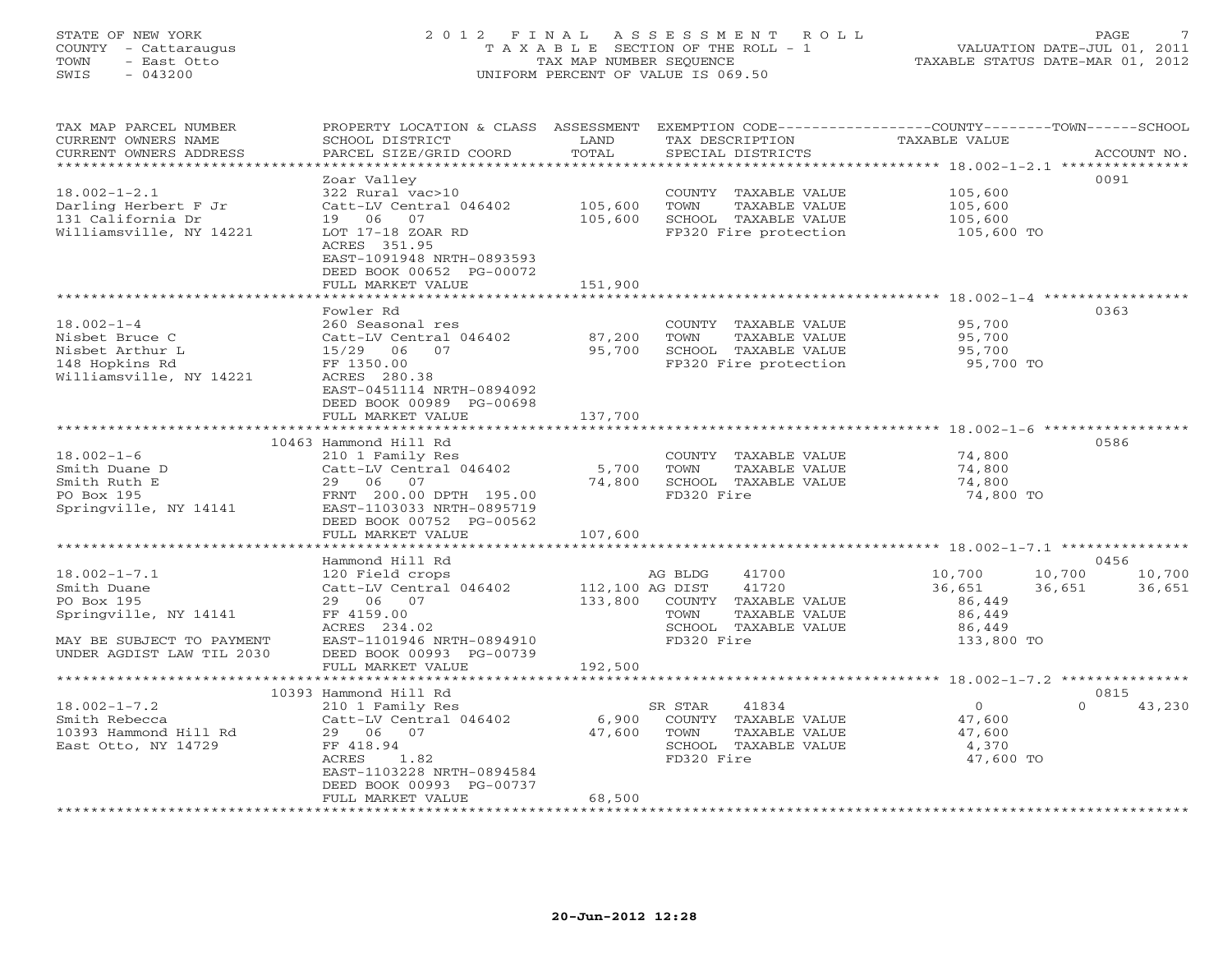STATE OF NEW YORK
COUNTY - Cattaraugus
TOWN - East Otto
SWIS - 043200

2012 FINAL ASSESSMENT ROLL
TAXABLE SECTION OF THE ROLL - 1
TAX MAP NUMBER SEQUENCE
UNIFORM PERCENT OF VALUE IS 069.50

VALUATION DATE-JUL 01, 2011
TAXABLE STATUS DATE-MAR 01, 2012

| TAX MAP PARCEL NUMBER / CURRENT OWNERS NAME / CURRENT OWNERS ADDRESS | PROPERTY LOCATION & CLASS / SCHOOL DISTRICT / PARCEL SIZE/GRID COORD | ASSESSMENT LAND / TOTAL | EXEMPTION CODE / TAX DESCRIPTION / SPECIAL DISTRICTS | COUNTY TAXABLE VALUE | TOWN | SCHOOL | ACCOUNT NO. |
|---|---|---|---|---|---|---|---|
| 18.002-1-2.1 | Zoar Valley | | | | | | 0091 |
| 18.002-1-2.1 | 322 Rural vac>10 | | COUNTY TAXABLE VALUE | 105,600 | | | |
| Darling Herbert F Jr | Catt-LV Central 046402 | 105,600 | TOWN TAXABLE VALUE | 105,600 | | | |
| 131 California Dr | 19 06 07 | 105,600 | SCHOOL TAXABLE VALUE | 105,600 | | | |
| Williamsville, NY 14221 | LOT 17-18 ZOAR RD | | FP320 Fire protection | 105,600 TO | | | |
| | ACRES 351.95 | | | | | | |
| | EAST-1091948 NRTH-0893593 | | | | | | |
| | DEED BOOK 00652 PG-00072 | | | | | | |
| | FULL MARKET VALUE | 151,900 | | | | | |
| 18.002-1-4 | Fowler Rd | | | | | | 0363 |
| 18.002-1-4 | 260 Seasonal res | | COUNTY TAXABLE VALUE | 95,700 | | | |
| Nisbet Bruce C | Catt-LV Central 046402 | 87,200 | TOWN TAXABLE VALUE | 95,700 | | | |
| Nisbet Arthur L | 15/29 06 07 | 95,700 | SCHOOL TAXABLE VALUE | 95,700 | | | |
| 148 Hopkins Rd | FF 1350.00 | | FP320 Fire protection | 95,700 TO | | | |
| Williamsville, NY 14221 | ACRES 280.38 | | | | | | |
| | EAST-0451114 NRTH-0894092 | | | | | | |
| | DEED BOOK 00989 PG-00698 | | | | | | |
| | FULL MARKET VALUE | 137,700 | | | | | |
| 18.002-1-6 | 10463 Hammond Hill Rd | | | | | | 0586 |
| 18.002-1-6 | 210 1 Family Res | | COUNTY TAXABLE VALUE | 74,800 | | | |
| Smith Duane D | Catt-LV Central 046402 | 5,700 | TOWN TAXABLE VALUE | 74,800 | | | |
| Smith Ruth E | 29 06 07 | 74,800 | SCHOOL TAXABLE VALUE | 74,800 | | | |
| PO Box 195 | FRNT 200.00 DPTH 195.00 | | FD320 Fire | 74,800 TO | | | |
| Springville, NY 14141 | EAST-1103033 NRTH-0895719 | | | | | | |
| | DEED BOOK 00752 PG-00562 | | | | | | |
| | FULL MARKET VALUE | 107,600 | | | | | |
| 18.002-1-7.1 | Hammond Hill Rd | | | | | | 0456 |
| 18.002-1-7.1 | 120 Field crops | | AG BLDG 41700 | 10,700 | 10,700 | 10,700 | |
| Smith Duane | Catt-LV Central 046402 | 112,100 | AG DIST 41720 | 36,651 | 36,651 | 36,651 | |
| PO Box 195 | 29 06 07 | 133,800 | COUNTY TAXABLE VALUE | 86,449 | | | |
| Springville, NY 14141 | FF 4159.00 | | TOWN TAXABLE VALUE | 86,449 | | | |
| | ACRES 234.02 | | SCHOOL TAXABLE VALUE | 86,449 | | | |
| MAY BE SUBJECT TO PAYMENT | EAST-1101946 NRTH-0894910 | | FD320 Fire | 133,800 TO | | | |
| UNDER AGDIST LAW TIL 2030 | DEED BOOK 00993 PG-00739 | | | | | | |
| | FULL MARKET VALUE | 192,500 | | | | | |
| 18.002-1-7.2 | 10393 Hammond Hill Rd | | | | | | 0815 |
| 18.002-1-7.2 | 210 1 Family Res | | SR STAR 41834 | 0 | 0 | 43,230 | |
| Smith Rebecca | Catt-LV Central 046402 | 6,900 | COUNTY TAXABLE VALUE | 47,600 | | | |
| 10393 Hammond Hill Rd | 29 06 07 | 47,600 | TOWN TAXABLE VALUE | 47,600 | | | |
| East Otto, NY 14729 | FF 418.94 | | SCHOOL TAXABLE VALUE | 4,370 | | | |
| | ACRES 1.82 | | FD320 Fire | 47,600 TO | | | |
| | EAST-1103228 NRTH-0894584 | | | | | | |
| | DEED BOOK 00993 PG-00737 | | | | | | |
| | FULL MARKET VALUE | 68,500 | | | | | |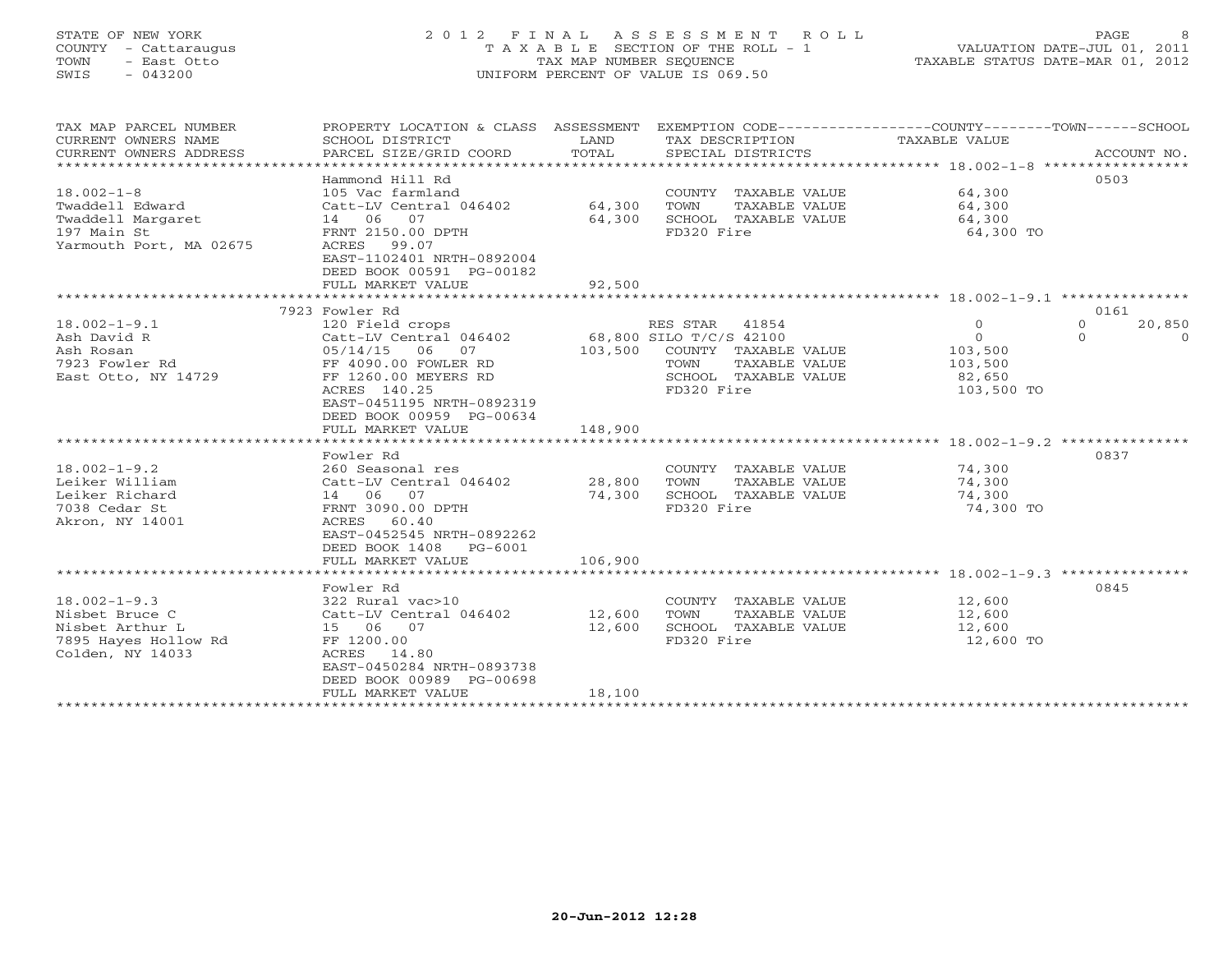STATE OF NEW YORK
COUNTY - Cattaraugus
TOWN - East Otto
SWIS - 043200

2 0 1 2 F I N A L A S S E S S M E N T R O L L
T A X A B L E SECTION OF THE ROLL - 1
TAX MAP NUMBER SEQUENCE
UNIFORM PERCENT OF VALUE IS 069.50

VALUATION DATE-JUL 01, 2011
TAXABLE STATUS DATE-MAR 01, 2012

| TAX MAP PARCEL NUMBER / CURRENT OWNERS NAME / CURRENT OWNERS ADDRESS | PROPERTY LOCATION & CLASS / SCHOOL DISTRICT / PARCEL SIZE/GRID COORD | ASSESSMENT LAND / TOTAL | EXEMPTION CODE / TAX DESCRIPTION / SPECIAL DISTRICTS | COUNTY TAXABLE VALUE | TOWN | SCHOOL | ACCOUNT NO. |
|---|---|---|---|---|---|---|---|
| 18.002-1-8 | Hammond Hill Rd | | | | | | 0503 |
| | 105 Vac farmland | | COUNTY TAXABLE VALUE | 64,300 | | | |
| Twaddell Edward | Catt-LV Central 046402 | 64,300 | TOWN TAXABLE VALUE | 64,300 | | | |
| Twaddell Margaret | 14 06 07 | 64,300 | SCHOOL TAXABLE VALUE | 64,300 | | | |
| 197 Main St | FRNT 2150.00 DPTH | | FD320 Fire | 64,300 TO | | | |
| Yarmouth Port, MA 02675 | ACRES 99.07 | | | | | | |
| | EAST-1102401 NRTH-0892004 | | | | | | |
| | DEED BOOK 00591 PG-00182 | | | | | | |
| | FULL MARKET VALUE | 92,500 | | | | | |
| 18.002-1-9.1 | 7923 Fowler Rd | | | | | | 0161 |
| | 120 Field crops | | RES STAR 41854 | 0 | 0 | 20,850 | |
| Ash David R | Catt-LV Central 046402 | 68,800 | SILO T/C/S 42100 | 0 | 0 | 0 | |
| Ash Rosan | 05/14/15 06 07 | 103,500 | COUNTY TAXABLE VALUE | 103,500 | | | |
| 7923 Fowler Rd | FF 4090.00 FOWLER RD | | TOWN TAXABLE VALUE | 103,500 | | | |
| East Otto, NY 14729 | FF 1260.00 MEYERS RD | | SCHOOL TAXABLE VALUE | 82,650 | | | |
| | ACRES 140.25 | | FD320 Fire | 103,500 TO | | | |
| | EAST-0451195 NRTH-0892319 | | | | | | |
| | DEED BOOK 00959 PG-00634 | | | | | | |
| | FULL MARKET VALUE | 148,900 | | | | | |
| 18.002-1-9.2 | Fowler Rd | | | | | | 0837 |
| | 260 Seasonal res | | COUNTY TAXABLE VALUE | 74,300 | | | |
| Leiker William | Catt-LV Central 046402 | 28,800 | TOWN TAXABLE VALUE | 74,300 | | | |
| Leiker Richard | 14 06 07 | 74,300 | SCHOOL TAXABLE VALUE | 74,300 | | | |
| 7038 Cedar St | FRNT 3090.00 DPTH | | FD320 Fire | 74,300 TO | | | |
| Akron, NY 14001 | ACRES 60.40 | | | | | | |
| | EAST-0452545 NRTH-0892262 | | | | | | |
| | DEED BOOK 1408 PG-6001 | | | | | | |
| | FULL MARKET VALUE | 106,900 | | | | | |
| 18.002-1-9.3 | Fowler Rd | | | | | | 0845 |
| | 322 Rural vac>10 | | COUNTY TAXABLE VALUE | 12,600 | | | |
| Nisbet Bruce C | Catt-LV Central 046402 | 12,600 | TOWN TAXABLE VALUE | 12,600 | | | |
| Nisbet Arthur L | 15 06 07 | 12,600 | SCHOOL TAXABLE VALUE | 12,600 | | | |
| 7895 Hayes Hollow Rd | FF 1200.00 | | FD320 Fire | 12,600 TO | | | |
| Colden, NY 14033 | ACRES 14.80 | | | | | | |
| | EAST-0450284 NRTH-0893738 | | | | | | |
| | DEED BOOK 00989 PG-00698 | | | | | | |
| | FULL MARKET VALUE | 18,100 | | | | | |

20-Jun-2012 12:28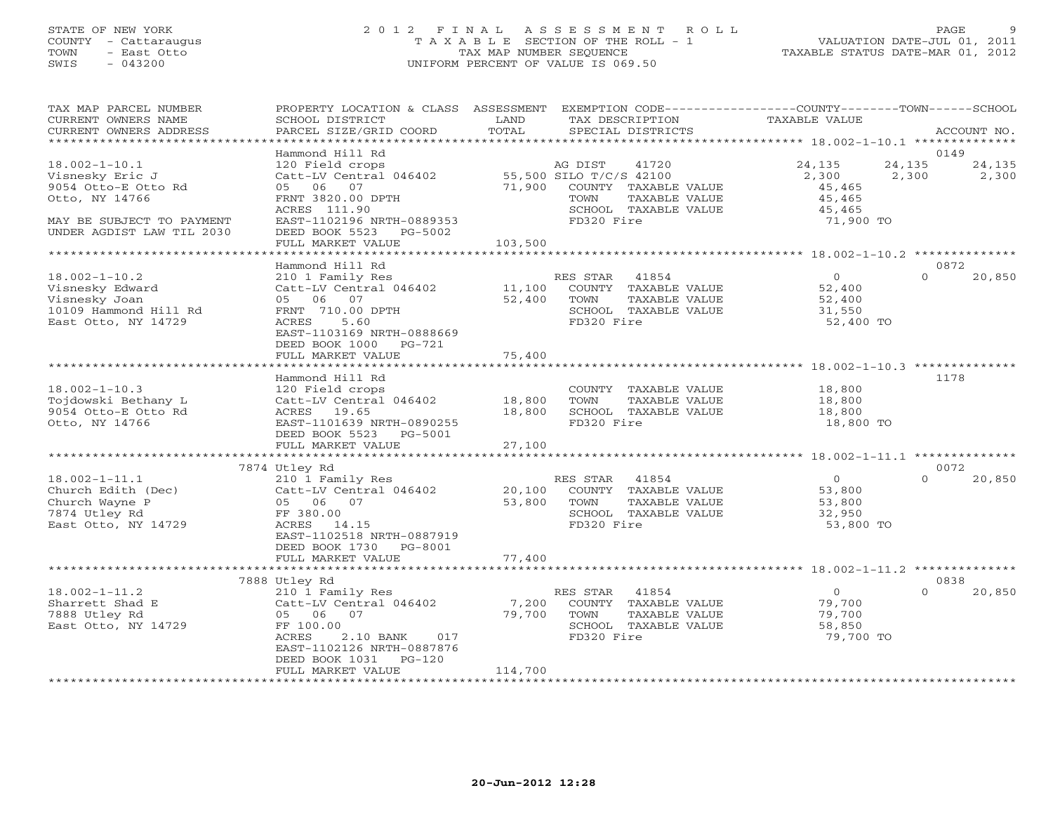STATE OF NEW YORK
COUNTY - Cattaraugus
TOWN - East Otto
SWIS - 043200

2 0 1 2 F I N A L A S S E S S M E N T R O L L
T A X A B L E SECTION OF THE ROLL - 1
TAX MAP NUMBER SEQUENCE
UNIFORM PERCENT OF VALUE IS 069.50

VALUATION DATE-JUL 01, 2011
TAXABLE STATUS DATE-MAR 01, 2012

| TAX MAP PARCEL NUMBER / CURRENT OWNERS NAME / CURRENT OWNERS ADDRESS | PROPERTY LOCATION & CLASS / SCHOOL DISTRICT / PARCEL SIZE/GRID COORD | ASSESSMENT LAND / TOTAL | EXEMPTION CODE / TAX DESCRIPTION / SPECIAL DISTRICTS | COUNTY TAXABLE VALUE | TOWN | SCHOOL | ACCOUNT NO. |
|---|---|---|---|---|---|---|---|
| **18.002-1-10.1** | Hammond Hill Rd | | | | | | 0149 |
| 18.002-1-10.1 | 120 Field crops | | AG DIST 41720 | 24,135 | 24,135 | 24,135 | |
| Visnesky Eric J | Catt-LV Central 046402 | 55,500 | SILO T/C/S 42100 | 2,300 | 2,300 | 2,300 | |
| 9054 Otto-E Otto Rd | 05 06 07 | 71,900 | COUNTY TAXABLE VALUE | 45,465 | | | |
| Otto, NY 14766 | FRNT 3820.00 DPTH | | TOWN TAXABLE VALUE | 45,465 | | | |
| | ACRES 111.90 | | SCHOOL TAXABLE VALUE | 45,465 | | | |
| MAY BE SUBJECT TO PAYMENT | EAST-1102196 NRTH-0889353 | | FD320 Fire | 71,900 TO | | | |
| UNDER AGDIST LAW TIL 2030 | DEED BOOK 5523 PG-5002 | | | | | | |
| | FULL MARKET VALUE | 103,500 | | | | | |
| **18.002-1-10.2** | Hammond Hill Rd | | | | | | 0872 |
| 18.002-1-10.2 | 210 1 Family Res | | RES STAR 41854 | 0 | 0 | 20,850 | |
| Visnesky Edward | Catt-LV Central 046402 | 11,100 | COUNTY TAXABLE VALUE | 52,400 | | | |
| Visnesky Joan | 05 06 07 | 52,400 | TOWN TAXABLE VALUE | 52,400 | | | |
| 10109 Hammond Hill Rd | FRNT 710.00 DPTH | | SCHOOL TAXABLE VALUE | 31,550 | | | |
| East Otto, NY 14729 | ACRES 5.60 | | FD320 Fire | 52,400 TO | | | |
| | EAST-1103169 NRTH-0888669 | | | | | | |
| | DEED BOOK 1000 PG-721 | | | | | | |
| | FULL MARKET VALUE | 75,400 | | | | | |
| **18.002-1-10.3** | Hammond Hill Rd | | | | | | 1178 |
| 18.002-1-10.3 | 120 Field crops | | COUNTY TAXABLE VALUE | 18,800 | | | |
| Tojdowski Bethany L | Catt-LV Central 046402 | 18,800 | TOWN TAXABLE VALUE | 18,800 | | | |
| 9054 Otto-E Otto Rd | ACRES 19.65 | 18,800 | SCHOOL TAXABLE VALUE | 18,800 | | | |
| Otto, NY 14766 | EAST-1101639 NRTH-0890255 | | FD320 Fire | 18,800 TO | | | |
| | DEED BOOK 5523 PG-5001 | | | | | | |
| | FULL MARKET VALUE | 27,100 | | | | | |
| **18.002-1-11.1** | 7874 Utley Rd | | | | | | 0072 |
| 18.002-1-11.1 | 210 1 Family Res | | RES STAR 41854 | 0 | 0 | 20,850 | |
| Church Edith (Dec) | Catt-LV Central 046402 | 20,100 | COUNTY TAXABLE VALUE | 53,800 | | | |
| Church Wayne P | 05 06 07 | 53,800 | TOWN TAXABLE VALUE | 53,800 | | | |
| 7874 Utley Rd | FF 380.00 | | SCHOOL TAXABLE VALUE | 32,950 | | | |
| East Otto, NY 14729 | ACRES 14.15 | | FD320 Fire | 53,800 TO | | | |
| | EAST-1102518 NRTH-0887919 | | | | | | |
| | DEED BOOK 1730 PG-8001 | | | | | | |
| | FULL MARKET VALUE | 77,400 | | | | | |
| **18.002-1-11.2** | 7888 Utley Rd | | | | | | 0838 |
| 18.002-1-11.2 | 210 1 Family Res | | RES STAR 41854 | 0 | 0 | 20,850 | |
| Sharrett Shad E | Catt-LV Central 046402 | 7,200 | COUNTY TAXABLE VALUE | 79,700 | | | |
| 7888 Utley Rd | 05 06 07 | 79,700 | TOWN TAXABLE VALUE | 79,700 | | | |
| East Otto, NY 14729 | FF 100.00 | | SCHOOL TAXABLE VALUE | 58,850 | | | |
| | ACRES 2.10 BANK 017 | | FD320 Fire | 79,700 TO | | | |
| | EAST-1102126 NRTH-0887876 | | | | | | |
| | DEED BOOK 1031 PG-120 | | | | | | |
| | FULL MARKET VALUE | 114,700 | | | | | |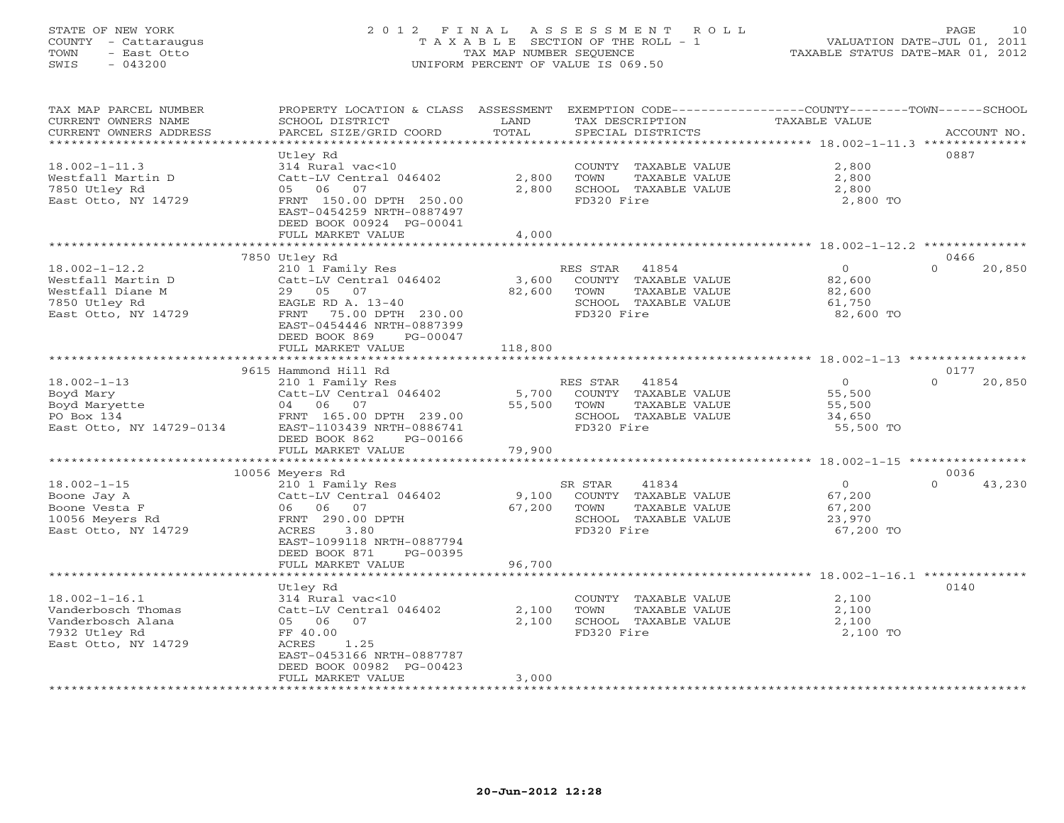STATE OF NEW YORK
COUNTY - Cattaraugus
TOWN - East Otto
SWIS - 043200

# 2012 FINAL ASSESSMENT ROLL

TAXABLE SECTION OF THE ROLL - 1
TAX MAP NUMBER SEQUENCE
UNIFORM PERCENT OF VALUE IS 069.50

VALUATION DATE-JUL 01, 2011
TAXABLE STATUS DATE-MAR 01, 2012

| TAX MAP PARCEL NUMBER / CURRENT OWNERS NAME / CURRENT OWNERS ADDRESS | PROPERTY LOCATION & CLASS / SCHOOL DISTRICT / PARCEL SIZE/GRID COORD | ASSESSMENT LAND / TOTAL | EXEMPTION CODE / TAX DESCRIPTION / SPECIAL DISTRICTS | COUNTY / TOWN TAXABLE VALUE | SCHOOL | ACCOUNT NO. |
|---|---|---|---|---|---|---|
| 18.002-1-11.3 | Utley Rd | | | | | 0887 |
| 18.002-1-11.3 | 314 Rural vac<10 | | COUNTY TAXABLE VALUE | 2,800 | | |
| Westfall Martin D | Catt-LV Central 046402 | 2,800 | TOWN TAXABLE VALUE | 2,800 | | |
| 7850 Utley Rd | 05 06 07 | 2,800 | SCHOOL TAXABLE VALUE | 2,800 | | |
| East Otto, NY 14729 | FRNT 150.00 DPTH 250.00 | | FD320 Fire | 2,800 TO | | |
| | EAST-0454259 NRTH-0887497 | | | | | |
| | DEED BOOK 00924 PG-00041 | | | | | |
| | FULL MARKET VALUE | 4,000 | | | | |
| 18.002-1-12.2 | 7850 Utley Rd | | | | | 0466 |
| 18.002-1-12.2 | 210 1 Family Res | | RES STAR 41854 | 0 | 0 | 20,850 |
| Westfall Martin D | Catt-LV Central 046402 | 3,600 | COUNTY TAXABLE VALUE | 82,600 | | |
| Westfall Diane M | 29 05 07 | 82,600 | TOWN TAXABLE VALUE | 82,600 | | |
| 7850 Utley Rd | EAGLE RD A. 13-40 | | SCHOOL TAXABLE VALUE | 61,750 | | |
| East Otto, NY 14729 | FRNT 75.00 DPTH 230.00 | | FD320 Fire | 82,600 TO | | |
| | EAST-0454446 NRTH-0887399 | | | | | |
| | DEED BOOK 869 PG-00047 | | | | | |
| | FULL MARKET VALUE | 118,800 | | | | |
| 18.002-1-13 | 9615 Hammond Hill Rd | | | | | 0177 |
| 18.002-1-13 | 210 1 Family Res | | RES STAR 41854 | 0 | 0 | 20,850 |
| Boyd Mary | Catt-LV Central 046402 | 5,700 | COUNTY TAXABLE VALUE | 55,500 | | |
| Boyd Maryette | 04 06 07 | 55,500 | TOWN TAXABLE VALUE | 55,500 | | |
| PO Box 134 | FRNT 165.00 DPTH 239.00 | | SCHOOL TAXABLE VALUE | 34,650 | | |
| East Otto, NY 14729-0134 | EAST-1103439 NRTH-0886741 | | FD320 Fire | 55,500 TO | | |
| | DEED BOOK 862 PG-00166 | | | | | |
| | FULL MARKET VALUE | 79,900 | | | | |
| 18.002-1-15 | 10056 Meyers Rd | | | | | 0036 |
| 18.002-1-15 | 210 1 Family Res | | SR STAR 41834 | 0 | 0 | 43,230 |
| Boone Jay A | Catt-LV Central 046402 | 9,100 | COUNTY TAXABLE VALUE | 67,200 | | |
| Boone Vesta F | 06 06 07 | 67,200 | TOWN TAXABLE VALUE | 67,200 | | |
| 10056 Meyers Rd | FRNT 290.00 DPTH | | SCHOOL TAXABLE VALUE | 23,970 | | |
| East Otto, NY 14729 | ACRES 3.80 | | FD320 Fire | 67,200 TO | | |
| | EAST-1099118 NRTH-0887794 | | | | | |
| | DEED BOOK 871 PG-00395 | | | | | |
| | FULL MARKET VALUE | 96,700 | | | | |
| 18.002-1-16.1 | Utley Rd | | | | | 0140 |
| 18.002-1-16.1 | 314 Rural vac<10 | | COUNTY TAXABLE VALUE | 2,100 | | |
| Vanderbosch Thomas | Catt-LV Central 046402 | 2,100 | TOWN TAXABLE VALUE | 2,100 | | |
| Vanderbosch Alana | 05 06 07 | 2,100 | SCHOOL TAXABLE VALUE | 2,100 | | |
| 7932 Utley Rd | FF 40.00 | | FD320 Fire | 2,100 TO | | |
| East Otto, NY 14729 | ACRES 1.25 | | | | | |
| | EAST-0453166 NRTH-0887787 | | | | | |
| | DEED BOOK 00982 PG-00423 | | | | | |
| | FULL MARKET VALUE | 3,000 | | | | |

20-Jun-2012 12:28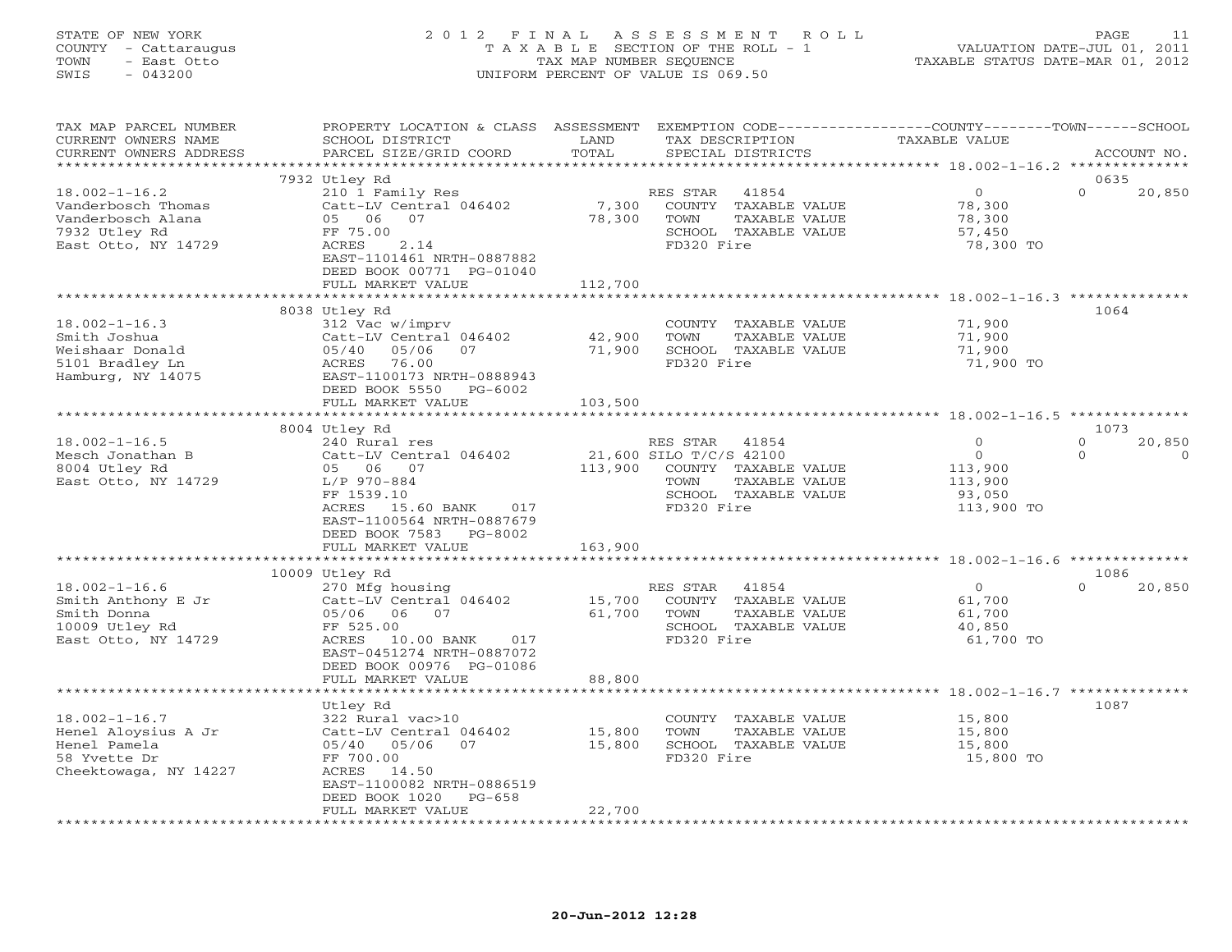STATE OF NEW YORK
COUNTY - Cattaraugus
TOWN - East Otto
SWIS - 043200

2012 FINAL ASSESSMENT ROLL
TAXABLE SECTION OF THE ROLL - 1
TAX MAP NUMBER SEQUENCE
UNIFORM PERCENT OF VALUE IS 069.50

VALUATION DATE-JUL 01, 2011
TAXABLE STATUS DATE-MAR 01, 2012

| TAX MAP PARCEL NUMBER / CURRENT OWNERS NAME / CURRENT OWNERS ADDRESS | PROPERTY LOCATION & CLASS / SCHOOL DISTRICT / PARCEL SIZE/GRID COORD | ASSESSMENT LAND / TOTAL | EXEMPTION CODE / TAX DESCRIPTION / SPECIAL DISTRICTS | COUNTY TAXABLE VALUE | TOWN | SCHOOL / ACCOUNT NO. |
|---|---|---|---|---|---|---|
| | 7932 Utley Rd | | | | | 0635 |
| 18.002-1-16.2 | 210 1 Family Res | | RES STAR 41854 | 0 | 0 | 20,850 |
| Vanderbosch Thomas | Catt-LV Central 046402 | 7,300 | COUNTY TAXABLE VALUE | 78,300 | | |
| Vanderbosch Alana | 05 06 07 | 78,300 | TOWN TAXABLE VALUE | 78,300 | | |
| 7932 Utley Rd | FF 75.00 | | SCHOOL TAXABLE VALUE | 57,450 | | |
| East Otto, NY 14729 | ACRES 2.14 | | FD320 Fire | 78,300 TO | | |
| | EAST-1101461 NRTH-0887882 | | | | | |
| | DEED BOOK 00771 PG-01040 | | | | | |
| | FULL MARKET VALUE | 112,700 | | | | |
| | 8038 Utley Rd | | | | | 1064 |
| 18.002-1-16.3 | 312 Vac w/imprv | | COUNTY TAXABLE VALUE | 71,900 | | |
| Smith Joshua | Catt-LV Central 046402 | 42,900 | TOWN TAXABLE VALUE | 71,900 | | |
| Weishaar Donald | 05/40 05/06 07 | 71,900 | SCHOOL TAXABLE VALUE | 71,900 | | |
| 5101 Bradley Ln | ACRES 76.00 | | FD320 Fire | 71,900 TO | | |
| Hamburg, NY 14075 | EAST-1100173 NRTH-0888943 | | | | | |
| | DEED BOOK 5550 PG-6002 | | | | | |
| | FULL MARKET VALUE | 103,500 | | | | |
| | 8004 Utley Rd | | | | | 1073 |
| 18.002-1-16.5 | 240 Rural res | | RES STAR 41854 | 0 | 0 | 20,850 |
| Mesch Jonathan B | Catt-LV Central 046402 | 21,600 | SILO T/C/S 42100 | 0 | 0 | 0 |
| 8004 Utley Rd | 05 06 07 | 113,900 | COUNTY TAXABLE VALUE | 113,900 | | |
| East Otto, NY 14729 | L/P 970-884 | | TOWN TAXABLE VALUE | 113,900 | | |
| | FF 1539.10 | | SCHOOL TAXABLE VALUE | 93,050 | | |
| | ACRES 15.60 BANK 017 | | FD320 Fire | 113,900 TO | | |
| | EAST-1100564 NRTH-0887679 | | | | | |
| | DEED BOOK 7583 PG-8002 | | | | | |
| | FULL MARKET VALUE | 163,900 | | | | |
| | 10009 Utley Rd | | | | | 1086 |
| 18.002-1-16.6 | 270 Mfg housing | | RES STAR 41854 | 0 | 0 | 20,850 |
| Smith Anthony E Jr | Catt-LV Central 046402 | 15,700 | COUNTY TAXABLE VALUE | 61,700 | | |
| Smith Donna | 05/06 06 07 | 61,700 | TOWN TAXABLE VALUE | 61,700 | | |
| 10009 Utley Rd | FF 525.00 | | SCHOOL TAXABLE VALUE | 40,850 | | |
| East Otto, NY 14729 | ACRES 10.00 BANK 017 | | FD320 Fire | 61,700 TO | | |
| | EAST-0451274 NRTH-0887072 | | | | | |
| | DEED BOOK 00976 PG-01086 | | | | | |
| | FULL MARKET VALUE | 88,800 | | | | |
| | Utley Rd | | | | | 1087 |
| 18.002-1-16.7 | 322 Rural vac>10 | | COUNTY TAXABLE VALUE | 15,800 | | |
| Henel Aloysius A Jr | Catt-LV Central 046402 | 15,800 | TOWN TAXABLE VALUE | 15,800 | | |
| Henel Pamela | 05/40 05/06 07 | 15,800 | SCHOOL TAXABLE VALUE | 15,800 | | |
| 58 Yvette Dr | FF 700.00 | | FD320 Fire | 15,800 TO | | |
| Cheektowaga, NY 14227 | ACRES 14.50 | | | | | |
| | EAST-1100082 NRTH-0886519 | | | | | |
| | DEED BOOK 1020 PG-658 | | | | | |
| | FULL MARKET VALUE | 22,700 | | | | |

20-Jun-2012 12:28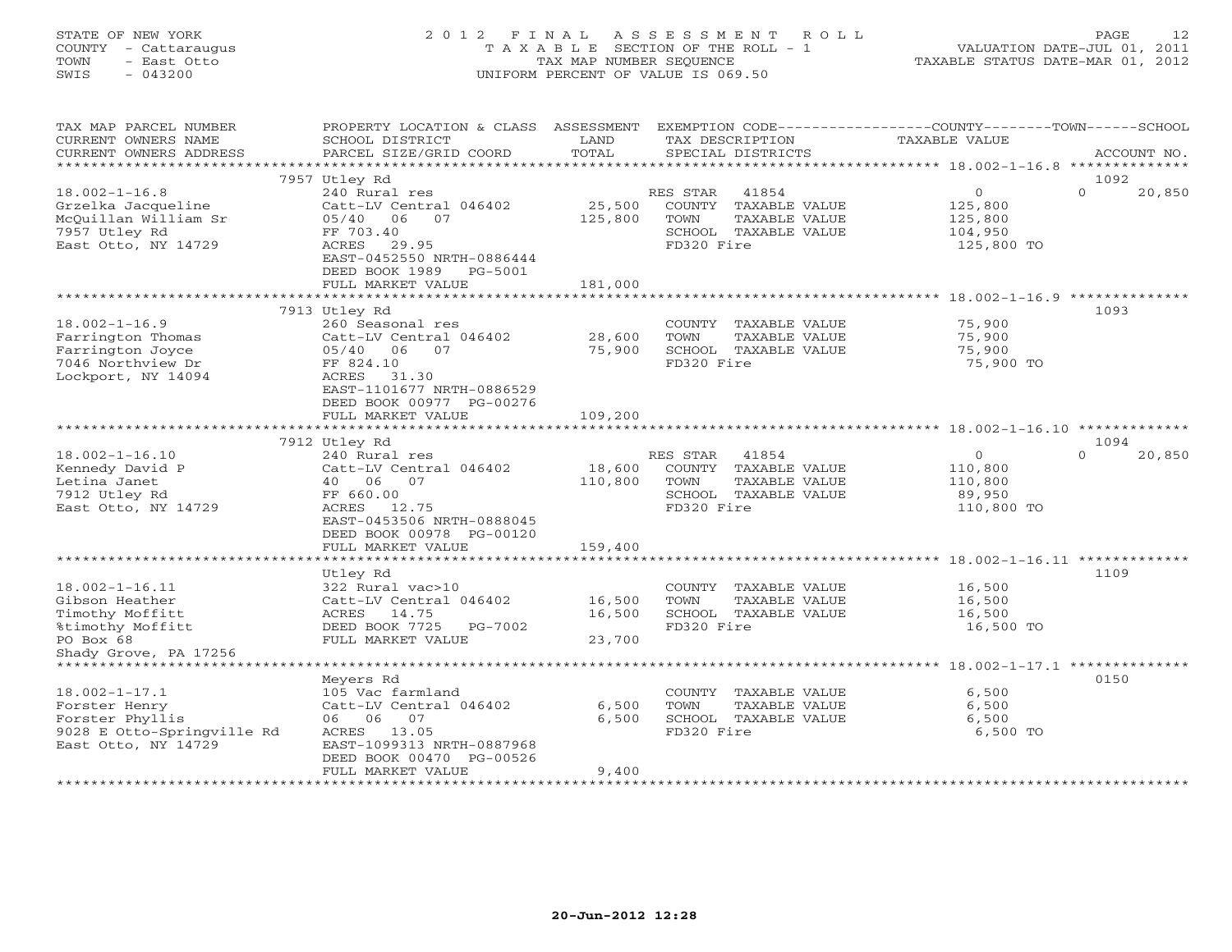STATE OF NEW YORK
COUNTY - Cattaraugus
TOWN - East Otto
SWIS - 043200

2 0 1 2 F I N A L A S S E S S M E N T R O L L
T A X A B L E SECTION OF THE ROLL - 1
TAX MAP NUMBER SEQUENCE
UNIFORM PERCENT OF VALUE IS 069.50

VALUATION DATE-JUL 01, 2011
TAXABLE STATUS DATE-MAR 01, 2012

| TAX MAP PARCEL NUMBER / CURRENT OWNERS NAME / CURRENT OWNERS ADDRESS | PROPERTY LOCATION & CLASS / SCHOOL DISTRICT / PARCEL SIZE/GRID COORD | ASSESSMENT LAND / TOTAL | EXEMPTION CODE / TAX DESCRIPTION / SPECIAL DISTRICTS | COUNTY TAXABLE VALUE | TOWN | SCHOOL / ACCOUNT NO. |
|---|---|---|---|---|---|---|
| 18.002-1-16.8 | 7957 Utley Rd | | | | | 1092 |
| Grzelka Jacqueline | 240 Rural res | | RES STAR 41854 | 0 | 0 | 20,850 |
| McQuillan William Sr | Catt-LV Central 046402 | 25,500 | COUNTY TAXABLE VALUE | 125,800 | | |
| 7957 Utley Rd | 05/40 06 07 | 125,800 | TOWN TAXABLE VALUE | 125,800 | | |
| East Otto, NY 14729 | FF 703.40 | | SCHOOL TAXABLE VALUE | 104,950 | | |
| | ACRES 29.95 | | FD320 Fire | 125,800 TO | | |
| | EAST-0452550 NRTH-0886444 | | | | | |
| | DEED BOOK 1989 PG-5001 | | | | | |
| | FULL MARKET VALUE | 181,000 | | | | |
| 18.002-1-16.9 | 7913 Utley Rd | | | | | 1093 |
| Farrington Thomas | 260 Seasonal res | | COUNTY TAXABLE VALUE | 75,900 | | |
| Farrington Joyce | Catt-LV Central 046402 | 28,600 | TOWN TAXABLE VALUE | 75,900 | | |
| 7046 Northview Dr | 05/40 06 07 | 75,900 | SCHOOL TAXABLE VALUE | 75,900 | | |
| Lockport, NY 14094 | FF 824.10 | | FD320 Fire | 75,900 TO | | |
| | ACRES 31.30 | | | | | |
| | EAST-1101677 NRTH-0886529 | | | | | |
| | DEED BOOK 00977 PG-00276 | | | | | |
| | FULL MARKET VALUE | 109,200 | | | | |
| 18.002-1-16.10 | 7912 Utley Rd | | | | | 1094 |
| Kennedy David P | 240 Rural res | | RES STAR 41854 | 0 | 0 | 20,850 |
| Letina Janet | Catt-LV Central 046402 | 18,600 | COUNTY TAXABLE VALUE | 110,800 | | |
| 7912 Utley Rd | 40 06 07 | 110,800 | TOWN TAXABLE VALUE | 110,800 | | |
| East Otto, NY 14729 | FF 660.00 | | SCHOOL TAXABLE VALUE | 89,950 | | |
| | ACRES 12.75 | | FD320 Fire | 110,800 TO | | |
| | EAST-0453506 NRTH-0888045 | | | | | |
| | DEED BOOK 00978 PG-00120 | | | | | |
| | FULL MARKET VALUE | 159,400 | | | | |
| 18.002-1-16.11 | Utley Rd | | | | | 1109 |
| Gibson Heather | 322 Rural vac>10 | | COUNTY TAXABLE VALUE | 16,500 | | |
| Timothy Moffitt | Catt-LV Central 046402 | 16,500 | TOWN TAXABLE VALUE | 16,500 | | |
| %timothy Moffitt | ACRES 14.75 | 16,500 | SCHOOL TAXABLE VALUE | 16,500 | | |
| PO Box 68 | DEED BOOK 7725 PG-7002 | | FD320 Fire | 16,500 TO | | |
| Shady Grove, PA 17256 | FULL MARKET VALUE | 23,700 | | | | |
| 18.002-1-17.1 | Meyers Rd | | | | | 0150 |
| Forster Henry | 105 Vac farmland | | COUNTY TAXABLE VALUE | 6,500 | | |
| Forster Phyllis | Catt-LV Central 046402 | 6,500 | TOWN TAXABLE VALUE | 6,500 | | |
| 9028 E Otto-Springville Rd | 06 06 07 | 6,500 | SCHOOL TAXABLE VALUE | 6,500 | | |
| East Otto, NY 14729 | ACRES 13.05 | | FD320 Fire | 6,500 TO | | |
| | EAST-1099313 NRTH-0887968 | | | | | |
| | DEED BOOK 00470 PG-00526 | | | | | |
| | FULL MARKET VALUE | 9,400 | | | | |

20-Jun-2012 12:28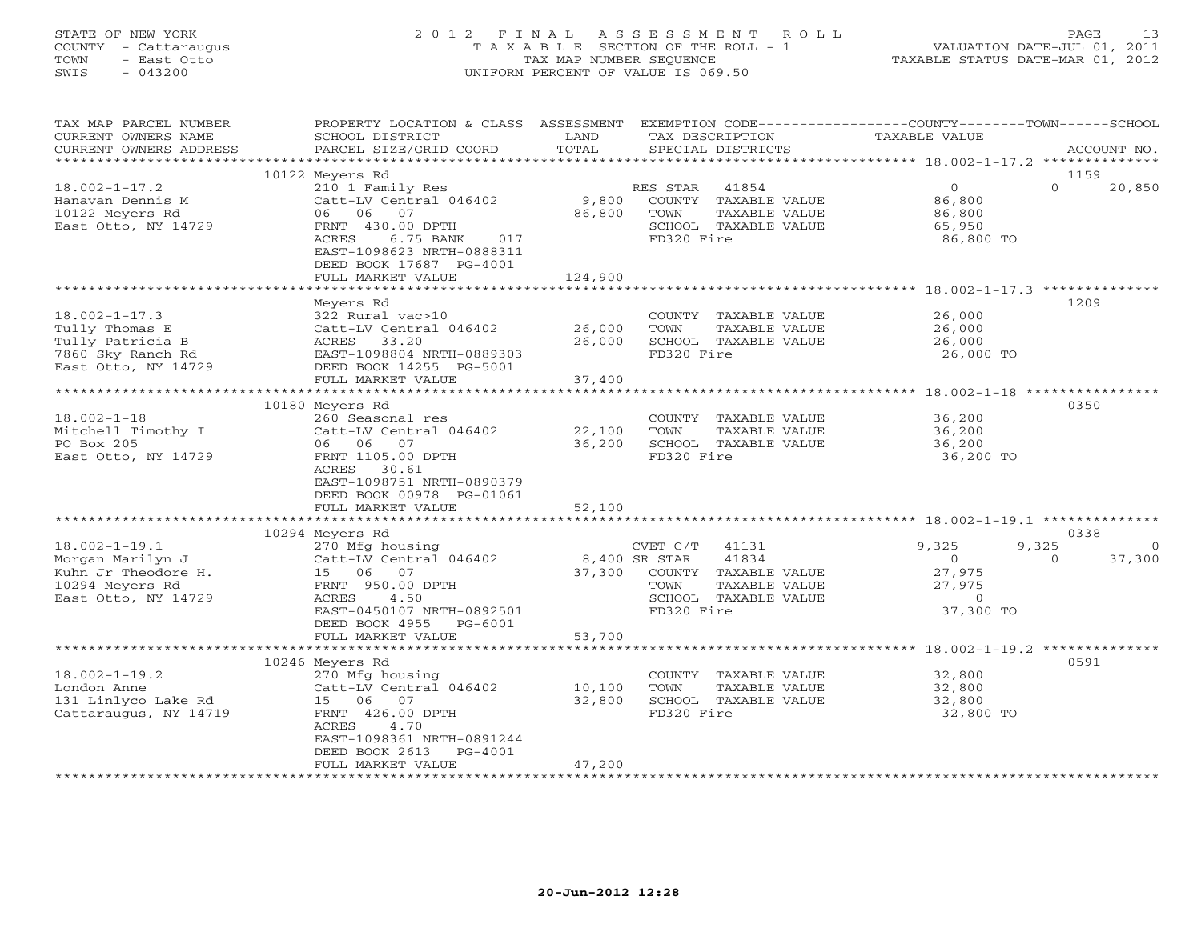STATE OF NEW YORK
COUNTY - Cattaraugus
TOWN - East Otto
SWIS - 043200

2 0 1 2 F I N A L A S S E S S M E N T R O L L
T A X A B L E SECTION OF THE ROLL - 1
TAX MAP NUMBER SEQUENCE
UNIFORM PERCENT OF VALUE IS 069.50

VALUATION DATE-JUL 01, 2011
TAXABLE STATUS DATE-MAR 01, 2012

| TAX MAP PARCEL NUMBER / CURRENT OWNERS NAME / CURRENT OWNERS ADDRESS | PROPERTY LOCATION & CLASS / SCHOOL DISTRICT / PARCEL SIZE/GRID COORD | ASSESSMENT LAND / TOTAL | EXEMPTION CODE / TAX DESCRIPTION / SPECIAL DISTRICTS | COUNTY TAXABLE VALUE | TOWN | SCHOOL / ACCOUNT NO. |
|---|---|---|---|---|---|---|
| | 10122 Meyers Rd | | | | | 1159 |
| 18.002-1-17.2 | 210 1 Family Res | | RES STAR 41854 | 0 | 0 | 20,850 |
| Hanavan Dennis M | Catt-LV Central 046402 | 9,800 | COUNTY TAXABLE VALUE | 86,800 | | |
| 10122 Meyers Rd | 06 06 07 | 86,800 | TOWN TAXABLE VALUE | 86,800 | | |
| East Otto, NY 14729 | FRNT 430.00 DPTH | | SCHOOL TAXABLE VALUE | 65,950 | | |
| | ACRES 6.75 BANK 017 | | FD320 Fire | 86,800 TO | | |
| | EAST-1098623 NRTH-0888311 | | | | | |
| | DEED BOOK 17687 PG-4001 | | | | | |
| | FULL MARKET VALUE | 124,900 | | | | |
| | Meyers Rd | | | | | 1209 |
| 18.002-1-17.3 | 322 Rural vac>10 | | COUNTY TAXABLE VALUE | 26,000 | | |
| Tully Thomas E | Catt-LV Central 046402 | 26,000 | TOWN TAXABLE VALUE | 26,000 | | |
| Tully Patricia B | ACRES 33.20 | 26,000 | SCHOOL TAXABLE VALUE | 26,000 | | |
| 7860 Sky Ranch Rd | EAST-1098804 NRTH-0889303 | | FD320 Fire | 26,000 TO | | |
| East Otto, NY 14729 | DEED BOOK 14255 PG-5001 | | | | | |
| | FULL MARKET VALUE | 37,400 | | | | |
| | 10180 Meyers Rd | | | | | 0350 |
| 18.002-1-18 | 260 Seasonal res | | COUNTY TAXABLE VALUE | 36,200 | | |
| Mitchell Timothy I | Catt-LV Central 046402 | 22,100 | TOWN TAXABLE VALUE | 36,200 | | |
| PO Box 205 | 06 06 07 | 36,200 | SCHOOL TAXABLE VALUE | 36,200 | | |
| East Otto, NY 14729 | FRNT 1105.00 DPTH | | FD320 Fire | 36,200 TO | | |
| | ACRES 30.61 | | | | | |
| | EAST-1098751 NRTH-0890379 | | | | | |
| | DEED BOOK 00978 PG-01061 | | | | | |
| | FULL MARKET VALUE | 52,100 | | | | |
| | 10294 Meyers Rd | | | | | 0338 |
| 18.002-1-19.1 | 270 Mfg housing | | CVET C/T 41131 | 9,325 | 9,325 | 0 |
| Morgan Marilyn J | Catt-LV Central 046402 | 8,400 | SR STAR 41834 | 0 | 0 | 37,300 |
| Kuhn Jr Theodore H. | 15 06 07 | 37,300 | COUNTY TAXABLE VALUE | 27,975 | | |
| 10294 Meyers Rd | FRNT 950.00 DPTH | | TOWN TAXABLE VALUE | 27,975 | | |
| East Otto, NY 14729 | ACRES 4.50 | | SCHOOL TAXABLE VALUE | 0 | | |
| | EAST-0450107 NRTH-0892501 | | FD320 Fire | 37,300 TO | | |
| | DEED BOOK 4955 PG-6001 | | | | | |
| | FULL MARKET VALUE | 53,700 | | | | |
| | 10246 Meyers Rd | | | | | 0591 |
| 18.002-1-19.2 | 270 Mfg housing | | COUNTY TAXABLE VALUE | 32,800 | | |
| London Anne | Catt-LV Central 046402 | 10,100 | TOWN TAXABLE VALUE | 32,800 | | |
| 131 Linlyco Lake Rd | 15 06 07 | 32,800 | SCHOOL TAXABLE VALUE | 32,800 | | |
| Cattaraugus, NY 14719 | FRNT 426.00 DPTH | | FD320 Fire | 32,800 TO | | |
| | ACRES 4.70 | | | | | |
| | EAST-1098361 NRTH-0891244 | | | | | |
| | DEED BOOK 2613 PG-4001 | | | | | |
| | FULL MARKET VALUE | 47,200 | | | | |

20-Jun-2012 12:28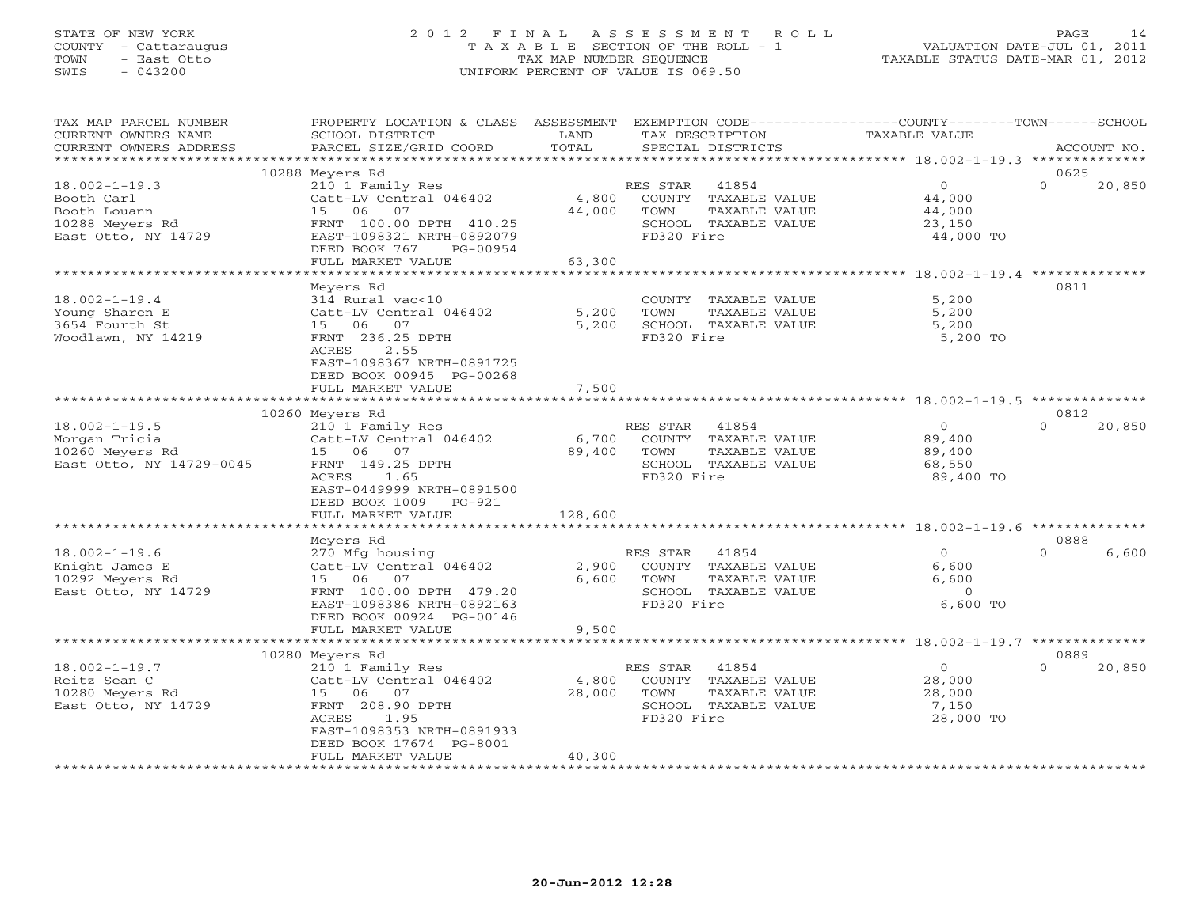STATE OF NEW YORK
COUNTY - Cattaraugus
TOWN - East Otto
SWIS - 043200

# 2012 FINAL ASSESSMENT ROLL

TAXABLE SECTION OF THE ROLL - 1
TAX MAP NUMBER SEQUENCE
UNIFORM PERCENT OF VALUE IS 069.50

VALUATION DATE-JUL 01, 2011
TAXABLE STATUS DATE-MAR 01, 2012

| TAX MAP PARCEL NUMBER / CURRENT OWNERS NAME / CURRENT OWNERS ADDRESS | PROPERTY LOCATION & CLASS / SCHOOL DISTRICT / PARCEL SIZE/GRID COORD | ASSESSMENT LAND / TOTAL | EXEMPTION CODE / TAX DESCRIPTION / SPECIAL DISTRICTS | COUNTY | TOWN | SCHOOL | ACCOUNT NO. |
|---|---|---|---|---|---|---|---|
| **18.002-1-19.3** | 10288 Meyers Rd | | | | | | 0625 |
| 18.002-1-19.3 | 210 1 Family Res | | RES STAR 41854 | 0 | 0 | 20,850 | |
| Booth Carl | Catt-LV Central 046402 | 4,800 | COUNTY TAXABLE VALUE | 44,000 | | | |
| Booth Louann | 15 06 07 | 44,000 | TOWN TAXABLE VALUE | | 44,000 | | |
| 10288 Meyers Rd | FRNT 100.00 DPTH 410.25 | | SCHOOL TAXABLE VALUE | | | 23,150 | |
| East Otto, NY 14729 | EAST-1098321 NRTH-0892079 | | FD320 Fire | 44,000 TO | | | |
| | DEED BOOK 767 PG-00954 | | | | | | |
| | FULL MARKET VALUE | 63,300 | | | | | |
| **18.002-1-19.4** | Meyers Rd | | | | | | 0811 |
| 18.002-1-19.4 | 314 Rural vac<10 | | COUNTY TAXABLE VALUE | 5,200 | | | |
| Young Sharen E | Catt-LV Central 046402 | 5,200 | TOWN TAXABLE VALUE | | 5,200 | | |
| 3654 Fourth St | 15 06 07 | 5,200 | SCHOOL TAXABLE VALUE | | | 5,200 | |
| Woodlawn, NY 14219 | FRNT 236.25 DPTH | | FD320 Fire | 5,200 TO | | | |
| | ACRES 2.55 | | | | | | |
| | EAST-1098367 NRTH-0891725 | | | | | | |
| | DEED BOOK 00945 PG-00268 | | | | | | |
| | FULL MARKET VALUE | 7,500 | | | | | |
| **18.002-1-19.5** | 10260 Meyers Rd | | | | | | 0812 |
| 18.002-1-19.5 | 210 1 Family Res | | RES STAR 41854 | 0 | 0 | 20,850 | |
| Morgan Tricia | Catt-LV Central 046402 | 6,700 | COUNTY TAXABLE VALUE | 89,400 | | | |
| 10260 Meyers Rd | 15 06 07 | 89,400 | TOWN TAXABLE VALUE | | 89,400 | | |
| East Otto, NY 14729-0045 | FRNT 149.25 DPTH | | SCHOOL TAXABLE VALUE | | | 68,550 | |
| | ACRES 1.65 | | FD320 Fire | 89,400 TO | | | |
| | EAST-0449999 NRTH-0891500 | | | | | | |
| | DEED BOOK 1009 PG-921 | | | | | | |
| | FULL MARKET VALUE | 128,600 | | | | | |
| **18.002-1-19.6** | Meyers Rd | | | | | | 0888 |
| 18.002-1-19.6 | 270 Mfg housing | | RES STAR 41854 | 0 | 0 | 6,600 | |
| Knight James E | Catt-LV Central 046402 | 2,900 | COUNTY TAXABLE VALUE | 6,600 | | | |
| 10292 Meyers Rd | 15 06 07 | 6,600 | TOWN TAXABLE VALUE | | 6,600 | | |
| East Otto, NY 14729 | FRNT 100.00 DPTH 479.20 | | SCHOOL TAXABLE VALUE | | | 0 | |
| | EAST-1098386 NRTH-0892163 | | FD320 Fire | 6,600 TO | | | |
| | DEED BOOK 00924 PG-00146 | | | | | | |
| | FULL MARKET VALUE | 9,500 | | | | | |
| **18.002-1-19.7** | 10280 Meyers Rd | | | | | | 0889 |
| 18.002-1-19.7 | 210 1 Family Res | | RES STAR 41854 | 0 | 0 | 20,850 | |
| Reitz Sean C | Catt-LV Central 046402 | 4,800 | COUNTY TAXABLE VALUE | 28,000 | | | |
| 10280 Meyers Rd | 15 06 07 | 28,000 | TOWN TAXABLE VALUE | | 28,000 | | |
| East Otto, NY 14729 | FRNT 208.90 DPTH | | SCHOOL TAXABLE VALUE | | | 7,150 | |
| | ACRES 1.95 | | FD320 Fire | 28,000 TO | | | |
| | EAST-1098353 NRTH-0891933 | | | | | | |
| | DEED BOOK 17674 PG-8001 | | | | | | |
| | FULL MARKET VALUE | 40,300 | | | | | |

20-Jun-2012 12:28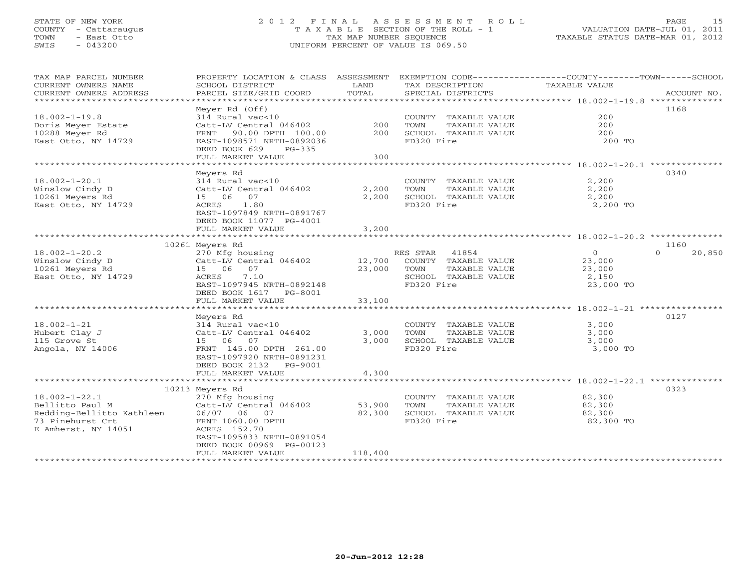STATE OF NEW YORK
COUNTY - Cattaraugus
TOWN - East Otto
SWIS - 043200

2 0 1 2 F I N A L A S S E S S M E N T R O L L
T A X A B L E SECTION OF THE ROLL - 1
TAX MAP NUMBER SEQUENCE
UNIFORM PERCENT OF VALUE IS 069.50

VALUATION DATE-JUL 01, 2011
TAXABLE STATUS DATE-MAR 01, 2012

| TAX MAP PARCEL NUMBER / CURRENT OWNERS NAME / CURRENT OWNERS ADDRESS | PROPERTY LOCATION & CLASS / SCHOOL DISTRICT / PARCEL SIZE/GRID COORD | ASSESSMENT LAND / TOTAL | EXEMPTION CODE / TAX DESCRIPTION / SPECIAL DISTRICTS | COUNTY / TOWN / SCHOOL TAXABLE VALUE | ACCOUNT NO. |
|---|---|---|---|---|---|
| **18.002-1-19.8** | Meyer Rd (Off) | | | | 1168 |
| 18.002-1-19.8 | 314 Rural vac<10 | | COUNTY TAXABLE VALUE | 200 | |
| Doris Meyer Estate | Catt-LV Central 046402 | 200 | TOWN TAXABLE VALUE | 200 | |
| 10288 Meyer Rd | FRNT 90.00 DPTH 100.00 | 200 | SCHOOL TAXABLE VALUE | 200 | |
| East Otto, NY 14729 | EAST-1098571 NRTH-0892036 | | FD320 Fire | 200 TO | |
| | DEED BOOK 629 PG-335 | | | | |
| | FULL MARKET VALUE | 300 | | | |
| **18.002-1-20.1** | Meyers Rd | | | | 0340 |
| 18.002-1-20.1 | 314 Rural vac<10 | | COUNTY TAXABLE VALUE | 2,200 | |
| Winslow Cindy D | Catt-LV Central 046402 | 2,200 | TOWN TAXABLE VALUE | 2,200 | |
| 10261 Meyers Rd | 15 06 07 | 2,200 | SCHOOL TAXABLE VALUE | 2,200 | |
| East Otto, NY 14729 | ACRES 1.80 | | FD320 Fire | 2,200 TO | |
| | EAST-1097849 NRTH-0891767 | | | | |
| | DEED BOOK 11077 PG-4001 | | | | |
| | FULL MARKET VALUE | 3,200 | | | |
| **18.002-1-20.2** | 10261 Meyers Rd | | | | 1160 |
| 18.002-1-20.2 | 270 Mfg housing | | RES STAR 41854 | 0 / 0 / 20,850 | |
| Winslow Cindy D | Catt-LV Central 046402 | 12,700 | COUNTY TAXABLE VALUE | 23,000 | |
| 10261 Meyers Rd | 15 06 07 | 23,000 | TOWN TAXABLE VALUE | 23,000 | |
| East Otto, NY 14729 | ACRES 7.10 | | SCHOOL TAXABLE VALUE | 2,150 | |
| | EAST-1097945 NRTH-0892148 | | FD320 Fire | 23,000 TO | |
| | DEED BOOK 1617 PG-8001 | | | | |
| | FULL MARKET VALUE | 33,100 | | | |
| **18.002-1-21** | Meyers Rd | | | | 0127 |
| 18.002-1-21 | 314 Rural vac<10 | | COUNTY TAXABLE VALUE | 3,000 | |
| Hubert Clay J | Catt-LV Central 046402 | 3,000 | TOWN TAXABLE VALUE | 3,000 | |
| 115 Grove St | 15 06 07 | 3,000 | SCHOOL TAXABLE VALUE | 3,000 | |
| Angola, NY 14006 | FRNT 145.00 DPTH 261.00 | | FD320 Fire | 3,000 TO | |
| | EAST-1097920 NRTH-0891231 | | | | |
| | DEED BOOK 2132 PG-9001 | | | | |
| | FULL MARKET VALUE | 4,300 | | | |
| **18.002-1-22.1** | 10213 Meyers Rd | | | | 0323 |
| 18.002-1-22.1 | 270 Mfg housing | | COUNTY TAXABLE VALUE | 82,300 | |
| Bellitto Paul M | Catt-LV Central 046402 | 53,900 | TOWN TAXABLE VALUE | 82,300 | |
| Redding-Bellitto Kathleen | 06/07 06 07 | 82,300 | SCHOOL TAXABLE VALUE | 82,300 | |
| 73 Pinehurst Crt | FRNT 1060.00 DPTH | | FD320 Fire | 82,300 TO | |
| E Amherst, NY 14051 | ACRES 152.70 | | | | |
| | EAST-1095833 NRTH-0891054 | | | | |
| | DEED BOOK 00969 PG-00123 | | | | |
| | FULL MARKET VALUE | 118,400 | | | |

20-Jun-2012 12:28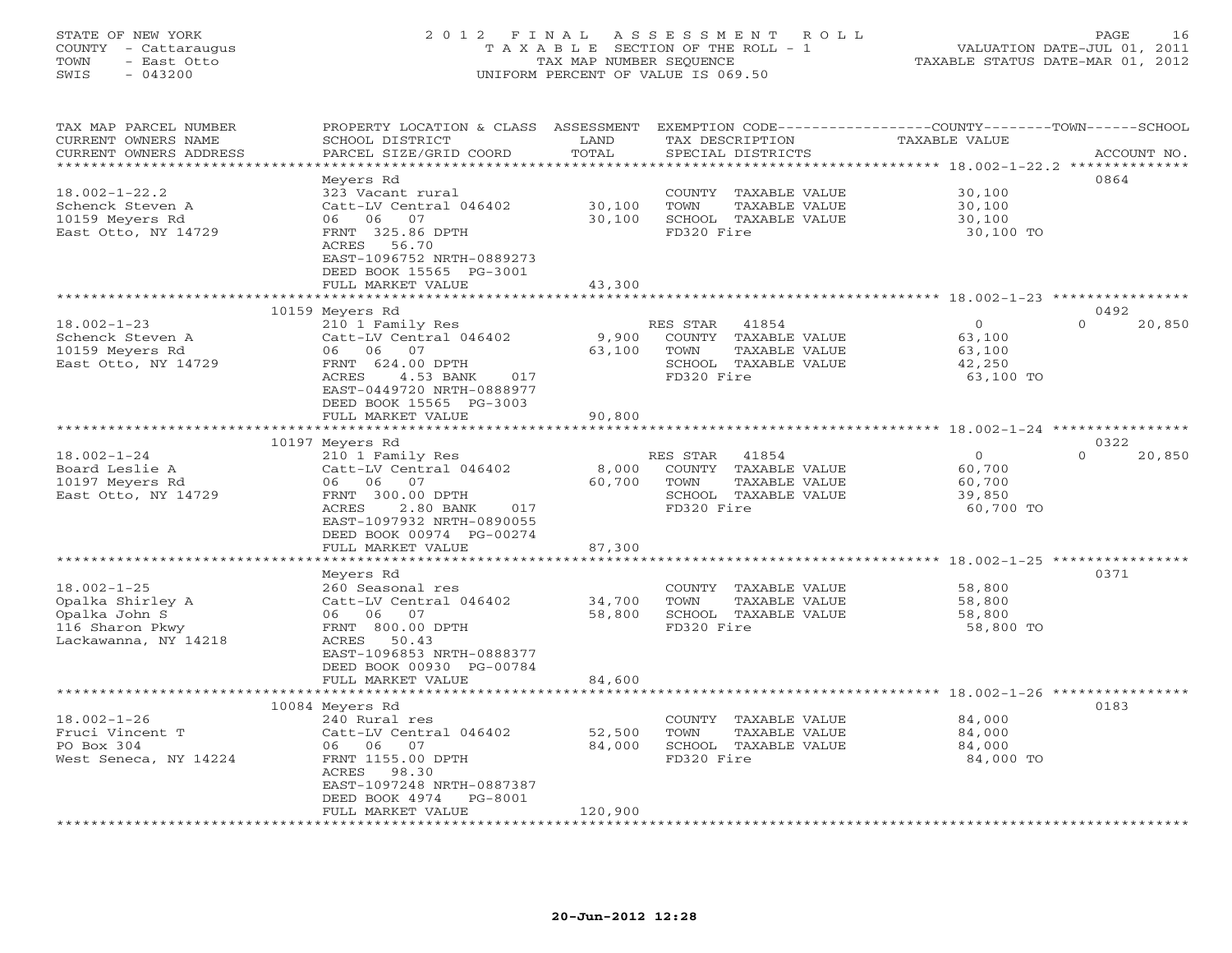STATE OF NEW YORK
COUNTY - Cattaraugus
TOWN - East Otto
SWIS - 043200

2 0 1 2 F I N A L A S S E S S M E N T R O L L
T A X A B L E SECTION OF THE ROLL - 1
TAX MAP NUMBER SEQUENCE
UNIFORM PERCENT OF VALUE IS 069.50

VALUATION DATE-JUL 01, 2011
TAXABLE STATUS DATE-MAR 01, 2012

| TAX MAP PARCEL NUMBER / CURRENT OWNERS NAME / CURRENT OWNERS ADDRESS | PROPERTY LOCATION & CLASS / SCHOOL DISTRICT / PARCEL SIZE/GRID COORD | ASSESSMENT LAND / TOTAL | EXEMPTION CODE / TAX DESCRIPTION / SPECIAL DISTRICTS | COUNTY / TOWN / SCHOOL TAXABLE VALUE | ACCOUNT NO. |
|---|---|---|---|---|---|
| 18.002-1-22.2 | Meyers Rd | | | | 0864 |
| 18.002-1-22.2 | 323 Vacant rural | | COUNTY TAXABLE VALUE | 30,100 | |
| Schenck Steven A | Catt-LV Central 046402 | 30,100 | TOWN TAXABLE VALUE | 30,100 | |
| 10159 Meyers Rd | 06 06 07 | 30,100 | SCHOOL TAXABLE VALUE | 30,100 | |
| East Otto, NY 14729 | FRNT 325.86 DPTH | | FD320 Fire | 30,100 TO | |
| | ACRES 56.70 | | | | |
| | EAST-1096752 NRTH-0889273 | | | | |
| | DEED BOOK 15565 PG-3001 | | | | |
| | FULL MARKET VALUE | 43,300 | | | |
| 18.002-1-23 | 10159 Meyers Rd | | | | 0492 |
| 18.002-1-23 | 210 1 Family Res | | RES STAR 41854 | 0 / 0 / 20,850 | |
| Schenck Steven A | Catt-LV Central 046402 | 9,900 | COUNTY TAXABLE VALUE | 63,100 | |
| 10159 Meyers Rd | 06 06 07 | 63,100 | TOWN TAXABLE VALUE | 63,100 | |
| East Otto, NY 14729 | FRNT 624.00 DPTH | | SCHOOL TAXABLE VALUE | 42,250 | |
| | ACRES 4.53 BANK 017 | | FD320 Fire | 63,100 TO | |
| | EAST-0449720 NRTH-0888977 | | | | |
| | DEED BOOK 15565 PG-3003 | | | | |
| | FULL MARKET VALUE | 90,800 | | | |
| 18.002-1-24 | 10197 Meyers Rd | | | | 0322 |
| 18.002-1-24 | 210 1 Family Res | | RES STAR 41854 | 0 / 0 / 20,850 | |
| Board Leslie A | Catt-LV Central 046402 | 8,000 | COUNTY TAXABLE VALUE | 60,700 | |
| 10197 Meyers Rd | 06 06 07 | 60,700 | TOWN TAXABLE VALUE | 60,700 | |
| East Otto, NY 14729 | FRNT 300.00 DPTH | | SCHOOL TAXABLE VALUE | 39,850 | |
| | ACRES 2.80 BANK 017 | | FD320 Fire | 60,700 TO | |
| | EAST-1097932 NRTH-0890055 | | | | |
| | DEED BOOK 00974 PG-00274 | | | | |
| | FULL MARKET VALUE | 87,300 | | | |
| 18.002-1-25 | Meyers Rd | | | | 0371 |
| 18.002-1-25 | 260 Seasonal res | | COUNTY TAXABLE VALUE | 58,800 | |
| Opalka Shirley A | Catt-LV Central 046402 | 34,700 | TOWN TAXABLE VALUE | 58,800 | |
| Opalka John S | 06 06 07 | 58,800 | SCHOOL TAXABLE VALUE | 58,800 | |
| 116 Sharon Pkwy | FRNT 800.00 DPTH | | FD320 Fire | 58,800 TO | |
| Lackawanna, NY 14218 | ACRES 50.43 | | | | |
| | EAST-1096853 NRTH-0888377 | | | | |
| | DEED BOOK 00930 PG-00784 | | | | |
| | FULL MARKET VALUE | 84,600 | | | |
| 18.002-1-26 | 10084 Meyers Rd | | | | 0183 |
| 18.002-1-26 | 240 Rural res | | COUNTY TAXABLE VALUE | 84,000 | |
| Fruci Vincent T | Catt-LV Central 046402 | 52,500 | TOWN TAXABLE VALUE | 84,000 | |
| PO Box 304 | 06 06 07 | 84,000 | SCHOOL TAXABLE VALUE | 84,000 | |
| West Seneca, NY 14224 | FRNT 1155.00 DPTH | | FD320 Fire | 84,000 TO | |
| | ACRES 98.30 | | | | |
| | EAST-1097248 NRTH-0887387 | | | | |
| | DEED BOOK 4974 PG-8001 | | | | |
| | FULL MARKET VALUE | 120,900 | | | |

20-Jun-2012 12:28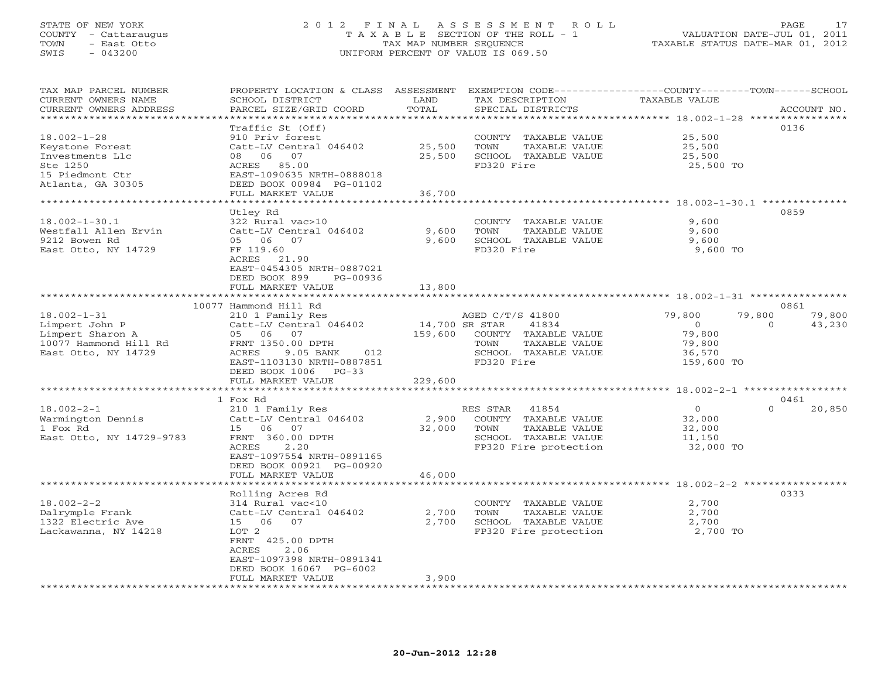STATE OF NEW YORK
COUNTY - Cattaraugus
TOWN - East Otto
SWIS - 043200

# 2012 FINAL ASSESSMENT ROLL

TAXABLE SECTION OF THE ROLL - 1
TAX MAP NUMBER SEQUENCE
UNIFORM PERCENT OF VALUE IS 069.50

VALUATION DATE-JUL 01, 2011
TAXABLE STATUS DATE-MAR 01, 2012

| TAX MAP PARCEL NUMBER / CURRENT OWNERS NAME / CURRENT OWNERS ADDRESS | PROPERTY LOCATION & CLASS / SCHOOL DISTRICT / PARCEL SIZE/GRID COORD | ASSESSMENT LAND / TOTAL | EXEMPTION CODE / TAX DESCRIPTION / SPECIAL DISTRICTS | COUNTY TAXABLE VALUE | TOWN | SCHOOL / ACCOUNT NO. |
|---|---|---|---|---|---|---|
| **18.002-1-28** | Traffic St (Off) | | | | | 0136 |
| Keystone Forest | 910 Priv forest | | COUNTY TAXABLE VALUE | 25,500 | | |
| Investments Llc | Catt-LV Central 046402 | 25,500 | TOWN TAXABLE VALUE | 25,500 | | |
| Ste 1250 | 08 06 07 | 25,500 | SCHOOL TAXABLE VALUE | 25,500 | | |
| 15 Piedmont Ctr | ACRES 85.00 | | FD320 Fire | 25,500 TO | | |
| Atlanta, GA 30305 | EAST-1090635 NRTH-0888018 | | | | | |
| | DEED BOOK 00984 PG-01102 | | | | | |
| | FULL MARKET VALUE | 36,700 | | | | |
| **18.002-1-30.1** | Utley Rd | | | | | 0859 |
| Westfall Allen Ervin | 322 Rural vac>10 | | COUNTY TAXABLE VALUE | 9,600 | | |
| 9212 Bowen Rd | Catt-LV Central 046402 | 9,600 | TOWN TAXABLE VALUE | 9,600 | | |
| East Otto, NY 14729 | 05 06 07 | 9,600 | SCHOOL TAXABLE VALUE | 9,600 | | |
| | FF 119.60 | | FD320 Fire | 9,600 TO | | |
| | ACRES 21.90 | | | | | |
| | EAST-0454305 NRTH-0887021 | | | | | |
| | DEED BOOK 899 PG-00936 | | | | | |
| | FULL MARKET VALUE | 13,800 | | | | |
| **18.002-1-31** | 10077 Hammond Hill Rd | | | | | 0861 |
| Limpert John P | 210 1 Family Res | | AGED C/T/S 41800 | 79,800 | 79,800 | 79,800 |
| Limpert Sharon A | Catt-LV Central 046402 | 14,700 | SR STAR 41834 | 0 | 0 | 43,230 |
| 10077 Hammond Hill Rd | 05 06 07 | 159,600 | COUNTY TAXABLE VALUE | 79,800 | | |
| East Otto, NY 14729 | FRNT 1350.00 DPTH | | TOWN TAXABLE VALUE | 79,800 | | |
| | ACRES 9.05 BANK 012 | | SCHOOL TAXABLE VALUE | 36,570 | | |
| | EAST-1103130 NRTH-0887851 | | FD320 Fire | 159,600 TO | | |
| | DEED BOOK 1006 PG-33 | | | | | |
| | FULL MARKET VALUE | 229,600 | | | | |
| **18.002-2-1** | 1 Fox Rd | | | | | 0461 |
| Warmington Dennis | 210 1 Family Res | | RES STAR 41854 | 0 | 0 | 20,850 |
| 1 Fox Rd | Catt-LV Central 046402 | 2,900 | COUNTY TAXABLE VALUE | 32,000 | | |
| East Otto, NY 14729-9783 | 15 06 07 | 32,000 | TOWN TAXABLE VALUE | 32,000 | | |
| | FRNT 360.00 DPTH | | SCHOOL TAXABLE VALUE | 11,150 | | |
| | ACRES 2.20 | | FP320 Fire protection | 32,000 TO | | |
| | EAST-1097554 NRTH-0891165 | | | | | |
| | DEED BOOK 00921 PG-00920 | | | | | |
| | FULL MARKET VALUE | 46,000 | | | | |
| **18.002-2-2** | Rolling Acres Rd | | | | | 0333 |
| Dalrymple Frank | 314 Rural vac<10 | | COUNTY TAXABLE VALUE | 2,700 | | |
| 1322 Electric Ave | Catt-LV Central 046402 | 2,700 | TOWN TAXABLE VALUE | 2,700 | | |
| Lackawanna, NY 14218 | 15 06 07 | 2,700 | SCHOOL TAXABLE VALUE | 2,700 | | |
| | LOT 2 | | FP320 Fire protection | 2,700 TO | | |
| | FRNT 425.00 DPTH | | | | | |
| | ACRES 2.06 | | | | | |
| | EAST-1097398 NRTH-0891341 | | | | | |
| | DEED BOOK 16067 PG-6002 | | | | | |
| | FULL MARKET VALUE | 3,900 | | | | |

20-Jun-2012 12:28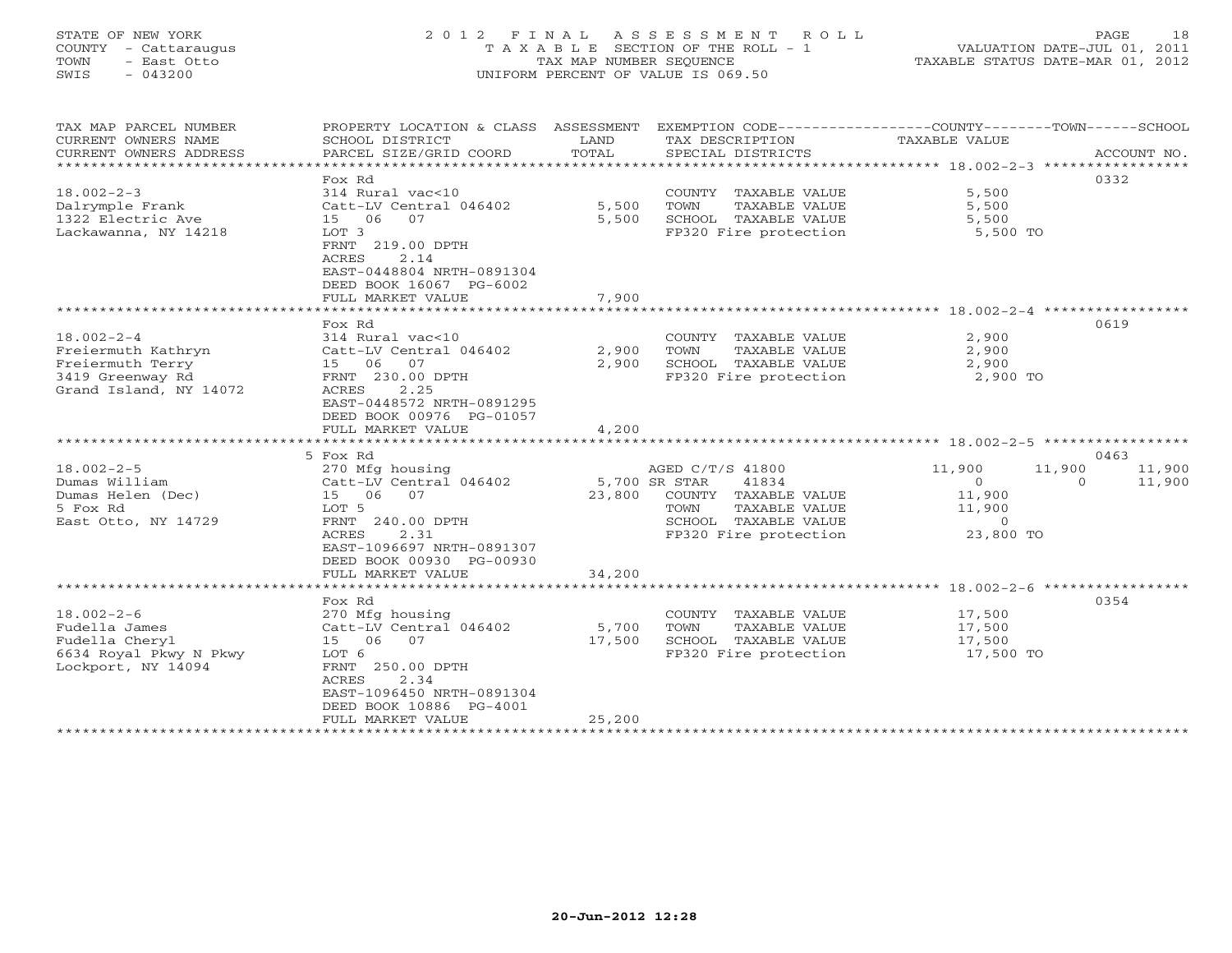STATE OF NEW YORK
COUNTY - Cattaraugus
TOWN - East Otto
SWIS - 043200

# 2012 FINAL ASSESSMENT ROLL

TAXABLE SECTION OF THE ROLL - 1
TAX MAP NUMBER SEQUENCE
UNIFORM PERCENT OF VALUE IS 069.50

VALUATION DATE-JUL 01, 2011
TAXABLE STATUS DATE-MAR 01, 2012

| TAX MAP PARCEL NUMBER / CURRENT OWNERS NAME / CURRENT OWNERS ADDRESS | PROPERTY LOCATION & CLASS / SCHOOL DISTRICT / PARCEL SIZE/GRID COORD | ASSESSMENT LAND / TOTAL | EXEMPTION CODE / TAX DESCRIPTION / SPECIAL DISTRICTS | COUNTY TAXABLE VALUE | TOWN | SCHOOL | ACCOUNT NO. |
|---|---|---|---|---|---|---|---|
| **18.002-2-3** | Fox Rd | | | | | | 0332 |
| 18.002-2-3 | 314 Rural vac<10 | | COUNTY TAXABLE VALUE | 5,500 | | | |
| Dalrymple Frank | Catt-LV Central 046402 | 5,500 | TOWN TAXABLE VALUE | 5,500 | | | |
| 1322 Electric Ave | 15 06 07 | 5,500 | SCHOOL TAXABLE VALUE | 5,500 | | | |
| Lackawanna, NY 14218 | LOT 3 | | FP320 Fire protection | 5,500 TO | | | |
| | FRNT 219.00 DPTH | | | | | | |
| | ACRES 2.14 | | | | | | |
| | EAST-0448804 NRTH-0891304 | | | | | | |
| | DEED BOOK 16067 PG-6002 | | | | | | |
| | FULL MARKET VALUE | 7,900 | | | | | |
| **18.002-2-4** | Fox Rd | | | | | | 0619 |
| 18.002-2-4 | 314 Rural vac<10 | | COUNTY TAXABLE VALUE | 2,900 | | | |
| Freiermuth Kathryn | Catt-LV Central 046402 | 2,900 | TOWN TAXABLE VALUE | 2,900 | | | |
| Freiermuth Terry | 15 06 07 | 2,900 | SCHOOL TAXABLE VALUE | 2,900 | | | |
| 3419 Greenway Rd | FRNT 230.00 DPTH | | FP320 Fire protection | 2,900 TO | | | |
| Grand Island, NY 14072 | ACRES 2.25 | | | | | | |
| | EAST-0448572 NRTH-0891295 | | | | | | |
| | DEED BOOK 00976 PG-01057 | | | | | | |
| | FULL MARKET VALUE | 4,200 | | | | | |
| **18.002-2-5** | 5 Fox Rd | | | | | | 0463 |
| 18.002-2-5 | 270 Mfg housing | | AGED C/T/S 41800 | 11,900 | 11,900 | 11,900 | |
| Dumas William | Catt-LV Central 046402 | 5,700 | SR STAR 41834 | 0 | 0 | 11,900 | |
| Dumas Helen (Dec) | 15 06 07 | 23,800 | COUNTY TAXABLE VALUE | 11,900 | | | |
| 5 Fox Rd | LOT 5 | | TOWN TAXABLE VALUE | 11,900 | | | |
| East Otto, NY 14729 | FRNT 240.00 DPTH | | SCHOOL TAXABLE VALUE | 0 | | | |
| | ACRES 2.31 | | FP320 Fire protection | 23,800 TO | | | |
| | EAST-1096697 NRTH-0891307 | | | | | | |
| | DEED BOOK 00930 PG-00930 | | | | | | |
| | FULL MARKET VALUE | 34,200 | | | | | |
| **18.002-2-6** | Fox Rd | | | | | | 0354 |
| 18.002-2-6 | 270 Mfg housing | | COUNTY TAXABLE VALUE | 17,500 | | | |
| Fudella James | Catt-LV Central 046402 | 5,700 | TOWN TAXABLE VALUE | 17,500 | | | |
| Fudella Cheryl | 15 06 07 | 17,500 | SCHOOL TAXABLE VALUE | 17,500 | | | |
| 6634 Royal Pkwy N Pkwy | LOT 6 | | FP320 Fire protection | 17,500 TO | | | |
| Lockport, NY 14094 | FRNT 250.00 DPTH | | | | | | |
| | ACRES 2.34 | | | | | | |
| | EAST-1096450 NRTH-0891304 | | | | | | |
| | DEED BOOK 10886 PG-4001 | | | | | | |
| | FULL MARKET VALUE | 25,200 | | | | | |

20-Jun-2012 12:28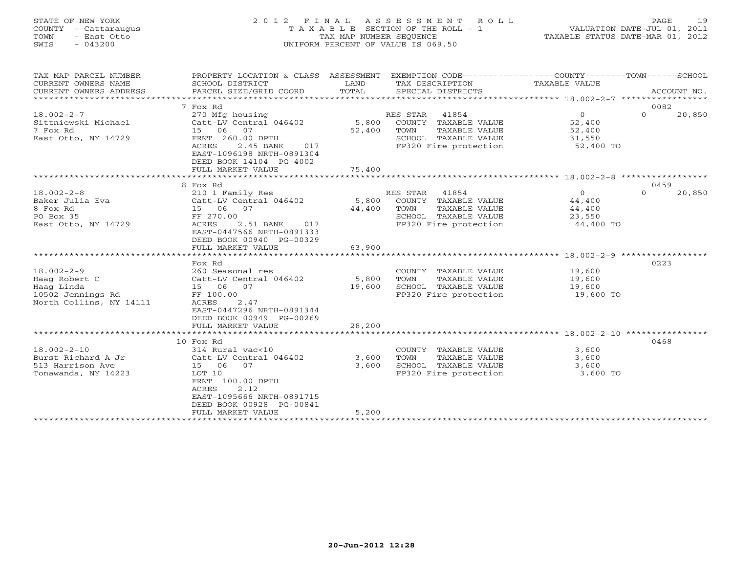STATE OF NEW YORK
COUNTY - Cattaraugus
TOWN - East Otto
SWIS - 043200

2012 FINAL ASSESSMENT ROLL
TAXABLE SECTION OF THE ROLL - 1
TAX MAP NUMBER SEQUENCE
UNIFORM PERCENT OF VALUE IS 069.50

VALUATION DATE-JUL 01, 2011
TAXABLE STATUS DATE-MAR 01, 2012

| TAX MAP PARCEL NUMBER / CURRENT OWNERS NAME / CURRENT OWNERS ADDRESS | PROPERTY LOCATION & CLASS / SCHOOL DISTRICT / PARCEL SIZE/GRID COORD | ASSESSMENT LAND / TOTAL | EXEMPTION CODE / TAX DESCRIPTION / SPECIAL DISTRICTS | COUNTY TAXABLE VALUE | TOWN | SCHOOL / ACCOUNT NO. |
|---|---|---|---|---|---|---|
| 18.002-2-7 | 7 Fox Rd | | | | | 0082 |
| 18.002-2-7 | 270 Mfg housing | | RES STAR 41854 | 0 | 0 | 20,850 |
| Sittniewski Michael | Catt-LV Central 046402 | 5,800 | COUNTY TAXABLE VALUE | 52,400 | | |
| 7 Fox Rd | 15 06 07 | 52,400 | TOWN TAXABLE VALUE | 52,400 | | |
| East Otto, NY 14729 | FRNT 260.00 DPTH | | SCHOOL TAXABLE VALUE | 31,550 | | |
| | ACRES 2.45 BANK 017 | | FP320 Fire protection | 52,400 TO | | |
| | EAST-1096198 NRTH-0891304 | | | | | |
| | DEED BOOK 14104 PG-4002 | | | | | |
| | FULL MARKET VALUE | 75,400 | | | | |
| 18.002-2-8 | 8 Fox Rd | | | | | 0459 |
| 18.002-2-8 | 210 1 Family Res | | RES STAR 41854 | 0 | 0 | 20,850 |
| Baker Julia Eva | Catt-LV Central 046402 | 5,800 | COUNTY TAXABLE VALUE | 44,400 | | |
| 8 Fox Rd | 15 06 07 | 44,400 | TOWN TAXABLE VALUE | 44,400 | | |
| PO Box 35 | FF 270.00 | | SCHOOL TAXABLE VALUE | 23,550 | | |
| East Otto, NY 14729 | ACRES 2.51 BANK 017 | | FP320 Fire protection | 44,400 TO | | |
| | EAST-0447566 NRTH-0891333 | | | | | |
| | DEED BOOK 00940 PG-00329 | | | | | |
| | FULL MARKET VALUE | 63,900 | | | | |
| 18.002-2-9 | Fox Rd | | | | | 0223 |
| 18.002-2-9 | 260 Seasonal res | | COUNTY TAXABLE VALUE | 19,600 | | |
| Haag Robert C | Catt-LV Central 046402 | 5,800 | TOWN TAXABLE VALUE | 19,600 | | |
| Haag Linda | 15 06 07 | 19,600 | SCHOOL TAXABLE VALUE | 19,600 | | |
| 10502 Jennings Rd | FF 100.00 | | FP320 Fire protection | 19,600 TO | | |
| North Collins, NY 14111 | ACRES 2.47 | | | | | |
| | EAST-0447296 NRTH-0891344 | | | | | |
| | DEED BOOK 00949 PG-00269 | | | | | |
| | FULL MARKET VALUE | 28,200 | | | | |
| 18.002-2-10 | 10 Fox Rd | | | | | 0468 |
| 18.002-2-10 | 314 Rural vac<10 | | COUNTY TAXABLE VALUE | 3,600 | | |
| Burst Richard A Jr | Catt-LV Central 046402 | 3,600 | TOWN TAXABLE VALUE | 3,600 | | |
| 513 Harrison Ave | 15 06 07 | 3,600 | SCHOOL TAXABLE VALUE | 3,600 | | |
| Tonawanda, NY 14223 | LOT 10 | | FP320 Fire protection | 3,600 TO | | |
| | FRNT 100.00 DPTH | | | | | |
| | ACRES 2.12 | | | | | |
| | EAST-1095666 NRTH-0891715 | | | | | |
| | DEED BOOK 00928 PG-00841 | | | | | |
| | FULL MARKET VALUE | 5,200 | | | | |

20-Jun-2012 12:28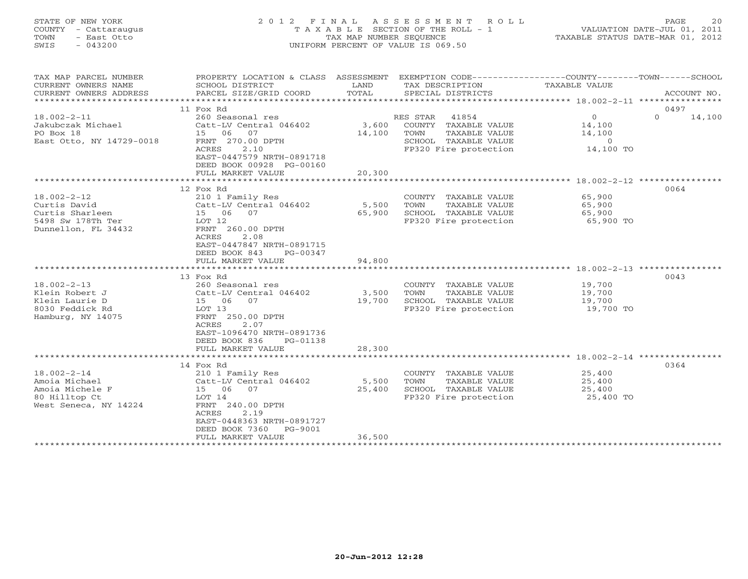STATE OF NEW YORK
COUNTY - Cattaraugus
TOWN - East Otto
SWIS - 043200

2012 FINAL ASSESSMENT ROLL
TAXABLE SECTION OF THE ROLL - 1
TAX MAP NUMBER SEQUENCE
UNIFORM PERCENT OF VALUE IS 069.50

VALUATION DATE-JUL 01, 2011
TAXABLE STATUS DATE-MAR 01, 2012

| TAX MAP PARCEL NUMBER / CURRENT OWNERS NAME / CURRENT OWNERS ADDRESS | PROPERTY LOCATION & CLASS / SCHOOL DISTRICT / PARCEL SIZE/GRID COORD | ASSESSMENT LAND / TOTAL | EXEMPTION CODE / TAX DESCRIPTION / SPECIAL DISTRICTS | COUNTY | TOWN | SCHOOL | ACCOUNT NO. |
|---|---|---|---|---|---|---|---|
| | 11 Fox Rd | | | | | | 0497 |
| 18.002-2-11 | 260 Seasonal res | | RES STAR 41854 | 0 | | 14,100 | |
| Jakubczak Michael | Catt-LV Central 046402 | 3,600 | COUNTY TAXABLE VALUE | 14,100 | | | |
| PO Box 18 | 15 06 07 | 14,100 | TOWN TAXABLE VALUE | | 14,100 | | |
| East Otto, NY 14729-0018 | FRNT 270.00 DPTH | | SCHOOL TAXABLE VALUE | | | 0 | |
| | ACRES 2.10 | | FP320 Fire protection | 14,100 TO | | | |
| | EAST-0447579 NRTH-0891718 | | | | | | |
| | DEED BOOK 00928 PG-00160 | | | | | | |
| | FULL MARKET VALUE | 20,300 | | | | | |
| | 12 Fox Rd | | | | | | 0064 |
| 18.002-2-12 | 210 1 Family Res | | COUNTY TAXABLE VALUE | 65,900 | | | |
| Curtis David | Catt-LV Central 046402 | 5,500 | TOWN TAXABLE VALUE | | 65,900 | | |
| Curtis Sharleen | 15 06 07 | 65,900 | SCHOOL TAXABLE VALUE | | | 65,900 | |
| 5498 Sw 178Th Ter | LOT 12 | | FP320 Fire protection | 65,900 TO | | | |
| Dunnellon, FL 34432 | FRNT 260.00 DPTH | | | | | | |
| | ACRES 2.08 | | | | | | |
| | EAST-0447847 NRTH-0891715 | | | | | | |
| | DEED BOOK 843 PG-00347 | | | | | | |
| | FULL MARKET VALUE | 94,800 | | | | | |
| | 13 Fox Rd | | | | | | 0043 |
| 18.002-2-13 | 260 Seasonal res | | COUNTY TAXABLE VALUE | 19,700 | | | |
| Klein Robert J | Catt-LV Central 046402 | 3,500 | TOWN TAXABLE VALUE | | 19,700 | | |
| Klein Laurie D | 15 06 07 | 19,700 | SCHOOL TAXABLE VALUE | | | 19,700 | |
| 8030 Feddick Rd | LOT 13 | | FP320 Fire protection | 19,700 TO | | | |
| Hamburg, NY 14075 | FRNT 250.00 DPTH | | | | | | |
| | ACRES 2.07 | | | | | | |
| | EAST-1096470 NRTH-0891736 | | | | | | |
| | DEED BOOK 836 PG-01138 | | | | | | |
| | FULL MARKET VALUE | 28,300 | | | | | |
| | 14 Fox Rd | | | | | | 0364 |
| 18.002-2-14 | 210 1 Family Res | | COUNTY TAXABLE VALUE | 25,400 | | | |
| Amoia Michael | Catt-LV Central 046402 | 5,500 | TOWN TAXABLE VALUE | | 25,400 | | |
| Amoia Michele F | 15 06 07 | 25,400 | SCHOOL TAXABLE VALUE | | | 25,400 | |
| 80 Hilltop Ct | LOT 14 | | FP320 Fire protection | 25,400 TO | | | |
| West Seneca, NY 14224 | FRNT 240.00 DPTH | | | | | | |
| | ACRES 2.19 | | | | | | |
| | EAST-0448363 NRTH-0891727 | | | | | | |
| | DEED BOOK 7360 PG-9001 | | | | | | |
| | FULL MARKET VALUE | 36,500 | | | | | |

20-Jun-2012 12:28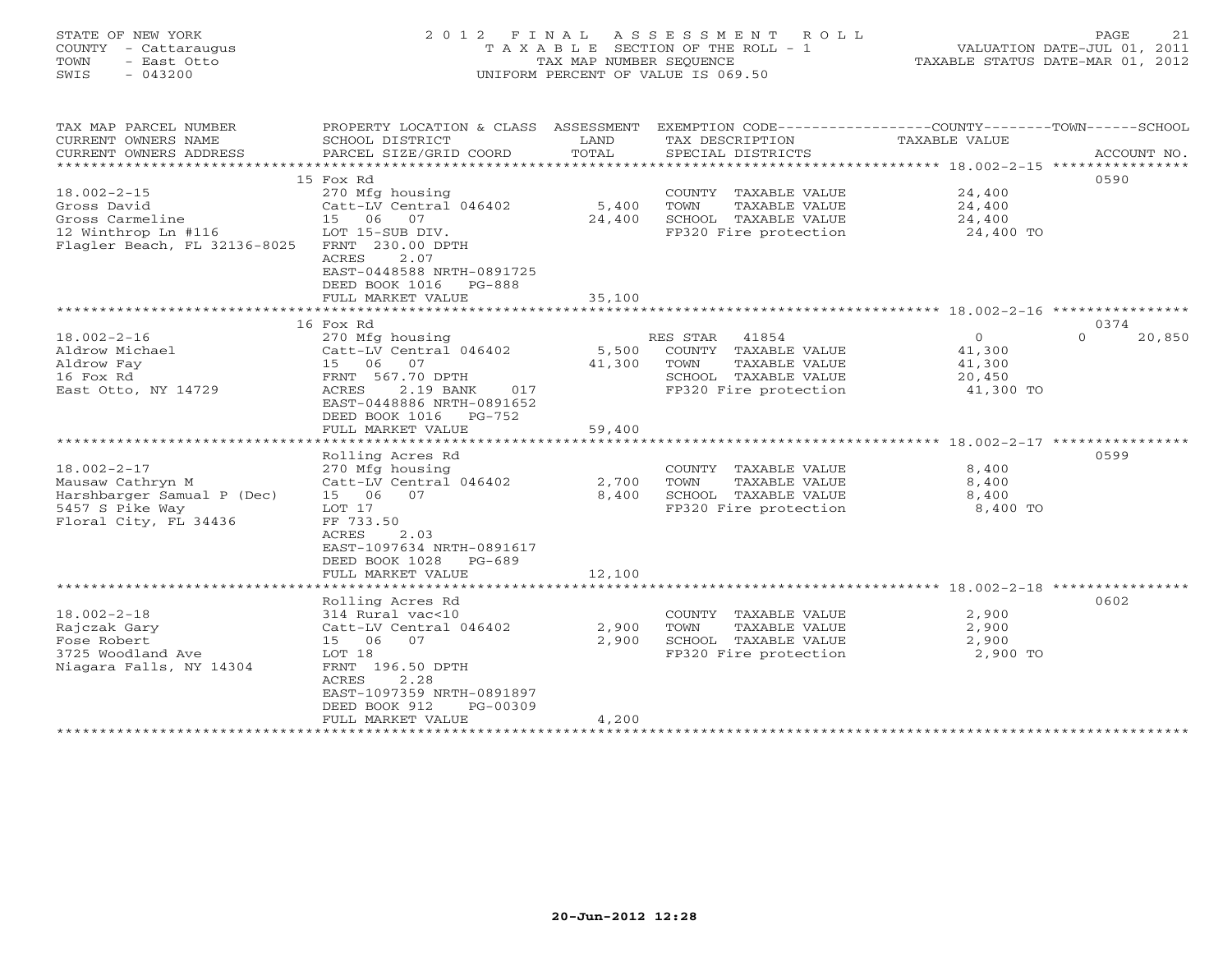STATE OF NEW YORK
COUNTY - Cattaraugus
TOWN - East Otto
SWIS - 043200

# 2012 FINAL ASSESSMENT ROLL

TAXABLE SECTION OF THE ROLL - 1
TAX MAP NUMBER SEQUENCE
UNIFORM PERCENT OF VALUE IS 069.50

VALUATION DATE-JUL 01, 2011
TAXABLE STATUS DATE-MAR 01, 2012

| TAX MAP PARCEL NUMBER / CURRENT OWNERS NAME / CURRENT OWNERS ADDRESS | PROPERTY LOCATION & CLASS / SCHOOL DISTRICT / PARCEL SIZE/GRID COORD | ASSESSMENT LAND / TOTAL | EXEMPTION CODE / TAX DESCRIPTION / SPECIAL DISTRICTS | COUNTY | TOWN | SCHOOL | ACCOUNT NO. |
|---|---|---|---|---|---|---|---|
| **18.002-2-15** | 15 Fox Rd | | | | | | 0590 |
| Gross David | 270 Mfg housing | | COUNTY TAXABLE VALUE | 24,400 | | | |
| Gross Carmeline | Catt-LV Central 046402 | 5,400 | TOWN TAXABLE VALUE | | 24,400 | | |
| 12 Winthrop Ln #116 | 15 06 07 | 24,400 | SCHOOL TAXABLE VALUE | | | 24,400 | |
| Flagler Beach, FL 32136-8025 | LOT 15-SUB DIV. | | FP320 Fire protection | 24,400 TO | | | |
| | FRNT 230.00 DPTH | | | | | | |
| | ACRES 2.07 | | | | | | |
| | EAST-0448588 NRTH-0891725 | | | | | | |
| | DEED BOOK 1016 PG-888 | | | | | | |
| | FULL MARKET VALUE | 35,100 | | | | | |
| **18.002-2-16** | 16 Fox Rd | | | | | | 0374 |
| Aldrow Michael | 270 Mfg housing | | RES STAR 41854 | 0 | 0 | 20,850 | |
| Aldrow Fay | Catt-LV Central 046402 | 5,500 | COUNTY TAXABLE VALUE | 41,300 | | | |
| 16 Fox Rd | 15 06 07 | 41,300 | TOWN TAXABLE VALUE | | 41,300 | | |
| East Otto, NY 14729 | FRNT 567.70 DPTH | | SCHOOL TAXABLE VALUE | | | 20,450 | |
| | ACRES 2.19 BANK 017 | | FP320 Fire protection | 41,300 TO | | | |
| | EAST-0448886 NRTH-0891652 | | | | | | |
| | DEED BOOK 1016 PG-752 | | | | | | |
| | FULL MARKET VALUE | 59,400 | | | | | |
| **18.002-2-17** | Rolling Acres Rd | | | | | | 0599 |
| Mausaw Cathryn M | 270 Mfg housing | | COUNTY TAXABLE VALUE | 8,400 | | | |
| Harshbarger Samual P (Dec) | Catt-LV Central 046402 | 2,700 | TOWN TAXABLE VALUE | | 8,400 | | |
| 5457 S Pike Way | 15 06 07 | 8,400 | SCHOOL TAXABLE VALUE | | | 8,400 | |
| Floral City, FL 34436 | LOT 17 | | FP320 Fire protection | 8,400 TO | | | |
| | FF 733.50 | | | | | | |
| | ACRES 2.03 | | | | | | |
| | EAST-1097634 NRTH-0891617 | | | | | | |
| | DEED BOOK 1028 PG-689 | | | | | | |
| | FULL MARKET VALUE | 12,100 | | | | | |
| **18.002-2-18** | Rolling Acres Rd | | | | | | 0602 |
| Rajczak Gary | 314 Rural vac<10 | | COUNTY TAXABLE VALUE | 2,900 | | | |
| Fose Robert | Catt-LV Central 046402 | 2,900 | TOWN TAXABLE VALUE | | 2,900 | | |
| 3725 Woodland Ave | 15 06 07 | 2,900 | SCHOOL TAXABLE VALUE | | | 2,900 | |
| Niagara Falls, NY 14304 | LOT 18 | | FP320 Fire protection | 2,900 TO | | | |
| | FRNT 196.50 DPTH | | | | | | |
| | ACRES 2.28 | | | | | | |
| | EAST-1097359 NRTH-0891897 | | | | | | |
| | DEED BOOK 912 PG-00309 | | | | | | |
| | FULL MARKET VALUE | 4,200 | | | | | |

20-Jun-2012 12:28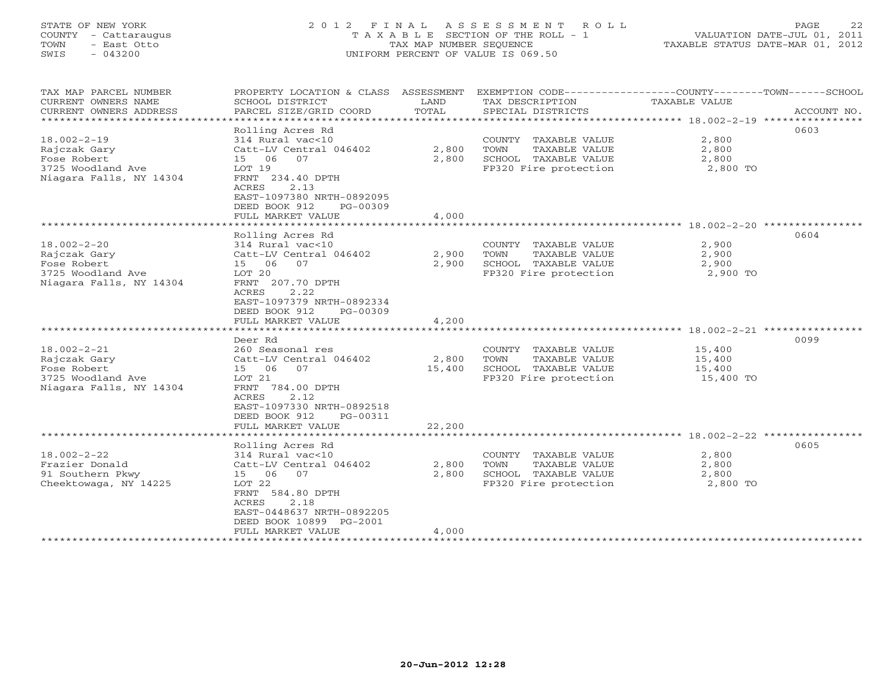STATE OF NEW YORK
COUNTY - Cattaraugus
TOWN - East Otto
SWIS - 043200

# 2012 FINAL ASSESSMENT ROLL
TAXABLE SECTION OF THE ROLL - 1
TAX MAP NUMBER SEQUENCE
UNIFORM PERCENT OF VALUE IS 069.50

VALUATION DATE-JUL 01, 2011
TAXABLE STATUS DATE-MAR 01, 2012

| TAX MAP PARCEL NUMBER / CURRENT OWNERS NAME / CURRENT OWNERS ADDRESS | PROPERTY LOCATION & CLASS / SCHOOL DISTRICT / PARCEL SIZE/GRID COORD | ASSESSMENT LAND / TOTAL | EXEMPTION CODE / TAX DESCRIPTION / SPECIAL DISTRICTS | COUNTY--------TOWN------SCHOOL TAXABLE VALUE | ACCOUNT NO. |
|---|---|---|---|---|---|
| 18.002-2-19 | Rolling Acres Rd | | | | 0603 |
| 18.002-2-19 | 314 Rural vac<10 | | COUNTY TAXABLE VALUE | 2,800 | |
| Rajczak Gary | Catt-LV Central 046402 | 2,800 | TOWN TAXABLE VALUE | 2,800 | |
| Fose Robert | 15 06 07 | 2,800 | SCHOOL TAXABLE VALUE | 2,800 | |
| 3725 Woodland Ave | LOT 19 | | FP320 Fire protection | 2,800 TO | |
| Niagara Falls, NY 14304 | FRNT 234.40 DPTH | | | | |
| | ACRES 2.13 | | | | |
| | EAST-1097380 NRTH-0892095 | | | | |
| | DEED BOOK 912 PG-00309 | | | | |
| | FULL MARKET VALUE | 4,000 | | | |
| 18.002-2-20 | Rolling Acres Rd | | | | 0604 |
| 18.002-2-20 | 314 Rural vac<10 | | COUNTY TAXABLE VALUE | 2,900 | |
| Rajczak Gary | Catt-LV Central 046402 | 2,900 | TOWN TAXABLE VALUE | 2,900 | |
| Fose Robert | 15 06 07 | 2,900 | SCHOOL TAXABLE VALUE | 2,900 | |
| 3725 Woodland Ave | LOT 20 | | FP320 Fire protection | 2,900 TO | |
| Niagara Falls, NY 14304 | FRNT 207.70 DPTH | | | | |
| | ACRES 2.22 | | | | |
| | EAST-1097379 NRTH-0892334 | | | | |
| | DEED BOOK 912 PG-00309 | | | | |
| | FULL MARKET VALUE | 4,200 | | | |
| 18.002-2-21 | Deer Rd | | | | 0099 |
| 18.002-2-21 | 260 Seasonal res | | COUNTY TAXABLE VALUE | 15,400 | |
| Rajczak Gary | Catt-LV Central 046402 | 2,800 | TOWN TAXABLE VALUE | 15,400 | |
| Fose Robert | 15 06 07 | 15,400 | SCHOOL TAXABLE VALUE | 15,400 | |
| 3725 Woodland Ave | LOT 21 | | FP320 Fire protection | 15,400 TO | |
| Niagara Falls, NY 14304 | FRNT 784.00 DPTH | | | | |
| | ACRES 2.12 | | | | |
| | EAST-1097330 NRTH-0892518 | | | | |
| | DEED BOOK 912 PG-00311 | | | | |
| | FULL MARKET VALUE | 22,200 | | | |
| 18.002-2-22 | Rolling Acres Rd | | | | 0605 |
| 18.002-2-22 | 314 Rural vac<10 | | COUNTY TAXABLE VALUE | 2,800 | |
| Frazier Donald | Catt-LV Central 046402 | 2,800 | TOWN TAXABLE VALUE | 2,800 | |
| 91 Southern Pkwy | 15 06 07 | 2,800 | SCHOOL TAXABLE VALUE | 2,800 | |
| Cheektowaga, NY 14225 | LOT 22 | | FP320 Fire protection | 2,800 TO | |
| | FRNT 584.80 DPTH | | | | |
| | ACRES 2.18 | | | | |
| | EAST-0448637 NRTH-0892205 | | | | |
| | DEED BOOK 10899 PG-2001 | | | | |
| | FULL MARKET VALUE | 4,000 | | | |

20-Jun-2012 12:28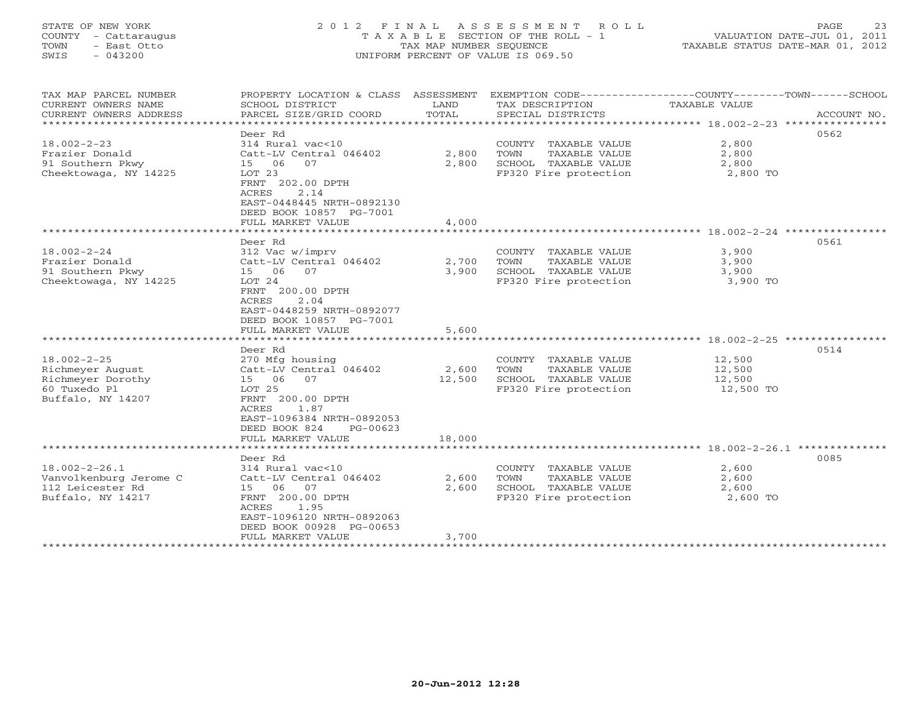STATE OF NEW YORK
COUNTY - Cattaraugus
TOWN - East Otto
SWIS - 043200

2012 FINAL ASSESSMENT ROLL
TAXABLE SECTION OF THE ROLL - 1
TAX MAP NUMBER SEQUENCE
UNIFORM PERCENT OF VALUE IS 069.50

VALUATION DATE-JUL 01, 2011
TAXABLE STATUS DATE-MAR 01, 2012

| TAX MAP PARCEL NUMBER / CURRENT OWNERS NAME / CURRENT OWNERS ADDRESS | PROPERTY LOCATION & CLASS / SCHOOL DISTRICT / PARCEL SIZE/GRID COORD | ASSESSMENT LAND | TOTAL | EXEMPTION CODE / TAX DESCRIPTION / SPECIAL DISTRICTS | TAXABLE VALUE (COUNTY / TOWN / SCHOOL) | ACCOUNT NO. |
|---|---|---|---|---|---|---|
| **18.002-2-23** | Deer Rd | | | | | 0562 |
| 18.002-2-23 | 314 Rural vac<10 | | | COUNTY TAXABLE VALUE | 2,800 | |
| Frazier Donald | Catt-LV Central 046402 | 2,800 | | TOWN TAXABLE VALUE | 2,800 | |
| 91 Southern Pkwy | 15 06 07 | | 2,800 | SCHOOL TAXABLE VALUE | 2,800 | |
| Cheektowaga, NY 14225 | LOT 23 | | | FP320 Fire protection | 2,800 TO | |
| | FRNT 202.00 DPTH | | | | | |
| | ACRES 2.14 | | | | | |
| | EAST-0448445 NRTH-0892130 | | | | | |
| | DEED BOOK 10857 PG-7001 | | | | | |
| | FULL MARKET VALUE | | 4,000 | | | |
| **18.002-2-24** | Deer Rd | | | | | 0561 |
| 18.002-2-24 | 312 Vac w/imprv | | | COUNTY TAXABLE VALUE | 3,900 | |
| Frazier Donald | Catt-LV Central 046402 | 2,700 | | TOWN TAXABLE VALUE | 3,900 | |
| 91 Southern Pkwy | 15 06 07 | | 3,900 | SCHOOL TAXABLE VALUE | 3,900 | |
| Cheektowaga, NY 14225 | LOT 24 | | | FP320 Fire protection | 3,900 TO | |
| | FRNT 200.00 DPTH | | | | | |
| | ACRES 2.04 | | | | | |
| | EAST-0448259 NRTH-0892077 | | | | | |
| | DEED BOOK 10857 PG-7001 | | | | | |
| | FULL MARKET VALUE | | 5,600 | | | |
| **18.002-2-25** | Deer Rd | | | | | 0514 |
| 18.002-2-25 | 270 Mfg housing | | | COUNTY TAXABLE VALUE | 12,500 | |
| Richmeyer August | Catt-LV Central 046402 | 2,600 | | TOWN TAXABLE VALUE | 12,500 | |
| Richmeyer Dorothy | 15 06 07 | | 12,500 | SCHOOL TAXABLE VALUE | 12,500 | |
| 60 Tuxedo Pl | LOT 25 | | | FP320 Fire protection | 12,500 TO | |
| Buffalo, NY 14207 | FRNT 200.00 DPTH | | | | | |
| | ACRES 1.87 | | | | | |
| | EAST-1096384 NRTH-0892053 | | | | | |
| | DEED BOOK 824 PG-00623 | | | | | |
| | FULL MARKET VALUE | | 18,000 | | | |
| **18.002-2-26.1** | Deer Rd | | | | | 0085 |
| 18.002-2-26.1 | 314 Rural vac<10 | | | COUNTY TAXABLE VALUE | 2,600 | |
| Vanvolkenburg Jerome C | Catt-LV Central 046402 | 2,600 | | TOWN TAXABLE VALUE | 2,600 | |
| 112 Leicester Rd | 15 06 07 | | 2,600 | SCHOOL TAXABLE VALUE | 2,600 | |
| Buffalo, NY 14217 | FRNT 200.00 DPTH | | | FP320 Fire protection | 2,600 TO | |
| | ACRES 1.95 | | | | | |
| | EAST-1096120 NRTH-0892063 | | | | | |
| | DEED BOOK 00928 PG-00653 | | | | | |
| | FULL MARKET VALUE | | 3,700 | | | |

20-Jun-2012 12:28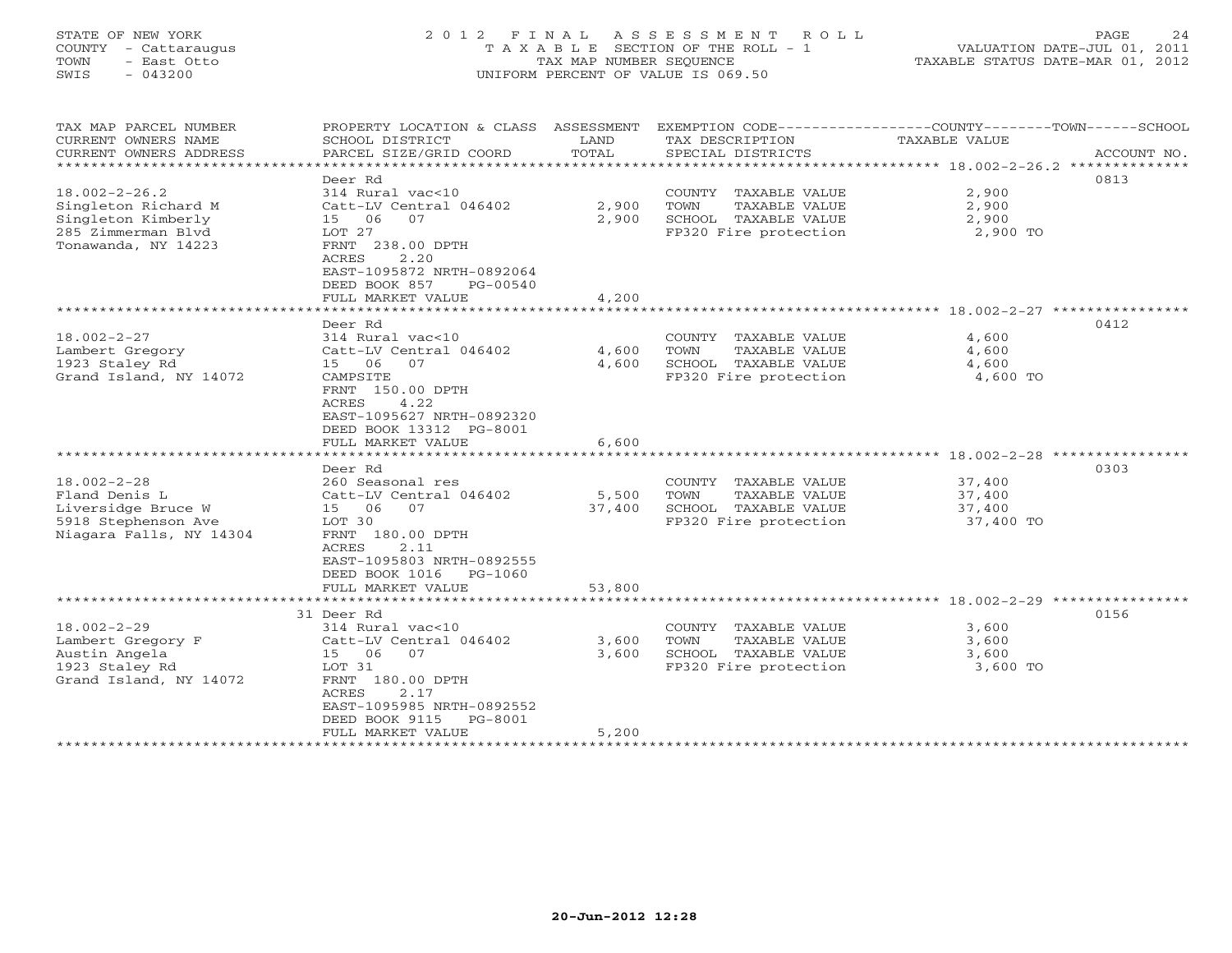STATE OF NEW YORK
COUNTY - Cattaraugus
TOWN - East Otto
SWIS - 043200

2 0 1 2 F I N A L A S S E S S M E N T R O L L
T A X A B L E SECTION OF THE ROLL - 1
TAX MAP NUMBER SEQUENCE
UNIFORM PERCENT OF VALUE IS 069.50

VALUATION DATE-JUL 01, 2011
TAXABLE STATUS DATE-MAR 01, 2012

| TAX MAP PARCEL NUMBER / CURRENT OWNERS NAME / CURRENT OWNERS ADDRESS | PROPERTY LOCATION & CLASS / SCHOOL DISTRICT / PARCEL SIZE/GRID COORD | ASSESSMENT LAND / TOTAL | EXEMPTION CODE / TAX DESCRIPTION / SPECIAL DISTRICTS | TAXABLE VALUE (COUNTY / TOWN / SCHOOL) | ACCOUNT NO. |
|---|---|---|---|---|---|
| 18.002-2-26.2 | Deer Rd | | | | 0813 |
| Singleton Richard M | 314 Rural vac<10 | | COUNTY TAXABLE VALUE | 2,900 | |
| Singleton Kimberly | Catt-LV Central 046402 | 2,900 | TOWN TAXABLE VALUE | 2,900 | |
| 285 Zimmerman Blvd | 15 06 07 | 2,900 | SCHOOL TAXABLE VALUE | 2,900 | |
| Tonawanda, NY 14223 | LOT 27 | | FP320 Fire protection | 2,900 TO | |
| | FRNT 238.00 DPTH | | | | |
| | ACRES 2.20 | | | | |
| | EAST-1095872 NRTH-0892064 | | | | |
| | DEED BOOK 857 PG-00540 | | | | |
| | FULL MARKET VALUE | 4,200 | | | |
| 18.002-2-27 | Deer Rd | | | | 0412 |
| Lambert Gregory | 314 Rural vac<10 | | COUNTY TAXABLE VALUE | 4,600 | |
| 1923 Staley Rd | Catt-LV Central 046402 | 4,600 | TOWN TAXABLE VALUE | 4,600 | |
| Grand Island, NY 14072 | 15 06 07 | 4,600 | SCHOOL TAXABLE VALUE | 4,600 | |
| | CAMPSITE | | FP320 Fire protection | 4,600 TO | |
| | FRNT 150.00 DPTH | | | | |
| | ACRES 4.22 | | | | |
| | EAST-1095627 NRTH-0892320 | | | | |
| | DEED BOOK 13312 PG-8001 | | | | |
| | FULL MARKET VALUE | 6,600 | | | |
| 18.002-2-28 | Deer Rd | | | | 0303 |
| Fland Denis L | 260 Seasonal res | | COUNTY TAXABLE VALUE | 37,400 | |
| Liversidge Bruce W | Catt-LV Central 046402 | 5,500 | TOWN TAXABLE VALUE | 37,400 | |
| 5918 Stephenson Ave | 15 06 07 | 37,400 | SCHOOL TAXABLE VALUE | 37,400 | |
| Niagara Falls, NY 14304 | LOT 30 | | FP320 Fire protection | 37,400 TO | |
| | FRNT 180.00 DPTH | | | | |
| | ACRES 2.11 | | | | |
| | EAST-1095803 NRTH-0892555 | | | | |
| | DEED BOOK 1016 PG-1060 | | | | |
| | FULL MARKET VALUE | 53,800 | | | |
| 18.002-2-29 | 31 Deer Rd | | | | 0156 |
| Lambert Gregory F | 314 Rural vac<10 | | COUNTY TAXABLE VALUE | 3,600 | |
| Austin Angela | Catt-LV Central 046402 | 3,600 | TOWN TAXABLE VALUE | 3,600 | |
| 1923 Staley Rd | 15 06 07 | 3,600 | SCHOOL TAXABLE VALUE | 3,600 | |
| Grand Island, NY 14072 | LOT 31 | | FP320 Fire protection | 3,600 TO | |
| | FRNT 180.00 DPTH | | | | |
| | ACRES 2.17 | | | | |
| | EAST-1095985 NRTH-0892552 | | | | |
| | DEED BOOK 9115 PG-8001 | | | | |
| | FULL MARKET VALUE | 5,200 | | | |

20-Jun-2012 12:28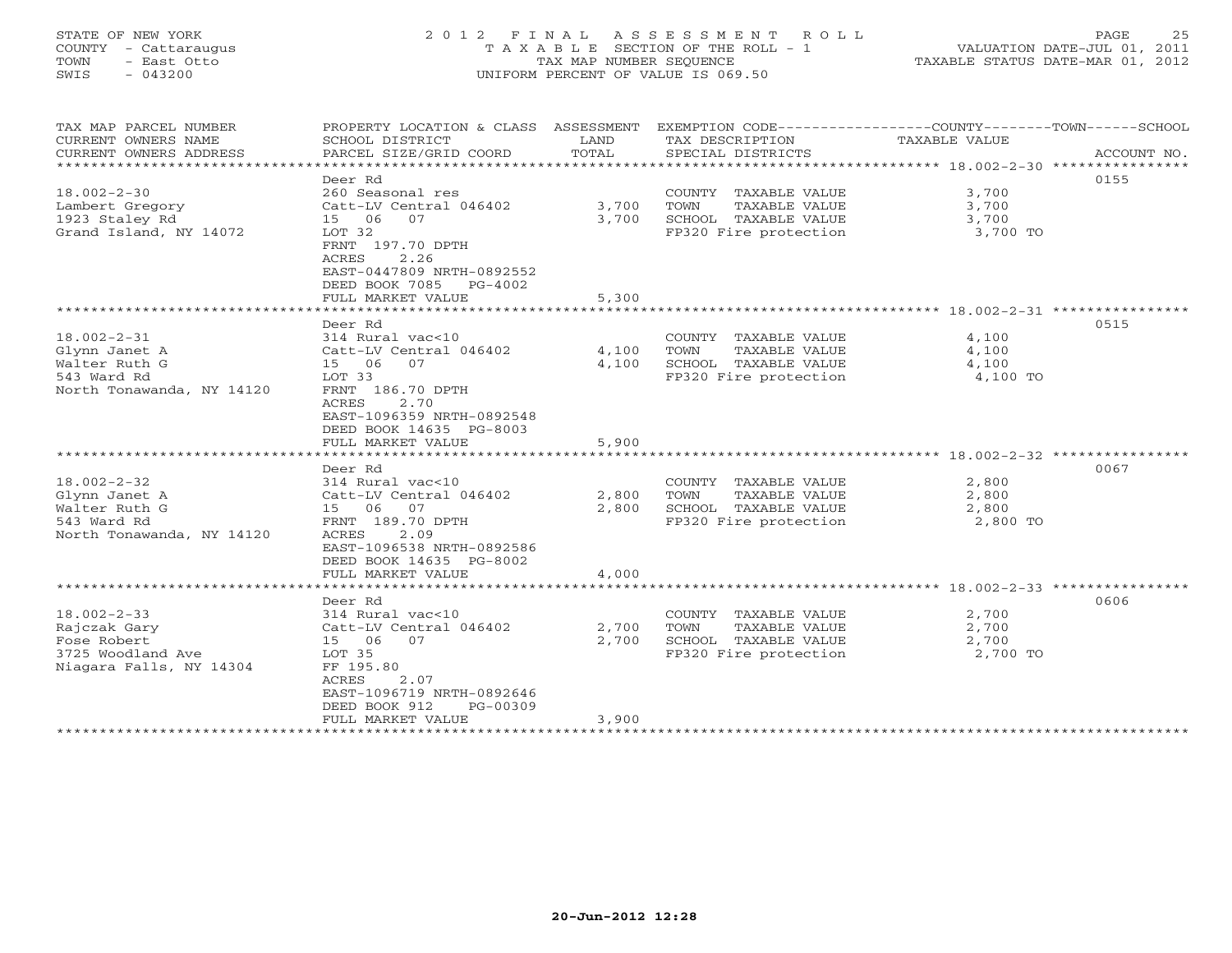STATE OF NEW YORK
COUNTY - Cattaraugus
TOWN - East Otto
SWIS - 043200

# 2012 FINAL ASSESSMENT ROLL

TAXABLE SECTION OF THE ROLL - 1
TAX MAP NUMBER SEQUENCE
UNIFORM PERCENT OF VALUE IS 069.50

VALUATION DATE-JUL 01, 2011
TAXABLE STATUS DATE-MAR 01, 2012

| TAX MAP PARCEL NUMBER / CURRENT OWNERS NAME / CURRENT OWNERS ADDRESS | PROPERTY LOCATION & CLASS / SCHOOL DISTRICT / PARCEL SIZE/GRID COORD | ASSESSMENT LAND / TOTAL | EXEMPTION CODE / TAX DESCRIPTION / SPECIAL DISTRICTS | COUNTY--------TOWN------SCHOOL TAXABLE VALUE | ACCOUNT NO. |
|---|---|---|---|---|---|
| **18.002-2-30** | Deer Rd | | | | 0155 |
| 18.002-2-30 | 260 Seasonal res | | COUNTY TAXABLE VALUE | 3,700 | |
| Lambert Gregory | Catt-LV Central 046402 | 3,700 | TOWN TAXABLE VALUE | 3,700 | |
| 1923 Staley Rd | 15 06 07 | 3,700 | SCHOOL TAXABLE VALUE | 3,700 | |
| Grand Island, NY 14072 | LOT 32 | | FP320 Fire protection | 3,700 TO | |
| | FRNT 197.70 DPTH | | | | |
| | ACRES 2.26 | | | | |
| | EAST-0447809 NRTH-0892552 | | | | |
| | DEED BOOK 7085 PG-4002 | | | | |
| | FULL MARKET VALUE | 5,300 | | | |
| **18.002-2-31** | Deer Rd | | | | 0515 |
| 18.002-2-31 | 314 Rural vac<10 | | COUNTY TAXABLE VALUE | 4,100 | |
| Glynn Janet A | Catt-LV Central 046402 | 4,100 | TOWN TAXABLE VALUE | 4,100 | |
| Walter Ruth G | 15 06 07 | 4,100 | SCHOOL TAXABLE VALUE | 4,100 | |
| 543 Ward Rd | LOT 33 | | FP320 Fire protection | 4,100 TO | |
| North Tonawanda, NY 14120 | FRNT 186.70 DPTH | | | | |
| | ACRES 2.70 | | | | |
| | EAST-1096359 NRTH-0892548 | | | | |
| | DEED BOOK 14635 PG-8003 | | | | |
| | FULL MARKET VALUE | 5,900 | | | |
| **18.002-2-32** | Deer Rd | | | | 0067 |
| 18.002-2-32 | 314 Rural vac<10 | | COUNTY TAXABLE VALUE | 2,800 | |
| Glynn Janet A | Catt-LV Central 046402 | 2,800 | TOWN TAXABLE VALUE | 2,800 | |
| Walter Ruth G | 15 06 07 | 2,800 | SCHOOL TAXABLE VALUE | 2,800 | |
| 543 Ward Rd | FRNT 189.70 DPTH | | FP320 Fire protection | 2,800 TO | |
| North Tonawanda, NY 14120 | ACRES 2.09 | | | | |
| | EAST-1096538 NRTH-0892586 | | | | |
| | DEED BOOK 14635 PG-8002 | | | | |
| | FULL MARKET VALUE | 4,000 | | | |
| **18.002-2-33** | Deer Rd | | | | 0606 |
| 18.002-2-33 | 314 Rural vac<10 | | COUNTY TAXABLE VALUE | 2,700 | |
| Rajczak Gary | Catt-LV Central 046402 | 2,700 | TOWN TAXABLE VALUE | 2,700 | |
| Fose Robert | 15 06 07 | 2,700 | SCHOOL TAXABLE VALUE | 2,700 | |
| 3725 Woodland Ave | LOT 35 | | FP320 Fire protection | 2,700 TO | |
| Niagara Falls, NY 14304 | FF 195.80 | | | | |
| | ACRES 2.07 | | | | |
| | EAST-1096719 NRTH-0892646 | | | | |
| | DEED BOOK 912 PG-00309 | | | | |
| | FULL MARKET VALUE | 3,900 | | | |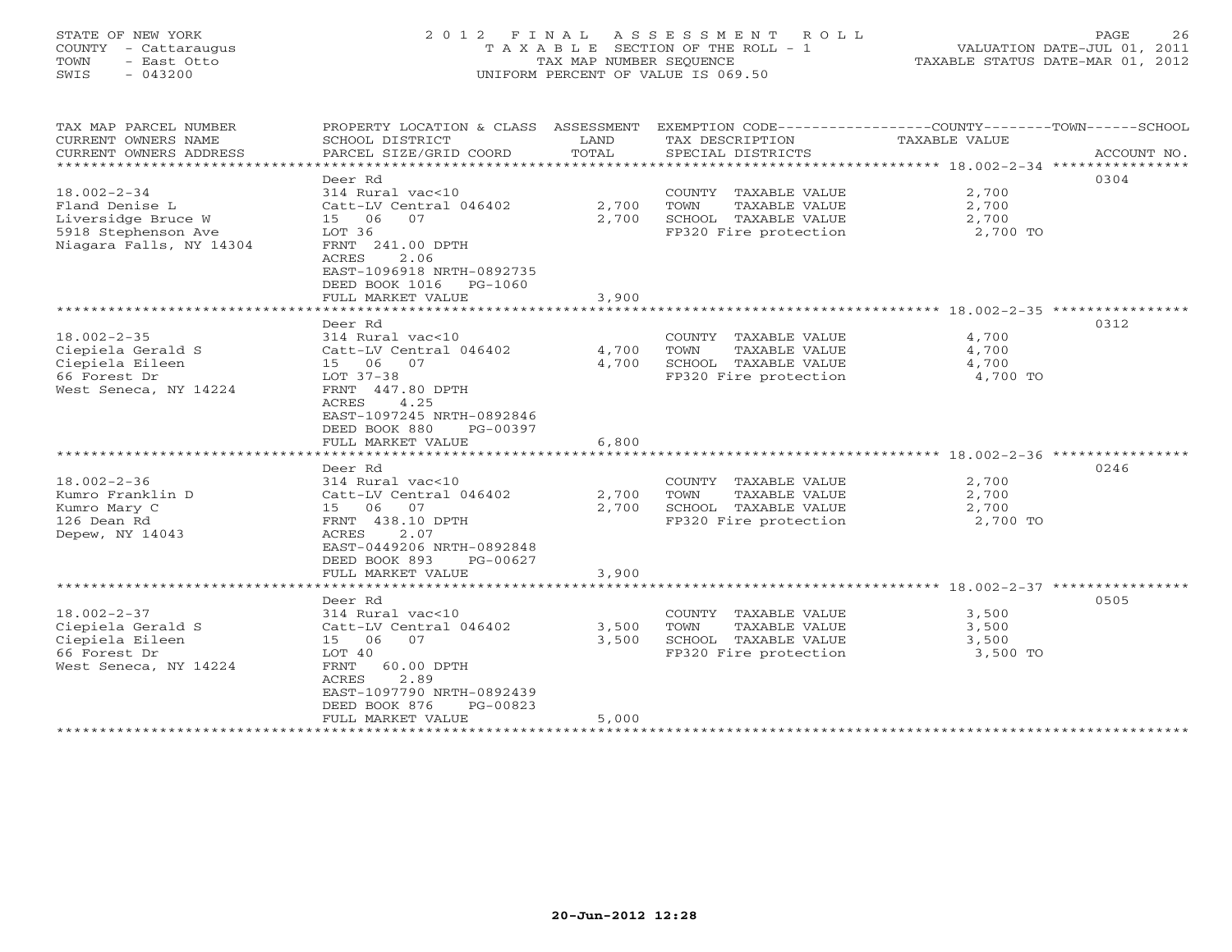STATE OF NEW YORK
COUNTY - Cattaraugus
TOWN - East Otto
SWIS - 043200

# 2012 FINAL ASSESSMENT ROLL
TAXABLE SECTION OF THE ROLL - 1
TAX MAP NUMBER SEQUENCE
UNIFORM PERCENT OF VALUE IS 069.50

VALUATION DATE-JUL 01, 2011
TAXABLE STATUS DATE-MAR 01, 2012

| TAX MAP PARCEL NUMBER / CURRENT OWNERS NAME / CURRENT OWNERS ADDRESS | PROPERTY LOCATION & CLASS / SCHOOL DISTRICT / PARCEL SIZE/GRID COORD | ASSESSMENT LAND | TOTAL | EXEMPTION CODE / TAX DESCRIPTION / SPECIAL DISTRICTS | TAXABLE VALUE (COUNTY / TOWN / SCHOOL) | ACCOUNT NO. |
|---|---|---|---|---|---|---|
| 18.002-2-34 | Deer Rd | | | | | 0304 |
| 18.002-2-34 | 314 Rural vac<10 | | | COUNTY TAXABLE VALUE | 2,700 | |
| Fland Denise L | Catt-LV Central 046402 | 2,700 | | TOWN TAXABLE VALUE | 2,700 | |
| Liversidge Bruce W | 15 06 07 | | 2,700 | SCHOOL TAXABLE VALUE | 2,700 | |
| 5918 Stephenson Ave | LOT 36 | | | FP320 Fire protection | 2,700 TO | |
| Niagara Falls, NY 14304 | FRNT 241.00 DPTH | | | | | |
| | ACRES 2.06 | | | | | |
| | EAST-1096918 NRTH-0892735 | | | | | |
| | DEED BOOK 1016 PG-1060 | | | | | |
| | FULL MARKET VALUE | | 3,900 | | | |
| 18.002-2-35 | Deer Rd | | | | | 0312 |
| 18.002-2-35 | 314 Rural vac<10 | | | COUNTY TAXABLE VALUE | 4,700 | |
| Ciepiela Gerald S | Catt-LV Central 046402 | 4,700 | | TOWN TAXABLE VALUE | 4,700 | |
| Ciepiela Eileen | 15 06 07 | | 4,700 | SCHOOL TAXABLE VALUE | 4,700 | |
| 66 Forest Dr | LOT 37-38 | | | FP320 Fire protection | 4,700 TO | |
| West Seneca, NY 14224 | FRNT 447.80 DPTH | | | | | |
| | ACRES 4.25 | | | | | |
| | EAST-1097245 NRTH-0892846 | | | | | |
| | DEED BOOK 880 PG-00397 | | | | | |
| | FULL MARKET VALUE | | 6,800 | | | |
| 18.002-2-36 | Deer Rd | | | | | 0246 |
| 18.002-2-36 | 314 Rural vac<10 | | | COUNTY TAXABLE VALUE | 2,700 | |
| Kumro Franklin D | Catt-LV Central 046402 | 2,700 | | TOWN TAXABLE VALUE | 2,700 | |
| Kumro Mary C | 15 06 07 | | 2,700 | SCHOOL TAXABLE VALUE | 2,700 | |
| 126 Dean Rd | FRNT 438.10 DPTH | | | FP320 Fire protection | 2,700 TO | |
| Depew, NY 14043 | ACRES 2.07 | | | | | |
| | EAST-0449206 NRTH-0892848 | | | | | |
| | DEED BOOK 893 PG-00627 | | | | | |
| | FULL MARKET VALUE | | 3,900 | | | |
| 18.002-2-37 | Deer Rd | | | | | 0505 |
| 18.002-2-37 | 314 Rural vac<10 | | | COUNTY TAXABLE VALUE | 3,500 | |
| Ciepiela Gerald S | Catt-LV Central 046402 | 3,500 | | TOWN TAXABLE VALUE | 3,500 | |
| Ciepiela Eileen | 15 06 07 | | 3,500 | SCHOOL TAXABLE VALUE | 3,500 | |
| 66 Forest Dr | LOT 40 | | | FP320 Fire protection | 3,500 TO | |
| West Seneca, NY 14224 | FRNT 60.00 DPTH | | | | | |
| | ACRES 2.89 | | | | | |
| | EAST-1097790 NRTH-0892439 | | | | | |
| | DEED BOOK 876 PG-00823 | | | | | |
| | FULL MARKET VALUE | | 5,000 | | | |

20-Jun-2012 12:28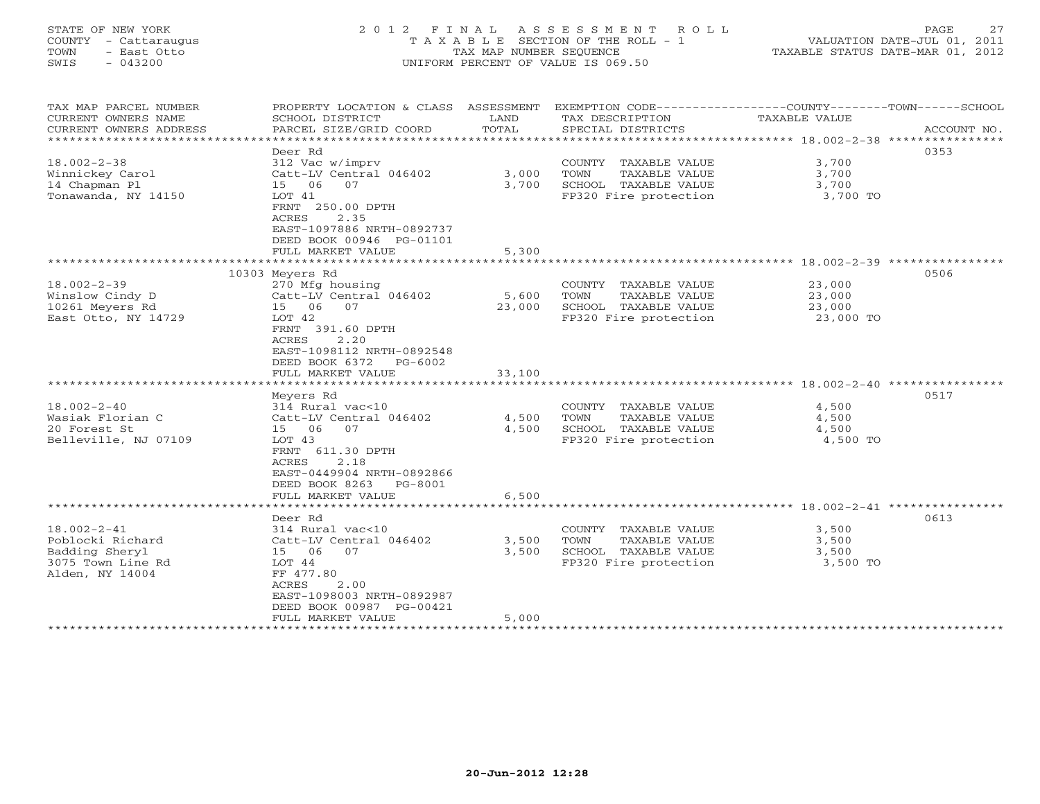STATE OF NEW YORK
COUNTY - Cattaraugus
TOWN - East Otto
SWIS - 043200

2 0 1 2 F I N A L A S S E S S M E N T R O L L
T A X A B L E SECTION OF THE ROLL - 1
TAX MAP NUMBER SEQUENCE
UNIFORM PERCENT OF VALUE IS 069.50

VALUATION DATE-JUL 01, 2011
TAXABLE STATUS DATE-MAR 01, 2012

| TAX MAP PARCEL NUMBER / CURRENT OWNERS NAME / CURRENT OWNERS ADDRESS | PROPERTY LOCATION & CLASS / SCHOOL DISTRICT / PARCEL SIZE/GRID COORD | ASSESSMENT LAND | TOTAL | EXEMPTION CODE / TAX DESCRIPTION / SPECIAL DISTRICTS | COUNTY--------TOWN------SCHOOL TAXABLE VALUE | ACCOUNT NO. |
|---|---|---|---|---|---|---|
| 18.002-2-38 | Deer Rd | | | | | 0353 |
| 18.002-2-38 | 312 Vac w/imprv | | | COUNTY TAXABLE VALUE | 3,700 | |
| Winnickey Carol | Catt-LV Central 046402 | 3,000 | | TOWN TAXABLE VALUE | 3,700 | |
| 14 Chapman Pl | 15 06 07 | | 3,700 | SCHOOL TAXABLE VALUE | 3,700 | |
| Tonawanda, NY 14150 | LOT 41 | | | FP320 Fire protection | 3,700 TO | |
| | FRNT 250.00 DPTH | | | | | |
| | ACRES 2.35 | | | | | |
| | EAST-1097886 NRTH-0892737 | | | | | |
| | DEED BOOK 00946 PG-01101 | | | | | |
| | FULL MARKET VALUE | | 5,300 | | | |
| 18.002-2-39 | 10303 Meyers Rd | | | | | 0506 |
| 18.002-2-39 | 270 Mfg housing | | | COUNTY TAXABLE VALUE | 23,000 | |
| Winslow Cindy D | Catt-LV Central 046402 | 5,600 | | TOWN TAXABLE VALUE | 23,000 | |
| 10261 Meyers Rd | 15 06 07 | | 23,000 | SCHOOL TAXABLE VALUE | 23,000 | |
| East Otto, NY 14729 | LOT 42 | | | FP320 Fire protection | 23,000 TO | |
| | FRNT 391.60 DPTH | | | | | |
| | ACRES 2.20 | | | | | |
| | EAST-1098112 NRTH-0892548 | | | | | |
| | DEED BOOK 6372 PG-6002 | | | | | |
| | FULL MARKET VALUE | | 33,100 | | | |
| 18.002-2-40 | Meyers Rd | | | | | 0517 |
| 18.002-2-40 | 314 Rural vac<10 | | | COUNTY TAXABLE VALUE | 4,500 | |
| Wasiak Florian C | Catt-LV Central 046402 | 4,500 | | TOWN TAXABLE VALUE | 4,500 | |
| 20 Forest St | 15 06 07 | | 4,500 | SCHOOL TAXABLE VALUE | 4,500 | |
| Belleville, NJ 07109 | LOT 43 | | | FP320 Fire protection | 4,500 TO | |
| | FRNT 611.30 DPTH | | | | | |
| | ACRES 2.18 | | | | | |
| | EAST-0449904 NRTH-0892866 | | | | | |
| | DEED BOOK 8263 PG-8001 | | | | | |
| | FULL MARKET VALUE | | 6,500 | | | |
| 18.002-2-41 | Deer Rd | | | | | 0613 |
| 18.002-2-41 | 314 Rural vac<10 | | | COUNTY TAXABLE VALUE | 3,500 | |
| Poblocki Richard | Catt-LV Central 046402 | 3,500 | | TOWN TAXABLE VALUE | 3,500 | |
| Badding Sheryl | 15 06 07 | | 3,500 | SCHOOL TAXABLE VALUE | 3,500 | |
| 3075 Town Line Rd | LOT 44 | | | FP320 Fire protection | 3,500 TO | |
| Alden, NY 14004 | FF 477.80 | | | | | |
| | ACRES 2.00 | | | | | |
| | EAST-1098003 NRTH-0892987 | | | | | |
| | DEED BOOK 00987 PG-00421 | | | | | |
| | FULL MARKET VALUE | | 5,000 | | | |

20-Jun-2012 12:28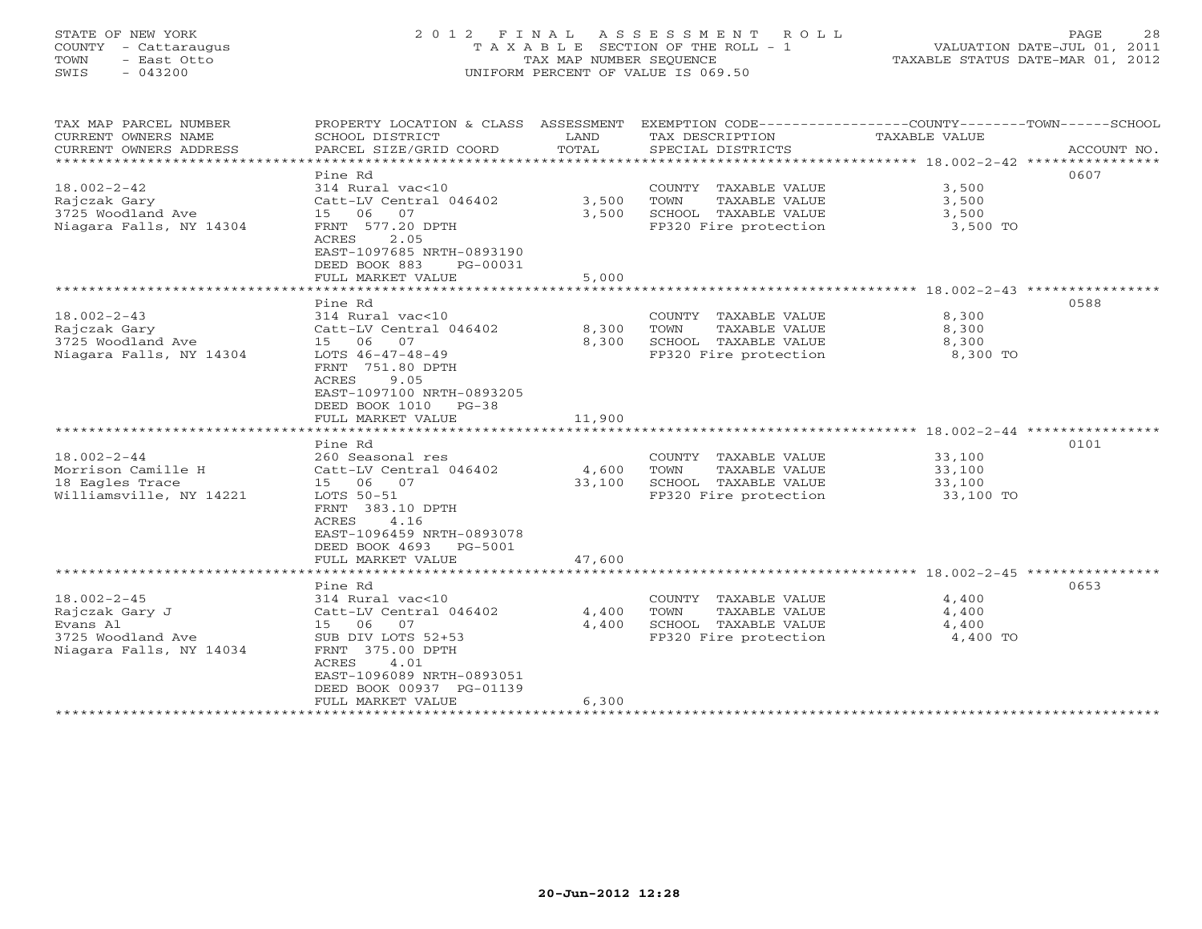STATE OF NEW YORK
COUNTY - Cattaraugus
TOWN - East Otto
SWIS - 043200

# 2012 FINAL ASSESSMENT ROLL

TAXABLE SECTION OF THE ROLL - 1
TAX MAP NUMBER SEQUENCE
UNIFORM PERCENT OF VALUE IS 069.50

VALUATION DATE-JUL 01, 2011
TAXABLE STATUS DATE-MAR 01, 2012

| TAX MAP PARCEL NUMBER / CURRENT OWNERS NAME / CURRENT OWNERS ADDRESS | PROPERTY LOCATION & CLASS / SCHOOL DISTRICT / PARCEL SIZE/GRID COORD | ASSESSMENT LAND / TOTAL | EXEMPTION CODE / TAX DESCRIPTION / SPECIAL DISTRICTS | TAXABLE VALUE (COUNTY / TOWN / SCHOOL) | ACCOUNT NO. |
|---|---|---|---|---|---|
| 18.002-2-42 | Pine Rd | | | | 0607 |
| 18.002-2-42 | 314 Rural vac<10 | | COUNTY TAXABLE VALUE | 3,500 | |
| Rajczak Gary | Catt-LV Central 046402 | 3,500 | TOWN TAXABLE VALUE | 3,500 | |
| 3725 Woodland Ave | 15 06 07 | 3,500 | SCHOOL TAXABLE VALUE | 3,500 | |
| Niagara Falls, NY 14304 | FRNT 577.20 DPTH | | FP320 Fire protection | 3,500 TO | |
| | ACRES 2.05 | | | | |
| | EAST-1097685 NRTH-0893190 | | | | |
| | DEED BOOK 883 PG-00031 | | | | |
| | FULL MARKET VALUE | 5,000 | | | |
| 18.002-2-43 | Pine Rd | | | | 0588 |
| 18.002-2-43 | 314 Rural vac<10 | | COUNTY TAXABLE VALUE | 8,300 | |
| Rajczak Gary | Catt-LV Central 046402 | 8,300 | TOWN TAXABLE VALUE | 8,300 | |
| 3725 Woodland Ave | 15 06 07 | 8,300 | SCHOOL TAXABLE VALUE | 8,300 | |
| Niagara Falls, NY 14304 | LOTS 46-47-48-49 | | FP320 Fire protection | 8,300 TO | |
| | FRNT 751.80 DPTH | | | | |
| | ACRES 9.05 | | | | |
| | EAST-1097100 NRTH-0893205 | | | | |
| | DEED BOOK 1010 PG-38 | | | | |
| | FULL MARKET VALUE | 11,900 | | | |
| 18.002-2-44 | Pine Rd | | | | 0101 |
| 18.002-2-44 | 260 Seasonal res | | COUNTY TAXABLE VALUE | 33,100 | |
| Morrison Camille H | Catt-LV Central 046402 | 4,600 | TOWN TAXABLE VALUE | 33,100 | |
| 18 Eagles Trace | 15 06 07 | 33,100 | SCHOOL TAXABLE VALUE | 33,100 | |
| Williamsville, NY 14221 | LOTS 50-51 | | FP320 Fire protection | 33,100 TO | |
| | FRNT 383.10 DPTH | | | | |
| | ACRES 4.16 | | | | |
| | EAST-1096459 NRTH-0893078 | | | | |
| | DEED BOOK 4693 PG-5001 | | | | |
| | FULL MARKET VALUE | 47,600 | | | |
| 18.002-2-45 | Pine Rd | | | | 0653 |
| 18.002-2-45 | 314 Rural vac<10 | | COUNTY TAXABLE VALUE | 4,400 | |
| Rajczak Gary J | Catt-LV Central 046402 | 4,400 | TOWN TAXABLE VALUE | 4,400 | |
| Evans Al | 15 06 07 | 4,400 | SCHOOL TAXABLE VALUE | 4,400 | |
| 3725 Woodland Ave | SUB DIV LOTS 52+53 | | FP320 Fire protection | 4,400 TO | |
| Niagara Falls, NY 14034 | FRNT 375.00 DPTH | | | | |
| | ACRES 4.01 | | | | |
| | EAST-1096089 NRTH-0893051 | | | | |
| | DEED BOOK 00937 PG-01139 | | | | |
| | FULL MARKET VALUE | 6,300 | | | |

20-Jun-2012 12:28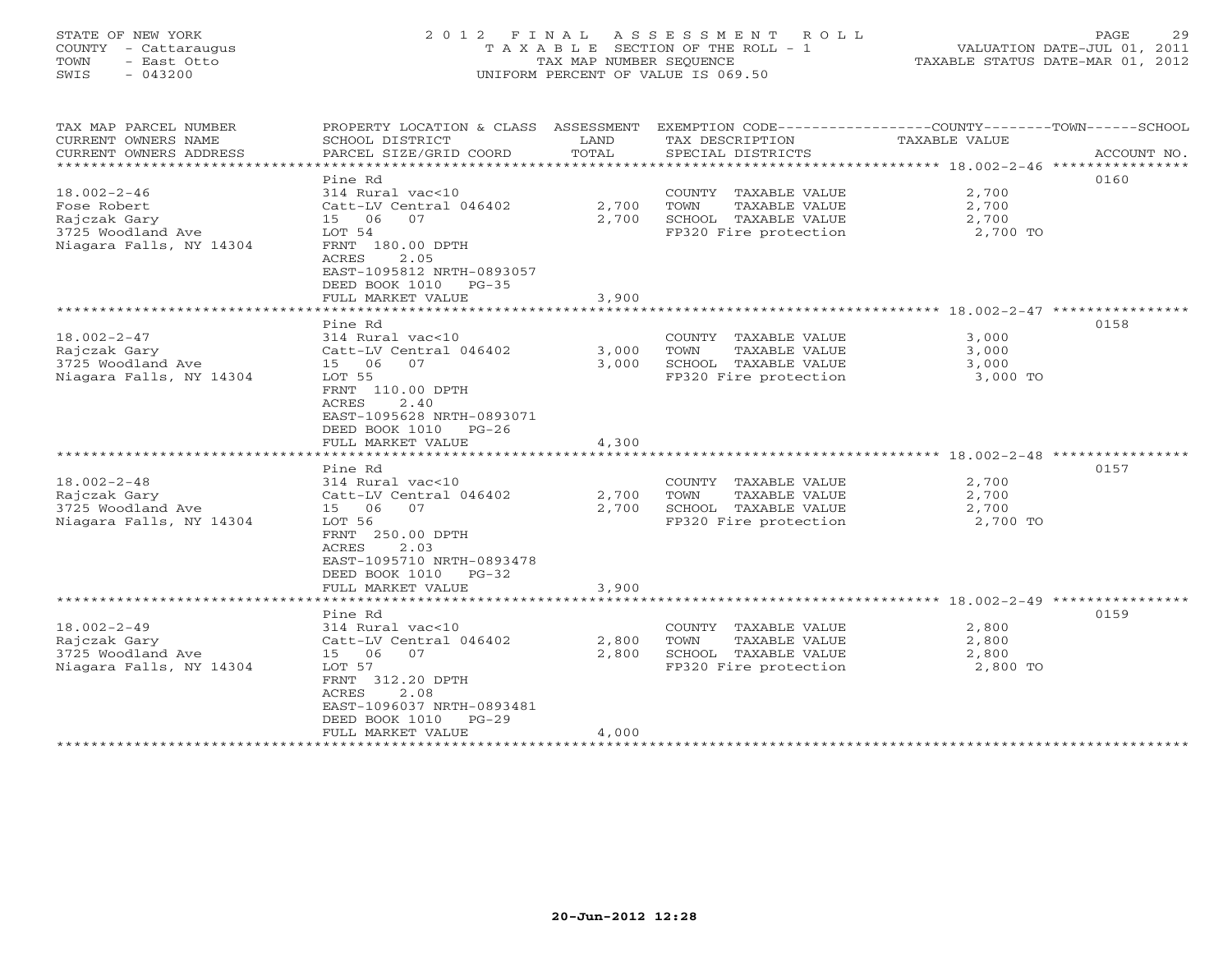STATE OF NEW YORK
COUNTY - Cattaraugus
TOWN - East Otto
SWIS - 043200

2012 FINAL ASSESSMENT ROLL
TAXABLE SECTION OF THE ROLL - 1
TAX MAP NUMBER SEQUENCE
UNIFORM PERCENT OF VALUE IS 069.50

VALUATION DATE-JUL 01, 2011
TAXABLE STATUS DATE-MAR 01, 2012

| TAX MAP PARCEL NUMBER / CURRENT OWNERS NAME / CURRENT OWNERS ADDRESS | PROPERTY LOCATION & CLASS / SCHOOL DISTRICT / PARCEL SIZE/GRID COORD | ASSESSMENT LAND | TOTAL | EXEMPTION CODE / TAX DESCRIPTION / SPECIAL DISTRICTS | TAXABLE VALUE | ACCOUNT NO. |
|---|---|---|---|---|---|---|
| 18.002-2-46 | Pine Rd | | | | | 0160 |
| Fose Robert | 314 Rural vac<10 | | | COUNTY TAXABLE VALUE | 2,700 | |
| Rajczak Gary | Catt-LV Central 046402 | 2,700 | | TOWN TAXABLE VALUE | 2,700 | |
| 3725 Woodland Ave | 15 06 07 | | 2,700 | SCHOOL TAXABLE VALUE | 2,700 | |
| Niagara Falls, NY 14304 | LOT 54 | | | FP320 Fire protection | 2,700 TO | |
| | FRNT 180.00 DPTH | | | | | |
| | ACRES 2.05 | | | | | |
| | EAST-1095812 NRTH-0893057 | | | | | |
| | DEED BOOK 1010 PG-35 | | | | | |
| | FULL MARKET VALUE | | 3,900 | | | |
| 18.002-2-47 | Pine Rd | | | | | 0158 |
| Rajczak Gary | 314 Rural vac<10 | | | COUNTY TAXABLE VALUE | 3,000 | |
| 3725 Woodland Ave | Catt-LV Central 046402 | 3,000 | | TOWN TAXABLE VALUE | 3,000 | |
| Niagara Falls, NY 14304 | 15 06 07 | | 3,000 | SCHOOL TAXABLE VALUE | 3,000 | |
| | LOT 55 | | | FP320 Fire protection | 3,000 TO | |
| | FRNT 110.00 DPTH | | | | | |
| | ACRES 2.40 | | | | | |
| | EAST-1095628 NRTH-0893071 | | | | | |
| | DEED BOOK 1010 PG-26 | | | | | |
| | FULL MARKET VALUE | | 4,300 | | | |
| 18.002-2-48 | Pine Rd | | | | | 0157 |
| Rajczak Gary | 314 Rural vac<10 | | | COUNTY TAXABLE VALUE | 2,700 | |
| 3725 Woodland Ave | Catt-LV Central 046402 | 2,700 | | TOWN TAXABLE VALUE | 2,700 | |
| Niagara Falls, NY 14304 | 15 06 07 | | 2,700 | SCHOOL TAXABLE VALUE | 2,700 | |
| | LOT 56 | | | FP320 Fire protection | 2,700 TO | |
| | FRNT 250.00 DPTH | | | | | |
| | ACRES 2.03 | | | | | |
| | EAST-1095710 NRTH-0893478 | | | | | |
| | DEED BOOK 1010 PG-32 | | | | | |
| | FULL MARKET VALUE | | 3,900 | | | |
| 18.002-2-49 | Pine Rd | | | | | 0159 |
| Rajczak Gary | 314 Rural vac<10 | | | COUNTY TAXABLE VALUE | 2,800 | |
| 3725 Woodland Ave | Catt-LV Central 046402 | 2,800 | | TOWN TAXABLE VALUE | 2,800 | |
| Niagara Falls, NY 14304 | 15 06 07 | | 2,800 | SCHOOL TAXABLE VALUE | 2,800 | |
| | LOT 57 | | | FP320 Fire protection | 2,800 TO | |
| | FRNT 312.20 DPTH | | | | | |
| | ACRES 2.08 | | | | | |
| | EAST-1096037 NRTH-0893481 | | | | | |
| | DEED BOOK 1010 PG-29 | | | | | |
| | FULL MARKET VALUE | | 4,000 | | | |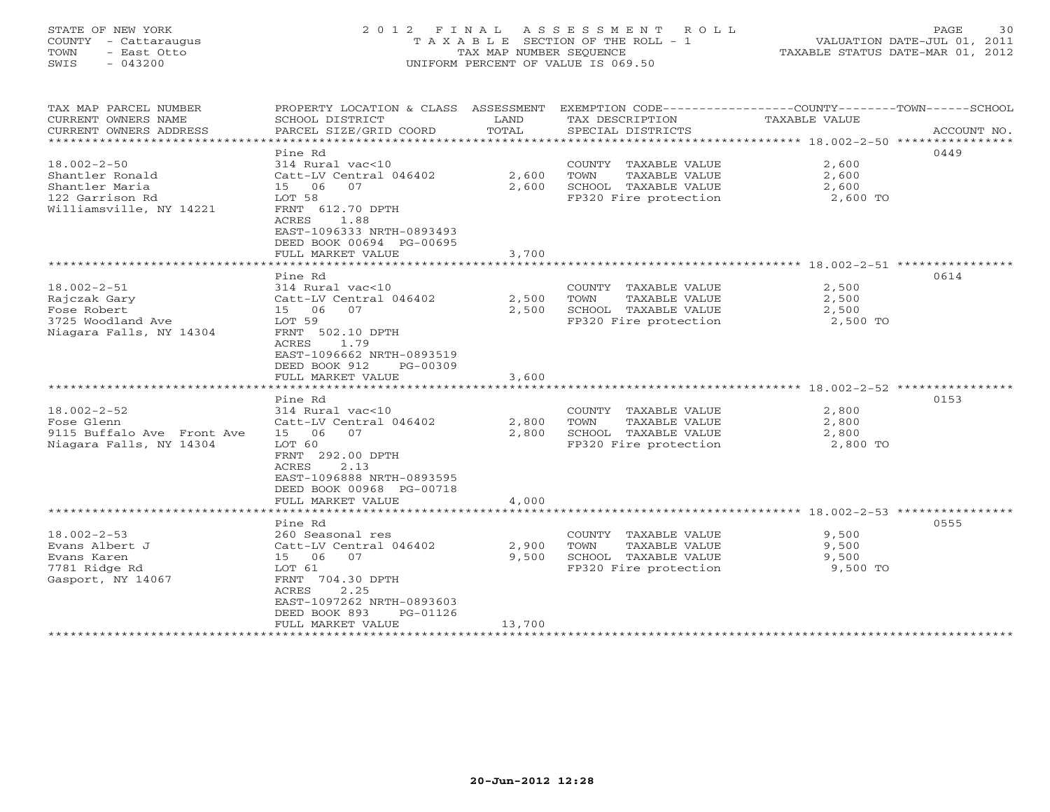STATE OF NEW YORK
COUNTY - Cattaraugus
TOWN - East Otto
SWIS - 043200

# 2012 FINAL ASSESSMENT ROLL

TAXABLE SECTION OF THE ROLL - 1
TAX MAP NUMBER SEQUENCE
UNIFORM PERCENT OF VALUE IS 069.50

VALUATION DATE-JUL 01, 2011
TAXABLE STATUS DATE-MAR 01, 2012

| TAX MAP PARCEL NUMBER / CURRENT OWNERS NAME / CURRENT OWNERS ADDRESS | PROPERTY LOCATION & CLASS / SCHOOL DISTRICT / PARCEL SIZE/GRID COORD | ASSESSMENT LAND | ASSESSMENT TOTAL | EXEMPTION CODE / TAX DESCRIPTION / SPECIAL DISTRICTS | TAXABLE VALUE (COUNTY--TOWN--SCHOOL) | ACCOUNT NO. |
|---|---|---|---|---|---|---|
| 18.002-2-50 | Pine Rd | | | | | 0449 |
| 18.002-2-50 | 314 Rural vac<10 | | | COUNTY TAXABLE VALUE | 2,600 | |
| Shantler Ronald | Catt-LV Central 046402 | 2,600 | | TOWN TAXABLE VALUE | 2,600 | |
| Shantler Maria | 15 06 07 | | 2,600 | SCHOOL TAXABLE VALUE | 2,600 | |
| 122 Garrison Rd | LOT 58 | | | FP320 Fire protection | 2,600 TO | |
| Williamsville, NY 14221 | FRNT 612.70 DPTH | | | | | |
| | ACRES 1.88 | | | | | |
| | EAST-1096333 NRTH-0893493 | | | | | |
| | DEED BOOK 00694 PG-00695 | | | | | |
| | FULL MARKET VALUE | | 3,700 | | | |
| 18.002-2-51 | Pine Rd | | | | | 0614 |
| 18.002-2-51 | 314 Rural vac<10 | | | COUNTY TAXABLE VALUE | 2,500 | |
| Rajczak Gary | Catt-LV Central 046402 | 2,500 | | TOWN TAXABLE VALUE | 2,500 | |
| Fose Robert | 15 06 07 | | 2,500 | SCHOOL TAXABLE VALUE | 2,500 | |
| 3725 Woodland Ave | LOT 59 | | | FP320 Fire protection | 2,500 TO | |
| Niagara Falls, NY 14304 | FRNT 502.10 DPTH | | | | | |
| | ACRES 1.79 | | | | | |
| | EAST-1096662 NRTH-0893519 | | | | | |
| | DEED BOOK 912 PG-00309 | | | | | |
| | FULL MARKET VALUE | | 3,600 | | | |
| 18.002-2-52 | Pine Rd | | | | | 0153 |
| 18.002-2-52 | 314 Rural vac<10 | | | COUNTY TAXABLE VALUE | 2,800 | |
| Fose Glenn | Catt-LV Central 046402 | 2,800 | | TOWN TAXABLE VALUE | 2,800 | |
| 9115 Buffalo Ave Front Ave | 15 06 07 | | 2,800 | SCHOOL TAXABLE VALUE | 2,800 | |
| Niagara Falls, NY 14304 | LOT 60 | | | FP320 Fire protection | 2,800 TO | |
| | FRNT 292.00 DPTH | | | | | |
| | ACRES 2.13 | | | | | |
| | EAST-1096888 NRTH-0893595 | | | | | |
| | DEED BOOK 00968 PG-00718 | | | | | |
| | FULL MARKET VALUE | | 4,000 | | | |
| 18.002-2-53 | Pine Rd | | | | | 0555 |
| 18.002-2-53 | 260 Seasonal res | | | COUNTY TAXABLE VALUE | 9,500 | |
| Evans Albert J | Catt-LV Central 046402 | 2,900 | | TOWN TAXABLE VALUE | 9,500 | |
| Evans Karen | 15 06 07 | | 9,500 | SCHOOL TAXABLE VALUE | 9,500 | |
| 7781 Ridge Rd | LOT 61 | | | FP320 Fire protection | 9,500 TO | |
| Gasport, NY 14067 | FRNT 704.30 DPTH | | | | | |
| | ACRES 2.25 | | | | | |
| | EAST-1097262 NRTH-0893603 | | | | | |
| | DEED BOOK 893 PG-01126 | | | | | |
| | FULL MARKET VALUE | | 13,700 | | | |

20-Jun-2012 12:28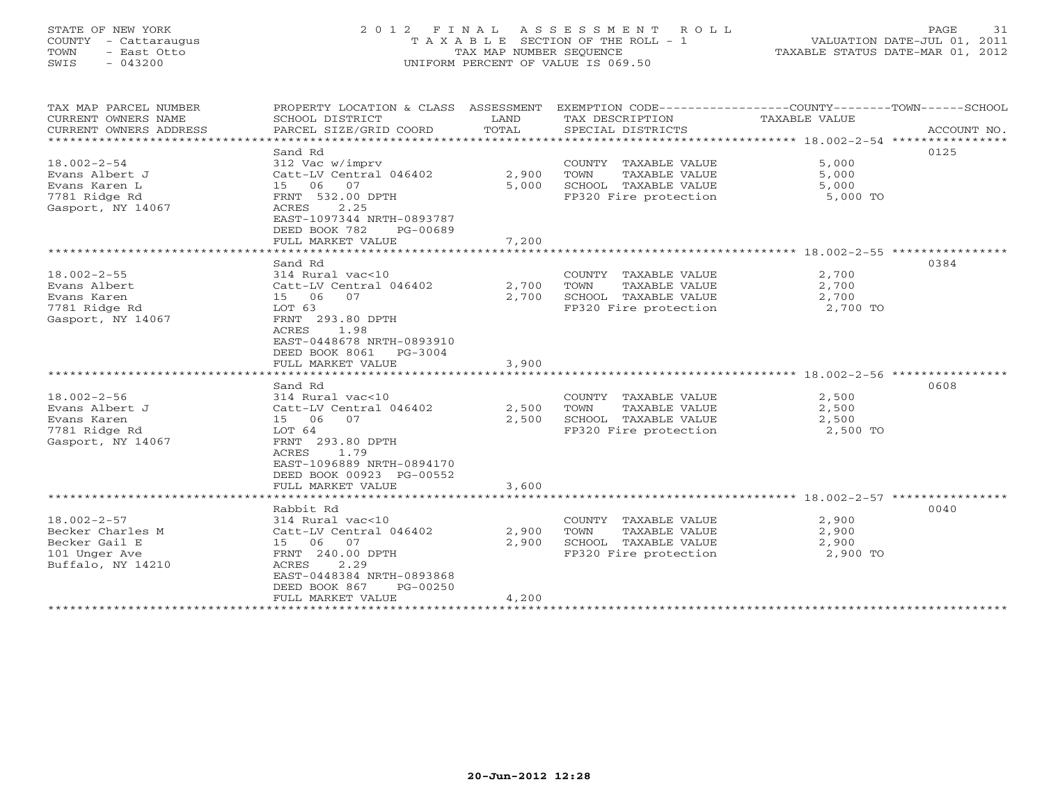STATE OF NEW YORK
COUNTY - Cattaraugus
TOWN - East Otto
SWIS - 043200

# 2012 FINAL ASSESSMENT ROLL
TAXABLE SECTION OF THE ROLL - 1
TAX MAP NUMBER SEQUENCE
UNIFORM PERCENT OF VALUE IS 069.50

VALUATION DATE-JUL 01, 2011
TAXABLE STATUS DATE-MAR 01, 2012

| TAX MAP PARCEL NUMBER / CURRENT OWNERS NAME / CURRENT OWNERS ADDRESS | PROPERTY LOCATION & CLASS / SCHOOL DISTRICT / PARCEL SIZE/GRID COORD | ASSESSMENT LAND / TOTAL | EXEMPTION CODE / TAX DESCRIPTION / SPECIAL DISTRICTS | TAXABLE VALUE (COUNTY / TOWN / SCHOOL) | ACCOUNT NO. |
|---|---|---|---|---|---|
| 18.002-2-54 | Sand Rd | | | | 0125 |
| Evans Albert J | 312 Vac w/imprv | | COUNTY TAXABLE VALUE | 5,000 | |
| Evans Karen L | Catt-LV Central 046402 | 2,900 | TOWN TAXABLE VALUE | 5,000 | |
| 7781 Ridge Rd | 15 06 07 | 5,000 | SCHOOL TAXABLE VALUE | 5,000 | |
| Gasport, NY 14067 | FRNT 532.00 DPTH | | FP320 Fire protection | 5,000 TO | |
| | ACRES 2.25 | | | | |
| | EAST-1097344 NRTH-0893787 | | | | |
| | DEED BOOK 782 PG-00689 | | | | |
| | FULL MARKET VALUE | 7,200 | | | |
| 18.002-2-55 | Sand Rd | | | | 0384 |
| Evans Albert | 314 Rural vac<10 | | COUNTY TAXABLE VALUE | 2,700 | |
| Evans Karen | Catt-LV Central 046402 | 2,700 | TOWN TAXABLE VALUE | 2,700 | |
| 7781 Ridge Rd | 15 06 07 | 2,700 | SCHOOL TAXABLE VALUE | 2,700 | |
| Gasport, NY 14067 | LOT 63 | | FP320 Fire protection | 2,700 TO | |
| | FRNT 293.80 DPTH | | | | |
| | ACRES 1.98 | | | | |
| | EAST-0448678 NRTH-0893910 | | | | |
| | DEED BOOK 8061 PG-3004 | | | | |
| | FULL MARKET VALUE | 3,900 | | | |
| 18.002-2-56 | Sand Rd | | | | 0608 |
| Evans Albert J | 314 Rural vac<10 | | COUNTY TAXABLE VALUE | 2,500 | |
| Evans Karen | Catt-LV Central 046402 | 2,500 | TOWN TAXABLE VALUE | 2,500 | |
| 7781 Ridge Rd | 15 06 07 | 2,500 | SCHOOL TAXABLE VALUE | 2,500 | |
| Gasport, NY 14067 | LOT 64 | | FP320 Fire protection | 2,500 TO | |
| | FRNT 293.80 DPTH | | | | |
| | ACRES 1.79 | | | | |
| | EAST-1096889 NRTH-0894170 | | | | |
| | DEED BOOK 00923 PG-00552 | | | | |
| | FULL MARKET VALUE | 3,600 | | | |
| 18.002-2-57 | Rabbit Rd | | | | 0040 |
| Becker Charles M | 314 Rural vac<10 | | COUNTY TAXABLE VALUE | 2,900 | |
| Becker Gail E | Catt-LV Central 046402 | 2,900 | TOWN TAXABLE VALUE | 2,900 | |
| 101 Unger Ave | 15 06 07 | 2,900 | SCHOOL TAXABLE VALUE | 2,900 | |
| Buffalo, NY 14210 | FRNT 240.00 DPTH | | FP320 Fire protection | 2,900 TO | |
| | ACRES 2.29 | | | | |
| | EAST-0448384 NRTH-0893868 | | | | |
| | DEED BOOK 867 PG-00250 | | | | |
| | FULL MARKET VALUE | 4,200 | | | |

20-Jun-2012 12:28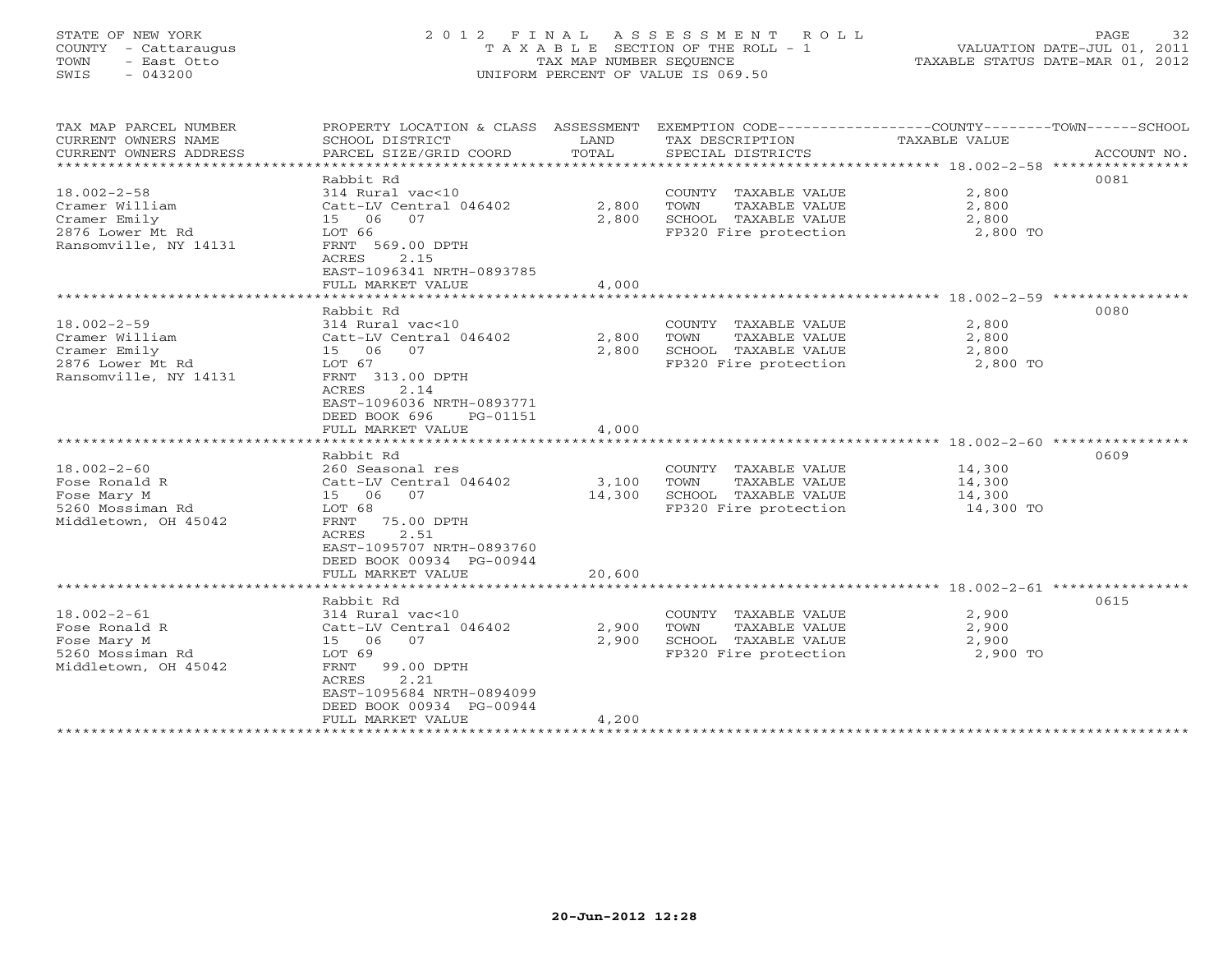STATE OF NEW YORK
COUNTY - Cattaraugus
TOWN - East Otto
SWIS - 043200

2012 FINAL ASSESSMENT ROLL
TAXABLE SECTION OF THE ROLL - 1
TAX MAP NUMBER SEQUENCE
UNIFORM PERCENT OF VALUE IS 069.50

VALUATION DATE-JUL 01, 2011
TAXABLE STATUS DATE-MAR 01, 2012

| TAX MAP PARCEL NUMBER / CURRENT OWNERS NAME / CURRENT OWNERS ADDRESS | PROPERTY LOCATION & CLASS / SCHOOL DISTRICT / PARCEL SIZE/GRID COORD | ASSESSMENT LAND / TOTAL | EXEMPTION CODE / TAX DESCRIPTION / SPECIAL DISTRICTS | COUNTY / TOWN / SCHOOL TAXABLE VALUE | ACCOUNT NO. |
|---|---|---|---|---|---|
| **18.002-2-58** | Rabbit Rd | | | | 0081 |
| 18.002-2-58 | 314 Rural vac<10 | | COUNTY TAXABLE VALUE | 2,800 | |
| Cramer William | Catt-LV Central 046402 | 2,800 | TOWN TAXABLE VALUE | 2,800 | |
| Cramer Emily | 15 06 07 | 2,800 | SCHOOL TAXABLE VALUE | 2,800 | |
| 2876 Lower Mt Rd | LOT 66 | | FP320 Fire protection | 2,800 TO | |
| Ransomville, NY 14131 | FRNT 569.00 DPTH | | | | |
| | ACRES 2.15 | | | | |
| | EAST-1096341 NRTH-0893785 | | | | |
| | FULL MARKET VALUE | 4,000 | | | |
| **18.002-2-59** | Rabbit Rd | | | | 0080 |
| 18.002-2-59 | 314 Rural vac<10 | | COUNTY TAXABLE VALUE | 2,800 | |
| Cramer William | Catt-LV Central 046402 | 2,800 | TOWN TAXABLE VALUE | 2,800 | |
| Cramer Emily | 15 06 07 | 2,800 | SCHOOL TAXABLE VALUE | 2,800 | |
| 2876 Lower Mt Rd | LOT 67 | | FP320 Fire protection | 2,800 TO | |
| Ransomville, NY 14131 | FRNT 313.00 DPTH | | | | |
| | ACRES 2.14 | | | | |
| | EAST-1096036 NRTH-0893771 | | | | |
| | DEED BOOK 696 PG-01151 | | | | |
| | FULL MARKET VALUE | 4,000 | | | |
| **18.002-2-60** | Rabbit Rd | | | | 0609 |
| 18.002-2-60 | 260 Seasonal res | | COUNTY TAXABLE VALUE | 14,300 | |
| Fose Ronald R | Catt-LV Central 046402 | 3,100 | TOWN TAXABLE VALUE | 14,300 | |
| Fose Mary M | 15 06 07 | 14,300 | SCHOOL TAXABLE VALUE | 14,300 | |
| 5260 Mossiman Rd | LOT 68 | | FP320 Fire protection | 14,300 TO | |
| Middletown, OH 45042 | FRNT 75.00 DPTH | | | | |
| | ACRES 2.51 | | | | |
| | EAST-1095707 NRTH-0893760 | | | | |
| | DEED BOOK 00934 PG-00944 | | | | |
| | FULL MARKET VALUE | 20,600 | | | |
| **18.002-2-61** | Rabbit Rd | | | | 0615 |
| 18.002-2-61 | 314 Rural vac<10 | | COUNTY TAXABLE VALUE | 2,900 | |
| Fose Ronald R | Catt-LV Central 046402 | 2,900 | TOWN TAXABLE VALUE | 2,900 | |
| Fose Mary M | 15 06 07 | 2,900 | SCHOOL TAXABLE VALUE | 2,900 | |
| 5260 Mossiman Rd | LOT 69 | | FP320 Fire protection | 2,900 TO | |
| Middletown, OH 45042 | FRNT 99.00 DPTH | | | | |
| | ACRES 2.21 | | | | |
| | EAST-1095684 NRTH-0894099 | | | | |
| | DEED BOOK 00934 PG-00944 | | | | |
| | FULL MARKET VALUE | 4,200 | | | |

20-Jun-2012 12:28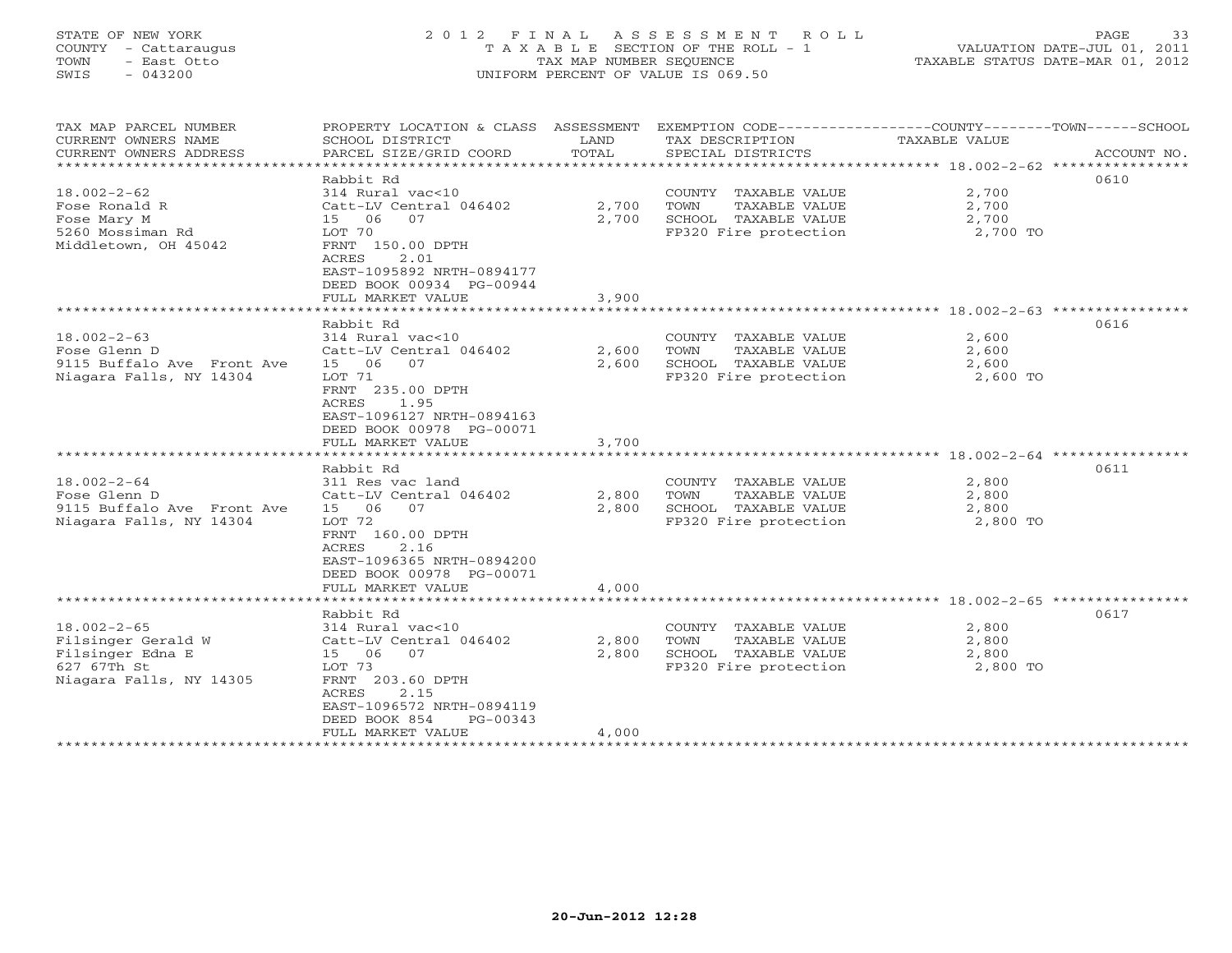STATE OF NEW YORK
COUNTY - Cattaraugus
TOWN - East Otto
SWIS - 043200

2012 FINAL ASSESSMENT ROLL
TAXABLE SECTION OF THE ROLL - 1
TAX MAP NUMBER SEQUENCE
UNIFORM PERCENT OF VALUE IS 069.50

VALUATION DATE-JUL 01, 2011
TAXABLE STATUS DATE-MAR 01, 2012

| TAX MAP PARCEL NUMBER / CURRENT OWNERS NAME / CURRENT OWNERS ADDRESS | PROPERTY LOCATION & CLASS / SCHOOL DISTRICT / PARCEL SIZE/GRID COORD | ASSESSMENT LAND / TOTAL | EXEMPTION CODE / TAX DESCRIPTION / SPECIAL DISTRICTS | COUNTY--------TOWN------SCHOOL TAXABLE VALUE | ACCOUNT NO. |
|---|---|---|---|---|---|
| 18.002-2-62 | Rabbit Rd | | | | 0610 |
| Fose Ronald R | 314 Rural vac<10 | | COUNTY TAXABLE VALUE | 2,700 | |
| Fose Mary M | Catt-LV Central 046402 | 2,700 | TOWN TAXABLE VALUE | 2,700 | |
| 5260 Mossiman Rd | 15 06 07 | 2,700 | SCHOOL TAXABLE VALUE | 2,700 | |
| Middletown, OH 45042 | LOT 70 | | FP320 Fire protection | 2,700 TO | |
| | FRNT 150.00 DPTH | | | | |
| | ACRES 2.01 | | | | |
| | EAST-1095892 NRTH-0894177 | | | | |
| | DEED BOOK 00934 PG-00944 | | | | |
| | FULL MARKET VALUE | 3,900 | | | |
| 18.002-2-63 | Rabbit Rd | | | | 0616 |
| Fose Glenn D | 314 Rural vac<10 | | COUNTY TAXABLE VALUE | 2,600 | |
| 9115 Buffalo Ave Front Ave | Catt-LV Central 046402 | 2,600 | TOWN TAXABLE VALUE | 2,600 | |
| Niagara Falls, NY 14304 | 15 06 07 | 2,600 | SCHOOL TAXABLE VALUE | 2,600 | |
| | LOT 71 | | FP320 Fire protection | 2,600 TO | |
| | FRNT 235.00 DPTH | | | | |
| | ACRES 1.95 | | | | |
| | EAST-1096127 NRTH-0894163 | | | | |
| | DEED BOOK 00978 PG-00071 | | | | |
| | FULL MARKET VALUE | 3,700 | | | |
| 18.002-2-64 | Rabbit Rd | | | | 0611 |
| Fose Glenn D | 311 Res vac land | | COUNTY TAXABLE VALUE | 2,800 | |
| 9115 Buffalo Ave Front Ave | Catt-LV Central 046402 | 2,800 | TOWN TAXABLE VALUE | 2,800 | |
| Niagara Falls, NY 14304 | 15 06 07 | 2,800 | SCHOOL TAXABLE VALUE | 2,800 | |
| | LOT 72 | | FP320 Fire protection | 2,800 TO | |
| | FRNT 160.00 DPTH | | | | |
| | ACRES 2.16 | | | | |
| | EAST-1096365 NRTH-0894200 | | | | |
| | DEED BOOK 00978 PG-00071 | | | | |
| | FULL MARKET VALUE | 4,000 | | | |
| 18.002-2-65 | Rabbit Rd | | | | 0617 |
| Filsinger Gerald W | 314 Rural vac<10 | | COUNTY TAXABLE VALUE | 2,800 | |
| Filsinger Edna E | Catt-LV Central 046402 | 2,800 | TOWN TAXABLE VALUE | 2,800 | |
| 627 67Th St | 15 06 07 | 2,800 | SCHOOL TAXABLE VALUE | 2,800 | |
| Niagara Falls, NY 14305 | LOT 73 | | FP320 Fire protection | 2,800 TO | |
| | FRNT 203.60 DPTH | | | | |
| | ACRES 2.15 | | | | |
| | EAST-1096572 NRTH-0894119 | | | | |
| | DEED BOOK 854 PG-00343 | | | | |
| | FULL MARKET VALUE | 4,000 | | | |

20-Jun-2012 12:28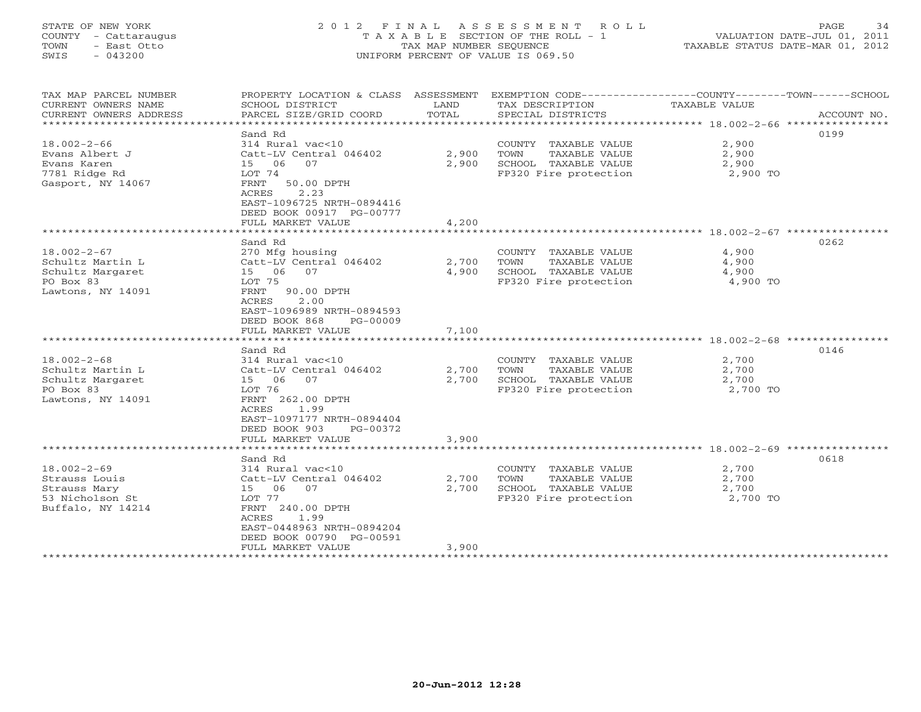STATE OF NEW YORK
COUNTY - Cattaraugus
TOWN - East Otto
SWIS - 043200

2012 FINAL ASSESSMENT ROLL
TAXABLE SECTION OF THE ROLL - 1
TAX MAP NUMBER SEQUENCE
UNIFORM PERCENT OF VALUE IS 069.50

VALUATION DATE-JUL 01, 2011
TAXABLE STATUS DATE-MAR 01, 2012

| TAX MAP PARCEL NUMBER / CURRENT OWNERS NAME / CURRENT OWNERS ADDRESS | PROPERTY LOCATION & CLASS / SCHOOL DISTRICT / PARCEL SIZE/GRID COORD | ASSESSMENT LAND | TOTAL | EXEMPTION CODE / TAX DESCRIPTION / SPECIAL DISTRICTS | COUNTY--------TOWN------SCHOOL TAXABLE VALUE | ACCOUNT NO. |
|---|---|---|---|---|---|---|
| 18.002-2-66 | Sand Rd | | | | | 0199 |
| 18.002-2-66 | 314 Rural vac<10 | | | COUNTY TAXABLE VALUE | 2,900 | |
| Evans Albert J | Catt-LV Central 046402 | 2,900 | | TOWN TAXABLE VALUE | 2,900 | |
| Evans Karen | 15 06 07 | | 2,900 | SCHOOL TAXABLE VALUE | 2,900 | |
| 7781 Ridge Rd | LOT 74 | | | FP320 Fire protection | 2,900 TO | |
| Gasport, NY 14067 | FRNT 50.00 DPTH | | | | | |
| | ACRES 2.23 | | | | | |
| | EAST-1096725 NRTH-0894416 | | | | | |
| | DEED BOOK 00917 PG-00777 | | | | | |
| | FULL MARKET VALUE | | 4,200 | | | |
| 18.002-2-67 | Sand Rd | | | | | 0262 |
| 18.002-2-67 | 270 Mfg housing | | | COUNTY TAXABLE VALUE | 4,900 | |
| Schultz Martin L | Catt-LV Central 046402 | 2,700 | | TOWN TAXABLE VALUE | 4,900 | |
| Schultz Margaret | 15 06 07 | | 4,900 | SCHOOL TAXABLE VALUE | 4,900 | |
| PO Box 83 | LOT 75 | | | FP320 Fire protection | 4,900 TO | |
| Lawtons, NY 14091 | FRNT 90.00 DPTH | | | | | |
| | ACRES 2.00 | | | | | |
| | EAST-1096989 NRTH-0894593 | | | | | |
| | DEED BOOK 868 PG-00009 | | | | | |
| | FULL MARKET VALUE | | 7,100 | | | |
| 18.002-2-68 | Sand Rd | | | | | 0146 |
| 18.002-2-68 | 314 Rural vac<10 | | | COUNTY TAXABLE VALUE | 2,700 | |
| Schultz Martin L | Catt-LV Central 046402 | 2,700 | | TOWN TAXABLE VALUE | 2,700 | |
| Schultz Margaret | 15 06 07 | | 2,700 | SCHOOL TAXABLE VALUE | 2,700 | |
| PO Box 83 | LOT 76 | | | FP320 Fire protection | 2,700 TO | |
| Lawtons, NY 14091 | FRNT 262.00 DPTH | | | | | |
| | ACRES 1.99 | | | | | |
| | EAST-1097177 NRTH-0894404 | | | | | |
| | DEED BOOK 903 PG-00372 | | | | | |
| | FULL MARKET VALUE | | 3,900 | | | |
| 18.002-2-69 | Sand Rd | | | | | 0618 |
| 18.002-2-69 | 314 Rural vac<10 | | | COUNTY TAXABLE VALUE | 2,700 | |
| Strauss Louis | Catt-LV Central 046402 | 2,700 | | TOWN TAXABLE VALUE | 2,700 | |
| Strauss Mary | 15 06 07 | | 2,700 | SCHOOL TAXABLE VALUE | 2,700 | |
| 53 Nicholson St | LOT 77 | | | FP320 Fire protection | 2,700 TO | |
| Buffalo, NY 14214 | FRNT 240.00 DPTH | | | | | |
| | ACRES 1.99 | | | | | |
| | EAST-0448963 NRTH-0894204 | | | | | |
| | DEED BOOK 00790 PG-00591 | | | | | |
| | FULL MARKET VALUE | | 3,900 | | | |

20-Jun-2012 12:28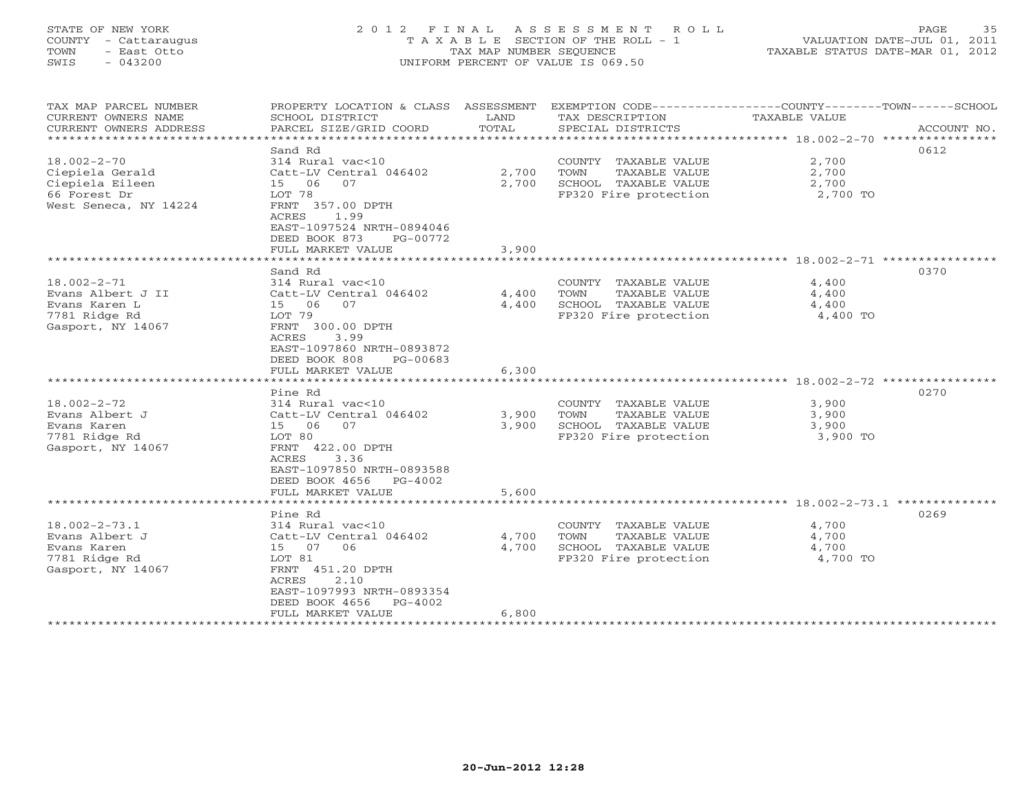STATE OF NEW YORK
COUNTY - Cattaraugus
TOWN - East Otto
SWIS - 043200

2012 FINAL ASSESSMENT ROLL
TAXABLE SECTION OF THE ROLL - 1
TAX MAP NUMBER SEQUENCE
UNIFORM PERCENT OF VALUE IS 069.50

VALUATION DATE-JUL 01, 2011
TAXABLE STATUS DATE-MAR 01, 2012

| TAX MAP PARCEL NUMBER / CURRENT OWNERS NAME / CURRENT OWNERS ADDRESS | PROPERTY LOCATION & CLASS / SCHOOL DISTRICT / PARCEL SIZE/GRID COORD | ASSESSMENT LAND | TOTAL | EXEMPTION CODE / TAX DESCRIPTION / SPECIAL DISTRICTS | TAXABLE VALUE (COUNTY / TOWN / SCHOOL) | ACCOUNT NO. |
|---|---|---|---|---|---|---|
| 18.002-2-70 | Sand Rd | | | | | 0612 |
| | 314 Rural vac<10 | | | COUNTY TAXABLE VALUE | 2,700 | |
| Ciepiela Gerald | Catt-LV Central 046402 | 2,700 | | TOWN TAXABLE VALUE | 2,700 | |
| Ciepiela Eileen | 15 06 07 | | 2,700 | SCHOOL TAXABLE VALUE | 2,700 | |
| 66 Forest Dr | LOT 78 | | | FP320 Fire protection | 2,700 TO | |
| West Seneca, NY 14224 | FRNT 357.00 DPTH | | | | | |
| | ACRES 1.99 | | | | | |
| | EAST-1097524 NRTH-0894046 | | | | | |
| | DEED BOOK 873 PG-00772 | | | | | |
| | FULL MARKET VALUE | | 3,900 | | | |
| 18.002-2-71 | Sand Rd | | | | | 0370 |
| | 314 Rural vac<10 | | | COUNTY TAXABLE VALUE | 4,400 | |
| Evans Albert J II | Catt-LV Central 046402 | 4,400 | | TOWN TAXABLE VALUE | 4,400 | |
| Evans Karen L | 15 06 07 | | 4,400 | SCHOOL TAXABLE VALUE | 4,400 | |
| 7781 Ridge Rd | LOT 79 | | | FP320 Fire protection | 4,400 TO | |
| Gasport, NY 14067 | FRNT 300.00 DPTH | | | | | |
| | ACRES 3.99 | | | | | |
| | EAST-1097860 NRTH-0893872 | | | | | |
| | DEED BOOK 808 PG-00683 | | | | | |
| | FULL MARKET VALUE | | 6,300 | | | |
| 18.002-2-72 | Pine Rd | | | | | 0270 |
| | 314 Rural vac<10 | | | COUNTY TAXABLE VALUE | 3,900 | |
| Evans Albert J | Catt-LV Central 046402 | 3,900 | | TOWN TAXABLE VALUE | 3,900 | |
| Evans Karen | 15 06 07 | | 3,900 | SCHOOL TAXABLE VALUE | 3,900 | |
| 7781 Ridge Rd | LOT 80 | | | FP320 Fire protection | 3,900 TO | |
| Gasport, NY 14067 | FRNT 422.00 DPTH | | | | | |
| | ACRES 3.36 | | | | | |
| | EAST-1097850 NRTH-0893588 | | | | | |
| | DEED BOOK 4656 PG-4002 | | | | | |
| | FULL MARKET VALUE | | 5,600 | | | |
| 18.002-2-73.1 | Pine Rd | | | | | 0269 |
| | 314 Rural vac<10 | | | COUNTY TAXABLE VALUE | 4,700 | |
| Evans Albert J | Catt-LV Central 046402 | 4,700 | | TOWN TAXABLE VALUE | 4,700 | |
| Evans Karen | 15 07 06 | | 4,700 | SCHOOL TAXABLE VALUE | 4,700 | |
| 7781 Ridge Rd | LOT 81 | | | FP320 Fire protection | 4,700 TO | |
| Gasport, NY 14067 | FRNT 451.20 DPTH | | | | | |
| | ACRES 2.10 | | | | | |
| | EAST-1097993 NRTH-0893354 | | | | | |
| | DEED BOOK 4656 PG-4002 | | | | | |
| | FULL MARKET VALUE | | 6,800 | | | |

20-Jun-2012 12:28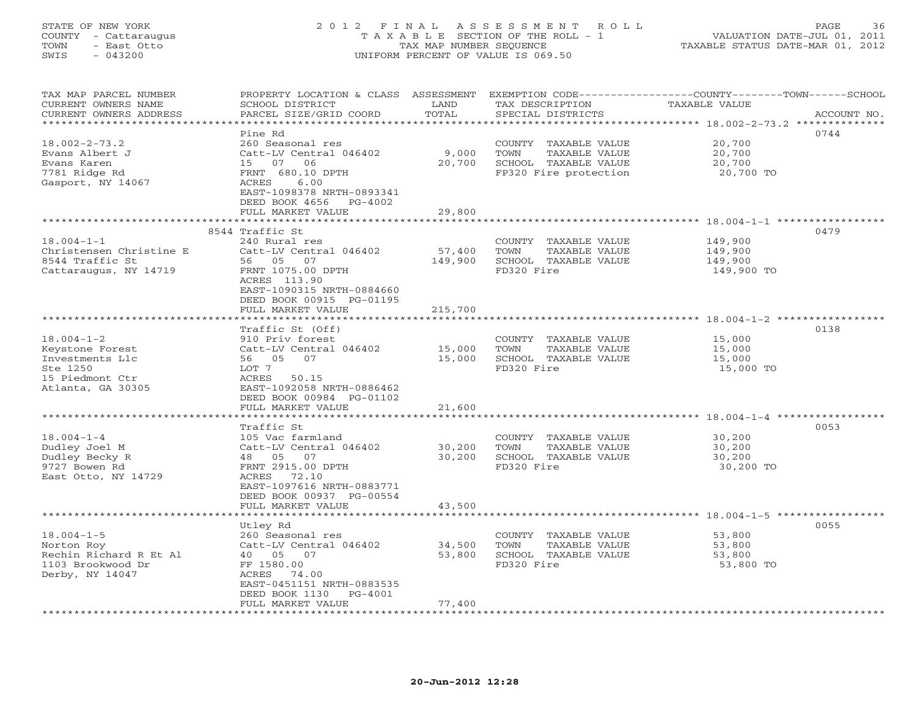STATE OF NEW YORK
COUNTY - Cattaraugus
TOWN - East Otto
SWIS - 043200

2 0 1 2 F I N A L A S S E S S M E N T R O L L
T A X A B L E SECTION OF THE ROLL - 1
TAX MAP NUMBER SEQUENCE
UNIFORM PERCENT OF VALUE IS 069.50

VALUATION DATE-JUL 01, 2011
TAXABLE STATUS DATE-MAR 01, 2012

| TAX MAP PARCEL NUMBER / CURRENT OWNERS NAME / CURRENT OWNERS ADDRESS | PROPERTY LOCATION & CLASS / SCHOOL DISTRICT / PARCEL SIZE/GRID COORD | ASSESSMENT LAND / TOTAL | EXEMPTION CODE / TAX DESCRIPTION / SPECIAL DISTRICTS | TAXABLE VALUE (COUNTY / TOWN / SCHOOL) | ACCOUNT NO. |
|---|---|---|---|---|---|
| 18.002-2-73.2 | Pine Rd | | | | 0744 |
| 18.002-2-73.2 | 260 Seasonal res | | COUNTY TAXABLE VALUE | 20,700 | |
| Evans Albert J | Catt-LV Central 046402 | 9,000 | TOWN TAXABLE VALUE | 20,700 | |
| Evans Karen | 15 07 06 | 20,700 | SCHOOL TAXABLE VALUE | 20,700 | |
| 7781 Ridge Rd | FRNT 680.10 DPTH | | FP320 Fire protection | 20,700 TO | |
| Gasport, NY 14067 | ACRES 6.00 | | | | |
| | EAST-1098378 NRTH-0893341 | | | | |
| | DEED BOOK 4656 PG-4002 | | | | |
| | FULL MARKET VALUE | 29,800 | | | |
| 18.004-1-1 | 8544 Traffic St | | | | 0479 |
| 18.004-1-1 | 240 Rural res | | COUNTY TAXABLE VALUE | 149,900 | |
| Christensen Christine E | Catt-LV Central 046402 | 57,400 | TOWN TAXABLE VALUE | 149,900 | |
| 8544 Traffic St | 56 05 07 | 149,900 | SCHOOL TAXABLE VALUE | 149,900 | |
| Cattaraugus, NY 14719 | FRNT 1075.00 DPTH | | FD320 Fire | 149,900 TO | |
| | ACRES 113.90 | | | | |
| | EAST-1090315 NRTH-0884660 | | | | |
| | DEED BOOK 00915 PG-01195 | | | | |
| | FULL MARKET VALUE | 215,700 | | | |
| 18.004-1-2 | Traffic St (Off) | | | | 0138 |
| 18.004-1-2 | 910 Priv forest | | COUNTY TAXABLE VALUE | 15,000 | |
| Keystone Forest | Catt-LV Central 046402 | 15,000 | TOWN TAXABLE VALUE | 15,000 | |
| Investments Llc | 56 05 07 | 15,000 | SCHOOL TAXABLE VALUE | 15,000 | |
| Ste 1250 | LOT 7 | | FD320 Fire | 15,000 TO | |
| 15 Piedmont Ctr | ACRES 50.15 | | | | |
| Atlanta, GA 30305 | EAST-1092058 NRTH-0886462 | | | | |
| | DEED BOOK 00984 PG-01102 | | | | |
| | FULL MARKET VALUE | 21,600 | | | |
| 18.004-1-4 | Traffic St | | | | 0053 |
| 18.004-1-4 | 105 Vac farmland | | COUNTY TAXABLE VALUE | 30,200 | |
| Dudley Joel M | Catt-LV Central 046402 | 30,200 | TOWN TAXABLE VALUE | 30,200 | |
| Dudley Becky R | 48 05 07 | 30,200 | SCHOOL TAXABLE VALUE | 30,200 | |
| 9727 Bowen Rd | FRNT 2915.00 DPTH | | FD320 Fire | 30,200 TO | |
| East Otto, NY 14729 | ACRES 72.10 | | | | |
| | EAST-1097616 NRTH-0883771 | | | | |
| | DEED BOOK 00937 PG-00554 | | | | |
| | FULL MARKET VALUE | 43,500 | | | |
| 18.004-1-5 | Utley Rd | | | | 0055 |
| 18.004-1-5 | 260 Seasonal res | | COUNTY TAXABLE VALUE | 53,800 | |
| Norton Roy | Catt-LV Central 046402 | 34,500 | TOWN TAXABLE VALUE | 53,800 | |
| Rechin Richard R Et Al | 40 05 07 | 53,800 | SCHOOL TAXABLE VALUE | 53,800 | |
| 1103 Brookwood Dr | FF 1580.00 | | FD320 Fire | 53,800 TO | |
| Derby, NY 14047 | ACRES 74.00 | | | | |
| | EAST-0451151 NRTH-0883535 | | | | |
| | DEED BOOK 1130 PG-4001 | | | | |
| | FULL MARKET VALUE | 77,400 | | | |

20-Jun-2012 12:28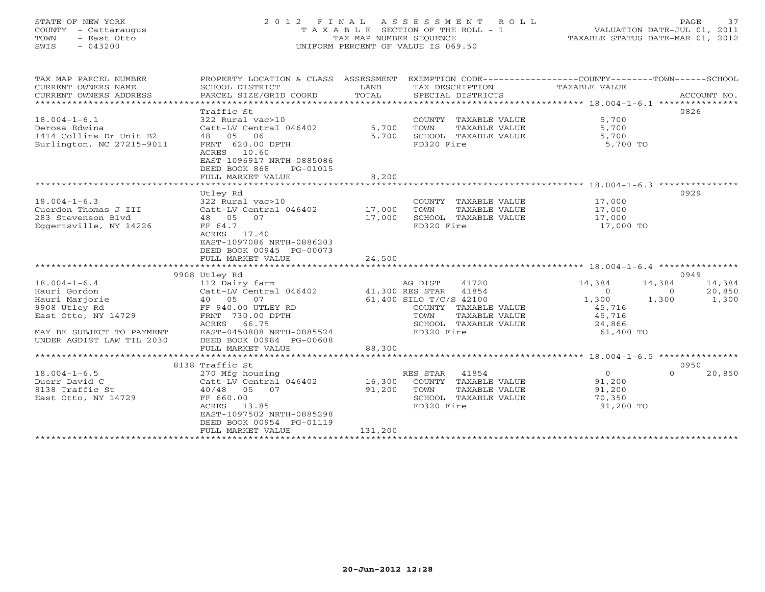STATE OF NEW YORK
COUNTY - Cattaraugus
TOWN - East Otto
SWIS - 043200

# 2012 FINAL ASSESSMENT ROLL

TAXABLE SECTION OF THE ROLL - 1
TAX MAP NUMBER SEQUENCE
UNIFORM PERCENT OF VALUE IS 069.50

VALUATION DATE-JUL 01, 2011
TAXABLE STATUS DATE-MAR 01, 2012

| TAX MAP PARCEL NUMBER / CURRENT OWNERS NAME / CURRENT OWNERS ADDRESS | PROPERTY LOCATION & CLASS / SCHOOL DISTRICT / PARCEL SIZE/GRID COORD | ASSESSMENT LAND / TOTAL | EXEMPTION CODE / TAX DESCRIPTION / SPECIAL DISTRICTS | COUNTY TAXABLE VALUE | TOWN | SCHOOL / ACCOUNT NO. |
|---|---|---|---|---|---|---|
| **18.004-1-6.1** | Traffic St | | | | | 0826 |
| 18.004-1-6.1 | 322 Rural vac>10 | | COUNTY TAXABLE VALUE | 5,700 | | |
| Derosa Edwina | Catt-LV Central 046402 | 5,700 | TOWN TAXABLE VALUE | 5,700 | | |
| 1414 Collins Dr Unit B2 | 48 05 06 | 5,700 | SCHOOL TAXABLE VALUE | 5,700 | | |
| Burlington, NC 27215-9011 | FRNT 620.00 DPTH | | FD320 Fire | 5,700 TO | | |
| | ACRES 10.60 | | | | | |
| | EAST-1096917 NRTH-0885086 | | | | | |
| | DEED BOOK 868 PG-01015 | | | | | |
| | FULL MARKET VALUE | 8,200 | | | | |
| **18.004-1-6.3** | Utley Rd | | | | | 0929 |
| 18.004-1-6.3 | 322 Rural vac>10 | | COUNTY TAXABLE VALUE | 17,000 | | |
| Cuerdon Thomas J III | Catt-LV Central 046402 | 17,000 | TOWN TAXABLE VALUE | 17,000 | | |
| 283 Stevenson Blvd | 48 05 07 | 17,000 | SCHOOL TAXABLE VALUE | 17,000 | | |
| Eggertsville, NY 14226 | FF 64.7 | | FD320 Fire | 17,000 TO | | |
| | ACRES 17.40 | | | | | |
| | EAST-1097086 NRTH-0886203 | | | | | |
| | DEED BOOK 00945 PG-00073 | | | | | |
| | FULL MARKET VALUE | 24,500 | | | | |
| **18.004-1-6.4** | 9908 Utley Rd | | | | | 0949 |
| 18.004-1-6.4 | 112 Dairy farm | | AG DIST 41720 | 14,384 | 14,384 | 14,384 |
| Hauri Gordon | Catt-LV Central 046402 | 41,300 | RES STAR 41854 | 0 | 0 | 20,850 |
| Hauri Marjorie | 40 05 07 | 61,400 | SILO T/C/S 42100 | 1,300 | 1,300 | 1,300 |
| 9908 Utley Rd | FF 940.00 UTLEY RD | | COUNTY TAXABLE VALUE | 45,716 | | |
| East Otto, NY 14729 | FRNT 730.00 DPTH | | TOWN TAXABLE VALUE | 45,716 | | |
| | ACRES 66.75 | | SCHOOL TAXABLE VALUE | 24,866 | | |
| MAY BE SUBJECT TO PAYMENT | EAST-0450808 NRTH-0885524 | | FD320 Fire | 61,400 TO | | |
| UNDER AGDIST LAW TIL 2030 | DEED BOOK 00984 PG-00608 | | | | | |
| | FULL MARKET VALUE | 88,300 | | | | |
| **18.004-1-6.5** | 8138 Traffic St | | | | | 0950 |
| 18.004-1-6.5 | 270 Mfg housing | | RES STAR 41854 | 0 | 0 | 20,850 |
| Duerr David C | Catt-LV Central 046402 | 16,300 | COUNTY TAXABLE VALUE | 91,200 | | |
| 8138 Traffic St | 40/48 05 07 | 91,200 | TOWN TAXABLE VALUE | 91,200 | | |
| East Otto, NY 14729 | FF 660.00 | | SCHOOL TAXABLE VALUE | 70,350 | | |
| | ACRES 13.85 | | FD320 Fire | 91,200 TO | | |
| | EAST-1097502 NRTH-0885298 | | | | | |
| | DEED BOOK 00954 PG-01119 | | | | | |
| | FULL MARKET VALUE | 131,200 | | | | |

20-Jun-2012 12:28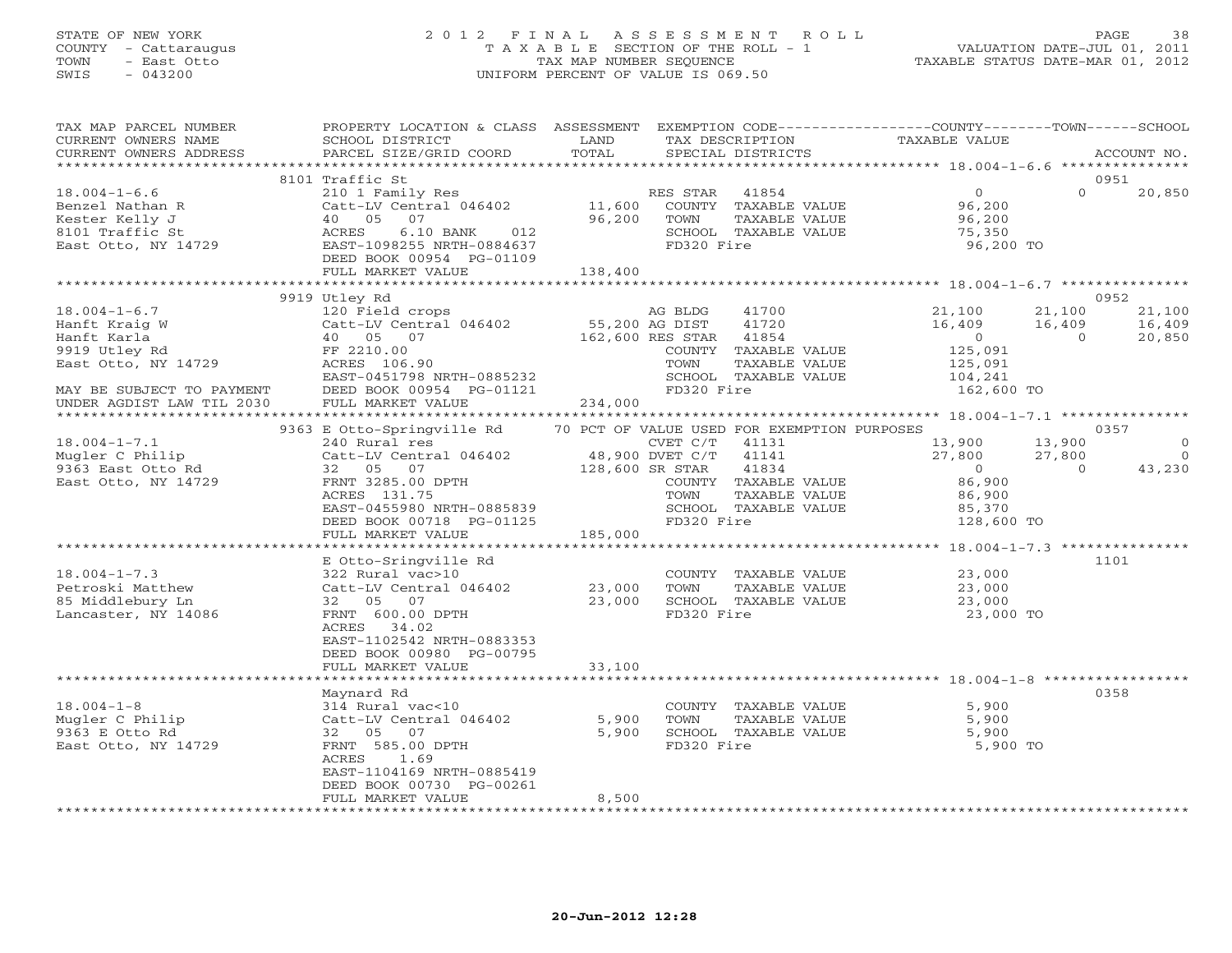STATE OF NEW YORK
COUNTY - Cattaraugus
TOWN - East Otto
SWIS - 043200

2012 FINAL ASSESSMENT ROLL
TAXABLE SECTION OF THE ROLL - 1
TAX MAP NUMBER SEQUENCE
UNIFORM PERCENT OF VALUE IS 069.50

VALUATION DATE-JUL 01, 2011
TAXABLE STATUS DATE-MAR 01, 2012

| TAX MAP PARCEL NUMBER / CURRENT OWNERS NAME / CURRENT OWNERS ADDRESS | PROPERTY LOCATION & CLASS / SCHOOL DISTRICT / PARCEL SIZE/GRID COORD | ASSESSMENT LAND / TOTAL | EXEMPTION CODE / TAX DESCRIPTION / SPECIAL DISTRICTS | COUNTY TAXABLE VALUE | TOWN | SCHOOL | ACCOUNT NO. |
|---|---|---|---|---|---|---|---|
| **18.004-1-6.6** | 8101 Traffic St | | | | | | 0951 |
| 18.004-1-6.6 | 210 1 Family Res | | RES STAR 41854 | 0 | 0 | 20,850 | |
| Benzel Nathan R | Catt-LV Central 046402 | 11,600 | COUNTY TAXABLE VALUE | 96,200 | | | |
| Kester Kelly J | 40 05 07 | 96,200 | TOWN TAXABLE VALUE | 96,200 | | | |
| 8101 Traffic St | ACRES 6.10 BANK 012 | | SCHOOL TAXABLE VALUE | 75,350 | | | |
| East Otto, NY 14729 | EAST-1098255 NRTH-0884637 | | FD320 Fire | 96,200 TO | | | |
| | DEED BOOK 00954 PG-01109 | | | | | | |
| | FULL MARKET VALUE | 138,400 | | | | | |
| **18.004-1-6.7** | 9919 Utley Rd | | | | | | 0952 |
| 18.004-1-6.7 | 120 Field crops | | AG BLDG 41700 | 21,100 | 21,100 | 21,100 | |
| Hanft Kraig W | Catt-LV Central 046402 | 55,200 | AG DIST 41720 | 16,409 | 16,409 | 16,409 | |
| Hanft Karla | 40 05 07 | 162,600 | RES STAR 41854 | 0 | 0 | 20,850 | |
| 9919 Utley Rd | FF 2210.00 | | COUNTY TAXABLE VALUE | 125,091 | | | |
| East Otto, NY 14729 | ACRES 106.90 | | TOWN TAXABLE VALUE | 125,091 | | | |
| | EAST-0451798 NRTH-0885232 | | SCHOOL TAXABLE VALUE | 104,241 | | | |
| MAY BE SUBJECT TO PAYMENT | DEED BOOK 00954 PG-01121 | | FD320 Fire | 162,600 TO | | | |
| UNDER AGDIST LAW TIL 2030 | FULL MARKET VALUE | 234,000 | | | | | |
| **18.004-1-7.1** | 9363 E Otto-Springville Rd | | 70 PCT OF VALUE USED FOR EXEMPTION PURPOSES | | | | 0357 |
| 18.004-1-7.1 | 240 Rural res | | CVET C/T 41131 | 13,900 | 13,900 | 0 | |
| Mugler C Philip | Catt-LV Central 046402 | 48,900 | DVET C/T 41141 | 27,800 | 27,800 | 0 | |
| 9363 East Otto Rd | 32 05 07 | 128,600 | SR STAR 41834 | 0 | 0 | 43,230 | |
| East Otto, NY 14729 | FRNT 3285.00 DPTH | | COUNTY TAXABLE VALUE | 86,900 | | | |
| | ACRES 131.75 | | TOWN TAXABLE VALUE | 86,900 | | | |
| | EAST-0455980 NRTH-0885839 | | SCHOOL TAXABLE VALUE | 85,370 | | | |
| | DEED BOOK 00718 PG-01125 | | FD320 Fire | 128,600 TO | | | |
| | FULL MARKET VALUE | 185,000 | | | | | |
| **18.004-1-7.3** | E Otto-Sringville Rd | | | | | | 1101 |
| 18.004-1-7.3 | 322 Rural vac>10 | | COUNTY TAXABLE VALUE | 23,000 | | | |
| Petroski Matthew | Catt-LV Central 046402 | 23,000 | TOWN TAXABLE VALUE | 23,000 | | | |
| 85 Middlebury Ln | 32 05 07 | 23,000 | SCHOOL TAXABLE VALUE | 23,000 | | | |
| Lancaster, NY 14086 | FRNT 600.00 DPTH | | FD320 Fire | 23,000 TO | | | |
| | ACRES 34.02 | | | | | | |
| | EAST-1102542 NRTH-0883353 | | | | | | |
| | DEED BOOK 00980 PG-00795 | | | | | | |
| | FULL MARKET VALUE | 33,100 | | | | | |
| **18.004-1-8** | Maynard Rd | | | | | | 0358 |
| 18.004-1-8 | 314 Rural vac<10 | | COUNTY TAXABLE VALUE | 5,900 | | | |
| Mugler C Philip | Catt-LV Central 046402 | 5,900 | TOWN TAXABLE VALUE | 5,900 | | | |
| 9363 E Otto Rd | 32 05 07 | 5,900 | SCHOOL TAXABLE VALUE | 5,900 | | | |
| East Otto, NY 14729 | FRNT 585.00 DPTH | | FD320 Fire | 5,900 TO | | | |
| | ACRES 1.69 | | | | | | |
| | EAST-1104169 NRTH-0885419 | | | | | | |
| | DEED BOOK 00730 PG-00261 | | | | | | |
| | FULL MARKET VALUE | 8,500 | | | | | |

20-Jun-2012 12:28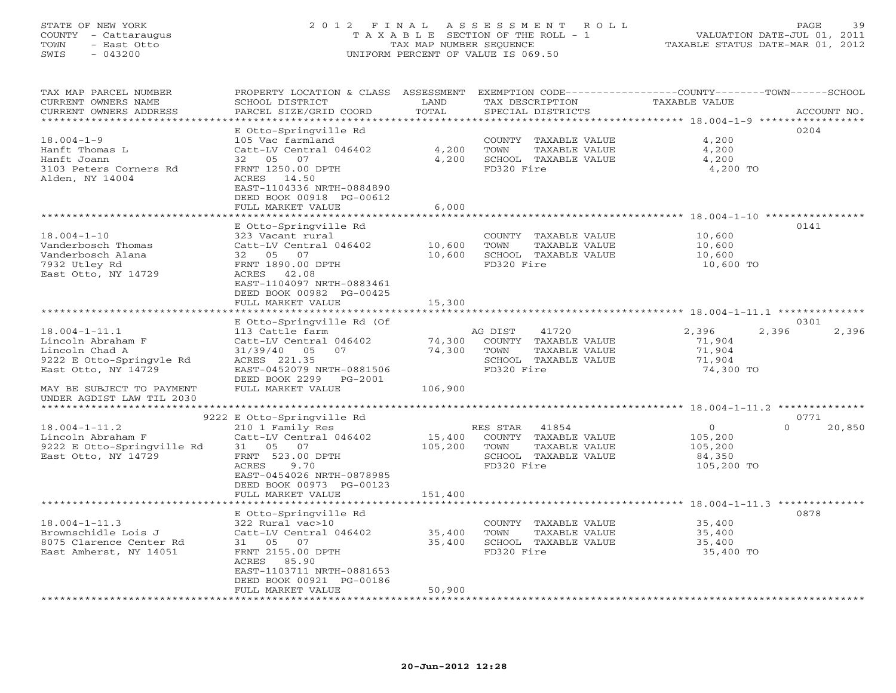STATE OF NEW YORK
COUNTY - Cattaraugus
TOWN - East Otto
SWIS - 043200

# 2012 FINAL ASSESSMENT ROLL

TAXABLE SECTION OF THE ROLL - 1
TAX MAP NUMBER SEQUENCE
UNIFORM PERCENT OF VALUE IS 069.50

VALUATION DATE-JUL 01, 2011
TAXABLE STATUS DATE-MAR 01, 2012

| TAX MAP PARCEL NUMBER / CURRENT OWNERS NAME / CURRENT OWNERS ADDRESS | PROPERTY LOCATION & CLASS / SCHOOL DISTRICT / PARCEL SIZE/GRID COORD | ASSESSMENT LAND / TOTAL | EXEMPTION CODE / TAX DESCRIPTION / SPECIAL DISTRICTS | COUNTY | TOWN | SCHOOL / ACCOUNT NO. |
|---|---|---|---|---|---|---|
| **18.004-1-9** | E Otto-Springville Rd | | | | | 0204 |
| Hanft Thomas L | 105 Vac farmland | | COUNTY TAXABLE VALUE | 4,200 | | |
| Hanft Joann | Catt-LV Central 046402 | 4,200 | TOWN TAXABLE VALUE | 4,200 | | |
| 3103 Peters Corners Rd | 32 05 07 | 4,200 | SCHOOL TAXABLE VALUE | 4,200 | | |
| Alden, NY 14004 | FRNT 1250.00 DPTH | | FD320 Fire | 4,200 TO | | |
| | ACRES 14.50 | | | | | |
| | EAST-1104336 NRTH-0884890 | | | | | |
| | DEED BOOK 00918 PG-00612 | | | | | |
| | FULL MARKET VALUE | 6,000 | | | | |
| **18.004-1-10** | E Otto-Springville Rd | | | | | 0141 |
| Vanderbosch Thomas | 323 Vacant rural | | COUNTY TAXABLE VALUE | 10,600 | | |
| Vanderbosch Alana | Catt-LV Central 046402 | 10,600 | TOWN TAXABLE VALUE | 10,600 | | |
| 7932 Utley Rd | 32 05 07 | 10,600 | SCHOOL TAXABLE VALUE | 10,600 | | |
| East Otto, NY 14729 | FRNT 1890.00 DPTH | | FD320 Fire | 10,600 TO | | |
| | ACRES 42.08 | | | | | |
| | EAST-1104097 NRTH-0883461 | | | | | |
| | DEED BOOK 00982 PG-00425 | | | | | |
| | FULL MARKET VALUE | 15,300 | | | | |
| **18.004-1-11.1** | E Otto-Springville Rd (Of | | | | | 0301 |
| Lincoln Abraham F | 113 Cattle farm | | AG DIST 41720 | 2,396 | 2,396 | 2,396 |
| Lincoln Chad A | Catt-LV Central 046402 | 74,300 | COUNTY TAXABLE VALUE | 71,904 | | |
| 9222 E Otto-Springvle Rd | 31/39/40 05 07 | 74,300 | TOWN TAXABLE VALUE | 71,904 | | |
| East Otto, NY 14729 | ACRES 221.35 | | SCHOOL TAXABLE VALUE | 71,904 | | |
| | EAST-0452079 NRTH-0881506 | | FD320 Fire | 74,300 TO | | |
| | DEED BOOK 2299 PG-2001 | | | | | |
| MAY BE SUBJECT TO PAYMENT | FULL MARKET VALUE | 106,900 | | | | |
| UNDER AGDIST LAW TIL 2030 | | | | | | |
| **18.004-1-11.2** | 9222 E Otto-Springville Rd | | | | | 0771 |
| Lincoln Abraham F | 210 1 Family Res | | RES STAR 41854 | 0 | 0 | 20,850 |
| 9222 E Otto-Springville Rd | Catt-LV Central 046402 | 15,400 | COUNTY TAXABLE VALUE | 105,200 | | |
| East Otto, NY 14729 | 31 05 07 | 105,200 | TOWN TAXABLE VALUE | 105,200 | | |
| | FRNT 523.00 DPTH | | SCHOOL TAXABLE VALUE | 84,350 | | |
| | ACRES 9.70 | | FD320 Fire | 105,200 TO | | |
| | EAST-0454026 NRTH-0878985 | | | | | |
| | DEED BOOK 00973 PG-00123 | | | | | |
| | FULL MARKET VALUE | 151,400 | | | | |
| **18.004-1-11.3** | E Otto-Springville Rd | | | | | 0878 |
| Brownschidle Lois J | 322 Rural vac>10 | | COUNTY TAXABLE VALUE | 35,400 | | |
| 8075 Clarence Center Rd | Catt-LV Central 046402 | 35,400 | TOWN TAXABLE VALUE | 35,400 | | |
| East Amherst, NY 14051 | 31 05 07 | 35,400 | SCHOOL TAXABLE VALUE | 35,400 | | |
| | FRNT 2155.00 DPTH | | FD320 Fire | 35,400 TO | | |
| | ACRES 85.90 | | | | | |
| | EAST-1103711 NRTH-0881653 | | | | | |
| | DEED BOOK 00921 PG-00186 | | | | | |
| | FULL MARKET VALUE | 50,900 | | | | |

20-Jun-2012 12:28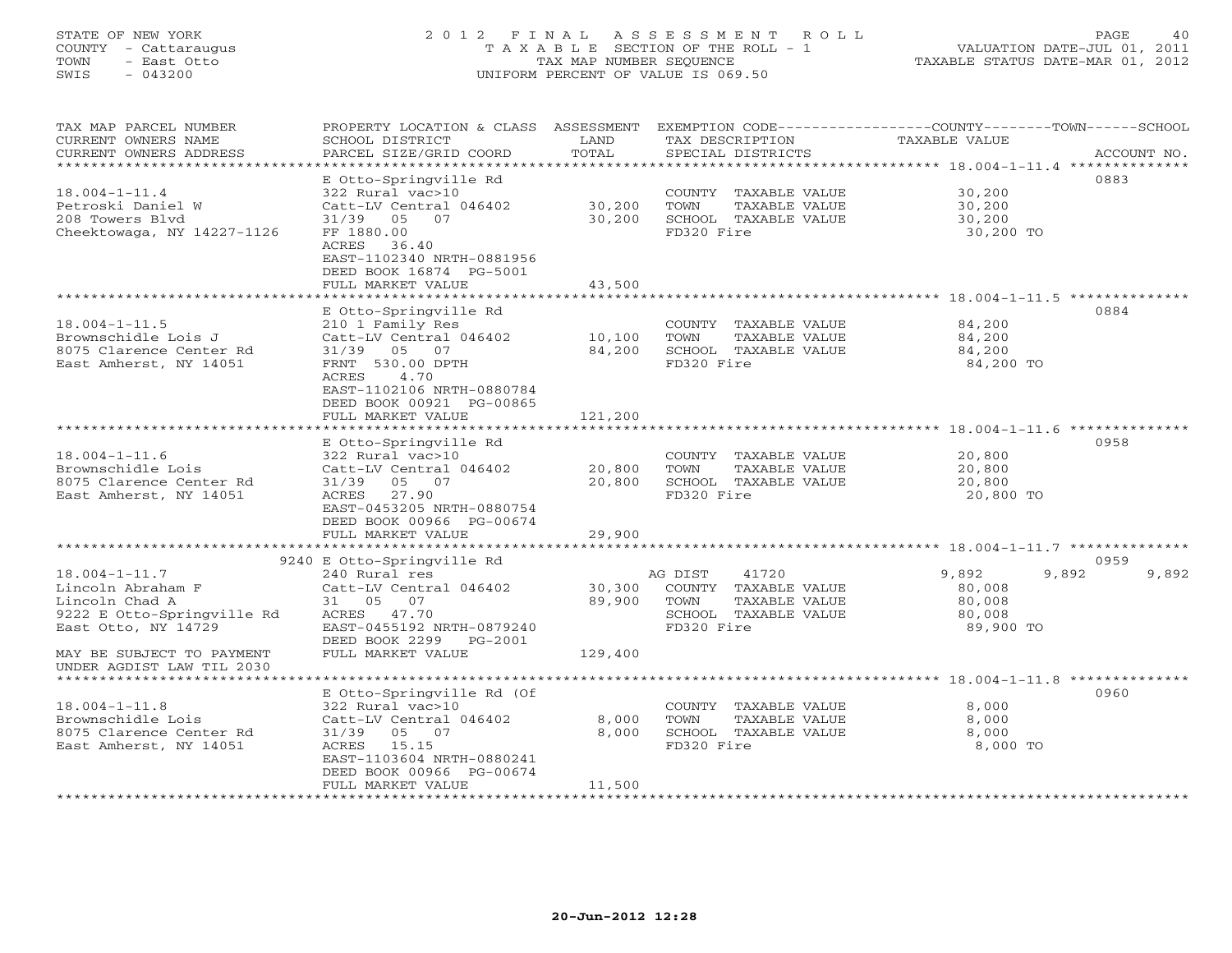STATE OF NEW YORK
COUNTY - Cattaraugus
TOWN - East Otto
SWIS - 043200

# 2012 FINAL ASSESSMENT ROLL
TAXABLE SECTION OF THE ROLL - 1
TAX MAP NUMBER SEQUENCE
UNIFORM PERCENT OF VALUE IS 069.50

VALUATION DATE-JUL 01, 2011
TAXABLE STATUS DATE-MAR 01, 2012

| TAX MAP PARCEL NUMBER / CURRENT OWNERS NAME / CURRENT OWNERS ADDRESS | PROPERTY LOCATION & CLASS / SCHOOL DISTRICT / PARCEL SIZE/GRID COORD | ASSESSMENT LAND / TOTAL | EXEMPTION CODE / TAX DESCRIPTION / SPECIAL DISTRICTS | COUNTY TAXABLE VALUE | TOWN | SCHOOL | ACCOUNT NO. |
|---|---|---|---|---|---|---|---|
| **18.004-1-11.4** | E Otto-Springville Rd | | | | | | 0883 |
| 18.004-1-11.4 | 322 Rural vac>10 | | COUNTY TAXABLE VALUE | 30,200 | | | |
| Petroski Daniel W | Catt-LV Central 046402 | 30,200 | TOWN TAXABLE VALUE | 30,200 | | | |
| 208 Towers Blvd | 31/39 05 07 | 30,200 | SCHOOL TAXABLE VALUE | 30,200 | | | |
| Cheektowaga, NY 14227-1126 | FF 1880.00 | | FD320 Fire | 30,200 TO | | | |
| | ACRES 36.40 | | | | | | |
| | EAST-1102340 NRTH-0881956 | | | | | | |
| | DEED BOOK 16874 PG-5001 | | | | | | |
| | FULL MARKET VALUE | 43,500 | | | | | |
| **18.004-1-11.5** | E Otto-Springville Rd | | | | | | 0884 |
| 18.004-1-11.5 | 210 1 Family Res | | COUNTY TAXABLE VALUE | 84,200 | | | |
| Brownschidle Lois J | Catt-LV Central 046402 | 10,100 | TOWN TAXABLE VALUE | 84,200 | | | |
| 8075 Clarence Center Rd | 31/39 05 07 | 84,200 | SCHOOL TAXABLE VALUE | 84,200 | | | |
| East Amherst, NY 14051 | FRNT 530.00 DPTH | | FD320 Fire | 84,200 TO | | | |
| | ACRES 4.70 | | | | | | |
| | EAST-1102106 NRTH-0880784 | | | | | | |
| | DEED BOOK 00921 PG-00865 | | | | | | |
| | FULL MARKET VALUE | 121,200 | | | | | |
| **18.004-1-11.6** | E Otto-Springville Rd | | | | | | 0958 |
| 18.004-1-11.6 | 322 Rural vac>10 | | COUNTY TAXABLE VALUE | 20,800 | | | |
| Brownschidle Lois | Catt-LV Central 046402 | 20,800 | TOWN TAXABLE VALUE | 20,800 | | | |
| 8075 Clarence Center Rd | 31/39 05 07 | 20,800 | SCHOOL TAXABLE VALUE | 20,800 | | | |
| East Amherst, NY 14051 | ACRES 27.90 | | FD320 Fire | 20,800 TO | | | |
| | EAST-0453205 NRTH-0880754 | | | | | | |
| | DEED BOOK 00966 PG-00674 | | | | | | |
| | FULL MARKET VALUE | 29,900 | | | | | |
| **18.004-1-11.7** | 9240 E Otto-Springville Rd | | | | | | 0959 |
| 18.004-1-11.7 | 240 Rural res | | AG DIST 41720 | 9,892 | 9,892 | 9,892 | |
| Lincoln Abraham F | Catt-LV Central 046402 | 30,300 | COUNTY TAXABLE VALUE | 80,008 | | | |
| Lincoln Chad A | 31 05 07 | 89,900 | TOWN TAXABLE VALUE | 80,008 | | | |
| 9222 E Otto-Springville Rd | ACRES 47.70 | | SCHOOL TAXABLE VALUE | 80,008 | | | |
| East Otto, NY 14729 | EAST-0455192 NRTH-0879240 | | FD320 Fire | 89,900 TO | | | |
| | DEED BOOK 2299 PG-2001 | | | | | | |
| MAY BE SUBJECT TO PAYMENT | FULL MARKET VALUE | 129,400 | | | | | |
| UNDER AGDIST LAW TIL 2030 | | | | | | | |
| **18.004-1-11.8** | E Otto-Springville Rd (Of | | | | | | 0960 |
| 18.004-1-11.8 | 322 Rural vac>10 | | COUNTY TAXABLE VALUE | 8,000 | | | |
| Brownschidle Lois | Catt-LV Central 046402 | 8,000 | TOWN TAXABLE VALUE | 8,000 | | | |
| 8075 Clarence Center Rd | 31/39 05 07 | 8,000 | SCHOOL TAXABLE VALUE | 8,000 | | | |
| East Amherst, NY 14051 | ACRES 15.15 | | FD320 Fire | 8,000 TO | | | |
| | EAST-1103604 NRTH-0880241 | | | | | | |
| | DEED BOOK 00966 PG-00674 | | | | | | |
| | FULL MARKET VALUE | 11,500 | | | | | |

20-Jun-2012 12:28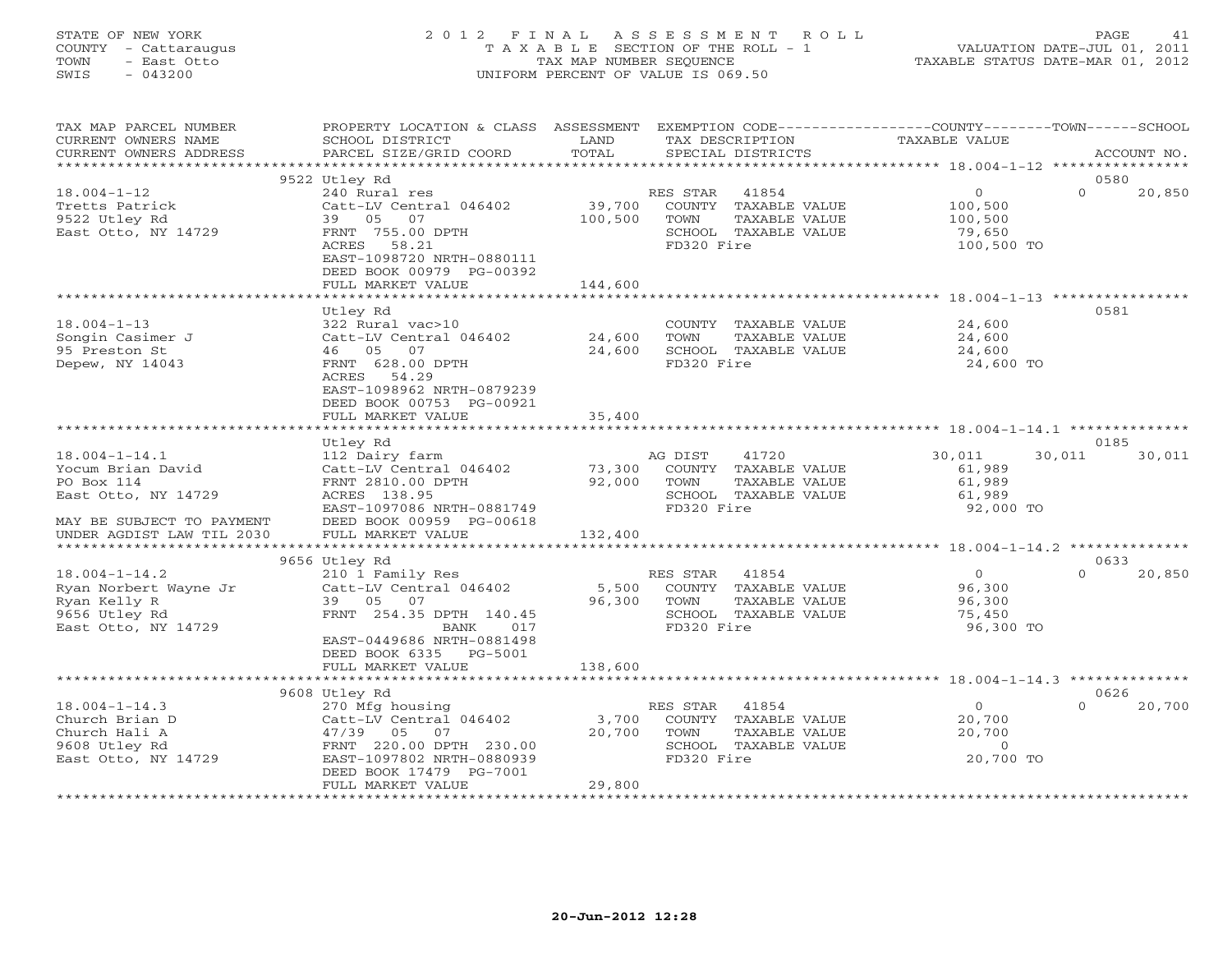STATE OF NEW YORK
COUNTY - Cattaraugus
TOWN - East Otto
SWIS - 043200

2012 FINAL ASSESSMENT ROLL
TAXABLE SECTION OF THE ROLL - 1
TAX MAP NUMBER SEQUENCE
UNIFORM PERCENT OF VALUE IS 069.50

VALUATION DATE-JUL 01, 2011
TAXABLE STATUS DATE-MAR 01, 2012

| TAX MAP PARCEL NUMBER / CURRENT OWNERS NAME / CURRENT OWNERS ADDRESS | PROPERTY LOCATION & CLASS / SCHOOL DISTRICT / PARCEL SIZE/GRID COORD | ASSESSMENT LAND / TOTAL | EXEMPTION CODE / TAX DESCRIPTION / SPECIAL DISTRICTS | COUNTY | TOWN | SCHOOL / ACCOUNT NO. |
|---|---|---|---|---|---|---|
| | 9522 Utley Rd | | | | | 0580 |
| 18.004-1-12 | 240 Rural res | | RES STAR 41854 | 0 | 0 | 20,850 |
| Tretts Patrick | Catt-LV Central 046402 | 39,700 | COUNTY TAXABLE VALUE | 100,500 | | |
| 9522 Utley Rd | 39 05 07 | 100,500 | TOWN TAXABLE VALUE | | 100,500 | |
| East Otto, NY 14729 | FRNT 755.00 DPTH | | SCHOOL TAXABLE VALUE | | | 79,650 |
| | ACRES 58.21 | | FD320 Fire | 100,500 TO | | |
| | EAST-1098720 NRTH-0880111 | | | | | |
| | DEED BOOK 00979 PG-00392 | | | | | |
| | FULL MARKET VALUE | 144,600 | | | | |
| | Utley Rd | | | | | 0581 |
| 18.004-1-13 | 322 Rural vac>10 | | COUNTY TAXABLE VALUE | 24,600 | | |
| Songin Casimer J | Catt-LV Central 046402 | 24,600 | TOWN TAXABLE VALUE | | 24,600 | |
| 95 Preston St | 46 05 07 | 24,600 | SCHOOL TAXABLE VALUE | | | 24,600 |
| Depew, NY 14043 | FRNT 628.00 DPTH | | FD320 Fire | 24,600 TO | | |
| | ACRES 54.29 | | | | | |
| | EAST-1098962 NRTH-0879239 | | | | | |
| | DEED BOOK 00753 PG-00921 | | | | | |
| | FULL MARKET VALUE | 35,400 | | | | |
| | Utley Rd | | | | | 0185 |
| 18.004-1-14.1 | 112 Dairy farm | | AG DIST 41720 | 30,011 | 30,011 | 30,011 |
| Yocum Brian David | Catt-LV Central 046402 | 73,300 | COUNTY TAXABLE VALUE | 61,989 | | |
| PO Box 114 | FRNT 2810.00 DPTH | 92,000 | TOWN TAXABLE VALUE | | 61,989 | |
| East Otto, NY 14729 | ACRES 138.95 | | SCHOOL TAXABLE VALUE | | | 61,989 |
| | EAST-1097086 NRTH-0881749 | | FD320 Fire | 92,000 TO | | |
| MAY BE SUBJECT TO PAYMENT | DEED BOOK 00959 PG-00618 | | | | | |
| UNDER AGDIST LAW TIL 2030 | FULL MARKET VALUE | 132,400 | | | | |
| | 9656 Utley Rd | | | | | 0633 |
| 18.004-1-14.2 | 210 1 Family Res | | RES STAR 41854 | 0 | 0 | 20,850 |
| Ryan Norbert Wayne Jr | Catt-LV Central 046402 | 5,500 | COUNTY TAXABLE VALUE | 96,300 | | |
| Ryan Kelly R | 39 05 07 | 96,300 | TOWN TAXABLE VALUE | | 96,300 | |
| 9656 Utley Rd | FRNT 254.35 DPTH 140.45 | | SCHOOL TAXABLE VALUE | | | 75,450 |
| East Otto, NY 14729 | BANK 017 | | FD320 Fire | 96,300 TO | | |
| | EAST-0449686 NRTH-0881498 | | | | | |
| | DEED BOOK 6335 PG-5001 | | | | | |
| | FULL MARKET VALUE | 138,600 | | | | |
| | 9608 Utley Rd | | | | | 0626 |
| 18.004-1-14.3 | 270 Mfg housing | | RES STAR 41854 | 0 | 0 | 20,700 |
| Church Brian D | Catt-LV Central 046402 | 3,700 | COUNTY TAXABLE VALUE | 20,700 | | |
| Church Hali A | 47/39 05 07 | 20,700 | TOWN TAXABLE VALUE | | 20,700 | |
| 9608 Utley Rd | FRNT 220.00 DPTH 230.00 | | SCHOOL TAXABLE VALUE | | | 0 |
| East Otto, NY 14729 | EAST-1097802 NRTH-0880939 | | FD320 Fire | 20,700 TO | | |
| | DEED BOOK 17479 PG-7001 | | | | | |
| | FULL MARKET VALUE | 29,800 | | | | |

20-Jun-2012 12:28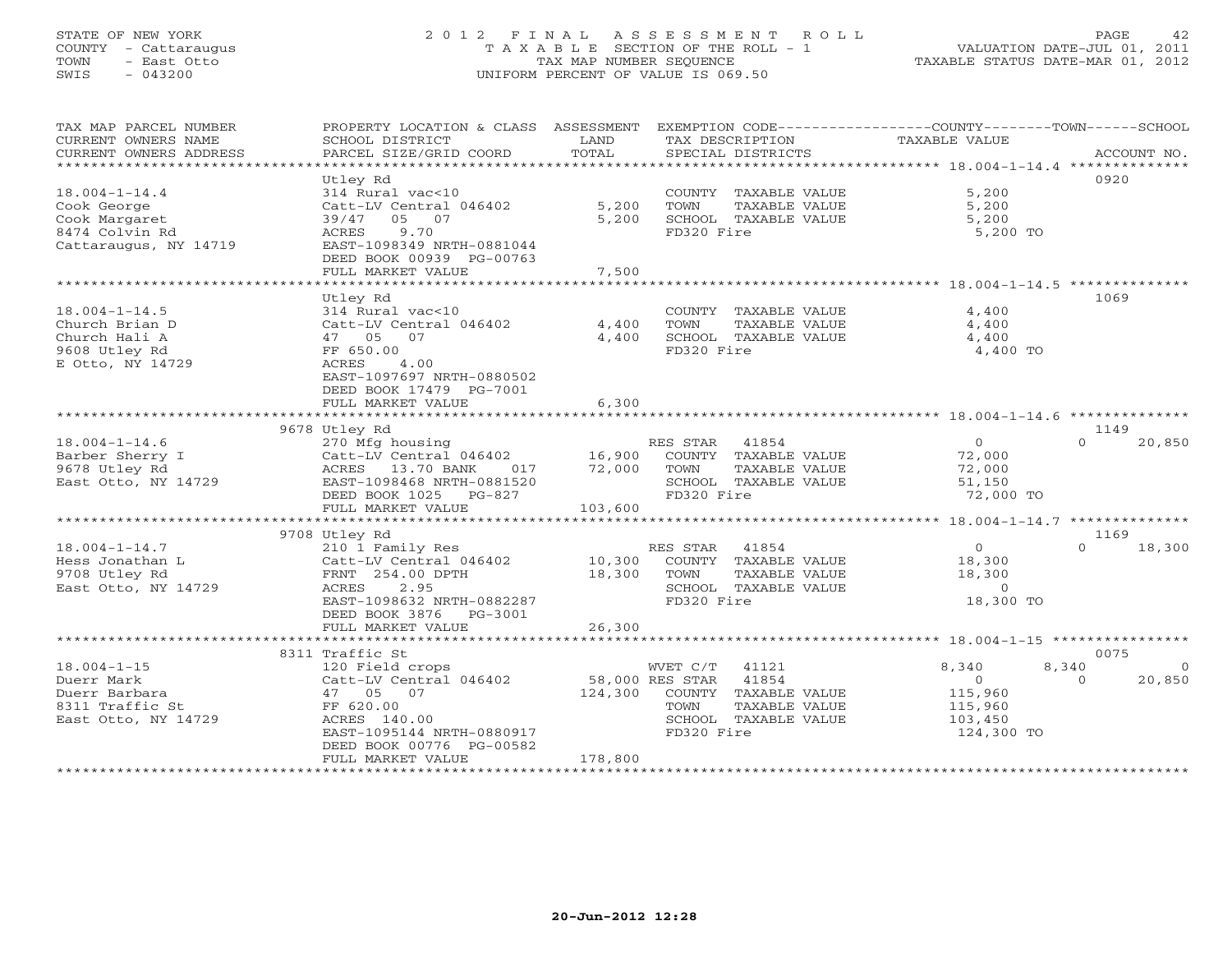STATE OF NEW YORK
COUNTY - Cattaraugus
TOWN - East Otto
SWIS - 043200

2012 FINAL ASSESSMENT ROLL
TAXABLE SECTION OF THE ROLL - 1
TAX MAP NUMBER SEQUENCE
UNIFORM PERCENT OF VALUE IS 069.50

VALUATION DATE-JUL 01, 2011
TAXABLE STATUS DATE-MAR 01, 2012

| TAX MAP PARCEL NUMBER / CURRENT OWNERS NAME / CURRENT OWNERS ADDRESS | PROPERTY LOCATION & CLASS / SCHOOL DISTRICT / PARCEL SIZE/GRID COORD | ASSESSMENT LAND | TOTAL | EXEMPTION CODE / TAX DESCRIPTION / SPECIAL DISTRICTS | COUNTY TAXABLE VALUE | TOWN | SCHOOL | ACCOUNT NO. |
|---|---|---|---|---|---|---|---|---|
| **18.004-1-14.4** | Utley Rd | | | | | | | 0920 |
| 18.004-1-14.4 | 314 Rural vac<10 | | | COUNTY TAXABLE VALUE | 5,200 | | | |
| Cook George | Catt-LV Central 046402 | 5,200 | | TOWN TAXABLE VALUE | 5,200 | | | |
| Cook Margaret | 39/47 05 07 | | 5,200 | SCHOOL TAXABLE VALUE | 5,200 | | | |
| 8474 Colvin Rd | ACRES 9.70 | | | FD320 Fire | 5,200 TO | | | |
| Cattaraugus, NY 14719 | EAST-1098349 NRTH-0881044 | | | | | | | |
| | DEED BOOK 00939 PG-00763 | | | | | | | |
| | FULL MARKET VALUE | | 7,500 | | | | | |
| **18.004-1-14.5** | Utley Rd | | | | | | | 1069 |
| 18.004-1-14.5 | 314 Rural vac<10 | | | COUNTY TAXABLE VALUE | 4,400 | | | |
| Church Brian D | Catt-LV Central 046402 | 4,400 | | TOWN TAXABLE VALUE | 4,400 | | | |
| Church Hali A | 47 05 07 | | 4,400 | SCHOOL TAXABLE VALUE | 4,400 | | | |
| 9608 Utley Rd | FF 650.00 | | | FD320 Fire | 4,400 TO | | | |
| E Otto, NY 14729 | ACRES 4.00 | | | | | | | |
| | EAST-1097697 NRTH-0880502 | | | | | | | |
| | DEED BOOK 17479 PG-7001 | | | | | | | |
| | FULL MARKET VALUE | | 6,300 | | | | | |
| **18.004-1-14.6** | 9678 Utley Rd | | | | | | | 1149 |
| 18.004-1-14.6 | 270 Mfg housing | | | RES STAR 41854 | 0 | 0 | 20,850 | |
| Barber Sherry I | Catt-LV Central 046402 | 16,900 | | COUNTY TAXABLE VALUE | 72,000 | | | |
| 9678 Utley Rd | ACRES 13.70 BANK 017 | | 72,000 | TOWN TAXABLE VALUE | 72,000 | | | |
| East Otto, NY 14729 | EAST-1098468 NRTH-0881520 | | | SCHOOL TAXABLE VALUE | 51,150 | | | |
| | DEED BOOK 1025 PG-827 | | | FD320 Fire | 72,000 TO | | | |
| | FULL MARKET VALUE | | 103,600 | | | | | |
| **18.004-1-14.7** | 9708 Utley Rd | | | | | | | 1169 |
| 18.004-1-14.7 | 210 1 Family Res | | | RES STAR 41854 | 0 | 0 | 18,300 | |
| Hess Jonathan L | Catt-LV Central 046402 | 10,300 | | COUNTY TAXABLE VALUE | 18,300 | | | |
| 9708 Utley Rd | FRNT 254.00 DPTH | | 18,300 | TOWN TAXABLE VALUE | 18,300 | | | |
| East Otto, NY 14729 | ACRES 2.95 | | | SCHOOL TAXABLE VALUE | 0 | | | |
| | EAST-1098632 NRTH-0882287 | | | FD320 Fire | 18,300 TO | | | |
| | DEED BOOK 3876 PG-3001 | | | | | | | |
| | FULL MARKET VALUE | | 26,300 | | | | | |
| **18.004-1-15** | 8311 Traffic St | | | | | | | 0075 |
| 18.004-1-15 | 120 Field crops | | | WVET C/T 41121 | 8,340 | 8,340 | 0 | |
| Duerr Mark | Catt-LV Central 046402 | 58,000 | | RES STAR 41854 | 0 | 0 | 20,850 | |
| Duerr Barbara | 47 05 07 | | 124,300 | COUNTY TAXABLE VALUE | 115,960 | | | |
| 8311 Traffic St | FF 620.00 | | | TOWN TAXABLE VALUE | 115,960 | | | |
| East Otto, NY 14729 | ACRES 140.00 | | | SCHOOL TAXABLE VALUE | 103,450 | | | |
| | EAST-1095144 NRTH-0880917 | | | FD320 Fire | 124,300 TO | | | |
| | DEED BOOK 00776 PG-00582 | | | | | | | |
| | FULL MARKET VALUE | | 178,800 | | | | | |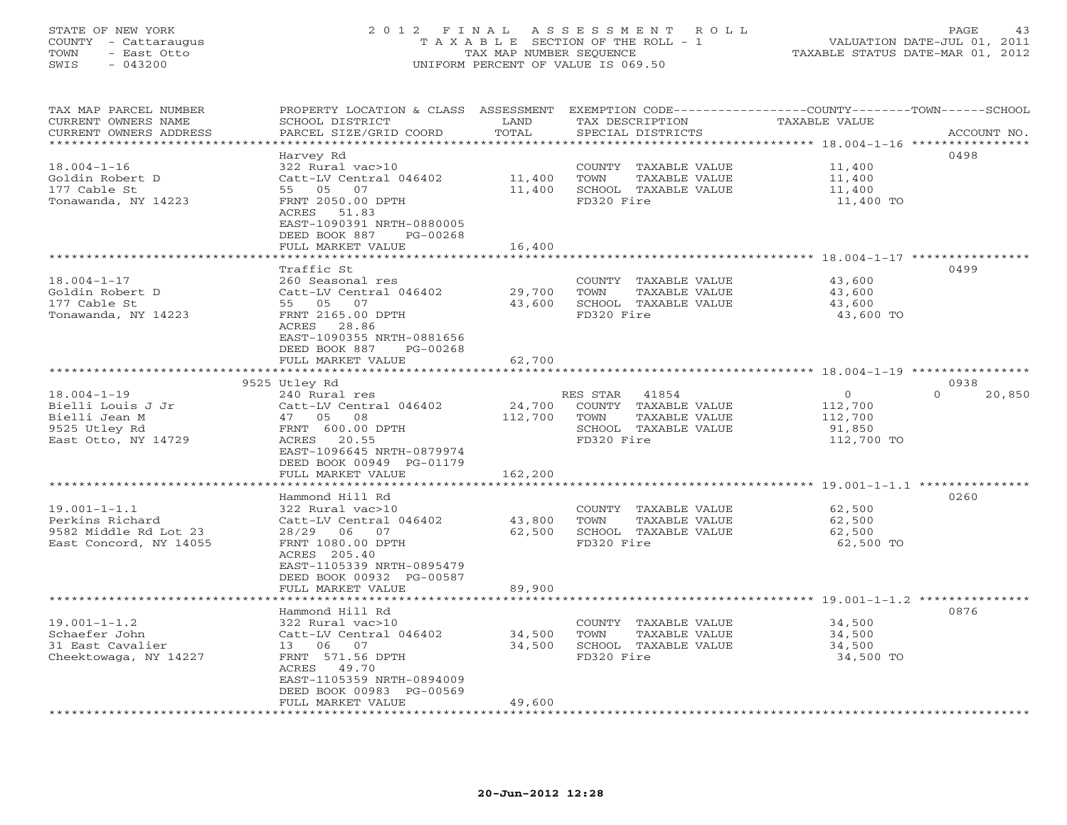STATE OF NEW YORK
COUNTY - Cattaraugus
TOWN - East Otto
SWIS - 043200

# 2012 FINAL ASSESSMENT ROLL

TAXABLE SECTION OF THE ROLL - 1
TAX MAP NUMBER SEQUENCE
UNIFORM PERCENT OF VALUE IS 069.50

VALUATION DATE-JUL 01, 2011
TAXABLE STATUS DATE-MAR 01, 2012

| TAX MAP PARCEL NUMBER / CURRENT OWNERS NAME / CURRENT OWNERS ADDRESS | PROPERTY LOCATION & CLASS / SCHOOL DISTRICT / PARCEL SIZE/GRID COORD | ASSESSMENT LAND / TOTAL | EXEMPTION CODE / TAX DESCRIPTION / SPECIAL DISTRICTS | COUNTY / TOWN / SCHOOL TAXABLE VALUE | ACCOUNT NO. |
|---|---|---|---|---|---|
| 18.004-1-16 | Harvey Rd | | | | 0498 |
| Goldin Robert D | 322 Rural vac>10 | | COUNTY TAXABLE VALUE | 11,400 | |
| 177 Cable St | Catt-LV Central 046402 | 11,400 | TOWN TAXABLE VALUE | 11,400 | |
| Tonawanda, NY 14223 | 55 05 07 | 11,400 | SCHOOL TAXABLE VALUE | 11,400 | |
| | FRNT 2050.00 DPTH | | FD320 Fire | 11,400 TO | |
| | ACRES 51.83 | | | | |
| | EAST-1090391 NRTH-0880005 | | | | |
| | DEED BOOK 887 PG-00268 | | | | |
| | FULL MARKET VALUE | 16,400 | | | |
| 18.004-1-17 | Traffic St | | | | 0499 |
| Goldin Robert D | 260 Seasonal res | | COUNTY TAXABLE VALUE | 43,600 | |
| 177 Cable St | Catt-LV Central 046402 | 29,700 | TOWN TAXABLE VALUE | 43,600 | |
| Tonawanda, NY 14223 | 55 05 07 | 43,600 | SCHOOL TAXABLE VALUE | 43,600 | |
| | FRNT 2165.00 DPTH | | FD320 Fire | 43,600 TO | |
| | ACRES 28.86 | | | | |
| | EAST-1090355 NRTH-0881656 | | | | |
| | DEED BOOK 887 PG-00268 | | | | |
| | FULL MARKET VALUE | 62,700 | | | |
| 18.004-1-19 | 9525 Utley Rd | | | | 0938 |
| Bielli Louis J Jr | 240 Rural res | | RES STAR 41854 | 0 / 0 / 20,850 | |
| Bielli Jean M | Catt-LV Central 046402 | 24,700 | COUNTY TAXABLE VALUE | 112,700 | |
| 9525 Utley Rd | 47 05 08 | 112,700 | TOWN TAXABLE VALUE | 112,700 | |
| East Otto, NY 14729 | FRNT 600.00 DPTH | | SCHOOL TAXABLE VALUE | 91,850 | |
| | ACRES 20.55 | | FD320 Fire | 112,700 TO | |
| | EAST-1096645 NRTH-0879974 | | | | |
| | DEED BOOK 00949 PG-01179 | | | | |
| | FULL MARKET VALUE | 162,200 | | | |
| 19.001-1-1.1 | Hammond Hill Rd | | | | 0260 |
| Perkins Richard | 322 Rural vac>10 | | COUNTY TAXABLE VALUE | 62,500 | |
| 9582 Middle Rd Lot 23 | Catt-LV Central 046402 | 43,800 | TOWN TAXABLE VALUE | 62,500 | |
| East Concord, NY 14055 | 28/29 06 07 | 62,500 | SCHOOL TAXABLE VALUE | 62,500 | |
| | FRNT 1080.00 DPTH | | FD320 Fire | 62,500 TO | |
| | ACRES 205.40 | | | | |
| | EAST-1105339 NRTH-0895479 | | | | |
| | DEED BOOK 00932 PG-00587 | | | | |
| | FULL MARKET VALUE | 89,900 | | | |
| 19.001-1-1.2 | Hammond Hill Rd | | | | 0876 |
| Schaefer John | 322 Rural vac>10 | | COUNTY TAXABLE VALUE | 34,500 | |
| 31 East Cavalier | Catt-LV Central 046402 | 34,500 | TOWN TAXABLE VALUE | 34,500 | |
| Cheektowaga, NY 14227 | 13 06 07 | 34,500 | SCHOOL TAXABLE VALUE | 34,500 | |
| | FRNT 571.56 DPTH | | FD320 Fire | 34,500 TO | |
| | ACRES 49.70 | | | | |
| | EAST-1105359 NRTH-0894009 | | | | |
| | DEED BOOK 00983 PG-00569 | | | | |
| | FULL MARKET VALUE | 49,600 | | | |

20-Jun-2012 12:28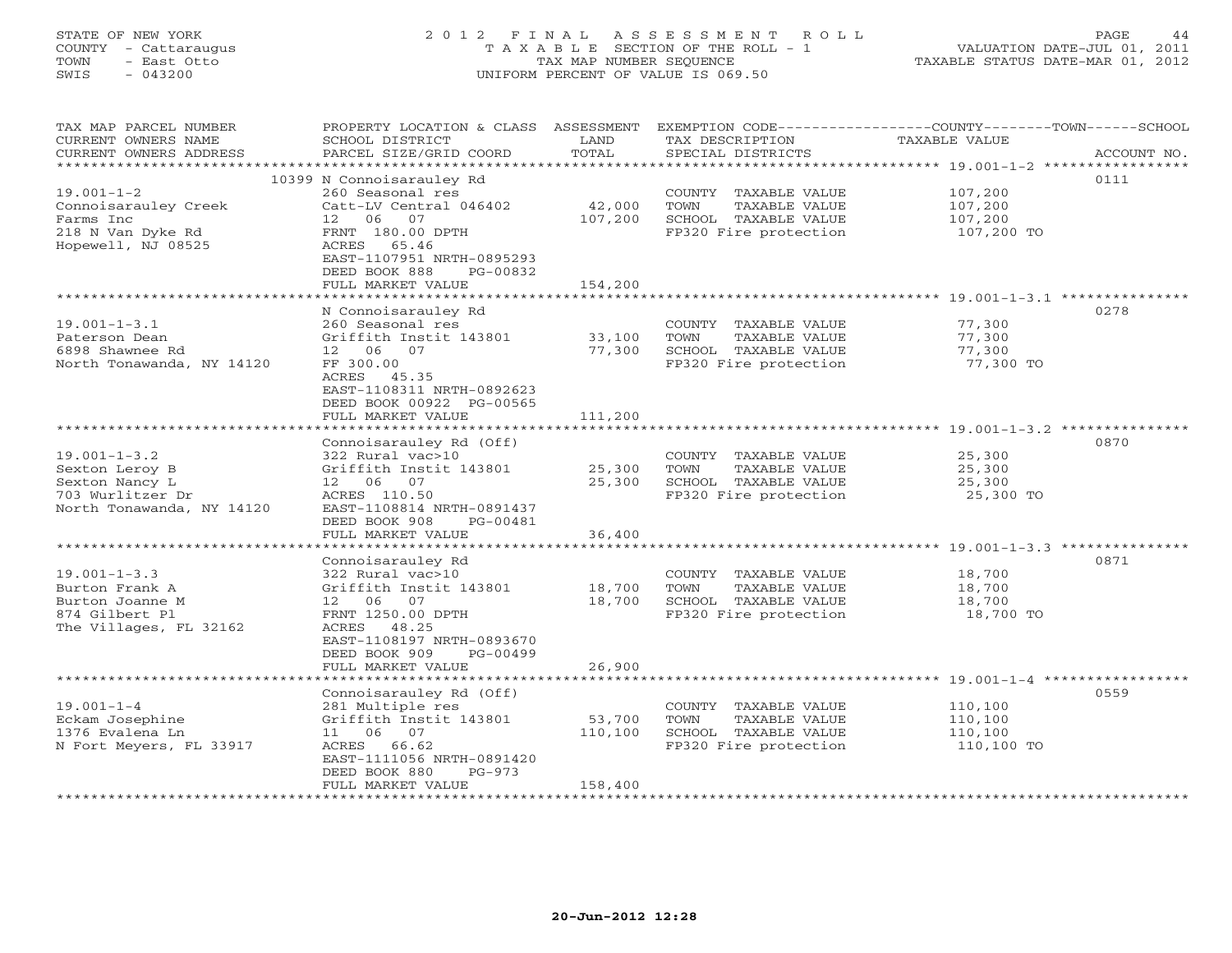STATE OF NEW YORK
COUNTY - Cattaraugus
TOWN - East Otto
SWIS - 043200

# 2012 FINAL ASSESSMENT ROLL

TAXABLE SECTION OF THE ROLL - 1
TAX MAP NUMBER SEQUENCE
UNIFORM PERCENT OF VALUE IS 069.50

VALUATION DATE-JUL 01, 2011
TAXABLE STATUS DATE-MAR 01, 2012

| TAX MAP PARCEL NUMBER / CURRENT OWNERS NAME / CURRENT OWNERS ADDRESS | PROPERTY LOCATION & CLASS / SCHOOL DISTRICT / PARCEL SIZE/GRID COORD | ASSESSMENT LAND / TOTAL | EXEMPTION CODE / TAX DESCRIPTION / SPECIAL DISTRICTS | COUNTY--------TOWN------SCHOOL TAXABLE VALUE | ACCOUNT NO. |
|---|---|---|---|---|---|
| 19.001-1-2 | 10399 N Connoisarauley Rd | | | | 0111 |
| 19.001-1-2 | 260 Seasonal res | | COUNTY TAXABLE VALUE | 107,200 | |
| Connoisarauley Creek | Catt-LV Central 046402 | 42,000 | TOWN TAXABLE VALUE | 107,200 | |
| Farms Inc | 12 06 07 | 107,200 | SCHOOL TAXABLE VALUE | 107,200 | |
| 218 N Van Dyke Rd | FRNT 180.00 DPTH | | FP320 Fire protection | 107,200 TO | |
| Hopewell, NJ 08525 | ACRES 65.46 | | | | |
| | EAST-1107951 NRTH-0895293 | | | | |
| | DEED BOOK 888 PG-00832 | | | | |
| | FULL MARKET VALUE | 154,200 | | | |
| 19.001-1-3.1 | N Connoisarauley Rd | | | | 0278 |
| 19.001-1-3.1 | 260 Seasonal res | | COUNTY TAXABLE VALUE | 77,300 | |
| Paterson Dean | Griffith Instit 143801 | 33,100 | TOWN TAXABLE VALUE | 77,300 | |
| 6898 Shawnee Rd | 12 06 07 | 77,300 | SCHOOL TAXABLE VALUE | 77,300 | |
| North Tonawanda, NY 14120 | FF 300.00 | | FP320 Fire protection | 77,300 TO | |
| | ACRES 45.35 | | | | |
| | EAST-1108311 NRTH-0892623 | | | | |
| | DEED BOOK 00922 PG-00565 | | | | |
| | FULL MARKET VALUE | 111,200 | | | |
| 19.001-1-3.2 | Connoisarauley Rd (Off) | | | | 0870 |
| 19.001-1-3.2 | 322 Rural vac>10 | | COUNTY TAXABLE VALUE | 25,300 | |
| Sexton Leroy B | Griffith Instit 143801 | 25,300 | TOWN TAXABLE VALUE | 25,300 | |
| Sexton Nancy L | 12 06 07 | 25,300 | SCHOOL TAXABLE VALUE | 25,300 | |
| 703 Wurlitzer Dr | ACRES 110.50 | | FP320 Fire protection | 25,300 TO | |
| North Tonawanda, NY 14120 | EAST-1108814 NRTH-0891437 | | | | |
| | DEED BOOK 908 PG-00481 | | | | |
| | FULL MARKET VALUE | 36,400 | | | |
| 19.001-1-3.3 | Connoisarauley Rd | | | | 0871 |
| 19.001-1-3.3 | 322 Rural vac>10 | | COUNTY TAXABLE VALUE | 18,700 | |
| Burton Frank A | Griffith Instit 143801 | 18,700 | TOWN TAXABLE VALUE | 18,700 | |
| Burton Joanne M | 12 06 07 | 18,700 | SCHOOL TAXABLE VALUE | 18,700 | |
| 874 Gilbert Pl | FRNT 1250.00 DPTH | | FP320 Fire protection | 18,700 TO | |
| The Villages, FL 32162 | ACRES 48.25 | | | | |
| | EAST-1108197 NRTH-0893670 | | | | |
| | DEED BOOK 909 PG-00499 | | | | |
| | FULL MARKET VALUE | 26,900 | | | |
| 19.001-1-4 | Connoisarauley Rd (Off) | | | | 0559 |
| 19.001-1-4 | 281 Multiple res | | COUNTY TAXABLE VALUE | 110,100 | |
| Eckam Josephine | Griffith Instit 143801 | 53,700 | TOWN TAXABLE VALUE | 110,100 | |
| 1376 Evalena Ln | 11 06 07 | 110,100 | SCHOOL TAXABLE VALUE | 110,100 | |
| N Fort Meyers, FL 33917 | ACRES 66.62 | | FP320 Fire protection | 110,100 TO | |
| | EAST-1111056 NRTH-0891420 | | | | |
| | DEED BOOK 880 PG-973 | | | | |
| | FULL MARKET VALUE | 158,400 | | | |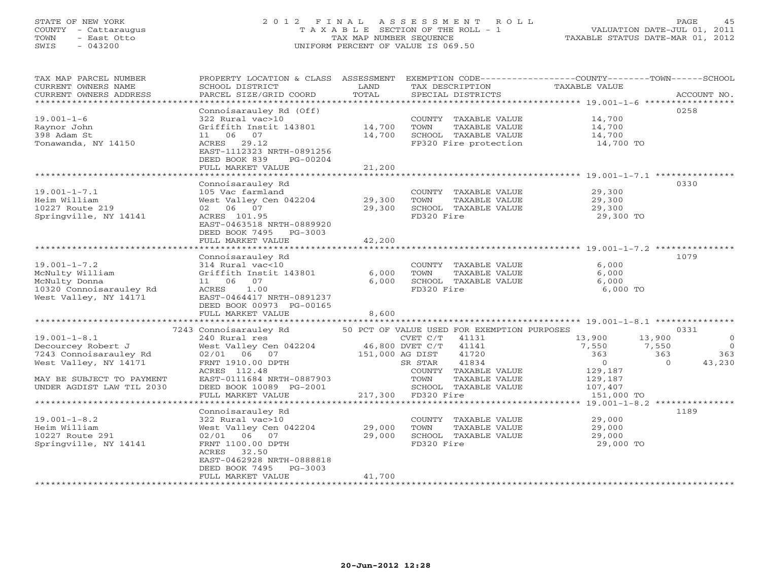STATE OF NEW YORK
COUNTY - Cattaraugus
TOWN - East Otto
SWIS - 043200

2 0 1 2 F I N A L A S S E S S M E N T R O L L
T A X A B L E SECTION OF THE ROLL - 1
TAX MAP NUMBER SEQUENCE
UNIFORM PERCENT OF VALUE IS 069.50

VALUATION DATE-JUL 01, 2011
TAXABLE STATUS DATE-MAR 01, 2012

```
TAX MAP PARCEL NUMBER          PROPERTY LOCATION & CLASS  ASSESSMENT  EXEMPTION CODE-----------------COUNTY--------TOWN------SCHOOL
CURRENT OWNERS NAME            SCHOOL DISTRICT               LAND      TAX DESCRIPTION             TAXABLE VALUE
CURRENT OWNERS ADDRESS         PARCEL SIZE/GRID COORD        TOTAL     SPECIAL DISTRICTS                                     ACCOUNT NO.
******************************************************************************************************* 19.001-1-6 *****************
                               Connoisarauley Rd (Off)                                                                        0258
19.001-1-6                     322 Rural vac>10                        COUNTY  TAXABLE VALUE          14,700
Raynor John                    Griffith Instit 143801     14,700       TOWN    TAXABLE VALUE          14,700
398 Adam St                    11  06  07                 14,700       SCHOOL  TAXABLE VALUE          14,700
Tonawanda, NY 14150            ACRES   29.12                           FP320 Fire protection           14,700 TO
                               EAST-1112323 NRTH-0891256
                               DEED BOOK 839     PG-00204
                               FULL MARKET VALUE          21,200
******************************************************************************************************* 19.001-1-7.1 ***************
                               Connoisarauley Rd                                                                              0330
19.001-1-7.1                   105 Vac farmland                        COUNTY  TAXABLE VALUE          29,300
Heim William                   West Valley Cen 042204     29,300       TOWN    TAXABLE VALUE          29,300
10227 Route 219                02  06  07                 29,300       SCHOOL  TAXABLE VALUE          29,300
Springville, NY 14141          ACRES  101.95                           FD320 Fire                      29,300 TO
                               EAST-0463518 NRTH-0889920
                               DEED BOOK 7495    PG-3003
                               FULL MARKET VALUE          42,200
******************************************************************************************************* 19.001-1-7.2 ***************
                               Connoisarauley Rd                                                                              1079
19.001-1-7.2                   314 Rural vac<10                        COUNTY  TAXABLE VALUE           6,000
McNulty William                Griffith Instit 143801      6,000       TOWN    TAXABLE VALUE           6,000
McNulty Donna                  11  06  07                  6,000       SCHOOL  TAXABLE VALUE           6,000
10320 Connoisarauley Rd        ACRES    1.00                           FD320 Fire                       6,000 TO
West Valley, NY 14171          EAST-0464417 NRTH-0891237
                               DEED BOOK 00973 PG-00165
                               FULL MARKET VALUE           8,600
******************************************************************************************************* 19.001-1-8.1 ***************
                          7243 Connoisarauley Rd            50 PCT OF VALUE USED FOR EXEMPTION PURPOSES                       0331
19.001-1-8.1                   240 Rural res                           CVET C/T    41131          13,900        13,900            0
Decourcey Robert J             West Valley Cen 042204     46,800 DVET C/T    41141           7,550         7,550            0
7243 Connoisarauley Rd         02/01  06  07             151,000 AG DIST     41720             363           363          363
West Valley, NY 14171          FRNT 1910.00 DPTH                       SR STAR     41834               0             0       43,230
                               ACRES  112.48                           COUNTY  TAXABLE VALUE         129,187
MAY BE SUBJECT TO PAYMENT      EAST-0111684 NRTH-0887903               TOWN    TAXABLE VALUE         129,187
UNDER AGDIST LAW TIL 2030      DEED BOOK 10089 PG-2001                 SCHOOL  TAXABLE VALUE         107,407
                               FULL MARKET VALUE         217,300       FD320 Fire                     151,000 TO
******************************************************************************************************* 19.001-1-8.2 ***************
                               Connoisarauley Rd                                                                              1189
19.001-1-8.2                   322 Rural vac>10                        COUNTY  TAXABLE VALUE          29,000
Heim William                   West Valley Cen 042204     29,000       TOWN    TAXABLE VALUE          29,000
10227 Route 291                02/01  06  07              29,000       SCHOOL  TAXABLE VALUE          29,000
Springville, NY 14141          FRNT 1100.00 DPTH                       FD320 Fire                      29,000 TO
                               ACRES   32.50
                               EAST-0462928 NRTH-0888818
                               DEED BOOK 7495    PG-3003
                               FULL MARKET VALUE          41,700
************************************************************************************************************************************
```

20-Jun-2012 12:28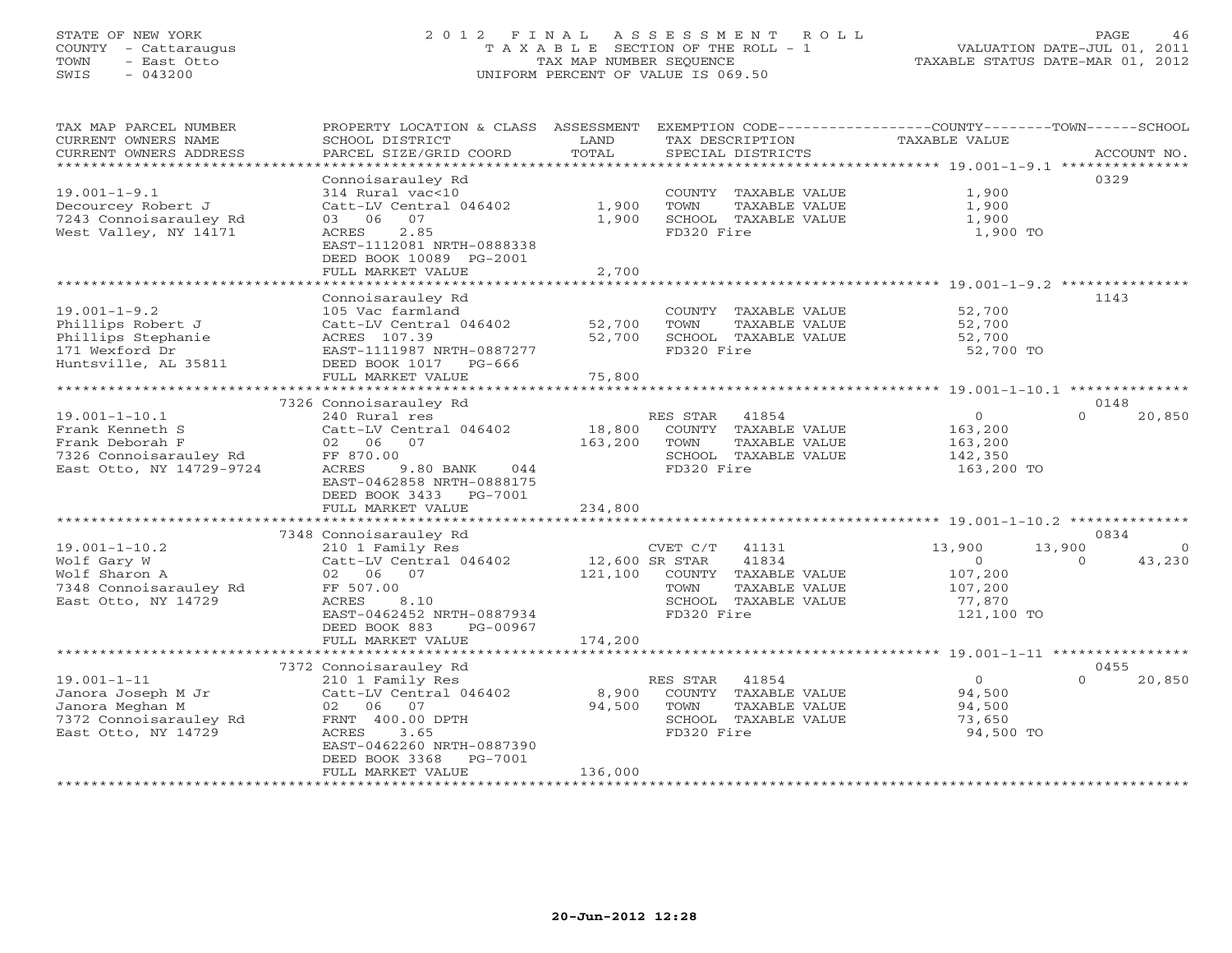STATE OF NEW YORK
COUNTY - Cattaraugus
TOWN - East Otto
SWIS - 043200

2012 FINAL ASSESSMENT ROLL
TAXABLE SECTION OF THE ROLL - 1
TAX MAP NUMBER SEQUENCE
UNIFORM PERCENT OF VALUE IS 069.50

VALUATION DATE-JUL 01, 2011
TAXABLE STATUS DATE-MAR 01, 2012

| TAX MAP PARCEL NUMBER / CURRENT OWNERS NAME / CURRENT OWNERS ADDRESS | PROPERTY LOCATION & CLASS / SCHOOL DISTRICT / PARCEL SIZE/GRID COORD | ASSESSMENT LAND / TOTAL | EXEMPTION CODE / TAX DESCRIPTION / SPECIAL DISTRICTS | COUNTY | TOWN | SCHOOL | ACCOUNT NO. |
|---|---|---|---|---|---|---|---|
| **19.001-1-9.1** | Connoisarauley Rd | | | | | | 0329 |
| 19.001-1-9.1 | 314 Rural vac<10 | | COUNTY TAXABLE VALUE | 1,900 | | | |
| Decourcey Robert J | Catt-LV Central 046402 | 1,900 | TOWN TAXABLE VALUE | | 1,900 | | |
| 7243 Connoisarauley Rd | 03 06 07 | 1,900 | SCHOOL TAXABLE VALUE | | | 1,900 | |
| West Valley, NY 14171 | ACRES 2.85 | | FD320 Fire | 1,900 TO | | | |
| | EAST-1112081 NRTH-0888338 | | | | | | |
| | DEED BOOK 10089 PG-2001 | | | | | | |
| | FULL MARKET VALUE | 2,700 | | | | | |
| **19.001-1-9.2** | Connoisarauley Rd | | | | | | 1143 |
| 19.001-1-9.2 | 105 Vac farmland | | COUNTY TAXABLE VALUE | 52,700 | | | |
| Phillips Robert J | Catt-LV Central 046402 | 52,700 | TOWN TAXABLE VALUE | | 52,700 | | |
| Phillips Stephanie | ACRES 107.39 | 52,700 | SCHOOL TAXABLE VALUE | | | 52,700 | |
| 171 Wexford Dr | EAST-1111987 NRTH-0887277 | | FD320 Fire | 52,700 TO | | | |
| Huntsville, AL 35811 | DEED BOOK 1017 PG-666 | | | | | | |
| | FULL MARKET VALUE | 75,800 | | | | | |
| **19.001-1-10.1** | 7326 Connoisarauley Rd | | | | | | 0148 |
| 19.001-1-10.1 | 240 Rural res | | RES STAR 41854 | 0 | 0 | 20,850 | |
| Frank Kenneth S | Catt-LV Central 046402 | 18,800 | COUNTY TAXABLE VALUE | 163,200 | | | |
| Frank Deborah F | 02 06 07 | 163,200 | TOWN TAXABLE VALUE | | 163,200 | | |
| 7326 Connoisarauley Rd | FF 870.00 | | SCHOOL TAXABLE VALUE | | | 142,350 | |
| East Otto, NY 14729-9724 | ACRES 9.80 BANK 044 | | FD320 Fire | 163,200 TO | | | |
| | EAST-0462858 NRTH-0888175 | | | | | | |
| | DEED BOOK 3433 PG-7001 | | | | | | |
| | FULL MARKET VALUE | 234,800 | | | | | |
| **19.001-1-10.2** | 7348 Connoisarauley Rd | | | | | | 0834 |
| 19.001-1-10.2 | 210 1 Family Res | | CVET C/T 41131 | 13,900 | 13,900 | 0 | |
| Wolf Gary W | Catt-LV Central 046402 | 12,600 | SR STAR 41834 | 0 | 0 | 43,230 | |
| Wolf Sharon A | 02 06 07 | 121,100 | COUNTY TAXABLE VALUE | 107,200 | | | |
| 7348 Connoisarauley Rd | FF 507.00 | | TOWN TAXABLE VALUE | | 107,200 | | |
| East Otto, NY 14729 | ACRES 8.10 | | SCHOOL TAXABLE VALUE | | | 77,870 | |
| | EAST-0462452 NRTH-0887934 | | FD320 Fire | 121,100 TO | | | |
| | DEED BOOK 883 PG-00967 | | | | | | |
| | FULL MARKET VALUE | 174,200 | | | | | |
| **19.001-1-11** | 7372 Connoisarauley Rd | | | | | | 0455 |
| 19.001-1-11 | 210 1 Family Res | | RES STAR 41854 | 0 | 0 | 20,850 | |
| Janora Joseph M Jr | Catt-LV Central 046402 | 8,900 | COUNTY TAXABLE VALUE | 94,500 | | | |
| Janora Meghan M | 02 06 07 | 94,500 | TOWN TAXABLE VALUE | | 94,500 | | |
| 7372 Connoisarauley Rd | FRNT 400.00 DPTH | | SCHOOL TAXABLE VALUE | | | 73,650 | |
| East Otto, NY 14729 | ACRES 3.65 | | FD320 Fire | 94,500 TO | | | |
| | EAST-0462260 NRTH-0887390 | | | | | | |
| | DEED BOOK 3368 PG-7001 | | | | | | |
| | FULL MARKET VALUE | 136,000 | | | | | |

20-Jun-2012 12:28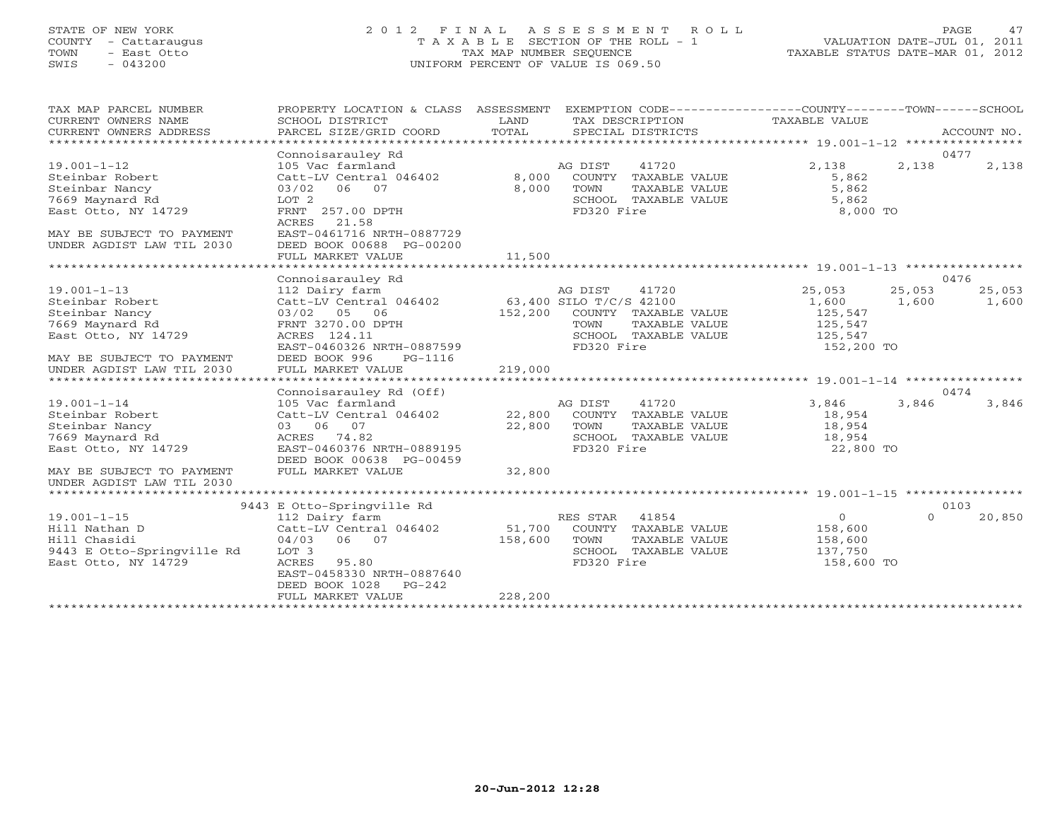STATE OF NEW YORK
COUNTY - Cattaraugus
TOWN - East Otto
SWIS - 043200

2012 FINAL ASSESSMENT ROLL
TAXABLE SECTION OF THE ROLL - 1
TAX MAP NUMBER SEQUENCE
UNIFORM PERCENT OF VALUE IS 069.50

VALUATION DATE-JUL 01, 2011
TAXABLE STATUS DATE-MAR 01, 2012

| TAX MAP PARCEL NUMBER / CURRENT OWNERS NAME / CURRENT OWNERS ADDRESS | PROPERTY LOCATION & CLASS / SCHOOL DISTRICT / PARCEL SIZE/GRID COORD | ASSESSMENT LAND / TOTAL | EXEMPTION CODE / TAX DESCRIPTION / SPECIAL DISTRICTS | COUNTY TAXABLE VALUE | TOWN | SCHOOL / ACCOUNT NO. |
|---|---|---|---|---|---|---|
| 19.001-1-12 | Connoisarauley Rd | | | | | 0477 |
| 19.001-1-12 | 105 Vac farmland | | AG DIST 41720 | 2,138 | 2,138 | 2,138 |
| Steinbar Robert | Catt-LV Central 046402 | 8,000 | COUNTY TAXABLE VALUE | 5,862 | | |
| Steinbar Nancy | 03/02 06 07 | 8,000 | TOWN TAXABLE VALUE | 5,862 | | |
| 7669 Maynard Rd | LOT 2 | | SCHOOL TAXABLE VALUE | 5,862 | | |
| East Otto, NY 14729 | FRNT 257.00 DPTH | | FD320 Fire | 8,000 TO | | |
| | ACRES 21.58 | | | | | |
| MAY BE SUBJECT TO PAYMENT | EAST-0461716 NRTH-0887729 | | | | | |
| UNDER AGDIST LAW TIL 2030 | DEED BOOK 00688 PG-00200 | | | | | |
| | FULL MARKET VALUE | 11,500 | | | | |
| 19.001-1-13 | Connoisarauley Rd | | | | | 0476 |
| 19.001-1-13 | 112 Dairy farm | | AG DIST 41720 | 25,053 | 25,053 | 25,053 |
| Steinbar Robert | Catt-LV Central 046402 | 63,400 | SILO T/C/S 42100 | 1,600 | 1,600 | 1,600 |
| Steinbar Nancy | 03/02 05 06 | 152,200 | COUNTY TAXABLE VALUE | 125,547 | | |
| 7669 Maynard Rd | FRNT 3270.00 DPTH | | TOWN TAXABLE VALUE | 125,547 | | |
| East Otto, NY 14729 | ACRES 124.11 | | SCHOOL TAXABLE VALUE | 125,547 | | |
| | EAST-0460326 NRTH-0887599 | | FD320 Fire | 152,200 TO | | |
| MAY BE SUBJECT TO PAYMENT | DEED BOOK 996 PG-1116 | | | | | |
| UNDER AGDIST LAW TIL 2030 | FULL MARKET VALUE | 219,000 | | | | |
| 19.001-1-14 | Connoisarauley Rd (Off) | | | | | 0474 |
| 19.001-1-14 | 105 Vac farmland | | AG DIST 41720 | 3,846 | 3,846 | 3,846 |
| Steinbar Robert | Catt-LV Central 046402 | 22,800 | COUNTY TAXABLE VALUE | 18,954 | | |
| Steinbar Nancy | 03 06 07 | 22,800 | TOWN TAXABLE VALUE | 18,954 | | |
| 7669 Maynard Rd | ACRES 74.82 | | SCHOOL TAXABLE VALUE | 18,954 | | |
| East Otto, NY 14729 | EAST-0460376 NRTH-0889195 | | FD320 Fire | 22,800 TO | | |
| | DEED BOOK 00638 PG-00459 | | | | | |
| MAY BE SUBJECT TO PAYMENT | FULL MARKET VALUE | 32,800 | | | | |
| UNDER AGDIST LAW TIL 2030 | | | | | | |
| 19.001-1-15 | 9443 E Otto-Springville Rd | | | | | 0103 |
| 19.001-1-15 | 112 Dairy farm | | RES STAR 41854 | 0 | 0 | 20,850 |
| Hill Nathan D | Catt-LV Central 046402 | 51,700 | COUNTY TAXABLE VALUE | 158,600 | | |
| Hill Chasidi | 04/03 06 07 | 158,600 | TOWN TAXABLE VALUE | 158,600 | | |
| 9443 E Otto-Springville Rd | LOT 3 | | SCHOOL TAXABLE VALUE | 137,750 | | |
| East Otto, NY 14729 | ACRES 95.80 | | FD320 Fire | 158,600 TO | | |
| | EAST-0458330 NRTH-0887640 | | | | | |
| | DEED BOOK 1028 PG-242 | | | | | |
| | FULL MARKET VALUE | 228,200 | | | | |

20-Jun-2012 12:28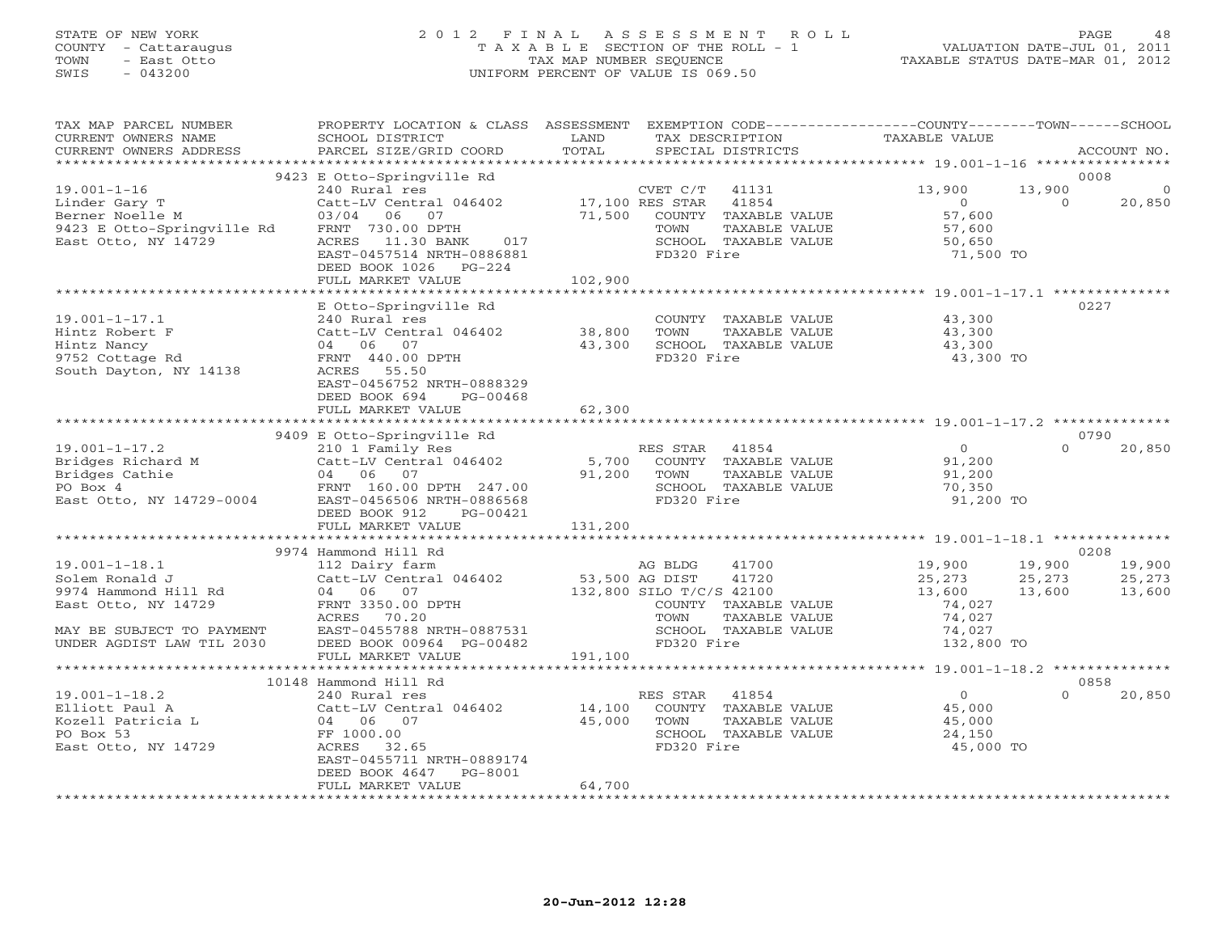STATE OF NEW YORK
COUNTY - Cattaraugus
TOWN - East Otto
SWIS - 043200

# 2012 FINAL ASSESSMENT ROLL
TAXABLE SECTION OF THE ROLL - 1
TAX MAP NUMBER SEQUENCE
UNIFORM PERCENT OF VALUE IS 069.50

VALUATION DATE-JUL 01, 2011
TAXABLE STATUS DATE-MAR 01, 2012

| TAX MAP PARCEL NUMBER / CURRENT OWNERS NAME / CURRENT OWNERS ADDRESS | PROPERTY LOCATION & CLASS / SCHOOL DISTRICT / PARCEL SIZE/GRID COORD | ASSESSMENT LAND / TOTAL | EXEMPTION CODE / TAX DESCRIPTION / SPECIAL DISTRICTS | COUNTY TAXABLE VALUE | TOWN | SCHOOL | ACCOUNT NO. |
|---|---|---|---|---|---|---|---|
| | 9423 E Otto-Springville Rd | | | | | | 0008 |
| 19.001-1-16 | 240 Rural res | | CVET C/T 41131 | 13,900 | 13,900 | 0 | |
| Linder Gary T | Catt-LV Central 046402 | 17,100 | RES STAR 41854 | 0 | 0 | 20,850 | |
| Berner Noelle M | 03/04 06 07 | 71,500 | COUNTY TAXABLE VALUE | 57,600 | | | |
| 9423 E Otto-Springville Rd | FRNT 730.00 DPTH | | TOWN TAXABLE VALUE | 57,600 | | | |
| East Otto, NY 14729 | ACRES 11.30 BANK 017 | | SCHOOL TAXABLE VALUE | 50,650 | | | |
| | EAST-0457514 NRTH-0886881 | | FD320 Fire | 71,500 TO | | | |
| | DEED BOOK 1026 PG-224 | | | | | | |
| | FULL MARKET VALUE | 102,900 | | | | | |
| | E Otto-Springville Rd | | | | | | 0227 |
| 19.001-1-17.1 | 240 Rural res | | COUNTY TAXABLE VALUE | 43,300 | | | |
| Hintz Robert F | Catt-LV Central 046402 | 38,800 | TOWN TAXABLE VALUE | 43,300 | | | |
| Hintz Nancy | 04 06 07 | 43,300 | SCHOOL TAXABLE VALUE | 43,300 | | | |
| 9752 Cottage Rd | FRNT 440.00 DPTH | | FD320 Fire | 43,300 TO | | | |
| South Dayton, NY 14138 | ACRES 55.50 | | | | | | |
| | EAST-0456752 NRTH-0888329 | | | | | | |
| | DEED BOOK 694 PG-00468 | | | | | | |
| | FULL MARKET VALUE | 62,300 | | | | | |
| | 9409 E Otto-Springville Rd | | | | | | 0790 |
| 19.001-1-17.2 | 210 1 Family Res | | RES STAR 41854 | 0 | 0 | 20,850 | |
| Bridges Richard M | Catt-LV Central 046402 | 5,700 | COUNTY TAXABLE VALUE | 91,200 | | | |
| Bridges Cathie | 04 06 07 | 91,200 | TOWN TAXABLE VALUE | 91,200 | | | |
| PO Box 4 | FRNT 160.00 DPTH 247.00 | | SCHOOL TAXABLE VALUE | 70,350 | | | |
| East Otto, NY 14729-0004 | EAST-0456506 NRTH-0886568 | | FD320 Fire | 91,200 TO | | | |
| | DEED BOOK 912 PG-00421 | | | | | | |
| | FULL MARKET VALUE | 131,200 | | | | | |
| | 9974 Hammond Hill Rd | | | | | | 0208 |
| 19.001-1-18.1 | 112 Dairy farm | | AG BLDG 41700 | 19,900 | 19,900 | 19,900 | |
| Solem Ronald J | Catt-LV Central 046402 | 53,500 | AG DIST 41720 | 25,273 | 25,273 | 25,273 | |
| 9974 Hammond Hill Rd | 04 06 07 | 132,800 | SILO T/C/S 42100 | 13,600 | 13,600 | 13,600 | |
| East Otto, NY 14729 | FRNT 3350.00 DPTH | | COUNTY TAXABLE VALUE | 74,027 | | | |
| | ACRES 70.20 | | TOWN TAXABLE VALUE | 74,027 | | | |
| MAY BE SUBJECT TO PAYMENT | EAST-0455788 NRTH-0887531 | | SCHOOL TAXABLE VALUE | 74,027 | | | |
| UNDER AGDIST LAW TIL 2030 | DEED BOOK 00964 PG-00482 | | FD320 Fire | 132,800 TO | | | |
| | FULL MARKET VALUE | 191,100 | | | | | |
| | 10148 Hammond Hill Rd | | | | | | 0858 |
| 19.001-1-18.2 | 240 Rural res | | RES STAR 41854 | 0 | 0 | 20,850 | |
| Elliott Paul A | Catt-LV Central 046402 | 14,100 | COUNTY TAXABLE VALUE | 45,000 | | | |
| Kozell Patricia L | 04 06 07 | 45,000 | TOWN TAXABLE VALUE | 45,000 | | | |
| PO Box 53 | FF 1000.00 | | SCHOOL TAXABLE VALUE | 24,150 | | | |
| East Otto, NY 14729 | ACRES 32.65 | | FD320 Fire | 45,000 TO | | | |
| | EAST-0455711 NRTH-0889174 | | | | | | |
| | DEED BOOK 4647 PG-8001 | | | | | | |
| | FULL MARKET VALUE | 64,700 | | | | | |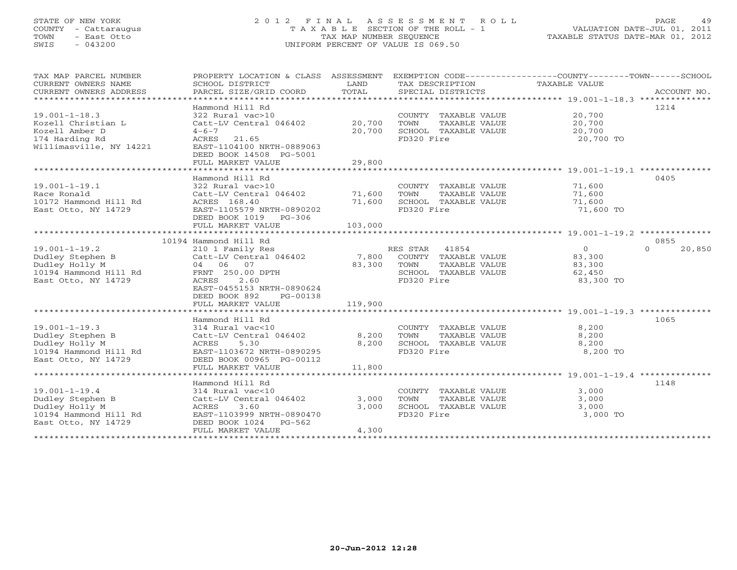STATE OF NEW YORK
COUNTY - Cattaraugus
TOWN - East Otto
SWIS - 043200

2012 FINAL ASSESSMENT ROLL
TAXABLE SECTION OF THE ROLL - 1
TAX MAP NUMBER SEQUENCE
UNIFORM PERCENT OF VALUE IS 069.50

VALUATION DATE-JUL 01, 2011
TAXABLE STATUS DATE-MAR 01, 2012

| TAX MAP PARCEL NUMBER / CURRENT OWNERS NAME / CURRENT OWNERS ADDRESS | PROPERTY LOCATION & CLASS / SCHOOL DISTRICT / PARCEL SIZE/GRID COORD | ASSESSMENT LAND / TOTAL | EXEMPTION CODE / TAX DESCRIPTION / SPECIAL DISTRICTS | COUNTY TAXABLE VALUE | TOWN | SCHOOL | ACCOUNT NO. |
|---|---|---|---|---|---|---|---|
| **19.001-1-18.3** | Hammond Hill Rd | | | | | | 1214 |
| 19.001-1-18.3 | 322 Rural vac>10 | | COUNTY TAXABLE VALUE | 20,700 | | | |
| Kozell Christian L | Catt-LV Central 046402 | 20,700 | TOWN TAXABLE VALUE | 20,700 | | | |
| Kozell Amber D | 4-6-7 | 20,700 | SCHOOL TAXABLE VALUE | 20,700 | | | |
| 174 Harding Rd | ACRES 21.65 | | FD320 Fire | 20,700 TO | | | |
| Willimasville, NY 14221 | EAST-1104100 NRTH-0889063 | | | | | | |
| | DEED BOOK 14508 PG-5001 | | | | | | |
| | FULL MARKET VALUE | 29,800 | | | | | |
| **19.001-1-19.1** | Hammond Hill Rd | | | | | | 0405 |
| 19.001-1-19.1 | 322 Rural vac>10 | | COUNTY TAXABLE VALUE | 71,600 | | | |
| Race Ronald | Catt-LV Central 046402 | 71,600 | TOWN TAXABLE VALUE | 71,600 | | | |
| 10172 Hammond Hill Rd | ACRES 168.40 | 71,600 | SCHOOL TAXABLE VALUE | 71,600 | | | |
| East Otto, NY 14729 | EAST-1105579 NRTH-0890202 | | FD320 Fire | 71,600 TO | | | |
| | DEED BOOK 1019 PG-306 | | | | | | |
| | FULL MARKET VALUE | 103,000 | | | | | |
| **19.001-1-19.2** | 10194 Hammond Hill Rd | | | | | | 0855 |
| 19.001-1-19.2 | 210 1 Family Res | | RES STAR 41854 | 0 | | 0 | 20,850 |
| Dudley Stephen B | Catt-LV Central 046402 | 7,800 | COUNTY TAXABLE VALUE | 83,300 | | | |
| Dudley Holly M | 04 06 07 | 83,300 | TOWN TAXABLE VALUE | 83,300 | | | |
| 10194 Hammond Hill Rd | FRNT 250.00 DPTH | | SCHOOL TAXABLE VALUE | 62,450 | | | |
| East Otto, NY 14729 | ACRES 2.60 | | FD320 Fire | 83,300 TO | | | |
| | EAST-0455153 NRTH-0890624 | | | | | | |
| | DEED BOOK 892 PG-00138 | | | | | | |
| | FULL MARKET VALUE | 119,900 | | | | | |
| **19.001-1-19.3** | Hammond Hill Rd | | | | | | 1065 |
| 19.001-1-19.3 | 314 Rural vac<10 | | COUNTY TAXABLE VALUE | 8,200 | | | |
| Dudley Stephen B | Catt-LV Central 046402 | 8,200 | TOWN TAXABLE VALUE | 8,200 | | | |
| Dudley Holly M | ACRES 5.30 | 8,200 | SCHOOL TAXABLE VALUE | 8,200 | | | |
| 10194 Hammond Hill Rd | EAST-1103672 NRTH-0890295 | | FD320 Fire | 8,200 TO | | | |
| East Otto, NY 14729 | DEED BOOK 00965 PG-00112 | | | | | | |
| | FULL MARKET VALUE | 11,800 | | | | | |
| **19.001-1-19.4** | Hammond Hill Rd | | | | | | 1148 |
| 19.001-1-19.4 | 314 Rural vac<10 | | COUNTY TAXABLE VALUE | 3,000 | | | |
| Dudley Stephen B | Catt-LV Central 046402 | 3,000 | TOWN TAXABLE VALUE | 3,000 | | | |
| Dudley Holly M | ACRES 3.60 | 3,000 | SCHOOL TAXABLE VALUE | 3,000 | | | |
| 10194 Hammond Hill Rd | EAST-1103999 NRTH-0890470 | | FD320 Fire | 3,000 TO | | | |
| East Otto, NY 14729 | DEED BOOK 1024 PG-562 | | | | | | |
| | FULL MARKET VALUE | 4,300 | | | | | |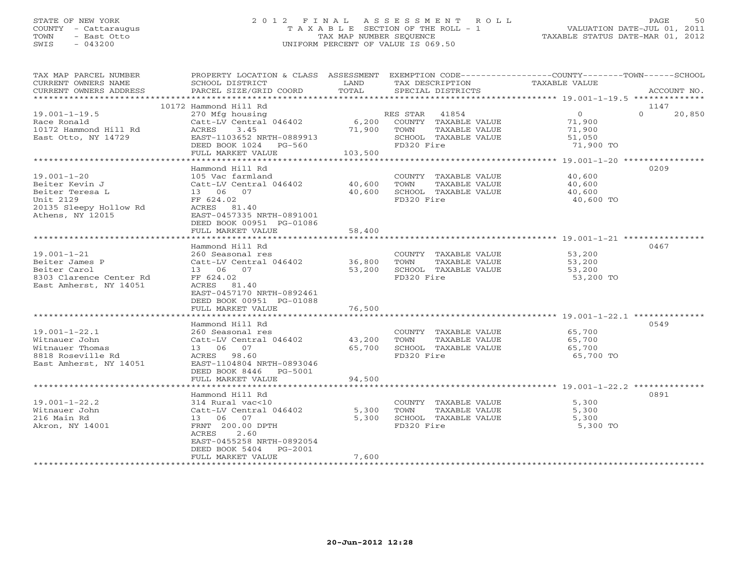STATE OF NEW YORK
COUNTY - Cattaraugus
TOWN - East Otto
SWIS - 043200

# 2012 FINAL ASSESSMENT ROLL
TAXABLE SECTION OF THE ROLL - 1
TAX MAP NUMBER SEQUENCE
UNIFORM PERCENT OF VALUE IS 069.50

VALUATION DATE-JUL 01, 2011
TAXABLE STATUS DATE-MAR 01, 2012

| TAX MAP PARCEL NUMBER / CURRENT OWNERS NAME / CURRENT OWNERS ADDRESS | PROPERTY LOCATION & CLASS / SCHOOL DISTRICT / PARCEL SIZE/GRID COORD | ASSESSMENT LAND / TOTAL | EXEMPTION CODE / TAX DESCRIPTION / SPECIAL DISTRICTS | COUNTY / TOWN / SCHOOL TAXABLE VALUE | ACCOUNT NO. |
|---|---|---|---|---|---|
| **19.001-1-19.5** | 10172 Hammond Hill Rd | | | | 1147 |
| Race Ronald | 270 Mfg housing | | RES STAR 41854 | 0 / 0 / 20,850 | |
| 10172 Hammond Hill Rd | Catt-LV Central 046402 | 6,200 | COUNTY TAXABLE VALUE | 71,900 | |
| East Otto, NY 14729 | ACRES 3.45 | 71,900 | TOWN TAXABLE VALUE | 71,900 | |
| | EAST-1103652 NRTH-0889913 | | SCHOOL TAXABLE VALUE | 51,050 | |
| | DEED BOOK 1024 PG-560 | | FD320 Fire | 71,900 TO | |
| | FULL MARKET VALUE | 103,500 | | | |
| **19.001-1-20** | Hammond Hill Rd | | | | 0209 |
| Beiter Kevin J | 105 Vac farmland | | COUNTY TAXABLE VALUE | 40,600 | |
| Beiter Teresa L | Catt-LV Central 046402 | 40,600 | TOWN TAXABLE VALUE | 40,600 | |
| Unit 2129 | 13 06 07 | 40,600 | SCHOOL TAXABLE VALUE | 40,600 | |
| 20135 Sleepy Hollow Rd | FF 624.02 | | FD320 Fire | 40,600 TO | |
| Athens, NY 12015 | ACRES 81.40 | | | | |
| | EAST-0457335 NRTH-0891001 | | | | |
| | DEED BOOK 00951 PG-01086 | | | | |
| | FULL MARKET VALUE | 58,400 | | | |
| **19.001-1-21** | Hammond Hill Rd | | | | 0467 |
| Beiter James P | 260 Seasonal res | | COUNTY TAXABLE VALUE | 53,200 | |
| Beiter Carol | Catt-LV Central 046402 | 36,800 | TOWN TAXABLE VALUE | 53,200 | |
| 8303 Clarence Center Rd | 13 06 07 | 53,200 | SCHOOL TAXABLE VALUE | 53,200 | |
| East Amherst, NY 14051 | FF 624.02 | | FD320 Fire | 53,200 TO | |
| | ACRES 81.40 | | | | |
| | EAST-0457170 NRTH-0892461 | | | | |
| | DEED BOOK 00951 PG-01088 | | | | |
| | FULL MARKET VALUE | 76,500 | | | |
| **19.001-1-22.1** | Hammond Hill Rd | | | | 0549 |
| Witnauer John | 260 Seasonal res | | COUNTY TAXABLE VALUE | 65,700 | |
| Witnauer Thomas | Catt-LV Central 046402 | 43,200 | TOWN TAXABLE VALUE | 65,700 | |
| 8818 Roseville Rd | 13 06 07 | 65,700 | SCHOOL TAXABLE VALUE | 65,700 | |
| East Amherst, NY 14051 | ACRES 98.60 | | FD320 Fire | 65,700 TO | |
| | EAST-1104804 NRTH-0893046 | | | | |
| | DEED BOOK 8446 PG-5001 | | | | |
| | FULL MARKET VALUE | 94,500 | | | |
| **19.001-1-22.2** | Hammond Hill Rd | | | | 0891 |
| Witnauer John | 314 Rural vac<10 | | COUNTY TAXABLE VALUE | 5,300 | |
| 216 Main Rd | Catt-LV Central 046402 | 5,300 | TOWN TAXABLE VALUE | 5,300 | |
| Akron, NY 14001 | 13 06 07 | 5,300 | SCHOOL TAXABLE VALUE | 5,300 | |
| | FRNT 200.00 DPTH | | FD320 Fire | 5,300 TO | |
| | ACRES 2.60 | | | | |
| | EAST-0455258 NRTH-0892054 | | | | |
| | DEED BOOK 5404 PG-2001 | | | | |
| | FULL MARKET VALUE | 7,600 | | | |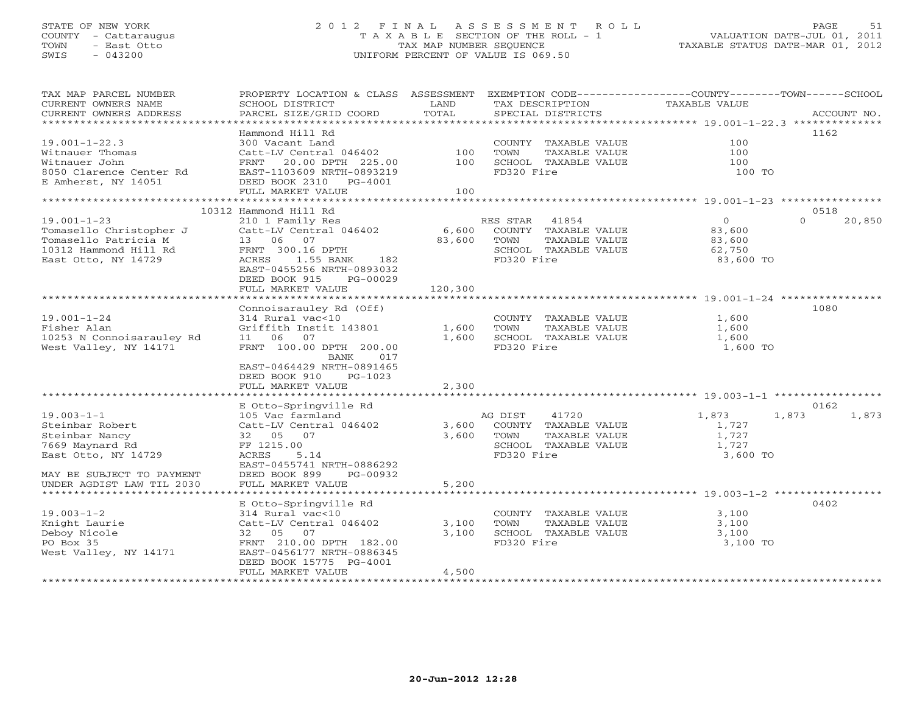STATE OF NEW YORK
COUNTY - Cattaraugus
TOWN - East Otto
SWIS - 043200

2012 FINAL ASSESSMENT ROLL
TAXABLE SECTION OF THE ROLL - 1
TAX MAP NUMBER SEQUENCE
UNIFORM PERCENT OF VALUE IS 069.50

VALUATION DATE-JUL 01, 2011
TAXABLE STATUS DATE-MAR 01, 2012

| TAX MAP PARCEL NUMBER / CURRENT OWNERS NAME / CURRENT OWNERS ADDRESS | PROPERTY LOCATION & CLASS / SCHOOL DISTRICT / PARCEL SIZE/GRID COORD | ASSESSMENT LAND / TOTAL | EXEMPTION CODE / TAX DESCRIPTION / SPECIAL DISTRICTS | COUNTY | TOWN | SCHOOL | ACCOUNT NO. |
|---|---|---|---|---|---|---|---|
| | Hammond Hill Rd | | | | | | 1162 |
| 19.001-1-22.3 | 300 Vacant Land | | COUNTY TAXABLE VALUE | 100 | | | |
| Witnauer Thomas | Catt-LV Central 046402 | 100 | TOWN TAXABLE VALUE | | 100 | | |
| Witnauer John | FRNT 20.00 DPTH 225.00 | 100 | SCHOOL TAXABLE VALUE | | | 100 | |
| 8050 Clarence Center Rd | EAST-1103609 NRTH-0893219 | | FD320 Fire | 100 TO | | | |
| E Amherst, NY 14051 | DEED BOOK 2310 PG-4001 | | | | | | |
| | FULL MARKET VALUE | 100 | | | | | |
| | 10312 Hammond Hill Rd | | | | | | 0518 |
| 19.001-1-23 | 210 1 Family Res | | RES STAR 41854 | 0 | 0 | 20,850 | |
| Tomasello Christopher J | Catt-LV Central 046402 | 6,600 | COUNTY TAXABLE VALUE | 83,600 | | | |
| Tomasello Patricia M | 13 06 07 | 83,600 | TOWN TAXABLE VALUE | | 83,600 | | |
| 10312 Hammond Hill Rd | FRNT 300.16 DPTH | | SCHOOL TAXABLE VALUE | | | 62,750 | |
| East Otto, NY 14729 | ACRES 1.55 BANK 182 | | FD320 Fire | 83,600 TO | | | |
| | EAST-0455256 NRTH-0893032 | | | | | | |
| | DEED BOOK 915 PG-00029 | | | | | | |
| | FULL MARKET VALUE | 120,300 | | | | | |
| | Connoisarauley Rd (Off) | | | | | | 1080 |
| 19.001-1-24 | 314 Rural vac<10 | | COUNTY TAXABLE VALUE | 1,600 | | | |
| Fisher Alan | Griffith Instit 143801 | 1,600 | TOWN TAXABLE VALUE | | 1,600 | | |
| 10253 N Connoisarauley Rd | 11 06 07 | 1,600 | SCHOOL TAXABLE VALUE | | | 1,600 | |
| West Valley, NY 14171 | FRNT 100.00 DPTH 200.00 | | FD320 Fire | 1,600 TO | | | |
| | BANK 017 | | | | | | |
| | EAST-0464429 NRTH-0891465 | | | | | | |
| | DEED BOOK 910 PG-1023 | | | | | | |
| | FULL MARKET VALUE | 2,300 | | | | | |
| | E Otto-Springville Rd | | | | | | 0162 |
| 19.003-1-1 | 105 Vac farmland | | AG DIST 41720 | 1,873 | 1,873 | 1,873 | |
| Steinbar Robert | Catt-LV Central 046402 | 3,600 | COUNTY TAXABLE VALUE | 1,727 | | | |
| Steinbar Nancy | 32 05 07 | 3,600 | TOWN TAXABLE VALUE | | 1,727 | | |
| 7669 Maynard Rd | FF 1215.00 | | SCHOOL TAXABLE VALUE | | | 1,727 | |
| East Otto, NY 14729 | ACRES 5.14 | | FD320 Fire | 3,600 TO | | | |
| | EAST-0455741 NRTH-0886292 | | | | | | |
| MAY BE SUBJECT TO PAYMENT | DEED BOOK 899 PG-00932 | | | | | | |
| UNDER AGDIST LAW TIL 2030 | FULL MARKET VALUE | 5,200 | | | | | |
| | E Otto-Springville Rd | | | | | | 0402 |
| 19.003-1-2 | 314 Rural vac<10 | | COUNTY TAXABLE VALUE | 3,100 | | | |
| Knight Laurie | Catt-LV Central 046402 | 3,100 | TOWN TAXABLE VALUE | | 3,100 | | |
| Deboy Nicole | 32 05 07 | 3,100 | SCHOOL TAXABLE VALUE | | | 3,100 | |
| PO Box 35 | FRNT 210.00 DPTH 182.00 | | FD320 Fire | 3,100 TO | | | |
| West Valley, NY 14171 | EAST-0456177 NRTH-0886345 | | | | | | |
| | DEED BOOK 15775 PG-4001 | | | | | | |
| | FULL MARKET VALUE | 4,500 | | | | | |

20-Jun-2012 12:28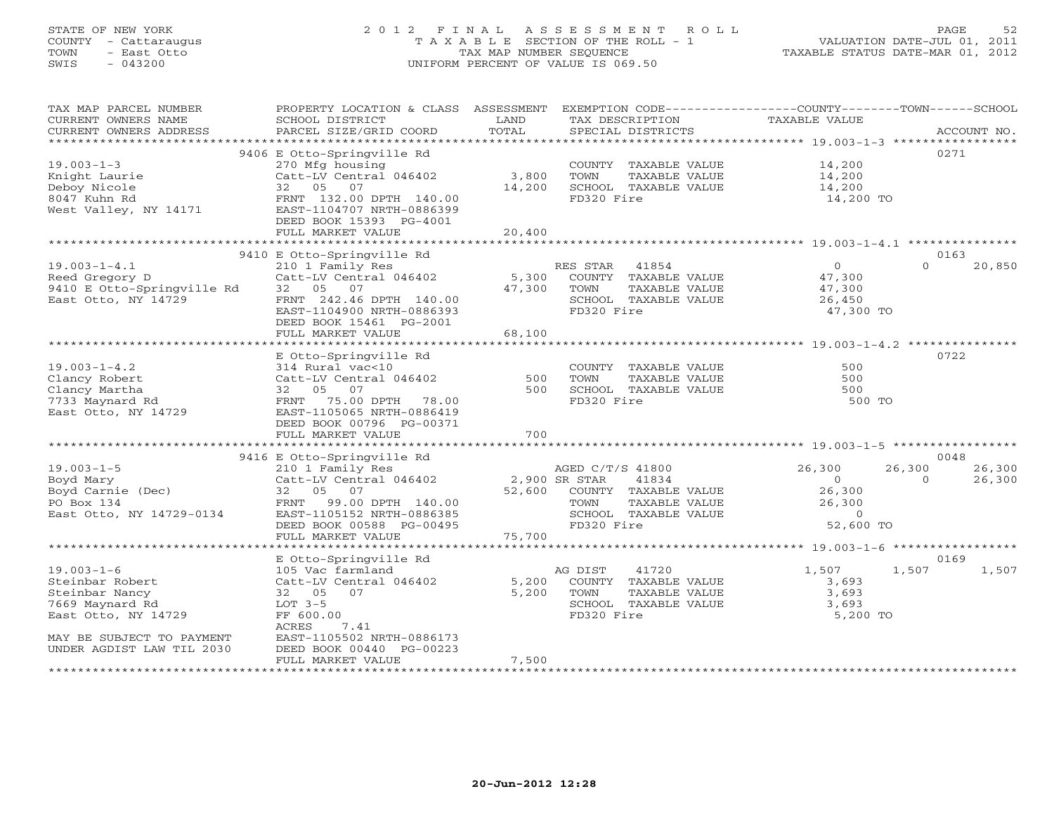STATE OF NEW YORK
COUNTY - Cattaraugus
TOWN - East Otto
SWIS - 043200

2012 FINAL ASSESSMENT ROLL
TAXABLE SECTION OF THE ROLL - 1
TAX MAP NUMBER SEQUENCE
UNIFORM PERCENT OF VALUE IS 069.50

VALUATION DATE-JUL 01, 2011
TAXABLE STATUS DATE-MAR 01, 2012

| TAX MAP PARCEL NUMBER / CURRENT OWNERS NAME / CURRENT OWNERS ADDRESS | PROPERTY LOCATION & CLASS / SCHOOL DISTRICT / PARCEL SIZE/GRID COORD | ASSESSMENT LAND | TOTAL | EXEMPTION CODE / TAX DESCRIPTION / SPECIAL DISTRICTS | COUNTY TAXABLE VALUE | TOWN | SCHOOL | ACCOUNT NO. |
|---|---|---|---|---|---|---|---|---|
| 19.003-1-3 | 9406 E Otto-Springville Rd | | | | | | | 0271 |
| | 270 Mfg housing | | | COUNTY TAXABLE VALUE | 14,200 | | | |
| Knight Laurie | Catt-LV Central 046402 | 3,800 | | TOWN TAXABLE VALUE | 14,200 | | | |
| Deboy Nicole | 32 05 07 | | 14,200 | SCHOOL TAXABLE VALUE | 14,200 | | | |
| 8047 Kuhn Rd | FRNT 132.00 DPTH 140.00 | | | FD320 Fire | 14,200 TO | | | |
| West Valley, NY 14171 | EAST-1104707 NRTH-0886399 | | | | | | | |
| | DEED BOOK 15393 PG-4001 | | | | | | | |
| | FULL MARKET VALUE | | 20,400 | | | | | |
| 19.003-1-4.1 | 9410 E Otto-Springville Rd | | | | | | | 0163 |
| | 210 1 Family Res | | | RES STAR 41854 | 0 | 0 | 20,850 | |
| Reed Gregory D | Catt-LV Central 046402 | 5,300 | | COUNTY TAXABLE VALUE | 47,300 | | | |
| 9410 E Otto-Springville Rd | 32 05 07 | | 47,300 | TOWN TAXABLE VALUE | 47,300 | | | |
| East Otto, NY 14729 | FRNT 242.46 DPTH 140.00 | | | SCHOOL TAXABLE VALUE | 26,450 | | | |
| | EAST-1104900 NRTH-0886393 | | | FD320 Fire | 47,300 TO | | | |
| | DEED BOOK 15461 PG-2001 | | | | | | | |
| | FULL MARKET VALUE | | 68,100 | | | | | |
| 19.003-1-4.2 | E Otto-Springville Rd | | | | | | | 0722 |
| | 314 Rural vac<10 | | | COUNTY TAXABLE VALUE | 500 | | | |
| Clancy Robert | Catt-LV Central 046402 | 500 | | TOWN TAXABLE VALUE | 500 | | | |
| Clancy Martha | 32 05 07 | | 500 | SCHOOL TAXABLE VALUE | 500 | | | |
| 7733 Maynard Rd | FRNT 75.00 DPTH 78.00 | | | FD320 Fire | 500 TO | | | |
| East Otto, NY 14729 | EAST-1105065 NRTH-0886419 | | | | | | | |
| | DEED BOOK 00796 PG-00371 | | | | | | | |
| | FULL MARKET VALUE | | 700 | | | | | |
| 19.003-1-5 | 9416 E Otto-Springville Rd | | | | | | | 0048 |
| | 210 1 Family Res | | | AGED C/T/S 41800 | 26,300 | 26,300 | 26,300 | |
| Boyd Mary | Catt-LV Central 046402 | 2,900 | | SR STAR 41834 | 0 | 0 | 26,300 | |
| Boyd Carnie (Dec) | 32 05 07 | | 52,600 | COUNTY TAXABLE VALUE | 26,300 | | | |
| PO Box 134 | FRNT 99.00 DPTH 140.00 | | | TOWN TAXABLE VALUE | 26,300 | | | |
| East Otto, NY 14729-0134 | EAST-1105152 NRTH-0886385 | | | SCHOOL TAXABLE VALUE | 0 | | | |
| | DEED BOOK 00588 PG-00495 | | | FD320 Fire | 52,600 TO | | | |
| | FULL MARKET VALUE | | 75,700 | | | | | |
| 19.003-1-6 | E Otto-Springville Rd | | | | | | | 0169 |
| | 105 Vac farmland | | | AG DIST 41720 | 1,507 | 1,507 | 1,507 | |
| Steinbar Robert | Catt-LV Central 046402 | 5,200 | | COUNTY TAXABLE VALUE | 3,693 | | | |
| Steinbar Nancy | 32 05 07 | | 5,200 | TOWN TAXABLE VALUE | 3,693 | | | |
| 7669 Maynard Rd | LOT 3-5 | | | SCHOOL TAXABLE VALUE | 3,693 | | | |
| East Otto, NY 14729 | FF 600.00 | | | FD320 Fire | 5,200 TO | | | |
| | ACRES 7.41 | | | | | | | |
| MAY BE SUBJECT TO PAYMENT | EAST-1105502 NRTH-0886173 | | | | | | | |
| UNDER AGDIST LAW TIL 2030 | DEED BOOK 00440 PG-00223 | | | | | | | |
| | FULL MARKET VALUE | | 7,500 | | | | | |

20-Jun-2012 12:28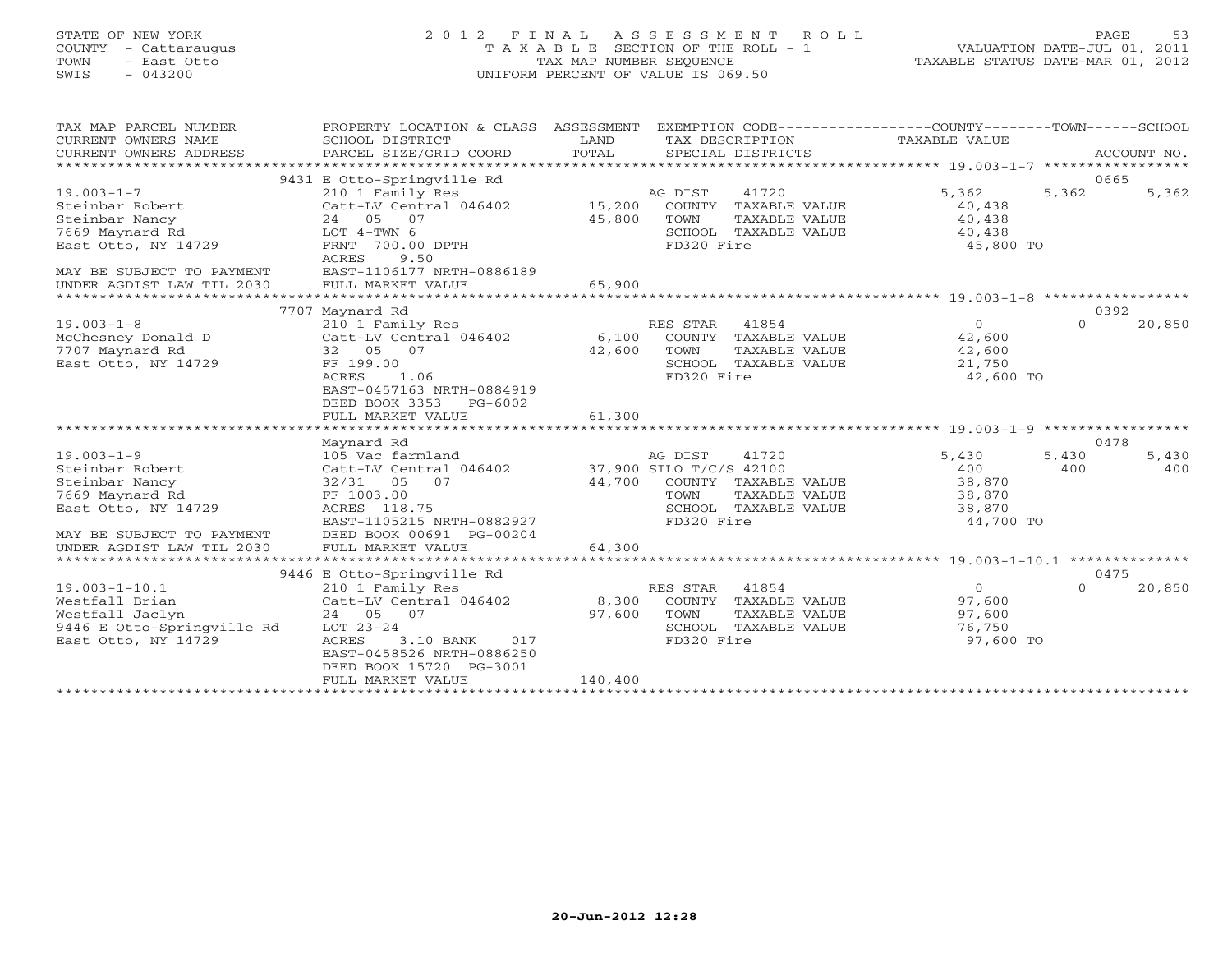STATE OF NEW YORK
COUNTY - Cattaraugus
TOWN - East Otto
SWIS - 043200

# 2012 FINAL ASSESSMENT ROLL

TAXABLE SECTION OF THE ROLL - 1
TAX MAP NUMBER SEQUENCE
UNIFORM PERCENT OF VALUE IS 069.50

VALUATION DATE-JUL 01, 2011
TAXABLE STATUS DATE-MAR 01, 2012

| TAX MAP PARCEL NUMBER / CURRENT OWNERS NAME / CURRENT OWNERS ADDRESS | PROPERTY LOCATION & CLASS / SCHOOL DISTRICT / PARCEL SIZE/GRID COORD | ASSESSMENT LAND / TOTAL | EXEMPTION CODE / TAX DESCRIPTION / SPECIAL DISTRICTS | COUNTY TAXABLE VALUE | TOWN | SCHOOL / ACCOUNT NO. |
|---|---|---|---|---|---|---|
| **19.003-1-7** | 9431 E Otto-Springville Rd | | | | | 0665 |
| Steinbar Robert | 210 1 Family Res | | AG DIST 41720 | 5,362 | 5,362 | 5,362 |
| Steinbar Nancy | Catt-LV Central 046402 | 15,200 | COUNTY TAXABLE VALUE | 40,438 | | |
| 7669 Maynard Rd | 24 05 07 | 45,800 | TOWN TAXABLE VALUE | 40,438 | | |
| East Otto, NY 14729 | LOT 4-TWN 6 | | SCHOOL TAXABLE VALUE | 40,438 | | |
| | FRNT 700.00 DPTH | | FD320 Fire | 45,800 TO | | |
| | ACRES 9.50 | | | | | |
| MAY BE SUBJECT TO PAYMENT | EAST-1106177 NRTH-0886189 | | | | | |
| UNDER AGDIST LAW TIL 2030 | FULL MARKET VALUE | 65,900 | | | | |
| **19.003-1-8** | 7707 Maynard Rd | | | | | 0392 |
| McChesney Donald D | 210 1 Family Res | | RES STAR 41854 | 0 | 0 | 20,850 |
| 7707 Maynard Rd | Catt-LV Central 046402 | 6,100 | COUNTY TAXABLE VALUE | 42,600 | | |
| East Otto, NY 14729 | 32 05 07 | 42,600 | TOWN TAXABLE VALUE | 42,600 | | |
| | FF 199.00 | | SCHOOL TAXABLE VALUE | 21,750 | | |
| | ACRES 1.06 | | FD320 Fire | 42,600 TO | | |
| | EAST-0457163 NRTH-0884919 | | | | | |
| | DEED BOOK 3353 PG-6002 | | | | | |
| | FULL MARKET VALUE | 61,300 | | | | |
| **19.003-1-9** | Maynard Rd | | | | | 0478 |
| Steinbar Robert | 105 Vac farmland | | AG DIST 41720 | 5,430 | 5,430 | 5,430 |
| Steinbar Nancy | Catt-LV Central 046402 | 37,900 | SILO T/C/S 42100 | 400 | 400 | 400 |
| 7669 Maynard Rd | 32/31 05 07 | 44,700 | COUNTY TAXABLE VALUE | 38,870 | | |
| East Otto, NY 14729 | FF 1003.00 | | TOWN TAXABLE VALUE | 38,870 | | |
| | ACRES 118.75 | | SCHOOL TAXABLE VALUE | 38,870 | | |
| | EAST-1105215 NRTH-0882927 | | FD320 Fire | 44,700 TO | | |
| MAY BE SUBJECT TO PAYMENT | DEED BOOK 00691 PG-00204 | | | | | |
| UNDER AGDIST LAW TIL 2030 | FULL MARKET VALUE | 64,300 | | | | |
| **19.003-1-10.1** | 9446 E Otto-Springville Rd | | | | | 0475 |
| Westfall Brian | 210 1 Family Res | | RES STAR 41854 | 0 | 0 | 20,850 |
| Westfall Jaclyn | Catt-LV Central 046402 | 8,300 | COUNTY TAXABLE VALUE | 97,600 | | |
| 9446 E Otto-Springville Rd | 24 05 07 | 97,600 | TOWN TAXABLE VALUE | 97,600 | | |
| East Otto, NY 14729 | LOT 23-24 | | SCHOOL TAXABLE VALUE | 76,750 | | |
| | ACRES 3.10 BANK 017 | | FD320 Fire | 97,600 TO | | |
| | EAST-0458526 NRTH-0886250 | | | | | |
| | DEED BOOK 15720 PG-3001 | | | | | |
| | FULL MARKET VALUE | 140,400 | | | | |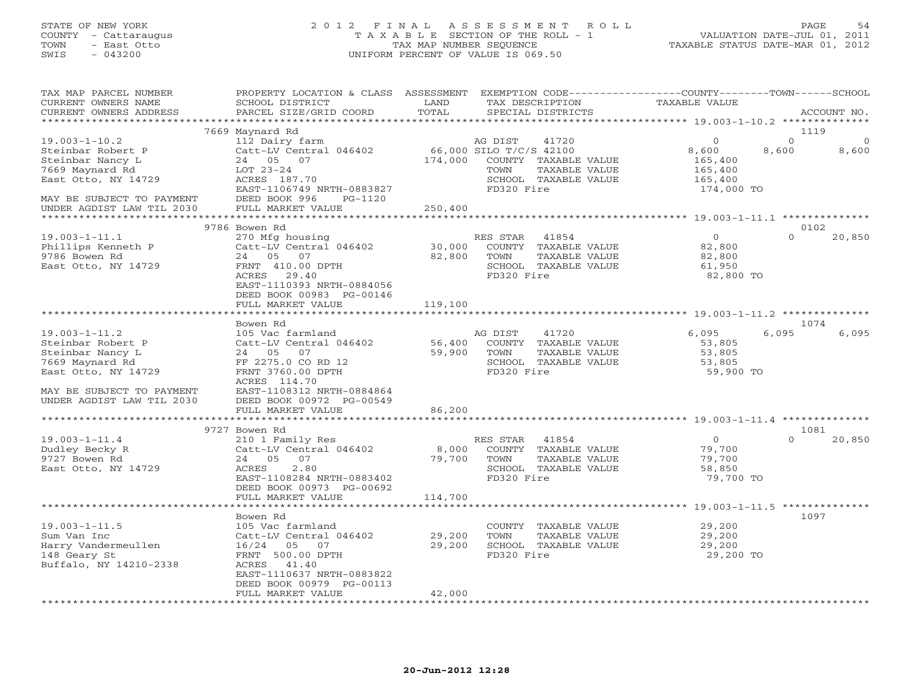STATE OF NEW YORK
COUNTY - Cattaraugus
TOWN - East Otto
SWIS - 043200

# 2012 FINAL ASSESSMENT ROLL

TAXABLE SECTION OF THE ROLL - 1
TAX MAP NUMBER SEQUENCE
UNIFORM PERCENT OF VALUE IS 069.50

VALUATION DATE-JUL 01, 2011
TAXABLE STATUS DATE-MAR 01, 2012

| TAX MAP PARCEL NUMBER / CURRENT OWNERS NAME / CURRENT OWNERS ADDRESS | PROPERTY LOCATION & CLASS / SCHOOL DISTRICT / PARCEL SIZE/GRID COORD | ASSESSMENT LAND / TOTAL | EXEMPTION CODE / TAX DESCRIPTION / SPECIAL DISTRICTS | COUNTY TAXABLE VALUE | TOWN | SCHOOL | ACCOUNT NO. |
|---|---|---|---|---|---|---|---|
| **19.003-1-10.2** | 7669 Maynard Rd | | | | | | 1119 |
| Steinbar Robert P | 112 Dairy farm | | AG DIST 41720 | 0 | 0 | 0 | |
| Steinbar Nancy L | Catt-LV Central 046402 | 66,000 | SILO T/C/S 42100 | 8,600 | 8,600 | 8,600 | |
| 7669 Maynard Rd | 24 05 07 | 174,000 | COUNTY TAXABLE VALUE | 165,400 | | | |
| East Otto, NY 14729 | LOT 23-24 | | TOWN TAXABLE VALUE | 165,400 | | | |
| | ACRES 187.70 | | SCHOOL TAXABLE VALUE | 165,400 | | | |
| | EAST-1106749 NRTH-0883827 | | FD320 Fire | 174,000 TO | | | |
| MAY BE SUBJECT TO PAYMENT | DEED BOOK 996 PG-1120 | | | | | | |
| UNDER AGDIST LAW TIL 2030 | FULL MARKET VALUE | 250,400 | | | | | |
| **19.003-1-11.1** | 9786 Bowen Rd | | | | | | 0102 |
| Phillips Kenneth P | 270 Mfg housing | | RES STAR 41854 | 0 | | 0 | 20,850 |
| 9786 Bowen Rd | Catt-LV Central 046402 | 30,000 | COUNTY TAXABLE VALUE | 82,800 | | | |
| East Otto, NY 14729 | 24 05 07 | 82,800 | TOWN TAXABLE VALUE | 82,800 | | | |
| | FRNT 410.00 DPTH | | SCHOOL TAXABLE VALUE | 61,950 | | | |
| | ACRES 29.40 | | FD320 Fire | 82,800 TO | | | |
| | EAST-1110393 NRTH-0884056 | | | | | | |
| | DEED BOOK 00983 PG-00146 | | | | | | |
| | FULL MARKET VALUE | 119,100 | | | | | |
| **19.003-1-11.2** | Bowen Rd | | | | | | 1074 |
| Steinbar Robert P | 105 Vac farmland | | AG DIST 41720 | 6,095 | 6,095 | 6,095 | |
| Steinbar Nancy L | Catt-LV Central 046402 | 56,400 | COUNTY TAXABLE VALUE | 53,805 | | | |
| 7669 Maynard Rd | 24 05 07 | 59,900 | TOWN TAXABLE VALUE | 53,805 | | | |
| East Otto, NY 14729 | FF 2275.0 CO RD 12 | | SCHOOL TAXABLE VALUE | 53,805 | | | |
| | FRNT 3760.00 DPTH | | FD320 Fire | 59,900 TO | | | |
| | ACRES 114.70 | | | | | | |
| MAY BE SUBJECT TO PAYMENT | EAST-1108312 NRTH-0884864 | | | | | | |
| UNDER AGDIST LAW TIL 2030 | DEED BOOK 00972 PG-00549 | | | | | | |
| | FULL MARKET VALUE | 86,200 | | | | | |
| **19.003-1-11.4** | 9727 Bowen Rd | | | | | | 1081 |
| Dudley Becky R | 210 1 Family Res | | RES STAR 41854 | 0 | | 0 | 20,850 |
| 9727 Bowen Rd | Catt-LV Central 046402 | 8,000 | COUNTY TAXABLE VALUE | 79,700 | | | |
| East Otto, NY 14729 | 24 05 07 | 79,700 | TOWN TAXABLE VALUE | 79,700 | | | |
| | ACRES 2.80 | | SCHOOL TAXABLE VALUE | 58,850 | | | |
| | EAST-1108284 NRTH-0883402 | | FD320 Fire | 79,700 TO | | | |
| | DEED BOOK 00973 PG-00692 | | | | | | |
| | FULL MARKET VALUE | 114,700 | | | | | |
| **19.003-1-11.5** | Bowen Rd | | | | | | 1097 |
| Sum Van Inc | 105 Vac farmland | | COUNTY TAXABLE VALUE | 29,200 | | | |
| Harry Vandermeullen | Catt-LV Central 046402 | 29,200 | TOWN TAXABLE VALUE | 29,200 | | | |
| 148 Geary St | 16/24 05 07 | 29,200 | SCHOOL TAXABLE VALUE | 29,200 | | | |
| Buffalo, NY 14210-2338 | FRNT 500.00 DPTH | | FD320 Fire | 29,200 TO | | | |
| | ACRES 41.40 | | | | | | |
| | EAST-1110637 NRTH-0883822 | | | | | | |
| | DEED BOOK 00979 PG-00113 | | | | | | |
| | FULL MARKET VALUE | 42,000 | | | | | |

20-Jun-2012 12:28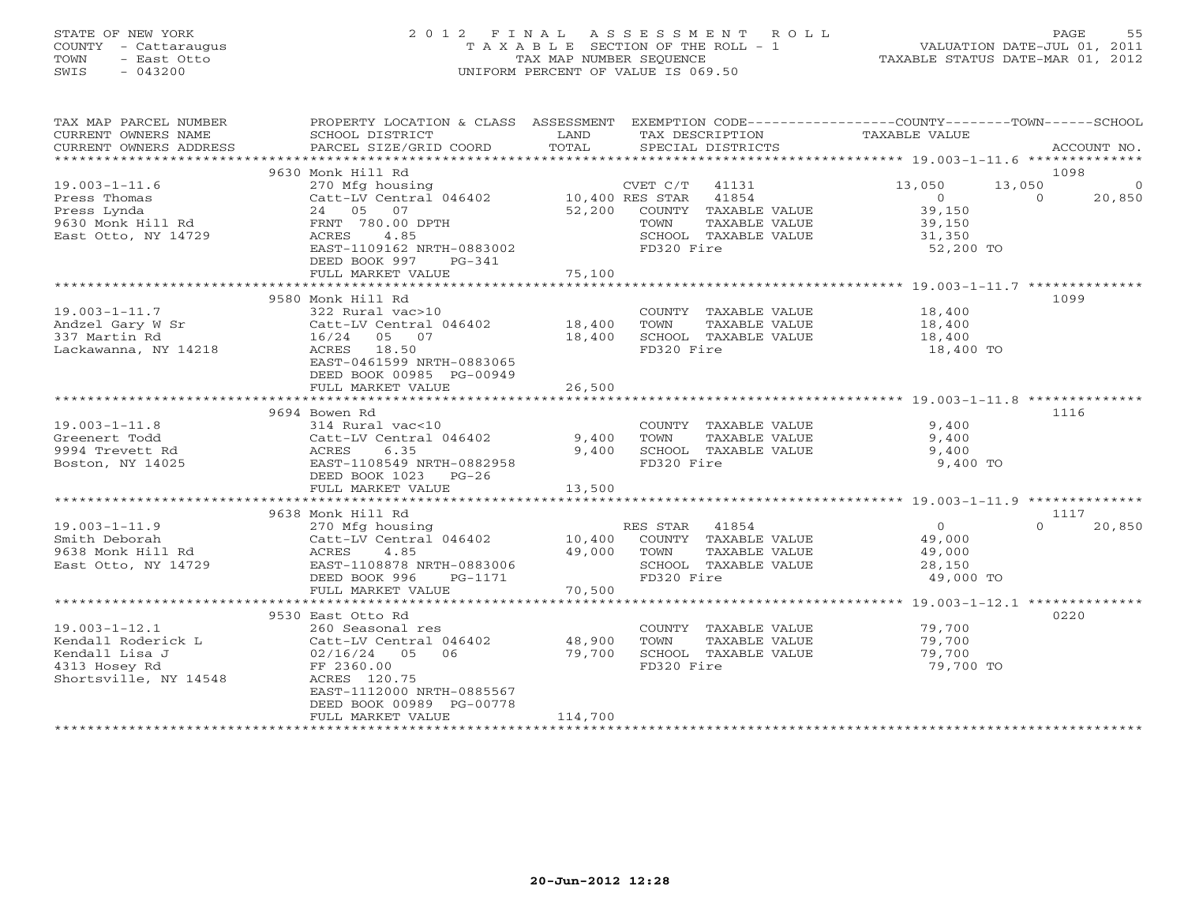STATE OF NEW YORK
COUNTY - Cattaraugus
TOWN - East Otto
SWIS - 043200

2 0 1 2 F I N A L A S S E S S M E N T R O L L
T A X A B L E SECTION OF THE ROLL - 1
TAX MAP NUMBER SEQUENCE
UNIFORM PERCENT OF VALUE IS 069.50

VALUATION DATE-JUL 01, 2011
TAXABLE STATUS DATE-MAR 01, 2012

| TAX MAP PARCEL NUMBER / CURRENT OWNERS NAME / CURRENT OWNERS ADDRESS | PROPERTY LOCATION & CLASS / SCHOOL DISTRICT / PARCEL SIZE/GRID COORD | ASSESSMENT LAND / TOTAL | EXEMPTION CODE / TAX DESCRIPTION / SPECIAL DISTRICTS | COUNTY TAXABLE VALUE | TOWN | SCHOOL | ACCOUNT NO. |
|---|---|---|---|---|---|---|---|
| **19.003-1-11.6** | 9630 Monk Hill Rd | | | | | | 1098 |
| 19.003-1-11.6 | 270 Mfg housing | | CVET C/T 41131 | 13,050 | 13,050 | 0 | |
| Press Thomas | Catt-LV Central 046402 | 10,400 | RES STAR 41854 | 0 | 0 | 20,850 | |
| Press Lynda | 24 05 07 | 52,200 | COUNTY TAXABLE VALUE | 39,150 | | | |
| 9630 Monk Hill Rd | FRNT 780.00 DPTH | | TOWN TAXABLE VALUE | 39,150 | | | |
| East Otto, NY 14729 | ACRES 4.85 | | SCHOOL TAXABLE VALUE | 31,350 | | | |
| | EAST-1109162 NRTH-0883002 | | FD320 Fire | 52,200 TO | | | |
| | DEED BOOK 997 PG-341 | | | | | | |
| | FULL MARKET VALUE | 75,100 | | | | | |
| **19.003-1-11.7** | 9580 Monk Hill Rd | | | | | | 1099 |
| 19.003-1-11.7 | 322 Rural vac>10 | | COUNTY TAXABLE VALUE | 18,400 | | | |
| Andzel Gary W Sr | Catt-LV Central 046402 | 18,400 | TOWN TAXABLE VALUE | 18,400 | | | |
| 337 Martin Rd | 16/24 05 07 | 18,400 | SCHOOL TAXABLE VALUE | 18,400 | | | |
| Lackawanna, NY 14218 | ACRES 18.50 | | FD320 Fire | 18,400 TO | | | |
| | EAST-0461599 NRTH-0883065 | | | | | | |
| | DEED BOOK 00985 PG-00949 | | | | | | |
| | FULL MARKET VALUE | 26,500 | | | | | |
| **19.003-1-11.8** | 9694 Bowen Rd | | | | | | 1116 |
| 19.003-1-11.8 | 314 Rural vac<10 | | COUNTY TAXABLE VALUE | 9,400 | | | |
| Greenert Todd | Catt-LV Central 046402 | 9,400 | TOWN TAXABLE VALUE | 9,400 | | | |
| 9994 Trevett Rd | ACRES 6.35 | 9,400 | SCHOOL TAXABLE VALUE | 9,400 | | | |
| Boston, NY 14025 | EAST-1108549 NRTH-0882958 | | FD320 Fire | 9,400 TO | | | |
| | DEED BOOK 1023 PG-26 | | | | | | |
| | FULL MARKET VALUE | 13,500 | | | | | |
| **19.003-1-11.9** | 9638 Monk Hill Rd | | | | | | 1117 |
| 19.003-1-11.9 | 270 Mfg housing | | RES STAR 41854 | 0 | 0 | 20,850 | |
| Smith Deborah | Catt-LV Central 046402 | 10,400 | COUNTY TAXABLE VALUE | 49,000 | | | |
| 9638 Monk Hill Rd | ACRES 4.85 | 49,000 | TOWN TAXABLE VALUE | 49,000 | | | |
| East Otto, NY 14729 | EAST-1108878 NRTH-0883006 | | SCHOOL TAXABLE VALUE | 28,150 | | | |
| | DEED BOOK 996 PG-1171 | | FD320 Fire | 49,000 TO | | | |
| | FULL MARKET VALUE | 70,500 | | | | | |
| **19.003-1-12.1** | 9530 East Otto Rd | | | | | | 0220 |
| 19.003-1-12.1 | 260 Seasonal res | | COUNTY TAXABLE VALUE | 79,700 | | | |
| Kendall Roderick L | Catt-LV Central 046402 | 48,900 | TOWN TAXABLE VALUE | 79,700 | | | |
| Kendall Lisa J | 02/16/24 05 06 | 79,700 | SCHOOL TAXABLE VALUE | 79,700 | | | |
| 4313 Hosey Rd | FF 2360.00 | | FD320 Fire | 79,700 TO | | | |
| Shortsville, NY 14548 | ACRES 120.75 | | | | | | |
| | EAST-1112000 NRTH-0885567 | | | | | | |
| | DEED BOOK 00989 PG-00778 | | | | | | |
| | FULL MARKET VALUE | 114,700 | | | | | |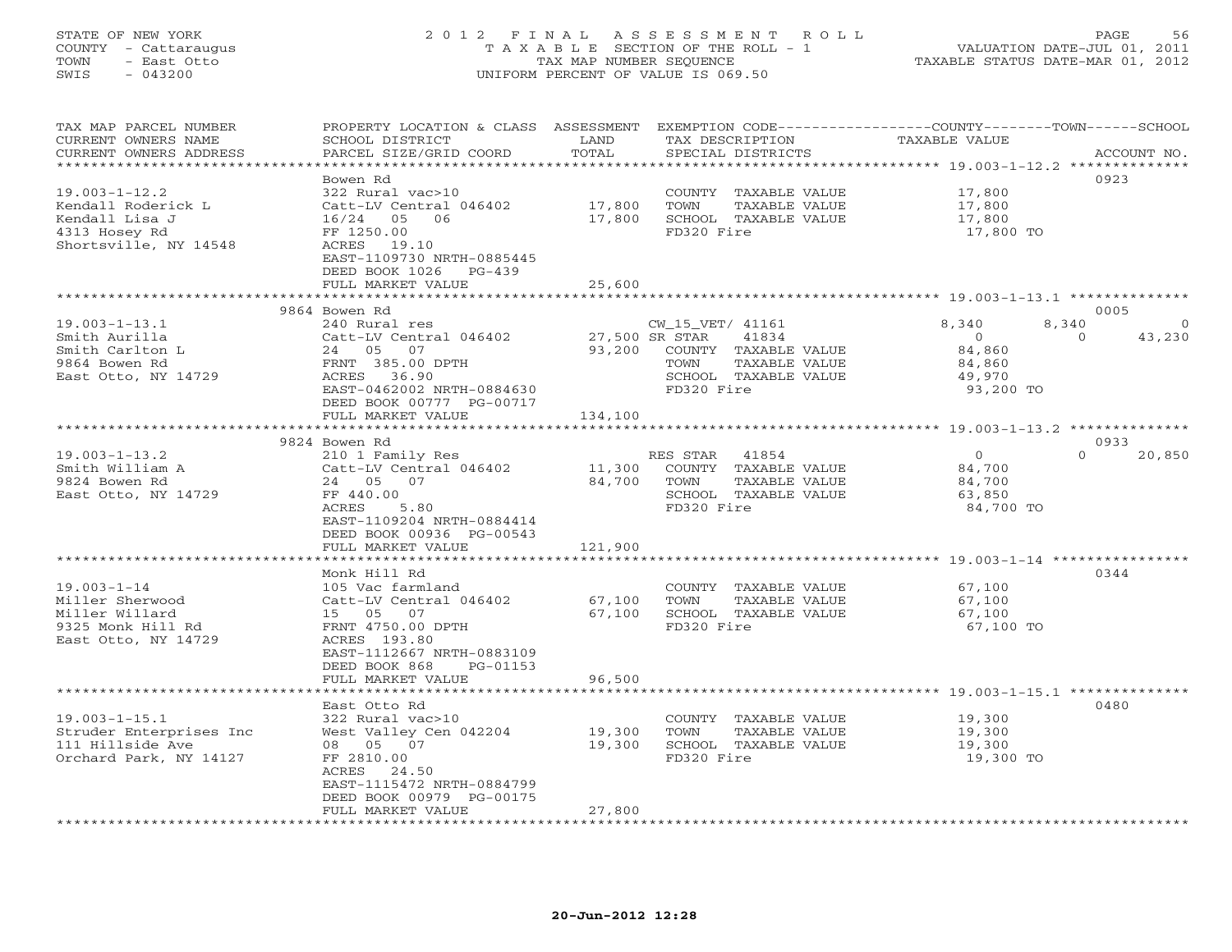STATE OF NEW YORK
COUNTY - Cattaraugus
TOWN - East Otto
SWIS - 043200

2012 FINAL ASSESSMENT ROLL
TAXABLE SECTION OF THE ROLL - 1
TAX MAP NUMBER SEQUENCE
UNIFORM PERCENT OF VALUE IS 069.50

VALUATION DATE-JUL 01, 2011
TAXABLE STATUS DATE-MAR 01, 2012

| TAX MAP PARCEL NUMBER / CURRENT OWNERS NAME / CURRENT OWNERS ADDRESS | PROPERTY LOCATION & CLASS / SCHOOL DISTRICT / PARCEL SIZE/GRID COORD | ASSESSMENT LAND / TOTAL | EXEMPTION CODE / TAX DESCRIPTION / SPECIAL DISTRICTS | COUNTY | TOWN | SCHOOL | ACCOUNT NO. |
|---|---|---|---|---|---|---|---|
| **19.003-1-12.2** | Bowen Rd | | | | | | 0923 |
| Kendall Roderick L | 322 Rural vac>10 | | COUNTY TAXABLE VALUE | 17,800 | | | |
| Kendall Lisa J | Catt-LV Central 046402 | 17,800 | TOWN TAXABLE VALUE | | 17,800 | | |
| 4313 Hosey Rd | 16/24 05 06 | 17,800 | SCHOOL TAXABLE VALUE | | | 17,800 | |
| Shortsville, NY 14548 | FF 1250.00 | | FD320 Fire | 17,800 TO | | | |
| | ACRES 19.10 | | | | | | |
| | EAST-1109730 NRTH-0885445 | | | | | | |
| | DEED BOOK 1026 PG-439 | | | | | | |
| | FULL MARKET VALUE | 25,600 | | | | | |
| **19.003-1-13.1** | 9864 Bowen Rd | | | | | | 0005 |
| Smith Aurilla | 240 Rural res | | CW_15_VET/ 41161 | 8,340 | 8,340 | 0 | |
| Smith Carlton L | Catt-LV Central 046402 | 27,500 | SR STAR 41834 | 0 | 0 | 43,230 | |
| 9864 Bowen Rd | 24 05 07 | 93,200 | COUNTY TAXABLE VALUE | 84,860 | | | |
| East Otto, NY 14729 | FRNT 385.00 DPTH | | TOWN TAXABLE VALUE | | 84,860 | | |
| | ACRES 36.90 | | SCHOOL TAXABLE VALUE | | | 49,970 | |
| | EAST-0462002 NRTH-0884630 | | FD320 Fire | 93,200 TO | | | |
| | DEED BOOK 00777 PG-00717 | | | | | | |
| | FULL MARKET VALUE | 134,100 | | | | | |
| **19.003-1-13.2** | 9824 Bowen Rd | | | | | | 0933 |
| Smith William A | 210 1 Family Res | | RES STAR 41854 | 0 | 0 | 20,850 | |
| 9824 Bowen Rd | Catt-LV Central 046402 | 11,300 | COUNTY TAXABLE VALUE | 84,700 | | | |
| East Otto, NY 14729 | 24 05 07 | 84,700 | TOWN TAXABLE VALUE | | 84,700 | | |
| | FF 440.00 | | SCHOOL TAXABLE VALUE | | | 63,850 | |
| | ACRES 5.80 | | FD320 Fire | 84,700 TO | | | |
| | EAST-1109204 NRTH-0884414 | | | | | | |
| | DEED BOOK 00936 PG-00543 | | | | | | |
| | FULL MARKET VALUE | 121,900 | | | | | |
| **19.003-1-14** | Monk Hill Rd | | | | | | 0344 |
| Miller Sherwood | 105 Vac farmland | | COUNTY TAXABLE VALUE | 67,100 | | | |
| Miller Willard | Catt-LV Central 046402 | 67,100 | TOWN TAXABLE VALUE | | 67,100 | | |
| 9325 Monk Hill Rd | 15 05 07 | 67,100 | SCHOOL TAXABLE VALUE | | | 67,100 | |
| East Otto, NY 14729 | FRNT 4750.00 DPTH | | FD320 Fire | 67,100 TO | | | |
| | ACRES 193.80 | | | | | | |
| | EAST-1112667 NRTH-0883109 | | | | | | |
| | DEED BOOK 868 PG-01153 | | | | | | |
| | FULL MARKET VALUE | 96,500 | | | | | |
| **19.003-1-15.1** | East Otto Rd | | | | | | 0480 |
| Struder Enterprises Inc | 322 Rural vac>10 | | COUNTY TAXABLE VALUE | 19,300 | | | |
| 111 Hillside Ave | West Valley Cen 042204 | 19,300 | TOWN TAXABLE VALUE | | 19,300 | | |
| Orchard Park, NY 14127 | 08 05 07 | 19,300 | SCHOOL TAXABLE VALUE | | | 19,300 | |
| | FF 2810.00 | | FD320 Fire | 19,300 TO | | | |
| | ACRES 24.50 | | | | | | |
| | EAST-1115472 NRTH-0884799 | | | | | | |
| | DEED BOOK 00979 PG-00175 | | | | | | |
| | FULL MARKET VALUE | 27,800 | | | | | |

20-Jun-2012 12:28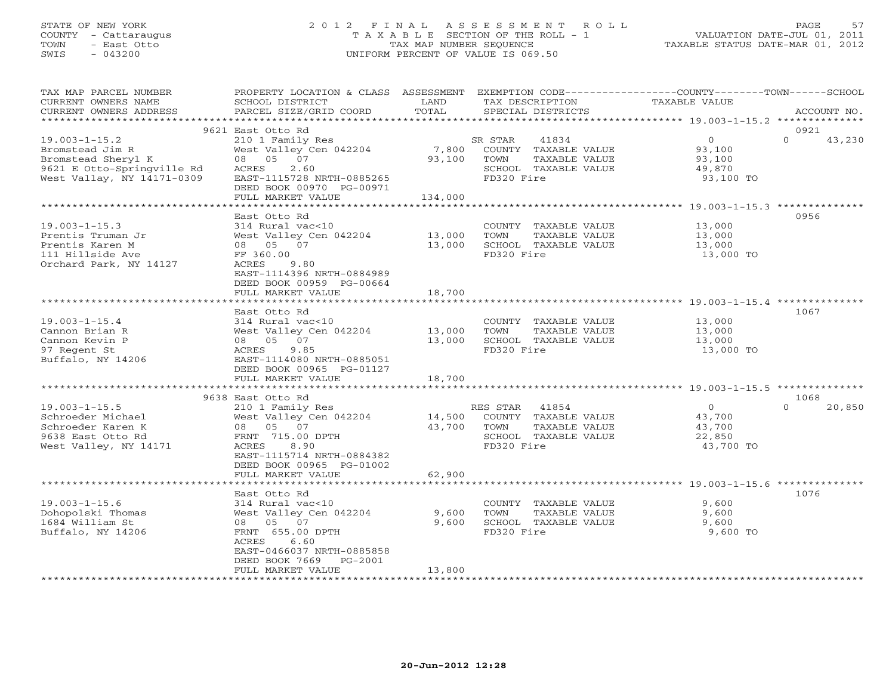STATE OF NEW YORK
COUNTY - Cattaraugus
TOWN - East Otto
SWIS - 043200

# 2012 FINAL ASSESSMENT ROLL
TAXABLE SECTION OF THE ROLL - 1
TAX MAP NUMBER SEQUENCE
UNIFORM PERCENT OF VALUE IS 069.50

VALUATION DATE-JUL 01, 2011
TAXABLE STATUS DATE-MAR 01, 2012

| TAX MAP PARCEL NUMBER / CURRENT OWNERS NAME / CURRENT OWNERS ADDRESS | PROPERTY LOCATION & CLASS / SCHOOL DISTRICT / PARCEL SIZE/GRID COORD | ASSESSMENT LAND / TOTAL | EXEMPTION CODE / TAX DESCRIPTION / SPECIAL DISTRICTS | COUNTY / TOWN / SCHOOL TAXABLE VALUE | ACCOUNT NO. |
|---|---|---|---|---|---|
| 19.003-1-15.2 | 9621 East Otto Rd | | | | 0921 |
| | 210 1 Family Res | | SR STAR 41834 | 0 | 0 43,230 |
| Bromstead Jim R | West Valley Cen 042204 | 7,800 | COUNTY TAXABLE VALUE | 93,100 | |
| Bromstead Sheryl K | 08 05 07 | 93,100 | TOWN TAXABLE VALUE | 93,100 | |
| 9621 E Otto-Springville Rd | ACRES 2.60 | | SCHOOL TAXABLE VALUE | 49,870 | |
| West Vallay, NY 14171-0309 | EAST-1115728 NRTH-0885265 | | FD320 Fire | 93,100 TO | |
| | DEED BOOK 00970 PG-00971 | | | | |
| | FULL MARKET VALUE | 134,000 | | | |
| 19.003-1-15.3 | East Otto Rd | | | | 0956 |
| | 314 Rural vac<10 | | COUNTY TAXABLE VALUE | 13,000 | |
| Prentis Truman Jr | West Valley Cen 042204 | 13,000 | TOWN TAXABLE VALUE | 13,000 | |
| Prentis Karen M | 08 05 07 | 13,000 | SCHOOL TAXABLE VALUE | 13,000 | |
| 111 Hillside Ave | FF 360.00 | | FD320 Fire | 13,000 TO | |
| Orchard Park, NY 14127 | ACRES 9.80 | | | | |
| | EAST-1114396 NRTH-0884989 | | | | |
| | DEED BOOK 00959 PG-00664 | | | | |
| | FULL MARKET VALUE | 18,700 | | | |
| 19.003-1-15.4 | East Otto Rd | | | | 1067 |
| | 314 Rural vac<10 | | COUNTY TAXABLE VALUE | 13,000 | |
| Cannon Brian R | West Valley Cen 042204 | 13,000 | TOWN TAXABLE VALUE | 13,000 | |
| Cannon Kevin P | 08 05 07 | 13,000 | SCHOOL TAXABLE VALUE | 13,000 | |
| 97 Regent St | ACRES 9.85 | | FD320 Fire | 13,000 TO | |
| Buffalo, NY 14206 | EAST-1114080 NRTH-0885051 | | | | |
| | DEED BOOK 00965 PG-01127 | | | | |
| | FULL MARKET VALUE | 18,700 | | | |
| 19.003-1-15.5 | 9638 East Otto Rd | | | | 1068 |
| | 210 1 Family Res | | RES STAR 41854 | 0 | 0 20,850 |
| Schroeder Michael | West Valley Cen 042204 | 14,500 | COUNTY TAXABLE VALUE | 43,700 | |
| Schroeder Karen K | 08 05 07 | 43,700 | TOWN TAXABLE VALUE | 43,700 | |
| 9638 East Otto Rd | FRNT 715.00 DPTH | | SCHOOL TAXABLE VALUE | 22,850 | |
| West Valley, NY 14171 | ACRES 8.90 | | FD320 Fire | 43,700 TO | |
| | EAST-1115714 NRTH-0884382 | | | | |
| | DEED BOOK 00965 PG-01002 | | | | |
| | FULL MARKET VALUE | 62,900 | | | |
| 19.003-1-15.6 | East Otto Rd | | | | 1076 |
| | 314 Rural vac<10 | | COUNTY TAXABLE VALUE | 9,600 | |
| Dohopolski Thomas | West Valley Cen 042204 | 9,600 | TOWN TAXABLE VALUE | 9,600 | |
| 1684 William St | 08 05 07 | 9,600 | SCHOOL TAXABLE VALUE | 9,600 | |
| Buffalo, NY 14206 | FRNT 655.00 DPTH | | FD320 Fire | 9,600 TO | |
| | ACRES 6.60 | | | | |
| | EAST-0466037 NRTH-0885858 | | | | |
| | DEED BOOK 7669 PG-2001 | | | | |
| | FULL MARKET VALUE | 13,800 | | | |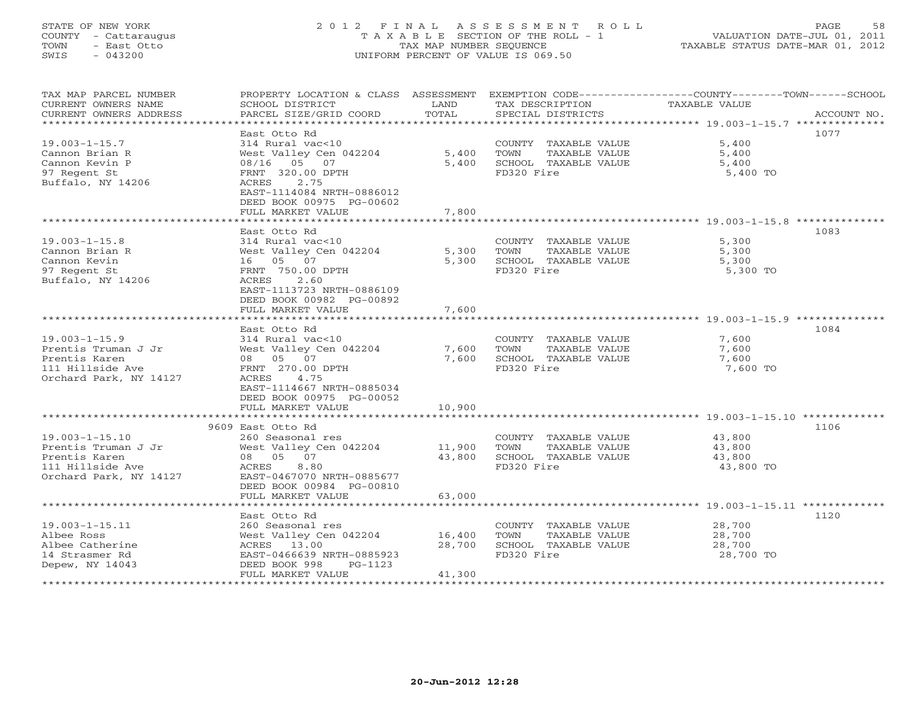STATE OF NEW YORK
COUNTY - Cattaraugus
TOWN - East Otto
SWIS - 043200

2012 FINAL ASSESSMENT ROLL
TAXABLE SECTION OF THE ROLL - 1
TAX MAP NUMBER SEQUENCE
UNIFORM PERCENT OF VALUE IS 069.50

VALUATION DATE-JUL 01, 2011
TAXABLE STATUS DATE-MAR 01, 2012

| TAX MAP PARCEL NUMBER / CURRENT OWNERS NAME / CURRENT OWNERS ADDRESS | PROPERTY LOCATION & CLASS / SCHOOL DISTRICT / PARCEL SIZE/GRID COORD | ASSESSMENT LAND | TOTAL | EXEMPTION CODE / TAX DESCRIPTION / SPECIAL DISTRICTS | TAXABLE VALUE (COUNTY/TOWN/SCHOOL) | ACCOUNT NO. |
|---|---|---|---|---|---|---|
| 19.003-1-15.7 | East Otto Rd | | | | | 1077 |
| 19.003-1-15.7 | 314 Rural vac<10 | | | COUNTY TAXABLE VALUE | 5,400 | |
| Cannon Brian R | West Valley Cen 042204 | 5,400 | | TOWN TAXABLE VALUE | 5,400 | |
| Cannon Kevin P | 08/16 05 07 | | 5,400 | SCHOOL TAXABLE VALUE | 5,400 | |
| 97 Regent St | FRNT 320.00 DPTH | | | FD320 Fire | 5,400 TO | |
| Buffalo, NY 14206 | ACRES 2.75 | | | | | |
| | EAST-1114084 NRTH-0886012 | | | | | |
| | DEED BOOK 00975 PG-00602 | | | | | |
| | FULL MARKET VALUE | | 7,800 | | | |
| 19.003-1-15.8 | East Otto Rd | | | | | 1083 |
| 19.003-1-15.8 | 314 Rural vac<10 | | | COUNTY TAXABLE VALUE | 5,300 | |
| Cannon Brian R | West Valley Cen 042204 | 5,300 | | TOWN TAXABLE VALUE | 5,300 | |
| Cannon Kevin | 16 05 07 | | 5,300 | SCHOOL TAXABLE VALUE | 5,300 | |
| 97 Regent St | FRNT 750.00 DPTH | | | FD320 Fire | 5,300 TO | |
| Buffalo, NY 14206 | ACRES 2.60 | | | | | |
| | EAST-1113723 NRTH-0886109 | | | | | |
| | DEED BOOK 00982 PG-00892 | | | | | |
| | FULL MARKET VALUE | | 7,600 | | | |
| 19.003-1-15.9 | East Otto Rd | | | | | 1084 |
| 19.003-1-15.9 | 314 Rural vac<10 | | | COUNTY TAXABLE VALUE | 7,600 | |
| Prentis Truman J Jr | West Valley Cen 042204 | 7,600 | | TOWN TAXABLE VALUE | 7,600 | |
| Prentis Karen | 08 05 07 | | 7,600 | SCHOOL TAXABLE VALUE | 7,600 | |
| 111 Hillside Ave | FRNT 270.00 DPTH | | | FD320 Fire | 7,600 TO | |
| Orchard Park, NY 14127 | ACRES 4.75 | | | | | |
| | EAST-1114667 NRTH-0885034 | | | | | |
| | DEED BOOK 00975 PG-00052 | | | | | |
| | FULL MARKET VALUE | | 10,900 | | | |
| 19.003-1-15.10 | 9609 East Otto Rd | | | | | 1106 |
| 19.003-1-15.10 | 260 Seasonal res | | | COUNTY TAXABLE VALUE | 43,800 | |
| Prentis Truman J Jr | West Valley Cen 042204 | 11,900 | | TOWN TAXABLE VALUE | 43,800 | |
| Prentis Karen | 08 05 07 | | 43,800 | SCHOOL TAXABLE VALUE | 43,800 | |
| 111 Hillside Ave | ACRES 8.80 | | | FD320 Fire | 43,800 TO | |
| Orchard Park, NY 14127 | EAST-0467070 NRTH-0885677 | | | | | |
| | DEED BOOK 00984 PG-00810 | | | | | |
| | FULL MARKET VALUE | | 63,000 | | | |
| 19.003-1-15.11 | East Otto Rd | | | | | 1120 |
| 19.003-1-15.11 | 260 Seasonal res | | | COUNTY TAXABLE VALUE | 28,700 | |
| Albee Ross | West Valley Cen 042204 | 16,400 | | TOWN TAXABLE VALUE | 28,700 | |
| Albee Catherine | ACRES 13.00 | | 28,700 | SCHOOL TAXABLE VALUE | 28,700 | |
| 14 Strasmer Rd | EAST-0466639 NRTH-0885923 | | | FD320 Fire | 28,700 TO | |
| Depew, NY 14043 | DEED BOOK 998 PG-1123 | | | | | |
| | FULL MARKET VALUE | | 41,300 | | | |

20-Jun-2012 12:28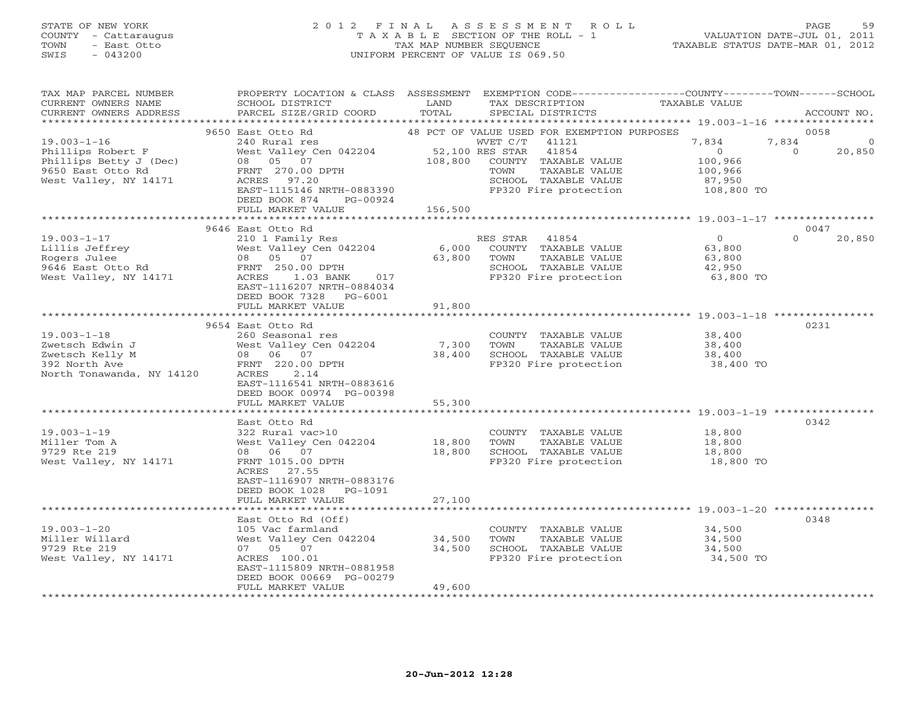STATE OF NEW YORK
COUNTY - Cattaraugus
TOWN - East Otto
SWIS - 043200

# 2012 FINAL ASSESSMENT ROLL

TAXABLE SECTION OF THE ROLL - 1
TAX MAP NUMBER SEQUENCE
UNIFORM PERCENT OF VALUE IS 069.50

VALUATION DATE-JUL 01, 2011
TAXABLE STATUS DATE-MAR 01, 2012

| TAX MAP PARCEL NUMBER / CURRENT OWNERS NAME / CURRENT OWNERS ADDRESS | PROPERTY LOCATION & CLASS / SCHOOL DISTRICT / PARCEL SIZE/GRID COORD | ASSESSMENT LAND / TOTAL | EXEMPTION CODE / TAX DESCRIPTION / SPECIAL DISTRICTS | COUNTY TAXABLE VALUE | TOWN | SCHOOL / ACCOUNT NO. |
|---|---|---|---|---|---|---|
| 19.003-1-16 | 9650 East Otto Rd | | 48 PCT OF VALUE USED FOR EXEMPTION PURPOSES | | | 0058 |
| Phillips Robert F | 240 Rural res | | WVET C/T 41121 | 7,834 | 7,834 | 0 |
| Phillips Betty J (Dec) | West Valley Cen 042204 | 52,100 | RES STAR 41854 | 0 | 0 | 20,850 |
| 9650 East Otto Rd | 08 05 07 | 108,800 | COUNTY TAXABLE VALUE | 100,966 | | |
| West Valley, NY 14171 | FRNT 270.00 DPTH | | TOWN TAXABLE VALUE | 100,966 | | |
| | ACRES 97.20 | | SCHOOL TAXABLE VALUE | 87,950 | | |
| | EAST-1115146 NRTH-0883390 | | FP320 Fire protection | 108,800 TO | | |
| | DEED BOOK 874 PG-00924 | | | | | |
| | FULL MARKET VALUE | 156,500 | | | | |
| 19.003-1-17 | 9646 East Otto Rd | | | | | 0047 |
| Lillis Jeffrey | 210 1 Family Res | | RES STAR 41854 | 0 | 0 | 20,850 |
| Rogers Julee | West Valley Cen 042204 | 6,000 | COUNTY TAXABLE VALUE | 63,800 | | |
| 9646 East Otto Rd | 08 05 07 | 63,800 | TOWN TAXABLE VALUE | 63,800 | | |
| West Valley, NY 14171 | FRNT 250.00 DPTH | | SCHOOL TAXABLE VALUE | 42,950 | | |
| | ACRES 1.03 BANK 017 | | FP320 Fire protection | 63,800 TO | | |
| | EAST-1116207 NRTH-0884034 | | | | | |
| | DEED BOOK 7328 PG-6001 | | | | | |
| | FULL MARKET VALUE | 91,800 | | | | |
| 19.003-1-18 | 9654 East Otto Rd | | | | | 0231 |
| Zwetsch Edwin J | 260 Seasonal res | | COUNTY TAXABLE VALUE | 38,400 | | |
| Zwetsch Kelly M | West Valley Cen 042204 | 7,300 | TOWN TAXABLE VALUE | 38,400 | | |
| 392 North Ave | 08 06 07 | 38,400 | SCHOOL TAXABLE VALUE | 38,400 | | |
| North Tonawanda, NY 14120 | FRNT 220.00 DPTH | | FP320 Fire protection | 38,400 TO | | |
| | ACRES 2.14 | | | | | |
| | EAST-1116541 NRTH-0883616 | | | | | |
| | DEED BOOK 00974 PG-00398 | | | | | |
| | FULL MARKET VALUE | 55,300 | | | | |
| 19.003-1-19 | East Otto Rd | | | | | 0342 |
| Miller Tom A | 322 Rural vac>10 | | COUNTY TAXABLE VALUE | 18,800 | | |
| 9729 Rte 219 | West Valley Cen 042204 | 18,800 | TOWN TAXABLE VALUE | 18,800 | | |
| West Valley, NY 14171 | 08 06 07 | 18,800 | SCHOOL TAXABLE VALUE | 18,800 | | |
| | FRNT 1015.00 DPTH | | FP320 Fire protection | 18,800 TO | | |
| | ACRES 27.55 | | | | | |
| | EAST-1116907 NRTH-0883176 | | | | | |
| | DEED BOOK 1028 PG-1091 | | | | | |
| | FULL MARKET VALUE | 27,100 | | | | |
| 19.003-1-20 | East Otto Rd (Off) | | | | | 0348 |
| Miller Willard | 105 Vac farmland | | COUNTY TAXABLE VALUE | 34,500 | | |
| 9729 Rte 219 | West Valley Cen 042204 | 34,500 | TOWN TAXABLE VALUE | 34,500 | | |
| West Valley, NY 14171 | 07 05 07 | 34,500 | SCHOOL TAXABLE VALUE | 34,500 | | |
| | ACRES 100.01 | | FP320 Fire protection | 34,500 TO | | |
| | EAST-1115809 NRTH-0881958 | | | | | |
| | DEED BOOK 00669 PG-00279 | | | | | |
| | FULL MARKET VALUE | 49,600 | | | | |

20-Jun-2012 12:28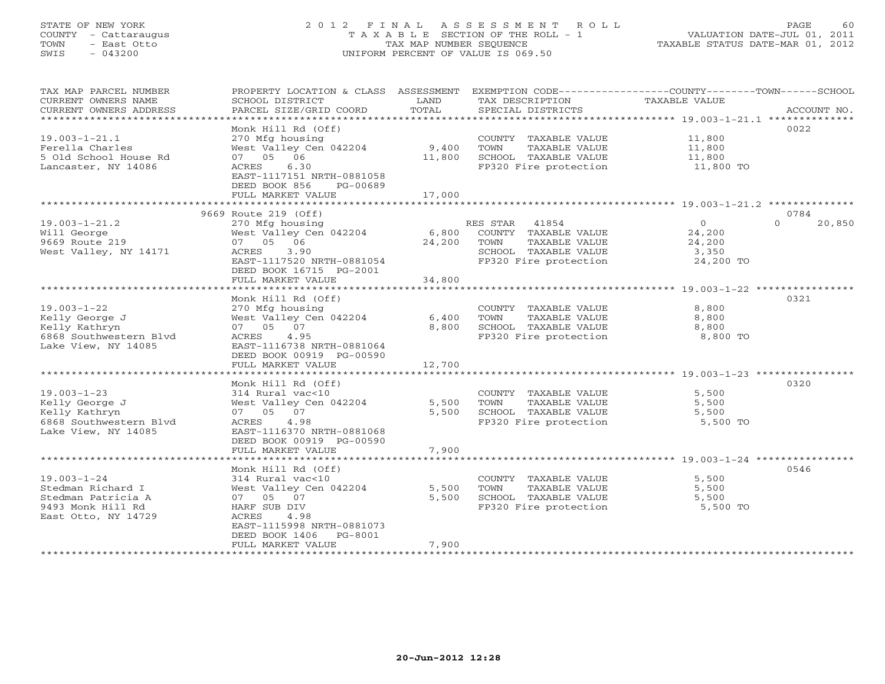STATE OF NEW YORK
COUNTY - Cattaraugus
TOWN - East Otto
SWIS - 043200

2012 FINAL ASSESSMENT ROLL
TAXABLE SECTION OF THE ROLL - 1
TAX MAP NUMBER SEQUENCE
UNIFORM PERCENT OF VALUE IS 069.50

VALUATION DATE-JUL 01, 2011
TAXABLE STATUS DATE-MAR 01, 2012

| TAX MAP PARCEL NUMBER / CURRENT OWNERS NAME / CURRENT OWNERS ADDRESS | PROPERTY LOCATION & CLASS / SCHOOL DISTRICT / PARCEL SIZE/GRID COORD | ASSESSMENT LAND / TOTAL | EXEMPTION CODE / TAX DESCRIPTION / SPECIAL DISTRICTS | COUNTY / TOWN / SCHOOL TAXABLE VALUE | ACCOUNT NO. |
|---|---|---|---|---|---|
| 19.003-1-21.1 | Monk Hill Rd (Off) | | | | 0022 |
| Ferella Charles | 270 Mfg housing | | COUNTY TAXABLE VALUE | 11,800 | |
| 5 Old School House Rd | West Valley Cen 042204 | 9,400 | TOWN TAXABLE VALUE | 11,800 | |
| Lancaster, NY 14086 | 07 05 06 | 11,800 | SCHOOL TAXABLE VALUE | 11,800 | |
| | ACRES 6.30 | | FP320 Fire protection | 11,800 TO | |
| | EAST-1117151 NRTH-0881058 | | | | |
| | DEED BOOK 856 PG-00689 | | | | |
| | FULL MARKET VALUE | 17,000 | | | |
| 19.003-1-21.2 | 9669 Route 219 (Off) | | | | 0784 |
| Will George | 270 Mfg housing | | RES STAR 41854 | 0 0 20,850 | |
| 9669 Route 219 | West Valley Cen 042204 | 6,800 | COUNTY TAXABLE VALUE | 24,200 | |
| West Valley, NY 14171 | 07 05 06 | 24,200 | TOWN TAXABLE VALUE | 24,200 | |
| | ACRES 3.90 | | SCHOOL TAXABLE VALUE | 3,350 | |
| | EAST-1117520 NRTH-0881054 | | FP320 Fire protection | 24,200 TO | |
| | DEED BOOK 16715 PG-2001 | | | | |
| | FULL MARKET VALUE | 34,800 | | | |
| 19.003-1-22 | Monk Hill Rd (Off) | | | | 0321 |
| Kelly George J | 270 Mfg housing | | COUNTY TAXABLE VALUE | 8,800 | |
| Kelly Kathryn | West Valley Cen 042204 | 6,400 | TOWN TAXABLE VALUE | 8,800 | |
| 6868 Southwestern Blvd | 07 05 07 | 8,800 | SCHOOL TAXABLE VALUE | 8,800 | |
| Lake View, NY 14085 | ACRES 4.95 | | FP320 Fire protection | 8,800 TO | |
| | EAST-1116738 NRTH-0881064 | | | | |
| | DEED BOOK 00919 PG-00590 | | | | |
| | FULL MARKET VALUE | 12,700 | | | |
| 19.003-1-23 | Monk Hill Rd (Off) | | | | 0320 |
| Kelly George J | 314 Rural vac<10 | | COUNTY TAXABLE VALUE | 5,500 | |
| Kelly Kathryn | West Valley Cen 042204 | 5,500 | TOWN TAXABLE VALUE | 5,500 | |
| 6868 Southwestern Blvd | 07 05 07 | 5,500 | SCHOOL TAXABLE VALUE | 5,500 | |
| Lake View, NY 14085 | ACRES 4.98 | | FP320 Fire protection | 5,500 TO | |
| | EAST-1116370 NRTH-0881068 | | | | |
| | DEED BOOK 00919 PG-00590 | | | | |
| | FULL MARKET VALUE | 7,900 | | | |
| 19.003-1-24 | Monk Hill Rd (Off) | | | | 0546 |
| Stedman Richard I | 314 Rural vac<10 | | COUNTY TAXABLE VALUE | 5,500 | |
| Stedman Patricia A | West Valley Cen 042204 | 5,500 | TOWN TAXABLE VALUE | 5,500 | |
| 9493 Monk Hill Rd | 07 05 07 | 5,500 | SCHOOL TAXABLE VALUE | 5,500 | |
| East Otto, NY 14729 | HARF SUB DIV | | FP320 Fire protection | 5,500 TO | |
| | ACRES 4.98 | | | | |
| | EAST-1115998 NRTH-0881073 | | | | |
| | DEED BOOK 1406 PG-8001 | | | | |
| | FULL MARKET VALUE | 7,900 | | | |

20-Jun-2012 12:28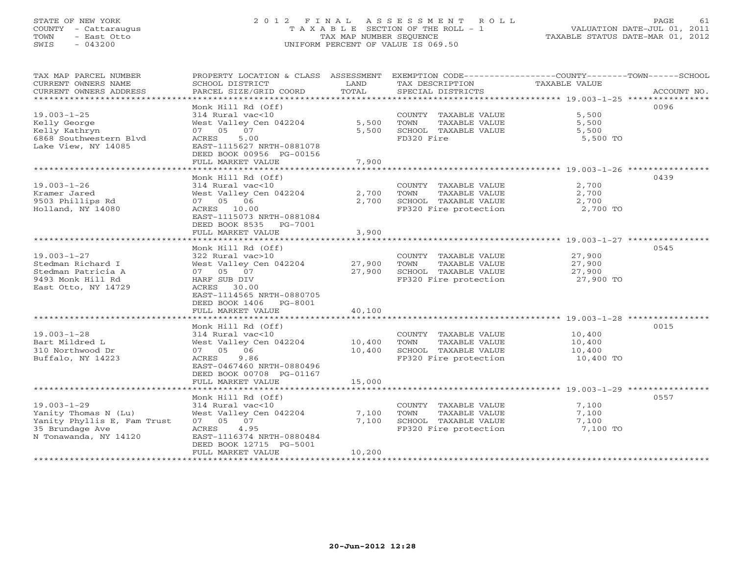STATE OF NEW YORK
COUNTY - Cattaraugus
TOWN - East Otto
SWIS - 043200

2012 FINAL ASSESSMENT ROLL
TAXABLE SECTION OF THE ROLL - 1
TAX MAP NUMBER SEQUENCE
UNIFORM PERCENT OF VALUE IS 069.50

VALUATION DATE-JUL 01, 2011
TAXABLE STATUS DATE-MAR 01, 2012

| TAX MAP PARCEL NUMBER / CURRENT OWNERS NAME / CURRENT OWNERS ADDRESS | PROPERTY LOCATION & CLASS / SCHOOL DISTRICT / PARCEL SIZE/GRID COORD | ASSESSMENT LAND | ASSESSMENT TOTAL | EXEMPTION CODE / TAX DESCRIPTION / SPECIAL DISTRICTS | COUNTY--------TOWN------SCHOOL TAXABLE VALUE | ACCOUNT NO. |
|---|---|---|---|---|---|---|
| 19.003-1-25 | Monk Hill Rd (Off) | | | | | 0096 |
| | 314 Rural vac<10 | | | COUNTY TAXABLE VALUE | 5,500 | |
| Kelly George | West Valley Cen 042204 | 5,500 | | TOWN TAXABLE VALUE | 5,500 | |
| Kelly Kathryn | 07 05 07 | | 5,500 | SCHOOL TAXABLE VALUE | 5,500 | |
| 6868 Southwestern Blvd | ACRES 5.00 | | | FD320 Fire | 5,500 TO | |
| Lake View, NY 14085 | EAST-1115627 NRTH-0881078 | | | | | |
| | DEED BOOK 00956 PG-00156 | | | | | |
| | FULL MARKET VALUE | | 7,900 | | | |
| 19.003-1-26 | Monk Hill Rd (Off) | | | | | 0439 |
| | 314 Rural vac<10 | | | COUNTY TAXABLE VALUE | 2,700 | |
| Kramer Jared | West Valley Cen 042204 | 2,700 | | TOWN TAXABLE VALUE | 2,700 | |
| 9503 Phillips Rd | 07 05 06 | | 2,700 | SCHOOL TAXABLE VALUE | 2,700 | |
| Holland, NY 14080 | ACRES 10.00 | | | FP320 Fire protection | 2,700 TO | |
| | EAST-1115073 NRTH-0881084 | | | | | |
| | DEED BOOK 8535 PG-7001 | | | | | |
| | FULL MARKET VALUE | | 3,900 | | | |
| 19.003-1-27 | Monk Hill Rd (Off) | | | | | 0545 |
| | 322 Rural vac>10 | | | COUNTY TAXABLE VALUE | 27,900 | |
| Stedman Richard I | West Valley Cen 042204 | 27,900 | | TOWN TAXABLE VALUE | 27,900 | |
| Stedman Patricia A | 07 05 07 | | 27,900 | SCHOOL TAXABLE VALUE | 27,900 | |
| 9493 Monk Hill Rd | HARF SUB DIV | | | FP320 Fire protection | 27,900 TO | |
| East Otto, NY 14729 | ACRES 30.00 | | | | | |
| | EAST-1114565 NRTH-0880705 | | | | | |
| | DEED BOOK 1406 PG-8001 | | | | | |
| | FULL MARKET VALUE | | 40,100 | | | |
| 19.003-1-28 | Monk Hill Rd (Off) | | | | | 0015 |
| | 314 Rural vac<10 | | | COUNTY TAXABLE VALUE | 10,400 | |
| Bart Mildred L | West Valley Cen 042204 | 10,400 | | TOWN TAXABLE VALUE | 10,400 | |
| 310 Northwood Dr | 07 05 06 | | 10,400 | SCHOOL TAXABLE VALUE | 10,400 | |
| Buffalo, NY 14223 | ACRES 9.86 | | | FP320 Fire protection | 10,400 TO | |
| | EAST-0467460 NRTH-0880496 | | | | | |
| | DEED BOOK 00708 PG-01167 | | | | | |
| | FULL MARKET VALUE | | 15,000 | | | |
| 19.003-1-29 | Monk Hill Rd (Off) | | | | | 0557 |
| | 314 Rural vac<10 | | | COUNTY TAXABLE VALUE | 7,100 | |
| Yanity Thomas N (Lu) | West Valley Cen 042204 | 7,100 | | TOWN TAXABLE VALUE | 7,100 | |
| Yanity Phyllis E, Fam Trust | 07 05 07 | | 7,100 | SCHOOL TAXABLE VALUE | 7,100 | |
| 35 Brundage Ave | ACRES 4.95 | | | FP320 Fire protection | 7,100 TO | |
| N Tonawanda, NY 14120 | EAST-1116374 NRTH-0880484 | | | | | |
| | DEED BOOK 12715 PG-5001 | | | | | |
| | FULL MARKET VALUE | | 10,200 | | | |

20-Jun-2012 12:28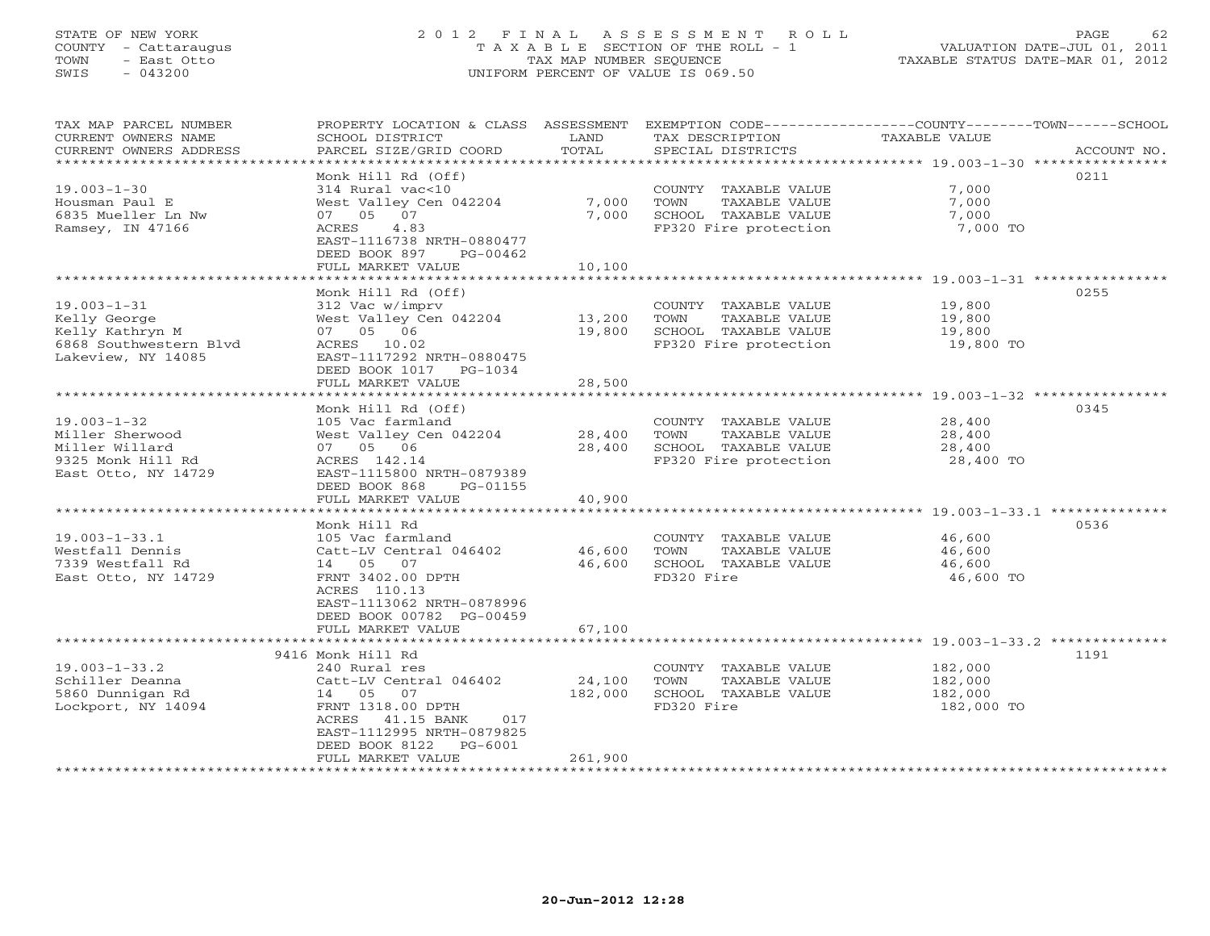STATE OF NEW YORK
COUNTY - Cattaraugus
TOWN - East Otto
SWIS - 043200

2 0 1 2 F I N A L A S S E S S M E N T R O L L
T A X A B L E SECTION OF THE ROLL - 1
TAX MAP NUMBER SEQUENCE
UNIFORM PERCENT OF VALUE IS 069.50

VALUATION DATE-JUL 01, 2011
TAXABLE STATUS DATE-MAR 01, 2012

| TAX MAP PARCEL NUMBER / CURRENT OWNERS NAME / CURRENT OWNERS ADDRESS | PROPERTY LOCATION & CLASS / SCHOOL DISTRICT / PARCEL SIZE/GRID COORD | ASSESSMENT LAND | TOTAL | EXEMPTION CODE / TAX DESCRIPTION / SPECIAL DISTRICTS | TAXABLE VALUE (COUNTY--TOWN--SCHOOL) | ACCOUNT NO. |
|---|---|---|---|---|---|---|
| 19.003-1-30 | Monk Hill Rd (Off) | | | | | 0211 |
| Housman Paul E | 314 Rural vac<10 | | | COUNTY TAXABLE VALUE | 7,000 | |
| 6835 Mueller Ln Nw | West Valley Cen 042204 | 7,000 | | TOWN TAXABLE VALUE | 7,000 | |
| Ramsey, IN 47166 | 07 05 07 | | 7,000 | SCHOOL TAXABLE VALUE | 7,000 | |
| | ACRES 4.83 | | | FP320 Fire protection | 7,000 TO | |
| | EAST-1116738 NRTH-0880477 | | | | | |
| | DEED BOOK 897 PG-00462 | | | | | |
| | FULL MARKET VALUE | | 10,100 | | | |
| 19.003-1-31 | Monk Hill Rd (Off) | | | | | 0255 |
| Kelly George | 312 Vac w/imprv | | | COUNTY TAXABLE VALUE | 19,800 | |
| Kelly Kathryn M | West Valley Cen 042204 | 13,200 | | TOWN TAXABLE VALUE | 19,800 | |
| 6868 Southwestern Blvd | 07 05 06 | | 19,800 | SCHOOL TAXABLE VALUE | 19,800 | |
| Lakeview, NY 14085 | ACRES 10.02 | | | FP320 Fire protection | 19,800 TO | |
| | EAST-1117292 NRTH-0880475 | | | | | |
| | DEED BOOK 1017 PG-1034 | | | | | |
| | FULL MARKET VALUE | | 28,500 | | | |
| 19.003-1-32 | Monk Hill Rd (Off) | | | | | 0345 |
| Miller Sherwood | 105 Vac farmland | | | COUNTY TAXABLE VALUE | 28,400 | |
| Miller Willard | West Valley Cen 042204 | 28,400 | | TOWN TAXABLE VALUE | 28,400 | |
| 9325 Monk Hill Rd | 07 05 06 | | 28,400 | SCHOOL TAXABLE VALUE | 28,400 | |
| East Otto, NY 14729 | ACRES 142.14 | | | FP320 Fire protection | 28,400 TO | |
| | EAST-1115800 NRTH-0879389 | | | | | |
| | DEED BOOK 868 PG-01155 | | | | | |
| | FULL MARKET VALUE | | 40,900 | | | |
| 19.003-1-33.1 | Monk Hill Rd | | | | | 0536 |
| Westfall Dennis | 105 Vac farmland | | | COUNTY TAXABLE VALUE | 46,600 | |
| 7339 Westfall Rd | Catt-LV Central 046402 | 46,600 | | TOWN TAXABLE VALUE | 46,600 | |
| East Otto, NY 14729 | 14 05 07 | | 46,600 | SCHOOL TAXABLE VALUE | 46,600 | |
| | FRNT 3402.00 DPTH | | | FD320 Fire | 46,600 TO | |
| | ACRES 110.13 | | | | | |
| | EAST-1113062 NRTH-0878996 | | | | | |
| | DEED BOOK 00782 PG-00459 | | | | | |
| | FULL MARKET VALUE | | 67,100 | | | |
| 19.003-1-33.2 | 9416 Monk Hill Rd | | | | | 1191 |
| Schiller Deanna | 240 Rural res | | | COUNTY TAXABLE VALUE | 182,000 | |
| 5860 Dunnigan Rd | Catt-LV Central 046402 | 24,100 | | TOWN TAXABLE VALUE | 182,000 | |
| Lockport, NY 14094 | 14 05 07 | | 182,000 | SCHOOL TAXABLE VALUE | 182,000 | |
| | FRNT 1318.00 DPTH | | | FD320 Fire | 182,000 TO | |
| | ACRES 41.15 BANK 017 | | | | | |
| | EAST-1112995 NRTH-0879825 | | | | | |
| | DEED BOOK 8122 PG-6001 | | | | | |
| | FULL MARKET VALUE | | 261,900 | | | |

20-Jun-2012 12:28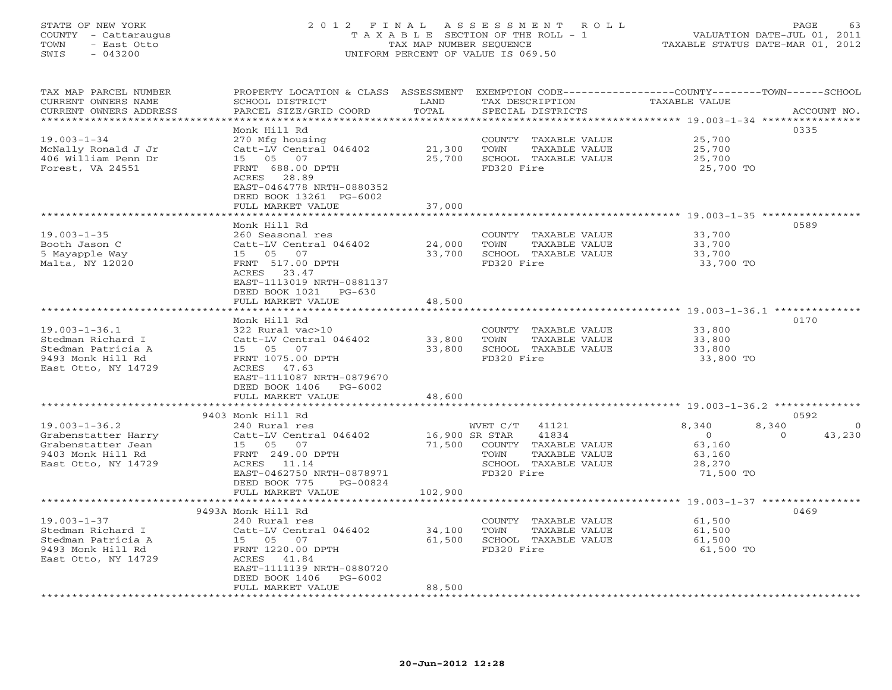STATE OF NEW YORK
COUNTY - Cattaraugus
TOWN - East Otto
SWIS - 043200

2012 FINAL ASSESSMENT ROLL
TAXABLE SECTION OF THE ROLL - 1
TAX MAP NUMBER SEQUENCE
UNIFORM PERCENT OF VALUE IS 069.50

VALUATION DATE-JUL 01, 2011
TAXABLE STATUS DATE-MAR 01, 2012

| TAX MAP PARCEL NUMBER / CURRENT OWNERS NAME / CURRENT OWNERS ADDRESS | PROPERTY LOCATION & CLASS / SCHOOL DISTRICT / PARCEL SIZE/GRID COORD | ASSESSMENT LAND / TOTAL | EXEMPTION CODE / TAX DESCRIPTION / SPECIAL DISTRICTS | COUNTY | TOWN | SCHOOL / TAXABLE VALUE | ACCOUNT NO. |
|---|---|---|---|---|---|---|---|
| 19.003-1-34 | Monk Hill Rd | | | | | | 0335 |
| McNally Ronald J Jr | 270 Mfg housing | | COUNTY TAXABLE VALUE | 25,700 | | | |
| 406 William Penn Dr | Catt-LV Central 046402 | 21,300 | TOWN TAXABLE VALUE | | 25,700 | | |
| Forest, VA 24551 | 15 05 07 | 25,700 | SCHOOL TAXABLE VALUE | | | 25,700 | |
| | FRNT 688.00 DPTH | | FD320 Fire | 25,700 TO | | | |
| | ACRES 28.89 | | | | | | |
| | EAST-0464778 NRTH-0880352 | | | | | | |
| | DEED BOOK 13261 PG-6002 | | | | | | |
| | FULL MARKET VALUE | 37,000 | | | | | |
| 19.003-1-35 | Monk Hill Rd | | | | | | 0589 |
| Booth Jason C | 260 Seasonal res | | COUNTY TAXABLE VALUE | 33,700 | | | |
| 5 Mayapple Way | Catt-LV Central 046402 | 24,000 | TOWN TAXABLE VALUE | | 33,700 | | |
| Malta, NY 12020 | 15 05 07 | 33,700 | SCHOOL TAXABLE VALUE | | | 33,700 | |
| | FRNT 517.00 DPTH | | FD320 Fire | 33,700 TO | | | |
| | ACRES 23.47 | | | | | | |
| | EAST-1113019 NRTH-0881137 | | | | | | |
| | DEED BOOK 1021 PG-630 | | | | | | |
| | FULL MARKET VALUE | 48,500 | | | | | |
| 19.003-1-36.1 | Monk Hill Rd | | | | | | 0170 |
| Stedman Richard I | 322 Rural vac>10 | | COUNTY TAXABLE VALUE | 33,800 | | | |
| Stedman Patricia A | Catt-LV Central 046402 | 33,800 | TOWN TAXABLE VALUE | | 33,800 | | |
| 9493 Monk Hill Rd | 15 05 07 | 33,800 | SCHOOL TAXABLE VALUE | | | 33,800 | |
| East Otto, NY 14729 | FRNT 1075.00 DPTH | | FD320 Fire | 33,800 TO | | | |
| | ACRES 47.63 | | | | | | |
| | EAST-1111087 NRTH-0879670 | | | | | | |
| | DEED BOOK 1406 PG-6002 | | | | | | |
| | FULL MARKET VALUE | 48,600 | | | | | |
| 19.003-1-36.2 | 9403 Monk Hill Rd | | | | | | 0592 |
| Grabenstatter Harry | 240 Rural res | | WVET C/T 41121 | 8,340 | 8,340 | 0 | |
| Grabenstatter Jean | Catt-LV Central 046402 | 16,900 | SR STAR 41834 | 0 | 0 | 43,230 | |
| 9403 Monk Hill Rd | 15 05 07 | 71,500 | COUNTY TAXABLE VALUE | 63,160 | | | |
| East Otto, NY 14729 | FRNT 249.00 DPTH | | TOWN TAXABLE VALUE | | 63,160 | | |
| | ACRES 11.14 | | SCHOOL TAXABLE VALUE | | | 28,270 | |
| | EAST-0462750 NRTH-0878971 | | FD320 Fire | 71,500 TO | | | |
| | DEED BOOK 775 PG-00824 | | | | | | |
| | FULL MARKET VALUE | 102,900 | | | | | |
| 19.003-1-37 | 9493A Monk Hill Rd | | | | | | 0469 |
| Stedman Richard I | 240 Rural res | | COUNTY TAXABLE VALUE | 61,500 | | | |
| Stedman Patricia A | Catt-LV Central 046402 | 34,100 | TOWN TAXABLE VALUE | | 61,500 | | |
| 9493 Monk Hill Rd | 15 05 07 | 61,500 | SCHOOL TAXABLE VALUE | | | 61,500 | |
| East Otto, NY 14729 | FRNT 1220.00 DPTH | | FD320 Fire | 61,500 TO | | | |
| | ACRES 41.84 | | | | | | |
| | EAST-1111139 NRTH-0880720 | | | | | | |
| | DEED BOOK 1406 PG-6002 | | | | | | |
| | FULL MARKET VALUE | 88,500 | | | | | |

20-Jun-2012 12:28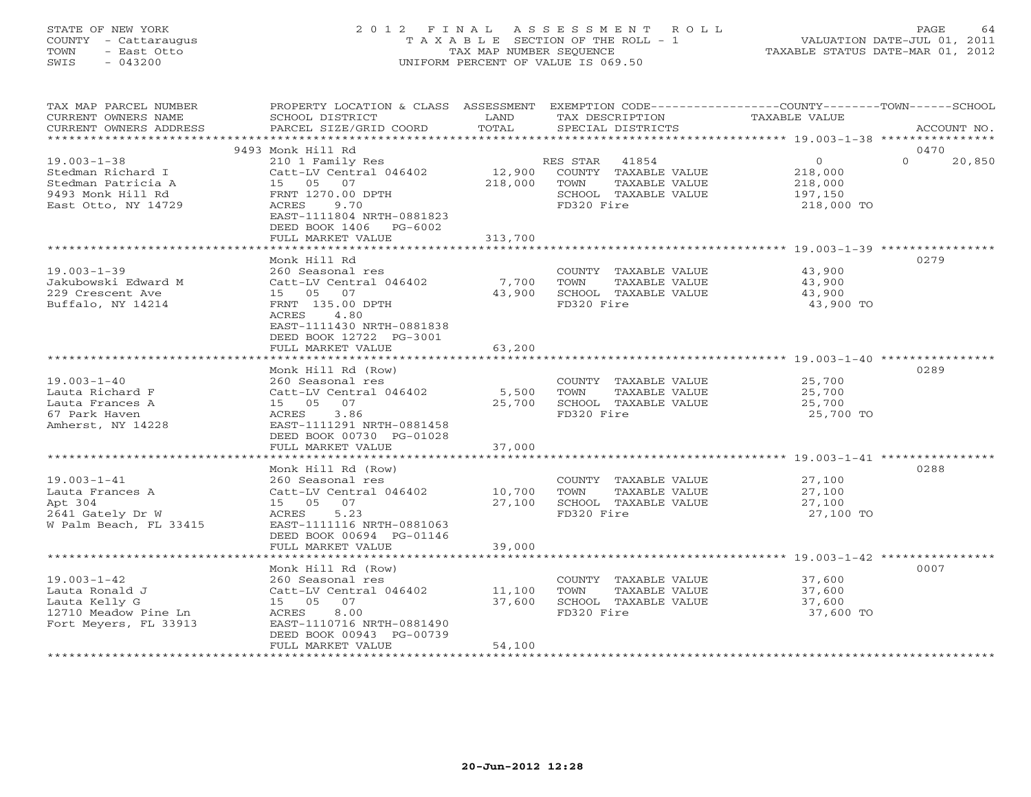STATE OF NEW YORK
COUNTY - Cattaraugus
TOWN - East Otto
SWIS - 043200

2012 FINAL ASSESSMENT ROLL
TAXABLE SECTION OF THE ROLL - 1
TAX MAP NUMBER SEQUENCE
UNIFORM PERCENT OF VALUE IS 069.50

VALUATION DATE-JUL 01, 2011
TAXABLE STATUS DATE-MAR 01, 2012

| TAX MAP PARCEL NUMBER / CURRENT OWNERS NAME / CURRENT OWNERS ADDRESS | PROPERTY LOCATION & CLASS / SCHOOL DISTRICT / PARCEL SIZE/GRID COORD | ASSESSMENT LAND / TOTAL | EXEMPTION CODE / TAX DESCRIPTION / SPECIAL DISTRICTS | COUNTY TAXABLE VALUE | TOWN | SCHOOL / ACCOUNT NO. |
|---|---|---|---|---|---|---|
| | 9493 Monk Hill Rd | | | | | 0470 |
| 19.003-1-38 | 210 1 Family Res | | RES STAR 41854 | 0 | 0 | 20,850 |
| Stedman Richard I | Catt-LV Central 046402 | 12,900 | COUNTY TAXABLE VALUE | 218,000 | | |
| Stedman Patricia A | 15 05 07 | 218,000 | TOWN TAXABLE VALUE | 218,000 | | |
| 9493 Monk Hill Rd | FRNT 1270.00 DPTH | | SCHOOL TAXABLE VALUE | 197,150 | | |
| East Otto, NY 14729 | ACRES 9.70 | | FD320 Fire | 218,000 TO | | |
| | EAST-1111804 NRTH-0881823 | | | | | |
| | DEED BOOK 1406 PG-6002 | | | | | |
| | FULL MARKET VALUE | 313,700 | | | | |
| | Monk Hill Rd | | | | | 0279 |
| 19.003-1-39 | 260 Seasonal res | | COUNTY TAXABLE VALUE | 43,900 | | |
| Jakubowski Edward M | Catt-LV Central 046402 | 7,700 | TOWN TAXABLE VALUE | 43,900 | | |
| 229 Crescent Ave | 15 05 07 | 43,900 | SCHOOL TAXABLE VALUE | 43,900 | | |
| Buffalo, NY 14214 | FRNT 135.00 DPTH | | FD320 Fire | 43,900 TO | | |
| | ACRES 4.80 | | | | | |
| | EAST-1111430 NRTH-0881838 | | | | | |
| | DEED BOOK 12722 PG-3001 | | | | | |
| | FULL MARKET VALUE | 63,200 | | | | |
| | Monk Hill Rd (Row) | | | | | 0289 |
| 19.003-1-40 | 260 Seasonal res | | COUNTY TAXABLE VALUE | 25,700 | | |
| Lauta Richard F | Catt-LV Central 046402 | 5,500 | TOWN TAXABLE VALUE | 25,700 | | |
| Lauta Frances A | 15 05 07 | 25,700 | SCHOOL TAXABLE VALUE | 25,700 | | |
| 67 Park Haven | ACRES 3.86 | | FD320 Fire | 25,700 TO | | |
| Amherst, NY 14228 | EAST-1111291 NRTH-0881458 | | | | | |
| | DEED BOOK 00730 PG-01028 | | | | | |
| | FULL MARKET VALUE | 37,000 | | | | |
| | Monk Hill Rd (Row) | | | | | 0288 |
| 19.003-1-41 | 260 Seasonal res | | COUNTY TAXABLE VALUE | 27,100 | | |
| Lauta Frances A | Catt-LV Central 046402 | 10,700 | TOWN TAXABLE VALUE | 27,100 | | |
| Apt 304 | 15 05 07 | 27,100 | SCHOOL TAXABLE VALUE | 27,100 | | |
| 2641 Gately Dr W | ACRES 5.23 | | FD320 Fire | 27,100 TO | | |
| W Palm Beach, FL 33415 | EAST-1111116 NRTH-0881063 | | | | | |
| | DEED BOOK 00694 PG-01146 | | | | | |
| | FULL MARKET VALUE | 39,000 | | | | |
| | Monk Hill Rd (Row) | | | | | 0007 |
| 19.003-1-42 | 260 Seasonal res | | COUNTY TAXABLE VALUE | 37,600 | | |
| Lauta Ronald J | Catt-LV Central 046402 | 11,100 | TOWN TAXABLE VALUE | 37,600 | | |
| Lauta Kelly G | 15 05 07 | 37,600 | SCHOOL TAXABLE VALUE | 37,600 | | |
| 12710 Meadow Pine Ln | ACRES 8.00 | | FD320 Fire | 37,600 TO | | |
| Fort Meyers, FL 33913 | EAST-1110716 NRTH-0881490 | | | | | |
| | DEED BOOK 00943 PG-00739 | | | | | |
| | FULL MARKET VALUE | 54,100 | | | | |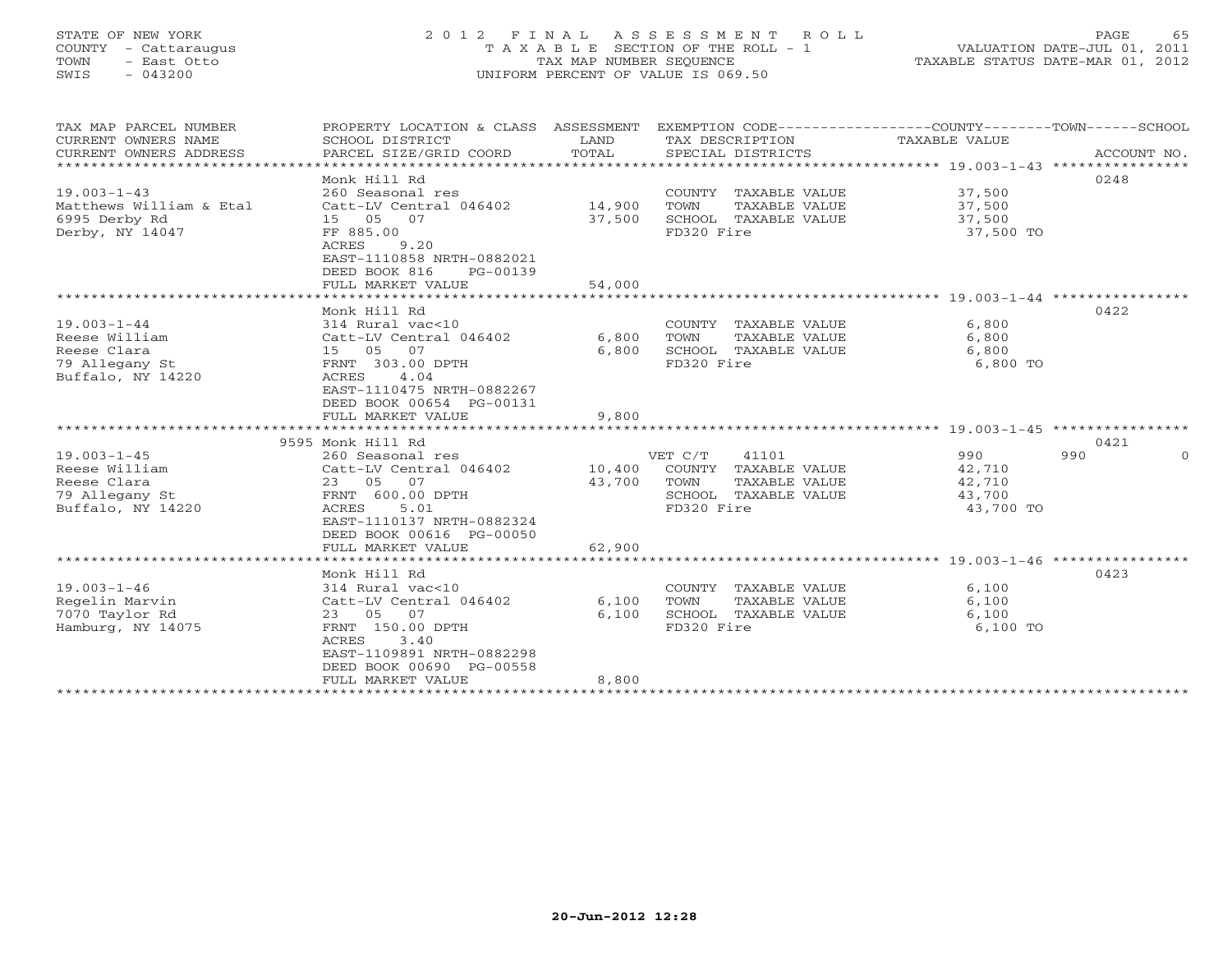STATE OF NEW YORK
COUNTY - Cattaraugus
TOWN - East Otto
SWIS - 043200

# 2012 FINAL ASSESSMENT ROLL

TAXABLE SECTION OF THE ROLL - 1
TAX MAP NUMBER SEQUENCE
UNIFORM PERCENT OF VALUE IS 069.50

VALUATION DATE-JUL 01, 2011
TAXABLE STATUS DATE-MAR 01, 2012

| TAX MAP PARCEL NUMBER / CURRENT OWNERS NAME / CURRENT OWNERS ADDRESS | PROPERTY LOCATION & CLASS / SCHOOL DISTRICT / PARCEL SIZE/GRID COORD | ASSESSMENT LAND / TOTAL | EXEMPTION CODE / TAX DESCRIPTION / SPECIAL DISTRICTS | COUNTY TAXABLE VALUE | TOWN | SCHOOL / ACCOUNT NO. |
|---|---|---|---|---|---|---|
| | Monk Hill Rd | | | | | 0248 |
| 19.003-1-43 | 260 Seasonal res | | COUNTY TAXABLE VALUE | 37,500 | | |
| Matthews William & Etal | Catt-LV Central 046402 | 14,900 | TOWN TAXABLE VALUE | 37,500 | | |
| 6995 Derby Rd | 15 05 07 | 37,500 | SCHOOL TAXABLE VALUE | 37,500 | | |
| Derby, NY 14047 | FF 885.00 | | FD320 Fire | 37,500 TO | | |
| | ACRES 9.20 | | | | | |
| | EAST-1110858 NRTH-0882021 | | | | | |
| | DEED BOOK 816 PG-00139 | | | | | |
| | FULL MARKET VALUE | 54,000 | | | | |
| | Monk Hill Rd | | | | | 0422 |
| 19.003-1-44 | 314 Rural vac<10 | | COUNTY TAXABLE VALUE | 6,800 | | |
| Reese William | Catt-LV Central 046402 | 6,800 | TOWN TAXABLE VALUE | 6,800 | | |
| Reese Clara | 15 05 07 | 6,800 | SCHOOL TAXABLE VALUE | 6,800 | | |
| 79 Allegany St | FRNT 303.00 DPTH | | FD320 Fire | 6,800 TO | | |
| Buffalo, NY 14220 | ACRES 4.04 | | | | | |
| | EAST-1110475 NRTH-0882267 | | | | | |
| | DEED BOOK 00654 PG-00131 | | | | | |
| | FULL MARKET VALUE | 9,800 | | | | |
| | 9595 Monk Hill Rd | | | | | 0421 |
| 19.003-1-45 | 260 Seasonal res | | VET C/T 41101 | 990 | 990 | 0 |
| Reese William | Catt-LV Central 046402 | 10,400 | COUNTY TAXABLE VALUE | 42,710 | | |
| Reese Clara | 23 05 07 | 43,700 | TOWN TAXABLE VALUE | 42,710 | | |
| 79 Allegany St | FRNT 600.00 DPTH | | SCHOOL TAXABLE VALUE | 43,700 | | |
| Buffalo, NY 14220 | ACRES 5.01 | | FD320 Fire | 43,700 TO | | |
| | EAST-1110137 NRTH-0882324 | | | | | |
| | DEED BOOK 00616 PG-00050 | | | | | |
| | FULL MARKET VALUE | 62,900 | | | | |
| | Monk Hill Rd | | | | | 0423 |
| 19.003-1-46 | 314 Rural vac<10 | | COUNTY TAXABLE VALUE | 6,100 | | |
| Regelin Marvin | Catt-LV Central 046402 | 6,100 | TOWN TAXABLE VALUE | 6,100 | | |
| 7070 Taylor Rd | 23 05 07 | 6,100 | SCHOOL TAXABLE VALUE | 6,100 | | |
| Hamburg, NY 14075 | FRNT 150.00 DPTH | | FD320 Fire | 6,100 TO | | |
| | ACRES 3.40 | | | | | |
| | EAST-1109891 NRTH-0882298 | | | | | |
| | DEED BOOK 00690 PG-00558 | | | | | |
| | FULL MARKET VALUE | 8,800 | | | | |

20-Jun-2012 12:28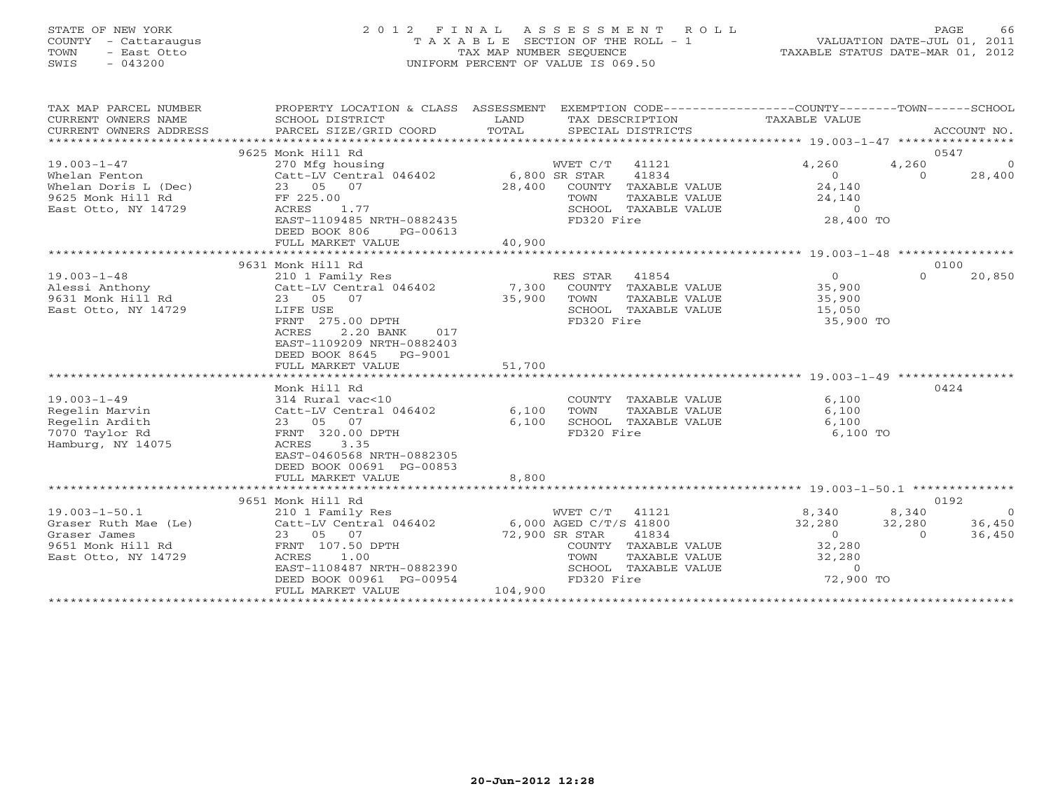STATE OF NEW YORK
COUNTY - Cattaraugus
TOWN - East Otto
SWIS - 043200

# 2012 FINAL ASSESSMENT ROLL

TAXABLE SECTION OF THE ROLL - 1
TAX MAP NUMBER SEQUENCE
UNIFORM PERCENT OF VALUE IS 069.50

VALUATION DATE-JUL 01, 2011
TAXABLE STATUS DATE-MAR 01, 2012

| TAX MAP PARCEL NUMBER / CURRENT OWNERS NAME / CURRENT OWNERS ADDRESS | PROPERTY LOCATION & CLASS / SCHOOL DISTRICT / PARCEL SIZE/GRID COORD | ASSESSMENT LAND / TOTAL | EXEMPTION CODE / TAX DESCRIPTION / SPECIAL DISTRICTS | COUNTY | TOWN | SCHOOL | ACCOUNT NO. |
|---|---|---|---|---|---|---|---|
| | 9625 Monk Hill Rd | | | | | | 0547 |
| 19.003-1-47 | 270 Mfg housing | | WVET C/T 41121 | 4,260 | 4,260 | 0 | |
| Whelan Fenton | Catt-LV Central 046402 | 6,800 | SR STAR 41834 | 0 | 0 | 28,400 | |
| Whelan Doris L (Dec) | 23 05 07 | 28,400 | COUNTY TAXABLE VALUE | 24,140 | | | |
| 9625 Monk Hill Rd | FF 225.00 | | TOWN TAXABLE VALUE | | 24,140 | | |
| East Otto, NY 14729 | ACRES 1.77 | | SCHOOL TAXABLE VALUE | | | 0 | |
| | EAST-1109485 NRTH-0882435 | | FD320 Fire | 28,400 TO | | | |
| | DEED BOOK 806 PG-00613 | | | | | | |
| | FULL MARKET VALUE | 40,900 | | | | | |
| | 9631 Monk Hill Rd | | | | | | 0100 |
| 19.003-1-48 | 210 1 Family Res | | RES STAR 41854 | 0 | 0 | 20,850 | |
| Alessi Anthony | Catt-LV Central 046402 | 7,300 | COUNTY TAXABLE VALUE | 35,900 | | | |
| 9631 Monk Hill Rd | 23 05 07 | 35,900 | TOWN TAXABLE VALUE | | 35,900 | | |
| East Otto, NY 14729 | LIFE USE | | SCHOOL TAXABLE VALUE | | | 15,050 | |
| | FRNT 275.00 DPTH | | FD320 Fire | 35,900 TO | | | |
| | ACRES 2.20 BANK 017 | | | | | | |
| | EAST-1109209 NRTH-0882403 | | | | | | |
| | DEED BOOK 8645 PG-9001 | | | | | | |
| | FULL MARKET VALUE | 51,700 | | | | | |
| | Monk Hill Rd | | | | | | 0424 |
| 19.003-1-49 | 314 Rural vac<10 | | COUNTY TAXABLE VALUE | 6,100 | | | |
| Regelin Marvin | Catt-LV Central 046402 | 6,100 | TOWN TAXABLE VALUE | | 6,100 | | |
| Regelin Ardith | 23 05 07 | 6,100 | SCHOOL TAXABLE VALUE | | | 6,100 | |
| 7070 Taylor Rd | FRNT 320.00 DPTH | | FD320 Fire | 6,100 TO | | | |
| Hamburg, NY 14075 | ACRES 3.35 | | | | | | |
| | EAST-0460568 NRTH-0882305 | | | | | | |
| | DEED BOOK 00691 PG-00853 | | | | | | |
| | FULL MARKET VALUE | 8,800 | | | | | |
| | 9651 Monk Hill Rd | | | | | | 0192 |
| 19.003-1-50.1 | 210 1 Family Res | | WVET C/T 41121 | 8,340 | 8,340 | 0 | |
| Graser Ruth Mae (Le) | Catt-LV Central 046402 | 6,000 | AGED C/T/S 41800 | 32,280 | 32,280 | 36,450 | |
| Graser James | 23 05 07 | 72,900 | SR STAR 41834 | 0 | 0 | 36,450 | |
| 9651 Monk Hill Rd | FRNT 107.50 DPTH | | COUNTY TAXABLE VALUE | 32,280 | | | |
| East Otto, NY 14729 | ACRES 1.00 | | TOWN TAXABLE VALUE | | 32,280 | | |
| | EAST-1108487 NRTH-0882390 | | SCHOOL TAXABLE VALUE | | | 0 | |
| | DEED BOOK 00961 PG-00954 | | FD320 Fire | 72,900 TO | | | |
| | FULL MARKET VALUE | 104,900 | | | | | |

20-Jun-2012 12:28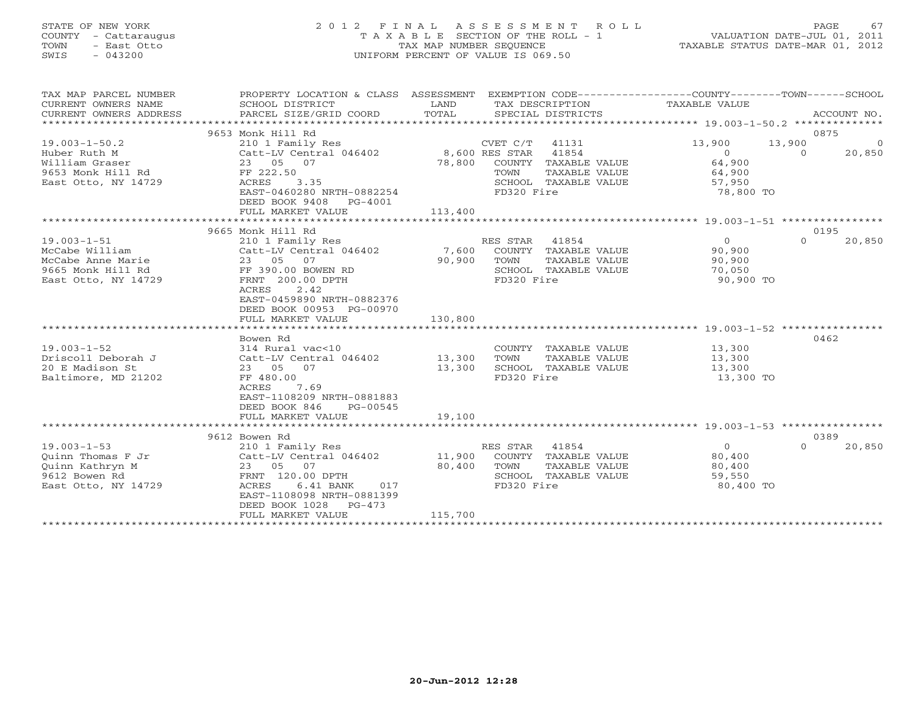STATE OF NEW YORK
COUNTY - Cattaraugus
TOWN - East Otto
SWIS - 043200

# 2012 FINAL ASSESSMENT ROLL
TAXABLE SECTION OF THE ROLL - 1
TAX MAP NUMBER SEQUENCE
UNIFORM PERCENT OF VALUE IS 069.50

VALUATION DATE-JUL 01, 2011
TAXABLE STATUS DATE-MAR 01, 2012

| TAX MAP PARCEL NUMBER / CURRENT OWNERS NAME / CURRENT OWNERS ADDRESS | PROPERTY LOCATION & CLASS / SCHOOL DISTRICT / PARCEL SIZE/GRID COORD | ASSESSMENT LAND / TOTAL | EXEMPTION CODE / TAX DESCRIPTION / SPECIAL DISTRICTS | COUNTY TAXABLE VALUE | TOWN | SCHOOL | ACCOUNT NO. |
|---|---|---|---|---|---|---|---|
| | 9653 Monk Hill Rd | | | | | | 0875 |
| 19.003-1-50.2 | 210 1 Family Res | | CVET C/T 41131 | 13,900 | 13,900 | 0 | |
| Huber Ruth M | Catt-LV Central 046402 | 8,600 | RES STAR 41854 | 0 | 0 | 20,850 | |
| William Graser | 23 05 07 | 78,800 | COUNTY TAXABLE VALUE | 64,900 | | | |
| 9653 Monk Hill Rd | FF 222.50 | | TOWN TAXABLE VALUE | 64,900 | | | |
| East Otto, NY 14729 | ACRES 3.35 | | SCHOOL TAXABLE VALUE | 57,950 | | | |
| | EAST-0460280 NRTH-0882254 | | FD320 Fire | 78,800 TO | | | |
| | DEED BOOK 9408 PG-4001 | | | | | | |
| | FULL MARKET VALUE | 113,400 | | | | | |
| | 9665 Monk Hill Rd | | | | | | 0195 |
| 19.003-1-51 | 210 1 Family Res | | RES STAR 41854 | 0 | 0 | 20,850 | |
| McCabe William | Catt-LV Central 046402 | 7,600 | COUNTY TAXABLE VALUE | 90,900 | | | |
| McCabe Anne Marie | 23 05 07 | 90,900 | TOWN TAXABLE VALUE | 90,900 | | | |
| 9665 Monk Hill Rd | FF 390.00 BOWEN RD | | SCHOOL TAXABLE VALUE | 70,050 | | | |
| East Otto, NY 14729 | FRNT 200.00 DPTH | | FD320 Fire | 90,900 TO | | | |
| | ACRES 2.42 | | | | | | |
| | EAST-0459890 NRTH-0882376 | | | | | | |
| | DEED BOOK 00953 PG-00970 | | | | | | |
| | FULL MARKET VALUE | 130,800 | | | | | |
| | Bowen Rd | | | | | | 0462 |
| 19.003-1-52 | 314 Rural vac<10 | | COUNTY TAXABLE VALUE | 13,300 | | | |
| Driscoll Deborah J | Catt-LV Central 046402 | 13,300 | TOWN TAXABLE VALUE | 13,300 | | | |
| 20 E Madison St | 23 05 07 | 13,300 | SCHOOL TAXABLE VALUE | 13,300 | | | |
| Baltimore, MD 21202 | FF 480.00 | | FD320 Fire | 13,300 TO | | | |
| | ACRES 7.69 | | | | | | |
| | EAST-1108209 NRTH-0881883 | | | | | | |
| | DEED BOOK 846 PG-00545 | | | | | | |
| | FULL MARKET VALUE | 19,100 | | | | | |
| | 9612 Bowen Rd | | | | | | 0389 |
| 19.003-1-53 | 210 1 Family Res | | RES STAR 41854 | 0 | 0 | 20,850 | |
| Quinn Thomas F Jr | Catt-LV Central 046402 | 11,900 | COUNTY TAXABLE VALUE | 80,400 | | | |
| Quinn Kathryn M | 23 05 07 | 80,400 | TOWN TAXABLE VALUE | 80,400 | | | |
| 9612 Bowen Rd | FRNT 120.00 DPTH | | SCHOOL TAXABLE VALUE | 59,550 | | | |
| East Otto, NY 14729 | ACRES 6.41 BANK 017 | | FD320 Fire | 80,400 TO | | | |
| | EAST-1108098 NRTH-0881399 | | | | | | |
| | DEED BOOK 1028 PG-473 | | | | | | |
| | FULL MARKET VALUE | 115,700 | | | | | |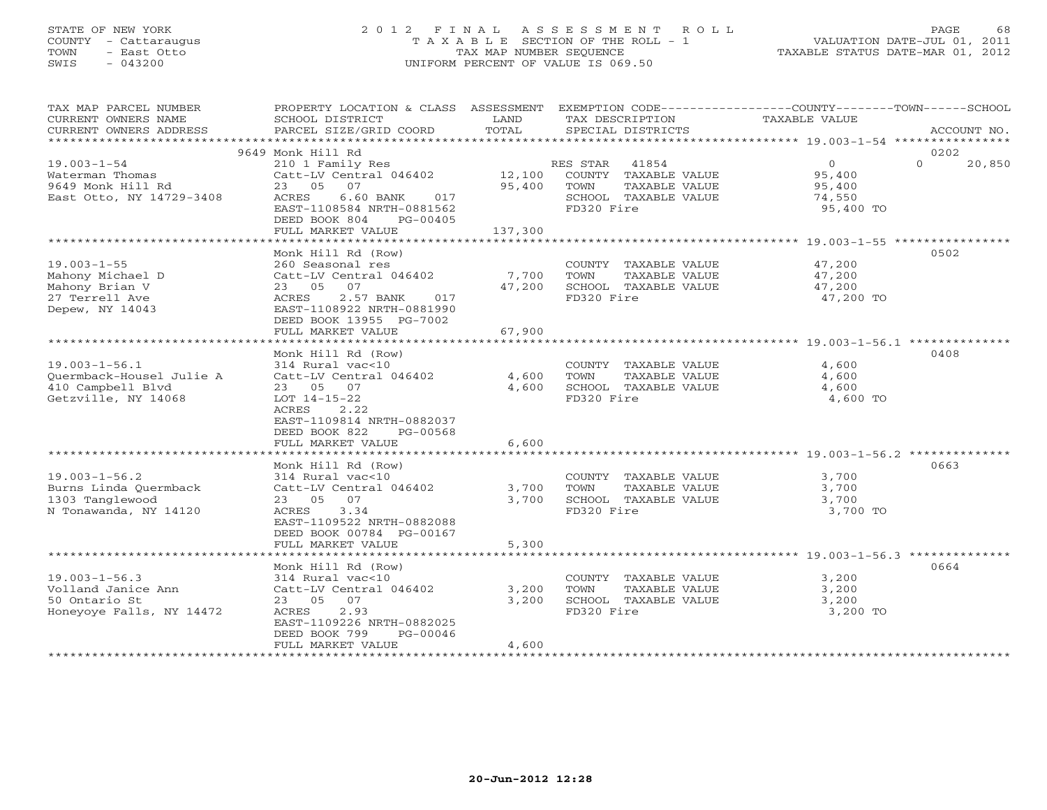STATE OF NEW YORK
COUNTY - Cattaraugus
TOWN - East Otto
SWIS - 043200

2012 FINAL ASSESSMENT ROLL
TAXABLE SECTION OF THE ROLL - 1
TAX MAP NUMBER SEQUENCE
UNIFORM PERCENT OF VALUE IS 069.50

VALUATION DATE-JUL 01, 2011
TAXABLE STATUS DATE-MAR 01, 2012

| TAX MAP PARCEL NUMBER / CURRENT OWNERS NAME / CURRENT OWNERS ADDRESS | PROPERTY LOCATION & CLASS / SCHOOL DISTRICT / PARCEL SIZE/GRID COORD | ASSESSMENT LAND | TOTAL | EXEMPTION CODE / TAX DESCRIPTION / SPECIAL DISTRICTS | COUNTY TAXABLE VALUE | TOWN | SCHOOL | ACCOUNT NO. |
|---|---|---|---|---|---|---|---|---|
| 19.003-1-54 | 9649 Monk Hill Rd | | | | | | | 0202 |
| Waterman Thomas | 210 1 Family Res | | | RES STAR 41854 | 0 | 0 | 20,850 | |
| 9649 Monk Hill Rd | Catt-LV Central 046402 | 12,100 | | COUNTY TAXABLE VALUE | 95,400 | | | |
| East Otto, NY 14729-3408 | 23 05 07 | | 95,400 | TOWN TAXABLE VALUE | 95,400 | | | |
| | ACRES 6.60 BANK 017 | | | SCHOOL TAXABLE VALUE | 74,550 | | | |
| | EAST-1108584 NRTH-0881562 | | | FD320 Fire | 95,400 TO | | | |
| | DEED BOOK 804 PG-00405 | | | | | | | |
| | FULL MARKET VALUE | | 137,300 | | | | | |
| 19.003-1-55 | Monk Hill Rd (Row) | | | | | | | 0502 |
| Mahony Michael D | 260 Seasonal res | | | COUNTY TAXABLE VALUE | 47,200 | | | |
| Mahony Brian V | Catt-LV Central 046402 | 7,700 | | TOWN TAXABLE VALUE | 47,200 | | | |
| 27 Terrell Ave | 23 05 07 | | 47,200 | SCHOOL TAXABLE VALUE | 47,200 | | | |
| Depew, NY 14043 | ACRES 2.57 BANK 017 | | | FD320 Fire | 47,200 TO | | | |
| | EAST-1108922 NRTH-0881990 | | | | | | | |
| | DEED BOOK 13955 PG-7002 | | | | | | | |
| | FULL MARKET VALUE | | 67,900 | | | | | |
| 19.003-1-56.1 | Monk Hill Rd (Row) | | | | | | | 0408 |
| Quermback-Housel Julie A | 314 Rural vac<10 | | | COUNTY TAXABLE VALUE | 4,600 | | | |
| 410 Campbell Blvd | Catt-LV Central 046402 | 4,600 | | TOWN TAXABLE VALUE | 4,600 | | | |
| Getzville, NY 14068 | 23 05 07 | | 4,600 | SCHOOL TAXABLE VALUE | 4,600 | | | |
| | LOT 14-15-22 | | | FD320 Fire | 4,600 TO | | | |
| | ACRES 2.22 | | | | | | | |
| | EAST-1109814 NRTH-0882037 | | | | | | | |
| | DEED BOOK 822 PG-00568 | | | | | | | |
| | FULL MARKET VALUE | | 6,600 | | | | | |
| 19.003-1-56.2 | Monk Hill Rd (Row) | | | | | | | 0663 |
| Burns Linda Quermback | 314 Rural vac<10 | | | COUNTY TAXABLE VALUE | 3,700 | | | |
| 1303 Tanglewood | Catt-LV Central 046402 | 3,700 | | TOWN TAXABLE VALUE | 3,700 | | | |
| N Tonawanda, NY 14120 | 23 05 07 | | 3,700 | SCHOOL TAXABLE VALUE | 3,700 | | | |
| | ACRES 3.34 | | | FD320 Fire | 3,700 TO | | | |
| | EAST-1109522 NRTH-0882088 | | | | | | | |
| | DEED BOOK 00784 PG-00167 | | | | | | | |
| | FULL MARKET VALUE | | 5,300 | | | | | |
| 19.003-1-56.3 | Monk Hill Rd (Row) | | | | | | | 0664 |
| Volland Janice Ann | 314 Rural vac<10 | | | COUNTY TAXABLE VALUE | 3,200 | | | |
| 50 Ontario St | Catt-LV Central 046402 | 3,200 | | TOWN TAXABLE VALUE | 3,200 | | | |
| Honeyoye Falls, NY 14472 | 23 05 07 | | 3,200 | SCHOOL TAXABLE VALUE | 3,200 | | | |
| | ACRES 2.93 | | | FD320 Fire | 3,200 TO | | | |
| | EAST-1109226 NRTH-0882025 | | | | | | | |
| | DEED BOOK 799 PG-00046 | | | | | | | |
| | FULL MARKET VALUE | | 4,600 | | | | | |

20-Jun-2012 12:28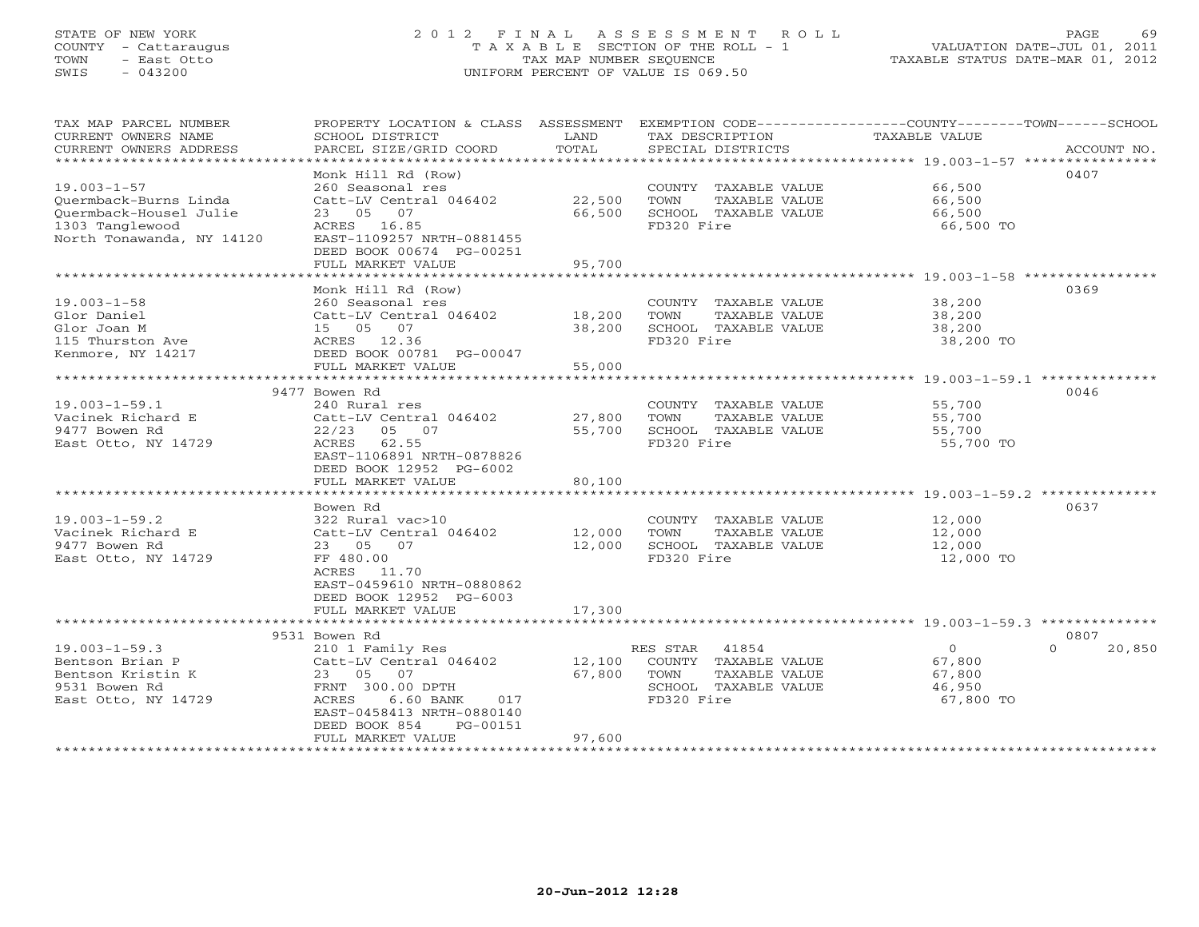STATE OF NEW YORK
COUNTY - Cattaraugus
TOWN - East Otto
SWIS - 043200

2012 FINAL ASSESSMENT ROLL
TAXABLE SECTION OF THE ROLL - 1
TAX MAP NUMBER SEQUENCE
UNIFORM PERCENT OF VALUE IS 069.50

VALUATION DATE-JUL 01, 2011
TAXABLE STATUS DATE-MAR 01, 2012

| TAX MAP PARCEL NUMBER / CURRENT OWNERS NAME / CURRENT OWNERS ADDRESS | PROPERTY LOCATION & CLASS / SCHOOL DISTRICT / PARCEL SIZE/GRID COORD | ASSESSMENT LAND | TOTAL | EXEMPTION CODE / TAX DESCRIPTION / SPECIAL DISTRICTS | COUNTY / TOWN / SCHOOL TAXABLE VALUE | ACCOUNT NO. |
|---|---|---|---|---|---|---|
| 19.003-1-57 | Monk Hill Rd (Row) | | | | | 0407 |
| Quermback-Burns Linda | 260 Seasonal res | | | COUNTY TAXABLE VALUE | 66,500 | |
| Quermback-Housel Julie | Catt-LV Central 046402 | 22,500 | | TOWN TAXABLE VALUE | 66,500 | |
| 1303 Tanglewood | 23 05 07 | | 66,500 | SCHOOL TAXABLE VALUE | 66,500 | |
| North Tonawanda, NY 14120 | ACRES 16.85 | | | FD320 Fire | 66,500 TO | |
| | EAST-1109257 NRTH-0881455 | | | | | |
| | DEED BOOK 00674 PG-00251 | | | | | |
| | FULL MARKET VALUE | | 95,700 | | | |
| 19.003-1-58 | Monk Hill Rd (Row) | | | | | 0369 |
| Glor Daniel | 260 Seasonal res | | | COUNTY TAXABLE VALUE | 38,200 | |
| Glor Joan M | Catt-LV Central 046402 | 18,200 | | TOWN TAXABLE VALUE | 38,200 | |
| 115 Thurston Ave | 15 05 07 | | 38,200 | SCHOOL TAXABLE VALUE | 38,200 | |
| Kenmore, NY 14217 | ACRES 12.36 | | | FD320 Fire | 38,200 TO | |
| | DEED BOOK 00781 PG-00047 | | | | | |
| | FULL MARKET VALUE | | 55,000 | | | |
| 19.003-1-59.1 | 9477 Bowen Rd | | | | | 0046 |
| Vacinek Richard E | 240 Rural res | | | COUNTY TAXABLE VALUE | 55,700 | |
| 9477 Bowen Rd | Catt-LV Central 046402 | 27,800 | | TOWN TAXABLE VALUE | 55,700 | |
| East Otto, NY 14729 | 22/23 05 07 | | 55,700 | SCHOOL TAXABLE VALUE | 55,700 | |
| | ACRES 62.55 | | | FD320 Fire | 55,700 TO | |
| | EAST-1106891 NRTH-0878826 | | | | | |
| | DEED BOOK 12952 PG-6002 | | | | | |
| | FULL MARKET VALUE | | 80,100 | | | |
| 19.003-1-59.2 | Bowen Rd | | | | | 0637 |
| Vacinek Richard E | 322 Rural vac>10 | | | COUNTY TAXABLE VALUE | 12,000 | |
| 9477 Bowen Rd | Catt-LV Central 046402 | 12,000 | | TOWN TAXABLE VALUE | 12,000 | |
| East Otto, NY 14729 | 23 05 07 | | 12,000 | SCHOOL TAXABLE VALUE | 12,000 | |
| | FF 480.00 | | | FD320 Fire | 12,000 TO | |
| | ACRES 11.70 | | | | | |
| | EAST-0459610 NRTH-0880862 | | | | | |
| | DEED BOOK 12952 PG-6003 | | | | | |
| | FULL MARKET VALUE | | 17,300 | | | |
| 19.003-1-59.3 | 9531 Bowen Rd | | | | | 0807 |
| Bentson Brian P | 210 1 Family Res | | | RES STAR 41854 | 0 / 0 / 20,850 | |
| Bentson Kristin K | Catt-LV Central 046402 | 12,100 | | COUNTY TAXABLE VALUE | 67,800 | |
| 9531 Bowen Rd | 23 05 07 | | 67,800 | TOWN TAXABLE VALUE | 67,800 | |
| East Otto, NY 14729 | FRNT 300.00 DPTH | | | SCHOOL TAXABLE VALUE | 46,950 | |
| | ACRES 6.60 BANK 017 | | | FD320 Fire | 67,800 TO | |
| | EAST-0458413 NRTH-0880140 | | | | | |
| | DEED BOOK 854 PG-00151 | | | | | |
| | FULL MARKET VALUE | | 97,600 | | | |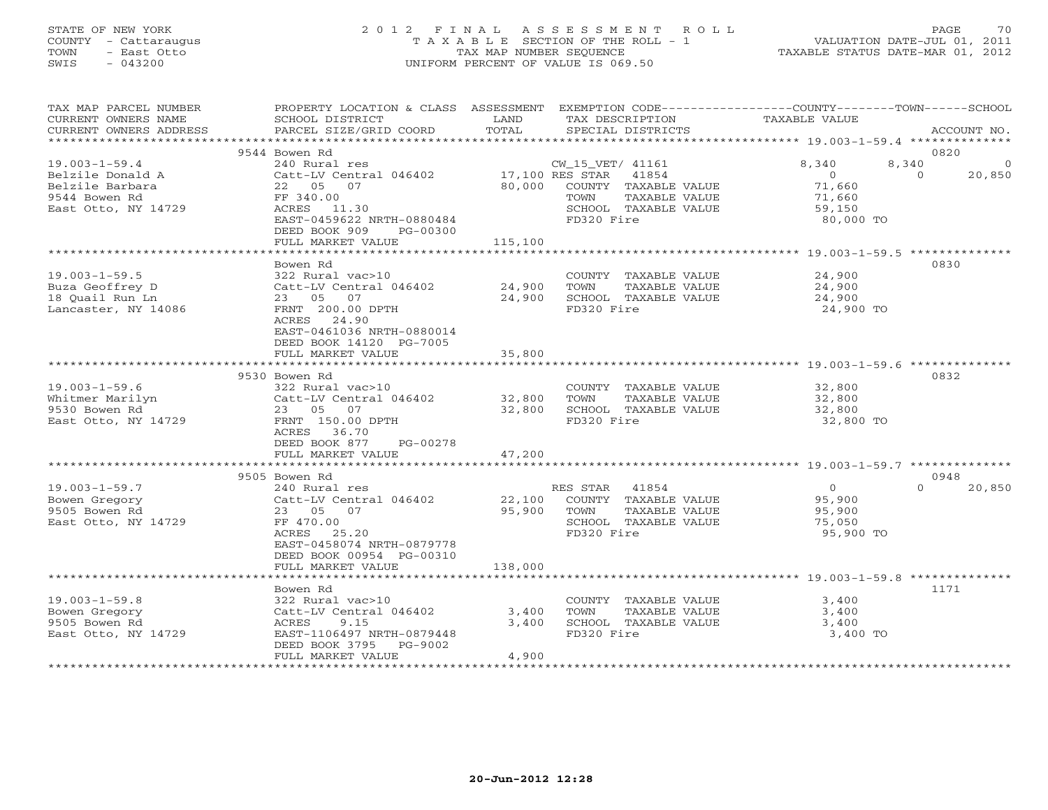STATE OF NEW YORK
COUNTY - Cattaraugus
TOWN - East Otto
SWIS - 043200

# 2012 FINAL ASSESSMENT ROLL
TAXABLE SECTION OF THE ROLL - 1
TAX MAP NUMBER SEQUENCE
UNIFORM PERCENT OF VALUE IS 069.50

VALUATION DATE-JUL 01, 2011
TAXABLE STATUS DATE-MAR 01, 2012

| TAX MAP PARCEL NUMBER / CURRENT OWNERS NAME / CURRENT OWNERS ADDRESS | PROPERTY LOCATION & CLASS / SCHOOL DISTRICT / PARCEL SIZE/GRID COORD | ASSESSMENT LAND / TOTAL | EXEMPTION CODE / TAX DESCRIPTION / SPECIAL DISTRICTS | COUNTY | TOWN | SCHOOL | ACCOUNT NO. |
|---|---|---|---|---|---|---|---|
| **19.003-1-59.4** | 9544 Bowen Rd | | | | | | 0820 |
| | 240 Rural res | | CW_15_VET/ 41161 | 8,340 | 8,340 | 0 | |
| Belzile Donald A | Catt-LV Central 046402 | 17,100 | RES STAR 41854 | 0 | 0 | 20,850 | |
| Belzile Barbara | 22 05 07 | 80,000 | COUNTY TAXABLE VALUE | 71,660 | | | |
| 9544 Bowen Rd | FF 340.00 | | TOWN TAXABLE VALUE | | 71,660 | | |
| East Otto, NY 14729 | ACRES 11.30 | | SCHOOL TAXABLE VALUE | | | 59,150 | |
| | EAST-0459622 NRTH-0880484 | | FD320 Fire | 80,000 TO | | | |
| | DEED BOOK 909 PG-00300 | | | | | | |
| | FULL MARKET VALUE | 115,100 | | | | | |
| **19.003-1-59.5** | Bowen Rd | | | | | | 0830 |
| | 322 Rural vac>10 | | COUNTY TAXABLE VALUE | 24,900 | | | |
| Buza Geoffrey D | Catt-LV Central 046402 | 24,900 | TOWN TAXABLE VALUE | | 24,900 | | |
| 18 Quail Run Ln | 23 05 07 | 24,900 | SCHOOL TAXABLE VALUE | | | 24,900 | |
| Lancaster, NY 14086 | FRNT 200.00 DPTH | | FD320 Fire | 24,900 TO | | | |
| | ACRES 24.90 | | | | | | |
| | EAST-0461036 NRTH-0880014 | | | | | | |
| | DEED BOOK 14120 PG-7005 | | | | | | |
| | FULL MARKET VALUE | 35,800 | | | | | |
| **19.003-1-59.6** | 9530 Bowen Rd | | | | | | 0832 |
| | 322 Rural vac>10 | | COUNTY TAXABLE VALUE | 32,800 | | | |
| Whitmer Marilyn | Catt-LV Central 046402 | 32,800 | TOWN TAXABLE VALUE | | 32,800 | | |
| 9530 Bowen Rd | 23 05 07 | 32,800 | SCHOOL TAXABLE VALUE | | | 32,800 | |
| East Otto, NY 14729 | FRNT 150.00 DPTH | | FD320 Fire | 32,800 TO | | | |
| | ACRES 36.70 | | | | | | |
| | DEED BOOK 877 PG-00278 | | | | | | |
| | FULL MARKET VALUE | 47,200 | | | | | |
| **19.003-1-59.7** | 9505 Bowen Rd | | | | | | 0948 |
| | 240 Rural res | | RES STAR 41854 | 0 | 0 | 20,850 | |
| Bowen Gregory | Catt-LV Central 046402 | 22,100 | COUNTY TAXABLE VALUE | 95,900 | | | |
| 9505 Bowen Rd | 23 05 07 | 95,900 | TOWN TAXABLE VALUE | | 95,900 | | |
| East Otto, NY 14729 | FF 470.00 | | SCHOOL TAXABLE VALUE | | | 75,050 | |
| | ACRES 25.20 | | FD320 Fire | 95,900 TO | | | |
| | EAST-0458074 NRTH-0879778 | | | | | | |
| | DEED BOOK 00954 PG-00310 | | | | | | |
| | FULL MARKET VALUE | 138,000 | | | | | |
| **19.003-1-59.8** | Bowen Rd | | | | | | 1171 |
| | 322 Rural vac>10 | | COUNTY TAXABLE VALUE | 3,400 | | | |
| Bowen Gregory | Catt-LV Central 046402 | 3,400 | TOWN TAXABLE VALUE | | 3,400 | | |
| 9505 Bowen Rd | ACRES 9.15 | 3,400 | SCHOOL TAXABLE VALUE | | | 3,400 | |
| East Otto, NY 14729 | EAST-1106497 NRTH-0879448 | | FD320 Fire | 3,400 TO | | | |
| | DEED BOOK 3795 PG-9002 | | | | | | |
| | FULL MARKET VALUE | 4,900 | | | | | |

20-Jun-2012 12:28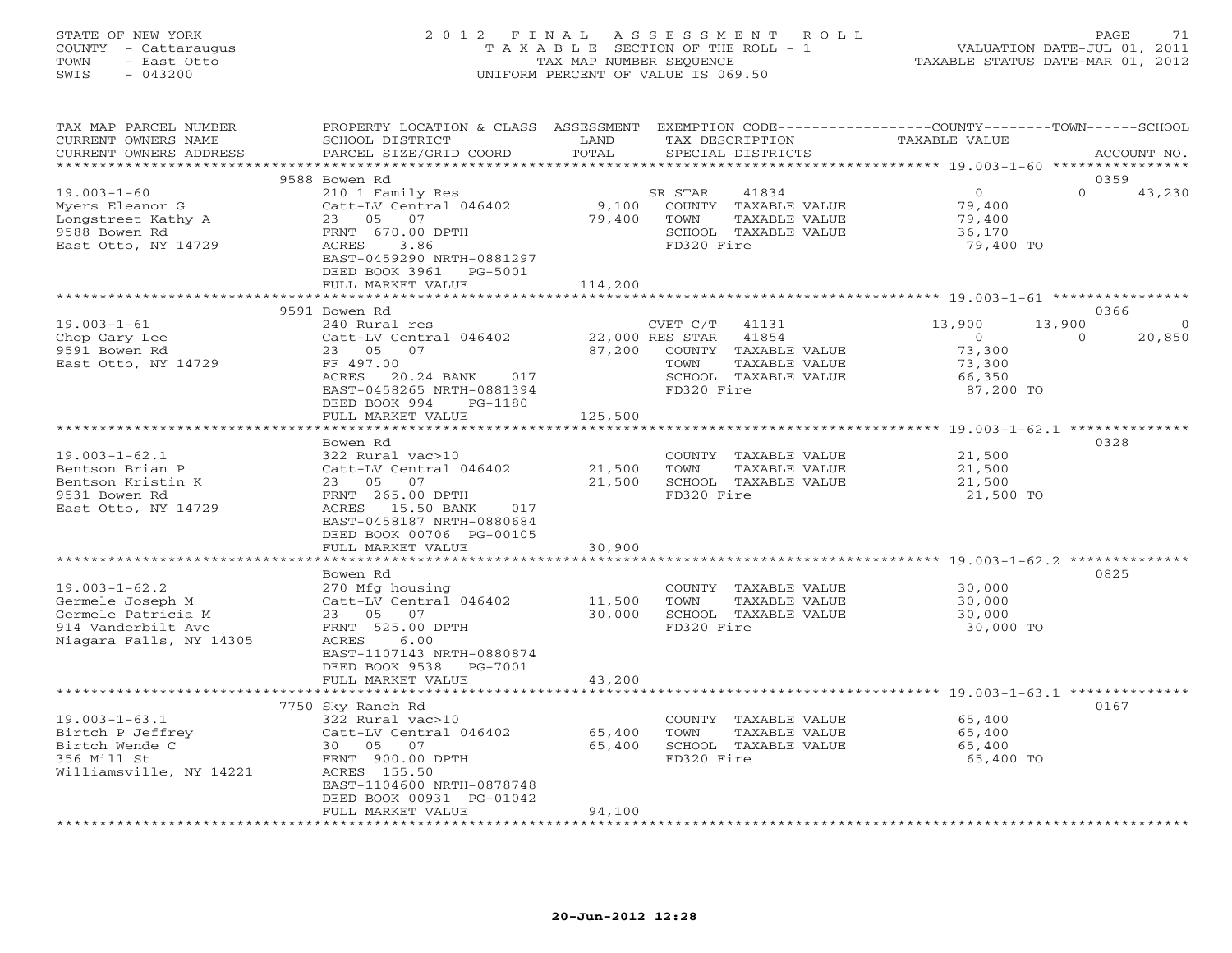STATE OF NEW YORK
COUNTY - Cattaraugus
TOWN - East Otto
SWIS - 043200

# 2012 FINAL ASSESSMENT ROLL

TAXABLE SECTION OF THE ROLL - 1
TAX MAP NUMBER SEQUENCE
UNIFORM PERCENT OF VALUE IS 069.50

VALUATION DATE-JUL 01, 2011
TAXABLE STATUS DATE-MAR 01, 2012

| TAX MAP PARCEL NUMBER / CURRENT OWNERS NAME / CURRENT OWNERS ADDRESS | PROPERTY LOCATION & CLASS / SCHOOL DISTRICT / PARCEL SIZE/GRID COORD | ASSESSMENT LAND / TOTAL | EXEMPTION CODE / TAX DESCRIPTION / SPECIAL DISTRICTS | COUNTY TAXABLE VALUE | TOWN | SCHOOL | ACCOUNT NO. |
|---|---|---|---|---|---|---|---|
| | 9588 Bowen Rd | | | | | | 0359 |
| 19.003-1-60 | 210 1 Family Res | | SR STAR 41834 | 0 | 0 | 43,230 | |
| Myers Eleanor G | Catt-LV Central 046402 | 9,100 | COUNTY TAXABLE VALUE | 79,400 | | | |
| Longstreet Kathy A | 23 05 07 | 79,400 | TOWN TAXABLE VALUE | 79,400 | | | |
| 9588 Bowen Rd | FRNT 670.00 DPTH | | SCHOOL TAXABLE VALUE | 36,170 | | | |
| East Otto, NY 14729 | ACRES 3.86 | | FD320 Fire | 79,400 TO | | | |
| | EAST-0459290 NRTH-0881297 | | | | | | |
| | DEED BOOK 3961 PG-5001 | | | | | | |
| | FULL MARKET VALUE | 114,200 | | | | | |
| | 9591 Bowen Rd | | | | | | 0366 |
| 19.003-1-61 | 240 Rural res | | CVET C/T 41131 | 13,900 | 13,900 | 0 | |
| Chop Gary Lee | Catt-LV Central 046402 | 22,000 | RES STAR 41854 | 0 | 0 | 20,850 | |
| 9591 Bowen Rd | 23 05 07 | 87,200 | COUNTY TAXABLE VALUE | 73,300 | | | |
| East Otto, NY 14729 | FF 497.00 | | TOWN TAXABLE VALUE | 73,300 | | | |
| | ACRES 20.24 BANK 017 | | SCHOOL TAXABLE VALUE | 66,350 | | | |
| | EAST-0458265 NRTH-0881394 | | FD320 Fire | 87,200 TO | | | |
| | DEED BOOK 994 PG-1180 | | | | | | |
| | FULL MARKET VALUE | 125,500 | | | | | |
| | Bowen Rd | | | | | | 0328 |
| 19.003-1-62.1 | 322 Rural vac>10 | | COUNTY TAXABLE VALUE | 21,500 | | | |
| Bentson Brian P | Catt-LV Central 046402 | 21,500 | TOWN TAXABLE VALUE | 21,500 | | | |
| Bentson Kristin K | 23 05 07 | 21,500 | SCHOOL TAXABLE VALUE | 21,500 | | | |
| 9531 Bowen Rd | FRNT 265.00 DPTH | | FD320 Fire | 21,500 TO | | | |
| East Otto, NY 14729 | ACRES 15.50 BANK 017 | | | | | | |
| | EAST-0458187 NRTH-0880684 | | | | | | |
| | DEED BOOK 00706 PG-00105 | | | | | | |
| | FULL MARKET VALUE | 30,900 | | | | | |
| | Bowen Rd | | | | | | 0825 |
| 19.003-1-62.2 | 270 Mfg housing | | COUNTY TAXABLE VALUE | 30,000 | | | |
| Germele Joseph M | Catt-LV Central 046402 | 11,500 | TOWN TAXABLE VALUE | 30,000 | | | |
| Germele Patricia M | 23 05 07 | 30,000 | SCHOOL TAXABLE VALUE | 30,000 | | | |
| 914 Vanderbilt Ave | FRNT 525.00 DPTH | | FD320 Fire | 30,000 TO | | | |
| Niagara Falls, NY 14305 | ACRES 6.00 | | | | | | |
| | EAST-1107143 NRTH-0880874 | | | | | | |
| | DEED BOOK 9538 PG-7001 | | | | | | |
| | FULL MARKET VALUE | 43,200 | | | | | |
| | 7750 Sky Ranch Rd | | | | | | 0167 |
| 19.003-1-63.1 | 322 Rural vac>10 | | COUNTY TAXABLE VALUE | 65,400 | | | |
| Birtch P Jeffrey | Catt-LV Central 046402 | 65,400 | TOWN TAXABLE VALUE | 65,400 | | | |
| Birtch Wende C | 30 05 07 | 65,400 | SCHOOL TAXABLE VALUE | 65,400 | | | |
| 356 Mill St | FRNT 900.00 DPTH | | FD320 Fire | 65,400 TO | | | |
| Williamsville, NY 14221 | ACRES 155.50 | | | | | | |
| | EAST-1104600 NRTH-0878748 | | | | | | |
| | DEED BOOK 00931 PG-01042 | | | | | | |
| | FULL MARKET VALUE | 94,100 | | | | | |

20-Jun-2012 12:28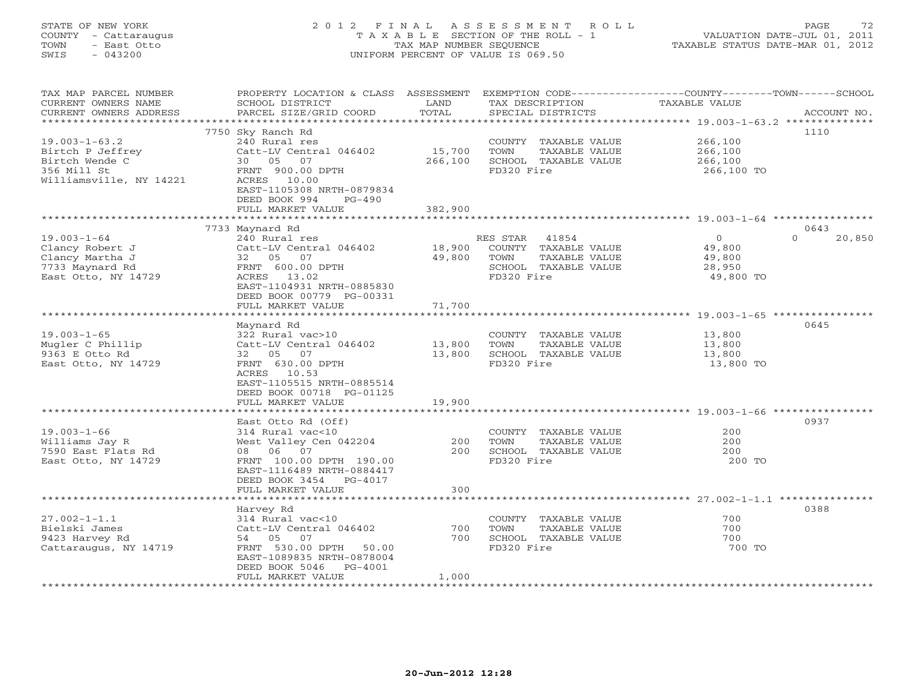STATE OF NEW YORK
COUNTY - Cattaraugus
TOWN - East Otto
SWIS - 043200

# 2012 FINAL ASSESSMENT ROLL
TAXABLE SECTION OF THE ROLL - 1
TAX MAP NUMBER SEQUENCE
UNIFORM PERCENT OF VALUE IS 069.50

VALUATION DATE-JUL 01, 2011
TAXABLE STATUS DATE-MAR 01, 2012

| TAX MAP PARCEL NUMBER / CURRENT OWNERS NAME / CURRENT OWNERS ADDRESS | PROPERTY LOCATION & CLASS / SCHOOL DISTRICT / PARCEL SIZE/GRID COORD | ASSESSMENT LAND / TOTAL | EXEMPTION CODE / TAX DESCRIPTION / SPECIAL DISTRICTS | COUNTY / TOWN / SCHOOL TAXABLE VALUE | ACCOUNT NO. |
|---|---|---|---|---|---|
| 19.003-1-63.2 | 7750 Sky Ranch Rd | | | | 1110 |
| 19.003-1-63.2 | 240 Rural res | | COUNTY TAXABLE VALUE | 266,100 | |
| Birtch P Jeffrey | Catt-LV Central 046402 | 15,700 | TOWN TAXABLE VALUE | 266,100 | |
| Birtch Wende C | 30 05 07 | 266,100 | SCHOOL TAXABLE VALUE | 266,100 | |
| 356 Mill St | FRNT 900.00 DPTH | | FD320 Fire | 266,100 TO | |
| Williamsville, NY 14221 | ACRES 10.00 | | | | |
| | EAST-1105308 NRTH-0879834 | | | | |
| | DEED BOOK 994 PG-490 | | | | |
| | FULL MARKET VALUE | 382,900 | | | |
| 19.003-1-64 | 7733 Maynard Rd | | | | 0643 |
| 19.003-1-64 | 240 Rural res | | RES STAR 41854 | 0 / 0 / 20,850 | |
| Clancy Robert J | Catt-LV Central 046402 | 18,900 | COUNTY TAXABLE VALUE | 49,800 | |
| Clancy Martha J | 32 05 07 | 49,800 | TOWN TAXABLE VALUE | 49,800 | |
| 7733 Maynard Rd | FRNT 600.00 DPTH | | SCHOOL TAXABLE VALUE | 28,950 | |
| East Otto, NY 14729 | ACRES 13.02 | | FD320 Fire | 49,800 TO | |
| | EAST-1104931 NRTH-0885830 | | | | |
| | DEED BOOK 00779 PG-00331 | | | | |
| | FULL MARKET VALUE | 71,700 | | | |
| 19.003-1-65 | Maynard Rd | | | | 0645 |
| 19.003-1-65 | 322 Rural vac>10 | | COUNTY TAXABLE VALUE | 13,800 | |
| Mugler C Phillip | Catt-LV Central 046402 | 13,800 | TOWN TAXABLE VALUE | 13,800 | |
| 9363 E Otto Rd | 32 05 07 | 13,800 | SCHOOL TAXABLE VALUE | 13,800 | |
| East Otto, NY 14729 | FRNT 630.00 DPTH | | FD320 Fire | 13,800 TO | |
| | ACRES 10.53 | | | | |
| | EAST-1105515 NRTH-0885514 | | | | |
| | DEED BOOK 00718 PG-01125 | | | | |
| | FULL MARKET VALUE | 19,900 | | | |
| 19.003-1-66 | East Otto Rd (Off) | | | | 0937 |
| 19.003-1-66 | 314 Rural vac<10 | | COUNTY TAXABLE VALUE | 200 | |
| Williams Jay R | West Valley Cen 042204 | 200 | TOWN TAXABLE VALUE | 200 | |
| 7590 East Flats Rd | 08 06 07 | 200 | SCHOOL TAXABLE VALUE | 200 | |
| East Otto, NY 14729 | FRNT 100.00 DPTH 190.00 | | FD320 Fire | 200 TO | |
| | EAST-1116489 NRTH-0884417 | | | | |
| | DEED BOOK 3454 PG-4017 | | | | |
| | FULL MARKET VALUE | 300 | | | |
| 27.002-1-1.1 | Harvey Rd | | | | 0388 |
| 27.002-1-1.1 | 314 Rural vac<10 | | COUNTY TAXABLE VALUE | 700 | |
| Bielski James | Catt-LV Central 046402 | 700 | TOWN TAXABLE VALUE | 700 | |
| 9423 Harvey Rd | 54 05 07 | 700 | SCHOOL TAXABLE VALUE | 700 | |
| Cattaraugus, NY 14719 | FRNT 530.00 DPTH 50.00 | | FD320 Fire | 700 TO | |
| | EAST-1089835 NRTH-0878004 | | | | |
| | DEED BOOK 5046 PG-4001 | | | | |
| | FULL MARKET VALUE | 1,000 | | | |

20-Jun-2012 12:28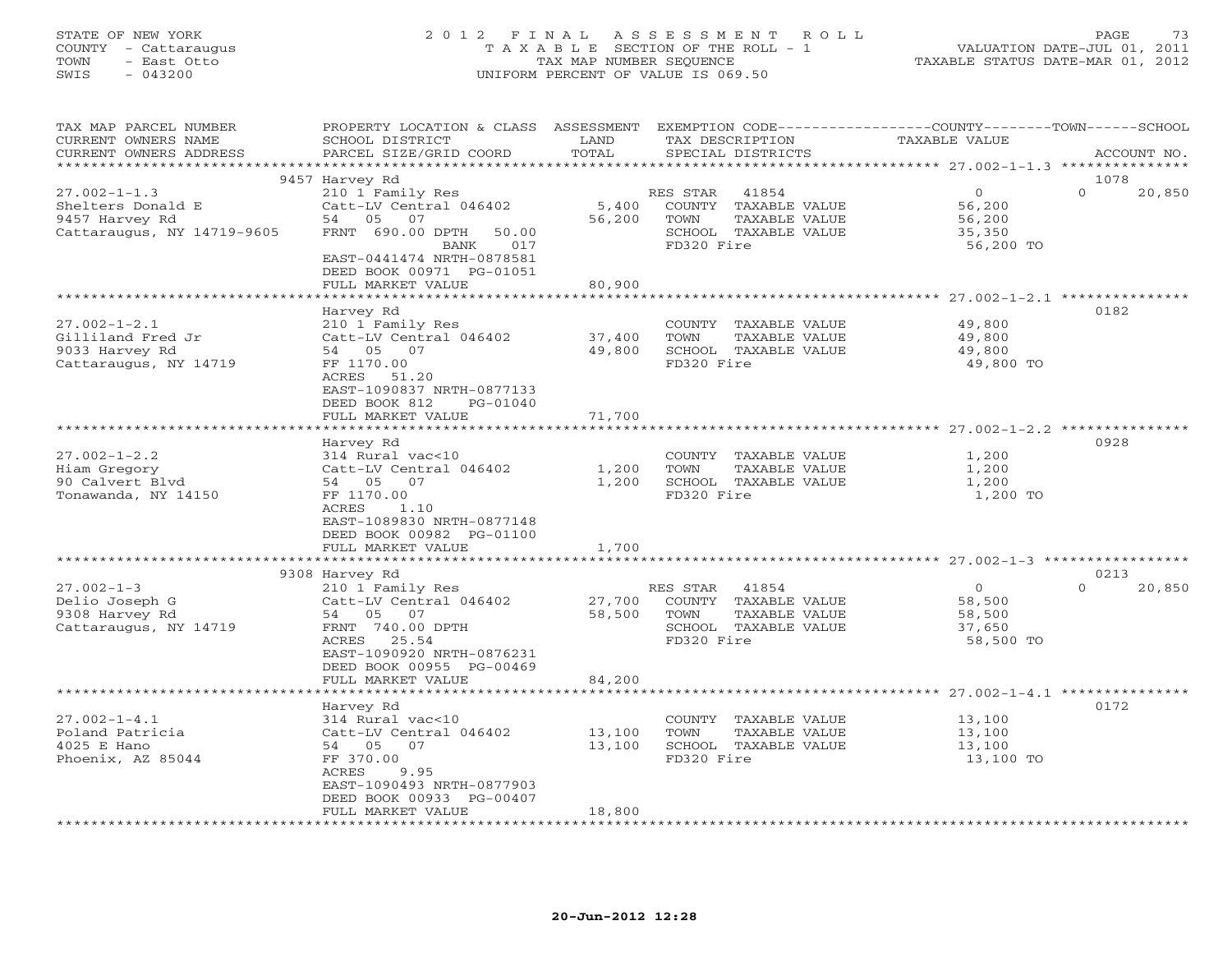STATE OF NEW YORK
COUNTY - Cattaraugus
TOWN - East Otto
SWIS - 043200

2012 FINAL ASSESSMENT ROLL
TAXABLE SECTION OF THE ROLL - 1
TAX MAP NUMBER SEQUENCE
UNIFORM PERCENT OF VALUE IS 069.50

VALUATION DATE-JUL 01, 2011
TAXABLE STATUS DATE-MAR 01, 2012

| TAX MAP PARCEL NUMBER / CURRENT OWNERS NAME / CURRENT OWNERS ADDRESS | PROPERTY LOCATION & CLASS / SCHOOL DISTRICT / PARCEL SIZE/GRID COORD | LAND | ASSESSMENT TOTAL | EXEMPTION CODE / TAX DESCRIPTION / SPECIAL DISTRICTS | COUNTY TAXABLE VALUE | TOWN | SCHOOL | ACCOUNT NO. |
|---|---|---|---|---|---|---|---|---|
| 27.002-1-1.3 | 9457 Harvey Rd | | | | | | | 1078 |
| | 210 1 Family Res | | | RES STAR 41854 | 0 | | 0 20,850 | |
| Shelters Donald E | Catt-LV Central 046402 | 5,400 | | COUNTY TAXABLE VALUE | 56,200 | | | |
| 9457 Harvey Rd | 54 05 07 | | 56,200 | TOWN TAXABLE VALUE | 56,200 | | | |
| Cattaraugus, NY 14719-9605 | FRNT 690.00 DPTH 50.00 | | | SCHOOL TAXABLE VALUE | 35,350 | | | |
| | BANK 017 | | | FD320 Fire | 56,200 TO | | | |
| | EAST-0441474 NRTH-0878581 | | | | | | | |
| | DEED BOOK 00971 PG-01051 | | | | | | | |
| | FULL MARKET VALUE | | 80,900 | | | | | |
| 27.002-1-2.1 | Harvey Rd | | | | | | | 0182 |
| | 210 1 Family Res | | | COUNTY TAXABLE VALUE | 49,800 | | | |
| Gilliland Fred Jr | Catt-LV Central 046402 | 37,400 | | TOWN TAXABLE VALUE | 49,800 | | | |
| 9033 Harvey Rd | 54 05 07 | | 49,800 | SCHOOL TAXABLE VALUE | 49,800 | | | |
| Cattaraugus, NY 14719 | FF 1170.00 | | | FD320 Fire | 49,800 TO | | | |
| | ACRES 51.20 | | | | | | | |
| | EAST-1090837 NRTH-0877133 | | | | | | | |
| | DEED BOOK 812 PG-01040 | | | | | | | |
| | FULL MARKET VALUE | | 71,700 | | | | | |
| 27.002-1-2.2 | Harvey Rd | | | | | | | 0928 |
| | 314 Rural vac<10 | | | COUNTY TAXABLE VALUE | 1,200 | | | |
| Hiam Gregory | Catt-LV Central 046402 | 1,200 | | TOWN TAXABLE VALUE | 1,200 | | | |
| 90 Calvert Blvd | 54 05 07 | | 1,200 | SCHOOL TAXABLE VALUE | 1,200 | | | |
| Tonawanda, NY 14150 | FF 1170.00 | | | FD320 Fire | 1,200 TO | | | |
| | ACRES 1.10 | | | | | | | |
| | EAST-1089830 NRTH-0877148 | | | | | | | |
| | DEED BOOK 00982 PG-01100 | | | | | | | |
| | FULL MARKET VALUE | | 1,700 | | | | | |
| 27.002-1-3 | 9308 Harvey Rd | | | | | | | 0213 |
| | 210 1 Family Res | | | RES STAR 41854 | 0 | | 0 20,850 | |
| Delio Joseph G | Catt-LV Central 046402 | 27,700 | | COUNTY TAXABLE VALUE | 58,500 | | | |
| 9308 Harvey Rd | 54 05 07 | | 58,500 | TOWN TAXABLE VALUE | 58,500 | | | |
| Cattaraugus, NY 14719 | FRNT 740.00 DPTH | | | SCHOOL TAXABLE VALUE | 37,650 | | | |
| | ACRES 25.54 | | | FD320 Fire | 58,500 TO | | | |
| | EAST-1090920 NRTH-0876231 | | | | | | | |
| | DEED BOOK 00955 PG-00469 | | | | | | | |
| | FULL MARKET VALUE | | 84,200 | | | | | |
| 27.002-1-4.1 | Harvey Rd | | | | | | | 0172 |
| | 314 Rural vac<10 | | | COUNTY TAXABLE VALUE | 13,100 | | | |
| Poland Patricia | Catt-LV Central 046402 | 13,100 | | TOWN TAXABLE VALUE | 13,100 | | | |
| 4025 E Hano | 54 05 07 | | 13,100 | SCHOOL TAXABLE VALUE | 13,100 | | | |
| Phoenix, AZ 85044 | FF 370.00 | | | FD320 Fire | 13,100 TO | | | |
| | ACRES 9.95 | | | | | | | |
| | EAST-1090493 NRTH-0877903 | | | | | | | |
| | DEED BOOK 00933 PG-00407 | | | | | | | |
| | FULL MARKET VALUE | | 18,800 | | | | | |

20-Jun-2012 12:28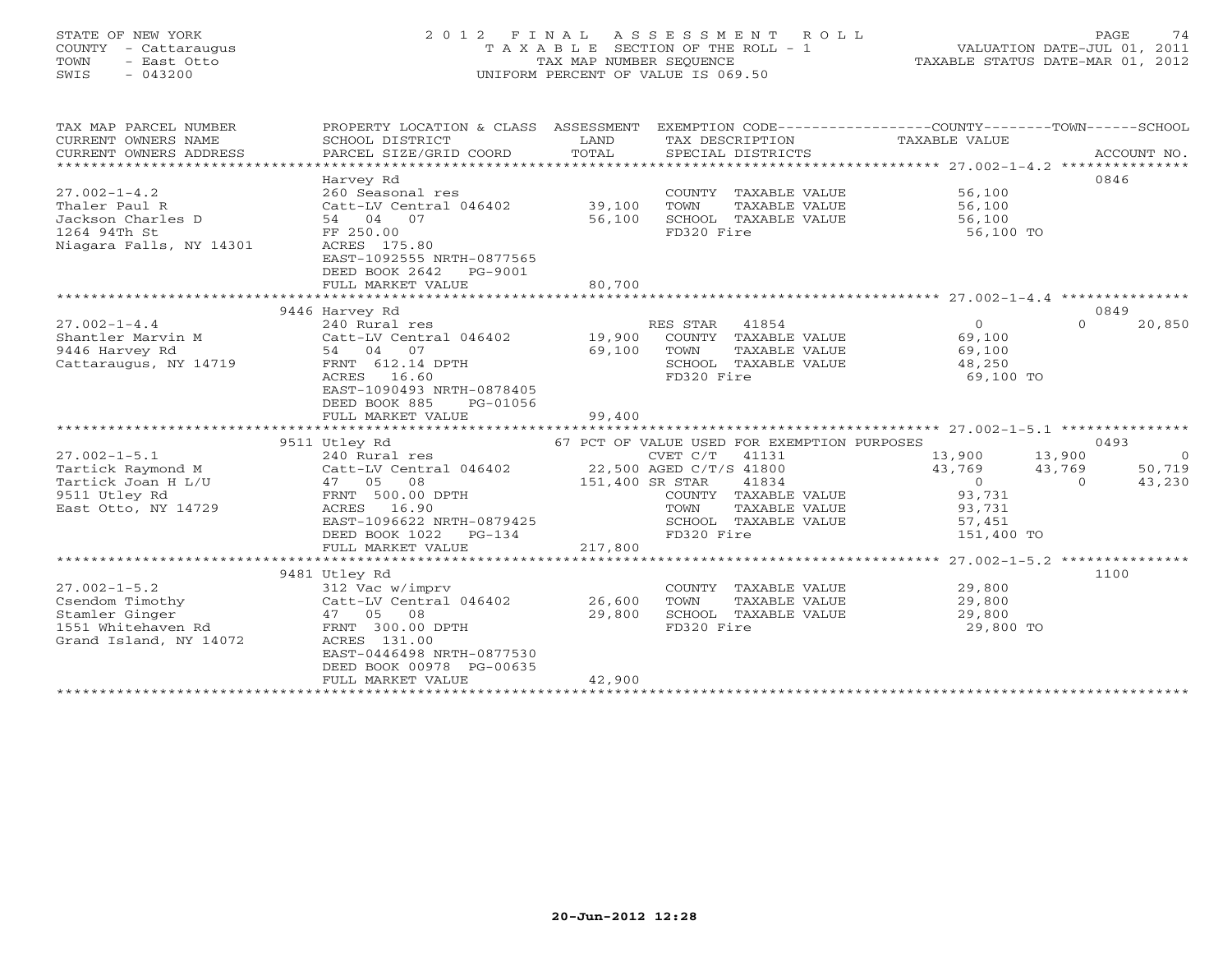STATE OF NEW YORK
COUNTY - Cattaraugus
TOWN - East Otto
SWIS - 043200

# 2012 FINAL ASSESSMENT ROLL

TAXABLE SECTION OF THE ROLL - 1
TAX MAP NUMBER SEQUENCE
UNIFORM PERCENT OF VALUE IS 069.50

VALUATION DATE-JUL 01, 2011
TAXABLE STATUS DATE-MAR 01, 2012

| TAX MAP PARCEL NUMBER / CURRENT OWNERS NAME / CURRENT OWNERS ADDRESS | PROPERTY LOCATION & CLASS / SCHOOL DISTRICT / PARCEL SIZE/GRID COORD | ASSESSMENT LAND / TOTAL | EXEMPTION CODE / TAX DESCRIPTION / SPECIAL DISTRICTS | COUNTY TAXABLE VALUE | TOWN | SCHOOL | ACCOUNT NO. |
|---|---|---|---|---|---|---|---|
| **27.002-1-4.2** | Harvey Rd | | | | | | 0846 |
| Thaler Paul R | 260 Seasonal res | | COUNTY TAXABLE VALUE | 56,100 | | | |
| Jackson Charles D | Catt-LV Central 046402 | 39,100 | TOWN TAXABLE VALUE | 56,100 | | | |
| 1264 94Th St | 54 04 07 | 56,100 | SCHOOL TAXABLE VALUE | 56,100 | | | |
| Niagara Falls, NY 14301 | FF 250.00 | | FD320 Fire | 56,100 TO | | | |
| | ACRES 175.80 | | | | | | |
| | EAST-1092555 NRTH-0877565 | | | | | | |
| | DEED BOOK 2642 PG-9001 | | | | | | |
| | FULL MARKET VALUE | 80,700 | | | | | |
| **27.002-1-4.4** | 9446 Harvey Rd | | | | | | 0849 |
| Shantler Marvin M | 240 Rural res | | RES STAR 41854 | 0 | 0 | 20,850 | |
| 9446 Harvey Rd | Catt-LV Central 046402 | 19,900 | COUNTY TAXABLE VALUE | 69,100 | | | |
| Cattaraugus, NY 14719 | 54 04 07 | 69,100 | TOWN TAXABLE VALUE | 69,100 | | | |
| | FRNT 612.14 DPTH | | SCHOOL TAXABLE VALUE | 48,250 | | | |
| | ACRES 16.60 | | FD320 Fire | 69,100 TO | | | |
| | EAST-1090493 NRTH-0878405 | | | | | | |
| | DEED BOOK 885 PG-01056 | | | | | | |
| | FULL MARKET VALUE | 99,400 | | | | | |
| **27.002-1-5.1** | 9511 Utley Rd | | 67 PCT OF VALUE USED FOR EXEMPTION PURPOSES | | | | 0493 |
| Tartick Raymond M | 240 Rural res | | CVET C/T 41131 | 13,900 | 13,900 | 0 | |
| Tartick Joan H L/U | Catt-LV Central 046402 | 22,500 | AGED C/T/S 41800 | 43,769 | 43,769 | 50,719 | |
| 9511 Utley Rd | 47 05 08 | 151,400 | SR STAR 41834 | 0 | 0 | 43,230 | |
| East Otto, NY 14729 | FRNT 500.00 DPTH | | COUNTY TAXABLE VALUE | 93,731 | | | |
| | ACRES 16.90 | | TOWN TAXABLE VALUE | 93,731 | | | |
| | EAST-1096622 NRTH-0879425 | | SCHOOL TAXABLE VALUE | 57,451 | | | |
| | DEED BOOK 1022 PG-134 | | FD320 Fire | 151,400 TO | | | |
| | FULL MARKET VALUE | 217,800 | | | | | |
| **27.002-1-5.2** | 9481 Utley Rd | | | | | | 1100 |
| Csendom Timothy | 312 Vac w/imprv | | COUNTY TAXABLE VALUE | 29,800 | | | |
| Stamler Ginger | Catt-LV Central 046402 | 26,600 | TOWN TAXABLE VALUE | 29,800 | | | |
| 1551 Whitehaven Rd | 47 05 08 | 29,800 | SCHOOL TAXABLE VALUE | 29,800 | | | |
| Grand Island, NY 14072 | FRNT 300.00 DPTH | | FD320 Fire | 29,800 TO | | | |
| | ACRES 131.00 | | | | | | |
| | EAST-0446498 NRTH-0877530 | | | | | | |
| | DEED BOOK 00978 PG-00635 | | | | | | |
| | FULL MARKET VALUE | 42,900 | | | | | |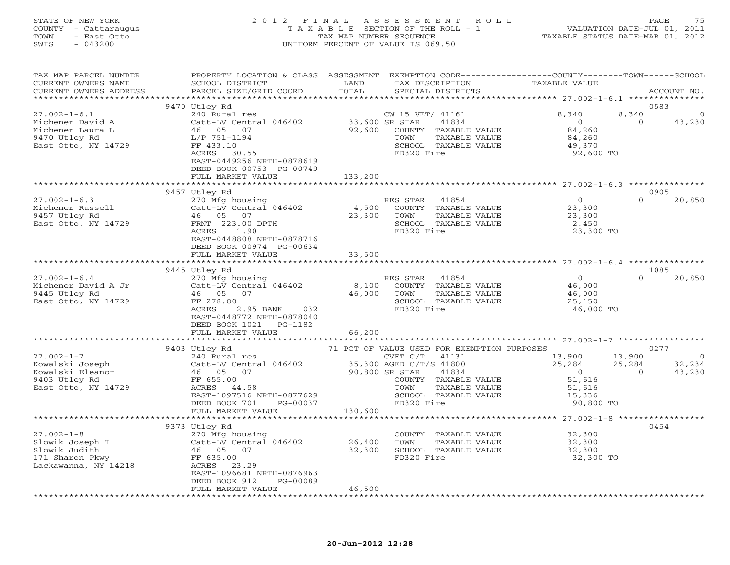STATE OF NEW YORK
COUNTY - Cattaraugus
TOWN - East Otto
SWIS - 043200

2012 FINAL ASSESSMENT ROLL
TAXABLE SECTION OF THE ROLL - 1
TAX MAP NUMBER SEQUENCE
UNIFORM PERCENT OF VALUE IS 069.50

VALUATION DATE-JUL 01, 2011
TAXABLE STATUS DATE-MAR 01, 2012

| TAX MAP PARCEL NUMBER / CURRENT OWNERS NAME / CURRENT OWNERS ADDRESS | PROPERTY LOCATION & CLASS / SCHOOL DISTRICT / PARCEL SIZE/GRID COORD | ASSESSMENT LAND / TOTAL | EXEMPTION CODE / TAX DESCRIPTION / SPECIAL DISTRICTS | COUNTY TAXABLE VALUE | TOWN | SCHOOL / ACCOUNT NO. |
|---|---|---|---|---|---|---|
| **27.002-1-6.1** | 9470 Utley Rd | | | | | 0583 |
| Michener David A | 240 Rural res | | CW_15_VET/ 41161 | 8,340 | 8,340 | 0 |
| Michener Laura L | Catt-LV Central 046402 | 33,600 | SR STAR 41834 | 0 | 0 | 43,230 |
| 9470 Utley Rd | 46 05 07 | 92,600 | COUNTY TAXABLE VALUE | 84,260 | | |
| East Otto, NY 14729 | L/P 751-1194 | | TOWN TAXABLE VALUE | 84,260 | | |
| | FF 433.10 | | SCHOOL TAXABLE VALUE | 49,370 | | |
| | ACRES 30.55 | | FD320 Fire | 92,600 TO | | |
| | EAST-0449256 NRTH-0878619 | | | | | |
| | DEED BOOK 00753 PG-00749 | | | | | |
| | FULL MARKET VALUE | 133,200 | | | | |
| **27.002-1-6.3** | 9457 Utley Rd | | | | | 0905 |
| Michener Russell | 270 Mfg housing | | RES STAR 41854 | 0 | 0 | 20,850 |
| 9457 Utley Rd | Catt-LV Central 046402 | 4,500 | COUNTY TAXABLE VALUE | 23,300 | | |
| East Otto, NY 14729 | 46 05 07 | 23,300 | TOWN TAXABLE VALUE | 23,300 | | |
| | FRNT 223.00 DPTH | | SCHOOL TAXABLE VALUE | 2,450 | | |
| | ACRES 1.90 | | FD320 Fire | 23,300 TO | | |
| | EAST-0448808 NRTH-0878716 | | | | | |
| | DEED BOOK 00974 PG-00634 | | | | | |
| | FULL MARKET VALUE | 33,500 | | | | |
| **27.002-1-6.4** | 9445 Utley Rd | | | | | 1085 |
| Michener David A Jr | 270 Mfg housing | | RES STAR 41854 | 0 | 0 | 20,850 |
| 9445 Utley Rd | Catt-LV Central 046402 | 8,100 | COUNTY TAXABLE VALUE | 46,000 | | |
| East Otto, NY 14729 | 46 05 07 | 46,000 | TOWN TAXABLE VALUE | 46,000 | | |
| | FF 278.80 | | SCHOOL TAXABLE VALUE | 25,150 | | |
| | ACRES 2.95 BANK 032 | | FD320 Fire | 46,000 TO | | |
| | EAST-0448772 NRTH-0878040 | | | | | |
| | DEED BOOK 1021 PG-1182 | | | | | |
| | FULL MARKET VALUE | 66,200 | | | | |
| **27.002-1-7** | 9403 Utley Rd | | 71 PCT OF VALUE USED FOR EXEMPTION PURPOSES | | | 0277 |
| Kowalski Joseph | 240 Rural res | | CVET C/T 41131 | 13,900 | 13,900 | 0 |
| Kowalski Eleanor | Catt-LV Central 046402 | 35,300 | AGED C/T/S 41800 | 25,284 | 25,284 | 32,234 |
| 9403 Utley Rd | 46 05 07 | 90,800 | SR STAR 41834 | 0 | 0 | 43,230 |
| East Otto, NY 14729 | FF 655.00 | | COUNTY TAXABLE VALUE | 51,616 | | |
| | ACRES 44.58 | | TOWN TAXABLE VALUE | 51,616 | | |
| | EAST-1097516 NRTH-0877629 | | SCHOOL TAXABLE VALUE | 15,336 | | |
| | DEED BOOK 701 PG-00037 | | FD320 Fire | 90,800 TO | | |
| | FULL MARKET VALUE | 130,600 | | | | |
| **27.002-1-8** | 9373 Utley Rd | | | | | 0454 |
| Slowik Joseph T | 270 Mfg housing | | COUNTY TAXABLE VALUE | 32,300 | | |
| Slowik Judith | Catt-LV Central 046402 | 26,400 | TOWN TAXABLE VALUE | 32,300 | | |
| 171 Sharon Pkwy | 46 05 07 | 32,300 | SCHOOL TAXABLE VALUE | 32,300 | | |
| Lackawanna, NY 14218 | FF 635.00 | | FD320 Fire | 32,300 TO | | |
| | ACRES 23.29 | | | | | |
| | EAST-1096681 NRTH-0876963 | | | | | |
| | DEED BOOK 912 PG-00089 | | | | | |
| | FULL MARKET VALUE | 46,500 | | | | |

20-Jun-2012 12:28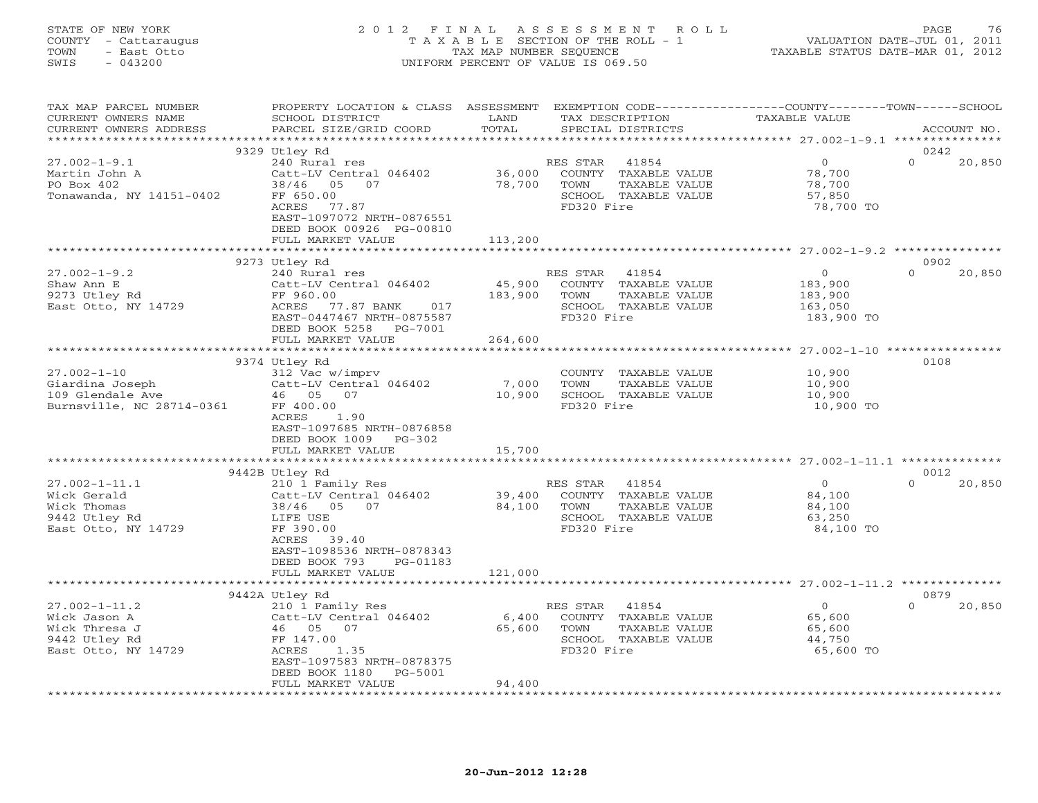STATE OF NEW YORK
COUNTY - Cattaraugus
TOWN - East Otto
SWIS - 043200

2012 FINAL ASSESSMENT ROLL
TAXABLE SECTION OF THE ROLL - 1
TAX MAP NUMBER SEQUENCE
UNIFORM PERCENT OF VALUE IS 069.50

VALUATION DATE-JUL 01, 2011
TAXABLE STATUS DATE-MAR 01, 2012

| TAX MAP PARCEL NUMBER / CURRENT OWNERS NAME / CURRENT OWNERS ADDRESS | PROPERTY LOCATION & CLASS / SCHOOL DISTRICT / PARCEL SIZE/GRID COORD | ASSESSMENT LAND / TOTAL | EXEMPTION CODE / TAX DESCRIPTION / SPECIAL DISTRICTS | COUNTY TAXABLE VALUE | TOWN | SCHOOL / ACCOUNT NO. |
|---|---|---|---|---|---|---|
| | 9329 Utley Rd | | | | | 0242 |
| 27.002-1-9.1 | 240 Rural res | | RES STAR 41854 | 0 | 0 | 20,850 |
| Martin John A | Catt-LV Central 046402 | 36,000 | COUNTY TAXABLE VALUE | 78,700 | | |
| PO Box 402 | 38/46 05 07 | 78,700 | TOWN TAXABLE VALUE | 78,700 | | |
| Tonawanda, NY 14151-0402 | FF 650.00 | | SCHOOL TAXABLE VALUE | 57,850 | | |
| | ACRES 77.87 | | FD320 Fire | 78,700 TO | | |
| | EAST-1097072 NRTH-0876551 | | | | | |
| | DEED BOOK 00926 PG-00810 | | | | | |
| | FULL MARKET VALUE | 113,200 | | | | |
| | 9273 Utley Rd | | | | | 0902 |
| 27.002-1-9.2 | 240 Rural res | | RES STAR 41854 | 0 | 0 | 20,850 |
| Shaw Ann E | Catt-LV Central 046402 | 45,900 | COUNTY TAXABLE VALUE | 183,900 | | |
| 9273 Utley Rd | FF 960.00 | 183,900 | TOWN TAXABLE VALUE | 183,900 | | |
| East Otto, NY 14729 | ACRES 77.87 BANK 017 | | SCHOOL TAXABLE VALUE | 163,050 | | |
| | EAST-0447467 NRTH-0875587 | | FD320 Fire | 183,900 TO | | |
| | DEED BOOK 5258 PG-7001 | | | | | |
| | FULL MARKET VALUE | 264,600 | | | | |
| | 9374 Utley Rd | | | | | 0108 |
| 27.002-1-10 | 312 Vac w/imprv | | COUNTY TAXABLE VALUE | 10,900 | | |
| Giardina Joseph | Catt-LV Central 046402 | 7,000 | TOWN TAXABLE VALUE | 10,900 | | |
| 109 Glendale Ave | 46 05 07 | 10,900 | SCHOOL TAXABLE VALUE | 10,900 | | |
| Burnsville, NC 28714-0361 | FF 400.00 | | FD320 Fire | 10,900 TO | | |
| | ACRES 1.90 | | | | | |
| | EAST-1097685 NRTH-0876858 | | | | | |
| | DEED BOOK 1009 PG-302 | | | | | |
| | FULL MARKET VALUE | 15,700 | | | | |
| | 9442B Utley Rd | | | | | 0012 |
| 27.002-1-11.1 | 210 1 Family Res | | RES STAR 41854 | 0 | 0 | 20,850 |
| Wick Gerald | Catt-LV Central 046402 | 39,400 | COUNTY TAXABLE VALUE | 84,100 | | |
| Wick Thomas | 38/46 05 07 | 84,100 | TOWN TAXABLE VALUE | 84,100 | | |
| 9442 Utley Rd | LIFE USE | | SCHOOL TAXABLE VALUE | 63,250 | | |
| East Otto, NY 14729 | FF 390.00 | | FD320 Fire | 84,100 TO | | |
| | ACRES 39.40 | | | | | |
| | EAST-1098536 NRTH-0878343 | | | | | |
| | DEED BOOK 793 PG-01183 | | | | | |
| | FULL MARKET VALUE | 121,000 | | | | |
| | 9442A Utley Rd | | | | | 0879 |
| 27.002-1-11.2 | 210 1 Family Res | | RES STAR 41854 | 0 | 0 | 20,850 |
| Wick Jason A | Catt-LV Central 046402 | 6,400 | COUNTY TAXABLE VALUE | 65,600 | | |
| Wick Thresa J | 46 05 07 | 65,600 | TOWN TAXABLE VALUE | 65,600 | | |
| 9442 Utley Rd | FF 147.00 | | SCHOOL TAXABLE VALUE | 44,750 | | |
| East Otto, NY 14729 | ACRES 1.35 | | FD320 Fire | 65,600 TO | | |
| | EAST-1097583 NRTH-0878375 | | | | | |
| | DEED BOOK 1180 PG-5001 | | | | | |
| | FULL MARKET VALUE | 94,400 | | | | |

20-Jun-2012 12:28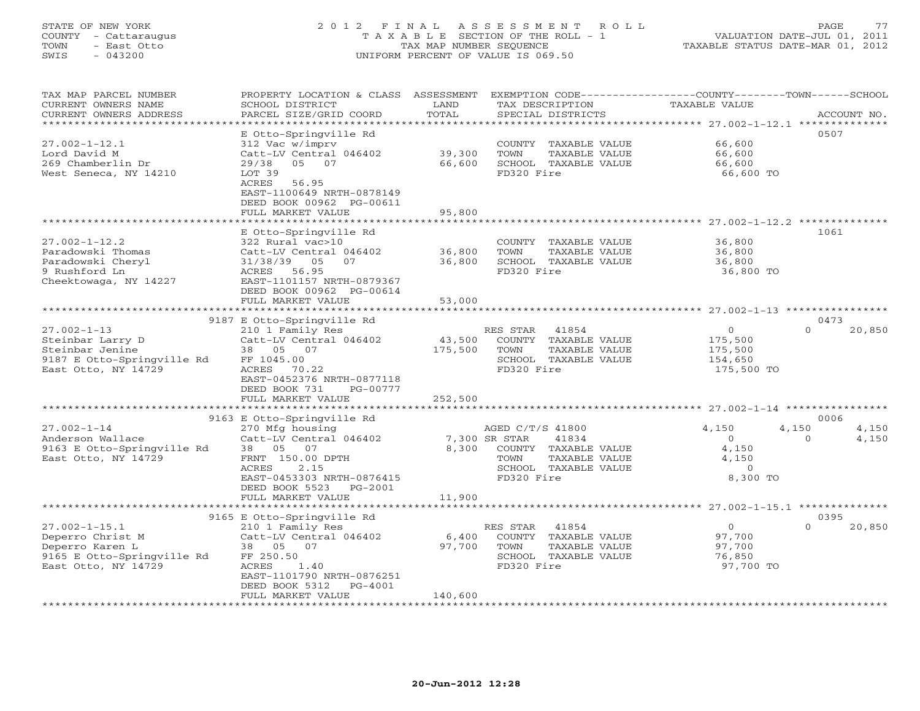STATE OF NEW YORK
COUNTY - Cattaraugus
TOWN - East Otto
SWIS - 043200

2012 FINAL ASSESSMENT ROLL
TAXABLE SECTION OF THE ROLL - 1
TAX MAP NUMBER SEQUENCE
UNIFORM PERCENT OF VALUE IS 069.50

VALUATION DATE-JUL 01, 2011
TAXABLE STATUS DATE-MAR 01, 2012

| TAX MAP PARCEL NUMBER / CURRENT OWNERS NAME / CURRENT OWNERS ADDRESS | PROPERTY LOCATION & CLASS / SCHOOL DISTRICT / PARCEL SIZE/GRID COORD | ASSESSMENT LAND / TOTAL | EXEMPTION CODE / TAX DESCRIPTION / SPECIAL DISTRICTS | COUNTY TAXABLE VALUE | TOWN | SCHOOL | ACCOUNT NO. |
|---|---|---|---|---|---|---|---|
| 27.002-1-12.1 | E Otto-Springville Rd | | | | | | 0507 |
| Lord David M | 312 Vac w/imprv | | COUNTY TAXABLE VALUE | 66,600 | | | |
| 269 Chamberlin Dr | Catt-LV Central 046402 | 39,300 | TOWN TAXABLE VALUE | 66,600 | | | |
| West Seneca, NY 14210 | 29/38 05 07 | 66,600 | SCHOOL TAXABLE VALUE | 66,600 | | | |
| | LOT 39 | | FD320 Fire | 66,600 TO | | | |
| | ACRES 56.95 | | | | | | |
| | EAST-1100649 NRTH-0878149 | | | | | | |
| | DEED BOOK 00962 PG-00611 | | | | | | |
| | FULL MARKET VALUE | 95,800 | | | | | |
| 27.002-1-12.2 | E Otto-Springville Rd | | | | | | 1061 |
| Paradowski Thomas | 322 Rural vac>10 | | COUNTY TAXABLE VALUE | 36,800 | | | |
| Paradowski Cheryl | Catt-LV Central 046402 | 36,800 | TOWN TAXABLE VALUE | 36,800 | | | |
| 9 Rushford Ln | 31/38/39 05 07 | 36,800 | SCHOOL TAXABLE VALUE | 36,800 | | | |
| Cheektowaga, NY 14227 | ACRES 56.95 | | FD320 Fire | 36,800 TO | | | |
| | EAST-1101157 NRTH-0879367 | | | | | | |
| | DEED BOOK 00962 PG-00614 | | | | | | |
| | FULL MARKET VALUE | 53,000 | | | | | |
| 27.002-1-13 | 9187 E Otto-Springville Rd | | | | | | 0473 |
| Steinbar Larry D | 210 1 Family Res | | RES STAR 41854 | 0 | 0 | 20,850 | |
| Steinbar Jenine | Catt-LV Central 046402 | 43,500 | COUNTY TAXABLE VALUE | 175,500 | | | |
| 9187 E Otto-Springville Rd | 38 05 07 | 175,500 | TOWN TAXABLE VALUE | 175,500 | | | |
| East Otto, NY 14729 | FF 1045.00 | | SCHOOL TAXABLE VALUE | 154,650 | | | |
| | ACRES 70.22 | | FD320 Fire | 175,500 TO | | | |
| | EAST-0452376 NRTH-0877118 | | | | | | |
| | DEED BOOK 731 PG-00777 | | | | | | |
| | FULL MARKET VALUE | 252,500 | | | | | |
| 27.002-1-14 | 9163 E Otto-Springville Rd | | | | | | 0006 |
| Anderson Wallace | 270 Mfg housing | | AGED C/T/S 41800 | 4,150 | 4,150 | 4,150 | |
| 9163 E Otto-Springville Rd | Catt-LV Central 046402 | 7,300 | SR STAR 41834 | 0 | 0 | 4,150 | |
| East Otto, NY 14729 | 38 05 07 | 8,300 | COUNTY TAXABLE VALUE | 4,150 | | | |
| | FRNT 150.00 DPTH | | TOWN TAXABLE VALUE | 4,150 | | | |
| | ACRES 2.15 | | SCHOOL TAXABLE VALUE | 0 | | | |
| | EAST-0453303 NRTH-0876415 | | FD320 Fire | 8,300 TO | | | |
| | DEED BOOK 5523 PG-2001 | | | | | | |
| | FULL MARKET VALUE | 11,900 | | | | | |
| 27.002-1-15.1 | 9165 E Otto-Springville Rd | | | | | | 0395 |
| Deperro Christ M | 210 1 Family Res | | RES STAR 41854 | 0 | 0 | 20,850 | |
| Deperro Karen L | Catt-LV Central 046402 | 6,400 | COUNTY TAXABLE VALUE | 97,700 | | | |
| 9165 E Otto-Springville Rd | 38 05 07 | 97,700 | TOWN TAXABLE VALUE | 97,700 | | | |
| East Otto, NY 14729 | FF 250.50 | | SCHOOL TAXABLE VALUE | 76,850 | | | |
| | ACRES 1.40 | | FD320 Fire | 97,700 TO | | | |
| | EAST-1101790 NRTH-0876251 | | | | | | |
| | DEED BOOK 5312 PG-4001 | | | | | | |
| | FULL MARKET VALUE | 140,600 | | | | | |

20-Jun-2012 12:28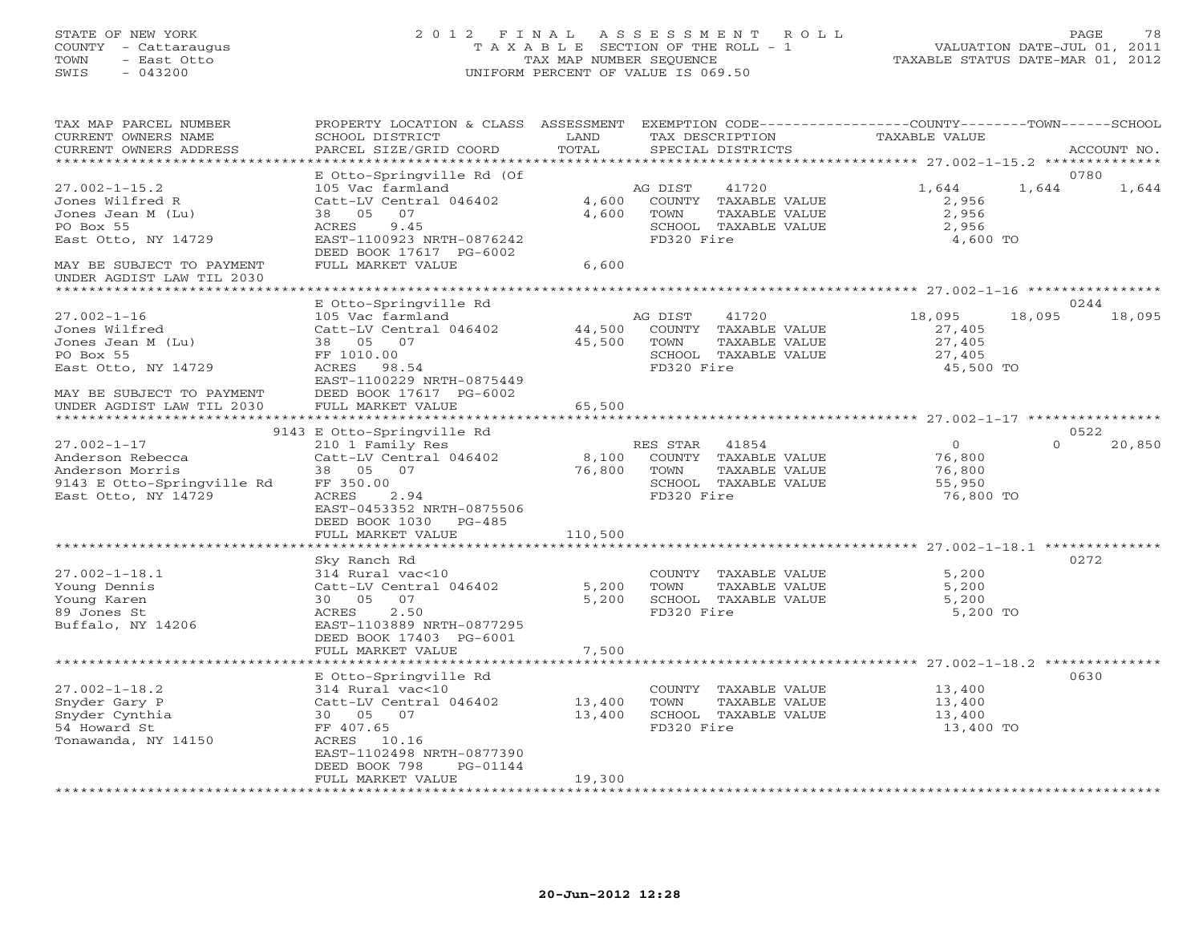STATE OF NEW YORK
COUNTY - Cattaraugus
TOWN - East Otto
SWIS - 043200

2012 FINAL ASSESSMENT ROLL
TAXABLE SECTION OF THE ROLL - 1
TAX MAP NUMBER SEQUENCE
UNIFORM PERCENT OF VALUE IS 069.50

VALUATION DATE-JUL 01, 2011
TAXABLE STATUS DATE-MAR 01, 2012

| TAX MAP PARCEL NUMBER / CURRENT OWNERS NAME / CURRENT OWNERS ADDRESS | PROPERTY LOCATION & CLASS / SCHOOL DISTRICT / PARCEL SIZE/GRID COORD | ASSESSMENT LAND / TOTAL | EXEMPTION CODE / TAX DESCRIPTION / SPECIAL DISTRICTS | COUNTY TAXABLE VALUE | TOWN | SCHOOL / ACCOUNT NO. |
|---|---|---|---|---|---|---|
| | E Otto-Springville Rd (Of | | | | | 0780 |
| 27.002-1-15.2 | 105 Vac farmland | | AG DIST 41720 | 1,644 | 1,644 | 1,644 |
| Jones Wilfred R | Catt-LV Central 046402 | 4,600 | COUNTY TAXABLE VALUE | 2,956 | | |
| Jones Jean M (Lu) | 38 05 07 | 4,600 | TOWN TAXABLE VALUE | 2,956 | | |
| PO Box 55 | ACRES 9.45 | | SCHOOL TAXABLE VALUE | 2,956 | | |
| East Otto, NY 14729 | EAST-1100923 NRTH-0876242 | | FD320 Fire | 4,600 TO | | |
| | DEED BOOK 17617 PG-6002 | | | | | |
| MAY BE SUBJECT TO PAYMENT | FULL MARKET VALUE | 6,600 | | | | |
| UNDER AGDIST LAW TIL 2030 | | | | | | |
| | E Otto-Springville Rd | | | | | 0244 |
| 27.002-1-16 | 105 Vac farmland | | AG DIST 41720 | 18,095 | 18,095 | 18,095 |
| Jones Wilfred | Catt-LV Central 046402 | 44,500 | COUNTY TAXABLE VALUE | 27,405 | | |
| Jones Jean M (Lu) | 38 05 07 | 45,500 | TOWN TAXABLE VALUE | 27,405 | | |
| PO Box 55 | FF 1010.00 | | SCHOOL TAXABLE VALUE | 27,405 | | |
| East Otto, NY 14729 | ACRES 98.54 | | FD320 Fire | 45,500 TO | | |
| | EAST-1100229 NRTH-0875449 | | | | | |
| MAY BE SUBJECT TO PAYMENT | DEED BOOK 17617 PG-6002 | | | | | |
| UNDER AGDIST LAW TIL 2030 | FULL MARKET VALUE | 65,500 | | | | |
| | 9143 E Otto-Springville Rd | | | | | 0522 |
| 27.002-1-17 | 210 1 Family Res | | RES STAR 41854 | 0 | 0 | 20,850 |
| Anderson Rebecca | Catt-LV Central 046402 | 8,100 | COUNTY TAXABLE VALUE | 76,800 | | |
| Anderson Morris | 38 05 07 | 76,800 | TOWN TAXABLE VALUE | 76,800 | | |
| 9143 E Otto-Springville Rd | FF 350.00 | | SCHOOL TAXABLE VALUE | 55,950 | | |
| East Otto, NY 14729 | ACRES 2.94 | | FD320 Fire | 76,800 TO | | |
| | EAST-0453352 NRTH-0875506 | | | | | |
| | DEED BOOK 1030 PG-485 | | | | | |
| | FULL MARKET VALUE | 110,500 | | | | |
| | Sky Ranch Rd | | | | | 0272 |
| 27.002-1-18.1 | 314 Rural vac<10 | | COUNTY TAXABLE VALUE | 5,200 | | |
| Young Dennis | Catt-LV Central 046402 | 5,200 | TOWN TAXABLE VALUE | 5,200 | | |
| Young Karen | 30 05 07 | 5,200 | SCHOOL TAXABLE VALUE | 5,200 | | |
| 89 Jones St | ACRES 2.50 | | FD320 Fire | 5,200 TO | | |
| Buffalo, NY 14206 | EAST-1103889 NRTH-0877295 | | | | | |
| | DEED BOOK 17403 PG-6001 | | | | | |
| | FULL MARKET VALUE | 7,500 | | | | |
| | E Otto-Springville Rd | | | | | 0630 |
| 27.002-1-18.2 | 314 Rural vac<10 | | COUNTY TAXABLE VALUE | 13,400 | | |
| Snyder Gary P | Catt-LV Central 046402 | 13,400 | TOWN TAXABLE VALUE | 13,400 | | |
| Snyder Cynthia | 30 05 07 | 13,400 | SCHOOL TAXABLE VALUE | 13,400 | | |
| 54 Howard St | FF 407.65 | | FD320 Fire | 13,400 TO | | |
| Tonawanda, NY 14150 | ACRES 10.16 | | | | | |
| | EAST-1102498 NRTH-0877390 | | | | | |
| | DEED BOOK 798 PG-01144 | | | | | |
| | FULL MARKET VALUE | 19,300 | | | | |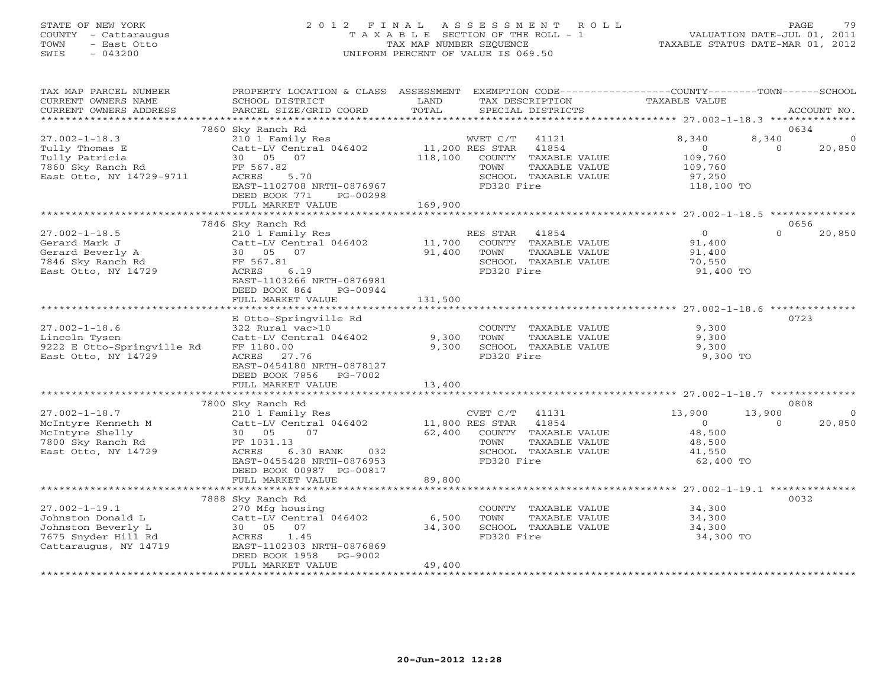STATE OF NEW YORK
COUNTY - Cattaraugus
TOWN - East Otto
SWIS - 043200

2012 FINAL ASSESSMENT ROLL
TAXABLE SECTION OF THE ROLL - 1
TAX MAP NUMBER SEQUENCE
UNIFORM PERCENT OF VALUE IS 069.50

VALUATION DATE-JUL 01, 2011
TAXABLE STATUS DATE-MAR 01, 2012

| TAX MAP PARCEL NUMBER / CURRENT OWNERS NAME / CURRENT OWNERS ADDRESS | PROPERTY LOCATION & CLASS / SCHOOL DISTRICT / PARCEL SIZE/GRID COORD | ASSESSMENT LAND / TOTAL | EXEMPTION CODE / TAX DESCRIPTION / SPECIAL DISTRICTS | COUNTY TAXABLE VALUE | TOWN | SCHOOL / ACCOUNT NO. |
|---|---|---|---|---|---|---|
| **27.002-1-18.3** | 7860 Sky Ranch Rd | | | | | 0634 |
| 27.002-1-18.3 | 210 1 Family Res | | WVET C/T 41121 | 8,340 | 8,340 | 0 |
| Tully Thomas E | Catt-LV Central 046402 | 11,200 | RES STAR 41854 | 0 | 0 | 20,850 |
| Tully Patricia | 30 05 07 | 118,100 | COUNTY TAXABLE VALUE | 109,760 | | |
| 7860 Sky Ranch Rd | FF 567.82 | | TOWN TAXABLE VALUE | 109,760 | | |
| East Otto, NY 14729-9711 | ACRES 5.70 | | SCHOOL TAXABLE VALUE | 97,250 | | |
| | EAST-1102708 NRTH-0876967 | | FD320 Fire | 118,100 TO | | |
| | DEED BOOK 771 PG-00298 | | | | | |
| | FULL MARKET VALUE | 169,900 | | | | |
| **27.002-1-18.5** | 7846 Sky Ranch Rd | | | | | 0656 |
| 27.002-1-18.5 | 210 1 Family Res | | RES STAR 41854 | 0 | 0 | 20,850 |
| Gerard Mark J | Catt-LV Central 046402 | 11,700 | COUNTY TAXABLE VALUE | 91,400 | | |
| Gerard Beverly A | 30 05 07 | 91,400 | TOWN TAXABLE VALUE | 91,400 | | |
| 7846 Sky Ranch Rd | FF 567.81 | | SCHOOL TAXABLE VALUE | 70,550 | | |
| East Otto, NY 14729 | ACRES 6.19 | | FD320 Fire | 91,400 TO | | |
| | EAST-1103266 NRTH-0876981 | | | | | |
| | DEED BOOK 864 PG-00944 | | | | | |
| | FULL MARKET VALUE | 131,500 | | | | |
| **27.002-1-18.6** | E Otto-Springville Rd | | | | | 0723 |
| 27.002-1-18.6 | 322 Rural vac>10 | | COUNTY TAXABLE VALUE | 9,300 | | |
| Lincoln Tysen | Catt-LV Central 046402 | 9,300 | TOWN TAXABLE VALUE | 9,300 | | |
| 9222 E Otto-Springville Rd | FF 1180.00 | 9,300 | SCHOOL TAXABLE VALUE | 9,300 | | |
| East Otto, NY 14729 | ACRES 27.76 | | FD320 Fire | 9,300 TO | | |
| | EAST-0454180 NRTH-0878127 | | | | | |
| | DEED BOOK 7856 PG-7002 | | | | | |
| | FULL MARKET VALUE | 13,400 | | | | |
| **27.002-1-18.7** | 7800 Sky Ranch Rd | | | | | 0808 |
| 27.002-1-18.7 | 210 1 Family Res | | CVET C/T 41131 | 13,900 | 13,900 | 0 |
| McIntyre Kenneth M | Catt-LV Central 046402 | 11,800 | RES STAR 41854 | 0 | 0 | 20,850 |
| McIntyre Shelly | 30 05 07 | 62,400 | COUNTY TAXABLE VALUE | 48,500 | | |
| 7800 Sky Ranch Rd | FF 1031.13 | | TOWN TAXABLE VALUE | 48,500 | | |
| East Otto, NY 14729 | ACRES 6.30 BANK 032 | | SCHOOL TAXABLE VALUE | 41,550 | | |
| | EAST-0455428 NRTH-0876953 | | FD320 Fire | 62,400 TO | | |
| | DEED BOOK 00987 PG-00817 | | | | | |
| | FULL MARKET VALUE | 89,800 | | | | |
| **27.002-1-19.1** | 7888 Sky Ranch Rd | | | | | 0032 |
| 27.002-1-19.1 | 270 Mfg housing | | COUNTY TAXABLE VALUE | 34,300 | | |
| Johnston Donald L | Catt-LV Central 046402 | 6,500 | TOWN TAXABLE VALUE | 34,300 | | |
| Johnston Beverly L | 30 05 07 | 34,300 | SCHOOL TAXABLE VALUE | 34,300 | | |
| 7675 Snyder Hill Rd | ACRES 1.45 | | FD320 Fire | 34,300 TO | | |
| Cattaraugus, NY 14719 | EAST-1102303 NRTH-0876869 | | | | | |
| | DEED BOOK 1958 PG-9002 | | | | | |
| | FULL MARKET VALUE | 49,400 | | | | |

20-Jun-2012 12:28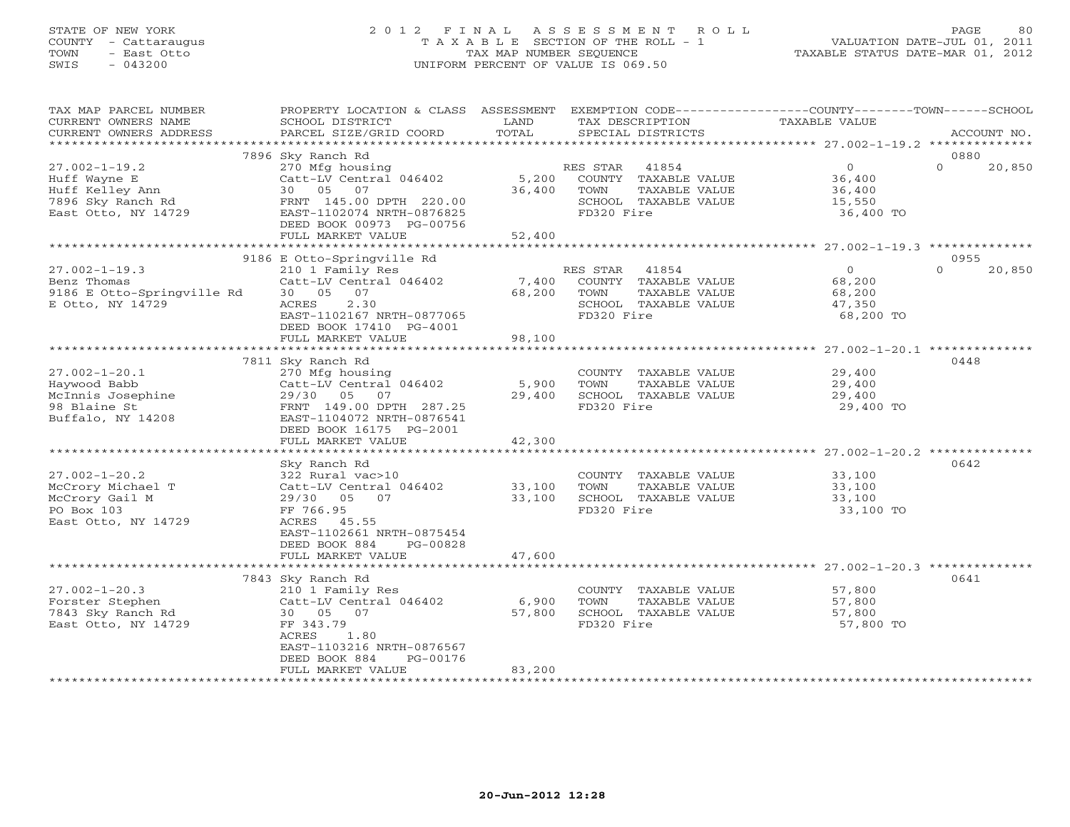STATE OF NEW YORK
COUNTY - Cattaraugus
TOWN - East Otto
SWIS - 043200

# 2012 FINAL ASSESSMENT ROLL

TAXABLE SECTION OF THE ROLL - 1
TAX MAP NUMBER SEQUENCE
UNIFORM PERCENT OF VALUE IS 069.50

VALUATION DATE-JUL 01, 2011
TAXABLE STATUS DATE-MAR 01, 2012

| TAX MAP PARCEL NUMBER / CURRENT OWNERS NAME / CURRENT OWNERS ADDRESS | PROPERTY LOCATION & CLASS / SCHOOL DISTRICT / PARCEL SIZE/GRID COORD | ASSESSMENT LAND / TOTAL | EXEMPTION CODE / TAX DESCRIPTION / SPECIAL DISTRICTS | COUNTY | TOWN | SCHOOL | ACCOUNT NO. |
|---|---|---|---|---|---|---|---|
| 27.002-1-19.2 | 7896 Sky Ranch Rd | | | | | | 0880 |
| | 270 Mfg housing | | RES STAR 41854 | 0 | 0 | 20,850 | |
| Huff Wayne E | Catt-LV Central 046402 | 5,200 | COUNTY TAXABLE VALUE | 36,400 | | | |
| Huff Kelley Ann | 30 05 07 | 36,400 | TOWN TAXABLE VALUE | | 36,400 | | |
| 7896 Sky Ranch Rd | FRNT 145.00 DPTH 220.00 | | SCHOOL TAXABLE VALUE | | | 15,550 | |
| East Otto, NY 14729 | EAST-1102074 NRTH-0876825 | | FD320 Fire | 36,400 TO | | | |
| | DEED BOOK 00973 PG-00756 | | | | | | |
| | FULL MARKET VALUE | 52,400 | | | | | |
| 27.002-1-19.3 | 9186 E Otto-Springville Rd | | | | | | 0955 |
| | 210 1 Family Res | | RES STAR 41854 | 0 | 0 | 20,850 | |
| Benz Thomas | Catt-LV Central 046402 | 7,400 | COUNTY TAXABLE VALUE | 68,200 | | | |
| 9186 E Otto-Springville Rd | 30 05 07 | 68,200 | TOWN TAXABLE VALUE | | 68,200 | | |
| E Otto, NY 14729 | ACRES 2.30 | | SCHOOL TAXABLE VALUE | | | 47,350 | |
| | EAST-1102167 NRTH-0877065 | | FD320 Fire | 68,200 TO | | | |
| | DEED BOOK 17410 PG-4001 | | | | | | |
| | FULL MARKET VALUE | 98,100 | | | | | |
| 27.002-1-20.1 | 7811 Sky Ranch Rd | | | | | | 0448 |
| | 270 Mfg housing | | COUNTY TAXABLE VALUE | 29,400 | | | |
| Haywood Babb | Catt-LV Central 046402 | 5,900 | TOWN TAXABLE VALUE | | 29,400 | | |
| McInnis Josephine | 29/30 05 07 | 29,400 | SCHOOL TAXABLE VALUE | | | 29,400 | |
| 98 Blaine St | FRNT 149.00 DPTH 287.25 | | FD320 Fire | 29,400 TO | | | |
| Buffalo, NY 14208 | EAST-1104072 NRTH-0876541 | | | | | | |
| | DEED BOOK 16175 PG-2001 | | | | | | |
| | FULL MARKET VALUE | 42,300 | | | | | |
| 27.002-1-20.2 | Sky Ranch Rd | | | | | | 0642 |
| | 322 Rural vac>10 | | COUNTY TAXABLE VALUE | 33,100 | | | |
| McCrory Michael T | Catt-LV Central 046402 | 33,100 | TOWN TAXABLE VALUE | | 33,100 | | |
| McCrory Gail M | 29/30 05 07 | 33,100 | SCHOOL TAXABLE VALUE | | | 33,100 | |
| PO Box 103 | FF 766.95 | | FD320 Fire | 33,100 TO | | | |
| East Otto, NY 14729 | ACRES 45.55 | | | | | | |
| | EAST-1102661 NRTH-0875454 | | | | | | |
| | DEED BOOK 884 PG-00828 | | | | | | |
| | FULL MARKET VALUE | 47,600 | | | | | |
| 27.002-1-20.3 | 7843 Sky Ranch Rd | | | | | | 0641 |
| | 210 1 Family Res | | COUNTY TAXABLE VALUE | 57,800 | | | |
| Forster Stephen | Catt-LV Central 046402 | 6,900 | TOWN TAXABLE VALUE | | 57,800 | | |
| 7843 Sky Ranch Rd | 30 05 07 | 57,800 | SCHOOL TAXABLE VALUE | | | 57,800 | |
| East Otto, NY 14729 | FF 343.79 | | FD320 Fire | 57,800 TO | | | |
| | ACRES 1.80 | | | | | | |
| | EAST-1103216 NRTH-0876567 | | | | | | |
| | DEED BOOK 884 PG-00176 | | | | | | |
| | FULL MARKET VALUE | 83,200 | | | | | |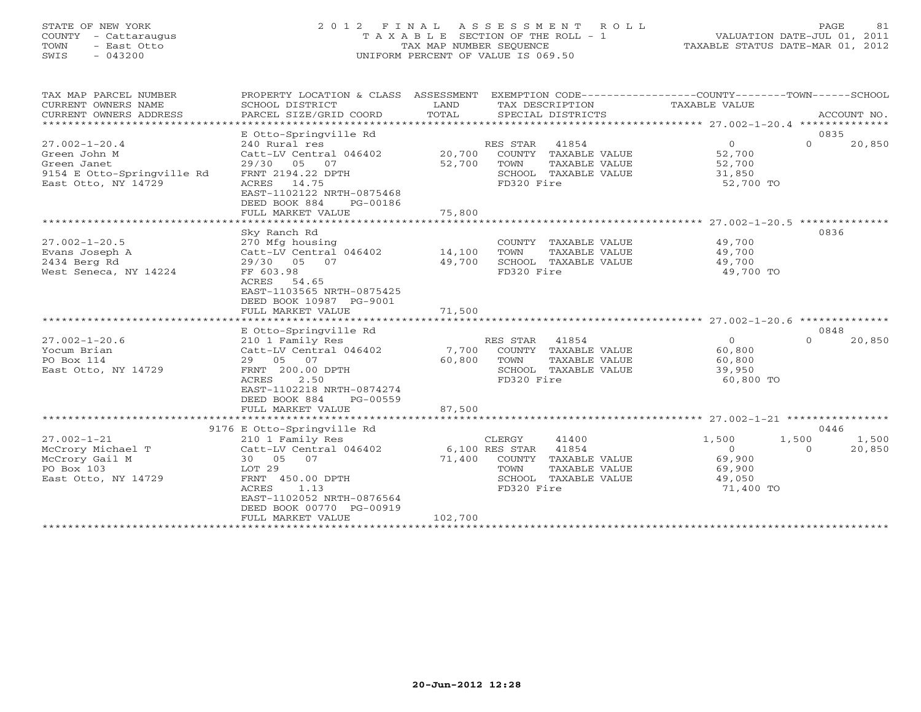STATE OF NEW YORK
COUNTY - Cattaraugus
TOWN - East Otto
SWIS - 043200

2012 FINAL ASSESSMENT ROLL
TAXABLE SECTION OF THE ROLL - 1
TAX MAP NUMBER SEQUENCE
UNIFORM PERCENT OF VALUE IS 069.50

VALUATION DATE-JUL 01, 2011
TAXABLE STATUS DATE-MAR 01, 2012

| TAX MAP PARCEL NUMBER / CURRENT OWNERS NAME / CURRENT OWNERS ADDRESS | PROPERTY LOCATION & CLASS / SCHOOL DISTRICT / PARCEL SIZE/GRID COORD | ASSESSMENT LAND / TOTAL | EXEMPTION CODE / TAX DESCRIPTION / SPECIAL DISTRICTS | COUNTY TAXABLE VALUE | TOWN | SCHOOL / ACCOUNT NO. |
|---|---|---|---|---|---|---|
| | E Otto-Springville Rd | | | | | 0835 |
| 27.002-1-20.4 | 240 Rural res | | RES STAR 41854 | 0 | 0 | 20,850 |
| Green John M | Catt-LV Central 046402 | 20,700 | COUNTY TAXABLE VALUE | 52,700 | | |
| Green Janet | 29/30 05 07 | 52,700 | TOWN TAXABLE VALUE | 52,700 | | |
| 9154 E Otto-Springville Rd | FRNT 2194.22 DPTH | | SCHOOL TAXABLE VALUE | 31,850 | | |
| East Otto, NY 14729 | ACRES 14.75 | | FD320 Fire | 52,700 TO | | |
| | EAST-1102122 NRTH-0875468 | | | | | |
| | DEED BOOK 884 PG-00186 | | | | | |
| | FULL MARKET VALUE | 75,800 | | | | |
| | Sky Ranch Rd | | | | | 0836 |
| 27.002-1-20.5 | 270 Mfg housing | | COUNTY TAXABLE VALUE | 49,700 | | |
| Evans Joseph A | Catt-LV Central 046402 | 14,100 | TOWN TAXABLE VALUE | 49,700 | | |
| 2434 Berg Rd | 29/30 05 07 | 49,700 | SCHOOL TAXABLE VALUE | 49,700 | | |
| West Seneca, NY 14224 | FF 603.98 | | FD320 Fire | 49,700 TO | | |
| | ACRES 54.65 | | | | | |
| | EAST-1103565 NRTH-0875425 | | | | | |
| | DEED BOOK 10987 PG-9001 | | | | | |
| | FULL MARKET VALUE | 71,500 | | | | |
| | E Otto-Springville Rd | | | | | 0848 |
| 27.002-1-20.6 | 210 1 Family Res | | RES STAR 41854 | 0 | 0 | 20,850 |
| Yocum Brian | Catt-LV Central 046402 | 7,700 | COUNTY TAXABLE VALUE | 60,800 | | |
| PO Box 114 | 29 05 07 | 60,800 | TOWN TAXABLE VALUE | 60,800 | | |
| East Otto, NY 14729 | FRNT 200.00 DPTH | | SCHOOL TAXABLE VALUE | 39,950 | | |
| | ACRES 2.50 | | FD320 Fire | 60,800 TO | | |
| | EAST-1102218 NRTH-0874274 | | | | | |
| | DEED BOOK 884 PG-00559 | | | | | |
| | FULL MARKET VALUE | 87,500 | | | | |
| | 9176 E Otto-Springville Rd | | | | | 0446 |
| 27.002-1-21 | 210 1 Family Res | | CLERGY 41400 | 1,500 | 1,500 | 1,500 |
| McCrory Michael T | Catt-LV Central 046402 | 6,100 | RES STAR 41854 | 0 | 0 | 20,850 |
| McCrory Gail M | 30 05 07 | 71,400 | COUNTY TAXABLE VALUE | 69,900 | | |
| PO Box 103 | LOT 29 | | TOWN TAXABLE VALUE | 69,900 | | |
| East Otto, NY 14729 | FRNT 450.00 DPTH | | SCHOOL TAXABLE VALUE | 49,050 | | |
| | ACRES 1.13 | | FD320 Fire | 71,400 TO | | |
| | EAST-1102052 NRTH-0876564 | | | | | |
| | DEED BOOK 00770 PG-00919 | | | | | |
| | FULL MARKET VALUE | 102,700 | | | | |

20-Jun-2012 12:28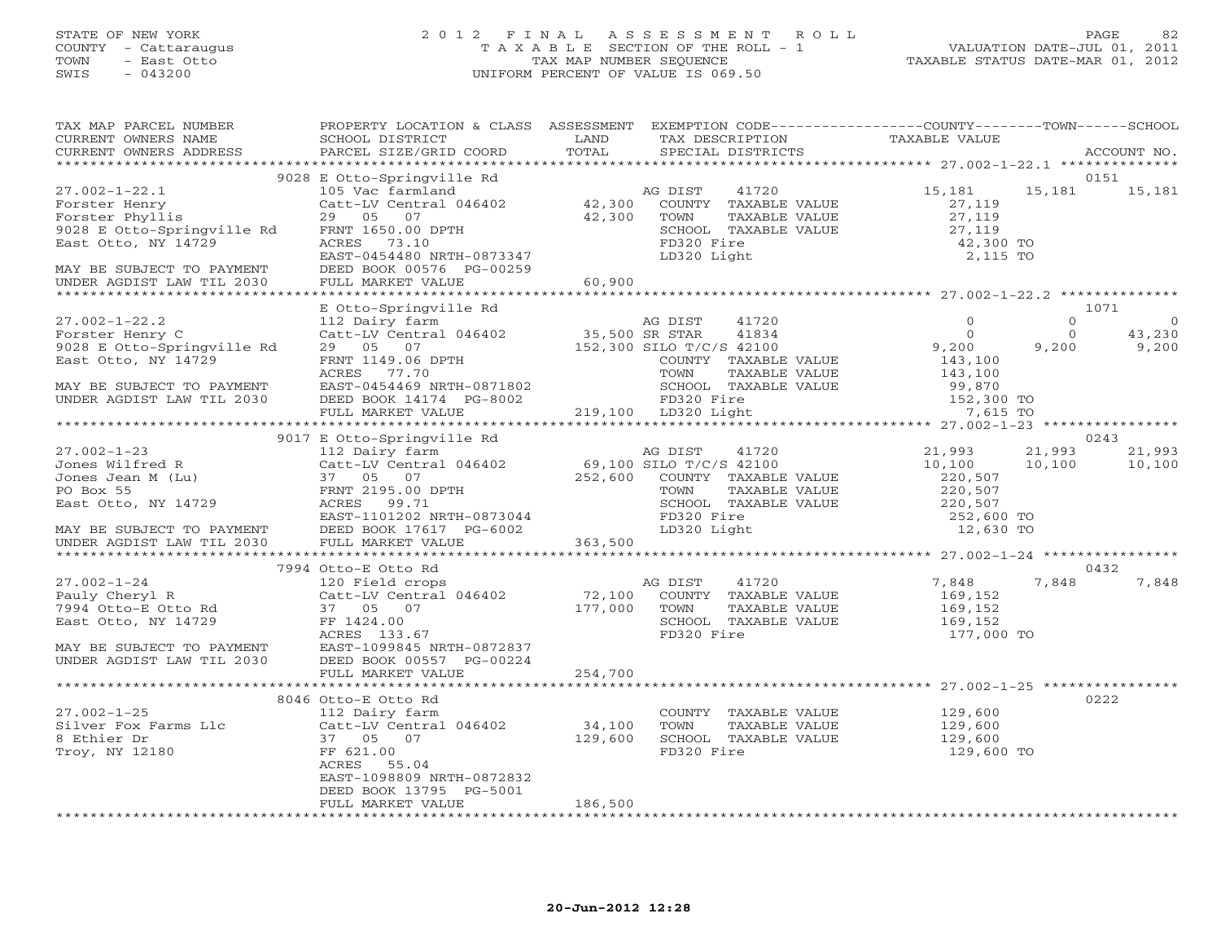STATE OF NEW YORK
COUNTY - Cattaraugus
TOWN - East Otto
SWIS - 043200

2012 FINAL ASSESSMENT ROLL
TAXABLE SECTION OF THE ROLL - 1
TAX MAP NUMBER SEQUENCE
UNIFORM PERCENT OF VALUE IS 069.50

VALUATION DATE-JUL 01, 2011
TAXABLE STATUS DATE-MAR 01, 2012

| TAX MAP PARCEL NUMBER / CURRENT OWNERS NAME / CURRENT OWNERS ADDRESS | PROPERTY LOCATION & CLASS / SCHOOL DISTRICT / PARCEL SIZE/GRID COORD | ASSESSMENT LAND / TOTAL | EXEMPTION CODE / TAX DESCRIPTION / SPECIAL DISTRICTS | COUNTY TAXABLE VALUE | TOWN | SCHOOL | ACCOUNT NO. |
|---|---|---|---|---|---|---|---|
| | 9028 E Otto-Springville Rd | | | | | | 0151 |
| 27.002-1-22.1 | 105 Vac farmland | | AG DIST 41720 | 15,181 | 15,181 | 15,181 | |
| Forster Henry | Catt-LV Central 046402 | 42,300 | COUNTY TAXABLE VALUE | 27,119 | | | |
| Forster Phyllis | 29 05 07 | 42,300 | TOWN TAXABLE VALUE | 27,119 | | | |
| 9028 E Otto-Springville Rd | FRNT 1650.00 DPTH | | SCHOOL TAXABLE VALUE | 27,119 | | | |
| East Otto, NY 14729 | ACRES 73.10 | | FD320 Fire | 42,300 TO | | | |
| | EAST-0454480 NRTH-0873347 | | LD320 Light | 2,115 TO | | | |
| MAY BE SUBJECT TO PAYMENT | DEED BOOK 00576 PG-00259 | | | | | | |
| UNDER AGDIST LAW TIL 2030 | FULL MARKET VALUE | 60,900 | | | | | |
| | E Otto-Springville Rd | | | | | | 1071 |
| 27.002-1-22.2 | 112 Dairy farm | | AG DIST 41720 | 0 | 0 | 0 | |
| Forster Henry C | Catt-LV Central 046402 | 35,500 | SR STAR 41834 | 0 | 0 | 43,230 | |
| 9028 E Otto-Springville Rd | 29 05 07 | 152,300 | SILO T/C/S 42100 | 9,200 | 9,200 | 9,200 | |
| East Otto, NY 14729 | FRNT 1149.06 DPTH | | COUNTY TAXABLE VALUE | 143,100 | | | |
| | ACRES 77.70 | | TOWN TAXABLE VALUE | 143,100 | | | |
| MAY BE SUBJECT TO PAYMENT | EAST-0454469 NRTH-0871802 | | SCHOOL TAXABLE VALUE | 99,870 | | | |
| UNDER AGDIST LAW TIL 2030 | DEED BOOK 14174 PG-8002 | | FD320 Fire | 152,300 TO | | | |
| | FULL MARKET VALUE | 219,100 | LD320 Light | 7,615 TO | | | |
| | 9017 E Otto-Springville Rd | | | | | | 0243 |
| 27.002-1-23 | 112 Dairy farm | | AG DIST 41720 | 21,993 | 21,993 | 21,993 | |
| Jones Wilfred R | Catt-LV Central 046402 | 69,100 | SILO T/C/S 42100 | 10,100 | 10,100 | 10,100 | |
| Jones Jean M (Lu) | 37 05 07 | 252,600 | COUNTY TAXABLE VALUE | 220,507 | | | |
| PO Box 55 | FRNT 2195.00 DPTH | | TOWN TAXABLE VALUE | 220,507 | | | |
| East Otto, NY 14729 | ACRES 99.71 | | SCHOOL TAXABLE VALUE | 220,507 | | | |
| | EAST-1101202 NRTH-0873044 | | FD320 Fire | 252,600 TO | | | |
| MAY BE SUBJECT TO PAYMENT | DEED BOOK 17617 PG-6002 | | LD320 Light | 12,630 TO | | | |
| UNDER AGDIST LAW TIL 2030 | FULL MARKET VALUE | 363,500 | | | | | |
| | 7994 Otto-E Otto Rd | | | | | | 0432 |
| 27.002-1-24 | 120 Field crops | | AG DIST 41720 | 7,848 | 7,848 | 7,848 | |
| Pauly Cheryl R | Catt-LV Central 046402 | 72,100 | COUNTY TAXABLE VALUE | 169,152 | | | |
| 7994 Otto-E Otto Rd | 37 05 07 | 177,000 | TOWN TAXABLE VALUE | 169,152 | | | |
| East Otto, NY 14729 | FF 1424.00 | | SCHOOL TAXABLE VALUE | 169,152 | | | |
| | ACRES 133.67 | | FD320 Fire | 177,000 TO | | | |
| MAY BE SUBJECT TO PAYMENT | EAST-1099845 NRTH-0872837 | | | | | | |
| UNDER AGDIST LAW TIL 2030 | DEED BOOK 00557 PG-00224 | | | | | | |
| | FULL MARKET VALUE | 254,700 | | | | | |
| | 8046 Otto-E Otto Rd | | | | | | 0222 |
| 27.002-1-25 | 112 Dairy farm | | COUNTY TAXABLE VALUE | 129,600 | | | |
| Silver Fox Farms Llc | Catt-LV Central 046402 | 34,100 | TOWN TAXABLE VALUE | 129,600 | | | |
| 8 Ethier Dr | 37 05 07 | 129,600 | SCHOOL TAXABLE VALUE | 129,600 | | | |
| Troy, NY 12180 | FF 621.00 | | FD320 Fire | 129,600 TO | | | |
| | ACRES 55.04 | | | | | | |
| | EAST-1098809 NRTH-0872832 | | | | | | |
| | DEED BOOK 13795 PG-5001 | | | | | | |
| | FULL MARKET VALUE | 186,500 | | | | | |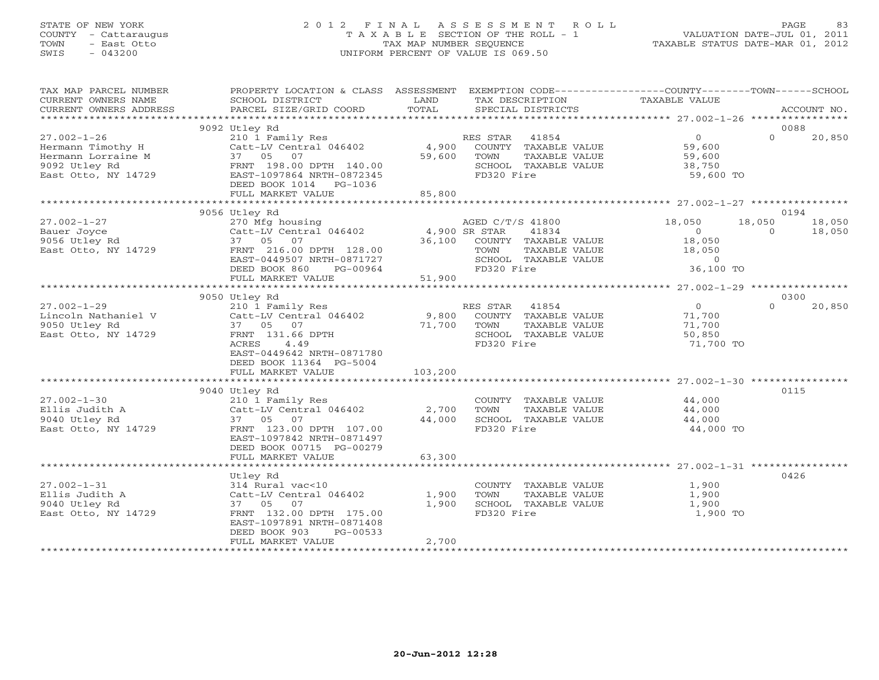STATE OF NEW YORK
COUNTY - Cattaraugus
TOWN - East Otto
SWIS - 043200

2012 FINAL ASSESSMENT ROLL
TAXABLE SECTION OF THE ROLL - 1
TAX MAP NUMBER SEQUENCE
UNIFORM PERCENT OF VALUE IS 069.50

VALUATION DATE-JUL 01, 2011
TAXABLE STATUS DATE-MAR 01, 2012

| TAX MAP PARCEL NUMBER / CURRENT OWNERS NAME / CURRENT OWNERS ADDRESS | PROPERTY LOCATION & CLASS / SCHOOL DISTRICT / PARCEL SIZE/GRID COORD | ASSESSMENT LAND / TOTAL | EXEMPTION CODE / TAX DESCRIPTION / SPECIAL DISTRICTS | COUNTY TAXABLE VALUE | TOWN | SCHOOL | ACCOUNT NO. |
|---|---|---|---|---|---|---|---|
| | 9092 Utley Rd | | | | | | 0088 |
| 27.002-1-26 | 210 1 Family Res | | RES STAR 41854 | 0 | 0 | 20,850 | |
| Hermann Timothy H | Catt-LV Central 046402 | 4,900 | COUNTY TAXABLE VALUE | 59,600 | | | |
| Hermann Lorraine M | 37 05 07 | 59,600 | TOWN TAXABLE VALUE | 59,600 | | | |
| 9092 Utley Rd | FRNT 198.00 DPTH 140.00 | | SCHOOL TAXABLE VALUE | 38,750 | | | |
| East Otto, NY 14729 | EAST-1097864 NRTH-0872345 | | FD320 Fire | 59,600 TO | | | |
| | DEED BOOK 1014 PG-1036 | | | | | | |
| | FULL MARKET VALUE | 85,800 | | | | | |
| | 9056 Utley Rd | | | | | | 0194 |
| 27.002-1-27 | 270 Mfg housing | | AGED C/T/S 41800 | 18,050 | 18,050 | 18,050 | |
| Bauer Joyce | Catt-LV Central 046402 | 4,900 | SR STAR 41834 | 0 | 0 | 18,050 | |
| 9056 Utley Rd | 37 05 07 | 36,100 | COUNTY TAXABLE VALUE | 18,050 | | | |
| East Otto, NY 14729 | FRNT 216.00 DPTH 128.00 | | TOWN TAXABLE VALUE | 18,050 | | | |
| | EAST-0449507 NRTH-0871727 | | SCHOOL TAXABLE VALUE | 0 | | | |
| | DEED BOOK 860 PG-00964 | | FD320 Fire | 36,100 TO | | | |
| | FULL MARKET VALUE | 51,900 | | | | | |
| | 9050 Utley Rd | | | | | | 0300 |
| 27.002-1-29 | 210 1 Family Res | | RES STAR 41854 | 0 | 0 | 20,850 | |
| Lincoln Nathaniel V | Catt-LV Central 046402 | 9,800 | COUNTY TAXABLE VALUE | 71,700 | | | |
| 9050 Utley Rd | 37 05 07 | 71,700 | TOWN TAXABLE VALUE | 71,700 | | | |
| East Otto, NY 14729 | FRNT 131.66 DPTH | | SCHOOL TAXABLE VALUE | 50,850 | | | |
| | ACRES 4.49 | | FD320 Fire | 71,700 TO | | | |
| | EAST-0449642 NRTH-0871780 | | | | | | |
| | DEED BOOK 11364 PG-5004 | | | | | | |
| | FULL MARKET VALUE | 103,200 | | | | | |
| | 9040 Utley Rd | | | | | | 0115 |
| 27.002-1-30 | 210 1 Family Res | | COUNTY TAXABLE VALUE | 44,000 | | | |
| Ellis Judith A | Catt-LV Central 046402 | 2,700 | TOWN TAXABLE VALUE | 44,000 | | | |
| 9040 Utley Rd | 37 05 07 | 44,000 | SCHOOL TAXABLE VALUE | 44,000 | | | |
| East Otto, NY 14729 | FRNT 123.00 DPTH 107.00 | | FD320 Fire | 44,000 TO | | | |
| | EAST-1097842 NRTH-0871497 | | | | | | |
| | DEED BOOK 00715 PG-00279 | | | | | | |
| | FULL MARKET VALUE | 63,300 | | | | | |
| | Utley Rd | | | | | | 0426 |
| 27.002-1-31 | 314 Rural vac<10 | | COUNTY TAXABLE VALUE | 1,900 | | | |
| Ellis Judith A | Catt-LV Central 046402 | 1,900 | TOWN TAXABLE VALUE | 1,900 | | | |
| 9040 Utley Rd | 37 05 07 | 1,900 | SCHOOL TAXABLE VALUE | 1,900 | | | |
| East Otto, NY 14729 | FRNT 132.00 DPTH 175.00 | | FD320 Fire | 1,900 TO | | | |
| | EAST-1097891 NRTH-0871408 | | | | | | |
| | DEED BOOK 903 PG-00533 | | | | | | |
| | FULL MARKET VALUE | 2,700 | | | | | |

20-Jun-2012 12:28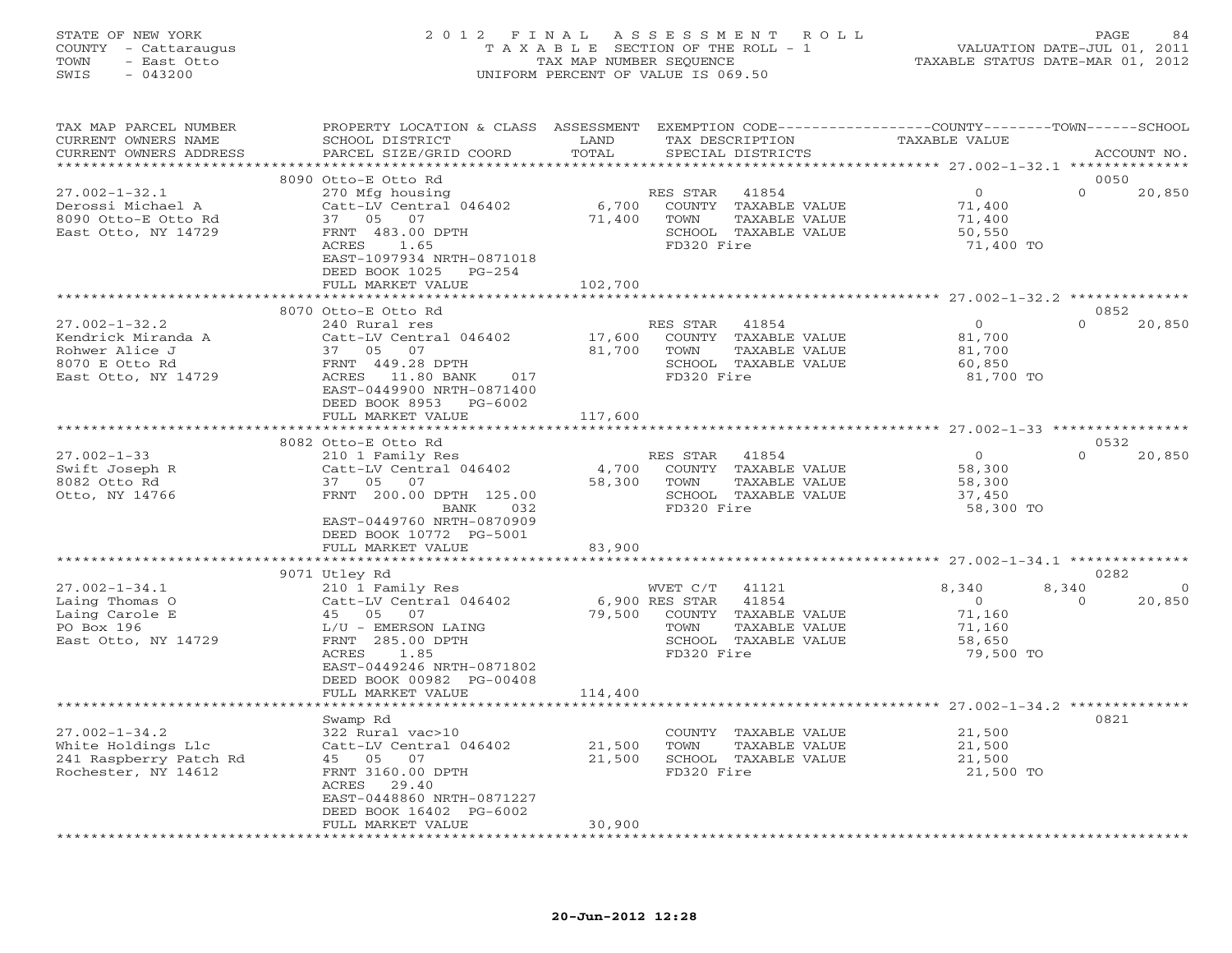STATE OF NEW YORK
COUNTY - Cattaraugus
TOWN - East Otto
SWIS - 043200

2012 FINAL ASSESSMENT ROLL
TAXABLE SECTION OF THE ROLL - 1
TAX MAP NUMBER SEQUENCE
UNIFORM PERCENT OF VALUE IS 069.50

VALUATION DATE-JUL 01, 2011
TAXABLE STATUS DATE-MAR 01, 2012

| TAX MAP PARCEL NUMBER / CURRENT OWNERS NAME / CURRENT OWNERS ADDRESS | PROPERTY LOCATION & CLASS / SCHOOL DISTRICT / PARCEL SIZE/GRID COORD | ASSESSMENT LAND | ASSESSMENT TOTAL | EXEMPTION CODE / TAX DESCRIPTION / SPECIAL DISTRICTS | COUNTY TAXABLE VALUE | TOWN | SCHOOL / ACCOUNT NO. |
|---|---|---|---|---|---|---|---|
| 27.002-1-32.1 | 8090 Otto-E Otto Rd | | | | | | 0050 |
| Derossi Michael A | 270 Mfg housing | | | RES STAR 41854 | 0 | 0 | 20,850 |
| 8090 Otto-E Otto Rd | Catt-LV Central 046402 | 6,700 | | COUNTY TAXABLE VALUE | 71,400 | | |
| East Otto, NY 14729 | 37 05 07 | | 71,400 | TOWN TAXABLE VALUE | 71,400 | | |
| | FRNT 483.00 DPTH | | | SCHOOL TAXABLE VALUE | 50,550 | | |
| | ACRES 1.65 | | | FD320 Fire | 71,400 TO | | |
| | EAST-1097934 NRTH-0871018 | | | | | | |
| | DEED BOOK 1025 PG-254 | | | | | | |
| | FULL MARKET VALUE | | 102,700 | | | | |
| 27.002-1-32.2 | 8070 Otto-E Otto Rd | | | | | | 0852 |
| Kendrick Miranda A | 240 Rural res | | | RES STAR 41854 | 0 | 0 | 20,850 |
| Rohwer Alice J | Catt-LV Central 046402 | 17,600 | | COUNTY TAXABLE VALUE | 81,700 | | |
| 8070 E Otto Rd | 37 05 07 | | 81,700 | TOWN TAXABLE VALUE | 81,700 | | |
| East Otto, NY 14729 | FRNT 449.28 DPTH | | | SCHOOL TAXABLE VALUE | 60,850 | | |
| | ACRES 11.80 BANK 017 | | | FD320 Fire | 81,700 TO | | |
| | EAST-0449900 NRTH-0871400 | | | | | | |
| | DEED BOOK 8953 PG-6002 | | | | | | |
| | FULL MARKET VALUE | | 117,600 | | | | |
| 27.002-1-33 | 8082 Otto-E Otto Rd | | | | | | 0532 |
| Swift Joseph R | 210 1 Family Res | | | RES STAR 41854 | 0 | 0 | 20,850 |
| 8082 Otto Rd | Catt-LV Central 046402 | 4,700 | | COUNTY TAXABLE VALUE | 58,300 | | |
| Otto, NY 14766 | 37 05 07 | | 58,300 | TOWN TAXABLE VALUE | 58,300 | | |
| | FRNT 200.00 DPTH 125.00 | | | SCHOOL TAXABLE VALUE | 37,450 | | |
| | BANK 032 | | | FD320 Fire | 58,300 TO | | |
| | EAST-0449760 NRTH-0870909 | | | | | | |
| | DEED BOOK 10772 PG-5001 | | | | | | |
| | FULL MARKET VALUE | | 83,900 | | | | |
| 27.002-1-34.1 | 9071 Utley Rd | | | | | | 0282 |
| Laing Thomas O | 210 1 Family Res | | | WVET C/T 41121 | 8,340 | 8,340 | 0 |
| Laing Carole E | Catt-LV Central 046402 | 6,900 | | RES STAR 41854 | 0 | 0 | 20,850 |
| PO Box 196 | 45 05 07 | | 79,500 | COUNTY TAXABLE VALUE | 71,160 | | |
| East Otto, NY 14729 | L/U - EMERSON LAING | | | TOWN TAXABLE VALUE | 71,160 | | |
| | FRNT 285.00 DPTH | | | SCHOOL TAXABLE VALUE | 58,650 | | |
| | ACRES 1.85 | | | FD320 Fire | 79,500 TO | | |
| | EAST-0449246 NRTH-0871802 | | | | | | |
| | DEED BOOK 00982 PG-00408 | | | | | | |
| | FULL MARKET VALUE | | 114,400 | | | | |
| 27.002-1-34.2 | Swamp Rd | | | | | | 0821 |
| White Holdings Llc | 322 Rural vac>10 | | | COUNTY TAXABLE VALUE | 21,500 | | |
| 241 Raspberry Patch Rd | Catt-LV Central 046402 | 21,500 | | TOWN TAXABLE VALUE | 21,500 | | |
| Rochester, NY 14612 | 45 05 07 | | 21,500 | SCHOOL TAXABLE VALUE | 21,500 | | |
| | FRNT 3160.00 DPTH | | | FD320 Fire | 21,500 TO | | |
| | ACRES 29.40 | | | | | | |
| | EAST-0448860 NRTH-0871227 | | | | | | |
| | DEED BOOK 16402 PG-6002 | | | | | | |
| | FULL MARKET VALUE | | 30,900 | | | | |

20-Jun-2012 12:28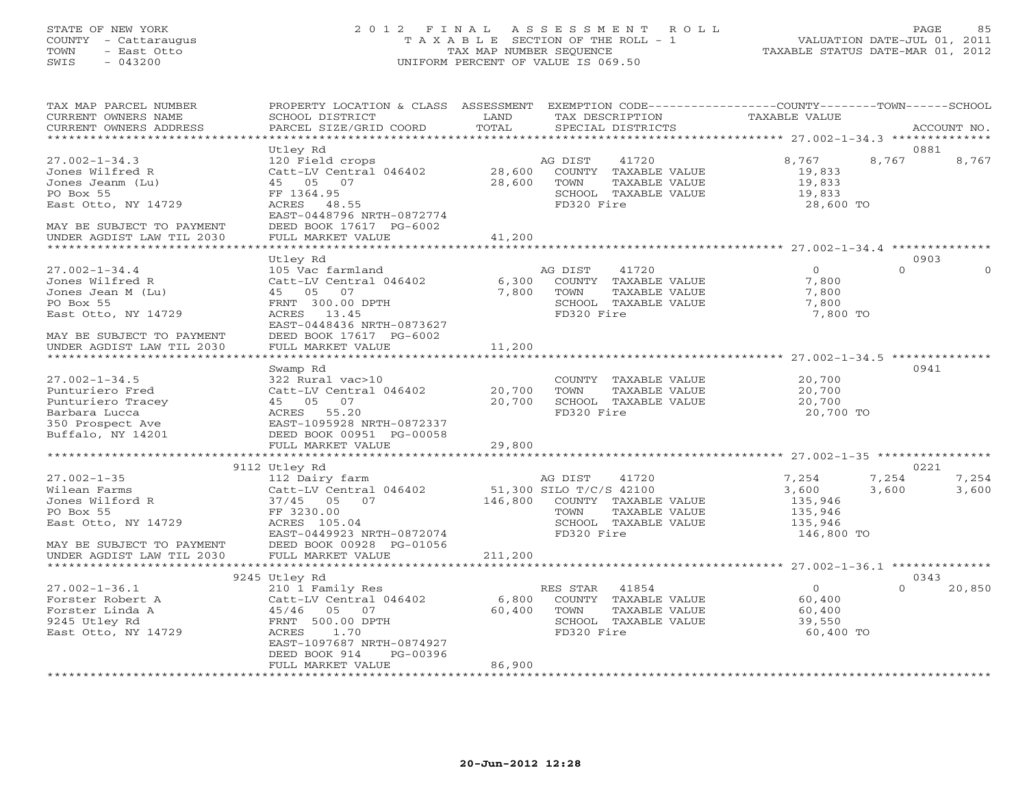STATE OF NEW YORK
COUNTY - Cattaraugus
TOWN - East Otto
SWIS - 043200

2012 FINAL ASSESSMENT ROLL
TAXABLE SECTION OF THE ROLL - 1
TAX MAP NUMBER SEQUENCE
UNIFORM PERCENT OF VALUE IS 069.50

VALUATION DATE-JUL 01, 2011
TAXABLE STATUS DATE-MAR 01, 2012

| TAX MAP PARCEL NUMBER / CURRENT OWNERS NAME / CURRENT OWNERS ADDRESS | PROPERTY LOCATION & CLASS / SCHOOL DISTRICT / PARCEL SIZE/GRID COORD | ASSESSMENT LAND / TOTAL | EXEMPTION CODE / TAX DESCRIPTION / SPECIAL DISTRICTS | COUNTY | TOWN | SCHOOL | ACCOUNT NO. |
|---|---|---|---|---|---|---|---|
| 27.002-1-34.3 | Utley Rd | | | | | | 0881 |
| | 120 Field crops | | AG DIST 41720 | 8,767 | 8,767 | 8,767 | |
| Jones Wilfred R | Catt-LV Central 046402 | 28,600 | COUNTY TAXABLE VALUE | 19,833 | | | |
| Jones Jeanm (Lu) | 45 05 07 | 28,600 | TOWN TAXABLE VALUE | | 19,833 | | |
| PO Box 55 | FF 1364.95 | | SCHOOL TAXABLE VALUE | | | 19,833 | |
| East Otto, NY 14729 | ACRES 48.55 | | FD320 Fire | 28,600 TO | | | |
| | EAST-0448796 NRTH-0872774 | | | | | | |
| MAY BE SUBJECT TO PAYMENT | DEED BOOK 17617 PG-6002 | | | | | | |
| UNDER AGDIST LAW TIL 2030 | FULL MARKET VALUE | 41,200 | | | | | |
| 27.002-1-34.4 | Utley Rd | | | | | | 0903 |
| | 105 Vac farmland | | AG DIST 41720 | 0 | 0 | 0 | |
| Jones Wilfred R | Catt-LV Central 046402 | 6,300 | COUNTY TAXABLE VALUE | 7,800 | | | |
| Jones Jean M (Lu) | 45 05 07 | 7,800 | TOWN TAXABLE VALUE | | 7,800 | | |
| PO Box 55 | FRNT 300.00 DPTH | | SCHOOL TAXABLE VALUE | | | 7,800 | |
| East Otto, NY 14729 | ACRES 13.45 | | FD320 Fire | 7,800 TO | | | |
| | EAST-0448436 NRTH-0873627 | | | | | | |
| MAY BE SUBJECT TO PAYMENT | DEED BOOK 17617 PG-6002 | | | | | | |
| UNDER AGDIST LAW TIL 2030 | FULL MARKET VALUE | 11,200 | | | | | |
| 27.002-1-34.5 | Swamp Rd | | | | | | 0941 |
| | 322 Rural vac>10 | | COUNTY TAXABLE VALUE | 20,700 | | | |
| Punturiero Fred | Catt-LV Central 046402 | 20,700 | TOWN TAXABLE VALUE | | 20,700 | | |
| Punturiero Tracey | 45 05 07 | 20,700 | SCHOOL TAXABLE VALUE | | | 20,700 | |
| Barbara Lucca | ACRES 55.20 | | FD320 Fire | 20,700 TO | | | |
| 350 Prospect Ave | EAST-1095928 NRTH-0872337 | | | | | | |
| Buffalo, NY 14201 | DEED BOOK 00951 PG-00058 | | | | | | |
| | FULL MARKET VALUE | 29,800 | | | | | |
| 27.002-1-35 | 9112 Utley Rd | | | | | | 0221 |
| | 112 Dairy farm | | AG DIST 41720 | 7,254 | 7,254 | 7,254 | |
| Wilean Farms | Catt-LV Central 046402 | 51,300 | SILO T/C/S 42100 | 3,600 | 3,600 | 3,600 | |
| Jones Wilford R | 37/45 05 07 | 146,800 | COUNTY TAXABLE VALUE | 135,946 | | | |
| PO Box 55 | FF 3230.00 | | TOWN TAXABLE VALUE | | 135,946 | | |
| East Otto, NY 14729 | ACRES 105.04 | | SCHOOL TAXABLE VALUE | | | 135,946 | |
| | EAST-0449923 NRTH-0872074 | | FD320 Fire | 146,800 TO | | | |
| MAY BE SUBJECT TO PAYMENT | DEED BOOK 00928 PG-01056 | | | | | | |
| UNDER AGDIST LAW TIL 2030 | FULL MARKET VALUE | 211,200 | | | | | |
| 27.002-1-36.1 | 9245 Utley Rd | | | | | | 0343 |
| | 210 1 Family Res | | RES STAR 41854 | 0 | 0 | 20,850 | |
| Forster Robert A | Catt-LV Central 046402 | 6,800 | COUNTY TAXABLE VALUE | 60,400 | | | |
| Forster Linda A | 45/46 05 07 | 60,400 | TOWN TAXABLE VALUE | | 60,400 | | |
| 9245 Utley Rd | FRNT 500.00 DPTH | | SCHOOL TAXABLE VALUE | | | 39,550 | |
| East Otto, NY 14729 | ACRES 1.70 | | FD320 Fire | 60,400 TO | | | |
| | EAST-1097687 NRTH-0874927 | | | | | | |
| | DEED BOOK 914 PG-00396 | | | | | | |
| | FULL MARKET VALUE | 86,900 | | | | | |

20-Jun-2012 12:28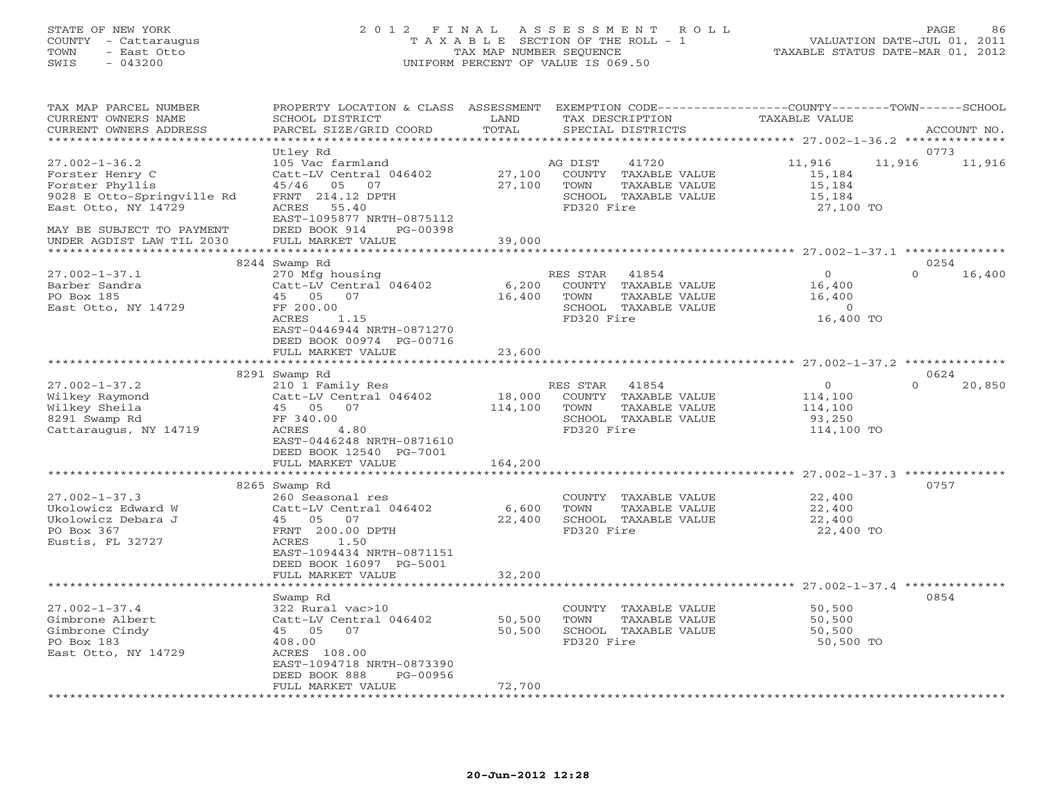STATE OF NEW YORK
COUNTY - Cattaraugus
TOWN - East Otto
SWIS - 043200

2012 FINAL ASSESSMENT ROLL
TAXABLE SECTION OF THE ROLL - 1
TAX MAP NUMBER SEQUENCE
UNIFORM PERCENT OF VALUE IS 069.50

VALUATION DATE-JUL 01, 2011
TAXABLE STATUS DATE-MAR 01, 2012

| TAX MAP PARCEL NUMBER / CURRENT OWNERS NAME / CURRENT OWNERS ADDRESS | PROPERTY LOCATION & CLASS / SCHOOL DISTRICT / PARCEL SIZE/GRID COORD | ASSESSMENT LAND / TOTAL | EXEMPTION CODE / TAX DESCRIPTION / SPECIAL DISTRICTS | COUNTY | TOWN | SCHOOL | ACCOUNT NO. |
|---|---|---|---|---|---|---|---|
| **27.002-1-36.2** | Utley Rd | | | | | | 0773 |
| 27.002-1-36.2 | 105 Vac farmland | | AG DIST 41720 | 11,916 | 11,916 | 11,916 | |
| Forster Henry C | Catt-LV Central 046402 | 27,100 | COUNTY TAXABLE VALUE | 15,184 | | | |
| Forster Phyllis | 45/46 05 07 | 27,100 | TOWN TAXABLE VALUE | | 15,184 | | |
| 9028 E Otto-Springville Rd | FRNT 214.12 DPTH | | SCHOOL TAXABLE VALUE | | | 15,184 | |
| East Otto, NY 14729 | ACRES 55.40 | | FD320 Fire | 27,100 TO | | | |
| | EAST-1095877 NRTH-0875112 | | | | | | |
| MAY BE SUBJECT TO PAYMENT | DEED BOOK 914 PG-00398 | | | | | | |
| UNDER AGDIST LAW TIL 2030 | FULL MARKET VALUE | 39,000 | | | | | |
| **27.002-1-37.1** | 8244 Swamp Rd | | | | | | 0254 |
| 27.002-1-37.1 | 270 Mfg housing | | RES STAR 41854 | 0 | 0 | 16,400 | |
| Barber Sandra | Catt-LV Central 046402 | 6,200 | COUNTY TAXABLE VALUE | 16,400 | | | |
| PO Box 185 | 45 05 07 | 16,400 | TOWN TAXABLE VALUE | | 16,400 | | |
| East Otto, NY 14729 | FF 200.00 | | SCHOOL TAXABLE VALUE | | | 0 | |
| | ACRES 1.15 | | FD320 Fire | 16,400 TO | | | |
| | EAST-0446944 NRTH-0871270 | | | | | | |
| | DEED BOOK 00974 PG-00716 | | | | | | |
| | FULL MARKET VALUE | 23,600 | | | | | |
| **27.002-1-37.2** | 8291 Swamp Rd | | | | | | 0624 |
| 27.002-1-37.2 | 210 1 Family Res | | RES STAR 41854 | 0 | 0 | 20,850 | |
| Wilkey Raymond | Catt-LV Central 046402 | 18,000 | COUNTY TAXABLE VALUE | 114,100 | | | |
| Wilkey Sheila | 45 05 07 | 114,100 | TOWN TAXABLE VALUE | | 114,100 | | |
| 8291 Swamp Rd | FF 340.00 | | SCHOOL TAXABLE VALUE | | | 93,250 | |
| Cattaraugus, NY 14719 | ACRES 4.80 | | FD320 Fire | 114,100 TO | | | |
| | EAST-0446248 NRTH-0871610 | | | | | | |
| | DEED BOOK 12540 PG-7001 | | | | | | |
| | FULL MARKET VALUE | 164,200 | | | | | |
| **27.002-1-37.3** | 8265 Swamp Rd | | | | | | 0757 |
| 27.002-1-37.3 | 260 Seasonal res | | COUNTY TAXABLE VALUE | 22,400 | | | |
| Ukolowicz Edward W | Catt-LV Central 046402 | 6,600 | TOWN TAXABLE VALUE | | 22,400 | | |
| Ukolowicz Debara J | 45 05 07 | 22,400 | SCHOOL TAXABLE VALUE | | | 22,400 | |
| PO Box 367 | FRNT 200.00 DPTH | | FD320 Fire | 22,400 TO | | | |
| Eustis, FL 32727 | ACRES 1.50 | | | | | | |
| | EAST-1094434 NRTH-0871151 | | | | | | |
| | DEED BOOK 16097 PG-5001 | | | | | | |
| | FULL MARKET VALUE | 32,200 | | | | | |
| **27.002-1-37.4** | Swamp Rd | | | | | | 0854 |
| 27.002-1-37.4 | 322 Rural vac>10 | | COUNTY TAXABLE VALUE | 50,500 | | | |
| Gimbrone Albert | Catt-LV Central 046402 | 50,500 | TOWN TAXABLE VALUE | | 50,500 | | |
| Gimbrone Cindy | 45 05 07 | 50,500 | SCHOOL TAXABLE VALUE | | | 50,500 | |
| PO Box 183 | 408.00 | | FD320 Fire | 50,500 TO | | | |
| East Otto, NY 14729 | ACRES 108.00 | | | | | | |
| | EAST-1094718 NRTH-0873390 | | | | | | |
| | DEED BOOK 888 PG-00956 | | | | | | |
| | FULL MARKET VALUE | 72,700 | | | | | |

20-Jun-2012 12:28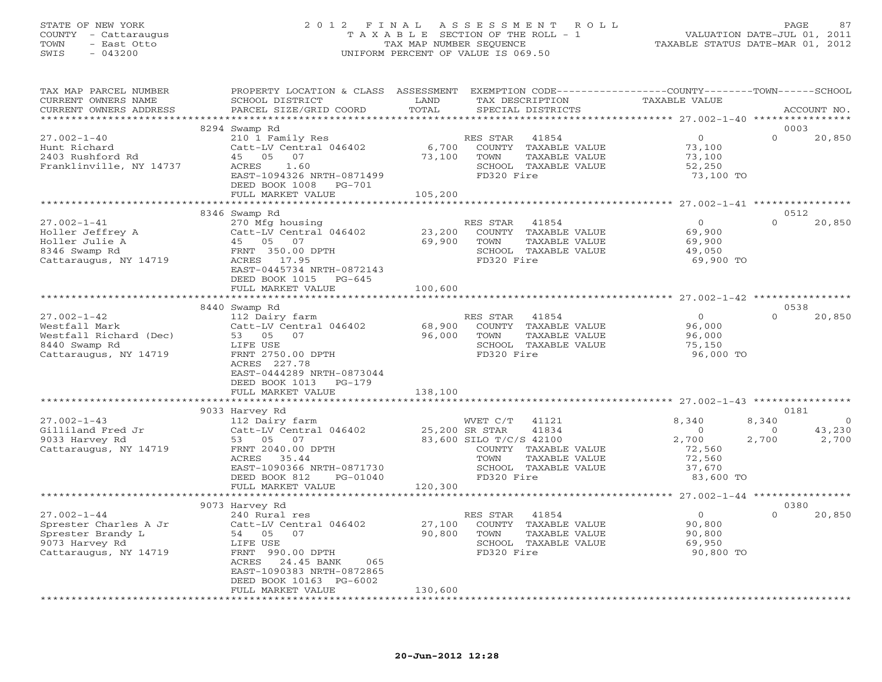STATE OF NEW YORK
COUNTY - Cattaraugus
TOWN - East Otto
SWIS - 043200

2012 FINAL ASSESSMENT ROLL
TAXABLE SECTION OF THE ROLL - 1
TAX MAP NUMBER SEQUENCE
UNIFORM PERCENT OF VALUE IS 069.50

VALUATION DATE-JUL 01, 2011
TAXABLE STATUS DATE-MAR 01, 2012

| TAX MAP PARCEL NUMBER / CURRENT OWNERS NAME / CURRENT OWNERS ADDRESS | PROPERTY LOCATION & CLASS / SCHOOL DISTRICT / PARCEL SIZE/GRID COORD | ASSESSMENT LAND / TOTAL | EXEMPTION CODE / TAX DESCRIPTION / SPECIAL DISTRICTS | COUNTY TAXABLE VALUE | TOWN | SCHOOL | ACCOUNT NO. |
|---|---|---|---|---|---|---|---|
| | 8294 Swamp Rd | | | | | | 0003 |
| 27.002-1-40 | 210 1 Family Res | | RES STAR 41854 | 0 | 0 | 20,850 | |
| Hunt Richard | Catt-LV Central 046402 | 6,700 | COUNTY TAXABLE VALUE | 73,100 | | | |
| 2403 Rushford Rd | 45 05 07 | 73,100 | TOWN TAXABLE VALUE | 73,100 | | | |
| Franklinville, NY 14737 | ACRES 1.60 | | SCHOOL TAXABLE VALUE | 52,250 | | | |
| | EAST-1094326 NRTH-0871499 | | FD320 Fire | 73,100 TO | | | |
| | DEED BOOK 1008 PG-701 | | | | | | |
| | FULL MARKET VALUE | 105,200 | | | | | |
| | 8346 Swamp Rd | | | | | | 0512 |
| 27.002-1-41 | 270 Mfg housing | | RES STAR 41854 | 0 | 0 | 20,850 | |
| Holler Jeffrey A | Catt-LV Central 046402 | 23,200 | COUNTY TAXABLE VALUE | 69,900 | | | |
| Holler Julie A | 45 05 07 | 69,900 | TOWN TAXABLE VALUE | 69,900 | | | |
| 8346 Swamp Rd | FRNT 350.00 DPTH | | SCHOOL TAXABLE VALUE | 49,050 | | | |
| Cattaraugus, NY 14719 | ACRES 17.95 | | FD320 Fire | 69,900 TO | | | |
| | EAST-0445734 NRTH-0872143 | | | | | | |
| | DEED BOOK 1015 PG-645 | | | | | | |
| | FULL MARKET VALUE | 100,600 | | | | | |
| | 8440 Swamp Rd | | | | | | 0538 |
| 27.002-1-42 | 112 Dairy farm | | RES STAR 41854 | 0 | 0 | 20,850 | |
| Westfall Mark | Catt-LV Central 046402 | 68,900 | COUNTY TAXABLE VALUE | 96,000 | | | |
| Westfall Richard (Dec) | 53 05 07 | 96,000 | TOWN TAXABLE VALUE | 96,000 | | | |
| 8440 Swamp Rd | LIFE USE | | SCHOOL TAXABLE VALUE | 75,150 | | | |
| Cattaraugus, NY 14719 | FRNT 2750.00 DPTH | | FD320 Fire | 96,000 TO | | | |
| | ACRES 227.78 | | | | | | |
| | EAST-0444289 NRTH-0873044 | | | | | | |
| | DEED BOOK 1013 PG-179 | | | | | | |
| | FULL MARKET VALUE | 138,100 | | | | | |
| | 9033 Harvey Rd | | | | | | 0181 |
| 27.002-1-43 | 112 Dairy farm | | WVET C/T 41121 | 8,340 | 8,340 | 0 | |
| Gilliland Fred Jr | Catt-LV Central 046402 | 25,200 | SR STAR 41834 | 0 | 0 | 43,230 | |
| 9033 Harvey Rd | 53 05 07 | 83,600 | SILO T/C/S 42100 | 2,700 | 2,700 | 2,700 | |
| Cattaraugus, NY 14719 | FRNT 2040.00 DPTH | | COUNTY TAXABLE VALUE | 72,560 | | | |
| | ACRES 35.44 | | TOWN TAXABLE VALUE | 72,560 | | | |
| | EAST-1090366 NRTH-0871730 | | SCHOOL TAXABLE VALUE | 37,670 | | | |
| | DEED BOOK 812 PG-01040 | | FD320 Fire | 83,600 TO | | | |
| | FULL MARKET VALUE | 120,300 | | | | | |
| | 9073 Harvey Rd | | | | | | 0380 |
| 27.002-1-44 | 240 Rural res | | RES STAR 41854 | 0 | 0 | 20,850 | |
| Sprester Charles A Jr | Catt-LV Central 046402 | 27,100 | COUNTY TAXABLE VALUE | 90,800 | | | |
| Sprester Brandy L | 54 05 07 | 90,800 | TOWN TAXABLE VALUE | 90,800 | | | |
| 9073 Harvey Rd | LIFE USE | | SCHOOL TAXABLE VALUE | 69,950 | | | |
| Cattaraugus, NY 14719 | FRNT 990.00 DPTH | | FD320 Fire | 90,800 TO | | | |
| | ACRES 24.45 BANK 065 | | | | | | |
| | EAST-1090383 NRTH-0872865 | | | | | | |
| | DEED BOOK 10163 PG-6002 | | | | | | |
| | FULL MARKET VALUE | 130,600 | | | | | |

20-Jun-2012 12:28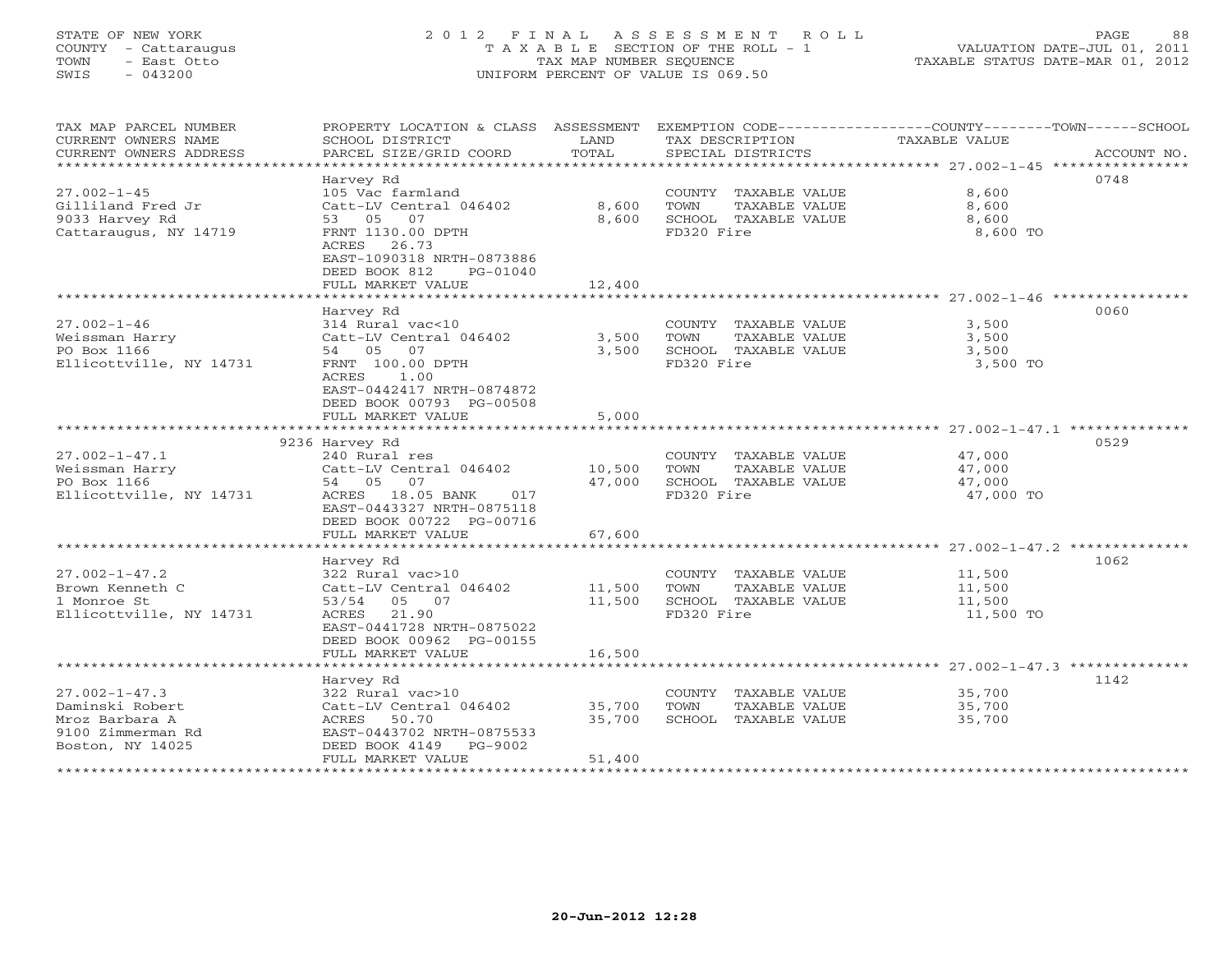STATE OF NEW YORK
COUNTY - Cattaraugus
TOWN - East Otto
SWIS - 043200

# 2012 FINAL ASSESSMENT ROLL

TAXABLE SECTION OF THE ROLL - 1
TAX MAP NUMBER SEQUENCE
UNIFORM PERCENT OF VALUE IS 069.50

VALUATION DATE-JUL 01, 2011
TAXABLE STATUS DATE-MAR 01, 2012

| TAX MAP PARCEL NUMBER / CURRENT OWNERS NAME / CURRENT OWNERS ADDRESS | PROPERTY LOCATION & CLASS / SCHOOL DISTRICT / PARCEL SIZE/GRID COORD | ASSESSMENT LAND / TOTAL | EXEMPTION CODE / TAX DESCRIPTION / SPECIAL DISTRICTS | COUNTY--------TOWN------SCHOOL TAXABLE VALUE | ACCOUNT NO. |
|---|---|---|---|---|---|
| 27.002-1-45 | Harvey Rd | | | | 0748 |
| | 105 Vac farmland | | COUNTY TAXABLE VALUE | 8,600 | |
| Gilliland Fred Jr | Catt-LV Central 046402 | 8,600 | TOWN TAXABLE VALUE | 8,600 | |
| 9033 Harvey Rd | 53 05 07 | 8,600 | SCHOOL TAXABLE VALUE | 8,600 | |
| Cattaraugus, NY 14719 | FRNT 1130.00 DPTH | | FD320 Fire | 8,600 TO | |
| | ACRES 26.73 | | | | |
| | EAST-1090318 NRTH-0873886 | | | | |
| | DEED BOOK 812 PG-01040 | | | | |
| | FULL MARKET VALUE | 12,400 | | | |
| 27.002-1-46 | Harvey Rd | | | | 0060 |
| | 314 Rural vac<10 | | COUNTY TAXABLE VALUE | 3,500 | |
| Weissman Harry | Catt-LV Central 046402 | 3,500 | TOWN TAXABLE VALUE | 3,500 | |
| PO Box 1166 | 54 05 07 | 3,500 | SCHOOL TAXABLE VALUE | 3,500 | |
| Ellicottville, NY 14731 | FRNT 100.00 DPTH | | FD320 Fire | 3,500 TO | |
| | ACRES 1.00 | | | | |
| | EAST-0442417 NRTH-0874872 | | | | |
| | DEED BOOK 00793 PG-00508 | | | | |
| | FULL MARKET VALUE | 5,000 | | | |
| 27.002-1-47.1 | 9236 Harvey Rd | | | | 0529 |
| | 240 Rural res | | COUNTY TAXABLE VALUE | 47,000 | |
| Weissman Harry | Catt-LV Central 046402 | 10,500 | TOWN TAXABLE VALUE | 47,000 | |
| PO Box 1166 | 54 05 07 | 47,000 | SCHOOL TAXABLE VALUE | 47,000 | |
| Ellicottville, NY 14731 | ACRES 18.05 BANK 017 | | FD320 Fire | 47,000 TO | |
| | EAST-0443327 NRTH-0875118 | | | | |
| | DEED BOOK 00722 PG-00716 | | | | |
| | FULL MARKET VALUE | 67,600 | | | |
| 27.002-1-47.2 | Harvey Rd | | | | 1062 |
| | 322 Rural vac>10 | | COUNTY TAXABLE VALUE | 11,500 | |
| Brown Kenneth C | Catt-LV Central 046402 | 11,500 | TOWN TAXABLE VALUE | 11,500 | |
| 1 Monroe St | 53/54 05 07 | 11,500 | SCHOOL TAXABLE VALUE | 11,500 | |
| Ellicottville, NY 14731 | ACRES 21.90 | | FD320 Fire | 11,500 TO | |
| | EAST-0441728 NRTH-0875022 | | | | |
| | DEED BOOK 00962 PG-00155 | | | | |
| | FULL MARKET VALUE | 16,500 | | | |
| 27.002-1-47.3 | Harvey Rd | | | | 1142 |
| | 322 Rural vac>10 | | COUNTY TAXABLE VALUE | 35,700 | |
| Daminski Robert | Catt-LV Central 046402 | 35,700 | TOWN TAXABLE VALUE | 35,700 | |
| Mroz Barbara A | ACRES 50.70 | 35,700 | SCHOOL TAXABLE VALUE | 35,700 | |
| 9100 Zimmerman Rd | EAST-0443702 NRTH-0875533 | | | | |
| Boston, NY 14025 | DEED BOOK 4149 PG-9002 | | | | |
| | FULL MARKET VALUE | 51,400 | | | |

20-Jun-2012 12:28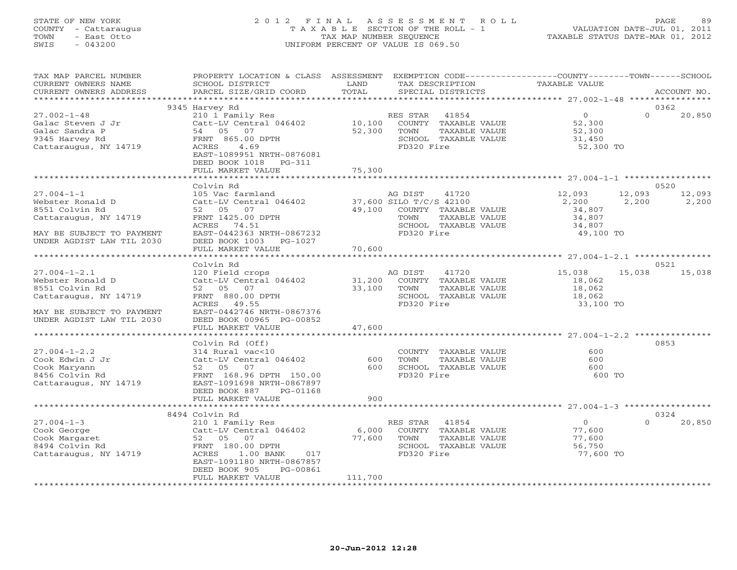STATE OF NEW YORK
COUNTY - Cattaraugus
TOWN - East Otto
SWIS - 043200

2012 FINAL ASSESSMENT ROLL
TAXABLE SECTION OF THE ROLL - 1
TAX MAP NUMBER SEQUENCE
UNIFORM PERCENT OF VALUE IS 069.50

VALUATION DATE-JUL 01, 2011
TAXABLE STATUS DATE-MAR 01, 2012

| TAX MAP PARCEL NUMBER / CURRENT OWNERS NAME / CURRENT OWNERS ADDRESS | PROPERTY LOCATION & CLASS / SCHOOL DISTRICT / PARCEL SIZE/GRID COORD | ASSESSMENT LAND | TOTAL | EXEMPTION CODE / TAX DESCRIPTION / SPECIAL DISTRICTS | COUNTY TAXABLE VALUE | TOWN | SCHOOL / ACCOUNT NO. |
|---|---|---|---|---|---|---|---|
| | 9345 Harvey Rd | | | | | | 0362 |
| 27.002-1-48 | 210 1 Family Res | | | RES STAR 41854 | 0 | 0 | 20,850 |
| Galac Steven J Jr | Catt-LV Central 046402 | 10,100 | | COUNTY TAXABLE VALUE | 52,300 | | |
| Galac Sandra P | 54 05 07 | | 52,300 | TOWN TAXABLE VALUE | 52,300 | | |
| 9345 Harvey Rd | FRNT 865.00 DPTH | | | SCHOOL TAXABLE VALUE | 31,450 | | |
| Cattaraugus, NY 14719 | ACRES 4.69 | | | FD320 Fire | 52,300 TO | | |
| | EAST-1089951 NRTH-0876081 | | | | | | |
| | DEED BOOK 1018 PG-311 | | | | | | |
| | FULL MARKET VALUE | | 75,300 | | | | |
| | Colvin Rd | | | | | | 0520 |
| 27.004-1-1 | 105 Vac farmland | | | AG DIST 41720 | 12,093 | 12,093 | 12,093 |
| Webster Ronald D | Catt-LV Central 046402 | 37,600 | | SILO T/C/S 42100 | 2,200 | 2,200 | 2,200 |
| 8551 Colvin Rd | 52 05 07 | | 49,100 | COUNTY TAXABLE VALUE | 34,807 | | |
| Cattaraugus, NY 14719 | FRNT 1425.00 DPTH | | | TOWN TAXABLE VALUE | 34,807 | | |
| | ACRES 74.51 | | | SCHOOL TAXABLE VALUE | 34,807 | | |
| MAY BE SUBJECT TO PAYMENT | EAST-0442363 NRTH-0867232 | | | FD320 Fire | 49,100 TO | | |
| UNDER AGDIST LAW TIL 2030 | DEED BOOK 1003 PG-1027 | | | | | | |
| | FULL MARKET VALUE | | 70,600 | | | | |
| | Colvin Rd | | | | | | 0521 |
| 27.004-1-2.1 | 120 Field crops | | | AG DIST 41720 | 15,038 | 15,038 | 15,038 |
| Webster Ronald D | Catt-LV Central 046402 | 31,200 | | COUNTY TAXABLE VALUE | 18,062 | | |
| 8551 Colvin Rd | 52 05 07 | | 33,100 | TOWN TAXABLE VALUE | 18,062 | | |
| Cattaraugus, NY 14719 | FRNT 880.00 DPTH | | | SCHOOL TAXABLE VALUE | 18,062 | | |
| | ACRES 49.55 | | | FD320 Fire | 33,100 TO | | |
| MAY BE SUBJECT TO PAYMENT | EAST-0442746 NRTH-0867376 | | | | | | |
| UNDER AGDIST LAW TIL 2030 | DEED BOOK 00965 PG-00852 | | | | | | |
| | FULL MARKET VALUE | | 47,600 | | | | |
| | Colvin Rd (Off) | | | | | | 0853 |
| 27.004-1-2.2 | 314 Rural vac<10 | | | COUNTY TAXABLE VALUE | 600 | | |
| Cook Edwin J Jr | Catt-LV Central 046402 | 600 | | TOWN TAXABLE VALUE | 600 | | |
| Cook Maryann | 52 05 07 | | 600 | SCHOOL TAXABLE VALUE | 600 | | |
| 8456 Colvin Rd | FRNT 168.96 DPTH 150.00 | | | FD320 Fire | 600 TO | | |
| Cattaraugus, NY 14719 | EAST-1091698 NRTH-0867897 | | | | | | |
| | DEED BOOK 887 PG-01168 | | | | | | |
| | FULL MARKET VALUE | | 900 | | | | |
| | 8494 Colvin Rd | | | | | | 0324 |
| 27.004-1-3 | 210 1 Family Res | | | RES STAR 41854 | 0 | 0 | 20,850 |
| Cook George | Catt-LV Central 046402 | 6,000 | | COUNTY TAXABLE VALUE | 77,600 | | |
| Cook Margaret | 52 05 07 | | 77,600 | TOWN TAXABLE VALUE | 77,600 | | |
| 8494 Colvin Rd | FRNT 180.00 DPTH | | | SCHOOL TAXABLE VALUE | 56,750 | | |
| Cattaraugus, NY 14719 | ACRES 1.00 BANK 017 | | | FD320 Fire | 77,600 TO | | |
| | EAST-1091180 NRTH-0867857 | | | | | | |
| | DEED BOOK 905 PG-00861 | | | | | | |
| | FULL MARKET VALUE | | 111,700 | | | | |

20-Jun-2012 12:28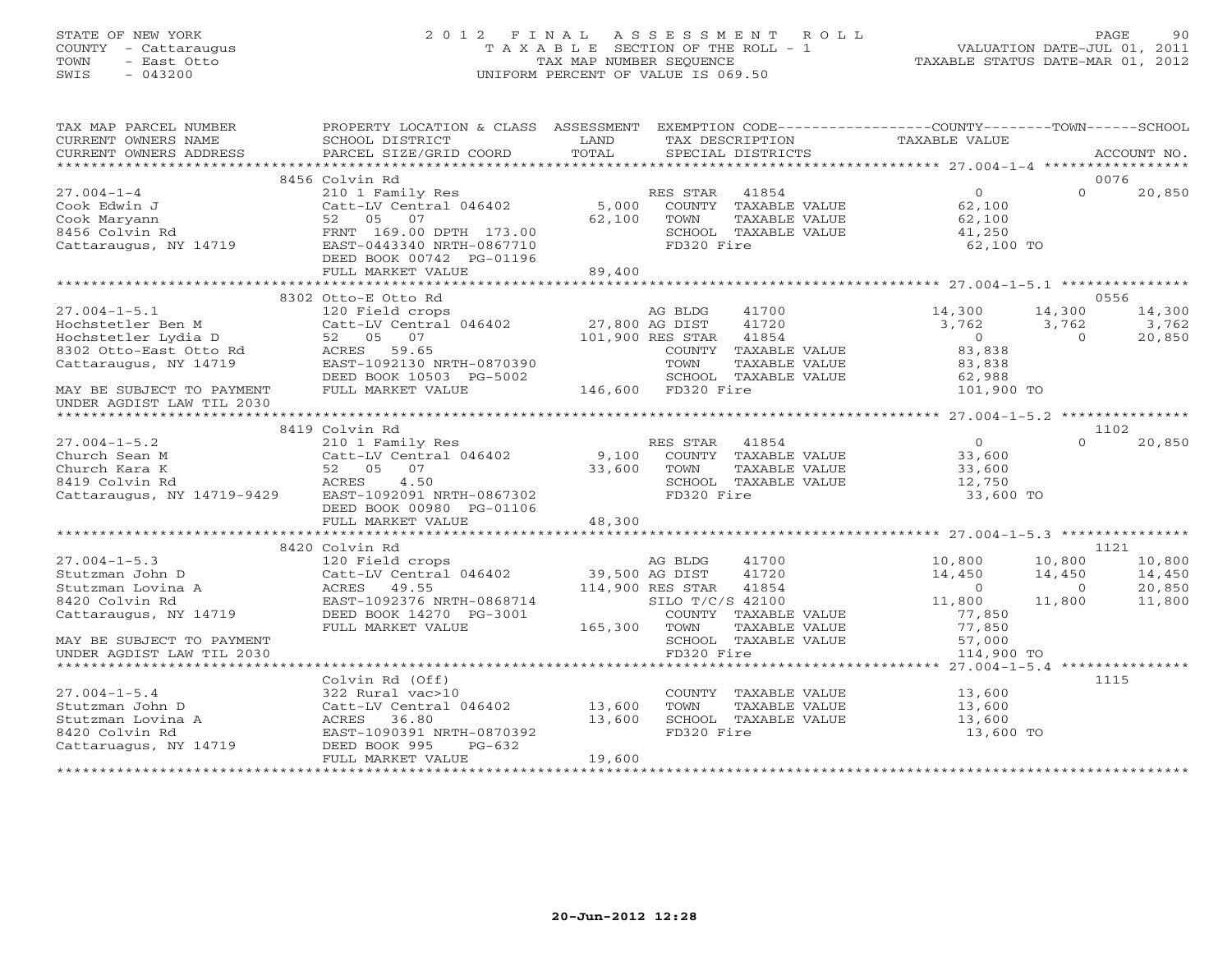STATE OF NEW YORK
COUNTY - Cattaraugus
TOWN - East Otto
SWIS - 043200

# 2012 FINAL ASSESSMENT ROLL

TAXABLE SECTION OF THE ROLL - 1
TAX MAP NUMBER SEQUENCE
UNIFORM PERCENT OF VALUE IS 069.50

VALUATION DATE-JUL 01, 2011
TAXABLE STATUS DATE-MAR 01, 2012

| TAX MAP PARCEL NUMBER / CURRENT OWNERS NAME / CURRENT OWNERS ADDRESS | PROPERTY LOCATION & CLASS / SCHOOL DISTRICT / PARCEL SIZE/GRID COORD | ASSESSMENT LAND / TOTAL | EXEMPTION CODE / TAX DESCRIPTION / SPECIAL DISTRICTS | COUNTY TAXABLE VALUE | TOWN | SCHOOL / ACCOUNT NO. |
|---|---|---|---|---|---|---|
| | 8456 Colvin Rd | | | | | 0076 |
| 27.004-1-4 | 210 1 Family Res | | RES STAR 41854 | 0 | 0 | 20,850 |
| Cook Edwin J | Catt-LV Central 046402 | 5,000 | COUNTY TAXABLE VALUE | 62,100 | | |
| Cook Maryann | 52 05 07 | 62,100 | TOWN TAXABLE VALUE | 62,100 | | |
| 8456 Colvin Rd | FRNT 169.00 DPTH 173.00 | | SCHOOL TAXABLE VALUE | 41,250 | | |
| Cattaraugus, NY 14719 | EAST-0443340 NRTH-0867710 | | FD320 Fire | 62,100 TO | | |
| | DEED BOOK 00742 PG-01196 | | | | | |
| | FULL MARKET VALUE | 89,400 | | | | |
| | 8302 Otto-E Otto Rd | | | | | 0556 |
| 27.004-1-5.1 | 120 Field crops | | AG BLDG 41700 | 14,300 | 14,300 | 14,300 |
| Hochstetler Ben M | Catt-LV Central 046402 | 27,800 | AG DIST 41720 | 3,762 | 3,762 | 3,762 |
| Hochstetler Lydia D | 52 05 07 | 101,900 | RES STAR 41854 | 0 | 0 | 20,850 |
| 8302 Otto-East Otto Rd | ACRES 59.65 | | COUNTY TAXABLE VALUE | 83,838 | | |
| Cattaraugus, NY 14719 | EAST-1092130 NRTH-0870390 | | TOWN TAXABLE VALUE | 83,838 | | |
| | DEED BOOK 10503 PG-5002 | | SCHOOL TAXABLE VALUE | 62,988 | | |
| MAY BE SUBJECT TO PAYMENT | FULL MARKET VALUE | 146,600 | FD320 Fire | 101,900 TO | | |
| UNDER AGDIST LAW TIL 2030 | | | | | | |
| | 8419 Colvin Rd | | | | | 1102 |
| 27.004-1-5.2 | 210 1 Family Res | | RES STAR 41854 | 0 | 0 | 20,850 |
| Church Sean M | Catt-LV Central 046402 | 9,100 | COUNTY TAXABLE VALUE | 33,600 | | |
| Church Kara K | 52 05 07 | 33,600 | TOWN TAXABLE VALUE | 33,600 | | |
| 8419 Colvin Rd | ACRES 4.50 | | SCHOOL TAXABLE VALUE | 12,750 | | |
| Cattaraugus, NY 14719-9429 | EAST-1092091 NRTH-0867302 | | FD320 Fire | 33,600 TO | | |
| | DEED BOOK 00980 PG-01106 | | | | | |
| | FULL MARKET VALUE | 48,300 | | | | |
| | 8420 Colvin Rd | | | | | 1121 |
| 27.004-1-5.3 | 120 Field crops | | AG BLDG 41700 | 10,800 | 10,800 | 10,800 |
| Stutzman John D | Catt-LV Central 046402 | 39,500 | AG DIST 41720 | 14,450 | 14,450 | 14,450 |
| Stutzman Lovina A | ACRES 49.55 | 114,900 | RES STAR 41854 | 0 | 0 | 20,850 |
| 8420 Colvin Rd | EAST-1092376 NRTH-0868714 | | SILO T/C/S 42100 | 11,800 | 11,800 | 11,800 |
| Cattaraugus, NY 14719 | DEED BOOK 14270 PG-3001 | | COUNTY TAXABLE VALUE | 77,850 | | |
| | FULL MARKET VALUE | 165,300 | TOWN TAXABLE VALUE | 77,850 | | |
| MAY BE SUBJECT TO PAYMENT | | | SCHOOL TAXABLE VALUE | 57,000 | | |
| UNDER AGDIST LAW TIL 2030 | | | FD320 Fire | 114,900 TO | | |
| | Colvin Rd (Off) | | | | | 1115 |
| 27.004-1-5.4 | 322 Rural vac>10 | | COUNTY TAXABLE VALUE | 13,600 | | |
| Stutzman John D | Catt-LV Central 046402 | 13,600 | TOWN TAXABLE VALUE | 13,600 | | |
| Stutzman Lovina A | ACRES 36.80 | 13,600 | SCHOOL TAXABLE VALUE | 13,600 | | |
| 8420 Colvin Rd | EAST-1090391 NRTH-0870392 | | FD320 Fire | 13,600 TO | | |
| Cattaruagus, NY 14719 | DEED BOOK 995 PG-632 | | | | | |
| | FULL MARKET VALUE | 19,600 | | | | |

20-Jun-2012 12:28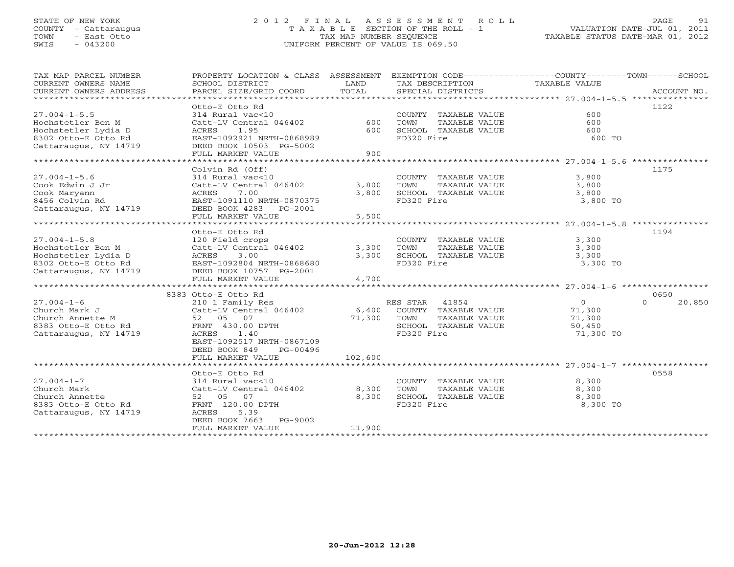STATE OF NEW YORK
COUNTY - Cattaraugus
TOWN - East Otto
SWIS - 043200

# 2012 FINAL ASSESSMENT ROLL
TAXABLE SECTION OF THE ROLL - 1
TAX MAP NUMBER SEQUENCE
UNIFORM PERCENT OF VALUE IS 069.50

VALUATION DATE-JUL 01, 2011
TAXABLE STATUS DATE-MAR 01, 2012

| TAX MAP PARCEL NUMBER / CURRENT OWNERS NAME / CURRENT OWNERS ADDRESS | PROPERTY LOCATION & CLASS / SCHOOL DISTRICT / PARCEL SIZE/GRID COORD | ASSESSMENT LAND / TOTAL | EXEMPTION CODE / TAX DESCRIPTION / SPECIAL DISTRICTS | COUNTY / TOWN / SCHOOL TAXABLE VALUE | ACCOUNT NO. |
|---|---|---|---|---|---|
| **27.004-1-5.5** | Otto-E Otto Rd | | | | 1122 |
| Hochstetler Ben M | 314 Rural vac<10 | | COUNTY TAXABLE VALUE | 600 | |
| Hochstetler Lydia D | Catt-LV Central 046402 | 600 | TOWN TAXABLE VALUE | 600 | |
| 8302 Otto-E Otto Rd | ACRES 1.95 | 600 | SCHOOL TAXABLE VALUE | 600 | |
| Cattaraugus, NY 14719 | EAST-1092921 NRTH-0868989 | | FD320 Fire | 600 TO | |
| | DEED BOOK 10503 PG-5002 | | | | |
| | FULL MARKET VALUE | 900 | | | |
| **27.004-1-5.6** | Colvin Rd (Off) | | | | 1175 |
| Cook Edwin J Jr | 314 Rural vac<10 | | COUNTY TAXABLE VALUE | 3,800 | |
| Cook Maryann | Catt-LV Central 046402 | 3,800 | TOWN TAXABLE VALUE | 3,800 | |
| 8456 Colvin Rd | ACRES 7.00 | 3,800 | SCHOOL TAXABLE VALUE | 3,800 | |
| Cattaraugus, NY 14719 | EAST-1091110 NRTH-0870375 | | FD320 Fire | 3,800 TO | |
| | DEED BOOK 4283 PG-2001 | | | | |
| | FULL MARKET VALUE | 5,500 | | | |
| **27.004-1-5.8** | Otto-E Otto Rd | | | | 1194 |
| Hochstetler Ben M | 120 Field crops | | COUNTY TAXABLE VALUE | 3,300 | |
| Hochstetler Lydia D | Catt-LV Central 046402 | 3,300 | TOWN TAXABLE VALUE | 3,300 | |
| 8302 Otto-E Otto Rd | ACRES 3.00 | 3,300 | SCHOOL TAXABLE VALUE | 3,300 | |
| Cattaraugus, NY 14719 | EAST-1092804 NRTH-0868680 | | FD320 Fire | 3,300 TO | |
| | DEED BOOK 10757 PG-2001 | | | | |
| | FULL MARKET VALUE | 4,700 | | | |
| **27.004-1-6** | 8383 Otto-E Otto Rd | | | | 0650 |
| Church Mark J | 210 1 Family Res | | RES STAR 41854 | 0 / 0 / 20,850 | |
| Church Annette M | Catt-LV Central 046402 | 6,400 | COUNTY TAXABLE VALUE | 71,300 | |
| 8383 Otto-E Otto Rd | 52 05 07 | 71,300 | TOWN TAXABLE VALUE | 71,300 | |
| Cattaraugus, NY 14719 | FRNT 430.00 DPTH | | SCHOOL TAXABLE VALUE | 50,450 | |
| | ACRES 1.40 | | FD320 Fire | 71,300 TO | |
| | EAST-1092517 NRTH-0867109 | | | | |
| | DEED BOOK 849 PG-00496 | | | | |
| | FULL MARKET VALUE | 102,600 | | | |
| **27.004-1-7** | Otto-E Otto Rd | | | | 0558 |
| Church Mark | 314 Rural vac<10 | | COUNTY TAXABLE VALUE | 8,300 | |
| Church Annette | Catt-LV Central 046402 | 8,300 | TOWN TAXABLE VALUE | 8,300 | |
| 8383 Otto-E Otto Rd | 52 05 07 | 8,300 | SCHOOL TAXABLE VALUE | 8,300 | |
| Cattaraugus, NY 14719 | FRNT 120.00 DPTH | | FD320 Fire | 8,300 TO | |
| | ACRES 5.39 | | | | |
| | DEED BOOK 7663 PG-9002 | | | | |
| | FULL MARKET VALUE | 11,900 | | | |

20-Jun-2012 12:28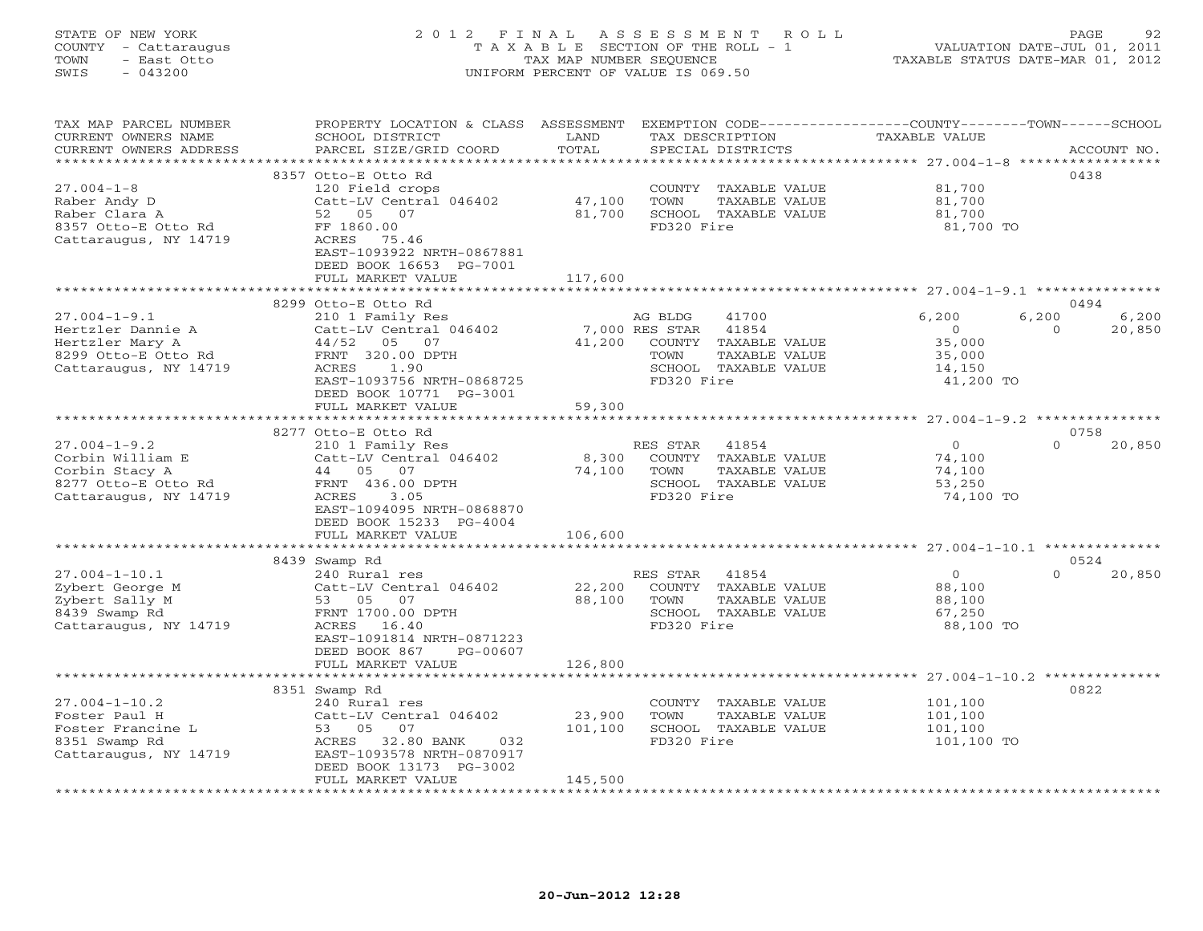STATE OF NEW YORK
COUNTY - Cattaraugus
TOWN - East Otto
SWIS - 043200

# 2012 FINAL ASSESSMENT ROLL

TAXABLE SECTION OF THE ROLL - 1
TAX MAP NUMBER SEQUENCE
UNIFORM PERCENT OF VALUE IS 069.50

VALUATION DATE-JUL 01, 2011
TAXABLE STATUS DATE-MAR 01, 2012

| TAX MAP PARCEL NUMBER / CURRENT OWNERS NAME / CURRENT OWNERS ADDRESS | PROPERTY LOCATION & CLASS / SCHOOL DISTRICT / PARCEL SIZE/GRID COORD | ASSESSMENT LAND / TOTAL | EXEMPTION CODE / TAX DESCRIPTION / SPECIAL DISTRICTS | COUNTY | TOWN | SCHOOL | ACCOUNT NO. |
|---|---|---|---|---|---|---|---|
| 27.004-1-8 | 8357 Otto-E Otto Rd | | | | | | 0438 |
| Raber Andy D | 120 Field crops | | COUNTY TAXABLE VALUE | 81,700 | | | |
| Raber Clara A | Catt-LV Central 046402 | 47,100 | TOWN TAXABLE VALUE | | 81,700 | | |
| 8357 Otto-E Otto Rd | 52 05 07 | 81,700 | SCHOOL TAXABLE VALUE | | | 81,700 | |
| Cattaraugus, NY 14719 | FF 1860.00 | | FD320 Fire | 81,700 TO | | | |
| | ACRES 75.46 | | | | | | |
| | EAST-1093922 NRTH-0867881 | | | | | | |
| | DEED BOOK 16653 PG-7001 | | | | | | |
| | FULL MARKET VALUE | 117,600 | | | | | |
| 27.004-1-9.1 | 8299 Otto-E Otto Rd | | | | | | 0494 |
| Hertzler Dannie A | 210 1 Family Res | | AG BLDG 41700 | 6,200 | 6,200 | 6,200 | |
| Hertzler Mary A | Catt-LV Central 046402 | 7,000 | RES STAR 41854 | 0 | 0 | 20,850 | |
| 8299 Otto-E Otto Rd | 44/52 05 07 | 41,200 | COUNTY TAXABLE VALUE | 35,000 | | | |
| Cattaraugus, NY 14719 | FRNT 320.00 DPTH | | TOWN TAXABLE VALUE | | 35,000 | | |
| | ACRES 1.90 | | SCHOOL TAXABLE VALUE | | | 14,150 | |
| | EAST-1093756 NRTH-0868725 | | FD320 Fire | 41,200 TO | | | |
| | DEED BOOK 10771 PG-3001 | | | | | | |
| | FULL MARKET VALUE | 59,300 | | | | | |
| 27.004-1-9.2 | 8277 Otto-E Otto Rd | | | | | | 0758 |
| Corbin William E | 210 1 Family Res | | RES STAR 41854 | 0 | 0 | 20,850 | |
| Corbin Stacy A | Catt-LV Central 046402 | 8,300 | COUNTY TAXABLE VALUE | 74,100 | | | |
| 8277 Otto-E Otto Rd | 44 05 07 | 74,100 | TOWN TAXABLE VALUE | | 74,100 | | |
| Cattaraugus, NY 14719 | FRNT 436.00 DPTH | | SCHOOL TAXABLE VALUE | | | 53,250 | |
| | ACRES 3.05 | | FD320 Fire | 74,100 TO | | | |
| | EAST-1094095 NRTH-0868870 | | | | | | |
| | DEED BOOK 15233 PG-4004 | | | | | | |
| | FULL MARKET VALUE | 106,600 | | | | | |
| 27.004-1-10.1 | 8439 Swamp Rd | | | | | | 0524 |
| Zybert George M | 240 Rural res | | RES STAR 41854 | 0 | 0 | 20,850 | |
| Zybert Sally M | Catt-LV Central 046402 | 22,200 | COUNTY TAXABLE VALUE | 88,100 | | | |
| 8439 Swamp Rd | 53 05 07 | 88,100 | TOWN TAXABLE VALUE | | 88,100 | | |
| Cattaraugus, NY 14719 | FRNT 1700.00 DPTH | | SCHOOL TAXABLE VALUE | | | 67,250 | |
| | ACRES 16.40 | | FD320 Fire | 88,100 TO | | | |
| | EAST-1091814 NRTH-0871223 | | | | | | |
| | DEED BOOK 867 PG-00607 | | | | | | |
| | FULL MARKET VALUE | 126,800 | | | | | |
| 27.004-1-10.2 | 8351 Swamp Rd | | | | | | 0822 |
| Foster Paul H | 240 Rural res | | COUNTY TAXABLE VALUE | 101,100 | | | |
| Foster Francine L | Catt-LV Central 046402 | 23,900 | TOWN TAXABLE VALUE | | 101,100 | | |
| 8351 Swamp Rd | 53 05 07 | 101,100 | SCHOOL TAXABLE VALUE | | | 101,100 | |
| Cattaraugus, NY 14719 | ACRES 32.80 BANK 032 | | FD320 Fire | 101,100 TO | | | |
| | EAST-1093578 NRTH-0870917 | | | | | | |
| | DEED BOOK 13173 PG-3002 | | | | | | |
| | FULL MARKET VALUE | 145,500 | | | | | |

20-Jun-2012 12:28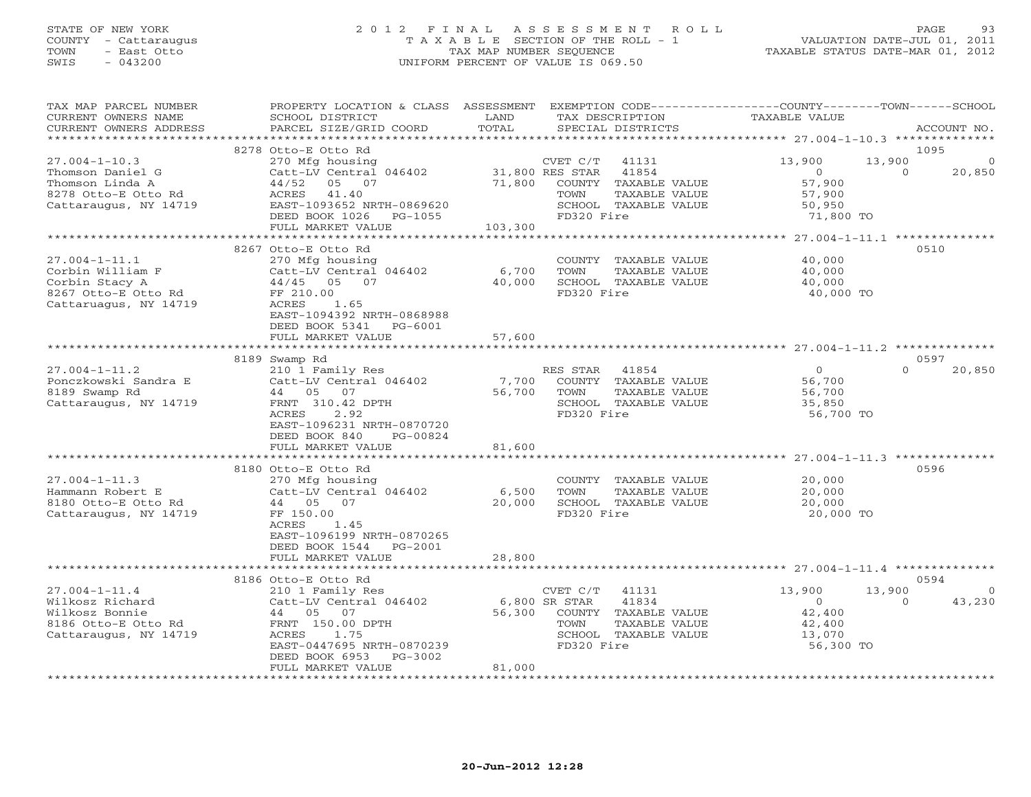STATE OF NEW YORK
COUNTY - Cattaraugus
TOWN - East Otto
SWIS - 043200

2012 FINAL ASSESSMENT ROLL
TAXABLE SECTION OF THE ROLL - 1
TAX MAP NUMBER SEQUENCE
UNIFORM PERCENT OF VALUE IS 069.50

VALUATION DATE-JUL 01, 2011
TAXABLE STATUS DATE-MAR 01, 2012

| TAX MAP PARCEL NUMBER / CURRENT OWNERS NAME / CURRENT OWNERS ADDRESS | PROPERTY LOCATION & CLASS / SCHOOL DISTRICT / PARCEL SIZE/GRID COORD | ASSESSMENT LAND / TOTAL | EXEMPTION CODE / TAX DESCRIPTION / SPECIAL DISTRICTS | COUNTY TAXABLE VALUE | TOWN | SCHOOL / ACCOUNT NO. |
|---|---|---|---|---|---|---|
| | 8278 Otto-E Otto Rd | | | | | 1095 |
| 27.004-1-10.3 | 270 Mfg housing | | CVET C/T 41131 | 13,900 | 13,900 | 0 |
| Thomson Daniel G | Catt-LV Central 046402 | 31,800 | RES STAR 41854 | 0 | 0 | 20,850 |
| Thomson Linda A | 44/52 05 07 | 71,800 | COUNTY TAXABLE VALUE | 57,900 | | |
| 8278 Otto-E Otto Rd | ACRES 41.40 | | TOWN TAXABLE VALUE | 57,900 | | |
| Cattaraugus, NY 14719 | EAST-1093652 NRTH-0869620 | | SCHOOL TAXABLE VALUE | 50,950 | | |
| | DEED BOOK 1026 PG-1055 | | FD320 Fire | 71,800 TO | | |
| | FULL MARKET VALUE | 103,300 | | | | |
| | 8267 Otto-E Otto Rd | | | | | 0510 |
| 27.004-1-11.1 | 270 Mfg housing | | COUNTY TAXABLE VALUE | 40,000 | | |
| Corbin William F | Catt-LV Central 046402 | 6,700 | TOWN TAXABLE VALUE | 40,000 | | |
| Corbin Stacy A | 44/45 05 07 | 40,000 | SCHOOL TAXABLE VALUE | 40,000 | | |
| 8267 Otto-E Otto Rd | FF 210.00 | | FD320 Fire | 40,000 TO | | |
| Cattaruagus, NY 14719 | ACRES 1.65 | | | | | |
| | EAST-1094392 NRTH-0868988 | | | | | |
| | DEED BOOK 5341 PG-6001 | | | | | |
| | FULL MARKET VALUE | 57,600 | | | | |
| | 8189 Swamp Rd | | | | | 0597 |
| 27.004-1-11.2 | 210 1 Family Res | | RES STAR 41854 | 0 | 0 | 20,850 |
| Ponczkowski Sandra E | Catt-LV Central 046402 | 7,700 | COUNTY TAXABLE VALUE | 56,700 | | |
| 8189 Swamp Rd | 44 05 07 | 56,700 | TOWN TAXABLE VALUE | 56,700 | | |
| Cattaraugus, NY 14719 | FRNT 310.42 DPTH | | SCHOOL TAXABLE VALUE | 35,850 | | |
| | ACRES 2.92 | | FD320 Fire | 56,700 TO | | |
| | EAST-1096231 NRTH-0870720 | | | | | |
| | DEED BOOK 840 PG-00824 | | | | | |
| | FULL MARKET VALUE | 81,600 | | | | |
| | 8180 Otto-E Otto Rd | | | | | 0596 |
| 27.004-1-11.3 | 270 Mfg housing | | COUNTY TAXABLE VALUE | 20,000 | | |
| Hammann Robert E | Catt-LV Central 046402 | 6,500 | TOWN TAXABLE VALUE | 20,000 | | |
| 8180 Otto-E Otto Rd | 44 05 07 | 20,000 | SCHOOL TAXABLE VALUE | 20,000 | | |
| Cattaraugus, NY 14719 | FF 150.00 | | FD320 Fire | 20,000 TO | | |
| | ACRES 1.45 | | | | | |
| | EAST-1096199 NRTH-0870265 | | | | | |
| | DEED BOOK 1544 PG-2001 | | | | | |
| | FULL MARKET VALUE | 28,800 | | | | |
| | 8186 Otto-E Otto Rd | | | | | 0594 |
| 27.004-1-11.4 | 210 1 Family Res | | CVET C/T 41131 | 13,900 | 13,900 | 0 |
| Wilkosz Richard | Catt-LV Central 046402 | 6,800 | SR STAR 41834 | 0 | 0 | 43,230 |
| Wilkosz Bonnie | 44 05 07 | 56,300 | COUNTY TAXABLE VALUE | 42,400 | | |
| 8186 Otto-E Otto Rd | FRNT 150.00 DPTH | | TOWN TAXABLE VALUE | 42,400 | | |
| Cattaraugus, NY 14719 | ACRES 1.75 | | SCHOOL TAXABLE VALUE | 13,070 | | |
| | EAST-0447695 NRTH-0870239 | | FD320 Fire | 56,300 TO | | |
| | DEED BOOK 6953 PG-3002 | | | | | |
| | FULL MARKET VALUE | 81,000 | | | | |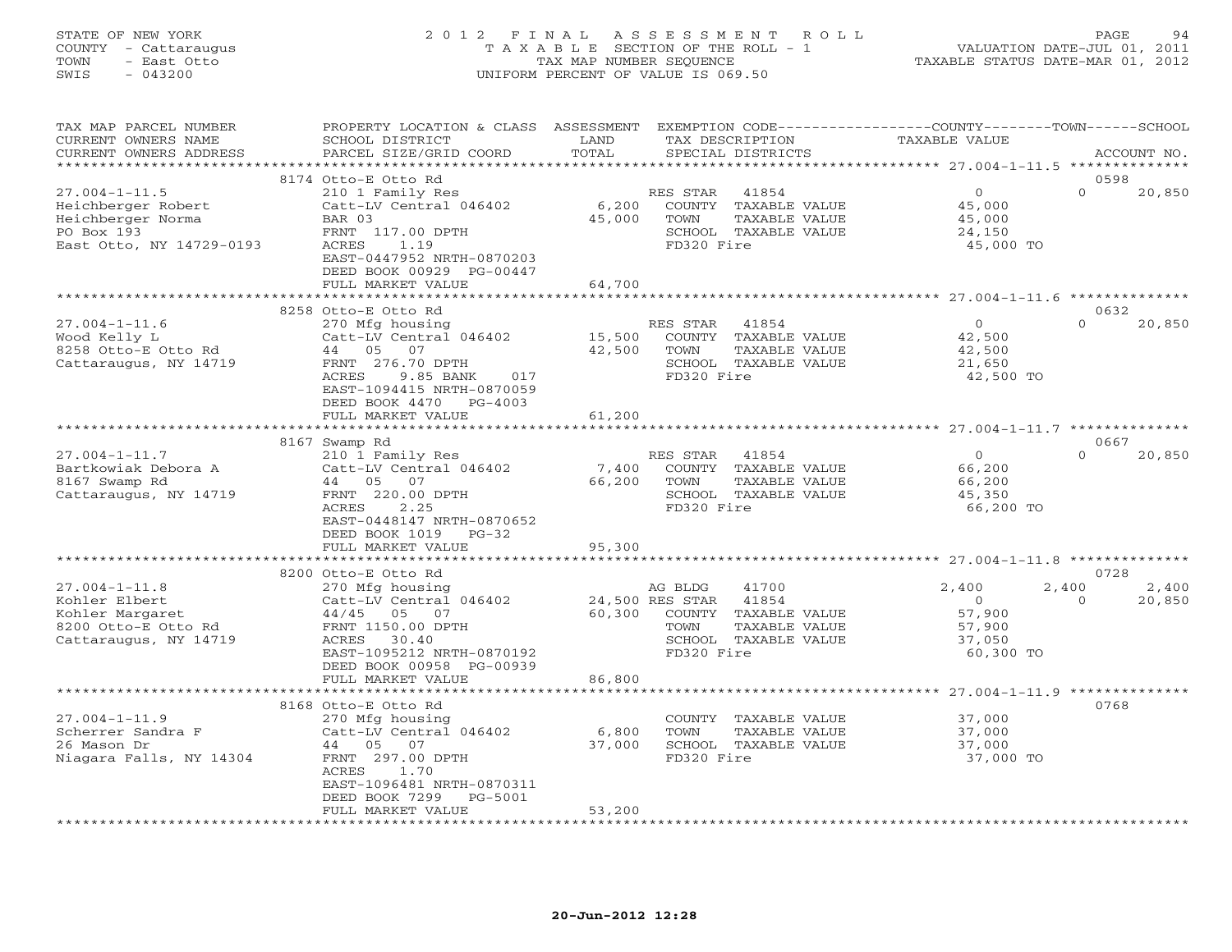STATE OF NEW YORK
COUNTY - Cattaraugus
TOWN - East Otto
SWIS - 043200

2012 FINAL ASSESSMENT ROLL
TAXABLE SECTION OF THE ROLL - 1
TAX MAP NUMBER SEQUENCE
UNIFORM PERCENT OF VALUE IS 069.50

VALUATION DATE-JUL 01, 2011
TAXABLE STATUS DATE-MAR 01, 2012

| TAX MAP PARCEL NUMBER / CURRENT OWNERS NAME / CURRENT OWNERS ADDRESS | PROPERTY LOCATION & CLASS / SCHOOL DISTRICT / PARCEL SIZE/GRID COORD | ASSESSMENT LAND | TOTAL | EXEMPTION CODE / TAX DESCRIPTION / SPECIAL DISTRICTS | COUNTY TAXABLE VALUE | TOWN | SCHOOL | ACCOUNT NO. |
|---|---|---|---|---|---|---|---|---|
| | 8174 Otto-E Otto Rd | | | | | | | 0598 |
| 27.004-1-11.5 | 210 1 Family Res | | | RES STAR 41854 | 0 | 0 | 20,850 | |
| Heichberger Robert | Catt-LV Central 046402 | 6,200 | | COUNTY TAXABLE VALUE | 45,000 | | | |
| Heichberger Norma | BAR 03 | | 45,000 | TOWN TAXABLE VALUE | 45,000 | | | |
| PO Box 193 | FRNT 117.00 DPTH | | | SCHOOL TAXABLE VALUE | 24,150 | | | |
| East Otto, NY 14729-0193 | ACRES 1.19 | | | FD320 Fire | 45,000 TO | | | |
| | EAST-0447952 NRTH-0870203 | | | | | | | |
| | DEED BOOK 00929 PG-00447 | | | | | | | |
| | FULL MARKET VALUE | | 64,700 | | | | | |
| | 8258 Otto-E Otto Rd | | | | | | | 0632 |
| 27.004-1-11.6 | 270 Mfg housing | | | RES STAR 41854 | 0 | 0 | 20,850 | |
| Wood Kelly L | Catt-LV Central 046402 | 15,500 | | COUNTY TAXABLE VALUE | 42,500 | | | |
| 8258 Otto-E Otto Rd | 44 05 07 | | 42,500 | TOWN TAXABLE VALUE | 42,500 | | | |
| Cattaraugus, NY 14719 | FRNT 276.70 DPTH | | | SCHOOL TAXABLE VALUE | 21,650 | | | |
| | ACRES 9.85 BANK 017 | | | FD320 Fire | 42,500 TO | | | |
| | EAST-1094415 NRTH-0870059 | | | | | | | |
| | DEED BOOK 4470 PG-4003 | | | | | | | |
| | FULL MARKET VALUE | | 61,200 | | | | | |
| | 8167 Swamp Rd | | | | | | | 0667 |
| 27.004-1-11.7 | 210 1 Family Res | | | RES STAR 41854 | 0 | 0 | 20,850 | |
| Bartkowiak Debora A | Catt-LV Central 046402 | 7,400 | | COUNTY TAXABLE VALUE | 66,200 | | | |
| 8167 Swamp Rd | 44 05 07 | | 66,200 | TOWN TAXABLE VALUE | 66,200 | | | |
| Cattaraugus, NY 14719 | FRNT 220.00 DPTH | | | SCHOOL TAXABLE VALUE | 45,350 | | | |
| | ACRES 2.25 | | | FD320 Fire | 66,200 TO | | | |
| | EAST-0448147 NRTH-0870652 | | | | | | | |
| | DEED BOOK 1019 PG-32 | | | | | | | |
| | FULL MARKET VALUE | | 95,300 | | | | | |
| | 8200 Otto-E Otto Rd | | | | | | | 0728 |
| 27.004-1-11.8 | 270 Mfg housing | | | AG BLDG 41700 | 2,400 | 2,400 | 2,400 | |
| Kohler Elbert | Catt-LV Central 046402 | 24,500 | | RES STAR 41854 | 0 | 0 | 20,850 | |
| Kohler Margaret | 44/45 05 07 | | 60,300 | COUNTY TAXABLE VALUE | 57,900 | | | |
| 8200 Otto-E Otto Rd | FRNT 1150.00 DPTH | | | TOWN TAXABLE VALUE | 57,900 | | | |
| Cattaraugus, NY 14719 | ACRES 30.40 | | | SCHOOL TAXABLE VALUE | 37,050 | | | |
| | EAST-1095212 NRTH-0870192 | | | FD320 Fire | 60,300 TO | | | |
| | DEED BOOK 00958 PG-00939 | | | | | | | |
| | FULL MARKET VALUE | | 86,800 | | | | | |
| | 8168 Otto-E Otto Rd | | | | | | | 0768 |
| 27.004-1-11.9 | 270 Mfg housing | | | COUNTY TAXABLE VALUE | 37,000 | | | |
| Scherrer Sandra F | Catt-LV Central 046402 | 6,800 | | TOWN TAXABLE VALUE | 37,000 | | | |
| 26 Mason Dr | 44 05 07 | | 37,000 | SCHOOL TAXABLE VALUE | 37,000 | | | |
| Niagara Falls, NY 14304 | FRNT 297.00 DPTH | | | FD320 Fire | 37,000 TO | | | |
| | ACRES 1.70 | | | | | | | |
| | EAST-1096481 NRTH-0870311 | | | | | | | |
| | DEED BOOK 7299 PG-5001 | | | | | | | |
| | FULL MARKET VALUE | | 53,200 | | | | | |

20-Jun-2012 12:28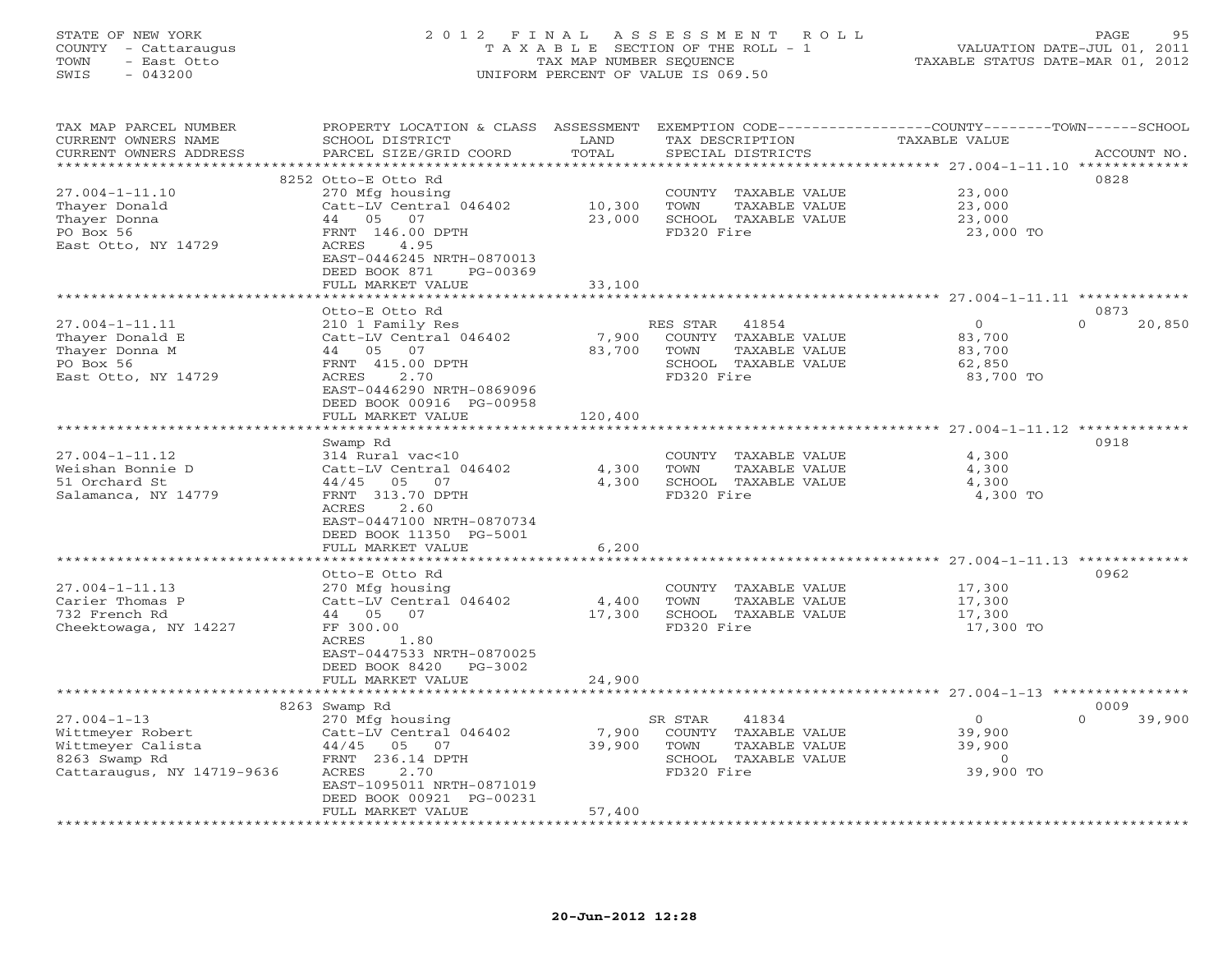STATE OF NEW YORK
COUNTY - Cattaraugus
TOWN - East Otto
SWIS - 043200

# 2012 FINAL ASSESSMENT ROLL

TAXABLE SECTION OF THE ROLL - 1
TAX MAP NUMBER SEQUENCE
UNIFORM PERCENT OF VALUE IS 069.50

VALUATION DATE-JUL 01, 2011
TAXABLE STATUS DATE-MAR 01, 2012

| TAX MAP PARCEL NUMBER / CURRENT OWNERS NAME / CURRENT OWNERS ADDRESS | PROPERTY LOCATION & CLASS / SCHOOL DISTRICT / PARCEL SIZE/GRID COORD | ASSESSMENT LAND / TOTAL | EXEMPTION CODE / TAX DESCRIPTION / SPECIAL DISTRICTS | COUNTY / TOWN / SCHOOL TAXABLE VALUE | ACCOUNT NO. |
|---|---|---|---|---|---|
| 27.004-1-11.10 | 8252 Otto-E Otto Rd | | | | 0828 |
| Thayer Donald | 270 Mfg housing | | COUNTY TAXABLE VALUE | 23,000 | |
| Thayer Donna | Catt-LV Central 046402 | 10,300 | TOWN TAXABLE VALUE | 23,000 | |
| PO Box 56 | 44 05 07 | 23,000 | SCHOOL TAXABLE VALUE | 23,000 | |
| East Otto, NY 14729 | FRNT 146.00 DPTH | | FD320 Fire | 23,000 TO | |
| | ACRES 4.95 | | | | |
| | EAST-0446245 NRTH-0870013 | | | | |
| | DEED BOOK 871 PG-00369 | | | | |
| | FULL MARKET VALUE | 33,100 | | | |
| 27.004-1-11.11 | Otto-E Otto Rd | | | | 0873 |
| Thayer Donald E | 210 1 Family Res | | RES STAR 41854 | 0 / 0 / 20,850 | |
| Thayer Donna M | Catt-LV Central 046402 | 7,900 | COUNTY TAXABLE VALUE | 83,700 | |
| PO Box 56 | 44 05 07 | 83,700 | TOWN TAXABLE VALUE | 83,700 | |
| East Otto, NY 14729 | FRNT 415.00 DPTH | | SCHOOL TAXABLE VALUE | 62,850 | |
| | ACRES 2.70 | | FD320 Fire | 83,700 TO | |
| | EAST-0446290 NRTH-0869096 | | | | |
| | DEED BOOK 00916 PG-00958 | | | | |
| | FULL MARKET VALUE | 120,400 | | | |
| 27.004-1-11.12 | Swamp Rd | | | | 0918 |
| Weishan Bonnie D | 314 Rural vac<10 | | COUNTY TAXABLE VALUE | 4,300 | |
| 51 Orchard St | Catt-LV Central 046402 | 4,300 | TOWN TAXABLE VALUE | 4,300 | |
| Salamanca, NY 14779 | 44/45 05 07 | 4,300 | SCHOOL TAXABLE VALUE | 4,300 | |
| | FRNT 313.70 DPTH | | FD320 Fire | 4,300 TO | |
| | ACRES 2.60 | | | | |
| | EAST-0447100 NRTH-0870734 | | | | |
| | DEED BOOK 11350 PG-5001 | | | | |
| | FULL MARKET VALUE | 6,200 | | | |
| 27.004-1-11.13 | Otto-E Otto Rd | | | | 0962 |
| Carier Thomas P | 270 Mfg housing | | COUNTY TAXABLE VALUE | 17,300 | |
| 732 French Rd | Catt-LV Central 046402 | 4,400 | TOWN TAXABLE VALUE | 17,300 | |
| Cheektowaga, NY 14227 | 44 05 07 | 17,300 | SCHOOL TAXABLE VALUE | 17,300 | |
| | FF 300.00 | | FD320 Fire | 17,300 TO | |
| | ACRES 1.80 | | | | |
| | EAST-0447533 NRTH-0870025 | | | | |
| | DEED BOOK 8420 PG-3002 | | | | |
| | FULL MARKET VALUE | 24,900 | | | |
| 27.004-1-13 | 8263 Swamp Rd | | | | 0009 |
| Wittmeyer Robert | 270 Mfg housing | | SR STAR 41834 | 0 / 0 / 39,900 | |
| Wittmeyer Calista | Catt-LV Central 046402 | 7,900 | COUNTY TAXABLE VALUE | 39,900 | |
| 8263 Swamp Rd | 44/45 05 07 | 39,900 | TOWN TAXABLE VALUE | 39,900 | |
| Cattaraugus, NY 14719-9636 | FRNT 236.14 DPTH | | SCHOOL TAXABLE VALUE | 0 | |
| | ACRES 2.70 | | FD320 Fire | 39,900 TO | |
| | EAST-1095011 NRTH-0871019 | | | | |
| | DEED BOOK 00921 PG-00231 | | | | |
| | FULL MARKET VALUE | 57,400 | | | |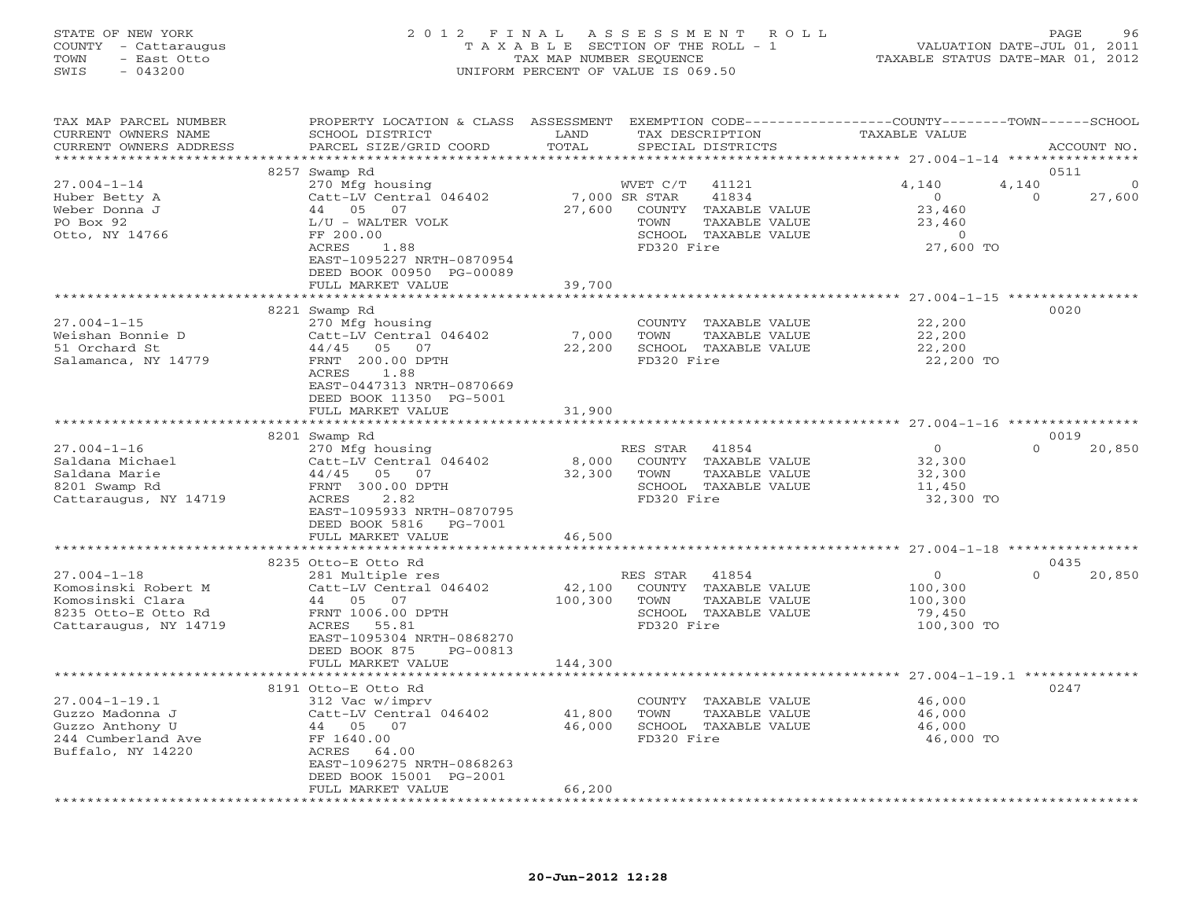STATE OF NEW YORK
COUNTY - Cattaraugus
TOWN - East Otto
SWIS - 043200

2 0 1 2 F I N A L A S S E S S M E N T R O L L
T A X A B L E SECTION OF THE ROLL - 1
TAX MAP NUMBER SEQUENCE
UNIFORM PERCENT OF VALUE IS 069.50

VALUATION DATE-JUL 01, 2011
TAXABLE STATUS DATE-MAR 01, 2012

| TAX MAP PARCEL NUMBER / CURRENT OWNERS NAME / CURRENT OWNERS ADDRESS | PROPERTY LOCATION & CLASS / SCHOOL DISTRICT / PARCEL SIZE/GRID COORD | ASSESSMENT LAND / TOTAL | EXEMPTION CODE / TAX DESCRIPTION / SPECIAL DISTRICTS | COUNTY TAXABLE VALUE | TOWN | SCHOOL / ACCOUNT NO. |
|---|---|---|---|---|---|---|
| | 8257 Swamp Rd | | | | | 0511 |
| 27.004-1-14 | 270 Mfg housing | | WVET C/T 41121 | 4,140 | 4,140 | 0 |
| Huber Betty A | Catt-LV Central 046402 | 7,000 | SR STAR 41834 | 0 | 0 | 27,600 |
| Weber Donna J | 44 05 07 | 27,600 | COUNTY TAXABLE VALUE | 23,460 | | |
| PO Box 92 | L/U - WALTER VOLK | | TOWN TAXABLE VALUE | 23,460 | | |
| Otto, NY 14766 | FF 200.00 | | SCHOOL TAXABLE VALUE | 0 | | |
| | ACRES 1.88 | | FD320 Fire | 27,600 TO | | |
| | EAST-1095227 NRTH-0870954 | | | | | |
| | DEED BOOK 00950 PG-00089 | | | | | |
| | FULL MARKET VALUE | 39,700 | | | | |
| | 8221 Swamp Rd | | | | | 0020 |
| 27.004-1-15 | 270 Mfg housing | | COUNTY TAXABLE VALUE | 22,200 | | |
| Weishan Bonnie D | Catt-LV Central 046402 | 7,000 | TOWN TAXABLE VALUE | 22,200 | | |
| 51 Orchard St | 44/45 05 07 | 22,200 | SCHOOL TAXABLE VALUE | 22,200 | | |
| Salamanca, NY 14779 | FRNT 200.00 DPTH | | FD320 Fire | 22,200 TO | | |
| | ACRES 1.88 | | | | | |
| | EAST-0447313 NRTH-0870669 | | | | | |
| | DEED BOOK 11350 PG-5001 | | | | | |
| | FULL MARKET VALUE | 31,900 | | | | |
| | 8201 Swamp Rd | | | | | 0019 |
| 27.004-1-16 | 270 Mfg housing | | RES STAR 41854 | 0 | 0 | 20,850 |
| Saldana Michael | Catt-LV Central 046402 | 8,000 | COUNTY TAXABLE VALUE | 32,300 | | |
| Saldana Marie | 44/45 05 07 | 32,300 | TOWN TAXABLE VALUE | 32,300 | | |
| 8201 Swamp Rd | FRNT 300.00 DPTH | | SCHOOL TAXABLE VALUE | 11,450 | | |
| Cattaraugus, NY 14719 | ACRES 2.82 | | FD320 Fire | 32,300 TO | | |
| | EAST-1095933 NRTH-0870795 | | | | | |
| | DEED BOOK 5816 PG-7001 | | | | | |
| | FULL MARKET VALUE | 46,500 | | | | |
| | 8235 Otto-E Otto Rd | | | | | 0435 |
| 27.004-1-18 | 281 Multiple res | | RES STAR 41854 | 0 | 0 | 20,850 |
| Komosinski Robert M | Catt-LV Central 046402 | 42,100 | COUNTY TAXABLE VALUE | 100,300 | | |
| Komosinski Clara | 44 05 07 | 100,300 | TOWN TAXABLE VALUE | 100,300 | | |
| 8235 Otto-E Otto Rd | FRNT 1006.00 DPTH | | SCHOOL TAXABLE VALUE | 79,450 | | |
| Cattaraugus, NY 14719 | ACRES 55.81 | | FD320 Fire | 100,300 TO | | |
| | EAST-1095304 NRTH-0868270 | | | | | |
| | DEED BOOK 875 PG-00813 | | | | | |
| | FULL MARKET VALUE | 144,300 | | | | |
| | 8191 Otto-E Otto Rd | | | | | 0247 |
| 27.004-1-19.1 | 312 Vac w/imprv | | COUNTY TAXABLE VALUE | 46,000 | | |
| Guzzo Madonna J | Catt-LV Central 046402 | 41,800 | TOWN TAXABLE VALUE | 46,000 | | |
| Guzzo Anthony U | 44 05 07 | 46,000 | SCHOOL TAXABLE VALUE | 46,000 | | |
| 244 Cumberland Ave | FF 1640.00 | | FD320 Fire | 46,000 TO | | |
| Buffalo, NY 14220 | ACRES 64.00 | | | | | |
| | EAST-1096275 NRTH-0868263 | | | | | |
| | DEED BOOK 15001 PG-2001 | | | | | |
| | FULL MARKET VALUE | 66,200 | | | | |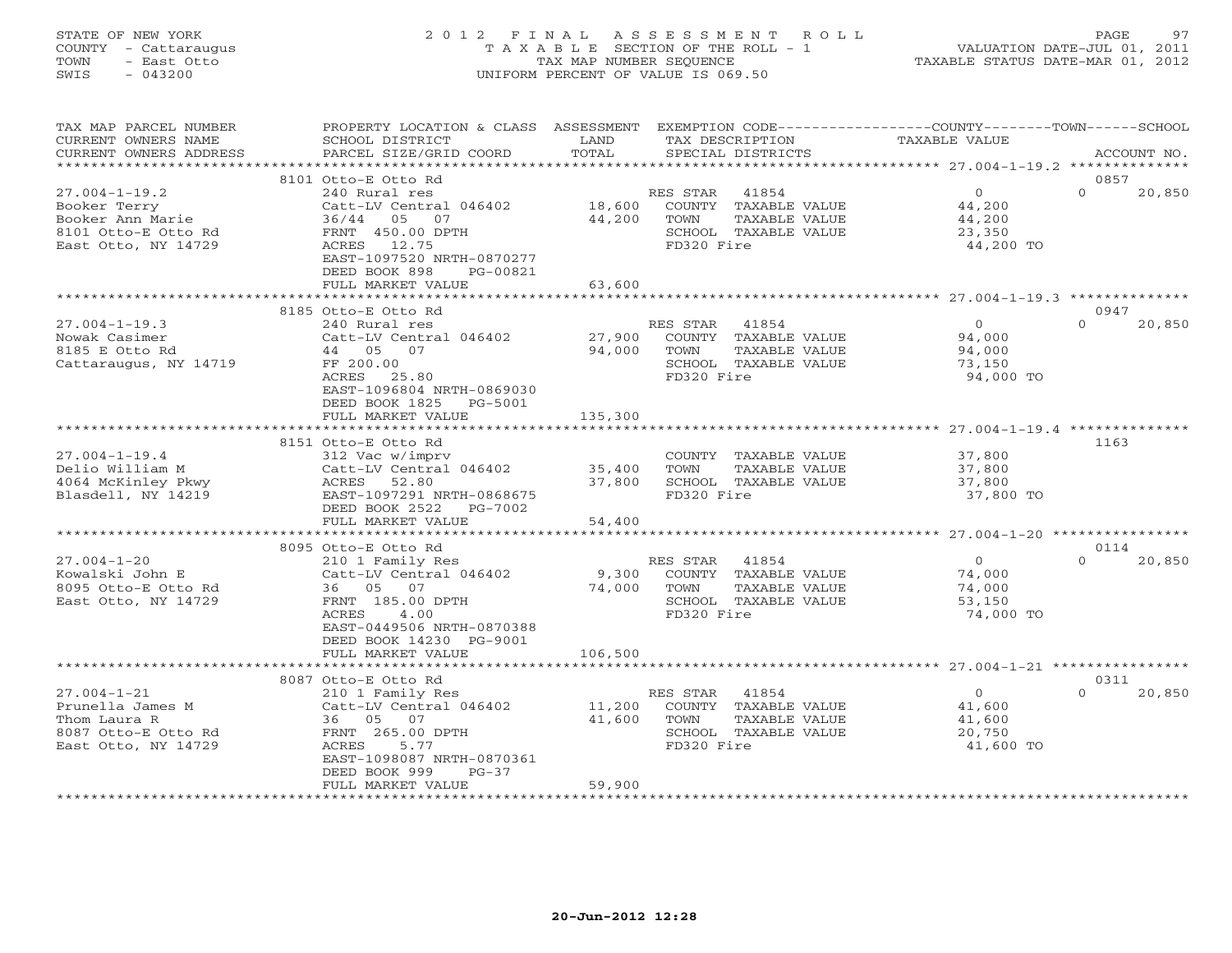STATE OF NEW YORK
COUNTY - Cattaraugus
TOWN - East Otto
SWIS - 043200

# 2012 FINAL ASSESSMENT ROLL
TAXABLE SECTION OF THE ROLL - 1
TAX MAP NUMBER SEQUENCE
UNIFORM PERCENT OF VALUE IS 069.50

VALUATION DATE-JUL 01, 2011
TAXABLE STATUS DATE-MAR 01, 2012

| TAX MAP PARCEL NUMBER / CURRENT OWNERS NAME / CURRENT OWNERS ADDRESS | PROPERTY LOCATION & CLASS / SCHOOL DISTRICT / PARCEL SIZE/GRID COORD | LAND / ASSESSMENT TOTAL | EXEMPTION CODE / TAX DESCRIPTION / SPECIAL DISTRICTS | COUNTY TAXABLE VALUE | TOWN | SCHOOL / ACCOUNT NO. |
|---|---|---|---|---|---|---|
| 27.004-1-19.2 | 8101 Otto-E Otto Rd | | | | | 0857 |
| Booker Terry | 240 Rural res | | RES STAR 41854 | 0 | 0 | 20,850 |
| Booker Ann Marie | Catt-LV Central 046402 | 18,600 | COUNTY TAXABLE VALUE | 44,200 | | |
| 8101 Otto-E Otto Rd | 36/44 05 07 | 44,200 | TOWN TAXABLE VALUE | 44,200 | | |
| East Otto, NY 14729 | FRNT 450.00 DPTH | | SCHOOL TAXABLE VALUE | 23,350 | | |
| | ACRES 12.75 | | FD320 Fire | 44,200 TO | | |
| | EAST-1097520 NRTH-0870277 | | | | | |
| | DEED BOOK 898 PG-00821 | | | | | |
| | FULL MARKET VALUE | 63,600 | | | | |
| 27.004-1-19.3 | 8185 Otto-E Otto Rd | | | | | 0947 |
| Nowak Casimer | 240 Rural res | | RES STAR 41854 | 0 | 0 | 20,850 |
| 8185 E Otto Rd | Catt-LV Central 046402 | 27,900 | COUNTY TAXABLE VALUE | 94,000 | | |
| Cattaraugus, NY 14719 | 44 05 07 | 94,000 | TOWN TAXABLE VALUE | 94,000 | | |
| | FF 200.00 | | SCHOOL TAXABLE VALUE | 73,150 | | |
| | ACRES 25.80 | | FD320 Fire | 94,000 TO | | |
| | EAST-1096804 NRTH-0869030 | | | | | |
| | DEED BOOK 1825 PG-5001 | | | | | |
| | FULL MARKET VALUE | 135,300 | | | | |
| 27.004-1-19.4 | 8151 Otto-E Otto Rd | | | | | 1163 |
| Delio William M | 312 Vac w/imprv | | COUNTY TAXABLE VALUE | 37,800 | | |
| 4064 McKinley Pkwy | Catt-LV Central 046402 | 35,400 | TOWN TAXABLE VALUE | 37,800 | | |
| Blasdell, NY 14219 | ACRES 52.80 | 37,800 | SCHOOL TAXABLE VALUE | 37,800 | | |
| | EAST-1097291 NRTH-0868675 | | FD320 Fire | 37,800 TO | | |
| | DEED BOOK 2522 PG-7002 | | | | | |
| | FULL MARKET VALUE | 54,400 | | | | |
| 27.004-1-20 | 8095 Otto-E Otto Rd | | | | | 0114 |
| Kowalski John E | 210 1 Family Res | | RES STAR 41854 | 0 | 0 | 20,850 |
| 8095 Otto-E Otto Rd | Catt-LV Central 046402 | 9,300 | COUNTY TAXABLE VALUE | 74,000 | | |
| East Otto, NY 14729 | 36 05 07 | 74,000 | TOWN TAXABLE VALUE | 74,000 | | |
| | FRNT 185.00 DPTH | | SCHOOL TAXABLE VALUE | 53,150 | | |
| | ACRES 4.00 | | FD320 Fire | 74,000 TO | | |
| | EAST-0449506 NRTH-0870388 | | | | | |
| | DEED BOOK 14230 PG-9001 | | | | | |
| | FULL MARKET VALUE | 106,500 | | | | |
| 27.004-1-21 | 8087 Otto-E Otto Rd | | | | | 0311 |
| Prunella James M | 210 1 Family Res | | RES STAR 41854 | 0 | 0 | 20,850 |
| Thom Laura R | Catt-LV Central 046402 | 11,200 | COUNTY TAXABLE VALUE | 41,600 | | |
| 8087 Otto-E Otto Rd | 36 05 07 | 41,600 | TOWN TAXABLE VALUE | 41,600 | | |
| East Otto, NY 14729 | FRNT 265.00 DPTH | | SCHOOL TAXABLE VALUE | 20,750 | | |
| | ACRES 5.77 | | FD320 Fire | 41,600 TO | | |
| | EAST-1098087 NRTH-0870361 | | | | | |
| | DEED BOOK 999 PG-37 | | | | | |
| | FULL MARKET VALUE | 59,900 | | | | |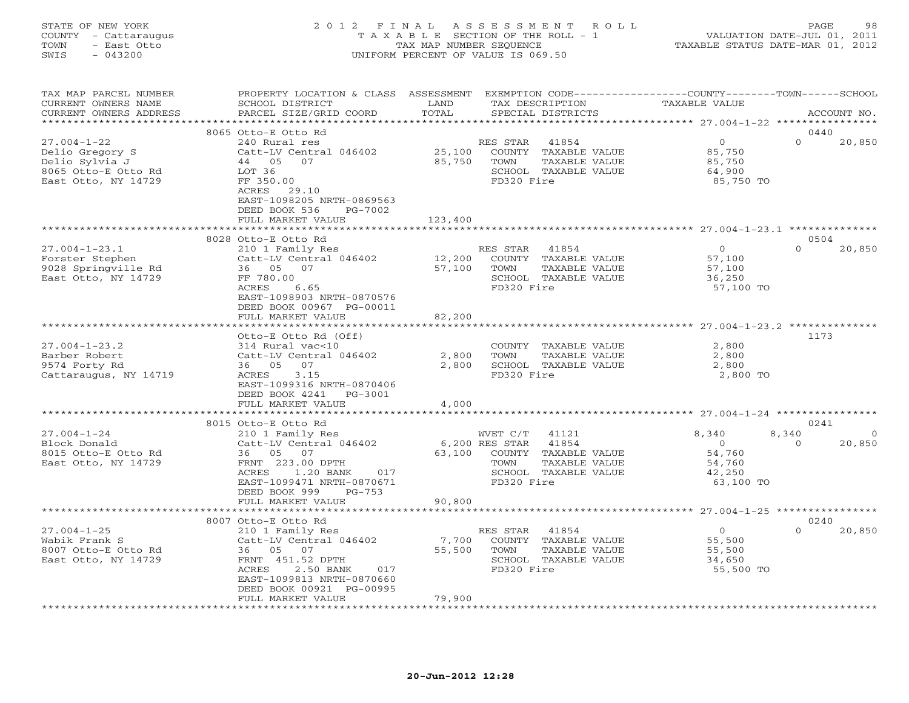STATE OF NEW YORK
COUNTY - Cattaraugus
TOWN - East Otto
SWIS - 043200

2012 FINAL ASSESSMENT ROLL
TAXABLE SECTION OF THE ROLL - 1
TAX MAP NUMBER SEQUENCE
UNIFORM PERCENT OF VALUE IS 069.50

VALUATION DATE-JUL 01, 2011
TAXABLE STATUS DATE-MAR 01, 2012

| TAX MAP PARCEL NUMBER / CURRENT OWNERS NAME / CURRENT OWNERS ADDRESS | PROPERTY LOCATION & CLASS / SCHOOL DISTRICT / PARCEL SIZE/GRID COORD | ASSESSMENT LAND / TOTAL | EXEMPTION CODE / TAX DESCRIPTION / SPECIAL DISTRICTS | COUNTY TAXABLE VALUE | TOWN | SCHOOL | ACCOUNT NO. |
|---|---|---|---|---|---|---|---|
| | 8065 Otto-E Otto Rd | | | | | | 0440 |
| 27.004-1-22 | 240 Rural res | | RES STAR 41854 | 0 | 0 | 20,850 | |
| Delio Gregory S | Catt-LV Central 046402 | 25,100 | COUNTY TAXABLE VALUE | 85,750 | | | |
| Delio Sylvia J | 44 05 07 | 85,750 | TOWN TAXABLE VALUE | 85,750 | | | |
| 8065 Otto-E Otto Rd | LOT 36 | | SCHOOL TAXABLE VALUE | 64,900 | | | |
| East Otto, NY 14729 | FF 350.00 | | FD320 Fire | 85,750 TO | | | |
| | ACRES 29.10 | | | | | | |
| | EAST-1098205 NRTH-0869563 | | | | | | |
| | DEED BOOK 536 PG-7002 | | | | | | |
| | FULL MARKET VALUE | 123,400 | | | | | |
| | 8028 Otto-E Otto Rd | | | | | | 0504 |
| 27.004-1-23.1 | 210 1 Family Res | | RES STAR 41854 | 0 | 0 | 20,850 | |
| Forster Stephen | Catt-LV Central 046402 | 12,200 | COUNTY TAXABLE VALUE | 57,100 | | | |
| 9028 Springville Rd | 36 05 07 | 57,100 | TOWN TAXABLE VALUE | 57,100 | | | |
| East Otto, NY 14729 | FF 780.00 | | SCHOOL TAXABLE VALUE | 36,250 | | | |
| | ACRES 6.65 | | FD320 Fire | 57,100 TO | | | |
| | EAST-1098903 NRTH-0870576 | | | | | | |
| | DEED BOOK 00967 PG-00011 | | | | | | |
| | FULL MARKET VALUE | 82,200 | | | | | |
| | Otto-E Otto Rd (Off) | | | | | | 1173 |
| 27.004-1-23.2 | 314 Rural vac<10 | | COUNTY TAXABLE VALUE | 2,800 | | | |
| Barber Robert | Catt-LV Central 046402 | 2,800 | TOWN TAXABLE VALUE | 2,800 | | | |
| 9574 Forty Rd | 36 05 07 | 2,800 | SCHOOL TAXABLE VALUE | 2,800 | | | |
| Cattaraugus, NY 14719 | ACRES 3.15 | | FD320 Fire | 2,800 TO | | | |
| | EAST-1099316 NRTH-0870406 | | | | | | |
| | DEED BOOK 4241 PG-3001 | | | | | | |
| | FULL MARKET VALUE | 4,000 | | | | | |
| | 8015 Otto-E Otto Rd | | | | | | 0241 |
| 27.004-1-24 | 210 1 Family Res | | WVET C/T 41121 | 8,340 | 8,340 | 0 | |
| Block Donald | Catt-LV Central 046402 | 6,200 | RES STAR 41854 | 0 | 0 | 20,850 | |
| 8015 Otto-E Otto Rd | 36 05 07 | 63,100 | COUNTY TAXABLE VALUE | 54,760 | | | |
| East Otto, NY 14729 | FRNT 223.00 DPTH | | TOWN TAXABLE VALUE | 54,760 | | | |
| | ACRES 1.20 BANK 017 | | SCHOOL TAXABLE VALUE | 42,250 | | | |
| | EAST-1099471 NRTH-0870671 | | FD320 Fire | 63,100 TO | | | |
| | DEED BOOK 999 PG-753 | | | | | | |
| | FULL MARKET VALUE | 90,800 | | | | | |
| | 8007 Otto-E Otto Rd | | | | | | 0240 |
| 27.004-1-25 | 210 1 Family Res | | RES STAR 41854 | 0 | 0 | 20,850 | |
| Wabik Frank S | Catt-LV Central 046402 | 7,700 | COUNTY TAXABLE VALUE | 55,500 | | | |
| 8007 Otto-E Otto Rd | 36 05 07 | 55,500 | TOWN TAXABLE VALUE | 55,500 | | | |
| East Otto, NY 14729 | FRNT 451.52 DPTH | | SCHOOL TAXABLE VALUE | 34,650 | | | |
| | ACRES 2.50 BANK 017 | | FD320 Fire | 55,500 TO | | | |
| | EAST-1099813 NRTH-0870660 | | | | | | |
| | DEED BOOK 00921 PG-00995 | | | | | | |
| | FULL MARKET VALUE | 79,900 | | | | | |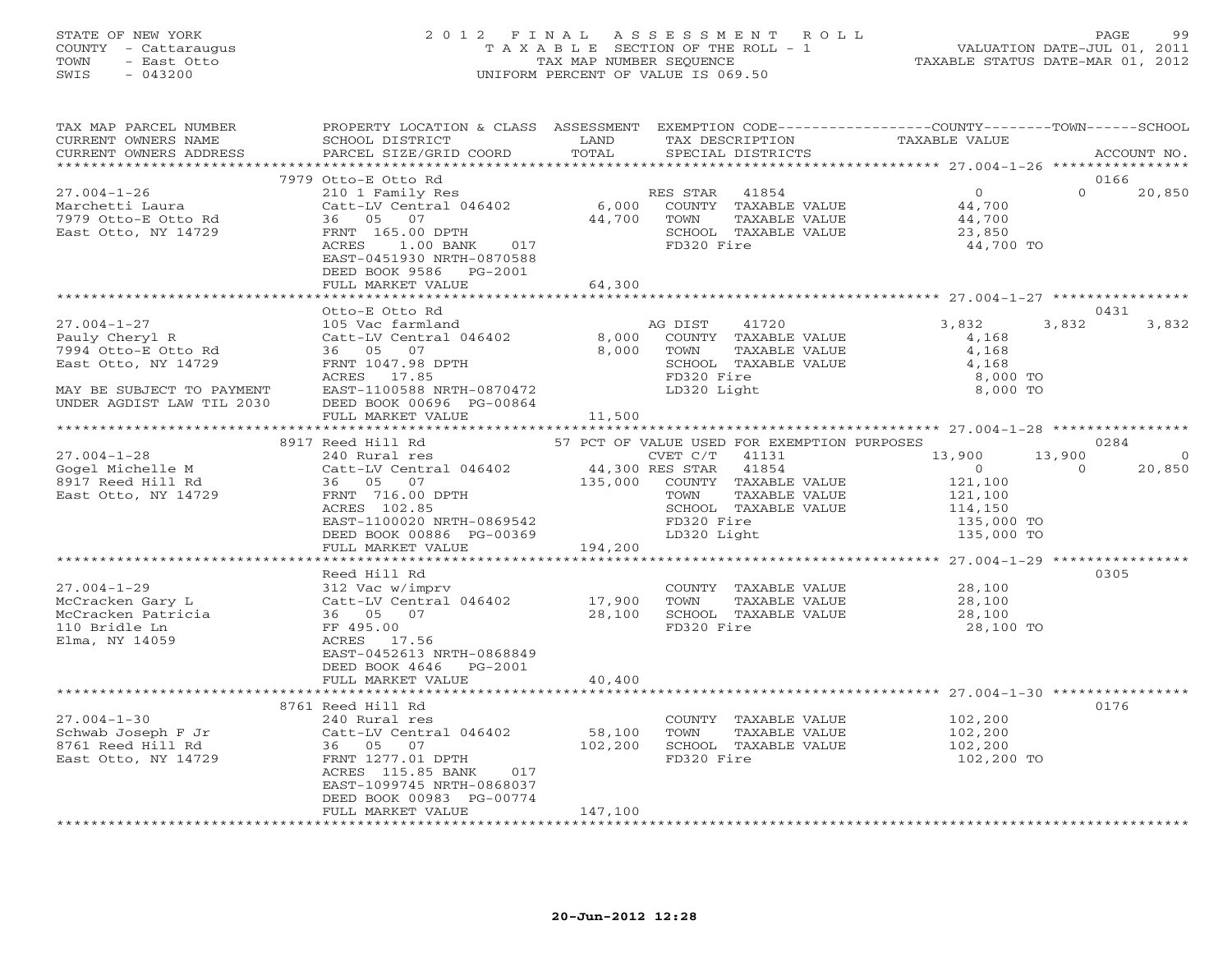STATE OF NEW YORK
COUNTY - Cattaraugus
TOWN - East Otto
SWIS - 043200

# 2012 FINAL ASSESSMENT ROLL
TAXABLE SECTION OF THE ROLL - 1
TAX MAP NUMBER SEQUENCE
UNIFORM PERCENT OF VALUE IS 069.50

VALUATION DATE-JUL 01, 2011
TAXABLE STATUS DATE-MAR 01, 2012

| TAX MAP PARCEL NUMBER / CURRENT OWNERS NAME / CURRENT OWNERS ADDRESS | PROPERTY LOCATION & CLASS / SCHOOL DISTRICT / PARCEL SIZE/GRID COORD | ASSESSMENT LAND / TOTAL | EXEMPTION CODE / TAX DESCRIPTION / SPECIAL DISTRICTS | COUNTY | TOWN | SCHOOL | ACCOUNT NO. |
|---|---|---|---|---|---|---|---|
| 27.004-1-26 | 7979 Otto-E Otto Rd | | | | | | 0166 |
| Marchetti Laura | 210 1 Family Res | | RES STAR 41854 | 0 | 0 | 20,850 | |
| 7979 Otto-E Otto Rd | Catt-LV Central 046402 | 6,000 | COUNTY TAXABLE VALUE | 44,700 | | | |
| East Otto, NY 14729 | 36 05 07 | 44,700 | TOWN TAXABLE VALUE | | 44,700 | | |
| | FRNT 165.00 DPTH | | SCHOOL TAXABLE VALUE | | | 23,850 | |
| | ACRES 1.00 BANK 017 | | FD320 Fire | 44,700 TO | | | |
| | EAST-0451930 NRTH-0870588 | | | | | | |
| | DEED BOOK 9586 PG-2001 | | | | | | |
| | FULL MARKET VALUE | 64,300 | | | | | |
| 27.004-1-27 | Otto-E Otto Rd | | | | | | 0431 |
| Pauly Cheryl R | 105 Vac farmland | | AG DIST 41720 | 3,832 | 3,832 | 3,832 | |
| 7994 Otto-E Otto Rd | Catt-LV Central 046402 | 8,000 | COUNTY TAXABLE VALUE | 4,168 | | | |
| East Otto, NY 14729 | 36 05 07 | 8,000 | TOWN TAXABLE VALUE | | 4,168 | | |
| | FRNT 1047.98 DPTH | | SCHOOL TAXABLE VALUE | | | 4,168 | |
| | ACRES 17.85 | | FD320 Fire | 8,000 TO | | | |
| MAY BE SUBJECT TO PAYMENT | EAST-1100588 NRTH-0870472 | | LD320 Light | 8,000 TO | | | |
| UNDER AGDIST LAW TIL 2030 | DEED BOOK 00696 PG-00864 | | | | | | |
| | FULL MARKET VALUE | 11,500 | | | | | |
| 27.004-1-28 | 8917 Reed Hill Rd | | 57 PCT OF VALUE USED FOR EXEMPTION PURPOSES | | | | 0284 |
| Gogel Michelle M | 240 Rural res | | CVET C/T 41131 | 13,900 | 13,900 | 0 | |
| 8917 Reed Hill Rd | Catt-LV Central 046402 | 44,300 | RES STAR 41854 | 0 | 0 | 20,850 | |
| East Otto, NY 14729 | 36 05 07 | 135,000 | COUNTY TAXABLE VALUE | 121,100 | | | |
| | FRNT 716.00 DPTH | | TOWN TAXABLE VALUE | | 121,100 | | |
| | ACRES 102.85 | | SCHOOL TAXABLE VALUE | | | 114,150 | |
| | EAST-1100020 NRTH-0869542 | | FD320 Fire | 135,000 TO | | | |
| | DEED BOOK 00886 PG-00369 | | LD320 Light | 135,000 TO | | | |
| | FULL MARKET VALUE | 194,200 | | | | | |
| 27.004-1-29 | Reed Hill Rd | | | | | | 0305 |
| McCracken Gary L | 312 Vac w/imprv | | COUNTY TAXABLE VALUE | 28,100 | | | |
| McCracken Patricia | Catt-LV Central 046402 | 17,900 | TOWN TAXABLE VALUE | | 28,100 | | |
| 110 Bridle Ln | 36 05 07 | 28,100 | SCHOOL TAXABLE VALUE | | | 28,100 | |
| Elma, NY 14059 | FF 495.00 | | FD320 Fire | 28,100 TO | | | |
| | ACRES 17.56 | | | | | | |
| | EAST-0452613 NRTH-0868849 | | | | | | |
| | DEED BOOK 4646 PG-2001 | | | | | | |
| | FULL MARKET VALUE | 40,400 | | | | | |
| 27.004-1-30 | 8761 Reed Hill Rd | | | | | | 0176 |
| Schwab Joseph F Jr | 240 Rural res | | COUNTY TAXABLE VALUE | 102,200 | | | |
| 8761 Reed Hill Rd | Catt-LV Central 046402 | 58,100 | TOWN TAXABLE VALUE | | 102,200 | | |
| East Otto, NY 14729 | 36 05 07 | 102,200 | SCHOOL TAXABLE VALUE | | | 102,200 | |
| | FRNT 1277.01 DPTH | | FD320 Fire | 102,200 TO | | | |
| | ACRES 115.85 BANK 017 | | | | | | |
| | EAST-1099745 NRTH-0868037 | | | | | | |
| | DEED BOOK 00983 PG-00774 | | | | | | |
| | FULL MARKET VALUE | 147,100 | | | | | |

20-Jun-2012 12:28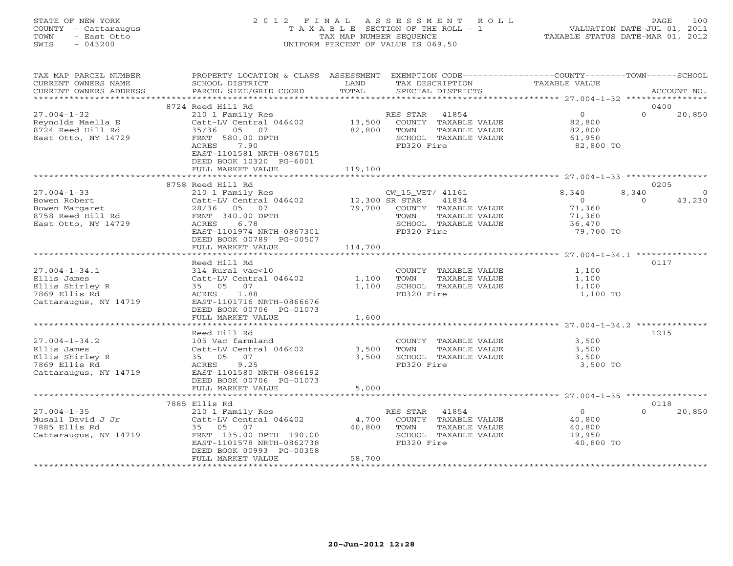STATE OF NEW YORK
COUNTY - Cattaraugus
TOWN - East Otto
SWIS - 043200

2012 FINAL ASSESSMENT ROLL
TAXABLE SECTION OF THE ROLL - 1
TAX MAP NUMBER SEQUENCE
UNIFORM PERCENT OF VALUE IS 069.50

VALUATION DATE-JUL 01, 2011
TAXABLE STATUS DATE-MAR 01, 2012

| TAX MAP PARCEL NUMBER / CURRENT OWNERS NAME / CURRENT OWNERS ADDRESS | PROPERTY LOCATION & CLASS / SCHOOL DISTRICT / PARCEL SIZE/GRID COORD | ASSESSMENT LAND | TOTAL | EXEMPTION CODE / TAX DESCRIPTION / SPECIAL DISTRICTS | COUNTY TAXABLE VALUE | TOWN | SCHOOL | ACCOUNT NO. |
|---|---|---|---|---|---|---|---|---|
| | 8724 Reed Hill Rd | | | | | | | 0400 |
| 27.004-1-32 | 210 1 Family Res | | | RES STAR 41854 | 0 | 0 | 20,850 | |
| Reynolds Maella E | Catt-LV Central 046402 | 13,500 | | COUNTY TAXABLE VALUE | 82,800 | | | |
| 8724 Reed Hill Rd | 35/36 05 07 | | 82,800 | TOWN TAXABLE VALUE | 82,800 | | | |
| East Otto, NY 14729 | FRNT 580.00 DPTH | | | SCHOOL TAXABLE VALUE | 61,950 | | | |
| | ACRES 7.90 | | | FD320 Fire | 82,800 TO | | | |
| | EAST-1101581 NRTH-0867015 | | | | | | | |
| | DEED BOOK 10320 PG-6001 | | | | | | | |
| | FULL MARKET VALUE | | 119,100 | | | | | |
| | 8758 Reed Hill Rd | | | | | | | 0205 |
| 27.004-1-33 | 210 1 Family Res | | | CW_15_VET/ 41161 | 8,340 | 8,340 | 0 | |
| Bowen Robert | Catt-LV Central 046402 | 12,300 | | SR STAR 41834 | 0 | 0 | 43,230 | |
| Bowen Margaret | 28/36 05 07 | | 79,700 | COUNTY TAXABLE VALUE | 71,360 | | | |
| 8758 Reed Hill Rd | FRNT 340.00 DPTH | | | TOWN TAXABLE VALUE | 71,360 | | | |
| East Otto, NY 14729 | ACRES 6.78 | | | SCHOOL TAXABLE VALUE | 36,470 | | | |
| | EAST-1101974 NRTH-0867301 | | | FD320 Fire | 79,700 TO | | | |
| | DEED BOOK 00789 PG-00507 | | | | | | | |
| | FULL MARKET VALUE | | 114,700 | | | | | |
| | Reed Hill Rd | | | | | | | 0117 |
| 27.004-1-34.1 | 314 Rural vac<10 | | | COUNTY TAXABLE VALUE | 1,100 | | | |
| Ellis James | Catt-LV Central 046402 | 1,100 | | TOWN TAXABLE VALUE | 1,100 | | | |
| Ellis Shirley R | 35 05 07 | | 1,100 | SCHOOL TAXABLE VALUE | 1,100 | | | |
| 7869 Ellis Rd | ACRES 1.88 | | | FD320 Fire | 1,100 TO | | | |
| Cattaraugus, NY 14719 | EAST-1101716 NRTH-0866676 | | | | | | | |
| | DEED BOOK 00706 PG-01073 | | | | | | | |
| | FULL MARKET VALUE | | 1,600 | | | | | |
| | Reed Hill Rd | | | | | | | 1215 |
| 27.004-1-34.2 | 105 Vac farmland | | | COUNTY TAXABLE VALUE | 3,500 | | | |
| Ellis James | Catt-LV Central 046402 | 3,500 | | TOWN TAXABLE VALUE | 3,500 | | | |
| Ellis Shirley R | 35 05 07 | | 3,500 | SCHOOL TAXABLE VALUE | 3,500 | | | |
| 7869 Ellis Rd | ACRES 9.25 | | | FD320 Fire | 3,500 TO | | | |
| Cattaraugus, NY 14719 | EAST-1101580 NRTH-0866192 | | | | | | | |
| | DEED BOOK 00706 PG-01073 | | | | | | | |
| | FULL MARKET VALUE | | 5,000 | | | | | |
| | 7885 Ellis Rd | | | | | | | 0118 |
| 27.004-1-35 | 210 1 Family Res | | | RES STAR 41854 | 0 | 0 | 20,850 | |
| Musall David J Jr | Catt-LV Central 046402 | 4,700 | | COUNTY TAXABLE VALUE | 40,800 | | | |
| 7885 Ellis Rd | 35 05 07 | | 40,800 | TOWN TAXABLE VALUE | 40,800 | | | |
| Cattaraugus, NY 14719 | FRNT 135.00 DPTH 190.00 | | | SCHOOL TAXABLE VALUE | 19,950 | | | |
| | EAST-1101578 NRTH-0862738 | | | FD320 Fire | 40,800 TO | | | |
| | DEED BOOK 00993 PG-00358 | | | | | | | |
| | FULL MARKET VALUE | | 58,700 | | | | | |

20-Jun-2012 12:28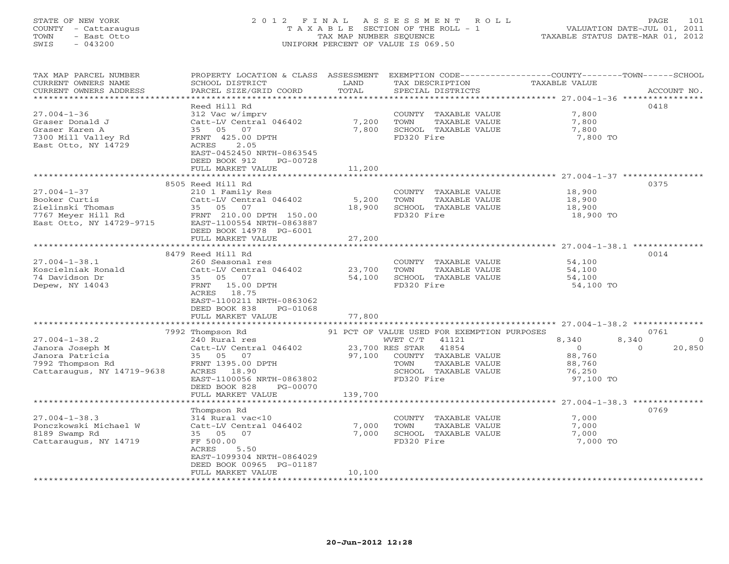STATE OF NEW YORK
COUNTY - Cattaraugus
TOWN - East Otto
SWIS - 043200

2012 FINAL ASSESSMENT ROLL
TAXABLE SECTION OF THE ROLL - 1
TAX MAP NUMBER SEQUENCE
UNIFORM PERCENT OF VALUE IS 069.50

VALUATION DATE-JUL 01, 2011
TAXABLE STATUS DATE-MAR 01, 2012

| TAX MAP PARCEL NUMBER / CURRENT OWNERS NAME / CURRENT OWNERS ADDRESS | PROPERTY LOCATION & CLASS / SCHOOL DISTRICT / PARCEL SIZE/GRID COORD | ASSESSMENT LAND / TOTAL | EXEMPTION CODE / TAX DESCRIPTION / SPECIAL DISTRICTS | COUNTY | TOWN | SCHOOL | ACCOUNT NO. |
|---|---|---|---|---|---|---|---|
| **27.004-1-36** | Reed Hill Rd | | | | | | 0418 |
| Graser Donald J | 312 Vac w/imprv | | COUNTY TAXABLE VALUE | 7,800 | | | |
| Graser Karen A | Catt-LV Central 046402 | 7,200 | TOWN TAXABLE VALUE | | 7,800 | | |
| 7300 Mill Valley Rd | 35 05 07 | 7,800 | SCHOOL TAXABLE VALUE | | | 7,800 | |
| East Otto, NY 14729 | FRNT 425.00 DPTH | | FD320 Fire | 7,800 TO | | | |
| | ACRES 2.05 | | | | | | |
| | EAST-0452450 NRTH-0863545 | | | | | | |
| | DEED BOOK 912 PG-00728 | | | | | | |
| | FULL MARKET VALUE | 11,200 | | | | | |
| **27.004-1-37** | 8505 Reed Hill Rd | | | | | | 0375 |
| Booker Curtis | 210 1 Family Res | | COUNTY TAXABLE VALUE | 18,900 | | | |
| Zielinski Thomas | Catt-LV Central 046402 | 5,200 | TOWN TAXABLE VALUE | | 18,900 | | |
| 7767 Meyer Hill Rd | 35 05 07 | 18,900 | SCHOOL TAXABLE VALUE | | | 18,900 | |
| East Otto, NY 14729-9715 | FRNT 210.00 DPTH 150.00 | | FD320 Fire | 18,900 TO | | | |
| | EAST-1100554 NRTH-0863887 | | | | | | |
| | DEED BOOK 14978 PG-6001 | | | | | | |
| | FULL MARKET VALUE | 27,200 | | | | | |
| **27.004-1-38.1** | 8479 Reed Hill Rd | | | | | | 0014 |
| Koscielniak Ronald | 260 Seasonal res | | COUNTY TAXABLE VALUE | 54,100 | | | |
| 74 Davidson Dr | Catt-LV Central 046402 | 23,700 | TOWN TAXABLE VALUE | | 54,100 | | |
| Depew, NY 14043 | 35 05 07 | 54,100 | SCHOOL TAXABLE VALUE | | | 54,100 | |
| | FRNT 15.00 DPTH | | FD320 Fire | 54,100 TO | | | |
| | ACRES 18.75 | | | | | | |
| | EAST-1100211 NRTH-0863062 | | | | | | |
| | DEED BOOK 838 PG-01068 | | | | | | |
| | FULL MARKET VALUE | 77,800 | | | | | |
| **27.004-1-38.2** | 7992 Thompson Rd | | 91 PCT OF VALUE USED FOR EXEMPTION PURPOSES | | | | 0761 |
| Janora Joseph M | 240 Rural res | | WVET C/T 41121 | 8,340 | 8,340 | 0 | |
| Janora Patricia | Catt-LV Central 046402 | 23,700 | RES STAR 41854 | 0 | 0 | 20,850 | |
| 7992 Thompson Rd | 35 05 07 | 97,100 | COUNTY TAXABLE VALUE | 88,760 | | | |
| Cattaraugus, NY 14719-9638 | FRNT 1395.00 DPTH | | TOWN TAXABLE VALUE | | 88,760 | | |
| | ACRES 18.90 | | SCHOOL TAXABLE VALUE | | | 76,250 | |
| | EAST-1100056 NRTH-0863802 | | FD320 Fire | 97,100 TO | | | |
| | DEED BOOK 828 PG-00070 | | | | | | |
| | FULL MARKET VALUE | 139,700 | | | | | |
| **27.004-1-38.3** | Thompson Rd | | | | | | 0769 |
| Ponczkowski Michael W | 314 Rural vac<10 | | COUNTY TAXABLE VALUE | 7,000 | | | |
| 8189 Swamp Rd | Catt-LV Central 046402 | 7,000 | TOWN TAXABLE VALUE | | 7,000 | | |
| Cattaraugus, NY 14719 | 35 05 07 | 7,000 | SCHOOL TAXABLE VALUE | | | 7,000 | |
| | FF 500.00 | | FD320 Fire | 7,000 TO | | | |
| | ACRES 5.50 | | | | | | |
| | EAST-1099304 NRTH-0864029 | | | | | | |
| | DEED BOOK 00965 PG-01187 | | | | | | |
| | FULL MARKET VALUE | 10,100 | | | | | |

20-Jun-2012 12:28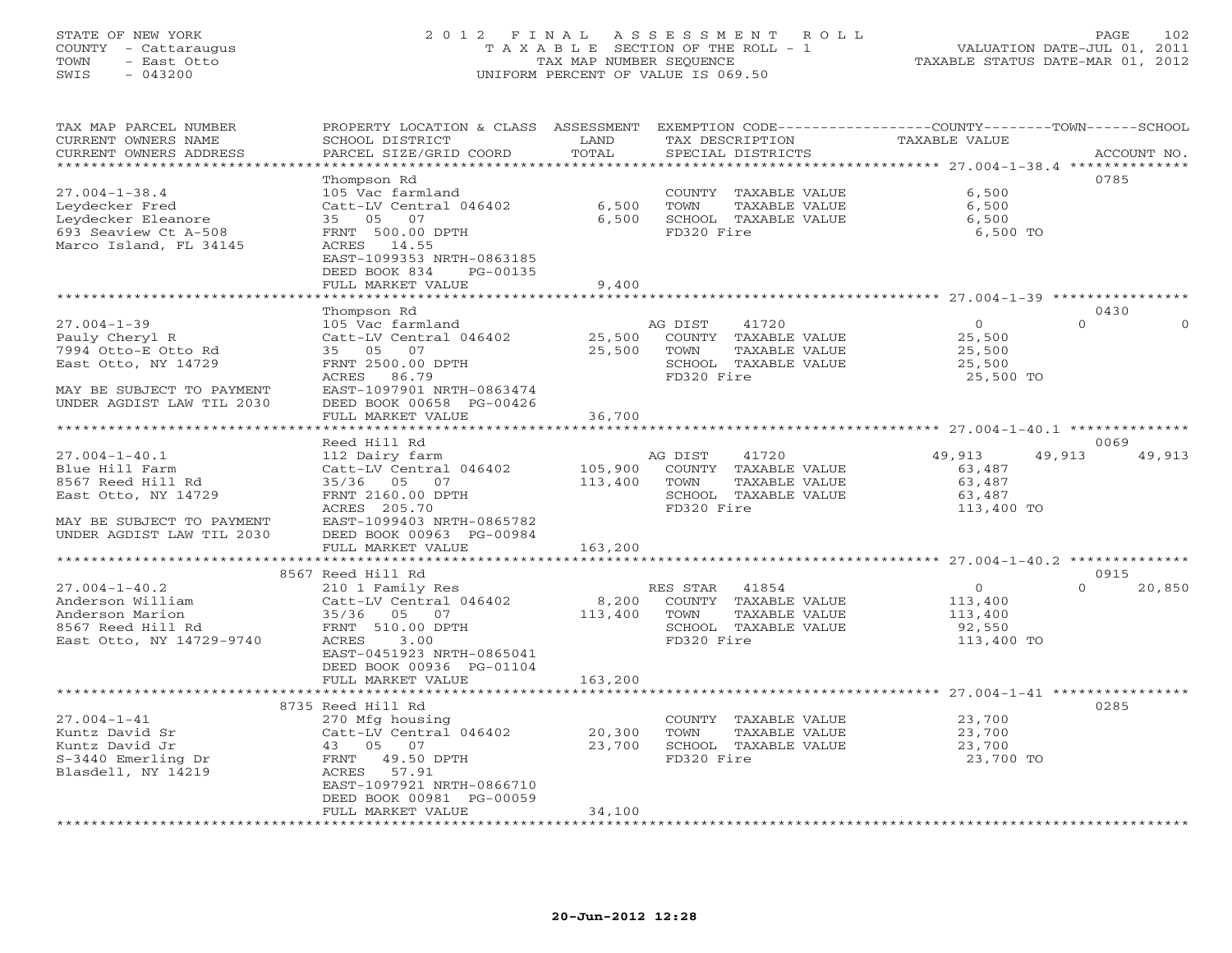STATE OF NEW YORK
COUNTY - Cattaraugus
TOWN - East Otto
SWIS - 043200

# 2012 FINAL ASSESSMENT ROLL
TAXABLE SECTION OF THE ROLL - 1
TAX MAP NUMBER SEQUENCE
UNIFORM PERCENT OF VALUE IS 069.50

VALUATION DATE-JUL 01, 2011
TAXABLE STATUS DATE-MAR 01, 2012

| TAX MAP PARCEL NUMBER / CURRENT OWNERS NAME / CURRENT OWNERS ADDRESS | PROPERTY LOCATION & CLASS / SCHOOL DISTRICT / PARCEL SIZE/GRID COORD | ASSESSMENT LAND / TOTAL | EXEMPTION CODE / TAX DESCRIPTION / SPECIAL DISTRICTS | COUNTY | TOWN | SCHOOL | ACCOUNT NO. |
|---|---|---|---|---|---|---|---|
| **27.004-1-38.4** | Thompson Rd | | | | | | 0785 |
| 27.004-1-38.4 | 105 Vac farmland | | COUNTY TAXABLE VALUE | 6,500 | | | |
| Leydecker Fred | Catt-LV Central 046402 | 6,500 | TOWN TAXABLE VALUE | | 6,500 | | |
| Leydecker Eleanore | 35 05 07 | 6,500 | SCHOOL TAXABLE VALUE | | | 6,500 | |
| 693 Seaview Ct A-508 | FRNT 500.00 DPTH | | FD320 Fire | 6,500 TO | | | |
| Marco Island, FL 34145 | ACRES 14.55 | | | | | | |
| | EAST-1099353 NRTH-0863185 | | | | | | |
| | DEED BOOK 834 PG-00135 | | | | | | |
| | FULL MARKET VALUE | 9,400 | | | | | |
| **27.004-1-39** | Thompson Rd | | | | | | 0430 |
| 27.004-1-39 | 105 Vac farmland | | AG DIST 41720 | 0 | 0 | 0 | |
| Pauly Cheryl R | Catt-LV Central 046402 | 25,500 | COUNTY TAXABLE VALUE | 25,500 | | | |
| 7994 Otto-E Otto Rd | 35 05 07 | 25,500 | TOWN TAXABLE VALUE | | 25,500 | | |
| East Otto, NY 14729 | FRNT 2500.00 DPTH | | SCHOOL TAXABLE VALUE | | | 25,500 | |
| | ACRES 86.79 | | FD320 Fire | 25,500 TO | | | |
| MAY BE SUBJECT TO PAYMENT | EAST-1097901 NRTH-0863474 | | | | | | |
| UNDER AGDIST LAW TIL 2030 | DEED BOOK 00658 PG-00426 | | | | | | |
| | FULL MARKET VALUE | 36,700 | | | | | |
| **27.004-1-40.1** | Reed Hill Rd | | | | | | 0069 |
| 27.004-1-40.1 | 112 Dairy farm | | AG DIST 41720 | 49,913 | 49,913 | 49,913 | |
| Blue Hill Farm | Catt-LV Central 046402 | 105,900 | COUNTY TAXABLE VALUE | 63,487 | | | |
| 8567 Reed Hill Rd | 35/36 05 07 | 113,400 | TOWN TAXABLE VALUE | | 63,487 | | |
| East Otto, NY 14729 | FRNT 2160.00 DPTH | | SCHOOL TAXABLE VALUE | | | 63,487 | |
| | ACRES 205.70 | | FD320 Fire | 113,400 TO | | | |
| MAY BE SUBJECT TO PAYMENT | EAST-1099403 NRTH-0865782 | | | | | | |
| UNDER AGDIST LAW TIL 2030 | DEED BOOK 00963 PG-00984 | | | | | | |
| | FULL MARKET VALUE | 163,200 | | | | | |
| **27.004-1-40.2** | 8567 Reed Hill Rd | | | | | | 0915 |
| 27.004-1-40.2 | 210 1 Family Res | | RES STAR 41854 | 0 | 0 | 20,850 | |
| Anderson William | Catt-LV Central 046402 | 8,200 | COUNTY TAXABLE VALUE | 113,400 | | | |
| Anderson Marion | 35/36 05 07 | 113,400 | TOWN TAXABLE VALUE | | 113,400 | | |
| 8567 Reed Hill Rd | FRNT 510.00 DPTH | | SCHOOL TAXABLE VALUE | | | 92,550 | |
| East Otto, NY 14729-9740 | ACRES 3.00 | | FD320 Fire | 113,400 TO | | | |
| | EAST-0451923 NRTH-0865041 | | | | | | |
| | DEED BOOK 00936 PG-01104 | | | | | | |
| | FULL MARKET VALUE | 163,200 | | | | | |
| **27.004-1-41** | 8735 Reed Hill Rd | | | | | | 0285 |
| 27.004-1-41 | 270 Mfg housing | | COUNTY TAXABLE VALUE | 23,700 | | | |
| Kuntz David Sr | Catt-LV Central 046402 | 20,300 | TOWN TAXABLE VALUE | | 23,700 | | |
| Kuntz David Jr | 43 05 07 | 23,700 | SCHOOL TAXABLE VALUE | | | 23,700 | |
| S-3440 Emerling Dr | FRNT 49.50 DPTH | | FD320 Fire | 23,700 TO | | | |
| Blasdell, NY 14219 | ACRES 57.91 | | | | | | |
| | EAST-1097921 NRTH-0866710 | | | | | | |
| | DEED BOOK 00981 PG-00059 | | | | | | |
| | FULL MARKET VALUE | 34,100 | | | | | |

20-Jun-2012 12:28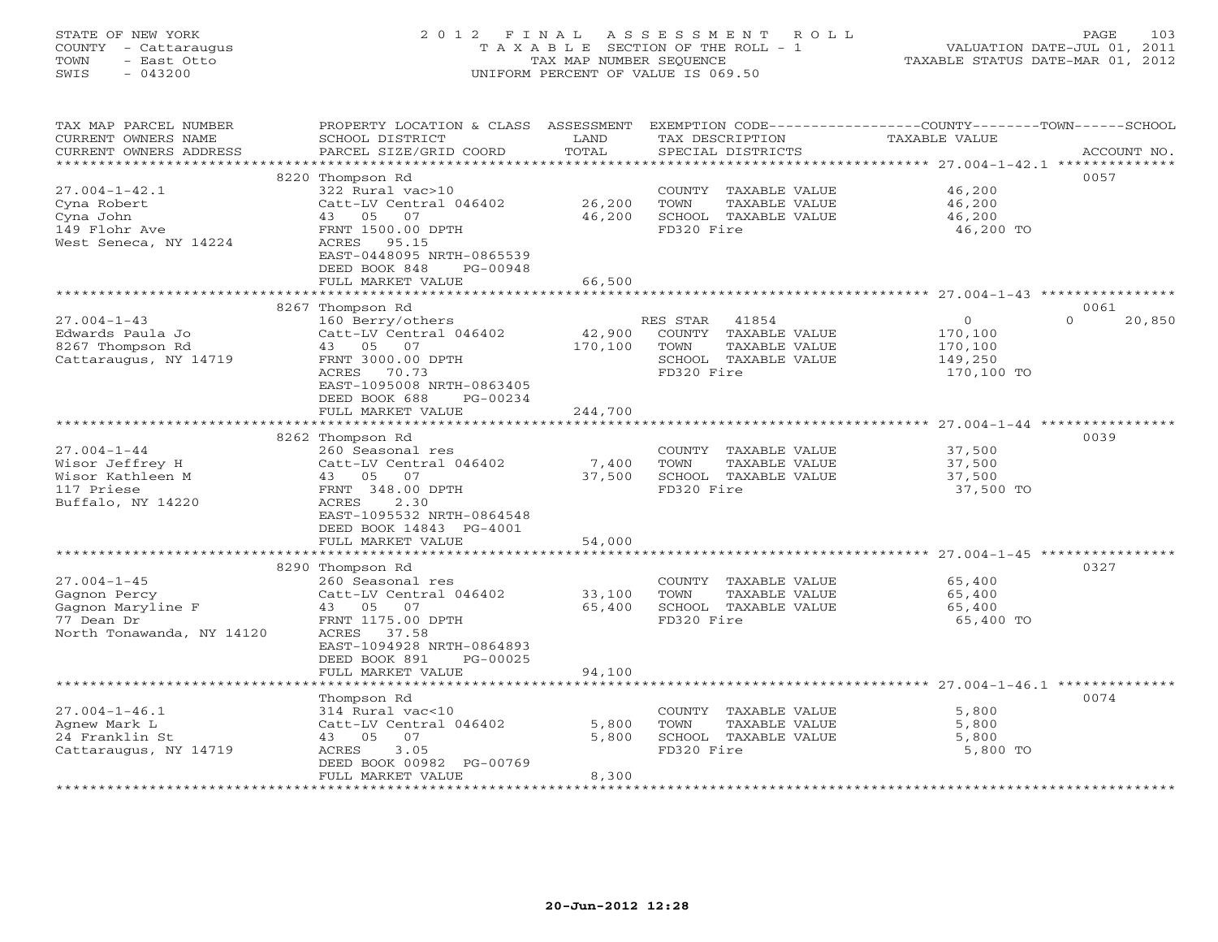STATE OF NEW YORK
COUNTY - Cattaraugus
TOWN - East Otto
SWIS - 043200

2012 FINAL ASSESSMENT ROLL
TAXABLE SECTION OF THE ROLL - 1
TAX MAP NUMBER SEQUENCE
UNIFORM PERCENT OF VALUE IS 069.50

VALUATION DATE-JUL 01, 2011
TAXABLE STATUS DATE-MAR 01, 2012

| TAX MAP PARCEL NUMBER / CURRENT OWNERS NAME / CURRENT OWNERS ADDRESS | PROPERTY LOCATION & CLASS / SCHOOL DISTRICT / PARCEL SIZE/GRID COORD | ASSESSMENT LAND / TOTAL | EXEMPTION CODE / TAX DESCRIPTION / SPECIAL DISTRICTS | COUNTY / TOWN / SCHOOL TAXABLE VALUE | ACCOUNT NO. |
|---|---|---|---|---|---|
| **27.004-1-42.1** | 8220 Thompson Rd | | | | 0057 |
| Cyna Robert | 322 Rural vac>10 | | COUNTY TAXABLE VALUE | 46,200 | |
| Cyna John | Catt-LV Central 046402 | 26,200 | TOWN TAXABLE VALUE | 46,200 | |
| 149 Flohr Ave | 43 05 07 | 46,200 | SCHOOL TAXABLE VALUE | 46,200 | |
| West Seneca, NY 14224 | FRNT 1500.00 DPTH | | FD320 Fire | 46,200 TO | |
| | ACRES 95.15 | | | | |
| | EAST-0448095 NRTH-0865539 | | | | |
| | DEED BOOK 848 PG-00948 | | | | |
| | FULL MARKET VALUE | 66,500 | | | |
| **27.004-1-43** | 8267 Thompson Rd | | | | 0061 |
| Edwards Paula Jo | 160 Berry/others | | RES STAR 41854 | 0 / 0 / 20,850 | |
| 8267 Thompson Rd | Catt-LV Central 046402 | 42,900 | COUNTY TAXABLE VALUE | 170,100 | |
| Cattaraugus, NY 14719 | 43 05 07 | 170,100 | TOWN TAXABLE VALUE | 170,100 | |
| | FRNT 3000.00 DPTH | | SCHOOL TAXABLE VALUE | 149,250 | |
| | ACRES 70.73 | | FD320 Fire | 170,100 TO | |
| | EAST-1095008 NRTH-0863405 | | | | |
| | DEED BOOK 688 PG-00234 | | | | |
| | FULL MARKET VALUE | 244,700 | | | |
| **27.004-1-44** | 8262 Thompson Rd | | | | 0039 |
| Wisor Jeffrey H | 260 Seasonal res | | COUNTY TAXABLE VALUE | 37,500 | |
| Wisor Kathleen M | Catt-LV Central 046402 | 7,400 | TOWN TAXABLE VALUE | 37,500 | |
| 117 Priese | 43 05 07 | 37,500 | SCHOOL TAXABLE VALUE | 37,500 | |
| Buffalo, NY 14220 | FRNT 348.00 DPTH | | FD320 Fire | 37,500 TO | |
| | ACRES 2.30 | | | | |
| | EAST-1095532 NRTH-0864548 | | | | |
| | DEED BOOK 14843 PG-4001 | | | | |
| | FULL MARKET VALUE | 54,000 | | | |
| **27.004-1-45** | 8290 Thompson Rd | | | | 0327 |
| Gagnon Percy | 260 Seasonal res | | COUNTY TAXABLE VALUE | 65,400 | |
| Gagnon Maryline F | Catt-LV Central 046402 | 33,100 | TOWN TAXABLE VALUE | 65,400 | |
| 77 Dean Dr | 43 05 07 | 65,400 | SCHOOL TAXABLE VALUE | 65,400 | |
| North Tonawanda, NY 14120 | FRNT 1175.00 DPTH | | FD320 Fire | 65,400 TO | |
| | ACRES 37.58 | | | | |
| | EAST-1094928 NRTH-0864893 | | | | |
| | DEED BOOK 891 PG-00025 | | | | |
| | FULL MARKET VALUE | 94,100 | | | |
| **27.004-1-46.1** | Thompson Rd | | | | 0074 |
| Agnew Mark L | 314 Rural vac<10 | | COUNTY TAXABLE VALUE | 5,800 | |
| 24 Franklin St | Catt-LV Central 046402 | 5,800 | TOWN TAXABLE VALUE | 5,800 | |
| Cattaraugus, NY 14719 | 43 05 07 | 5,800 | SCHOOL TAXABLE VALUE | 5,800 | |
| | ACRES 3.05 | | FD320 Fire | 5,800 TO | |
| | DEED BOOK 00982 PG-00769 | | | | |
| | FULL MARKET VALUE | 8,300 | | | |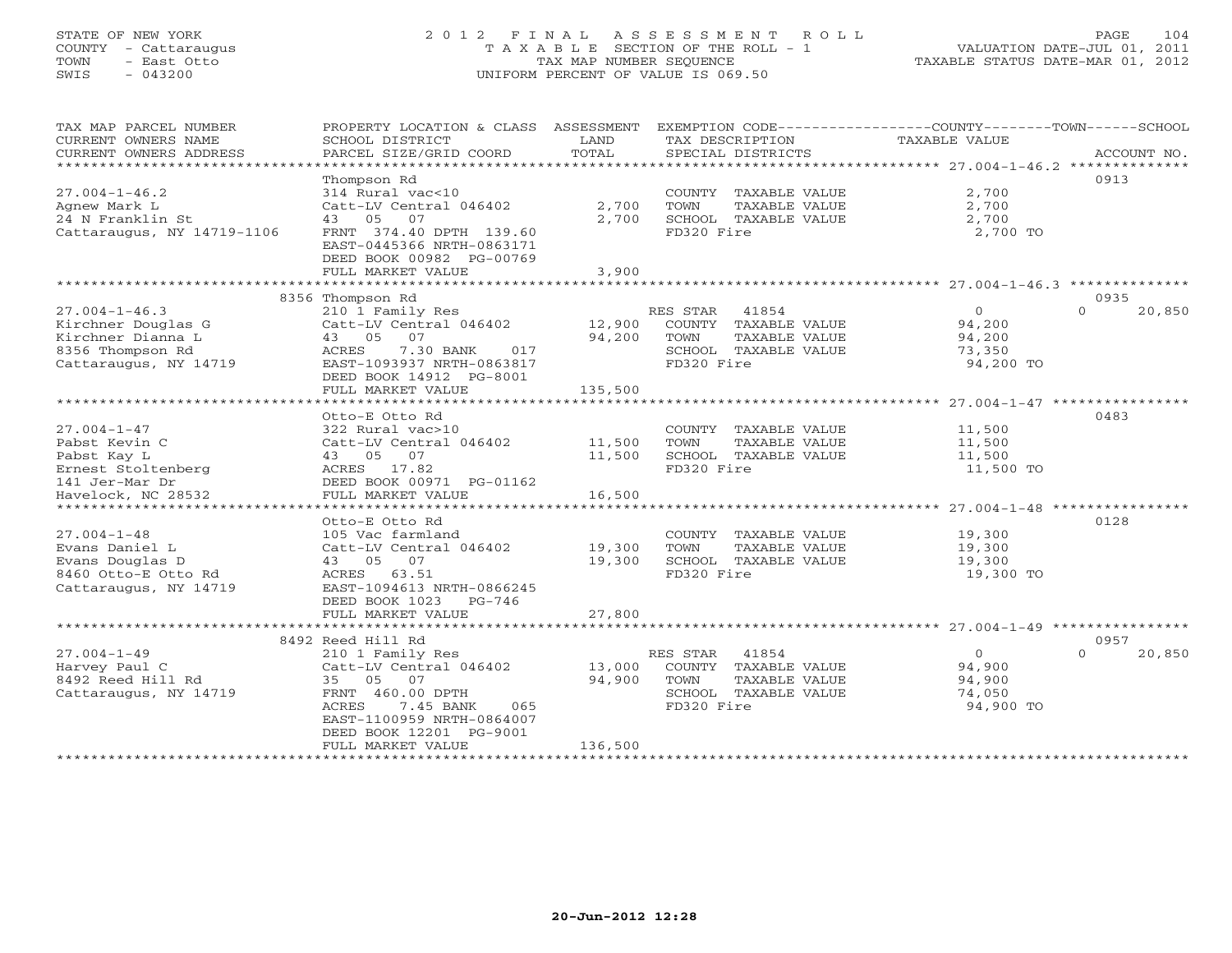STATE OF NEW YORK
COUNTY - Cattaraugus
TOWN - East Otto
SWIS - 043200

2012 FINAL ASSESSMENT ROLL
TAXABLE SECTION OF THE ROLL - 1
TAX MAP NUMBER SEQUENCE
UNIFORM PERCENT OF VALUE IS 069.50

VALUATION DATE-JUL 01, 2011
TAXABLE STATUS DATE-MAR 01, 2012

| TAX MAP PARCEL NUMBER / CURRENT OWNERS NAME / CURRENT OWNERS ADDRESS | PROPERTY LOCATION & CLASS / SCHOOL DISTRICT / PARCEL SIZE/GRID COORD | ASSESSMENT LAND / TOTAL | EXEMPTION CODE / TAX DESCRIPTION / SPECIAL DISTRICTS | COUNTY / TOWN / SCHOOL TAXABLE VALUE | ACCOUNT NO. |
|---|---|---|---|---|---|
| **27.004-1-46.2** | Thompson Rd | | | | 0913 |
| | 314 Rural vac<10 | | COUNTY TAXABLE VALUE | 2,700 | |
| Agnew Mark L | Catt-LV Central 046402 | 2,700 | TOWN TAXABLE VALUE | 2,700 | |
| 24 N Franklin St | 43 05 07 | 2,700 | SCHOOL TAXABLE VALUE | 2,700 | |
| Cattaraugus, NY 14719-1106 | FRNT 374.40 DPTH 139.60 | | FD320 Fire | 2,700 TO | |
| | EAST-0445366 NRTH-0863171 | | | | |
| | DEED BOOK 00982 PG-00769 | | | | |
| | FULL MARKET VALUE | 3,900 | | | |
| **27.004-1-46.3** | 8356 Thompson Rd | | | | 0935 |
| | 210 1 Family Res | | RES STAR 41854 | 0 / 0 / 20,850 | |
| Kirchner Douglas G | Catt-LV Central 046402 | 12,900 | COUNTY TAXABLE VALUE | 94,200 | |
| Kirchner Dianna L | 43 05 07 | 94,200 | TOWN TAXABLE VALUE | 94,200 | |
| 8356 Thompson Rd | ACRES 7.30 BANK 017 | | SCHOOL TAXABLE VALUE | 73,350 | |
| Cattaraugus, NY 14719 | EAST-1093937 NRTH-0863817 | | FD320 Fire | 94,200 TO | |
| | DEED BOOK 14912 PG-8001 | | | | |
| | FULL MARKET VALUE | 135,500 | | | |
| **27.004-1-47** | Otto-E Otto Rd | | | | 0483 |
| | 322 Rural vac>10 | | COUNTY TAXABLE VALUE | 11,500 | |
| Pabst Kevin C | Catt-LV Central 046402 | 11,500 | TOWN TAXABLE VALUE | 11,500 | |
| Pabst Kay L | 43 05 07 | 11,500 | SCHOOL TAXABLE VALUE | 11,500 | |
| Ernest Stoltenberg | ACRES 17.82 | | FD320 Fire | 11,500 TO | |
| 141 Jer-Mar Dr | DEED BOOK 00971 PG-01162 | | | | |
| Havelock, NC 28532 | FULL MARKET VALUE | 16,500 | | | |
| **27.004-1-48** | Otto-E Otto Rd | | | | 0128 |
| | 105 Vac farmland | | COUNTY TAXABLE VALUE | 19,300 | |
| Evans Daniel L | Catt-LV Central 046402 | 19,300 | TOWN TAXABLE VALUE | 19,300 | |
| Evans Douglas D | 43 05 07 | 19,300 | SCHOOL TAXABLE VALUE | 19,300 | |
| 8460 Otto-E Otto Rd | ACRES 63.51 | | FD320 Fire | 19,300 TO | |
| Cattaraugus, NY 14719 | EAST-1094613 NRTH-0866245 | | | | |
| | DEED BOOK 1023 PG-746 | | | | |
| | FULL MARKET VALUE | 27,800 | | | |
| **27.004-1-49** | 8492 Reed Hill Rd | | | | 0957 |
| | 210 1 Family Res | | RES STAR 41854 | 0 / 0 / 20,850 | |
| Harvey Paul C | Catt-LV Central 046402 | 13,000 | COUNTY TAXABLE VALUE | 94,900 | |
| 8492 Reed Hill Rd | 35 05 07 | 94,900 | TOWN TAXABLE VALUE | 94,900 | |
| Cattaraugus, NY 14719 | FRNT 460.00 DPTH | | SCHOOL TAXABLE VALUE | 74,050 | |
| | ACRES 7.45 BANK 065 | | FD320 Fire | 94,900 TO | |
| | EAST-1100959 NRTH-0864007 | | | | |
| | DEED BOOK 12201 PG-9001 | | | | |
| | FULL MARKET VALUE | 136,500 | | | |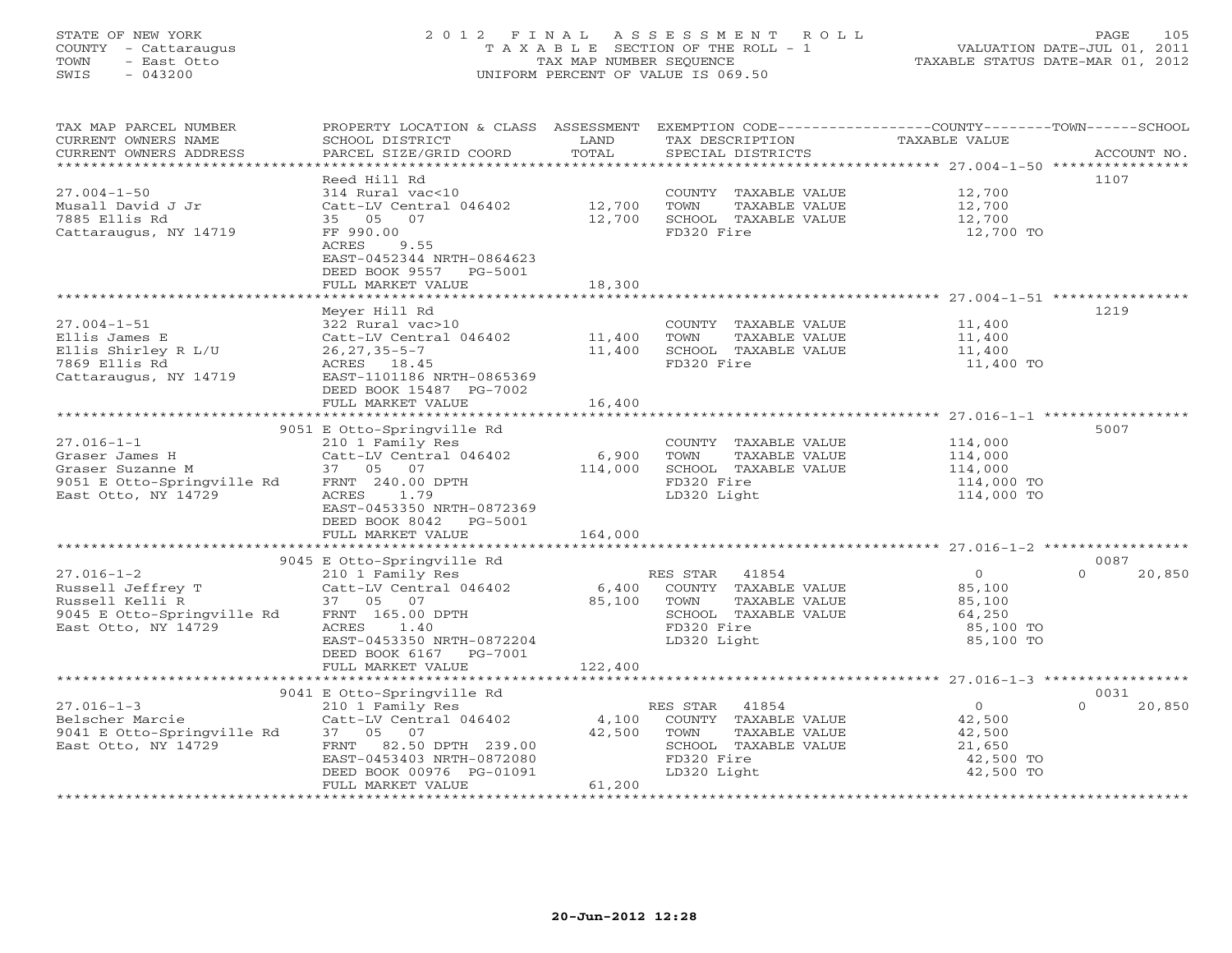STATE OF NEW YORK
COUNTY - Cattaraugus
TOWN - East Otto
SWIS - 043200

2 0 1 2 F I N A L A S S E S S M E N T R O L L
T A X A B L E SECTION OF THE ROLL - 1
TAX MAP NUMBER SEQUENCE
UNIFORM PERCENT OF VALUE IS 069.50

VALUATION DATE-JUL 01, 2011
TAXABLE STATUS DATE-MAR 01, 2012

| TAX MAP PARCEL NUMBER / CURRENT OWNERS NAME / CURRENT OWNERS ADDRESS | PROPERTY LOCATION & CLASS / SCHOOL DISTRICT / PARCEL SIZE/GRID COORD | ASSESSMENT LAND / TOTAL | EXEMPTION CODE / TAX DESCRIPTION / SPECIAL DISTRICTS | COUNTY / TOWN / SCHOOL TAXABLE VALUE | ACCOUNT NO. |
|---|---|---|---|---|---|
| 27.004-1-50 | Reed Hill Rd | | | | 1107 |
| | 314 Rural vac<10 | | COUNTY TAXABLE VALUE | 12,700 | |
| Musall David J Jr | Catt-LV Central 046402 | 12,700 | TOWN TAXABLE VALUE | 12,700 | |
| 7885 Ellis Rd | 35 05 07 | 12,700 | SCHOOL TAXABLE VALUE | 12,700 | |
| Cattaraugus, NY 14719 | FF 990.00 | | FD320 Fire | 12,700 TO | |
| | ACRES 9.55 | | | | |
| | EAST-0452344 NRTH-0864623 | | | | |
| | DEED BOOK 9557 PG-5001 | | | | |
| | FULL MARKET VALUE | 18,300 | | | |
| 27.004-1-51 | Meyer Hill Rd | | | | 1219 |
| | 322 Rural vac>10 | | COUNTY TAXABLE VALUE | 11,400 | |
| Ellis James E | Catt-LV Central 046402 | 11,400 | TOWN TAXABLE VALUE | 11,400 | |
| Ellis Shirley R L/U | 26,27,35-5-7 | 11,400 | SCHOOL TAXABLE VALUE | 11,400 | |
| 7869 Ellis Rd | ACRES 18.45 | | FD320 Fire | 11,400 TO | |
| Cattaraugus, NY 14719 | EAST-1101186 NRTH-0865369 | | | | |
| | DEED BOOK 15487 PG-7002 | | | | |
| | FULL MARKET VALUE | 16,400 | | | |
| 27.016-1-1 | 9051 E Otto-Springville Rd | | | | 5007 |
| | 210 1 Family Res | | COUNTY TAXABLE VALUE | 114,000 | |
| Graser James H | Catt-LV Central 046402 | 6,900 | TOWN TAXABLE VALUE | 114,000 | |
| Graser Suzanne M | 37 05 07 | 114,000 | SCHOOL TAXABLE VALUE | 114,000 | |
| 9051 E Otto-Springville Rd | FRNT 240.00 DPTH | | FD320 Fire | 114,000 TO | |
| East Otto, NY 14729 | ACRES 1.79 | | LD320 Light | 114,000 TO | |
| | EAST-0453350 NRTH-0872369 | | | | |
| | DEED BOOK 8042 PG-5001 | | | | |
| | FULL MARKET VALUE | 164,000 | | | |
| 27.016-1-2 | 9045 E Otto-Springville Rd | | | | 0087 |
| | 210 1 Family Res | | RES STAR 41854 | 0 / 0 / 20,850 | |
| Russell Jeffrey T | Catt-LV Central 046402 | 6,400 | COUNTY TAXABLE VALUE | 85,100 | |
| Russell Kelli R | 37 05 07 | 85,100 | TOWN TAXABLE VALUE | 85,100 | |
| 9045 E Otto-Springville Rd | FRNT 165.00 DPTH | | SCHOOL TAXABLE VALUE | 64,250 | |
| East Otto, NY 14729 | ACRES 1.40 | | FD320 Fire | 85,100 TO | |
| | EAST-0453350 NRTH-0872204 | | LD320 Light | 85,100 TO | |
| | DEED BOOK 6167 PG-7001 | | | | |
| | FULL MARKET VALUE | 122,400 | | | |
| 27.016-1-3 | 9041 E Otto-Springville Rd | | | | 0031 |
| | 210 1 Family Res | | RES STAR 41854 | 0 / 0 / 20,850 | |
| Belscher Marcie | Catt-LV Central 046402 | 4,100 | COUNTY TAXABLE VALUE | 42,500 | |
| 9041 E Otto-Springville Rd | 37 05 07 | 42,500 | TOWN TAXABLE VALUE | 42,500 | |
| East Otto, NY 14729 | FRNT 82.50 DPTH 239.00 | | SCHOOL TAXABLE VALUE | 21,650 | |
| | EAST-0453403 NRTH-0872080 | | FD320 Fire | 42,500 TO | |
| | DEED BOOK 00976 PG-01091 | | LD320 Light | 42,500 TO | |
| | FULL MARKET VALUE | 61,200 | | | |

20-Jun-2012 12:28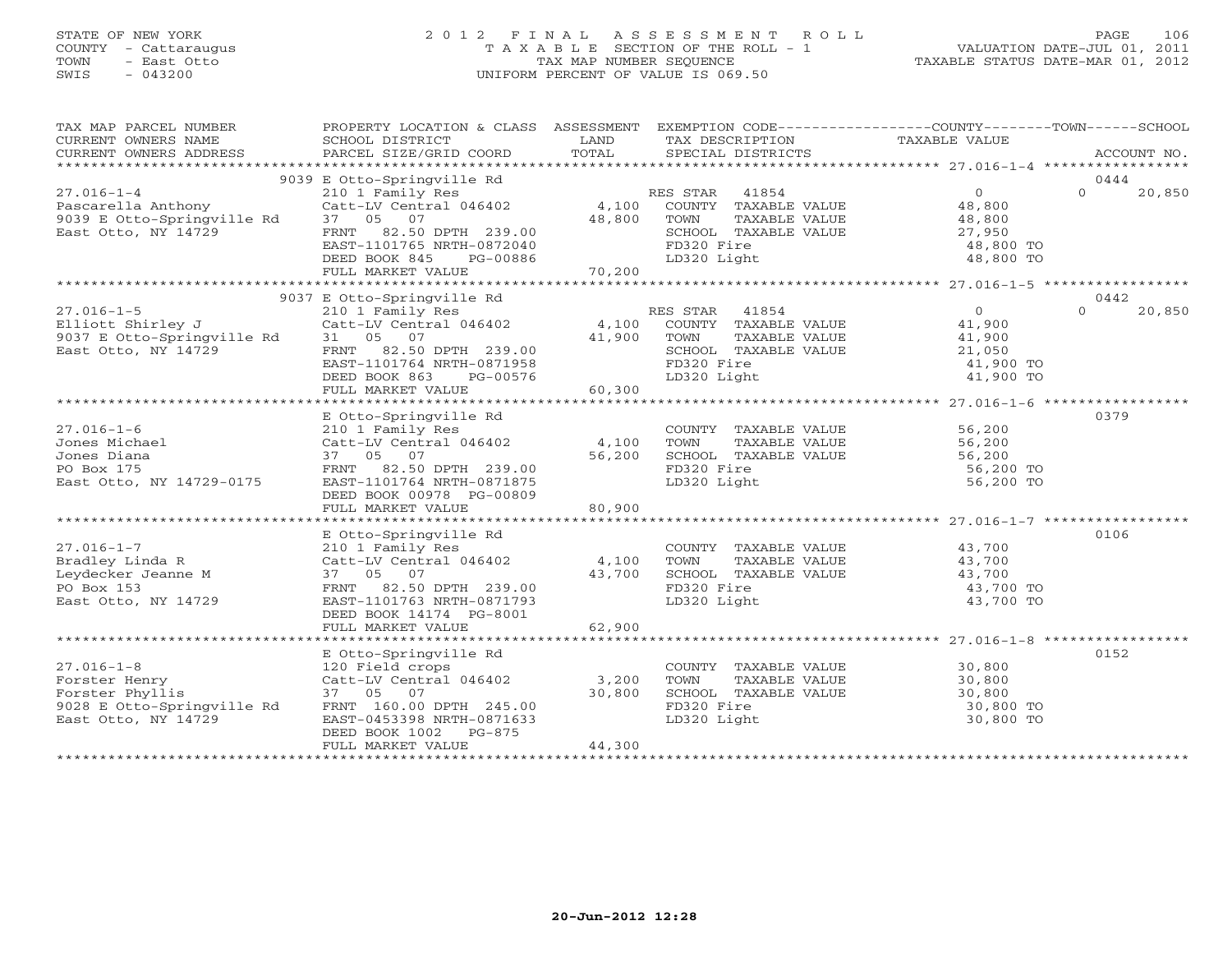STATE OF NEW YORK
COUNTY - Cattaraugus
TOWN - East Otto
SWIS - 043200

# 2012 FINAL ASSESSMENT ROLL
TAXABLE SECTION OF THE ROLL - 1
TAX MAP NUMBER SEQUENCE
UNIFORM PERCENT OF VALUE IS 069.50

VALUATION DATE-JUL 01, 2011
TAXABLE STATUS DATE-MAR 01, 2012

| TAX MAP PARCEL NUMBER / CURRENT OWNERS NAME / CURRENT OWNERS ADDRESS | PROPERTY LOCATION & CLASS / SCHOOL DISTRICT / PARCEL SIZE/GRID COORD | ASSESSMENT LAND / TOTAL | EXEMPTION CODE / TAX DESCRIPTION / SPECIAL DISTRICTS | COUNTY TAXABLE VALUE | TOWN | SCHOOL / ACCOUNT NO. |
|---|---|---|---|---|---|---|
| | 9039 E Otto-Springville Rd | | | | | 0444 |
| 27.016-1-4 | 210 1 Family Res | | RES STAR 41854 | 0 | 0 | 20,850 |
| Pascarella Anthony | Catt-LV Central 046402 | 4,100 | COUNTY TAXABLE VALUE | 48,800 | | |
| 9039 E Otto-Springville Rd | 37 05 07 | 48,800 | TOWN TAXABLE VALUE | 48,800 | | |
| East Otto, NY 14729 | FRNT 82.50 DPTH 239.00 | | SCHOOL TAXABLE VALUE | 27,950 | | |
| | EAST-1101765 NRTH-0872040 | | FD320 Fire | 48,800 TO | | |
| | DEED BOOK 845 PG-00886 | | LD320 Light | 48,800 TO | | |
| | FULL MARKET VALUE | 70,200 | | | | |
| | 9037 E Otto-Springville Rd | | | | | 0442 |
| 27.016-1-5 | 210 1 Family Res | | RES STAR 41854 | 0 | 0 | 20,850 |
| Elliott Shirley J | Catt-LV Central 046402 | 4,100 | COUNTY TAXABLE VALUE | 41,900 | | |
| 9037 E Otto-Springville Rd | 31 05 07 | 41,900 | TOWN TAXABLE VALUE | 41,900 | | |
| East Otto, NY 14729 | FRNT 82.50 DPTH 239.00 | | SCHOOL TAXABLE VALUE | 21,050 | | |
| | EAST-1101764 NRTH-0871958 | | FD320 Fire | 41,900 TO | | |
| | DEED BOOK 863 PG-00576 | | LD320 Light | 41,900 TO | | |
| | FULL MARKET VALUE | 60,300 | | | | |
| | E Otto-Springville Rd | | | | | 0379 |
| 27.016-1-6 | 210 1 Family Res | | COUNTY TAXABLE VALUE | 56,200 | | |
| Jones Michael | Catt-LV Central 046402 | 4,100 | TOWN TAXABLE VALUE | 56,200 | | |
| Jones Diana | 37 05 07 | 56,200 | SCHOOL TAXABLE VALUE | 56,200 | | |
| PO Box 175 | FRNT 82.50 DPTH 239.00 | | FD320 Fire | 56,200 TO | | |
| East Otto, NY 14729-0175 | EAST-1101764 NRTH-0871875 | | LD320 Light | 56,200 TO | | |
| | DEED BOOK 00978 PG-00809 | | | | | |
| | FULL MARKET VALUE | 80,900 | | | | |
| | E Otto-Springville Rd | | | | | 0106 |
| 27.016-1-7 | 210 1 Family Res | | COUNTY TAXABLE VALUE | 43,700 | | |
| Bradley Linda R | Catt-LV Central 046402 | 4,100 | TOWN TAXABLE VALUE | 43,700 | | |
| Leydecker Jeanne M | 37 05 07 | 43,700 | SCHOOL TAXABLE VALUE | 43,700 | | |
| PO Box 153 | FRNT 82.50 DPTH 239.00 | | FD320 Fire | 43,700 TO | | |
| East Otto, NY 14729 | EAST-1101763 NRTH-0871793 | | LD320 Light | 43,700 TO | | |
| | DEED BOOK 14174 PG-8001 | | | | | |
| | FULL MARKET VALUE | 62,900 | | | | |
| | E Otto-Springville Rd | | | | | 0152 |
| 27.016-1-8 | 120 Field crops | | COUNTY TAXABLE VALUE | 30,800 | | |
| Forster Henry | Catt-LV Central 046402 | 3,200 | TOWN TAXABLE VALUE | 30,800 | | |
| Forster Phyllis | 37 05 07 | 30,800 | SCHOOL TAXABLE VALUE | 30,800 | | |
| 9028 E Otto-Springville Rd | FRNT 160.00 DPTH 245.00 | | FD320 Fire | 30,800 TO | | |
| East Otto, NY 14729 | EAST-0453398 NRTH-0871633 | | LD320 Light | 30,800 TO | | |
| | DEED BOOK 1002 PG-875 | | | | | |
| | FULL MARKET VALUE | 44,300 | | | | |

20-Jun-2012 12:28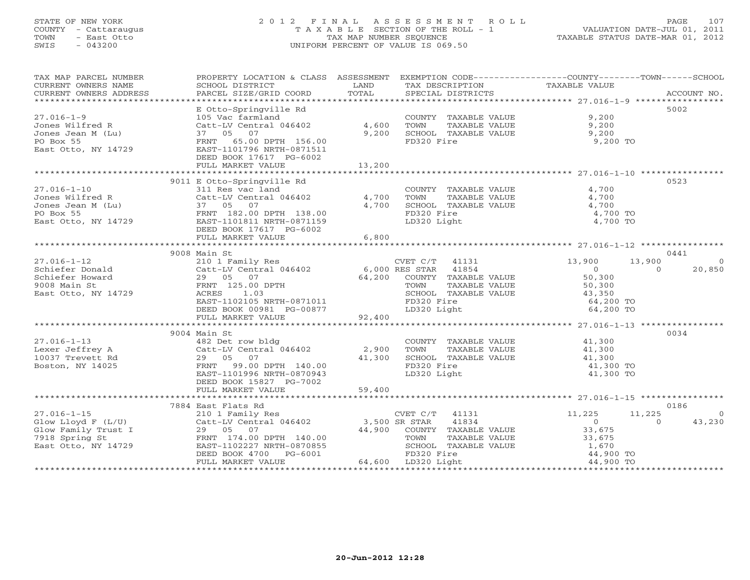STATE OF NEW YORK
COUNTY - Cattaraugus
TOWN - East Otto
SWIS - 043200

2012 FINAL ASSESSMENT ROLL
TAXABLE SECTION OF THE ROLL - 1
TAX MAP NUMBER SEQUENCE
UNIFORM PERCENT OF VALUE IS 069.50

VALUATION DATE-JUL 01, 2011
TAXABLE STATUS DATE-MAR 01, 2012

| TAX MAP PARCEL NUMBER / CURRENT OWNERS NAME / CURRENT OWNERS ADDRESS | PROPERTY LOCATION & CLASS / SCHOOL DISTRICT / PARCEL SIZE/GRID COORD | ASSESSMENT LAND | TOTAL | EXEMPTION CODE / TAX DESCRIPTION / SPECIAL DISTRICTS | COUNTY TAXABLE VALUE | TOWN | SCHOOL | ACCOUNT NO. |
|---|---|---|---|---|---|---|---|---|
| **27.016-1-9** | E Otto-Springville Rd | | | | | | | 5002 |
| Jones Wilfred R | 105 Vac farmland | | | COUNTY TAXABLE VALUE | 9,200 | | | |
| Jones Jean M (Lu) | Catt-LV Central 046402 | 4,600 | | TOWN TAXABLE VALUE | 9,200 | | | |
| PO Box 55 | 37 05 07 | | 9,200 | SCHOOL TAXABLE VALUE | 9,200 | | | |
| East Otto, NY 14729 | FRNT 65.00 DPTH 156.00 | | | FD320 Fire | 9,200 TO | | | |
| | EAST-1101796 NRTH-0871511 | | | | | | | |
| | DEED BOOK 17617 PG-6002 | | | | | | | |
| | FULL MARKET VALUE | | 13,200 | | | | | |
| **27.016-1-10** | 9011 E Otto-Springville Rd | | | | | | | 0523 |
| Jones Wilfred R | 311 Res vac land | | | COUNTY TAXABLE VALUE | 4,700 | | | |
| Jones Jean M (Lu) | Catt-LV Central 046402 | 4,700 | | TOWN TAXABLE VALUE | 4,700 | | | |
| PO Box 55 | 37 05 07 | | 4,700 | SCHOOL TAXABLE VALUE | 4,700 | | | |
| East Otto, NY 14729 | FRNT 182.00 DPTH 138.00 | | | FD320 Fire | 4,700 TO | | | |
| | EAST-1101811 NRTH-0871159 | | | LD320 Light | 4,700 TO | | | |
| | DEED BOOK 17617 PG-6002 | | | | | | | |
| | FULL MARKET VALUE | | 6,800 | | | | | |
| **27.016-1-12** | 9008 Main St | | | | | | | 0441 |
| Schiefer Donald | 210 1 Family Res | | | CVET C/T 41131 | 13,900 | 13,900 | 0 | |
| Schiefer Howard | Catt-LV Central 046402 | 6,000 | | RES STAR 41854 | 0 | 0 | 20,850 | |
| 9008 Main St | 29 05 07 | | 64,200 | COUNTY TAXABLE VALUE | 50,300 | | | |
| East Otto, NY 14729 | FRNT 125.00 DPTH | | | TOWN TAXABLE VALUE | 50,300 | | | |
| | ACRES 1.03 | | | SCHOOL TAXABLE VALUE | 43,350 | | | |
| | EAST-1102105 NRTH-0871011 | | | FD320 Fire | 64,200 TO | | | |
| | DEED BOOK 00981 PG-00877 | | | LD320 Light | 64,200 TO | | | |
| | FULL MARKET VALUE | | 92,400 | | | | | |
| **27.016-1-13** | 9004 Main St | | | | | | | 0034 |
| Lexer Jeffrey A | 482 Det row bldg | | | COUNTY TAXABLE VALUE | 41,300 | | | |
| 10037 Trevett Rd | Catt-LV Central 046402 | 2,900 | | TOWN TAXABLE VALUE | 41,300 | | | |
| Boston, NY 14025 | 29 05 07 | | 41,300 | SCHOOL TAXABLE VALUE | 41,300 | | | |
| | FRNT 99.00 DPTH 140.00 | | | FD320 Fire | 41,300 TO | | | |
| | EAST-1101996 NRTH-0870943 | | | LD320 Light | 41,300 TO | | | |
| | DEED BOOK 15827 PG-7002 | | | | | | | |
| | FULL MARKET VALUE | | 59,400 | | | | | |
| **27.016-1-15** | 7884 East Flats Rd | | | | | | | 0186 |
| Glow Lloyd F (L/U) | 210 1 Family Res | | | CVET C/T 41131 | 11,225 | 11,225 | 0 | |
| Glow Family Trust I | Catt-LV Central 046402 | 3,500 | | SR STAR 41834 | 0 | 0 | 43,230 | |
| 7918 Spring St | 29 05 07 | | 44,900 | COUNTY TAXABLE VALUE | 33,675 | | | |
| East Otto, NY 14729 | FRNT 174.00 DPTH 140.00 | | | TOWN TAXABLE VALUE | 33,675 | | | |
| | EAST-1102227 NRTH-0870855 | | | SCHOOL TAXABLE VALUE | 1,670 | | | |
| | DEED BOOK 4700 PG-6001 | | | FD320 Fire | 44,900 TO | | | |
| | FULL MARKET VALUE | | 64,600 | LD320 Light | 44,900 TO | | | |

20-Jun-2012 12:28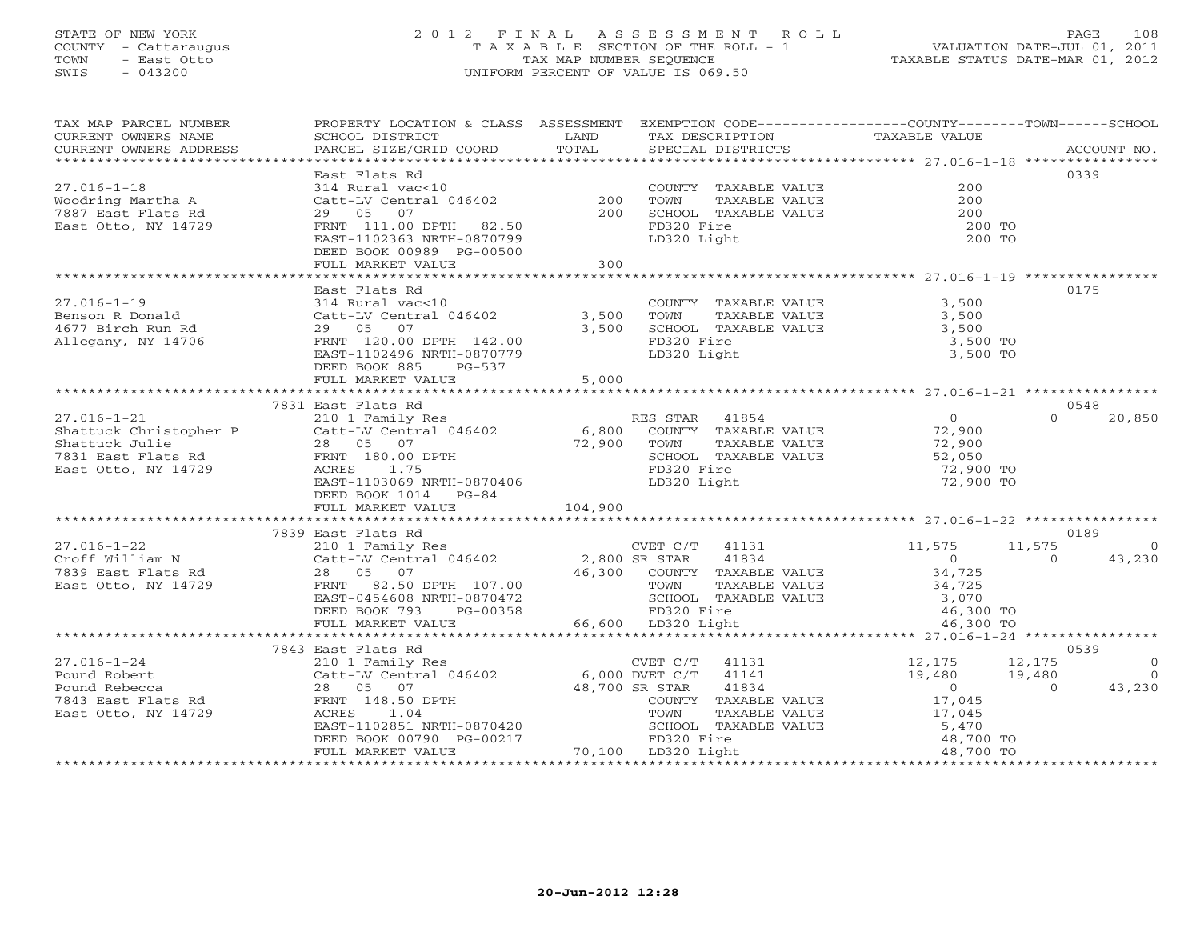STATE OF NEW YORK
COUNTY - Cattaraugus
TOWN - East Otto
SWIS - 043200

# 2012 FINAL ASSESSMENT ROLL
TAXABLE SECTION OF THE ROLL - 1
TAX MAP NUMBER SEQUENCE
UNIFORM PERCENT OF VALUE IS 069.50

VALUATION DATE-JUL 01, 2011
TAXABLE STATUS DATE-MAR 01, 2012

| TAX MAP PARCEL NUMBER / CURRENT OWNERS NAME / CURRENT OWNERS ADDRESS | PROPERTY LOCATION & CLASS / SCHOOL DISTRICT / PARCEL SIZE/GRID COORD | ASSESSMENT LAND | TOTAL | EXEMPTION CODE / TAX DESCRIPTION / SPECIAL DISTRICTS | COUNTY TAXABLE VALUE | TOWN | SCHOOL | ACCOUNT NO. |
|---|---|---|---|---|---|---|---|---|
| **27.016-1-18** | East Flats Rd | | | | | | | 0339 |
| Woodring Martha A | 314 Rural vac<10 | | | COUNTY TAXABLE VALUE | 200 | | | |
| 7887 East Flats Rd | Catt-LV Central 046402 | 200 | | TOWN TAXABLE VALUE | 200 | | | |
| East Otto, NY 14729 | 29 05 07 | | 200 | SCHOOL TAXABLE VALUE | 200 | | | |
| | FRNT 111.00 DPTH 82.50 | | | FD320 Fire | 200 TO | | | |
| | EAST-1102363 NRTH-0870799 | | | LD320 Light | 200 TO | | | |
| | DEED BOOK 00989 PG-00500 | | | | | | | |
| | FULL MARKET VALUE | | 300 | | | | | |
| **27.016-1-19** | East Flats Rd | | | | | | | 0175 |
| Benson R Donald | 314 Rural vac<10 | | | COUNTY TAXABLE VALUE | 3,500 | | | |
| 4677 Birch Run Rd | Catt-LV Central 046402 | 3,500 | | TOWN TAXABLE VALUE | 3,500 | | | |
| Allegany, NY 14706 | 29 05 07 | | 3,500 | SCHOOL TAXABLE VALUE | 3,500 | | | |
| | FRNT 120.00 DPTH 142.00 | | | FD320 Fire | 3,500 TO | | | |
| | EAST-1102496 NRTH-0870779 | | | LD320 Light | 3,500 TO | | | |
| | DEED BOOK 885 PG-537 | | | | | | | |
| | FULL MARKET VALUE | | 5,000 | | | | | |
| **27.016-1-21** | 7831 East Flats Rd | | | | | | | 0548 |
| Shattuck Christopher P | 210 1 Family Res | | | RES STAR 41854 | 0 | 0 | 20,850 | |
| Shattuck Julie | Catt-LV Central 046402 | 6,800 | | COUNTY TAXABLE VALUE | 72,900 | | | |
| 7831 East Flats Rd | 28 05 07 | | 72,900 | TOWN TAXABLE VALUE | 72,900 | | | |
| East Otto, NY 14729 | FRNT 180.00 DPTH | | | SCHOOL TAXABLE VALUE | 52,050 | | | |
| | ACRES 1.75 | | | FD320 Fire | 72,900 TO | | | |
| | EAST-1103069 NRTH-0870406 | | | LD320 Light | 72,900 TO | | | |
| | DEED BOOK 1014 PG-84 | | | | | | | |
| | FULL MARKET VALUE | | 104,900 | | | | | |
| **27.016-1-22** | 7839 East Flats Rd | | | | | | | 0189 |
| Croff William N | 210 1 Family Res | | | CVET C/T 41131 | 11,575 | 11,575 | 0 | |
| 7839 East Flats Rd | Catt-LV Central 046402 | 2,800 | | SR STAR 41834 | 0 | 0 | 43,230 | |
| East Otto, NY 14729 | 28 05 07 | | 46,300 | COUNTY TAXABLE VALUE | 34,725 | | | |
| | FRNT 82.50 DPTH 107.00 | | | TOWN TAXABLE VALUE | 34,725 | | | |
| | EAST-0454608 NRTH-0870472 | | | SCHOOL TAXABLE VALUE | 3,070 | | | |
| | DEED BOOK 793 PG-00358 | | | FD320 Fire | 46,300 TO | | | |
| | FULL MARKET VALUE | | 66,600 | LD320 Light | 46,300 TO | | | |
| **27.016-1-24** | 7843 East Flats Rd | | | | | | | 0539 |
| Pound Robert | 210 1 Family Res | | | CVET C/T 41131 | 12,175 | 12,175 | 0 | |
| Pound Rebecca | Catt-LV Central 046402 | 6,000 | | DVET C/T 41141 | 19,480 | 19,480 | 0 | |
| 7843 East Flats Rd | 28 05 07 | | 48,700 | SR STAR 41834 | 0 | 0 | 43,230 | |
| East Otto, NY 14729 | FRNT 148.50 DPTH | | | COUNTY TAXABLE VALUE | 17,045 | | | |
| | ACRES 1.04 | | | TOWN TAXABLE VALUE | 17,045 | | | |
| | EAST-1102851 NRTH-0870420 | | | SCHOOL TAXABLE VALUE | 5,470 | | | |
| | DEED BOOK 00790 PG-00217 | | | FD320 Fire | 48,700 TO | | | |
| | FULL MARKET VALUE | | 70,100 | LD320 Light | 48,700 TO | | | |

20-Jun-2012 12:28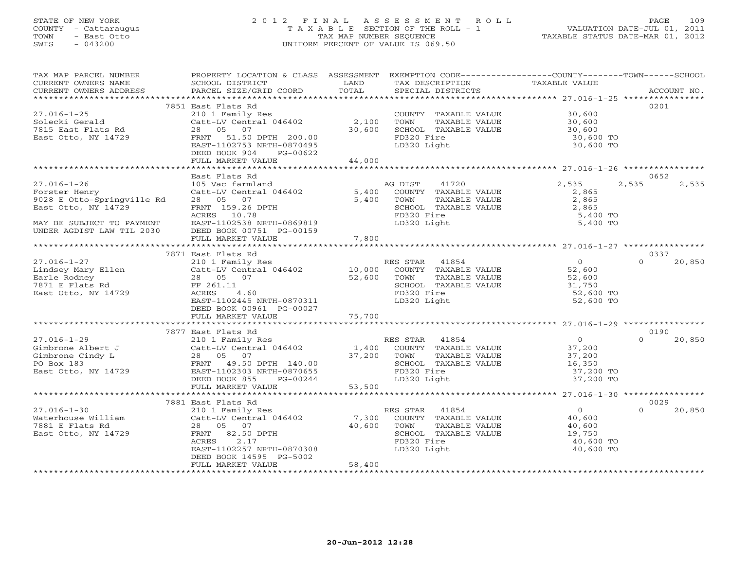STATE OF NEW YORK
COUNTY - Cattaraugus
TOWN - East Otto
SWIS - 043200

2012 FINAL ASSESSMENT ROLL
TAXABLE SECTION OF THE ROLL - 1
TAX MAP NUMBER SEQUENCE
UNIFORM PERCENT OF VALUE IS 069.50

VALUATION DATE-JUL 01, 2011
TAXABLE STATUS DATE-MAR 01, 2012

| TAX MAP PARCEL NUMBER / CURRENT OWNERS NAME / CURRENT OWNERS ADDRESS | PROPERTY LOCATION & CLASS / SCHOOL DISTRICT / PARCEL SIZE/GRID COORD | ASSESSMENT LAND | TOTAL | EXEMPTION CODE / TAX DESCRIPTION / SPECIAL DISTRICTS | COUNTY TAXABLE VALUE | TOWN | SCHOOL | ACCOUNT NO. |
|---|---|---|---|---|---|---|---|---|
| | 7851 East Flats Rd | | | | | | | 0201 |
| 27.016-1-25 | 210 1 Family Res | | | COUNTY TAXABLE VALUE | 30,600 | | | |
| Solecki Gerald | Catt-LV Central 046402 | 2,100 | | TOWN TAXABLE VALUE | 30,600 | | | |
| 7815 East Flats Rd | 28 05 07 | | 30,600 | SCHOOL TAXABLE VALUE | 30,600 | | | |
| East Otto, NY 14729 | FRNT 51.50 DPTH 200.00 | | | FD320 Fire | 30,600 TO | | | |
| | EAST-1102753 NRTH-0870495 | | | LD320 Light | 30,600 TO | | | |
| | DEED BOOK 904 PG-00622 | | | | | | | |
| | FULL MARKET VALUE | | 44,000 | | | | | |
| | East Flats Rd | | | | | | | 0652 |
| 27.016-1-26 | 105 Vac farmland | | | AG DIST 41720 | 2,535 | 2,535 | 2,535 | |
| Forster Henry | Catt-LV Central 046402 | 5,400 | | COUNTY TAXABLE VALUE | 2,865 | | | |
| 9028 E Otto-Springville Rd | 28 05 07 | | 5,400 | TOWN TAXABLE VALUE | 2,865 | | | |
| East Otto, NY 14729 | FRNT 159.26 DPTH | | | SCHOOL TAXABLE VALUE | 2,865 | | | |
| | ACRES 10.78 | | | FD320 Fire | 5,400 TO | | | |
| MAY BE SUBJECT TO PAYMENT | EAST-1102538 NRTH-0869819 | | | LD320 Light | 5,400 TO | | | |
| UNDER AGDIST LAW TIL 2030 | DEED BOOK 00751 PG-00159 | | | | | | | |
| | FULL MARKET VALUE | | 7,800 | | | | | |
| | 7871 East Flats Rd | | | | | | | 0337 |
| 27.016-1-27 | 210 1 Family Res | | | RES STAR 41854 | 0 | 0 | 20,850 | |
| Lindsey Mary Ellen | Catt-LV Central 046402 | 10,000 | | COUNTY TAXABLE VALUE | 52,600 | | | |
| Earle Rodney | 28 05 07 | | 52,600 | TOWN TAXABLE VALUE | 52,600 | | | |
| 7871 E Flats Rd | FF 261.11 | | | SCHOOL TAXABLE VALUE | 31,750 | | | |
| East Otto, NY 14729 | ACRES 4.60 | | | FD320 Fire | 52,600 TO | | | |
| | EAST-1102445 NRTH-0870311 | | | LD320 Light | 52,600 TO | | | |
| | DEED BOOK 00961 PG-00027 | | | | | | | |
| | FULL MARKET VALUE | | 75,700 | | | | | |
| | 7877 East Flats Rd | | | | | | | 0190 |
| 27.016-1-29 | 210 1 Family Res | | | RES STAR 41854 | 0 | 0 | 20,850 | |
| Gimbrone Albert J | Catt-LV Central 046402 | 1,400 | | COUNTY TAXABLE VALUE | 37,200 | | | |
| Gimbrone Cindy L | 28 05 07 | | 37,200 | TOWN TAXABLE VALUE | 37,200 | | | |
| PO Box 183 | FRNT 49.50 DPTH 140.00 | | | SCHOOL TAXABLE VALUE | 16,350 | | | |
| East Otto, NY 14729 | EAST-1102303 NRTH-0870655 | | | FD320 Fire | 37,200 TO | | | |
| | DEED BOOK 855 PG-00244 | | | LD320 Light | 37,200 TO | | | |
| | FULL MARKET VALUE | | 53,500 | | | | | |
| | 7881 East Flats Rd | | | | | | | 0029 |
| 27.016-1-30 | 210 1 Family Res | | | RES STAR 41854 | 0 | 0 | 20,850 | |
| Waterhouse William | Catt-LV Central 046402 | 7,300 | | COUNTY TAXABLE VALUE | 40,600 | | | |
| 7881 E Flats Rd | 28 05 07 | | 40,600 | TOWN TAXABLE VALUE | 40,600 | | | |
| East Otto, NY 14729 | FRNT 82.50 DPTH | | | SCHOOL TAXABLE VALUE | 19,750 | | | |
| | ACRES 2.17 | | | FD320 Fire | 40,600 TO | | | |
| | EAST-1102257 NRTH-0870308 | | | LD320 Light | 40,600 TO | | | |
| | DEED BOOK 14595 PG-5002 | | | | | | | |
| | FULL MARKET VALUE | | 58,400 | | | | | |

20-Jun-2012 12:28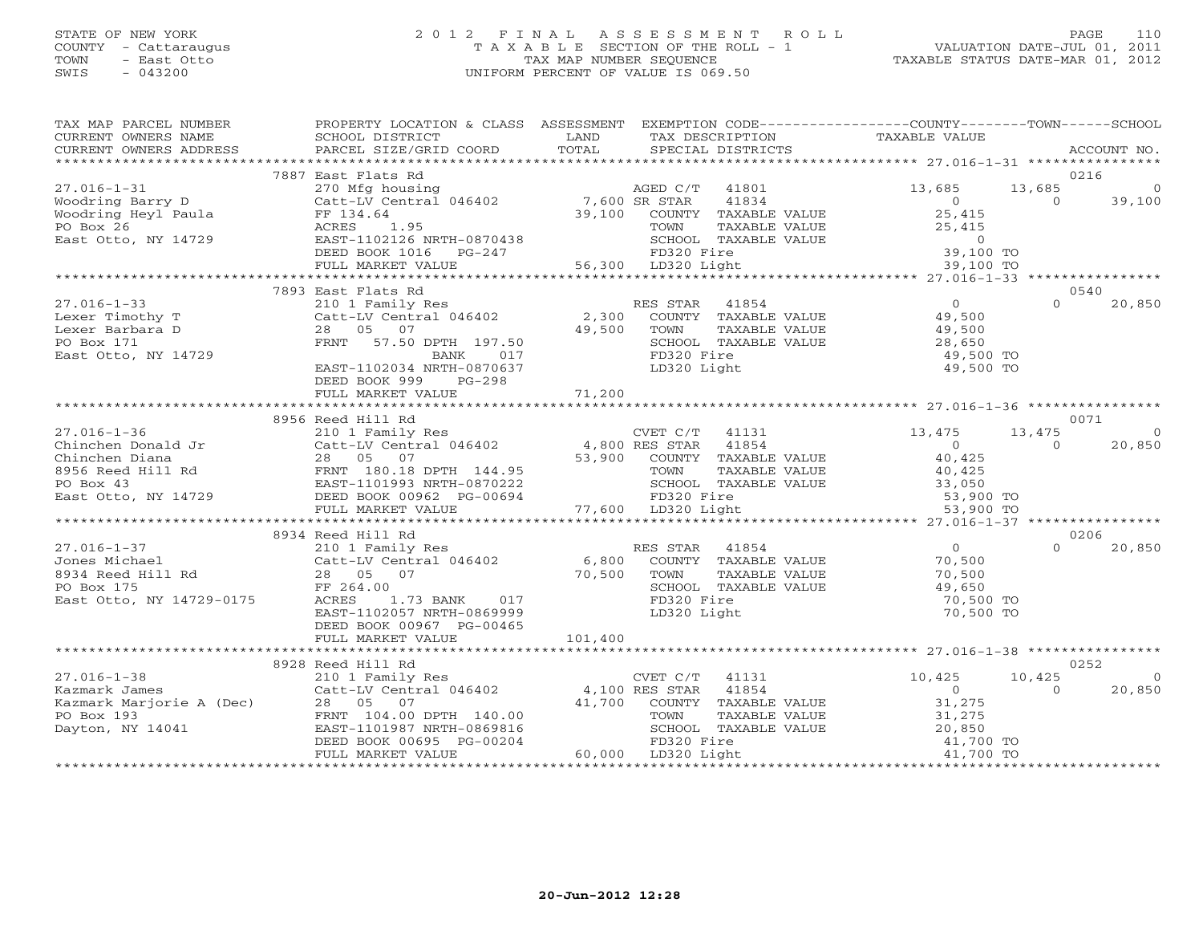STATE OF NEW YORK
COUNTY - Cattaraugus
TOWN - East Otto
SWIS - 043200

2012 FINAL ASSESSMENT ROLL
TAXABLE SECTION OF THE ROLL - 1
TAX MAP NUMBER SEQUENCE
UNIFORM PERCENT OF VALUE IS 069.50

VALUATION DATE-JUL 01, 2011
TAXABLE STATUS DATE-MAR 01, 2012

| TAX MAP PARCEL NUMBER / CURRENT OWNERS NAME / CURRENT OWNERS ADDRESS | PROPERTY LOCATION & CLASS / SCHOOL DISTRICT / PARCEL SIZE/GRID COORD | ASSESSMENT LAND / TOTAL | EXEMPTION CODE / TAX DESCRIPTION / SPECIAL DISTRICTS | COUNTY TAXABLE VALUE | TOWN | SCHOOL | ACCOUNT NO. |
|---|---|---|---|---|---|---|---|
| | 7887 East Flats Rd | | | | | | 0216 |
| 27.016-1-31 | 270 Mfg housing | | AGED C/T 41801 | 13,685 | 13,685 | 0 | |
| Woodring Barry D | Catt-LV Central 046402 | 7,600 | SR STAR 41834 | 0 | 0 | 39,100 | |
| Woodring Heyl Paula | FF 134.64 | 39,100 | COUNTY TAXABLE VALUE | 25,415 | | | |
| PO Box 26 | ACRES 1.95 | | TOWN TAXABLE VALUE | 25,415 | | | |
| East Otto, NY 14729 | EAST-1102126 NRTH-0870438 | | SCHOOL TAXABLE VALUE | 0 | | | |
| | DEED BOOK 1016 PG-247 | | FD320 Fire | 39,100 TO | | | |
| | FULL MARKET VALUE | 56,300 | LD320 Light | 39,100 TO | | | |
| | 7893 East Flats Rd | | | | | | 0540 |
| 27.016-1-33 | 210 1 Family Res | | RES STAR 41854 | 0 | 0 | 20,850 | |
| Lexer Timothy T | Catt-LV Central 046402 | 2,300 | COUNTY TAXABLE VALUE | 49,500 | | | |
| Lexer Barbara D | 28 05 07 | 49,500 | TOWN TAXABLE VALUE | 49,500 | | | |
| PO Box 171 | FRNT 57.50 DPTH 197.50 | | SCHOOL TAXABLE VALUE | 28,650 | | | |
| East Otto, NY 14729 | BANK 017 | | FD320 Fire | 49,500 TO | | | |
| | EAST-1102034 NRTH-0870637 | | LD320 Light | 49,500 TO | | | |
| | DEED BOOK 999 PG-298 | | | | | | |
| | FULL MARKET VALUE | 71,200 | | | | | |
| | 8956 Reed Hill Rd | | | | | | 0071 |
| 27.016-1-36 | 210 1 Family Res | | CVET C/T 41131 | 13,475 | 13,475 | 0 | |
| Chinchen Donald Jr | Catt-LV Central 046402 | 4,800 | RES STAR 41854 | 0 | 0 | 20,850 | |
| Chinchen Diana | 28 05 07 | 53,900 | COUNTY TAXABLE VALUE | 40,425 | | | |
| 8956 Reed Hill Rd | FRNT 180.18 DPTH 144.95 | | TOWN TAXABLE VALUE | 40,425 | | | |
| PO Box 43 | EAST-1101993 NRTH-0870222 | | SCHOOL TAXABLE VALUE | 33,050 | | | |
| East Otto, NY 14729 | DEED BOOK 00962 PG-00694 | | FD320 Fire | 53,900 TO | | | |
| | FULL MARKET VALUE | 77,600 | LD320 Light | 53,900 TO | | | |
| | 8934 Reed Hill Rd | | | | | | 0206 |
| 27.016-1-37 | 210 1 Family Res | | RES STAR 41854 | 0 | 0 | 20,850 | |
| Jones Michael | Catt-LV Central 046402 | 6,800 | COUNTY TAXABLE VALUE | 70,500 | | | |
| 8934 Reed Hill Rd | 28 05 07 | 70,500 | TOWN TAXABLE VALUE | 70,500 | | | |
| PO Box 175 | FF 264.00 | | SCHOOL TAXABLE VALUE | 49,650 | | | |
| East Otto, NY 14729-0175 | ACRES 1.73 BANK 017 | | FD320 Fire | 70,500 TO | | | |
| | EAST-1102057 NRTH-0869999 | | LD320 Light | 70,500 TO | | | |
| | DEED BOOK 00967 PG-00465 | | | | | | |
| | FULL MARKET VALUE | 101,400 | | | | | |
| | 8928 Reed Hill Rd | | | | | | 0252 |
| 27.016-1-38 | 210 1 Family Res | | CVET C/T 41131 | 10,425 | 10,425 | 0 | |
| Kazmark James | Catt-LV Central 046402 | 4,100 | RES STAR 41854 | 0 | 0 | 20,850 | |
| Kazmark Marjorie A (Dec) | 28 05 07 | 41,700 | COUNTY TAXABLE VALUE | 31,275 | | | |
| PO Box 193 | FRNT 104.00 DPTH 140.00 | | TOWN TAXABLE VALUE | 31,275 | | | |
| Dayton, NY 14041 | EAST-1101987 NRTH-0869816 | | SCHOOL TAXABLE VALUE | 20,850 | | | |
| | DEED BOOK 00695 PG-00204 | | FD320 Fire | 41,700 TO | | | |
| | FULL MARKET VALUE | 60,000 | LD320 Light | 41,700 TO | | | |

20-Jun-2012 12:28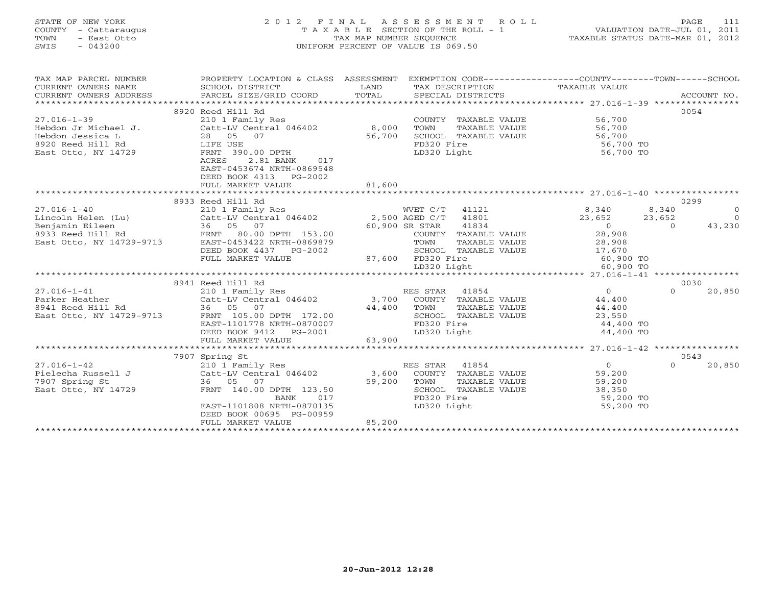STATE OF NEW YORK
COUNTY - Cattaraugus
TOWN - East Otto
SWIS - 043200

2012 FINAL ASSESSMENT ROLL
TAXABLE SECTION OF THE ROLL - 1
TAX MAP NUMBER SEQUENCE
UNIFORM PERCENT OF VALUE IS 069.50

VALUATION DATE-JUL 01, 2011
TAXABLE STATUS DATE-MAR 01, 2012

| TAX MAP PARCEL NUMBER / CURRENT OWNERS NAME / CURRENT OWNERS ADDRESS | PROPERTY LOCATION & CLASS / SCHOOL DISTRICT / PARCEL SIZE/GRID COORD | ASSESSMENT LAND / TOTAL | EXEMPTION CODE / TAX DESCRIPTION / SPECIAL DISTRICTS | COUNTY | TOWN | SCHOOL | ACCOUNT NO. |
|---|---|---|---|---|---|---|---|
| **27.016-1-39** | 8920 Reed Hill Rd | | | | | | 0054 |
| Hebdon Jr Michael J. | 210 1 Family Res | | COUNTY TAXABLE VALUE | 56,700 | | | |
| Hebdon Jessica L | Catt-LV Central 046402 | 8,000 | TOWN TAXABLE VALUE | 56,700 | | | |
| 8920 Reed Hill Rd | 28 05 07 | 56,700 | SCHOOL TAXABLE VALUE | 56,700 | | | |
| East Otto, NY 14729 | LIFE USE | | FD320 Fire | 56,700 TO | | | |
| | FRNT 390.00 DPTH | | LD320 Light | 56,700 TO | | | |
| | ACRES 2.81 BANK 017 | | | | | | |
| | EAST-0453674 NRTH-0869548 | | | | | | |
| | DEED BOOK 4313 PG-2002 | | | | | | |
| | FULL MARKET VALUE | 81,600 | | | | | |
| **27.016-1-40** | 8933 Reed Hill Rd | | | | | | 0299 |
| Lincoln Helen (Lu) | 210 1 Family Res | | WVET C/T 41121 | 8,340 | 8,340 | 0 | |
| Benjamin Eileen | Catt-LV Central 046402 | 2,500 | AGED C/T 41801 | 23,652 | 23,652 | 0 | |
| 8933 Reed Hill Rd | 36 05 07 | 60,900 | SR STAR 41834 | 0 | 0 | 43,230 | |
| East Otto, NY 14729-9713 | FRNT 80.00 DPTH 153.00 | | COUNTY TAXABLE VALUE | 28,908 | | | |
| | EAST-0453422 NRTH-0869879 | | TOWN TAXABLE VALUE | 28,908 | | | |
| | DEED BOOK 4437 PG-2002 | | SCHOOL TAXABLE VALUE | 17,670 | | | |
| | FULL MARKET VALUE | 87,600 | FD320 Fire | 60,900 TO | | | |
| | | | LD320 Light | 60,900 TO | | | |
| **27.016-1-41** | 8941 Reed Hill Rd | | | | | | 0030 |
| Parker Heather | 210 1 Family Res | | RES STAR 41854 | 0 | 0 | 20,850 | |
| 8941 Reed Hill Rd | Catt-LV Central 046402 | 3,700 | COUNTY TAXABLE VALUE | 44,400 | | | |
| East Otto, NY 14729-9713 | 36 05 07 | 44,400 | TOWN TAXABLE VALUE | 44,400 | | | |
| | FRNT 105.00 DPTH 172.00 | | SCHOOL TAXABLE VALUE | 23,550 | | | |
| | EAST-1101778 NRTH-0870007 | | FD320 Fire | 44,400 TO | | | |
| | DEED BOOK 9412 PG-2001 | | LD320 Light | 44,400 TO | | | |
| | FULL MARKET VALUE | 63,900 | | | | | |
| **27.016-1-42** | 7907 Spring St | | | | | | 0543 |
| Pielecha Russell J | 210 1 Family Res | | RES STAR 41854 | 0 | 0 | 20,850 | |
| 7907 Spring St | Catt-LV Central 046402 | 3,600 | COUNTY TAXABLE VALUE | 59,200 | | | |
| East Otto, NY 14729 | 36 05 07 | 59,200 | TOWN TAXABLE VALUE | 59,200 | | | |
| | FRNT 140.00 DPTH 123.50 | | SCHOOL TAXABLE VALUE | 38,350 | | | |
| | BANK 017 | | FD320 Fire | 59,200 TO | | | |
| | EAST-1101808 NRTH-0870135 | | LD320 Light | 59,200 TO | | | |
| | DEED BOOK 00695 PG-00959 | | | | | | |
| | FULL MARKET VALUE | 85,200 | | | | | |

20-Jun-2012 12:28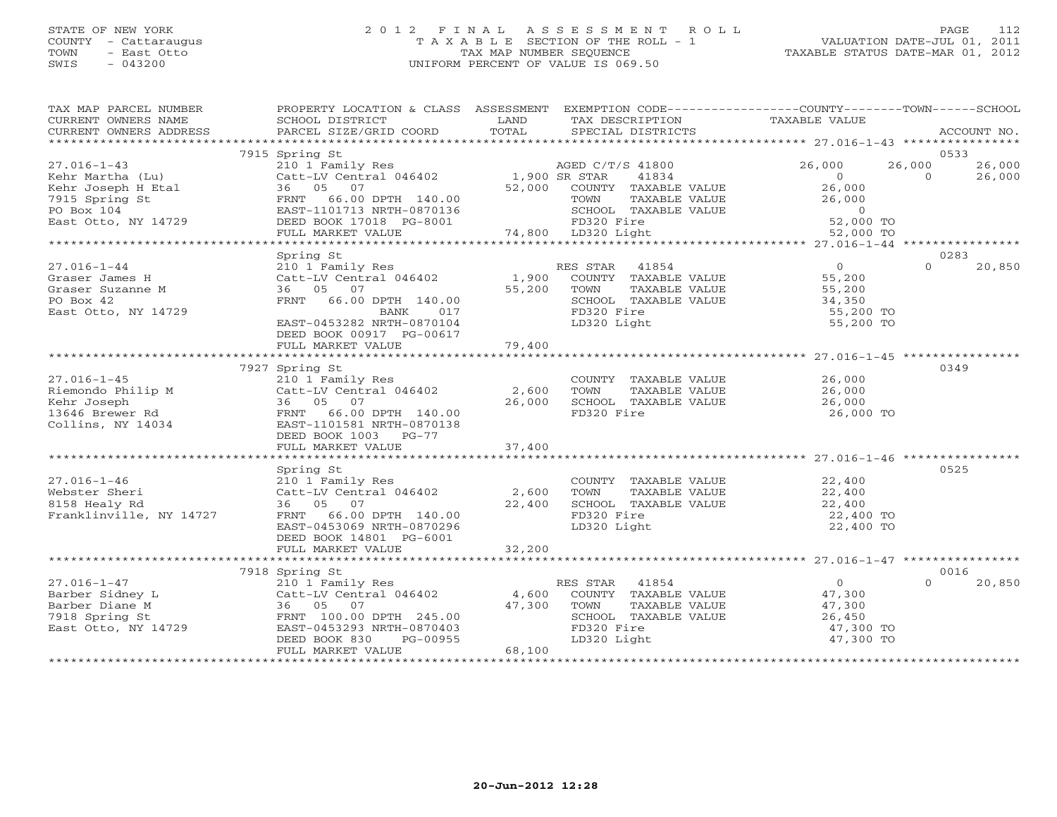STATE OF NEW YORK
COUNTY - Cattaraugus
TOWN - East Otto
SWIS - 043200

2 0 1 2 F I N A L A S S E S S M E N T R O L L
T A X A B L E SECTION OF THE ROLL - 1
TAX MAP NUMBER SEQUENCE
UNIFORM PERCENT OF VALUE IS 069.50

VALUATION DATE-JUL 01, 2011
TAXABLE STATUS DATE-MAR 01, 2012

```
TAX MAP PARCEL NUMBER          PROPERTY LOCATION & CLASS  ASSESSMENT  EXEMPTION CODE------------------COUNTY--------TOWN------SCHOOL
CURRENT OWNERS NAME            SCHOOL DISTRICT               LAND      TAX DESCRIPTION                TAXABLE VALUE
CURRENT OWNERS ADDRESS         PARCEL SIZE/GRID COORD        TOTAL     SPECIAL DISTRICTS                                          ACCOUNT NO.
*********************************************************************************************************** 27.016-1-43 ****************
                             7915 Spring St                                                                                    0533
27.016-1-43                    210 1 Family Res                     AGED C/T/S 41800            26,000       26,000          26,000
Kehr Martha (Lu)               Catt-LV Central 046402      1,900 SR STAR       41834                 0            0          26,000
Kehr Joseph H Etal             36   05   07                52,000    COUNTY  TAXABLE VALUE          26,000
7915 Spring St                 FRNT  66.00 DPTH 140.00               TOWN    TAXABLE VALUE          26,000
PO Box 104                     EAST-1101713 NRTH-0870136             SCHOOL  TAXABLE VALUE               0
East Otto, NY 14729            DEED BOOK 17018  PG-8001              FD320 Fire                  52,000 TO
                               FULL MARKET VALUE          74,800     LD320 Light                 52,000 TO
*********************************************************************************************************** 27.016-1-44 ****************
                               Spring St                                                                                       0283
27.016-1-44                    210 1 Family Res                      RES STAR    41854                0            0          20,850
Graser James H                 Catt-LV Central 046402      1,900     COUNTY  TAXABLE VALUE          55,200
Graser Suzanne M               36   05   07                55,200    TOWN    TAXABLE VALUE          55,200
PO Box 42                      FRNT  66.00 DPTH 140.00               SCHOOL  TAXABLE VALUE          34,350
East Otto, NY 14729                          BANK     017            FD320 Fire                  55,200 TO
                               EAST-0453282 NRTH-0870104             LD320 Light                 55,200 TO
                               DEED BOOK 00917 PG-00617
                               FULL MARKET VALUE          79,400
*********************************************************************************************************** 27.016-1-45 ****************
                             7927 Spring St                                                                                    0349
27.016-1-45                    210 1 Family Res                      COUNTY  TAXABLE VALUE          26,000
Riemondo Philip M              Catt-LV Central 046402      2,600     TOWN    TAXABLE VALUE          26,000
Kehr Joseph                    36   05   07                26,000    SCHOOL  TAXABLE VALUE          26,000
13646 Brewer Rd                FRNT  66.00 DPTH 140.00               FD320 Fire                  26,000 TO
Collins, NY 14034              EAST-1101581 NRTH-0870138
                               DEED BOOK 1003   PG-77
                               FULL MARKET VALUE          37,400
*********************************************************************************************************** 27.016-1-46 ****************
                               Spring St                                                                                       0525
27.016-1-46                    210 1 Family Res                      COUNTY  TAXABLE VALUE          22,400
Webster Sheri                  Catt-LV Central 046402      2,600     TOWN    TAXABLE VALUE          22,400
8158 Healy Rd                  36   05   07                22,400    SCHOOL  TAXABLE VALUE          22,400
Franklinville, NY 14727        FRNT  66.00 DPTH 140.00               FD320 Fire                  22,400 TO
                               EAST-0453069 NRTH-0870296             LD320 Light                 22,400 TO
                               DEED BOOK 14801 PG-6001
                               FULL MARKET VALUE          32,200
*********************************************************************************************************** 27.016-1-47 ****************
                             7918 Spring St                                                                                    0016
27.016-1-47                    210 1 Family Res                      RES STAR    41854                0            0          20,850
Barber Sidney L                Catt-LV Central 046402      4,600     COUNTY  TAXABLE VALUE          47,300
Barber Diane M                 36   05   07                47,300    TOWN    TAXABLE VALUE          47,300
7918 Spring St                 FRNT 100.00 DPTH 245.00               SCHOOL  TAXABLE VALUE          26,450
East Otto, NY 14729            EAST-0453293 NRTH-0870403             FD320 Fire                  47,300 TO
                               DEED BOOK 830    PG-00955             LD320 Light                 47,300 TO
                               FULL MARKET VALUE          68,100
********************************************************************************************************************************************
```

20-Jun-2012 12:28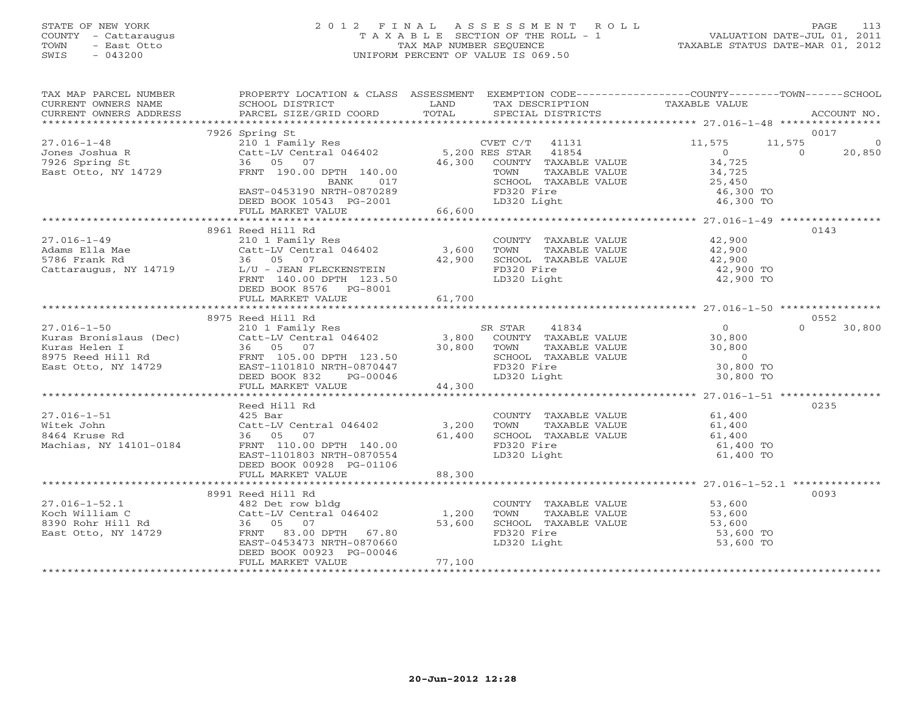STATE OF NEW YORK
COUNTY - Cattaraugus
TOWN - East Otto
SWIS - 043200

# 2012 FINAL ASSESSMENT ROLL
TAXABLE SECTION OF THE ROLL - 1
TAX MAP NUMBER SEQUENCE
UNIFORM PERCENT OF VALUE IS 069.50

VALUATION DATE-JUL 01, 2011
TAXABLE STATUS DATE-MAR 01, 2012

| TAX MAP PARCEL NUMBER / CURRENT OWNERS NAME / CURRENT OWNERS ADDRESS | PROPERTY LOCATION & CLASS / SCHOOL DISTRICT / PARCEL SIZE/GRID COORD | ASSESSMENT LAND / TOTAL | EXEMPTION CODE / TAX DESCRIPTION / SPECIAL DISTRICTS | COUNTY TAXABLE VALUE | TOWN | SCHOOL | ACCOUNT NO. |
|---|---|---|---|---|---|---|---|
| 27.016-1-48 | 7926 Spring St | | | | | | 0017 |
| | 210 1 Family Res | | CVET C/T 41131 | 11,575 | 11,575 | 0 | |
| Jones Joshua R | Catt-LV Central 046402 | 5,200 | RES STAR 41854 | 0 | 0 | 20,850 | |
| 7926 Spring St | 36 05 07 | 46,300 | COUNTY TAXABLE VALUE | 34,725 | | | |
| East Otto, NY 14729 | FRNT 190.00 DPTH 140.00 | | TOWN TAXABLE VALUE | 34,725 | | | |
| | BANK 017 | | SCHOOL TAXABLE VALUE | 25,450 | | | |
| | EAST-0453190 NRTH-0870289 | | FD320 Fire | 46,300 TO | | | |
| | DEED BOOK 10543 PG-2001 | | LD320 Light | 46,300 TO | | | |
| | FULL MARKET VALUE | 66,600 | | | | | |
| 27.016-1-49 | 8961 Reed Hill Rd | | | | | | 0143 |
| | 210 1 Family Res | | COUNTY TAXABLE VALUE | 42,900 | | | |
| Adams Ella Mae | Catt-LV Central 046402 | 3,600 | TOWN TAXABLE VALUE | 42,900 | | | |
| 5786 Frank Rd | 36 05 07 | 42,900 | SCHOOL TAXABLE VALUE | 42,900 | | | |
| Cattaraugus, NY 14719 | L/U - JEAN FLECKENSTEIN | | FD320 Fire | 42,900 TO | | | |
| | FRNT 140.00 DPTH 123.50 | | LD320 Light | 42,900 TO | | | |
| | DEED BOOK 8576 PG-8001 | | | | | | |
| | FULL MARKET VALUE | 61,700 | | | | | |
| 27.016-1-50 | 8975 Reed Hill Rd | | | | | | 0552 |
| | 210 1 Family Res | | SR STAR 41834 | 0 | 0 | 30,800 | |
| Kuras Bronislaus (Dec) | Catt-LV Central 046402 | 3,800 | COUNTY TAXABLE VALUE | 30,800 | | | |
| Kuras Helen I | 36 05 07 | 30,800 | TOWN TAXABLE VALUE | 30,800 | | | |
| 8975 Reed Hill Rd | FRNT 105.00 DPTH 123.50 | | SCHOOL TAXABLE VALUE | 0 | | | |
| East Otto, NY 14729 | EAST-1101810 NRTH-0870447 | | FD320 Fire | 30,800 TO | | | |
| | DEED BOOK 832 PG-00046 | | LD320 Light | 30,800 TO | | | |
| | FULL MARKET VALUE | 44,300 | | | | | |
| 27.016-1-51 | Reed Hill Rd | | | | | | 0235 |
| | 425 Bar | | COUNTY TAXABLE VALUE | 61,400 | | | |
| Witek John | Catt-LV Central 046402 | 3,200 | TOWN TAXABLE VALUE | 61,400 | | | |
| 8464 Kruse Rd | 36 05 07 | 61,400 | SCHOOL TAXABLE VALUE | 61,400 | | | |
| Machias, NY 14101-0184 | FRNT 110.00 DPTH 140.00 | | FD320 Fire | 61,400 TO | | | |
| | EAST-1101803 NRTH-0870554 | | LD320 Light | 61,400 TO | | | |
| | DEED BOOK 00928 PG-01106 | | | | | | |
| | FULL MARKET VALUE | 88,300 | | | | | |
| 27.016-1-52.1 | 8991 Reed Hill Rd | | | | | | 0093 |
| | 482 Det row bldg | | COUNTY TAXABLE VALUE | 53,600 | | | |
| Koch William C | Catt-LV Central 046402 | 1,200 | TOWN TAXABLE VALUE | 53,600 | | | |
| 8390 Rohr Hill Rd | 36 05 07 | 53,600 | SCHOOL TAXABLE VALUE | 53,600 | | | |
| East Otto, NY 14729 | FRNT 83.00 DPTH 67.80 | | FD320 Fire | 53,600 TO | | | |
| | EAST-0453473 NRTH-0870660 | | LD320 Light | 53,600 TO | | | |
| | DEED BOOK 00923 PG-00046 | | | | | | |
| | FULL MARKET VALUE | 77,100 | | | | | |

20-Jun-2012 12:28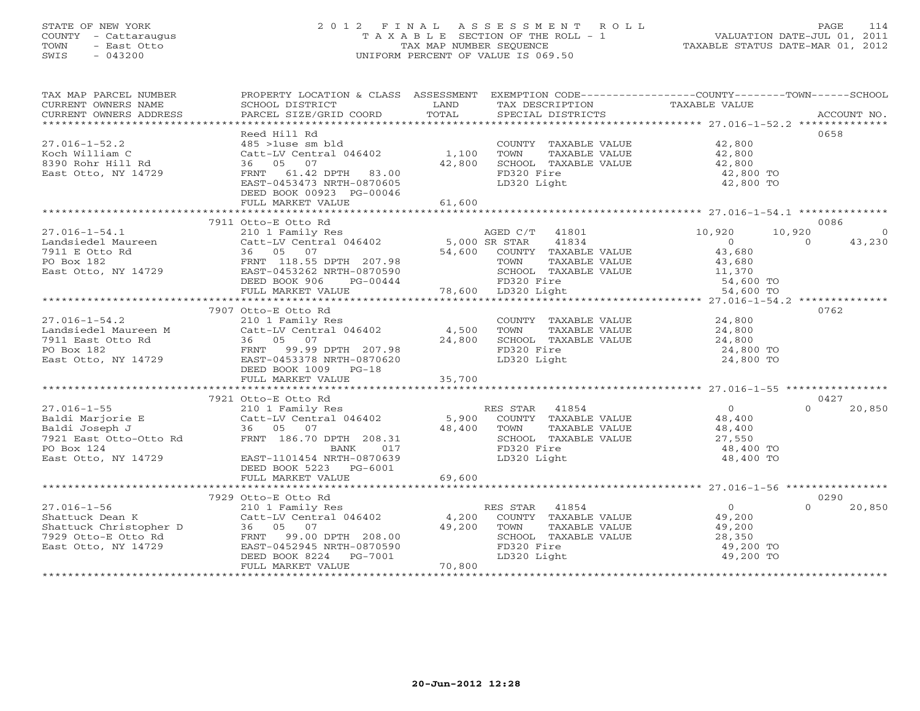STATE OF NEW YORK
COUNTY - Cattaraugus
TOWN - East Otto
SWIS - 043200

# 2012 FINAL ASSESSMENT ROLL
TAXABLE SECTION OF THE ROLL - 1
TAX MAP NUMBER SEQUENCE
UNIFORM PERCENT OF VALUE IS 069.50

VALUATION DATE-JUL 01, 2011
TAXABLE STATUS DATE-MAR 01, 2012

| TAX MAP PARCEL NUMBER / CURRENT OWNERS NAME / CURRENT OWNERS ADDRESS | PROPERTY LOCATION & CLASS / SCHOOL DISTRICT / PARCEL SIZE/GRID COORD | ASSESSMENT LAND / TOTAL | EXEMPTION CODE / TAX DESCRIPTION / SPECIAL DISTRICTS | COUNTY | TOWN | SCHOOL | ACCOUNT NO. |
|---|---|---|---|---|---|---|---|
| **27.016-1-52.2** | Reed Hill Rd | | | | | | 0658 |
| 27.016-1-52.2 | 485 >1use sm bld | | COUNTY TAXABLE VALUE | 42,800 | | | |
| Koch William C | Catt-LV Central 046402 | 1,100 | TOWN TAXABLE VALUE | | 42,800 | | |
| 8390 Rohr Hill Rd | 36 05 07 | 42,800 | SCHOOL TAXABLE VALUE | | | 42,800 | |
| East Otto, NY 14729 | FRNT 61.42 DPTH 83.00 | | FD320 Fire | 42,800 TO | | | |
| | EAST-0453473 NRTH-0870605 | | LD320 Light | 42,800 TO | | | |
| | DEED BOOK 00923 PG-00046 | | | | | | |
| | FULL MARKET VALUE | 61,600 | | | | | |
| **27.016-1-54.1** | 7911 Otto-E Otto Rd | | | | | | 0086 |
| 27.016-1-54.1 | 210 1 Family Res | | AGED C/T 41801 | 10,920 | 10,920 | 0 | |
| Landsiedel Maureen | Catt-LV Central 046402 | 5,000 | SR STAR 41834 | 0 | 0 | 43,230 | |
| 7911 E Otto Rd | 36 05 07 | 54,600 | COUNTY TAXABLE VALUE | 43,680 | | | |
| PO Box 182 | FRNT 118.55 DPTH 207.98 | | TOWN TAXABLE VALUE | | 43,680 | | |
| East Otto, NY 14729 | EAST-0453262 NRTH-0870590 | | SCHOOL TAXABLE VALUE | | | 11,370 | |
| | DEED BOOK 906 PG-00444 | | FD320 Fire | 54,600 TO | | | |
| | FULL MARKET VALUE | 78,600 | LD320 Light | 54,600 TO | | | |
| **27.016-1-54.2** | 7907 Otto-E Otto Rd | | | | | | 0762 |
| 27.016-1-54.2 | 210 1 Family Res | | COUNTY TAXABLE VALUE | 24,800 | | | |
| Landsiedel Maureen M | Catt-LV Central 046402 | 4,500 | TOWN TAXABLE VALUE | | 24,800 | | |
| 7911 East Otto Rd | 36 05 07 | 24,800 | SCHOOL TAXABLE VALUE | | | 24,800 | |
| PO Box 182 | FRNT 99.99 DPTH 207.98 | | FD320 Fire | 24,800 TO | | | |
| East Otto, NY 14729 | EAST-0453378 NRTH-0870620 | | LD320 Light | 24,800 TO | | | |
| | DEED BOOK 1009 PG-18 | | | | | | |
| | FULL MARKET VALUE | 35,700 | | | | | |
| **27.016-1-55** | 7921 Otto-E Otto Rd | | | | | | 0427 |
| 27.016-1-55 | 210 1 Family Res | | RES STAR 41854 | 0 | 0 | 20,850 | |
| Baldi Marjorie E | Catt-LV Central 046402 | 5,900 | COUNTY TAXABLE VALUE | 48,400 | | | |
| Baldi Joseph J | 36 05 07 | 48,400 | TOWN TAXABLE VALUE | | 48,400 | | |
| 7921 East Otto-Otto Rd | FRNT 186.70 DPTH 208.31 | | SCHOOL TAXABLE VALUE | | | 27,550 | |
| PO Box 124 | BANK 017 | | FD320 Fire | 48,400 TO | | | |
| East Otto, NY 14729 | EAST-1101454 NRTH-0870639 | | LD320 Light | 48,400 TO | | | |
| | DEED BOOK 5223 PG-6001 | | | | | | |
| | FULL MARKET VALUE | 69,600 | | | | | |
| **27.016-1-56** | 7929 Otto-E Otto Rd | | | | | | 0290 |
| 27.016-1-56 | 210 1 Family Res | | RES STAR 41854 | 0 | 0 | 20,850 | |
| Shattuck Dean K | Catt-LV Central 046402 | 4,200 | COUNTY TAXABLE VALUE | 49,200 | | | |
| Shattuck Christopher D | 36 05 07 | 49,200 | TOWN TAXABLE VALUE | | 49,200 | | |
| 7929 Otto-E Otto Rd | FRNT 99.00 DPTH 208.00 | | SCHOOL TAXABLE VALUE | | | 28,350 | |
| East Otto, NY 14729 | EAST-0452945 NRTH-0870590 | | FD320 Fire | 49,200 TO | | | |
| | DEED BOOK 8224 PG-7001 | | LD320 Light | 49,200 TO | | | |
| | FULL MARKET VALUE | 70,800 | | | | | |

20-Jun-2012 12:28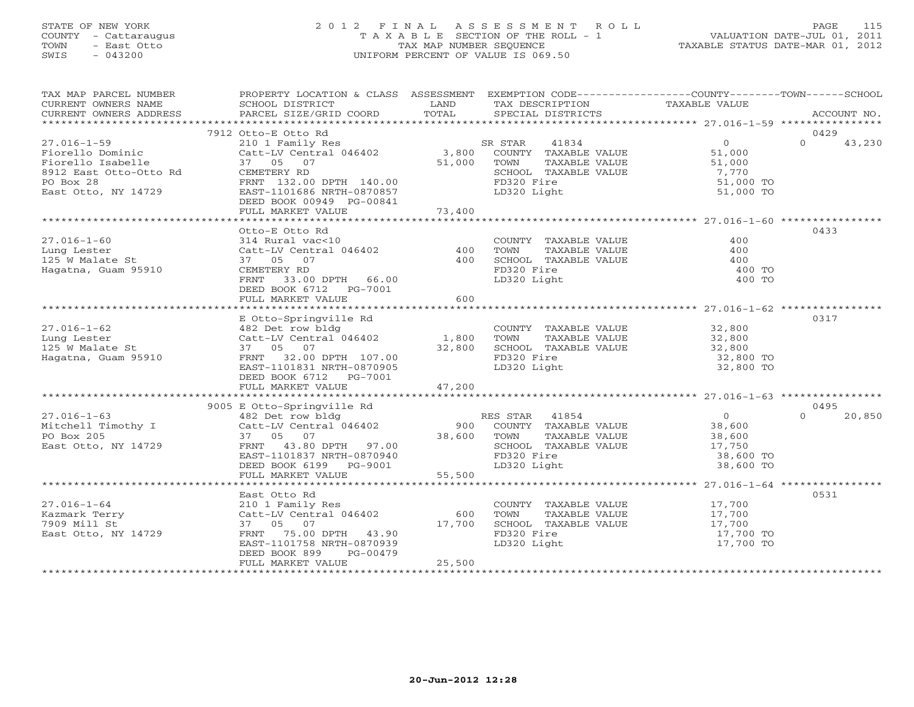STATE OF NEW YORK
COUNTY - Cattaraugus
TOWN - East Otto
SWIS - 043200

2012 FINAL ASSESSMENT ROLL
TAXABLE SECTION OF THE ROLL - 1
TAX MAP NUMBER SEQUENCE
UNIFORM PERCENT OF VALUE IS 069.50

VALUATION DATE-JUL 01, 2011
TAXABLE STATUS DATE-MAR 01, 2012

| TAX MAP PARCEL NUMBER / CURRENT OWNERS NAME / CURRENT OWNERS ADDRESS | PROPERTY LOCATION & CLASS / SCHOOL DISTRICT / PARCEL SIZE/GRID COORD | ASSESSMENT LAND | TOTAL | EXEMPTION CODE / TAX DESCRIPTION / SPECIAL DISTRICTS | COUNTY TAXABLE VALUE | TOWN | SCHOOL | ACCOUNT NO. |
|---|---|---|---|---|---|---|---|---|
| | 7912 Otto-E Otto Rd | | | | | | | 0429 |
| 27.016-1-59 | 210 1 Family Res | | | SR STAR 41834 | 0 | 0 | 43,230 | |
| Fiorello Dominic | Catt-LV Central 046402 | 3,800 | | COUNTY TAXABLE VALUE | 51,000 | | | |
| Fiorello Isabelle | 37 05 07 | | 51,000 | TOWN TAXABLE VALUE | 51,000 | | | |
| 8912 East Otto-Otto Rd | CEMETERY RD | | | SCHOOL TAXABLE VALUE | 7,770 | | | |
| PO Box 28 | FRNT 132.00 DPTH 140.00 | | | FD320 Fire | 51,000 TO | | | |
| East Otto, NY 14729 | EAST-1101686 NRTH-0870857 | | | LD320 Light | 51,000 TO | | | |
| | DEED BOOK 00949 PG-00841 | | | | | | | |
| | FULL MARKET VALUE | | 73,400 | | | | | |
| | Otto-E Otto Rd | | | | | | | 0433 |
| 27.016-1-60 | 314 Rural vac<10 | | | COUNTY TAXABLE VALUE | 400 | | | |
| Lung Lester | Catt-LV Central 046402 | 400 | | TOWN TAXABLE VALUE | 400 | | | |
| 125 W Malate St | 37 05 07 | | 400 | SCHOOL TAXABLE VALUE | 400 | | | |
| Hagatna, Guam 95910 | CEMETERY RD | | | FD320 Fire | 400 TO | | | |
| | FRNT 33.00 DPTH 66.00 | | | LD320 Light | 400 TO | | | |
| | DEED BOOK 6712 PG-7001 | | | | | | | |
| | FULL MARKET VALUE | | 600 | | | | | |
| | E Otto-Springville Rd | | | | | | | 0317 |
| 27.016-1-62 | 482 Det row bldg | | | COUNTY TAXABLE VALUE | 32,800 | | | |
| Lung Lester | Catt-LV Central 046402 | 1,800 | | TOWN TAXABLE VALUE | 32,800 | | | |
| 125 W Malate St | 37 05 07 | | 32,800 | SCHOOL TAXABLE VALUE | 32,800 | | | |
| Hagatna, Guam 95910 | FRNT 32.00 DPTH 107.00 | | | FD320 Fire | 32,800 TO | | | |
| | EAST-1101831 NRTH-0870905 | | | LD320 Light | 32,800 TO | | | |
| | DEED BOOK 6712 PG-7001 | | | | | | | |
| | FULL MARKET VALUE | | 47,200 | | | | | |
| | 9005 E Otto-Springville Rd | | | | | | | 0495 |
| 27.016-1-63 | 482 Det row bldg | | | RES STAR 41854 | 0 | 0 | 20,850 | |
| Mitchell Timothy I | Catt-LV Central 046402 | 900 | | COUNTY TAXABLE VALUE | 38,600 | | | |
| PO Box 205 | 37 05 07 | | 38,600 | TOWN TAXABLE VALUE | 38,600 | | | |
| East Otto, NY 14729 | FRNT 43.80 DPTH 97.00 | | | SCHOOL TAXABLE VALUE | 17,750 | | | |
| | EAST-1101837 NRTH-0870940 | | | FD320 Fire | 38,600 TO | | | |
| | DEED BOOK 6199 PG-9001 | | | LD320 Light | 38,600 TO | | | |
| | FULL MARKET VALUE | | 55,500 | | | | | |
| | East Otto Rd | | | | | | | 0531 |
| 27.016-1-64 | 210 1 Family Res | | | COUNTY TAXABLE VALUE | 17,700 | | | |
| Kazmark Terry | Catt-LV Central 046402 | 600 | | TOWN TAXABLE VALUE | 17,700 | | | |
| 7909 Mill St | 37 05 07 | | 17,700 | SCHOOL TAXABLE VALUE | 17,700 | | | |
| East Otto, NY 14729 | FRNT 75.00 DPTH 43.90 | | | FD320 Fire | 17,700 TO | | | |
| | EAST-1101758 NRTH-0870939 | | | LD320 Light | 17,700 TO | | | |
| | DEED BOOK 899 PG-00479 | | | | | | | |
| | FULL MARKET VALUE | | 25,500 | | | | | |

20-Jun-2012 12:28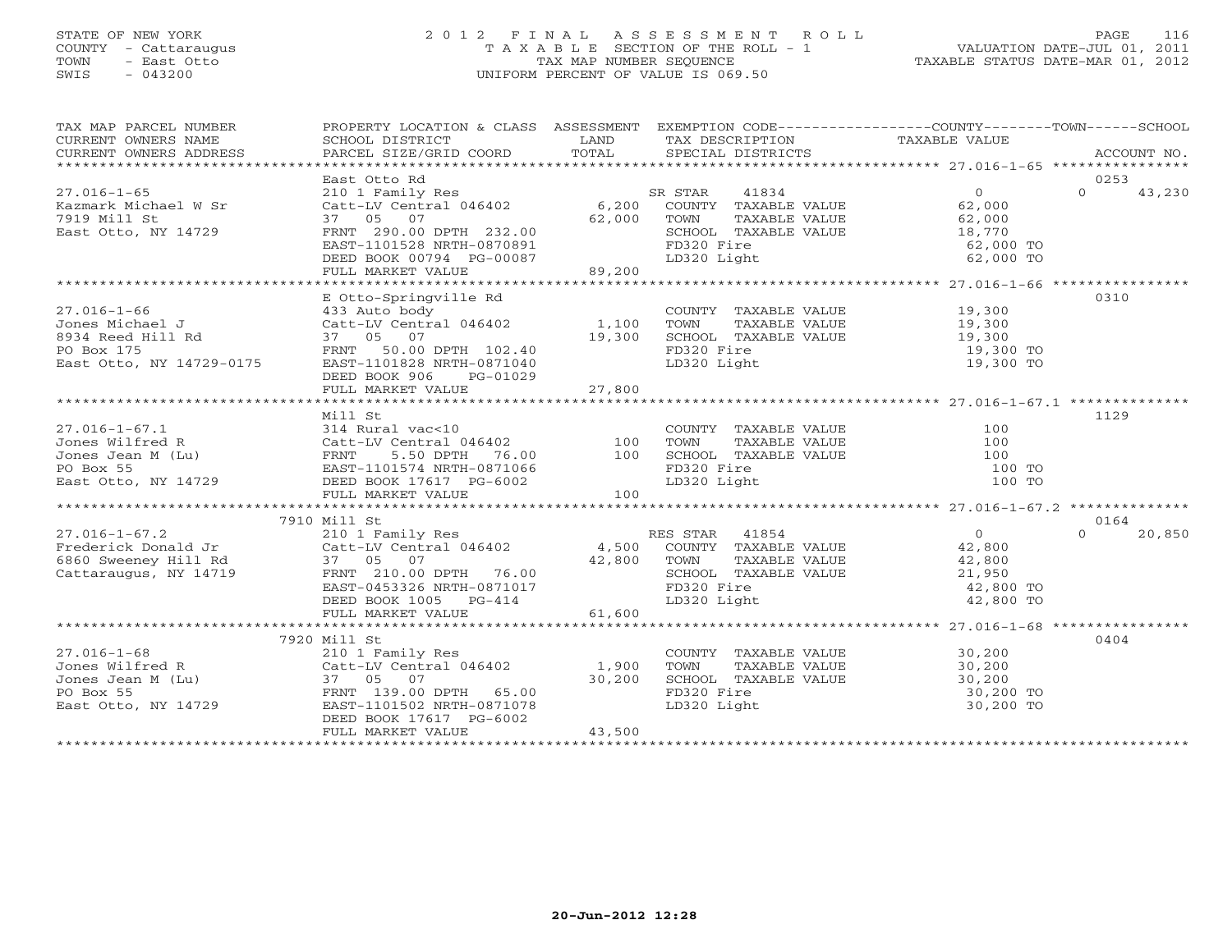STATE OF NEW YORK
COUNTY - Cattaraugus
TOWN - East Otto
SWIS - 043200

2012 FINAL ASSESSMENT ROLL
TAXABLE SECTION OF THE ROLL - 1
TAX MAP NUMBER SEQUENCE
UNIFORM PERCENT OF VALUE IS 069.50

VALUATION DATE-JUL 01, 2011
TAXABLE STATUS DATE-MAR 01, 2012

| TAX MAP PARCEL NUMBER / CURRENT OWNERS NAME / CURRENT OWNERS ADDRESS | PROPERTY LOCATION & CLASS / SCHOOL DISTRICT / PARCEL SIZE/GRID COORD | ASSESSMENT LAND / TOTAL | EXEMPTION CODE / TAX DESCRIPTION / SPECIAL DISTRICTS | COUNTY / TOWN / SCHOOL TAXABLE VALUE | ACCOUNT NO. |
|---|---|---|---|---|---|
| **27.016-1-65** | East Otto Rd | | | | 0253 |
| 27.016-1-65 | 210 1 Family Res | | SR STAR 41834 | 0 | 0 43,230 |
| Kazmark Michael W Sr | Catt-LV Central 046402 | 6,200 | COUNTY TAXABLE VALUE | 62,000 | |
| 7919 Mill St | 37 05 07 | 62,000 | TOWN TAXABLE VALUE | 62,000 | |
| East Otto, NY 14729 | FRNT 290.00 DPTH 232.00 | | SCHOOL TAXABLE VALUE | 18,770 | |
| | EAST-1101528 NRTH-0870891 | | FD320 Fire | 62,000 TO | |
| | DEED BOOK 00794 PG-00087 | | LD320 Light | 62,000 TO | |
| | FULL MARKET VALUE | 89,200 | | | |
| **27.016-1-66** | E Otto-Springville Rd | | | | 0310 |
| 27.016-1-66 | 433 Auto body | | COUNTY TAXABLE VALUE | 19,300 | |
| Jones Michael J | Catt-LV Central 046402 | 1,100 | TOWN TAXABLE VALUE | 19,300 | |
| 8934 Reed Hill Rd | 37 05 07 | 19,300 | SCHOOL TAXABLE VALUE | 19,300 | |
| PO Box 175 | FRNT 50.00 DPTH 102.40 | | FD320 Fire | 19,300 TO | |
| East Otto, NY 14729-0175 | EAST-1101828 NRTH-0871040 | | LD320 Light | 19,300 TO | |
| | DEED BOOK 906 PG-01029 | | | | |
| | FULL MARKET VALUE | 27,800 | | | |
| **27.016-1-67.1** | Mill St | | | | 1129 |
| 27.016-1-67.1 | 314 Rural vac<10 | | COUNTY TAXABLE VALUE | 100 | |
| Jones Wilfred R | Catt-LV Central 046402 | 100 | TOWN TAXABLE VALUE | 100 | |
| Jones Jean M (Lu) | FRNT 5.50 DPTH 76.00 | 100 | SCHOOL TAXABLE VALUE | 100 | |
| PO Box 55 | EAST-1101574 NRTH-0871066 | | FD320 Fire | 100 TO | |
| East Otto, NY 14729 | DEED BOOK 17617 PG-6002 | | LD320 Light | 100 TO | |
| | FULL MARKET VALUE | 100 | | | |
| **27.016-1-67.2** | 7910 Mill St | | | | 0164 |
| 27.016-1-67.2 | 210 1 Family Res | | RES STAR 41854 | 0 | 0 20,850 |
| Frederick Donald Jr | Catt-LV Central 046402 | 4,500 | COUNTY TAXABLE VALUE | 42,800 | |
| 6860 Sweeney Hill Rd | 37 05 07 | 42,800 | TOWN TAXABLE VALUE | 42,800 | |
| Cattaraugus, NY 14719 | FRNT 210.00 DPTH 76.00 | | SCHOOL TAXABLE VALUE | 21,950 | |
| | EAST-0453326 NRTH-0871017 | | FD320 Fire | 42,800 TO | |
| | DEED BOOK 1005 PG-414 | | LD320 Light | 42,800 TO | |
| | FULL MARKET VALUE | 61,600 | | | |
| **27.016-1-68** | 7920 Mill St | | | | 0404 |
| 27.016-1-68 | 210 1 Family Res | | COUNTY TAXABLE VALUE | 30,200 | |
| Jones Wilfred R | Catt-LV Central 046402 | 1,900 | TOWN TAXABLE VALUE | 30,200 | |
| Jones Jean M (Lu) | 37 05 07 | 30,200 | SCHOOL TAXABLE VALUE | 30,200 | |
| PO Box 55 | FRNT 139.00 DPTH 65.00 | | FD320 Fire | 30,200 TO | |
| East Otto, NY 14729 | EAST-1101502 NRTH-0871078 | | LD320 Light | 30,200 TO | |
| | DEED BOOK 17617 PG-6002 | | | | |
| | FULL MARKET VALUE | 43,500 | | | |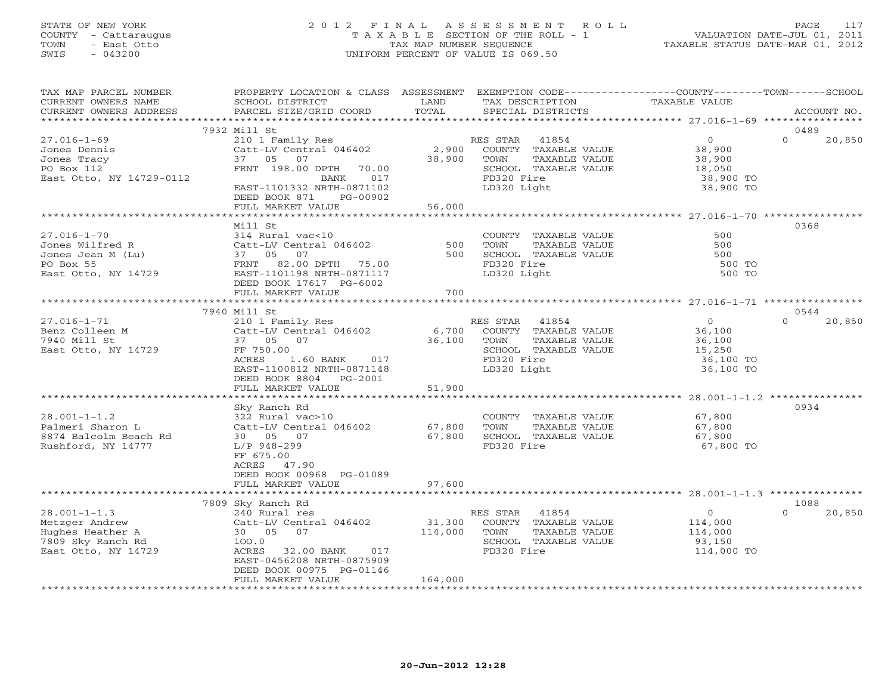STATE OF NEW YORK
COUNTY - Cattaraugus
TOWN - East Otto
SWIS - 043200

# 2012 FINAL ASSESSMENT ROLL

TAXABLE SECTION OF THE ROLL - 1
TAX MAP NUMBER SEQUENCE
UNIFORM PERCENT OF VALUE IS 069.50

VALUATION DATE-JUL 01, 2011
TAXABLE STATUS DATE-MAR 01, 2012

| TAX MAP PARCEL NUMBER / CURRENT OWNERS NAME / CURRENT OWNERS ADDRESS | PROPERTY LOCATION & CLASS / SCHOOL DISTRICT / PARCEL SIZE/GRID COORD | ASSESSMENT LAND / TOTAL | EXEMPTION CODE / TAX DESCRIPTION / SPECIAL DISTRICTS | COUNTY TAXABLE VALUE | TOWN | SCHOOL / ACCOUNT NO. |
|---|---|---|---|---|---|---|
| | 7932 Mill St | | | | | 0489 |
| 27.016-1-69 | 210 1 Family Res | | RES STAR 41854 | 0 | 0 | 20,850 |
| Jones Dennis | Catt-LV Central 046402 | 2,900 | COUNTY TAXABLE VALUE | 38,900 | | |
| Jones Tracy | 37 05 07 | 38,900 | TOWN TAXABLE VALUE | 38,900 | | |
| PO Box 112 | FRNT 198.00 DPTH 70.00 | | SCHOOL TAXABLE VALUE | 18,050 | | |
| East Otto, NY 14729-0112 | BANK 017 | | FD320 Fire | 38,900 TO | | |
| | EAST-1101332 NRTH-0871102 | | LD320 Light | 38,900 TO | | |
| | DEED BOOK 871 PG-00902 | | | | | |
| | FULL MARKET VALUE | 56,000 | | | | |
| | Mill St | | | | | 0368 |
| 27.016-1-70 | 314 Rural vac<10 | | COUNTY TAXABLE VALUE | 500 | | |
| Jones Wilfred R | Catt-LV Central 046402 | 500 | TOWN TAXABLE VALUE | 500 | | |
| Jones Jean M (Lu) | 37 05 07 | 500 | SCHOOL TAXABLE VALUE | 500 | | |
| PO Box 55 | FRNT 82.00 DPTH 75.00 | | FD320 Fire | 500 TO | | |
| East Otto, NY 14729 | EAST-1101198 NRTH-0871117 | | LD320 Light | 500 TO | | |
| | DEED BOOK 17617 PG-6002 | | | | | |
| | FULL MARKET VALUE | 700 | | | | |
| | 7940 Mill St | | | | | 0544 |
| 27.016-1-71 | 210 1 Family Res | | RES STAR 41854 | 0 | 0 | 20,850 |
| Benz Colleen M | Catt-LV Central 046402 | 6,700 | COUNTY TAXABLE VALUE | 36,100 | | |
| 7940 Mill St | 37 05 07 | 36,100 | TOWN TAXABLE VALUE | 36,100 | | |
| East Otto, NY 14729 | FF 750.00 | | SCHOOL TAXABLE VALUE | 15,250 | | |
| | ACRES 1.60 BANK 017 | | FD320 Fire | 36,100 TO | | |
| | EAST-1100812 NRTH-0871148 | | LD320 Light | 36,100 TO | | |
| | DEED BOOK 8804 PG-2001 | | | | | |
| | FULL MARKET VALUE | 51,900 | | | | |
| | Sky Ranch Rd | | | | | 0934 |
| 28.001-1-1.2 | 322 Rural vac>10 | | COUNTY TAXABLE VALUE | 67,800 | | |
| Palmeri Sharon L | Catt-LV Central 046402 | 67,800 | TOWN TAXABLE VALUE | 67,800 | | |
| 8874 Balcolm Beach Rd | 30 05 07 | 67,800 | SCHOOL TAXABLE VALUE | 67,800 | | |
| Rushford, NY 14777 | L/P 948-299 | | FD320 Fire | 67,800 TO | | |
| | FF 675.00 | | | | | |
| | ACRES 47.90 | | | | | |
| | DEED BOOK 00968 PG-01089 | | | | | |
| | FULL MARKET VALUE | 97,600 | | | | |
| | 7809 Sky Ranch Rd | | | | | 1088 |
| 28.001-1-1.3 | 240 Rural res | | RES STAR 41854 | 0 | 0 | 20,850 |
| Metzger Andrew | Catt-LV Central 046402 | 31,300 | COUNTY TAXABLE VALUE | 114,000 | | |
| Hughes Heather A | 30 05 07 | 114,000 | TOWN TAXABLE VALUE | 114,000 | | |
| 7809 Sky Ranch Rd | 100.0 | | SCHOOL TAXABLE VALUE | 93,150 | | |
| East Otto, NY 14729 | ACRES 32.00 BANK 017 | | FD320 Fire | 114,000 TO | | |
| | EAST-0456208 NRTH-0875909 | | | | | |
| | DEED BOOK 00975 PG-01146 | | | | | |
| | FULL MARKET VALUE | 164,000 | | | | |

20-Jun-2012 12:28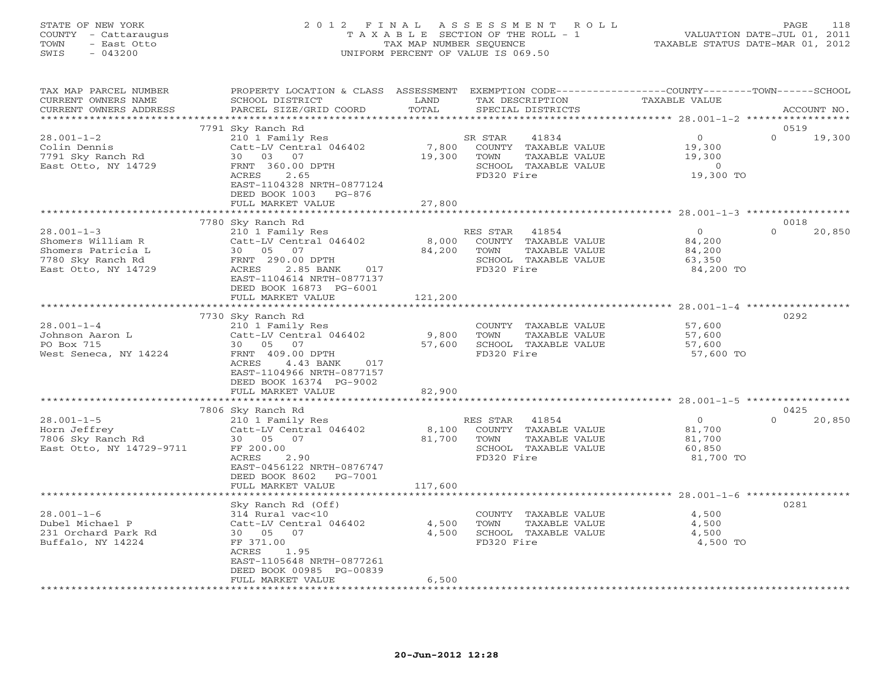STATE OF NEW YORK
COUNTY - Cattaraugus
TOWN - East Otto
SWIS - 043200

# 2012 FINAL ASSESSMENT ROLL

TAXABLE SECTION OF THE ROLL - 1
TAX MAP NUMBER SEQUENCE
UNIFORM PERCENT OF VALUE IS 069.50

VALUATION DATE-JUL 01, 2011
TAXABLE STATUS DATE-MAR 01, 2012

| TAX MAP PARCEL NUMBER / CURRENT OWNERS NAME / CURRENT OWNERS ADDRESS | PROPERTY LOCATION & CLASS / SCHOOL DISTRICT / PARCEL SIZE/GRID COORD | ASSESSMENT LAND / TOTAL | EXEMPTION CODE / TAX DESCRIPTION / SPECIAL DISTRICTS | COUNTY TAXABLE VALUE | TOWN | SCHOOL | ACCOUNT NO. |
|---|---|---|---|---|---|---|---|
| 28.001-1-2 | 7791 Sky Ranch Rd | | | | | | 0519 |
| Colin Dennis | 210 1 Family Res | | SR STAR 41834 | 0 | 0 | 19,300 | |
| 7791 Sky Ranch Rd | Catt-LV Central 046402 | 7,800 | COUNTY TAXABLE VALUE | 19,300 | | | |
| East Otto, NY 14729 | 30 03 07 | 19,300 | TOWN TAXABLE VALUE | 19,300 | | | |
| | FRNT 360.00 DPTH | | SCHOOL TAXABLE VALUE | 0 | | | |
| | ACRES 2.65 | | FD320 Fire | 19,300 TO | | | |
| | EAST-1104328 NRTH-0877124 | | | | | | |
| | DEED BOOK 1003 PG-876 | | | | | | |
| | FULL MARKET VALUE | 27,800 | | | | | |
| 28.001-1-3 | 7780 Sky Ranch Rd | | | | | | 0018 |
| Shomers William R | 210 1 Family Res | | RES STAR 41854 | 0 | 0 | 20,850 | |
| Shomers Patricia L | Catt-LV Central 046402 | 8,000 | COUNTY TAXABLE VALUE | 84,200 | | | |
| 7780 Sky Ranch Rd | 30 05 07 | 84,200 | TOWN TAXABLE VALUE | 84,200 | | | |
| East Otto, NY 14729 | FRNT 290.00 DPTH | | SCHOOL TAXABLE VALUE | 63,350 | | | |
| | ACRES 2.85 BANK 017 | | FD320 Fire | 84,200 TO | | | |
| | EAST-1104614 NRTH-0877137 | | | | | | |
| | DEED BOOK 16873 PG-6001 | | | | | | |
| | FULL MARKET VALUE | 121,200 | | | | | |
| 28.001-1-4 | 7730 Sky Ranch Rd | | | | | | 0292 |
| Johnson Aaron L | 210 1 Family Res | | COUNTY TAXABLE VALUE | 57,600 | | | |
| PO Box 715 | Catt-LV Central 046402 | 9,800 | TOWN TAXABLE VALUE | 57,600 | | | |
| West Seneca, NY 14224 | 30 05 07 | 57,600 | SCHOOL TAXABLE VALUE | 57,600 | | | |
| | FRNT 409.00 DPTH | | FD320 Fire | 57,600 TO | | | |
| | ACRES 4.43 BANK 017 | | | | | | |
| | EAST-1104966 NRTH-0877157 | | | | | | |
| | DEED BOOK 16374 PG-9002 | | | | | | |
| | FULL MARKET VALUE | 82,900 | | | | | |
| 28.001-1-5 | 7806 Sky Ranch Rd | | | | | | 0425 |
| Horn Jeffrey | 210 1 Family Res | | RES STAR 41854 | 0 | 0 | 20,850 | |
| 7806 Sky Ranch Rd | Catt-LV Central 046402 | 8,100 | COUNTY TAXABLE VALUE | 81,700 | | | |
| East Otto, NY 14729-9711 | 30 05 07 | 81,700 | TOWN TAXABLE VALUE | 81,700 | | | |
| | FF 200.00 | | SCHOOL TAXABLE VALUE | 60,850 | | | |
| | ACRES 2.90 | | FD320 Fire | 81,700 TO | | | |
| | EAST-0456122 NRTH-0876747 | | | | | | |
| | DEED BOOK 8602 PG-7001 | | | | | | |
| | FULL MARKET VALUE | 117,600 | | | | | |
| 28.001-1-6 | Sky Ranch Rd (Off) | | | | | | 0281 |
| Dubel Michael P | 314 Rural vac<10 | | COUNTY TAXABLE VALUE | 4,500 | | | |
| 231 Orchard Park Rd | Catt-LV Central 046402 | 4,500 | TOWN TAXABLE VALUE | 4,500 | | | |
| Buffalo, NY 14224 | 30 05 07 | 4,500 | SCHOOL TAXABLE VALUE | 4,500 | | | |
| | FF 371.00 | | FD320 Fire | 4,500 TO | | | |
| | ACRES 1.95 | | | | | | |
| | EAST-1105648 NRTH-0877261 | | | | | | |
| | DEED BOOK 00985 PG-00839 | | | | | | |
| | FULL MARKET VALUE | 6,500 | | | | | |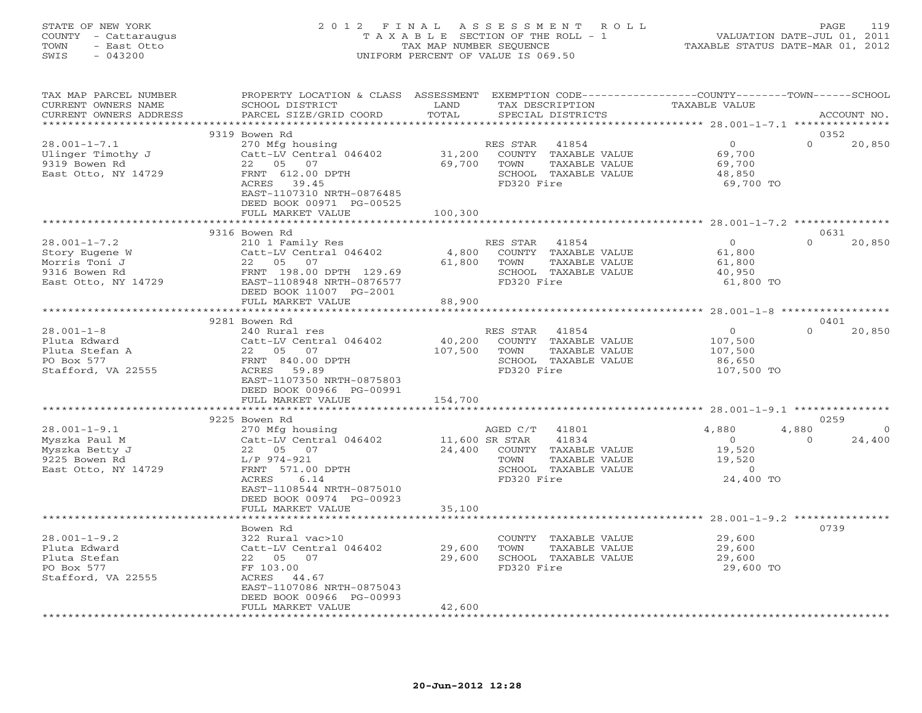STATE OF NEW YORK
COUNTY - Cattaraugus
TOWN - East Otto
SWIS - 043200

2012 FINAL ASSESSMENT ROLL
TAXABLE SECTION OF THE ROLL - 1
TAX MAP NUMBER SEQUENCE
UNIFORM PERCENT OF VALUE IS 069.50

VALUATION DATE-JUL 01, 2011
TAXABLE STATUS DATE-MAR 01, 2012

| TAX MAP PARCEL NUMBER / CURRENT OWNERS NAME / CURRENT OWNERS ADDRESS | PROPERTY LOCATION & CLASS / SCHOOL DISTRICT / PARCEL SIZE/GRID COORD | ASSESSMENT LAND / TOTAL | EXEMPTION CODE / TAX DESCRIPTION / SPECIAL DISTRICTS | COUNTY | TOWN | SCHOOL | ACCOUNT NO. |
|---|---|---|---|---|---|---|---|
| | 9319 Bowen Rd | | | | | | 0352 |
| 28.001-1-7.1 | 270 Mfg housing | | RES STAR 41854 | 0 | 0 | 20,850 | |
| Ulinger Timothy J | Catt-LV Central 046402 | 31,200 | COUNTY TAXABLE VALUE | 69,700 | | | |
| 9319 Bowen Rd | 22 05 07 | 69,700 | TOWN TAXABLE VALUE | | 69,700 | | |
| East Otto, NY 14729 | FRNT 612.00 DPTH | | SCHOOL TAXABLE VALUE | | | 48,850 | |
| | ACRES 39.45 | | FD320 Fire | 69,700 TO | | | |
| | EAST-1107310 NRTH-0876485 | | | | | | |
| | DEED BOOK 00971 PG-00525 | | | | | | |
| | FULL MARKET VALUE | 100,300 | | | | | |
| | 9316 Bowen Rd | | | | | | 0631 |
| 28.001-1-7.2 | 210 1 Family Res | | RES STAR 41854 | 0 | 0 | 20,850 | |
| Story Eugene W | Catt-LV Central 046402 | 4,800 | COUNTY TAXABLE VALUE | 61,800 | | | |
| Morris Toni J | 22 05 07 | 61,800 | TOWN TAXABLE VALUE | | 61,800 | | |
| 9316 Bowen Rd | FRNT 198.00 DPTH 129.69 | | SCHOOL TAXABLE VALUE | | | 40,950 | |
| East Otto, NY 14729 | EAST-1108948 NRTH-0876577 | | FD320 Fire | 61,800 TO | | | |
| | DEED BOOK 11007 PG-2001 | | | | | | |
| | FULL MARKET VALUE | 88,900 | | | | | |
| | 9281 Bowen Rd | | | | | | 0401 |
| 28.001-1-8 | 240 Rural res | | RES STAR 41854 | 0 | 0 | 20,850 | |
| Pluta Edward | Catt-LV Central 046402 | 40,200 | COUNTY TAXABLE VALUE | 107,500 | | | |
| Pluta Stefan A | 22 05 07 | 107,500 | TOWN TAXABLE VALUE | | 107,500 | | |
| PO Box 577 | FRNT 840.00 DPTH | | SCHOOL TAXABLE VALUE | | | 86,650 | |
| Stafford, VA 22555 | ACRES 59.89 | | FD320 Fire | 107,500 TO | | | |
| | EAST-1107350 NRTH-0875803 | | | | | | |
| | DEED BOOK 00966 PG-00991 | | | | | | |
| | FULL MARKET VALUE | 154,700 | | | | | |
| | 9225 Bowen Rd | | | | | | 0259 |
| 28.001-1-9.1 | 270 Mfg housing | | AGED C/T 41801 | 4,880 | 4,880 | 0 | |
| Myszka Paul M | Catt-LV Central 046402 | 11,600 | SR STAR 41834 | 0 | 0 | 24,400 | |
| Myszka Betty J | 22 05 07 | 24,400 | COUNTY TAXABLE VALUE | 19,520 | | | |
| 9225 Bowen Rd | L/P 974-921 | | TOWN TAXABLE VALUE | | 19,520 | | |
| East Otto, NY 14729 | FRNT 571.00 DPTH | | SCHOOL TAXABLE VALUE | | | 0 | |
| | ACRES 6.14 | | FD320 Fire | 24,400 TO | | | |
| | EAST-1108544 NRTH-0875010 | | | | | | |
| | DEED BOOK 00974 PG-00923 | | | | | | |
| | FULL MARKET VALUE | 35,100 | | | | | |
| | Bowen Rd | | | | | | 0739 |
| 28.001-1-9.2 | 322 Rural vac>10 | | COUNTY TAXABLE VALUE | 29,600 | | | |
| Pluta Edward | Catt-LV Central 046402 | 29,600 | TOWN TAXABLE VALUE | | 29,600 | | |
| Pluta Stefan | 22 05 07 | 29,600 | SCHOOL TAXABLE VALUE | | | 29,600 | |
| PO Box 577 | FF 103.00 | | FD320 Fire | 29,600 TO | | | |
| Stafford, VA 22555 | ACRES 44.67 | | | | | | |
| | EAST-1107086 NRTH-0875043 | | | | | | |
| | DEED BOOK 00966 PG-00993 | | | | | | |
| | FULL MARKET VALUE | 42,600 | | | | | |

20-Jun-2012 12:28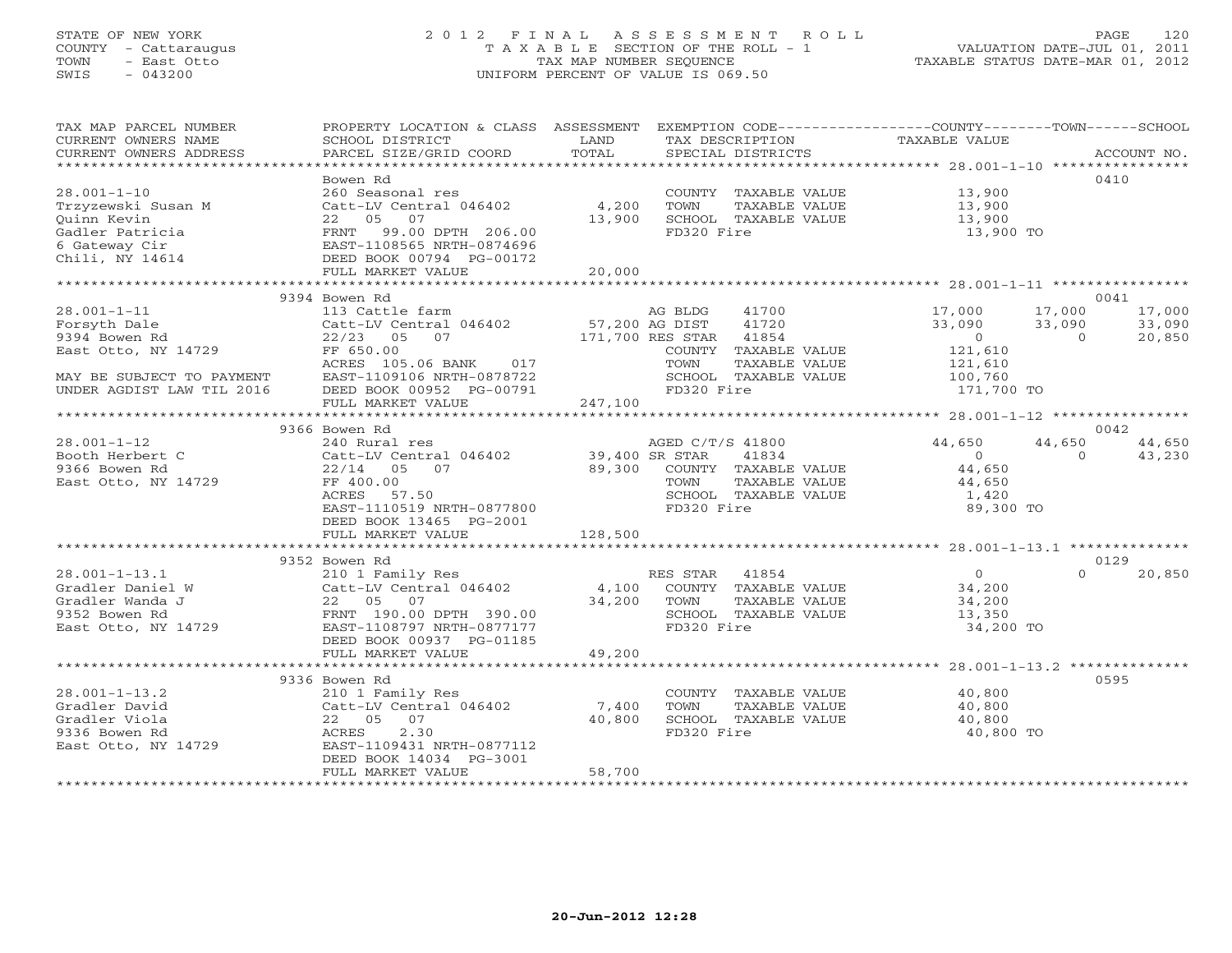STATE OF NEW YORK
COUNTY - Cattaraugus
TOWN - East Otto
SWIS - 043200

# 2012 FINAL ASSESSMENT ROLL
TAXABLE SECTION OF THE ROLL - 1
TAX MAP NUMBER SEQUENCE
UNIFORM PERCENT OF VALUE IS 069.50

VALUATION DATE-JUL 01, 2011
TAXABLE STATUS DATE-MAR 01, 2012

| TAX MAP PARCEL NUMBER / CURRENT OWNERS NAME / CURRENT OWNERS ADDRESS | PROPERTY LOCATION & CLASS / SCHOOL DISTRICT / PARCEL SIZE/GRID COORD | ASSESSMENT LAND / TOTAL | EXEMPTION CODE / TAX DESCRIPTION / SPECIAL DISTRICTS | COUNTY TAXABLE VALUE | TOWN | SCHOOL / ACCOUNT NO. |
|---|---|---|---|---|---|---|
| | Bowen Rd | | | | | 0410 |
| 28.001-1-10 | 260 Seasonal res | | COUNTY TAXABLE VALUE | 13,900 | | |
| Trzyzewski Susan M | Catt-LV Central 046402 | 4,200 | TOWN TAXABLE VALUE | 13,900 | | |
| Quinn Kevin | 22 05 07 | 13,900 | SCHOOL TAXABLE VALUE | 13,900 | | |
| Gadler Patricia | FRNT 99.00 DPTH 206.00 | | FD320 Fire | 13,900 TO | | |
| 6 Gateway Cir | EAST-1108565 NRTH-0874696 | | | | | |
| Chili, NY 14614 | DEED BOOK 00794 PG-00172 | | | | | |
| | FULL MARKET VALUE | 20,000 | | | | |
| | 9394 Bowen Rd | | | | | 0041 |
| 28.001-1-11 | 113 Cattle farm | | AG BLDG 41700 | 17,000 | 17,000 | 17,000 |
| Forsyth Dale | Catt-LV Central 046402 | 57,200 | AG DIST 41720 | 33,090 | 33,090 | 33,090 |
| 9394 Bowen Rd | 22/23 05 07 | 171,700 | RES STAR 41854 | 0 | 0 | 20,850 |
| East Otto, NY 14729 | FF 650.00 | | COUNTY TAXABLE VALUE | 121,610 | | |
| | ACRES 105.06 BANK 017 | | TOWN TAXABLE VALUE | 121,610 | | |
| MAY BE SUBJECT TO PAYMENT | EAST-1109106 NRTH-0878722 | | SCHOOL TAXABLE VALUE | 100,760 | | |
| UNDER AGDIST LAW TIL 2016 | DEED BOOK 00952 PG-00791 | | FD320 Fire | 171,700 TO | | |
| | FULL MARKET VALUE | 247,100 | | | | |
| | 9366 Bowen Rd | | | | | 0042 |
| 28.001-1-12 | 240 Rural res | | AGED C/T/S 41800 | 44,650 | 44,650 | 44,650 |
| Booth Herbert C | Catt-LV Central 046402 | 39,400 | SR STAR 41834 | 0 | 0 | 43,230 |
| 9366 Bowen Rd | 22/14 05 07 | 89,300 | COUNTY TAXABLE VALUE | 44,650 | | |
| East Otto, NY 14729 | FF 400.00 | | TOWN TAXABLE VALUE | 44,650 | | |
| | ACRES 57.50 | | SCHOOL TAXABLE VALUE | 1,420 | | |
| | EAST-1110519 NRTH-0877800 | | FD320 Fire | 89,300 TO | | |
| | DEED BOOK 13465 PG-2001 | | | | | |
| | FULL MARKET VALUE | 128,500 | | | | |
| | 9352 Bowen Rd | | | | | 0129 |
| 28.001-1-13.1 | 210 1 Family Res | | RES STAR 41854 | 0 | 0 | 20,850 |
| Gradler Daniel W | Catt-LV Central 046402 | 4,100 | COUNTY TAXABLE VALUE | 34,200 | | |
| Gradler Wanda J | 22 05 07 | 34,200 | TOWN TAXABLE VALUE | 34,200 | | |
| 9352 Bowen Rd | FRNT 190.00 DPTH 390.00 | | SCHOOL TAXABLE VALUE | 13,350 | | |
| East Otto, NY 14729 | EAST-1108797 NRTH-0877177 | | FD320 Fire | 34,200 TO | | |
| | DEED BOOK 00937 PG-01185 | | | | | |
| | FULL MARKET VALUE | 49,200 | | | | |
| | 9336 Bowen Rd | | | | | 0595 |
| 28.001-1-13.2 | 210 1 Family Res | | COUNTY TAXABLE VALUE | 40,800 | | |
| Gradler David | Catt-LV Central 046402 | 7,400 | TOWN TAXABLE VALUE | 40,800 | | |
| Gradler Viola | 22 05 07 | 40,800 | SCHOOL TAXABLE VALUE | 40,800 | | |
| 9336 Bowen Rd | ACRES 2.30 | | FD320 Fire | 40,800 TO | | |
| East Otto, NY 14729 | EAST-1109431 NRTH-0877112 | | | | | |
| | DEED BOOK 14034 PG-3001 | | | | | |
| | FULL MARKET VALUE | 58,700 | | | | |

20-Jun-2012 12:28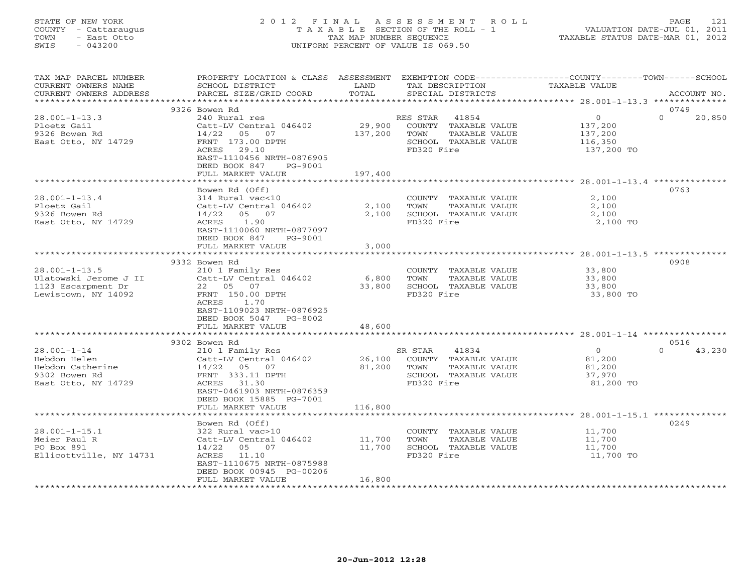STATE OF NEW YORK
COUNTY - Cattaraugus
TOWN - East Otto
SWIS - 043200

# 2012 FINAL ASSESSMENT ROLL

TAXABLE SECTION OF THE ROLL - 1
TAX MAP NUMBER SEQUENCE
UNIFORM PERCENT OF VALUE IS 069.50

VALUATION DATE-JUL 01, 2011
TAXABLE STATUS DATE-MAR 01, 2012

| TAX MAP PARCEL NUMBER / CURRENT OWNERS NAME / CURRENT OWNERS ADDRESS | PROPERTY LOCATION & CLASS / SCHOOL DISTRICT / PARCEL SIZE/GRID COORD | ASSESSMENT LAND / TOTAL | EXEMPTION CODE / TAX DESCRIPTION / SPECIAL DISTRICTS | COUNTY / TOWN TAXABLE VALUE | SCHOOL / ACCOUNT NO. |
|---|---|---|---|---|---|
| **28.001-1-13.3** | 9326 Bowen Rd | | | | 0749 |
| Ploetz Gail | 240 Rural res | | RES STAR 41854 | 0 | 0 20,850 |
| 9326 Bowen Rd | Catt-LV Central 046402 | 29,900 | COUNTY TAXABLE VALUE | 137,200 | |
| East Otto, NY 14729 | 14/22 05 07 | 137,200 | TOWN TAXABLE VALUE | 137,200 | |
| | FRNT 173.00 DPTH | | SCHOOL TAXABLE VALUE | 116,350 | |
| | ACRES 29.10 | | FD320 Fire | 137,200 TO | |
| | EAST-1110456 NRTH-0876905 | | | | |
| | DEED BOOK 847 PG-9001 | | | | |
| | FULL MARKET VALUE | 197,400 | | | |
| **28.001-1-13.4** | Bowen Rd (Off) | | | | 0763 |
| Ploetz Gail | 314 Rural vac<10 | | COUNTY TAXABLE VALUE | 2,100 | |
| 9326 Bowen Rd | Catt-LV Central 046402 | 2,100 | TOWN TAXABLE VALUE | 2,100 | |
| East Otto, NY 14729 | 14/22 05 07 | 2,100 | SCHOOL TAXABLE VALUE | 2,100 | |
| | ACRES 1.90 | | FD320 Fire | 2,100 TO | |
| | EAST-1110060 NRTH-0877097 | | | | |
| | DEED BOOK 847 PG-9001 | | | | |
| | FULL MARKET VALUE | 3,000 | | | |
| **28.001-1-13.5** | 9332 Bowen Rd | | | | 0908 |
| Ulatowski Jerome J II | 210 1 Family Res | | COUNTY TAXABLE VALUE | 33,800 | |
| 1123 Escarpment Dr | Catt-LV Central 046402 | 6,800 | TOWN TAXABLE VALUE | 33,800 | |
| Lewistown, NY 14092 | 22 05 07 | 33,800 | SCHOOL TAXABLE VALUE | 33,800 | |
| | FRNT 150.00 DPTH | | FD320 Fire | 33,800 TO | |
| | ACRES 1.70 | | | | |
| | EAST-1109023 NRTH-0876925 | | | | |
| | DEED BOOK 5047 PG-8002 | | | | |
| | FULL MARKET VALUE | 48,600 | | | |
| **28.001-1-14** | 9302 Bowen Rd | | | | 0516 |
| Hebdon Helen | 210 1 Family Res | | SR STAR 41834 | 0 | 0 43,230 |
| Hebdon Catherine | Catt-LV Central 046402 | 26,100 | COUNTY TAXABLE VALUE | 81,200 | |
| 9302 Bowen Rd | 14/22 05 07 | 81,200 | TOWN TAXABLE VALUE | 81,200 | |
| East Otto, NY 14729 | FRNT 333.11 DPTH | | SCHOOL TAXABLE VALUE | 37,970 | |
| | ACRES 31.30 | | FD320 Fire | 81,200 TO | |
| | EAST-0461903 NRTH-0876359 | | | | |
| | DEED BOOK 15885 PG-7001 | | | | |
| | FULL MARKET VALUE | 116,800 | | | |
| **28.001-1-15.1** | Bowen Rd (Off) | | | | 0249 |
| Meier Paul R | 322 Rural vac>10 | | COUNTY TAXABLE VALUE | 11,700 | |
| PO Box 891 | Catt-LV Central 046402 | 11,700 | TOWN TAXABLE VALUE | 11,700 | |
| Ellicottville, NY 14731 | 14/22 05 07 | 11,700 | SCHOOL TAXABLE VALUE | 11,700 | |
| | ACRES 11.10 | | FD320 Fire | 11,700 TO | |
| | EAST-1110675 NRTH-0875988 | | | | |
| | DEED BOOK 00945 PG-00206 | | | | |
| | FULL MARKET VALUE | 16,800 | | | |

20-Jun-2012 12:28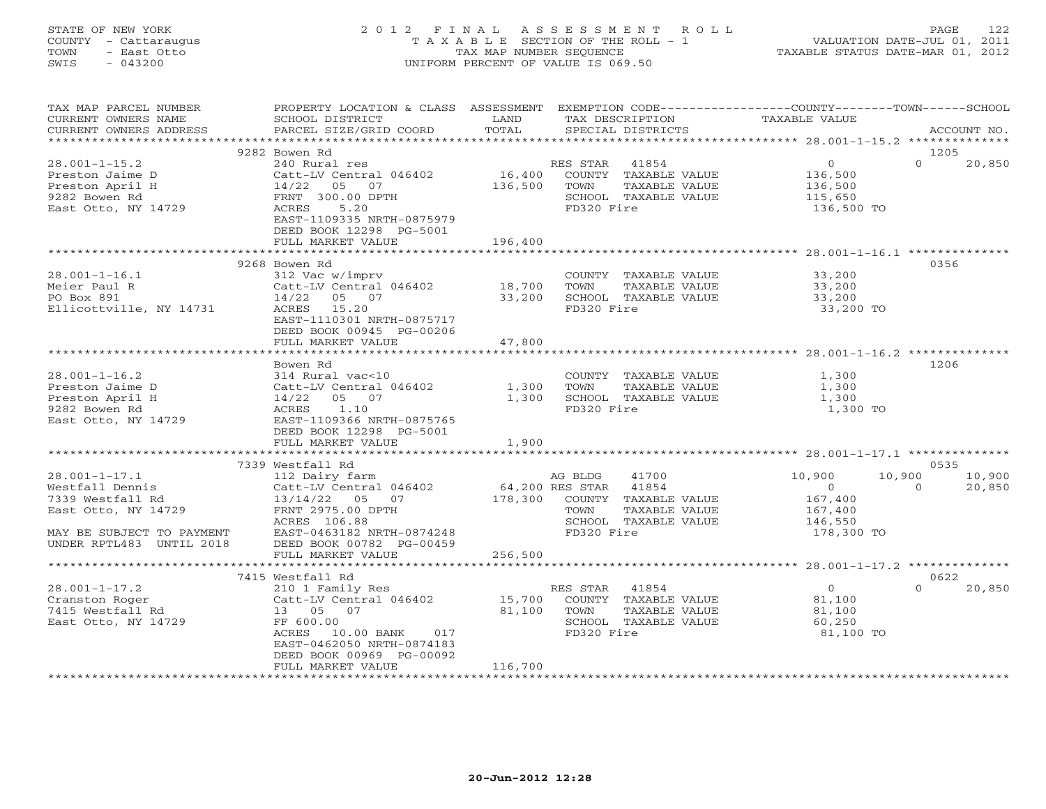STATE OF NEW YORK
COUNTY - Cattaraugus
TOWN - East Otto
SWIS - 043200

2012 FINAL ASSESSMENT ROLL
TAXABLE SECTION OF THE ROLL - 1
TAX MAP NUMBER SEQUENCE
UNIFORM PERCENT OF VALUE IS 069.50

VALUATION DATE-JUL 01, 2011
TAXABLE STATUS DATE-MAR 01, 2012

| TAX MAP PARCEL NUMBER / CURRENT OWNERS NAME / CURRENT OWNERS ADDRESS | PROPERTY LOCATION & CLASS / SCHOOL DISTRICT / PARCEL SIZE/GRID COORD | ASSESSMENT LAND / TOTAL | EXEMPTION CODE / TAX DESCRIPTION / SPECIAL DISTRICTS | COUNTY TAXABLE VALUE | TOWN | SCHOOL | ACCOUNT NO. |
|---|---|---|---|---|---|---|---|
| **28.001-1-15.2** | 9282 Bowen Rd | | | | | | 1205 |
| 28.001-1-15.2 | 240 Rural res | | RES STAR 41854 | 0 | 0 | 20,850 | |
| Preston Jaime D | Catt-LV Central 046402 | 16,400 | COUNTY TAXABLE VALUE | 136,500 | | | |
| Preston April H | 14/22 05 07 | 136,500 | TOWN TAXABLE VALUE | 136,500 | | | |
| 9282 Bowen Rd | FRNT 300.00 DPTH | | SCHOOL TAXABLE VALUE | 115,650 | | | |
| East Otto, NY 14729 | ACRES 5.20 | | FD320 Fire | 136,500 TO | | | |
| | EAST-1109335 NRTH-0875979 | | | | | | |
| | DEED BOOK 12298 PG-5001 | | | | | | |
| | FULL MARKET VALUE | 196,400 | | | | | |
| **28.001-1-16.1** | 9268 Bowen Rd | | | | | | 0356 |
| 28.001-1-16.1 | 312 Vac w/imprv | | COUNTY TAXABLE VALUE | 33,200 | | | |
| Meier Paul R | Catt-LV Central 046402 | 18,700 | TOWN TAXABLE VALUE | 33,200 | | | |
| PO Box 891 | 14/22 05 07 | 33,200 | SCHOOL TAXABLE VALUE | 33,200 | | | |
| Ellicottville, NY 14731 | ACRES 15.20 | | FD320 Fire | 33,200 TO | | | |
| | EAST-1110301 NRTH-0875717 | | | | | | |
| | DEED BOOK 00945 PG-00206 | | | | | | |
| | FULL MARKET VALUE | 47,800 | | | | | |
| **28.001-1-16.2** | Bowen Rd | | | | | | 1206 |
| 28.001-1-16.2 | 314 Rural vac<10 | | COUNTY TAXABLE VALUE | 1,300 | | | |
| Preston Jaime D | Catt-LV Central 046402 | 1,300 | TOWN TAXABLE VALUE | 1,300 | | | |
| Preston April H | 14/22 05 07 | 1,300 | SCHOOL TAXABLE VALUE | 1,300 | | | |
| 9282 Bowen Rd | ACRES 1.10 | | FD320 Fire | 1,300 TO | | | |
| East Otto, NY 14729 | EAST-1109366 NRTH-0875765 | | | | | | |
| | DEED BOOK 12298 PG-5001 | | | | | | |
| | FULL MARKET VALUE | 1,900 | | | | | |
| **28.001-1-17.1** | 7339 Westfall Rd | | | | | | 0535 |
| 28.001-1-17.1 | 112 Dairy farm | | AG BLDG 41700 | 10,900 | 10,900 | 10,900 | |
| Westfall Dennis | Catt-LV Central 046402 | 64,200 | RES STAR 41854 | 0 | 0 | 20,850 | |
| 7339 Westfall Rd | 13/14/22 05 07 | 178,300 | COUNTY TAXABLE VALUE | 167,400 | | | |
| East Otto, NY 14729 | FRNT 2975.00 DPTH | | TOWN TAXABLE VALUE | 167,400 | | | |
| | ACRES 106.88 | | SCHOOL TAXABLE VALUE | 146,550 | | | |
| MAY BE SUBJECT TO PAYMENT | EAST-0463182 NRTH-0874248 | | FD320 Fire | 178,300 TO | | | |
| UNDER RPTL483 UNTIL 2018 | DEED BOOK 00782 PG-00459 | | | | | | |
| | FULL MARKET VALUE | 256,500 | | | | | |
| **28.001-1-17.2** | 7415 Westfall Rd | | | | | | 0622 |
| 28.001-1-17.2 | 210 1 Family Res | | RES STAR 41854 | 0 | 0 | 20,850 | |
| Cranston Roger | Catt-LV Central 046402 | 15,700 | COUNTY TAXABLE VALUE | 81,100 | | | |
| 7415 Westfall Rd | 13 05 07 | 81,100 | TOWN TAXABLE VALUE | 81,100 | | | |
| East Otto, NY 14729 | FF 600.00 | | SCHOOL TAXABLE VALUE | 60,250 | | | |
| | ACRES 10.00 BANK 017 | | FD320 Fire | 81,100 TO | | | |
| | EAST-0462050 NRTH-0874183 | | | | | | |
| | DEED BOOK 00969 PG-00092 | | | | | | |
| | FULL MARKET VALUE | 116,700 | | | | | |

20-Jun-2012 12:28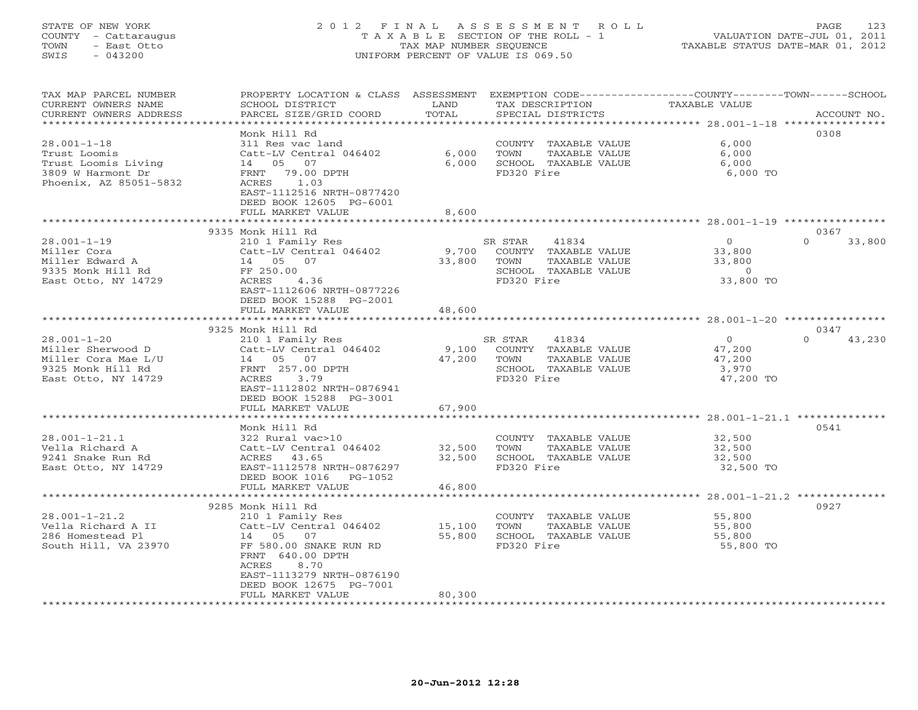STATE OF NEW YORK
COUNTY - Cattaraugus
TOWN - East Otto
SWIS - 043200

2012 FINAL ASSESSMENT ROLL
TAXABLE SECTION OF THE ROLL - 1
TAX MAP NUMBER SEQUENCE
UNIFORM PERCENT OF VALUE IS 069.50

VALUATION DATE-JUL 01, 2011
TAXABLE STATUS DATE-MAR 01, 2012

| TAX MAP PARCEL NUMBER / CURRENT OWNERS NAME / CURRENT OWNERS ADDRESS | PROPERTY LOCATION & CLASS / SCHOOL DISTRICT / PARCEL SIZE/GRID COORD | ASSESSMENT LAND | TOTAL | EXEMPTION CODE / TAX DESCRIPTION / SPECIAL DISTRICTS | COUNTY | TOWN | SCHOOL | ACCOUNT NO. |
|---|---|---|---|---|---|---|---|---|
| **28.001-1-18** | Monk Hill Rd | | | | | | | 0308 |
| Trust Loomis | 311 Res vac land | | | COUNTY TAXABLE VALUE | 6,000 | | | |
| Trust Loomis Living | Catt-LV Central 046402 | 6,000 | | TOWN TAXABLE VALUE | | 6,000 | | |
| 3809 W Harmont Dr | 14 05 07 | | 6,000 | SCHOOL TAXABLE VALUE | | | 6,000 | |
| Phoenix, AZ 85051-5832 | FRNT 79.00 DPTH | | | FD320 Fire | 6,000 TO | | | |
| | ACRES 1.03 | | | | | | | |
| | EAST-1112516 NRTH-0877420 | | | | | | | |
| | DEED BOOK 12605 PG-6001 | | | | | | | |
| | FULL MARKET VALUE | | 8,600 | | | | | |
| **28.001-1-19** | 9335 Monk Hill Rd | | | | | | | 0367 |
| Miller Cora | 210 1 Family Res | | | SR STAR 41834 | 0 | 0 | 33,800 | |
| Miller Edward A | Catt-LV Central 046402 | 9,700 | | COUNTY TAXABLE VALUE | 33,800 | | | |
| 9335 Monk Hill Rd | 14 05 07 | | 33,800 | TOWN TAXABLE VALUE | | 33,800 | | |
| East Otto, NY 14729 | FF 250.00 | | | SCHOOL TAXABLE VALUE | | | 0 | |
| | ACRES 4.36 | | | FD320 Fire | 33,800 TO | | | |
| | EAST-1112606 NRTH-0877226 | | | | | | | |
| | DEED BOOK 15288 PG-2001 | | | | | | | |
| | FULL MARKET VALUE | | 48,600 | | | | | |
| **28.001-1-20** | 9325 Monk Hill Rd | | | | | | | 0347 |
| Miller Sherwood D | 210 1 Family Res | | | SR STAR 41834 | 0 | 0 | 43,230 | |
| Miller Cora Mae L/U | Catt-LV Central 046402 | 9,100 | | COUNTY TAXABLE VALUE | 47,200 | | | |
| 9325 Monk Hill Rd | 14 05 07 | | 47,200 | TOWN TAXABLE VALUE | | 47,200 | | |
| East Otto, NY 14729 | FRNT 257.00 DPTH | | | SCHOOL TAXABLE VALUE | | | 3,970 | |
| | ACRES 3.79 | | | FD320 Fire | 47,200 TO | | | |
| | EAST-1112802 NRTH-0876941 | | | | | | | |
| | DEED BOOK 15288 PG-3001 | | | | | | | |
| | FULL MARKET VALUE | | 67,900 | | | | | |
| **28.001-1-21.1** | Monk Hill Rd | | | | | | | 0541 |
| Vella Richard A | 322 Rural vac>10 | | | COUNTY TAXABLE VALUE | 32,500 | | | |
| 9241 Snake Run Rd | Catt-LV Central 046402 | 32,500 | | TOWN TAXABLE VALUE | | 32,500 | | |
| East Otto, NY 14729 | ACRES 43.65 | | 32,500 | SCHOOL TAXABLE VALUE | | | 32,500 | |
| | EAST-1112578 NRTH-0876297 | | | FD320 Fire | 32,500 TO | | | |
| | DEED BOOK 1016 PG-1052 | | | | | | | |
| | FULL MARKET VALUE | | 46,800 | | | | | |
| **28.001-1-21.2** | 9285 Monk Hill Rd | | | | | | | 0927 |
| Vella Richard A II | 210 1 Family Res | | | COUNTY TAXABLE VALUE | 55,800 | | | |
| 286 Homestead Pl | Catt-LV Central 046402 | 15,100 | | TOWN TAXABLE VALUE | | 55,800 | | |
| South Hill, VA 23970 | 14 05 07 | | 55,800 | SCHOOL TAXABLE VALUE | | | 55,800 | |
| | FF 580.00 SNAKE RUN RD | | | FD320 Fire | 55,800 TO | | | |
| | FRNT 640.00 DPTH | | | | | | | |
| | ACRES 8.70 | | | | | | | |
| | EAST-1113279 NRTH-0876190 | | | | | | | |
| | DEED BOOK 12675 PG-7001 | | | | | | | |
| | FULL MARKET VALUE | | 80,300 | | | | | |

20-Jun-2012 12:28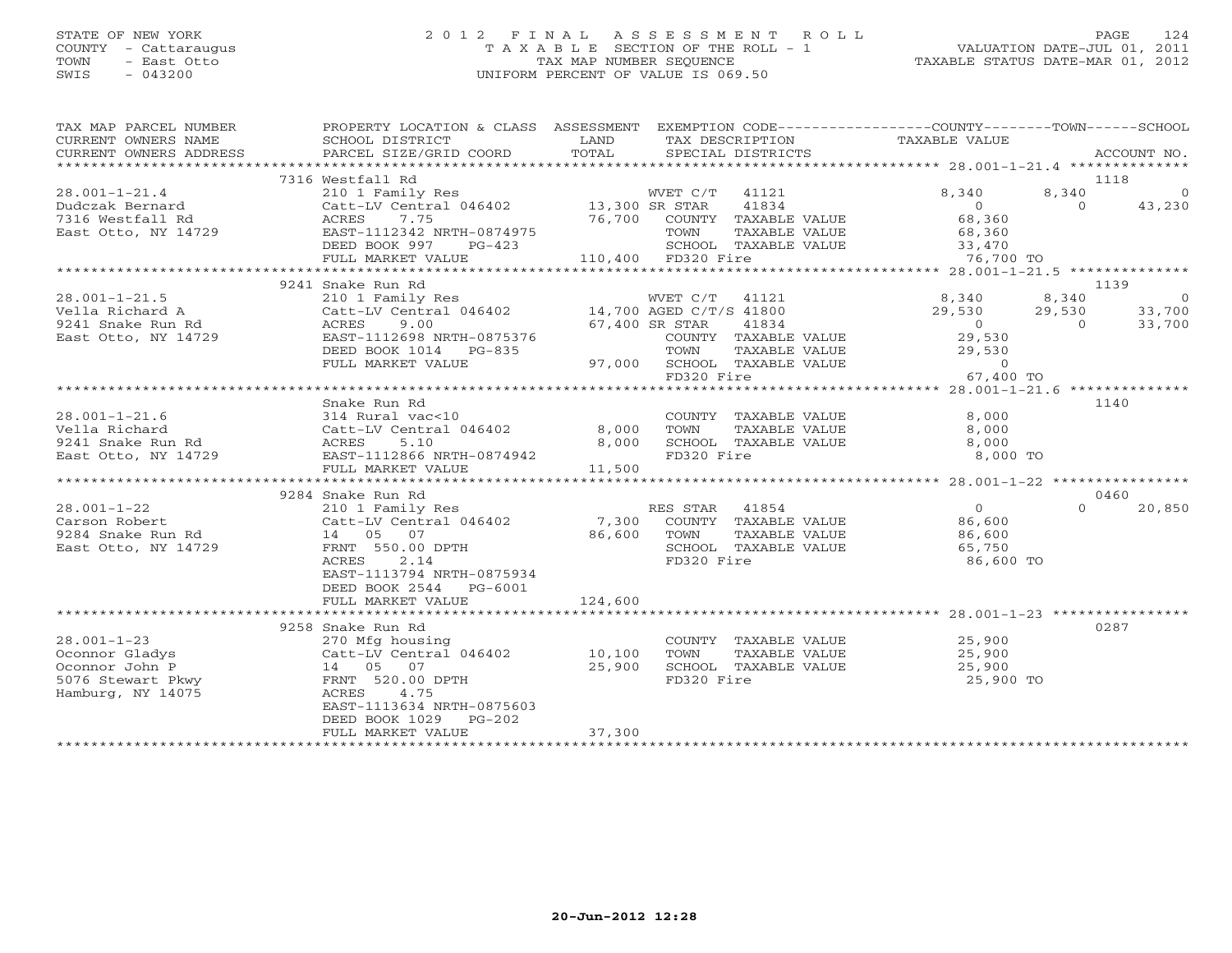STATE OF NEW YORK
COUNTY - Cattaraugus
TOWN - East Otto
SWIS - 043200

# 2012 FINAL ASSESSMENT ROLL
TAXABLE SECTION OF THE ROLL - 1
TAX MAP NUMBER SEQUENCE
UNIFORM PERCENT OF VALUE IS 069.50

VALUATION DATE-JUL 01, 2011
TAXABLE STATUS DATE-MAR 01, 2012

| TAX MAP PARCEL NUMBER / CURRENT OWNERS NAME / CURRENT OWNERS ADDRESS | PROPERTY LOCATION & CLASS / SCHOOL DISTRICT / PARCEL SIZE/GRID COORD | ASSESSMENT LAND / TOTAL | EXEMPTION CODE / TAX DESCRIPTION / SPECIAL DISTRICTS | COUNTY TAXABLE VALUE | TOWN | SCHOOL / ACCOUNT NO. |
|---|---|---|---|---|---|---|
| 28.001-1-21.4 | 7316 Westfall Rd | | | | | 1118 |
| Dudczak Bernard | 210 1 Family Res | | WVET C/T 41121 | 8,340 | 8,340 | 0 |
| 7316 Westfall Rd | Catt-LV Central 046402 | 13,300 | SR STAR 41834 | 0 | 0 | 43,230 |
| East Otto, NY 14729 | ACRES 7.75 | 76,700 | COUNTY TAXABLE VALUE | 68,360 | | |
| | EAST-1112342 NRTH-0874975 | | TOWN TAXABLE VALUE | 68,360 | | |
| | DEED BOOK 997 PG-423 | | SCHOOL TAXABLE VALUE | 33,470 | | |
| | FULL MARKET VALUE | 110,400 | FD320 Fire | 76,700 TO | | |
| 28.001-1-21.5 | 9241 Snake Run Rd | | | | | 1139 |
| Vella Richard A | 210 1 Family Res | | WVET C/T 41121 | 8,340 | 8,340 | 0 |
| 9241 Snake Run Rd | Catt-LV Central 046402 | 14,700 | AGED C/T/S 41800 | 29,530 | 29,530 | 33,700 |
| East Otto, NY 14729 | ACRES 9.00 | 67,400 | SR STAR 41834 | 0 | 0 | 33,700 |
| | EAST-1112698 NRTH-0875376 | | COUNTY TAXABLE VALUE | 29,530 | | |
| | DEED BOOK 1014 PG-835 | | TOWN TAXABLE VALUE | 29,530 | | |
| | FULL MARKET VALUE | 97,000 | SCHOOL TAXABLE VALUE | 0 | | |
| | | | FD320 Fire | 67,400 TO | | |
| 28.001-1-21.6 | Snake Run Rd | | | | | 1140 |
| Vella Richard | 314 Rural vac<10 | | COUNTY TAXABLE VALUE | 8,000 | | |
| 9241 Snake Run Rd | Catt-LV Central 046402 | 8,000 | TOWN TAXABLE VALUE | 8,000 | | |
| East Otto, NY 14729 | ACRES 5.10 | 8,000 | SCHOOL TAXABLE VALUE | 8,000 | | |
| | EAST-1112866 NRTH-0874942 | | FD320 Fire | 8,000 TO | | |
| | FULL MARKET VALUE | 11,500 | | | | |
| 28.001-1-22 | 9284 Snake Run Rd | | | | | 0460 |
| Carson Robert | 210 1 Family Res | | RES STAR 41854 | 0 | 0 | 20,850 |
| 9284 Snake Run Rd | Catt-LV Central 046402 | 7,300 | COUNTY TAXABLE VALUE | 86,600 | | |
| East Otto, NY 14729 | 14 05 07 | 86,600 | TOWN TAXABLE VALUE | 86,600 | | |
| | FRNT 550.00 DPTH | | SCHOOL TAXABLE VALUE | 65,750 | | |
| | ACRES 2.14 | | FD320 Fire | 86,600 TO | | |
| | EAST-1113794 NRTH-0875934 | | | | | |
| | DEED BOOK 2544 PG-6001 | | | | | |
| | FULL MARKET VALUE | 124,600 | | | | |
| 28.001-1-23 | 9258 Snake Run Rd | | | | | 0287 |
| Oconnor Gladys | 270 Mfg housing | | COUNTY TAXABLE VALUE | 25,900 | | |
| Oconnor John P | Catt-LV Central 046402 | 10,100 | TOWN TAXABLE VALUE | 25,900 | | |
| 5076 Stewart Pkwy | 14 05 07 | 25,900 | SCHOOL TAXABLE VALUE | 25,900 | | |
| Hamburg, NY 14075 | FRNT 520.00 DPTH | | FD320 Fire | 25,900 TO | | |
| | ACRES 4.75 | | | | | |
| | EAST-1113634 NRTH-0875603 | | | | | |
| | DEED BOOK 1029 PG-202 | | | | | |
| | FULL MARKET VALUE | 37,300 | | | | |

20-Jun-2012 12:28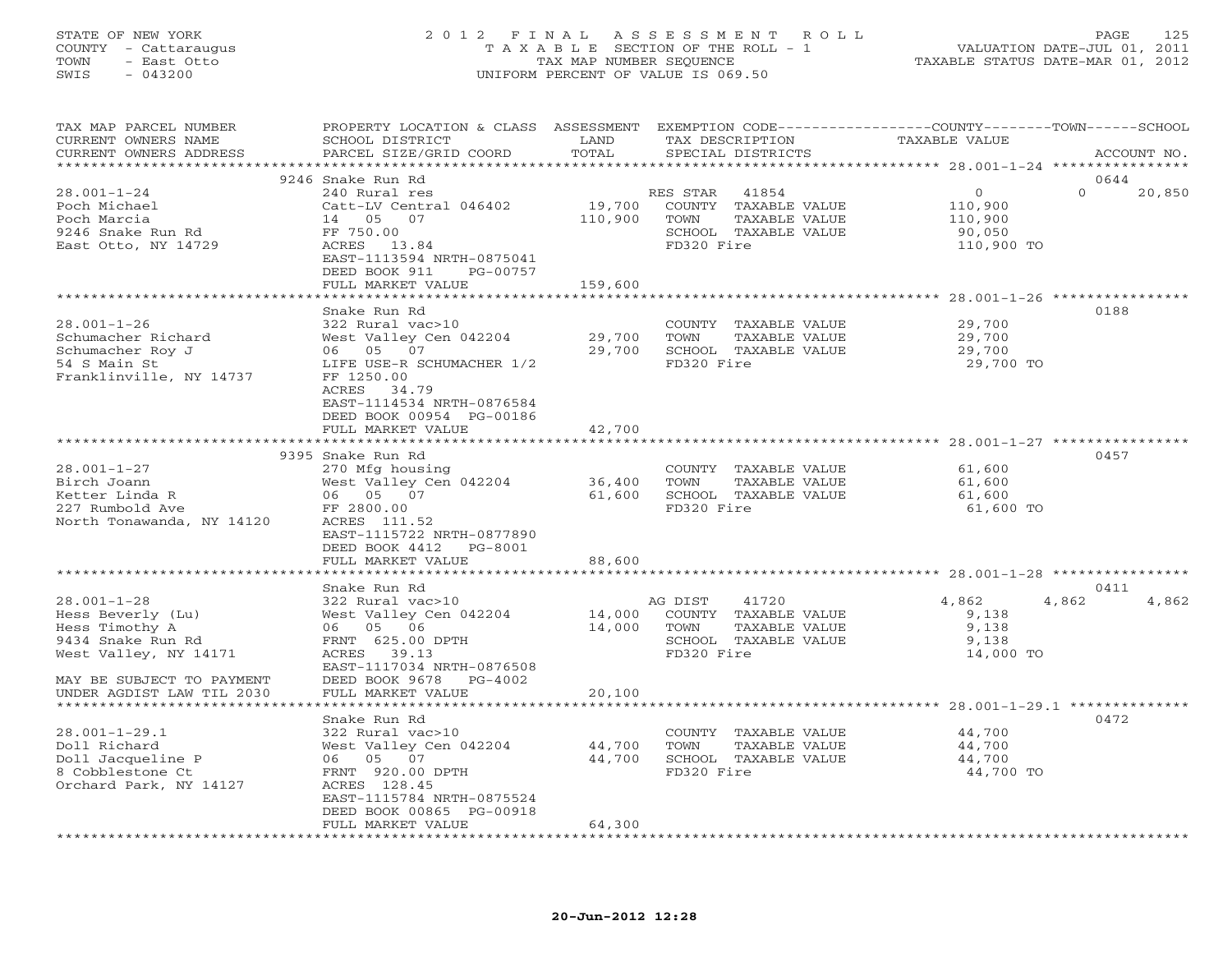STATE OF NEW YORK
COUNTY - Cattaraugus
TOWN - East Otto
SWIS - 043200

2 0 1 2 F I N A L A S S E S S M E N T R O L L
T A X A B L E SECTION OF THE ROLL - 1
TAX MAP NUMBER SEQUENCE
UNIFORM PERCENT OF VALUE IS 069.50

VALUATION DATE-JUL 01, 2011
TAXABLE STATUS DATE-MAR 01, 2012

| TAX MAP PARCEL NUMBER / CURRENT OWNERS NAME / CURRENT OWNERS ADDRESS | PROPERTY LOCATION & CLASS / SCHOOL DISTRICT / PARCEL SIZE/GRID COORD | ASSESSMENT LAND / TOTAL | EXEMPTION CODE / TAX DESCRIPTION / SPECIAL DISTRICTS | COUNTY | TOWN | SCHOOL | ACCOUNT NO. |
|---|---|---|---|---|---|---|---|
| 28.001-1-24 | 9246 Snake Run Rd | | | | | | 0644 |
| 28.001-1-24 | 240 Rural res | | RES STAR 41854 | 0 | 0 | 20,850 | |
| Poch Michael | Catt-LV Central 046402 | 19,700 | COUNTY TAXABLE VALUE | 110,900 | | | |
| Poch Marcia | 14 05 07 | 110,900 | TOWN TAXABLE VALUE | | 110,900 | | |
| 9246 Snake Run Rd | FF 750.00 | | SCHOOL TAXABLE VALUE | | | 90,050 | |
| East Otto, NY 14729 | ACRES 13.84 | | FD320 Fire | 110,900 TO | | | |
| | EAST-1113594 NRTH-0875041 | | | | | | |
| | DEED BOOK 911 PG-00757 | | | | | | |
| | FULL MARKET VALUE | 159,600 | | | | | |
| 28.001-1-26 | Snake Run Rd | | | | | | 0188 |
| 28.001-1-26 | 322 Rural vac>10 | | COUNTY TAXABLE VALUE | 29,700 | | | |
| Schumacher Richard | West Valley Cen 042204 | 29,700 | TOWN TAXABLE VALUE | | 29,700 | | |
| Schumacher Roy J | 06 05 07 | 29,700 | SCHOOL TAXABLE VALUE | | | 29,700 | |
| 54 S Main St | LIFE USE-R SCHUMACHER 1/2 | | FD320 Fire | 29,700 TO | | | |
| Franklinville, NY 14737 | FF 1250.00 | | | | | | |
| | ACRES 34.79 | | | | | | |
| | EAST-1114534 NRTH-0876584 | | | | | | |
| | DEED BOOK 00954 PG-00186 | | | | | | |
| | FULL MARKET VALUE | 42,700 | | | | | |
| 28.001-1-27 | 9395 Snake Run Rd | | | | | | 0457 |
| 28.001-1-27 | 270 Mfg housing | | COUNTY TAXABLE VALUE | 61,600 | | | |
| Birch Joann | West Valley Cen 042204 | 36,400 | TOWN TAXABLE VALUE | | 61,600 | | |
| Ketter Linda R | 06 05 07 | 61,600 | SCHOOL TAXABLE VALUE | | | 61,600 | |
| 227 Rumbold Ave | FF 2800.00 | | FD320 Fire | 61,600 TO | | | |
| North Tonawanda, NY 14120 | ACRES 111.52 | | | | | | |
| | EAST-1115722 NRTH-0877890 | | | | | | |
| | DEED BOOK 4412 PG-8001 | | | | | | |
| | FULL MARKET VALUE | 88,600 | | | | | |
| 28.001-1-28 | Snake Run Rd | | | | | | 0411 |
| 28.001-1-28 | 322 Rural vac>10 | | AG DIST 41720 | 4,862 | 4,862 | 4,862 | |
| Hess Beverly (Lu) | West Valley Cen 042204 | 14,000 | COUNTY TAXABLE VALUE | 9,138 | | | |
| Hess Timothy A | 06 05 06 | 14,000 | TOWN TAXABLE VALUE | | 9,138 | | |
| 9434 Snake Run Rd | FRNT 625.00 DPTH | | SCHOOL TAXABLE VALUE | | | 9,138 | |
| West Valley, NY 14171 | ACRES 39.13 | | FD320 Fire | 14,000 TO | | | |
| | EAST-1117034 NRTH-0876508 | | | | | | |
| MAY BE SUBJECT TO PAYMENT | DEED BOOK 9678 PG-4002 | | | | | | |
| UNDER AGDIST LAW TIL 2030 | FULL MARKET VALUE | 20,100 | | | | | |
| 28.001-1-29.1 | Snake Run Rd | | | | | | 0472 |
| 28.001-1-29.1 | 322 Rural vac>10 | | COUNTY TAXABLE VALUE | 44,700 | | | |
| Doll Richard | West Valley Cen 042204 | 44,700 | TOWN TAXABLE VALUE | | 44,700 | | |
| Doll Jacqueline P | 06 05 07 | 44,700 | SCHOOL TAXABLE VALUE | | | 44,700 | |
| 8 Cobblestone Ct | FRNT 920.00 DPTH | | FD320 Fire | 44,700 TO | | | |
| Orchard Park, NY 14127 | ACRES 128.45 | | | | | | |
| | EAST-1115784 NRTH-0875524 | | | | | | |
| | DEED BOOK 00865 PG-00918 | | | | | | |
| | FULL MARKET VALUE | 64,300 | | | | | |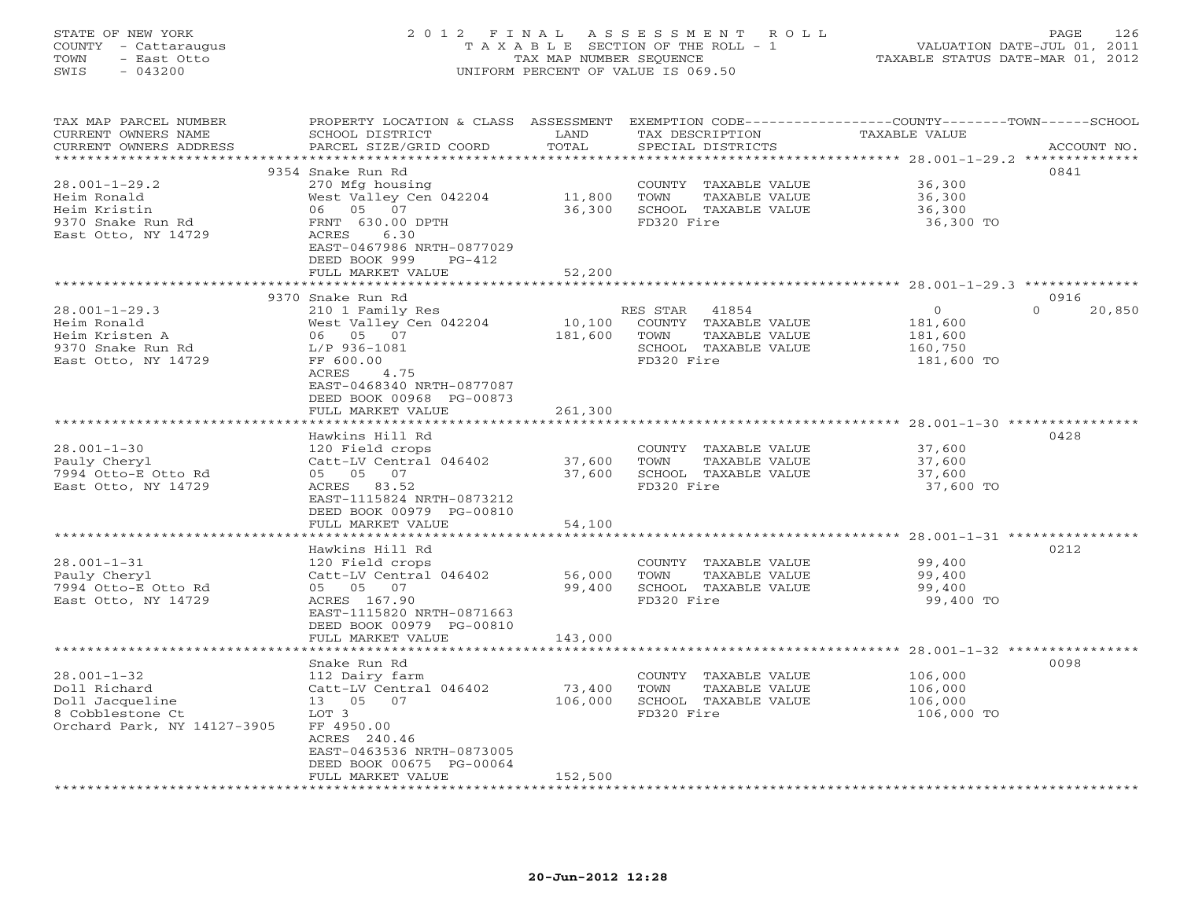STATE OF NEW YORK
COUNTY - Cattaraugus
TOWN - East Otto
SWIS - 043200

2 0 1 2 F I N A L A S S E S S M E N T R O L L
T A X A B L E SECTION OF THE ROLL - 1
TAX MAP NUMBER SEQUENCE
UNIFORM PERCENT OF VALUE IS 069.50

VALUATION DATE-JUL 01, 2011
TAXABLE STATUS DATE-MAR 01, 2012

| TAX MAP PARCEL NUMBER / CURRENT OWNERS NAME / CURRENT OWNERS ADDRESS | PROPERTY LOCATION & CLASS / SCHOOL DISTRICT / PARCEL SIZE/GRID COORD | ASSESSMENT LAND / TOTAL | EXEMPTION CODE / TAX DESCRIPTION / SPECIAL DISTRICTS | COUNTY / TOWN / SCHOOL TAXABLE VALUE | ACCOUNT NO. |
|---|---|---|---|---|---|
| 28.001-1-29.2 | 9354 Snake Run Rd | | | | 0841 |
| Heim Ronald | 270 Mfg housing | | COUNTY TAXABLE VALUE | 36,300 | |
| Heim Kristin | West Valley Cen 042204 | 11,800 | TOWN TAXABLE VALUE | 36,300 | |
| 9370 Snake Run Rd | 06 05 07 | 36,300 | SCHOOL TAXABLE VALUE | 36,300 | |
| East Otto, NY 14729 | FRNT 630.00 DPTH | | FD320 Fire | 36,300 TO | |
| | ACRES 6.30 | | | | |
| | EAST-0467986 NRTH-0877029 | | | | |
| | DEED BOOK 999 PG-412 | | | | |
| | FULL MARKET VALUE | 52,200 | | | |
| 28.001-1-29.3 | 9370 Snake Run Rd | | | | 0916 |
| Heim Ronald | 210 1 Family Res | | RES STAR 41854 | 0 0 20,850 | |
| Heim Kristen A | West Valley Cen 042204 | 10,100 | COUNTY TAXABLE VALUE | 181,600 | |
| 9370 Snake Run Rd | 06 05 07 | 181,600 | TOWN TAXABLE VALUE | 181,600 | |
| East Otto, NY 14729 | L/P 936-1081 | | SCHOOL TAXABLE VALUE | 160,750 | |
| | FF 600.00 | | FD320 Fire | 181,600 TO | |
| | ACRES 4.75 | | | | |
| | EAST-0468340 NRTH-0877087 | | | | |
| | DEED BOOK 00968 PG-00873 | | | | |
| | FULL MARKET VALUE | 261,300 | | | |
| 28.001-1-30 | Hawkins Hill Rd | | | | 0428 |
| Pauly Cheryl | 120 Field crops | | COUNTY TAXABLE VALUE | 37,600 | |
| 7994 Otto-E Otto Rd | Catt-LV Central 046402 | 37,600 | TOWN TAXABLE VALUE | 37,600 | |
| East Otto, NY 14729 | 05 05 07 | 37,600 | SCHOOL TAXABLE VALUE | 37,600 | |
| | ACRES 83.52 | | FD320 Fire | 37,600 TO | |
| | EAST-1115824 NRTH-0873212 | | | | |
| | DEED BOOK 00979 PG-00810 | | | | |
| | FULL MARKET VALUE | 54,100 | | | |
| 28.001-1-31 | Hawkins Hill Rd | | | | 0212 |
| Pauly Cheryl | 120 Field crops | | COUNTY TAXABLE VALUE | 99,400 | |
| 7994 Otto-E Otto Rd | Catt-LV Central 046402 | 56,000 | TOWN TAXABLE VALUE | 99,400 | |
| East Otto, NY 14729 | 05 05 07 | 99,400 | SCHOOL TAXABLE VALUE | 99,400 | |
| | ACRES 167.90 | | FD320 Fire | 99,400 TO | |
| | EAST-1115820 NRTH-0871663 | | | | |
| | DEED BOOK 00979 PG-00810 | | | | |
| | FULL MARKET VALUE | 143,000 | | | |
| 28.001-1-32 | Snake Run Rd | | | | 0098 |
| Doll Richard | 112 Dairy farm | | COUNTY TAXABLE VALUE | 106,000 | |
| Doll Jacqueline | Catt-LV Central 046402 | 73,400 | TOWN TAXABLE VALUE | 106,000 | |
| 8 Cobblestone Ct | 13 05 07 | 106,000 | SCHOOL TAXABLE VALUE | 106,000 | |
| Orchard Park, NY 14127-3905 | LOT 3 | | FD320 Fire | 106,000 TO | |
| | FF 4950.00 | | | | |
| | ACRES 240.46 | | | | |
| | EAST-0463536 NRTH-0873005 | | | | |
| | DEED BOOK 00675 PG-00064 | | | | |
| | FULL MARKET VALUE | 152,500 | | | |

20-Jun-2012 12:28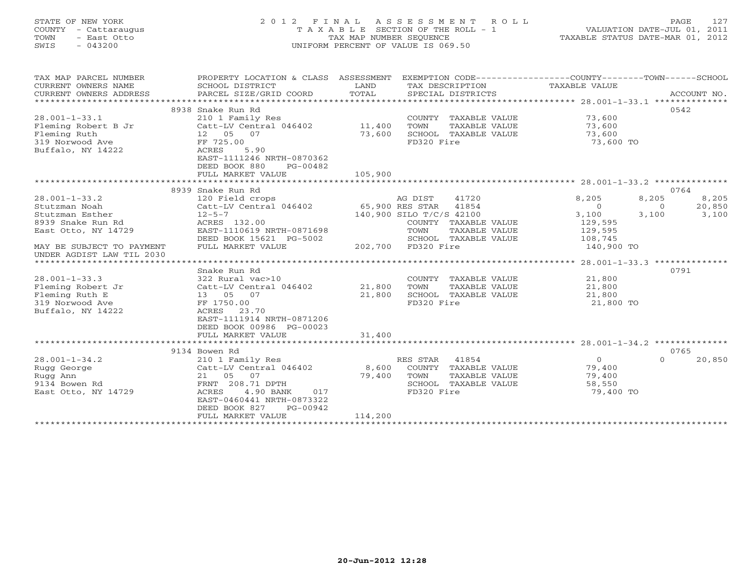STATE OF NEW YORK
COUNTY - Cattaraugus
TOWN - East Otto
SWIS - 043200

2 0 1 2 F I N A L A S S E S S M E N T R O L L
T A X A B L E SECTION OF THE ROLL - 1
TAX MAP NUMBER SEQUENCE
UNIFORM PERCENT OF VALUE IS 069.50

VALUATION DATE-JUL 01, 2011
TAXABLE STATUS DATE-MAR 01, 2012

| TAX MAP PARCEL NUMBER / CURRENT OWNERS NAME / CURRENT OWNERS ADDRESS | PROPERTY LOCATION & CLASS / SCHOOL DISTRICT / PARCEL SIZE/GRID COORD | ASSESSMENT LAND / TOTAL | EXEMPTION CODE / TAX DESCRIPTION / SPECIAL DISTRICTS | COUNTY TAXABLE VALUE | TOWN | SCHOOL | ACCOUNT NO. |
|---|---|---|---|---|---|---|---|
| | 8938 Snake Run Rd | | | | | | 0542 |
| 28.001-1-33.1 | 210 1 Family Res | | COUNTY TAXABLE VALUE | 73,600 | | | |
| Fleming Robert B Jr | Catt-LV Central 046402 | 11,400 | TOWN TAXABLE VALUE | 73,600 | | | |
| Fleming Ruth | 12 05 07 | 73,600 | SCHOOL TAXABLE VALUE | 73,600 | | | |
| 319 Norwood Ave | FF 725.00 | | FD320 Fire | 73,600 TO | | | |
| Buffalo, NY 14222 | ACRES 5.90 | | | | | | |
| | EAST-1111246 NRTH-0870362 | | | | | | |
| | DEED BOOK 880 PG-00482 | | | | | | |
| | FULL MARKET VALUE | 105,900 | | | | | |
| | 8939 Snake Run Rd | | | | | | 0764 |
| 28.001-1-33.2 | 120 Field crops | | AG DIST 41720 | 8,205 | 8,205 | 8,205 | |
| Stutzman Noah | Catt-LV Central 046402 | 65,900 | RES STAR 41854 | 0 | 0 | 20,850 | |
| Stutzman Esther | 12-5-7 | 140,900 | SILO T/C/S 42100 | 3,100 | 3,100 | 3,100 | |
| 8939 Snake Run Rd | ACRES 132.00 | | COUNTY TAXABLE VALUE | 129,595 | | | |
| East Otto, NY 14729 | EAST-1110619 NRTH-0871698 | | TOWN TAXABLE VALUE | 129,595 | | | |
| | DEED BOOK 15621 PG-5002 | | SCHOOL TAXABLE VALUE | 108,745 | | | |
| MAY BE SUBJECT TO PAYMENT | FULL MARKET VALUE | 202,700 | FD320 Fire | 140,900 TO | | | |
| UNDER AGDIST LAW TIL 2030 | | | | | | | |
| | Snake Run Rd | | | | | | 0791 |
| 28.001-1-33.3 | 322 Rural vac>10 | | COUNTY TAXABLE VALUE | 21,800 | | | |
| Fleming Robert Jr | Catt-LV Central 046402 | 21,800 | TOWN TAXABLE VALUE | 21,800 | | | |
| Fleming Ruth E | 13 05 07 | 21,800 | SCHOOL TAXABLE VALUE | 21,800 | | | |
| 319 Norwood Ave | FF 1750.00 | | FD320 Fire | 21,800 TO | | | |
| Buffalo, NY 14222 | ACRES 23.70 | | | | | | |
| | EAST-1111914 NRTH-0871206 | | | | | | |
| | DEED BOOK 00986 PG-00023 | | | | | | |
| | FULL MARKET VALUE | 31,400 | | | | | |
| | 9134 Bowen Rd | | | | | | 0765 |
| 28.001-1-34.2 | 210 1 Family Res | | RES STAR 41854 | 0 | 0 | 20,850 | |
| Rugg George | Catt-LV Central 046402 | 8,600 | COUNTY TAXABLE VALUE | 79,400 | | | |
| Rugg Ann | 21 05 07 | 79,400 | TOWN TAXABLE VALUE | 79,400 | | | |
| 9134 Bowen Rd | FRNT 208.71 DPTH | | SCHOOL TAXABLE VALUE | 58,550 | | | |
| East Otto, NY 14729 | ACRES 4.90 BANK 017 | | FD320 Fire | 79,400 TO | | | |
| | EAST-0460441 NRTH-0873322 | | | | | | |
| | DEED BOOK 827 PG-00942 | | | | | | |
| | FULL MARKET VALUE | 114,200 | | | | | |

20-Jun-2012 12:28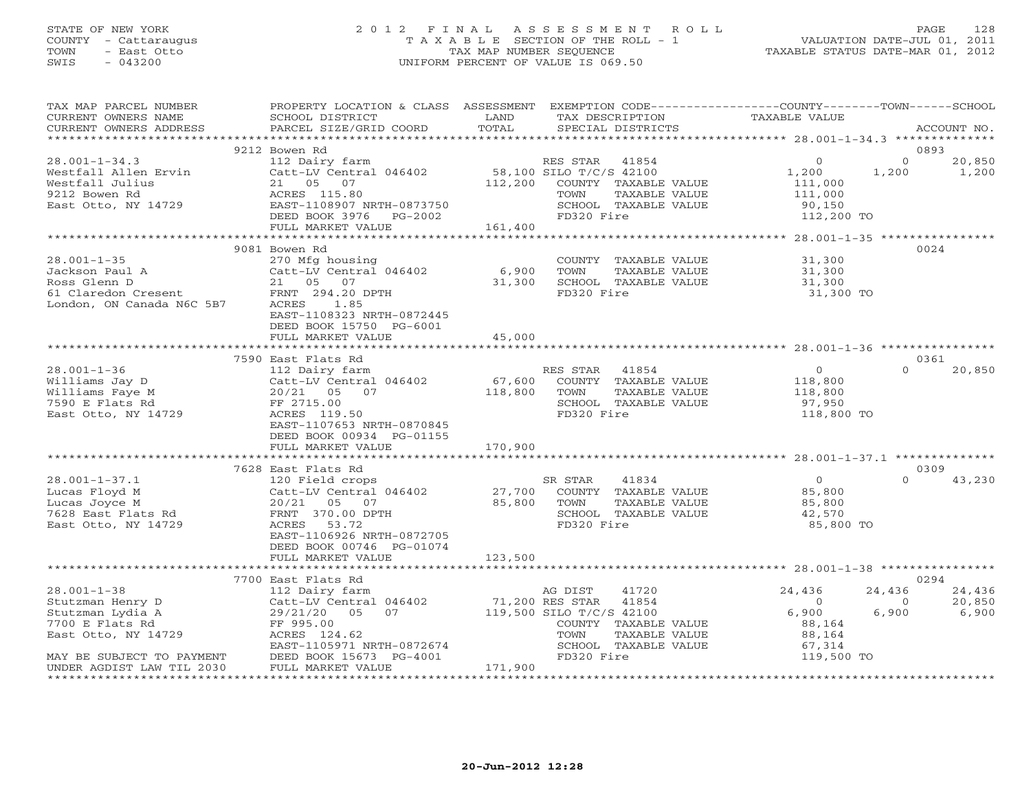STATE OF NEW YORK
COUNTY - Cattaraugus
TOWN - East Otto
SWIS - 043200

2012 FINAL ASSESSMENT ROLL
TAXABLE SECTION OF THE ROLL - 1
TAX MAP NUMBER SEQUENCE
UNIFORM PERCENT OF VALUE IS 069.50

VALUATION DATE-JUL 01, 2011
TAXABLE STATUS DATE-MAR 01, 2012

| TAX MAP PARCEL NUMBER / CURRENT OWNERS NAME / CURRENT OWNERS ADDRESS | PROPERTY LOCATION & CLASS / SCHOOL DISTRICT / PARCEL SIZE/GRID COORD | ASSESSMENT LAND / TOTAL | EXEMPTION CODE / TAX DESCRIPTION / SPECIAL DISTRICTS | COUNTY TAXABLE VALUE | TOWN | SCHOOL / ACCOUNT NO. |
|---|---|---|---|---|---|---|
| | 9212 Bowen Rd | | | | | 0893 |
| 28.001-1-34.3 | 112 Dairy farm | | RES STAR 41854 | 0 | 0 | 20,850 |
| Westfall Allen Ervin | Catt-LV Central 046402 | 58,100 | SILO T/C/S 42100 | 1,200 | 1,200 | 1,200 |
| Westfall Julius | 21 05 07 | 112,200 | COUNTY TAXABLE VALUE | 111,000 | | |
| 9212 Bowen Rd | ACRES 115.80 | | TOWN TAXABLE VALUE | 111,000 | | |
| East Otto, NY 14729 | EAST-1108907 NRTH-0873750 | | SCHOOL TAXABLE VALUE | 90,150 | | |
| | DEED BOOK 3976 PG-2002 | | FD320 Fire | 112,200 TO | | |
| | FULL MARKET VALUE | 161,400 | | | | |
| | 9081 Bowen Rd | | | | | 0024 |
| 28.001-1-35 | 270 Mfg housing | | COUNTY TAXABLE VALUE | 31,300 | | |
| Jackson Paul A | Catt-LV Central 046402 | 6,900 | TOWN TAXABLE VALUE | 31,300 | | |
| Ross Glenn D | 21 05 07 | 31,300 | SCHOOL TAXABLE VALUE | 31,300 | | |
| 61 Claredon Cresent | FRNT 294.20 DPTH | | FD320 Fire | 31,300 TO | | |
| London, ON Canada N6C 5B7 | ACRES 1.85 | | | | | |
| | EAST-1108323 NRTH-0872445 | | | | | |
| | DEED BOOK 15750 PG-6001 | | | | | |
| | FULL MARKET VALUE | 45,000 | | | | |
| | 7590 East Flats Rd | | | | | 0361 |
| 28.001-1-36 | 112 Dairy farm | | RES STAR 41854 | 0 | 0 | 20,850 |
| Williams Jay D | Catt-LV Central 046402 | 67,600 | COUNTY TAXABLE VALUE | 118,800 | | |
| Williams Faye M | 20/21 05 07 | 118,800 | TOWN TAXABLE VALUE | 118,800 | | |
| 7590 E Flats Rd | FF 2715.00 | | SCHOOL TAXABLE VALUE | 97,950 | | |
| East Otto, NY 14729 | ACRES 119.50 | | FD320 Fire | 118,800 TO | | |
| | EAST-1107653 NRTH-0870845 | | | | | |
| | DEED BOOK 00934 PG-01155 | | | | | |
| | FULL MARKET VALUE | 170,900 | | | | |
| | 7628 East Flats Rd | | | | | 0309 |
| 28.001-1-37.1 | 120 Field crops | | SR STAR 41834 | 0 | 0 | 43,230 |
| Lucas Floyd M | Catt-LV Central 046402 | 27,700 | COUNTY TAXABLE VALUE | 85,800 | | |
| Lucas Joyce M | 20/21 05 07 | 85,800 | TOWN TAXABLE VALUE | 85,800 | | |
| 7628 East Flats Rd | FRNT 370.00 DPTH | | SCHOOL TAXABLE VALUE | 42,570 | | |
| East Otto, NY 14729 | ACRES 53.72 | | FD320 Fire | 85,800 TO | | |
| | EAST-1106926 NRTH-0872705 | | | | | |
| | DEED BOOK 00746 PG-01074 | | | | | |
| | FULL MARKET VALUE | 123,500 | | | | |
| | 7700 East Flats Rd | | | | | 0294 |
| 28.001-1-38 | 112 Dairy farm | | AG DIST 41720 | 24,436 | 24,436 | 24,436 |
| Stutzman Henry D | Catt-LV Central 046402 | 71,200 | RES STAR 41854 | 0 | 0 | 20,850 |
| Stutzman Lydia A | 29/21/20 05 07 | 119,500 | SILO T/C/S 42100 | 6,900 | 6,900 | 6,900 |
| 7700 E Flats Rd | FF 995.00 | | COUNTY TAXABLE VALUE | 88,164 | | |
| East Otto, NY 14729 | ACRES 124.62 | | TOWN TAXABLE VALUE | 88,164 | | |
| | EAST-1105971 NRTH-0872674 | | SCHOOL TAXABLE VALUE | 67,314 | | |
| MAY BE SUBJECT TO PAYMENT | DEED BOOK 15673 PG-4001 | | FD320 Fire | 119,500 TO | | |
| UNDER AGDIST LAW TIL 2030 | FULL MARKET VALUE | 171,900 | | | | |

20-Jun-2012 12:28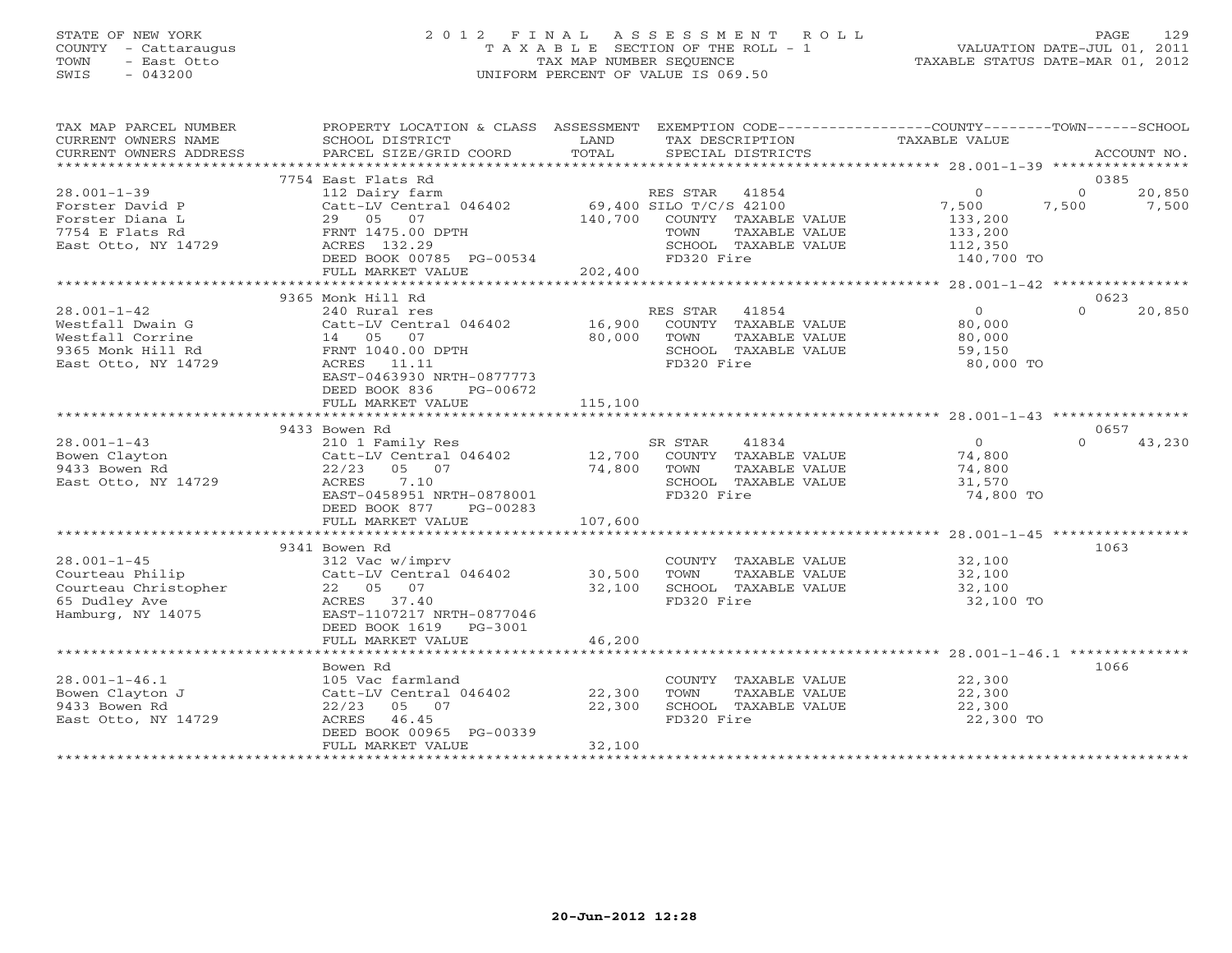STATE OF NEW YORK
COUNTY - Cattaraugus
TOWN - East Otto
SWIS - 043200

# 2012 FINAL ASSESSMENT ROLL

TAXABLE SECTION OF THE ROLL - 1
TAX MAP NUMBER SEQUENCE
UNIFORM PERCENT OF VALUE IS 069.50

VALUATION DATE-JUL 01, 2011
TAXABLE STATUS DATE-MAR 01, 2012

| TAX MAP PARCEL NUMBER / CURRENT OWNERS NAME / CURRENT OWNERS ADDRESS | PROPERTY LOCATION & CLASS / SCHOOL DISTRICT / PARCEL SIZE/GRID COORD | ASSESSMENT LAND / TOTAL | EXEMPTION CODE / TAX DESCRIPTION / SPECIAL DISTRICTS | COUNTY TAXABLE VALUE | TOWN | SCHOOL | ACCOUNT NO. |
|---|---|---|---|---|---|---|---|
| **28.001-1-39** | 7754 East Flats Rd | | | | | | 0385 |
| Forster David P | 112 Dairy farm | | RES STAR 41854 | 0 | 0 | 20,850 | |
| Forster Diana L | Catt-LV Central 046402 | 69,400 | SILO T/C/S 42100 | 7,500 | 7,500 | 7,500 | |
| 7754 E Flats Rd | 29 05 07 | 140,700 | COUNTY TAXABLE VALUE | 133,200 | | | |
| East Otto, NY 14729 | FRNT 1475.00 DPTH | | TOWN TAXABLE VALUE | 133,200 | | | |
| | ACRES 132.29 | | SCHOOL TAXABLE VALUE | 112,350 | | | |
| | DEED BOOK 00785 PG-00534 | | FD320 Fire | 140,700 TO | | | |
| | FULL MARKET VALUE | 202,400 | | | | | |
| **28.001-1-42** | 9365 Monk Hill Rd | | | | | | 0623 |
| Westfall Dwain G | 240 Rural res | | RES STAR 41854 | 0 | 0 | 20,850 | |
| Westfall Corrine | Catt-LV Central 046402 | 16,900 | COUNTY TAXABLE VALUE | 80,000 | | | |
| 9365 Monk Hill Rd | 14 05 07 | 80,000 | TOWN TAXABLE VALUE | 80,000 | | | |
| East Otto, NY 14729 | FRNT 1040.00 DPTH | | SCHOOL TAXABLE VALUE | 59,150 | | | |
| | ACRES 11.11 | | FD320 Fire | 80,000 TO | | | |
| | EAST-0463930 NRTH-0877773 | | | | | | |
| | DEED BOOK 836 PG-00672 | | | | | | |
| | FULL MARKET VALUE | 115,100 | | | | | |
| **28.001-1-43** | 9433 Bowen Rd | | | | | | 0657 |
| Bowen Clayton | 210 1 Family Res | | SR STAR 41834 | 0 | 0 | 43,230 | |
| 9433 Bowen Rd | Catt-LV Central 046402 | 12,700 | COUNTY TAXABLE VALUE | 74,800 | | | |
| East Otto, NY 14729 | 22/23 05 07 | 74,800 | TOWN TAXABLE VALUE | 74,800 | | | |
| | ACRES 7.10 | | SCHOOL TAXABLE VALUE | 31,570 | | | |
| | EAST-0458951 NRTH-0878001 | | FD320 Fire | 74,800 TO | | | |
| | DEED BOOK 877 PG-00283 | | | | | | |
| | FULL MARKET VALUE | 107,600 | | | | | |
| **28.001-1-45** | 9341 Bowen Rd | | | | | | 1063 |
| Courteau Philip | 312 Vac w/imprv | | COUNTY TAXABLE VALUE | 32,100 | | | |
| Courteau Christopher | Catt-LV Central 046402 | 30,500 | TOWN TAXABLE VALUE | 32,100 | | | |
| 65 Dudley Ave | 22 05 07 | 32,100 | SCHOOL TAXABLE VALUE | 32,100 | | | |
| Hamburg, NY 14075 | ACRES 37.40 | | FD320 Fire | 32,100 TO | | | |
| | EAST-1107217 NRTH-0877046 | | | | | | |
| | DEED BOOK 1619 PG-3001 | | | | | | |
| | FULL MARKET VALUE | 46,200 | | | | | |
| **28.001-1-46.1** | Bowen Rd | | | | | | 1066 |
| Bowen Clayton J | 105 Vac farmland | | COUNTY TAXABLE VALUE | 22,300 | | | |
| 9433 Bowen Rd | Catt-LV Central 046402 | 22,300 | TOWN TAXABLE VALUE | 22,300 | | | |
| East Otto, NY 14729 | 22/23 05 07 | 22,300 | SCHOOL TAXABLE VALUE | 22,300 | | | |
| | ACRES 46.45 | | FD320 Fire | 22,300 TO | | | |
| | DEED BOOK 00965 PG-00339 | | | | | | |
| | FULL MARKET VALUE | 32,100 | | | | | |

20-Jun-2012 12:28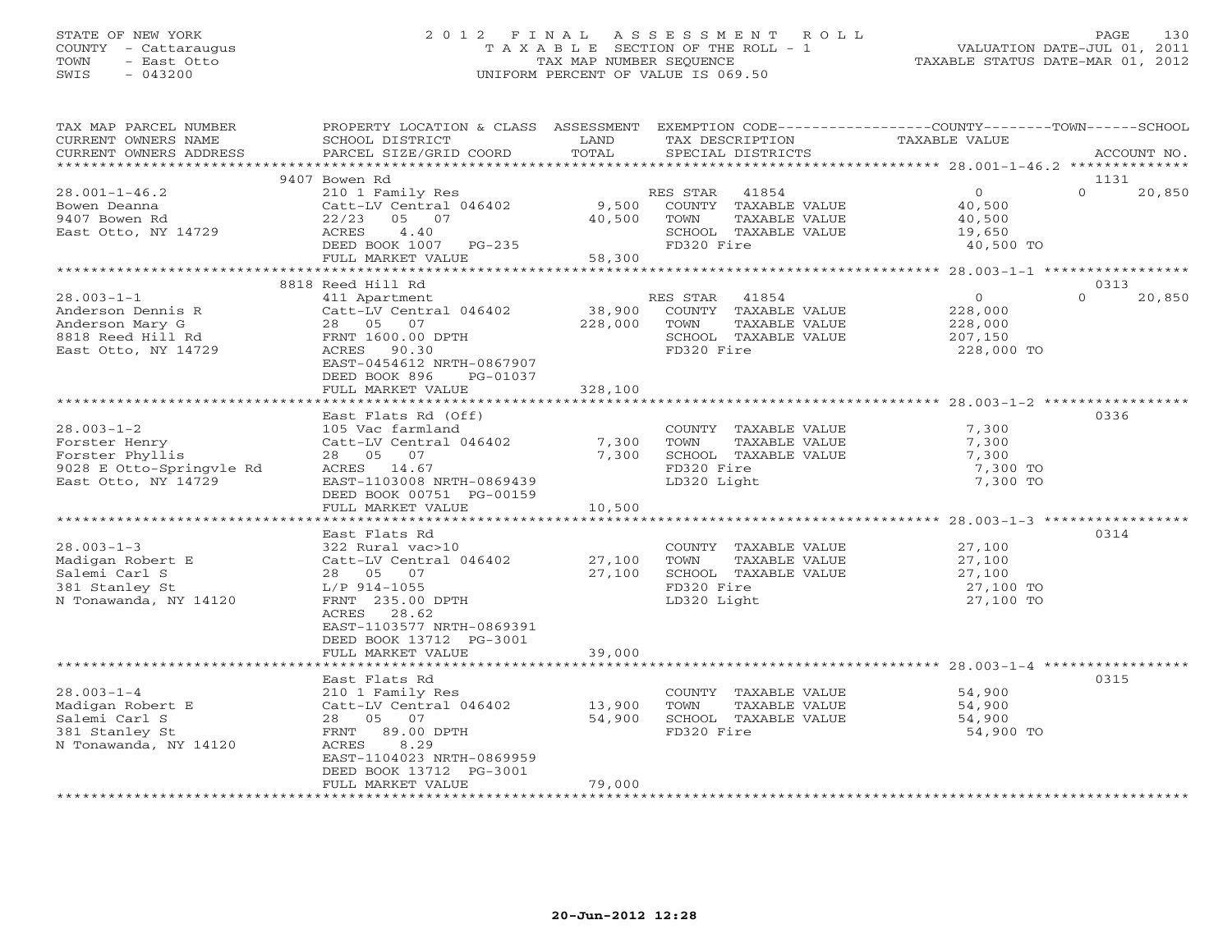STATE OF NEW YORK
COUNTY - Cattaraugus
TOWN - East Otto
SWIS - 043200

2012 FINAL ASSESSMENT ROLL
TAXABLE SECTION OF THE ROLL - 1
TAX MAP NUMBER SEQUENCE
UNIFORM PERCENT OF VALUE IS 069.50

VALUATION DATE-JUL 01, 2011
TAXABLE STATUS DATE-MAR 01, 2012

| TAX MAP PARCEL NUMBER / CURRENT OWNERS NAME / CURRENT OWNERS ADDRESS | PROPERTY LOCATION & CLASS / SCHOOL DISTRICT / PARCEL SIZE/GRID COORD | ASSESSMENT LAND | ASSESSMENT TOTAL | EXEMPTION CODE / TAX DESCRIPTION / SPECIAL DISTRICTS | COUNTY / TOWN TAXABLE VALUE | SCHOOL | ACCOUNT NO. |
|---|---|---|---|---|---|---|---|
| | 9407 Bowen Rd | | | | | | 1131 |
| 28.001-1-46.2 | 210 1 Family Res | | | RES STAR 41854 | 0 | 0 20,850 | |
| Bowen Deanna | Catt-LV Central 046402 | 9,500 | | COUNTY TAXABLE VALUE | 40,500 | | |
| 9407 Bowen Rd | 22/23 05 07 | | 40,500 | TOWN TAXABLE VALUE | 40,500 | | |
| East Otto, NY 14729 | ACRES 4.40 | | | SCHOOL TAXABLE VALUE | 19,650 | | |
| | DEED BOOK 1007 PG-235 | | | FD320 Fire | 40,500 TO | | |
| | FULL MARKET VALUE | | 58,300 | | | | |
| | 8818 Reed Hill Rd | | | | | | 0313 |
| 28.003-1-1 | 411 Apartment | | | RES STAR 41854 | 0 | 0 20,850 | |
| Anderson Dennis R | Catt-LV Central 046402 | 38,900 | | COUNTY TAXABLE VALUE | 228,000 | | |
| Anderson Mary G | 28 05 07 | | 228,000 | TOWN TAXABLE VALUE | 228,000 | | |
| 8818 Reed Hill Rd | FRNT 1600.00 DPTH | | | SCHOOL TAXABLE VALUE | 207,150 | | |
| East Otto, NY 14729 | ACRES 90.30 | | | FD320 Fire | 228,000 TO | | |
| | EAST-0454612 NRTH-0867907 | | | | | | |
| | DEED BOOK 896 PG-01037 | | | | | | |
| | FULL MARKET VALUE | | 328,100 | | | | |
| | East Flats Rd (Off) | | | | | | 0336 |
| 28.003-1-2 | 105 Vac farmland | | | COUNTY TAXABLE VALUE | 7,300 | | |
| Forster Henry | Catt-LV Central 046402 | 7,300 | | TOWN TAXABLE VALUE | 7,300 | | |
| Forster Phyllis | 28 05 07 | | 7,300 | SCHOOL TAXABLE VALUE | 7,300 | | |
| 9028 E Otto-Springvle Rd | ACRES 14.67 | | | FD320 Fire | 7,300 TO | | |
| East Otto, NY 14729 | EAST-1103008 NRTH-0869439 | | | LD320 Light | 7,300 TO | | |
| | DEED BOOK 00751 PG-00159 | | | | | | |
| | FULL MARKET VALUE | | 10,500 | | | | |
| | East Flats Rd | | | | | | 0314 |
| 28.003-1-3 | 322 Rural vac>10 | | | COUNTY TAXABLE VALUE | 27,100 | | |
| Madigan Robert E | Catt-LV Central 046402 | 27,100 | | TOWN TAXABLE VALUE | 27,100 | | |
| Salemi Carl S | 28 05 07 | | 27,100 | SCHOOL TAXABLE VALUE | 27,100 | | |
| 381 Stanley St | L/P 914-1055 | | | FD320 Fire | 27,100 TO | | |
| N Tonawanda, NY 14120 | FRNT 235.00 DPTH | | | LD320 Light | 27,100 TO | | |
| | ACRES 28.62 | | | | | | |
| | EAST-1103577 NRTH-0869391 | | | | | | |
| | DEED BOOK 13712 PG-3001 | | | | | | |
| | FULL MARKET VALUE | | 39,000 | | | | |
| | East Flats Rd | | | | | | 0315 |
| 28.003-1-4 | 210 1 Family Res | | | COUNTY TAXABLE VALUE | 54,900 | | |
| Madigan Robert E | Catt-LV Central 046402 | 13,900 | | TOWN TAXABLE VALUE | 54,900 | | |
| Salemi Carl S | 28 05 07 | | 54,900 | SCHOOL TAXABLE VALUE | 54,900 | | |
| 381 Stanley St | FRNT 89.00 DPTH | | | FD320 Fire | 54,900 TO | | |
| N Tonawanda, NY 14120 | ACRES 8.29 | | | | | | |
| | EAST-1104023 NRTH-0869959 | | | | | | |
| | DEED BOOK 13712 PG-3001 | | | | | | |
| | FULL MARKET VALUE | | 79,000 | | | | |

20-Jun-2012 12:28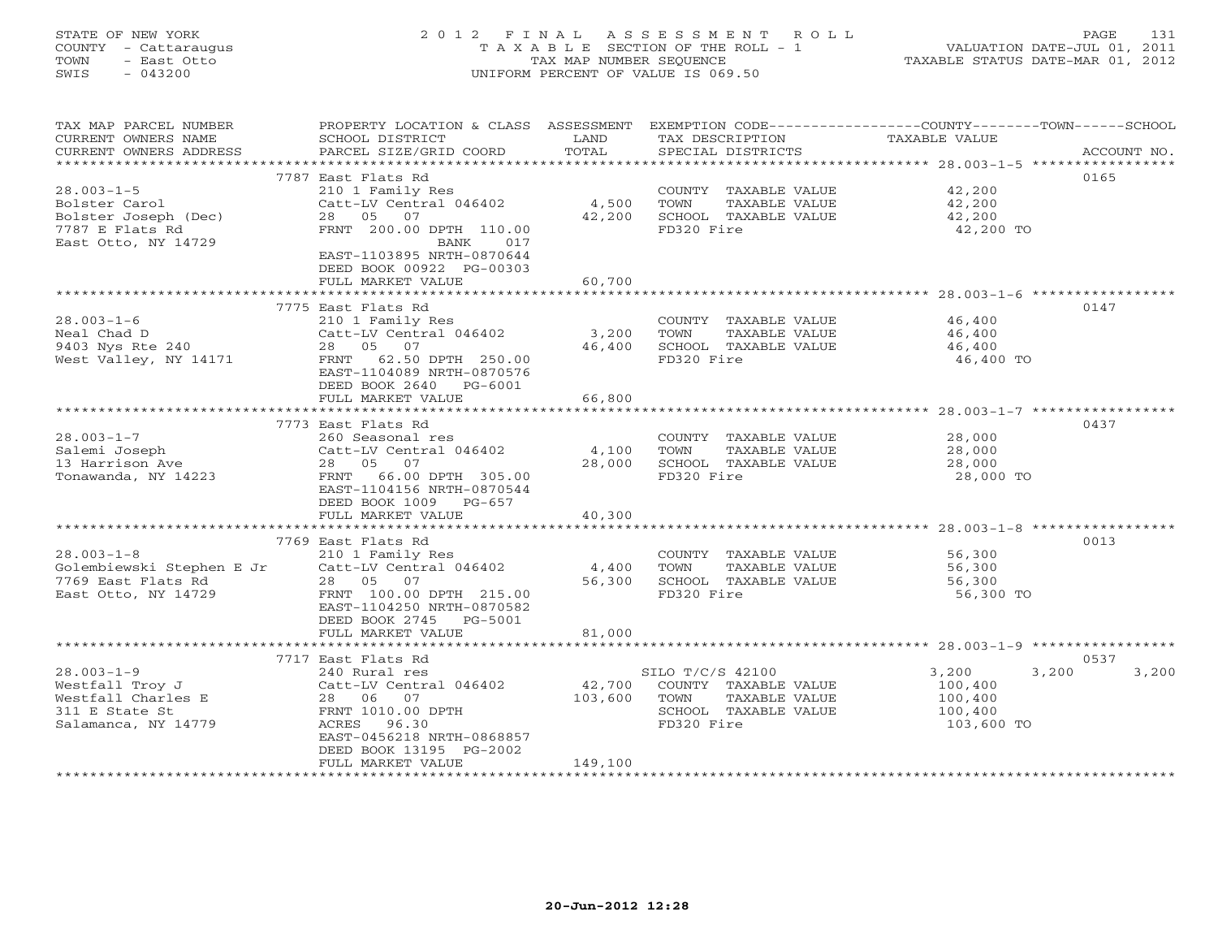STATE OF NEW YORK
COUNTY - Cattaraugus
TOWN - East Otto
SWIS - 043200

2 0 1 2 F I N A L A S S E S S M E N T R O L L
T A X A B L E SECTION OF THE ROLL - 1
TAX MAP NUMBER SEQUENCE
UNIFORM PERCENT OF VALUE IS 069.50

VALUATION DATE-JUL 01, 2011
TAXABLE STATUS DATE-MAR 01, 2012

| TAX MAP PARCEL NUMBER / CURRENT OWNERS NAME / CURRENT OWNERS ADDRESS | PROPERTY LOCATION & CLASS / SCHOOL DISTRICT / PARCEL SIZE/GRID COORD | ASSESSMENT LAND / TOTAL | EXEMPTION CODE / TAX DESCRIPTION / SPECIAL DISTRICTS | COUNTY TAXABLE VALUE | TOWN | SCHOOL | ACCOUNT NO. |
|---|---|---|---|---|---|---|---|
| | 7787 East Flats Rd | | | | | | 0165 |
| 28.003-1-5 | 210 1 Family Res | | COUNTY TAXABLE VALUE | 42,200 | | | |
| Bolster Carol | Catt-LV Central 046402 | 4,500 | TOWN TAXABLE VALUE | 42,200 | | | |
| Bolster Joseph (Dec) | 28 05 07 | 42,200 | SCHOOL TAXABLE VALUE | 42,200 | | | |
| 7787 E Flats Rd | FRNT 200.00 DPTH 110.00 | | FD320 Fire | 42,200 TO | | | |
| East Otto, NY 14729 | BANK 017 | | | | | | |
| | EAST-1103895 NRTH-0870644 | | | | | | |
| | DEED BOOK 00922 PG-00303 | | | | | | |
| | FULL MARKET VALUE | 60,700 | | | | | |
| | 7775 East Flats Rd | | | | | | 0147 |
| 28.003-1-6 | 210 1 Family Res | | COUNTY TAXABLE VALUE | 46,400 | | | |
| Neal Chad D | Catt-LV Central 046402 | 3,200 | TOWN TAXABLE VALUE | 46,400 | | | |
| 9403 Nys Rte 240 | 28 05 07 | 46,400 | SCHOOL TAXABLE VALUE | 46,400 | | | |
| West Valley, NY 14171 | FRNT 62.50 DPTH 250.00 | | FD320 Fire | 46,400 TO | | | |
| | EAST-1104089 NRTH-0870576 | | | | | | |
| | DEED BOOK 2640 PG-6001 | | | | | | |
| | FULL MARKET VALUE | 66,800 | | | | | |
| | 7773 East Flats Rd | | | | | | 0437 |
| 28.003-1-7 | 260 Seasonal res | | COUNTY TAXABLE VALUE | 28,000 | | | |
| Salemi Joseph | Catt-LV Central 046402 | 4,100 | TOWN TAXABLE VALUE | 28,000 | | | |
| 13 Harrison Ave | 28 05 07 | 28,000 | SCHOOL TAXABLE VALUE | 28,000 | | | |
| Tonawanda, NY 14223 | FRNT 66.00 DPTH 305.00 | | FD320 Fire | 28,000 TO | | | |
| | EAST-1104156 NRTH-0870544 | | | | | | |
| | DEED BOOK 1009 PG-657 | | | | | | |
| | FULL MARKET VALUE | 40,300 | | | | | |
| | 7769 East Flats Rd | | | | | | 0013 |
| 28.003-1-8 | 210 1 Family Res | | COUNTY TAXABLE VALUE | 56,300 | | | |
| Golembiewski Stephen E Jr | Catt-LV Central 046402 | 4,400 | TOWN TAXABLE VALUE | 56,300 | | | |
| 7769 East Flats Rd | 28 05 07 | 56,300 | SCHOOL TAXABLE VALUE | 56,300 | | | |
| East Otto, NY 14729 | FRNT 100.00 DPTH 215.00 | | FD320 Fire | 56,300 TO | | | |
| | EAST-1104250 NRTH-0870582 | | | | | | |
| | DEED BOOK 2745 PG-5001 | | | | | | |
| | FULL MARKET VALUE | 81,000 | | | | | |
| | 7717 East Flats Rd | | | | | | 0537 |
| 28.003-1-9 | 240 Rural res | | SILO T/C/S 42100 | 3,200 | 3,200 | 3,200 | |
| Westfall Troy J | Catt-LV Central 046402 | 42,700 | COUNTY TAXABLE VALUE | 100,400 | | | |
| Westfall Charles E | 28 06 07 | 103,600 | TOWN TAXABLE VALUE | 100,400 | | | |
| 311 E State St | FRNT 1010.00 DPTH | | SCHOOL TAXABLE VALUE | 100,400 | | | |
| Salamanca, NY 14779 | ACRES 96.30 | | FD320 Fire | 103,600 TO | | | |
| | EAST-0456218 NRTH-0868857 | | | | | | |
| | DEED BOOK 13195 PG-2002 | | | | | | |
| | FULL MARKET VALUE | 149,100 | | | | | |

20-Jun-2012 12:28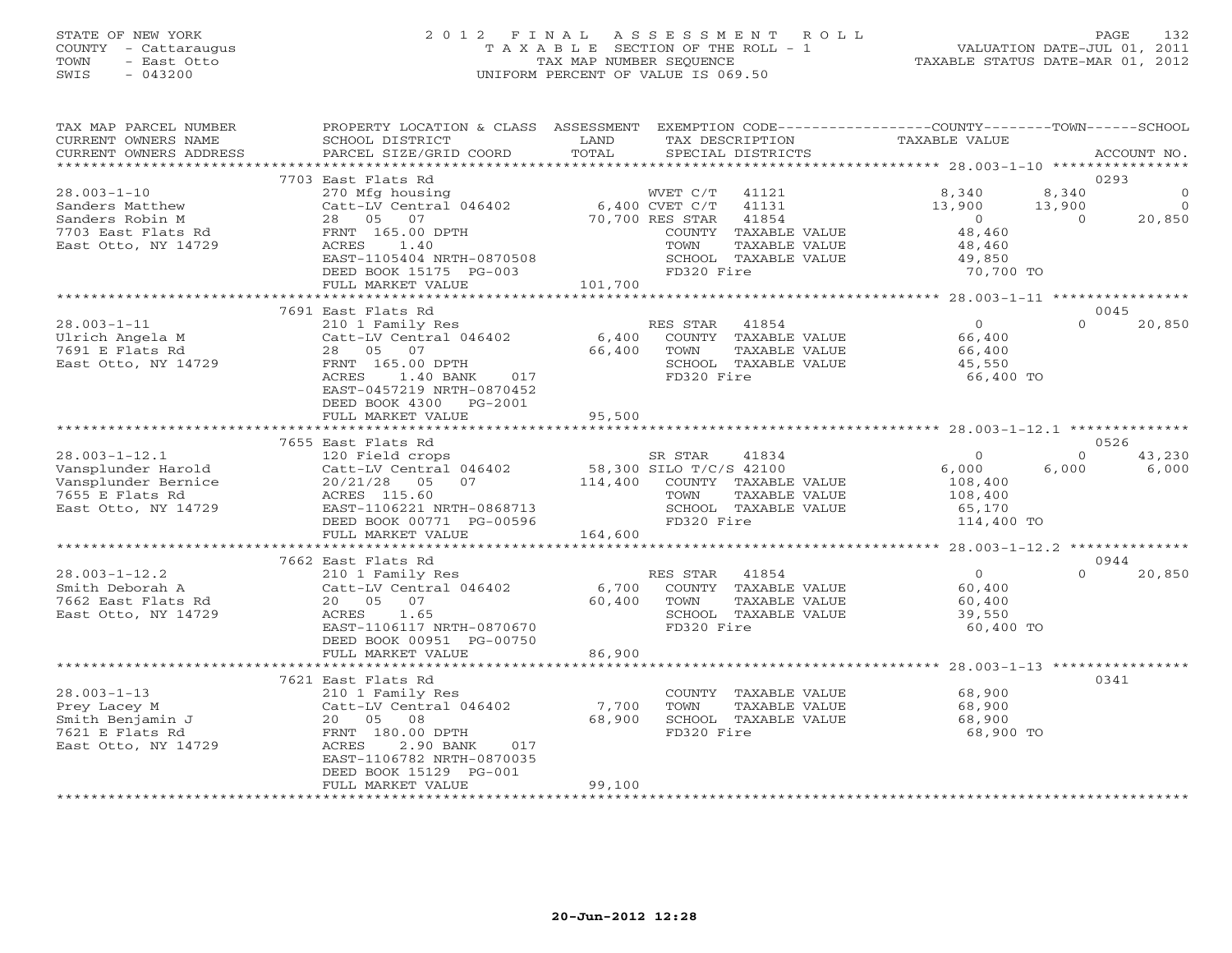STATE OF NEW YORK
COUNTY - Cattaraugus
TOWN - East Otto
SWIS - 043200

# 2012 FINAL ASSESSMENT ROLL

TAXABLE SECTION OF THE ROLL - 1
TAX MAP NUMBER SEQUENCE
UNIFORM PERCENT OF VALUE IS 069.50

VALUATION DATE-JUL 01, 2011
TAXABLE STATUS DATE-MAR 01, 2012

| TAX MAP PARCEL NUMBER / CURRENT OWNERS NAME / CURRENT OWNERS ADDRESS | PROPERTY LOCATION & CLASS / SCHOOL DISTRICT / PARCEL SIZE/GRID COORD | ASSESSMENT LAND / TOTAL | EXEMPTION CODE / TAX DESCRIPTION / SPECIAL DISTRICTS | COUNTY TAXABLE VALUE | TOWN | SCHOOL | ACCOUNT NO. |
|---|---|---|---|---|---|---|---|
| | 7703 East Flats Rd | | | | | | 0293 |
| 28.003-1-10 | 270 Mfg housing | | WVET C/T 41121 | 8,340 | 8,340 | 0 | |
| Sanders Matthew | Catt-LV Central 046402 | 6,400 | CVET C/T 41131 | 13,900 | 13,900 | 0 | |
| Sanders Robin M | 28 05 07 | 70,700 | RES STAR 41854 | 0 | 0 | 20,850 | |
| 7703 East Flats Rd | FRNT 165.00 DPTH | | COUNTY TAXABLE VALUE | 48,460 | | | |
| East Otto, NY 14729 | ACRES 1.40 | | TOWN TAXABLE VALUE | 48,460 | | | |
| | EAST-1105404 NRTH-0870508 | | SCHOOL TAXABLE VALUE | 49,850 | | | |
| | DEED BOOK 15175 PG-003 | | FD320 Fire | 70,700 TO | | | |
| | FULL MARKET VALUE | 101,700 | | | | | |
| | 7691 East Flats Rd | | | | | | 0045 |
| 28.003-1-11 | 210 1 Family Res | | RES STAR 41854 | 0 | 0 | 20,850 | |
| Ulrich Angela M | Catt-LV Central 046402 | 6,400 | COUNTY TAXABLE VALUE | 66,400 | | | |
| 7691 E Flats Rd | 28 05 07 | 66,400 | TOWN TAXABLE VALUE | 66,400 | | | |
| East Otto, NY 14729 | FRNT 165.00 DPTH | | SCHOOL TAXABLE VALUE | 45,550 | | | |
| | ACRES 1.40 BANK 017 | | FD320 Fire | 66,400 TO | | | |
| | EAST-0457219 NRTH-0870452 | | | | | | |
| | DEED BOOK 4300 PG-2001 | | | | | | |
| | FULL MARKET VALUE | 95,500 | | | | | |
| | 7655 East Flats Rd | | | | | | 0526 |
| 28.003-1-12.1 | 120 Field crops | | SR STAR 41834 | 0 | 0 | 43,230 | |
| Vansplunder Harold | Catt-LV Central 046402 | 58,300 | SILO T/C/S 42100 | 6,000 | 6,000 | 6,000 | |
| Vansplunder Bernice | 20/21/28 05 07 | 114,400 | COUNTY TAXABLE VALUE | 108,400 | | | |
| 7655 E Flats Rd | ACRES 115.60 | | TOWN TAXABLE VALUE | 108,400 | | | |
| East Otto, NY 14729 | EAST-1106221 NRTH-0868713 | | SCHOOL TAXABLE VALUE | 65,170 | | | |
| | DEED BOOK 00771 PG-00596 | | FD320 Fire | 114,400 TO | | | |
| | FULL MARKET VALUE | 164,600 | | | | | |
| | 7662 East Flats Rd | | | | | | 0944 |
| 28.003-1-12.2 | 210 1 Family Res | | RES STAR 41854 | 0 | 0 | 20,850 | |
| Smith Deborah A | Catt-LV Central 046402 | 6,700 | COUNTY TAXABLE VALUE | 60,400 | | | |
| 7662 East Flats Rd | 20 05 07 | 60,400 | TOWN TAXABLE VALUE | 60,400 | | | |
| East Otto, NY 14729 | ACRES 1.65 | | SCHOOL TAXABLE VALUE | 39,550 | | | |
| | EAST-1106117 NRTH-0870670 | | FD320 Fire | 60,400 TO | | | |
| | DEED BOOK 00951 PG-00750 | | | | | | |
| | FULL MARKET VALUE | 86,900 | | | | | |
| | 7621 East Flats Rd | | | | | | 0341 |
| 28.003-1-13 | 210 1 Family Res | | COUNTY TAXABLE VALUE | 68,900 | | | |
| Prey Lacey M | Catt-LV Central 046402 | 7,700 | TOWN TAXABLE VALUE | 68,900 | | | |
| Smith Benjamin J | 20 05 08 | 68,900 | SCHOOL TAXABLE VALUE | 68,900 | | | |
| 7621 E Flats Rd | FRNT 180.00 DPTH | | FD320 Fire | 68,900 TO | | | |
| East Otto, NY 14729 | ACRES 2.90 BANK 017 | | | | | | |
| | EAST-1106782 NRTH-0870035 | | | | | | |
| | DEED BOOK 15129 PG-001 | | | | | | |
| | FULL MARKET VALUE | 99,100 | | | | | |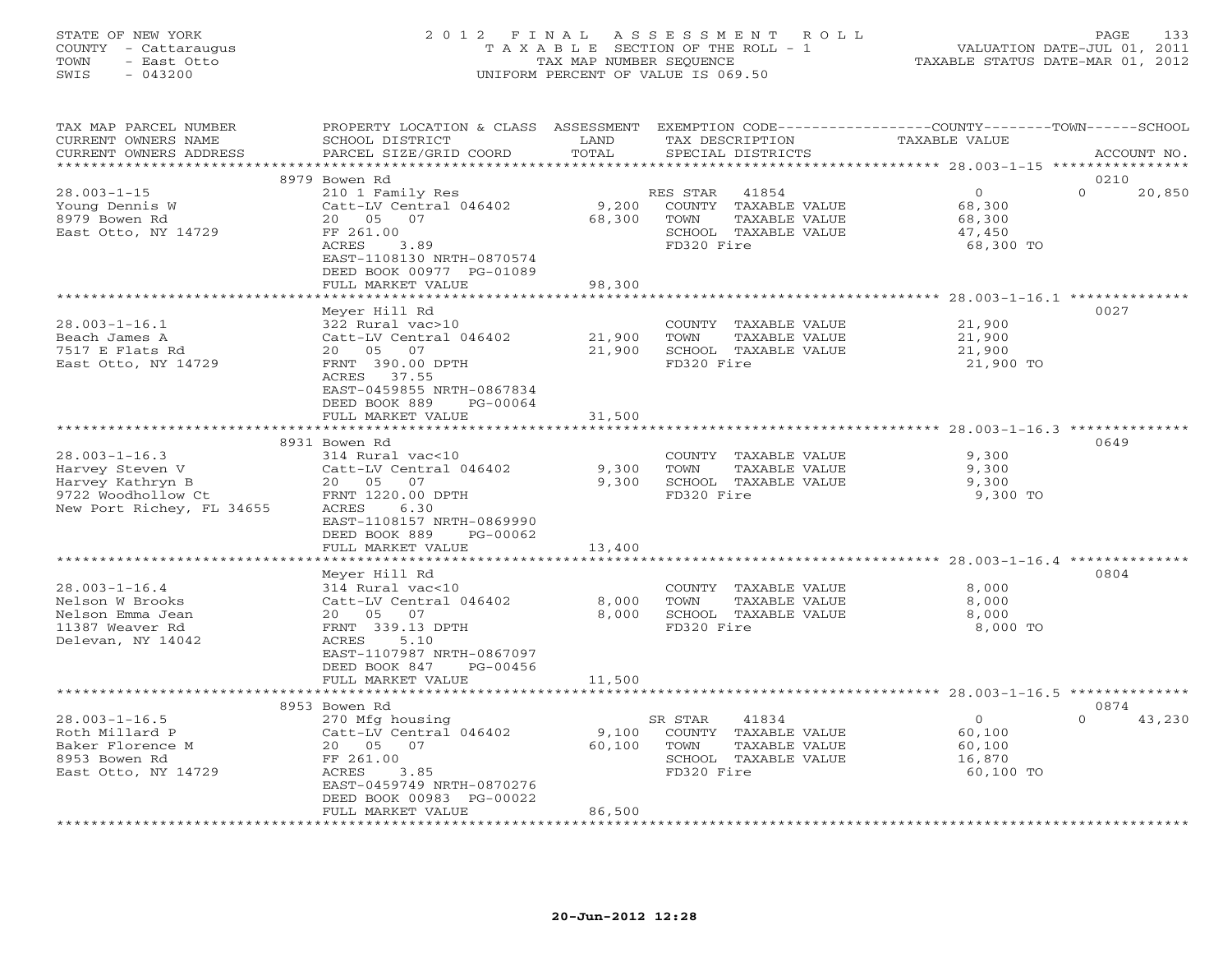STATE OF NEW YORK
COUNTY - Cattaraugus
TOWN - East Otto
SWIS - 043200

2012 FINAL ASSESSMENT ROLL
TAXABLE SECTION OF THE ROLL - 1
TAX MAP NUMBER SEQUENCE
UNIFORM PERCENT OF VALUE IS 069.50

VALUATION DATE-JUL 01, 2011
TAXABLE STATUS DATE-MAR 01, 2012

| TAX MAP PARCEL NUMBER / CURRENT OWNERS NAME / CURRENT OWNERS ADDRESS | PROPERTY LOCATION & CLASS / SCHOOL DISTRICT / PARCEL SIZE/GRID COORD | ASSESSMENT LAND | TOTAL | EXEMPTION CODE / TAX DESCRIPTION / SPECIAL DISTRICTS | COUNTY TAXABLE VALUE | TOWN | SCHOOL | ACCOUNT NO. |
|---|---|---|---|---|---|---|---|---|
| 28.003-1-15 | 8979 Bowen Rd | | | | | | | 0210 |
| Young Dennis W | 210 1 Family Res | | | RES STAR 41854 | 0 | 0 | 20,850 | |
| 8979 Bowen Rd | Catt-LV Central 046402 | 9,200 | | COUNTY TAXABLE VALUE | 68,300 | | | |
| East Otto, NY 14729 | 20 05 07 | | 68,300 | TOWN TAXABLE VALUE | 68,300 | | | |
| | FF 261.00 | | | SCHOOL TAXABLE VALUE | 47,450 | | | |
| | ACRES 3.89 | | | FD320 Fire | 68,300 TO | | | |
| | EAST-1108130 NRTH-0870574 | | | | | | | |
| | DEED BOOK 00977 PG-01089 | | | | | | | |
| | FULL MARKET VALUE | | 98,300 | | | | | |
| 28.003-1-16.1 | Meyer Hill Rd | | | | | | | 0027 |
| Beach James A | 322 Rural vac>10 | | | COUNTY TAXABLE VALUE | 21,900 | | | |
| 7517 E Flats Rd | Catt-LV Central 046402 | 21,900 | | TOWN TAXABLE VALUE | 21,900 | | | |
| East Otto, NY 14729 | 20 05 07 | | 21,900 | SCHOOL TAXABLE VALUE | 21,900 | | | |
| | FRNT 390.00 DPTH | | | FD320 Fire | 21,900 TO | | | |
| | ACRES 37.55 | | | | | | | |
| | EAST-0459855 NRTH-0867834 | | | | | | | |
| | DEED BOOK 889 PG-00064 | | | | | | | |
| | FULL MARKET VALUE | | 31,500 | | | | | |
| 28.003-1-16.3 | 8931 Bowen Rd | | | | | | | 0649 |
| Harvey Steven V | 314 Rural vac<10 | | | COUNTY TAXABLE VALUE | 9,300 | | | |
| Harvey Kathryn B | Catt-LV Central 046402 | 9,300 | | TOWN TAXABLE VALUE | 9,300 | | | |
| 9722 Woodhollow Ct | 20 05 07 | | 9,300 | SCHOOL TAXABLE VALUE | 9,300 | | | |
| New Port Richey, FL 34655 | FRNT 1220.00 DPTH | | | FD320 Fire | 9,300 TO | | | |
| | ACRES 6.30 | | | | | | | |
| | EAST-1108157 NRTH-0869990 | | | | | | | |
| | DEED BOOK 889 PG-00062 | | | | | | | |
| | FULL MARKET VALUE | | 13,400 | | | | | |
| 28.003-1-16.4 | Meyer Hill Rd | | | | | | | 0804 |
| Nelson W Brooks | 314 Rural vac<10 | | | COUNTY TAXABLE VALUE | 8,000 | | | |
| Nelson Emma Jean | Catt-LV Central 046402 | 8,000 | | TOWN TAXABLE VALUE | 8,000 | | | |
| 11387 Weaver Rd | 20 05 07 | | 8,000 | SCHOOL TAXABLE VALUE | 8,000 | | | |
| Delevan, NY 14042 | FRNT 339.13 DPTH | | | FD320 Fire | 8,000 TO | | | |
| | ACRES 5.10 | | | | | | | |
| | EAST-1107987 NRTH-0867097 | | | | | | | |
| | DEED BOOK 847 PG-00456 | | | | | | | |
| | FULL MARKET VALUE | | 11,500 | | | | | |
| 28.003-1-16.5 | 8953 Bowen Rd | | | | | | | 0874 |
| Roth Millard P | 270 Mfg housing | | | SR STAR 41834 | 0 | 0 | 43,230 | |
| Baker Florence M | Catt-LV Central 046402 | 9,100 | | COUNTY TAXABLE VALUE | 60,100 | | | |
| 8953 Bowen Rd | 20 05 07 | | 60,100 | TOWN TAXABLE VALUE | 60,100 | | | |
| East Otto, NY 14729 | FF 261.00 | | | SCHOOL TAXABLE VALUE | 16,870 | | | |
| | ACRES 3.85 | | | FD320 Fire | 60,100 TO | | | |
| | EAST-0459749 NRTH-0870276 | | | | | | | |
| | DEED BOOK 00983 PG-00022 | | | | | | | |
| | FULL MARKET VALUE | | 86,500 | | | | | |

20-Jun-2012 12:28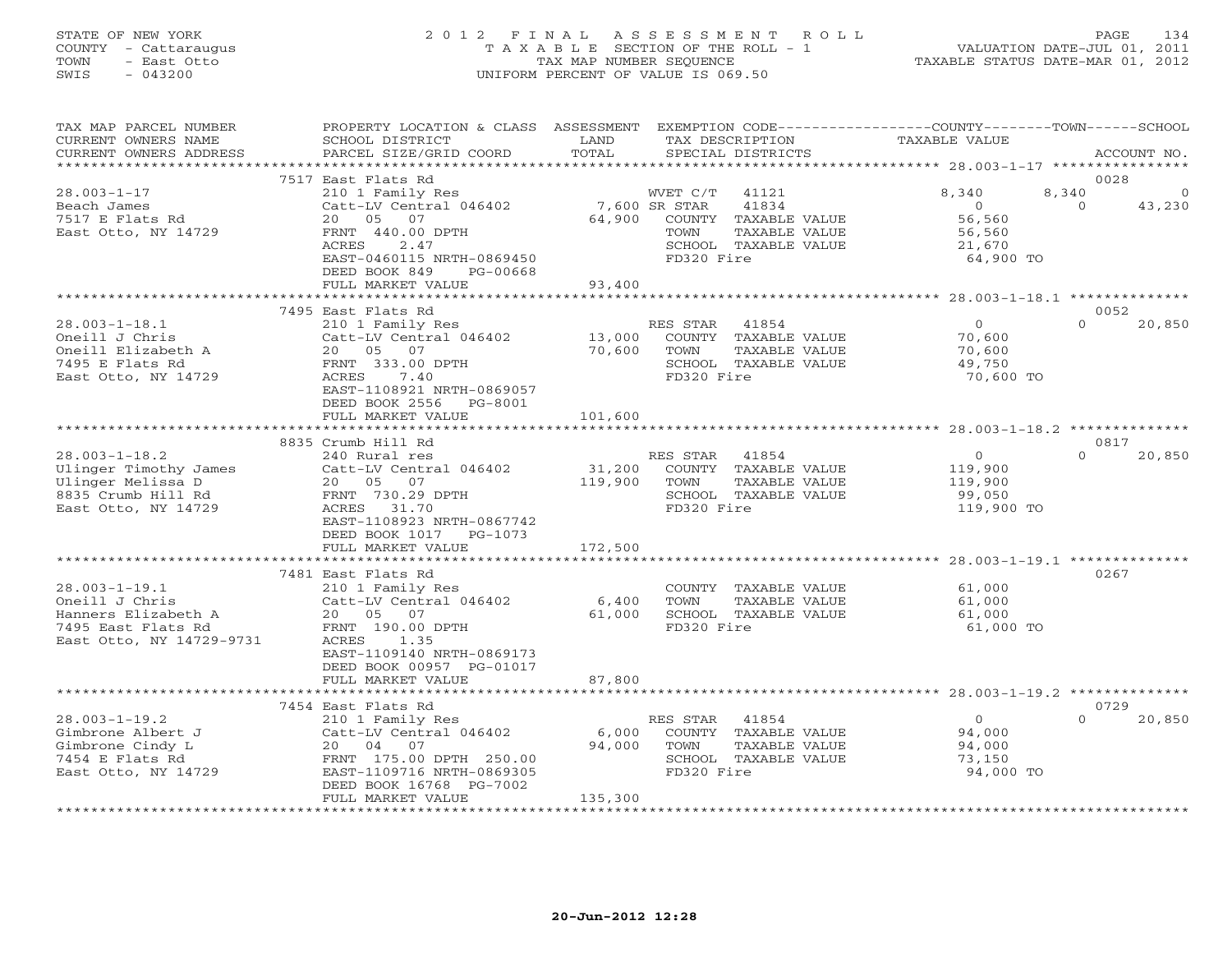STATE OF NEW YORK
COUNTY - Cattaraugus
TOWN - East Otto
SWIS - 043200

2012 FINAL ASSESSMENT ROLL
TAXABLE SECTION OF THE ROLL - 1
TAX MAP NUMBER SEQUENCE
UNIFORM PERCENT OF VALUE IS 069.50

VALUATION DATE-JUL 01, 2011
TAXABLE STATUS DATE-MAR 01, 2012

| TAX MAP PARCEL NUMBER / CURRENT OWNERS NAME / CURRENT OWNERS ADDRESS | PROPERTY LOCATION & CLASS / SCHOOL DISTRICT / PARCEL SIZE/GRID COORD | ASSESSMENT LAND / TOTAL | EXEMPTION CODE / TAX DESCRIPTION / SPECIAL DISTRICTS | COUNTY | TOWN | SCHOOL | ACCOUNT NO. |
|---|---|---|---|---|---|---|---|
| 28.003-1-17 | 7517 East Flats Rd | | | | | | 0028 |
| Beach James | 210 1 Family Res | | WVET C/T 41121 | 8,340 | 8,340 | 0 | |
| 7517 E Flats Rd | Catt-LV Central 046402 | 7,600 | SR STAR 41834 | 0 | 0 | 43,230 | |
| East Otto, NY 14729 | 20 05 07 | 64,900 | COUNTY TAXABLE VALUE | 56,560 | | | |
| | FRNT 440.00 DPTH | | TOWN TAXABLE VALUE | | 56,560 | | |
| | ACRES 2.47 | | SCHOOL TAXABLE VALUE | | | 21,670 | |
| | EAST-0460115 NRTH-0869450 | | FD320 Fire | 64,900 TO | | | |
| | DEED BOOK 849 PG-00668 | | | | | | |
| | FULL MARKET VALUE | 93,400 | | | | | |
| 28.003-1-18.1 | 7495 East Flats Rd | | | | | | 0052 |
| Oneill J Chris | 210 1 Family Res | | RES STAR 41854 | 0 | 0 | 20,850 | |
| Oneill Elizabeth A | Catt-LV Central 046402 | 13,000 | COUNTY TAXABLE VALUE | 70,600 | | | |
| 7495 E Flats Rd | 20 05 07 | 70,600 | TOWN TAXABLE VALUE | | 70,600 | | |
| East Otto, NY 14729 | FRNT 333.00 DPTH | | SCHOOL TAXABLE VALUE | | | 49,750 | |
| | ACRES 7.40 | | FD320 Fire | 70,600 TO | | | |
| | EAST-1108921 NRTH-0869057 | | | | | | |
| | DEED BOOK 2556 PG-8001 | | | | | | |
| | FULL MARKET VALUE | 101,600 | | | | | |
| 28.003-1-18.2 | 8835 Crumb Hill Rd | | | | | | 0817 |
| Ulinger Timothy James | 240 Rural res | | RES STAR 41854 | 0 | 0 | 20,850 | |
| Ulinger Melissa D | Catt-LV Central 046402 | 31,200 | COUNTY TAXABLE VALUE | 119,900 | | | |
| 8835 Crumb Hill Rd | 20 05 07 | 119,900 | TOWN TAXABLE VALUE | | 119,900 | | |
| East Otto, NY 14729 | FRNT 730.29 DPTH | | SCHOOL TAXABLE VALUE | | | 99,050 | |
| | ACRES 31.70 | | FD320 Fire | 119,900 TO | | | |
| | EAST-1108923 NRTH-0867742 | | | | | | |
| | DEED BOOK 1017 PG-1073 | | | | | | |
| | FULL MARKET VALUE | 172,500 | | | | | |
| 28.003-1-19.1 | 7481 East Flats Rd | | | | | | 0267 |
| Oneill J Chris | 210 1 Family Res | | COUNTY TAXABLE VALUE | 61,000 | | | |
| Hanners Elizabeth A | Catt-LV Central 046402 | 6,400 | TOWN TAXABLE VALUE | | 61,000 | | |
| 7495 East Flats Rd | 20 05 07 | 61,000 | SCHOOL TAXABLE VALUE | | | 61,000 | |
| East Otto, NY 14729-9731 | FRNT 190.00 DPTH | | FD320 Fire | 61,000 TO | | | |
| | ACRES 1.35 | | | | | | |
| | EAST-1109140 NRTH-0869173 | | | | | | |
| | DEED BOOK 00957 PG-01017 | | | | | | |
| | FULL MARKET VALUE | 87,800 | | | | | |
| 28.003-1-19.2 | 7454 East Flats Rd | | | | | | 0729 |
| Gimbrone Albert J | 210 1 Family Res | | RES STAR 41854 | 0 | 0 | 20,850 | |
| Gimbrone Cindy L | Catt-LV Central 046402 | 6,000 | COUNTY TAXABLE VALUE | 94,000 | | | |
| 7454 E Flats Rd | 20 04 07 | 94,000 | TOWN TAXABLE VALUE | | 94,000 | | |
| East Otto, NY 14729 | FRNT 175.00 DPTH 250.00 | | SCHOOL TAXABLE VALUE | | | 73,150 | |
| | EAST-1109716 NRTH-0869305 | | FD320 Fire | 94,000 TO | | | |
| | DEED BOOK 16768 PG-7002 | | | | | | |
| | FULL MARKET VALUE | 135,300 | | | | | |

20-Jun-2012 12:28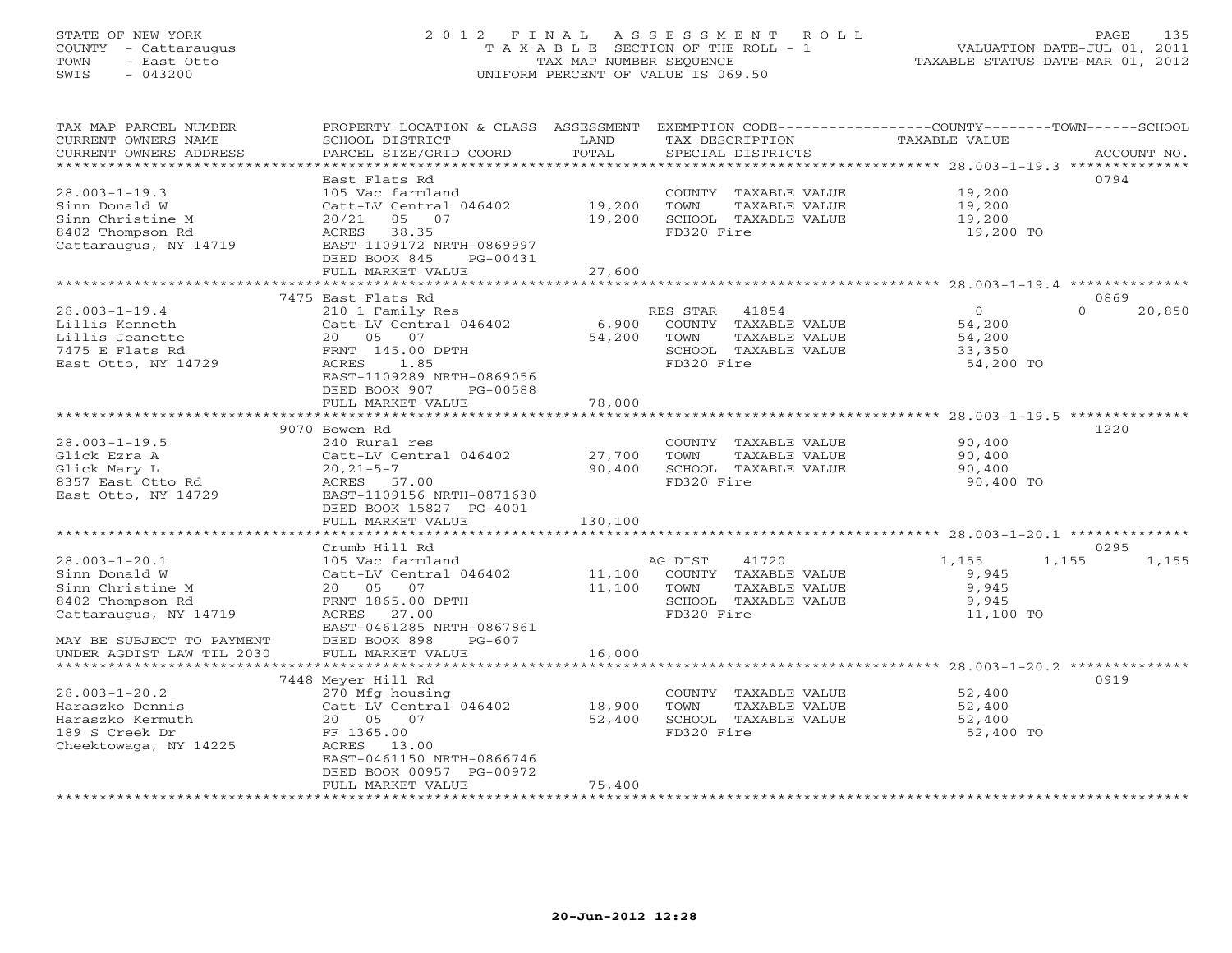STATE OF NEW YORK
COUNTY - Cattaraugus
TOWN - East Otto
SWIS - 043200

# 2012 FINAL ASSESSMENT ROLL
TAXABLE SECTION OF THE ROLL - 1
TAX MAP NUMBER SEQUENCE
UNIFORM PERCENT OF VALUE IS 069.50

VALUATION DATE-JUL 01, 2011
TAXABLE STATUS DATE-MAR 01, 2012

| TAX MAP PARCEL NUMBER / CURRENT OWNERS NAME / CURRENT OWNERS ADDRESS | PROPERTY LOCATION & CLASS / SCHOOL DISTRICT / PARCEL SIZE/GRID COORD | ASSESSMENT LAND / TOTAL | EXEMPTION CODE / TAX DESCRIPTION / SPECIAL DISTRICTS | COUNTY TAXABLE VALUE | TOWN | SCHOOL | ACCOUNT NO. |
|---|---|---|---|---|---|---|---|
| 28.003-1-19.3 | East Flats Rd | | | | | | 0794 |
| Sinn Donald W | 105 Vac farmland | | COUNTY TAXABLE VALUE | 19,200 | | | |
| Sinn Christine M | Catt-LV Central 046402 | 19,200 | TOWN TAXABLE VALUE | 19,200 | | | |
| 8402 Thompson Rd | 20/21 05 07 | 19,200 | SCHOOL TAXABLE VALUE | 19,200 | | | |
| Cattaraugus, NY 14719 | ACRES 38.35 | | FD320 Fire | 19,200 TO | | | |
| | EAST-1109172 NRTH-0869997 | | | | | | |
| | DEED BOOK 845 PG-00431 | | | | | | |
| | FULL MARKET VALUE | 27,600 | | | | | |
| 28.003-1-19.4 | 7475 East Flats Rd | | | | | | 0869 |
| Lillis Kenneth | 210 1 Family Res | | RES STAR 41854 | 0 | 0 | 20,850 | |
| Lillis Jeanette | Catt-LV Central 046402 | 6,900 | COUNTY TAXABLE VALUE | 54,200 | | | |
| 7475 E Flats Rd | 20 05 07 | 54,200 | TOWN TAXABLE VALUE | 54,200 | | | |
| East Otto, NY 14729 | FRNT 145.00 DPTH | | SCHOOL TAXABLE VALUE | 33,350 | | | |
| | ACRES 1.85 | | FD320 Fire | 54,200 TO | | | |
| | EAST-1109289 NRTH-0869056 | | | | | | |
| | DEED BOOK 907 PG-00588 | | | | | | |
| | FULL MARKET VALUE | 78,000 | | | | | |
| 28.003-1-19.5 | 9070 Bowen Rd | | | | | | 1220 |
| Glick Ezra A | 240 Rural res | | COUNTY TAXABLE VALUE | 90,400 | | | |
| Glick Mary L | Catt-LV Central 046402 | 27,700 | TOWN TAXABLE VALUE | 90,400 | | | |
| 8357 East Otto Rd | 20,21-5-7 | 90,400 | SCHOOL TAXABLE VALUE | 90,400 | | | |
| East Otto, NY 14729 | ACRES 57.00 | | FD320 Fire | 90,400 TO | | | |
| | EAST-1109156 NRTH-0871630 | | | | | | |
| | DEED BOOK 15827 PG-4001 | | | | | | |
| | FULL MARKET VALUE | 130,100 | | | | | |
| 28.003-1-20.1 | Crumb Hill Rd | | | | | | 0295 |
| Sinn Donald W | 105 Vac farmland | | AG DIST 41720 | 1,155 | 1,155 | 1,155 | |
| Sinn Christine M | Catt-LV Central 046402 | 11,100 | COUNTY TAXABLE VALUE | 9,945 | | | |
| 8402 Thompson Rd | 20 05 07 | 11,100 | TOWN TAXABLE VALUE | 9,945 | | | |
| Cattaraugus, NY 14719 | FRNT 1865.00 DPTH | | SCHOOL TAXABLE VALUE | 9,945 | | | |
| | ACRES 27.00 | | FD320 Fire | 11,100 TO | | | |
| | EAST-0461285 NRTH-0867861 | | | | | | |
| MAY BE SUBJECT TO PAYMENT | DEED BOOK 898 PG-607 | | | | | | |
| UNDER AGDIST LAW TIL 2030 | FULL MARKET VALUE | 16,000 | | | | | |
| 28.003-1-20.2 | 7448 Meyer Hill Rd | | | | | | 0919 |
| Haraszko Dennis | 270 Mfg housing | | COUNTY TAXABLE VALUE | 52,400 | | | |
| Haraszko Kermuth | Catt-LV Central 046402 | 18,900 | TOWN TAXABLE VALUE | 52,400 | | | |
| 189 S Creek Dr | 20 05 07 | 52,400 | SCHOOL TAXABLE VALUE | 52,400 | | | |
| Cheektowaga, NY 14225 | FF 1365.00 | | FD320 Fire | 52,400 TO | | | |
| | ACRES 13.00 | | | | | | |
| | EAST-0461150 NRTH-0866746 | | | | | | |
| | DEED BOOK 00957 PG-00972 | | | | | | |
| | FULL MARKET VALUE | 75,400 | | | | | |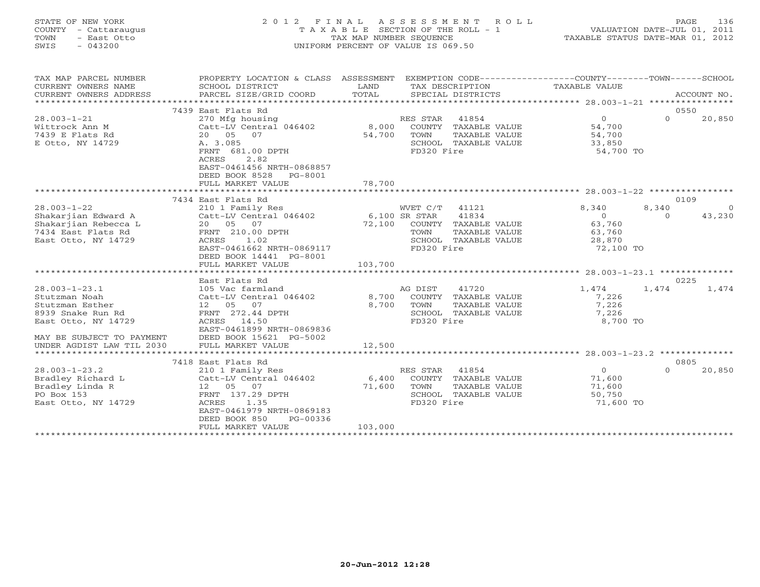STATE OF NEW YORK — COUNTY - Cattaraugus — TOWN - East Otto — SWIS - 043200

# 2012 FINAL ASSESSMENT ROLL

TAXABLE SECTION OF THE ROLL - 1
TAX MAP NUMBER SEQUENCE
UNIFORM PERCENT OF VALUE IS 069.50

VALUATION DATE-JUL 01, 2011
TAXABLE STATUS DATE-MAR 01, 2012

| TAX MAP PARCEL NUMBER / CURRENT OWNERS NAME / CURRENT OWNERS ADDRESS | PROPERTY LOCATION & CLASS / SCHOOL DISTRICT / PARCEL SIZE/GRID COORD | ASSESSMENT LAND / TOTAL | EXEMPTION CODE / TAX DESCRIPTION / SPECIAL DISTRICTS | COUNTY TAXABLE VALUE | TOWN | SCHOOL / ACCOUNT NO. |
|---|---|---|---|---|---|---|
| | 7439 East Flats Rd | | | | | 0550 |
| 28.003-1-21 | 270 Mfg housing | | RES STAR 41854 | 0 | 0 | 20,850 |
| Wittrock Ann M | Catt-LV Central 046402 | 8,000 | COUNTY TAXABLE VALUE | 54,700 | | |
| 7439 E Flats Rd | 20 05 07 | 54,700 | TOWN TAXABLE VALUE | 54,700 | | |
| E Otto, NY 14729 | A. 3.085 | | SCHOOL TAXABLE VALUE | 33,850 | | |
| | FRNT 681.00 DPTH | | FD320 Fire | 54,700 TO | | |
| | ACRES 2.82 | | | | | |
| | EAST-0461456 NRTH-0868857 | | | | | |
| | DEED BOOK 8528 PG-8001 | | | | | |
| | FULL MARKET VALUE | 78,700 | | | | |
| | 7434 East Flats Rd | | | | | 0109 |
| 28.003-1-22 | 210 1 Family Res | | WVET C/T 41121 | 8,340 | 8,340 | 0 |
| Shakarjian Edward A | Catt-LV Central 046402 | 6,100 | SR STAR 41834 | 0 | 0 | 43,230 |
| Shakarjian Rebecca L | 20 05 07 | 72,100 | COUNTY TAXABLE VALUE | 63,760 | | |
| 7434 East Flats Rd | FRNT 210.00 DPTH | | TOWN TAXABLE VALUE | 63,760 | | |
| East Otto, NY 14729 | ACRES 1.02 | | SCHOOL TAXABLE VALUE | 28,870 | | |
| | EAST-0461662 NRTH-0869117 | | FD320 Fire | 72,100 TO | | |
| | DEED BOOK 14441 PG-8001 | | | | | |
| | FULL MARKET VALUE | 103,700 | | | | |
| | East Flats Rd | | | | | 0225 |
| 28.003-1-23.1 | 105 Vac farmland | | AG DIST 41720 | 1,474 | 1,474 | 1,474 |
| Stutzman Noah | Catt-LV Central 046402 | 8,700 | COUNTY TAXABLE VALUE | 7,226 | | |
| Stutzman Esther | 12 05 07 | 8,700 | TOWN TAXABLE VALUE | 7,226 | | |
| 8939 Snake Run Rd | FRNT 272.44 DPTH | | SCHOOL TAXABLE VALUE | 7,226 | | |
| East Otto, NY 14729 | ACRES 14.50 | | FD320 Fire | 8,700 TO | | |
| | EAST-0461899 NRTH-0869836 | | | | | |
| MAY BE SUBJECT TO PAYMENT | DEED BOOK 15621 PG-5002 | | | | | |
| UNDER AGDIST LAW TIL 2030 | FULL MARKET VALUE | 12,500 | | | | |
| | 7418 East Flats Rd | | | | | 0805 |
| 28.003-1-23.2 | 210 1 Family Res | | RES STAR 41854 | 0 | 0 | 20,850 |
| Bradley Richard L | Catt-LV Central 046402 | 6,400 | COUNTY TAXABLE VALUE | 71,600 | | |
| Bradley Linda R | 12 05 07 | 71,600 | TOWN TAXABLE VALUE | 71,600 | | |
| PO Box 153 | FRNT 137.29 DPTH | | SCHOOL TAXABLE VALUE | 50,750 | | |
| East Otto, NY 14729 | ACRES 1.35 | | FD320 Fire | 71,600 TO | | |
| | EAST-0461979 NRTH-0869183 | | | | | |
| | DEED BOOK 850 PG-00336 | | | | | |
| | FULL MARKET VALUE | 103,000 | | | | |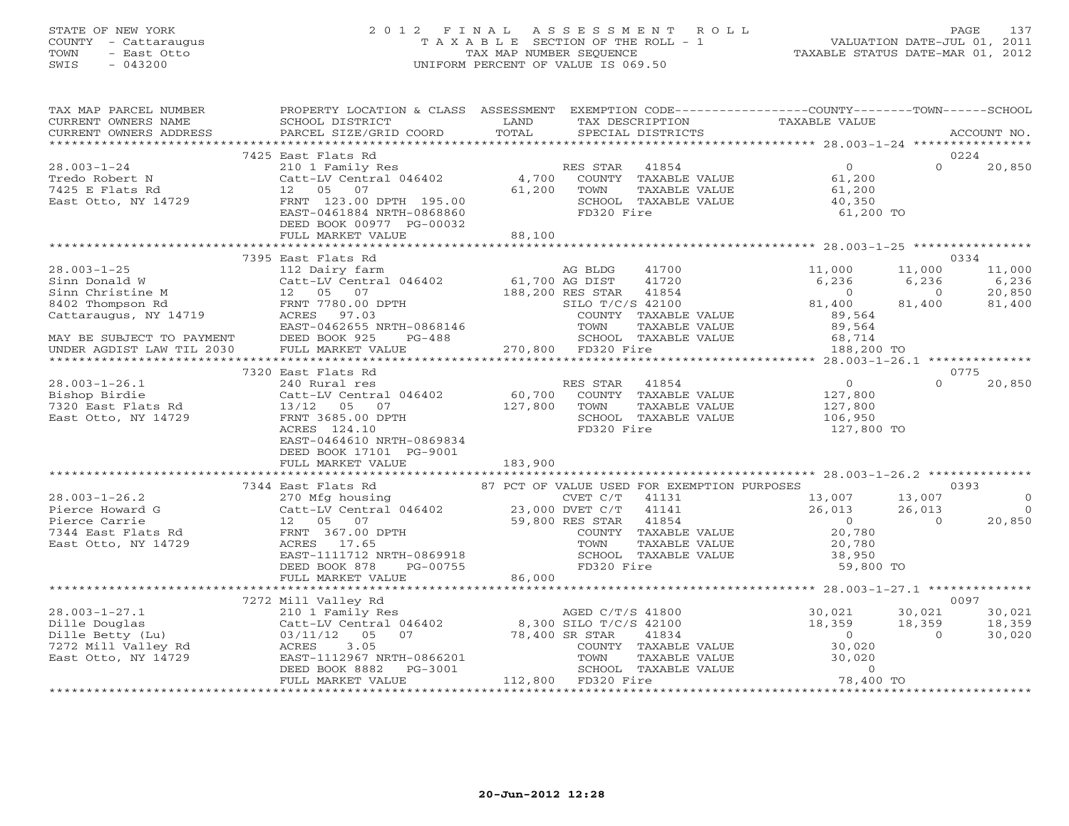STATE OF NEW YORK
COUNTY - Cattaraugus
TOWN - East Otto
SWIS - 043200

2012 FINAL ASSESSMENT ROLL
TAXABLE SECTION OF THE ROLL - 1
TAX MAP NUMBER SEQUENCE
UNIFORM PERCENT OF VALUE IS 069.50

VALUATION DATE-JUL 01, 2011
TAXABLE STATUS DATE-MAR 01, 2012

```
TAX MAP PARCEL NUMBER      PROPERTY LOCATION & CLASS  ASSESSMENT  EXEMPTION CODE------------------COUNTY--------TOWN------SCHOOL
CURRENT OWNERS NAME        SCHOOL DISTRICT             LAND       TAX DESCRIPTION              TAXABLE VALUE
CURRENT OWNERS ADDRESS     PARCEL SIZE/GRID COORD      TOTAL      SPECIAL DISTRICTS                                     ACCOUNT NO.
*********************************************************************************************** 28.003-1-24 ****************
                           7425 East Flats Rd                                                                          0224
28.003-1-24                210 1 Family Res                       RES STAR  41854                   0          0        20,850
Tredo Robert N             Catt-LV Central 046402      4,700      COUNTY  TAXABLE VALUE        61,200
7425 E Flats Rd            12   05   07               61,200      TOWN    TAXABLE VALUE        61,200
East Otto, NY 14729        FRNT 123.00 DPTH 195.00                SCHOOL  TAXABLE VALUE        40,350
                           EAST-0461884 NRTH-0868860              FD320 Fire                   61,200 TO
                           DEED BOOK 00977 PG-00032
                           FULL MARKET VALUE          88,100
*********************************************************************************************** 28.003-1-25 ****************
                           7395 East Flats Rd                                                                          0334
28.003-1-25                112 Dairy farm                         AG BLDG   41700           11,000     11,000        11,000
Sinn Donald W              Catt-LV Central 046402     61,700 AG DIST   41720                6,236      6,236         6,236
Sinn Christine M           12   05   07              188,200 RES STAR  41854                    0          0        20,850
8402 Thompson Rd           FRNT 7780.00 DPTH                     SILO T/C/S 42100          81,400     81,400        81,400
Cattaraugus, NY 14719      ACRES  97.03                           COUNTY  TAXABLE VALUE        89,564
                           EAST-0462655 NRTH-0868146              TOWN    TAXABLE VALUE        89,564
MAY BE SUBJECT TO PAYMENT  DEED BOOK 925    PG-488                SCHOOL  TAXABLE VALUE        68,714
UNDER AGDIST LAW TIL 2030  FULL MARKET VALUE         270,800      FD320 Fire                  188,200 TO
*********************************************************************************************** 28.003-1-26.1 **************
                           7320 East Flats Rd                                                                          0775
28.003-1-26.1              240 Rural res                          RES STAR  41854                   0          0        20,850
Bishop Birdie              Catt-LV Central 046402     60,700      COUNTY  TAXABLE VALUE       127,800
7320 East Flats Rd         13/12  05   07            127,800      TOWN    TAXABLE VALUE       127,800
East Otto, NY 14729        FRNT 3685.00 DPTH                      SCHOOL  TAXABLE VALUE       106,950
                           ACRES 124.10                           FD320 Fire                  127,800 TO
                           EAST-0464610 NRTH-0869834
                           DEED BOOK 17101 PG-9001
                           FULL MARKET VALUE         183,900
*********************************************************************************************** 28.003-1-26.2 **************
                           7344 East Flats Rd         87 PCT OF VALUE USED FOR EXEMPTION PURPOSES                     0393
28.003-1-26.2              270 Mfg housing                        CVET C/T  41131           13,007     13,007             0
Pierce Howard G            Catt-LV Central 046402     23,000 DVET C/T  41141               26,013     26,013             0
Pierce Carrie              12   05   07               59,800 RES STAR  41854                    0          0        20,850
7344 East Flats Rd         FRNT 367.00 DPTH                       COUNTY  TAXABLE VALUE        20,780
East Otto, NY 14729        ACRES  17.65                           TOWN    TAXABLE VALUE        20,780
                           EAST-1111712 NRTH-0869918              SCHOOL  TAXABLE VALUE        38,950
                           DEED BOOK 878    PG-00755              FD320 Fire                   59,800 TO
                           FULL MARKET VALUE          86,000
*********************************************************************************************** 28.003-1-27.1 **************
                           7272 Mill Valley Rd                                                                         0097
28.003-1-27.1              210 1 Family Res                       AGED C/T/S 41800          30,021     30,021        30,021
Dille Douglas              Catt-LV Central 046402      8,300 SILO T/C/S 42100          18,359     18,359        18,359
Dille Betty (Lu)           03/11/12  05   07          78,400 SR STAR   41834                    0          0        30,020
7272 Mill Valley Rd        ACRES   3.05                           COUNTY  TAXABLE VALUE        30,020
East Otto, NY 14729        EAST-1112967 NRTH-0866201              TOWN    TAXABLE VALUE        30,020
                           DEED BOOK 8882   PG-3001               SCHOOL  TAXABLE VALUE             0
                           FULL MARKET VALUE         112,800      FD320 Fire                   78,400 TO
******************************************************************************************************************************
```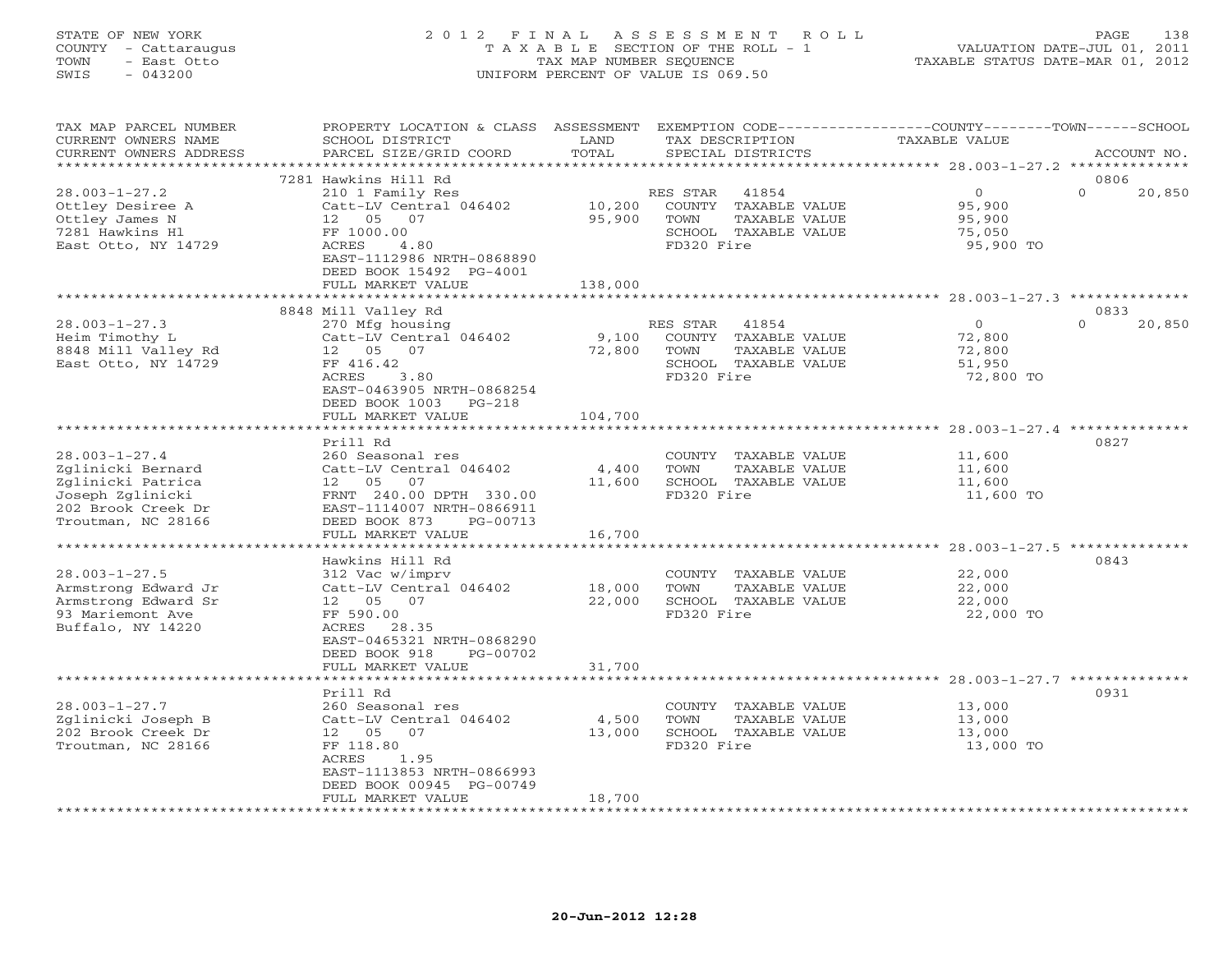STATE OF NEW YORK
COUNTY - Cattaraugus
TOWN - East Otto
SWIS - 043200

# 2012 FINAL ASSESSMENT ROLL
TAXABLE SECTION OF THE ROLL - 1
TAX MAP NUMBER SEQUENCE
UNIFORM PERCENT OF VALUE IS 069.50

VALUATION DATE-JUL 01, 2011
TAXABLE STATUS DATE-MAR 01, 2012

| TAX MAP PARCEL NUMBER / CURRENT OWNERS NAME / CURRENT OWNERS ADDRESS | PROPERTY LOCATION & CLASS / SCHOOL DISTRICT / PARCEL SIZE/GRID COORD | ASSESSMENT LAND / TOTAL | EXEMPTION CODE / TAX DESCRIPTION / SPECIAL DISTRICTS | COUNTY / TOWN / SCHOOL TAXABLE VALUE | ACCOUNT NO. |
|---|---|---|---|---|---|
| 28.003-1-27.2 | 7281 Hawkins Hill Rd | | | | 0806 |
| Ottley Desiree A | 210 1 Family Res | | RES STAR 41854 | 0 | 0 20,850 |
| Ottley James N | Catt-LV Central 046402 | 10,200 | COUNTY TAXABLE VALUE | 95,900 | |
| 7281 Hawkins Hl | 12 05 07 | 95,900 | TOWN TAXABLE VALUE | 95,900 | |
| East Otto, NY 14729 | FF 1000.00 | | SCHOOL TAXABLE VALUE | 75,050 | |
| | ACRES 4.80 | | FD320 Fire | 95,900 TO | |
| | EAST-1112986 NRTH-0868890 | | | | |
| | DEED BOOK 15492 PG-4001 | | | | |
| | FULL MARKET VALUE | 138,000 | | | |
| 28.003-1-27.3 | 8848 Mill Valley Rd | | | | 0833 |
| Heim Timothy L | 270 Mfg housing | | RES STAR 41854 | 0 | 0 20,850 |
| 8848 Mill Valley Rd | Catt-LV Central 046402 | 9,100 | COUNTY TAXABLE VALUE | 72,800 | |
| East Otto, NY 14729 | 12 05 07 | 72,800 | TOWN TAXABLE VALUE | 72,800 | |
| | FF 416.42 | | SCHOOL TAXABLE VALUE | 51,950 | |
| | ACRES 3.80 | | FD320 Fire | 72,800 TO | |
| | EAST-0463905 NRTH-0868254 | | | | |
| | DEED BOOK 1003 PG-218 | | | | |
| | FULL MARKET VALUE | 104,700 | | | |
| 28.003-1-27.4 | Prill Rd | | | | 0827 |
| Zglinicki Bernard | 260 Seasonal res | | COUNTY TAXABLE VALUE | 11,600 | |
| Zglinicki Patrica | Catt-LV Central 046402 | 4,400 | TOWN TAXABLE VALUE | 11,600 | |
| Joseph Zglinicki | 12 05 07 | 11,600 | SCHOOL TAXABLE VALUE | 11,600 | |
| 202 Brook Creek Dr | FRNT 240.00 DPTH 330.00 | | FD320 Fire | 11,600 TO | |
| Troutman, NC 28166 | EAST-1114007 NRTH-0866911 | | | | |
| | DEED BOOK 873 PG-00713 | | | | |
| | FULL MARKET VALUE | 16,700 | | | |
| 28.003-1-27.5 | Hawkins Hill Rd | | | | 0843 |
| Armstrong Edward Jr | 312 Vac w/imprv | | COUNTY TAXABLE VALUE | 22,000 | |
| Armstrong Edward Sr | Catt-LV Central 046402 | 18,000 | TOWN TAXABLE VALUE | 22,000 | |
| 93 Mariemont Ave | 12 05 07 | 22,000 | SCHOOL TAXABLE VALUE | 22,000 | |
| Buffalo, NY 14220 | FF 590.00 | | FD320 Fire | 22,000 TO | |
| | ACRES 28.35 | | | | |
| | EAST-0465321 NRTH-0868290 | | | | |
| | DEED BOOK 918 PG-00702 | | | | |
| | FULL MARKET VALUE | 31,700 | | | |
| 28.003-1-27.7 | Prill Rd | | | | 0931 |
| Zglinicki Joseph B | 260 Seasonal res | | COUNTY TAXABLE VALUE | 13,000 | |
| 202 Brook Creek Dr | Catt-LV Central 046402 | 4,500 | TOWN TAXABLE VALUE | 13,000 | |
| Troutman, NC 28166 | 12 05 07 | 13,000 | SCHOOL TAXABLE VALUE | 13,000 | |
| | FF 118.80 | | FD320 Fire | 13,000 TO | |
| | ACRES 1.95 | | | | |
| | EAST-1113853 NRTH-0866993 | | | | |
| | DEED BOOK 00945 PG-00749 | | | | |
| | FULL MARKET VALUE | 18,700 | | | |

20-Jun-2012 12:28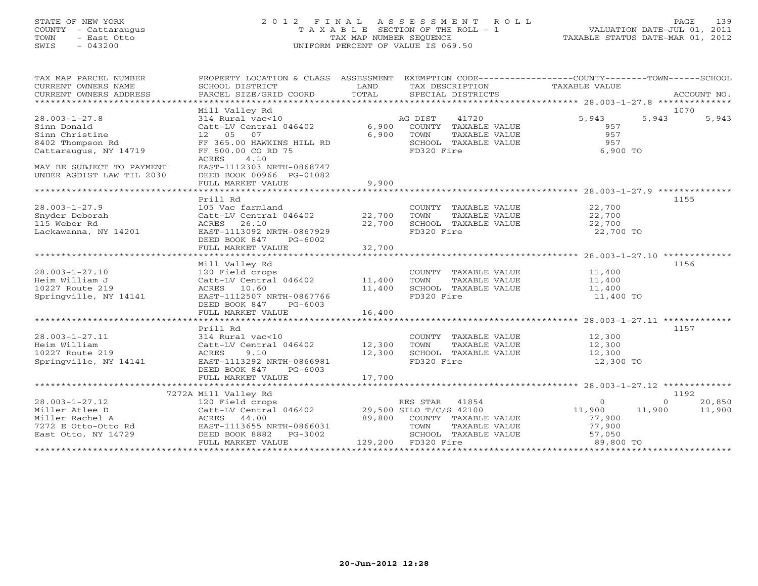STATE OF NEW YORK
COUNTY - Cattaraugus
TOWN - East Otto
SWIS - 043200

2 0 1 2 F I N A L A S S E S S M E N T R O L L
T A X A B L E SECTION OF THE ROLL - 1
TAX MAP NUMBER SEQUENCE
UNIFORM PERCENT OF VALUE IS 069.50

VALUATION DATE-JUL 01, 2011
TAXABLE STATUS DATE-MAR 01, 2012

| TAX MAP PARCEL NUMBER / CURRENT OWNERS NAME / CURRENT OWNERS ADDRESS | PROPERTY LOCATION & CLASS / SCHOOL DISTRICT / PARCEL SIZE/GRID COORD | ASSESSMENT LAND / TOTAL | EXEMPTION CODE / TAX DESCRIPTION / SPECIAL DISTRICTS | COUNTY TAXABLE VALUE | TOWN | SCHOOL | ACCOUNT NO. |
|---|---|---|---|---|---|---|---|
| **28.003-1-27.8** | Mill Valley Rd | | | | | | 1070 |
| 28.003-1-27.8 | 314 Rural vac<10 | | AG DIST 41720 | 5,943 | 5,943 | 5,943 | |
| Sinn Donald | Catt-LV Central 046402 | 6,900 | COUNTY TAXABLE VALUE | 957 | | | |
| Sinn Christine | 12 05 07 | 6,900 | TOWN TAXABLE VALUE | 957 | | | |
| 8402 Thompson Rd | FF 365.00 HAWKINS HILL RD | | SCHOOL TAXABLE VALUE | 957 | | | |
| Cattaraugus, NY 14719 | FF 500.00 CO RD 75 | | FD320 Fire | 6,900 TO | | | |
| | ACRES 4.10 | | | | | | |
| MAY BE SUBJECT TO PAYMENT | EAST-1112303 NRTH-0868747 | | | | | | |
| UNDER AGDIST LAW TIL 2030 | DEED BOOK 00966 PG-01082 | | | | | | |
| | FULL MARKET VALUE | 9,900 | | | | | |
| **28.003-1-27.9** | Prill Rd | | | | | | 1155 |
| 28.003-1-27.9 | 105 Vac farmland | | COUNTY TAXABLE VALUE | 22,700 | | | |
| Snyder Deborah | Catt-LV Central 046402 | 22,700 | TOWN TAXABLE VALUE | 22,700 | | | |
| 115 Weber Rd | ACRES 26.10 | 22,700 | SCHOOL TAXABLE VALUE | 22,700 | | | |
| Lackawanna, NY 14201 | EAST-1113092 NRTH-0867929 | | FD320 Fire | 22,700 TO | | | |
| | DEED BOOK 847 PG-6002 | | | | | | |
| | FULL MARKET VALUE | 32,700 | | | | | |
| **28.003-1-27.10** | Mill Valley Rd | | | | | | 1156 |
| 28.003-1-27.10 | 120 Field crops | | COUNTY TAXABLE VALUE | 11,400 | | | |
| Heim William J | Catt-LV Central 046402 | 11,400 | TOWN TAXABLE VALUE | 11,400 | | | |
| 10227 Route 219 | ACRES 10.60 | 11,400 | SCHOOL TAXABLE VALUE | 11,400 | | | |
| Springville, NY 14141 | EAST-1112507 NRTH-0867766 | | FD320 Fire | 11,400 TO | | | |
| | DEED BOOK 847 PG-6003 | | | | | | |
| | FULL MARKET VALUE | 16,400 | | | | | |
| **28.003-1-27.11** | Prill Rd | | | | | | 1157 |
| 28.003-1-27.11 | 314 Rural vac<10 | | COUNTY TAXABLE VALUE | 12,300 | | | |
| Heim William | Catt-LV Central 046402 | 12,300 | TOWN TAXABLE VALUE | 12,300 | | | |
| 10227 Route 219 | ACRES 9.10 | 12,300 | SCHOOL TAXABLE VALUE | 12,300 | | | |
| Springville, NY 14141 | EAST-1113292 NRTH-0866981 | | FD320 Fire | 12,300 TO | | | |
| | DEED BOOK 847 PG-6003 | | | | | | |
| | FULL MARKET VALUE | 17,700 | | | | | |
| **28.003-1-27.12** | 7272A Mill Valley Rd | | | | | | 1192 |
| 28.003-1-27.12 | 120 Field crops | | RES STAR 41854 | 0 | 0 | 20,850 | |
| Miller Atlee D | Catt-LV Central 046402 | 29,500 | SILO T/C/S 42100 | 11,900 | 11,900 | 11,900 | |
| Miller Rachel A | ACRES 44.00 | 89,800 | COUNTY TAXABLE VALUE | 77,900 | | | |
| 7272 E Otto-Otto Rd | EAST-1113655 NRTH-0866031 | | TOWN TAXABLE VALUE | 77,900 | | | |
| East Otto, NY 14729 | DEED BOOK 8882 PG-3002 | | SCHOOL TAXABLE VALUE | 57,050 | | | |
| | FULL MARKET VALUE | 129,200 | FD320 Fire | 89,800 TO | | | |

20-Jun-2012 12:28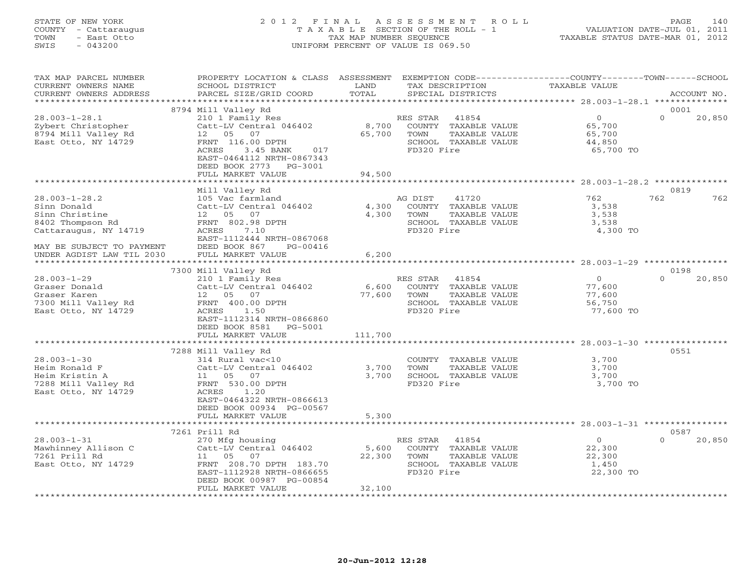STATE OF NEW YORK
COUNTY - Cattaraugus
TOWN - East Otto
SWIS - 043200

2012 FINAL ASSESSMENT ROLL
TAXABLE SECTION OF THE ROLL - 1
TAX MAP NUMBER SEQUENCE
UNIFORM PERCENT OF VALUE IS 069.50

VALUATION DATE-JUL 01, 2011
TAXABLE STATUS DATE-MAR 01, 2012

| TAX MAP PARCEL NUMBER / CURRENT OWNERS NAME / CURRENT OWNERS ADDRESS | PROPERTY LOCATION & CLASS / SCHOOL DISTRICT / PARCEL SIZE/GRID COORD | ASSESSMENT LAND | TOTAL | EXEMPTION CODE / TAX DESCRIPTION / SPECIAL DISTRICTS | COUNTY | TOWN | SCHOOL | ACCOUNT NO. |
|---|---|---|---|---|---|---|---|---|
| **28.003-1-28.1** | 8794 Mill Valley Rd | | | | | | | 0001 |
| Zybert Christopher | 210 1 Family Res | | | RES STAR 41854 | 0 | 0 | 20,850 | |
| 8794 Mill Valley Rd | Catt-LV Central 046402 | 8,700 | | COUNTY TAXABLE VALUE | 65,700 | | | |
| East Otto, NY 14729 | 12 05 07 | | 65,700 | TOWN TAXABLE VALUE | | 65,700 | | |
| | FRNT 116.00 DPTH | | | SCHOOL TAXABLE VALUE | | | 44,850 | |
| | ACRES 3.45 BANK 017 | | | FD320 Fire | 65,700 TO | | | |
| | EAST-0464112 NRTH-0867343 | | | | | | | |
| | DEED BOOK 2773 PG-3001 | | | | | | | |
| | FULL MARKET VALUE | | 94,500 | | | | | |
| **28.003-1-28.2** | Mill Valley Rd | | | | | | | 0819 |
| Sinn Donald | 105 Vac farmland | | | AG DIST 41720 | 762 | 762 | 762 | |
| Sinn Christine | Catt-LV Central 046402 | 4,300 | | COUNTY TAXABLE VALUE | 3,538 | | | |
| 8402 Thompson Rd | 12 05 07 | | 4,300 | TOWN TAXABLE VALUE | | 3,538 | | |
| Cattaraugus, NY 14719 | FRNT 802.98 DPTH | | | SCHOOL TAXABLE VALUE | | | 3,538 | |
| | ACRES 7.10 | | | FD320 Fire | 4,300 TO | | | |
| | EAST-1112444 NRTH-0867068 | | | | | | | |
| MAY BE SUBJECT TO PAYMENT | DEED BOOK 867 PG-00416 | | | | | | | |
| UNDER AGDIST LAW TIL 2030 | FULL MARKET VALUE | | 6,200 | | | | | |
| **28.003-1-29** | 7300 Mill Valley Rd | | | | | | | 0198 |
| Graser Donald | 210 1 Family Res | | | RES STAR 41854 | 0 | 0 | 20,850 | |
| Graser Karen | Catt-LV Central 046402 | 6,600 | | COUNTY TAXABLE VALUE | 77,600 | | | |
| 7300 Mill Valley Rd | 12 05 07 | | 77,600 | TOWN TAXABLE VALUE | | 77,600 | | |
| East Otto, NY 14729 | FRNT 400.00 DPTH | | | SCHOOL TAXABLE VALUE | | | 56,750 | |
| | ACRES 1.50 | | | FD320 Fire | 77,600 TO | | | |
| | EAST-1112314 NRTH-0866860 | | | | | | | |
| | DEED BOOK 8581 PG-5001 | | | | | | | |
| | FULL MARKET VALUE | | 111,700 | | | | | |
| **28.003-1-30** | 7288 Mill Valley Rd | | | | | | | 0551 |
| Heim Ronald F | 314 Rural vac<10 | | | COUNTY TAXABLE VALUE | 3,700 | | | |
| Heim Kristin A | Catt-LV Central 046402 | 3,700 | | TOWN TAXABLE VALUE | | 3,700 | | |
| 7288 Mill Valley Rd | 11 05 07 | | 3,700 | SCHOOL TAXABLE VALUE | | | 3,700 | |
| East Otto, NY 14729 | FRNT 530.00 DPTH | | | FD320 Fire | 3,700 TO | | | |
| | ACRES 1.20 | | | | | | | |
| | EAST-0464322 NRTH-0866613 | | | | | | | |
| | DEED BOOK 00934 PG-00567 | | | | | | | |
| | FULL MARKET VALUE | | 5,300 | | | | | |
| **28.003-1-31** | 7261 Prill Rd | | | | | | | 0587 |
| Mawhinney Allison C | 270 Mfg housing | | | RES STAR 41854 | 0 | 0 | 20,850 | |
| 7261 Prill Rd | Catt-LV Central 046402 | 5,600 | | COUNTY TAXABLE VALUE | 22,300 | | | |
| East Otto, NY 14729 | 11 05 07 | | 22,300 | TOWN TAXABLE VALUE | | 22,300 | | |
| | FRNT 208.70 DPTH 183.70 | | | SCHOOL TAXABLE VALUE | | | 1,450 | |
| | EAST-1112928 NRTH-0866655 | | | FD320 Fire | 22,300 TO | | | |
| | DEED BOOK 00987 PG-00854 | | | | | | | |
| | FULL MARKET VALUE | | 32,100 | | | | | |

20-Jun-2012 12:28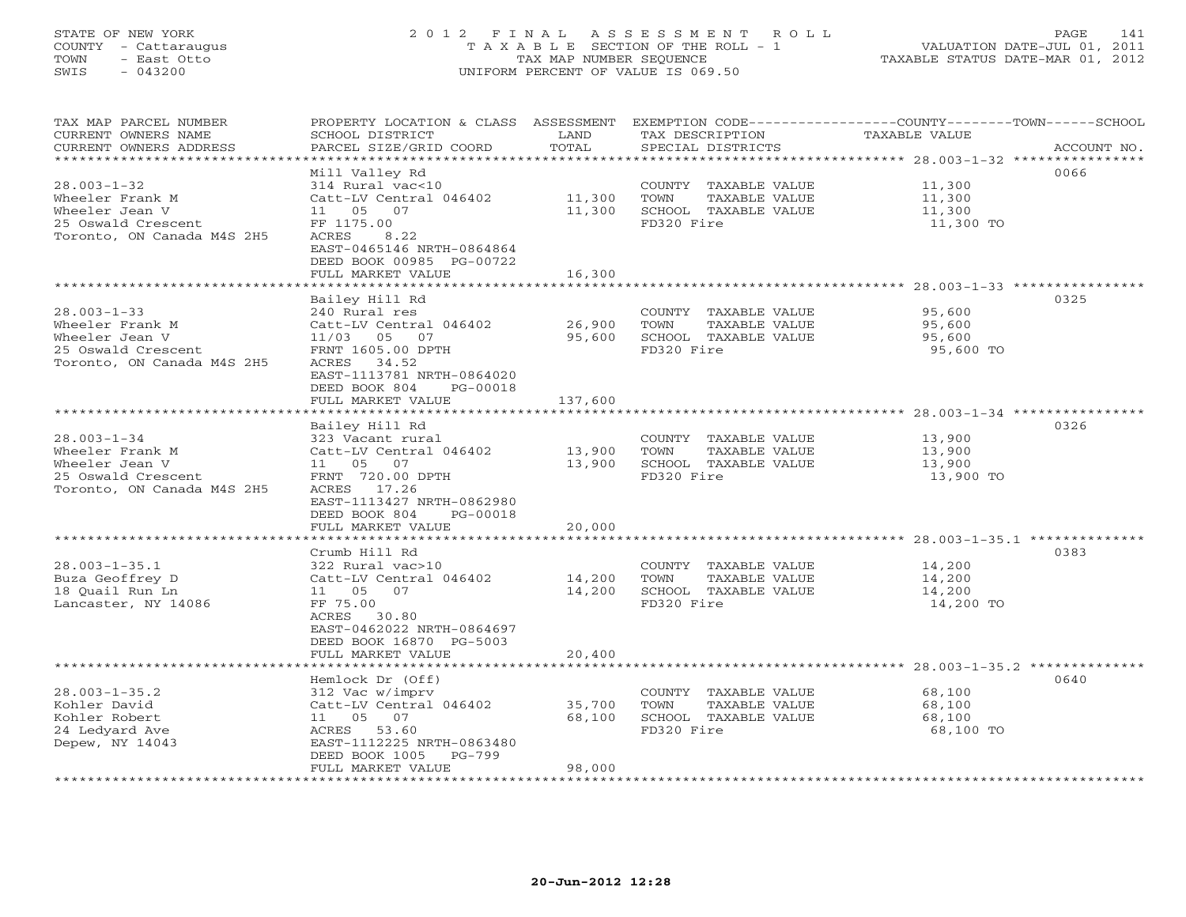STATE OF NEW YORK
COUNTY - Cattaraugus
TOWN - East Otto
SWIS - 043200

# 2012 FINAL ASSESSMENT ROLL
TAXABLE SECTION OF THE ROLL - 1
TAX MAP NUMBER SEQUENCE
UNIFORM PERCENT OF VALUE IS 069.50

VALUATION DATE-JUL 01, 2011
TAXABLE STATUS DATE-MAR 01, 2012

| TAX MAP PARCEL NUMBER / CURRENT OWNERS NAME / CURRENT OWNERS ADDRESS | PROPERTY LOCATION & CLASS / SCHOOL DISTRICT / PARCEL SIZE/GRID COORD | ASSESSMENT LAND / TOTAL | EXEMPTION CODE / TAX DESCRIPTION / SPECIAL DISTRICTS | COUNTY--TOWN--SCHOOL TAXABLE VALUE | ACCOUNT NO. |
|---|---|---|---|---|---|
| 28.003-1-32 | Mill Valley Rd | | | | 0066 |
| Wheeler Frank M | 314 Rural vac<10 | | COUNTY TAXABLE VALUE | 11,300 | |
| Wheeler Jean V | Catt-LV Central 046402 | 11,300 | TOWN TAXABLE VALUE | 11,300 | |
| 25 Oswald Crescent | 11 05 07 | 11,300 | SCHOOL TAXABLE VALUE | 11,300 | |
| Toronto, ON Canada M4S 2H5 | FF 1175.00 | | FD320 Fire | 11,300 TO | |
| | ACRES 8.22 | | | | |
| | EAST-0465146 NRTH-0864864 | | | | |
| | DEED BOOK 00985 PG-00722 | | | | |
| | FULL MARKET VALUE | 16,300 | | | |
| 28.003-1-33 | Bailey Hill Rd | | | | 0325 |
| Wheeler Frank M | 240 Rural res | | COUNTY TAXABLE VALUE | 95,600 | |
| Wheeler Jean V | Catt-LV Central 046402 | 26,900 | TOWN TAXABLE VALUE | 95,600 | |
| 25 Oswald Crescent | 11/03 05 07 | 95,600 | SCHOOL TAXABLE VALUE | 95,600 | |
| Toronto, ON Canada M4S 2H5 | FRNT 1605.00 DPTH | | FD320 Fire | 95,600 TO | |
| | ACRES 34.52 | | | | |
| | EAST-1113781 NRTH-0864020 | | | | |
| | DEED BOOK 804 PG-00018 | | | | |
| | FULL MARKET VALUE | 137,600 | | | |
| 28.003-1-34 | Bailey Hill Rd | | | | 0326 |
| Wheeler Frank M | 323 Vacant rural | | COUNTY TAXABLE VALUE | 13,900 | |
| Wheeler Jean V | Catt-LV Central 046402 | 13,900 | TOWN TAXABLE VALUE | 13,900 | |
| 25 Oswald Crescent | 11 05 07 | 13,900 | SCHOOL TAXABLE VALUE | 13,900 | |
| Toronto, ON Canada M4S 2H5 | FRNT 720.00 DPTH | | FD320 Fire | 13,900 TO | |
| | ACRES 17.26 | | | | |
| | EAST-1113427 NRTH-0862980 | | | | |
| | DEED BOOK 804 PG-00018 | | | | |
| | FULL MARKET VALUE | 20,000 | | | |
| 28.003-1-35.1 | Crumb Hill Rd | | | | 0383 |
| Buza Geoffrey D | 322 Rural vac>10 | | COUNTY TAXABLE VALUE | 14,200 | |
| 18 Quail Run Ln | Catt-LV Central 046402 | 14,200 | TOWN TAXABLE VALUE | 14,200 | |
| Lancaster, NY 14086 | 11 05 07 | 14,200 | SCHOOL TAXABLE VALUE | 14,200 | |
| | FF 75.00 | | FD320 Fire | 14,200 TO | |
| | ACRES 30.80 | | | | |
| | EAST-0462022 NRTH-0864697 | | | | |
| | DEED BOOK 16870 PG-5003 | | | | |
| | FULL MARKET VALUE | 20,400 | | | |
| 28.003-1-35.2 | Hemlock Dr (Off) | | | | 0640 |
| Kohler David | 312 Vac w/imprv | | COUNTY TAXABLE VALUE | 68,100 | |
| Kohler Robert | Catt-LV Central 046402 | 35,700 | TOWN TAXABLE VALUE | 68,100 | |
| 24 Ledyard Ave | 11 05 07 | 68,100 | SCHOOL TAXABLE VALUE | 68,100 | |
| Depew, NY 14043 | ACRES 53.60 | | FD320 Fire | 68,100 TO | |
| | EAST-1112225 NRTH-0863480 | | | | |
| | DEED BOOK 1005 PG-799 | | | | |
| | FULL MARKET VALUE | 98,000 | | | |

20-Jun-2012 12:28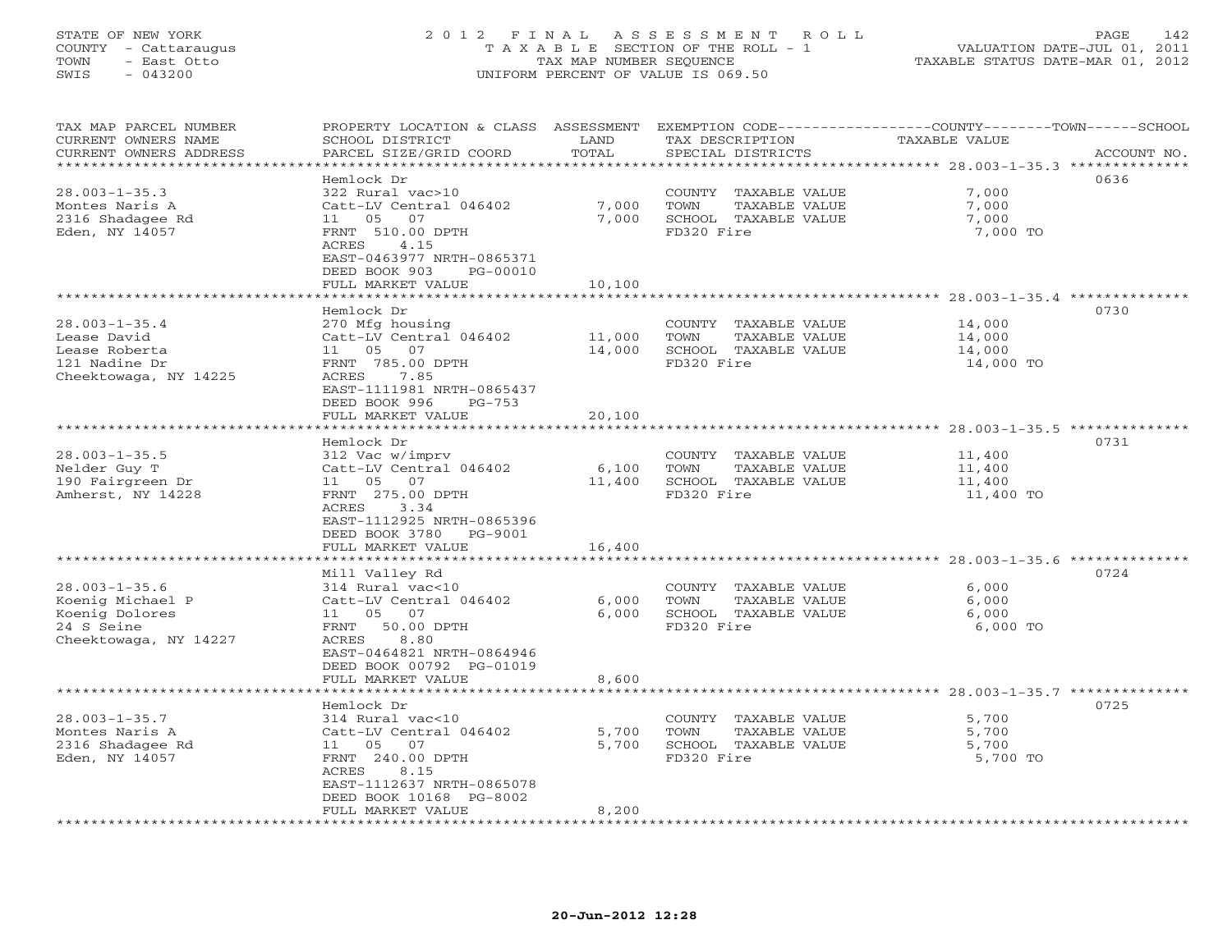STATE OF NEW YORK
COUNTY - Cattaraugus
TOWN - East Otto
SWIS - 043200

2 0 1 2 F I N A L A S S E S S M E N T R O L L
T A X A B L E SECTION OF THE ROLL - 1
TAX MAP NUMBER SEQUENCE
UNIFORM PERCENT OF VALUE IS 069.50

VALUATION DATE-JUL 01, 2011
TAXABLE STATUS DATE-MAR 01, 2012

| TAX MAP PARCEL NUMBER / CURRENT OWNERS NAME / CURRENT OWNERS ADDRESS | PROPERTY LOCATION & CLASS / SCHOOL DISTRICT / PARCEL SIZE/GRID COORD | ASSESSMENT LAND | TOTAL | EXEMPTION CODE / TAX DESCRIPTION / SPECIAL DISTRICTS | TAXABLE VALUE (COUNTY / TOWN / SCHOOL) | ACCOUNT NO. |
|---|---|---|---|---|---|---|
| 28.003-1-35.3 | Hemlock Dr | | | | | 0636 |
| Montes Naris A | 322 Rural vac>10 | | | COUNTY TAXABLE VALUE | 7,000 | |
| 2316 Shadagee Rd | Catt-LV Central 046402 | 7,000 | | TOWN TAXABLE VALUE | 7,000 | |
| Eden, NY 14057 | 11 05 07 | | 7,000 | SCHOOL TAXABLE VALUE | 7,000 | |
| | FRNT 510.00 DPTH | | | FD320 Fire | 7,000 TO | |
| | ACRES 4.15 | | | | | |
| | EAST-0463977 NRTH-0865371 | | | | | |
| | DEED BOOK 903 PG-00010 | | | | | |
| | FULL MARKET VALUE | | 10,100 | | | |
| 28.003-1-35.4 | Hemlock Dr | | | | | 0730 |
| Lease David | 270 Mfg housing | | | COUNTY TAXABLE VALUE | 14,000 | |
| Lease Roberta | Catt-LV Central 046402 | 11,000 | | TOWN TAXABLE VALUE | 14,000 | |
| 121 Nadine Dr | 11 05 07 | | 14,000 | SCHOOL TAXABLE VALUE | 14,000 | |
| Cheektowaga, NY 14225 | FRNT 785.00 DPTH | | | FD320 Fire | 14,000 TO | |
| | ACRES 7.85 | | | | | |
| | EAST-1111981 NRTH-0865437 | | | | | |
| | DEED BOOK 996 PG-753 | | | | | |
| | FULL MARKET VALUE | | 20,100 | | | |
| 28.003-1-35.5 | Hemlock Dr | | | | | 0731 |
| Nelder Guy T | 312 Vac w/imprv | | | COUNTY TAXABLE VALUE | 11,400 | |
| 190 Fairgreen Dr | Catt-LV Central 046402 | 6,100 | | TOWN TAXABLE VALUE | 11,400 | |
| Amherst, NY 14228 | 11 05 07 | | 11,400 | SCHOOL TAXABLE VALUE | 11,400 | |
| | FRNT 275.00 DPTH | | | FD320 Fire | 11,400 TO | |
| | ACRES 3.34 | | | | | |
| | EAST-1112925 NRTH-0865396 | | | | | |
| | DEED BOOK 3780 PG-9001 | | | | | |
| | FULL MARKET VALUE | | 16,400 | | | |
| 28.003-1-35.6 | Mill Valley Rd | | | | | 0724 |
| Koenig Michael P | 314 Rural vac<10 | | | COUNTY TAXABLE VALUE | 6,000 | |
| Koenig Dolores | Catt-LV Central 046402 | 6,000 | | TOWN TAXABLE VALUE | 6,000 | |
| 24 S Seine | 11 05 07 | | 6,000 | SCHOOL TAXABLE VALUE | 6,000 | |
| Cheektowaga, NY 14227 | FRNT 50.00 DPTH | | | FD320 Fire | 6,000 TO | |
| | ACRES 8.80 | | | | | |
| | EAST-0464821 NRTH-0864946 | | | | | |
| | DEED BOOK 00792 PG-01019 | | | | | |
| | FULL MARKET VALUE | | 8,600 | | | |
| 28.003-1-35.7 | Hemlock Dr | | | | | 0725 |
| Montes Naris A | 314 Rural vac<10 | | | COUNTY TAXABLE VALUE | 5,700 | |
| 2316 Shadagee Rd | Catt-LV Central 046402 | 5,700 | | TOWN TAXABLE VALUE | 5,700 | |
| Eden, NY 14057 | 11 05 07 | | 5,700 | SCHOOL TAXABLE VALUE | 5,700 | |
| | FRNT 240.00 DPTH | | | FD320 Fire | 5,700 TO | |
| | ACRES 8.15 | | | | | |
| | EAST-1112637 NRTH-0865078 | | | | | |
| | DEED BOOK 10168 PG-8002 | | | | | |
| | FULL MARKET VALUE | | 8,200 | | | |

20-Jun-2012 12:28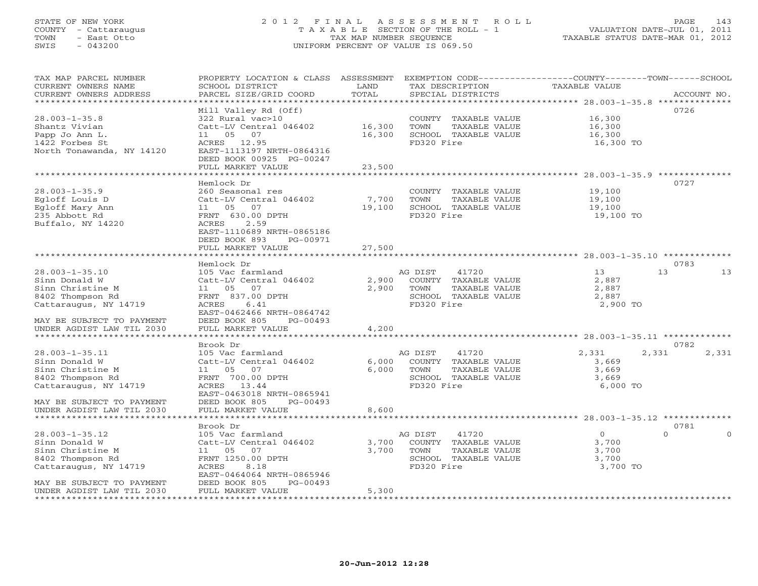STATE OF NEW YORK
COUNTY - Cattaraugus
TOWN - East Otto
SWIS - 043200

2012 FINAL ASSESSMENT ROLL
TAXABLE SECTION OF THE ROLL - 1
TAX MAP NUMBER SEQUENCE
UNIFORM PERCENT OF VALUE IS 069.50

VALUATION DATE-JUL 01, 2011
TAXABLE STATUS DATE-MAR 01, 2012

| TAX MAP PARCEL NUMBER / CURRENT OWNERS NAME / CURRENT OWNERS ADDRESS | PROPERTY LOCATION & CLASS / SCHOOL DISTRICT / PARCEL SIZE/GRID COORD | ASSESSMENT LAND | TOTAL | EXEMPTION CODE / TAX DESCRIPTION / SPECIAL DISTRICTS | COUNTY TAXABLE VALUE | TOWN | SCHOOL | ACCOUNT NO. |
|---|---|---|---|---|---|---|---|---|
| 28.003-1-35.8 | Mill Valley Rd (Off) | | | | | | | 0726 |
| Shantz Vivian | 322 Rural vac>10 | | | COUNTY TAXABLE VALUE | 16,300 | | | |
| Papp Jo Ann L. | Catt-LV Central 046402 | 16,300 | | TOWN TAXABLE VALUE | 16,300 | | | |
| 1422 Forbes St | 11 05 07 | | 16,300 | SCHOOL TAXABLE VALUE | 16,300 | | | |
| North Tonawanda, NY 14120 | ACRES 12.95 | | | FD320 Fire | 16,300 TO | | | |
| | EAST-1113197 NRTH-0864316 | | | | | | | |
| | DEED BOOK 00925 PG-00247 | | | | | | | |
| | FULL MARKET VALUE | 23,500 | | | | | | |
| 28.003-1-35.9 | Hemlock Dr | | | | | | | 0727 |
| Egloff Louis D | 260 Seasonal res | | | COUNTY TAXABLE VALUE | 19,100 | | | |
| Egloff Mary Ann | Catt-LV Central 046402 | 7,700 | | TOWN TAXABLE VALUE | 19,100 | | | |
| 235 Abbott Rd | 11 05 07 | | 19,100 | SCHOOL TAXABLE VALUE | 19,100 | | | |
| Buffalo, NY 14220 | FRNT 630.00 DPTH | | | FD320 Fire | 19,100 TO | | | |
| | ACRES 2.59 | | | | | | | |
| | EAST-1110689 NRTH-0865186 | | | | | | | |
| | DEED BOOK 893 PG-00971 | | | | | | | |
| | FULL MARKET VALUE | 27,500 | | | | | | |
| 28.003-1-35.10 | Hemlock Dr | | | | | | | 0783 |
| Sinn Donald W | 105 Vac farmland | | | AG DIST 41720 | 13 | 13 | 13 | |
| Sinn Christine M | Catt-LV Central 046402 | 2,900 | | COUNTY TAXABLE VALUE | 2,887 | | | |
| 8402 Thompson Rd | 11 05 07 | | 2,900 | TOWN TAXABLE VALUE | 2,887 | | | |
| Cattaraugus, NY 14719 | FRNT 837.00 DPTH | | | SCHOOL TAXABLE VALUE | 2,887 | | | |
| | ACRES 6.41 | | | FD320 Fire | 2,900 TO | | | |
| | EAST-0462466 NRTH-0864742 | | | | | | | |
| MAY BE SUBJECT TO PAYMENT | DEED BOOK 805 PG-00493 | | | | | | | |
| UNDER AGDIST LAW TIL 2030 | FULL MARKET VALUE | 4,200 | | | | | | |
| 28.003-1-35.11 | Brook Dr | | | | | | | 0782 |
| Sinn Donald W | 105 Vac farmland | | | AG DIST 41720 | 2,331 | 2,331 | 2,331 | |
| Sinn Christine M | Catt-LV Central 046402 | 6,000 | | COUNTY TAXABLE VALUE | 3,669 | | | |
| 8402 Thompson Rd | 11 05 07 | | 6,000 | TOWN TAXABLE VALUE | 3,669 | | | |
| Cattaraugus, NY 14719 | FRNT 700.00 DPTH | | | SCHOOL TAXABLE VALUE | 3,669 | | | |
| | ACRES 13.44 | | | FD320 Fire | 6,000 TO | | | |
| | EAST-0463018 NRTH-0865941 | | | | | | | |
| MAY BE SUBJECT TO PAYMENT | DEED BOOK 805 PG-00493 | | | | | | | |
| UNDER AGDIST LAW TIL 2030 | FULL MARKET VALUE | 8,600 | | | | | | |
| 28.003-1-35.12 | Brook Dr | | | | | | | 0781 |
| Sinn Donald W | 105 Vac farmland | | | AG DIST 41720 | 0 | 0 | 0 | |
| Sinn Christine M | Catt-LV Central 046402 | 3,700 | | COUNTY TAXABLE VALUE | 3,700 | | | |
| 8402 Thompson Rd | 11 05 07 | | 3,700 | TOWN TAXABLE VALUE | 3,700 | | | |
| Cattaraugus, NY 14719 | FRNT 1250.00 DPTH | | | SCHOOL TAXABLE VALUE | 3,700 | | | |
| | ACRES 8.18 | | | FD320 Fire | 3,700 TO | | | |
| | EAST-0464064 NRTH-0865946 | | | | | | | |
| MAY BE SUBJECT TO PAYMENT | DEED BOOK 805 PG-00493 | | | | | | | |
| UNDER AGDIST LAW TIL 2030 | FULL MARKET VALUE | 5,300 | | | | | | |

20-Jun-2012 12:28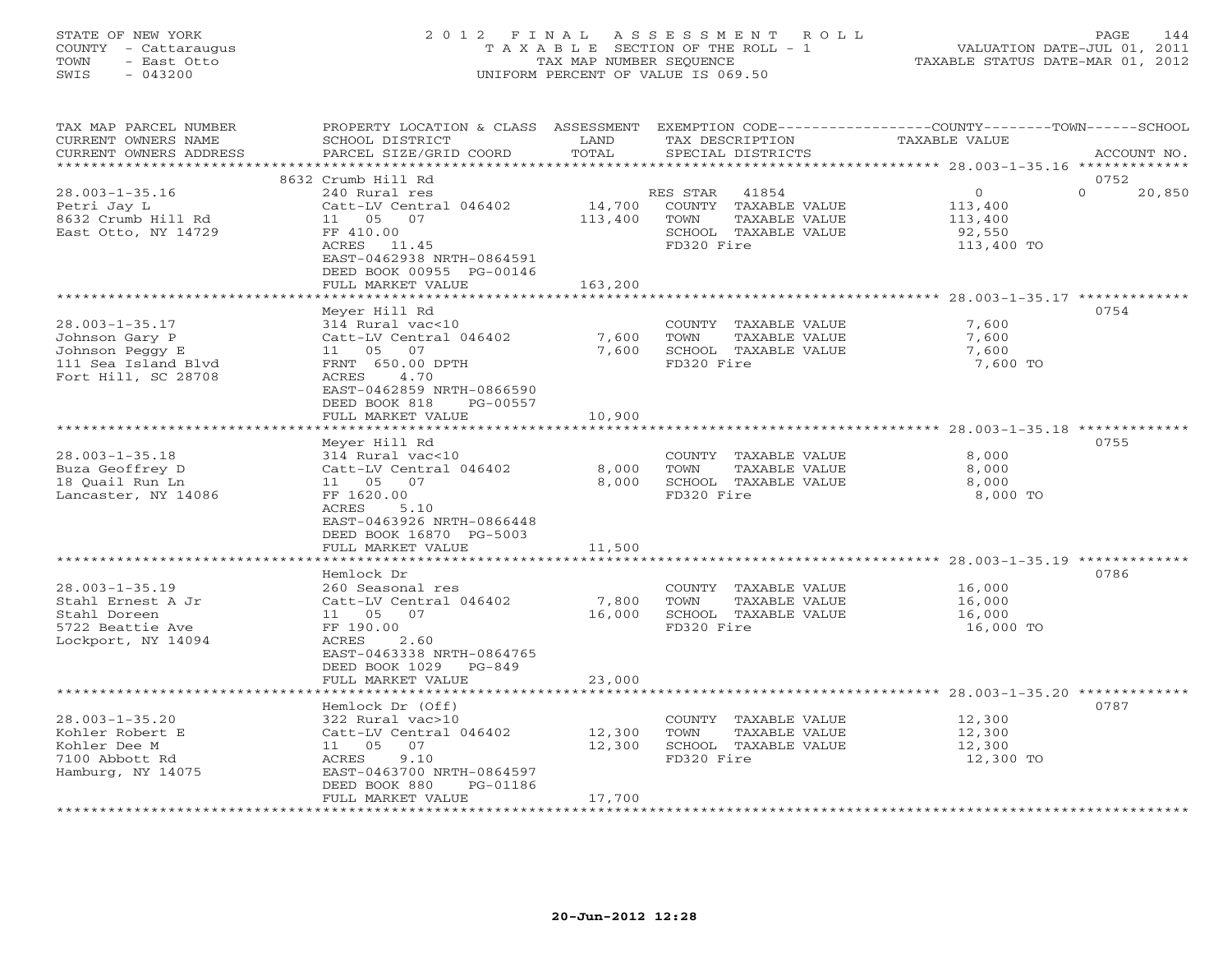STATE OF NEW YORK
COUNTY - Cattaraugus
TOWN - East Otto
SWIS - 043200

2012 FINAL ASSESSMENT ROLL
TAXABLE SECTION OF THE ROLL - 1
TAX MAP NUMBER SEQUENCE
UNIFORM PERCENT OF VALUE IS 069.50

VALUATION DATE-JUL 01, 2011
TAXABLE STATUS DATE-MAR 01, 2012

| TAX MAP PARCEL NUMBER / CURRENT OWNERS NAME / CURRENT OWNERS ADDRESS | PROPERTY LOCATION & CLASS / SCHOOL DISTRICT / PARCEL SIZE/GRID COORD | ASSESSMENT LAND / TOTAL | EXEMPTION CODE / TAX DESCRIPTION / SPECIAL DISTRICTS | COUNTY / TAXABLE VALUE | TOWN | SCHOOL / ACCOUNT NO. |
|---|---|---|---|---|---|---|
| 28.003-1-35.16 | 8632 Crumb Hill Rd | | | | | 0752 |
| Petri Jay L | 240 Rural res | | RES STAR 41854 | 0 | 0 | 20,850 |
| 8632 Crumb Hill Rd | Catt-LV Central 046402 | 14,700 | COUNTY TAXABLE VALUE | 113,400 | | |
| East Otto, NY 14729 | 11 05 07 | 113,400 | TOWN TAXABLE VALUE | 113,400 | | |
| | FF 410.00 | | SCHOOL TAXABLE VALUE | 92,550 | | |
| | ACRES 11.45 | | FD320 Fire | 113,400 TO | | |
| | EAST-0462938 NRTH-0864591 | | | | | |
| | DEED BOOK 00955 PG-00146 | | | | | |
| | FULL MARKET VALUE | 163,200 | | | | |
| 28.003-1-35.17 | Meyer Hill Rd | | | | | 0754 |
| Johnson Gary P | 314 Rural vac<10 | | COUNTY TAXABLE VALUE | 7,600 | | |
| Johnson Peggy E | Catt-LV Central 046402 | 7,600 | TOWN TAXABLE VALUE | 7,600 | | |
| 111 Sea Island Blvd | 11 05 07 | 7,600 | SCHOOL TAXABLE VALUE | 7,600 | | |
| Fort Hill, SC 28708 | FRNT 650.00 DPTH | | FD320 Fire | 7,600 TO | | |
| | ACRES 4.70 | | | | | |
| | EAST-0462859 NRTH-0866590 | | | | | |
| | DEED BOOK 818 PG-00557 | | | | | |
| | FULL MARKET VALUE | 10,900 | | | | |
| 28.003-1-35.18 | Meyer Hill Rd | | | | | 0755 |
| Buza Geoffrey D | 314 Rural vac<10 | | COUNTY TAXABLE VALUE | 8,000 | | |
| 18 Quail Run Ln | Catt-LV Central 046402 | 8,000 | TOWN TAXABLE VALUE | 8,000 | | |
| Lancaster, NY 14086 | 11 05 07 | 8,000 | SCHOOL TAXABLE VALUE | 8,000 | | |
| | FF 1620.00 | | FD320 Fire | 8,000 TO | | |
| | ACRES 5.10 | | | | | |
| | EAST-0463926 NRTH-0866448 | | | | | |
| | DEED BOOK 16870 PG-5003 | | | | | |
| | FULL MARKET VALUE | 11,500 | | | | |
| 28.003-1-35.19 | Hemlock Dr | | | | | 0786 |
| Stahl Ernest A Jr | 260 Seasonal res | | COUNTY TAXABLE VALUE | 16,000 | | |
| Stahl Doreen | Catt-LV Central 046402 | 7,800 | TOWN TAXABLE VALUE | 16,000 | | |
| 5722 Beattie Ave | 11 05 07 | 16,000 | SCHOOL TAXABLE VALUE | 16,000 | | |
| Lockport, NY 14094 | FF 190.00 | | FD320 Fire | 16,000 TO | | |
| | ACRES 2.60 | | | | | |
| | EAST-0463338 NRTH-0864765 | | | | | |
| | DEED BOOK 1029 PG-849 | | | | | |
| | FULL MARKET VALUE | 23,000 | | | | |
| 28.003-1-35.20 | Hemlock Dr (Off) | | | | | 0787 |
| Kohler Robert E | 322 Rural vac>10 | | COUNTY TAXABLE VALUE | 12,300 | | |
| Kohler Dee M | Catt-LV Central 046402 | 12,300 | TOWN TAXABLE VALUE | 12,300 | | |
| 7100 Abbott Rd | 11 05 07 | 12,300 | SCHOOL TAXABLE VALUE | 12,300 | | |
| Hamburg, NY 14075 | ACRES 9.10 | | FD320 Fire | 12,300 TO | | |
| | EAST-0463700 NRTH-0864597 | | | | | |
| | DEED BOOK 880 PG-01186 | | | | | |
| | FULL MARKET VALUE | 17,700 | | | | |

20-Jun-2012 12:28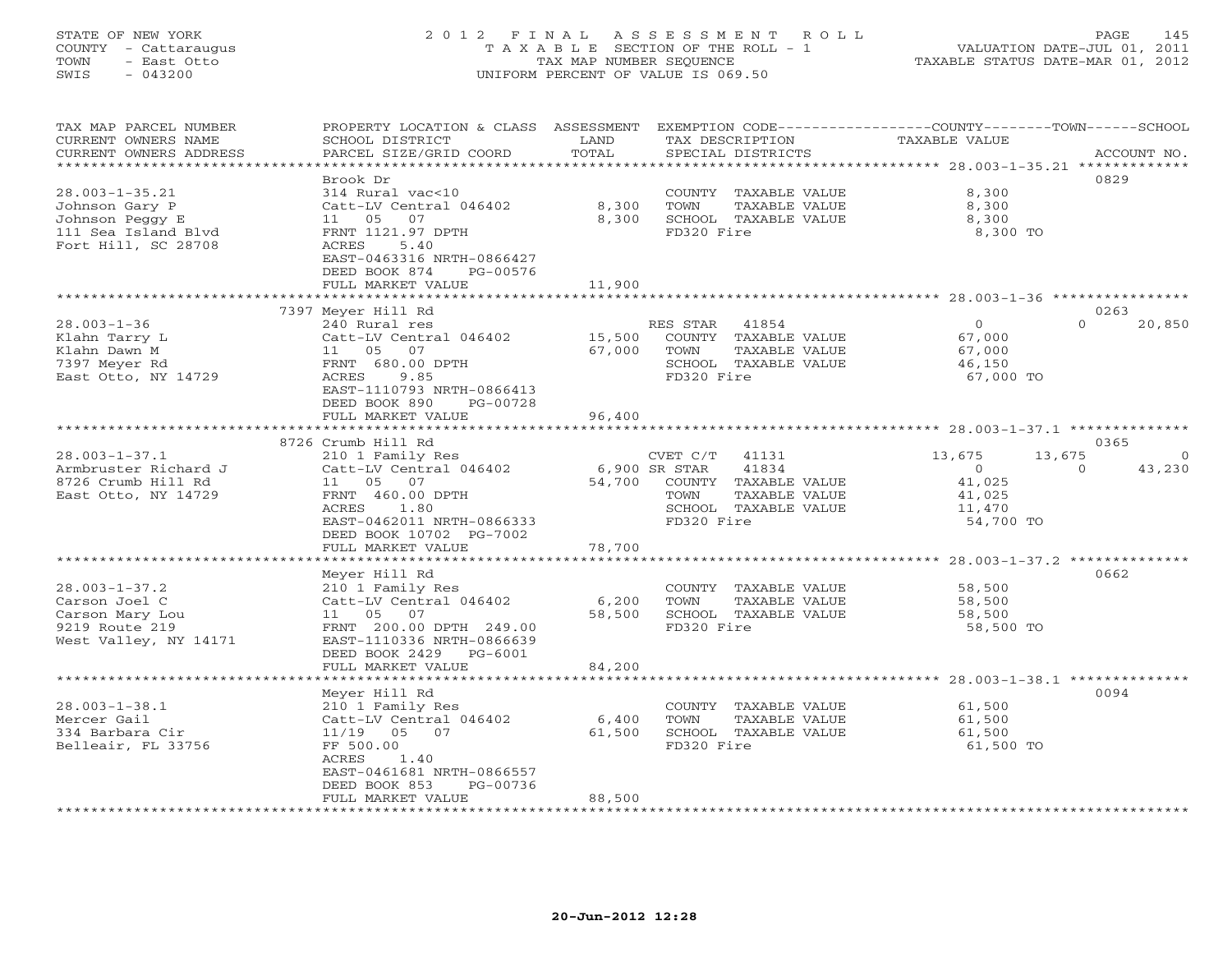STATE OF NEW YORK
COUNTY - Cattaraugus
TOWN - East Otto
SWIS - 043200

# 2012 FINAL ASSESSMENT ROLL

TAXABLE SECTION OF THE ROLL - 1
TAX MAP NUMBER SEQUENCE
UNIFORM PERCENT OF VALUE IS 069.50

VALUATION DATE-JUL 01, 2011
TAXABLE STATUS DATE-MAR 01, 2012

| TAX MAP PARCEL NUMBER / CURRENT OWNERS NAME / CURRENT OWNERS ADDRESS | PROPERTY LOCATION & CLASS / SCHOOL DISTRICT / PARCEL SIZE/GRID COORD | ASSESSMENT LAND / TOTAL | EXEMPTION CODE / TAX DESCRIPTION / SPECIAL DISTRICTS | COUNTY TAXABLE VALUE | TOWN | SCHOOL | ACCOUNT NO. |
|---|---|---|---|---|---|---|---|
| 28.003-1-35.21 | Brook Dr | | | | | | 0829 |
| Johnson Gary P | 314 Rural vac<10 | | COUNTY TAXABLE VALUE | 8,300 | | | |
| Johnson Peggy E | Catt-LV Central 046402 | 8,300 | TOWN TAXABLE VALUE | 8,300 | | | |
| 111 Sea Island Blvd | 11 05 07 | 8,300 | SCHOOL TAXABLE VALUE | 8,300 | | | |
| Fort Hill, SC 28708 | FRNT 1121.97 DPTH | | FD320 Fire | 8,300 TO | | | |
| | ACRES 5.40 | | | | | | |
| | EAST-0463316 NRTH-0866427 | | | | | | |
| | DEED BOOK 874 PG-00576 | | | | | | |
| | FULL MARKET VALUE | 11,900 | | | | | |
| 28.003-1-36 | 7397 Meyer Hill Rd | | | | | | 0263 |
| Klahn Tarry L | 240 Rural res | | RES STAR 41854 | 0 | 0 | 20,850 | |
| Klahn Dawn M | Catt-LV Central 046402 | 15,500 | COUNTY TAXABLE VALUE | 67,000 | | | |
| 7397 Meyer Rd | 11 05 07 | 67,000 | TOWN TAXABLE VALUE | 67,000 | | | |
| East Otto, NY 14729 | FRNT 680.00 DPTH | | SCHOOL TAXABLE VALUE | 46,150 | | | |
| | ACRES 9.85 | | FD320 Fire | 67,000 TO | | | |
| | EAST-1110793 NRTH-0866413 | | | | | | |
| | DEED BOOK 890 PG-00728 | | | | | | |
| | FULL MARKET VALUE | 96,400 | | | | | |
| 28.003-1-37.1 | 8726 Crumb Hill Rd | | | | | | 0365 |
| Armbruster Richard J | 210 1 Family Res | | CVET C/T 41131 | 13,675 | 13,675 | 0 | |
| 8726 Crumb Hill Rd | Catt-LV Central 046402 | 6,900 | SR STAR 41834 | 0 | 0 | 43,230 | |
| East Otto, NY 14729 | 11 05 07 | 54,700 | COUNTY TAXABLE VALUE | 41,025 | | | |
| | FRNT 460.00 DPTH | | TOWN TAXABLE VALUE | 41,025 | | | |
| | ACRES 1.80 | | SCHOOL TAXABLE VALUE | 11,470 | | | |
| | EAST-0462011 NRTH-0866333 | | FD320 Fire | 54,700 TO | | | |
| | DEED BOOK 10702 PG-7002 | | | | | | |
| | FULL MARKET VALUE | 78,700 | | | | | |
| 28.003-1-37.2 | Meyer Hill Rd | | | | | | 0662 |
| Carson Joel C | 210 1 Family Res | | COUNTY TAXABLE VALUE | 58,500 | | | |
| Carson Mary Lou | Catt-LV Central 046402 | 6,200 | TOWN TAXABLE VALUE | 58,500 | | | |
| 9219 Route 219 | 11 05 07 | 58,500 | SCHOOL TAXABLE VALUE | 58,500 | | | |
| West Valley, NY 14171 | FRNT 200.00 DPTH 249.00 | | FD320 Fire | 58,500 TO | | | |
| | EAST-1110336 NRTH-0866639 | | | | | | |
| | DEED BOOK 2429 PG-6001 | | | | | | |
| | FULL MARKET VALUE | 84,200 | | | | | |
| 28.003-1-38.1 | Meyer Hill Rd | | | | | | 0094 |
| Mercer Gail | 210 1 Family Res | | COUNTY TAXABLE VALUE | 61,500 | | | |
| 334 Barbara Cir | Catt-LV Central 046402 | 6,400 | TOWN TAXABLE VALUE | 61,500 | | | |
| Belleair, FL 33756 | 11/19 05 07 | 61,500 | SCHOOL TAXABLE VALUE | 61,500 | | | |
| | FF 500.00 | | FD320 Fire | 61,500 TO | | | |
| | ACRES 1.40 | | | | | | |
| | EAST-0461681 NRTH-0866557 | | | | | | |
| | DEED BOOK 853 PG-00736 | | | | | | |
| | FULL MARKET VALUE | 88,500 | | | | | |

20-Jun-2012 12:28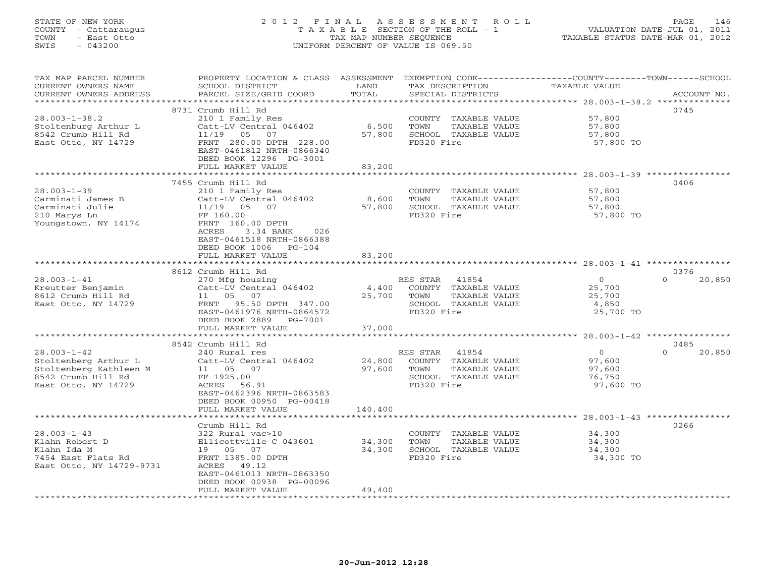STATE OF NEW YORK
COUNTY - Cattaraugus
TOWN - East Otto
SWIS - 043200

2012 FINAL ASSESSMENT ROLL
TAXABLE SECTION OF THE ROLL - 1
TAX MAP NUMBER SEQUENCE
UNIFORM PERCENT OF VALUE IS 069.50

VALUATION DATE-JUL 01, 2011
TAXABLE STATUS DATE-MAR 01, 2012

| TAX MAP PARCEL NUMBER / CURRENT OWNERS NAME / CURRENT OWNERS ADDRESS | PROPERTY LOCATION & CLASS / SCHOOL DISTRICT / PARCEL SIZE/GRID COORD | ASSESSMENT LAND | TOTAL | EXEMPTION CODE / TAX DESCRIPTION / SPECIAL DISTRICTS | COUNTY TAXABLE VALUE | TOWN | SCHOOL | ACCOUNT NO. |
|---|---|---|---|---|---|---|---|---|
| | 8731 Crumb Hill Rd | | | | | | | 0745 |
| 28.003-1-38.2 | 210 1 Family Res | | | COUNTY TAXABLE VALUE | 57,800 | | | |
| Stoltenburg Arthur L | Catt-LV Central 046402 | 6,500 | | TOWN TAXABLE VALUE | 57,800 | | | |
| 8542 Crumb Hill Rd | 11/19 05 07 | | 57,800 | SCHOOL TAXABLE VALUE | 57,800 | | | |
| East Otto, NY 14729 | FRNT 280.00 DPTH 228.00 | | | FD320 Fire | 57,800 TO | | | |
| | EAST-0461812 NRTH-0866340 | | | | | | | |
| | DEED BOOK 12296 PG-3001 | | | | | | | |
| | FULL MARKET VALUE | | 83,200 | | | | | |
| | 7455 Crumb Hill Rd | | | | | | | 0406 |
| 28.003-1-39 | 210 1 Family Res | | | COUNTY TAXABLE VALUE | 57,800 | | | |
| Carminati James B | Catt-LV Central 046402 | 8,600 | | TOWN TAXABLE VALUE | 57,800 | | | |
| Carminati Julie | 11/19 05 07 | | 57,800 | SCHOOL TAXABLE VALUE | 57,800 | | | |
| 210 Marys Ln | FF 160.00 | | | FD320 Fire | 57,800 TO | | | |
| Youngstown, NY 14174 | FRNT 160.00 DPTH | | | | | | | |
| | ACRES 3.34 BANK 026 | | | | | | | |
| | EAST-0461518 NRTH-0866388 | | | | | | | |
| | DEED BOOK 1006 PG-104 | | | | | | | |
| | FULL MARKET VALUE | | 83,200 | | | | | |
| | 8612 Crumb Hill Rd | | | | | | | 0376 |
| 28.003-1-41 | 270 Mfg housing | | | RES STAR 41854 | 0 | | 0 | 20,850 |
| Kreutter Benjamin | Catt-LV Central 046402 | 4,400 | | COUNTY TAXABLE VALUE | 25,700 | | | |
| 8612 Crumb Hill Rd | 11 05 07 | | 25,700 | TOWN TAXABLE VALUE | 25,700 | | | |
| East Otto, NY 14729 | FRNT 95.50 DPTH 347.00 | | | SCHOOL TAXABLE VALUE | 4,850 | | | |
| | EAST-0461976 NRTH-0864572 | | | FD320 Fire | 25,700 TO | | | |
| | DEED BOOK 2889 PG-7001 | | | | | | | |
| | FULL MARKET VALUE | | 37,000 | | | | | |
| | 8542 Crumb Hill Rd | | | | | | | 0485 |
| 28.003-1-42 | 240 Rural res | | | RES STAR 41854 | 0 | | 0 | 20,850 |
| Stoltenberg Arthur L | Catt-LV Central 046402 | 24,800 | | COUNTY TAXABLE VALUE | 97,600 | | | |
| Stoltenberg Kathleen M | 11 05 07 | | 97,600 | TOWN TAXABLE VALUE | 97,600 | | | |
| 8542 Crumb Hill Rd | FF 1925.00 | | | SCHOOL TAXABLE VALUE | 76,750 | | | |
| East Otto, NY 14729 | ACRES 56.91 | | | FD320 Fire | 97,600 TO | | | |
| | EAST-0462396 NRTH-0863583 | | | | | | | |
| | DEED BOOK 00950 PG-00418 | | | | | | | |
| | FULL MARKET VALUE | | 140,400 | | | | | |
| | Crumb Hill Rd | | | | | | | 0266 |
| 28.003-1-43 | 322 Rural vac>10 | | | COUNTY TAXABLE VALUE | 34,300 | | | |
| Klahn Robert D | Ellicottville C 043601 | 34,300 | | TOWN TAXABLE VALUE | 34,300 | | | |
| Klahn Ida M | 19 05 07 | | 34,300 | SCHOOL TAXABLE VALUE | 34,300 | | | |
| 7454 East Flats Rd | FRNT 1385.00 DPTH | | | FD320 Fire | 34,300 TO | | | |
| East Otto, NY 14729-9731 | ACRES 49.12 | | | | | | | |
| | EAST-0461013 NRTH-0863350 | | | | | | | |
| | DEED BOOK 00938 PG-00096 | | | | | | | |
| | FULL MARKET VALUE | | 49,400 | | | | | |

20-Jun-2012 12:28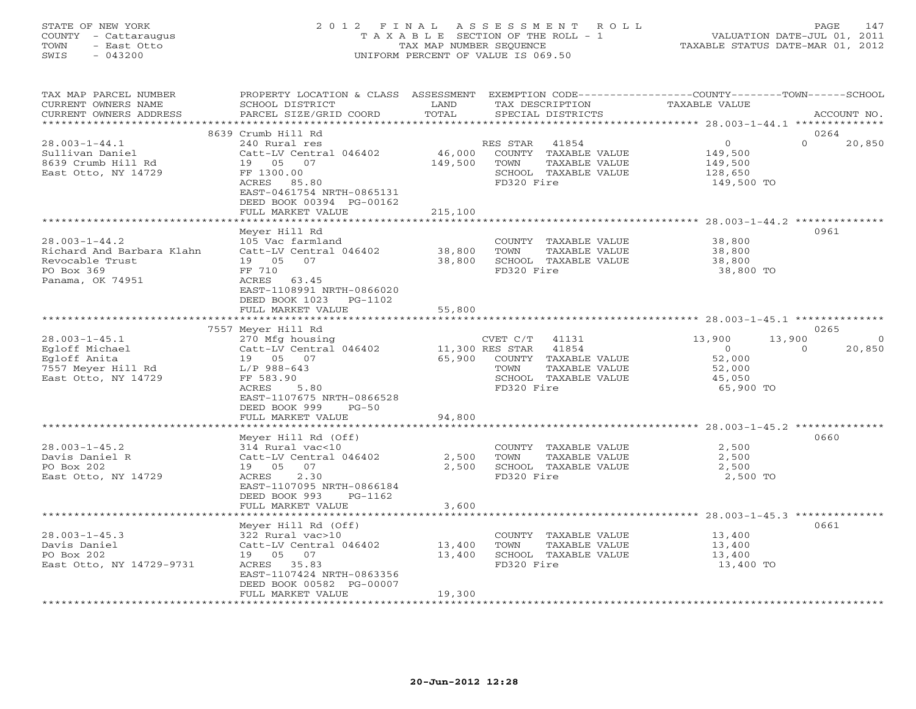STATE OF NEW YORK
COUNTY - Cattaraugus
TOWN - East Otto
SWIS - 043200

# 2012 FINAL ASSESSMENT ROLL
TAXABLE SECTION OF THE ROLL - 1
TAX MAP NUMBER SEQUENCE
UNIFORM PERCENT OF VALUE IS 069.50

VALUATION DATE-JUL 01, 2011
TAXABLE STATUS DATE-MAR 01, 2012

| TAX MAP PARCEL NUMBER / CURRENT OWNERS NAME / CURRENT OWNERS ADDRESS | PROPERTY LOCATION & CLASS / SCHOOL DISTRICT / PARCEL SIZE/GRID COORD | ASSESSMENT LAND / TOTAL | EXEMPTION CODE / TAX DESCRIPTION / SPECIAL DISTRICTS | COUNTY TAXABLE VALUE | TOWN | SCHOOL / ACCOUNT NO. |
|---|---|---|---|---|---|---|
| **28.003-1-44.1** | 8639 Crumb Hill Rd | | | | | 0264 |
| Sullivan Daniel | 240 Rural res | | RES STAR 41854 | 0 | 0 | 20,850 |
| 8639 Crumb Hill Rd | Catt-LV Central 046402 | 46,000 | COUNTY TAXABLE VALUE | 149,500 | | |
| East Otto, NY 14729 | 19 05 07 | 149,500 | TOWN TAXABLE VALUE | 149,500 | | |
| | FF 1300.00 | | SCHOOL TAXABLE VALUE | 128,650 | | |
| | ACRES 85.80 | | FD320 Fire | 149,500 TO | | |
| | EAST-0461754 NRTH-0865131 | | | | | |
| | DEED BOOK 00394 PG-00162 | | | | | |
| | FULL MARKET VALUE | 215,100 | | | | |
| **28.003-1-44.2** | Meyer Hill Rd | | | | | 0961 |
| Richard And Barbara Klahn | 105 Vac farmland | | COUNTY TAXABLE VALUE | 38,800 | | |
| Revocable Trust | Catt-LV Central 046402 | 38,800 | TOWN TAXABLE VALUE | 38,800 | | |
| PO Box 369 | 19 05 07 | 38,800 | SCHOOL TAXABLE VALUE | 38,800 | | |
| Panama, OK 74951 | FF 710 | | FD320 Fire | 38,800 TO | | |
| | ACRES 63.45 | | | | | |
| | EAST-1108991 NRTH-0866020 | | | | | |
| | DEED BOOK 1023 PG-1102 | | | | | |
| | FULL MARKET VALUE | 55,800 | | | | |
| **28.003-1-45.1** | 7557 Meyer Hill Rd | | | | | 0265 |
| Egloff Michael | 270 Mfg housing | | CVET C/T 41131 | 13,900 | 13,900 | 0 |
| Egloff Anita | Catt-LV Central 046402 | 11,300 | RES STAR 41854 | 0 | 0 | 20,850 |
| 7557 Meyer Hill Rd | 19 05 07 | 65,900 | COUNTY TAXABLE VALUE | 52,000 | | |
| East Otto, NY 14729 | L/P 988-643 | | TOWN TAXABLE VALUE | 52,000 | | |
| | FF 583.90 | | SCHOOL TAXABLE VALUE | 45,050 | | |
| | ACRES 5.80 | | FD320 Fire | 65,900 TO | | |
| | EAST-1107675 NRTH-0866528 | | | | | |
| | DEED BOOK 999 PG-50 | | | | | |
| | FULL MARKET VALUE | 94,800 | | | | |
| **28.003-1-45.2** | Meyer Hill Rd (Off) | | | | | 0660 |
| Davis Daniel R | 314 Rural vac<10 | | COUNTY TAXABLE VALUE | 2,500 | | |
| PO Box 202 | Catt-LV Central 046402 | 2,500 | TOWN TAXABLE VALUE | 2,500 | | |
| East Otto, NY 14729 | 19 05 07 | 2,500 | SCHOOL TAXABLE VALUE | 2,500 | | |
| | ACRES 2.30 | | FD320 Fire | 2,500 TO | | |
| | EAST-1107095 NRTH-0866184 | | | | | |
| | DEED BOOK 993 PG-1162 | | | | | |
| | FULL MARKET VALUE | 3,600 | | | | |
| **28.003-1-45.3** | Meyer Hill Rd (Off) | | | | | 0661 |
| Davis Daniel | 322 Rural vac>10 | | COUNTY TAXABLE VALUE | 13,400 | | |
| PO Box 202 | Catt-LV Central 046402 | 13,400 | TOWN TAXABLE VALUE | 13,400 | | |
| East Otto, NY 14729-9731 | 19 05 07 | 13,400 | SCHOOL TAXABLE VALUE | 13,400 | | |
| | ACRES 35.83 | | FD320 Fire | 13,400 TO | | |
| | EAST-1107424 NRTH-0863356 | | | | | |
| | DEED BOOK 00582 PG-00007 | | | | | |
| | FULL MARKET VALUE | 19,300 | | | | |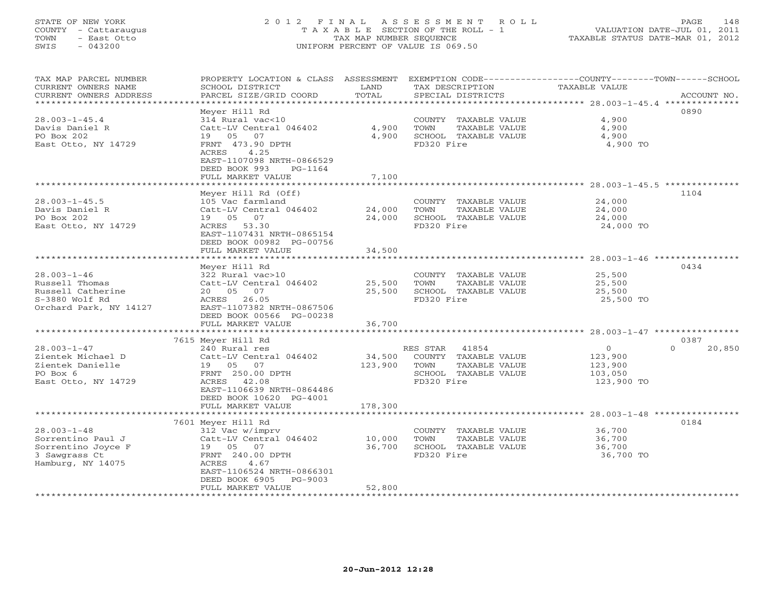STATE OF NEW YORK
COUNTY - Cattaraugus
TOWN - East Otto
SWIS - 043200

2012 FINAL ASSESSMENT ROLL
TAXABLE SECTION OF THE ROLL - 1
TAX MAP NUMBER SEQUENCE
UNIFORM PERCENT OF VALUE IS 069.50

VALUATION DATE-JUL 01, 2011
TAXABLE STATUS DATE-MAR 01, 2012

| TAX MAP PARCEL NUMBER / CURRENT OWNERS NAME / CURRENT OWNERS ADDRESS | PROPERTY LOCATION & CLASS / SCHOOL DISTRICT / PARCEL SIZE/GRID COORD | ASSESSMENT LAND | TOTAL | EXEMPTION CODE / TAX DESCRIPTION / SPECIAL DISTRICTS | COUNTY | TOWN | SCHOOL / ACCOUNT NO. |
|---|---|---|---|---|---|---|---|
| **28.003-1-45.4** | Meyer Hill Rd | | | | | | 0890 |
| 28.003-1-45.4 | 314 Rural vac<10 | | | COUNTY TAXABLE VALUE | 4,900 | | |
| Davis Daniel R | Catt-LV Central 046402 | 4,900 | | TOWN TAXABLE VALUE | | 4,900 | |
| PO Box 202 | 19 05 07 | | 4,900 | SCHOOL TAXABLE VALUE | | | 4,900 |
| East Otto, NY 14729 | FRNT 473.90 DPTH | | | FD320 Fire | 4,900 TO | | |
| | ACRES 4.25 | | | | | | |
| | EAST-1107098 NRTH-0866529 | | | | | | |
| | DEED BOOK 993 PG-1164 | | | | | | |
| | FULL MARKET VALUE | | 7,100 | | | | |
| **28.003-1-45.5** | Meyer Hill Rd (Off) | | | | | | 1104 |
| 28.003-1-45.5 | 105 Vac farmland | | | COUNTY TAXABLE VALUE | 24,000 | | |
| Davis Daniel R | Catt-LV Central 046402 | 24,000 | | TOWN TAXABLE VALUE | | 24,000 | |
| PO Box 202 | 19 05 07 | | 24,000 | SCHOOL TAXABLE VALUE | | | 24,000 |
| East Otto, NY 14729 | ACRES 53.30 | | | FD320 Fire | 24,000 TO | | |
| | EAST-1107431 NRTH-0865154 | | | | | | |
| | DEED BOOK 00982 PG-00756 | | | | | | |
| | FULL MARKET VALUE | | 34,500 | | | | |
| **28.003-1-46** | Meyer Hill Rd | | | | | | 0434 |
| 28.003-1-46 | 322 Rural vac>10 | | | COUNTY TAXABLE VALUE | 25,500 | | |
| Russell Thomas | Catt-LV Central 046402 | 25,500 | | TOWN TAXABLE VALUE | | 25,500 | |
| Russell Catherine | 20 05 07 | | 25,500 | SCHOOL TAXABLE VALUE | | | 25,500 |
| S-3880 Wolf Rd | ACRES 26.05 | | | FD320 Fire | 25,500 TO | | |
| Orchard Park, NY 14127 | EAST-1107382 NRTH-0867506 | | | | | | |
| | DEED BOOK 00566 PG-00238 | | | | | | |
| | FULL MARKET VALUE | | 36,700 | | | | |
| **28.003-1-47** | 7615 Meyer Hill Rd | | | | | | 0387 |
| 28.003-1-47 | 240 Rural res | | | RES STAR 41854 | 0 | 0 | 20,850 |
| Zientek Michael D | Catt-LV Central 046402 | 34,500 | | COUNTY TAXABLE VALUE | 123,900 | | |
| Zientek Danielle | 19 05 07 | | 123,900 | TOWN TAXABLE VALUE | | 123,900 | |
| PO Box 6 | FRNT 250.00 DPTH | | | SCHOOL TAXABLE VALUE | | | 103,050 |
| East Otto, NY 14729 | ACRES 42.08 | | | FD320 Fire | 123,900 TO | | |
| | EAST-1106639 NRTH-0864486 | | | | | | |
| | DEED BOOK 10620 PG-4001 | | | | | | |
| | FULL MARKET VALUE | | 178,300 | | | | |
| **28.003-1-48** | 7601 Meyer Hill Rd | | | | | | 0184 |
| 28.003-1-48 | 312 Vac w/imprv | | | COUNTY TAXABLE VALUE | 36,700 | | |
| Sorrentino Paul J | Catt-LV Central 046402 | 10,000 | | TOWN TAXABLE VALUE | | 36,700 | |
| Sorrentino Joyce F | 19 05 07 | | 36,700 | SCHOOL TAXABLE VALUE | | | 36,700 |
| 3 Sawgrass Ct | FRNT 240.00 DPTH | | | FD320 Fire | 36,700 TO | | |
| Hamburg, NY 14075 | ACRES 4.67 | | | | | | |
| | EAST-1106524 NRTH-0866301 | | | | | | |
| | DEED BOOK 6905 PG-9003 | | | | | | |
| | FULL MARKET VALUE | | 52,800 | | | | |

20-Jun-2012 12:28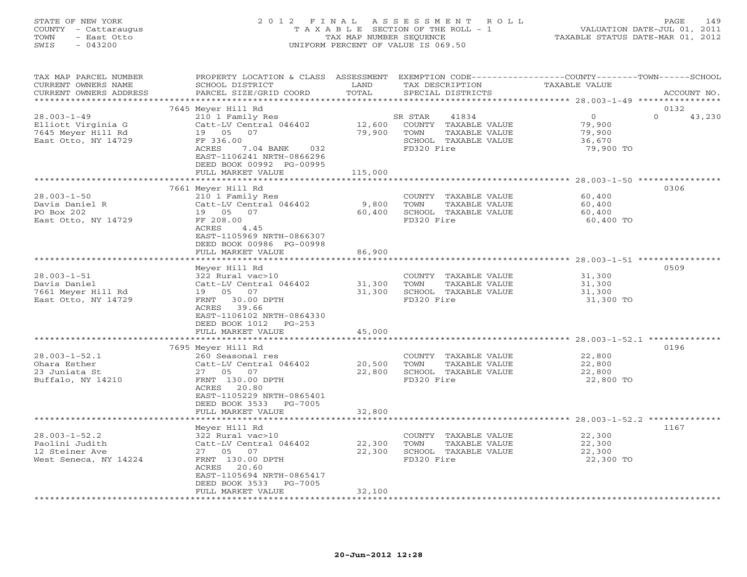STATE OF NEW YORK
COUNTY - Cattaraugus
TOWN - East Otto
SWIS - 043200

2 0 1 2 F I N A L A S S E S S M E N T R O L L
T A X A B L E SECTION OF THE ROLL - 1
TAX MAP NUMBER SEQUENCE
UNIFORM PERCENT OF VALUE IS 069.50

VALUATION DATE-JUL 01, 2011
TAXABLE STATUS DATE-MAR 01, 2012

| TAX MAP PARCEL NUMBER / CURRENT OWNERS NAME / CURRENT OWNERS ADDRESS | PROPERTY LOCATION & CLASS / SCHOOL DISTRICT / PARCEL SIZE/GRID COORD | ASSESSMENT LAND / TOTAL | EXEMPTION CODE / TAX DESCRIPTION / SPECIAL DISTRICTS | COUNTY TAXABLE VALUE | TOWN | SCHOOL / ACCOUNT NO. |
|---|---|---|---|---|---|---|
| | 7645 Meyer Hill Rd | | | | | 0132 |
| 28.003-1-49 | 210 1 Family Res | | SR STAR 41834 | 0 | 0 | 43,230 |
| Elliott Virginia G | Catt-LV Central 046402 | 12,600 | COUNTY TAXABLE VALUE | 79,900 | | |
| 7645 Meyer Hill Rd | 19 05 07 | 79,900 | TOWN TAXABLE VALUE | 79,900 | | |
| East Otto, NY 14729 | FF 336.00 | | SCHOOL TAXABLE VALUE | 36,670 | | |
| | ACRES 7.04 BANK 032 | | FD320 Fire | 79,900 TO | | |
| | EAST-1106241 NRTH-0866296 | | | | | |
| | DEED BOOK 00992 PG-00995 | | | | | |
| | FULL MARKET VALUE | 115,000 | | | | |
| | 7661 Meyer Hill Rd | | | | | 0306 |
| 28.003-1-50 | 210 1 Family Res | | COUNTY TAXABLE VALUE | 60,400 | | |
| Davis Daniel R | Catt-LV Central 046402 | 9,800 | TOWN TAXABLE VALUE | 60,400 | | |
| PO Box 202 | 19 05 07 | 60,400 | SCHOOL TAXABLE VALUE | 60,400 | | |
| East Otto, NY 14729 | FF 208.00 | | FD320 Fire | 60,400 TO | | |
| | ACRES 4.45 | | | | | |
| | EAST-1105969 NRTH-0866307 | | | | | |
| | DEED BOOK 00986 PG-00998 | | | | | |
| | FULL MARKET VALUE | 86,900 | | | | |
| | Meyer Hill Rd | | | | | 0509 |
| 28.003-1-51 | 322 Rural vac>10 | | COUNTY TAXABLE VALUE | 31,300 | | |
| Davis Daniel | Catt-LV Central 046402 | 31,300 | TOWN TAXABLE VALUE | 31,300 | | |
| 7661 Meyer Hill Rd | 19 05 07 | 31,300 | SCHOOL TAXABLE VALUE | 31,300 | | |
| East Otto, NY 14729 | FRNT 30.00 DPTH | | FD320 Fire | 31,300 TO | | |
| | ACRES 39.66 | | | | | |
| | EAST-1106102 NRTH-0864330 | | | | | |
| | DEED BOOK 1012 PG-253 | | | | | |
| | FULL MARKET VALUE | 45,000 | | | | |
| | 7695 Meyer Hill Rd | | | | | 0196 |
| 28.003-1-52.1 | 260 Seasonal res | | COUNTY TAXABLE VALUE | 22,800 | | |
| Ohara Esther | Catt-LV Central 046402 | 20,500 | TOWN TAXABLE VALUE | 22,800 | | |
| 23 Juniata St | 27 05 07 | 22,800 | SCHOOL TAXABLE VALUE | 22,800 | | |
| Buffalo, NY 14210 | FRNT 130.00 DPTH | | FD320 Fire | 22,800 TO | | |
| | ACRES 20.80 | | | | | |
| | EAST-1105229 NRTH-0865401 | | | | | |
| | DEED BOOK 3533 PG-7005 | | | | | |
| | FULL MARKET VALUE | 32,800 | | | | |
| | Meyer Hill Rd | | | | | 1167 |
| 28.003-1-52.2 | 322 Rural vac>10 | | COUNTY TAXABLE VALUE | 22,300 | | |
| Paolini Judith | Catt-LV Central 046402 | 22,300 | TOWN TAXABLE VALUE | 22,300 | | |
| 12 Steiner Ave | 27 05 07 | 22,300 | SCHOOL TAXABLE VALUE | 22,300 | | |
| West Seneca, NY 14224 | FRNT 130.00 DPTH | | FD320 Fire | 22,300 TO | | |
| | ACRES 20.60 | | | | | |
| | EAST-1105694 NRTH-0865417 | | | | | |
| | DEED BOOK 3533 PG-7005 | | | | | |
| | FULL MARKET VALUE | 32,100 | | | | |

20-Jun-2012 12:28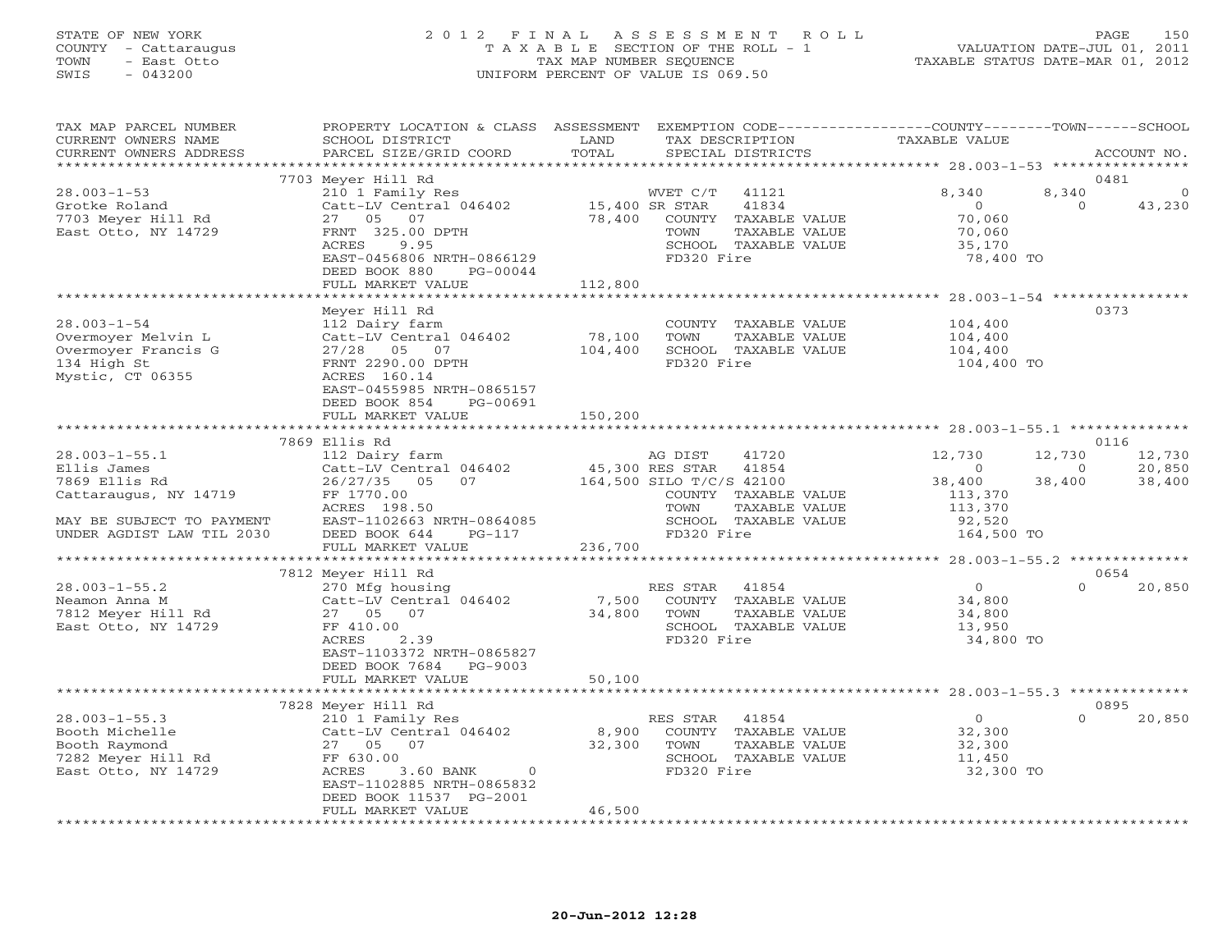STATE OF NEW YORK
COUNTY - Cattaraugus
TOWN - East Otto
SWIS - 043200

2012 FINAL ASSESSMENT ROLL
TAXABLE SECTION OF THE ROLL - 1
TAX MAP NUMBER SEQUENCE
UNIFORM PERCENT OF VALUE IS 069.50

VALUATION DATE-JUL 01, 2011
TAXABLE STATUS DATE-MAR 01, 2012

| TAX MAP PARCEL NUMBER / CURRENT OWNERS NAME / CURRENT OWNERS ADDRESS | PROPERTY LOCATION & CLASS / SCHOOL DISTRICT / PARCEL SIZE/GRID COORD | ASSESSMENT LAND / TOTAL | EXEMPTION CODE / TAX DESCRIPTION / SPECIAL DISTRICTS | COUNTY TAXABLE VALUE | TOWN | SCHOOL | ACCOUNT NO. |
|---|---|---|---|---|---|---|---|
| | 7703 Meyer Hill Rd | | | | | | 0481 |
| 28.003-1-53 | 210 1 Family Res | | WVET C/T 41121 | 8,340 | 8,340 | 0 | |
| Grotke Roland | Catt-LV Central 046402 | 15,400 | SR STAR 41834 | 0 | 0 | 43,230 | |
| 7703 Meyer Hill Rd | 27 05 07 | 78,400 | COUNTY TAXABLE VALUE | 70,060 | | | |
| East Otto, NY 14729 | FRNT 325.00 DPTH | | TOWN TAXABLE VALUE | 70,060 | | | |
| | ACRES 9.95 | | SCHOOL TAXABLE VALUE | 35,170 | | | |
| | EAST-0456806 NRTH-0866129 | | FD320 Fire | 78,400 TO | | | |
| | DEED BOOK 880 PG-00044 | | | | | | |
| | FULL MARKET VALUE | 112,800 | | | | | |
| | Meyer Hill Rd | | | | | | 0373 |
| 28.003-1-54 | 112 Dairy farm | | COUNTY TAXABLE VALUE | 104,400 | | | |
| Overmoyer Melvin L | Catt-LV Central 046402 | 78,100 | TOWN TAXABLE VALUE | 104,400 | | | |
| Overmoyer Francis G | 27/28 05 07 | 104,400 | SCHOOL TAXABLE VALUE | 104,400 | | | |
| 134 High St | FRNT 2290.00 DPTH | | FD320 Fire | 104,400 TO | | | |
| Mystic, CT 06355 | ACRES 160.14 | | | | | | |
| | EAST-0455985 NRTH-0865157 | | | | | | |
| | DEED BOOK 854 PG-00691 | | | | | | |
| | FULL MARKET VALUE | 150,200 | | | | | |
| | 7869 Ellis Rd | | | | | | 0116 |
| 28.003-1-55.1 | 112 Dairy farm | | AG DIST 41720 | 12,730 | 12,730 | 12,730 | |
| Ellis James | Catt-LV Central 046402 | 45,300 | RES STAR 41854 | 0 | 0 | 20,850 | |
| 7869 Ellis Rd | 26/27/35 05 07 | 164,500 | SILO T/C/S 42100 | 38,400 | 38,400 | 38,400 | |
| Cattaraugus, NY 14719 | FF 1770.00 | | COUNTY TAXABLE VALUE | 113,370 | | | |
| | ACRES 198.50 | | TOWN TAXABLE VALUE | 113,370 | | | |
| MAY BE SUBJECT TO PAYMENT | EAST-1102663 NRTH-0864085 | | SCHOOL TAXABLE VALUE | 92,520 | | | |
| UNDER AGDIST LAW TIL 2030 | DEED BOOK 644 PG-117 | | FD320 Fire | 164,500 TO | | | |
| | FULL MARKET VALUE | 236,700 | | | | | |
| | 7812 Meyer Hill Rd | | | | | | 0654 |
| 28.003-1-55.2 | 270 Mfg housing | | RES STAR 41854 | 0 | 0 | 20,850 | |
| Neamon Anna M | Catt-LV Central 046402 | 7,500 | COUNTY TAXABLE VALUE | 34,800 | | | |
| 7812 Meyer Hill Rd | 27 05 07 | 34,800 | TOWN TAXABLE VALUE | 34,800 | | | |
| East Otto, NY 14729 | FF 410.00 | | SCHOOL TAXABLE VALUE | 13,950 | | | |
| | ACRES 2.39 | | FD320 Fire | 34,800 TO | | | |
| | EAST-1103372 NRTH-0865827 | | | | | | |
| | DEED BOOK 7684 PG-9003 | | | | | | |
| | FULL MARKET VALUE | 50,100 | | | | | |
| | 7828 Meyer Hill Rd | | | | | | 0895 |
| 28.003-1-55.3 | 210 1 Family Res | | RES STAR 41854 | 0 | 0 | 20,850 | |
| Booth Michelle | Catt-LV Central 046402 | 8,900 | COUNTY TAXABLE VALUE | 32,300 | | | |
| Booth Raymond | 27 05 07 | 32,300 | TOWN TAXABLE VALUE | 32,300 | | | |
| 7282 Meyer Hill Rd | FF 630.00 | | SCHOOL TAXABLE VALUE | 11,450 | | | |
| East Otto, NY 14729 | ACRES 3.60 BANK 0 | | FD320 Fire | 32,300 TO | | | |
| | EAST-1102885 NRTH-0865832 | | | | | | |
| | DEED BOOK 11537 PG-2001 | | | | | | |
| | FULL MARKET VALUE | 46,500 | | | | | |

20-Jun-2012 12:28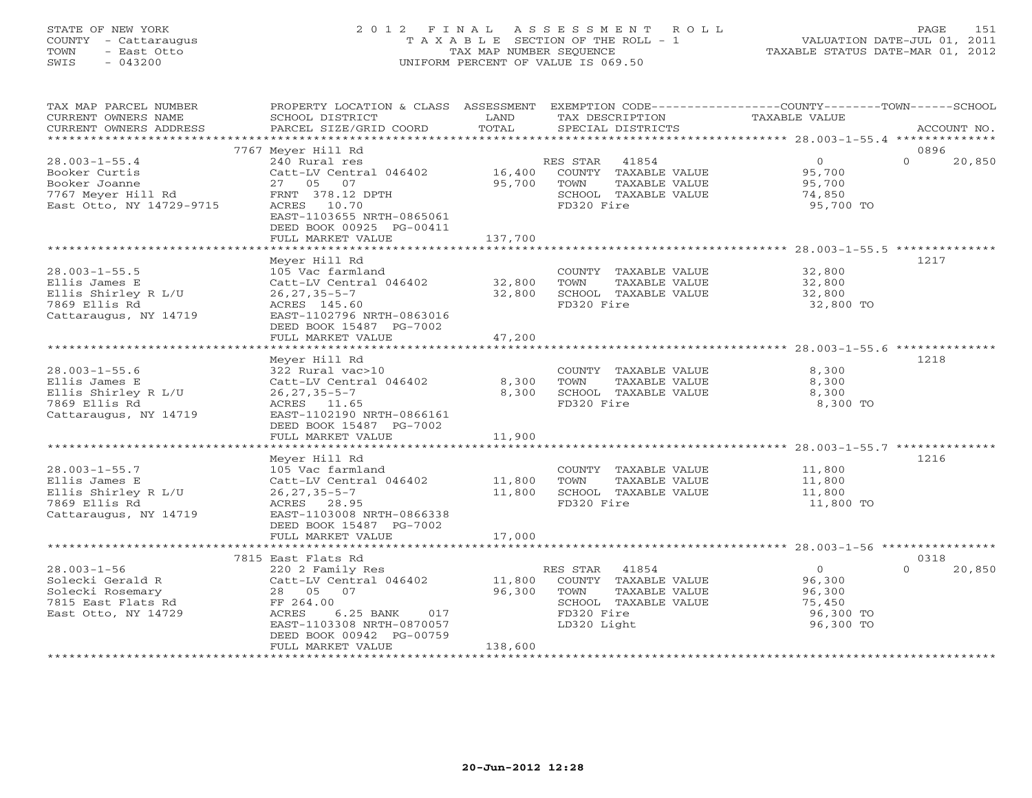STATE OF NEW YORK
COUNTY - Cattaraugus
TOWN - East Otto
SWIS - 043200

2012 FINAL ASSESSMENT ROLL
TAXABLE SECTION OF THE ROLL - 1
TAX MAP NUMBER SEQUENCE
UNIFORM PERCENT OF VALUE IS 069.50

VALUATION DATE-JUL 01, 2011
TAXABLE STATUS DATE-MAR 01, 2012

| TAX MAP PARCEL NUMBER / CURRENT OWNERS NAME / CURRENT OWNERS ADDRESS | PROPERTY LOCATION & CLASS / SCHOOL DISTRICT / PARCEL SIZE/GRID COORD | ASSESSMENT LAND / TOTAL | EXEMPTION CODE / TAX DESCRIPTION / SPECIAL DISTRICTS | COUNTY / TOWN / SCHOOL TAXABLE VALUE | ACCOUNT NO. |
|---|---|---|---|---|---|
| **28.003-1-55.4** | 7767 Meyer Hill Rd | | | | 0896 |
| | 240 Rural res | | RES STAR 41854 | 0 | 0 20,850 |
| Booker Curtis | Catt-LV Central 046402 | 16,400 | COUNTY TAXABLE VALUE | 95,700 | |
| Booker Joanne | 27 05 07 | 95,700 | TOWN TAXABLE VALUE | 95,700 | |
| 7767 Meyer Hill Rd | FRNT 378.12 DPTH | | SCHOOL TAXABLE VALUE | 74,850 | |
| East Otto, NY 14729-9715 | ACRES 10.70 | | FD320 Fire | 95,700 TO | |
| | EAST-1103655 NRTH-0865061 | | | | |
| | DEED BOOK 00925 PG-00411 | | | | |
| | FULL MARKET VALUE | 137,700 | | | |
| **28.003-1-55.5** | Meyer Hill Rd | | | | 1217 |
| | 105 Vac farmland | | COUNTY TAXABLE VALUE | 32,800 | |
| Ellis James E | Catt-LV Central 046402 | 32,800 | TOWN TAXABLE VALUE | 32,800 | |
| Ellis Shirley R L/U | 26,27,35-5-7 | 32,800 | SCHOOL TAXABLE VALUE | 32,800 | |
| 7869 Ellis Rd | ACRES 145.60 | | FD320 Fire | 32,800 TO | |
| Cattaraugus, NY 14719 | EAST-1102796 NRTH-0863016 | | | | |
| | DEED BOOK 15487 PG-7002 | | | | |
| | FULL MARKET VALUE | 47,200 | | | |
| **28.003-1-55.6** | Meyer Hill Rd | | | | 1218 |
| | 322 Rural vac>10 | | COUNTY TAXABLE VALUE | 8,300 | |
| Ellis James E | Catt-LV Central 046402 | 8,300 | TOWN TAXABLE VALUE | 8,300 | |
| Ellis Shirley R L/U | 26,27,35-5-7 | 8,300 | SCHOOL TAXABLE VALUE | 8,300 | |
| 7869 Ellis Rd | ACRES 11.65 | | FD320 Fire | 8,300 TO | |
| Cattaraugus, NY 14719 | EAST-1102190 NRTH-0866161 | | | | |
| | DEED BOOK 15487 PG-7002 | | | | |
| | FULL MARKET VALUE | 11,900 | | | |
| **28.003-1-55.7** | Meyer Hill Rd | | | | 1216 |
| | 105 Vac farmland | | COUNTY TAXABLE VALUE | 11,800 | |
| Ellis James E | Catt-LV Central 046402 | 11,800 | TOWN TAXABLE VALUE | 11,800 | |
| Ellis Shirley R L/U | 26,27,35-5-7 | 11,800 | SCHOOL TAXABLE VALUE | 11,800 | |
| 7869 Ellis Rd | ACRES 28.95 | | FD320 Fire | 11,800 TO | |
| Cattaraugus, NY 14719 | EAST-1103008 NRTH-0866338 | | | | |
| | DEED BOOK 15487 PG-7002 | | | | |
| | FULL MARKET VALUE | 17,000 | | | |
| **28.003-1-56** | 7815 East Flats Rd | | | | 0318 |
| | 220 2 Family Res | | RES STAR 41854 | 0 | 0 20,850 |
| Solecki Gerald R | Catt-LV Central 046402 | 11,800 | COUNTY TAXABLE VALUE | 96,300 | |
| Solecki Rosemary | 28 05 07 | 96,300 | TOWN TAXABLE VALUE | 96,300 | |
| 7815 East Flats Rd | FF 264.00 | | SCHOOL TAXABLE VALUE | 75,450 | |
| East Otto, NY 14729 | ACRES 6.25 BANK 017 | | FD320 Fire | 96,300 TO | |
| | EAST-1103308 NRTH-0870057 | | LD320 Light | 96,300 TO | |
| | DEED BOOK 00942 PG-00759 | | | | |
| | FULL MARKET VALUE | 138,600 | | | |

20-Jun-2012 12:28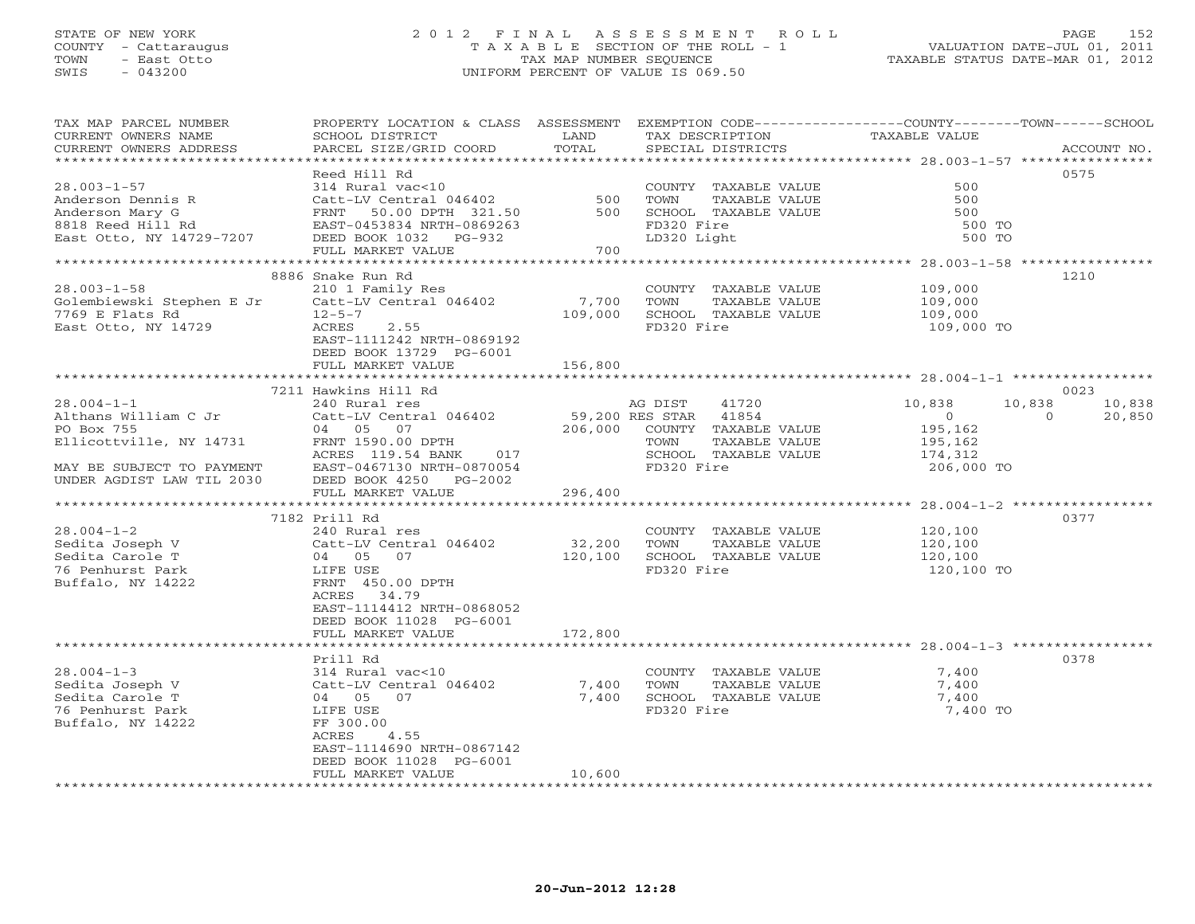STATE OF NEW YORK
COUNTY - Cattaraugus
TOWN - East Otto
SWIS - 043200

# 2012 FINAL ASSESSMENT ROLL
TAXABLE SECTION OF THE ROLL - 1
TAX MAP NUMBER SEQUENCE
UNIFORM PERCENT OF VALUE IS 069.50

VALUATION DATE-JUL 01, 2011
TAXABLE STATUS DATE-MAR 01, 2012

| TAX MAP PARCEL NUMBER / CURRENT OWNERS NAME / CURRENT OWNERS ADDRESS | PROPERTY LOCATION & CLASS / SCHOOL DISTRICT / PARCEL SIZE/GRID COORD | ASSESSMENT LAND / TOTAL | EXEMPTION CODE / TAX DESCRIPTION / SPECIAL DISTRICTS | COUNTY TAXABLE VALUE | TOWN | SCHOOL | ACCOUNT NO. |
|---|---|---|---|---|---|---|---|
| **28.003-1-57** | Reed Hill Rd | | | | | | 0575 |
| Anderson Dennis R | 314 Rural vac<10 | | COUNTY TAXABLE VALUE | 500 | | | |
| Anderson Mary G | Catt-LV Central 046402 | 500 | TOWN TAXABLE VALUE | 500 | | | |
| 8818 Reed Hill Rd | FRNT 50.00 DPTH 321.50 | 500 | SCHOOL TAXABLE VALUE | 500 | | | |
| East Otto, NY 14729-7207 | EAST-0453834 NRTH-0869263 | | FD320 Fire | 500 TO | | | |
| | DEED BOOK 1032 PG-932 | | LD320 Light | 500 TO | | | |
| | FULL MARKET VALUE | 700 | | | | | |
| **28.003-1-58** | 8886 Snake Run Rd | | | | | | 1210 |
| Golembiewski Stephen E Jr | 210 1 Family Res | | COUNTY TAXABLE VALUE | 109,000 | | | |
| 7769 E Flats Rd | Catt-LV Central 046402 | 7,700 | TOWN TAXABLE VALUE | 109,000 | | | |
| East Otto, NY 14729 | 12-5-7 | 109,000 | SCHOOL TAXABLE VALUE | 109,000 | | | |
| | ACRES 2.55 | | FD320 Fire | 109,000 TO | | | |
| | EAST-1111242 NRTH-0869192 | | | | | | |
| | DEED BOOK 13729 PG-6001 | | | | | | |
| | FULL MARKET VALUE | 156,800 | | | | | |
| **28.004-1-1** | 7211 Hawkins Hill Rd | | | | | | 0023 |
| Althans William C Jr | 240 Rural res | | AG DIST 41720 | 10,838 | 10,838 | 10,838 | |
| PO Box 755 | Catt-LV Central 046402 | 59,200 | RES STAR 41854 | 0 | 0 | 20,850 | |
| Ellicottville, NY 14731 | 04 05 07 | 206,000 | COUNTY TAXABLE VALUE | 195,162 | | | |
| | FRNT 1590.00 DPTH | | TOWN TAXABLE VALUE | 195,162 | | | |
| | ACRES 119.54 BANK 017 | | SCHOOL TAXABLE VALUE | 174,312 | | | |
| MAY BE SUBJECT TO PAYMENT | EAST-0467130 NRTH-0870054 | | FD320 Fire | 206,000 TO | | | |
| UNDER AGDIST LAW TIL 2030 | DEED BOOK 4250 PG-2002 | | | | | | |
| | FULL MARKET VALUE | 296,400 | | | | | |
| **28.004-1-2** | 7182 Prill Rd | | | | | | 0377 |
| Sedita Joseph V | 240 Rural res | | COUNTY TAXABLE VALUE | 120,100 | | | |
| Sedita Carole T | Catt-LV Central 046402 | 32,200 | TOWN TAXABLE VALUE | 120,100 | | | |
| 76 Penhurst Park | 04 05 07 | 120,100 | SCHOOL TAXABLE VALUE | 120,100 | | | |
| Buffalo, NY 14222 | LIFE USE | | FD320 Fire | 120,100 TO | | | |
| | FRNT 450.00 DPTH | | | | | | |
| | ACRES 34.79 | | | | | | |
| | EAST-1114412 NRTH-0868052 | | | | | | |
| | DEED BOOK 11028 PG-6001 | | | | | | |
| | FULL MARKET VALUE | 172,800 | | | | | |
| **28.004-1-3** | Prill Rd | | | | | | 0378 |
| Sedita Joseph V | 314 Rural vac<10 | | COUNTY TAXABLE VALUE | 7,400 | | | |
| Sedita Carole T | Catt-LV Central 046402 | 7,400 | TOWN TAXABLE VALUE | 7,400 | | | |
| 76 Penhurst Park | 04 05 07 | 7,400 | SCHOOL TAXABLE VALUE | 7,400 | | | |
| Buffalo, NY 14222 | LIFE USE | | FD320 Fire | 7,400 TO | | | |
| | FF 300.00 | | | | | | |
| | ACRES 4.55 | | | | | | |
| | EAST-1114690 NRTH-0867142 | | | | | | |
| | DEED BOOK 11028 PG-6001 | | | | | | |
| | FULL MARKET VALUE | 10,600 | | | | | |

20-Jun-2012 12:28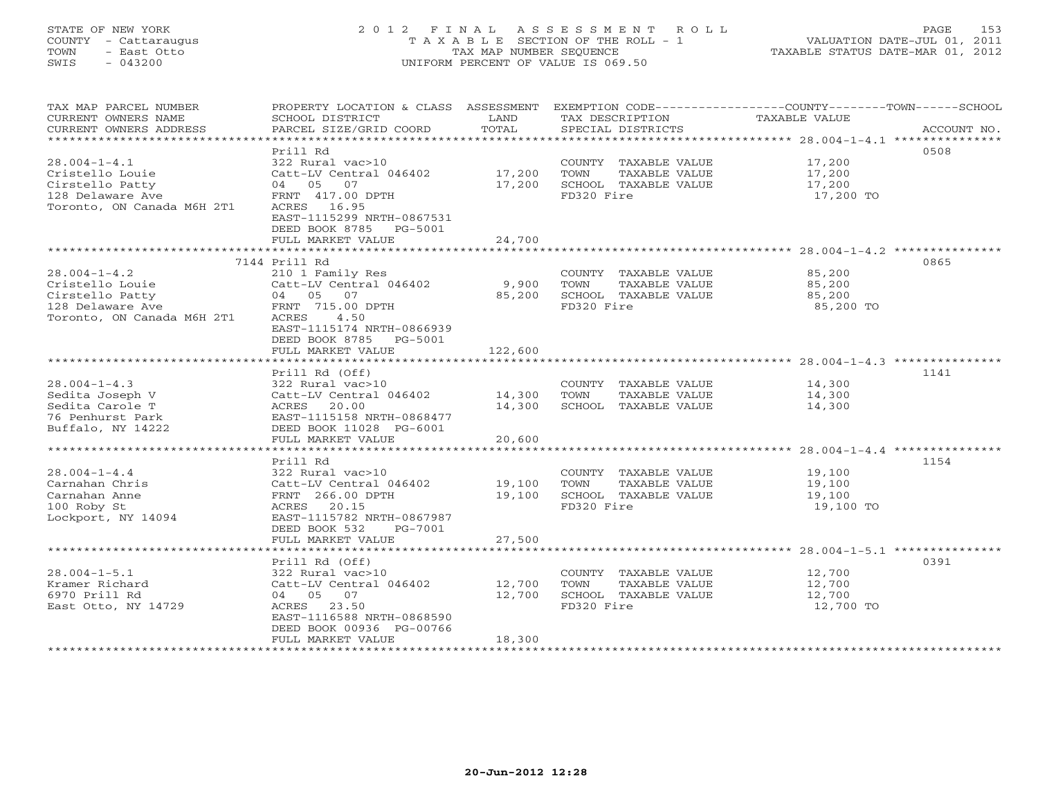STATE OF NEW YORK
COUNTY - Cattaraugus
TOWN - East Otto
SWIS - 043200

2012 FINAL ASSESSMENT ROLL
TAXABLE SECTION OF THE ROLL - 1
TAX MAP NUMBER SEQUENCE
UNIFORM PERCENT OF VALUE IS 069.50

VALUATION DATE-JUL 01, 2011
TAXABLE STATUS DATE-MAR 01, 2012

| TAX MAP PARCEL NUMBER / CURRENT OWNERS NAME / CURRENT OWNERS ADDRESS | PROPERTY LOCATION & CLASS / SCHOOL DISTRICT / PARCEL SIZE/GRID COORD | ASSESSMENT LAND | TOTAL | EXEMPTION CODE / TAX DESCRIPTION / SPECIAL DISTRICTS | TAXABLE VALUE (COUNTY--TOWN--SCHOOL) | ACCOUNT NO. |
|---|---|---|---|---|---|---|
| 28.004-1-4.1 | Prill Rd | | | | | 0508 |
| Cristello Louie | 322 Rural vac>10 | | | COUNTY TAXABLE VALUE | 17,200 | |
| Cirstello Patty | Catt-LV Central 046402 | 17,200 | | TOWN TAXABLE VALUE | 17,200 | |
| 128 Delaware Ave | 04 05 07 | | 17,200 | SCHOOL TAXABLE VALUE | 17,200 | |
| Toronto, ON Canada M6H 2T1 | FRNT 417.00 DPTH | | | FD320 Fire | 17,200 TO | |
| | ACRES 16.95 | | | | | |
| | EAST-1115299 NRTH-0867531 | | | | | |
| | DEED BOOK 8785 PG-5001 | | | | | |
| | FULL MARKET VALUE | | 24,700 | | | |
| 28.004-1-4.2 | 7144 Prill Rd | | | | | 0865 |
| Cristello Louie | 210 1 Family Res | | | COUNTY TAXABLE VALUE | 85,200 | |
| Cirstello Patty | Catt-LV Central 046402 | 9,900 | | TOWN TAXABLE VALUE | 85,200 | |
| 128 Delaware Ave | 04 05 07 | | 85,200 | SCHOOL TAXABLE VALUE | 85,200 | |
| Toronto, ON Canada M6H 2T1 | FRNT 715.00 DPTH | | | FD320 Fire | 85,200 TO | |
| | ACRES 4.50 | | | | | |
| | EAST-1115174 NRTH-0866939 | | | | | |
| | DEED BOOK 8785 PG-5001 | | | | | |
| | FULL MARKET VALUE | | 122,600 | | | |
| 28.004-1-4.3 | Prill Rd (Off) | | | | | 1141 |
| Sedita Joseph V | 322 Rural vac>10 | | | COUNTY TAXABLE VALUE | 14,300 | |
| Sedita Carole T | Catt-LV Central 046402 | 14,300 | | TOWN TAXABLE VALUE | 14,300 | |
| 76 Penhurst Park | ACRES 20.00 | | 14,300 | SCHOOL TAXABLE VALUE | 14,300 | |
| Buffalo, NY 14222 | EAST-1115158 NRTH-0868477 | | | | | |
| | DEED BOOK 11028 PG-6001 | | | | | |
| | FULL MARKET VALUE | | 20,600 | | | |
| 28.004-1-4.4 | Prill Rd | | | | | 1154 |
| Carnahan Chris | 322 Rural vac>10 | | | COUNTY TAXABLE VALUE | 19,100 | |
| Carnahan Anne | Catt-LV Central 046402 | 19,100 | | TOWN TAXABLE VALUE | 19,100 | |
| 100 Roby St | FRNT 266.00 DPTH | | 19,100 | SCHOOL TAXABLE VALUE | 19,100 | |
| Lockport, NY 14094 | ACRES 20.15 | | | FD320 Fire | 19,100 TO | |
| | EAST-1115782 NRTH-0867987 | | | | | |
| | DEED BOOK 532 PG-7001 | | | | | |
| | FULL MARKET VALUE | | 27,500 | | | |
| 28.004-1-5.1 | Prill Rd (Off) | | | | | 0391 |
| Kramer Richard | 322 Rural vac>10 | | | COUNTY TAXABLE VALUE | 12,700 | |
| 6970 Prill Rd | Catt-LV Central 046402 | 12,700 | | TOWN TAXABLE VALUE | 12,700 | |
| East Otto, NY 14729 | 04 05 07 | | 12,700 | SCHOOL TAXABLE VALUE | 12,700 | |
| | ACRES 23.50 | | | FD320 Fire | 12,700 TO | |
| | EAST-1116588 NRTH-0868590 | | | | | |
| | DEED BOOK 00936 PG-00766 | | | | | |
| | FULL MARKET VALUE | | 18,300 | | | |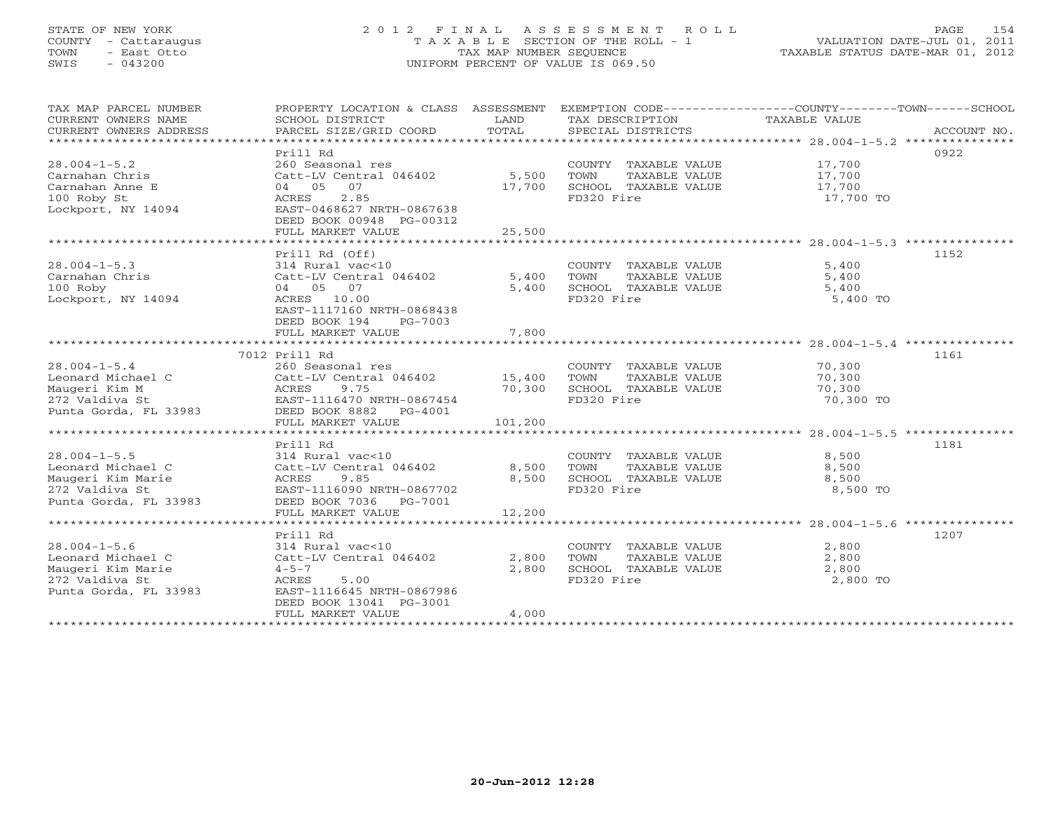STATE OF NEW YORK
COUNTY - Cattaraugus
TOWN - East Otto
SWIS - 043200

2012 FINAL ASSESSMENT ROLL
TAXABLE SECTION OF THE ROLL - 1
TAX MAP NUMBER SEQUENCE
UNIFORM PERCENT OF VALUE IS 069.50

VALUATION DATE-JUL 01, 2011
TAXABLE STATUS DATE-MAR 01, 2012

| TAX MAP PARCEL NUMBER / CURRENT OWNERS NAME / CURRENT OWNERS ADDRESS | PROPERTY LOCATION & CLASS / SCHOOL DISTRICT / PARCEL SIZE/GRID COORD | ASSESSMENT LAND / TOTAL | EXEMPTION CODE / TAX DESCRIPTION / SPECIAL DISTRICTS | TAXABLE VALUE | ACCOUNT NO. |
|---|---|---|---|---|---|
| 28.004-1-5.2 | Prill Rd | | | | 0922 |
| Carnahan Chris | 260 Seasonal res | | COUNTY TAXABLE VALUE | 17,700 | |
| Carnahan Anne E | Catt-LV Central 046402 | 5,500 | TOWN TAXABLE VALUE | 17,700 | |
| 100 Roby St | 04 05 07 | 17,700 | SCHOOL TAXABLE VALUE | 17,700 | |
| Lockport, NY 14094 | ACRES 2.85 | | FD320 Fire | 17,700 TO | |
| | EAST-0468627 NRTH-0867638 | | | | |
| | DEED BOOK 00948 PG-00312 | | | | |
| | FULL MARKET VALUE | 25,500 | | | |
| 28.004-1-5.3 | Prill Rd (Off) | | | | 1152 |
| Carnahan Chris | 314 Rural vac<10 | | COUNTY TAXABLE VALUE | 5,400 | |
| 100 Roby | Catt-LV Central 046402 | 5,400 | TOWN TAXABLE VALUE | 5,400 | |
| Lockport, NY 14094 | 04 05 07 | 5,400 | SCHOOL TAXABLE VALUE | 5,400 | |
| | ACRES 10.00 | | FD320 Fire | 5,400 TO | |
| | EAST-1117160 NRTH-0868438 | | | | |
| | DEED BOOK 194 PG-7003 | | | | |
| | FULL MARKET VALUE | 7,800 | | | |
| 28.004-1-5.4 | 7012 Prill Rd | | | | 1161 |
| Leonard Michael C | 260 Seasonal res | | COUNTY TAXABLE VALUE | 70,300 | |
| Maugeri Kim M | Catt-LV Central 046402 | 15,400 | TOWN TAXABLE VALUE | 70,300 | |
| 272 Valdiva St | ACRES 9.75 | 70,300 | SCHOOL TAXABLE VALUE | 70,300 | |
| Punta Gorda, FL 33983 | EAST-1116470 NRTH-0867454 | | FD320 Fire | 70,300 TO | |
| | DEED BOOK 8882 PG-4001 | | | | |
| | FULL MARKET VALUE | 101,200 | | | |
| 28.004-1-5.5 | Prill Rd | | | | 1181 |
| Leonard Michael C | 314 Rural vac<10 | | COUNTY TAXABLE VALUE | 8,500 | |
| Maugeri Kim Marie | Catt-LV Central 046402 | 8,500 | TOWN TAXABLE VALUE | 8,500 | |
| 272 Valdiva St | ACRES 9.85 | 8,500 | SCHOOL TAXABLE VALUE | 8,500 | |
| Punta Gorda, FL 33983 | EAST-1116090 NRTH-0867702 | | FD320 Fire | 8,500 TO | |
| | DEED BOOK 7036 PG-7001 | | | | |
| | FULL MARKET VALUE | 12,200 | | | |
| 28.004-1-5.6 | Prill Rd | | | | 1207 |
| Leonard Michael C | 314 Rural vac<10 | | COUNTY TAXABLE VALUE | 2,800 | |
| Maugeri Kim Marie | Catt-LV Central 046402 | 2,800 | TOWN TAXABLE VALUE | 2,800 | |
| 272 Valdiva St | 4-5-7 | 2,800 | SCHOOL TAXABLE VALUE | 2,800 | |
| Punta Gorda, FL 33983 | ACRES 5.00 | | FD320 Fire | 2,800 TO | |
| | EAST-1116645 NRTH-0867986 | | | | |
| | DEED BOOK 13041 PG-3001 | | | | |
| | FULL MARKET VALUE | 4,000 | | | |

20-Jun-2012 12:28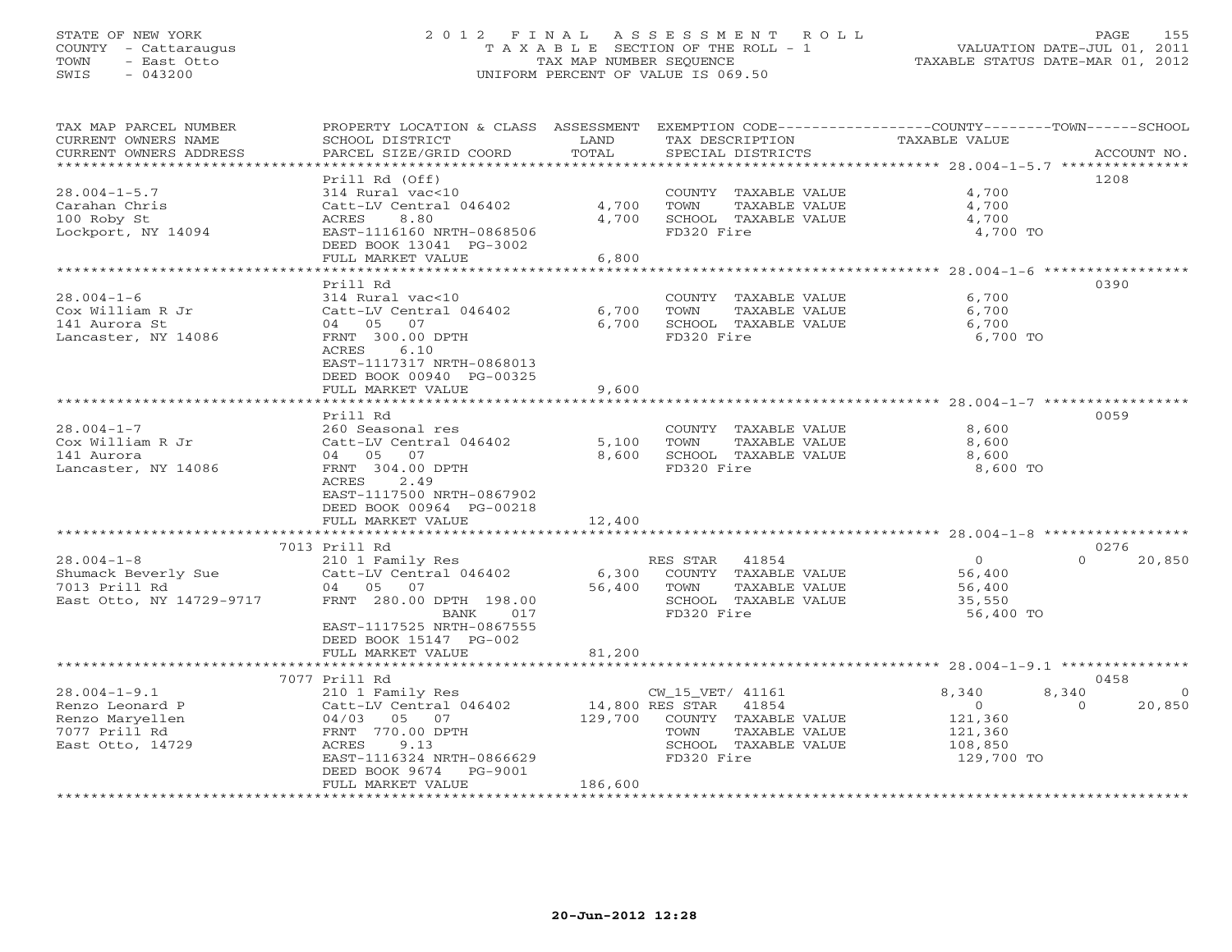STATE OF NEW YORK
COUNTY - Cattaraugus
TOWN - East Otto
SWIS - 043200

# 2012 FINAL ASSESSMENT ROLL
TAXABLE SECTION OF THE ROLL - 1
TAX MAP NUMBER SEQUENCE
UNIFORM PERCENT OF VALUE IS 069.50

VALUATION DATE-JUL 01, 2011
TAXABLE STATUS DATE-MAR 01, 2012

| TAX MAP PARCEL NUMBER / CURRENT OWNERS NAME / CURRENT OWNERS ADDRESS | PROPERTY LOCATION & CLASS / SCHOOL DISTRICT / PARCEL SIZE/GRID COORD | ASSESSMENT LAND / TOTAL | EXEMPTION CODE / TAX DESCRIPTION / SPECIAL DISTRICTS | COUNTY | TOWN | SCHOOL | ACCOUNT NO. |
|---|---|---|---|---|---|---|---|
| 28.004-1-5.7 | Prill Rd (Off) | | | | | | 1208 |
| | 314 Rural vac<10 | | COUNTY TAXABLE VALUE | 4,700 | | | |
| Carahan Chris | Catt-LV Central 046402 | 4,700 | TOWN TAXABLE VALUE | | 4,700 | | |
| 100 Roby St | ACRES 8.80 | 4,700 | SCHOOL TAXABLE VALUE | | | 4,700 | |
| Lockport, NY 14094 | EAST-1116160 NRTH-0868506 | | FD320 Fire | 4,700 TO | | | |
| | DEED BOOK 13041 PG-3002 | | | | | | |
| | FULL MARKET VALUE | 6,800 | | | | | |
| 28.004-1-6 | Prill Rd | | | | | | 0390 |
| | 314 Rural vac<10 | | COUNTY TAXABLE VALUE | 6,700 | | | |
| Cox William R Jr | Catt-LV Central 046402 | 6,700 | TOWN TAXABLE VALUE | | 6,700 | | |
| 141 Aurora St | 04 05 07 | 6,700 | SCHOOL TAXABLE VALUE | | | 6,700 | |
| Lancaster, NY 14086 | FRNT 300.00 DPTH | | FD320 Fire | 6,700 TO | | | |
| | ACRES 6.10 | | | | | | |
| | EAST-1117317 NRTH-0868013 | | | | | | |
| | DEED BOOK 00940 PG-00325 | | | | | | |
| | FULL MARKET VALUE | 9,600 | | | | | |
| 28.004-1-7 | Prill Rd | | | | | | 0059 |
| | 260 Seasonal res | | COUNTY TAXABLE VALUE | 8,600 | | | |
| Cox William R Jr | Catt-LV Central 046402 | 5,100 | TOWN TAXABLE VALUE | | 8,600 | | |
| 141 Aurora | 04 05 07 | 8,600 | SCHOOL TAXABLE VALUE | | | 8,600 | |
| Lancaster, NY 14086 | FRNT 304.00 DPTH | | FD320 Fire | 8,600 TO | | | |
| | ACRES 2.49 | | | | | | |
| | EAST-1117500 NRTH-0867902 | | | | | | |
| | DEED BOOK 00964 PG-00218 | | | | | | |
| | FULL MARKET VALUE | 12,400 | | | | | |
| 28.004-1-8 | 7013 Prill Rd | | | | | | 0276 |
| | 210 1 Family Res | | RES STAR 41854 | 0 | 0 | 20,850 | |
| Shumack Beverly Sue | Catt-LV Central 046402 | 6,300 | COUNTY TAXABLE VALUE | 56,400 | | | |
| 7013 Prill Rd | 04 05 07 | 56,400 | TOWN TAXABLE VALUE | | 56,400 | | |
| East Otto, NY 14729-9717 | FRNT 280.00 DPTH 198.00 | | SCHOOL TAXABLE VALUE | | | 35,550 | |
| | BANK 017 | | FD320 Fire | 56,400 TO | | | |
| | EAST-1117525 NRTH-0867555 | | | | | | |
| | DEED BOOK 15147 PG-002 | | | | | | |
| | FULL MARKET VALUE | 81,200 | | | | | |
| 28.004-1-9.1 | 7077 Prill Rd | | | | | | 0458 |
| | 210 1 Family Res | | CW_15_VET/ 41161 | 8,340 | 8,340 | 0 | |
| Renzo Leonard P | Catt-LV Central 046402 | 14,800 | RES STAR 41854 | 0 | 0 | 20,850 | |
| Renzo Maryellen | 04/03 05 07 | 129,700 | COUNTY TAXABLE VALUE | 121,360 | | | |
| 7077 Prill Rd | FRNT 770.00 DPTH | | TOWN TAXABLE VALUE | | 121,360 | | |
| East Otto, 14729 | ACRES 9.13 | | SCHOOL TAXABLE VALUE | | | 108,850 | |
| | EAST-1116324 NRTH-0866629 | | FD320 Fire | 129,700 TO | | | |
| | DEED BOOK 9674 PG-9001 | | | | | | |
| | FULL MARKET VALUE | 186,600 | | | | | |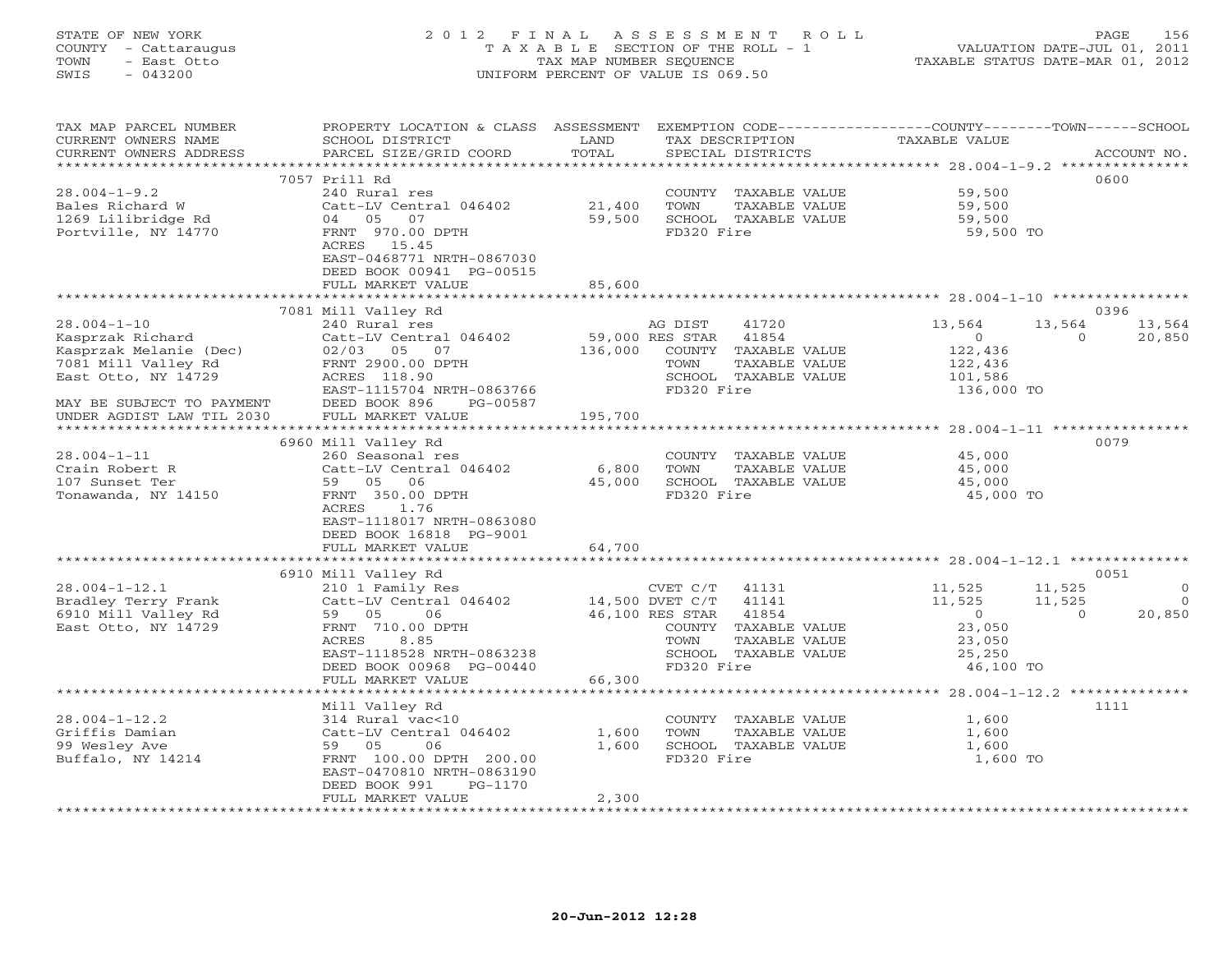STATE OF NEW YORK
COUNTY - Cattaraugus
TOWN - East Otto
SWIS - 043200

2012 FINAL ASSESSMENT ROLL
TAXABLE SECTION OF THE ROLL - 1
TAX MAP NUMBER SEQUENCE
UNIFORM PERCENT OF VALUE IS 069.50

VALUATION DATE-JUL 01, 2011
TAXABLE STATUS DATE-MAR 01, 2012

| TAX MAP PARCEL NUMBER / CURRENT OWNERS NAME / CURRENT OWNERS ADDRESS | PROPERTY LOCATION & CLASS / SCHOOL DISTRICT / PARCEL SIZE/GRID COORD | LAND / ASSESSMENT TOTAL | EXEMPTION CODE / TAX DESCRIPTION / SPECIAL DISTRICTS | COUNTY TAXABLE VALUE | TOWN | SCHOOL | ACCOUNT NO. |
|---|---|---|---|---|---|---|---|
| **28.004-1-9.2** | 7057 Prill Rd | | | | | | 0600 |
| 28.004-1-9.2 | 240 Rural res | | COUNTY TAXABLE VALUE | 59,500 | | | |
| Bales Richard W | Catt-LV Central 046402 | 21,400 | TOWN TAXABLE VALUE | 59,500 | | | |
| 1269 Lilibridge Rd | 04 05 07 | 59,500 | SCHOOL TAXABLE VALUE | 59,500 | | | |
| Portville, NY 14770 | FRNT 970.00 DPTH | | FD320 Fire | 59,500 TO | | | |
| | ACRES 15.45 | | | | | | |
| | EAST-0468771 NRTH-0867030 | | | | | | |
| | DEED BOOK 00941 PG-00515 | | | | | | |
| | FULL MARKET VALUE | 85,600 | | | | | |
| **28.004-1-10** | 7081 Mill Valley Rd | | | | | | 0396 |
| 28.004-1-10 | 240 Rural res | | AG DIST 41720 | 13,564 | 13,564 | 13,564 | |
| Kasprzak Richard | Catt-LV Central 046402 | 59,000 | RES STAR 41854 | 0 | 0 | 20,850 | |
| Kasprzak Melanie (Dec) | 02/03 05 07 | 136,000 | COUNTY TAXABLE VALUE | 122,436 | | | |
| 7081 Mill Valley Rd | FRNT 2900.00 DPTH | | TOWN TAXABLE VALUE | 122,436 | | | |
| East Otto, NY 14729 | ACRES 118.90 | | SCHOOL TAXABLE VALUE | 101,586 | | | |
| | EAST-1115704 NRTH-0863766 | | FD320 Fire | 136,000 TO | | | |
| MAY BE SUBJECT TO PAYMENT | DEED BOOK 896 PG-00587 | | | | | | |
| UNDER AGDIST LAW TIL 2030 | FULL MARKET VALUE | 195,700 | | | | | |
| **28.004-1-11** | 6960 Mill Valley Rd | | | | | | 0079 |
| 28.004-1-11 | 260 Seasonal res | | COUNTY TAXABLE VALUE | 45,000 | | | |
| Crain Robert R | Catt-LV Central 046402 | 6,800 | TOWN TAXABLE VALUE | 45,000 | | | |
| 107 Sunset Ter | 59 05 06 | 45,000 | SCHOOL TAXABLE VALUE | 45,000 | | | |
| Tonawanda, NY 14150 | FRNT 350.00 DPTH | | FD320 Fire | 45,000 TO | | | |
| | ACRES 1.76 | | | | | | |
| | EAST-1118017 NRTH-0863080 | | | | | | |
| | DEED BOOK 16818 PG-9001 | | | | | | |
| | FULL MARKET VALUE | 64,700 | | | | | |
| **28.004-1-12.1** | 6910 Mill Valley Rd | | | | | | 0051 |
| 28.004-1-12.1 | 210 1 Family Res | | CVET C/T 41131 | 11,525 | 11,525 | 0 | |
| Bradley Terry Frank | Catt-LV Central 046402 | 14,500 | DVET C/T 41141 | 11,525 | 11,525 | 0 | |
| 6910 Mill Valley Rd | 59 05 06 | 46,100 | RES STAR 41854 | 0 | 0 | 20,850 | |
| East Otto, NY 14729 | FRNT 710.00 DPTH | | COUNTY TAXABLE VALUE | 23,050 | | | |
| | ACRES 8.85 | | TOWN TAXABLE VALUE | 23,050 | | | |
| | EAST-1118528 NRTH-0863238 | | SCHOOL TAXABLE VALUE | 25,250 | | | |
| | DEED BOOK 00968 PG-00440 | | FD320 Fire | 46,100 TO | | | |
| | FULL MARKET VALUE | 66,300 | | | | | |
| **28.004-1-12.2** | Mill Valley Rd | | | | | | 1111 |
| 28.004-1-12.2 | 314 Rural vac<10 | | COUNTY TAXABLE VALUE | 1,600 | | | |
| Griffis Damian | Catt-LV Central 046402 | 1,600 | TOWN TAXABLE VALUE | 1,600 | | | |
| 99 Wesley Ave | 59 05 06 | 1,600 | SCHOOL TAXABLE VALUE | 1,600 | | | |
| Buffalo, NY 14214 | FRNT 100.00 DPTH 200.00 | | FD320 Fire | 1,600 TO | | | |
| | EAST-0470810 NRTH-0863190 | | | | | | |
| | DEED BOOK 991 PG-1170 | | | | | | |
| | FULL MARKET VALUE | 2,300 | | | | | |

20-Jun-2012 12:28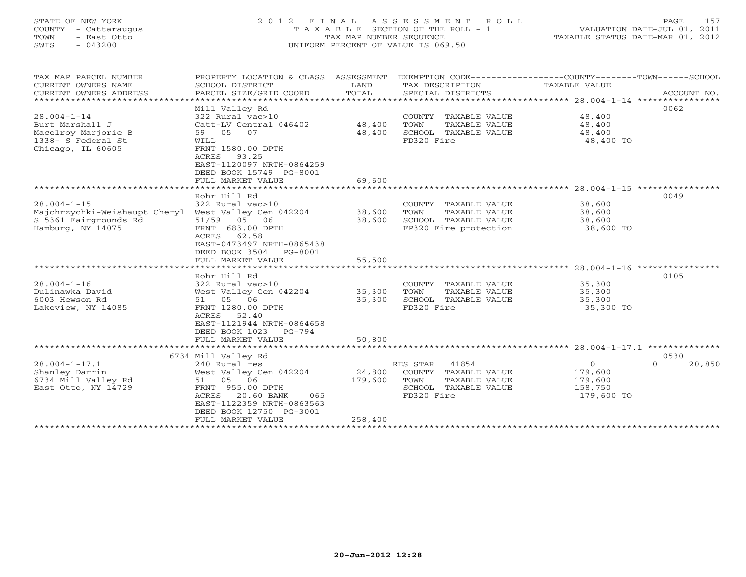STATE OF NEW YORK
COUNTY - Cattaraugus
TOWN - East Otto
SWIS - 043200

2 0 1 2 F I N A L A S S E S S M E N T R O L L
T A X A B L E SECTION OF THE ROLL - 1
TAX MAP NUMBER SEQUENCE
UNIFORM PERCENT OF VALUE IS 069.50

VALUATION DATE-JUL 01, 2011
TAXABLE STATUS DATE-MAR 01, 2012

| TAX MAP PARCEL NUMBER / CURRENT OWNERS NAME / CURRENT OWNERS ADDRESS | PROPERTY LOCATION & CLASS / SCHOOL DISTRICT / PARCEL SIZE/GRID COORD | ASSESSMENT LAND | ASSESSMENT TOTAL | EXEMPTION CODE / TAX DESCRIPTION / SPECIAL DISTRICTS | COUNTY TAXABLE VALUE | TOWN | SCHOOL | ACCOUNT NO. |
|---|---|---|---|---|---|---|---|---|
| **28.004-1-14** | Mill Valley Rd | | | | | | | 0062 |
| 28.004-1-14 | 322 Rural vac>10 | | | COUNTY TAXABLE VALUE | 48,400 | | | |
| Burt Marshall J | Catt-LV Central 046402 | 48,400 | | TOWN TAXABLE VALUE | 48,400 | | | |
| Macelroy Marjorie B | 59 05 07 | | 48,400 | SCHOOL TAXABLE VALUE | 48,400 | | | |
| 1338- S Federal St | WILL | | | FD320 Fire | 48,400 TO | | | |
| Chicago, IL 60605 | FRNT 1580.00 DPTH | | | | | | | |
| | ACRES 93.25 | | | | | | | |
| | EAST-1120097 NRTH-0864259 | | | | | | | |
| | DEED BOOK 15749 PG-8001 | | | | | | | |
| | FULL MARKET VALUE | | 69,600 | | | | | |
| **28.004-1-15** | Rohr Hill Rd | | | | | | | 0049 |
| 28.004-1-15 | 322 Rural vac>10 | | | COUNTY TAXABLE VALUE | 38,600 | | | |
| Majchrzychki-Weishaupt Cheryl | West Valley Cen 042204 | 38,600 | | TOWN TAXABLE VALUE | 38,600 | | | |
| S 5361 Fairgrounds Rd | 51/59 05 06 | | 38,600 | SCHOOL TAXABLE VALUE | 38,600 | | | |
| Hamburg, NY 14075 | FRNT 683.00 DPTH | | | FP320 Fire protection | 38,600 TO | | | |
| | ACRES 62.58 | | | | | | | |
| | EAST-0473497 NRTH-0865438 | | | | | | | |
| | DEED BOOK 3504 PG-8001 | | | | | | | |
| | FULL MARKET VALUE | | 55,500 | | | | | |
| **28.004-1-16** | Rohr Hill Rd | | | | | | | 0105 |
| 28.004-1-16 | 322 Rural vac>10 | | | COUNTY TAXABLE VALUE | 35,300 | | | |
| Dulinawka David | West Valley Cen 042204 | 35,300 | | TOWN TAXABLE VALUE | 35,300 | | | |
| 6003 Hewson Rd | 51 05 06 | | 35,300 | SCHOOL TAXABLE VALUE | 35,300 | | | |
| Lakeview, NY 14085 | FRNT 1280.00 DPTH | | | FD320 Fire | 35,300 TO | | | |
| | ACRES 52.40 | | | | | | | |
| | EAST-1121944 NRTH-0864658 | | | | | | | |
| | DEED BOOK 1023 PG-794 | | | | | | | |
| | FULL MARKET VALUE | | 50,800 | | | | | |
| **28.004-1-17.1** | 6734 Mill Valley Rd | | | | | | | 0530 |
| 28.004-1-17.1 | 240 Rural res | | | RES STAR 41854 | 0 | | 0 | 20,850 |
| Shanley Darrin | West Valley Cen 042204 | 24,800 | | COUNTY TAXABLE VALUE | 179,600 | | | |
| 6734 Mill Valley Rd | 51 05 06 | | 179,600 | TOWN TAXABLE VALUE | 179,600 | | | |
| East Otto, NY 14729 | FRNT 955.00 DPTH | | | SCHOOL TAXABLE VALUE | 158,750 | | | |
| | ACRES 20.60 BANK 065 | | | FD320 Fire | 179,600 TO | | | |
| | EAST-1122359 NRTH-0863563 | | | | | | | |
| | DEED BOOK 12750 PG-3001 | | | | | | | |
| | FULL MARKET VALUE | | 258,400 | | | | | |

20-Jun-2012 12:28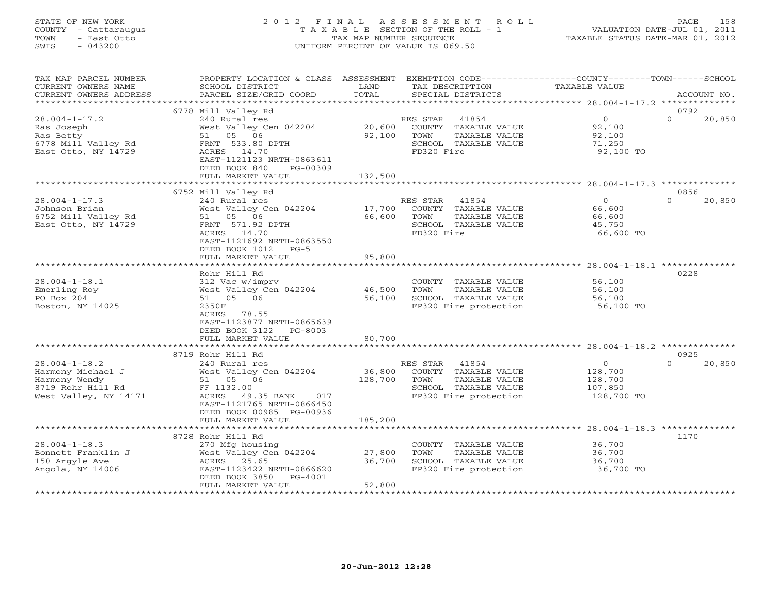STATE OF NEW YORK
COUNTY - Cattaraugus
TOWN - East Otto
SWIS - 043200

2 0 1 2 F I N A L A S S E S S M E N T R O L L
T A X A B L E SECTION OF THE ROLL - 1
TAX MAP NUMBER SEQUENCE
UNIFORM PERCENT OF VALUE IS 069.50

VALUATION DATE-JUL 01, 2011
TAXABLE STATUS DATE-MAR 01, 2012

| TAX MAP PARCEL NUMBER / CURRENT OWNERS NAME / CURRENT OWNERS ADDRESS | PROPERTY LOCATION & CLASS / SCHOOL DISTRICT / PARCEL SIZE/GRID COORD | ASSESSMENT LAND / TOTAL | EXEMPTION CODE / TAX DESCRIPTION / SPECIAL DISTRICTS | COUNTY TAXABLE VALUE | TOWN | SCHOOL / ACCOUNT NO. |
|---|---|---|---|---|---|---|
| **28.004-1-17.2** | 6778 Mill Valley Rd | | | | | 0792 |
| 28.004-1-17.2 | 240 Rural res | | RES STAR 41854 | 0 | 0 | 20,850 |
| Ras Joseph | West Valley Cen 042204 | 20,600 | COUNTY TAXABLE VALUE | 92,100 | | |
| Ras Betty | 51 05 06 | 92,100 | TOWN TAXABLE VALUE | 92,100 | | |
| 6778 Mill Valley Rd | FRNT 533.80 DPTH | | SCHOOL TAXABLE VALUE | 71,250 | | |
| East Otto, NY 14729 | ACRES 14.70 | | FD320 Fire | 92,100 TO | | |
| | EAST-1121123 NRTH-0863611 | | | | | |
| | DEED BOOK 840 PG-00309 | | | | | |
| | FULL MARKET VALUE | 132,500 | | | | |
| **28.004-1-17.3** | 6752 Mill Valley Rd | | | | | 0856 |
| 28.004-1-17.3 | 240 Rural res | | RES STAR 41854 | 0 | 0 | 20,850 |
| Johnson Brian | West Valley Cen 042204 | 17,700 | COUNTY TAXABLE VALUE | 66,600 | | |
| 6752 Mill Valley Rd | 51 05 06 | 66,600 | TOWN TAXABLE VALUE | 66,600 | | |
| East Otto, NY 14729 | FRNT 571.92 DPTH | | SCHOOL TAXABLE VALUE | 45,750 | | |
| | ACRES 14.70 | | FD320 Fire | 66,600 TO | | |
| | EAST-1121692 NRTH-0863550 | | | | | |
| | DEED BOOK 1012 PG-5 | | | | | |
| | FULL MARKET VALUE | 95,800 | | | | |
| **28.004-1-18.1** | Rohr Hill Rd | | | | | 0228 |
| 28.004-1-18.1 | 312 Vac w/imprv | | COUNTY TAXABLE VALUE | 56,100 | | |
| Emerling Roy | West Valley Cen 042204 | 46,500 | TOWN TAXABLE VALUE | 56,100 | | |
| PO Box 204 | 51 05 06 | 56,100 | SCHOOL TAXABLE VALUE | 56,100 | | |
| Boston, NY 14025 | 2350F | | FP320 Fire protection | 56,100 TO | | |
| | ACRES 78.55 | | | | | |
| | EAST-1123877 NRTH-0865639 | | | | | |
| | DEED BOOK 3122 PG-8003 | | | | | |
| | FULL MARKET VALUE | 80,700 | | | | |
| **28.004-1-18.2** | 8719 Rohr Hill Rd | | | | | 0925 |
| 28.004-1-18.2 | 240 Rural res | | RES STAR 41854 | 0 | 0 | 20,850 |
| Harmony Michael J | West Valley Cen 042204 | 36,800 | COUNTY TAXABLE VALUE | 128,700 | | |
| Harmony Wendy | 51 05 06 | 128,700 | TOWN TAXABLE VALUE | 128,700 | | |
| 8719 Rohr Hill Rd | FF 1132.00 | | SCHOOL TAXABLE VALUE | 107,850 | | |
| West Valley, NY 14171 | ACRES 49.35 BANK 017 | | FP320 Fire protection | 128,700 TO | | |
| | EAST-1121765 NRTH-0866450 | | | | | |
| | DEED BOOK 00985 PG-00936 | | | | | |
| | FULL MARKET VALUE | 185,200 | | | | |
| **28.004-1-18.3** | 8728 Rohr Hill Rd | | | | | 1170 |
| 28.004-1-18.3 | 270 Mfg housing | | COUNTY TAXABLE VALUE | 36,700 | | |
| Bonnett Franklin J | West Valley Cen 042204 | 27,800 | TOWN TAXABLE VALUE | 36,700 | | |
| 150 Argyle Ave | ACRES 25.65 | 36,700 | SCHOOL TAXABLE VALUE | 36,700 | | |
| Angola, NY 14006 | EAST-1123422 NRTH-0866620 | | FP320 Fire protection | 36,700 TO | | |
| | DEED BOOK 3850 PG-4001 | | | | | |
| | FULL MARKET VALUE | 52,800 | | | | |

20-Jun-2012 12:28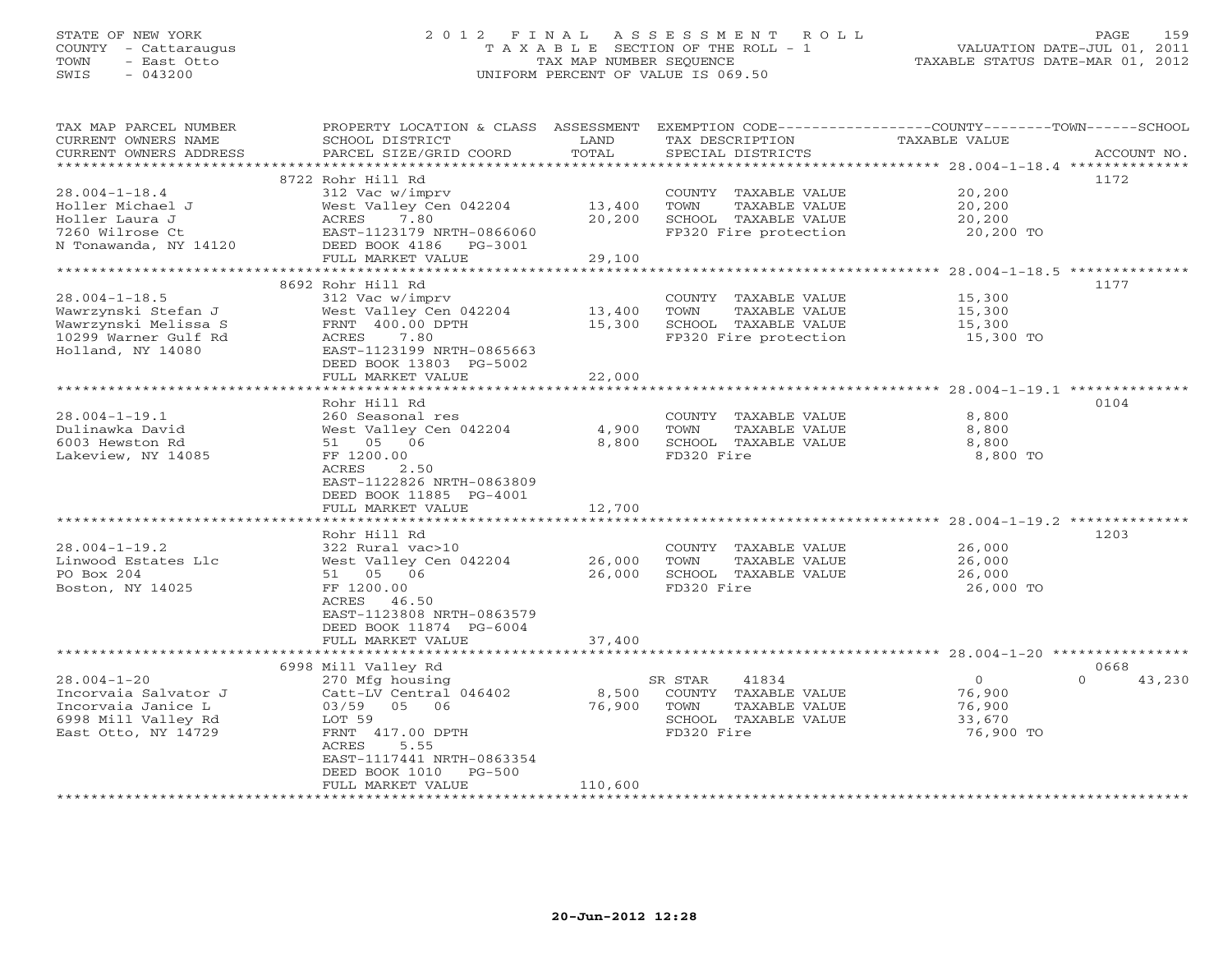STATE OF NEW YORK
COUNTY - Cattaraugus
TOWN - East Otto
SWIS - 043200

# 2012 FINAL ASSESSMENT ROLL
TAXABLE SECTION OF THE ROLL - 1
TAX MAP NUMBER SEQUENCE
UNIFORM PERCENT OF VALUE IS 069.50

VALUATION DATE-JUL 01, 2011
TAXABLE STATUS DATE-MAR 01, 2012

| TAX MAP PARCEL NUMBER / CURRENT OWNERS NAME / CURRENT OWNERS ADDRESS | PROPERTY LOCATION & CLASS / SCHOOL DISTRICT / PARCEL SIZE/GRID COORD | ASSESSMENT LAND | TOTAL | EXEMPTION CODE / TAX DESCRIPTION / SPECIAL DISTRICTS | COUNTY | TOWN | SCHOOL TAXABLE VALUE | ACCOUNT NO. |
|---|---|---|---|---|---|---|---|---|
| 28.004-1-18.4 | 8722 Rohr Hill Rd | | | | | | | 1172 |
| Holler Michael J | 312 Vac w/imprv | | | COUNTY TAXABLE VALUE | 20,200 | | | |
| Holler Laura J | West Valley Cen 042204 | 13,400 | | TOWN TAXABLE VALUE | | 20,200 | | |
| 7260 Wilrose Ct | ACRES 7.80 | | 20,200 | SCHOOL TAXABLE VALUE | | | 20,200 | |
| N Tonawanda, NY 14120 | EAST-1123179 NRTH-0866060 | | | FP320 Fire protection | 20,200 TO | | | |
| | DEED BOOK 4186 PG-3001 | | | | | | | |
| | FULL MARKET VALUE | | 29,100 | | | | | |
| 28.004-1-18.5 | 8692 Rohr Hill Rd | | | | | | | 1177 |
| Wawrzynski Stefan J | 312 Vac w/imprv | | | COUNTY TAXABLE VALUE | 15,300 | | | |
| Wawrzynski Melissa S | West Valley Cen 042204 | 13,400 | | TOWN TAXABLE VALUE | | 15,300 | | |
| 10299 Warner Gulf Rd | FRNT 400.00 DPTH | | 15,300 | SCHOOL TAXABLE VALUE | | | 15,300 | |
| Holland, NY 14080 | ACRES 7.80 | | | FP320 Fire protection | 15,300 TO | | | |
| | EAST-1123199 NRTH-0865663 | | | | | | | |
| | DEED BOOK 13803 PG-5002 | | | | | | | |
| | FULL MARKET VALUE | | 22,000 | | | | | |
| 28.004-1-19.1 | Rohr Hill Rd | | | | | | | 0104 |
| Dulinawka David | 260 Seasonal res | | | COUNTY TAXABLE VALUE | 8,800 | | | |
| 6003 Hewston Rd | West Valley Cen 042204 | 4,900 | | TOWN TAXABLE VALUE | | 8,800 | | |
| Lakeview, NY 14085 | 51 05 06 | | 8,800 | SCHOOL TAXABLE VALUE | | | 8,800 | |
| | FF 1200.00 | | | FD320 Fire | 8,800 TO | | | |
| | ACRES 2.50 | | | | | | | |
| | EAST-1122826 NRTH-0863809 | | | | | | | |
| | DEED BOOK 11885 PG-4001 | | | | | | | |
| | FULL MARKET VALUE | | 12,700 | | | | | |
| 28.004-1-19.2 | Rohr Hill Rd | | | | | | | 1203 |
| Linwood Estates Llc | 322 Rural vac>10 | | | COUNTY TAXABLE VALUE | 26,000 | | | |
| PO Box 204 | West Valley Cen 042204 | 26,000 | | TOWN TAXABLE VALUE | | 26,000 | | |
| Boston, NY 14025 | 51 05 06 | | 26,000 | SCHOOL TAXABLE VALUE | | | 26,000 | |
| | FF 1200.00 | | | FD320 Fire | 26,000 TO | | | |
| | ACRES 46.50 | | | | | | | |
| | EAST-1123808 NRTH-0863579 | | | | | | | |
| | DEED BOOK 11874 PG-6004 | | | | | | | |
| | FULL MARKET VALUE | | 37,400 | | | | | |
| 28.004-1-20 | 6998 Mill Valley Rd | | | | | | | 0668 |
| Incorvaia Salvator J | 270 Mfg housing | | | SR STAR 41834 | 0 | | 0 | 43,230 |
| Incorvaia Janice L | Catt-LV Central 046402 | 8,500 | | COUNTY TAXABLE VALUE | 76,900 | | | |
| 6998 Mill Valley Rd | 03/59 05 06 | | 76,900 | TOWN TAXABLE VALUE | | 76,900 | | |
| East Otto, NY 14729 | LOT 59 | | | SCHOOL TAXABLE VALUE | | | 33,670 | |
| | FRNT 417.00 DPTH | | | FD320 Fire | 76,900 TO | | | |
| | ACRES 5.55 | | | | | | | |
| | EAST-1117441 NRTH-0863354 | | | | | | | |
| | DEED BOOK 1010 PG-500 | | | | | | | |
| | FULL MARKET VALUE | | 110,600 | | | | | |

20-Jun-2012 12:28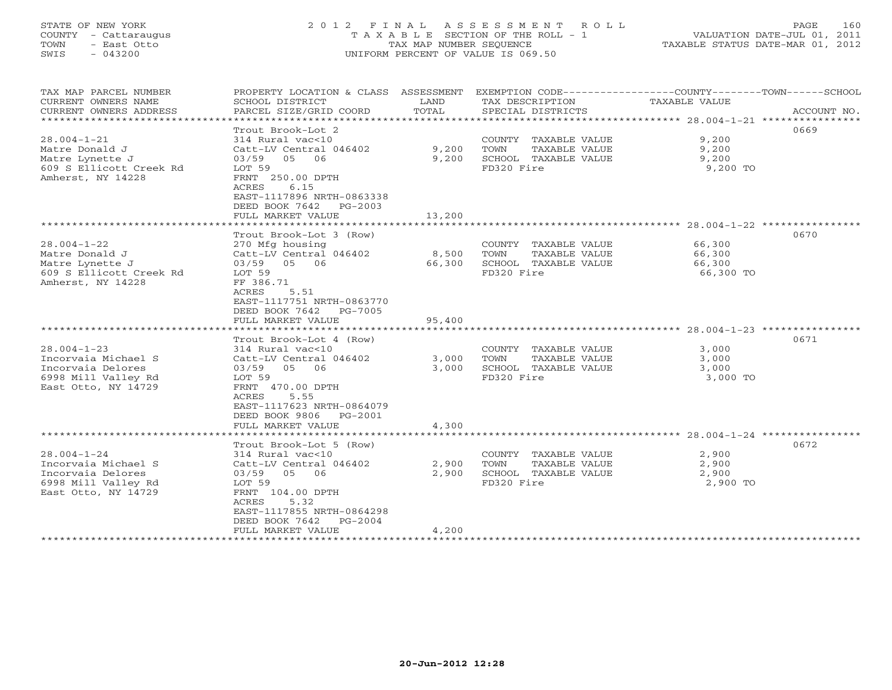STATE OF NEW YORK
COUNTY - Cattaraugus
TOWN - East Otto
SWIS - 043200

2012 FINAL ASSESSMENT ROLL
TAXABLE SECTION OF THE ROLL - 1
TAX MAP NUMBER SEQUENCE
UNIFORM PERCENT OF VALUE IS 069.50

VALUATION DATE-JUL 01, 2011
TAXABLE STATUS DATE-MAR 01, 2012

| TAX MAP PARCEL NUMBER / CURRENT OWNERS NAME / CURRENT OWNERS ADDRESS | PROPERTY LOCATION & CLASS / SCHOOL DISTRICT / PARCEL SIZE/GRID COORD | ASSESSMENT LAND / TOTAL | EXEMPTION CODE / TAX DESCRIPTION / SPECIAL DISTRICTS | TAXABLE VALUE (COUNTY / TOWN / SCHOOL) | ACCOUNT NO. |
|---|---|---|---|---|---|
| **28.004-1-21** | Trout Brook-Lot 2 | | | | 0669 |
| Matre Donald J | 314 Rural vac<10 | | COUNTY TAXABLE VALUE | 9,200 | |
| Matre Lynette J | Catt-LV Central 046402 | 9,200 | TOWN TAXABLE VALUE | 9,200 | |
| 609 S Ellicott Creek Rd | 03/59 05 06 | 9,200 | SCHOOL TAXABLE VALUE | 9,200 | |
| Amherst, NY 14228 | LOT 59 | | FD320 Fire | 9,200 TO | |
| | FRNT 250.00 DPTH | | | | |
| | ACRES 6.15 | | | | |
| | EAST-1117896 NRTH-0863338 | | | | |
| | DEED BOOK 7642 PG-2003 | | | | |
| | FULL MARKET VALUE | 13,200 | | | |
| **28.004-1-22** | Trout Brook-Lot 3 (Row) | | | | 0670 |
| Matre Donald J | 270 Mfg housing | | COUNTY TAXABLE VALUE | 66,300 | |
| Matre Lynette J | Catt-LV Central 046402 | 8,500 | TOWN TAXABLE VALUE | 66,300 | |
| 609 S Ellicott Creek Rd | 03/59 05 06 | 66,300 | SCHOOL TAXABLE VALUE | 66,300 | |
| Amherst, NY 14228 | LOT 59 | | FD320 Fire | 66,300 TO | |
| | FF 386.71 | | | | |
| | ACRES 5.51 | | | | |
| | EAST-1117751 NRTH-0863770 | | | | |
| | DEED BOOK 7642 PG-7005 | | | | |
| | FULL MARKET VALUE | 95,400 | | | |
| **28.004-1-23** | Trout Brook-Lot 4 (Row) | | | | 0671 |
| Incorvaia Michael S | 314 Rural vac<10 | | COUNTY TAXABLE VALUE | 3,000 | |
| Incorvaia Delores | Catt-LV Central 046402 | 3,000 | TOWN TAXABLE VALUE | 3,000 | |
| 6998 Mill Valley Rd | 03/59 05 06 | 3,000 | SCHOOL TAXABLE VALUE | 3,000 | |
| East Otto, NY 14729 | LOT 59 | | FD320 Fire | 3,000 TO | |
| | FRNT 470.00 DPTH | | | | |
| | ACRES 5.55 | | | | |
| | EAST-1117623 NRTH-0864079 | | | | |
| | DEED BOOK 9806 PG-2001 | | | | |
| | FULL MARKET VALUE | 4,300 | | | |
| **28.004-1-24** | Trout Brook-Lot 5 (Row) | | | | 0672 |
| Incorvaia Michael S | 314 Rural vac<10 | | COUNTY TAXABLE VALUE | 2,900 | |
| Incorvaia Delores | Catt-LV Central 046402 | 2,900 | TOWN TAXABLE VALUE | 2,900 | |
| 6998 Mill Valley Rd | 03/59 05 06 | 2,900 | SCHOOL TAXABLE VALUE | 2,900 | |
| East Otto, NY 14729 | LOT 59 | | FD320 Fire | 2,900 TO | |
| | FRNT 104.00 DPTH | | | | |
| | ACRES 5.32 | | | | |
| | EAST-1117855 NRTH-0864298 | | | | |
| | DEED BOOK 7642 PG-2004 | | | | |
| | FULL MARKET VALUE | 4,200 | | | |

20-Jun-2012 12:28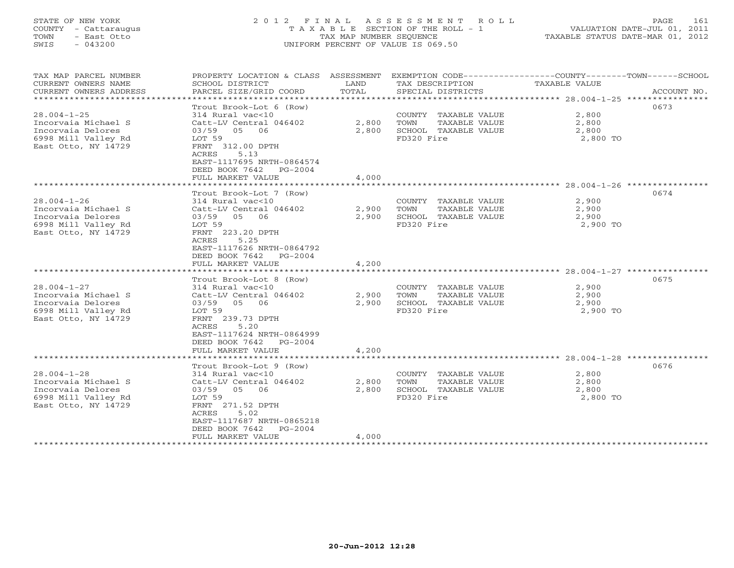STATE OF NEW YORK
COUNTY - Cattaraugus
TOWN - East Otto
SWIS - 043200

2012 FINAL ASSESSMENT ROLL
TAXABLE SECTION OF THE ROLL - 1
TAX MAP NUMBER SEQUENCE
UNIFORM PERCENT OF VALUE IS 069.50

VALUATION DATE-JUL 01, 2011
TAXABLE STATUS DATE-MAR 01, 2012

| TAX MAP PARCEL NUMBER / CURRENT OWNERS NAME / CURRENT OWNERS ADDRESS | PROPERTY LOCATION & CLASS / SCHOOL DISTRICT / PARCEL SIZE/GRID COORD | ASSESSMENT LAND | TOTAL | EXEMPTION CODE / TAX DESCRIPTION / SPECIAL DISTRICTS | TAXABLE VALUE (COUNTY / TOWN / SCHOOL) | ACCOUNT NO. |
|---|---|---|---|---|---|---|
| 28.004-1-25 | Trout Brook-Lot 6 (Row) | | | | | 0673 |
| Incorvaia Michael S | 314 Rural vac<10 | | | COUNTY TAXABLE VALUE | 2,800 | |
| Incorvaia Delores | Catt-LV Central 046402 | 2,800 | | TOWN TAXABLE VALUE | 2,800 | |
| 6998 Mill Valley Rd | 03/59 05 06 | | 2,800 | SCHOOL TAXABLE VALUE | 2,800 | |
| East Otto, NY 14729 | LOT 59 | | | FD320 Fire | 2,800 TO | |
| | FRNT 312.00 DPTH | | | | | |
| | ACRES 5.13 | | | | | |
| | EAST-1117695 NRTH-0864574 | | | | | |
| | DEED BOOK 7642 PG-2004 | | | | | |
| | FULL MARKET VALUE | | 4,000 | | | |
| 28.004-1-26 | Trout Brook-Lot 7 (Row) | | | | | 0674 |
| Incorvaia Michael S | 314 Rural vac<10 | | | COUNTY TAXABLE VALUE | 2,900 | |
| Incorvaia Delores | Catt-LV Central 046402 | 2,900 | | TOWN TAXABLE VALUE | 2,900 | |
| 6998 Mill Valley Rd | 03/59 05 06 | | 2,900 | SCHOOL TAXABLE VALUE | 2,900 | |
| East Otto, NY 14729 | LOT 59 | | | FD320 Fire | 2,900 TO | |
| | FRNT 223.20 DPTH | | | | | |
| | ACRES 5.25 | | | | | |
| | EAST-1117626 NRTH-0864792 | | | | | |
| | DEED BOOK 7642 PG-2004 | | | | | |
| | FULL MARKET VALUE | | 4,200 | | | |
| 28.004-1-27 | Trout Brook-Lot 8 (Row) | | | | | 0675 |
| Incorvaia Michael S | 314 Rural vac<10 | | | COUNTY TAXABLE VALUE | 2,900 | |
| Incorvaia Delores | Catt-LV Central 046402 | 2,900 | | TOWN TAXABLE VALUE | 2,900 | |
| 6998 Mill Valley Rd | 03/59 05 06 | | 2,900 | SCHOOL TAXABLE VALUE | 2,900 | |
| East Otto, NY 14729 | LOT 59 | | | FD320 Fire | 2,900 TO | |
| | FRNT 239.73 DPTH | | | | | |
| | ACRES 5.20 | | | | | |
| | EAST-1117624 NRTH-0864999 | | | | | |
| | DEED BOOK 7642 PG-2004 | | | | | |
| | FULL MARKET VALUE | | 4,200 | | | |
| 28.004-1-28 | Trout Brook-Lot 9 (Row) | | | | | 0676 |
| Incorvaia Michael S | 314 Rural vac<10 | | | COUNTY TAXABLE VALUE | 2,800 | |
| Incorvaia Delores | Catt-LV Central 046402 | 2,800 | | TOWN TAXABLE VALUE | 2,800 | |
| 6998 Mill Valley Rd | 03/59 05 06 | | 2,800 | SCHOOL TAXABLE VALUE | 2,800 | |
| East Otto, NY 14729 | LOT 59 | | | FD320 Fire | 2,800 TO | |
| | FRNT 271.52 DPTH | | | | | |
| | ACRES 5.02 | | | | | |
| | EAST-1117687 NRTH-0865218 | | | | | |
| | DEED BOOK 7642 PG-2004 | | | | | |
| | FULL MARKET VALUE | | 4,000 | | | |

20-Jun-2012 12:28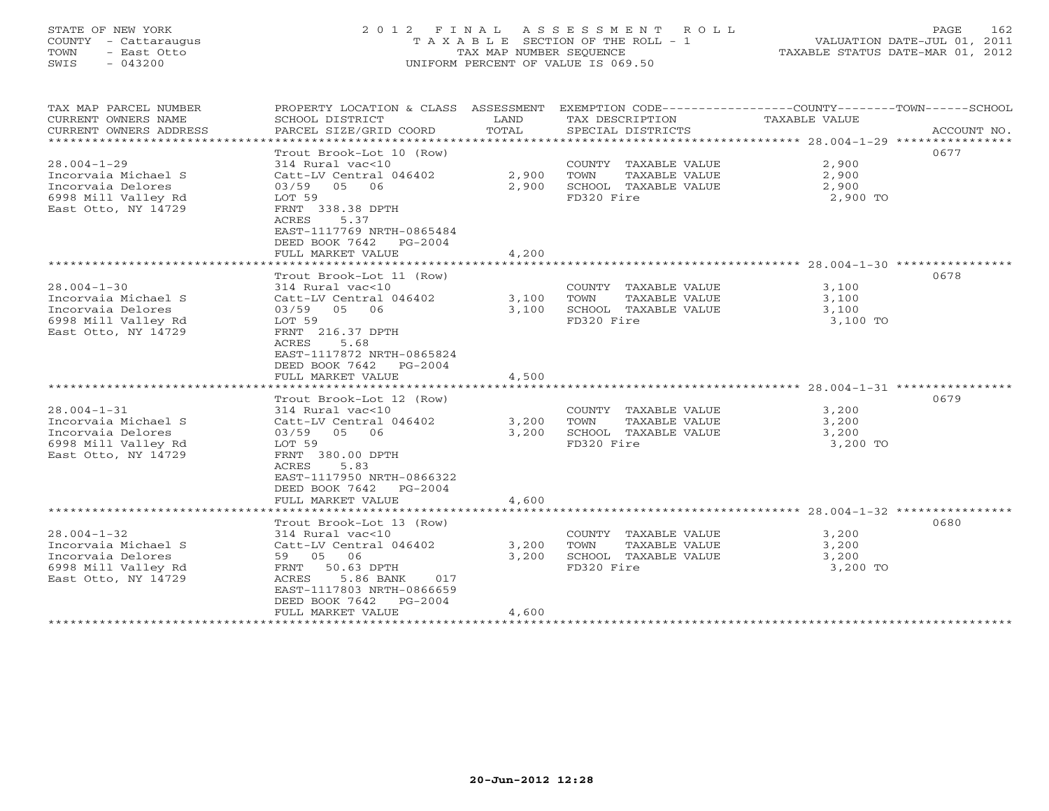STATE OF NEW YORK
COUNTY - Cattaraugus
TOWN - East Otto
SWIS - 043200

2 0 1 2 F I N A L A S S E S S M E N T R O L L
T A X A B L E SECTION OF THE ROLL - 1
TAX MAP NUMBER SEQUENCE
UNIFORM PERCENT OF VALUE IS 069.50

VALUATION DATE-JUL 01, 2011
TAXABLE STATUS DATE-MAR 01, 2012

| TAX MAP PARCEL NUMBER / CURRENT OWNERS NAME / CURRENT OWNERS ADDRESS | PROPERTY LOCATION & CLASS / SCHOOL DISTRICT / PARCEL SIZE/GRID COORD | ASSESSMENT LAND | TOTAL | EXEMPTION CODE / TAX DESCRIPTION / SPECIAL DISTRICTS | COUNTY--------TOWN------SCHOOL TAXABLE VALUE | ACCOUNT NO. |
|---|---|---|---|---|---|---|
| ******** 28.004-1-29 ******** | | | | | | |
| | Trout Brook-Lot 10 (Row) | | | | | 0677 |
| 28.004-1-29 | 314 Rural vac<10 | | | COUNTY TAXABLE VALUE | 2,900 | |
| Incorvaia Michael S | Catt-LV Central 046402 | 2,900 | | TOWN TAXABLE VALUE | 2,900 | |
| Incorvaia Delores | 03/59 05 06 | | 2,900 | SCHOOL TAXABLE VALUE | 2,900 | |
| 6998 Mill Valley Rd | LOT 59 | | | FD320 Fire | 2,900 TO | |
| East Otto, NY 14729 | FRNT 338.38 DPTH | | | | | |
| | ACRES 5.37 | | | | | |
| | EAST-1117769 NRTH-0865484 | | | | | |
| | DEED BOOK 7642 PG-2004 | | | | | |
| | FULL MARKET VALUE | | 4,200 | | | |
| ******** 28.004-1-30 ******** | | | | | | |
| | Trout Brook-Lot 11 (Row) | | | | | 0678 |
| 28.004-1-30 | 314 Rural vac<10 | | | COUNTY TAXABLE VALUE | 3,100 | |
| Incorvaia Michael S | Catt-LV Central 046402 | 3,100 | | TOWN TAXABLE VALUE | 3,100 | |
| Incorvaia Delores | 03/59 05 06 | | 3,100 | SCHOOL TAXABLE VALUE | 3,100 | |
| 6998 Mill Valley Rd | LOT 59 | | | FD320 Fire | 3,100 TO | |
| East Otto, NY 14729 | FRNT 216.37 DPTH | | | | | |
| | ACRES 5.68 | | | | | |
| | EAST-1117872 NRTH-0865824 | | | | | |
| | DEED BOOK 7642 PG-2004 | | | | | |
| | FULL MARKET VALUE | | 4,500 | | | |
| ******** 28.004-1-31 ******** | | | | | | |
| | Trout Brook-Lot 12 (Row) | | | | | 0679 |
| 28.004-1-31 | 314 Rural vac<10 | | | COUNTY TAXABLE VALUE | 3,200 | |
| Incorvaia Michael S | Catt-LV Central 046402 | 3,200 | | TOWN TAXABLE VALUE | 3,200 | |
| Incorvaia Delores | 03/59 05 06 | | 3,200 | SCHOOL TAXABLE VALUE | 3,200 | |
| 6998 Mill Valley Rd | LOT 59 | | | FD320 Fire | 3,200 TO | |
| East Otto, NY 14729 | FRNT 380.00 DPTH | | | | | |
| | ACRES 5.83 | | | | | |
| | EAST-1117950 NRTH-0866322 | | | | | |
| | DEED BOOK 7642 PG-2004 | | | | | |
| | FULL MARKET VALUE | | 4,600 | | | |
| ******** 28.004-1-32 ******** | | | | | | |
| | Trout Brook-Lot 13 (Row) | | | | | 0680 |
| 28.004-1-32 | 314 Rural vac<10 | | | COUNTY TAXABLE VALUE | 3,200 | |
| Incorvaia Michael S | Catt-LV Central 046402 | 3,200 | | TOWN TAXABLE VALUE | 3,200 | |
| Incorvaia Delores | 59 05 06 | | 3,200 | SCHOOL TAXABLE VALUE | 3,200 | |
| 6998 Mill Valley Rd | FRNT 50.63 DPTH | | | FD320 Fire | 3,200 TO | |
| East Otto, NY 14729 | ACRES 5.86 BANK 017 | | | | | |
| | EAST-1117803 NRTH-0866659 | | | | | |
| | DEED BOOK 7642 PG-2004 | | | | | |
| | FULL MARKET VALUE | | 4,600 | | | |

20-Jun-2012 12:28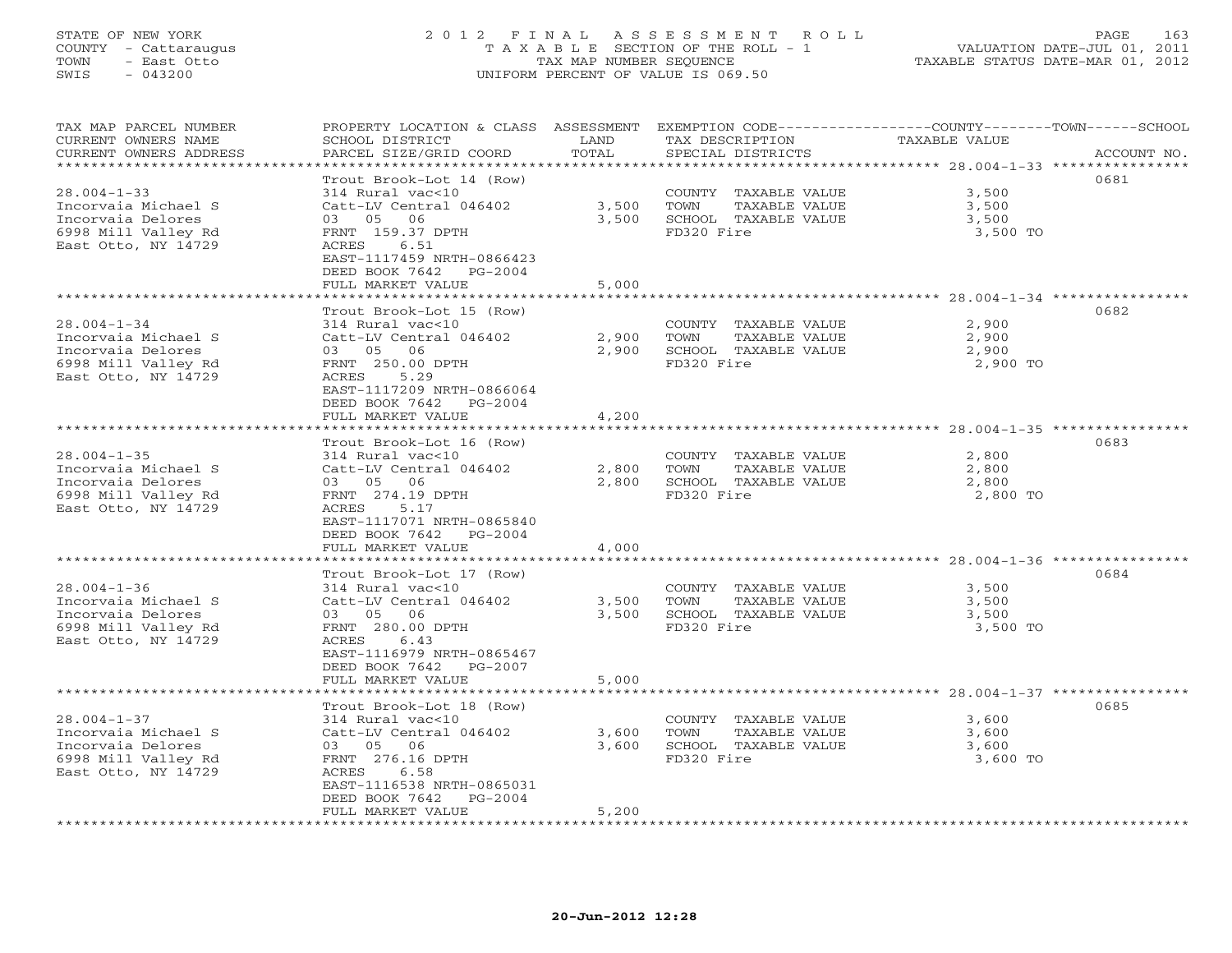STATE OF NEW YORK
COUNTY - Cattaraugus
TOWN - East Otto
SWIS - 043200

2012 FINAL ASSESSMENT ROLL
TAXABLE SECTION OF THE ROLL - 1
TAX MAP NUMBER SEQUENCE
UNIFORM PERCENT OF VALUE IS 069.50

VALUATION DATE-JUL 01, 2011
TAXABLE STATUS DATE-MAR 01, 2012

| TAX MAP PARCEL NUMBER / CURRENT OWNERS NAME / CURRENT OWNERS ADDRESS | PROPERTY LOCATION & CLASS / SCHOOL DISTRICT / PARCEL SIZE/GRID COORD | ASSESSMENT LAND / TOTAL | EXEMPTION CODE / TAX DESCRIPTION / SPECIAL DISTRICTS | COUNTY / TOWN / SCHOOL TAXABLE VALUE | ACCOUNT NO. |
|---|---|---|---|---|---|
| | Trout Brook-Lot 14 (Row) | | | | 0681 |
| 28.004-1-33 | 314 Rural vac<10 | | COUNTY TAXABLE VALUE | 3,500 | |
| Incorvaia Michael S | Catt-LV Central 046402 | 3,500 | TOWN TAXABLE VALUE | 3,500 | |
| Incorvaia Delores | 03 05 06 | 3,500 | SCHOOL TAXABLE VALUE | 3,500 | |
| 6998 Mill Valley Rd | FRNT 159.37 DPTH | | FD320 Fire | 3,500 TO | |
| East Otto, NY 14729 | ACRES 6.51 | | | | |
| | EAST-1117459 NRTH-0866423 | | | | |
| | DEED BOOK 7642 PG-2004 | | | | |
| | FULL MARKET VALUE | 5,000 | | | |
| | Trout Brook-Lot 15 (Row) | | | | 0682 |
| 28.004-1-34 | 314 Rural vac<10 | | COUNTY TAXABLE VALUE | 2,900 | |
| Incorvaia Michael S | Catt-LV Central 046402 | 2,900 | TOWN TAXABLE VALUE | 2,900 | |
| Incorvaia Delores | 03 05 06 | 2,900 | SCHOOL TAXABLE VALUE | 2,900 | |
| 6998 Mill Valley Rd | FRNT 250.00 DPTH | | FD320 Fire | 2,900 TO | |
| East Otto, NY 14729 | ACRES 5.29 | | | | |
| | EAST-1117209 NRTH-0866064 | | | | |
| | DEED BOOK 7642 PG-2004 | | | | |
| | FULL MARKET VALUE | 4,200 | | | |
| | Trout Brook-Lot 16 (Row) | | | | 0683 |
| 28.004-1-35 | 314 Rural vac<10 | | COUNTY TAXABLE VALUE | 2,800 | |
| Incorvaia Michael S | Catt-LV Central 046402 | 2,800 | TOWN TAXABLE VALUE | 2,800 | |
| Incorvaia Delores | 03 05 06 | 2,800 | SCHOOL TAXABLE VALUE | 2,800 | |
| 6998 Mill Valley Rd | FRNT 274.19 DPTH | | FD320 Fire | 2,800 TO | |
| East Otto, NY 14729 | ACRES 5.17 | | | | |
| | EAST-1117071 NRTH-0865840 | | | | |
| | DEED BOOK 7642 PG-2004 | | | | |
| | FULL MARKET VALUE | 4,000 | | | |
| | Trout Brook-Lot 17 (Row) | | | | 0684 |
| 28.004-1-36 | 314 Rural vac<10 | | COUNTY TAXABLE VALUE | 3,500 | |
| Incorvaia Michael S | Catt-LV Central 046402 | 3,500 | TOWN TAXABLE VALUE | 3,500 | |
| Incorvaia Delores | 03 05 06 | 3,500 | SCHOOL TAXABLE VALUE | 3,500 | |
| 6998 Mill Valley Rd | FRNT 280.00 DPTH | | FD320 Fire | 3,500 TO | |
| East Otto, NY 14729 | ACRES 6.43 | | | | |
| | EAST-1116979 NRTH-0865467 | | | | |
| | DEED BOOK 7642 PG-2007 | | | | |
| | FULL MARKET VALUE | 5,000 | | | |
| | Trout Brook-Lot 18 (Row) | | | | 0685 |
| 28.004-1-37 | 314 Rural vac<10 | | COUNTY TAXABLE VALUE | 3,600 | |
| Incorvaia Michael S | Catt-LV Central 046402 | 3,600 | TOWN TAXABLE VALUE | 3,600 | |
| Incorvaia Delores | 03 05 06 | 3,600 | SCHOOL TAXABLE VALUE | 3,600 | |
| 6998 Mill Valley Rd | FRNT 276.16 DPTH | | FD320 Fire | 3,600 TO | |
| East Otto, NY 14729 | ACRES 6.58 | | | | |
| | EAST-1116538 NRTH-0865031 | | | | |
| | DEED BOOK 7642 PG-2004 | | | | |
| | FULL MARKET VALUE | 5,200 | | | |

20-Jun-2012 12:28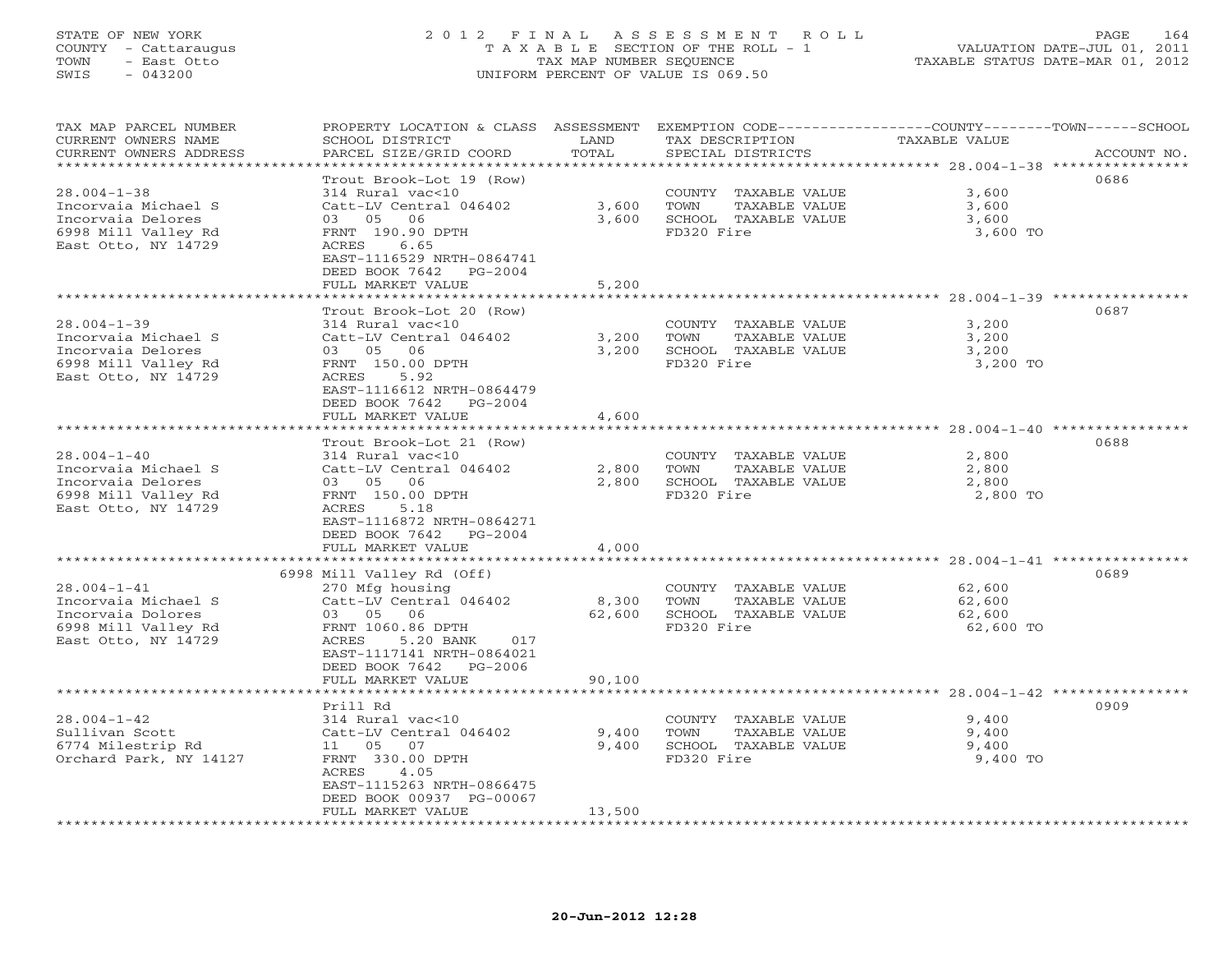STATE OF NEW YORK
COUNTY - Cattaraugus
TOWN - East Otto
SWIS - 043200

2012 FINAL ASSESSMENT ROLL
TAXABLE SECTION OF THE ROLL - 1
TAX MAP NUMBER SEQUENCE
UNIFORM PERCENT OF VALUE IS 069.50

VALUATION DATE-JUL 01, 2011
TAXABLE STATUS DATE-MAR 01, 2012

| TAX MAP PARCEL NUMBER / CURRENT OWNERS NAME / CURRENT OWNERS ADDRESS | PROPERTY LOCATION & CLASS / SCHOOL DISTRICT / PARCEL SIZE/GRID COORD | ASSESSMENT LAND / TOTAL | EXEMPTION CODE / TAX DESCRIPTION / SPECIAL DISTRICTS | COUNTY--------TOWN------SCHOOL TAXABLE VALUE | ACCOUNT NO. |
|---|---|---|---|---|---|
| 28.004-1-38 | Trout Brook-Lot 19 (Row) | | | | 0686 |
| | 314 Rural vac<10 | | COUNTY TAXABLE VALUE | 3,600 | |
| Incorvaia Michael S | Catt-LV Central 046402 | 3,600 | TOWN TAXABLE VALUE | 3,600 | |
| Incorvaia Delores | 03 05 06 | 3,600 | SCHOOL TAXABLE VALUE | 3,600 | |
| 6998 Mill Valley Rd | FRNT 190.90 DPTH | | FD320 Fire | 3,600 TO | |
| East Otto, NY 14729 | ACRES 6.65 | | | | |
| | EAST-1116529 NRTH-0864741 | | | | |
| | DEED BOOK 7642 PG-2004 | | | | |
| | FULL MARKET VALUE | 5,200 | | | |
| 28.004-1-39 | Trout Brook-Lot 20 (Row) | | | | 0687 |
| | 314 Rural vac<10 | | COUNTY TAXABLE VALUE | 3,200 | |
| Incorvaia Michael S | Catt-LV Central 046402 | 3,200 | TOWN TAXABLE VALUE | 3,200 | |
| Incorvaia Delores | 03 05 06 | 3,200 | SCHOOL TAXABLE VALUE | 3,200 | |
| 6998 Mill Valley Rd | FRNT 150.00 DPTH | | FD320 Fire | 3,200 TO | |
| East Otto, NY 14729 | ACRES 5.92 | | | | |
| | EAST-1116612 NRTH-0864479 | | | | |
| | DEED BOOK 7642 PG-2004 | | | | |
| | FULL MARKET VALUE | 4,600 | | | |
| 28.004-1-40 | Trout Brook-Lot 21 (Row) | | | | 0688 |
| | 314 Rural vac<10 | | COUNTY TAXABLE VALUE | 2,800 | |
| Incorvaia Michael S | Catt-LV Central 046402 | 2,800 | TOWN TAXABLE VALUE | 2,800 | |
| Incorvaia Delores | 03 05 06 | 2,800 | SCHOOL TAXABLE VALUE | 2,800 | |
| 6998 Mill Valley Rd | FRNT 150.00 DPTH | | FD320 Fire | 2,800 TO | |
| East Otto, NY 14729 | ACRES 5.18 | | | | |
| | EAST-1116872 NRTH-0864271 | | | | |
| | DEED BOOK 7642 PG-2004 | | | | |
| | FULL MARKET VALUE | 4,000 | | | |
| 28.004-1-41 | 6998 Mill Valley Rd (Off) | | | | 0689 |
| | 270 Mfg housing | | COUNTY TAXABLE VALUE | 62,600 | |
| Incorvaia Michael S | Catt-LV Central 046402 | 8,300 | TOWN TAXABLE VALUE | 62,600 | |
| Incorvaia Dolores | 03 05 06 | 62,600 | SCHOOL TAXABLE VALUE | 62,600 | |
| 6998 Mill Valley Rd | FRNT 1060.86 DPTH | | FD320 Fire | 62,600 TO | |
| East Otto, NY 14729 | ACRES 5.20 BANK 017 | | | | |
| | EAST-1117141 NRTH-0864021 | | | | |
| | DEED BOOK 7642 PG-2006 | | | | |
| | FULL MARKET VALUE | 90,100 | | | |
| 28.004-1-42 | Prill Rd | | | | 0909 |
| | 314 Rural vac<10 | | COUNTY TAXABLE VALUE | 9,400 | |
| Sullivan Scott | Catt-LV Central 046402 | 9,400 | TOWN TAXABLE VALUE | 9,400 | |
| 6774 Milestrip Rd | 11 05 07 | 9,400 | SCHOOL TAXABLE VALUE | 9,400 | |
| Orchard Park, NY 14127 | FRNT 330.00 DPTH | | FD320 Fire | 9,400 TO | |
| | ACRES 4.05 | | | | |
| | EAST-1115263 NRTH-0866475 | | | | |
| | DEED BOOK 00937 PG-00067 | | | | |
| | FULL MARKET VALUE | 13,500 | | | |

20-Jun-2012 12:28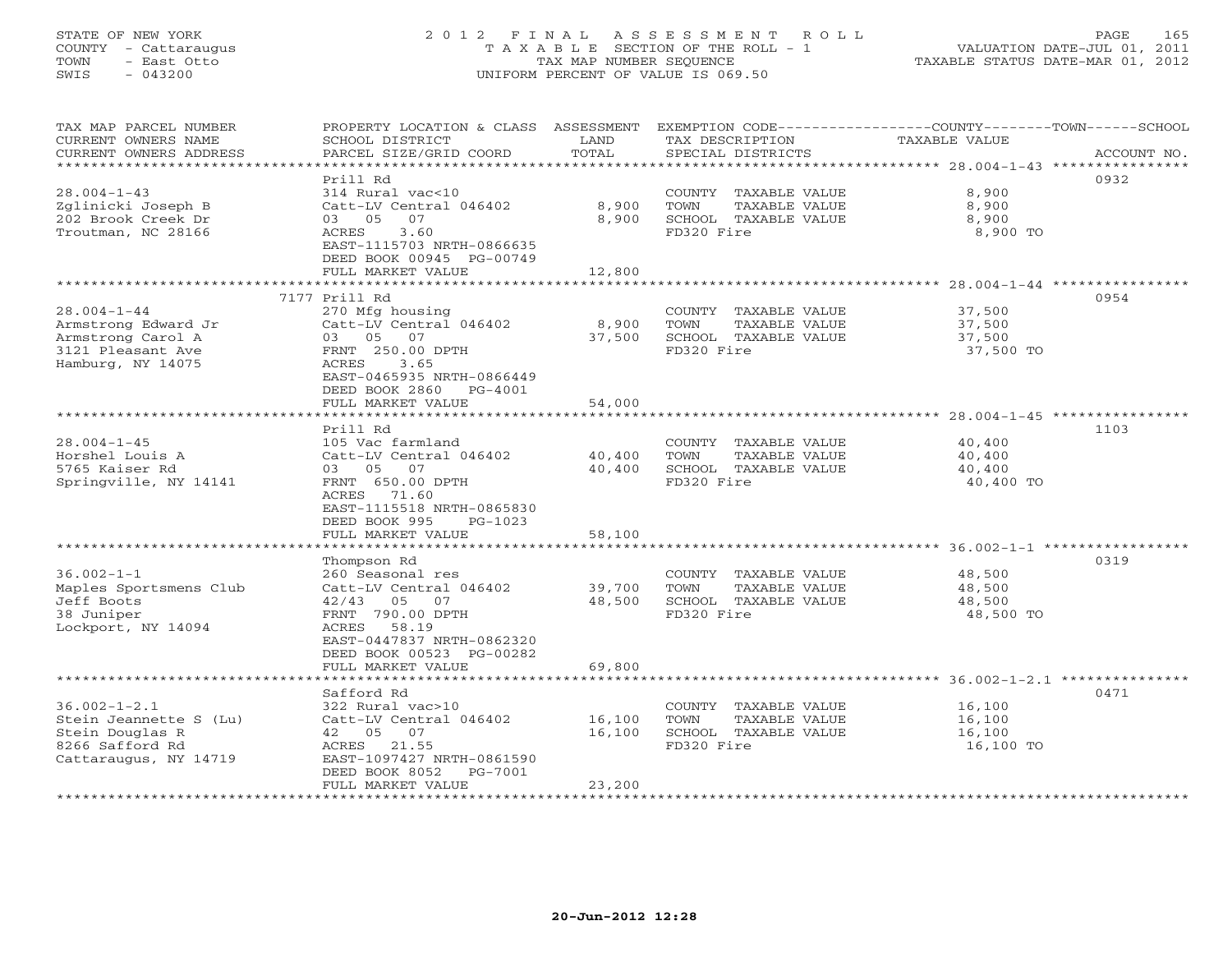STATE OF NEW YORK
COUNTY - Cattaraugus
TOWN - East Otto
SWIS - 043200

2012 FINAL ASSESSMENT ROLL
TAXABLE SECTION OF THE ROLL - 1
TAX MAP NUMBER SEQUENCE
UNIFORM PERCENT OF VALUE IS 069.50

VALUATION DATE-JUL 01, 2011
TAXABLE STATUS DATE-MAR 01, 2012

| TAX MAP PARCEL NUMBER / CURRENT OWNERS NAME / CURRENT OWNERS ADDRESS | PROPERTY LOCATION & CLASS / SCHOOL DISTRICT / PARCEL SIZE/GRID COORD | ASSESSMENT LAND / TOTAL | EXEMPTION CODE / TAX DESCRIPTION / SPECIAL DISTRICTS | COUNTY--------TOWN------SCHOOL TAXABLE VALUE | ACCOUNT NO. |
|---|---|---|---|---|---|
| 28.004-1-43 | Prill Rd | | | | 0932 |
| 28.004-1-43 | 314 Rural vac<10 | | COUNTY TAXABLE VALUE | 8,900 | |
| Zglinicki Joseph B | Catt-LV Central 046402 | 8,900 | TOWN TAXABLE VALUE | 8,900 | |
| 202 Brook Creek Dr | 03 05 07 | 8,900 | SCHOOL TAXABLE VALUE | 8,900 | |
| Troutman, NC 28166 | ACRES 3.60 | | FD320 Fire | 8,900 TO | |
| | EAST-1115703 NRTH-0866635 | | | | |
| | DEED BOOK 00945 PG-00749 | | | | |
| | FULL MARKET VALUE | 12,800 | | | |
| 28.004-1-44 | 7177 Prill Rd | | | | 0954 |
| 28.004-1-44 | 270 Mfg housing | | COUNTY TAXABLE VALUE | 37,500 | |
| Armstrong Edward Jr | Catt-LV Central 046402 | 8,900 | TOWN TAXABLE VALUE | 37,500 | |
| Armstrong Carol A | 03 05 07 | 37,500 | SCHOOL TAXABLE VALUE | 37,500 | |
| 3121 Pleasant Ave | FRNT 250.00 DPTH | | FD320 Fire | 37,500 TO | |
| Hamburg, NY 14075 | ACRES 3.65 | | | | |
| | EAST-0465935 NRTH-0866449 | | | | |
| | DEED BOOK 2860 PG-4001 | | | | |
| | FULL MARKET VALUE | 54,000 | | | |
| 28.004-1-45 | Prill Rd | | | | 1103 |
| 28.004-1-45 | 105 Vac farmland | | COUNTY TAXABLE VALUE | 40,400 | |
| Horshel Louis A | Catt-LV Central 046402 | 40,400 | TOWN TAXABLE VALUE | 40,400 | |
| 5765 Kaiser Rd | 03 05 07 | 40,400 | SCHOOL TAXABLE VALUE | 40,400 | |
| Springville, NY 14141 | FRNT 650.00 DPTH | | FD320 Fire | 40,400 TO | |
| | ACRES 71.60 | | | | |
| | EAST-1115518 NRTH-0865830 | | | | |
| | DEED BOOK 995 PG-1023 | | | | |
| | FULL MARKET VALUE | 58,100 | | | |
| 36.002-1-1 | Thompson Rd | | | | 0319 |
| 36.002-1-1 | 260 Seasonal res | | COUNTY TAXABLE VALUE | 48,500 | |
| Maples Sportsmens Club | Catt-LV Central 046402 | 39,700 | TOWN TAXABLE VALUE | 48,500 | |
| Jeff Boots | 42/43 05 07 | 48,500 | SCHOOL TAXABLE VALUE | 48,500 | |
| 38 Juniper | FRNT 790.00 DPTH | | FD320 Fire | 48,500 TO | |
| Lockport, NY 14094 | ACRES 58.19 | | | | |
| | EAST-0447837 NRTH-0862320 | | | | |
| | DEED BOOK 00523 PG-00282 | | | | |
| | FULL MARKET VALUE | 69,800 | | | |
| 36.002-1-2.1 | Safford Rd | | | | 0471 |
| 36.002-1-2.1 | 322 Rural vac>10 | | COUNTY TAXABLE VALUE | 16,100 | |
| Stein Jeannette S (Lu) | Catt-LV Central 046402 | 16,100 | TOWN TAXABLE VALUE | 16,100 | |
| Stein Douglas R | 42 05 07 | 16,100 | SCHOOL TAXABLE VALUE | 16,100 | |
| 8266 Safford Rd | ACRES 21.55 | | FD320 Fire | 16,100 TO | |
| Cattaraugus, NY 14719 | EAST-1097427 NRTH-0861590 | | | | |
| | DEED BOOK 8052 PG-7001 | | | | |
| | FULL MARKET VALUE | 23,200 | | | |

20-Jun-2012 12:28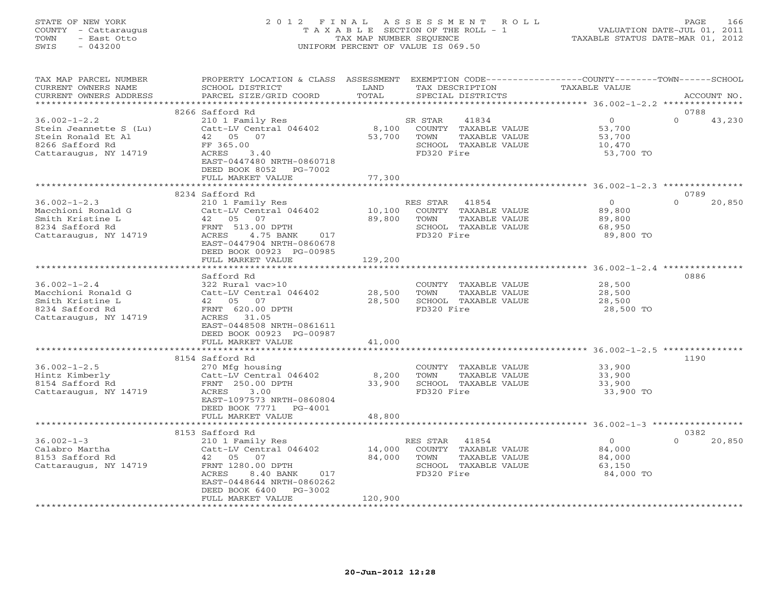STATE OF NEW YORK — 2012 FINAL ASSESSMENT ROLL
COUNTY - Cattaraugus — TAXABLE SECTION OF THE ROLL - 1 — VALUATION DATE-JUL 01, 2011
TOWN - East Otto — TAX MAP NUMBER SEQUENCE — TAXABLE STATUS DATE-MAR 01, 2012
SWIS - 043200 — UNIFORM PERCENT OF VALUE IS 069.50

| TAX MAP PARCEL NUMBER / CURRENT OWNERS NAME / CURRENT OWNERS ADDRESS | PROPERTY LOCATION & CLASS / SCHOOL DISTRICT / PARCEL SIZE/GRID COORD | ASSESSMENT LAND / TOTAL | EXEMPTION CODE / TAX DESCRIPTION / SPECIAL DISTRICTS | COUNTY / TOWN / SCHOOL TAXABLE VALUE | ACCOUNT NO. |
|---|---|---|---|---|---|
| 36.002-1-2.2 | 8266 Safford Rd | | | | 0788 |
| | 210 1 Family Res | | SR STAR 41834 | 0 / 0 / 43,230 | |
| Stein Jeannette S (Lu) | Catt-LV Central 046402 | 8,100 | COUNTY TAXABLE VALUE | 53,700 | |
| Stein Ronald Et Al | 42 05 07 | 53,700 | TOWN TAXABLE VALUE | 53,700 | |
| 8266 Safford Rd | FF 365.00 | | SCHOOL TAXABLE VALUE | 10,470 | |
| Cattaraugus, NY 14719 | ACRES 3.40 | | FD320 Fire | 53,700 TO | |
| | EAST-0447480 NRTH-0860718 | | | | |
| | DEED BOOK 8052 PG-7002 | | | | |
| | FULL MARKET VALUE | 77,300 | | | |
| 36.002-1-2.3 | 8234 Safford Rd | | | | 0789 |
| | 210 1 Family Res | | RES STAR 41854 | 0 / 0 / 20,850 | |
| Macchioni Ronald G | Catt-LV Central 046402 | 10,100 | COUNTY TAXABLE VALUE | 89,800 | |
| Smith Kristine L | 42 05 07 | 89,800 | TOWN TAXABLE VALUE | 89,800 | |
| 8234 Safford Rd | FRNT 513.00 DPTH | | SCHOOL TAXABLE VALUE | 68,950 | |
| Cattaraugus, NY 14719 | ACRES 4.75 BANK 017 | | FD320 Fire | 89,800 TO | |
| | EAST-0447904 NRTH-0860678 | | | | |
| | DEED BOOK 00923 PG-00985 | | | | |
| | FULL MARKET VALUE | 129,200 | | | |
| 36.002-1-2.4 | Safford Rd | | | | 0886 |
| | 322 Rural vac>10 | | COUNTY TAXABLE VALUE | 28,500 | |
| Macchioni Ronald G | Catt-LV Central 046402 | 28,500 | TOWN TAXABLE VALUE | 28,500 | |
| Smith Kristine L | 42 05 07 | 28,500 | SCHOOL TAXABLE VALUE | 28,500 | |
| 8234 Safford Rd | FRNT 620.00 DPTH | | FD320 Fire | 28,500 TO | |
| Cattaraugus, NY 14719 | ACRES 31.05 | | | | |
| | EAST-0448508 NRTH-0861611 | | | | |
| | DEED BOOK 00923 PG-00987 | | | | |
| | FULL MARKET VALUE | 41,000 | | | |
| 36.002-1-2.5 | 8154 Safford Rd | | | | 1190 |
| | 270 Mfg housing | | COUNTY TAXABLE VALUE | 33,900 | |
| Hintz Kimberly | Catt-LV Central 046402 | 8,200 | TOWN TAXABLE VALUE | 33,900 | |
| 8154 Safford Rd | FRNT 250.00 DPTH | 33,900 | SCHOOL TAXABLE VALUE | 33,900 | |
| Cattaraugus, NY 14719 | ACRES 3.00 | | FD320 Fire | 33,900 TO | |
| | EAST-1097573 NRTH-0860804 | | | | |
| | DEED BOOK 7771 PG-4001 | | | | |
| | FULL MARKET VALUE | 48,800 | | | |
| 36.002-1-3 | 8153 Safford Rd | | | | 0382 |
| | 210 1 Family Res | | RES STAR 41854 | 0 / 0 / 20,850 | |
| Calabro Martha | Catt-LV Central 046402 | 14,000 | COUNTY TAXABLE VALUE | 84,000 | |
| 8153 Safford Rd | 42 05 07 | 84,000 | TOWN TAXABLE VALUE | 84,000 | |
| Cattaraugus, NY 14719 | FRNT 1280.00 DPTH | | SCHOOL TAXABLE VALUE | 63,150 | |
| | ACRES 8.40 BANK 017 | | FD320 Fire | 84,000 TO | |
| | EAST-0448644 NRTH-0860262 | | | | |
| | DEED BOOK 6400 PG-3002 | | | | |
| | FULL MARKET VALUE | 120,900 | | | |

20-Jun-2012 12:28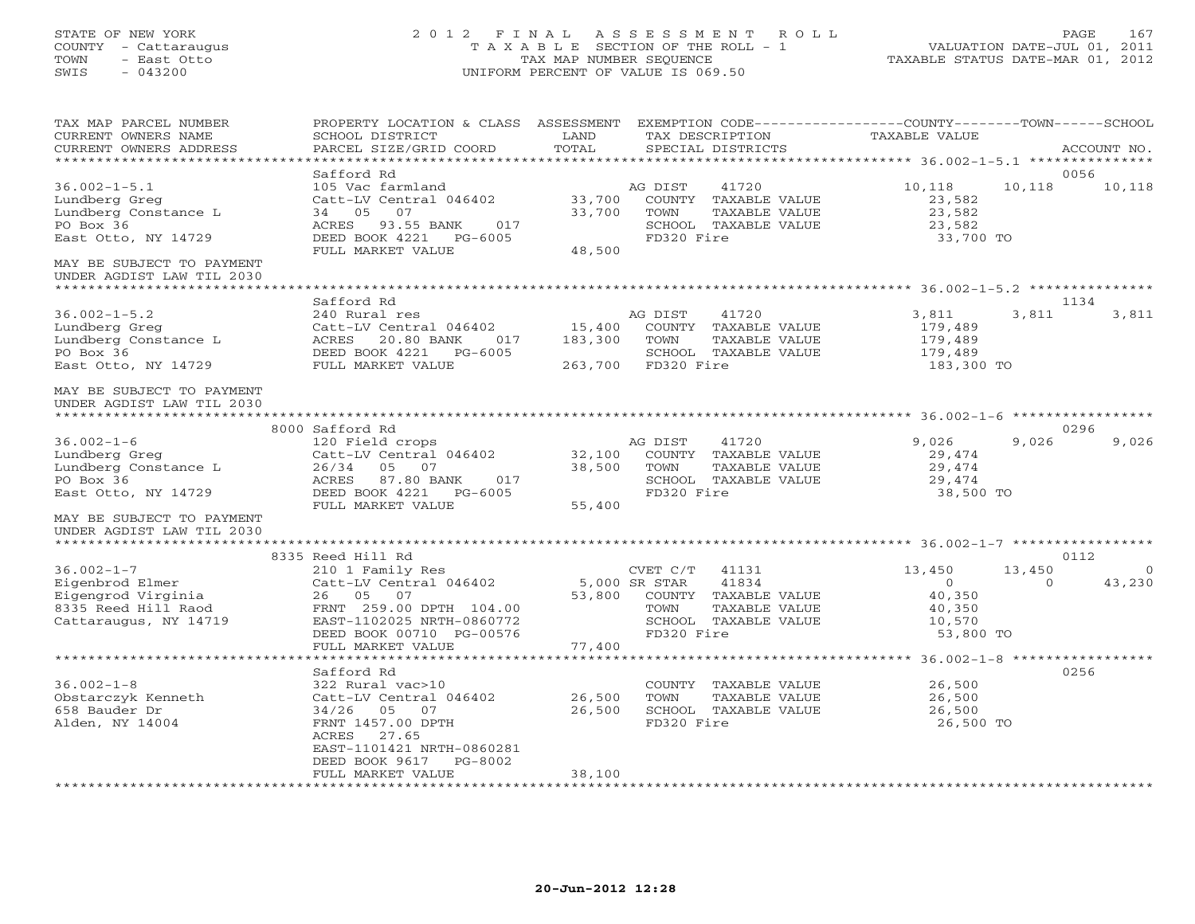STATE OF NEW YORK
COUNTY - Cattaraugus
TOWN - East Otto
SWIS - 043200

# 2012 FINAL ASSESSMENT ROLL

TAXABLE SECTION OF THE ROLL - 1
TAX MAP NUMBER SEQUENCE
UNIFORM PERCENT OF VALUE IS 069.50

VALUATION DATE-JUL 01, 2011
TAXABLE STATUS DATE-MAR 01, 2012

| TAX MAP PARCEL NUMBER / CURRENT OWNERS NAME / CURRENT OWNERS ADDRESS | PROPERTY LOCATION & CLASS / SCHOOL DISTRICT / PARCEL SIZE/GRID COORD | ASSESSMENT LAND / TOTAL | EXEMPTION CODE / TAX DESCRIPTION / SPECIAL DISTRICTS | COUNTY TAXABLE VALUE | TOWN | SCHOOL / ACCOUNT NO. |
|---|---|---|---|---|---|---|
| **36.002-1-5.1** | Safford Rd | | | | | 0056 |
| 36.002-1-5.1 | 105 Vac farmland | | AG DIST 41720 | 10,118 | 10,118 | 10,118 |
| Lundberg Greg | Catt-LV Central 046402 | 33,700 | COUNTY TAXABLE VALUE | 23,582 | | |
| Lundberg Constance L | 34 05 07 | 33,700 | TOWN TAXABLE VALUE | 23,582 | | |
| PO Box 36 | ACRES 93.55 BANK 017 | | SCHOOL TAXABLE VALUE | 23,582 | | |
| East Otto, NY 14729 | DEED BOOK 4221 PG-6005 | | FD320 Fire | 33,700 TO | | |
| | FULL MARKET VALUE | 48,500 | | | | |
| MAY BE SUBJECT TO PAYMENT UNDER AGDIST LAW TIL 2030 | | | | | | |
| **36.002-1-5.2** | Safford Rd | | | | | 1134 |
| 36.002-1-5.2 | 240 Rural res | | AG DIST 41720 | 3,811 | 3,811 | 3,811 |
| Lundberg Greg | Catt-LV Central 046402 | 15,400 | COUNTY TAXABLE VALUE | 179,489 | | |
| Lundberg Constance L | ACRES 20.80 BANK 017 | 183,300 | TOWN TAXABLE VALUE | 179,489 | | |
| PO Box 36 | DEED BOOK 4221 PG-6005 | | SCHOOL TAXABLE VALUE | 179,489 | | |
| East Otto, NY 14729 | FULL MARKET VALUE | 263,700 | FD320 Fire | 183,300 TO | | |
| MAY BE SUBJECT TO PAYMENT UNDER AGDIST LAW TIL 2030 | | | | | | |
| **36.002-1-6** | 8000 Safford Rd | | | | | 0296 |
| 36.002-1-6 | 120 Field crops | | AG DIST 41720 | 9,026 | 9,026 | 9,026 |
| Lundberg Greg | Catt-LV Central 046402 | 32,100 | COUNTY TAXABLE VALUE | 29,474 | | |
| Lundberg Constance L | 26/34 05 07 | 38,500 | TOWN TAXABLE VALUE | 29,474 | | |
| PO Box 36 | ACRES 87.80 BANK 017 | | SCHOOL TAXABLE VALUE | 29,474 | | |
| East Otto, NY 14729 | DEED BOOK 4221 PG-6005 | | FD320 Fire | 38,500 TO | | |
| | FULL MARKET VALUE | 55,400 | | | | |
| MAY BE SUBJECT TO PAYMENT UNDER AGDIST LAW TIL 2030 | | | | | | |
| **36.002-1-7** | 8335 Reed Hill Rd | | | | | 0112 |
| 36.002-1-7 | 210 1 Family Res | | CVET C/T 41131 | 13,450 | 13,450 | 0 |
| Eigenbrod Elmer | Catt-LV Central 046402 | 5,000 | SR STAR 41834 | 0 | 0 | 43,230 |
| Eigengrod Virginia | 26 05 07 | 53,800 | COUNTY TAXABLE VALUE | 40,350 | | |
| 8335 Reed Hill Raod | FRNT 259.00 DPTH 104.00 | | TOWN TAXABLE VALUE | 40,350 | | |
| Cattaraugus, NY 14719 | EAST-1102025 NRTH-0860772 | | SCHOOL TAXABLE VALUE | 10,570 | | |
| | DEED BOOK 00710 PG-00576 | | FD320 Fire | 53,800 TO | | |
| | FULL MARKET VALUE | 77,400 | | | | |
| **36.002-1-8** | Safford Rd | | | | | 0256 |
| 36.002-1-8 | 322 Rural vac>10 | | COUNTY TAXABLE VALUE | 26,500 | | |
| Obstarczyk Kenneth | Catt-LV Central 046402 | 26,500 | TOWN TAXABLE VALUE | 26,500 | | |
| 658 Bauder Dr | 34/26 05 07 | 26,500 | SCHOOL TAXABLE VALUE | 26,500 | | |
| Alden, NY 14004 | FRNT 1457.00 DPTH | | FD320 Fire | 26,500 TO | | |
| | ACRES 27.65 | | | | | |
| | EAST-1101421 NRTH-0860281 | | | | | |
| | DEED BOOK 9617 PG-8002 | | | | | |
| | FULL MARKET VALUE | 38,100 | | | | |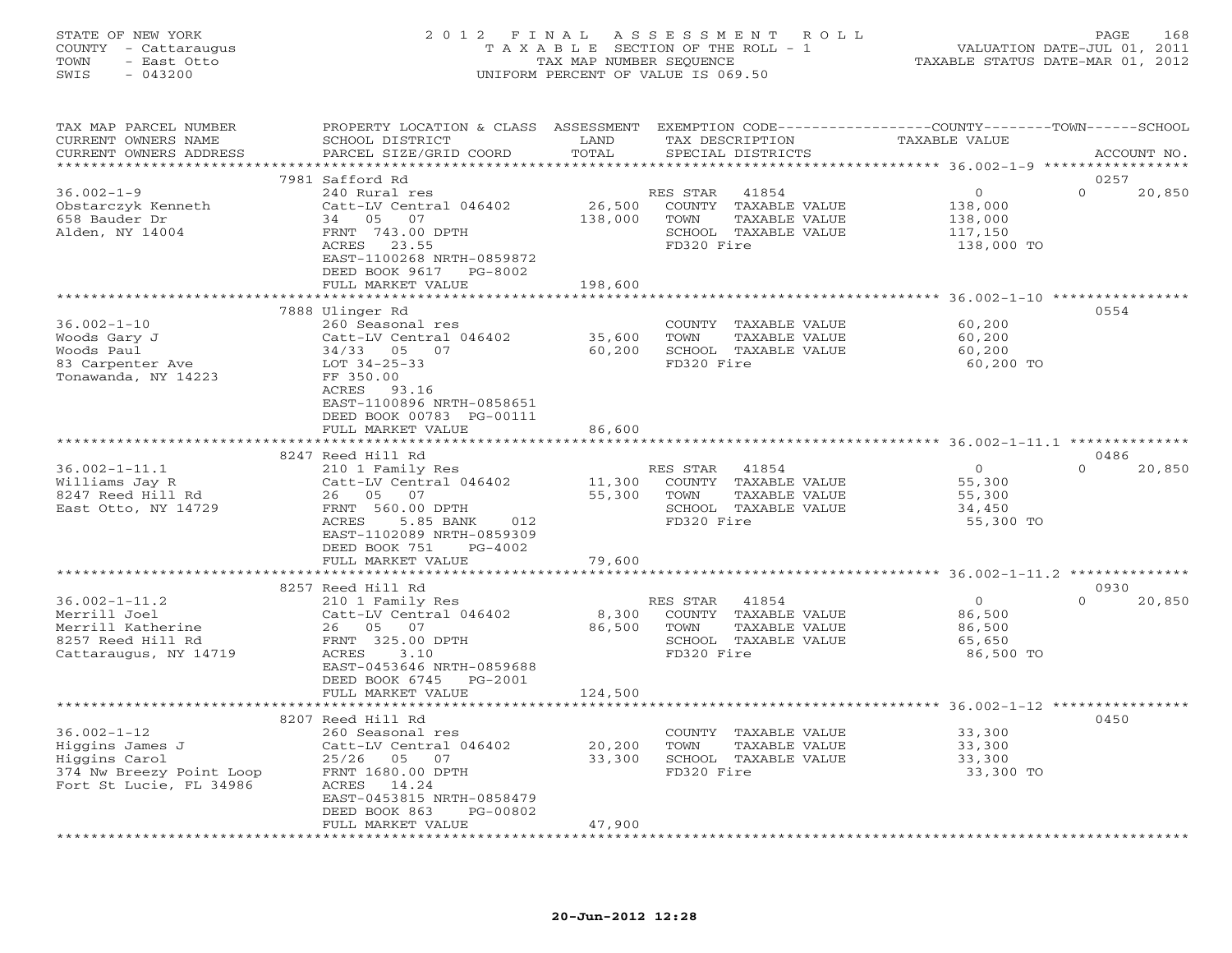STATE OF NEW YORK
COUNTY - Cattaraugus
TOWN - East Otto
SWIS - 043200

2012 FINAL ASSESSMENT ROLL
TAXABLE SECTION OF THE ROLL - 1
TAX MAP NUMBER SEQUENCE
UNIFORM PERCENT OF VALUE IS 069.50

VALUATION DATE-JUL 01, 2011
TAXABLE STATUS DATE-MAR 01, 2012

| TAX MAP PARCEL NUMBER / CURRENT OWNERS NAME / CURRENT OWNERS ADDRESS | PROPERTY LOCATION & CLASS / SCHOOL DISTRICT / PARCEL SIZE/GRID COORD | ASSESSMENT LAND / TOTAL | EXEMPTION CODE / TAX DESCRIPTION / SPECIAL DISTRICTS | COUNTY / TOWN TAXABLE VALUE | SCHOOL / ACCOUNT NO. |
|---|---|---|---|---|---|
| | 7981 Safford Rd | | | | 0257 |
| 36.002-1-9 | 240 Rural res | | RES STAR 41854 | 0 | 0 20,850 |
| Obstarczyk Kenneth | Catt-LV Central 046402 | 26,500 | COUNTY TAXABLE VALUE | 138,000 | |
| 658 Bauder Dr | 34 05 07 | 138,000 | TOWN TAXABLE VALUE | 138,000 | |
| Alden, NY 14004 | FRNT 743.00 DPTH | | SCHOOL TAXABLE VALUE | 117,150 | |
| | ACRES 23.55 | | FD320 Fire | 138,000 TO | |
| | EAST-1100268 NRTH-0859872 | | | | |
| | DEED BOOK 9617 PG-8002 | | | | |
| | FULL MARKET VALUE | 198,600 | | | |
| | 7888 Ulinger Rd | | | | 0554 |
| 36.002-1-10 | 260 Seasonal res | | COUNTY TAXABLE VALUE | 60,200 | |
| Woods Gary J | Catt-LV Central 046402 | 35,600 | TOWN TAXABLE VALUE | 60,200 | |
| Woods Paul | 34/33 05 07 | 60,200 | SCHOOL TAXABLE VALUE | 60,200 | |
| 83 Carpenter Ave | LOT 34-25-33 | | FD320 Fire | 60,200 TO | |
| Tonawanda, NY 14223 | FF 350.00 | | | | |
| | ACRES 93.16 | | | | |
| | EAST-1100896 NRTH-0858651 | | | | |
| | DEED BOOK 00783 PG-00111 | | | | |
| | FULL MARKET VALUE | 86,600 | | | |
| | 8247 Reed Hill Rd | | | | 0486 |
| 36.002-1-11.1 | 210 1 Family Res | | RES STAR 41854 | 0 | 0 20,850 |
| Williams Jay R | Catt-LV Central 046402 | 11,300 | COUNTY TAXABLE VALUE | 55,300 | |
| 8247 Reed Hill Rd | 26 05 07 | 55,300 | TOWN TAXABLE VALUE | 55,300 | |
| East Otto, NY 14729 | FRNT 560.00 DPTH | | SCHOOL TAXABLE VALUE | 34,450 | |
| | ACRES 5.85 BANK 012 | | FD320 Fire | 55,300 TO | |
| | EAST-1102089 NRTH-0859309 | | | | |
| | DEED BOOK 751 PG-4002 | | | | |
| | FULL MARKET VALUE | 79,600 | | | |
| | 8257 Reed Hill Rd | | | | 0930 |
| 36.002-1-11.2 | 210 1 Family Res | | RES STAR 41854 | 0 | 0 20,850 |
| Merrill Joel | Catt-LV Central 046402 | 8,300 | COUNTY TAXABLE VALUE | 86,500 | |
| Merrill Katherine | 26 05 07 | 86,500 | TOWN TAXABLE VALUE | 86,500 | |
| 8257 Reed Hill Rd | FRNT 325.00 DPTH | | SCHOOL TAXABLE VALUE | 65,650 | |
| Cattaraugus, NY 14719 | ACRES 3.10 | | FD320 Fire | 86,500 TO | |
| | EAST-0453646 NRTH-0859688 | | | | |
| | DEED BOOK 6745 PG-2001 | | | | |
| | FULL MARKET VALUE | 124,500 | | | |
| | 8207 Reed Hill Rd | | | | 0450 |
| 36.002-1-12 | 260 Seasonal res | | COUNTY TAXABLE VALUE | 33,300 | |
| Higgins James J | Catt-LV Central 046402 | 20,200 | TOWN TAXABLE VALUE | 33,300 | |
| Higgins Carol | 25/26 05 07 | 33,300 | SCHOOL TAXABLE VALUE | 33,300 | |
| 374 Nw Breezy Point Loop | FRNT 1680.00 DPTH | | FD320 Fire | 33,300 TO | |
| Fort St Lucie, FL 34986 | ACRES 14.24 | | | | |
| | EAST-0453815 NRTH-0858479 | | | | |
| | DEED BOOK 863 PG-00802 | | | | |
| | FULL MARKET VALUE | 47,900 | | | |

20-Jun-2012 12:28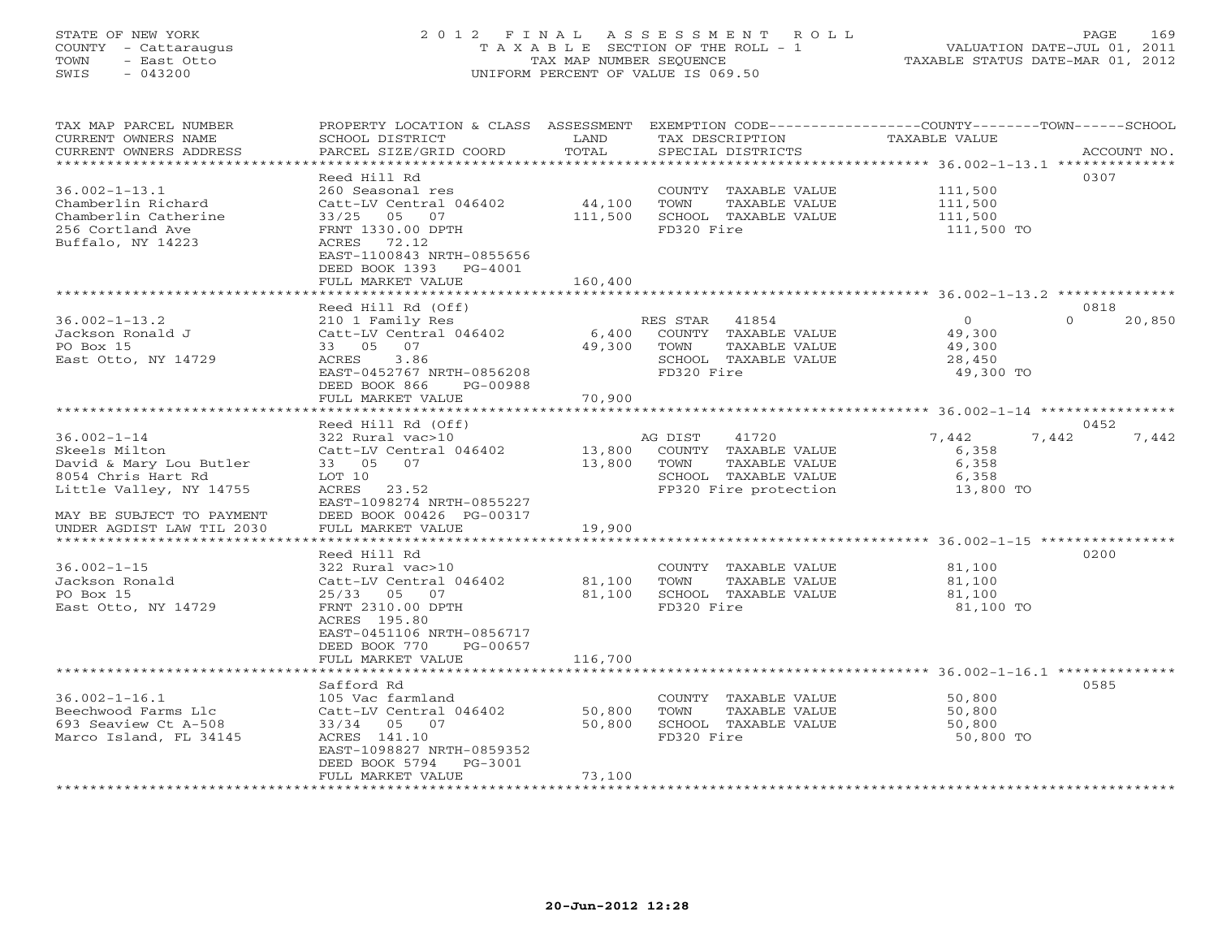STATE OF NEW YORK
COUNTY - Cattaraugus
TOWN - East Otto
SWIS - 043200

# 2012 FINAL ASSESSMENT ROLL
TAXABLE SECTION OF THE ROLL - 1
TAX MAP NUMBER SEQUENCE
UNIFORM PERCENT OF VALUE IS 069.50

VALUATION DATE-JUL 01, 2011
TAXABLE STATUS DATE-MAR 01, 2012

| TAX MAP PARCEL NUMBER / CURRENT OWNERS NAME / CURRENT OWNERS ADDRESS | PROPERTY LOCATION & CLASS / SCHOOL DISTRICT / PARCEL SIZE/GRID COORD | ASSESSMENT LAND / TOTAL | EXEMPTION CODE / TAX DESCRIPTION / SPECIAL DISTRICTS | COUNTY | TOWN | SCHOOL / ACCOUNT NO. |
|---|---|---|---|---|---|---|
| **36.002-1-13.1** | Reed Hill Rd | | | | | 0307 |
| 36.002-1-13.1 | 260 Seasonal res | | COUNTY TAXABLE VALUE | 111,500 | | |
| Chamberlin Richard | Catt-LV Central 046402 | 44,100 | TOWN TAXABLE VALUE | | 111,500 | |
| Chamberlin Catherine | 33/25 05 07 | 111,500 | SCHOOL TAXABLE VALUE | | | 111,500 |
| 256 Cortland Ave | FRNT 1330.00 DPTH | | FD320 Fire | 111,500 TO | | |
| Buffalo, NY 14223 | ACRES 72.12 | | | | | |
| | EAST-1100843 NRTH-0855656 | | | | | |
| | DEED BOOK 1393 PG-4001 | | | | | |
| | FULL MARKET VALUE | 160,400 | | | | |
| **36.002-1-13.2** | Reed Hill Rd (Off) | | | | | 0818 |
| 36.002-1-13.2 | 210 1 Family Res | | RES STAR 41854 | 0 | 0 | 20,850 |
| Jackson Ronald J | Catt-LV Central 046402 | 6,400 | COUNTY TAXABLE VALUE | 49,300 | | |
| PO Box 15 | 33 05 07 | 49,300 | TOWN TAXABLE VALUE | | 49,300 | |
| East Otto, NY 14729 | ACRES 3.86 | | SCHOOL TAXABLE VALUE | | | 28,450 |
| | EAST-0452767 NRTH-0856208 | | FD320 Fire | 49,300 TO | | |
| | DEED BOOK 866 PG-00988 | | | | | |
| | FULL MARKET VALUE | 70,900 | | | | |
| **36.002-1-14** | Reed Hill Rd (Off) | | | | | 0452 |
| 36.002-1-14 | 322 Rural vac>10 | | AG DIST 41720 | 7,442 | 7,442 | 7,442 |
| Skeels Milton | Catt-LV Central 046402 | 13,800 | COUNTY TAXABLE VALUE | 6,358 | | |
| David & Mary Lou Butler | 33 05 07 | 13,800 | TOWN TAXABLE VALUE | | 6,358 | |
| 8054 Chris Hart Rd | LOT 10 | | SCHOOL TAXABLE VALUE | | | 6,358 |
| Little Valley, NY 14755 | ACRES 23.52 | | FP320 Fire protection | 13,800 TO | | |
| | EAST-1098274 NRTH-0855227 | | | | | |
| MAY BE SUBJECT TO PAYMENT | DEED BOOK 00426 PG-00317 | | | | | |
| UNDER AGDIST LAW TIL 2030 | FULL MARKET VALUE | 19,900 | | | | |
| **36.002-1-15** | Reed Hill Rd | | | | | 0200 |
| 36.002-1-15 | 322 Rural vac>10 | | COUNTY TAXABLE VALUE | 81,100 | | |
| Jackson Ronald | Catt-LV Central 046402 | 81,100 | TOWN TAXABLE VALUE | | 81,100 | |
| PO Box 15 | 25/33 05 07 | 81,100 | SCHOOL TAXABLE VALUE | | | 81,100 |
| East Otto, NY 14729 | FRNT 2310.00 DPTH | | FD320 Fire | 81,100 TO | | |
| | ACRES 195.80 | | | | | |
| | EAST-0451106 NRTH-0856717 | | | | | |
| | DEED BOOK 770 PG-00657 | | | | | |
| | FULL MARKET VALUE | 116,700 | | | | |
| **36.002-1-16.1** | Safford Rd | | | | | 0585 |
| 36.002-1-16.1 | 105 Vac farmland | | COUNTY TAXABLE VALUE | 50,800 | | |
| Beechwood Farms Llc | Catt-LV Central 046402 | 50,800 | TOWN TAXABLE VALUE | | 50,800 | |
| 693 Seaview Ct A-508 | 33/34 05 07 | 50,800 | SCHOOL TAXABLE VALUE | | | 50,800 |
| Marco Island, FL 34145 | ACRES 141.10 | | FD320 Fire | 50,800 TO | | |
| | EAST-1098827 NRTH-0859352 | | | | | |
| | DEED BOOK 5794 PG-3001 | | | | | |
| | FULL MARKET VALUE | 73,100 | | | | |

20-Jun-2012 12:28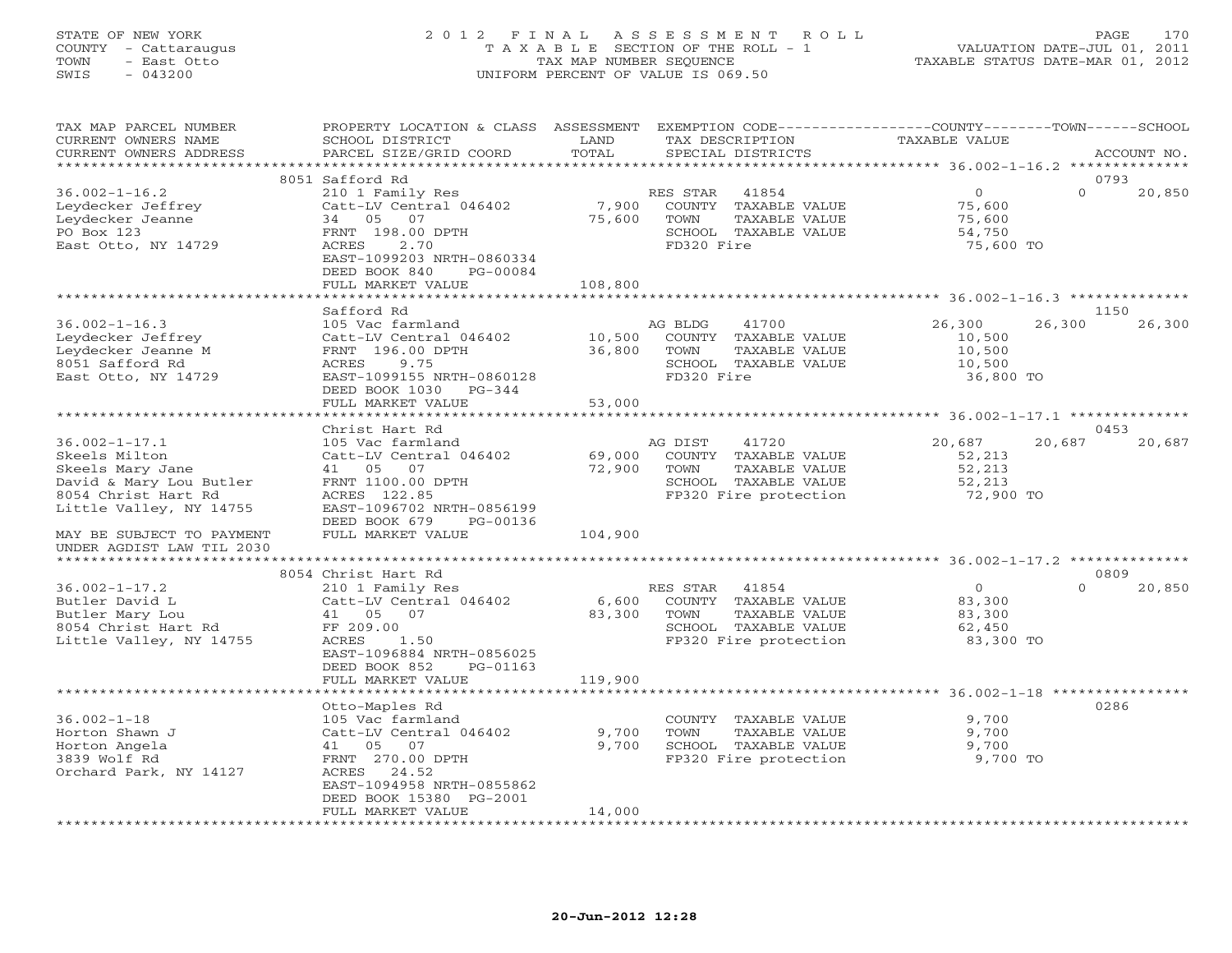STATE OF NEW YORK
COUNTY - Cattaraugus
TOWN - East Otto
SWIS - 043200

# 2012 FINAL ASSESSMENT ROLL

TAXABLE SECTION OF THE ROLL - 1
TAX MAP NUMBER SEQUENCE
UNIFORM PERCENT OF VALUE IS 069.50

VALUATION DATE-JUL 01, 2011
TAXABLE STATUS DATE-MAR 01, 2012

| TAX MAP PARCEL NUMBER / CURRENT OWNERS NAME / CURRENT OWNERS ADDRESS | PROPERTY LOCATION & CLASS / SCHOOL DISTRICT / PARCEL SIZE/GRID COORD | ASSESSMENT LAND / TOTAL | EXEMPTION CODE / TAX DESCRIPTION / SPECIAL DISTRICTS | COUNTY TAXABLE VALUE | TOWN | SCHOOL / ACCOUNT NO. |
|---|---|---|---|---|---|---|
| **36.002-1-16.2** | 8051 Safford Rd | | | | | 0793 |
| | 210 1 Family Res | | RES STAR 41854 | 0 | 0 | 20,850 |
| Leydecker Jeffrey | Catt-LV Central 046402 | 7,900 | COUNTY TAXABLE VALUE | 75,600 | | |
| Leydecker Jeanne | 34 05 07 | 75,600 | TOWN TAXABLE VALUE | 75,600 | | |
| PO Box 123 | FRNT 198.00 DPTH | | SCHOOL TAXABLE VALUE | 54,750 | | |
| East Otto, NY 14729 | ACRES 2.70 | | FD320 Fire | 75,600 TO | | |
| | EAST-1099203 NRTH-0860334 | | | | | |
| | DEED BOOK 840 PG-00084 | | | | | |
| | FULL MARKET VALUE | 108,800 | | | | |
| **36.002-1-16.3** | Safford Rd | | | | | 1150 |
| | 105 Vac farmland | | AG BLDG 41700 | 26,300 | 26,300 | 26,300 |
| Leydecker Jeffrey | Catt-LV Central 046402 | 10,500 | COUNTY TAXABLE VALUE | 10,500 | | |
| Leydecker Jeanne M | FRNT 196.00 DPTH | 36,800 | TOWN TAXABLE VALUE | 10,500 | | |
| 8051 Safford Rd | ACRES 9.75 | | SCHOOL TAXABLE VALUE | 10,500 | | |
| East Otto, NY 14729 | EAST-1099155 NRTH-0860128 | | FD320 Fire | 36,800 TO | | |
| | DEED BOOK 1030 PG-344 | | | | | |
| | FULL MARKET VALUE | 53,000 | | | | |
| **36.002-1-17.1** | Christ Hart Rd | | | | | 0453 |
| | 105 Vac farmland | | AG DIST 41720 | 20,687 | 20,687 | 20,687 |
| Skeels Milton | Catt-LV Central 046402 | 69,000 | COUNTY TAXABLE VALUE | 52,213 | | |
| Skeels Mary Jane | 41 05 07 | 72,900 | TOWN TAXABLE VALUE | 52,213 | | |
| David & Mary Lou Butler | FRNT 1100.00 DPTH | | SCHOOL TAXABLE VALUE | 52,213 | | |
| 8054 Christ Hart Rd | ACRES 122.85 | | FP320 Fire protection | 72,900 TO | | |
| Little Valley, NY 14755 | EAST-1096702 NRTH-0856199 | | | | | |
| | DEED BOOK 679 PG-00136 | | | | | |
| MAY BE SUBJECT TO PAYMENT | FULL MARKET VALUE | 104,900 | | | | |
| UNDER AGDIST LAW TIL 2030 | | | | | | |
| **36.002-1-17.2** | 8054 Christ Hart Rd | | | | | 0809 |
| | 210 1 Family Res | | RES STAR 41854 | 0 | 0 | 20,850 |
| Butler David L | Catt-LV Central 046402 | 6,600 | COUNTY TAXABLE VALUE | 83,300 | | |
| Butler Mary Lou | 41 05 07 | 83,300 | TOWN TAXABLE VALUE | 83,300 | | |
| 8054 Christ Hart Rd | FF 209.00 | | SCHOOL TAXABLE VALUE | 62,450 | | |
| Little Valley, NY 14755 | ACRES 1.50 | | FP320 Fire protection | 83,300 TO | | |
| | EAST-1096884 NRTH-0856025 | | | | | |
| | DEED BOOK 852 PG-01163 | | | | | |
| | FULL MARKET VALUE | 119,900 | | | | |
| **36.002-1-18** | Otto-Maples Rd | | | | | 0286 |
| | 105 Vac farmland | | COUNTY TAXABLE VALUE | 9,700 | | |
| Horton Shawn J | Catt-LV Central 046402 | 9,700 | TOWN TAXABLE VALUE | 9,700 | | |
| Horton Angela | 41 05 07 | 9,700 | SCHOOL TAXABLE VALUE | 9,700 | | |
| 3839 Wolf Rd | FRNT 270.00 DPTH | | FP320 Fire protection | 9,700 TO | | |
| Orchard Park, NY 14127 | ACRES 24.52 | | | | | |
| | EAST-1094958 NRTH-0855862 | | | | | |
| | DEED BOOK 15380 PG-2001 | | | | | |
| | FULL MARKET VALUE | 14,000 | | | | |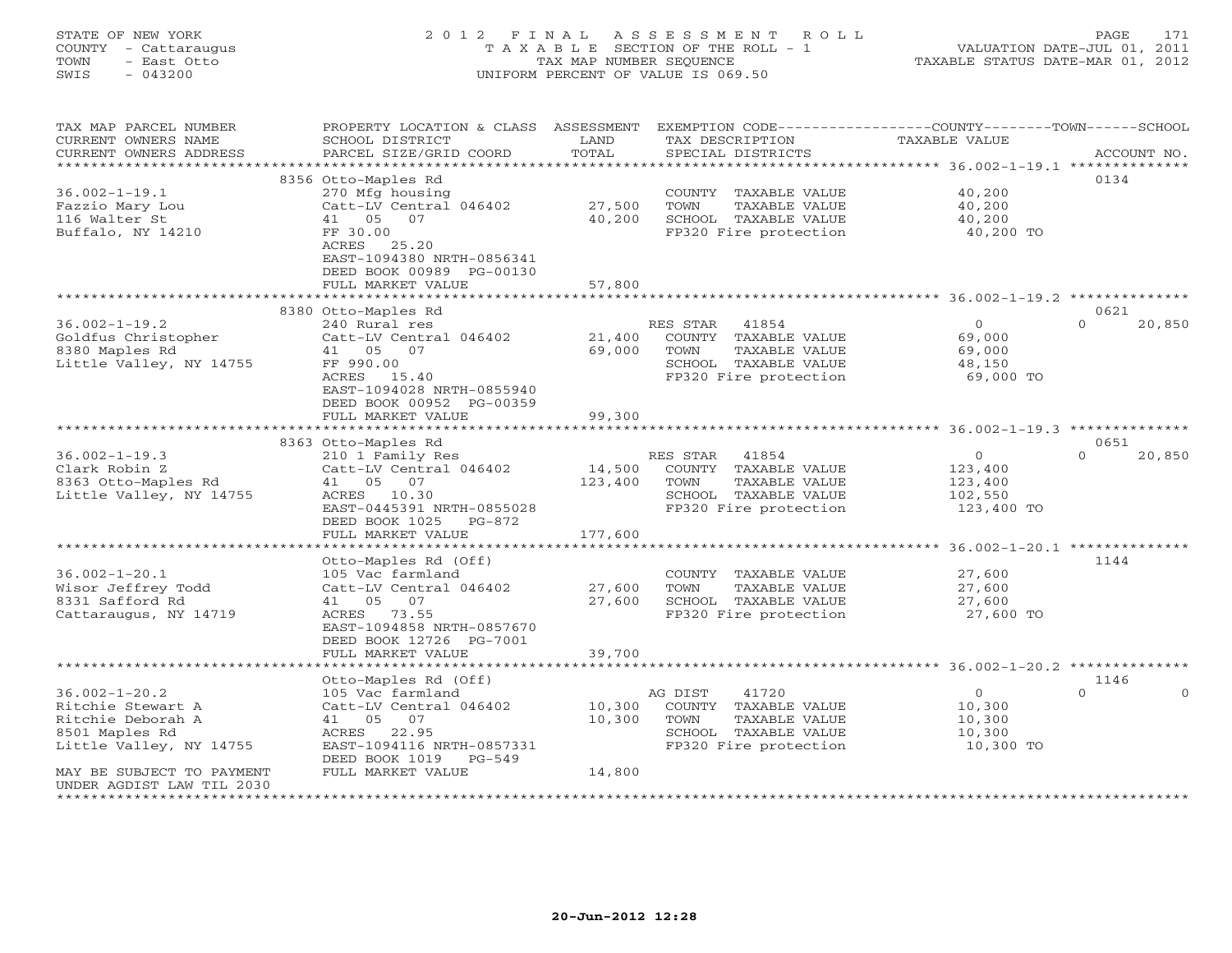STATE OF NEW YORK
COUNTY - Cattaraugus
TOWN - East Otto
SWIS - 043200

# 2012 FINAL ASSESSMENT ROLL
TAXABLE SECTION OF THE ROLL - 1
TAX MAP NUMBER SEQUENCE
UNIFORM PERCENT OF VALUE IS 069.50

VALUATION DATE-JUL 01, 2011
TAXABLE STATUS DATE-MAR 01, 2012

| TAX MAP PARCEL NUMBER / CURRENT OWNERS NAME / CURRENT OWNERS ADDRESS | PROPERTY LOCATION & CLASS / SCHOOL DISTRICT / PARCEL SIZE/GRID COORD | ASSESSMENT LAND / TOTAL | EXEMPTION CODE / TAX DESCRIPTION / SPECIAL DISTRICTS | COUNTY TAXABLE VALUE | TOWN | SCHOOL | ACCOUNT NO. |
|---|---|---|---|---|---|---|---|
| | 8356 Otto-Maples Rd | | | | | | 0134 |
| 36.002-1-19.1 | 270 Mfg housing | | COUNTY TAXABLE VALUE | 40,200 | | | |
| Fazzio Mary Lou | Catt-LV Central 046402 | 27,500 | TOWN TAXABLE VALUE | 40,200 | | | |
| 116 Walter St | 41 05 07 | 40,200 | SCHOOL TAXABLE VALUE | 40,200 | | | |
| Buffalo, NY 14210 | FF 30.00 | | FP320 Fire protection | 40,200 TO | | | |
| | ACRES 25.20 | | | | | | |
| | EAST-1094380 NRTH-0856341 | | | | | | |
| | DEED BOOK 00989 PG-00130 | | | | | | |
| | FULL MARKET VALUE | 57,800 | | | | | |
| | 8380 Otto-Maples Rd | | | | | | 0621 |
| 36.002-1-19.2 | 240 Rural res | | RES STAR 41854 | 0 | 0 | 20,850 | |
| Goldfus Christopher | Catt-LV Central 046402 | 21,400 | COUNTY TAXABLE VALUE | 69,000 | | | |
| 8380 Maples Rd | 41 05 07 | 69,000 | TOWN TAXABLE VALUE | 69,000 | | | |
| Little Valley, NY 14755 | FF 990.00 | | SCHOOL TAXABLE VALUE | 48,150 | | | |
| | ACRES 15.40 | | FP320 Fire protection | 69,000 TO | | | |
| | EAST-1094028 NRTH-0855940 | | | | | | |
| | DEED BOOK 00952 PG-00359 | | | | | | |
| | FULL MARKET VALUE | 99,300 | | | | | |
| | 8363 Otto-Maples Rd | | | | | | 0651 |
| 36.002-1-19.3 | 210 1 Family Res | | RES STAR 41854 | 0 | 0 | 20,850 | |
| Clark Robin Z | Catt-LV Central 046402 | 14,500 | COUNTY TAXABLE VALUE | 123,400 | | | |
| 8363 Otto-Maples Rd | 41 05 07 | 123,400 | TOWN TAXABLE VALUE | 123,400 | | | |
| Little Valley, NY 14755 | ACRES 10.30 | | SCHOOL TAXABLE VALUE | 102,550 | | | |
| | EAST-0445391 NRTH-0855028 | | FP320 Fire protection | 123,400 TO | | | |
| | DEED BOOK 1025 PG-872 | | | | | | |
| | FULL MARKET VALUE | 177,600 | | | | | |
| | Otto-Maples Rd (Off) | | | | | | 1144 |
| 36.002-1-20.1 | 105 Vac farmland | | COUNTY TAXABLE VALUE | 27,600 | | | |
| Wisor Jeffrey Todd | Catt-LV Central 046402 | 27,600 | TOWN TAXABLE VALUE | 27,600 | | | |
| 8331 Safford Rd | 41 05 07 | 27,600 | SCHOOL TAXABLE VALUE | 27,600 | | | |
| Cattaraugus, NY 14719 | ACRES 73.55 | | FP320 Fire protection | 27,600 TO | | | |
| | EAST-1094858 NRTH-0857670 | | | | | | |
| | DEED BOOK 12726 PG-7001 | | | | | | |
| | FULL MARKET VALUE | 39,700 | | | | | |
| | Otto-Maples Rd (Off) | | | | | | 1146 |
| 36.002-1-20.2 | 105 Vac farmland | | AG DIST 41720 | 0 | 0 | 0 | |
| Ritchie Stewart A | Catt-LV Central 046402 | 10,300 | COUNTY TAXABLE VALUE | 10,300 | | | |
| Ritchie Deborah A | 41 05 07 | 10,300 | TOWN TAXABLE VALUE | 10,300 | | | |
| 8501 Maples Rd | ACRES 22.95 | | SCHOOL TAXABLE VALUE | 10,300 | | | |
| Little Valley, NY 14755 | EAST-1094116 NRTH-0857331 | | FP320 Fire protection | 10,300 TO | | | |
| | DEED BOOK 1019 PG-549 | | | | | | |
| MAY BE SUBJECT TO PAYMENT UNDER AGDIST LAW TIL 2030 | FULL MARKET VALUE | 14,800 | | | | | |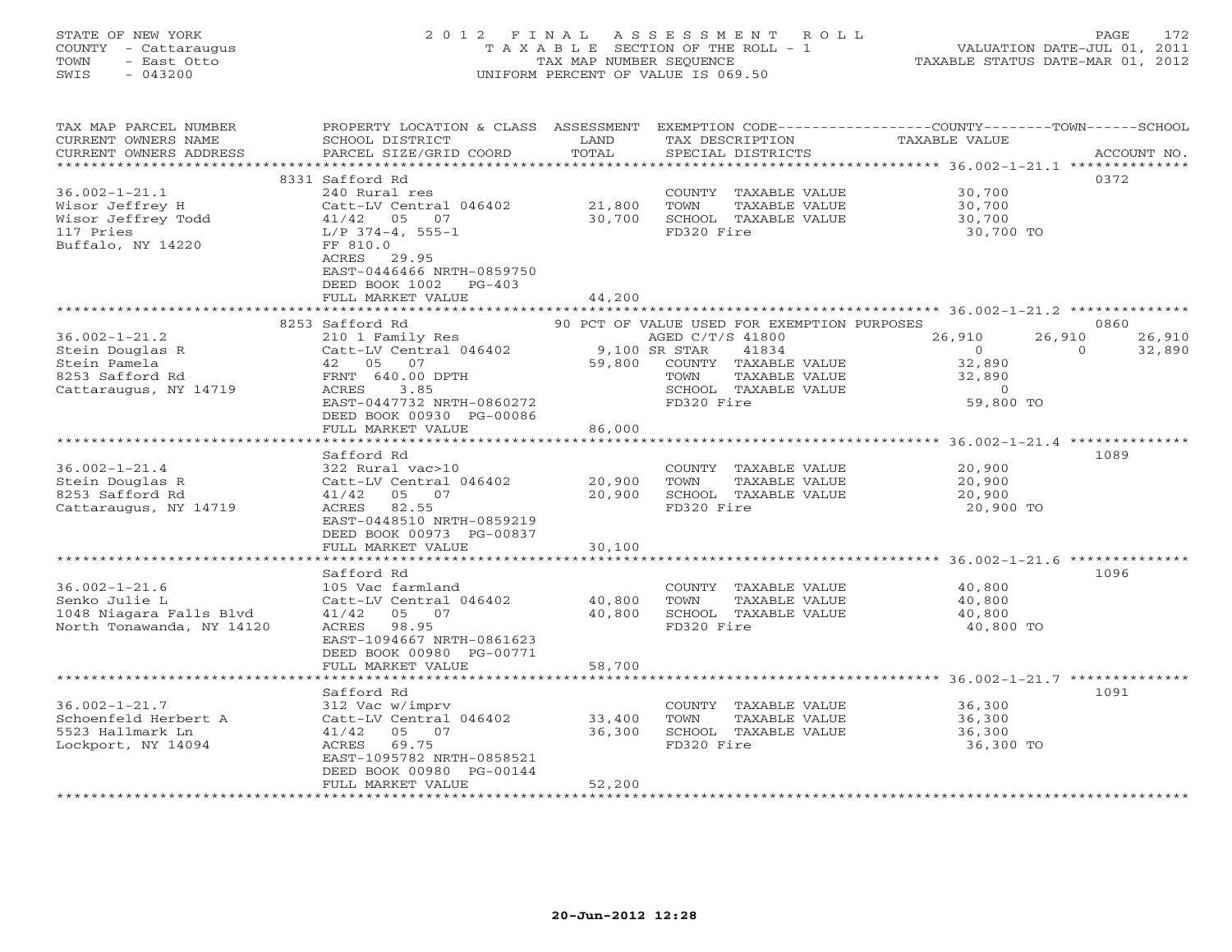STATE OF NEW YORK
COUNTY - Cattaraugus
TOWN - East Otto
SWIS - 043200

# 2012 FINAL ASSESSMENT ROLL

TAXABLE SECTION OF THE ROLL - 1
TAX MAP NUMBER SEQUENCE
UNIFORM PERCENT OF VALUE IS 069.50

VALUATION DATE-JUL 01, 2011
TAXABLE STATUS DATE-MAR 01, 2012

| TAX MAP PARCEL NUMBER / CURRENT OWNERS NAME / CURRENT OWNERS ADDRESS | PROPERTY LOCATION & CLASS / SCHOOL DISTRICT / PARCEL SIZE/GRID COORD | ASSESSMENT LAND / TOTAL | EXEMPTION CODE / TAX DESCRIPTION / SPECIAL DISTRICTS | COUNTY | TOWN | SCHOOL | ACCOUNT NO. |
|---|---|---|---|---|---|---|---|
| **36.002-1-21.1** | 8331 Safford Rd | | | | | | 0372 |
| Wisor Jeffrey H | 240 Rural res | | COUNTY TAXABLE VALUE | 30,700 | | | |
| Wisor Jeffrey Todd | Catt-LV Central 046402 | 21,800 | TOWN TAXABLE VALUE | | 30,700 | | |
| 117 Pries | 41/42 05 07 | 30,700 | SCHOOL TAXABLE VALUE | | | 30,700 | |
| Buffalo, NY 14220 | L/P 374-4, 555-1 | | FD320 Fire | 30,700 TO | | | |
| | FF 810.0 | | | | | | |
| | ACRES 29.95 | | | | | | |
| | EAST-0446466 NRTH-0859750 | | | | | | |
| | DEED BOOK 1002 PG-403 | | | | | | |
| | FULL MARKET VALUE | 44,200 | | | | | |
| **36.002-1-21.2** | 8253 Safford Rd | | 90 PCT OF VALUE USED FOR EXEMPTION PURPOSES | | | | 0860 |
| Stein Douglas R | 210 1 Family Res | | AGED C/T/S 41800 | 26,910 | 26,910 | 26,910 | |
| Stein Pamela | Catt-LV Central 046402 | 9,100 | SR STAR 41834 | 0 | 0 | 32,890 | |
| 8253 Safford Rd | 42 05 07 | 59,800 | COUNTY TAXABLE VALUE | 32,890 | | | |
| Cattaraugus, NY 14719 | FRNT 640.00 DPTH | | TOWN TAXABLE VALUE | | 32,890 | | |
| | ACRES 3.85 | | SCHOOL TAXABLE VALUE | | | 0 | |
| | EAST-0447732 NRTH-0860272 | | FD320 Fire | 59,800 TO | | | |
| | DEED BOOK 00930 PG-00086 | | | | | | |
| | FULL MARKET VALUE | 86,000 | | | | | |
| **36.002-1-21.4** | Safford Rd | | | | | | 1089 |
| Stein Douglas R | 322 Rural vac>10 | | COUNTY TAXABLE VALUE | 20,900 | | | |
| 8253 Safford Rd | Catt-LV Central 046402 | 20,900 | TOWN TAXABLE VALUE | | 20,900 | | |
| Cattaraugus, NY 14719 | 41/42 05 07 | 20,900 | SCHOOL TAXABLE VALUE | | | 20,900 | |
| | ACRES 82.55 | | FD320 Fire | 20,900 TO | | | |
| | EAST-0448510 NRTH-0859219 | | | | | | |
| | DEED BOOK 00973 PG-00837 | | | | | | |
| | FULL MARKET VALUE | 30,100 | | | | | |
| **36.002-1-21.6** | Safford Rd | | | | | | 1096 |
| Senko Julie L | 105 Vac farmland | | COUNTY TAXABLE VALUE | 40,800 | | | |
| 1048 Niagara Falls Blvd | Catt-LV Central 046402 | 40,800 | TOWN TAXABLE VALUE | | 40,800 | | |
| North Tonawanda, NY 14120 | 41/42 05 07 | 40,800 | SCHOOL TAXABLE VALUE | | | 40,800 | |
| | ACRES 98.95 | | FD320 Fire | 40,800 TO | | | |
| | EAST-1094667 NRTH-0861623 | | | | | | |
| | DEED BOOK 00980 PG-00771 | | | | | | |
| | FULL MARKET VALUE | 58,700 | | | | | |
| **36.002-1-21.7** | Safford Rd | | | | | | 1091 |
| Schoenfeld Herbert A | 312 Vac w/imprv | | COUNTY TAXABLE VALUE | 36,300 | | | |
| 5523 Hallmark Ln | Catt-LV Central 046402 | 33,400 | TOWN TAXABLE VALUE | | 36,300 | | |
| Lockport, NY 14094 | 41/42 05 07 | 36,300 | SCHOOL TAXABLE VALUE | | | 36,300 | |
| | ACRES 69.75 | | FD320 Fire | 36,300 TO | | | |
| | EAST-1095782 NRTH-0858521 | | | | | | |
| | DEED BOOK 00980 PG-00144 | | | | | | |
| | FULL MARKET VALUE | 52,200 | | | | | |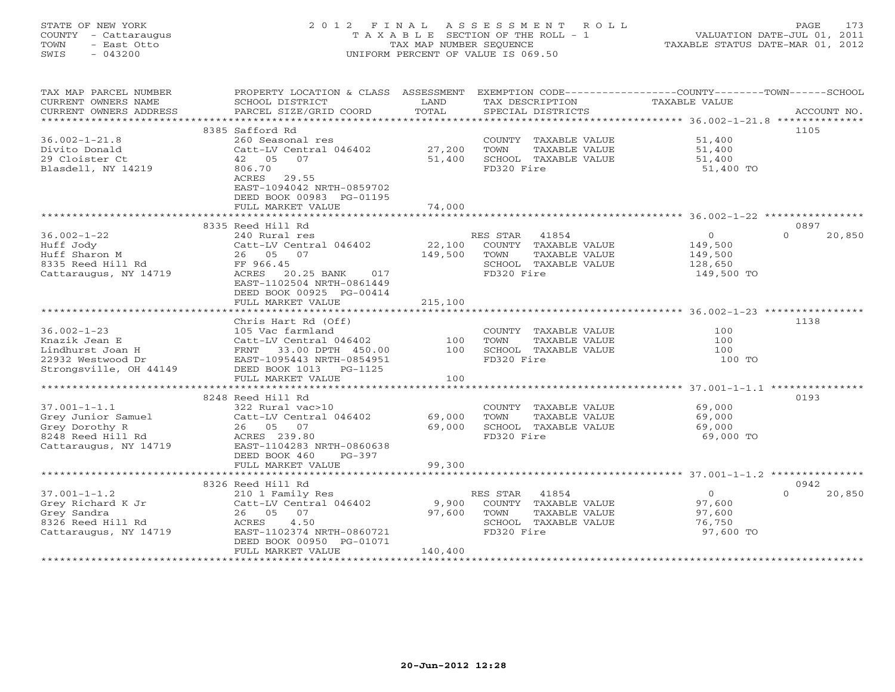STATE OF NEW YORK
COUNTY - Cattaraugus
TOWN - East Otto
SWIS - 043200

2012 FINAL ASSESSMENT ROLL
TAXABLE SECTION OF THE ROLL - 1
TAX MAP NUMBER SEQUENCE
UNIFORM PERCENT OF VALUE IS 069.50

VALUATION DATE-JUL 01, 2011
TAXABLE STATUS DATE-MAR 01, 2012

| TAX MAP PARCEL NUMBER / CURRENT OWNERS NAME / CURRENT OWNERS ADDRESS | PROPERTY LOCATION & CLASS / SCHOOL DISTRICT / PARCEL SIZE/GRID COORD | ASSESSMENT LAND | TOTAL | EXEMPTION CODE / TAX DESCRIPTION / SPECIAL DISTRICTS | COUNTY | TOWN | SCHOOL | ACCOUNT NO. |
|---|---|---|---|---|---|---|---|---|
| 36.002-1-21.8 | 8385 Safford Rd | | | | | | | 1105 |
| Divito Donald | 260 Seasonal res | | | COUNTY TAXABLE VALUE | 51,400 | | | |
| 29 Cloister Ct | Catt-LV Central 046402 | 27,200 | | TOWN TAXABLE VALUE | | 51,400 | | |
| Blasdell, NY 14219 | 42 05 07 | | 51,400 | SCHOOL TAXABLE VALUE | | | 51,400 | |
| | 806.70 | | | FD320 Fire | 51,400 TO | | | |
| | ACRES 29.55 | | | | | | | |
| | EAST-1094042 NRTH-0859702 | | | | | | | |
| | DEED BOOK 00983 PG-01195 | | | | | | | |
| | FULL MARKET VALUE | | 74,000 | | | | | |
| 36.002-1-22 | 8335 Reed Hill Rd | | | | | | | 0897 |
| Huff Jody | 240 Rural res | | | RES STAR 41854 | 0 | 0 | 20,850 | |
| Huff Sharon M | Catt-LV Central 046402 | 22,100 | | COUNTY TAXABLE VALUE | 149,500 | | | |
| 8335 Reed Hill Rd | 26 05 07 | | 149,500 | TOWN TAXABLE VALUE | | 149,500 | | |
| Cattaraugus, NY 14719 | FF 966.45 | | | SCHOOL TAXABLE VALUE | | | 128,650 | |
| | ACRES 20.25 BANK 017 | | | FD320 Fire | 149,500 TO | | | |
| | EAST-1102504 NRTH-0861449 | | | | | | | |
| | DEED BOOK 00925 PG-00414 | | | | | | | |
| | FULL MARKET VALUE | | 215,100 | | | | | |
| 36.002-1-23 | Chris Hart Rd (Off) | | | | | | | 1138 |
| Knazik Jean E | 105 Vac farmland | | | COUNTY TAXABLE VALUE | 100 | | | |
| Lindhurst Joan H | Catt-LV Central 046402 | 100 | | TOWN TAXABLE VALUE | | 100 | | |
| 22932 Westwood Dr | FRNT 33.00 DPTH 450.00 | | 100 | SCHOOL TAXABLE VALUE | | | 100 | |
| Strongsville, OH 44149 | EAST-1095443 NRTH-0854951 | | | FD320 Fire | 100 TO | | | |
| | DEED BOOK 1013 PG-1125 | | | | | | | |
| | FULL MARKET VALUE | | 100 | | | | | |
| 37.001-1-1.1 | 8248 Reed Hill Rd | | | | | | | 0193 |
| Grey Junior Samuel | 322 Rural vac>10 | | | COUNTY TAXABLE VALUE | 69,000 | | | |
| Grey Dorothy R | Catt-LV Central 046402 | 69,000 | | TOWN TAXABLE VALUE | | 69,000 | | |
| 8248 Reed Hill Rd | 26 05 07 | | 69,000 | SCHOOL TAXABLE VALUE | | | 69,000 | |
| Cattaraugus, NY 14719 | ACRES 239.80 | | | FD320 Fire | 69,000 TO | | | |
| | EAST-1104283 NRTH-0860638 | | | | | | | |
| | DEED BOOK 460 PG-397 | | | | | | | |
| | FULL MARKET VALUE | | 99,300 | | | | | |
| 37.001-1-1.2 | 8326 Reed Hill Rd | | | | | | | 0942 |
| Grey Richard K Jr | 210 1 Family Res | | | RES STAR 41854 | 0 | 0 | 20,850 | |
| Grey Sandra | Catt-LV Central 046402 | 9,900 | | COUNTY TAXABLE VALUE | 97,600 | | | |
| 8326 Reed Hill Rd | 26 05 07 | | 97,600 | TOWN TAXABLE VALUE | | 97,600 | | |
| Cattaraugus, NY 14719 | ACRES 4.50 | | | SCHOOL TAXABLE VALUE | | | 76,750 | |
| | EAST-1102374 NRTH-0860721 | | | FD320 Fire | 97,600 TO | | | |
| | DEED BOOK 00950 PG-01071 | | | | | | | |
| | FULL MARKET VALUE | | 140,400 | | | | | |

20-Jun-2012 12:28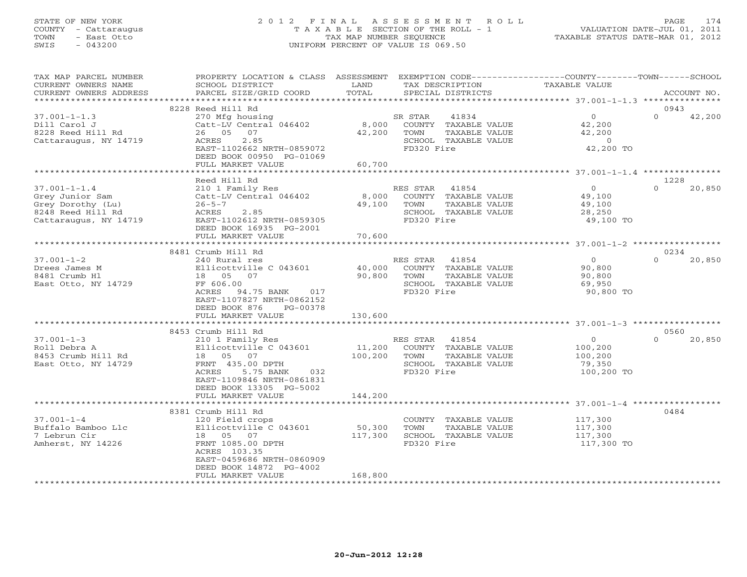STATE OF NEW YORK
COUNTY - Cattaraugus
TOWN - East Otto
SWIS - 043200

# 2012 FINAL ASSESSMENT ROLL

TAXABLE SECTION OF THE ROLL - 1
TAX MAP NUMBER SEQUENCE
UNIFORM PERCENT OF VALUE IS 069.50

VALUATION DATE-JUL 01, 2011
TAXABLE STATUS DATE-MAR 01, 2012

| TAX MAP PARCEL NUMBER / CURRENT OWNERS NAME / CURRENT OWNERS ADDRESS | PROPERTY LOCATION & CLASS / SCHOOL DISTRICT / PARCEL SIZE/GRID COORD | ASSESSMENT LAND / TOTAL | EXEMPTION CODE / TAX DESCRIPTION / SPECIAL DISTRICTS | COUNTY TAXABLE VALUE | TOWN | SCHOOL / ACCOUNT NO. |
|---|---|---|---|---|---|---|
| | 8228 Reed Hill Rd | | | | | 0943 |
| 37.001-1-1.3 | 270 Mfg housing | | SR STAR 41834 | 0 | 0 | 42,200 |
| Dill Carol J | Catt-LV Central 046402 | 8,000 | COUNTY TAXABLE VALUE | 42,200 | | |
| 8228 Reed Hill Rd | 26 05 07 | 42,200 | TOWN TAXABLE VALUE | 42,200 | | |
| Cattaraugus, NY 14719 | ACRES 2.85 | | SCHOOL TAXABLE VALUE | 0 | | |
| | EAST-1102662 NRTH-0859072 | | FD320 Fire | 42,200 TO | | |
| | DEED BOOK 00950 PG-01069 | | | | | |
| | FULL MARKET VALUE | 60,700 | | | | |
| | Reed Hill Rd | | | | | 1228 |
| 37.001-1-1.4 | 210 1 Family Res | | RES STAR 41854 | 0 | 0 | 20,850 |
| Grey Junior Sam | Catt-LV Central 046402 | 8,000 | COUNTY TAXABLE VALUE | 49,100 | | |
| Grey Dorothy (Lu) | 26-5-7 | 49,100 | TOWN TAXABLE VALUE | 49,100 | | |
| 8248 Reed Hill Rd | ACRES 2.85 | | SCHOOL TAXABLE VALUE | 28,250 | | |
| Cattaraugus, NY 14719 | EAST-1102612 NRTH-0859305 | | FD320 Fire | 49,100 TO | | |
| | DEED BOOK 16935 PG-2001 | | | | | |
| | FULL MARKET VALUE | 70,600 | | | | |
| | 8481 Crumb Hill Rd | | | | | 0234 |
| 37.001-1-2 | 240 Rural res | | RES STAR 41854 | 0 | 0 | 20,850 |
| Drees James M | Ellicottville C 043601 | 40,000 | COUNTY TAXABLE VALUE | 90,800 | | |
| 8481 Crumb Hl | 18 05 07 | 90,800 | TOWN TAXABLE VALUE | 90,800 | | |
| East Otto, NY 14729 | FF 606.00 | | SCHOOL TAXABLE VALUE | 69,950 | | |
| | ACRES 94.75 BANK 017 | | FD320 Fire | 90,800 TO | | |
| | EAST-1107827 NRTH-0862152 | | | | | |
| | DEED BOOK 876 PG-00378 | | | | | |
| | FULL MARKET VALUE | 130,600 | | | | |
| | 8453 Crumb Hill Rd | | | | | 0560 |
| 37.001-1-3 | 210 1 Family Res | | RES STAR 41854 | 0 | 0 | 20,850 |
| Roll Debra A | Ellicottville C 043601 | 11,200 | COUNTY TAXABLE VALUE | 100,200 | | |
| 8453 Crumb Hill Rd | 18 05 07 | 100,200 | TOWN TAXABLE VALUE | 100,200 | | |
| East Otto, NY 14729 | FRNT 435.00 DPTH | | SCHOOL TAXABLE VALUE | 79,350 | | |
| | ACRES 5.75 BANK 032 | | FD320 Fire | 100,200 TO | | |
| | EAST-1109846 NRTH-0861831 | | | | | |
| | DEED BOOK 13305 PG-5002 | | | | | |
| | FULL MARKET VALUE | 144,200 | | | | |
| | 8381 Crumb Hill Rd | | | | | 0484 |
| 37.001-1-4 | 120 Field crops | | COUNTY TAXABLE VALUE | 117,300 | | |
| Buffalo Bamboo Llc | Ellicottville C 043601 | 50,300 | TOWN TAXABLE VALUE | 117,300 | | |
| 7 Lebrun Cir | 18 05 07 | 117,300 | SCHOOL TAXABLE VALUE | 117,300 | | |
| Amherst, NY 14226 | FRNT 1085.00 DPTH | | FD320 Fire | 117,300 TO | | |
| | ACRES 103.35 | | | | | |
| | EAST-0459686 NRTH-0860909 | | | | | |
| | DEED BOOK 14872 PG-4002 | | | | | |
| | FULL MARKET VALUE | 168,800 | | | | |

20-Jun-2012 12:28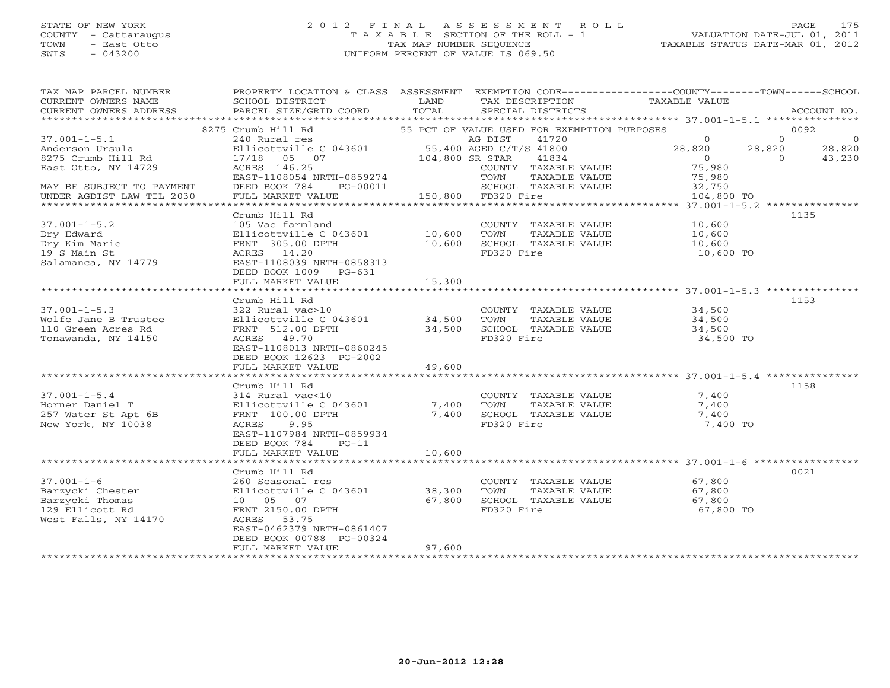STATE OF NEW YORK
COUNTY - Cattaraugus
TOWN - East Otto
SWIS - 043200

2012 FINAL ASSESSMENT ROLL
TAXABLE SECTION OF THE ROLL - 1
TAX MAP NUMBER SEQUENCE
UNIFORM PERCENT OF VALUE IS 069.50

VALUATION DATE-JUL 01, 2011
TAXABLE STATUS DATE-MAR 01, 2012

| TAX MAP PARCEL NUMBER / CURRENT OWNERS NAME / CURRENT OWNERS ADDRESS | PROPERTY LOCATION & CLASS / SCHOOL DISTRICT / PARCEL SIZE/GRID COORD | ASSESSMENT LAND | TOTAL | EXEMPTION CODE / TAX DESCRIPTION / SPECIAL DISTRICTS | COUNTY TAXABLE VALUE | TOWN | SCHOOL | ACCOUNT NO. |
|---|---|---|---|---|---|---|---|---|
| | 8275 Crumb Hill Rd | | | 55 PCT OF VALUE USED FOR EXEMPTION PURPOSES | | | | 0092 |
| 37.001-1-5.1 | 240 Rural res | | | AG DIST 41720 | 0 | 0 | 0 | |
| Anderson Ursula | Ellicottville C 043601 | 55,400 | | AGED C/T/S 41800 | 28,820 | 28,820 | 28,820 | |
| 8275 Crumb Hill Rd | 17/18 05 07 | | 104,800 | SR STAR 41834 | 0 | 0 | 43,230 | |
| East Otto, NY 14729 | ACRES 146.25 | | | COUNTY TAXABLE VALUE | 75,980 | | | |
| | EAST-1108054 NRTH-0859274 | | | TOWN TAXABLE VALUE | 75,980 | | | |
| MAY BE SUBJECT TO PAYMENT | DEED BOOK 784 PG-00011 | | | SCHOOL TAXABLE VALUE | 32,750 | | | |
| UNDER AGDIST LAW TIL 2030 | FULL MARKET VALUE | | 150,800 | FD320 Fire | 104,800 TO | | | |
| | Crumb Hill Rd | | | | | | | 1135 |
| 37.001-1-5.2 | 105 Vac farmland | | | COUNTY TAXABLE VALUE | 10,600 | | | |
| Dry Edward | Ellicottville C 043601 | 10,600 | | TOWN TAXABLE VALUE | 10,600 | | | |
| Dry Kim Marie | FRNT 305.00 DPTH | | 10,600 | SCHOOL TAXABLE VALUE | 10,600 | | | |
| 19 S Main St | ACRES 14.20 | | | FD320 Fire | 10,600 TO | | | |
| Salamanca, NY 14779 | EAST-1108039 NRTH-0858313 | | | | | | | |
| | DEED BOOK 1009 PG-631 | | | | | | | |
| | FULL MARKET VALUE | | 15,300 | | | | | |
| | Crumb Hill Rd | | | | | | | 1153 |
| 37.001-1-5.3 | 322 Rural vac>10 | | | COUNTY TAXABLE VALUE | 34,500 | | | |
| Wolfe Jane B Trustee | Ellicottville C 043601 | 34,500 | | TOWN TAXABLE VALUE | 34,500 | | | |
| 110 Green Acres Rd | FRNT 512.00 DPTH | | 34,500 | SCHOOL TAXABLE VALUE | 34,500 | | | |
| Tonawanda, NY 14150 | ACRES 49.70 | | | FD320 Fire | 34,500 TO | | | |
| | EAST-1108013 NRTH-0860245 | | | | | | | |
| | DEED BOOK 12623 PG-2002 | | | | | | | |
| | FULL MARKET VALUE | | 49,600 | | | | | |
| | Crumb Hill Rd | | | | | | | 1158 |
| 37.001-1-5.4 | 314 Rural vac<10 | | | COUNTY TAXABLE VALUE | 7,400 | | | |
| Horner Daniel T | Ellicottville C 043601 | 7,400 | | TOWN TAXABLE VALUE | 7,400 | | | |
| 257 Water St Apt 6B | FRNT 100.00 DPTH | | 7,400 | SCHOOL TAXABLE VALUE | 7,400 | | | |
| New York, NY 10038 | ACRES 9.95 | | | FD320 Fire | 7,400 TO | | | |
| | EAST-1107984 NRTH-0859934 | | | | | | | |
| | DEED BOOK 784 PG-11 | | | | | | | |
| | FULL MARKET VALUE | | 10,600 | | | | | |
| | Crumb Hill Rd | | | | | | | 0021 |
| 37.001-1-6 | 260 Seasonal res | | | COUNTY TAXABLE VALUE | 67,800 | | | |
| Barzycki Chester | Ellicottville C 043601 | 38,300 | | TOWN TAXABLE VALUE | 67,800 | | | |
| Barzycki Thomas | 10 05 07 | | 67,800 | SCHOOL TAXABLE VALUE | 67,800 | | | |
| 129 Ellicott Rd | FRNT 2150.00 DPTH | | | FD320 Fire | 67,800 TO | | | |
| West Falls, NY 14170 | ACRES 53.75 | | | | | | | |
| | EAST-0462379 NRTH-0861407 | | | | | | | |
| | DEED BOOK 00788 PG-00324 | | | | | | | |
| | FULL MARKET VALUE | | 97,600 | | | | | |

20-Jun-2012 12:28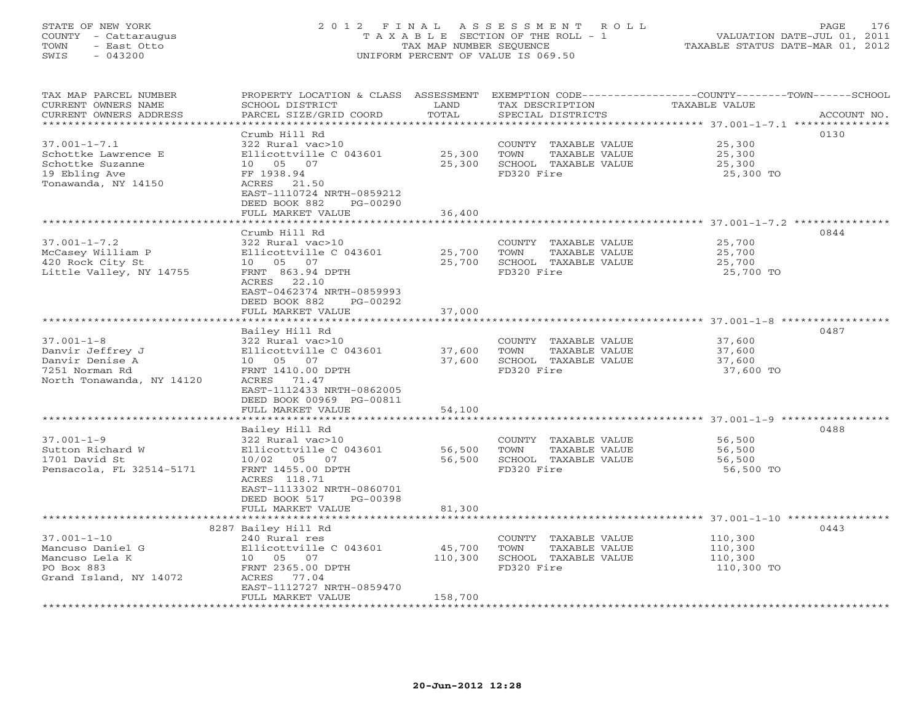STATE OF NEW YORK
COUNTY - Cattaraugus
TOWN - East Otto
SWIS - 043200

2012 FINAL ASSESSMENT ROLL
TAXABLE SECTION OF THE ROLL - 1
TAX MAP NUMBER SEQUENCE
UNIFORM PERCENT OF VALUE IS 069.50

VALUATION DATE-JUL 01, 2011
TAXABLE STATUS DATE-MAR 01, 2012

| TAX MAP PARCEL NUMBER / CURRENT OWNERS NAME / CURRENT OWNERS ADDRESS | PROPERTY LOCATION & CLASS / SCHOOL DISTRICT / PARCEL SIZE/GRID COORD | ASSESSMENT LAND | TOTAL | EXEMPTION CODE / TAX DESCRIPTION / SPECIAL DISTRICTS | TAXABLE VALUE (COUNTY/TOWN/SCHOOL) | ACCOUNT NO. |
|---|---|---|---|---|---|---|
| **37.001-1-7.1** | Crumb Hill Rd | | | | | 0130 |
| 37.001-1-7.1 | 322 Rural vac>10 | | | COUNTY TAXABLE VALUE | 25,300 | |
| Schottke Lawrence E | Ellicottville C 043601 | 25,300 | | TOWN TAXABLE VALUE | 25,300 | |
| Schottke Suzanne | 10 05 07 | | 25,300 | SCHOOL TAXABLE VALUE | 25,300 | |
| 19 Ebling Ave | FF 1938.94 | | | FD320 Fire | 25,300 TO | |
| Tonawanda, NY 14150 | ACRES 21.50 | | | | | |
| | EAST-1110724 NRTH-0859212 | | | | | |
| | DEED BOOK 882 PG-00290 | | | | | |
| | FULL MARKET VALUE | | 36,400 | | | |
| **37.001-1-7.2** | Crumb Hill Rd | | | | | 0844 |
| 37.001-1-7.2 | 322 Rural vac>10 | | | COUNTY TAXABLE VALUE | 25,700 | |
| McCasey William P | Ellicottville C 043601 | 25,700 | | TOWN TAXABLE VALUE | 25,700 | |
| 420 Rock City St | 10 05 07 | | 25,700 | SCHOOL TAXABLE VALUE | 25,700 | |
| Little Valley, NY 14755 | FRNT 863.94 DPTH | | | FD320 Fire | 25,700 TO | |
| | ACRES 22.10 | | | | | |
| | EAST-0462374 NRTH-0859993 | | | | | |
| | DEED BOOK 882 PG-00292 | | | | | |
| | FULL MARKET VALUE | | 37,000 | | | |
| **37.001-1-8** | Bailey Hill Rd | | | | | 0487 |
| 37.001-1-8 | 322 Rural vac>10 | | | COUNTY TAXABLE VALUE | 37,600 | |
| Danvir Jeffrey J | Ellicottville C 043601 | 37,600 | | TOWN TAXABLE VALUE | 37,600 | |
| Danvir Denise A | 10 05 07 | | 37,600 | SCHOOL TAXABLE VALUE | 37,600 | |
| 7251 Norman Rd | FRNT 1410.00 DPTH | | | FD320 Fire | 37,600 TO | |
| North Tonawanda, NY 14120 | ACRES 71.47 | | | | | |
| | EAST-1112433 NRTH-0862005 | | | | | |
| | DEED BOOK 00969 PG-00811 | | | | | |
| | FULL MARKET VALUE | | 54,100 | | | |
| **37.001-1-9** | Bailey Hill Rd | | | | | 0488 |
| 37.001-1-9 | 322 Rural vac>10 | | | COUNTY TAXABLE VALUE | 56,500 | |
| Sutton Richard W | Ellicottville C 043601 | 56,500 | | TOWN TAXABLE VALUE | 56,500 | |
| 1701 David St | 10/02 05 07 | | 56,500 | SCHOOL TAXABLE VALUE | 56,500 | |
| Pensacola, FL 32514-5171 | FRNT 1455.00 DPTH | | | FD320 Fire | 56,500 TO | |
| | ACRES 118.71 | | | | | |
| | EAST-1113302 NRTH-0860701 | | | | | |
| | DEED BOOK 517 PG-00398 | | | | | |
| | FULL MARKET VALUE | | 81,300 | | | |
| **37.001-1-10** | 8287 Bailey Hill Rd | | | | | 0443 |
| 37.001-1-10 | 240 Rural res | | | COUNTY TAXABLE VALUE | 110,300 | |
| Mancuso Daniel G | Ellicottville C 043601 | 45,700 | | TOWN TAXABLE VALUE | 110,300 | |
| Mancuso Lela K | 10 05 07 | | 110,300 | SCHOOL TAXABLE VALUE | 110,300 | |
| PO Box 883 | FRNT 2365.00 DPTH | | | FD320 Fire | 110,300 TO | |
| Grand Island, NY 14072 | ACRES 77.04 | | | | | |
| | EAST-1112727 NRTH-0859470 | | | | | |
| | FULL MARKET VALUE | | 158,700 | | | |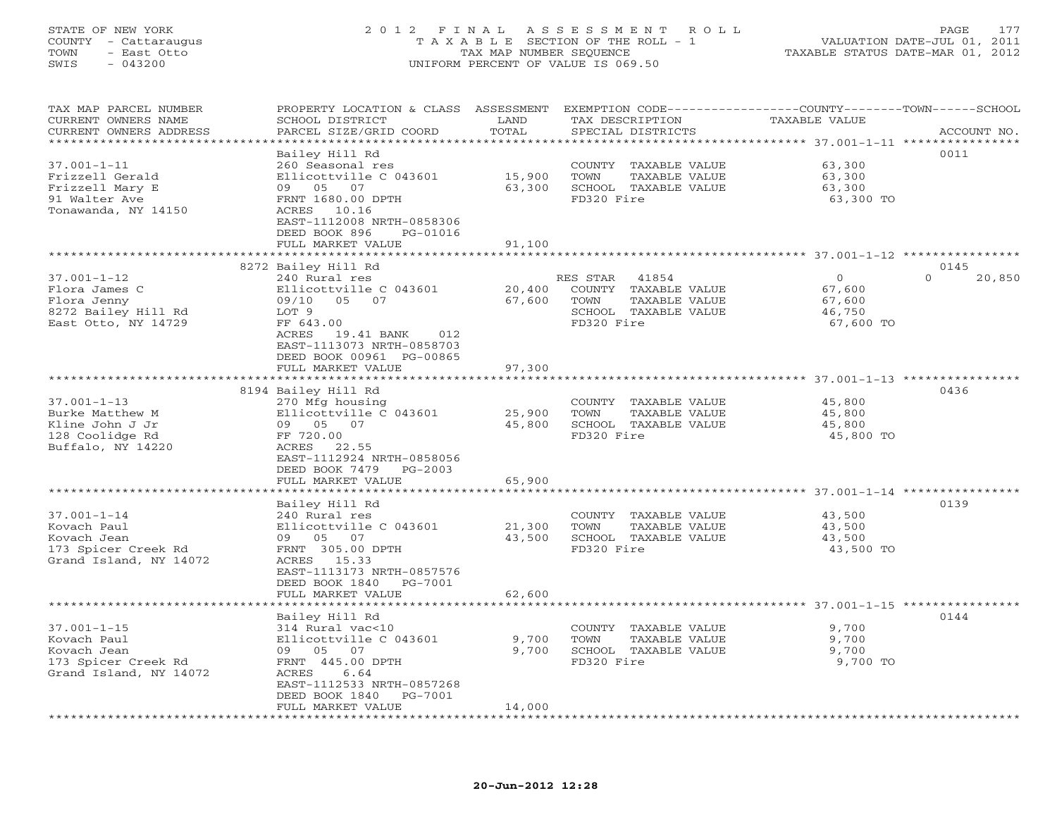STATE OF NEW YORK | COUNTY - Cattaraugus | TOWN - East Otto | SWIS - 043200

2012 FINAL ASSESSMENT ROLL
TAXABLE SECTION OF THE ROLL - 1
TAX MAP NUMBER SEQUENCE
UNIFORM PERCENT OF VALUE IS 069.50

VALUATION DATE-JUL 01, 2011
TAXABLE STATUS DATE-MAR 01, 2012

| TAX MAP PARCEL NUMBER / CURRENT OWNERS NAME / CURRENT OWNERS ADDRESS | PROPERTY LOCATION & CLASS / SCHOOL DISTRICT / PARCEL SIZE/GRID COORD | ASSESSMENT LAND / TOTAL | EXEMPTION CODE / TAX DESCRIPTION / SPECIAL DISTRICTS | COUNTY / TOWN / SCHOOL TAXABLE VALUE | ACCOUNT NO. |
|---|---|---|---|---|---|
| **37.001-1-11** | Bailey Hill Rd | | | | 0011 |
| Frizzell Gerald | 260 Seasonal res | | COUNTY TAXABLE VALUE | 63,300 | |
| Frizzell Mary E | Ellicottville C 043601 | 15,900 | TOWN TAXABLE VALUE | 63,300 | |
| 91 Walter Ave | 09 05 07 | 63,300 | SCHOOL TAXABLE VALUE | 63,300 | |
| Tonawanda, NY 14150 | FRNT 1680.00 DPTH | | FD320 Fire | 63,300 TO | |
| | ACRES 10.16 | | | | |
| | EAST-1112008 NRTH-0858306 | | | | |
| | DEED BOOK 896 PG-01016 | | | | |
| | FULL MARKET VALUE | 91,100 | | | |
| **37.001-1-12** | 8272 Bailey Hill Rd | | | | 0145 |
| Flora James C | 240 Rural res | | RES STAR 41854 | 0 / 0 / 20,850 | |
| Flora Jenny | Ellicottville C 043601 | 20,400 | COUNTY TAXABLE VALUE | 67,600 | |
| 8272 Bailey Hill Rd | 09/10 05 07 | 67,600 | TOWN TAXABLE VALUE | 67,600 | |
| East Otto, NY 14729 | LOT 9 | | SCHOOL TAXABLE VALUE | 46,750 | |
| | FF 643.00 | | FD320 Fire | 67,600 TO | |
| | ACRES 19.41 BANK 012 | | | | |
| | EAST-1113073 NRTH-0858703 | | | | |
| | DEED BOOK 00961 PG-00865 | | | | |
| | FULL MARKET VALUE | 97,300 | | | |
| **37.001-1-13** | 8194 Bailey Hill Rd | | | | 0436 |
| Burke Matthew M | 270 Mfg housing | | COUNTY TAXABLE VALUE | 45,800 | |
| Kline John J Jr | Ellicottville C 043601 | 25,900 | TOWN TAXABLE VALUE | 45,800 | |
| 128 Coolidge Rd | 09 05 07 | 45,800 | SCHOOL TAXABLE VALUE | 45,800 | |
| Buffalo, NY 14220 | FF 720.00 | | FD320 Fire | 45,800 TO | |
| | ACRES 22.55 | | | | |
| | EAST-1112924 NRTH-0858056 | | | | |
| | DEED BOOK 7479 PG-2003 | | | | |
| | FULL MARKET VALUE | 65,900 | | | |
| **37.001-1-14** | Bailey Hill Rd | | | | 0139 |
| Kovach Paul | 240 Rural res | | COUNTY TAXABLE VALUE | 43,500 | |
| Kovach Jean | Ellicottville C 043601 | 21,300 | TOWN TAXABLE VALUE | 43,500 | |
| 173 Spicer Creek Rd | 09 05 07 | 43,500 | SCHOOL TAXABLE VALUE | 43,500 | |
| Grand Island, NY 14072 | FRNT 305.00 DPTH | | FD320 Fire | 43,500 TO | |
| | ACRES 15.33 | | | | |
| | EAST-1113173 NRTH-0857576 | | | | |
| | DEED BOOK 1840 PG-7001 | | | | |
| | FULL MARKET VALUE | 62,600 | | | |
| **37.001-1-15** | Bailey Hill Rd | | | | 0144 |
| Kovach Paul | 314 Rural vac<10 | | COUNTY TAXABLE VALUE | 9,700 | |
| Kovach Jean | Ellicottville C 043601 | 9,700 | TOWN TAXABLE VALUE | 9,700 | |
| 173 Spicer Creek Rd | 09 05 07 | 9,700 | SCHOOL TAXABLE VALUE | 9,700 | |
| Grand Island, NY 14072 | FRNT 445.00 DPTH | | FD320 Fire | 9,700 TO | |
| | ACRES 6.64 | | | | |
| | EAST-1112533 NRTH-0857268 | | | | |
| | DEED BOOK 1840 PG-7001 | | | | |
| | FULL MARKET VALUE | 14,000 | | | |

20-Jun-2012 12:28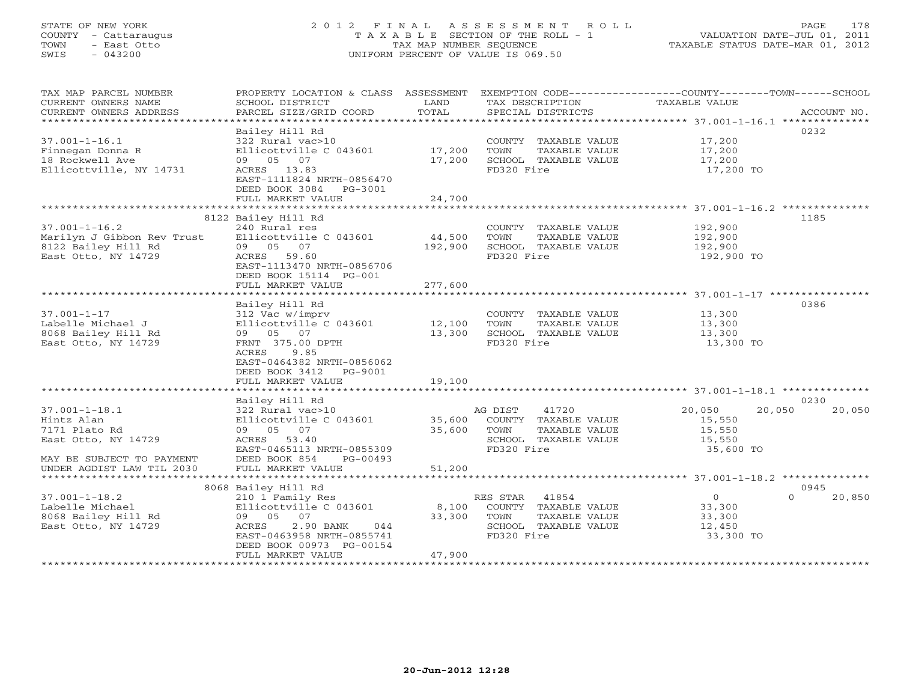STATE OF NEW YORK
COUNTY - Cattaraugus
TOWN - East Otto
SWIS - 043200

2 0 1 2 F I N A L A S S E S S M E N T R O L L
T A X A B L E SECTION OF THE ROLL - 1
TAX MAP NUMBER SEQUENCE
UNIFORM PERCENT OF VALUE IS 069.50

VALUATION DATE-JUL 01, 2011
TAXABLE STATUS DATE-MAR 01, 2012

| TAX MAP PARCEL NUMBER / CURRENT OWNERS NAME / CURRENT OWNERS ADDRESS | PROPERTY LOCATION & CLASS / SCHOOL DISTRICT / PARCEL SIZE/GRID COORD | ASSESSMENT LAND / TOTAL | EXEMPTION CODE / TAX DESCRIPTION / SPECIAL DISTRICTS | COUNTY | TOWN | SCHOOL | ACCOUNT NO. |
|---|---|---|---|---|---|---|---|
| **37.001-1-16.1** | Bailey Hill Rd | | | | | | 0232 |
| Finnegan Donna R | 322 Rural vac>10 | | COUNTY TAXABLE VALUE | 17,200 | | | |
| 18 Rockwell Ave | Ellicottville C 043601 | 17,200 | TOWN TAXABLE VALUE | | 17,200 | | |
| Ellicottville, NY 14731 | 09 05 07 | 17,200 | SCHOOL TAXABLE VALUE | | | 17,200 | |
| | ACRES 13.83 | | FD320 Fire | 17,200 TO | | | |
| | EAST-1111824 NRTH-0856470 | | | | | | |
| | DEED BOOK 3084 PG-3001 | | | | | | |
| | FULL MARKET VALUE | 24,700 | | | | | |
| **37.001-1-16.2** | 8122 Bailey Hill Rd | | | | | | 1185 |
| Marilyn J Gibbon Rev Trust | 240 Rural res | | COUNTY TAXABLE VALUE | 192,900 | | | |
| 8122 Bailey Hill Rd | Ellicottville C 043601 | 44,500 | TOWN TAXABLE VALUE | | 192,900 | | |
| East Otto, NY 14729 | 09 05 07 | 192,900 | SCHOOL TAXABLE VALUE | | | 192,900 | |
| | ACRES 59.60 | | FD320 Fire | 192,900 TO | | | |
| | EAST-1113470 NRTH-0856706 | | | | | | |
| | DEED BOOK 15114 PG-001 | | | | | | |
| | FULL MARKET VALUE | 277,600 | | | | | |
| **37.001-1-17** | Bailey Hill Rd | | | | | | 0386 |
| Labelle Michael J | 312 Vac w/imprv | | COUNTY TAXABLE VALUE | 13,300 | | | |
| 8068 Bailey Hill Rd | Ellicottville C 043601 | 12,100 | TOWN TAXABLE VALUE | | 13,300 | | |
| East Otto, NY 14729 | 09 05 07 | 13,300 | SCHOOL TAXABLE VALUE | | | 13,300 | |
| | FRNT 375.00 DPTH | | FD320 Fire | 13,300 TO | | | |
| | ACRES 9.85 | | | | | | |
| | EAST-0464382 NRTH-0856062 | | | | | | |
| | DEED BOOK 3412 PG-9001 | | | | | | |
| | FULL MARKET VALUE | 19,100 | | | | | |
| **37.001-1-18.1** | Bailey Hill Rd | | | | | | 0230 |
| Hintz Alan | 322 Rural vac>10 | | AG DIST 41720 | 20,050 | 20,050 | 20,050 | |
| 7171 Plato Rd | Ellicottville C 043601 | 35,600 | COUNTY TAXABLE VALUE | 15,550 | | | |
| East Otto, NY 14729 | 09 05 07 | 35,600 | TOWN TAXABLE VALUE | | 15,550 | | |
| | ACRES 53.40 | | SCHOOL TAXABLE VALUE | | | 15,550 | |
| MAY BE SUBJECT TO PAYMENT | EAST-0465113 NRTH-0855309 | | FD320 Fire | 35,600 TO | | | |
| UNDER AGDIST LAW TIL 2030 | DEED BOOK 854 PG-00493 | | | | | | |
| | FULL MARKET VALUE | 51,200 | | | | | |
| **37.001-1-18.2** | 8068 Bailey Hill Rd | | | | | | 0945 |
| Labelle Michael | 210 1 Family Res | | RES STAR 41854 | 0 | 0 | 20,850 | |
| 8068 Bailey Hill Rd | Ellicottville C 043601 | 8,100 | COUNTY TAXABLE VALUE | 33,300 | | | |
| East Otto, NY 14729 | 09 05 07 | 33,300 | TOWN TAXABLE VALUE | | 33,300 | | |
| | ACRES 2.90 BANK 044 | | SCHOOL TAXABLE VALUE | | | 12,450 | |
| | EAST-0463958 NRTH-0855741 | | FD320 Fire | 33,300 TO | | | |
| | DEED BOOK 00973 PG-00154 | | | | | | |
| | FULL MARKET VALUE | 47,900 | | | | | |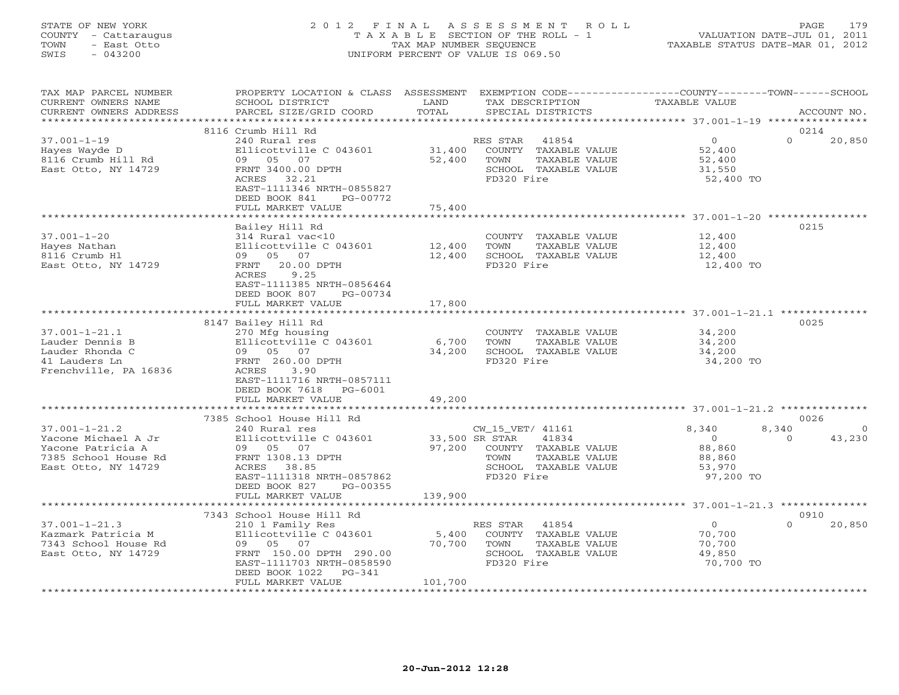STATE OF NEW YORK
COUNTY - Cattaraugus
TOWN - East Otto
SWIS - 043200

# 2012 FINAL ASSESSMENT ROLL
TAXABLE SECTION OF THE ROLL - 1
TAX MAP NUMBER SEQUENCE
UNIFORM PERCENT OF VALUE IS 069.50

VALUATION DATE-JUL 01, 2011
TAXABLE STATUS DATE-MAR 01, 2012

| TAX MAP PARCEL NUMBER / CURRENT OWNERS NAME / CURRENT OWNERS ADDRESS | PROPERTY LOCATION & CLASS / SCHOOL DISTRICT / PARCEL SIZE/GRID COORD | ASSESSMENT LAND / TOTAL | EXEMPTION CODE / TAX DESCRIPTION / SPECIAL DISTRICTS | COUNTY TAXABLE VALUE | TOWN | SCHOOL | ACCOUNT NO. |
|---|---|---|---|---|---|---|---|
| | 8116 Crumb Hill Rd | | | | | | 0214 |
| 37.001-1-19 | 240 Rural res | | RES STAR 41854 | 0 | 0 | 20,850 | |
| Hayes Wayde D | Ellicottville C 043601 | 31,400 | COUNTY TAXABLE VALUE | 52,400 | | | |
| 8116 Crumb Hill Rd | 09 05 07 | 52,400 | TOWN TAXABLE VALUE | 52,400 | | | |
| East Otto, NY 14729 | FRNT 3400.00 DPTH | | SCHOOL TAXABLE VALUE | 31,550 | | | |
| | ACRES 32.21 | | FD320 Fire | 52,400 TO | | | |
| | EAST-1111346 NRTH-0855827 | | | | | | |
| | DEED BOOK 841 PG-00772 | | | | | | |
| | FULL MARKET VALUE | 75,400 | | | | | |
| | Bailey Hill Rd | | | | | | 0215 |
| 37.001-1-20 | 314 Rural vac<10 | | COUNTY TAXABLE VALUE | 12,400 | | | |
| Hayes Nathan | Ellicottville C 043601 | 12,400 | TOWN TAXABLE VALUE | 12,400 | | | |
| 8116 Crumb Hl | 09 05 07 | 12,400 | SCHOOL TAXABLE VALUE | 12,400 | | | |
| East Otto, NY 14729 | FRNT 20.00 DPTH | | FD320 Fire | 12,400 TO | | | |
| | ACRES 9.25 | | | | | | |
| | EAST-1111385 NRTH-0856464 | | | | | | |
| | DEED BOOK 807 PG-00734 | | | | | | |
| | FULL MARKET VALUE | 17,800 | | | | | |
| | 8147 Bailey Hill Rd | | | | | | 0025 |
| 37.001-1-21.1 | 270 Mfg housing | | COUNTY TAXABLE VALUE | 34,200 | | | |
| Lauder Dennis B | Ellicottville C 043601 | 6,700 | TOWN TAXABLE VALUE | 34,200 | | | |
| Lauder Rhonda C | 09 05 07 | 34,200 | SCHOOL TAXABLE VALUE | 34,200 | | | |
| 41 Lauders Ln | FRNT 260.00 DPTH | | FD320 Fire | 34,200 TO | | | |
| Frenchville, PA 16836 | ACRES 3.90 | | | | | | |
| | EAST-1111716 NRTH-0857111 | | | | | | |
| | DEED BOOK 7618 PG-6001 | | | | | | |
| | FULL MARKET VALUE | 49,200 | | | | | |
| | 7385 School House Hill Rd | | | | | | 0026 |
| 37.001-1-21.2 | 240 Rural res | | CW_15_VET/ 41161 | 8,340 | 8,340 | 0 | |
| Yacone Michael A Jr | Ellicottville C 043601 | 33,500 | SR STAR 41834 | 0 | 0 | 43,230 | |
| Yacone Patricia A | 09 05 07 | 97,200 | COUNTY TAXABLE VALUE | 88,860 | | | |
| 7385 School House Rd | FRNT 1308.13 DPTH | | TOWN TAXABLE VALUE | 88,860 | | | |
| East Otto, NY 14729 | ACRES 38.85 | | SCHOOL TAXABLE VALUE | 53,970 | | | |
| | EAST-1111318 NRTH-0857862 | | FD320 Fire | 97,200 TO | | | |
| | DEED BOOK 827 PG-00355 | | | | | | |
| | FULL MARKET VALUE | 139,900 | | | | | |
| | 7343 School House Hill Rd | | | | | | 0910 |
| 37.001-1-21.3 | 210 1 Family Res | | RES STAR 41854 | 0 | 0 | 20,850 | |
| Kazmark Patricia M | Ellicottville C 043601 | 5,400 | COUNTY TAXABLE VALUE | 70,700 | | | |
| 7343 School House Rd | 09 05 07 | 70,700 | TOWN TAXABLE VALUE | 70,700 | | | |
| East Otto, NY 14729 | FRNT 150.00 DPTH 290.00 | | SCHOOL TAXABLE VALUE | 49,850 | | | |
| | EAST-1111703 NRTH-0858590 | | FD320 Fire | 70,700 TO | | | |
| | DEED BOOK 1022 PG-341 | | | | | | |
| | FULL MARKET VALUE | 101,700 | | | | | |

20-Jun-2012 12:28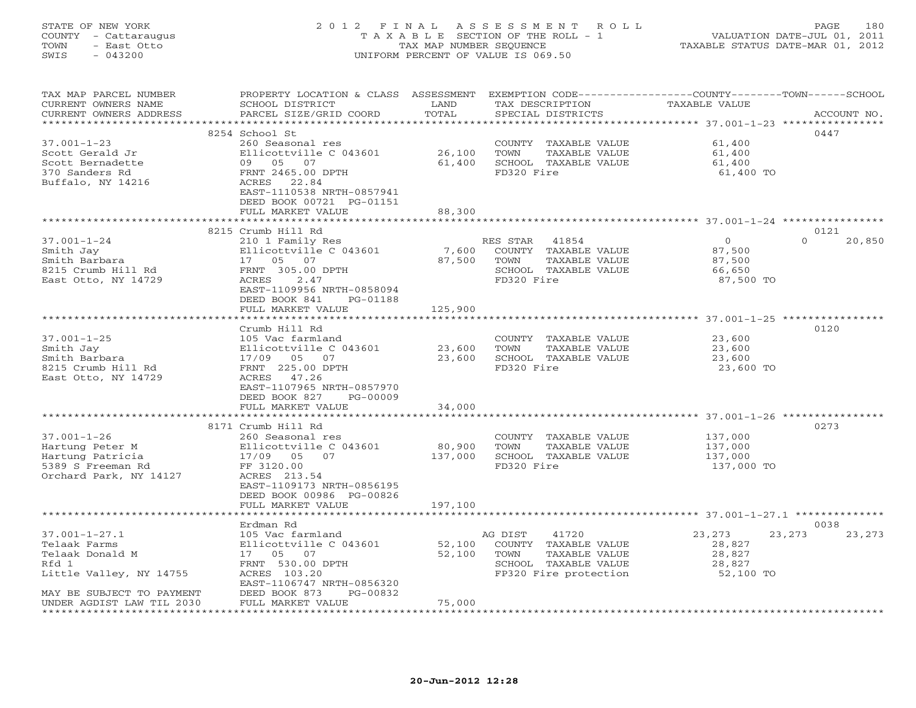STATE OF NEW YORK
COUNTY - Cattaraugus
TOWN - East Otto
SWIS - 043200

2012 FINAL ASSESSMENT ROLL
TAXABLE SECTION OF THE ROLL - 1
TAX MAP NUMBER SEQUENCE
UNIFORM PERCENT OF VALUE IS 069.50

VALUATION DATE-JUL 01, 2011
TAXABLE STATUS DATE-MAR 01, 2012

| TAX MAP PARCEL NUMBER / CURRENT OWNERS NAME / CURRENT OWNERS ADDRESS | PROPERTY LOCATION & CLASS / SCHOOL DISTRICT / PARCEL SIZE/GRID COORD | ASSESSMENT LAND / TOTAL | EXEMPTION CODE / TAX DESCRIPTION / SPECIAL DISTRICTS | COUNTY | TOWN | SCHOOL | ACCOUNT NO. |
|---|---|---|---|---|---|---|---|
| **37.001-1-23** | 8254 School St | | | | | | 0447 |
| Scott Gerald Jr | 260 Seasonal res | | COUNTY TAXABLE VALUE | 61,400 | | | |
| Scott Bernadette | Ellicottville C 043601 | 26,100 | TOWN TAXABLE VALUE | | 61,400 | | |
| 370 Sanders Rd | 09 05 07 | 61,400 | SCHOOL TAXABLE VALUE | | | 61,400 | |
| Buffalo, NY 14216 | FRNT 2465.00 DPTH | | FD320 Fire | 61,400 TO | | | |
| | ACRES 22.84 | | | | | | |
| | EAST-1110538 NRTH-0857941 | | | | | | |
| | DEED BOOK 00721 PG-01151 | | | | | | |
| | FULL MARKET VALUE | 88,300 | | | | | |
| **37.001-1-24** | 8215 Crumb Hill Rd | | | | | | 0121 |
| Smith Jay | 210 1 Family Res | | RES STAR 41854 | 0 | 0 | 20,850 | |
| Smith Barbara | Ellicottville C 043601 | 7,600 | COUNTY TAXABLE VALUE | 87,500 | | | |
| 8215 Crumb Hill Rd | 17 05 07 | 87,500 | TOWN TAXABLE VALUE | | 87,500 | | |
| East Otto, NY 14729 | FRNT 305.00 DPTH | | SCHOOL TAXABLE VALUE | | | 66,650 | |
| | ACRES 2.47 | | FD320 Fire | 87,500 TO | | | |
| | EAST-1109956 NRTH-0858094 | | | | | | |
| | DEED BOOK 841 PG-01188 | | | | | | |
| | FULL MARKET VALUE | 125,900 | | | | | |
| **37.001-1-25** | Crumb Hill Rd | | | | | | 0120 |
| Smith Jay | 105 Vac farmland | | COUNTY TAXABLE VALUE | 23,600 | | | |
| Smith Barbara | Ellicottville C 043601 | 23,600 | TOWN TAXABLE VALUE | | 23,600 | | |
| 8215 Crumb Hill Rd | 17/09 05 07 | 23,600 | SCHOOL TAXABLE VALUE | | | 23,600 | |
| East Otto, NY 14729 | FRNT 225.00 DPTH | | FD320 Fire | 23,600 TO | | | |
| | ACRES 47.26 | | | | | | |
| | EAST-1107965 NRTH-0857970 | | | | | | |
| | DEED BOOK 827 PG-00009 | | | | | | |
| | FULL MARKET VALUE | 34,000 | | | | | |
| **37.001-1-26** | 8171 Crumb Hill Rd | | | | | | 0273 |
| Hartung Peter M | 260 Seasonal res | | COUNTY TAXABLE VALUE | 137,000 | | | |
| Hartung Patricia | Ellicottville C 043601 | 80,900 | TOWN TAXABLE VALUE | | 137,000 | | |
| 5389 S Freeman Rd | 17/09 05 07 | 137,000 | SCHOOL TAXABLE VALUE | | | 137,000 | |
| Orchard Park, NY 14127 | FF 3120.00 | | FD320 Fire | 137,000 TO | | | |
| | ACRES 213.54 | | | | | | |
| | EAST-1109173 NRTH-0856195 | | | | | | |
| | DEED BOOK 00986 PG-00826 | | | | | | |
| | FULL MARKET VALUE | 197,100 | | | | | |
| **37.001-1-27.1** | Erdman Rd | | | | | | 0038 |
| Telaak Farms | 105 Vac farmland | | AG DIST 41720 | 23,273 | 23,273 | 23,273 | |
| Telaak Donald M | Ellicottville C 043601 | 52,100 | COUNTY TAXABLE VALUE | 28,827 | | | |
| Rfd 1 | 17 05 07 | 52,100 | TOWN TAXABLE VALUE | | 28,827 | | |
| Little Valley, NY 14755 | FRNT 530.00 DPTH | | SCHOOL TAXABLE VALUE | | | 28,827 | |
| | ACRES 103.20 | | FP320 Fire protection | 52,100 TO | | | |
| | EAST-1106747 NRTH-0856320 | | | | | | |
| MAY BE SUBJECT TO PAYMENT | DEED BOOK 873 PG-00832 | | | | | | |
| UNDER AGDIST LAW TIL 2030 | FULL MARKET VALUE | 75,000 | | | | | |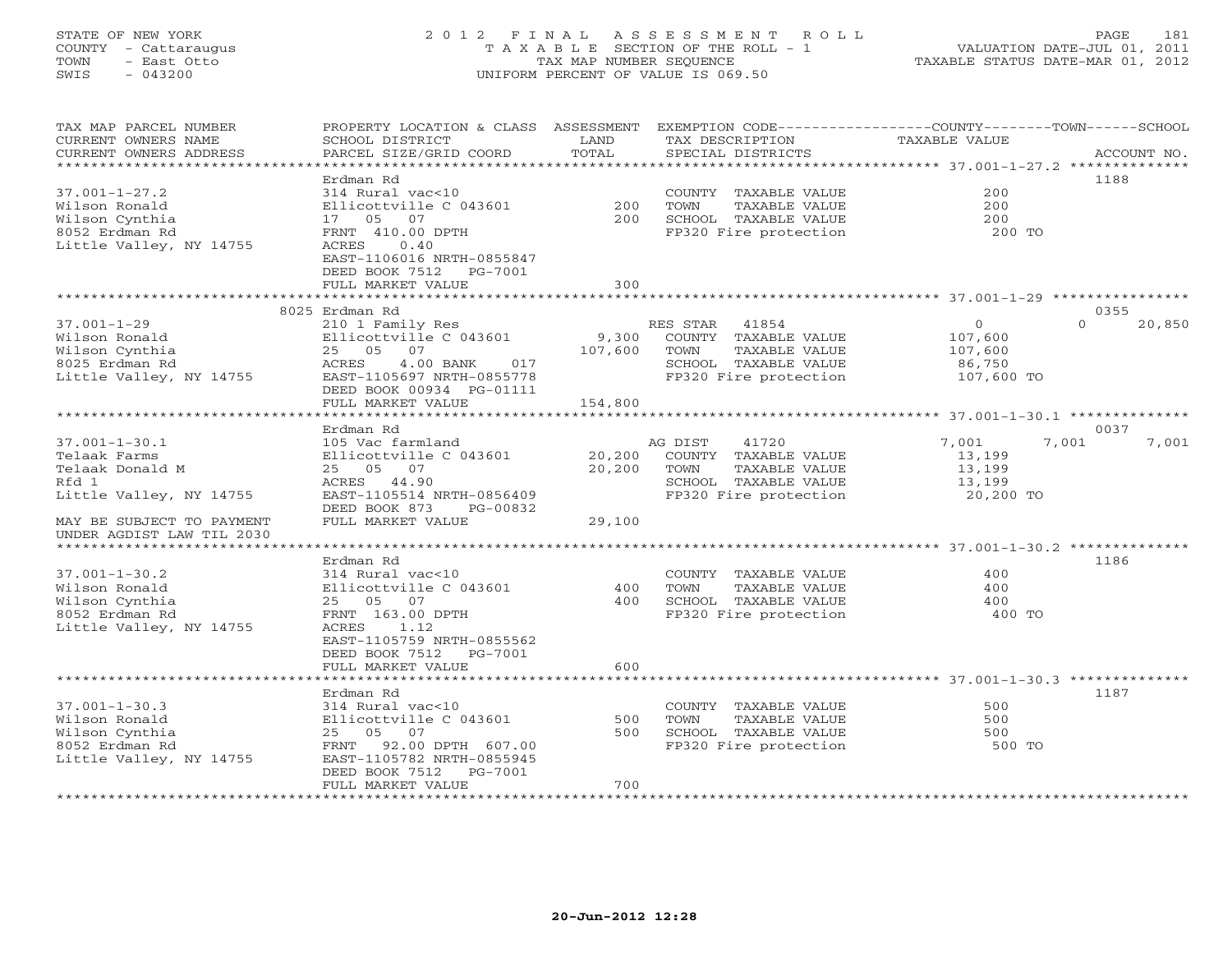STATE OF NEW YORK
COUNTY - Cattaraugus
TOWN - East Otto
SWIS - 043200

# 2012 FINAL ASSESSMENT ROLL
TAXABLE SECTION OF THE ROLL - 1
TAX MAP NUMBER SEQUENCE
UNIFORM PERCENT OF VALUE IS 069.50

VALUATION DATE-JUL 01, 2011
TAXABLE STATUS DATE-MAR 01, 2012

| TAX MAP PARCEL NUMBER / CURRENT OWNERS NAME / CURRENT OWNERS ADDRESS | PROPERTY LOCATION & CLASS / SCHOOL DISTRICT / PARCEL SIZE/GRID COORD | ASSESSMENT LAND / TOTAL | EXEMPTION CODE / TAX DESCRIPTION / SPECIAL DISTRICTS | COUNTY TAXABLE VALUE | TOWN | SCHOOL | ACCOUNT NO. |
|---|---|---|---|---|---|---|---|
| 37.001-1-27.2 | Erdman Rd | | | | | | 1188 |
| 37.001-1-27.2 | 314 Rural vac<10 | | COUNTY TAXABLE VALUE | 200 | | | |
| Wilson Ronald | Ellicottville C 043601 | 200 | TOWN TAXABLE VALUE | 200 | | | |
| Wilson Cynthia | 17 05 07 | 200 | SCHOOL TAXABLE VALUE | 200 | | | |
| 8052 Erdman Rd | FRNT 410.00 DPTH | | FP320 Fire protection | 200 TO | | | |
| Little Valley, NY 14755 | ACRES 0.40 | | | | | | |
| | EAST-1106016 NRTH-0855847 | | | | | | |
| | DEED BOOK 7512 PG-7001 | | | | | | |
| | FULL MARKET VALUE | 300 | | | | | |
| 37.001-1-29 | 8025 Erdman Rd | | | | | | 0355 |
| 37.001-1-29 | 210 1 Family Res | | RES STAR 41854 | 0 | 0 | 20,850 | |
| Wilson Ronald | Ellicottville C 043601 | 9,300 | COUNTY TAXABLE VALUE | 107,600 | | | |
| Wilson Cynthia | 25 05 07 | 107,600 | TOWN TAXABLE VALUE | 107,600 | | | |
| 8025 Erdman Rd | ACRES 4.00 BANK 017 | | SCHOOL TAXABLE VALUE | 86,750 | | | |
| Little Valley, NY 14755 | EAST-1105697 NRTH-0855778 | | FP320 Fire protection | 107,600 TO | | | |
| | DEED BOOK 00934 PG-01111 | | | | | | |
| | FULL MARKET VALUE | 154,800 | | | | | |
| 37.001-1-30.1 | Erdman Rd | | | | | | 0037 |
| 37.001-1-30.1 | 105 Vac farmland | | AG DIST 41720 | 7,001 | 7,001 | 7,001 | |
| Telaak Farms | Ellicottville C 043601 | 20,200 | COUNTY TAXABLE VALUE | 13,199 | | | |
| Telaak Donald M | 25 05 07 | 20,200 | TOWN TAXABLE VALUE | 13,199 | | | |
| Rfd 1 | ACRES 44.90 | | SCHOOL TAXABLE VALUE | 13,199 | | | |
| Little Valley, NY 14755 | EAST-1105514 NRTH-0856409 | | FP320 Fire protection | 20,200 TO | | | |
| | DEED BOOK 873 PG-00832 | | | | | | |
| MAY BE SUBJECT TO PAYMENT UNDER AGDIST LAW TIL 2030 | FULL MARKET VALUE | 29,100 | | | | | |
| 37.001-1-30.2 | Erdman Rd | | | | | | 1186 |
| 37.001-1-30.2 | 314 Rural vac<10 | | COUNTY TAXABLE VALUE | 400 | | | |
| Wilson Ronald | Ellicottville C 043601 | 400 | TOWN TAXABLE VALUE | 400 | | | |
| Wilson Cynthia | 25 05 07 | 400 | SCHOOL TAXABLE VALUE | 400 | | | |
| 8052 Erdman Rd | FRNT 163.00 DPTH | | FP320 Fire protection | 400 TO | | | |
| Little Valley, NY 14755 | ACRES 1.12 | | | | | | |
| | EAST-1105759 NRTH-0855562 | | | | | | |
| | DEED BOOK 7512 PG-7001 | | | | | | |
| | FULL MARKET VALUE | 600 | | | | | |
| 37.001-1-30.3 | Erdman Rd | | | | | | 1187 |
| 37.001-1-30.3 | 314 Rural vac<10 | | COUNTY TAXABLE VALUE | 500 | | | |
| Wilson Ronald | Ellicottville C 043601 | 500 | TOWN TAXABLE VALUE | 500 | | | |
| Wilson Cynthia | 25 05 07 | 500 | SCHOOL TAXABLE VALUE | 500 | | | |
| 8052 Erdman Rd | FRNT 92.00 DPTH 607.00 | | FP320 Fire protection | 500 TO | | | |
| Little Valley, NY 14755 | EAST-1105782 NRTH-0855945 | | | | | | |
| | DEED BOOK 7512 PG-7001 | | | | | | |
| | FULL MARKET VALUE | 700 | | | | | |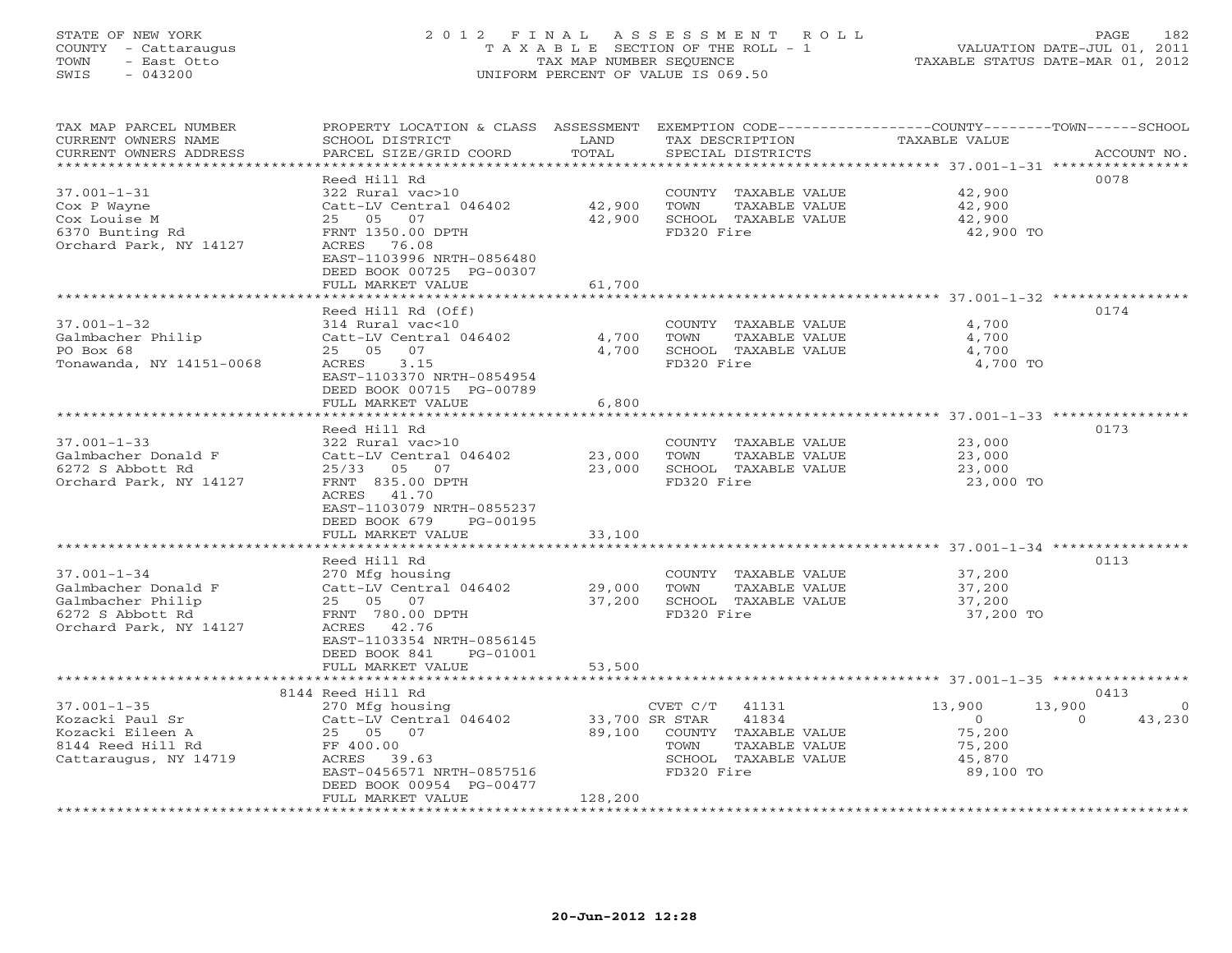STATE OF NEW YORK
COUNTY - Cattaraugus
TOWN - East Otto
SWIS - 043200

# 2012 FINAL ASSESSMENT ROLL

TAXABLE SECTION OF THE ROLL - 1
TAX MAP NUMBER SEQUENCE
UNIFORM PERCENT OF VALUE IS 069.50

VALUATION DATE-JUL 01, 2011
TAXABLE STATUS DATE-MAR 01, 2012

| TAX MAP PARCEL NUMBER / CURRENT OWNERS NAME / CURRENT OWNERS ADDRESS | PROPERTY LOCATION & CLASS / SCHOOL DISTRICT / PARCEL SIZE/GRID COORD | ASSESSMENT LAND / TOTAL | EXEMPTION CODE / TAX DESCRIPTION / SPECIAL DISTRICTS | COUNTY / TAXABLE VALUE | TOWN | SCHOOL | ACCOUNT NO. |
|---|---|---|---|---|---|---|---|
| 37.001-1-31 | Reed Hill Rd | | | | | | 0078 |
| Cox P Wayne | 322 Rural vac>10 | | COUNTY TAXABLE VALUE | 42,900 | | | |
| Cox Louise M | Catt-LV Central 046402 | 42,900 | TOWN TAXABLE VALUE | 42,900 | | | |
| 6370 Bunting Rd | 25 05 07 | 42,900 | SCHOOL TAXABLE VALUE | 42,900 | | | |
| Orchard Park, NY 14127 | FRNT 1350.00 DPTH | | FD320 Fire | 42,900 TO | | | |
| | ACRES 76.08 | | | | | | |
| | EAST-1103996 NRTH-0856480 | | | | | | |
| | DEED BOOK 00725 PG-00307 | | | | | | |
| | FULL MARKET VALUE | 61,700 | | | | | |
| 37.001-1-32 | Reed Hill Rd (Off) | | | | | | 0174 |
| Galmbacher Philip | 314 Rural vac<10 | | COUNTY TAXABLE VALUE | 4,700 | | | |
| PO Box 68 | Catt-LV Central 046402 | 4,700 | TOWN TAXABLE VALUE | 4,700 | | | |
| Tonawanda, NY 14151-0068 | 25 05 07 | 4,700 | SCHOOL TAXABLE VALUE | 4,700 | | | |
| | ACRES 3.15 | | FD320 Fire | 4,700 TO | | | |
| | EAST-1103370 NRTH-0854954 | | | | | | |
| | DEED BOOK 00715 PG-00789 | | | | | | |
| | FULL MARKET VALUE | 6,800 | | | | | |
| 37.001-1-33 | Reed Hill Rd | | | | | | 0173 |
| Galmbacher Donald F | 322 Rural vac>10 | | COUNTY TAXABLE VALUE | 23,000 | | | |
| 6272 S Abbott Rd | Catt-LV Central 046402 | 23,000 | TOWN TAXABLE VALUE | 23,000 | | | |
| Orchard Park, NY 14127 | 25/33 05 07 | 23,000 | SCHOOL TAXABLE VALUE | 23,000 | | | |
| | FRNT 835.00 DPTH | | FD320 Fire | 23,000 TO | | | |
| | ACRES 41.70 | | | | | | |
| | EAST-1103079 NRTH-0855237 | | | | | | |
| | DEED BOOK 679 PG-00195 | | | | | | |
| | FULL MARKET VALUE | 33,100 | | | | | |
| 37.001-1-34 | Reed Hill Rd | | | | | | 0113 |
| Galmbacher Donald F | 270 Mfg housing | | COUNTY TAXABLE VALUE | 37,200 | | | |
| Galmbacher Philip | Catt-LV Central 046402 | 29,000 | TOWN TAXABLE VALUE | 37,200 | | | |
| 6272 S Abbott Rd | 25 05 07 | 37,200 | SCHOOL TAXABLE VALUE | 37,200 | | | |
| Orchard Park, NY 14127 | FRNT 780.00 DPTH | | FD320 Fire | 37,200 TO | | | |
| | ACRES 42.76 | | | | | | |
| | EAST-1103354 NRTH-0856145 | | | | | | |
| | DEED BOOK 841 PG-01001 | | | | | | |
| | FULL MARKET VALUE | 53,500 | | | | | |
| 37.001-1-35 | 8144 Reed Hill Rd | | | | | | 0413 |
| Kozacki Paul Sr | 270 Mfg housing | | CVET C/T 41131 | 13,900 | 13,900 | 0 | |
| Kozacki Eileen A | Catt-LV Central 046402 | 33,700 | SR STAR 41834 | 0 | 0 | 43,230 | |
| 8144 Reed Hill Rd | 25 05 07 | 89,100 | COUNTY TAXABLE VALUE | 75,200 | | | |
| Cattaraugus, NY 14719 | FF 400.00 | | TOWN TAXABLE VALUE | 75,200 | | | |
| | ACRES 39.63 | | SCHOOL TAXABLE VALUE | 45,870 | | | |
| | EAST-0456571 NRTH-0857516 | | FD320 Fire | 89,100 TO | | | |
| | DEED BOOK 00954 PG-00477 | | | | | | |
| | FULL MARKET VALUE | 128,200 | | | | | |

20-Jun-2012 12:28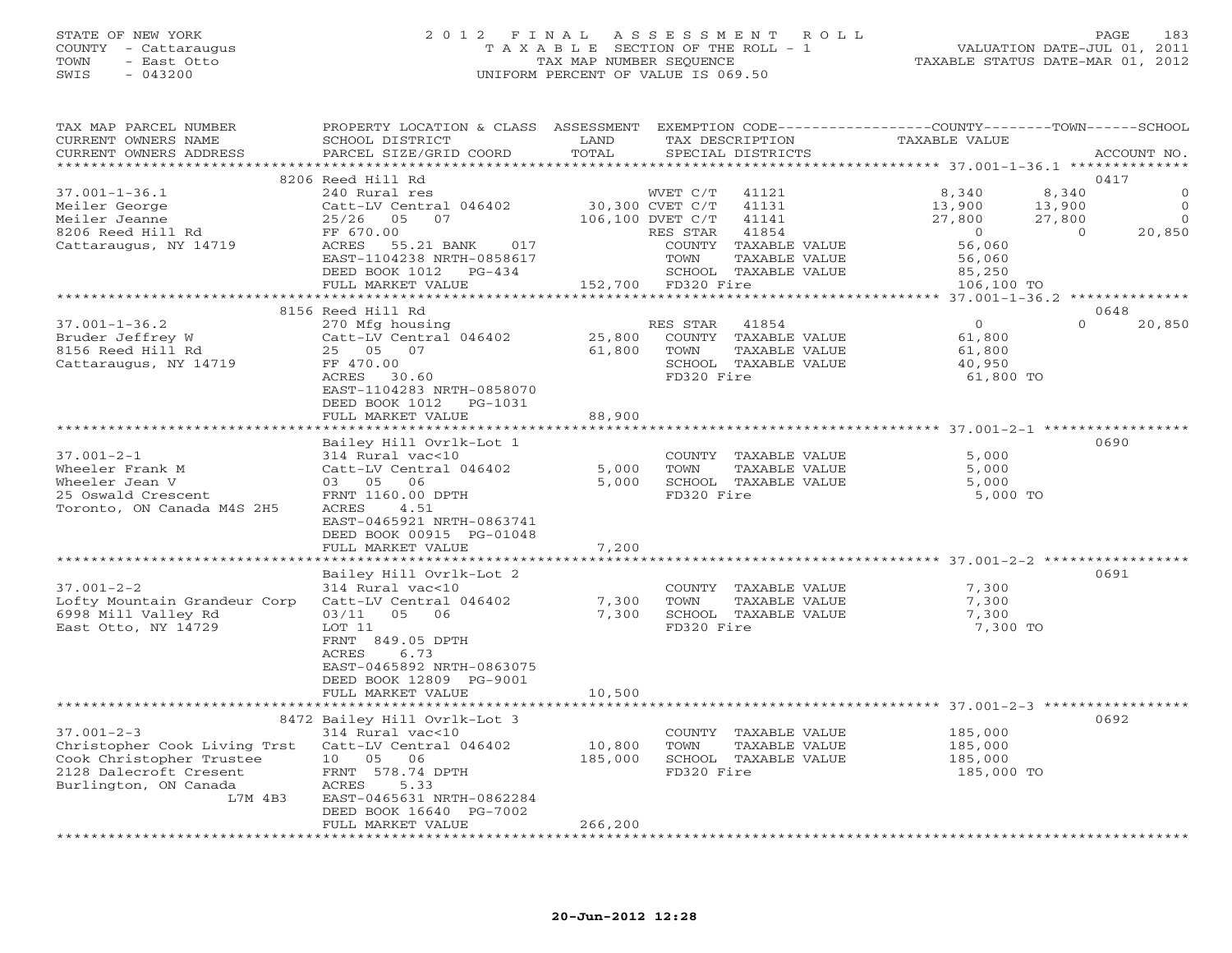STATE OF NEW YORK
COUNTY - Cattaraugus
TOWN - East Otto
SWIS - 043200

2 0 1 2 F I N A L A S S E S S M E N T R O L L
T A X A B L E SECTION OF THE ROLL - 1
TAX MAP NUMBER SEQUENCE
UNIFORM PERCENT OF VALUE IS 069.50

VALUATION DATE-JUL 01, 2011
TAXABLE STATUS DATE-MAR 01, 2012

| TAX MAP PARCEL NUMBER / CURRENT OWNERS NAME / CURRENT OWNERS ADDRESS | PROPERTY LOCATION & CLASS / SCHOOL DISTRICT / PARCEL SIZE/GRID COORD | ASSESSMENT LAND / TOTAL | EXEMPTION CODE / TAX DESCRIPTION / SPECIAL DISTRICTS | COUNTY | TOWN | SCHOOL | ACCOUNT NO. |
|---|---|---|---|---|---|---|---|
| **37.001-1-36.1** | 8206 Reed Hill Rd | | | | | | 0417 |
| 37.001-1-36.1 | 240 Rural res | | WVET C/T 41121 | 8,340 | 8,340 | 0 | |
| Meiler George | Catt-LV Central 046402 | 30,300 | CVET C/T 41131 | 13,900 | 13,900 | 0 | |
| Meiler Jeanne | 25/26 05 07 | 106,100 | DVET C/T 41141 | 27,800 | 27,800 | 0 | |
| 8206 Reed Hill Rd | FF 670.00 | | RES STAR 41854 | 0 | 0 | 20,850 | |
| Cattaraugus, NY 14719 | ACRES 55.21 BANK 017 | | COUNTY TAXABLE VALUE | 56,060 | | | |
| | EAST-1104238 NRTH-0858617 | | TOWN TAXABLE VALUE | | 56,060 | | |
| | DEED BOOK 1012 PG-434 | | SCHOOL TAXABLE VALUE | | | 85,250 | |
| | FULL MARKET VALUE | 152,700 | FD320 Fire | 106,100 TO | | | |
| **37.001-1-36.2** | 8156 Reed Hill Rd | | | | | | 0648 |
| 37.001-1-36.2 | 270 Mfg housing | | RES STAR 41854 | 0 | 0 | 20,850 | |
| Bruder Jeffrey W | Catt-LV Central 046402 | 25,800 | COUNTY TAXABLE VALUE | 61,800 | | | |
| 8156 Reed Hill Rd | 25 05 07 | 61,800 | TOWN TAXABLE VALUE | | 61,800 | | |
| Cattaraugus, NY 14719 | FF 470.00 | | SCHOOL TAXABLE VALUE | | | 40,950 | |
| | ACRES 30.60 | | FD320 Fire | 61,800 TO | | | |
| | EAST-1104283 NRTH-0858070 | | | | | | |
| | DEED BOOK 1012 PG-1031 | | | | | | |
| | FULL MARKET VALUE | 88,900 | | | | | |
| **37.001-2-1** | Bailey Hill Ovrlk-Lot 1 | | | | | | 0690 |
| 37.001-2-1 | 314 Rural vac<10 | | COUNTY TAXABLE VALUE | 5,000 | | | |
| Wheeler Frank M | Catt-LV Central 046402 | 5,000 | TOWN TAXABLE VALUE | | 5,000 | | |
| Wheeler Jean V | 03 05 06 | 5,000 | SCHOOL TAXABLE VALUE | | | 5,000 | |
| 25 Oswald Crescent | FRNT 1160.00 DPTH | | FD320 Fire | 5,000 TO | | | |
| Toronto, ON Canada M4S 2H5 | ACRES 4.51 | | | | | | |
| | EAST-0465921 NRTH-0863741 | | | | | | |
| | DEED BOOK 00915 PG-01048 | | | | | | |
| | FULL MARKET VALUE | 7,200 | | | | | |
| **37.001-2-2** | Bailey Hill Ovrlk-Lot 2 | | | | | | 0691 |
| 37.001-2-2 | 314 Rural vac<10 | | COUNTY TAXABLE VALUE | 7,300 | | | |
| Lofty Mountain Grandeur Corp | Catt-LV Central 046402 | 7,300 | TOWN TAXABLE VALUE | | 7,300 | | |
| 6998 Mill Valley Rd | 03/11 05 06 | 7,300 | SCHOOL TAXABLE VALUE | | | 7,300 | |
| East Otto, NY 14729 | LOT 11 | | FD320 Fire | 7,300 TO | | | |
| | FRNT 849.05 DPTH | | | | | | |
| | ACRES 6.73 | | | | | | |
| | EAST-0465892 NRTH-0863075 | | | | | | |
| | DEED BOOK 12809 PG-9001 | | | | | | |
| | FULL MARKET VALUE | 10,500 | | | | | |
| **37.001-2-3** | 8472 Bailey Hill Ovrlk-Lot 3 | | | | | | 0692 |
| 37.001-2-3 | 314 Rural vac<10 | | COUNTY TAXABLE VALUE | 185,000 | | | |
| Christopher Cook Living Trst | Catt-LV Central 046402 | 10,800 | TOWN TAXABLE VALUE | | 185,000 | | |
| Cook Christopher Trustee | 10 05 06 | 185,000 | SCHOOL TAXABLE VALUE | | | 185,000 | |
| 2128 Dalecroft Cresent | FRNT 578.74 DPTH | | FD320 Fire | 185,000 TO | | | |
| Burlington, ON Canada L7M 4B3 | ACRES 5.33 | | | | | | |
| | EAST-0465631 NRTH-0862284 | | | | | | |
| | DEED BOOK 16640 PG-7002 | | | | | | |
| | FULL MARKET VALUE | 266,200 | | | | | |

20-Jun-2012 12:28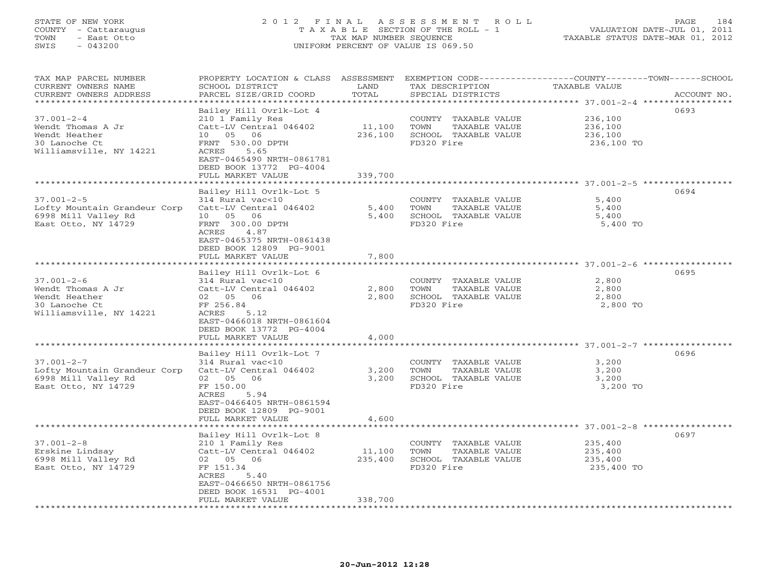STATE OF NEW YORK
COUNTY - Cattaraugus
TOWN - East Otto
SWIS - 043200

2012 FINAL ASSESSMENT ROLL
TAXABLE SECTION OF THE ROLL - 1
TAX MAP NUMBER SEQUENCE
UNIFORM PERCENT OF VALUE IS 069.50

VALUATION DATE-JUL 01, 2011
TAXABLE STATUS DATE-MAR 01, 2012

| TAX MAP PARCEL NUMBER / CURRENT OWNERS NAME / CURRENT OWNERS ADDRESS | PROPERTY LOCATION & CLASS / SCHOOL DISTRICT / PARCEL SIZE/GRID COORD | ASSESSMENT LAND / TOTAL | EXEMPTION CODE / TAX DESCRIPTION / SPECIAL DISTRICTS | TAXABLE VALUE (COUNTY / TOWN / SCHOOL) | ACCOUNT NO. |
|---|---|---|---|---|---|
| **37.001-2-4** | Bailey Hill Ovrlk-Lot 4 | | | | 0693 |
| Wendt Thomas A Jr | 210 1 Family Res | | COUNTY TAXABLE VALUE | 236,100 | |
| Wendt Heather | Catt-LV Central 046402 | 11,100 | TOWN TAXABLE VALUE | 236,100 | |
| 30 Lanoche Ct | 10 05 06 | 236,100 | SCHOOL TAXABLE VALUE | 236,100 | |
| Williamsville, NY 14221 | FRNT 530.00 DPTH | | FD320 Fire | 236,100 TO | |
| | ACRES 5.65 | | | | |
| | EAST-0465490 NRTH-0861781 | | | | |
| | DEED BOOK 13772 PG-4004 | | | | |
| | FULL MARKET VALUE | 339,700 | | | |
| **37.001-2-5** | Bailey Hill Ovrlk-Lot 5 | | | | 0694 |
| Lofty Mountain Grandeur Corp | 314 Rural vac<10 | | COUNTY TAXABLE VALUE | 5,400 | |
| 6998 Mill Valley Rd | Catt-LV Central 046402 | 5,400 | TOWN TAXABLE VALUE | 5,400 | |
| East Otto, NY 14729 | 10 05 06 | 5,400 | SCHOOL TAXABLE VALUE | 5,400 | |
| | FRNT 300.00 DPTH | | FD320 Fire | 5,400 TO | |
| | ACRES 4.87 | | | | |
| | EAST-0465375 NRTH-0861438 | | | | |
| | DEED BOOK 12809 PG-9001 | | | | |
| | FULL MARKET VALUE | 7,800 | | | |
| **37.001-2-6** | Bailey Hill Ovrlk-Lot 6 | | | | 0695 |
| Wendt Thomas A Jr | 314 Rural vac<10 | | COUNTY TAXABLE VALUE | 2,800 | |
| Wendt Heather | Catt-LV Central 046402 | 2,800 | TOWN TAXABLE VALUE | 2,800 | |
| 30 Lanoche Ct | 02 05 06 | 2,800 | SCHOOL TAXABLE VALUE | 2,800 | |
| Williamsville, NY 14221 | FF 256.84 | | FD320 Fire | 2,800 TO | |
| | ACRES 5.12 | | | | |
| | EAST-0466018 NRTH-0861604 | | | | |
| | DEED BOOK 13772 PG-4004 | | | | |
| | FULL MARKET VALUE | 4,000 | | | |
| **37.001-2-7** | Bailey Hill Ovrlk-Lot 7 | | | | 0696 |
| Lofty Mountain Grandeur Corp | 314 Rural vac<10 | | COUNTY TAXABLE VALUE | 3,200 | |
| 6998 Mill Valley Rd | Catt-LV Central 046402 | 3,200 | TOWN TAXABLE VALUE | 3,200 | |
| East Otto, NY 14729 | 02 05 06 | 3,200 | SCHOOL TAXABLE VALUE | 3,200 | |
| | FF 150.00 | | FD320 Fire | 3,200 TO | |
| | ACRES 5.94 | | | | |
| | EAST-0466405 NRTH-0861594 | | | | |
| | DEED BOOK 12809 PG-9001 | | | | |
| | FULL MARKET VALUE | 4,600 | | | |
| **37.001-2-8** | Bailey Hill Ovrlk-Lot 8 | | | | 0697 |
| Erskine Lindsay | 210 1 Family Res | | COUNTY TAXABLE VALUE | 235,400 | |
| 6998 Mill Valley Rd | Catt-LV Central 046402 | 11,100 | TOWN TAXABLE VALUE | 235,400 | |
| East Otto, NY 14729 | 02 05 06 | 235,400 | SCHOOL TAXABLE VALUE | 235,400 | |
| | FF 151.34 | | FD320 Fire | 235,400 TO | |
| | ACRES 5.40 | | | | |
| | EAST-0466650 NRTH-0861756 | | | | |
| | DEED BOOK 16531 PG-4001 | | | | |
| | FULL MARKET VALUE | 338,700 | | | |

20-Jun-2012 12:28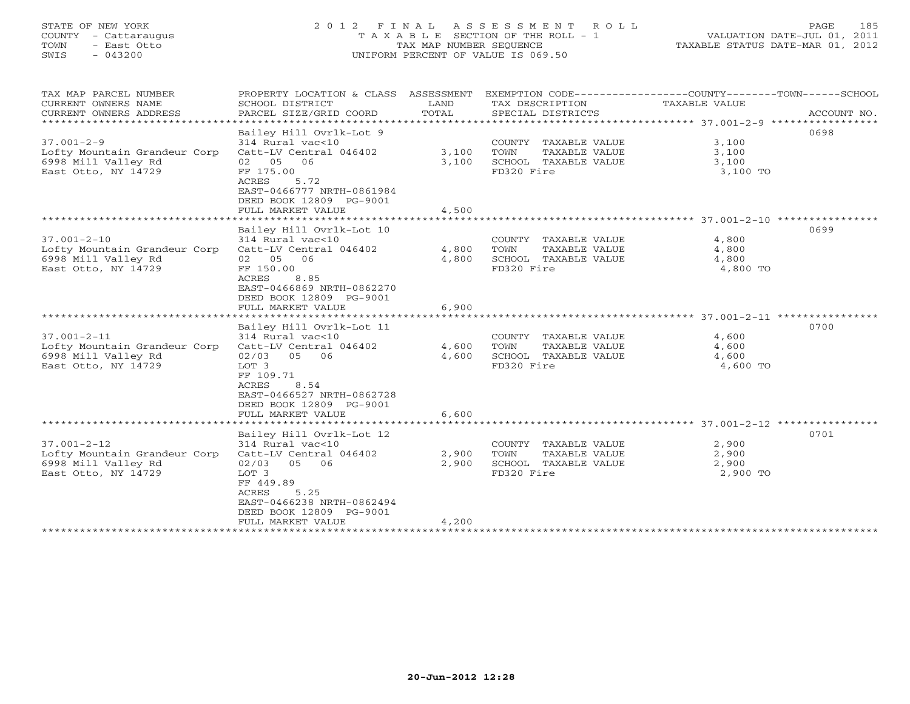STATE OF NEW YORK
COUNTY - Cattaraugus
TOWN - East Otto
SWIS - 043200

# 2012 FINAL ASSESSMENT ROLL

TAXABLE SECTION OF THE ROLL - 1
TAX MAP NUMBER SEQUENCE
UNIFORM PERCENT OF VALUE IS 069.50

VALUATION DATE-JUL 01, 2011
TAXABLE STATUS DATE-MAR 01, 2012

| TAX MAP PARCEL NUMBER / CURRENT OWNERS NAME / CURRENT OWNERS ADDRESS | PROPERTY LOCATION & CLASS / SCHOOL DISTRICT / PARCEL SIZE/GRID COORD | ASSESSMENT LAND / TOTAL | EXEMPTION CODE / TAX DESCRIPTION / SPECIAL DISTRICTS | COUNTY--------TOWN------SCHOOL TAXABLE VALUE | ACCOUNT NO. |
|---|---|---|---|---|---|
| 37.001-2-9 | Bailey Hill Ovrlk-Lot 9 | | | | 0698 |
| Lofty Mountain Grandeur Corp | 314 Rural vac<10 | | COUNTY TAXABLE VALUE | 3,100 | |
| 6998 Mill Valley Rd | Catt-LV Central 046402 | 3,100 | TOWN TAXABLE VALUE | 3,100 | |
| East Otto, NY 14729 | 02 05 06 | 3,100 | SCHOOL TAXABLE VALUE | 3,100 | |
| | FF 175.00 | | FD320 Fire | 3,100 TO | |
| | ACRES 5.72 | | | | |
| | EAST-0466777 NRTH-0861984 | | | | |
| | DEED BOOK 12809 PG-9001 | | | | |
| | FULL MARKET VALUE | 4,500 | | | |
| 37.001-2-10 | Bailey Hill Ovrlk-Lot 10 | | | | 0699 |
| Lofty Mountain Grandeur Corp | 314 Rural vac<10 | | COUNTY TAXABLE VALUE | 4,800 | |
| 6998 Mill Valley Rd | Catt-LV Central 046402 | 4,800 | TOWN TAXABLE VALUE | 4,800 | |
| East Otto, NY 14729 | 02 05 06 | 4,800 | SCHOOL TAXABLE VALUE | 4,800 | |
| | FF 150.00 | | FD320 Fire | 4,800 TO | |
| | ACRES 8.85 | | | | |
| | EAST-0466869 NRTH-0862270 | | | | |
| | DEED BOOK 12809 PG-9001 | | | | |
| | FULL MARKET VALUE | 6,900 | | | |
| 37.001-2-11 | Bailey Hill Ovrlk-Lot 11 | | | | 0700 |
| Lofty Mountain Grandeur Corp | 314 Rural vac<10 | | COUNTY TAXABLE VALUE | 4,600 | |
| 6998 Mill Valley Rd | Catt-LV Central 046402 | 4,600 | TOWN TAXABLE VALUE | 4,600 | |
| East Otto, NY 14729 | 02/03 05 06 | 4,600 | SCHOOL TAXABLE VALUE | 4,600 | |
| | LOT 3 | | FD320 Fire | 4,600 TO | |
| | FF 109.71 | | | | |
| | ACRES 8.54 | | | | |
| | EAST-0466527 NRTH-0862728 | | | | |
| | DEED BOOK 12809 PG-9001 | | | | |
| | FULL MARKET VALUE | 6,600 | | | |
| 37.001-2-12 | Bailey Hill Ovrlk-Lot 12 | | | | 0701 |
| Lofty Mountain Grandeur Corp | 314 Rural vac<10 | | COUNTY TAXABLE VALUE | 2,900 | |
| 6998 Mill Valley Rd | Catt-LV Central 046402 | 2,900 | TOWN TAXABLE VALUE | 2,900 | |
| East Otto, NY 14729 | 02/03 05 06 | 2,900 | SCHOOL TAXABLE VALUE | 2,900 | |
| | LOT 3 | | FD320 Fire | 2,900 TO | |
| | FF 449.89 | | | | |
| | ACRES 5.25 | | | | |
| | EAST-0466238 NRTH-0862494 | | | | |
| | DEED BOOK 12809 PG-9001 | | | | |
| | FULL MARKET VALUE | 4,200 | | | |

20-Jun-2012 12:28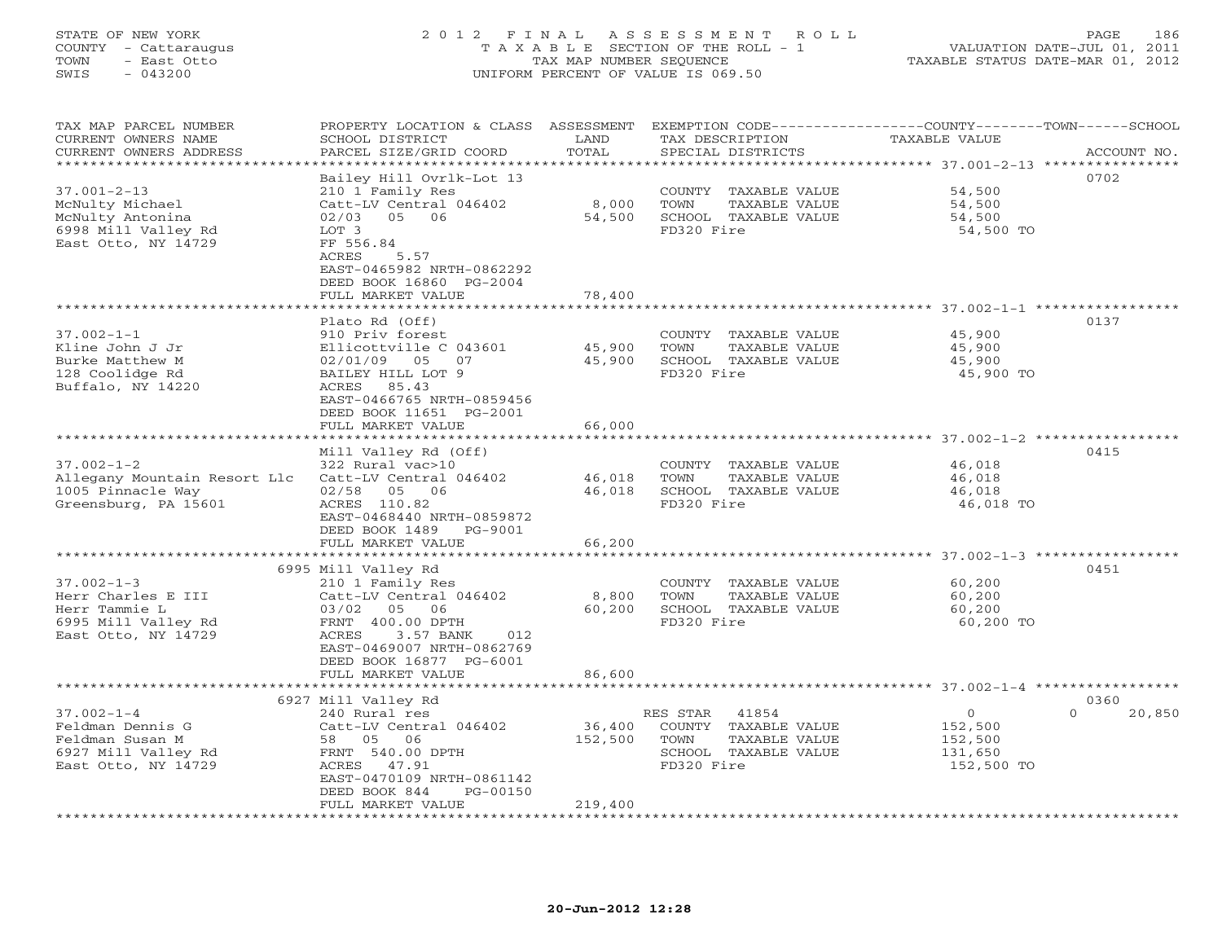STATE OF NEW YORK
COUNTY - Cattaraugus
TOWN - East Otto
SWIS - 043200

2012 FINAL ASSESSMENT ROLL
TAXABLE SECTION OF THE ROLL - 1
TAX MAP NUMBER SEQUENCE
UNIFORM PERCENT OF VALUE IS 069.50

VALUATION DATE-JUL 01, 2011
TAXABLE STATUS DATE-MAR 01, 2012

| TAX MAP PARCEL NUMBER / CURRENT OWNERS NAME / CURRENT OWNERS ADDRESS | PROPERTY LOCATION & CLASS / SCHOOL DISTRICT / PARCEL SIZE/GRID COORD | ASSESSMENT LAND / TOTAL | EXEMPTION CODE / TAX DESCRIPTION / SPECIAL DISTRICTS | COUNTY / TOWN / SCHOOL TAXABLE VALUE | ACCOUNT NO. |
|---|---|---|---|---|---|
| **37.001-2-13** | Bailey Hill Ovrlk-Lot 13 | | | | 0702 |
| McNulty Michael | 210 1 Family Res | | COUNTY TAXABLE VALUE | 54,500 | |
| McNulty Antonina | Catt-LV Central 046402 | 8,000 | TOWN TAXABLE VALUE | 54,500 | |
| 6998 Mill Valley Rd | 02/03 05 06 | 54,500 | SCHOOL TAXABLE VALUE | 54,500 | |
| East Otto, NY 14729 | LOT 3 | | FD320 Fire | 54,500 TO | |
| | FF 556.84 | | | | |
| | ACRES 5.57 | | | | |
| | EAST-0465982 NRTH-0862292 | | | | |
| | DEED BOOK 16860 PG-2004 | | | | |
| | FULL MARKET VALUE | 78,400 | | | |
| **37.002-1-1** | Plato Rd (Off) | | | | 0137 |
| Kline John J Jr | 910 Priv forest | | COUNTY TAXABLE VALUE | 45,900 | |
| Burke Matthew M | Ellicottville C 043601 | 45,900 | TOWN TAXABLE VALUE | 45,900 | |
| 128 Coolidge Rd | 02/01/09 05 07 | 45,900 | SCHOOL TAXABLE VALUE | 45,900 | |
| Buffalo, NY 14220 | BAILEY HILL LOT 9 | | FD320 Fire | 45,900 TO | |
| | ACRES 85.43 | | | | |
| | EAST-0466765 NRTH-0859456 | | | | |
| | DEED BOOK 11651 PG-2001 | | | | |
| | FULL MARKET VALUE | 66,000 | | | |
| **37.002-1-2** | Mill Valley Rd (Off) | | | | 0415 |
| Allegany Mountain Resort Llc | 322 Rural vac>10 | | COUNTY TAXABLE VALUE | 46,018 | |
| 1005 Pinnacle Way | Catt-LV Central 046402 | 46,018 | TOWN TAXABLE VALUE | 46,018 | |
| Greensburg, PA 15601 | 02/58 05 06 | 46,018 | SCHOOL TAXABLE VALUE | 46,018 | |
| | ACRES 110.82 | | FD320 Fire | 46,018 TO | |
| | EAST-0468440 NRTH-0859872 | | | | |
| | DEED BOOK 1489 PG-9001 | | | | |
| | FULL MARKET VALUE | 66,200 | | | |
| **37.002-1-3** | 6995 Mill Valley Rd | | | | 0451 |
| Herr Charles E III | 210 1 Family Res | | COUNTY TAXABLE VALUE | 60,200 | |
| Herr Tammie L | Catt-LV Central 046402 | 8,800 | TOWN TAXABLE VALUE | 60,200 | |
| 6995 Mill Valley Rd | 03/02 05 06 | 60,200 | SCHOOL TAXABLE VALUE | 60,200 | |
| East Otto, NY 14729 | FRNT 400.00 DPTH | | FD320 Fire | 60,200 TO | |
| | ACRES 3.57 BANK 012 | | | | |
| | EAST-0469007 NRTH-0862769 | | | | |
| | DEED BOOK 16877 PG-6001 | | | | |
| | FULL MARKET VALUE | 86,600 | | | |
| **37.002-1-4** | 6927 Mill Valley Rd | | | | 0360 |
| Feldman Dennis G | 240 Rural res | | RES STAR 41854 | 0 / 0 / 20,850 | |
| Feldman Susan M | Catt-LV Central 046402 | 36,400 | COUNTY TAXABLE VALUE | 152,500 | |
| 6927 Mill Valley Rd | 58 05 06 | 152,500 | TOWN TAXABLE VALUE | 152,500 | |
| East Otto, NY 14729 | FRNT 540.00 DPTH | | SCHOOL TAXABLE VALUE | 131,650 | |
| | ACRES 47.91 | | FD320 Fire | 152,500 TO | |
| | EAST-0470109 NRTH-0861142 | | | | |
| | DEED BOOK 844 PG-00150 | | | | |
| | FULL MARKET VALUE | 219,400 | | | |

20-Jun-2012 12:28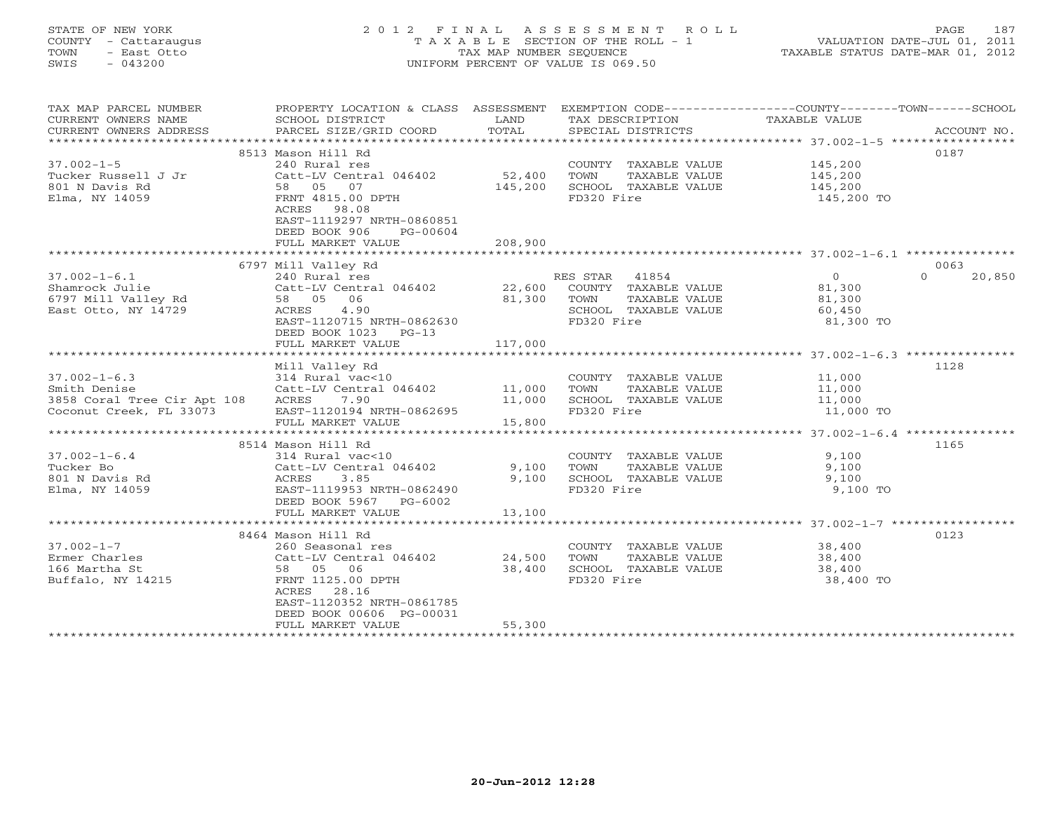STATE OF NEW YORK
COUNTY - Cattaraugus
TOWN - East Otto
SWIS - 043200

2012 FINAL ASSESSMENT ROLL
TAXABLE SECTION OF THE ROLL - 1
TAX MAP NUMBER SEQUENCE
UNIFORM PERCENT OF VALUE IS 069.50

VALUATION DATE-JUL 01, 2011
TAXABLE STATUS DATE-MAR 01, 2012

| TAX MAP PARCEL NUMBER / CURRENT OWNERS NAME / CURRENT OWNERS ADDRESS | PROPERTY LOCATION & CLASS / SCHOOL DISTRICT / PARCEL SIZE/GRID COORD | ASSESSMENT LAND / TOTAL | EXEMPTION CODE / TAX DESCRIPTION / SPECIAL DISTRICTS | COUNTY TAXABLE VALUE | TOWN | SCHOOL | ACCOUNT NO. |
|---|---|---|---|---|---|---|---|
| | 8513 Mason Hill Rd | | | | | | 0187 |
| 37.002-1-5 | 240 Rural res | | COUNTY TAXABLE VALUE | 145,200 | | | |
| Tucker Russell J Jr | Catt-LV Central 046402 | 52,400 | TOWN TAXABLE VALUE | 145,200 | | | |
| 801 N Davis Rd | 58 05 07 | 145,200 | SCHOOL TAXABLE VALUE | 145,200 | | | |
| Elma, NY 14059 | FRNT 4815.00 DPTH | | FD320 Fire | 145,200 TO | | | |
| | ACRES 98.08 | | | | | | |
| | EAST-1119297 NRTH-0860851 | | | | | | |
| | DEED BOOK 906 PG-00604 | | | | | | |
| | FULL MARKET VALUE | 208,900 | | | | | |
| | 6797 Mill Valley Rd | | | | | | 0063 |
| 37.002-1-6.1 | 240 Rural res | | RES STAR 41854 | 0 | | 0 20,850 | |
| Shamrock Julie | Catt-LV Central 046402 | 22,600 | COUNTY TAXABLE VALUE | 81,300 | | | |
| 6797 Mill Valley Rd | 58 05 06 | 81,300 | TOWN TAXABLE VALUE | 81,300 | | | |
| East Otto, NY 14729 | ACRES 4.90 | | SCHOOL TAXABLE VALUE | 60,450 | | | |
| | EAST-1120715 NRTH-0862630 | | FD320 Fire | 81,300 TO | | | |
| | DEED BOOK 1023 PG-13 | | | | | | |
| | FULL MARKET VALUE | 117,000 | | | | | |
| | Mill Valley Rd | | | | | | 1128 |
| 37.002-1-6.3 | 314 Rural vac<10 | | COUNTY TAXABLE VALUE | 11,000 | | | |
| Smith Denise | Catt-LV Central 046402 | 11,000 | TOWN TAXABLE VALUE | 11,000 | | | |
| 3858 Coral Tree Cir Apt 108 | ACRES 7.90 | 11,000 | SCHOOL TAXABLE VALUE | 11,000 | | | |
| Coconut Creek, FL 33073 | EAST-1120194 NRTH-0862695 | | FD320 Fire | 11,000 TO | | | |
| | FULL MARKET VALUE | 15,800 | | | | | |
| | 8514 Mason Hill Rd | | | | | | 1165 |
| 37.002-1-6.4 | 314 Rural vac<10 | | COUNTY TAXABLE VALUE | 9,100 | | | |
| Tucker Bo | Catt-LV Central 046402 | 9,100 | TOWN TAXABLE VALUE | 9,100 | | | |
| 801 N Davis Rd | ACRES 3.85 | 9,100 | SCHOOL TAXABLE VALUE | 9,100 | | | |
| Elma, NY 14059 | EAST-1119953 NRTH-0862490 | | FD320 Fire | 9,100 TO | | | |
| | DEED BOOK 5967 PG-6002 | | | | | | |
| | FULL MARKET VALUE | 13,100 | | | | | |
| | 8464 Mason Hill Rd | | | | | | 0123 |
| 37.002-1-7 | 260 Seasonal res | | COUNTY TAXABLE VALUE | 38,400 | | | |
| Ermer Charles | Catt-LV Central 046402 | 24,500 | TOWN TAXABLE VALUE | 38,400 | | | |
| 166 Martha St | 58 05 06 | 38,400 | SCHOOL TAXABLE VALUE | 38,400 | | | |
| Buffalo, NY 14215 | FRNT 1125.00 DPTH | | FD320 Fire | 38,400 TO | | | |
| | ACRES 28.16 | | | | | | |
| | EAST-1120352 NRTH-0861785 | | | | | | |
| | DEED BOOK 00606 PG-00031 | | | | | | |
| | FULL MARKET VALUE | 55,300 | | | | | |

20-Jun-2012 12:28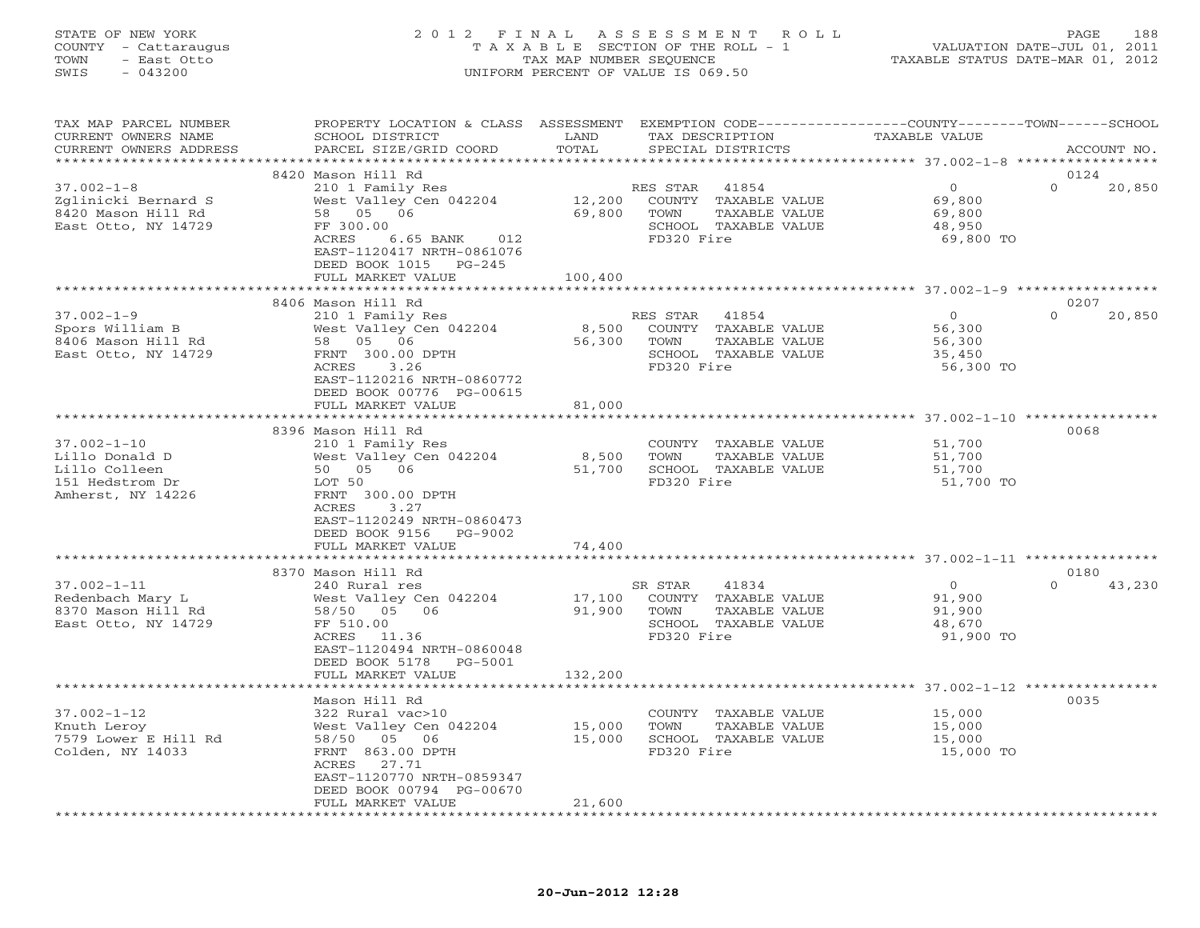STATE OF NEW YORK
COUNTY - Cattaraugus
TOWN - East Otto
SWIS - 043200

2012 FINAL ASSESSMENT ROLL
TAXABLE SECTION OF THE ROLL - 1
TAX MAP NUMBER SEQUENCE
UNIFORM PERCENT OF VALUE IS 069.50

VALUATION DATE-JUL 01, 2011
TAXABLE STATUS DATE-MAR 01, 2012

| TAX MAP PARCEL NUMBER / CURRENT OWNERS NAME / CURRENT OWNERS ADDRESS | PROPERTY LOCATION & CLASS / SCHOOL DISTRICT / PARCEL SIZE/GRID COORD | ASSESSMENT LAND / TOTAL | EXEMPTION CODE / TAX DESCRIPTION / SPECIAL DISTRICTS | COUNTY / TAXABLE VALUE | TOWN | SCHOOL / ACCOUNT NO. |
|---|---|---|---|---|---|---|
| | 8420 Mason Hill Rd | | | | | 0124 |
| 37.002-1-8 | 210 1 Family Res | | RES STAR 41854 | 0 | 0 | 20,850 |
| Zglinicki Bernard S | West Valley Cen 042204 | 12,200 | COUNTY TAXABLE VALUE | 69,800 | | |
| 8420 Mason Hill Rd | 58 05 06 | 69,800 | TOWN TAXABLE VALUE | 69,800 | | |
| East Otto, NY 14729 | FF 300.00 | | SCHOOL TAXABLE VALUE | 48,950 | | |
| | ACRES 6.65 BANK 012 | | FD320 Fire | 69,800 TO | | |
| | EAST-1120417 NRTH-0861076 | | | | | |
| | DEED BOOK 1015 PG-245 | | | | | |
| | FULL MARKET VALUE | 100,400 | | | | |
| | 8406 Mason Hill Rd | | | | | 0207 |
| 37.002-1-9 | 210 1 Family Res | | RES STAR 41854 | 0 | 0 | 20,850 |
| Spors William B | West Valley Cen 042204 | 8,500 | COUNTY TAXABLE VALUE | 56,300 | | |
| 8406 Mason Hill Rd | 58 05 06 | 56,300 | TOWN TAXABLE VALUE | 56,300 | | |
| East Otto, NY 14729 | FRNT 300.00 DPTH | | SCHOOL TAXABLE VALUE | 35,450 | | |
| | ACRES 3.26 | | FD320 Fire | 56,300 TO | | |
| | EAST-1120216 NRTH-0860772 | | | | | |
| | DEED BOOK 00776 PG-00615 | | | | | |
| | FULL MARKET VALUE | 81,000 | | | | |
| | 8396 Mason Hill Rd | | | | | 0068 |
| 37.002-1-10 | 210 1 Family Res | | COUNTY TAXABLE VALUE | 51,700 | | |
| Lillo Donald D | West Valley Cen 042204 | 8,500 | TOWN TAXABLE VALUE | 51,700 | | |
| Lillo Colleen | 50 05 06 | 51,700 | SCHOOL TAXABLE VALUE | 51,700 | | |
| 151 Hedstrom Dr | LOT 50 | | FD320 Fire | 51,700 TO | | |
| Amherst, NY 14226 | FRNT 300.00 DPTH | | | | | |
| | ACRES 3.27 | | | | | |
| | EAST-1120249 NRTH-0860473 | | | | | |
| | DEED BOOK 9156 PG-9002 | | | | | |
| | FULL MARKET VALUE | 74,400 | | | | |
| | 8370 Mason Hill Rd | | | | | 0180 |
| 37.002-1-11 | 240 Rural res | | SR STAR 41834 | 0 | 0 | 43,230 |
| Redenbach Mary L | West Valley Cen 042204 | 17,100 | COUNTY TAXABLE VALUE | 91,900 | | |
| 8370 Mason Hill Rd | 58/50 05 06 | 91,900 | TOWN TAXABLE VALUE | 91,900 | | |
| East Otto, NY 14729 | FF 510.00 | | SCHOOL TAXABLE VALUE | 48,670 | | |
| | ACRES 11.36 | | FD320 Fire | 91,900 TO | | |
| | EAST-1120494 NRTH-0860048 | | | | | |
| | DEED BOOK 5178 PG-5001 | | | | | |
| | FULL MARKET VALUE | 132,200 | | | | |
| | Mason Hill Rd | | | | | 0035 |
| 37.002-1-12 | 322 Rural vac>10 | | COUNTY TAXABLE VALUE | 15,000 | | |
| Knuth Leroy | West Valley Cen 042204 | 15,000 | TOWN TAXABLE VALUE | 15,000 | | |
| 7579 Lower E Hill Rd | 58/50 05 06 | 15,000 | SCHOOL TAXABLE VALUE | 15,000 | | |
| Colden, NY 14033 | FRNT 863.00 DPTH | | FD320 Fire | 15,000 TO | | |
| | ACRES 27.71 | | | | | |
| | EAST-1120770 NRTH-0859347 | | | | | |
| | DEED BOOK 00794 PG-00670 | | | | | |
| | FULL MARKET VALUE | 21,600 | | | | |

20-Jun-2012 12:28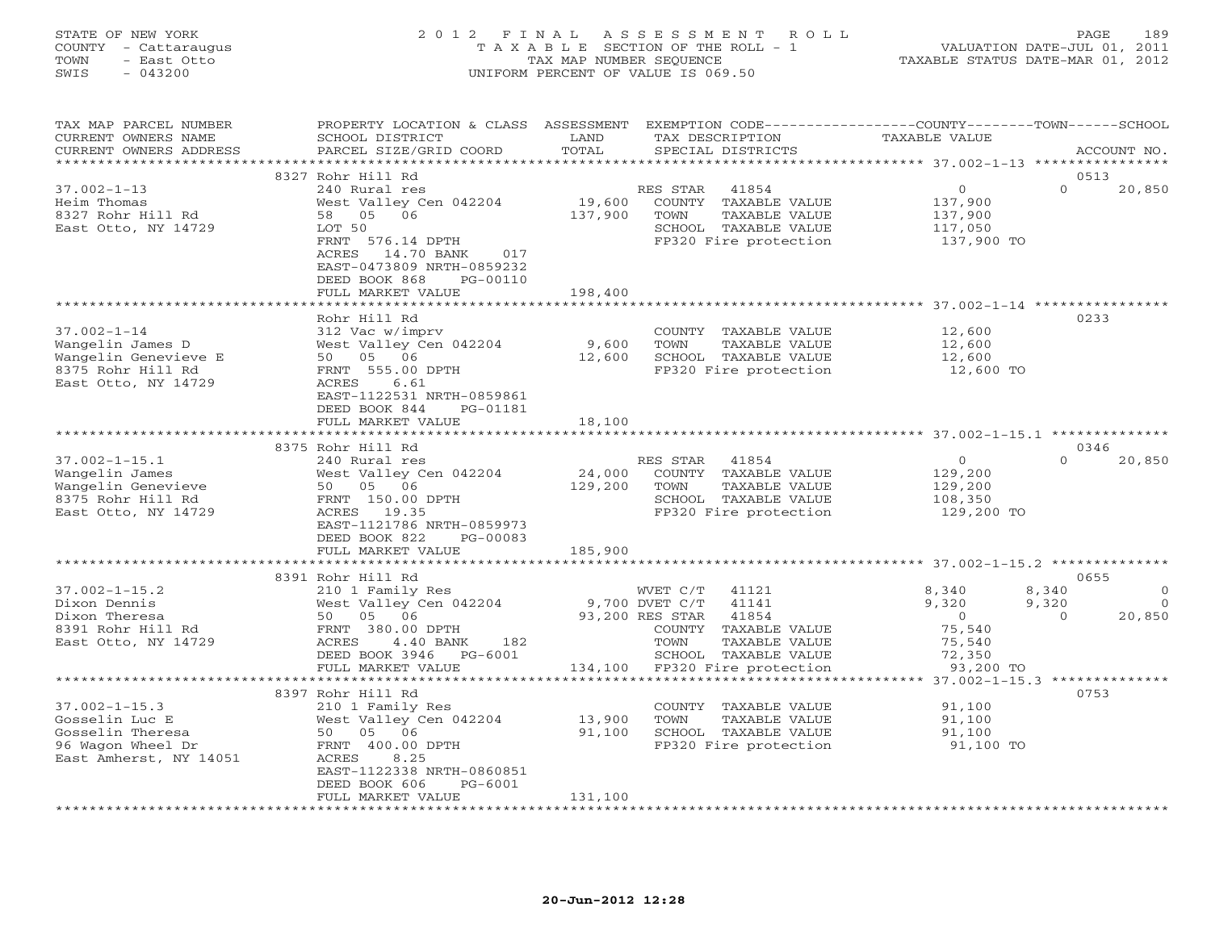STATE OF NEW YORK
COUNTY - Cattaraugus
TOWN - East Otto
SWIS - 043200

# 2012 FINAL ASSESSMENT ROLL

TAXABLE SECTION OF THE ROLL - 1
TAX MAP NUMBER SEQUENCE
UNIFORM PERCENT OF VALUE IS 069.50

VALUATION DATE-JUL 01, 2011
TAXABLE STATUS DATE-MAR 01, 2012

| TAX MAP PARCEL NUMBER / CURRENT OWNERS NAME / CURRENT OWNERS ADDRESS | PROPERTY LOCATION & CLASS / SCHOOL DISTRICT / PARCEL SIZE/GRID COORD | ASSESSMENT LAND / TOTAL | EXEMPTION CODE / TAX DESCRIPTION / SPECIAL DISTRICTS | COUNTY TAXABLE VALUE | TOWN | SCHOOL | ACCOUNT NO. |
|---|---|---|---|---|---|---|---|
| 37.002-1-13 | 8327 Rohr Hill Rd | | | | | | 0513 |
| Heim Thomas | 240 Rural res | | RES STAR 41854 | 0 | 0 | 20,850 | |
| 8327 Rohr Hill Rd | West Valley Cen 042204 | 19,600 | COUNTY TAXABLE VALUE | 137,900 | | | |
| East Otto, NY 14729 | 58 05 06 | 137,900 | TOWN TAXABLE VALUE | 137,900 | | | |
| | LOT 50 | | SCHOOL TAXABLE VALUE | 117,050 | | | |
| | FRNT 576.14 DPTH | | FP320 Fire protection | 137,900 TO | | | |
| | ACRES 14.70 BANK 017 | | | | | | |
| | EAST-0473809 NRTH-0859232 | | | | | | |
| | DEED BOOK 868 PG-00110 | | | | | | |
| | FULL MARKET VALUE | 198,400 | | | | | |
| 37.002-1-14 | Rohr Hill Rd | | | | | | 0233 |
| Wangelin James D | 312 Vac w/imprv | | COUNTY TAXABLE VALUE | 12,600 | | | |
| Wangelin Genevieve E | West Valley Cen 042204 | 9,600 | TOWN TAXABLE VALUE | 12,600 | | | |
| 8375 Rohr Hill Rd | 50 05 06 | 12,600 | SCHOOL TAXABLE VALUE | 12,600 | | | |
| East Otto, NY 14729 | FRNT 555.00 DPTH | | FP320 Fire protection | 12,600 TO | | | |
| | ACRES 6.61 | | | | | | |
| | EAST-1122531 NRTH-0859861 | | | | | | |
| | DEED BOOK 844 PG-01181 | | | | | | |
| | FULL MARKET VALUE | 18,100 | | | | | |
| 37.002-1-15.1 | 8375 Rohr Hill Rd | | | | | | 0346 |
| Wangelin James | 240 Rural res | | RES STAR 41854 | 0 | 0 | 20,850 | |
| Wangelin Genevieve | West Valley Cen 042204 | 24,000 | COUNTY TAXABLE VALUE | 129,200 | | | |
| 8375 Rohr Hill Rd | 50 05 06 | 129,200 | TOWN TAXABLE VALUE | 129,200 | | | |
| East Otto, NY 14729 | FRNT 150.00 DPTH | | SCHOOL TAXABLE VALUE | 108,350 | | | |
| | ACRES 19.35 | | FP320 Fire protection | 129,200 TO | | | |
| | EAST-1121786 NRTH-0859973 | | | | | | |
| | DEED BOOK 822 PG-00083 | | | | | | |
| | FULL MARKET VALUE | 185,900 | | | | | |
| 37.002-1-15.2 | 8391 Rohr Hill Rd | | | | | | 0655 |
| Dixon Dennis | 210 1 Family Res | | WVET C/T 41121 | 8,340 | 8,340 | 0 | |
| Dixon Theresa | West Valley Cen 042204 | 9,700 | DVET C/T 41141 | 9,320 | 9,320 | 0 | |
| 8391 Rohr Hill Rd | 50 05 06 | 93,200 | RES STAR 41854 | 0 | 0 | 20,850 | |
| East Otto, NY 14729 | FRNT 380.00 DPTH | | COUNTY TAXABLE VALUE | 75,540 | | | |
| | ACRES 4.40 BANK 182 | | TOWN TAXABLE VALUE | 75,540 | | | |
| | DEED BOOK 3946 PG-6001 | | SCHOOL TAXABLE VALUE | 72,350 | | | |
| | FULL MARKET VALUE | 134,100 | FP320 Fire protection | 93,200 TO | | | |
| 37.002-1-15.3 | 8397 Rohr Hill Rd | | | | | | 0753 |
| Gosselin Luc E | 210 1 Family Res | | COUNTY TAXABLE VALUE | 91,100 | | | |
| Gosselin Theresa | West Valley Cen 042204 | 13,900 | TOWN TAXABLE VALUE | 91,100 | | | |
| 96 Wagon Wheel Dr | 50 05 06 | 91,100 | SCHOOL TAXABLE VALUE | 91,100 | | | |
| East Amherst, NY 14051 | FRNT 400.00 DPTH | | FP320 Fire protection | 91,100 TO | | | |
| | ACRES 8.25 | | | | | | |
| | EAST-1122338 NRTH-0860851 | | | | | | |
| | DEED BOOK 606 PG-6001 | | | | | | |
| | FULL MARKET VALUE | 131,100 | | | | | |

20-Jun-2012 12:28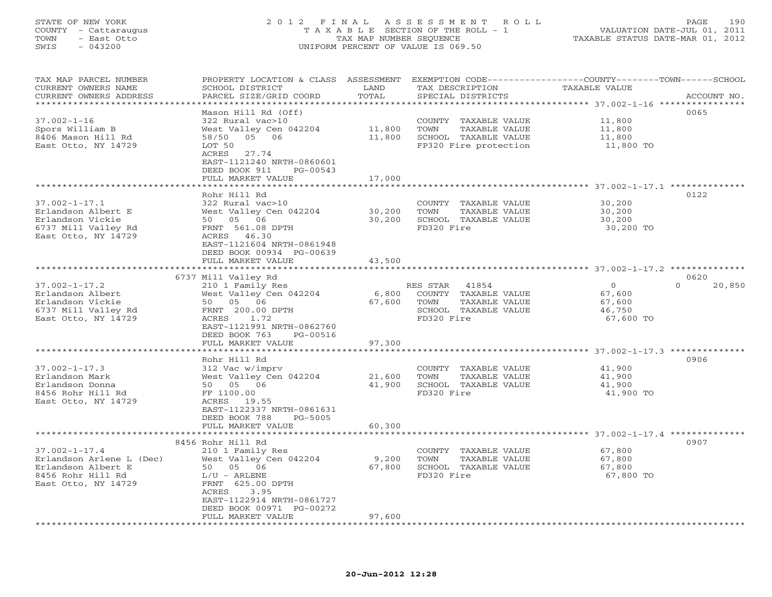STATE OF NEW YORK
COUNTY - Cattaraugus
TOWN - East Otto
SWIS - 043200

2012 FINAL ASSESSMENT ROLL
TAXABLE SECTION OF THE ROLL - 1
TAX MAP NUMBER SEQUENCE
UNIFORM PERCENT OF VALUE IS 069.50

VALUATION DATE-JUL 01, 2011
TAXABLE STATUS DATE-MAR 01, 2012

| TAX MAP PARCEL NUMBER / CURRENT OWNERS NAME / CURRENT OWNERS ADDRESS | PROPERTY LOCATION & CLASS / SCHOOL DISTRICT / PARCEL SIZE/GRID COORD | ASSESSMENT LAND / TOTAL | EXEMPTION CODE / TAX DESCRIPTION / SPECIAL DISTRICTS | COUNTY / TOWN / SCHOOL TAXABLE VALUE | ACCOUNT NO. |
|---|---|---|---|---|---|
| 37.002-1-16 | Mason Hill Rd (Off) | | | | 0065 |
| Spors William B | 322 Rural vac>10 | | COUNTY TAXABLE VALUE | 11,800 | |
| 8406 Mason Hill Rd | West Valley Cen 042204 | 11,800 | TOWN TAXABLE VALUE | 11,800 | |
| East Otto, NY 14729 | 58/50 05 06 | 11,800 | SCHOOL TAXABLE VALUE | 11,800 | |
| | LOT 50 | | FP320 Fire protection | 11,800 TO | |
| | ACRES 27.74 | | | | |
| | EAST-1121240 NRTH-0860601 | | | | |
| | DEED BOOK 911 PG-00543 | | | | |
| | FULL MARKET VALUE | 17,000 | | | |
| 37.002-1-17.1 | Rohr Hill Rd | | | | 0122 |
| Erlandson Albert E | 322 Rural vac>10 | | COUNTY TAXABLE VALUE | 30,200 | |
| Erlandson Vickie | West Valley Cen 042204 | 30,200 | TOWN TAXABLE VALUE | 30,200 | |
| 6737 Mill Valley Rd | 50 05 06 | 30,200 | SCHOOL TAXABLE VALUE | 30,200 | |
| East Otto, NY 14729 | FRNT 561.08 DPTH | | FD320 Fire | 30,200 TO | |
| | ACRES 46.30 | | | | |
| | EAST-1121604 NRTH-0861948 | | | | |
| | DEED BOOK 00934 PG-00639 | | | | |
| | FULL MARKET VALUE | 43,500 | | | |
| 37.002-1-17.2 | 6737 Mill Valley Rd | | | | 0620 |
| Erlandson Albert | 210 1 Family Res | | RES STAR 41854 | 0 / 0 / 20,850 | |
| Erlandson Vickie | West Valley Cen 042204 | 6,800 | COUNTY TAXABLE VALUE | 67,600 | |
| 6737 Mill Valley Rd | 50 05 06 | 67,600 | TOWN TAXABLE VALUE | 67,600 | |
| East Otto, NY 14729 | FRNT 200.00 DPTH | | SCHOOL TAXABLE VALUE | 46,750 | |
| | ACRES 1.72 | | FD320 Fire | 67,600 TO | |
| | EAST-1121991 NRTH-0862760 | | | | |
| | DEED BOOK 763 PG-00516 | | | | |
| | FULL MARKET VALUE | 97,300 | | | |
| 37.002-1-17.3 | Rohr Hill Rd | | | | 0906 |
| Erlandson Mark | 312 Vac w/imprv | | COUNTY TAXABLE VALUE | 41,900 | |
| Erlandson Donna | West Valley Cen 042204 | 21,600 | TOWN TAXABLE VALUE | 41,900 | |
| 8456 Rohr Hill Rd | 50 05 06 | 41,900 | SCHOOL TAXABLE VALUE | 41,900 | |
| East Otto, NY 14729 | FF 1100.00 | | FD320 Fire | 41,900 TO | |
| | ACRES 19.55 | | | | |
| | EAST-1122337 NRTH-0861631 | | | | |
| | DEED BOOK 788 PG-5005 | | | | |
| | FULL MARKET VALUE | 60,300 | | | |
| 37.002-1-17.4 | 8456 Rohr Hill Rd | | | | 0907 |
| Erlandson Arlene L (Dec) | 210 1 Family Res | | COUNTY TAXABLE VALUE | 67,800 | |
| Erlandson Albert E | West Valley Cen 042204 | 9,200 | TOWN TAXABLE VALUE | 67,800 | |
| 8456 Rohr Hill Rd | 50 05 06 | 67,800 | SCHOOL TAXABLE VALUE | 67,800 | |
| East Otto, NY 14729 | L/U - ARLENE | | FD320 Fire | 67,800 TO | |
| | FRNT 625.00 DPTH | | | | |
| | ACRES 3.95 | | | | |
| | EAST-1122914 NRTH-0861727 | | | | |
| | DEED BOOK 00971 PG-00272 | | | | |
| | FULL MARKET VALUE | 97,600 | | | |

20-Jun-2012 12:28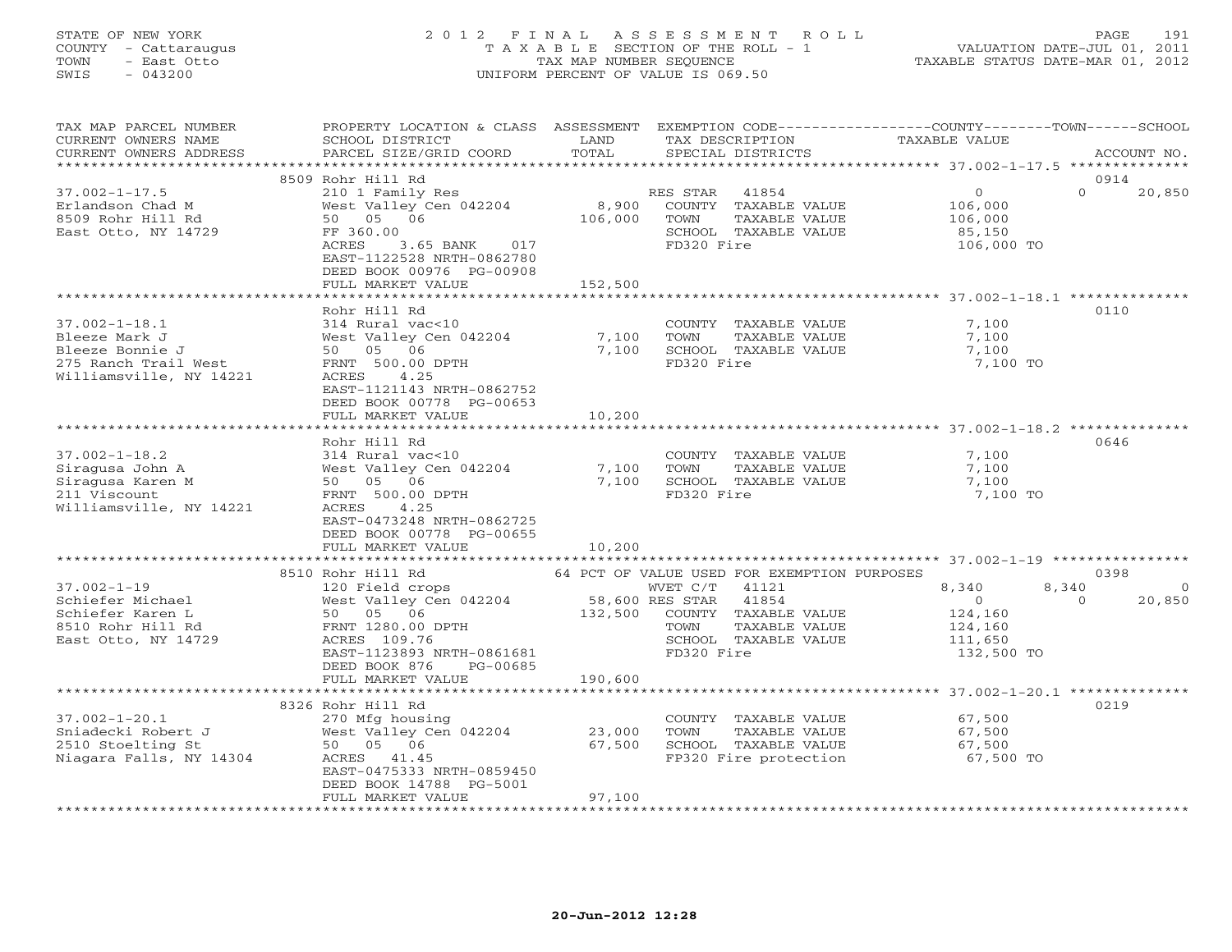STATE OF NEW YORK
COUNTY - Cattaraugus
TOWN - East Otto
SWIS - 043200

2012 FINAL ASSESSMENT ROLL
TAXABLE SECTION OF THE ROLL - 1
TAX MAP NUMBER SEQUENCE
UNIFORM PERCENT OF VALUE IS 069.50

VALUATION DATE-JUL 01, 2011
TAXABLE STATUS DATE-MAR 01, 2012

| TAX MAP PARCEL NUMBER / CURRENT OWNERS NAME / CURRENT OWNERS ADDRESS | PROPERTY LOCATION & CLASS / SCHOOL DISTRICT / PARCEL SIZE/GRID COORD | ASSESSMENT LAND / TOTAL | EXEMPTION CODE / TAX DESCRIPTION / SPECIAL DISTRICTS | COUNTY TAXABLE VALUE | TOWN | SCHOOL | ACCOUNT NO. |
|---|---|---|---|---|---|---|---|
| **37.002-1-17.5** | 8509 Rohr Hill Rd | | | | | | 0914 |
| 37.002-1-17.5 | 210 1 Family Res | | RES STAR 41854 | 0 | 0 | 20,850 | |
| Erlandson Chad M | West Valley Cen 042204 | 8,900 | COUNTY TAXABLE VALUE | 106,000 | | | |
| 8509 Rohr Hill Rd | 50 05 06 | 106,000 | TOWN TAXABLE VALUE | 106,000 | | | |
| East Otto, NY 14729 | FF 360.00 | | SCHOOL TAXABLE VALUE | 85,150 | | | |
| | ACRES 3.65 BANK 017 | | FD320 Fire | 106,000 TO | | | |
| | EAST-1122528 NRTH-0862780 | | | | | | |
| | DEED BOOK 00976 PG-00908 | | | | | | |
| | FULL MARKET VALUE | 152,500 | | | | | |
| **37.002-1-18.1** | Rohr Hill Rd | | | | | | 0110 |
| 37.002-1-18.1 | 314 Rural vac<10 | | COUNTY TAXABLE VALUE | 7,100 | | | |
| Bleeze Mark J | West Valley Cen 042204 | 7,100 | TOWN TAXABLE VALUE | 7,100 | | | |
| Bleeze Bonnie J | 50 05 06 | 7,100 | SCHOOL TAXABLE VALUE | 7,100 | | | |
| 275 Ranch Trail West | FRNT 500.00 DPTH | | FD320 Fire | 7,100 TO | | | |
| Williamsville, NY 14221 | ACRES 4.25 | | | | | | |
| | EAST-1121143 NRTH-0862752 | | | | | | |
| | DEED BOOK 00778 PG-00653 | | | | | | |
| | FULL MARKET VALUE | 10,200 | | | | | |
| **37.002-1-18.2** | Rohr Hill Rd | | | | | | 0646 |
| 37.002-1-18.2 | 314 Rural vac<10 | | COUNTY TAXABLE VALUE | 7,100 | | | |
| Siragusa John A | West Valley Cen 042204 | 7,100 | TOWN TAXABLE VALUE | 7,100 | | | |
| Siragusa Karen M | 50 05 06 | 7,100 | SCHOOL TAXABLE VALUE | 7,100 | | | |
| 211 Viscount | FRNT 500.00 DPTH | | FD320 Fire | 7,100 TO | | | |
| Williamsville, NY 14221 | ACRES 4.25 | | | | | | |
| | EAST-0473248 NRTH-0862725 | | | | | | |
| | DEED BOOK 00778 PG-00655 | | | | | | |
| | FULL MARKET VALUE | 10,200 | | | | | |
| **37.002-1-19** | 8510 Rohr Hill Rd | | 64 PCT OF VALUE USED FOR EXEMPTION PURPOSES | | | | 0398 |
| 37.002-1-19 | 120 Field crops | | WVET C/T 41121 | 8,340 | 8,340 | 0 | |
| Schiefer Michael | West Valley Cen 042204 | 58,600 | RES STAR 41854 | 0 | 0 | 20,850 | |
| Schiefer Karen L | 50 05 06 | 132,500 | COUNTY TAXABLE VALUE | 124,160 | | | |
| 8510 Rohr Hill Rd | FRNT 1280.00 DPTH | | TOWN TAXABLE VALUE | 124,160 | | | |
| East Otto, NY 14729 | ACRES 109.76 | | SCHOOL TAXABLE VALUE | 111,650 | | | |
| | EAST-1123893 NRTH-0861681 | | FD320 Fire | 132,500 TO | | | |
| | DEED BOOK 876 PG-00685 | | | | | | |
| | FULL MARKET VALUE | 190,600 | | | | | |
| **37.002-1-20.1** | 8326 Rohr Hill Rd | | | | | | 0219 |
| 37.002-1-20.1 | 270 Mfg housing | | COUNTY TAXABLE VALUE | 67,500 | | | |
| Sniadecki Robert J | West Valley Cen 042204 | 23,000 | TOWN TAXABLE VALUE | 67,500 | | | |
| 2510 Stoelting St | 50 05 06 | 67,500 | SCHOOL TAXABLE VALUE | 67,500 | | | |
| Niagara Falls, NY 14304 | ACRES 41.45 | | FP320 Fire protection | 67,500 TO | | | |
| | EAST-0475333 NRTH-0859450 | | | | | | |
| | DEED BOOK 14788 PG-5001 | | | | | | |
| | FULL MARKET VALUE | 97,100 | | | | | |

20-Jun-2012 12:28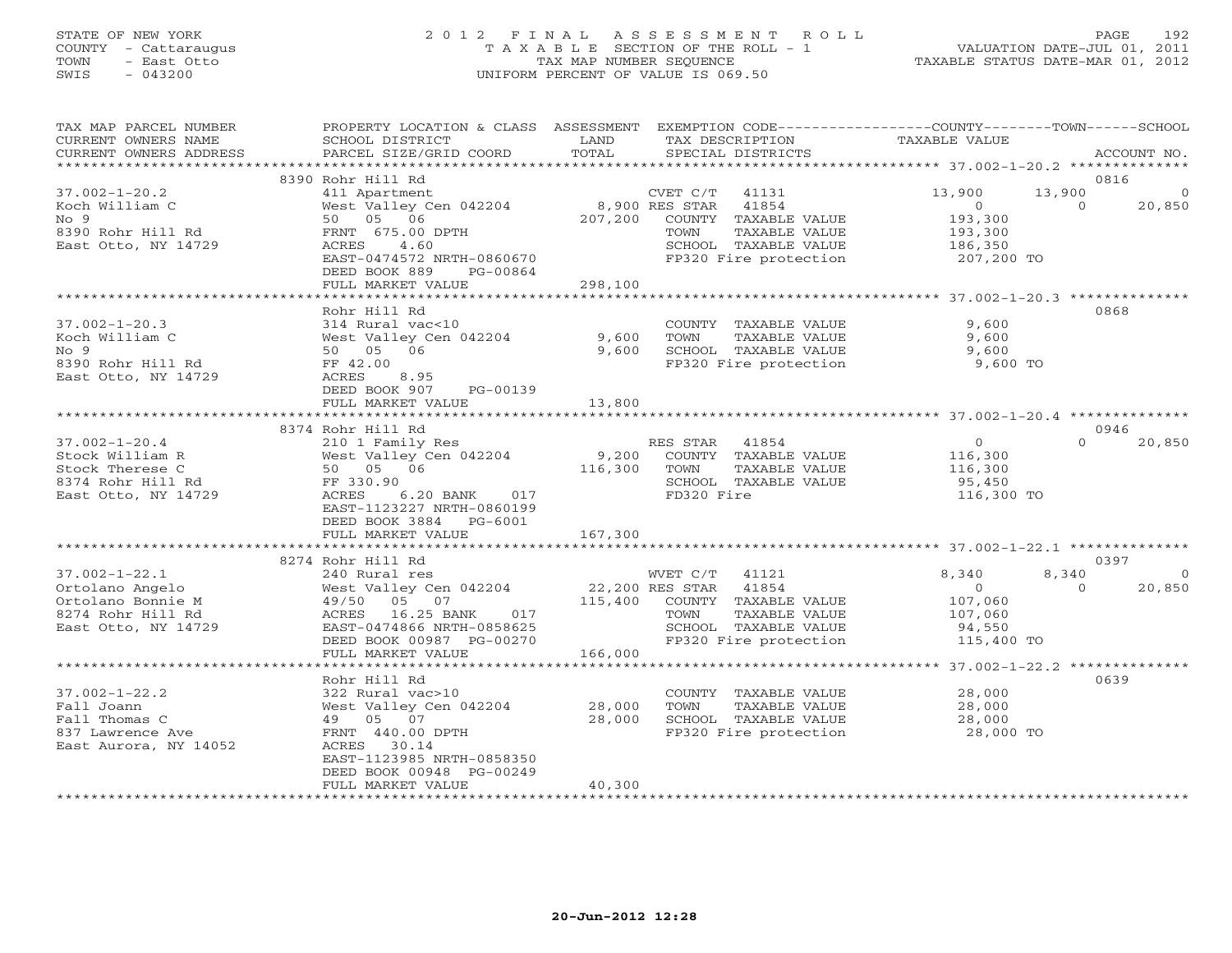STATE OF NEW YORK
COUNTY - Cattaraugus
TOWN - East Otto
SWIS - 043200

2012 FINAL ASSESSMENT ROLL
TAXABLE SECTION OF THE ROLL - 1
TAX MAP NUMBER SEQUENCE
UNIFORM PERCENT OF VALUE IS 069.50

VALUATION DATE-JUL 01, 2011
TAXABLE STATUS DATE-MAR 01, 2012

| TAX MAP PARCEL NUMBER / CURRENT OWNERS NAME / CURRENT OWNERS ADDRESS | PROPERTY LOCATION & CLASS / SCHOOL DISTRICT / PARCEL SIZE/GRID COORD | ASSESSMENT LAND / TOTAL | EXEMPTION CODE / TAX DESCRIPTION / SPECIAL DISTRICTS | COUNTY TAXABLE VALUE | TOWN | SCHOOL / ACCOUNT NO. |
|---|---|---|---|---|---|---|
| | 8390 Rohr Hill Rd | | | | | 0816 |
| 37.002-1-20.2 | 411 Apartment | | CVET C/T 41131 | 13,900 | 13,900 | 0 |
| Koch William C | West Valley Cen 042204 | 8,900 | RES STAR 41854 | 0 | 0 | 20,850 |
| No 9 | 50 05 06 | 207,200 | COUNTY TAXABLE VALUE | 193,300 | | |
| 8390 Rohr Hill Rd | FRNT 675.00 DPTH | | TOWN TAXABLE VALUE | 193,300 | | |
| East Otto, NY 14729 | ACRES 4.60 | | SCHOOL TAXABLE VALUE | 186,350 | | |
| | EAST-0474572 NRTH-0860670 | | FP320 Fire protection | 207,200 TO | | |
| | DEED BOOK 889 PG-00864 | | | | | |
| | FULL MARKET VALUE | 298,100 | | | | |
| | Rohr Hill Rd | | | | | 0868 |
| 37.002-1-20.3 | 314 Rural vac<10 | | COUNTY TAXABLE VALUE | 9,600 | | |
| Koch William C | West Valley Cen 042204 | 9,600 | TOWN TAXABLE VALUE | 9,600 | | |
| No 9 | 50 05 06 | 9,600 | SCHOOL TAXABLE VALUE | 9,600 | | |
| 8390 Rohr Hill Rd | FF 42.00 | | FP320 Fire protection | 9,600 TO | | |
| East Otto, NY 14729 | ACRES 8.95 | | | | | |
| | DEED BOOK 907 PG-00139 | | | | | |
| | FULL MARKET VALUE | 13,800 | | | | |
| | 8374 Rohr Hill Rd | | | | | 0946 |
| 37.002-1-20.4 | 210 1 Family Res | | RES STAR 41854 | 0 | 0 | 20,850 |
| Stock William R | West Valley Cen 042204 | 9,200 | COUNTY TAXABLE VALUE | 116,300 | | |
| Stock Therese C | 50 05 06 | 116,300 | TOWN TAXABLE VALUE | 116,300 | | |
| 8374 Rohr Hill Rd | FF 330.90 | | SCHOOL TAXABLE VALUE | 95,450 | | |
| East Otto, NY 14729 | ACRES 6.20 BANK 017 | | FD320 Fire | 116,300 TO | | |
| | EAST-1123227 NRTH-0860199 | | | | | |
| | DEED BOOK 3884 PG-6001 | | | | | |
| | FULL MARKET VALUE | 167,300 | | | | |
| | 8274 Rohr Hill Rd | | | | | 0397 |
| 37.002-1-22.1 | 240 Rural res | | WVET C/T 41121 | 8,340 | 8,340 | 0 |
| Ortolano Angelo | West Valley Cen 042204 | 22,200 | RES STAR 41854 | 0 | 0 | 20,850 |
| Ortolano Bonnie M | 49/50 05 07 | 115,400 | COUNTY TAXABLE VALUE | 107,060 | | |
| 8274 Rohr Hill Rd | ACRES 16.25 BANK 017 | | TOWN TAXABLE VALUE | 107,060 | | |
| East Otto, NY 14729 | EAST-0474866 NRTH-0858625 | | SCHOOL TAXABLE VALUE | 94,550 | | |
| | DEED BOOK 00987 PG-00270 | | FP320 Fire protection | 115,400 TO | | |
| | FULL MARKET VALUE | 166,000 | | | | |
| | Rohr Hill Rd | | | | | 0639 |
| 37.002-1-22.2 | 322 Rural vac>10 | | COUNTY TAXABLE VALUE | 28,000 | | |
| Fall Joann | West Valley Cen 042204 | 28,000 | TOWN TAXABLE VALUE | 28,000 | | |
| Fall Thomas C | 49 05 07 | 28,000 | SCHOOL TAXABLE VALUE | 28,000 | | |
| 837 Lawrence Ave | FRNT 440.00 DPTH | | FP320 Fire protection | 28,000 TO | | |
| East Aurora, NY 14052 | ACRES 30.14 | | | | | |
| | EAST-1123985 NRTH-0858350 | | | | | |
| | DEED BOOK 00948 PG-00249 | | | | | |
| | FULL MARKET VALUE | 40,300 | | | | |

20-Jun-2012 12:28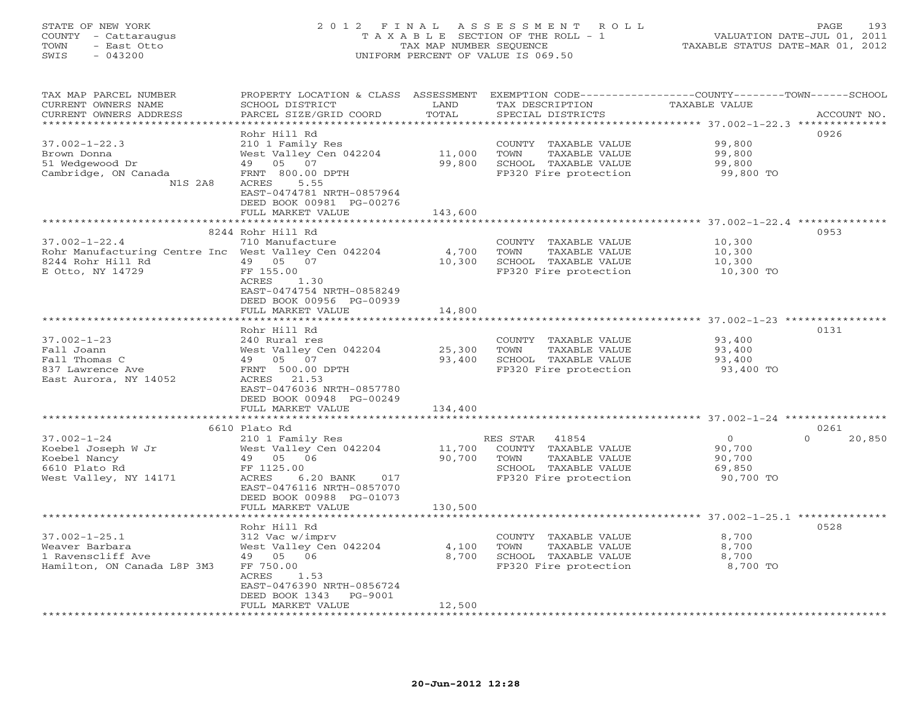STATE OF NEW YORK
COUNTY - Cattaraugus
TOWN - East Otto
SWIS - 043200

# 2012 FINAL ASSESSMENT ROLL

TAXABLE SECTION OF THE ROLL - 1
TAX MAP NUMBER SEQUENCE
UNIFORM PERCENT OF VALUE IS 069.50

VALUATION DATE-JUL 01, 2011
TAXABLE STATUS DATE-MAR 01, 2012

| TAX MAP PARCEL NUMBER / CURRENT OWNERS NAME / CURRENT OWNERS ADDRESS | PROPERTY LOCATION & CLASS / SCHOOL DISTRICT / PARCEL SIZE/GRID COORD | ASSESSMENT LAND / TOTAL | EXEMPTION CODE / TAX DESCRIPTION / SPECIAL DISTRICTS | COUNTY / TOWN / SCHOOL TAXABLE VALUE | ACCOUNT NO. |
|---|---|---|---|---|---|
| 37.002-1-22.3 | Rohr Hill Rd | | | | 0926 |
| 37.002-1-22.3 | 210 1 Family Res | | COUNTY TAXABLE VALUE | 99,800 | |
| Brown Donna | West Valley Cen 042204 | 11,000 | TOWN TAXABLE VALUE | 99,800 | |
| 51 Wedgewood Dr | 49 05 07 | 99,800 | SCHOOL TAXABLE VALUE | 99,800 | |
| Cambridge, ON Canada | FRNT 800.00 DPTH | | FP320 Fire protection | 99,800 TO | |
| N1S 2A8 | ACRES 5.55 | | | | |
| | EAST-0474781 NRTH-0857964 | | | | |
| | DEED BOOK 00981 PG-00276 | | | | |
| | FULL MARKET VALUE | 143,600 | | | |
| 37.002-1-22.4 | 8244 Rohr Hill Rd | | | | 0953 |
| 37.002-1-22.4 | 710 Manufacture | | COUNTY TAXABLE VALUE | 10,300 | |
| Rohr Manufacturing Centre Inc | West Valley Cen 042204 | 4,700 | TOWN TAXABLE VALUE | 10,300 | |
| 8244 Rohr Hill Rd | 49 05 07 | 10,300 | SCHOOL TAXABLE VALUE | 10,300 | |
| E Otto, NY 14729 | FF 155.00 | | FP320 Fire protection | 10,300 TO | |
| | ACRES 1.30 | | | | |
| | EAST-0474754 NRTH-0858249 | | | | |
| | DEED BOOK 00956 PG-00939 | | | | |
| | FULL MARKET VALUE | 14,800 | | | |
| 37.002-1-23 | Rohr Hill Rd | | | | 0131 |
| 37.002-1-23 | 240 Rural res | | COUNTY TAXABLE VALUE | 93,400 | |
| Fall Joann | West Valley Cen 042204 | 25,300 | TOWN TAXABLE VALUE | 93,400 | |
| Fall Thomas C | 49 05 07 | 93,400 | SCHOOL TAXABLE VALUE | 93,400 | |
| 837 Lawrence Ave | FRNT 500.00 DPTH | | FP320 Fire protection | 93,400 TO | |
| East Aurora, NY 14052 | ACRES 21.53 | | | | |
| | EAST-0476036 NRTH-0857780 | | | | |
| | DEED BOOK 00948 PG-00249 | | | | |
| | FULL MARKET VALUE | 134,400 | | | |
| 37.002-1-24 | 6610 Plato Rd | | | | 0261 |
| 37.002-1-24 | 210 1 Family Res | | RES STAR 41854 | 0 / 0 | 20,850 |
| Koebel Joseph W Jr | West Valley Cen 042204 | 11,700 | COUNTY TAXABLE VALUE | 90,700 | |
| Koebel Nancy | 49 05 06 | 90,700 | TOWN TAXABLE VALUE | 90,700 | |
| 6610 Plato Rd | FF 1125.00 | | SCHOOL TAXABLE VALUE | 69,850 | |
| West Valley, NY 14171 | ACRES 6.20 BANK 017 | | FP320 Fire protection | 90,700 TO | |
| | EAST-0476116 NRTH-0857070 | | | | |
| | DEED BOOK 00988 PG-01073 | | | | |
| | FULL MARKET VALUE | 130,500 | | | |
| 37.002-1-25.1 | Rohr Hill Rd | | | | 0528 |
| 37.002-1-25.1 | 312 Vac w/imprv | | COUNTY TAXABLE VALUE | 8,700 | |
| Weaver Barbara | West Valley Cen 042204 | 4,100 | TOWN TAXABLE VALUE | 8,700 | |
| 1 Ravenscliff Ave | 49 05 06 | 8,700 | SCHOOL TAXABLE VALUE | 8,700 | |
| Hamilton, ON Canada L8P 3M3 | FF 750.00 | | FP320 Fire protection | 8,700 TO | |
| | ACRES 1.53 | | | | |
| | EAST-0476390 NRTH-0856724 | | | | |
| | DEED BOOK 1343 PG-9001 | | | | |
| | FULL MARKET VALUE | 12,500 | | | |

20-Jun-2012 12:28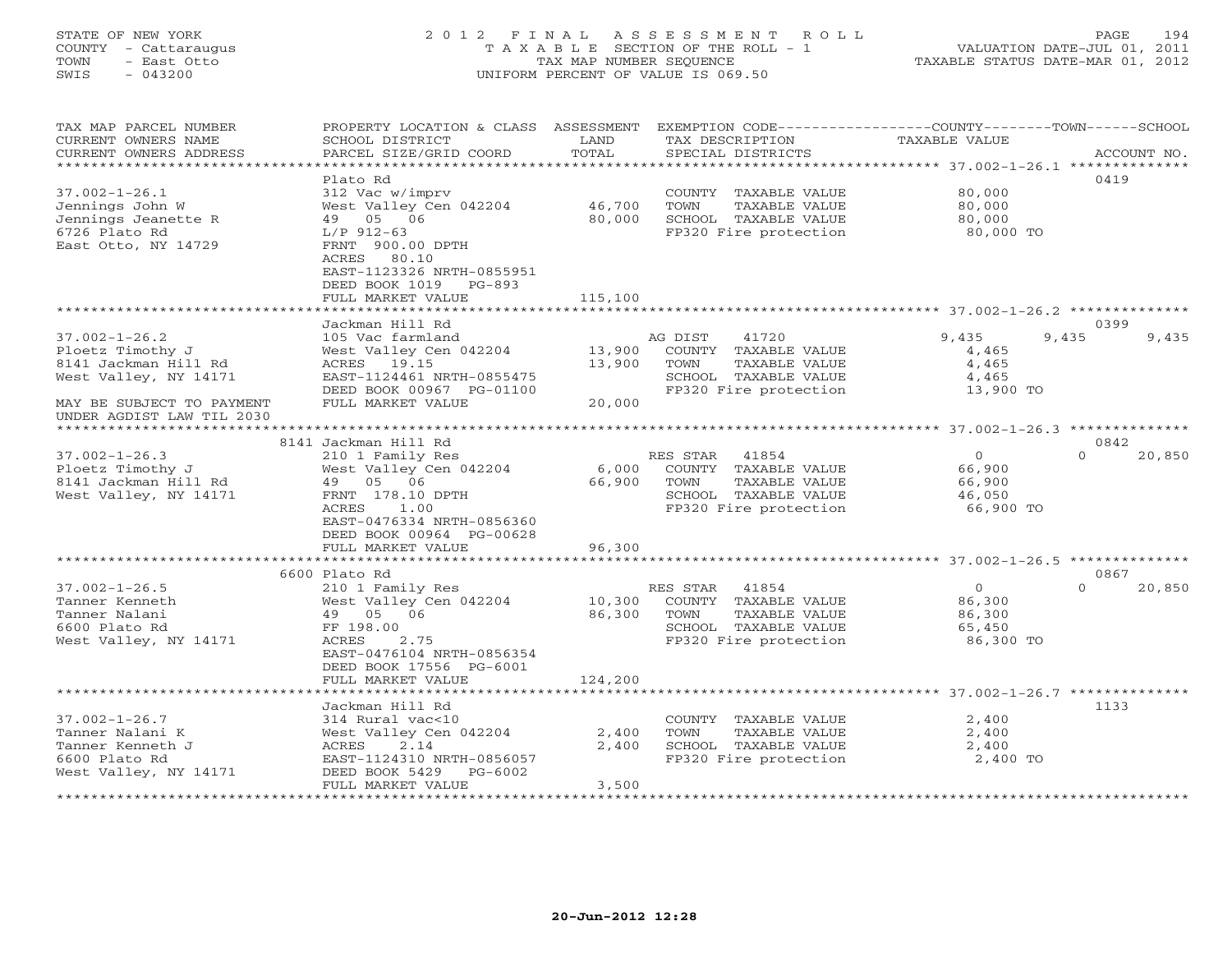STATE OF NEW YORK
COUNTY - Cattaraugus
TOWN - East Otto
SWIS - 043200

2 0 1 2 F I N A L A S S E S S M E N T R O L L
T A X A B L E SECTION OF THE ROLL - 1
TAX MAP NUMBER SEQUENCE
UNIFORM PERCENT OF VALUE IS 069.50

VALUATION DATE-JUL 01, 2011
TAXABLE STATUS DATE-MAR 01, 2012

| TAX MAP PARCEL NUMBER / CURRENT OWNERS NAME / CURRENT OWNERS ADDRESS | PROPERTY LOCATION & CLASS / SCHOOL DISTRICT / PARCEL SIZE/GRID COORD | ASSESSMENT LAND | TOTAL | EXEMPTION CODE / TAX DESCRIPTION / SPECIAL DISTRICTS | COUNTY TAXABLE VALUE | TOWN | SCHOOL | ACCOUNT NO. |
|---|---|---|---|---|---|---|---|---|
| **37.002-1-26.1** | Plato Rd | | | | | | | 0419 |
| 37.002-1-26.1 | 312 Vac w/imprv | | | COUNTY TAXABLE VALUE | 80,000 | | | |
| Jennings John W | West Valley Cen 042204 | 46,700 | | TOWN TAXABLE VALUE | 80,000 | | | |
| Jennings Jeanette R | 49 05 06 | | 80,000 | SCHOOL TAXABLE VALUE | 80,000 | | | |
| 6726 Plato Rd | L/P 912-63 | | | FP320 Fire protection | 80,000 TO | | | |
| East Otto, NY 14729 | FRNT 900.00 DPTH | | | | | | | |
| | ACRES 80.10 | | | | | | | |
| | EAST-1123326 NRTH-0855951 | | | | | | | |
| | DEED BOOK 1019 PG-893 | | | | | | | |
| | FULL MARKET VALUE | | 115,100 | | | | | |
| **37.002-1-26.2** | Jackman Hill Rd | | | | | | | 0399 |
| 37.002-1-26.2 | 105 Vac farmland | | | AG DIST 41720 | 9,435 | 9,435 | 9,435 | |
| Ploetz Timothy J | West Valley Cen 042204 | 13,900 | | COUNTY TAXABLE VALUE | 4,465 | | | |
| 8141 Jackman Hill Rd | ACRES 19.15 | | 13,900 | TOWN TAXABLE VALUE | 4,465 | | | |
| West Valley, NY 14171 | EAST-1124461 NRTH-0855475 | | | SCHOOL TAXABLE VALUE | 4,465 | | | |
| | DEED BOOK 00967 PG-01100 | | | FP320 Fire protection | 13,900 TO | | | |
| MAY BE SUBJECT TO PAYMENT | FULL MARKET VALUE | | 20,000 | | | | | |
| UNDER AGDIST LAW TIL 2030 | | | | | | | | |
| **37.002-1-26.3** | 8141 Jackman Hill Rd | | | | | | | 0842 |
| 37.002-1-26.3 | 210 1 Family Res | | | RES STAR 41854 | 0 | 0 | 20,850 | |
| Ploetz Timothy J | West Valley Cen 042204 | 6,000 | | COUNTY TAXABLE VALUE | 66,900 | | | |
| 8141 Jackman Hill Rd | 49 05 06 | | 66,900 | TOWN TAXABLE VALUE | 66,900 | | | |
| West Valley, NY 14171 | FRNT 178.10 DPTH | | | SCHOOL TAXABLE VALUE | 46,050 | | | |
| | ACRES 1.00 | | | FP320 Fire protection | 66,900 TO | | | |
| | EAST-0476334 NRTH-0856360 | | | | | | | |
| | DEED BOOK 00964 PG-00628 | | | | | | | |
| | FULL MARKET VALUE | | 96,300 | | | | | |
| **37.002-1-26.5** | 6600 Plato Rd | | | | | | | 0867 |
| 37.002-1-26.5 | 210 1 Family Res | | | RES STAR 41854 | 0 | 0 | 20,850 | |
| Tanner Kenneth | West Valley Cen 042204 | 10,300 | | COUNTY TAXABLE VALUE | 86,300 | | | |
| Tanner Nalani | 49 05 06 | | 86,300 | TOWN TAXABLE VALUE | 86,300 | | | |
| 6600 Plato Rd | FF 198.00 | | | SCHOOL TAXABLE VALUE | 65,450 | | | |
| West Valley, NY 14171 | ACRES 2.75 | | | FP320 Fire protection | 86,300 TO | | | |
| | EAST-0476104 NRTH-0856354 | | | | | | | |
| | DEED BOOK 17556 PG-6001 | | | | | | | |
| | FULL MARKET VALUE | | 124,200 | | | | | |
| **37.002-1-26.7** | Jackman Hill Rd | | | | | | | 1133 |
| 37.002-1-26.7 | 314 Rural vac<10 | | | COUNTY TAXABLE VALUE | 2,400 | | | |
| Tanner Nalani K | West Valley Cen 042204 | 2,400 | | TOWN TAXABLE VALUE | 2,400 | | | |
| Tanner Kenneth J | ACRES 2.14 | | 2,400 | SCHOOL TAXABLE VALUE | 2,400 | | | |
| 6600 Plato Rd | EAST-1124310 NRTH-0856057 | | | FP320 Fire protection | 2,400 TO | | | |
| West Valley, NY 14171 | DEED BOOK 5429 PG-6002 | | | | | | | |
| | FULL MARKET VALUE | | 3,500 | | | | | |

20-Jun-2012 12:28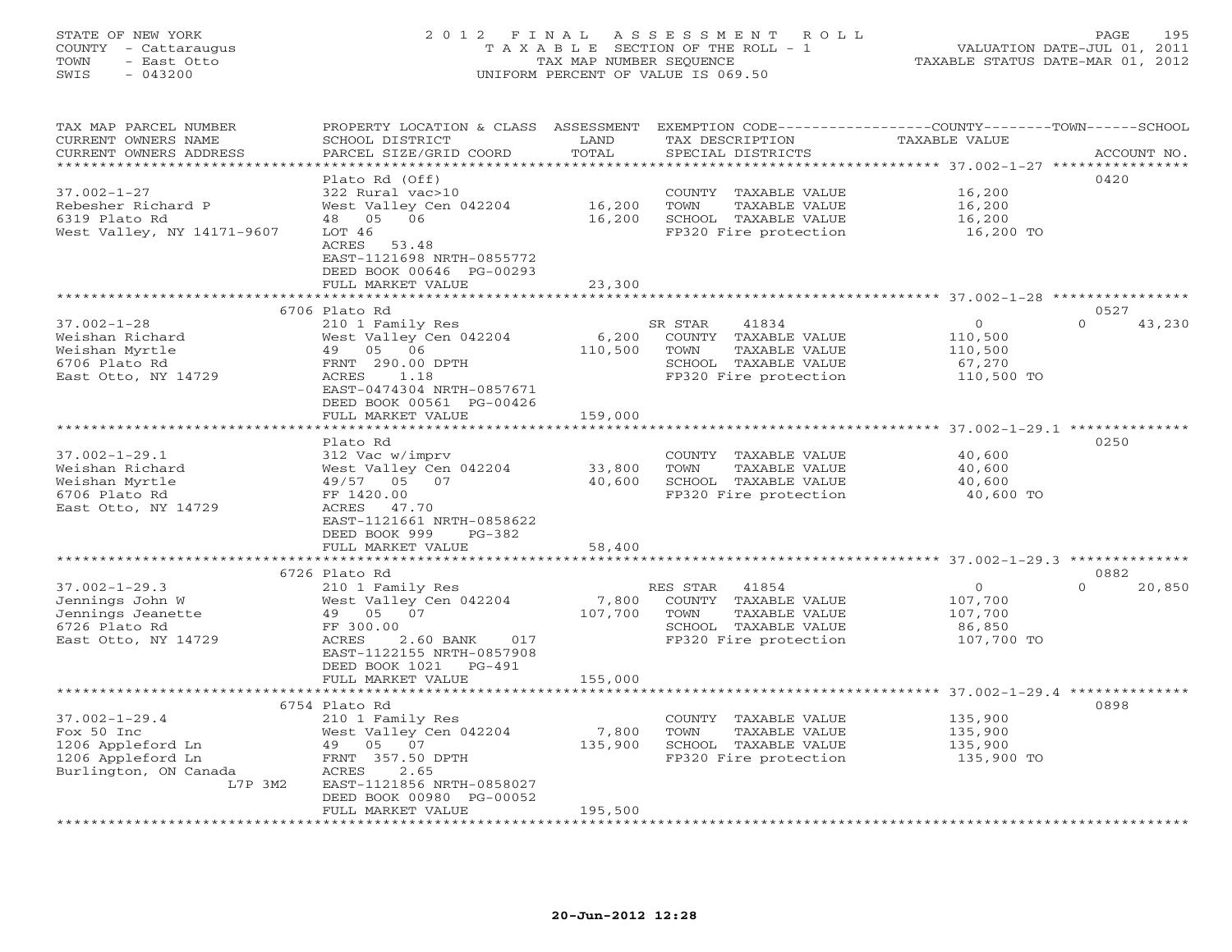STATE OF NEW YORK
COUNTY - Cattaraugus
TOWN - East Otto
SWIS - 043200

2 0 1 2 F I N A L A S S E S S M E N T R O L L
T A X A B L E SECTION OF THE ROLL - 1
TAX MAP NUMBER SEQUENCE
UNIFORM PERCENT OF VALUE IS 069.50

VALUATION DATE-JUL 01, 2011
TAXABLE STATUS DATE-MAR 01, 2012

| TAX MAP PARCEL NUMBER / CURRENT OWNERS NAME / CURRENT OWNERS ADDRESS | PROPERTY LOCATION & CLASS / SCHOOL DISTRICT / PARCEL SIZE/GRID COORD | ASSESSMENT LAND / TOTAL | EXEMPTION CODE / TAX DESCRIPTION / SPECIAL DISTRICTS | COUNTY / TOWN / SCHOOL TAXABLE VALUE | ACCOUNT NO. |
|---|---|---|---|---|---|
| 37.002-1-27 | Plato Rd (Off) | | | | 0420 |
| Rebesher Richard P | 322 Rural vac>10 | | COUNTY TAXABLE VALUE | 16,200 | |
| 6319 Plato Rd | West Valley Cen 042204 | 16,200 | TOWN TAXABLE VALUE | 16,200 | |
| West Valley, NY 14171-9607 | 48 05 06 | 16,200 | SCHOOL TAXABLE VALUE | 16,200 | |
| | LOT 46 | | FP320 Fire protection | 16,200 TO | |
| | ACRES 53.48 | | | | |
| | EAST-1121698 NRTH-0855772 | | | | |
| | DEED BOOK 00646 PG-00293 | | | | |
| | FULL MARKET VALUE | 23,300 | | | |
| 37.002-1-28 | 6706 Plato Rd | | | | 0527 |
| Weishan Richard | 210 1 Family Res | | SR STAR 41834 | 0 / 0 / 43,230 | |
| Weishan Myrtle | West Valley Cen 042204 | 6,200 | COUNTY TAXABLE VALUE | 110,500 | |
| 6706 Plato Rd | 49 05 06 | 110,500 | TOWN TAXABLE VALUE | 110,500 | |
| East Otto, NY 14729 | FRNT 290.00 DPTH | | SCHOOL TAXABLE VALUE | 67,270 | |
| | ACRES 1.18 | | FP320 Fire protection | 110,500 TO | |
| | EAST-0474304 NRTH-0857671 | | | | |
| | DEED BOOK 00561 PG-00426 | | | | |
| | FULL MARKET VALUE | 159,000 | | | |
| 37.002-1-29.1 | Plato Rd | | | | 0250 |
| Weishan Richard | 312 Vac w/imprv | | COUNTY TAXABLE VALUE | 40,600 | |
| Weishan Myrtle | West Valley Cen 042204 | 33,800 | TOWN TAXABLE VALUE | 40,600 | |
| 6706 Plato Rd | 49/57 05 07 | 40,600 | SCHOOL TAXABLE VALUE | 40,600 | |
| East Otto, NY 14729 | FF 1420.00 | | FP320 Fire protection | 40,600 TO | |
| | ACRES 47.70 | | | | |
| | EAST-1121661 NRTH-0858622 | | | | |
| | DEED BOOK 999 PG-382 | | | | |
| | FULL MARKET VALUE | 58,400 | | | |
| 37.002-1-29.3 | 6726 Plato Rd | | | | 0882 |
| Jennings John W | 210 1 Family Res | | RES STAR 41854 | 0 / 0 / 20,850 | |
| Jennings Jeanette | West Valley Cen 042204 | 7,800 | COUNTY TAXABLE VALUE | 107,700 | |
| 6726 Plato Rd | 49 05 07 | 107,700 | TOWN TAXABLE VALUE | 107,700 | |
| East Otto, NY 14729 | FF 300.00 | | SCHOOL TAXABLE VALUE | 86,850 | |
| | ACRES 2.60 BANK 017 | | FP320 Fire protection | 107,700 TO | |
| | EAST-1122155 NRTH-0857908 | | | | |
| | DEED BOOK 1021 PG-491 | | | | |
| | FULL MARKET VALUE | 155,000 | | | |
| 37.002-1-29.4 | 6754 Plato Rd | | | | 0898 |
| Fox 50 Inc | 210 1 Family Res | | COUNTY TAXABLE VALUE | 135,900 | |
| 1206 Appleford Ln | West Valley Cen 042204 | 7,800 | TOWN TAXABLE VALUE | 135,900 | |
| 1206 Appleford Ln | 49 05 07 | 135,900 | SCHOOL TAXABLE VALUE | 135,900 | |
| Burlington, ON Canada | FRNT 357.50 DPTH | | FP320 Fire protection | 135,900 TO | |
| L7P 3M2 | ACRES 2.65 | | | | |
| | EAST-1121856 NRTH-0858027 | | | | |
| | DEED BOOK 00980 PG-00052 | | | | |
| | FULL MARKET VALUE | 195,500 | | | |

20-Jun-2012 12:28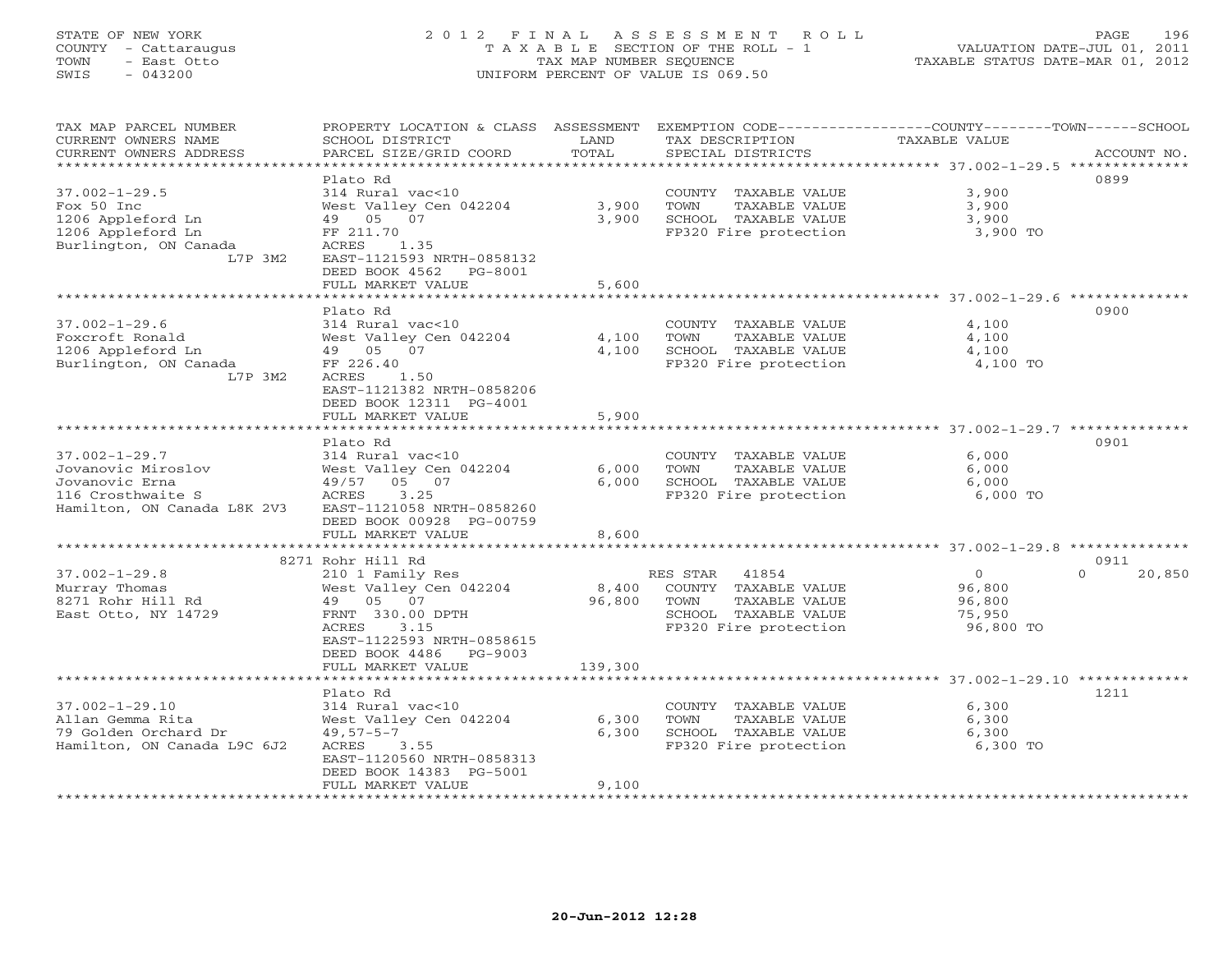STATE OF NEW YORK
COUNTY - Cattaraugus
TOWN - East Otto
SWIS - 043200

2012 FINAL ASSESSMENT ROLL
TAXABLE SECTION OF THE ROLL - 1
TAX MAP NUMBER SEQUENCE
UNIFORM PERCENT OF VALUE IS 069.50

VALUATION DATE-JUL 01, 2011
TAXABLE STATUS DATE-MAR 01, 2012

| TAX MAP PARCEL NUMBER / CURRENT OWNERS NAME / CURRENT OWNERS ADDRESS | PROPERTY LOCATION & CLASS / SCHOOL DISTRICT / PARCEL SIZE/GRID COORD | ASSESSMENT LAND | TOTAL | EXEMPTION CODE / TAX DESCRIPTION / SPECIAL DISTRICTS | COUNTY | TOWN | SCHOOL / TAXABLE VALUE | ACCOUNT NO. |
|---|---|---|---|---|---|---|---|---|
| **37.002-1-29.5** | Plato Rd | | | | | | | 0899 |
| 37.002-1-29.5 | 314 Rural vac<10 | | | COUNTY TAXABLE VALUE | 3,900 | | | |
| Fox 50 Inc | West Valley Cen 042204 | 3,900 | | TOWN TAXABLE VALUE | | 3,900 | | |
| 1206 Appleford Ln | 49 05 07 | | 3,900 | SCHOOL TAXABLE VALUE | | | 3,900 | |
| 1206 Appleford Ln | FF 211.70 | | | FP320 Fire protection | | | 3,900 TO | |
| Burlington, ON Canada L7P 3M2 | ACRES 1.35 | | | | | | | |
| | EAST-1121593 NRTH-0858132 | | | | | | | |
| | DEED BOOK 4562 PG-8001 | | | | | | | |
| | FULL MARKET VALUE | | 5,600 | | | | | |
| **37.002-1-29.6** | Plato Rd | | | | | | | 0900 |
| 37.002-1-29.6 | 314 Rural vac<10 | | | COUNTY TAXABLE VALUE | 4,100 | | | |
| Foxcroft Ronald | West Valley Cen 042204 | 4,100 | | TOWN TAXABLE VALUE | | 4,100 | | |
| 1206 Appleford Ln | 49 05 07 | | 4,100 | SCHOOL TAXABLE VALUE | | | 4,100 | |
| Burlington, ON Canada L7P 3M2 | FF 226.40 | | | FP320 Fire protection | | | 4,100 TO | |
| | ACRES 1.50 | | | | | | | |
| | EAST-1121382 NRTH-0858206 | | | | | | | |
| | DEED BOOK 12311 PG-4001 | | | | | | | |
| | FULL MARKET VALUE | | 5,900 | | | | | |
| **37.002-1-29.7** | Plato Rd | | | | | | | 0901 |
| 37.002-1-29.7 | 314 Rural vac<10 | | | COUNTY TAXABLE VALUE | 6,000 | | | |
| Jovanovic Miroslov | West Valley Cen 042204 | 6,000 | | TOWN TAXABLE VALUE | | 6,000 | | |
| Jovanovic Erna | 49/57 05 07 | | 6,000 | SCHOOL TAXABLE VALUE | | | 6,000 | |
| 116 Crosthwaite S | ACRES 3.25 | | | FP320 Fire protection | | | 6,000 TO | |
| Hamilton, ON Canada L8K 2V3 | EAST-1121058 NRTH-0858260 | | | | | | | |
| | DEED BOOK 00928 PG-00759 | | | | | | | |
| | FULL MARKET VALUE | | 8,600 | | | | | |
| **37.002-1-29.8** | 8271 Rohr Hill Rd | | | | | | | 0911 |
| 37.002-1-29.8 | 210 1 Family Res | | | RES STAR 41854 | 0 | 0 | 20,850 | |
| Murray Thomas | West Valley Cen 042204 | 8,400 | | COUNTY TAXABLE VALUE | 96,800 | | | |
| 8271 Rohr Hill Rd | 49 05 07 | | 96,800 | TOWN TAXABLE VALUE | | 96,800 | | |
| East Otto, NY 14729 | FRNT 330.00 DPTH | | | SCHOOL TAXABLE VALUE | | | 75,950 | |
| | ACRES 3.15 | | | FP320 Fire protection | | | 96,800 TO | |
| | EAST-1122593 NRTH-0858615 | | | | | | | |
| | DEED BOOK 4486 PG-9003 | | | | | | | |
| | FULL MARKET VALUE | | 139,300 | | | | | |
| **37.002-1-29.10** | Plato Rd | | | | | | | 1211 |
| 37.002-1-29.10 | 314 Rural vac<10 | | | COUNTY TAXABLE VALUE | 6,300 | | | |
| Allan Gemma Rita | West Valley Cen 042204 | 6,300 | | TOWN TAXABLE VALUE | | 6,300 | | |
| 79 Golden Orchard Dr | 49,57-5-7 | | 6,300 | SCHOOL TAXABLE VALUE | | | 6,300 | |
| Hamilton, ON Canada L9C 6J2 | ACRES 3.55 | | | FP320 Fire protection | | | 6,300 TO | |
| | EAST-1120560 NRTH-0858313 | | | | | | | |
| | DEED BOOK 14383 PG-5001 | | | | | | | |
| | FULL MARKET VALUE | | 9,100 | | | | | |

20-Jun-2012 12:28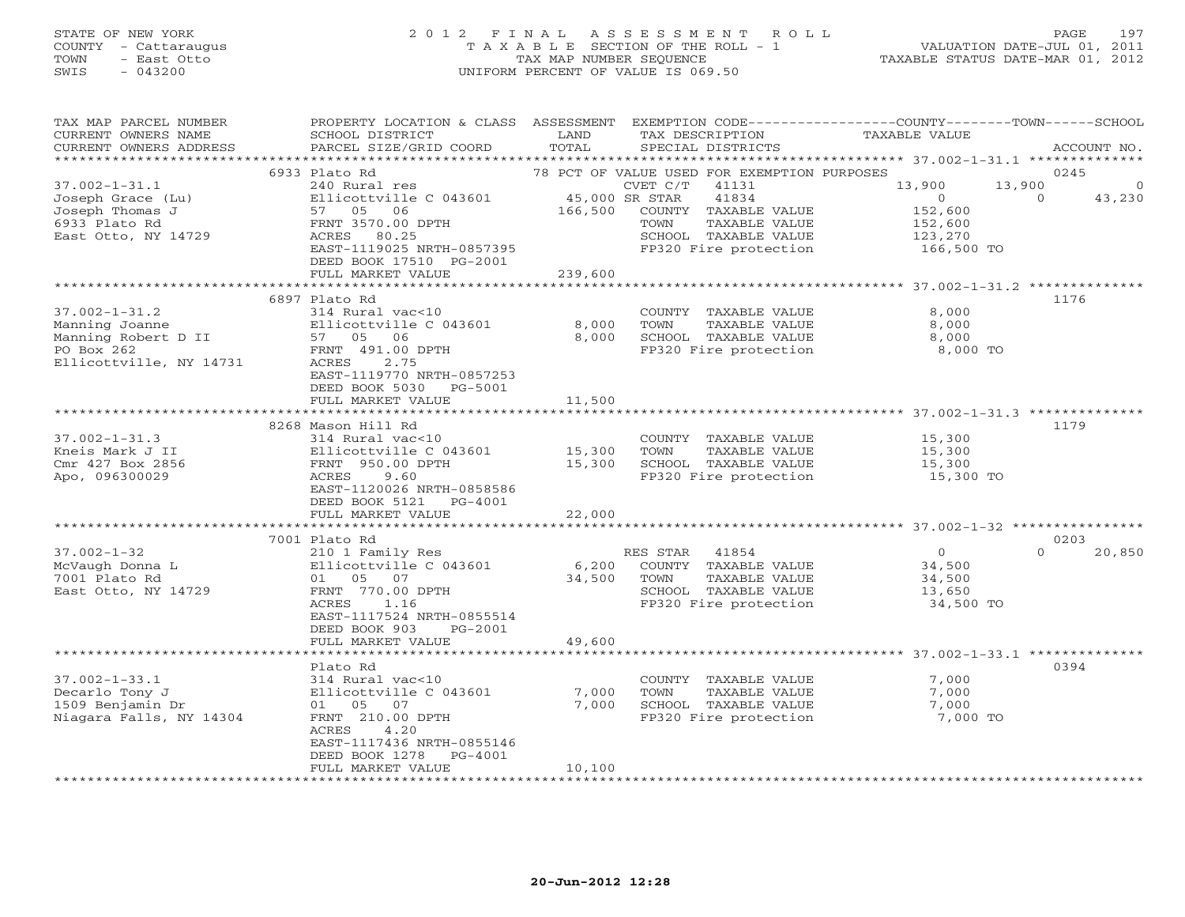STATE OF NEW YORK
COUNTY - Cattaraugus
TOWN - East Otto
SWIS - 043200

2012 FINAL ASSESSMENT ROLL
TAXABLE SECTION OF THE ROLL - 1
TAX MAP NUMBER SEQUENCE
UNIFORM PERCENT OF VALUE IS 069.50

VALUATION DATE-JUL 01, 2011
TAXABLE STATUS DATE-MAR 01, 2012

| TAX MAP PARCEL NUMBER / CURRENT OWNERS NAME / CURRENT OWNERS ADDRESS | PROPERTY LOCATION & CLASS / SCHOOL DISTRICT / PARCEL SIZE/GRID COORD | ASSESSMENT LAND / TOTAL | EXEMPTION CODE / TAX DESCRIPTION / SPECIAL DISTRICTS | COUNTY TAXABLE VALUE | TOWN | SCHOOL / ACCOUNT NO. |
|---|---|---|---|---|---|---|
| | 6933 Plato Rd | | 78 PCT OF VALUE USED FOR EXEMPTION PURPOSES | | | 0245 |
| 37.002-1-31.1 | 240 Rural res | | CVET C/T 41131 | 13,900 | 13,900 | 0 |
| Joseph Grace (Lu) | Ellicottville C 043601 | 45,000 | SR STAR 41834 | 0 | 0 | 43,230 |
| Joseph Thomas J | 57 05 06 | 166,500 | COUNTY TAXABLE VALUE | 152,600 | | |
| 6933 Plato Rd | FRNT 3570.00 DPTH | | TOWN TAXABLE VALUE | 152,600 | | |
| East Otto, NY 14729 | ACRES 80.25 | | SCHOOL TAXABLE VALUE | 123,270 | | |
| | EAST-1119025 NRTH-0857395 | | FP320 Fire protection | 166,500 TO | | |
| | DEED BOOK 17510 PG-2001 | | | | | |
| | FULL MARKET VALUE | 239,600 | | | | |
| | 6897 Plato Rd | | | | | 1176 |
| 37.002-1-31.2 | 314 Rural vac<10 | | COUNTY TAXABLE VALUE | 8,000 | | |
| Manning Joanne | Ellicottville C 043601 | 8,000 | TOWN TAXABLE VALUE | 8,000 | | |
| Manning Robert D II | 57 05 06 | 8,000 | SCHOOL TAXABLE VALUE | 8,000 | | |
| PO Box 262 | FRNT 491.00 DPTH | | FP320 Fire protection | 8,000 TO | | |
| Ellicottville, NY 14731 | ACRES 2.75 | | | | | |
| | EAST-1119770 NRTH-0857253 | | | | | |
| | DEED BOOK 5030 PG-5001 | | | | | |
| | FULL MARKET VALUE | 11,500 | | | | |
| | 8268 Mason Hill Rd | | | | | 1179 |
| 37.002-1-31.3 | 314 Rural vac<10 | | COUNTY TAXABLE VALUE | 15,300 | | |
| Kneis Mark J II | Ellicottville C 043601 | 15,300 | TOWN TAXABLE VALUE | 15,300 | | |
| Cmr 427 Box 2856 | FRNT 950.00 DPTH | 15,300 | SCHOOL TAXABLE VALUE | 15,300 | | |
| Apo, 096300029 | ACRES 9.60 | | FP320 Fire protection | 15,300 TO | | |
| | EAST-1120026 NRTH-0858586 | | | | | |
| | DEED BOOK 5121 PG-4001 | | | | | |
| | FULL MARKET VALUE | 22,000 | | | | |
| | 7001 Plato Rd | | | | | 0203 |
| 37.002-1-32 | 210 1 Family Res | | RES STAR 41854 | 0 | 0 | 20,850 |
| McVaugh Donna L | Ellicottville C 043601 | 6,200 | COUNTY TAXABLE VALUE | 34,500 | | |
| 7001 Plato Rd | 01 05 07 | 34,500 | TOWN TAXABLE VALUE | 34,500 | | |
| East Otto, NY 14729 | FRNT 770.00 DPTH | | SCHOOL TAXABLE VALUE | 13,650 | | |
| | ACRES 1.16 | | FP320 Fire protection | 34,500 TO | | |
| | EAST-1117524 NRTH-0855514 | | | | | |
| | DEED BOOK 903 PG-2001 | | | | | |
| | FULL MARKET VALUE | 49,600 | | | | |
| | Plato Rd | | | | | 0394 |
| 37.002-1-33.1 | 314 Rural vac<10 | | COUNTY TAXABLE VALUE | 7,000 | | |
| Decarlo Tony J | Ellicottville C 043601 | 7,000 | TOWN TAXABLE VALUE | 7,000 | | |
| 1509 Benjamin Dr | 01 05 07 | 7,000 | SCHOOL TAXABLE VALUE | 7,000 | | |
| Niagara Falls, NY 14304 | FRNT 210.00 DPTH | | FP320 Fire protection | 7,000 TO | | |
| | ACRES 4.20 | | | | | |
| | EAST-1117436 NRTH-0855146 | | | | | |
| | DEED BOOK 1278 PG-4001 | | | | | |
| | FULL MARKET VALUE | 10,100 | | | | |

20-Jun-2012 12:28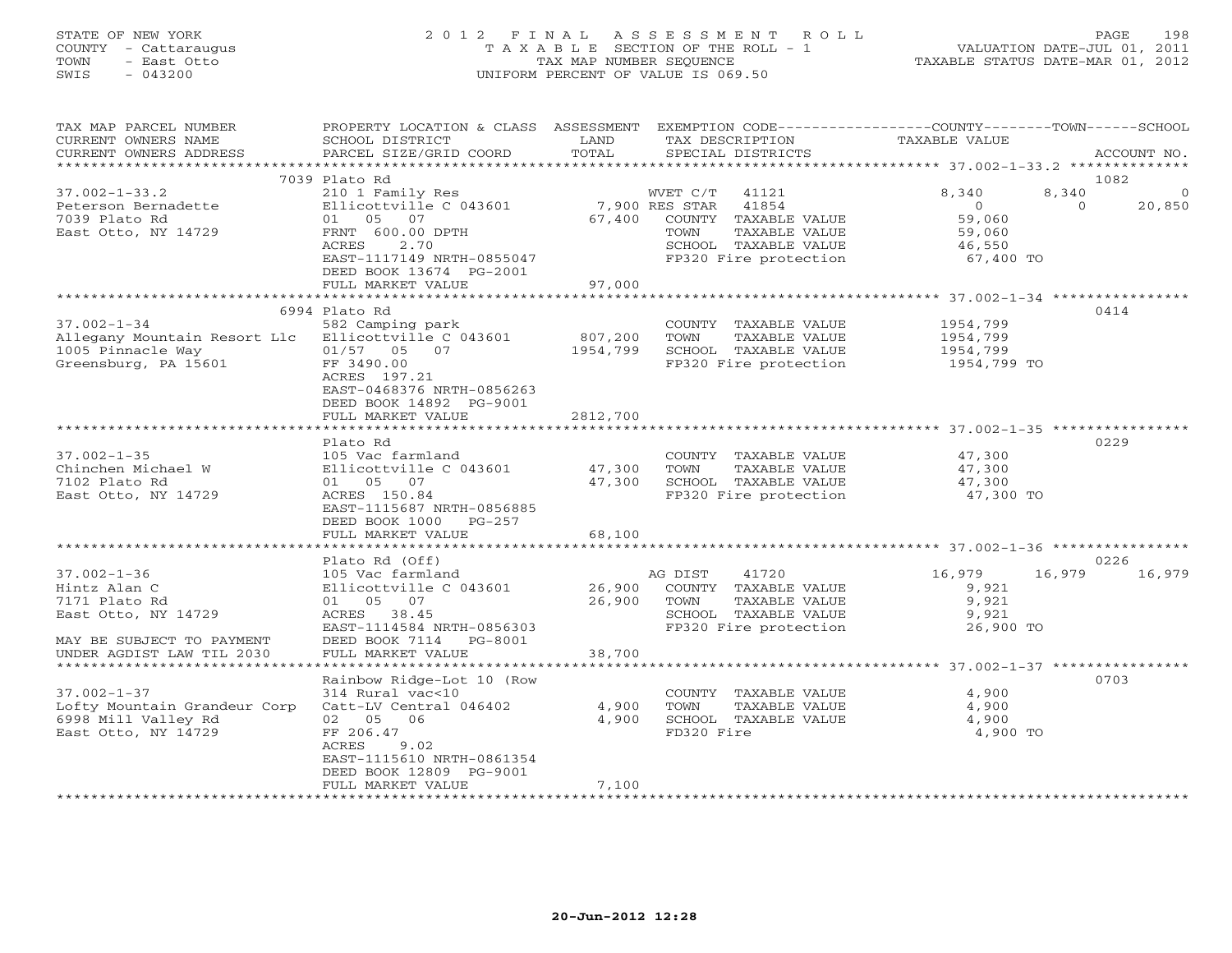STATE OF NEW YORK
COUNTY - Cattaraugus
TOWN - East Otto
SWIS - 043200

2012 FINAL ASSESSMENT ROLL
TAXABLE SECTION OF THE ROLL - 1
TAX MAP NUMBER SEQUENCE
UNIFORM PERCENT OF VALUE IS 069.50

VALUATION DATE-JUL 01, 2011
TAXABLE STATUS DATE-MAR 01, 2012

| TAX MAP PARCEL NUMBER / CURRENT OWNERS NAME / CURRENT OWNERS ADDRESS | PROPERTY LOCATION & CLASS / SCHOOL DISTRICT / PARCEL SIZE/GRID COORD | ASSESSMENT LAND / TOTAL | EXEMPTION CODE / TAX DESCRIPTION / SPECIAL DISTRICTS | COUNTY TAXABLE VALUE | TOWN | SCHOOL | ACCOUNT NO. |
|---|---|---|---|---|---|---|---|
| | 7039 Plato Rd | | | | | | 1082 |
| 37.002-1-33.2 | 210 1 Family Res | | WVET C/T 41121 | 8,340 | 8,340 | 0 | |
| Peterson Bernadette | Ellicottville C 043601 | 7,900 | RES STAR 41854 | 0 | 0 | 20,850 | |
| 7039 Plato Rd | 01 05 07 | 67,400 | COUNTY TAXABLE VALUE | 59,060 | | | |
| East Otto, NY 14729 | FRNT 600.00 DPTH | | TOWN TAXABLE VALUE | 59,060 | | | |
| | ACRES 2.70 | | SCHOOL TAXABLE VALUE | 46,550 | | | |
| | EAST-1117149 NRTH-0855047 | | FP320 Fire protection | 67,400 TO | | | |
| | DEED BOOK 13674 PG-2001 | | | | | | |
| | FULL MARKET VALUE | 97,000 | | | | | |
| | 6994 Plato Rd | | | | | | 0414 |
| 37.002-1-34 | 582 Camping park | | COUNTY TAXABLE VALUE | 1954,799 | | | |
| Allegany Mountain Resort Llc | Ellicottville C 043601 | 807,200 | TOWN TAXABLE VALUE | 1954,799 | | | |
| 1005 Pinnacle Way | 01/57 05 07 | 1954,799 | SCHOOL TAXABLE VALUE | 1954,799 | | | |
| Greensburg, PA 15601 | FF 3490.00 | | FP320 Fire protection | 1954,799 TO | | | |
| | ACRES 197.21 | | | | | | |
| | EAST-0468376 NRTH-0856263 | | | | | | |
| | DEED BOOK 14892 PG-9001 | | | | | | |
| | FULL MARKET VALUE | 2812,700 | | | | | |
| | Plato Rd | | | | | | 0229 |
| 37.002-1-35 | 105 Vac farmland | | COUNTY TAXABLE VALUE | 47,300 | | | |
| Chinchen Michael W | Ellicottville C 043601 | 47,300 | TOWN TAXABLE VALUE | 47,300 | | | |
| 7102 Plato Rd | 01 05 07 | 47,300 | SCHOOL TAXABLE VALUE | 47,300 | | | |
| East Otto, NY 14729 | ACRES 150.84 | | FP320 Fire protection | 47,300 TO | | | |
| | EAST-1115687 NRTH-0856885 | | | | | | |
| | DEED BOOK 1000 PG-257 | | | | | | |
| | FULL MARKET VALUE | 68,100 | | | | | |
| | Plato Rd (Off) | | | | | | 0226 |
| 37.002-1-36 | 105 Vac farmland | | AG DIST 41720 | 16,979 | 16,979 | 16,979 | |
| Hintz Alan C | Ellicottville C 043601 | 26,900 | COUNTY TAXABLE VALUE | 9,921 | | | |
| 7171 Plato Rd | 01 05 07 | 26,900 | TOWN TAXABLE VALUE | 9,921 | | | |
| East Otto, NY 14729 | ACRES 38.45 | | SCHOOL TAXABLE VALUE | 9,921 | | | |
| | EAST-1114584 NRTH-0856303 | | FP320 Fire protection | 26,900 TO | | | |
| MAY BE SUBJECT TO PAYMENT | DEED BOOK 7114 PG-8001 | | | | | | |
| UNDER AGDIST LAW TIL 2030 | FULL MARKET VALUE | 38,700 | | | | | |
| | Rainbow Ridge-Lot 10 (Row | | | | | | 0703 |
| 37.002-1-37 | 314 Rural vac<10 | | COUNTY TAXABLE VALUE | 4,900 | | | |
| Lofty Mountain Grandeur Corp | Catt-LV Central 046402 | 4,900 | TOWN TAXABLE VALUE | 4,900 | | | |
| 6998 Mill Valley Rd | 02 05 06 | 4,900 | SCHOOL TAXABLE VALUE | 4,900 | | | |
| East Otto, NY 14729 | FF 206.47 | | FD320 Fire | 4,900 TO | | | |
| | ACRES 9.02 | | | | | | |
| | EAST-1115610 NRTH-0861354 | | | | | | |
| | DEED BOOK 12809 PG-9001 | | | | | | |
| | FULL MARKET VALUE | 7,100 | | | | | |

20-Jun-2012 12:28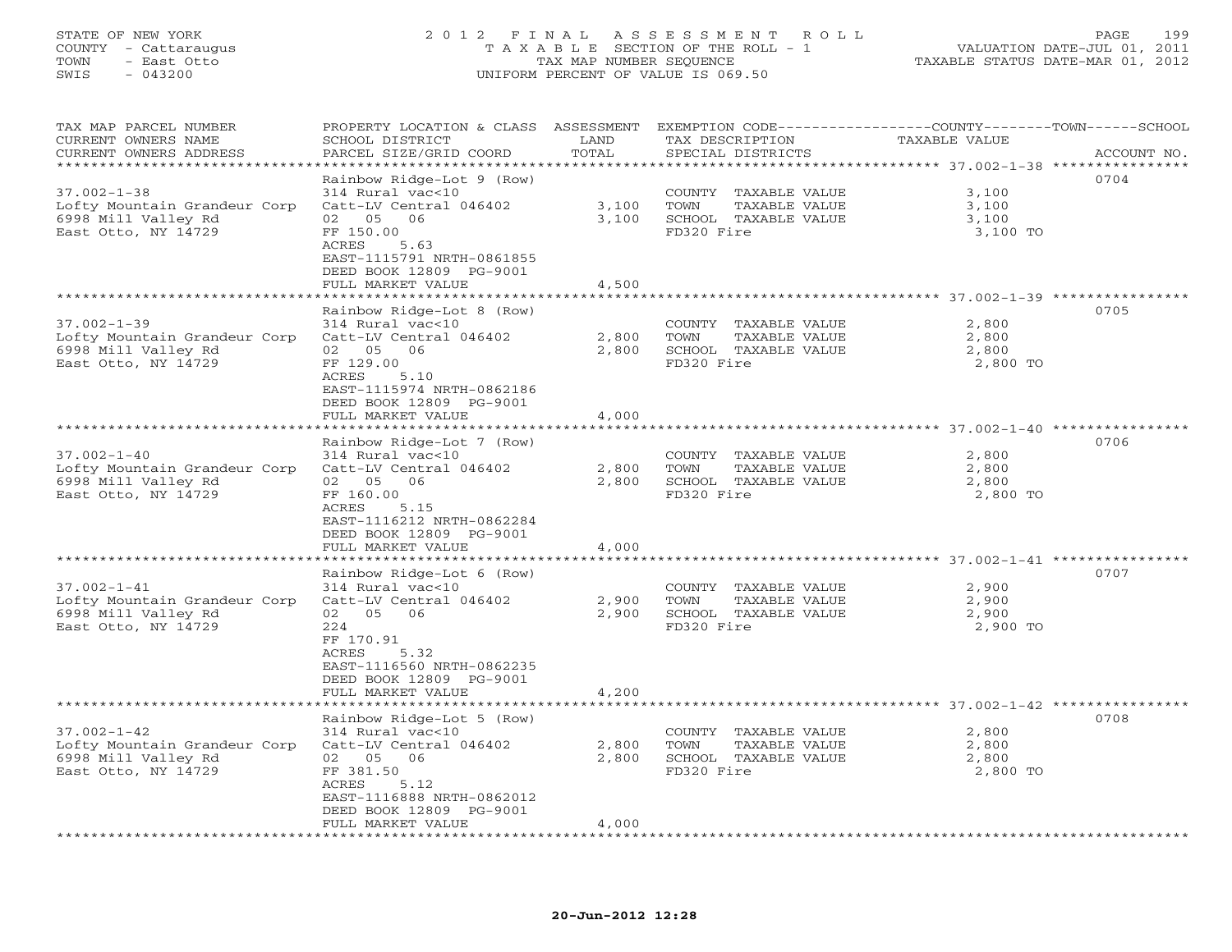STATE OF NEW YORK
COUNTY - Cattaraugus
TOWN - East Otto
SWIS - 043200

# 2012 FINAL ASSESSMENT ROLL

TAXABLE SECTION OF THE ROLL - 1
TAX MAP NUMBER SEQUENCE
UNIFORM PERCENT OF VALUE IS 069.50

VALUATION DATE-JUL 01, 2011
TAXABLE STATUS DATE-MAR 01, 2012

| TAX MAP PARCEL NUMBER / CURRENT OWNERS NAME / CURRENT OWNERS ADDRESS | PROPERTY LOCATION & CLASS / SCHOOL DISTRICT / PARCEL SIZE/GRID COORD | ASSESSMENT LAND | TOTAL | EXEMPTION CODE / TAX DESCRIPTION / SPECIAL DISTRICTS | TAXABLE VALUE (COUNTY / TOWN / SCHOOL) | ACCOUNT NO. |
|---|---|---|---|---|---|---|
| **37.002-1-38** | Rainbow Ridge-Lot 9 (Row) | | | | | 0704 |
| Lofty Mountain Grandeur Corp | 314 Rural vac<10 | | | COUNTY TAXABLE VALUE | 3,100 | |
| 6998 Mill Valley Rd | Catt-LV Central 046402 | 3,100 | | TOWN TAXABLE VALUE | 3,100 | |
| East Otto, NY 14729 | 02 05 06 | | 3,100 | SCHOOL TAXABLE VALUE | 3,100 | |
| | FF 150.00 | | | FD320 Fire | 3,100 TO | |
| | ACRES 5.63 | | | | | |
| | EAST-1115791 NRTH-0861855 | | | | | |
| | DEED BOOK 12809 PG-9001 | | | | | |
| | FULL MARKET VALUE | | 4,500 | | | |
| **37.002-1-39** | Rainbow Ridge-Lot 8 (Row) | | | | | 0705 |
| Lofty Mountain Grandeur Corp | 314 Rural vac<10 | | | COUNTY TAXABLE VALUE | 2,800 | |
| 6998 Mill Valley Rd | Catt-LV Central 046402 | 2,800 | | TOWN TAXABLE VALUE | 2,800 | |
| East Otto, NY 14729 | 02 05 06 | | 2,800 | SCHOOL TAXABLE VALUE | 2,800 | |
| | FF 129.00 | | | FD320 Fire | 2,800 TO | |
| | ACRES 5.10 | | | | | |
| | EAST-1115974 NRTH-0862186 | | | | | |
| | DEED BOOK 12809 PG-9001 | | | | | |
| | FULL MARKET VALUE | | 4,000 | | | |
| **37.002-1-40** | Rainbow Ridge-Lot 7 (Row) | | | | | 0706 |
| Lofty Mountain Grandeur Corp | 314 Rural vac<10 | | | COUNTY TAXABLE VALUE | 2,800 | |
| 6998 Mill Valley Rd | Catt-LV Central 046402 | 2,800 | | TOWN TAXABLE VALUE | 2,800 | |
| East Otto, NY 14729 | 02 05 06 | | 2,800 | SCHOOL TAXABLE VALUE | 2,800 | |
| | FF 160.00 | | | FD320 Fire | 2,800 TO | |
| | ACRES 5.15 | | | | | |
| | EAST-1116212 NRTH-0862284 | | | | | |
| | DEED BOOK 12809 PG-9001 | | | | | |
| | FULL MARKET VALUE | | 4,000 | | | |
| **37.002-1-41** | Rainbow Ridge-Lot 6 (Row) | | | | | 0707 |
| Lofty Mountain Grandeur Corp | 314 Rural vac<10 | | | COUNTY TAXABLE VALUE | 2,900 | |
| 6998 Mill Valley Rd | Catt-LV Central 046402 | 2,900 | | TOWN TAXABLE VALUE | 2,900 | |
| East Otto, NY 14729 | 02 05 06 | | 2,900 | SCHOOL TAXABLE VALUE | 2,900 | |
| | 224 | | | FD320 Fire | 2,900 TO | |
| | FF 170.91 | | | | | |
| | ACRES 5.32 | | | | | |
| | EAST-1116560 NRTH-0862235 | | | | | |
| | DEED BOOK 12809 PG-9001 | | | | | |
| | FULL MARKET VALUE | | 4,200 | | | |
| **37.002-1-42** | Rainbow Ridge-Lot 5 (Row) | | | | | 0708 |
| Lofty Mountain Grandeur Corp | 314 Rural vac<10 | | | COUNTY TAXABLE VALUE | 2,800 | |
| 6998 Mill Valley Rd | Catt-LV Central 046402 | 2,800 | | TOWN TAXABLE VALUE | 2,800 | |
| East Otto, NY 14729 | 02 05 06 | | 2,800 | SCHOOL TAXABLE VALUE | 2,800 | |
| | FF 381.50 | | | FD320 Fire | 2,800 TO | |
| | ACRES 5.12 | | | | | |
| | EAST-1116888 NRTH-0862012 | | | | | |
| | DEED BOOK 12809 PG-9001 | | | | | |
| | FULL MARKET VALUE | | 4,000 | | | |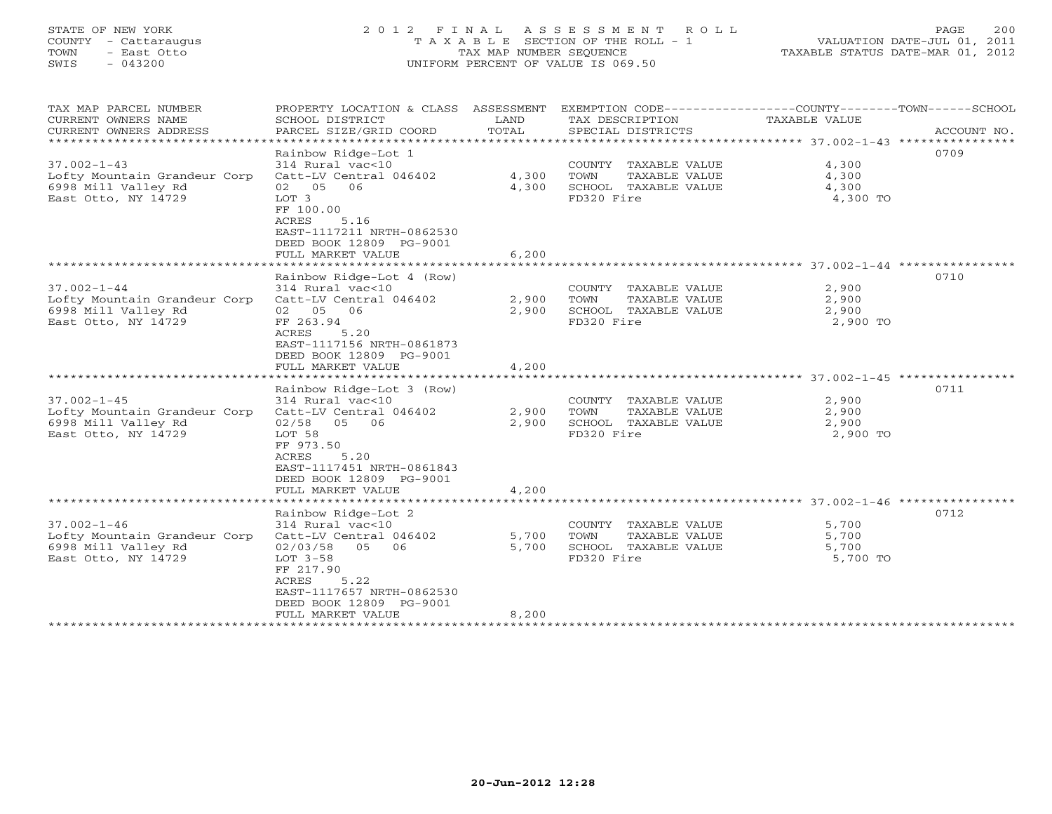STATE OF NEW YORK
COUNTY - Cattaraugus
TOWN - East Otto
SWIS - 043200

2012 FINAL ASSESSMENT ROLL
TAXABLE SECTION OF THE ROLL - 1
TAX MAP NUMBER SEQUENCE
UNIFORM PERCENT OF VALUE IS 069.50

VALUATION DATE-JUL 01, 2011
TAXABLE STATUS DATE-MAR 01, 2012

| TAX MAP PARCEL NUMBER / CURRENT OWNERS NAME / CURRENT OWNERS ADDRESS | PROPERTY LOCATION & CLASS / SCHOOL DISTRICT / PARCEL SIZE/GRID COORD | ASSESSMENT LAND / TOTAL | EXEMPTION CODE / TAX DESCRIPTION / SPECIAL DISTRICTS | TAXABLE VALUE COUNTY / TOWN / SCHOOL | ACCOUNT NO. |
|---|---|---|---|---|---|
| **37.002-1-43** | Rainbow Ridge-Lot 1 | | | | 0709 |
| 37.002-1-43 | 314 Rural vac<10 | | COUNTY TAXABLE VALUE | 4,300 | |
| Lofty Mountain Grandeur Corp | Catt-LV Central 046402 | 4,300 | TOWN TAXABLE VALUE | 4,300 | |
| 6998 Mill Valley Rd | 02 05 06 | 4,300 | SCHOOL TAXABLE VALUE | 4,300 | |
| East Otto, NY 14729 | LOT 3 | | FD320 Fire | 4,300 TO | |
| | FF 100.00 | | | | |
| | ACRES 5.16 | | | | |
| | EAST-1117211 NRTH-0862530 | | | | |
| | DEED BOOK 12809 PG-9001 | | | | |
| | FULL MARKET VALUE | 6,200 | | | |
| **37.002-1-44** | Rainbow Ridge-Lot 4 (Row) | | | | 0710 |
| 37.002-1-44 | 314 Rural vac<10 | | COUNTY TAXABLE VALUE | 2,900 | |
| Lofty Mountain Grandeur Corp | Catt-LV Central 046402 | 2,900 | TOWN TAXABLE VALUE | 2,900 | |
| 6998 Mill Valley Rd | 02 05 06 | 2,900 | SCHOOL TAXABLE VALUE | 2,900 | |
| East Otto, NY 14729 | FF 263.94 | | FD320 Fire | 2,900 TO | |
| | ACRES 5.20 | | | | |
| | EAST-1117156 NRTH-0861873 | | | | |
| | DEED BOOK 12809 PG-9001 | | | | |
| | FULL MARKET VALUE | 4,200 | | | |
| **37.002-1-45** | Rainbow Ridge-Lot 3 (Row) | | | | 0711 |
| 37.002-1-45 | 314 Rural vac<10 | | COUNTY TAXABLE VALUE | 2,900 | |
| Lofty Mountain Grandeur Corp | Catt-LV Central 046402 | 2,900 | TOWN TAXABLE VALUE | 2,900 | |
| 6998 Mill Valley Rd | 02/58 05 06 | 2,900 | SCHOOL TAXABLE VALUE | 2,900 | |
| East Otto, NY 14729 | LOT 58 | | FD320 Fire | 2,900 TO | |
| | FF 973.50 | | | | |
| | ACRES 5.20 | | | | |
| | EAST-1117451 NRTH-0861843 | | | | |
| | DEED BOOK 12809 PG-9001 | | | | |
| | FULL MARKET VALUE | 4,200 | | | |
| **37.002-1-46** | Rainbow Ridge-Lot 2 | | | | 0712 |
| 37.002-1-46 | 314 Rural vac<10 | | COUNTY TAXABLE VALUE | 5,700 | |
| Lofty Mountain Grandeur Corp | Catt-LV Central 046402 | 5,700 | TOWN TAXABLE VALUE | 5,700 | |
| 6998 Mill Valley Rd | 02/03/58 05 06 | 5,700 | SCHOOL TAXABLE VALUE | 5,700 | |
| East Otto, NY 14729 | LOT 3-58 | | FD320 Fire | 5,700 TO | |
| | FF 217.90 | | | | |
| | ACRES 5.22 | | | | |
| | EAST-1117657 NRTH-0862530 | | | | |
| | DEED BOOK 12809 PG-9001 | | | | |
| | FULL MARKET VALUE | 8,200 | | | |

20-Jun-2012 12:28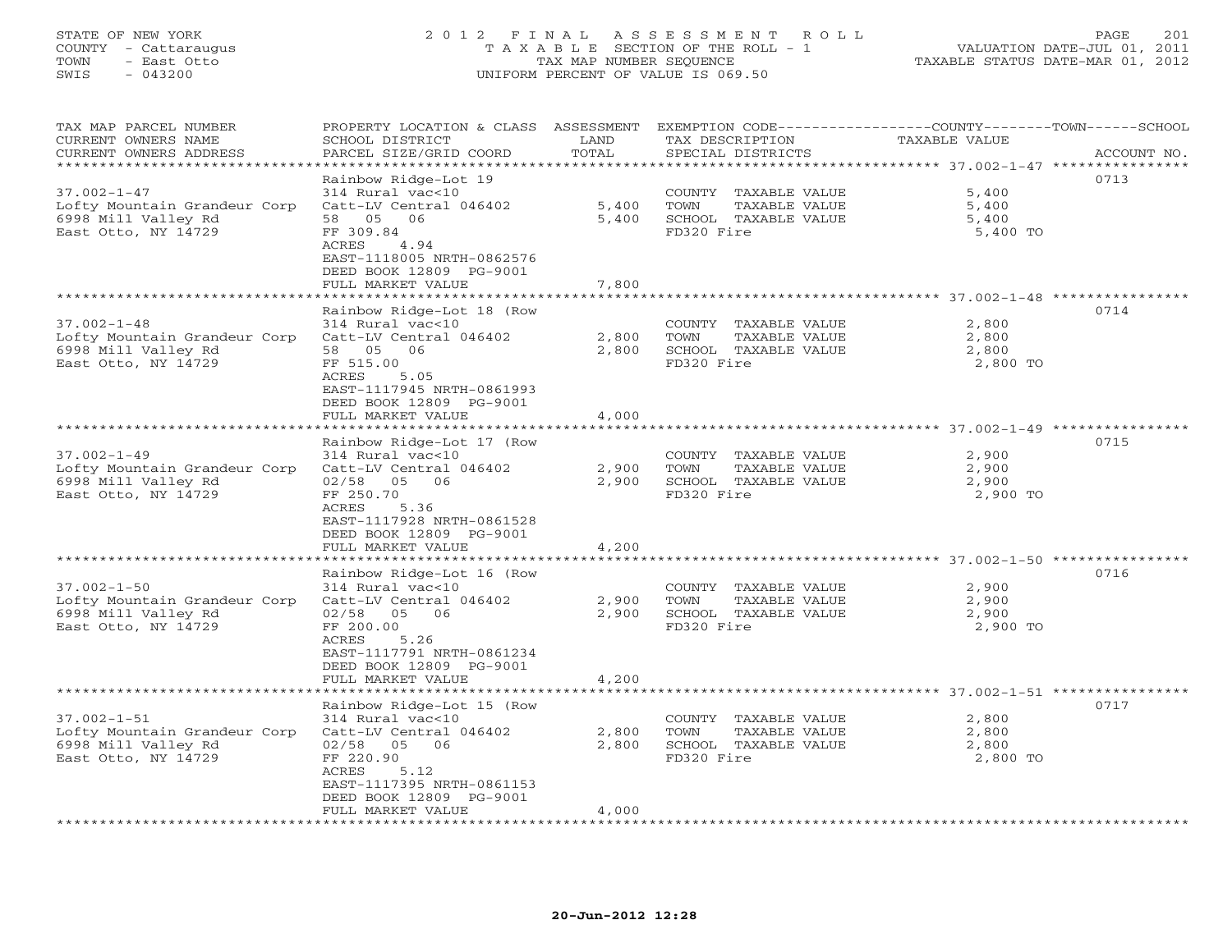STATE OF NEW YORK
COUNTY - Cattaraugus
TOWN - East Otto
SWIS - 043200

2012 FINAL ASSESSMENT ROLL
TAXABLE SECTION OF THE ROLL - 1
TAX MAP NUMBER SEQUENCE
UNIFORM PERCENT OF VALUE IS 069.50

VALUATION DATE-JUL 01, 2011
TAXABLE STATUS DATE-MAR 01, 2012

| TAX MAP PARCEL NUMBER / CURRENT OWNERS NAME / CURRENT OWNERS ADDRESS | PROPERTY LOCATION & CLASS / SCHOOL DISTRICT / PARCEL SIZE/GRID COORD | ASSESSMENT LAND / TOTAL | EXEMPTION CODE / TAX DESCRIPTION / SPECIAL DISTRICTS | COUNTY--------TOWN------SCHOOL TAXABLE VALUE | ACCOUNT NO. |
|---|---|---|---|---|---|
| 37.002-1-47 | Rainbow Ridge-Lot 19 | | | | 0713 |
| | 314 Rural vac<10 | | COUNTY TAXABLE VALUE | 5,400 | |
| Lofty Mountain Grandeur Corp | Catt-LV Central 046402 | 5,400 | TOWN TAXABLE VALUE | 5,400 | |
| 6998 Mill Valley Rd | 58 05 06 | 5,400 | SCHOOL TAXABLE VALUE | 5,400 | |
| East Otto, NY 14729 | FF 309.84 | | FD320 Fire | 5,400 TO | |
| | ACRES 4.94 | | | | |
| | EAST-1118005 NRTH-0862576 | | | | |
| | DEED BOOK 12809 PG-9001 | | | | |
| | FULL MARKET VALUE | 7,800 | | | |
| 37.002-1-48 | Rainbow Ridge-Lot 18 (Row | | | | 0714 |
| | 314 Rural vac<10 | | COUNTY TAXABLE VALUE | 2,800 | |
| Lofty Mountain Grandeur Corp | Catt-LV Central 046402 | 2,800 | TOWN TAXABLE VALUE | 2,800 | |
| 6998 Mill Valley Rd | 58 05 06 | 2,800 | SCHOOL TAXABLE VALUE | 2,800 | |
| East Otto, NY 14729 | FF 515.00 | | FD320 Fire | 2,800 TO | |
| | ACRES 5.05 | | | | |
| | EAST-1117945 NRTH-0861993 | | | | |
| | DEED BOOK 12809 PG-9001 | | | | |
| | FULL MARKET VALUE | 4,000 | | | |
| 37.002-1-49 | Rainbow Ridge-Lot 17 (Row | | | | 0715 |
| | 314 Rural vac<10 | | COUNTY TAXABLE VALUE | 2,900 | |
| Lofty Mountain Grandeur Corp | Catt-LV Central 046402 | 2,900 | TOWN TAXABLE VALUE | 2,900 | |
| 6998 Mill Valley Rd | 02/58 05 06 | 2,900 | SCHOOL TAXABLE VALUE | 2,900 | |
| East Otto, NY 14729 | FF 250.70 | | FD320 Fire | 2,900 TO | |
| | ACRES 5.36 | | | | |
| | EAST-1117928 NRTH-0861528 | | | | |
| | DEED BOOK 12809 PG-9001 | | | | |
| | FULL MARKET VALUE | 4,200 | | | |
| 37.002-1-50 | Rainbow Ridge-Lot 16 (Row | | | | 0716 |
| | 314 Rural vac<10 | | COUNTY TAXABLE VALUE | 2,900 | |
| Lofty Mountain Grandeur Corp | Catt-LV Central 046402 | 2,900 | TOWN TAXABLE VALUE | 2,900 | |
| 6998 Mill Valley Rd | 02/58 05 06 | 2,900 | SCHOOL TAXABLE VALUE | 2,900 | |
| East Otto, NY 14729 | FF 200.00 | | FD320 Fire | 2,900 TO | |
| | ACRES 5.26 | | | | |
| | EAST-1117791 NRTH-0861234 | | | | |
| | DEED BOOK 12809 PG-9001 | | | | |
| | FULL MARKET VALUE | 4,200 | | | |
| 37.002-1-51 | Rainbow Ridge-Lot 15 (Row | | | | 0717 |
| | 314 Rural vac<10 | | COUNTY TAXABLE VALUE | 2,800 | |
| Lofty Mountain Grandeur Corp | Catt-LV Central 046402 | 2,800 | TOWN TAXABLE VALUE | 2,800 | |
| 6998 Mill Valley Rd | 02/58 05 06 | 2,800 | SCHOOL TAXABLE VALUE | 2,800 | |
| East Otto, NY 14729 | FF 220.90 | | FD320 Fire | 2,800 TO | |
| | ACRES 5.12 | | | | |
| | EAST-1117395 NRTH-0861153 | | | | |
| | DEED BOOK 12809 PG-9001 | | | | |
| | FULL MARKET VALUE | 4,000 | | | |

20-Jun-2012 12:28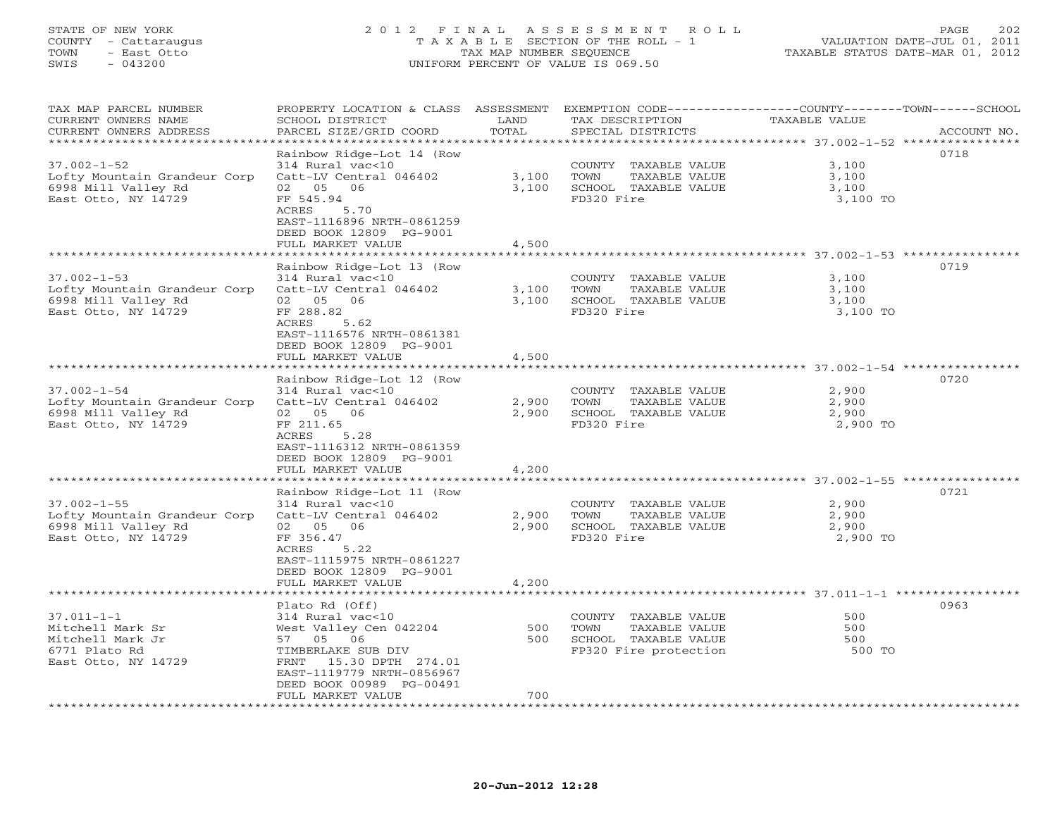STATE OF NEW YORK
COUNTY - Cattaraugus
TOWN - East Otto
SWIS - 043200

2012 FINAL ASSESSMENT ROLL
TAXABLE SECTION OF THE ROLL - 1
TAX MAP NUMBER SEQUENCE
UNIFORM PERCENT OF VALUE IS 069.50

VALUATION DATE-JUL 01, 2011
TAXABLE STATUS DATE-MAR 01, 2012

| TAX MAP PARCEL NUMBER / CURRENT OWNERS NAME / CURRENT OWNERS ADDRESS | PROPERTY LOCATION & CLASS / SCHOOL DISTRICT / PARCEL SIZE/GRID COORD | ASSESSMENT LAND | TOTAL | EXEMPTION CODE / TAX DESCRIPTION / SPECIAL DISTRICTS | TAXABLE VALUE (COUNTY / TOWN / SCHOOL) | ACCOUNT NO. |
|---|---|---|---|---|---|---|
| 37.002-1-52 | Rainbow Ridge-Lot 14 (Row | | | | | 0718 |
| Lofty Mountain Grandeur Corp | 314 Rural vac<10 | | | COUNTY TAXABLE VALUE | 3,100 | |
| 6998 Mill Valley Rd | Catt-LV Central 046402 | 3,100 | | TOWN TAXABLE VALUE | 3,100 | |
| East Otto, NY 14729 | 02 05 06 | | 3,100 | SCHOOL TAXABLE VALUE | 3,100 | |
| | FF 545.94 | | | FD320 Fire | 3,100 TO | |
| | ACRES 5.70 | | | | | |
| | EAST-1116896 NRTH-0861259 | | | | | |
| | DEED BOOK 12809 PG-9001 | | | | | |
| | FULL MARKET VALUE | | 4,500 | | | |
| 37.002-1-53 | Rainbow Ridge-Lot 13 (Row | | | | | 0719 |
| Lofty Mountain Grandeur Corp | 314 Rural vac<10 | | | COUNTY TAXABLE VALUE | 3,100 | |
| 6998 Mill Valley Rd | Catt-LV Central 046402 | 3,100 | | TOWN TAXABLE VALUE | 3,100 | |
| East Otto, NY 14729 | 02 05 06 | | 3,100 | SCHOOL TAXABLE VALUE | 3,100 | |
| | FF 288.82 | | | FD320 Fire | 3,100 TO | |
| | ACRES 5.62 | | | | | |
| | EAST-1116576 NRTH-0861381 | | | | | |
| | DEED BOOK 12809 PG-9001 | | | | | |
| | FULL MARKET VALUE | | 4,500 | | | |
| 37.002-1-54 | Rainbow Ridge-Lot 12 (Row | | | | | 0720 |
| Lofty Mountain Grandeur Corp | 314 Rural vac<10 | | | COUNTY TAXABLE VALUE | 2,900 | |
| 6998 Mill Valley Rd | Catt-LV Central 046402 | 2,900 | | TOWN TAXABLE VALUE | 2,900 | |
| East Otto, NY 14729 | 02 05 06 | | 2,900 | SCHOOL TAXABLE VALUE | 2,900 | |
| | FF 211.65 | | | FD320 Fire | 2,900 TO | |
| | ACRES 5.28 | | | | | |
| | EAST-1116312 NRTH-0861359 | | | | | |
| | DEED BOOK 12809 PG-9001 | | | | | |
| | FULL MARKET VALUE | | 4,200 | | | |
| 37.002-1-55 | Rainbow Ridge-Lot 11 (Row | | | | | 0721 |
| Lofty Mountain Grandeur Corp | 314 Rural vac<10 | | | COUNTY TAXABLE VALUE | 2,900 | |
| 6998 Mill Valley Rd | Catt-LV Central 046402 | 2,900 | | TOWN TAXABLE VALUE | 2,900 | |
| East Otto, NY 14729 | 02 05 06 | | 2,900 | SCHOOL TAXABLE VALUE | 2,900 | |
| | FF 356.47 | | | FD320 Fire | 2,900 TO | |
| | ACRES 5.22 | | | | | |
| | EAST-1115975 NRTH-0861227 | | | | | |
| | DEED BOOK 12809 PG-9001 | | | | | |
| | FULL MARKET VALUE | | 4,200 | | | |
| 37.011-1-1 | Plato Rd (Off) | | | | | 0963 |
| Mitchell Mark Sr | 314 Rural vac<10 | | | COUNTY TAXABLE VALUE | 500 | |
| Mitchell Mark Jr | West Valley Cen 042204 | 500 | | TOWN TAXABLE VALUE | 500 | |
| 6771 Plato Rd | 57 05 06 | | 500 | SCHOOL TAXABLE VALUE | 500 | |
| East Otto, NY 14729 | TIMBERLAKE SUB DIV | | | FP320 Fire protection | 500 TO | |
| | FRNT 15.30 DPTH 274.01 | | | | | |
| | EAST-1119779 NRTH-0856967 | | | | | |
| | DEED BOOK 00989 PG-00491 | | | | | |
| | FULL MARKET VALUE | | 700 | | | |

20-Jun-2012 12:28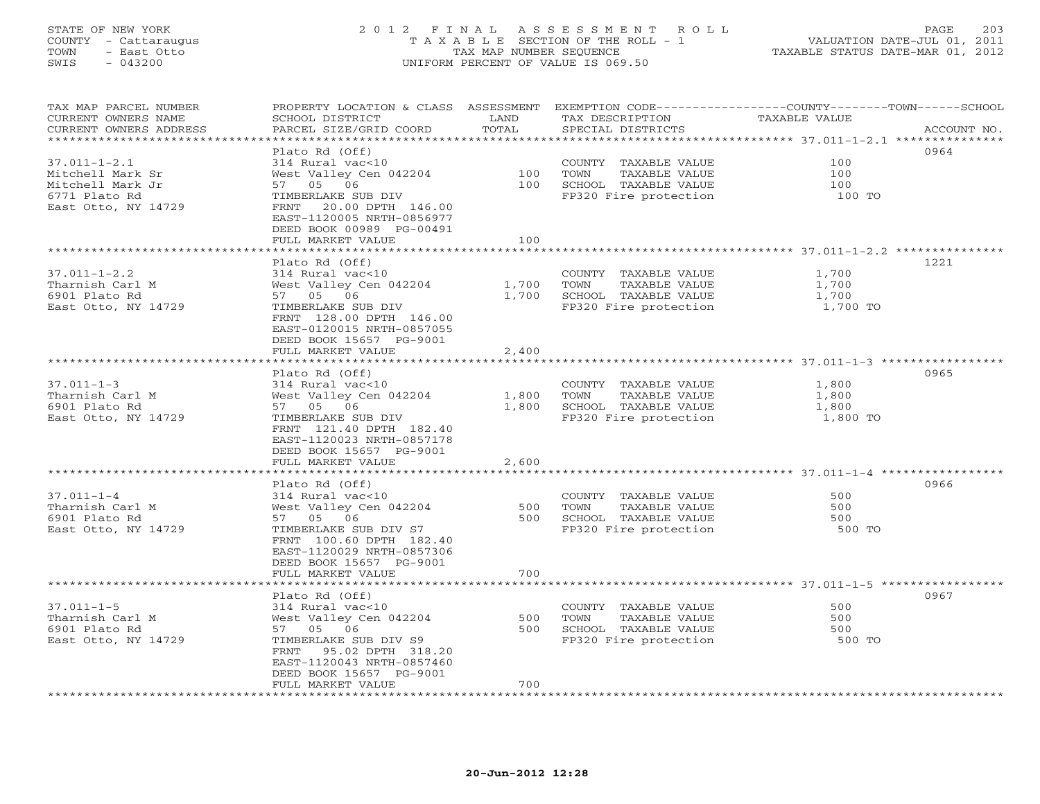STATE OF NEW YORK
COUNTY - Cattaraugus
TOWN - East Otto
SWIS - 043200

# 2012 FINAL ASSESSMENT ROLL

TAXABLE SECTION OF THE ROLL - 1
TAX MAP NUMBER SEQUENCE
UNIFORM PERCENT OF VALUE IS 069.50

VALUATION DATE-JUL 01, 2011
TAXABLE STATUS DATE-MAR 01, 2012

| TAX MAP PARCEL NUMBER / CURRENT OWNERS NAME / CURRENT OWNERS ADDRESS | PROPERTY LOCATION & CLASS / SCHOOL DISTRICT / PARCEL SIZE/GRID COORD | ASSESSMENT LAND | TOTAL | EXEMPTION CODE / TAX DESCRIPTION / SPECIAL DISTRICTS | COUNTY--------TOWN------SCHOOL TAXABLE VALUE | ACCOUNT NO. |
|---|---|---|---|---|---|---|
| 37.011-1-2.1 | Plato Rd (Off) | | | | | 0964 |
| Mitchell Mark Sr | 314 Rural vac<10 | | | COUNTY TAXABLE VALUE | 100 | |
| Mitchell Mark Jr | West Valley Cen 042204 | 100 | | TOWN TAXABLE VALUE | 100 | |
| 6771 Plato Rd | 57 05 06 | | 100 | SCHOOL TAXABLE VALUE | 100 | |
| East Otto, NY 14729 | TIMBERLAKE SUB DIV | | | FP320 Fire protection | 100 TO | |
| | FRNT 20.00 DPTH 146.00 | | | | | |
| | EAST-1120005 NRTH-0856977 | | | | | |
| | DEED BOOK 00989 PG-00491 | | | | | |
| | FULL MARKET VALUE | | 100 | | | |
| 37.011-1-2.2 | Plato Rd (Off) | | | | | 1221 |
| Tharnish Carl M | 314 Rural vac<10 | | | COUNTY TAXABLE VALUE | 1,700 | |
| 6901 Plato Rd | West Valley Cen 042204 | 1,700 | | TOWN TAXABLE VALUE | 1,700 | |
| East Otto, NY 14729 | 57 05 06 | | 1,700 | SCHOOL TAXABLE VALUE | 1,700 | |
| | TIMBERLAKE SUB DIV | | | FP320 Fire protection | 1,700 TO | |
| | FRNT 128.00 DPTH 146.00 | | | | | |
| | EAST-0120015 NRTH-0857055 | | | | | |
| | DEED BOOK 15657 PG-9001 | | | | | |
| | FULL MARKET VALUE | | 2,400 | | | |
| 37.011-1-3 | Plato Rd (Off) | | | | | 0965 |
| Tharnish Carl M | 314 Rural vac<10 | | | COUNTY TAXABLE VALUE | 1,800 | |
| 6901 Plato Rd | West Valley Cen 042204 | 1,800 | | TOWN TAXABLE VALUE | 1,800 | |
| East Otto, NY 14729 | 57 05 06 | | 1,800 | SCHOOL TAXABLE VALUE | 1,800 | |
| | TIMBERLAKE SUB DIV | | | FP320 Fire protection | 1,800 TO | |
| | FRNT 121.40 DPTH 182.40 | | | | | |
| | EAST-1120023 NRTH-0857178 | | | | | |
| | DEED BOOK 15657 PG-9001 | | | | | |
| | FULL MARKET VALUE | | 2,600 | | | |
| 37.011-1-4 | Plato Rd (Off) | | | | | 0966 |
| Tharnish Carl M | 314 Rural vac<10 | | | COUNTY TAXABLE VALUE | 500 | |
| 6901 Plato Rd | West Valley Cen 042204 | 500 | | TOWN TAXABLE VALUE | 500 | |
| East Otto, NY 14729 | 57 05 06 | | 500 | SCHOOL TAXABLE VALUE | 500 | |
| | TIMBERLAKE SUB DIV S7 | | | FP320 Fire protection | 500 TO | |
| | FRNT 100.60 DPTH 182.40 | | | | | |
| | EAST-1120029 NRTH-0857306 | | | | | |
| | DEED BOOK 15657 PG-9001 | | | | | |
| | FULL MARKET VALUE | | 700 | | | |
| 37.011-1-5 | Plato Rd (Off) | | | | | 0967 |
| Tharnish Carl M | 314 Rural vac<10 | | | COUNTY TAXABLE VALUE | 500 | |
| 6901 Plato Rd | West Valley Cen 042204 | 500 | | TOWN TAXABLE VALUE | 500 | |
| East Otto, NY 14729 | 57 05 06 | | 500 | SCHOOL TAXABLE VALUE | 500 | |
| | TIMBERLAKE SUB DIV S9 | | | FP320 Fire protection | 500 TO | |
| | FRNT 95.02 DPTH 318.20 | | | | | |
| | EAST-1120043 NRTH-0857460 | | | | | |
| | DEED BOOK 15657 PG-9001 | | | | | |
| | FULL MARKET VALUE | | 700 | | | |

20-Jun-2012 12:28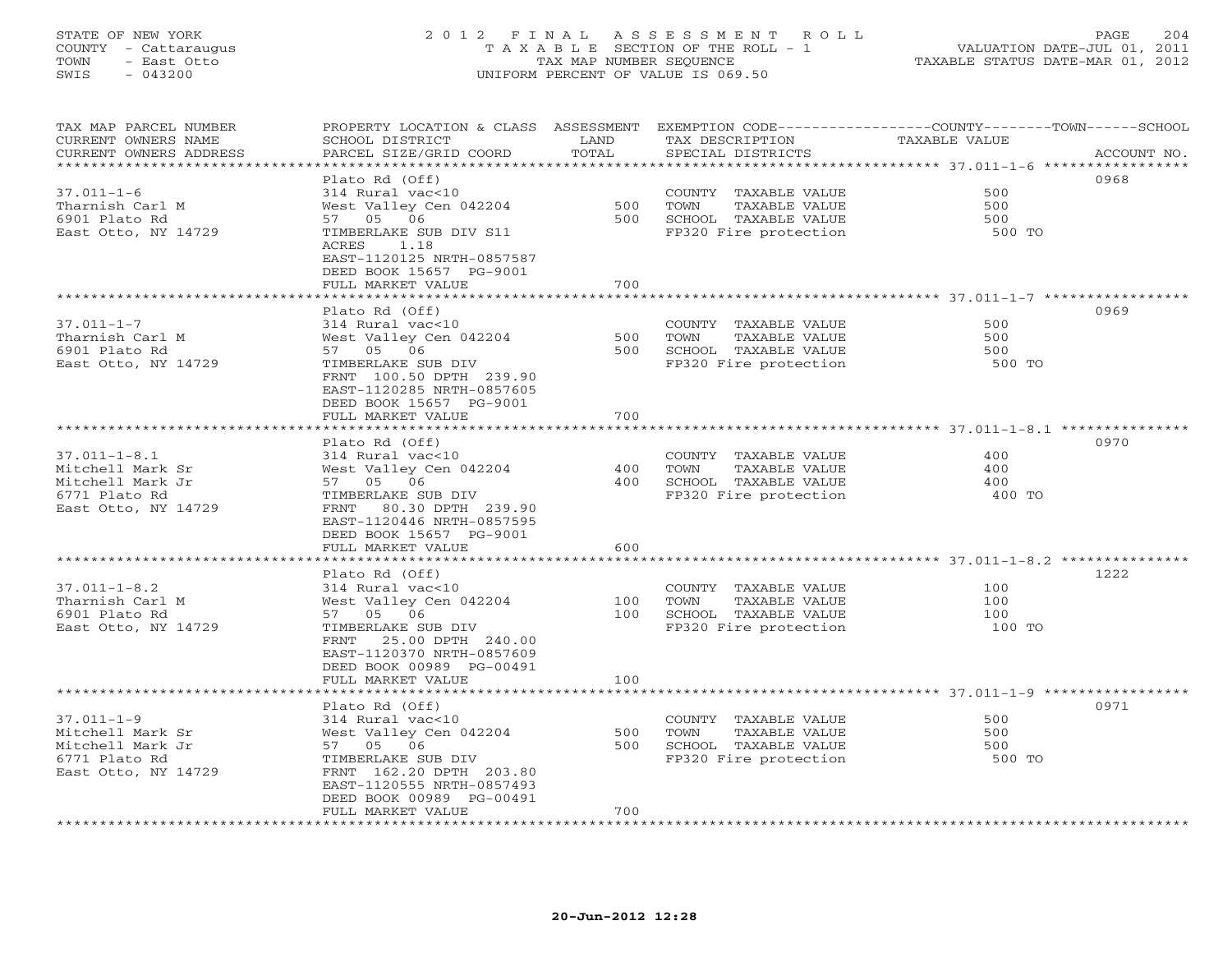STATE OF NEW YORK
COUNTY - Cattaraugus
TOWN - East Otto
SWIS - 043200

2 0 1 2 F I N A L A S S E S S M E N T R O L L
T A X A B L E SECTION OF THE ROLL - 1
TAX MAP NUMBER SEQUENCE
UNIFORM PERCENT OF VALUE IS 069.50

VALUATION DATE-JUL 01, 2011
TAXABLE STATUS DATE-MAR 01, 2012

| TAX MAP PARCEL NUMBER / CURRENT OWNERS NAME / CURRENT OWNERS ADDRESS | PROPERTY LOCATION & CLASS / SCHOOL DISTRICT / PARCEL SIZE/GRID COORD | ASSESSMENT LAND / TOTAL | EXEMPTION CODE / TAX DESCRIPTION / SPECIAL DISTRICTS | COUNTY / TOWN / SCHOOL TAXABLE VALUE | ACCOUNT NO. |
|---|---|---|---|---|---|
| 37.011-1-6 | Plato Rd (Off) | | | | 0968 |
| Tharnish Carl M | 314 Rural vac<10 | | COUNTY TAXABLE VALUE | 500 | |
| 6901 Plato Rd | West Valley Cen 042204 | 500 | TOWN TAXABLE VALUE | 500 | |
| East Otto, NY 14729 | 57 05 06 | 500 | SCHOOL TAXABLE VALUE | 500 | |
| | TIMBERLAKE SUB DIV S11 | | FP320 Fire protection | 500 TO | |
| | ACRES 1.18 | | | | |
| | EAST-1120125 NRTH-0857587 | | | | |
| | DEED BOOK 15657 PG-9001 | | | | |
| | FULL MARKET VALUE | 700 | | | |
| 37.011-1-7 | Plato Rd (Off) | | | | 0969 |
| Tharnish Carl M | 314 Rural vac<10 | | COUNTY TAXABLE VALUE | 500 | |
| 6901 Plato Rd | West Valley Cen 042204 | 500 | TOWN TAXABLE VALUE | 500 | |
| East Otto, NY 14729 | 57 05 06 | 500 | SCHOOL TAXABLE VALUE | 500 | |
| | TIMBERLAKE SUB DIV | | FP320 Fire protection | 500 TO | |
| | FRNT 100.50 DPTH 239.90 | | | | |
| | EAST-1120285 NRTH-0857605 | | | | |
| | DEED BOOK 15657 PG-9001 | | | | |
| | FULL MARKET VALUE | 700 | | | |
| 37.011-1-8.1 | Plato Rd (Off) | | | | 0970 |
| Mitchell Mark Sr | 314 Rural vac<10 | | COUNTY TAXABLE VALUE | 400 | |
| Mitchell Mark Jr | West Valley Cen 042204 | 400 | TOWN TAXABLE VALUE | 400 | |
| 6771 Plato Rd | 57 05 06 | 400 | SCHOOL TAXABLE VALUE | 400 | |
| East Otto, NY 14729 | TIMBERLAKE SUB DIV | | FP320 Fire protection | 400 TO | |
| | FRNT 80.30 DPTH 239.90 | | | | |
| | EAST-1120446 NRTH-0857595 | | | | |
| | DEED BOOK 15657 PG-9001 | | | | |
| | FULL MARKET VALUE | 600 | | | |
| 37.011-1-8.2 | Plato Rd (Off) | | | | 1222 |
| Tharnish Carl M | 314 Rural vac<10 | | COUNTY TAXABLE VALUE | 100 | |
| 6901 Plato Rd | West Valley Cen 042204 | 100 | TOWN TAXABLE VALUE | 100 | |
| East Otto, NY 14729 | 57 05 06 | 100 | SCHOOL TAXABLE VALUE | 100 | |
| | TIMBERLAKE SUB DIV | | FP320 Fire protection | 100 TO | |
| | FRNT 25.00 DPTH 240.00 | | | | |
| | EAST-1120370 NRTH-0857609 | | | | |
| | DEED BOOK 00989 PG-00491 | | | | |
| | FULL MARKET VALUE | 100 | | | |
| 37.011-1-9 | Plato Rd (Off) | | | | 0971 |
| Mitchell Mark Sr | 314 Rural vac<10 | | COUNTY TAXABLE VALUE | 500 | |
| Mitchell Mark Jr | West Valley Cen 042204 | 500 | TOWN TAXABLE VALUE | 500 | |
| 6771 Plato Rd | 57 05 06 | 500 | SCHOOL TAXABLE VALUE | 500 | |
| East Otto, NY 14729 | TIMBERLAKE SUB DIV | | FP320 Fire protection | 500 TO | |
| | FRNT 162.20 DPTH 203.80 | | | | |
| | EAST-1120555 NRTH-0857493 | | | | |
| | DEED BOOK 00989 PG-00491 | | | | |
| | FULL MARKET VALUE | 700 | | | |

20-Jun-2012 12:28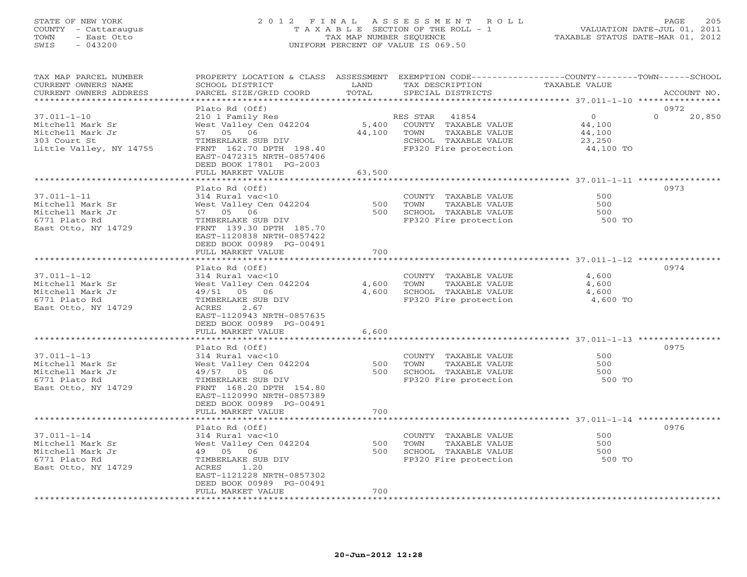STATE OF NEW YORK
COUNTY - Cattaraugus
TOWN - East Otto
SWIS - 043200

# 2012 FINAL ASSESSMENT ROLL

TAXABLE SECTION OF THE ROLL - 1
TAX MAP NUMBER SEQUENCE
UNIFORM PERCENT OF VALUE IS 069.50

VALUATION DATE-JUL 01, 2011
TAXABLE STATUS DATE-MAR 01, 2012

| TAX MAP PARCEL NUMBER / CURRENT OWNERS NAME / CURRENT OWNERS ADDRESS | PROPERTY LOCATION & CLASS / SCHOOL DISTRICT / PARCEL SIZE/GRID COORD | ASSESSMENT LAND / TOTAL | EXEMPTION CODE / TAX DESCRIPTION / SPECIAL DISTRICTS | COUNTY / TOWN TAXABLE VALUE | SCHOOL / ACCOUNT NO. |
|---|---|---|---|---|---|
| 37.011-1-10 | Plato Rd (Off) | | | | 0972 |
| | 210 1 Family Res | | RES STAR 41854 | 0 | 0 20,850 |
| Mitchell Mark Sr | West Valley Cen 042204 | 5,400 | COUNTY TAXABLE VALUE | 44,100 | |
| Mitchell Mark Jr | 57 05 06 | 44,100 | TOWN TAXABLE VALUE | 44,100 | |
| 303 Court St | TIMBERLAKE SUB DIV | | SCHOOL TAXABLE VALUE | 23,250 | |
| Little Valley, NY 14755 | FRNT 162.70 DPTH 198.40 | | FP320 Fire protection | 44,100 TO | |
| | EAST-0472315 NRTH-0857406 | | | | |
| | DEED BOOK 17801 PG-2003 | | | | |
| | FULL MARKET VALUE | 63,500 | | | |
| 37.011-1-11 | Plato Rd (Off) | | | | 0973 |
| | 314 Rural vac<10 | | COUNTY TAXABLE VALUE | 500 | |
| Mitchell Mark Sr | West Valley Cen 042204 | 500 | TOWN TAXABLE VALUE | 500 | |
| Mitchell Mark Jr | 57 05 06 | 500 | SCHOOL TAXABLE VALUE | 500 | |
| 6771 Plato Rd | TIMBERLAKE SUB DIV | | FP320 Fire protection | 500 TO | |
| East Otto, NY 14729 | FRNT 139.30 DPTH 185.70 | | | | |
| | EAST-1120838 NRTH-0857422 | | | | |
| | DEED BOOK 00989 PG-00491 | | | | |
| | FULL MARKET VALUE | 700 | | | |
| 37.011-1-12 | Plato Rd (Off) | | | | 0974 |
| | 314 Rural vac<10 | | COUNTY TAXABLE VALUE | 4,600 | |
| Mitchell Mark Sr | West Valley Cen 042204 | 4,600 | TOWN TAXABLE VALUE | 4,600 | |
| Mitchell Mark Jr | 49/51 05 06 | 4,600 | SCHOOL TAXABLE VALUE | 4,600 | |
| 6771 Plato Rd | TIMBERLAKE SUB DIV | | FP320 Fire protection | 4,600 TO | |
| East Otto, NY 14729 | ACRES 2.67 | | | | |
| | EAST-1120943 NRTH-0857635 | | | | |
| | DEED BOOK 00989 PG-00491 | | | | |
| | FULL MARKET VALUE | 6,600 | | | |
| 37.011-1-13 | Plato Rd (Off) | | | | 0975 |
| | 314 Rural vac<10 | | COUNTY TAXABLE VALUE | 500 | |
| Mitchell Mark Sr | West Valley Cen 042204 | 500 | TOWN TAXABLE VALUE | 500 | |
| Mitchell Mark Jr | 49/57 05 06 | 500 | SCHOOL TAXABLE VALUE | 500 | |
| 6771 Plato Rd | TIMBERLAKE SUB DIV | | FP320 Fire protection | 500 TO | |
| East Otto, NY 14729 | FRNT 168.20 DPTH 154.80 | | | | |
| | EAST-1120990 NRTH-0857389 | | | | |
| | DEED BOOK 00989 PG-00491 | | | | |
| | FULL MARKET VALUE | 700 | | | |
| 37.011-1-14 | Plato Rd (Off) | | | | 0976 |
| | 314 Rural vac<10 | | COUNTY TAXABLE VALUE | 500 | |
| Mitchell Mark Sr | West Valley Cen 042204 | 500 | TOWN TAXABLE VALUE | 500 | |
| Mitchell Mark Jr | 49 05 06 | 500 | SCHOOL TAXABLE VALUE | 500 | |
| 6771 Plato Rd | TIMBERLAKE SUB DIV | | FP320 Fire protection | 500 TO | |
| East Otto, NY 14729 | ACRES 1.20 | | | | |
| | EAST-1121228 NRTH-0857302 | | | | |
| | DEED BOOK 00989 PG-00491 | | | | |
| | FULL MARKET VALUE | 700 | | | |

20-Jun-2012 12:28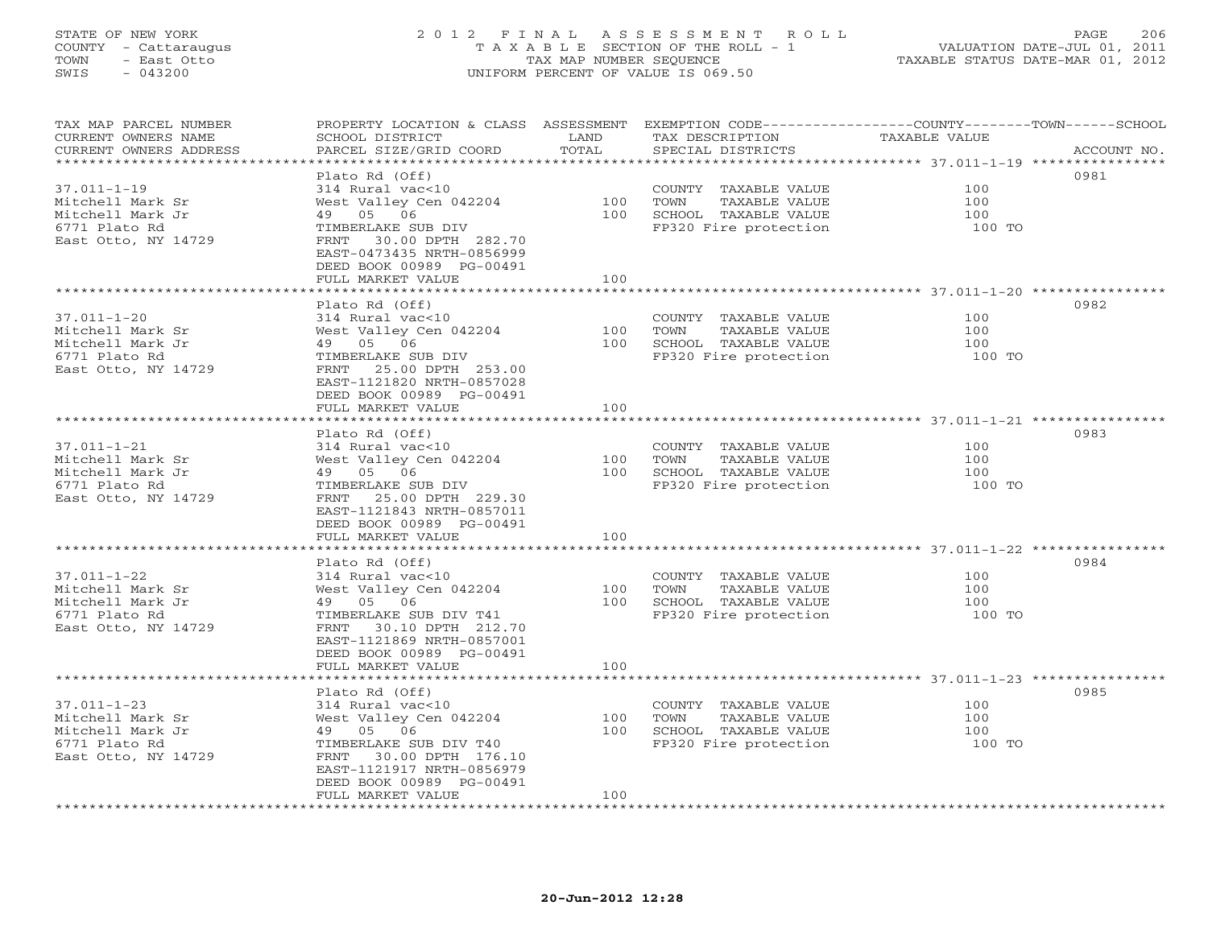STATE OF NEW YORK
COUNTY - Cattaraugus
TOWN - East Otto
SWIS - 043200

# 2012 FINAL ASSESSMENT ROLL

TAXABLE SECTION OF THE ROLL - 1
TAX MAP NUMBER SEQUENCE
UNIFORM PERCENT OF VALUE IS 069.50

VALUATION DATE-JUL 01, 2011
TAXABLE STATUS DATE-MAR 01, 2012

| TAX MAP PARCEL NUMBER / CURRENT OWNERS NAME / CURRENT OWNERS ADDRESS | PROPERTY LOCATION & CLASS / SCHOOL DISTRICT / PARCEL SIZE/GRID COORD | ASSESSMENT LAND | TOTAL | EXEMPTION CODE / TAX DESCRIPTION / SPECIAL DISTRICTS | TAXABLE VALUE (COUNTY / TOWN / SCHOOL) | ACCOUNT NO. |
|---|---|---|---|---|---|---|
| 37.011-1-19 | Plato Rd (Off) | | | | | 0981 |
| Mitchell Mark Sr | 314 Rural vac<10 | | | COUNTY TAXABLE VALUE | 100 | |
| Mitchell Mark Jr | West Valley Cen 042204 | 100 | | TOWN TAXABLE VALUE | 100 | |
| 6771 Plato Rd | 49 05 06 | | 100 | SCHOOL TAXABLE VALUE | 100 | |
| East Otto, NY 14729 | TIMBERLAKE SUB DIV | | | FP320 Fire protection | 100 TO | |
| | FRNT 30.00 DPTH 282.70 | | | | | |
| | EAST-0473435 NRTH-0856999 | | | | | |
| | DEED BOOK 00989 PG-00491 | | | | | |
| | FULL MARKET VALUE | | 100 | | | |
| 37.011-1-20 | Plato Rd (Off) | | | | | 0982 |
| Mitchell Mark Sr | 314 Rural vac<10 | | | COUNTY TAXABLE VALUE | 100 | |
| Mitchell Mark Jr | West Valley Cen 042204 | 100 | | TOWN TAXABLE VALUE | 100 | |
| 6771 Plato Rd | 49 05 06 | | 100 | SCHOOL TAXABLE VALUE | 100 | |
| East Otto, NY 14729 | TIMBERLAKE SUB DIV | | | FP320 Fire protection | 100 TO | |
| | FRNT 25.00 DPTH 253.00 | | | | | |
| | EAST-1121820 NRTH-0857028 | | | | | |
| | DEED BOOK 00989 PG-00491 | | | | | |
| | FULL MARKET VALUE | | 100 | | | |
| 37.011-1-21 | Plato Rd (Off) | | | | | 0983 |
| Mitchell Mark Sr | 314 Rural vac<10 | | | COUNTY TAXABLE VALUE | 100 | |
| Mitchell Mark Jr | West Valley Cen 042204 | 100 | | TOWN TAXABLE VALUE | 100 | |
| 6771 Plato Rd | 49 05 06 | | 100 | SCHOOL TAXABLE VALUE | 100 | |
| East Otto, NY 14729 | TIMBERLAKE SUB DIV | | | FP320 Fire protection | 100 TO | |
| | FRNT 25.00 DPTH 229.30 | | | | | |
| | EAST-1121843 NRTH-0857011 | | | | | |
| | DEED BOOK 00989 PG-00491 | | | | | |
| | FULL MARKET VALUE | | 100 | | | |
| 37.011-1-22 | Plato Rd (Off) | | | | | 0984 |
| Mitchell Mark Sr | 314 Rural vac<10 | | | COUNTY TAXABLE VALUE | 100 | |
| Mitchell Mark Jr | West Valley Cen 042204 | 100 | | TOWN TAXABLE VALUE | 100 | |
| 6771 Plato Rd | 49 05 06 | | 100 | SCHOOL TAXABLE VALUE | 100 | |
| East Otto, NY 14729 | TIMBERLAKE SUB DIV T41 | | | FP320 Fire protection | 100 TO | |
| | FRNT 30.10 DPTH 212.70 | | | | | |
| | EAST-1121869 NRTH-0857001 | | | | | |
| | DEED BOOK 00989 PG-00491 | | | | | |
| | FULL MARKET VALUE | | 100 | | | |
| 37.011-1-23 | Plato Rd (Off) | | | | | 0985 |
| Mitchell Mark Sr | 314 Rural vac<10 | | | COUNTY TAXABLE VALUE | 100 | |
| Mitchell Mark Jr | West Valley Cen 042204 | 100 | | TOWN TAXABLE VALUE | 100 | |
| 6771 Plato Rd | 49 05 06 | | 100 | SCHOOL TAXABLE VALUE | 100 | |
| East Otto, NY 14729 | TIMBERLAKE SUB DIV T40 | | | FP320 Fire protection | 100 TO | |
| | FRNT 30.00 DPTH 176.10 | | | | | |
| | EAST-1121917 NRTH-0856979 | | | | | |
| | DEED BOOK 00989 PG-00491 | | | | | |
| | FULL MARKET VALUE | | 100 | | | |

20-Jun-2012 12:28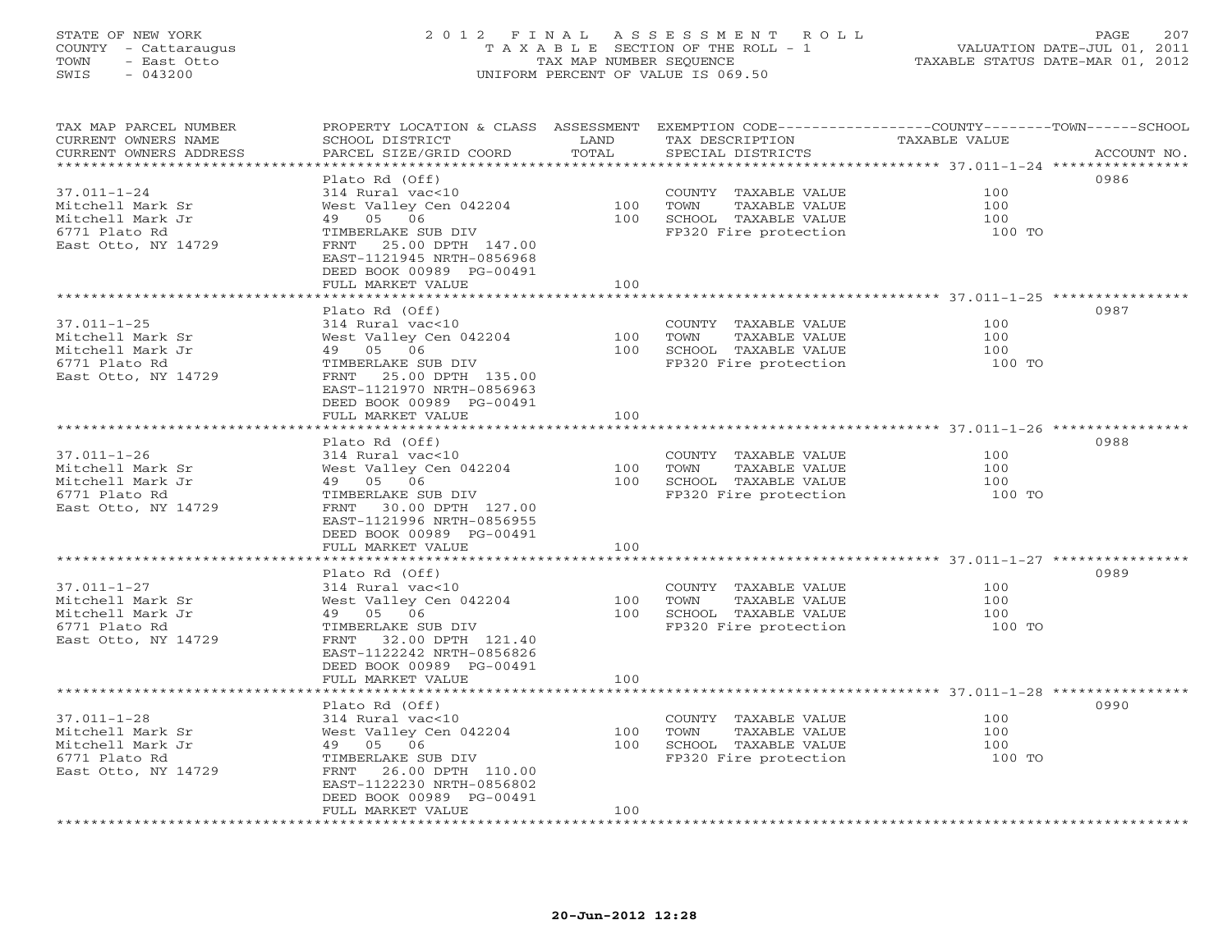STATE OF NEW YORK
COUNTY - Cattaraugus
TOWN - East Otto
SWIS - 043200

2 0 1 2 F I N A L A S S E S S M E N T R O L L
T A X A B L E SECTION OF THE ROLL - 1
TAX MAP NUMBER SEQUENCE
UNIFORM PERCENT OF VALUE IS 069.50

VALUATION DATE-JUL 01, 2011
TAXABLE STATUS DATE-MAR 01, 2012

| TAX MAP PARCEL NUMBER / CURRENT OWNERS NAME / CURRENT OWNERS ADDRESS | PROPERTY LOCATION & CLASS / SCHOOL DISTRICT / PARCEL SIZE/GRID COORD | ASSESSMENT LAND / TOTAL | EXEMPTION CODE / TAX DESCRIPTION / SPECIAL DISTRICTS | COUNTY / TOWN / SCHOOL TAXABLE VALUE | ACCOUNT NO. |
|---|---|---|---|---|---|
| 37.011-1-24 | Plato Rd (Off) | | | | 0986 |
| Mitchell Mark Sr | 314 Rural vac<10 | | COUNTY TAXABLE VALUE | 100 | |
| Mitchell Mark Jr | West Valley Cen 042204 | 100 | TOWN TAXABLE VALUE | 100 | |
| 6771 Plato Rd | 49 05 06 | 100 | SCHOOL TAXABLE VALUE | 100 | |
| East Otto, NY 14729 | TIMBERLAKE SUB DIV | | FP320 Fire protection | 100 TO | |
| | FRNT 25.00 DPTH 147.00 | | | | |
| | EAST-1121945 NRTH-0856968 | | | | |
| | DEED BOOK 00989 PG-00491 | | | | |
| | FULL MARKET VALUE | 100 | | | |
| 37.011-1-25 | Plato Rd (Off) | | | | 0987 |
| Mitchell Mark Sr | 314 Rural vac<10 | | COUNTY TAXABLE VALUE | 100 | |
| Mitchell Mark Jr | West Valley Cen 042204 | 100 | TOWN TAXABLE VALUE | 100 | |
| 6771 Plato Rd | 49 05 06 | 100 | SCHOOL TAXABLE VALUE | 100 | |
| East Otto, NY 14729 | TIMBERLAKE SUB DIV | | FP320 Fire protection | 100 TO | |
| | FRNT 25.00 DPTH 135.00 | | | | |
| | EAST-1121970 NRTH-0856963 | | | | |
| | DEED BOOK 00989 PG-00491 | | | | |
| | FULL MARKET VALUE | 100 | | | |
| 37.011-1-26 | Plato Rd (Off) | | | | 0988 |
| Mitchell Mark Sr | 314 Rural vac<10 | | COUNTY TAXABLE VALUE | 100 | |
| Mitchell Mark Jr | West Valley Cen 042204 | 100 | TOWN TAXABLE VALUE | 100 | |
| 6771 Plato Rd | 49 05 06 | 100 | SCHOOL TAXABLE VALUE | 100 | |
| East Otto, NY 14729 | TIMBERLAKE SUB DIV | | FP320 Fire protection | 100 TO | |
| | FRNT 30.00 DPTH 127.00 | | | | |
| | EAST-1121996 NRTH-0856955 | | | | |
| | DEED BOOK 00989 PG-00491 | | | | |
| | FULL MARKET VALUE | 100 | | | |
| 37.011-1-27 | Plato Rd (Off) | | | | 0989 |
| Mitchell Mark Sr | 314 Rural vac<10 | | COUNTY TAXABLE VALUE | 100 | |
| Mitchell Mark Jr | West Valley Cen 042204 | 100 | TOWN TAXABLE VALUE | 100 | |
| 6771 Plato Rd | 49 05 06 | 100 | SCHOOL TAXABLE VALUE | 100 | |
| East Otto, NY 14729 | TIMBERLAKE SUB DIV | | FP320 Fire protection | 100 TO | |
| | FRNT 32.00 DPTH 121.40 | | | | |
| | EAST-1122242 NRTH-0856826 | | | | |
| | DEED BOOK 00989 PG-00491 | | | | |
| | FULL MARKET VALUE | 100 | | | |
| 37.011-1-28 | Plato Rd (Off) | | | | 0990 |
| Mitchell Mark Sr | 314 Rural vac<10 | | COUNTY TAXABLE VALUE | 100 | |
| Mitchell Mark Jr | West Valley Cen 042204 | 100 | TOWN TAXABLE VALUE | 100 | |
| 6771 Plato Rd | 49 05 06 | 100 | SCHOOL TAXABLE VALUE | 100 | |
| East Otto, NY 14729 | TIMBERLAKE SUB DIV | | FP320 Fire protection | 100 TO | |
| | FRNT 26.00 DPTH 110.00 | | | | |
| | EAST-1122230 NRTH-0856802 | | | | |
| | DEED BOOK 00989 PG-00491 | | | | |
| | FULL MARKET VALUE | 100 | | | |

20-Jun-2012 12:28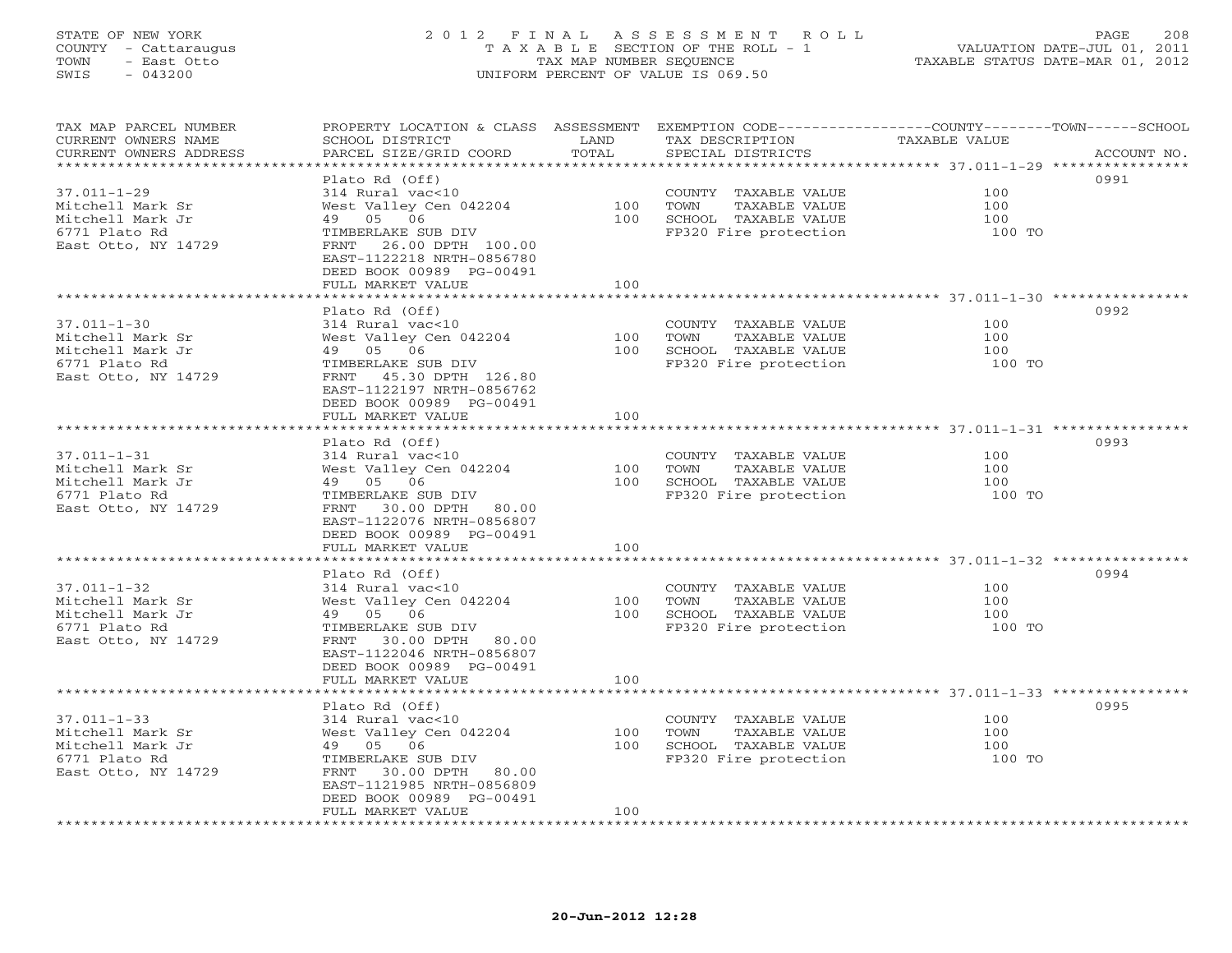STATE OF NEW YORK
COUNTY - Cattaraugus
TOWN - East Otto
SWIS - 043200

2012 FINAL ASSESSMENT ROLL
TAXABLE SECTION OF THE ROLL - 1
TAX MAP NUMBER SEQUENCE
UNIFORM PERCENT OF VALUE IS 069.50

VALUATION DATE-JUL 01, 2011
TAXABLE STATUS DATE-MAR 01, 2012

| TAX MAP PARCEL NUMBER / CURRENT OWNERS NAME / CURRENT OWNERS ADDRESS | PROPERTY LOCATION & CLASS / SCHOOL DISTRICT / PARCEL SIZE/GRID COORD | ASSESSMENT LAND / TOTAL | EXEMPTION CODE / TAX DESCRIPTION / SPECIAL DISTRICTS | COUNTY--------TOWN------SCHOOL TAXABLE VALUE | ACCOUNT NO. |
|---|---|---|---|---|---|
| 37.011-1-29 | Plato Rd (Off) | | | | 0991 |
| Mitchell Mark Sr | 314 Rural vac<10 | | COUNTY TAXABLE VALUE | 100 | |
| Mitchell Mark Jr | West Valley Cen 042204 | 100 | TOWN TAXABLE VALUE | 100 | |
| 6771 Plato Rd | 49 05 06 | 100 | SCHOOL TAXABLE VALUE | 100 | |
| East Otto, NY 14729 | TIMBERLAKE SUB DIV | | FP320 Fire protection | 100 TO | |
| | FRNT 26.00 DPTH 100.00 | | | | |
| | EAST-1122218 NRTH-0856780 | | | | |
| | DEED BOOK 00989 PG-00491 | | | | |
| | FULL MARKET VALUE | 100 | | | |
| 37.011-1-30 | Plato Rd (Off) | | | | 0992 |
| Mitchell Mark Sr | 314 Rural vac<10 | | COUNTY TAXABLE VALUE | 100 | |
| Mitchell Mark Jr | West Valley Cen 042204 | 100 | TOWN TAXABLE VALUE | 100 | |
| 6771 Plato Rd | 49 05 06 | 100 | SCHOOL TAXABLE VALUE | 100 | |
| East Otto, NY 14729 | TIMBERLAKE SUB DIV | | FP320 Fire protection | 100 TO | |
| | FRNT 45.30 DPTH 126.80 | | | | |
| | EAST-1122197 NRTH-0856762 | | | | |
| | DEED BOOK 00989 PG-00491 | | | | |
| | FULL MARKET VALUE | 100 | | | |
| 37.011-1-31 | Plato Rd (Off) | | | | 0993 |
| Mitchell Mark Sr | 314 Rural vac<10 | | COUNTY TAXABLE VALUE | 100 | |
| Mitchell Mark Jr | West Valley Cen 042204 | 100 | TOWN TAXABLE VALUE | 100 | |
| 6771 Plato Rd | 49 05 06 | 100 | SCHOOL TAXABLE VALUE | 100 | |
| East Otto, NY 14729 | TIMBERLAKE SUB DIV | | FP320 Fire protection | 100 TO | |
| | FRNT 30.00 DPTH 80.00 | | | | |
| | EAST-1122076 NRTH-0856807 | | | | |
| | DEED BOOK 00989 PG-00491 | | | | |
| | FULL MARKET VALUE | 100 | | | |
| 37.011-1-32 | Plato Rd (Off) | | | | 0994 |
| Mitchell Mark Sr | 314 Rural vac<10 | | COUNTY TAXABLE VALUE | 100 | |
| Mitchell Mark Jr | West Valley Cen 042204 | 100 | TOWN TAXABLE VALUE | 100 | |
| 6771 Plato Rd | 49 05 06 | 100 | SCHOOL TAXABLE VALUE | 100 | |
| East Otto, NY 14729 | TIMBERLAKE SUB DIV | | FP320 Fire protection | 100 TO | |
| | FRNT 30.00 DPTH 80.00 | | | | |
| | EAST-1122046 NRTH-0856807 | | | | |
| | DEED BOOK 00989 PG-00491 | | | | |
| | FULL MARKET VALUE | 100 | | | |
| 37.011-1-33 | Plato Rd (Off) | | | | 0995 |
| Mitchell Mark Sr | 314 Rural vac<10 | | COUNTY TAXABLE VALUE | 100 | |
| Mitchell Mark Jr | West Valley Cen 042204 | 100 | TOWN TAXABLE VALUE | 100 | |
| 6771 Plato Rd | 49 05 06 | 100 | SCHOOL TAXABLE VALUE | 100 | |
| East Otto, NY 14729 | TIMBERLAKE SUB DIV | | FP320 Fire protection | 100 TO | |
| | FRNT 30.00 DPTH 80.00 | | | | |
| | EAST-1121985 NRTH-0856809 | | | | |
| | DEED BOOK 00989 PG-00491 | | | | |
| | FULL MARKET VALUE | 100 | | | |

20-Jun-2012 12:28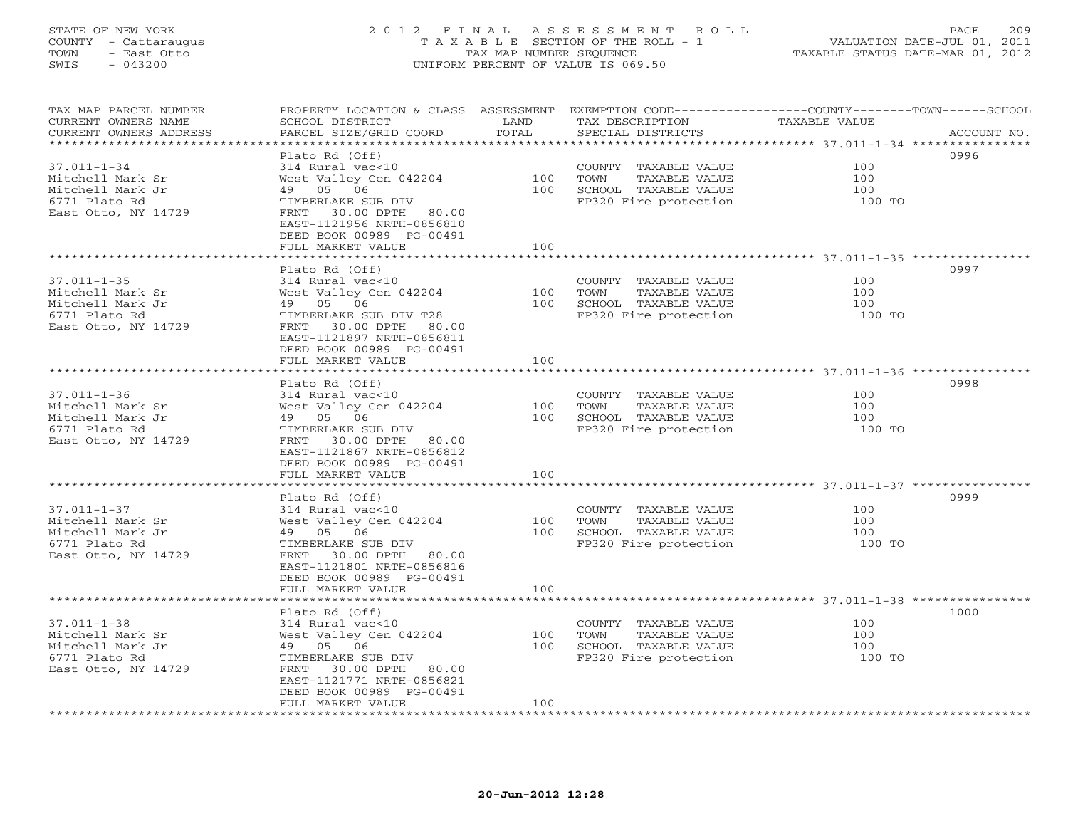STATE OF NEW YORK
COUNTY - Cattaraugus
TOWN - East Otto
SWIS - 043200

# 2012 FINAL ASSESSMENT ROLL

TAXABLE SECTION OF THE ROLL - 1
TAX MAP NUMBER SEQUENCE
UNIFORM PERCENT OF VALUE IS 069.50

VALUATION DATE-JUL 01, 2011
TAXABLE STATUS DATE-MAR 01, 2012

| TAX MAP PARCEL NUMBER / CURRENT OWNERS NAME / CURRENT OWNERS ADDRESS | PROPERTY LOCATION & CLASS / SCHOOL DISTRICT / PARCEL SIZE/GRID COORD | ASSESSMENT LAND | ASSESSMENT TOTAL | EXEMPTION CODE / TAX DESCRIPTION / SPECIAL DISTRICTS | TAXABLE VALUE (COUNTY / TOWN / SCHOOL) | ACCOUNT NO. |
|---|---|---|---|---|---|---|
| **37.011-1-34** | Plato Rd (Off) | | | | | 0996 |
| Mitchell Mark Sr | 314 Rural vac<10 | | | COUNTY TAXABLE VALUE | 100 | |
| Mitchell Mark Jr | West Valley Cen 042204 | 100 | | TOWN TAXABLE VALUE | 100 | |
| 6771 Plato Rd | 49 05 06 | | 100 | SCHOOL TAXABLE VALUE | 100 | |
| East Otto, NY 14729 | TIMBERLAKE SUB DIV | | | FP320 Fire protection | 100 TO | |
| | FRNT 30.00 DPTH 80.00 | | | | | |
| | EAST-1121956 NRTH-0856810 | | | | | |
| | DEED BOOK 00989 PG-00491 | | | | | |
| | FULL MARKET VALUE | | 100 | | | |
| **37.011-1-35** | Plato Rd (Off) | | | | | 0997 |
| Mitchell Mark Sr | 314 Rural vac<10 | | | COUNTY TAXABLE VALUE | 100 | |
| Mitchell Mark Jr | West Valley Cen 042204 | 100 | | TOWN TAXABLE VALUE | 100 | |
| 6771 Plato Rd | 49 05 06 | | 100 | SCHOOL TAXABLE VALUE | 100 | |
| East Otto, NY 14729 | TIMBERLAKE SUB DIV T28 | | | FP320 Fire protection | 100 TO | |
| | FRNT 30.00 DPTH 80.00 | | | | | |
| | EAST-1121897 NRTH-0856811 | | | | | |
| | DEED BOOK 00989 PG-00491 | | | | | |
| | FULL MARKET VALUE | | 100 | | | |
| **37.011-1-36** | Plato Rd (Off) | | | | | 0998 |
| Mitchell Mark Sr | 314 Rural vac<10 | | | COUNTY TAXABLE VALUE | 100 | |
| Mitchell Mark Jr | West Valley Cen 042204 | 100 | | TOWN TAXABLE VALUE | 100 | |
| 6771 Plato Rd | 49 05 06 | | 100 | SCHOOL TAXABLE VALUE | 100 | |
| East Otto, NY 14729 | TIMBERLAKE SUB DIV | | | FP320 Fire protection | 100 TO | |
| | FRNT 30.00 DPTH 80.00 | | | | | |
| | EAST-1121867 NRTH-0856812 | | | | | |
| | DEED BOOK 00989 PG-00491 | | | | | |
| | FULL MARKET VALUE | | 100 | | | |
| **37.011-1-37** | Plato Rd (Off) | | | | | 0999 |
| Mitchell Mark Sr | 314 Rural vac<10 | | | COUNTY TAXABLE VALUE | 100 | |
| Mitchell Mark Jr | West Valley Cen 042204 | 100 | | TOWN TAXABLE VALUE | 100 | |
| 6771 Plato Rd | 49 05 06 | | 100 | SCHOOL TAXABLE VALUE | 100 | |
| East Otto, NY 14729 | TIMBERLAKE SUB DIV | | | FP320 Fire protection | 100 TO | |
| | FRNT 30.00 DPTH 80.00 | | | | | |
| | EAST-1121801 NRTH-0856816 | | | | | |
| | DEED BOOK 00989 PG-00491 | | | | | |
| | FULL MARKET VALUE | | 100 | | | |
| **37.011-1-38** | Plato Rd (Off) | | | | | 1000 |
| Mitchell Mark Sr | 314 Rural vac<10 | | | COUNTY TAXABLE VALUE | 100 | |
| Mitchell Mark Jr | West Valley Cen 042204 | 100 | | TOWN TAXABLE VALUE | 100 | |
| 6771 Plato Rd | 49 05 06 | | 100 | SCHOOL TAXABLE VALUE | 100 | |
| East Otto, NY 14729 | TIMBERLAKE SUB DIV | | | FP320 Fire protection | 100 TO | |
| | FRNT 30.00 DPTH 80.00 | | | | | |
| | EAST-1121771 NRTH-0856821 | | | | | |
| | DEED BOOK 00989 PG-00491 | | | | | |
| | FULL MARKET VALUE | | 100 | | | |

20-Jun-2012 12:28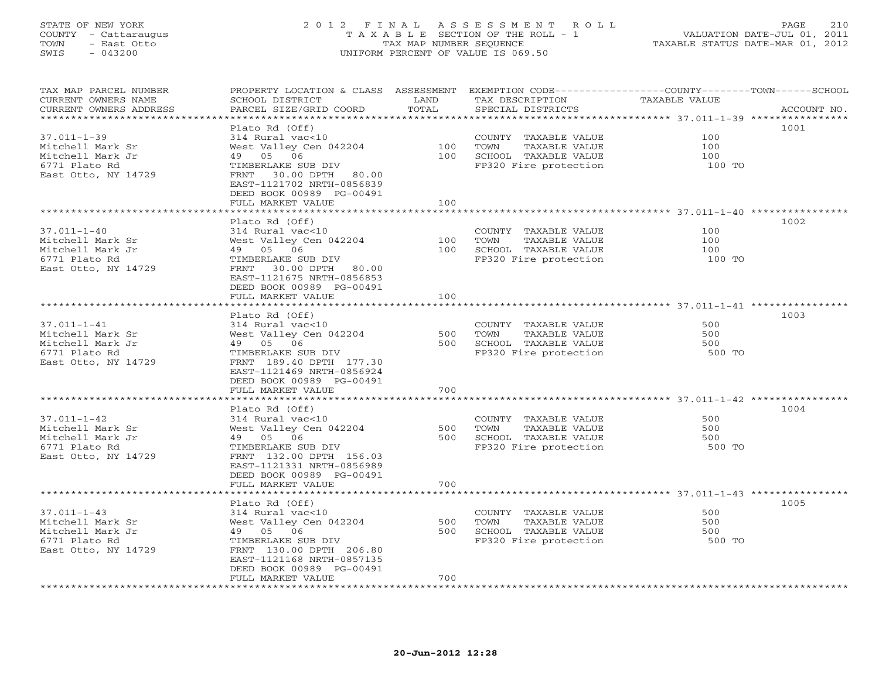STATE OF NEW YORK
COUNTY - Cattaraugus
TOWN - East Otto
SWIS - 043200

2012 FINAL ASSESSMENT ROLL
TAXABLE SECTION OF THE ROLL - 1
TAX MAP NUMBER SEQUENCE
UNIFORM PERCENT OF VALUE IS 069.50

VALUATION DATE-JUL 01, 2011
TAXABLE STATUS DATE-MAR 01, 2012

| TAX MAP PARCEL NUMBER / CURRENT OWNERS NAME / CURRENT OWNERS ADDRESS | PROPERTY LOCATION & CLASS / SCHOOL DISTRICT / PARCEL SIZE/GRID COORD | ASSESSMENT LAND | TOTAL | EXEMPTION CODE / TAX DESCRIPTION / SPECIAL DISTRICTS | TAXABLE VALUE (COUNTY / TOWN / SCHOOL) | ACCOUNT NO. |
|---|---|---|---|---|---|---|
| 37.011-1-39 | Plato Rd (Off) | | | | | 1001 |
| | 314 Rural vac<10 | | | COUNTY TAXABLE VALUE | 100 | |
| Mitchell Mark Sr | West Valley Cen 042204 | 100 | | TOWN TAXABLE VALUE | 100 | |
| Mitchell Mark Jr | 49 05 06 | | 100 | SCHOOL TAXABLE VALUE | 100 | |
| 6771 Plato Rd | TIMBERLAKE SUB DIV | | | FP320 Fire protection | 100 TO | |
| East Otto, NY 14729 | FRNT 30.00 DPTH 80.00 | | | | | |
| | EAST-1121702 NRTH-0856839 | | | | | |
| | DEED BOOK 00989 PG-00491 | | | | | |
| | FULL MARKET VALUE | | 100 | | | |
| 37.011-1-40 | Plato Rd (Off) | | | | | 1002 |
| | 314 Rural vac<10 | | | COUNTY TAXABLE VALUE | 100 | |
| Mitchell Mark Sr | West Valley Cen 042204 | 100 | | TOWN TAXABLE VALUE | 100 | |
| Mitchell Mark Jr | 49 05 06 | | 100 | SCHOOL TAXABLE VALUE | 100 | |
| 6771 Plato Rd | TIMBERLAKE SUB DIV | | | FP320 Fire protection | 100 TO | |
| East Otto, NY 14729 | FRNT 30.00 DPTH 80.00 | | | | | |
| | EAST-1121675 NRTH-0856853 | | | | | |
| | DEED BOOK 00989 PG-00491 | | | | | |
| | FULL MARKET VALUE | | 100 | | | |
| 37.011-1-41 | Plato Rd (Off) | | | | | 1003 |
| | 314 Rural vac<10 | | | COUNTY TAXABLE VALUE | 500 | |
| Mitchell Mark Sr | West Valley Cen 042204 | 500 | | TOWN TAXABLE VALUE | 500 | |
| Mitchell Mark Jr | 49 05 06 | | 500 | SCHOOL TAXABLE VALUE | 500 | |
| 6771 Plato Rd | TIMBERLAKE SUB DIV | | | FP320 Fire protection | 500 TO | |
| East Otto, NY 14729 | FRNT 189.40 DPTH 177.30 | | | | | |
| | EAST-1121469 NRTH-0856924 | | | | | |
| | DEED BOOK 00989 PG-00491 | | | | | |
| | FULL MARKET VALUE | | 700 | | | |
| 37.011-1-42 | Plato Rd (Off) | | | | | 1004 |
| | 314 Rural vac<10 | | | COUNTY TAXABLE VALUE | 500 | |
| Mitchell Mark Sr | West Valley Cen 042204 | 500 | | TOWN TAXABLE VALUE | 500 | |
| Mitchell Mark Jr | 49 05 06 | | 500 | SCHOOL TAXABLE VALUE | 500 | |
| 6771 Plato Rd | TIMBERLAKE SUB DIV | | | FP320 Fire protection | 500 TO | |
| East Otto, NY 14729 | FRNT 132.00 DPTH 156.03 | | | | | |
| | EAST-1121331 NRTH-0856989 | | | | | |
| | DEED BOOK 00989 PG-00491 | | | | | |
| | FULL MARKET VALUE | | 700 | | | |
| 37.011-1-43 | Plato Rd (Off) | | | | | 1005 |
| | 314 Rural vac<10 | | | COUNTY TAXABLE VALUE | 500 | |
| Mitchell Mark Sr | West Valley Cen 042204 | 500 | | TOWN TAXABLE VALUE | 500 | |
| Mitchell Mark Jr | 49 05 06 | | 500 | SCHOOL TAXABLE VALUE | 500 | |
| 6771 Plato Rd | TIMBERLAKE SUB DIV | | | FP320 Fire protection | 500 TO | |
| East Otto, NY 14729 | FRNT 130.00 DPTH 206.80 | | | | | |
| | EAST-1121168 NRTH-0857135 | | | | | |
| | DEED BOOK 00989 PG-00491 | | | | | |
| | FULL MARKET VALUE | | 700 | | | |

20-Jun-2012 12:28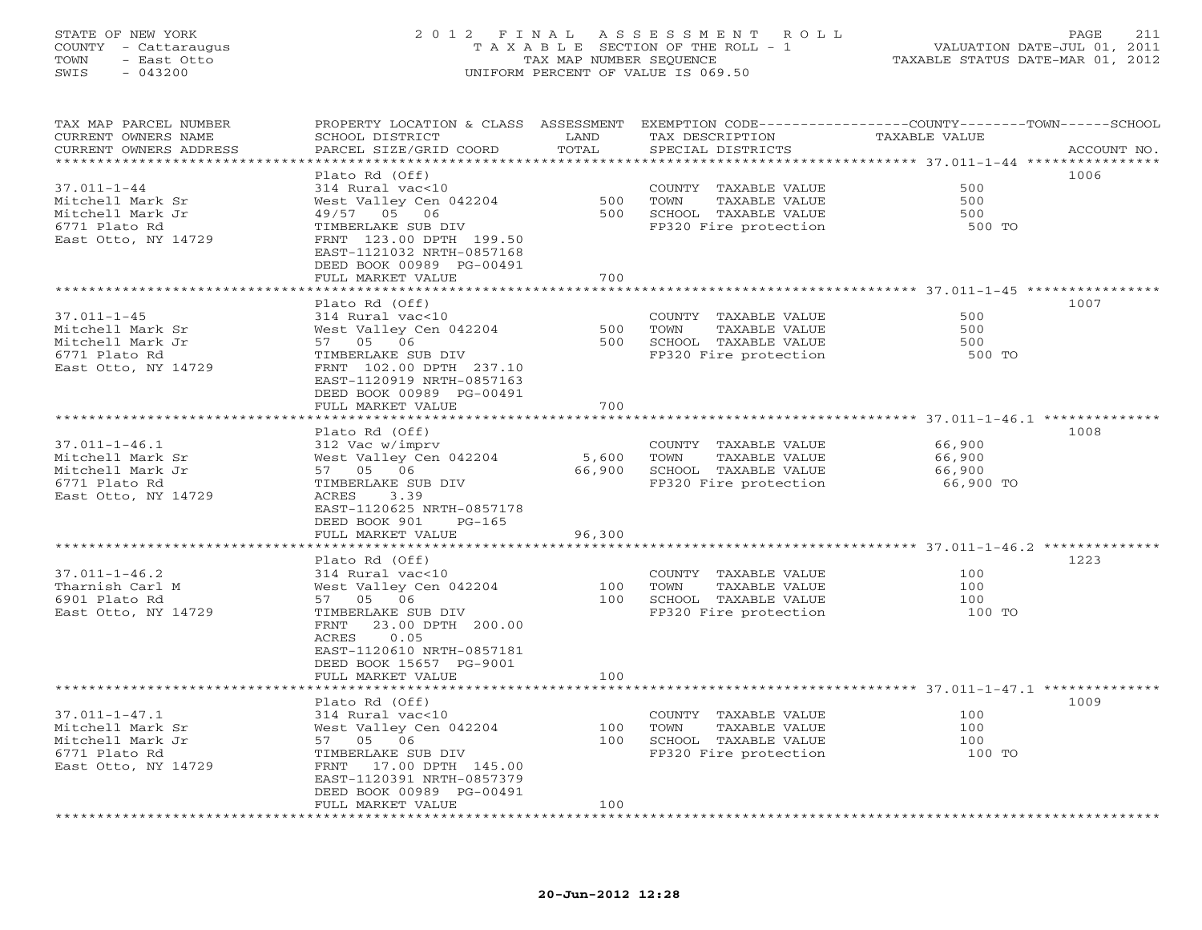STATE OF NEW YORK
COUNTY - Cattaraugus
TOWN - East Otto
SWIS - 043200

2 0 1 2 F I N A L A S S E S S M E N T R O L L
T A X A B L E SECTION OF THE ROLL - 1
TAX MAP NUMBER SEQUENCE
UNIFORM PERCENT OF VALUE IS 069.50

VALUATION DATE-JUL 01, 2011
TAXABLE STATUS DATE-MAR 01, 2012

| TAX MAP PARCEL NUMBER / CURRENT OWNERS NAME / CURRENT OWNERS ADDRESS | PROPERTY LOCATION & CLASS / SCHOOL DISTRICT / PARCEL SIZE/GRID COORD | ASSESSMENT LAND / TOTAL | EXEMPTION CODE / TAX DESCRIPTION / SPECIAL DISTRICTS | COUNTY--------TOWN------SCHOOL TAXABLE VALUE | ACCOUNT NO. |
|---|---|---|---|---|---|
| **37.011-1-44** | Plato Rd (Off) | | | | 1006 |
| Mitchell Mark Sr | 314 Rural vac<10 | | COUNTY TAXABLE VALUE | 500 | |
| Mitchell Mark Jr | West Valley Cen 042204 | 500 | TOWN TAXABLE VALUE | 500 | |
| 6771 Plato Rd | 49/57 05 06 | 500 | SCHOOL TAXABLE VALUE | 500 | |
| East Otto, NY 14729 | TIMBERLAKE SUB DIV | | FP320 Fire protection | 500 TO | |
| | FRNT 123.00 DPTH 199.50 | | | | |
| | EAST-1121032 NRTH-0857168 | | | | |
| | DEED BOOK 00989 PG-00491 | | | | |
| | FULL MARKET VALUE | 700 | | | |
| **37.011-1-45** | Plato Rd (Off) | | | | 1007 |
| Mitchell Mark Sr | 314 Rural vac<10 | | COUNTY TAXABLE VALUE | 500 | |
| Mitchell Mark Jr | West Valley Cen 042204 | 500 | TOWN TAXABLE VALUE | 500 | |
| 6771 Plato Rd | 57 05 06 | 500 | SCHOOL TAXABLE VALUE | 500 | |
| East Otto, NY 14729 | TIMBERLAKE SUB DIV | | FP320 Fire protection | 500 TO | |
| | FRNT 102.00 DPTH 237.10 | | | | |
| | EAST-1120919 NRTH-0857163 | | | | |
| | DEED BOOK 00989 PG-00491 | | | | |
| | FULL MARKET VALUE | 700 | | | |
| **37.011-1-46.1** | Plato Rd (Off) | | | | 1008 |
| Mitchell Mark Sr | 312 Vac w/imprv | | COUNTY TAXABLE VALUE | 66,900 | |
| Mitchell Mark Jr | West Valley Cen 042204 | 5,600 | TOWN TAXABLE VALUE | 66,900 | |
| 6771 Plato Rd | 57 05 06 | 66,900 | SCHOOL TAXABLE VALUE | 66,900 | |
| East Otto, NY 14729 | TIMBERLAKE SUB DIV | | FP320 Fire protection | 66,900 TO | |
| | ACRES 3.39 | | | | |
| | EAST-1120625 NRTH-0857178 | | | | |
| | DEED BOOK 901 PG-165 | | | | |
| | FULL MARKET VALUE | 96,300 | | | |
| **37.011-1-46.2** | Plato Rd (Off) | | | | 1223 |
| Tharnish Carl M | 314 Rural vac<10 | | COUNTY TAXABLE VALUE | 100 | |
| 6901 Plato Rd | West Valley Cen 042204 | 100 | TOWN TAXABLE VALUE | 100 | |
| East Otto, NY 14729 | 57 05 06 | 100 | SCHOOL TAXABLE VALUE | 100 | |
| | TIMBERLAKE SUB DIV | | FP320 Fire protection | 100 TO | |
| | FRNT 23.00 DPTH 200.00 | | | | |
| | ACRES 0.05 | | | | |
| | EAST-1120610 NRTH-0857181 | | | | |
| | DEED BOOK 15657 PG-9001 | | | | |
| | FULL MARKET VALUE | 100 | | | |
| **37.011-1-47.1** | Plato Rd (Off) | | | | 1009 |
| Mitchell Mark Sr | 314 Rural vac<10 | | COUNTY TAXABLE VALUE | 100 | |
| Mitchell Mark Jr | West Valley Cen 042204 | 100 | TOWN TAXABLE VALUE | 100 | |
| 6771 Plato Rd | 57 05 06 | 100 | SCHOOL TAXABLE VALUE | 100 | |
| East Otto, NY 14729 | TIMBERLAKE SUB DIV | | FP320 Fire protection | 100 TO | |
| | FRNT 17.00 DPTH 145.00 | | | | |
| | EAST-1120391 NRTH-0857379 | | | | |
| | DEED BOOK 00989 PG-00491 | | | | |
| | FULL MARKET VALUE | 100 | | | |

20-Jun-2012 12:28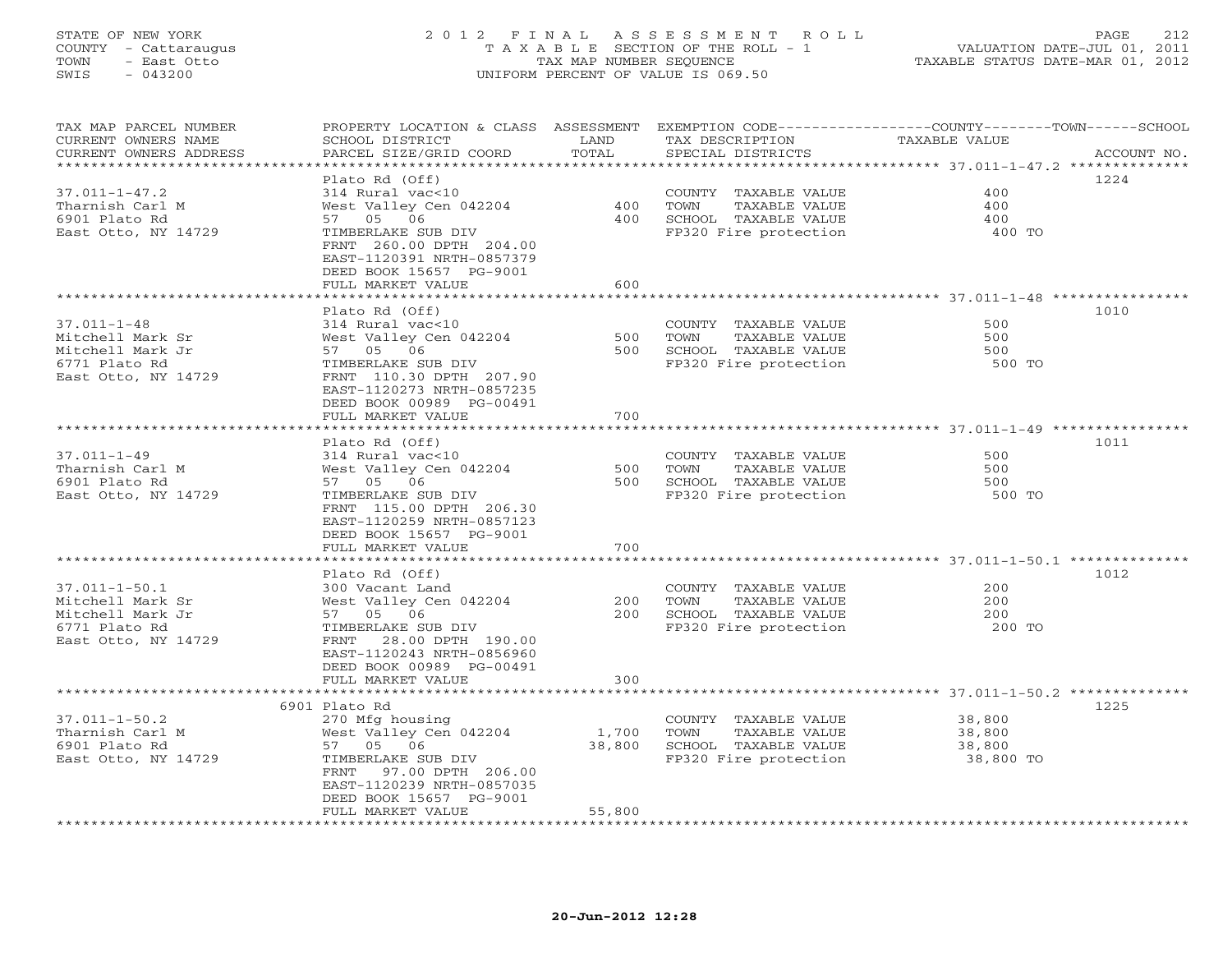STATE OF NEW YORK
COUNTY - Cattaraugus
TOWN - East Otto
SWIS - 043200

# 2012 FINAL ASSESSMENT ROLL
TAXABLE SECTION OF THE ROLL - 1
TAX MAP NUMBER SEQUENCE
UNIFORM PERCENT OF VALUE IS 069.50

VALUATION DATE-JUL 01, 2011
TAXABLE STATUS DATE-MAR 01, 2012

| TAX MAP PARCEL NUMBER / CURRENT OWNERS NAME / CURRENT OWNERS ADDRESS | PROPERTY LOCATION & CLASS / SCHOOL DISTRICT / PARCEL SIZE/GRID COORD | ASSESSMENT LAND | TOTAL | EXEMPTION CODE / TAX DESCRIPTION / SPECIAL DISTRICTS | TAXABLE VALUE (COUNTY/TOWN/SCHOOL) | ACCOUNT NO. |
|---|---|---|---|---|---|---|
| | Plato Rd (Off) | | | | | 1224 |
| 37.011-1-47.2 | 314 Rural vac<10 | | | COUNTY TAXABLE VALUE | 400 | |
| Tharnish Carl M | West Valley Cen 042204 | 400 | | TOWN TAXABLE VALUE | 400 | |
| 6901 Plato Rd | 57 05 06 | | 400 | SCHOOL TAXABLE VALUE | 400 | |
| East Otto, NY 14729 | TIMBERLAKE SUB DIV | | | FP320 Fire protection | 400 TO | |
| | FRNT 260.00 DPTH 204.00 | | | | | |
| | EAST-1120391 NRTH-0857379 | | | | | |
| | DEED BOOK 15657 PG-9001 | | | | | |
| | FULL MARKET VALUE | | 600 | | | |
| | Plato Rd (Off) | | | | | 1010 |
| 37.011-1-48 | 314 Rural vac<10 | | | COUNTY TAXABLE VALUE | 500 | |
| Mitchell Mark Sr | West Valley Cen 042204 | 500 | | TOWN TAXABLE VALUE | 500 | |
| Mitchell Mark Jr | 57 05 06 | | 500 | SCHOOL TAXABLE VALUE | 500 | |
| 6771 Plato Rd | TIMBERLAKE SUB DIV | | | FP320 Fire protection | 500 TO | |
| East Otto, NY 14729 | FRNT 110.30 DPTH 207.90 | | | | | |
| | EAST-1120273 NRTH-0857235 | | | | | |
| | DEED BOOK 00989 PG-00491 | | | | | |
| | FULL MARKET VALUE | | 700 | | | |
| | Plato Rd (Off) | | | | | 1011 |
| 37.011-1-49 | 314 Rural vac<10 | | | COUNTY TAXABLE VALUE | 500 | |
| Tharnish Carl M | West Valley Cen 042204 | 500 | | TOWN TAXABLE VALUE | 500 | |
| 6901 Plato Rd | 57 05 06 | | 500 | SCHOOL TAXABLE VALUE | 500 | |
| East Otto, NY 14729 | TIMBERLAKE SUB DIV | | | FP320 Fire protection | 500 TO | |
| | FRNT 115.00 DPTH 206.30 | | | | | |
| | EAST-1120259 NRTH-0857123 | | | | | |
| | DEED BOOK 15657 PG-9001 | | | | | |
| | FULL MARKET VALUE | | 700 | | | |
| | Plato Rd (Off) | | | | | 1012 |
| 37.011-1-50.1 | 300 Vacant Land | | | COUNTY TAXABLE VALUE | 200 | |
| Mitchell Mark Sr | West Valley Cen 042204 | 200 | | TOWN TAXABLE VALUE | 200 | |
| Mitchell Mark Jr | 57 05 06 | | 200 | SCHOOL TAXABLE VALUE | 200 | |
| 6771 Plato Rd | TIMBERLAKE SUB DIV | | | FP320 Fire protection | 200 TO | |
| East Otto, NY 14729 | FRNT 28.00 DPTH 190.00 | | | | | |
| | EAST-1120243 NRTH-0856960 | | | | | |
| | DEED BOOK 00989 PG-00491 | | | | | |
| | FULL MARKET VALUE | | 300 | | | |
| | 6901 Plato Rd | | | | | 1225 |
| 37.011-1-50.2 | 270 Mfg housing | | | COUNTY TAXABLE VALUE | 38,800 | |
| Tharnish Carl M | West Valley Cen 042204 | 1,700 | | TOWN TAXABLE VALUE | 38,800 | |
| 6901 Plato Rd | 57 05 06 | | 38,800 | SCHOOL TAXABLE VALUE | 38,800 | |
| East Otto, NY 14729 | TIMBERLAKE SUB DIV | | | FP320 Fire protection | 38,800 TO | |
| | FRNT 97.00 DPTH 206.00 | | | | | |
| | EAST-1120239 NRTH-0857035 | | | | | |
| | DEED BOOK 15657 PG-9001 | | | | | |
| | FULL MARKET VALUE | | 55,800 | | | |

20-Jun-2012 12:28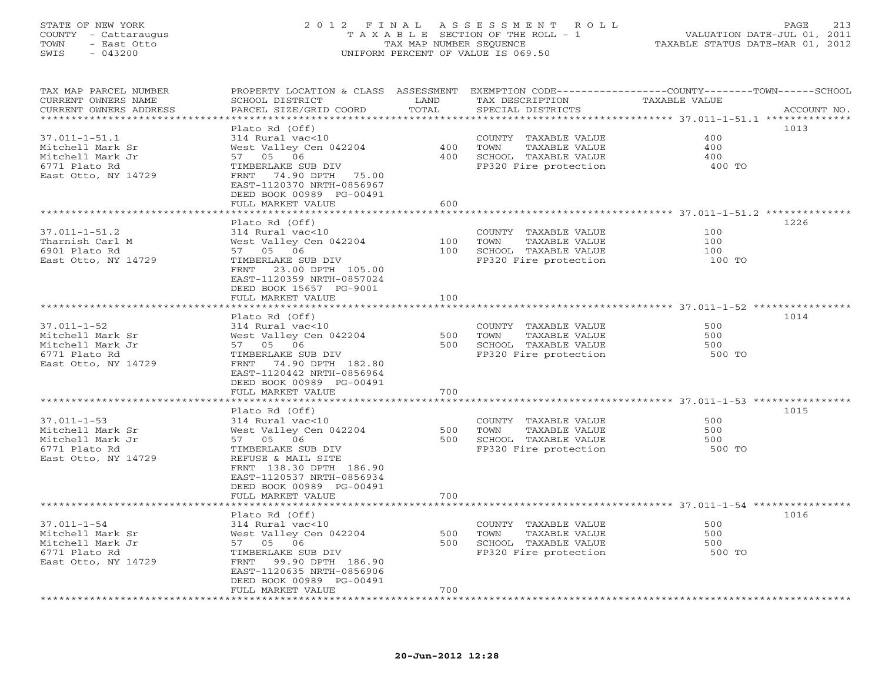STATE OF NEW YORK
COUNTY - Cattaraugus
TOWN - East Otto
SWIS - 043200

2012 FINAL ASSESSMENT ROLL
TAXABLE SECTION OF THE ROLL - 1
TAX MAP NUMBER SEQUENCE
UNIFORM PERCENT OF VALUE IS 069.50

VALUATION DATE-JUL 01, 2011
TAXABLE STATUS DATE-MAR 01, 2012

| TAX MAP PARCEL NUMBER / CURRENT OWNERS NAME / CURRENT OWNERS ADDRESS | PROPERTY LOCATION & CLASS / SCHOOL DISTRICT / PARCEL SIZE/GRID COORD | ASSESSMENT LAND / TOTAL | EXEMPTION CODE / TAX DESCRIPTION / SPECIAL DISTRICTS | COUNTY / TOWN / SCHOOL TAXABLE VALUE | ACCOUNT NO. |
|---|---|---|---|---|---|
| 37.011-1-51.1 | Plato Rd (Off) | | | | 1013 |
| Mitchell Mark Sr | 314 Rural vac<10 | | COUNTY TAXABLE VALUE | 400 | |
| Mitchell Mark Jr | West Valley Cen 042204 | 400 | TOWN TAXABLE VALUE | 400 | |
| 6771 Plato Rd | 57 05 06 | 400 | SCHOOL TAXABLE VALUE | 400 | |
| East Otto, NY 14729 | TIMBERLAKE SUB DIV | | FP320 Fire protection | 400 TO | |
| | FRNT 74.90 DPTH 75.00 | | | | |
| | EAST-1120370 NRTH-0856967 | | | | |
| | DEED BOOK 00989 PG-00491 | | | | |
| | FULL MARKET VALUE | 600 | | | |
| 37.011-1-51.2 | Plato Rd (Off) | | | | 1226 |
| Tharnish Carl M | 314 Rural vac<10 | | COUNTY TAXABLE VALUE | 100 | |
| 6901 Plato Rd | West Valley Cen 042204 | 100 | TOWN TAXABLE VALUE | 100 | |
| East Otto, NY 14729 | 57 05 06 | 100 | SCHOOL TAXABLE VALUE | 100 | |
| | TIMBERLAKE SUB DIV | | FP320 Fire protection | 100 TO | |
| | FRNT 23.00 DPTH 105.00 | | | | |
| | EAST-1120359 NRTH-0857024 | | | | |
| | DEED BOOK 15657 PG-9001 | | | | |
| | FULL MARKET VALUE | 100 | | | |
| 37.011-1-52 | Plato Rd (Off) | | | | 1014 |
| Mitchell Mark Sr | 314 Rural vac<10 | | COUNTY TAXABLE VALUE | 500 | |
| Mitchell Mark Jr | West Valley Cen 042204 | 500 | TOWN TAXABLE VALUE | 500 | |
| 6771 Plato Rd | 57 05 06 | 500 | SCHOOL TAXABLE VALUE | 500 | |
| East Otto, NY 14729 | TIMBERLAKE SUB DIV | | FP320 Fire protection | 500 TO | |
| | FRNT 74.90 DPTH 182.80 | | | | |
| | EAST-1120442 NRTH-0856964 | | | | |
| | DEED BOOK 00989 PG-00491 | | | | |
| | FULL MARKET VALUE | 700 | | | |
| 37.011-1-53 | Plato Rd (Off) | | | | 1015 |
| Mitchell Mark Sr | 314 Rural vac<10 | | COUNTY TAXABLE VALUE | 500 | |
| Mitchell Mark Jr | West Valley Cen 042204 | 500 | TOWN TAXABLE VALUE | 500 | |
| 6771 Plato Rd | 57 05 06 | 500 | SCHOOL TAXABLE VALUE | 500 | |
| East Otto, NY 14729 | TIMBERLAKE SUB DIV | | FP320 Fire protection | 500 TO | |
| | REFUSE & MAIL SITE | | | | |
| | FRNT 138.30 DPTH 186.90 | | | | |
| | EAST-1120537 NRTH-0856934 | | | | |
| | DEED BOOK 00989 PG-00491 | | | | |
| | FULL MARKET VALUE | 700 | | | |
| 37.011-1-54 | Plato Rd (Off) | | | | 1016 |
| Mitchell Mark Sr | 314 Rural vac<10 | | COUNTY TAXABLE VALUE | 500 | |
| Mitchell Mark Jr | West Valley Cen 042204 | 500 | TOWN TAXABLE VALUE | 500 | |
| 6771 Plato Rd | 57 05 06 | 500 | SCHOOL TAXABLE VALUE | 500 | |
| East Otto, NY 14729 | TIMBERLAKE SUB DIV | | FP320 Fire protection | 500 TO | |
| | FRNT 99.90 DPTH 186.90 | | | | |
| | EAST-1120635 NRTH-0856906 | | | | |
| | DEED BOOK 00989 PG-00491 | | | | |
| | FULL MARKET VALUE | 700 | | | |

20-Jun-2012 12:28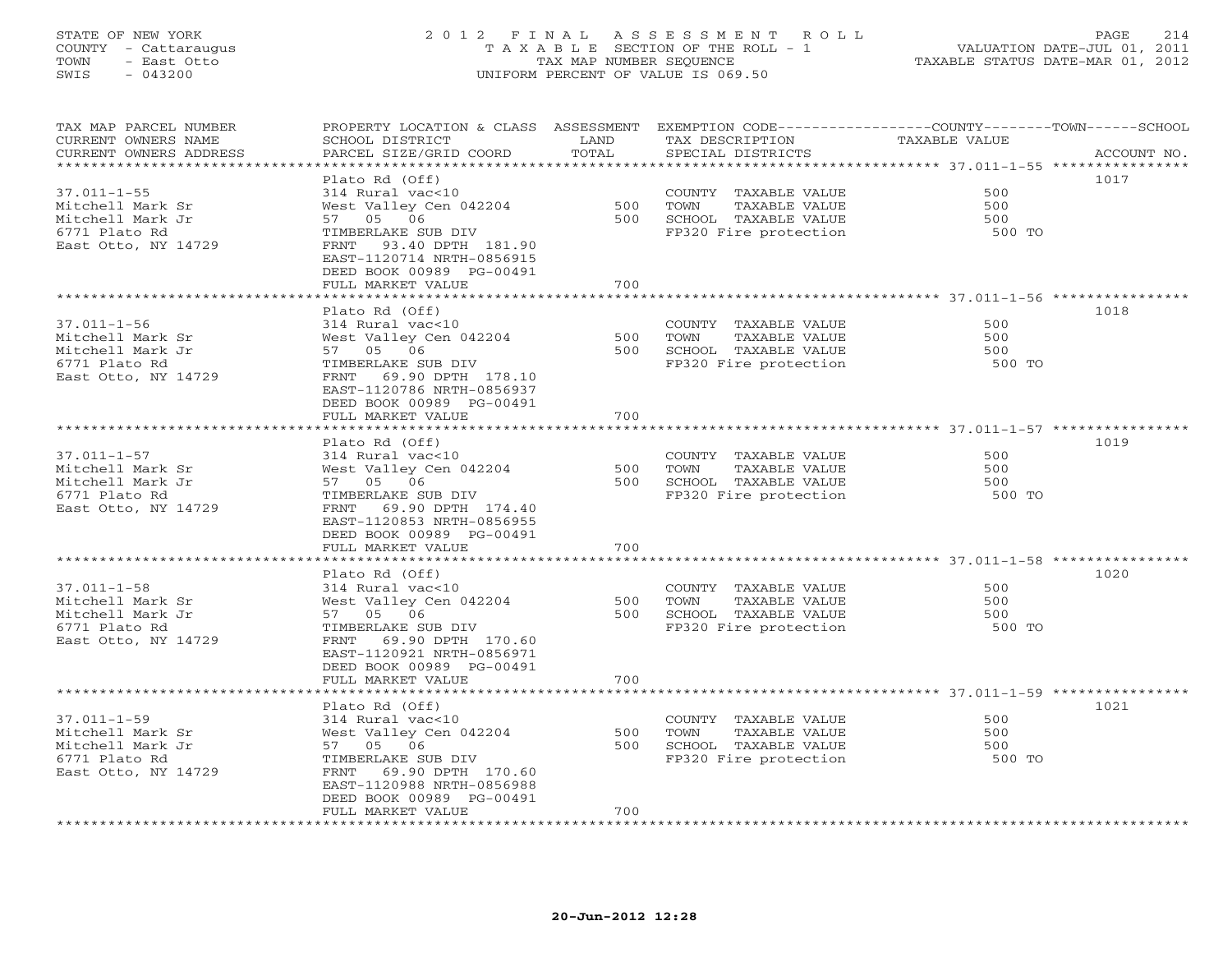STATE OF NEW YORK
COUNTY - Cattaraugus
TOWN - East Otto
SWIS - 043200

# 2012 FINAL ASSESSMENT ROLL

TAXABLE SECTION OF THE ROLL - 1
TAX MAP NUMBER SEQUENCE
UNIFORM PERCENT OF VALUE IS 069.50

VALUATION DATE-JUL 01, 2011
TAXABLE STATUS DATE-MAR 01, 2012

| TAX MAP PARCEL NUMBER / CURRENT OWNERS NAME / CURRENT OWNERS ADDRESS | PROPERTY LOCATION & CLASS / SCHOOL DISTRICT / PARCEL SIZE/GRID COORD | ASSESSMENT LAND / TOTAL | EXEMPTION CODE / TAX DESCRIPTION / SPECIAL DISTRICTS | COUNTY--------TOWN------SCHOOL TAXABLE VALUE | ACCOUNT NO. |
|---|---|---|---|---|---|
| **37.011-1-55** | Plato Rd (Off) | | | | 1017 |
| 37.011-1-55 | 314 Rural vac<10 | | COUNTY TAXABLE VALUE | 500 | |
| Mitchell Mark Sr | West Valley Cen 042204 | 500 | TOWN TAXABLE VALUE | 500 | |
| Mitchell Mark Jr | 57 05 06 | 500 | SCHOOL TAXABLE VALUE | 500 | |
| 6771 Plato Rd | TIMBERLAKE SUB DIV | | FP320 Fire protection | 500 TO | |
| East Otto, NY 14729 | FRNT 93.40 DPTH 181.90 | | | | |
| | EAST-1120714 NRTH-0856915 | | | | |
| | DEED BOOK 00989 PG-00491 | | | | |
| | FULL MARKET VALUE | 700 | | | |
| **37.011-1-56** | Plato Rd (Off) | | | | 1018 |
| 37.011-1-56 | 314 Rural vac<10 | | COUNTY TAXABLE VALUE | 500 | |
| Mitchell Mark Sr | West Valley Cen 042204 | 500 | TOWN TAXABLE VALUE | 500 | |
| Mitchell Mark Jr | 57 05 06 | 500 | SCHOOL TAXABLE VALUE | 500 | |
| 6771 Plato Rd | TIMBERLAKE SUB DIV | | FP320 Fire protection | 500 TO | |
| East Otto, NY 14729 | FRNT 69.90 DPTH 178.10 | | | | |
| | EAST-1120786 NRTH-0856937 | | | | |
| | DEED BOOK 00989 PG-00491 | | | | |
| | FULL MARKET VALUE | 700 | | | |
| **37.011-1-57** | Plato Rd (Off) | | | | 1019 |
| 37.011-1-57 | 314 Rural vac<10 | | COUNTY TAXABLE VALUE | 500 | |
| Mitchell Mark Sr | West Valley Cen 042204 | 500 | TOWN TAXABLE VALUE | 500 | |
| Mitchell Mark Jr | 57 05 06 | 500 | SCHOOL TAXABLE VALUE | 500 | |
| 6771 Plato Rd | TIMBERLAKE SUB DIV | | FP320 Fire protection | 500 TO | |
| East Otto, NY 14729 | FRNT 69.90 DPTH 174.40 | | | | |
| | EAST-1120853 NRTH-0856955 | | | | |
| | DEED BOOK 00989 PG-00491 | | | | |
| | FULL MARKET VALUE | 700 | | | |
| **37.011-1-58** | Plato Rd (Off) | | | | 1020 |
| 37.011-1-58 | 314 Rural vac<10 | | COUNTY TAXABLE VALUE | 500 | |
| Mitchell Mark Sr | West Valley Cen 042204 | 500 | TOWN TAXABLE VALUE | 500 | |
| Mitchell Mark Jr | 57 05 06 | 500 | SCHOOL TAXABLE VALUE | 500 | |
| 6771 Plato Rd | TIMBERLAKE SUB DIV | | FP320 Fire protection | 500 TO | |
| East Otto, NY 14729 | FRNT 69.90 DPTH 170.60 | | | | |
| | EAST-1120921 NRTH-0856971 | | | | |
| | DEED BOOK 00989 PG-00491 | | | | |
| | FULL MARKET VALUE | 700 | | | |
| **37.011-1-59** | Plato Rd (Off) | | | | 1021 |
| 37.011-1-59 | 314 Rural vac<10 | | COUNTY TAXABLE VALUE | 500 | |
| Mitchell Mark Sr | West Valley Cen 042204 | 500 | TOWN TAXABLE VALUE | 500 | |
| Mitchell Mark Jr | 57 05 06 | 500 | SCHOOL TAXABLE VALUE | 500 | |
| 6771 Plato Rd | TIMBERLAKE SUB DIV | | FP320 Fire protection | 500 TO | |
| East Otto, NY 14729 | FRNT 69.90 DPTH 170.60 | | | | |
| | EAST-1120988 NRTH-0856988 | | | | |
| | DEED BOOK 00989 PG-00491 | | | | |
| | FULL MARKET VALUE | 700 | | | |

20-Jun-2012 12:28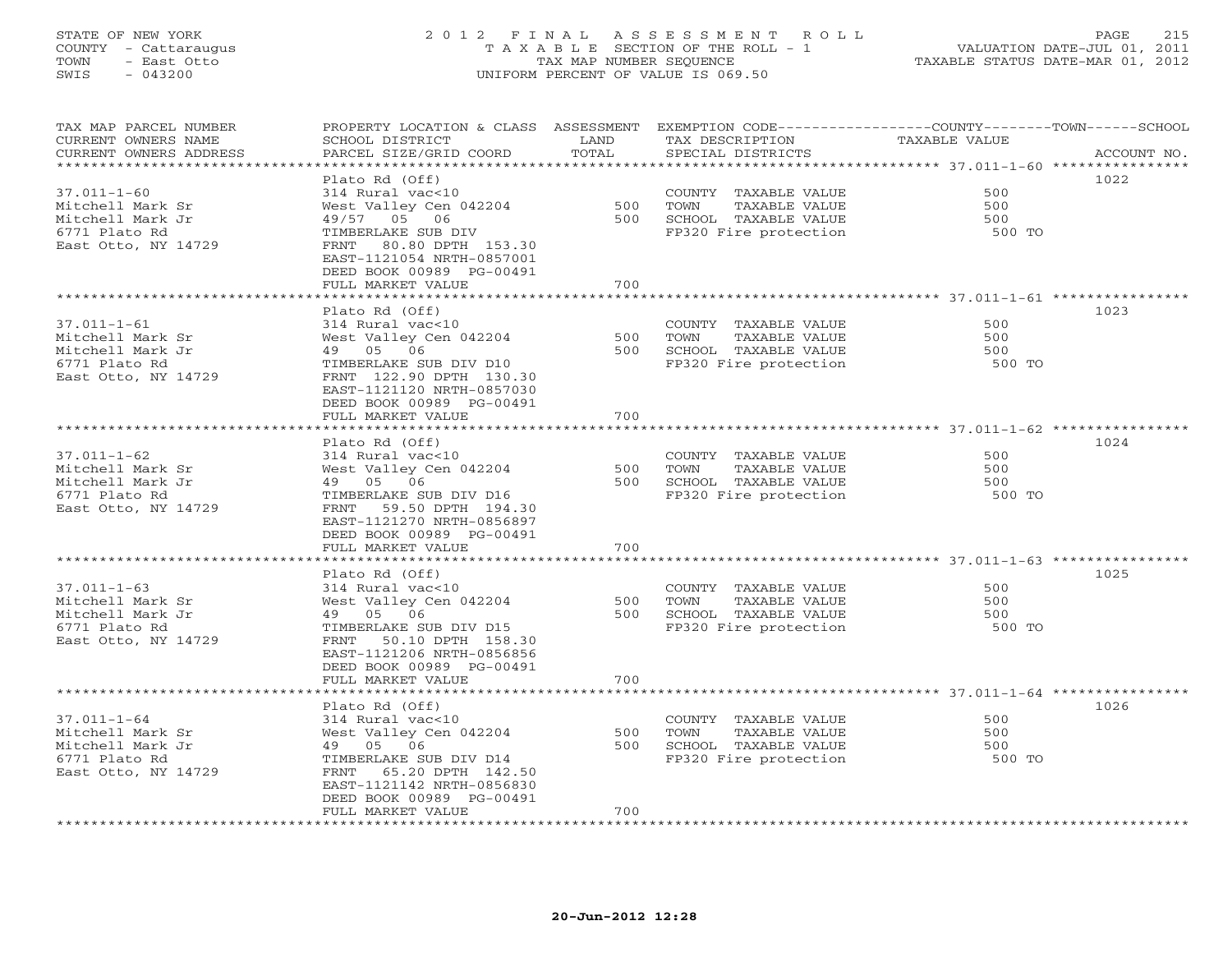STATE OF NEW YORK
COUNTY - Cattaraugus
TOWN - East Otto
SWIS - 043200

2 0 1 2 F I N A L A S S E S S M E N T R O L L
T A X A B L E SECTION OF THE ROLL - 1
TAX MAP NUMBER SEQUENCE
UNIFORM PERCENT OF VALUE IS 069.50

VALUATION DATE-JUL 01, 2011
TAXABLE STATUS DATE-MAR 01, 2012

| TAX MAP PARCEL NUMBER / CURRENT OWNERS NAME / CURRENT OWNERS ADDRESS | PROPERTY LOCATION & CLASS / SCHOOL DISTRICT / PARCEL SIZE/GRID COORD | ASSESSMENT LAND / TOTAL | EXEMPTION CODE / TAX DESCRIPTION / SPECIAL DISTRICTS | COUNTY / TOWN / SCHOOL TAXABLE VALUE | ACCOUNT NO. |
|---|---|---|---|---|---|
| 37.011-1-60<br>Mitchell Mark Sr<br>Mitchell Mark Jr<br>6771 Plato Rd<br>East Otto, NY 14729 | Plato Rd (Off)<br>314 Rural vac<10<br>West Valley Cen 042204<br>49/57 05 06<br>TIMBERLAKE SUB DIV<br>FRNT 80.80 DPTH 153.30<br>EAST-1121054 NRTH-0857001<br>DEED BOOK 00989 PG-00491<br>FULL MARKET VALUE | 500<br>500<br><br><br><br><br><br><br>700 | COUNTY TAXABLE VALUE<br>TOWN TAXABLE VALUE<br>SCHOOL TAXABLE VALUE<br>FP320 Fire protection | 500<br>500<br>500<br>500 TO | 1022 |
| 37.011-1-61<br>Mitchell Mark Sr<br>Mitchell Mark Jr<br>6771 Plato Rd<br>East Otto, NY 14729 | Plato Rd (Off)<br>314 Rural vac<10<br>West Valley Cen 042204<br>49 05 06<br>TIMBERLAKE SUB DIV D10<br>FRNT 122.90 DPTH 130.30<br>EAST-1121120 NRTH-0857030<br>DEED BOOK 00989 PG-00491<br>FULL MARKET VALUE | 500<br>500<br><br><br><br><br><br><br>700 | COUNTY TAXABLE VALUE<br>TOWN TAXABLE VALUE<br>SCHOOL TAXABLE VALUE<br>FP320 Fire protection | 500<br>500<br>500<br>500 TO | 1023 |
| 37.011-1-62<br>Mitchell Mark Sr<br>Mitchell Mark Jr<br>6771 Plato Rd<br>East Otto, NY 14729 | Plato Rd (Off)<br>314 Rural vac<10<br>West Valley Cen 042204<br>49 05 06<br>TIMBERLAKE SUB DIV D16<br>FRNT 59.50 DPTH 194.30<br>EAST-1121270 NRTH-0856897<br>DEED BOOK 00989 PG-00491<br>FULL MARKET VALUE | 500<br>500<br><br><br><br><br><br><br>700 | COUNTY TAXABLE VALUE<br>TOWN TAXABLE VALUE<br>SCHOOL TAXABLE VALUE<br>FP320 Fire protection | 500<br>500<br>500<br>500 TO | 1024 |
| 37.011-1-63<br>Mitchell Mark Sr<br>Mitchell Mark Jr<br>6771 Plato Rd<br>East Otto, NY 14729 | Plato Rd (Off)<br>314 Rural vac<10<br>West Valley Cen 042204<br>49 05 06<br>TIMBERLAKE SUB DIV D15<br>FRNT 50.10 DPTH 158.30<br>EAST-1121206 NRTH-0856856<br>DEED BOOK 00989 PG-00491<br>FULL MARKET VALUE | 500<br>500<br><br><br><br><br><br><br>700 | COUNTY TAXABLE VALUE<br>TOWN TAXABLE VALUE<br>SCHOOL TAXABLE VALUE<br>FP320 Fire protection | 500<br>500<br>500<br>500 TO | 1025 |
| 37.011-1-64<br>Mitchell Mark Sr<br>Mitchell Mark Jr<br>6771 Plato Rd<br>East Otto, NY 14729 | Plato Rd (Off)<br>314 Rural vac<10<br>West Valley Cen 042204<br>49 05 06<br>TIMBERLAKE SUB DIV D14<br>FRNT 65.20 DPTH 142.50<br>EAST-1121142 NRTH-0856830<br>DEED BOOK 00989 PG-00491<br>FULL MARKET VALUE | 500<br>500<br><br><br><br><br><br><br>700 | COUNTY TAXABLE VALUE<br>TOWN TAXABLE VALUE<br>SCHOOL TAXABLE VALUE<br>FP320 Fire protection | 500<br>500<br>500<br>500 TO | 1026 |

20-Jun-2012 12:28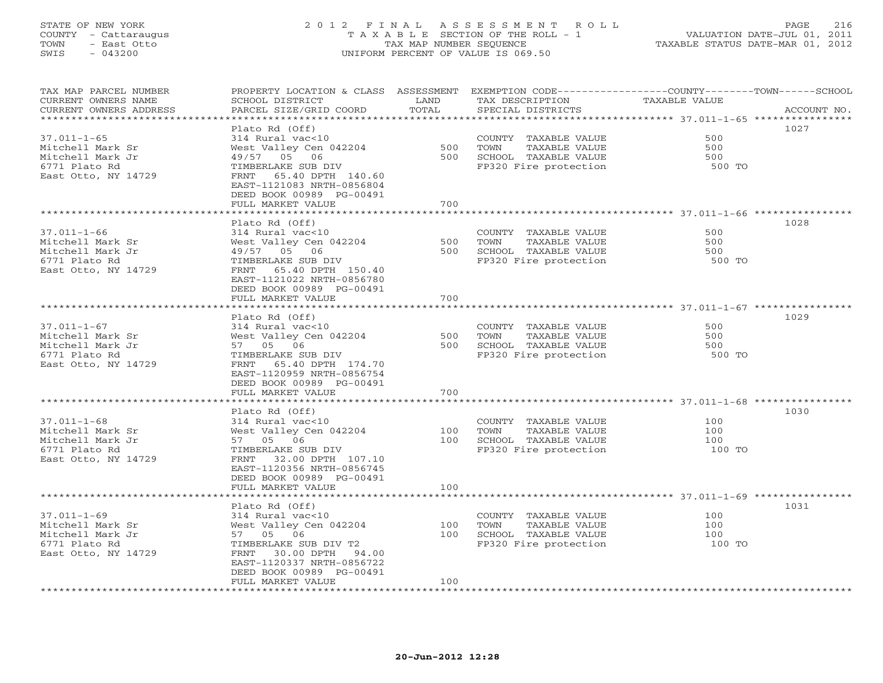STATE OF NEW YORK
COUNTY - Cattaraugus
TOWN - East Otto
SWIS - 043200

# 2012 FINAL ASSESSMENT ROLL

TAXABLE SECTION OF THE ROLL - 1
TAX MAP NUMBER SEQUENCE
UNIFORM PERCENT OF VALUE IS 069.50

VALUATION DATE-JUL 01, 2011
TAXABLE STATUS DATE-MAR 01, 2012

| TAX MAP PARCEL NUMBER / CURRENT OWNERS NAME / CURRENT OWNERS ADDRESS | PROPERTY LOCATION & CLASS / SCHOOL DISTRICT / PARCEL SIZE/GRID COORD | ASSESSMENT LAND / TOTAL | EXEMPTION CODE / TAX DESCRIPTION / SPECIAL DISTRICTS | TAXABLE VALUE (COUNTY / TOWN / SCHOOL) | ACCOUNT NO. |
|---|---|---|---|---|---|
| 37.011-1-65 | Plato Rd (Off) | | | | 1027 |
| Mitchell Mark Sr | 314 Rural vac<10 | | COUNTY TAXABLE VALUE | 500 | |
| Mitchell Mark Jr | West Valley Cen 042204 | 500 | TOWN TAXABLE VALUE | 500 | |
| 6771 Plato Rd | 49/57 05 06 | 500 | SCHOOL TAXABLE VALUE | 500 | |
| East Otto, NY 14729 | TIMBERLAKE SUB DIV | | FP320 Fire protection | 500 TO | |
| | FRNT 65.40 DPTH 140.60 | | | | |
| | EAST-1121083 NRTH-0856804 | | | | |
| | DEED BOOK 00989 PG-00491 | | | | |
| | FULL MARKET VALUE | 700 | | | |
| 37.011-1-66 | Plato Rd (Off) | | | | 1028 |
| Mitchell Mark Sr | 314 Rural vac<10 | | COUNTY TAXABLE VALUE | 500 | |
| Mitchell Mark Jr | West Valley Cen 042204 | 500 | TOWN TAXABLE VALUE | 500 | |
| 6771 Plato Rd | 49/57 05 06 | 500 | SCHOOL TAXABLE VALUE | 500 | |
| East Otto, NY 14729 | TIMBERLAKE SUB DIV | | FP320 Fire protection | 500 TO | |
| | FRNT 65.40 DPTH 150.40 | | | | |
| | EAST-1121022 NRTH-0856780 | | | | |
| | DEED BOOK 00989 PG-00491 | | | | |
| | FULL MARKET VALUE | 700 | | | |
| 37.011-1-67 | Plato Rd (Off) | | | | 1029 |
| Mitchell Mark Sr | 314 Rural vac<10 | | COUNTY TAXABLE VALUE | 500 | |
| Mitchell Mark Jr | West Valley Cen 042204 | 500 | TOWN TAXABLE VALUE | 500 | |
| 6771 Plato Rd | 57 05 06 | 500 | SCHOOL TAXABLE VALUE | 500 | |
| East Otto, NY 14729 | TIMBERLAKE SUB DIV | | FP320 Fire protection | 500 TO | |
| | FRNT 65.40 DPTH 174.70 | | | | |
| | EAST-1120959 NRTH-0856754 | | | | |
| | DEED BOOK 00989 PG-00491 | | | | |
| | FULL MARKET VALUE | 700 | | | |
| 37.011-1-68 | Plato Rd (Off) | | | | 1030 |
| Mitchell Mark Sr | 314 Rural vac<10 | | COUNTY TAXABLE VALUE | 100 | |
| Mitchell Mark Jr | West Valley Cen 042204 | 100 | TOWN TAXABLE VALUE | 100 | |
| 6771 Plato Rd | 57 05 06 | 100 | SCHOOL TAXABLE VALUE | 100 | |
| East Otto, NY 14729 | TIMBERLAKE SUB DIV | | FP320 Fire protection | 100 TO | |
| | FRNT 32.00 DPTH 107.10 | | | | |
| | EAST-1120356 NRTH-0856745 | | | | |
| | DEED BOOK 00989 PG-00491 | | | | |
| | FULL MARKET VALUE | 100 | | | |
| 37.011-1-69 | Plato Rd (Off) | | | | 1031 |
| Mitchell Mark Sr | 314 Rural vac<10 | | COUNTY TAXABLE VALUE | 100 | |
| Mitchell Mark Jr | West Valley Cen 042204 | 100 | TOWN TAXABLE VALUE | 100 | |
| 6771 Plato Rd | 57 05 06 | 100 | SCHOOL TAXABLE VALUE | 100 | |
| East Otto, NY 14729 | TIMBERLAKE SUB DIV T2 | | FP320 Fire protection | 100 TO | |
| | FRNT 30.00 DPTH 94.00 | | | | |
| | EAST-1120337 NRTH-0856722 | | | | |
| | DEED BOOK 00989 PG-00491 | | | | |
| | FULL MARKET VALUE | 100 | | | |

20-Jun-2012 12:28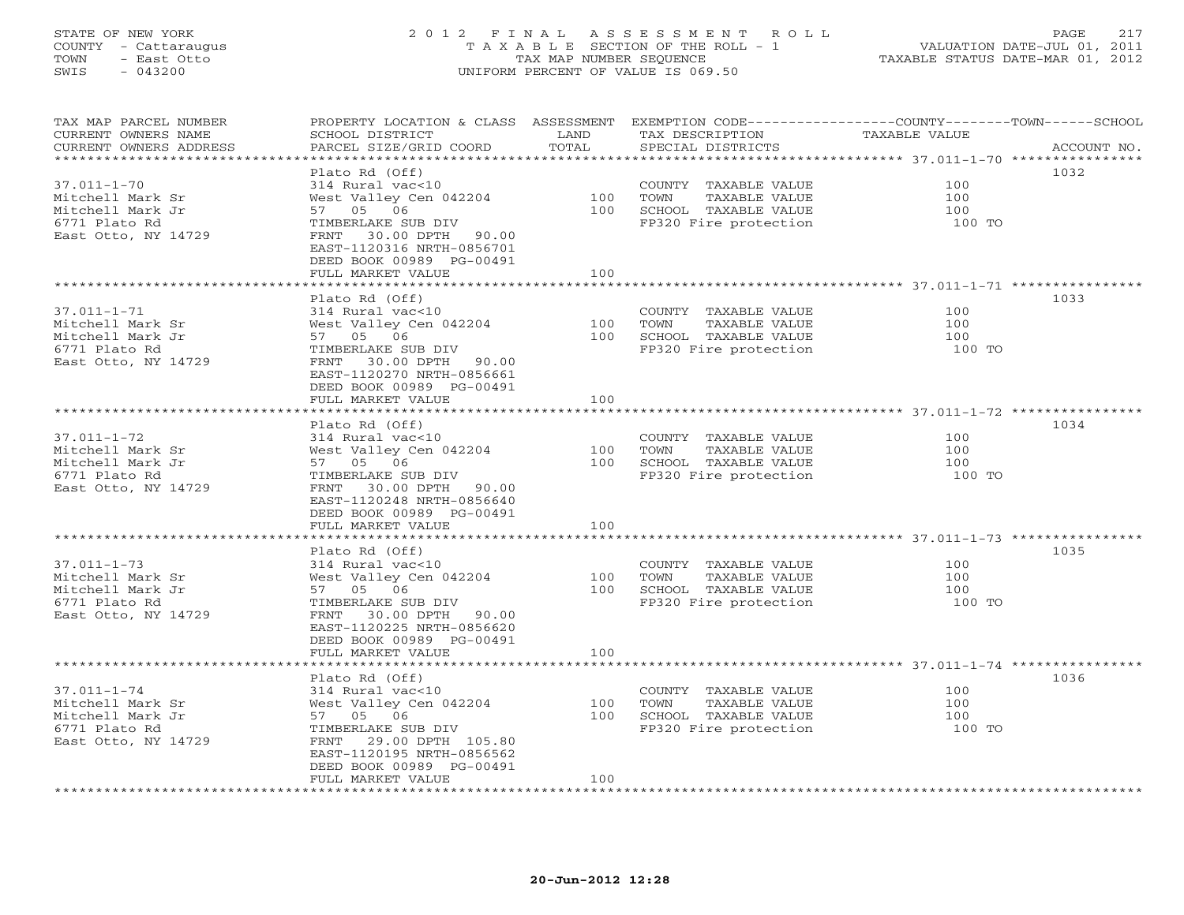STATE OF NEW YORK
COUNTY - Cattaraugus
TOWN - East Otto
SWIS - 043200

2012 FINAL ASSESSMENT ROLL
TAXABLE SECTION OF THE ROLL - 1
TAX MAP NUMBER SEQUENCE
UNIFORM PERCENT OF VALUE IS 069.50

VALUATION DATE-JUL 01, 2011
TAXABLE STATUS DATE-MAR 01, 2012

| TAX MAP PARCEL NUMBER / CURRENT OWNERS NAME / CURRENT OWNERS ADDRESS | PROPERTY LOCATION & CLASS / SCHOOL DISTRICT / PARCEL SIZE/GRID COORD | ASSESSMENT LAND / TOTAL | EXEMPTION CODE / TAX DESCRIPTION / SPECIAL DISTRICTS | TAXABLE VALUE | ACCOUNT NO. |
|---|---|---|---|---|---|
| | Plato Rd (Off) | | | | 1032 |
| 37.011-1-70 | 314 Rural vac<10 | | COUNTY TAXABLE VALUE | 100 | |
| Mitchell Mark Sr | West Valley Cen 042204 | 100 | TOWN TAXABLE VALUE | 100 | |
| Mitchell Mark Jr | 57 05 06 | 100 | SCHOOL TAXABLE VALUE | 100 | |
| 6771 Plato Rd | TIMBERLAKE SUB DIV | | FP320 Fire protection | 100 TO | |
| East Otto, NY 14729 | FRNT 30.00 DPTH 90.00 | | | | |
| | EAST-1120316 NRTH-0856701 | | | | |
| | DEED BOOK 00989 PG-00491 | | | | |
| | FULL MARKET VALUE | 100 | | | |
| | Plato Rd (Off) | | | | 1033 |
| 37.011-1-71 | 314 Rural vac<10 | | COUNTY TAXABLE VALUE | 100 | |
| Mitchell Mark Sr | West Valley Cen 042204 | 100 | TOWN TAXABLE VALUE | 100 | |
| Mitchell Mark Jr | 57 05 06 | 100 | SCHOOL TAXABLE VALUE | 100 | |
| 6771 Plato Rd | TIMBERLAKE SUB DIV | | FP320 Fire protection | 100 TO | |
| East Otto, NY 14729 | FRNT 30.00 DPTH 90.00 | | | | |
| | EAST-1120270 NRTH-0856661 | | | | |
| | DEED BOOK 00989 PG-00491 | | | | |
| | FULL MARKET VALUE | 100 | | | |
| | Plato Rd (Off) | | | | 1034 |
| 37.011-1-72 | 314 Rural vac<10 | | COUNTY TAXABLE VALUE | 100 | |
| Mitchell Mark Sr | West Valley Cen 042204 | 100 | TOWN TAXABLE VALUE | 100 | |
| Mitchell Mark Jr | 57 05 06 | 100 | SCHOOL TAXABLE VALUE | 100 | |
| 6771 Plato Rd | TIMBERLAKE SUB DIV | | FP320 Fire protection | 100 TO | |
| East Otto, NY 14729 | FRNT 30.00 DPTH 90.00 | | | | |
| | EAST-1120248 NRTH-0856640 | | | | |
| | DEED BOOK 00989 PG-00491 | | | | |
| | FULL MARKET VALUE | 100 | | | |
| | Plato Rd (Off) | | | | 1035 |
| 37.011-1-73 | 314 Rural vac<10 | | COUNTY TAXABLE VALUE | 100 | |
| Mitchell Mark Sr | West Valley Cen 042204 | 100 | TOWN TAXABLE VALUE | 100 | |
| Mitchell Mark Jr | 57 05 06 | 100 | SCHOOL TAXABLE VALUE | 100 | |
| 6771 Plato Rd | TIMBERLAKE SUB DIV | | FP320 Fire protection | 100 TO | |
| East Otto, NY 14729 | FRNT 30.00 DPTH 90.00 | | | | |
| | EAST-1120225 NRTH-0856620 | | | | |
| | DEED BOOK 00989 PG-00491 | | | | |
| | FULL MARKET VALUE | 100 | | | |
| | Plato Rd (Off) | | | | 1036 |
| 37.011-1-74 | 314 Rural vac<10 | | COUNTY TAXABLE VALUE | 100 | |
| Mitchell Mark Sr | West Valley Cen 042204 | 100 | TOWN TAXABLE VALUE | 100 | |
| Mitchell Mark Jr | 57 05 06 | 100 | SCHOOL TAXABLE VALUE | 100 | |
| 6771 Plato Rd | TIMBERLAKE SUB DIV | | FP320 Fire protection | 100 TO | |
| East Otto, NY 14729 | FRNT 29.00 DPTH 105.80 | | | | |
| | EAST-1120195 NRTH-0856562 | | | | |
| | DEED BOOK 00989 PG-00491 | | | | |
| | FULL MARKET VALUE | 100 | | | |

20-Jun-2012 12:28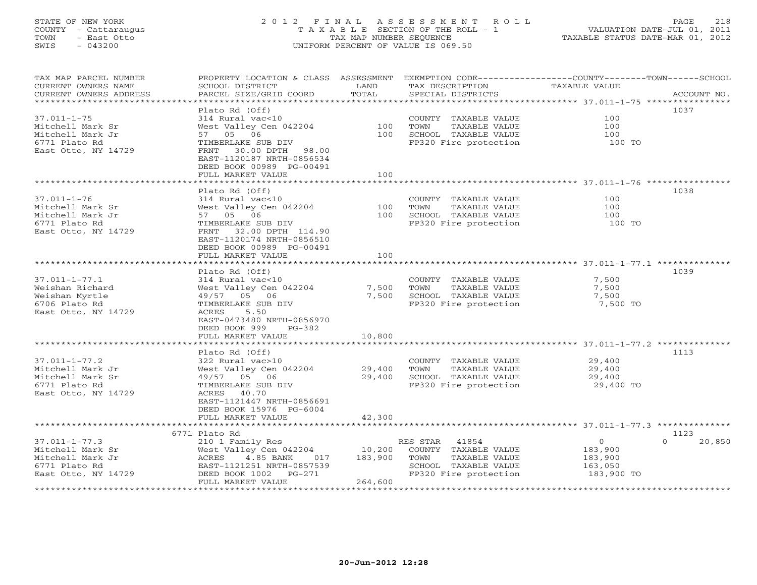STATE OF NEW YORK
COUNTY - Cattaraugus
TOWN - East Otto
SWIS - 043200

2 0 1 2 F I N A L A S S E S S M E N T R O L L
T A X A B L E SECTION OF THE ROLL - 1
TAX MAP NUMBER SEQUENCE
UNIFORM PERCENT OF VALUE IS 069.50

VALUATION DATE-JUL 01, 2011
TAXABLE STATUS DATE-MAR 01, 2012

| TAX MAP PARCEL NUMBER / CURRENT OWNERS NAME / CURRENT OWNERS ADDRESS | PROPERTY LOCATION & CLASS / SCHOOL DISTRICT / PARCEL SIZE/GRID COORD | ASSESSMENT LAND / TOTAL | EXEMPTION CODE / TAX DESCRIPTION / SPECIAL DISTRICTS | COUNTY / TOWN / SCHOOL TAXABLE VALUE | ACCOUNT NO. |
|---|---|---|---|---|---|
| 37.011-1-75 | Plato Rd (Off) | | | | 1037 |
| Mitchell Mark Sr | 314 Rural vac<10 | | COUNTY TAXABLE VALUE | 100 | |
| Mitchell Mark Jr | West Valley Cen 042204 | 100 | TOWN TAXABLE VALUE | 100 | |
| 6771 Plato Rd | 57 05 06 | 100 | SCHOOL TAXABLE VALUE | 100 | |
| East Otto, NY 14729 | TIMBERLAKE SUB DIV | | FP320 Fire protection | 100 TO | |
| | FRNT 30.00 DPTH 98.00 | | | | |
| | EAST-1120187 NRTH-0856534 | | | | |
| | DEED BOOK 00989 PG-00491 | | | | |
| | FULL MARKET VALUE | 100 | | | |
| 37.011-1-76 | Plato Rd (Off) | | | | 1038 |
| Mitchell Mark Sr | 314 Rural vac<10 | | COUNTY TAXABLE VALUE | 100 | |
| Mitchell Mark Jr | West Valley Cen 042204 | 100 | TOWN TAXABLE VALUE | 100 | |
| 6771 Plato Rd | 57 05 06 | 100 | SCHOOL TAXABLE VALUE | 100 | |
| East Otto, NY 14729 | TIMBERLAKE SUB DIV | | FP320 Fire protection | 100 TO | |
| | FRNT 32.00 DPTH 114.90 | | | | |
| | EAST-1120174 NRTH-0856510 | | | | |
| | DEED BOOK 00989 PG-00491 | | | | |
| | FULL MARKET VALUE | 100 | | | |
| 37.011-1-77.1 | Plato Rd (Off) | | | | 1039 |
| Weishan Richard | 314 Rural vac<10 | | COUNTY TAXABLE VALUE | 7,500 | |
| Weishan Myrtle | West Valley Cen 042204 | 7,500 | TOWN TAXABLE VALUE | 7,500 | |
| 6706 Plato Rd | 49/57 05 06 | 7,500 | SCHOOL TAXABLE VALUE | 7,500 | |
| East Otto, NY 14729 | TIMBERLAKE SUB DIV | | FP320 Fire protection | 7,500 TO | |
| | ACRES 5.50 | | | | |
| | EAST-0473480 NRTH-0856970 | | | | |
| | DEED BOOK 999 PG-382 | | | | |
| | FULL MARKET VALUE | 10,800 | | | |
| 37.011-1-77.2 | Plato Rd (Off) | | | | 1113 |
| Mitchell Mark Jr | 322 Rural vac>10 | | COUNTY TAXABLE VALUE | 29,400 | |
| Mitchell Mark Sr | West Valley Cen 042204 | 29,400 | TOWN TAXABLE VALUE | 29,400 | |
| 6771 Plato Rd | 49/57 05 06 | 29,400 | SCHOOL TAXABLE VALUE | 29,400 | |
| East Otto, NY 14729 | TIMBERLAKE SUB DIV | | FP320 Fire protection | 29,400 TO | |
| | ACRES 40.70 | | | | |
| | EAST-1121447 NRTH-0856691 | | | | |
| | DEED BOOK 15976 PG-6004 | | | | |
| | FULL MARKET VALUE | 42,300 | | | |
| 37.011-1-77.3 | 6771 Plato Rd | | | | 1123 |
| Mitchell Mark Sr | 210 1 Family Res | | RES STAR 41854 | 0 0 20,850 | |
| Mitchell Mark Jr | West Valley Cen 042204 | 10,200 | COUNTY TAXABLE VALUE | 183,900 | |
| 6771 Plato Rd | ACRES 4.85 BANK 017 | 183,900 | TOWN TAXABLE VALUE | 183,900 | |
| East Otto, NY 14729 | EAST-1121251 NRTH-0857539 | | SCHOOL TAXABLE VALUE | 163,050 | |
| | DEED BOOK 1002 PG-271 | | FP320 Fire protection | 183,900 TO | |
| | FULL MARKET VALUE | 264,600 | | | |

20-Jun-2012 12:28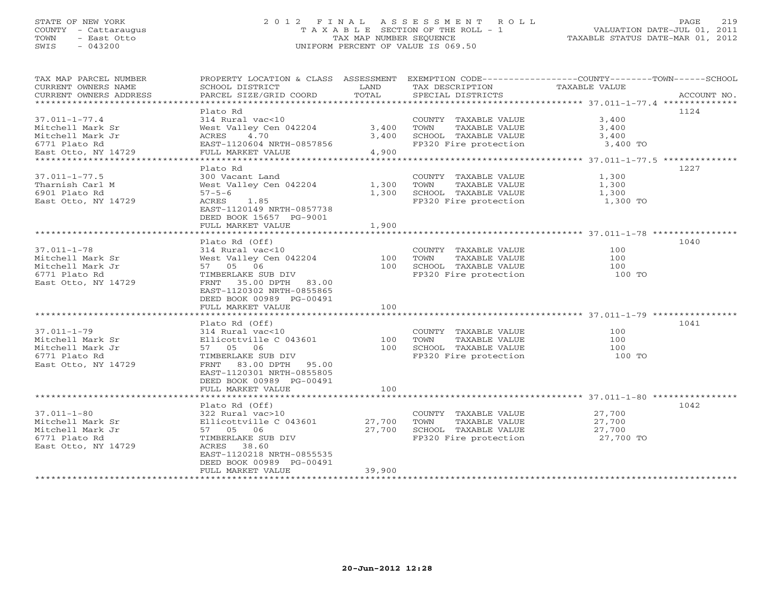STATE OF NEW YORK
COUNTY - Cattaraugus
TOWN - East Otto
SWIS - 043200

# 2012 FINAL ASSESSMENT ROLL

TAXABLE SECTION OF THE ROLL - 1
TAX MAP NUMBER SEQUENCE
UNIFORM PERCENT OF VALUE IS 069.50

VALUATION DATE-JUL 01, 2011
TAXABLE STATUS DATE-MAR 01, 2012

| TAX MAP PARCEL NUMBER / CURRENT OWNERS NAME / CURRENT OWNERS ADDRESS | PROPERTY LOCATION & CLASS / SCHOOL DISTRICT / PARCEL SIZE/GRID COORD | ASSESSMENT LAND / TOTAL | EXEMPTION CODE / TAX DESCRIPTION / SPECIAL DISTRICTS | COUNTY / TOWN / SCHOOL TAXABLE VALUE | ACCOUNT NO. |
|---|---|---|---|---|---|
| 37.011-1-77.4 | Plato Rd | | | | 1124 |
| Mitchell Mark Sr | 314 Rural vac<10 | | COUNTY TAXABLE VALUE | 3,400 | |
| Mitchell Mark Jr | West Valley Cen 042204 | 3,400 | TOWN TAXABLE VALUE | 3,400 | |
| 6771 Plato Rd | ACRES 4.70 | 3,400 | SCHOOL TAXABLE VALUE | 3,400 | |
| East Otto, NY 14729 | EAST-1120604 NRTH-0857856 | | FP320 Fire protection | 3,400 TO | |
| | FULL MARKET VALUE | 4,900 | | | |
| 37.011-1-77.5 | Plato Rd | | | | 1227 |
| Tharnish Carl M | 300 Vacant Land | | COUNTY TAXABLE VALUE | 1,300 | |
| 6901 Plato Rd | West Valley Cen 042204 | 1,300 | TOWN TAXABLE VALUE | 1,300 | |
| East Otto, NY 14729 | 57-5-6 | 1,300 | SCHOOL TAXABLE VALUE | 1,300 | |
| | ACRES 1.85 | | FP320 Fire protection | 1,300 TO | |
| | EAST-1120149 NRTH-0857738 | | | | |
| | DEED BOOK 15657 PG-9001 | | | | |
| | FULL MARKET VALUE | 1,900 | | | |
| 37.011-1-78 | Plato Rd (Off) | | | | 1040 |
| Mitchell Mark Sr | 314 Rural vac<10 | | COUNTY TAXABLE VALUE | 100 | |
| Mitchell Mark Jr | West Valley Cen 042204 | 100 | TOWN TAXABLE VALUE | 100 | |
| 6771 Plato Rd | 57 05 06 | 100 | SCHOOL TAXABLE VALUE | 100 | |
| East Otto, NY 14729 | TIMBERLAKE SUB DIV | | FP320 Fire protection | 100 TO | |
| | FRNT 35.00 DPTH 83.00 | | | | |
| | EAST-1120302 NRTH-0855865 | | | | |
| | DEED BOOK 00989 PG-00491 | | | | |
| | FULL MARKET VALUE | 100 | | | |
| 37.011-1-79 | Plato Rd (Off) | | | | 1041 |
| Mitchell Mark Sr | 314 Rural vac<10 | | COUNTY TAXABLE VALUE | 100 | |
| Mitchell Mark Jr | Ellicottville C 043601 | 100 | TOWN TAXABLE VALUE | 100 | |
| 6771 Plato Rd | 57 05 06 | 100 | SCHOOL TAXABLE VALUE | 100 | |
| East Otto, NY 14729 | TIMBERLAKE SUB DIV | | FP320 Fire protection | 100 TO | |
| | FRNT 83.00 DPTH 95.00 | | | | |
| | EAST-1120301 NRTH-0855805 | | | | |
| | DEED BOOK 00989 PG-00491 | | | | |
| | FULL MARKET VALUE | 100 | | | |
| 37.011-1-80 | Plato Rd (Off) | | | | 1042 |
| Mitchell Mark Sr | 322 Rural vac>10 | | COUNTY TAXABLE VALUE | 27,700 | |
| Mitchell Mark Jr | Ellicottville C 043601 | 27,700 | TOWN TAXABLE VALUE | 27,700 | |
| 6771 Plato Rd | 57 05 06 | 27,700 | SCHOOL TAXABLE VALUE | 27,700 | |
| East Otto, NY 14729 | TIMBERLAKE SUB DIV | | FP320 Fire protection | 27,700 TO | |
| | ACRES 38.60 | | | | |
| | EAST-1120218 NRTH-0855535 | | | | |
| | DEED BOOK 00989 PG-00491 | | | | |
| | FULL MARKET VALUE | 39,900 | | | |

20-Jun-2012 12:28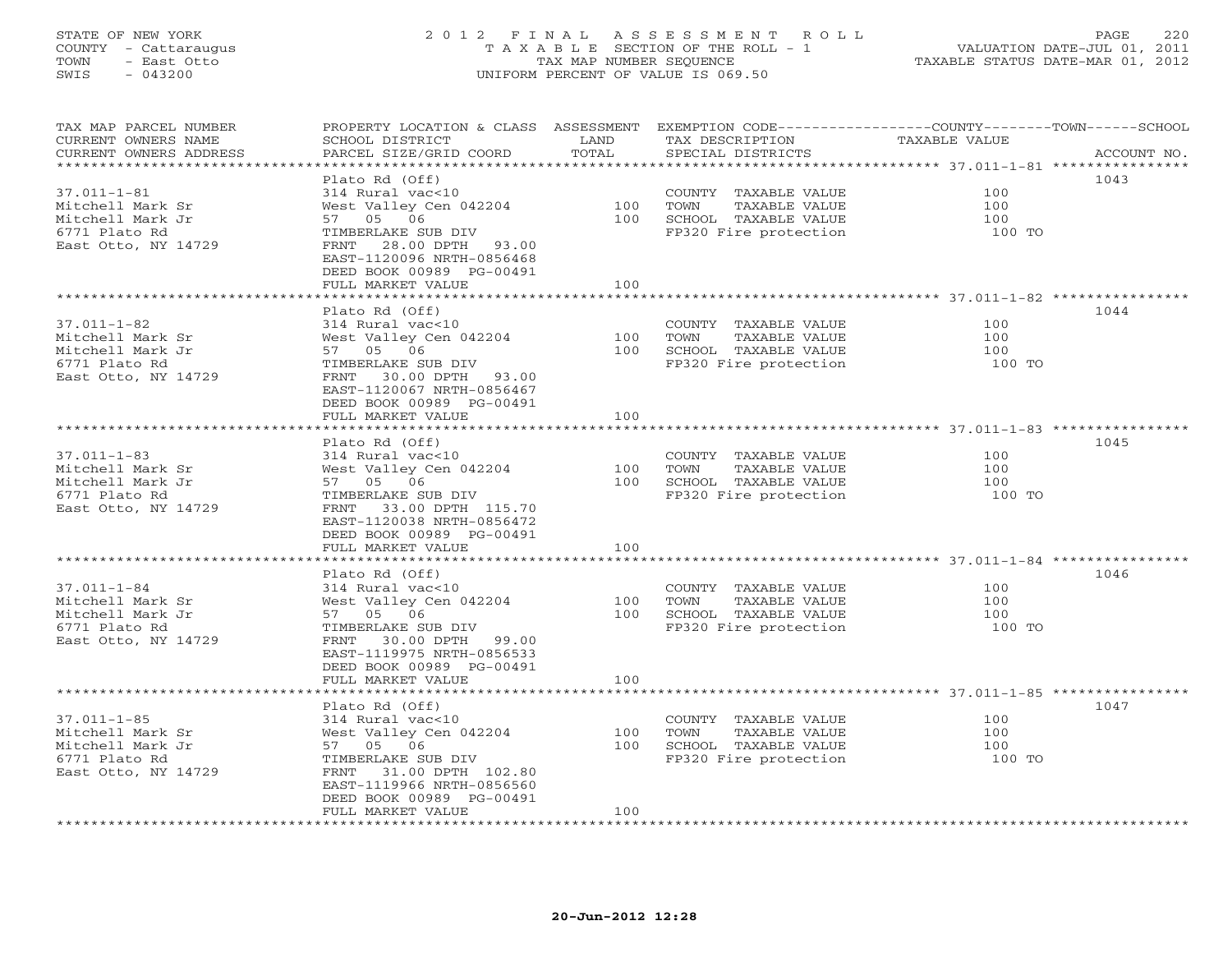STATE OF NEW YORK
COUNTY - Cattaraugus
TOWN - East Otto
SWIS - 043200

2012 FINAL ASSESSMENT ROLL
TAXABLE SECTION OF THE ROLL - 1
TAX MAP NUMBER SEQUENCE
UNIFORM PERCENT OF VALUE IS 069.50

VALUATION DATE-JUL 01, 2011
TAXABLE STATUS DATE-MAR 01, 2012

| TAX MAP PARCEL NUMBER / CURRENT OWNERS NAME / CURRENT OWNERS ADDRESS | PROPERTY LOCATION & CLASS / SCHOOL DISTRICT / PARCEL SIZE/GRID COORD | ASSESSMENT LAND | TOTAL | EXEMPTION CODE / TAX DESCRIPTION / SPECIAL DISTRICTS | TAXABLE VALUE | ACCOUNT NO. |
|---|---|---|---|---|---|---|
| 37.011-1-81 | Plato Rd (Off) | | | | | 1043 |
| | 314 Rural vac<10 | | | COUNTY TAXABLE VALUE | 100 | |
| Mitchell Mark Sr | West Valley Cen 042204 | 100 | | TOWN TAXABLE VALUE | 100 | |
| Mitchell Mark Jr | 57 05 06 | | 100 | SCHOOL TAXABLE VALUE | 100 | |
| 6771 Plato Rd | TIMBERLAKE SUB DIV | | | FP320 Fire protection | 100 TO | |
| East Otto, NY 14729 | FRNT 28.00 DPTH 93.00 | | | | | |
| | EAST-1120096 NRTH-0856468 | | | | | |
| | DEED BOOK 00989 PG-00491 | | | | | |
| | FULL MARKET VALUE | | 100 | | | |
| 37.011-1-82 | Plato Rd (Off) | | | | | 1044 |
| | 314 Rural vac<10 | | | COUNTY TAXABLE VALUE | 100 | |
| Mitchell Mark Sr | West Valley Cen 042204 | 100 | | TOWN TAXABLE VALUE | 100 | |
| Mitchell Mark Jr | 57 05 06 | | 100 | SCHOOL TAXABLE VALUE | 100 | |
| 6771 Plato Rd | TIMBERLAKE SUB DIV | | | FP320 Fire protection | 100 TO | |
| East Otto, NY 14729 | FRNT 30.00 DPTH 93.00 | | | | | |
| | EAST-1120067 NRTH-0856467 | | | | | |
| | DEED BOOK 00989 PG-00491 | | | | | |
| | FULL MARKET VALUE | | 100 | | | |
| 37.011-1-83 | Plato Rd (Off) | | | | | 1045 |
| | 314 Rural vac<10 | | | COUNTY TAXABLE VALUE | 100 | |
| Mitchell Mark Sr | West Valley Cen 042204 | 100 | | TOWN TAXABLE VALUE | 100 | |
| Mitchell Mark Jr | 57 05 06 | | 100 | SCHOOL TAXABLE VALUE | 100 | |
| 6771 Plato Rd | TIMBERLAKE SUB DIV | | | FP320 Fire protection | 100 TO | |
| East Otto, NY 14729 | FRNT 33.00 DPTH 115.70 | | | | | |
| | EAST-1120038 NRTH-0856472 | | | | | |
| | DEED BOOK 00989 PG-00491 | | | | | |
| | FULL MARKET VALUE | | 100 | | | |
| 37.011-1-84 | Plato Rd (Off) | | | | | 1046 |
| | 314 Rural vac<10 | | | COUNTY TAXABLE VALUE | 100 | |
| Mitchell Mark Sr | West Valley Cen 042204 | 100 | | TOWN TAXABLE VALUE | 100 | |
| Mitchell Mark Jr | 57 05 06 | | 100 | SCHOOL TAXABLE VALUE | 100 | |
| 6771 Plato Rd | TIMBERLAKE SUB DIV | | | FP320 Fire protection | 100 TO | |
| East Otto, NY 14729 | FRNT 30.00 DPTH 99.00 | | | | | |
| | EAST-1119975 NRTH-0856533 | | | | | |
| | DEED BOOK 00989 PG-00491 | | | | | |
| | FULL MARKET VALUE | | 100 | | | |
| 37.011-1-85 | Plato Rd (Off) | | | | | 1047 |
| | 314 Rural vac<10 | | | COUNTY TAXABLE VALUE | 100 | |
| Mitchell Mark Sr | West Valley Cen 042204 | 100 | | TOWN TAXABLE VALUE | 100 | |
| Mitchell Mark Jr | 57 05 06 | | 100 | SCHOOL TAXABLE VALUE | 100 | |
| 6771 Plato Rd | TIMBERLAKE SUB DIV | | | FP320 Fire protection | 100 TO | |
| East Otto, NY 14729 | FRNT 31.00 DPTH 102.80 | | | | | |
| | EAST-1119966 NRTH-0856560 | | | | | |
| | DEED BOOK 00989 PG-00491 | | | | | |
| | FULL MARKET VALUE | | 100 | | | |

20-Jun-2012 12:28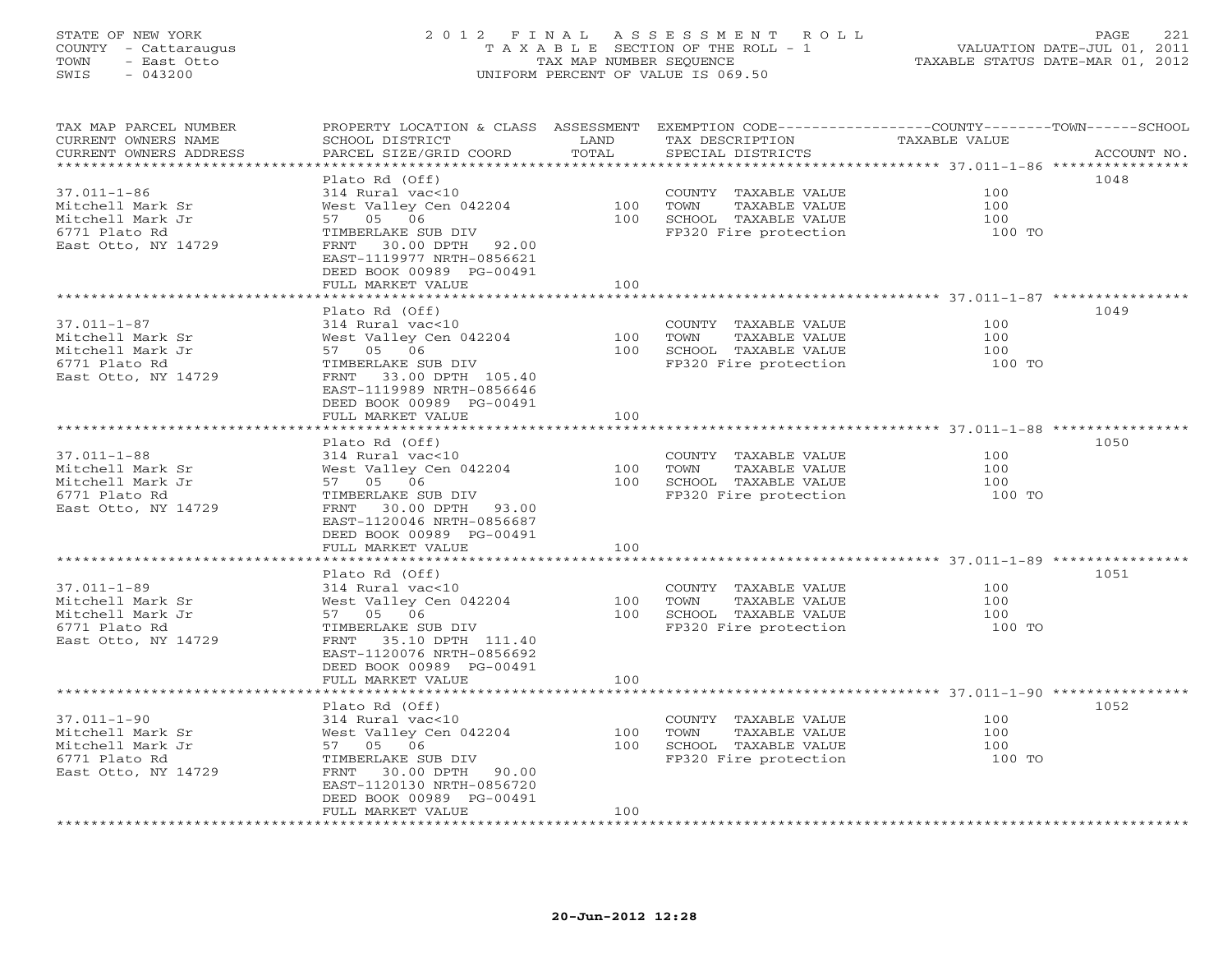STATE OF NEW YORK
COUNTY - Cattaraugus
TOWN - East Otto
SWIS - 043200

# 2012 FINAL ASSESSMENT ROLL

TAXABLE SECTION OF THE ROLL - 1
TAX MAP NUMBER SEQUENCE
UNIFORM PERCENT OF VALUE IS 069.50

VALUATION DATE-JUL 01, 2011
TAXABLE STATUS DATE-MAR 01, 2012

| TAX MAP PARCEL NUMBER / CURRENT OWNERS NAME / CURRENT OWNERS ADDRESS | PROPERTY LOCATION & CLASS / SCHOOL DISTRICT / PARCEL SIZE/GRID COORD | ASSESSMENT LAND | TOTAL | EXEMPTION CODE / TAX DESCRIPTION / SPECIAL DISTRICTS | TAXABLE VALUE (COUNTY / TOWN / SCHOOL) | ACCOUNT NO. |
|---|---|---|---|---|---|---|
| 37.011-1-86 | Plato Rd (Off) | | | | | 1048 |
| Mitchell Mark Sr | 314 Rural vac<10 | | | COUNTY TAXABLE VALUE | 100 | |
| Mitchell Mark Jr | West Valley Cen 042204 | 100 | | TOWN TAXABLE VALUE | 100 | |
| 6771 Plato Rd | 57 05 06 | | 100 | SCHOOL TAXABLE VALUE | 100 | |
| East Otto, NY 14729 | TIMBERLAKE SUB DIV | | | FP320 Fire protection | 100 TO | |
| | FRNT 30.00 DPTH 92.00 | | | | | |
| | EAST-1119977 NRTH-0856621 | | | | | |
| | DEED BOOK 00989 PG-00491 | | | | | |
| | FULL MARKET VALUE | | 100 | | | |
| 37.011-1-87 | Plato Rd (Off) | | | | | 1049 |
| Mitchell Mark Sr | 314 Rural vac<10 | | | COUNTY TAXABLE VALUE | 100 | |
| Mitchell Mark Jr | West Valley Cen 042204 | 100 | | TOWN TAXABLE VALUE | 100 | |
| 6771 Plato Rd | 57 05 06 | | 100 | SCHOOL TAXABLE VALUE | 100 | |
| East Otto, NY 14729 | TIMBERLAKE SUB DIV | | | FP320 Fire protection | 100 TO | |
| | FRNT 33.00 DPTH 105.40 | | | | | |
| | EAST-1119989 NRTH-0856646 | | | | | |
| | DEED BOOK 00989 PG-00491 | | | | | |
| | FULL MARKET VALUE | | 100 | | | |
| 37.011-1-88 | Plato Rd (Off) | | | | | 1050 |
| Mitchell Mark Sr | 314 Rural vac<10 | | | COUNTY TAXABLE VALUE | 100 | |
| Mitchell Mark Jr | West Valley Cen 042204 | 100 | | TOWN TAXABLE VALUE | 100 | |
| 6771 Plato Rd | 57 05 06 | | 100 | SCHOOL TAXABLE VALUE | 100 | |
| East Otto, NY 14729 | TIMBERLAKE SUB DIV | | | FP320 Fire protection | 100 TO | |
| | FRNT 30.00 DPTH 93.00 | | | | | |
| | EAST-1120046 NRTH-0856687 | | | | | |
| | DEED BOOK 00989 PG-00491 | | | | | |
| | FULL MARKET VALUE | | 100 | | | |
| 37.011-1-89 | Plato Rd (Off) | | | | | 1051 |
| Mitchell Mark Sr | 314 Rural vac<10 | | | COUNTY TAXABLE VALUE | 100 | |
| Mitchell Mark Jr | West Valley Cen 042204 | 100 | | TOWN TAXABLE VALUE | 100 | |
| 6771 Plato Rd | 57 05 06 | | 100 | SCHOOL TAXABLE VALUE | 100 | |
| East Otto, NY 14729 | TIMBERLAKE SUB DIV | | | FP320 Fire protection | 100 TO | |
| | FRNT 35.10 DPTH 111.40 | | | | | |
| | EAST-1120076 NRTH-0856692 | | | | | |
| | DEED BOOK 00989 PG-00491 | | | | | |
| | FULL MARKET VALUE | | 100 | | | |
| 37.011-1-90 | Plato Rd (Off) | | | | | 1052 |
| Mitchell Mark Sr | 314 Rural vac<10 | | | COUNTY TAXABLE VALUE | 100 | |
| Mitchell Mark Jr | West Valley Cen 042204 | 100 | | TOWN TAXABLE VALUE | 100 | |
| 6771 Plato Rd | 57 05 06 | | 100 | SCHOOL TAXABLE VALUE | 100 | |
| East Otto, NY 14729 | TIMBERLAKE SUB DIV | | | FP320 Fire protection | 100 TO | |
| | FRNT 30.00 DPTH 90.00 | | | | | |
| | EAST-1120130 NRTH-0856720 | | | | | |
| | DEED BOOK 00989 PG-00491 | | | | | |
| | FULL MARKET VALUE | | 100 | | | |

20-Jun-2012 12:28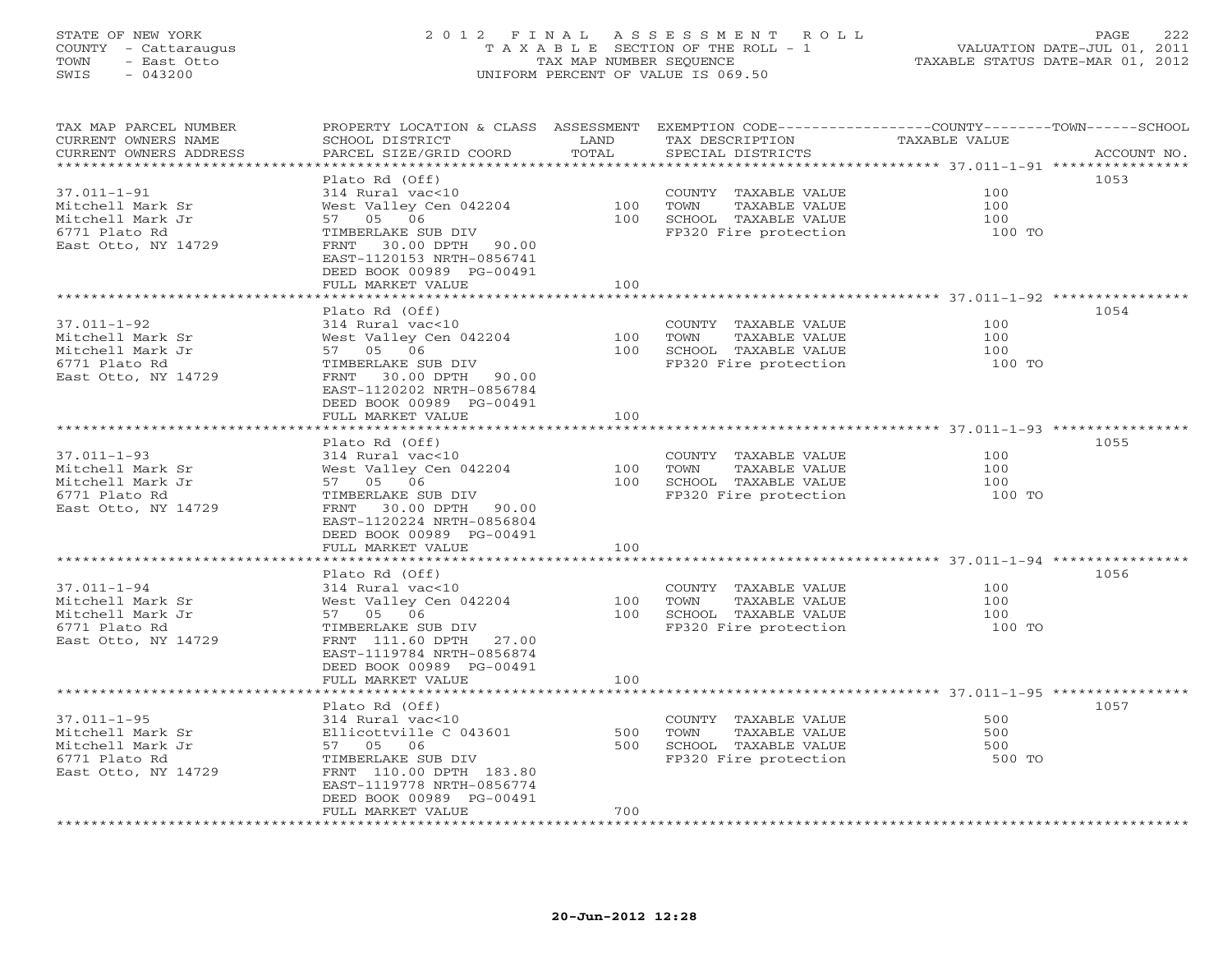STATE OF NEW YORK
COUNTY - Cattaraugus
TOWN - East Otto
SWIS - 043200

2012 FINAL ASSESSMENT ROLL
TAXABLE SECTION OF THE ROLL - 1
TAX MAP NUMBER SEQUENCE
UNIFORM PERCENT OF VALUE IS 069.50

VALUATION DATE-JUL 01, 2011
TAXABLE STATUS DATE-MAR 01, 2012

| TAX MAP PARCEL NUMBER / CURRENT OWNERS NAME / CURRENT OWNERS ADDRESS | PROPERTY LOCATION & CLASS / SCHOOL DISTRICT / PARCEL SIZE/GRID COORD | ASSESSMENT LAND / TOTAL | EXEMPTION CODE / TAX DESCRIPTION / SPECIAL DISTRICTS | COUNTY / TOWN / SCHOOL TAXABLE VALUE | ACCOUNT NO. |
|---|---|---|---|---|---|
| **37.011-1-91** | Plato Rd (Off) | | | | 1053 |
| Mitchell Mark Sr | 314 Rural vac<10 | | COUNTY TAXABLE VALUE | 100 | |
| Mitchell Mark Jr | West Valley Cen 042204 | 100 | TOWN TAXABLE VALUE | 100 | |
| 6771 Plato Rd | 57 05 06 | 100 | SCHOOL TAXABLE VALUE | 100 | |
| East Otto, NY 14729 | TIMBERLAKE SUB DIV | | FP320 Fire protection | 100 TO | |
| | FRNT 30.00 DPTH 90.00 | | | | |
| | EAST-1120153 NRTH-0856741 | | | | |
| | DEED BOOK 00989 PG-00491 | | | | |
| | FULL MARKET VALUE | 100 | | | |
| **37.011-1-92** | Plato Rd (Off) | | | | 1054 |
| Mitchell Mark Sr | 314 Rural vac<10 | | COUNTY TAXABLE VALUE | 100 | |
| Mitchell Mark Jr | West Valley Cen 042204 | 100 | TOWN TAXABLE VALUE | 100 | |
| 6771 Plato Rd | 57 05 06 | 100 | SCHOOL TAXABLE VALUE | 100 | |
| East Otto, NY 14729 | TIMBERLAKE SUB DIV | | FP320 Fire protection | 100 TO | |
| | FRNT 30.00 DPTH 90.00 | | | | |
| | EAST-1120202 NRTH-0856784 | | | | |
| | DEED BOOK 00989 PG-00491 | | | | |
| | FULL MARKET VALUE | 100 | | | |
| **37.011-1-93** | Plato Rd (Off) | | | | 1055 |
| Mitchell Mark Sr | 314 Rural vac<10 | | COUNTY TAXABLE VALUE | 100 | |
| Mitchell Mark Jr | West Valley Cen 042204 | 100 | TOWN TAXABLE VALUE | 100 | |
| 6771 Plato Rd | 57 05 06 | 100 | SCHOOL TAXABLE VALUE | 100 | |
| East Otto, NY 14729 | TIMBERLAKE SUB DIV | | FP320 Fire protection | 100 TO | |
| | FRNT 30.00 DPTH 90.00 | | | | |
| | EAST-1120224 NRTH-0856804 | | | | |
| | DEED BOOK 00989 PG-00491 | | | | |
| | FULL MARKET VALUE | 100 | | | |
| **37.011-1-94** | Plato Rd (Off) | | | | 1056 |
| Mitchell Mark Sr | 314 Rural vac<10 | | COUNTY TAXABLE VALUE | 100 | |
| Mitchell Mark Jr | West Valley Cen 042204 | 100 | TOWN TAXABLE VALUE | 100 | |
| 6771 Plato Rd | 57 05 06 | 100 | SCHOOL TAXABLE VALUE | 100 | |
| East Otto, NY 14729 | TIMBERLAKE SUB DIV | | FP320 Fire protection | 100 TO | |
| | FRNT 111.60 DPTH 27.00 | | | | |
| | EAST-1119784 NRTH-0856874 | | | | |
| | DEED BOOK 00989 PG-00491 | | | | |
| | FULL MARKET VALUE | 100 | | | |
| **37.011-1-95** | Plato Rd (Off) | | | | 1057 |
| Mitchell Mark Sr | 314 Rural vac<10 | | COUNTY TAXABLE VALUE | 500 | |
| Mitchell Mark Jr | Ellicottville C 043601 | 500 | TOWN TAXABLE VALUE | 500 | |
| 6771 Plato Rd | 57 05 06 | 500 | SCHOOL TAXABLE VALUE | 500 | |
| East Otto, NY 14729 | TIMBERLAKE SUB DIV | | FP320 Fire protection | 500 TO | |
| | FRNT 110.00 DPTH 183.80 | | | | |
| | EAST-1119778 NRTH-0856774 | | | | |
| | DEED BOOK 00989 PG-00491 | | | | |
| | FULL MARKET VALUE | 700 | | | |

20-Jun-2012 12:28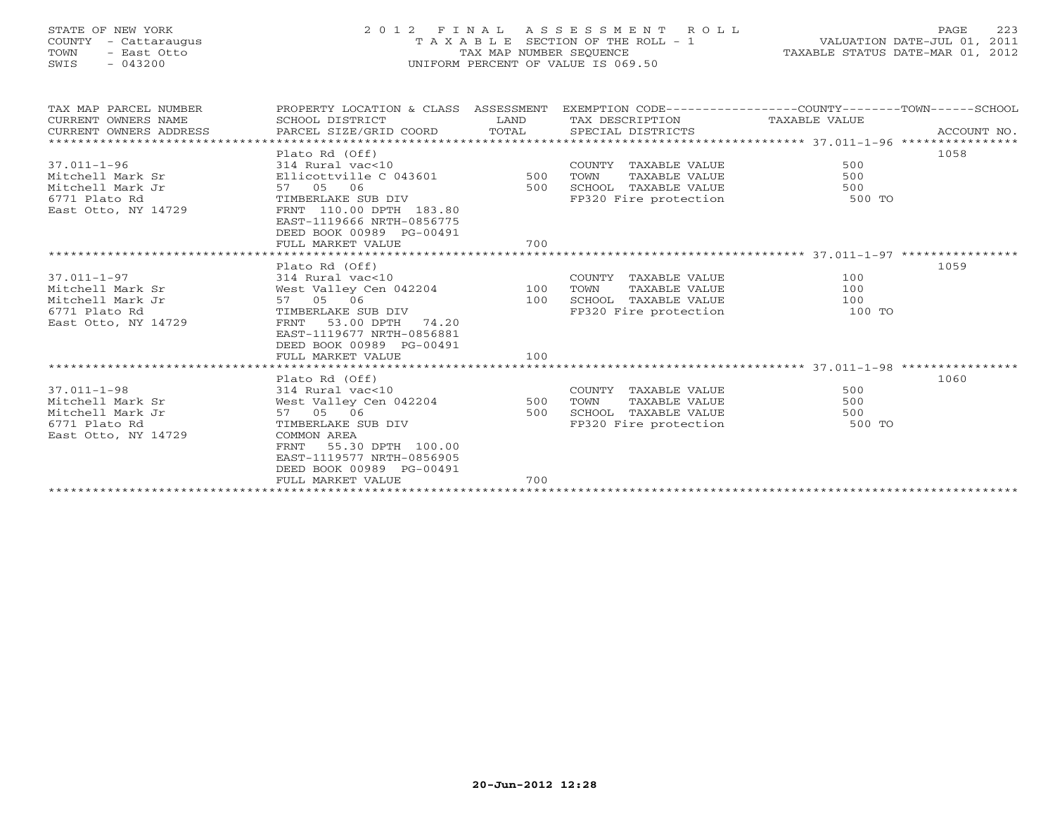STATE OF NEW YORK
COUNTY - Cattaraugus
TOWN - East Otto
SWIS - 043200

# 2012 FINAL ASSESSMENT ROLL

TAXABLE SECTION OF THE ROLL - 1
TAX MAP NUMBER SEQUENCE
UNIFORM PERCENT OF VALUE IS 069.50

VALUATION DATE-JUL 01, 2011
TAXABLE STATUS DATE-MAR 01, 2012

| TAX MAP PARCEL NUMBER / CURRENT OWNERS NAME / CURRENT OWNERS ADDRESS | PROPERTY LOCATION & CLASS / SCHOOL DISTRICT / PARCEL SIZE/GRID COORD | ASSESSMENT LAND / TOTAL | EXEMPTION CODE / TAX DESCRIPTION / SPECIAL DISTRICTS | COUNTY / TOWN / SCHOOL TAXABLE VALUE | ACCOUNT NO. |
|---|---|---|---|---|---|
| **37.011-1-96** | Plato Rd (Off) | | | | 1058 |
| | 314 Rural vac<10 | | COUNTY TAXABLE VALUE | 500 | |
| Mitchell Mark Sr | Ellicottville C 043601 | 500 | TOWN TAXABLE VALUE | 500 | |
| Mitchell Mark Jr | 57 05 06 | 500 | SCHOOL TAXABLE VALUE | 500 | |
| 6771 Plato Rd | TIMBERLAKE SUB DIV | | FP320 Fire protection | 500 TO | |
| East Otto, NY 14729 | FRNT 110.00 DPTH 183.80 | | | | |
| | EAST-1119666 NRTH-0856775 | | | | |
| | DEED BOOK 00989 PG-00491 | | | | |
| | FULL MARKET VALUE | 700 | | | |
| **37.011-1-97** | Plato Rd (Off) | | | | 1059 |
| | 314 Rural vac<10 | | COUNTY TAXABLE VALUE | 100 | |
| Mitchell Mark Sr | West Valley Cen 042204 | 100 | TOWN TAXABLE VALUE | 100 | |
| Mitchell Mark Jr | 57 05 06 | 100 | SCHOOL TAXABLE VALUE | 100 | |
| 6771 Plato Rd | TIMBERLAKE SUB DIV | | FP320 Fire protection | 100 TO | |
| East Otto, NY 14729 | FRNT 53.00 DPTH 74.20 | | | | |
| | EAST-1119677 NRTH-0856881 | | | | |
| | DEED BOOK 00989 PG-00491 | | | | |
| | FULL MARKET VALUE | 100 | | | |
| **37.011-1-98** | Plato Rd (Off) | | | | 1060 |
| | 314 Rural vac<10 | | COUNTY TAXABLE VALUE | 500 | |
| Mitchell Mark Sr | West Valley Cen 042204 | 500 | TOWN TAXABLE VALUE | 500 | |
| Mitchell Mark Jr | 57 05 06 | 500 | SCHOOL TAXABLE VALUE | 500 | |
| 6771 Plato Rd | TIMBERLAKE SUB DIV | | FP320 Fire protection | 500 TO | |
| East Otto, NY 14729 | COMMON AREA | | | | |
| | FRNT 55.30 DPTH 100.00 | | | | |
| | EAST-1119577 NRTH-0856905 | | | | |
| | DEED BOOK 00989 PG-00491 | | | | |
| | FULL MARKET VALUE | 700 | | | |

20-Jun-2012 12:28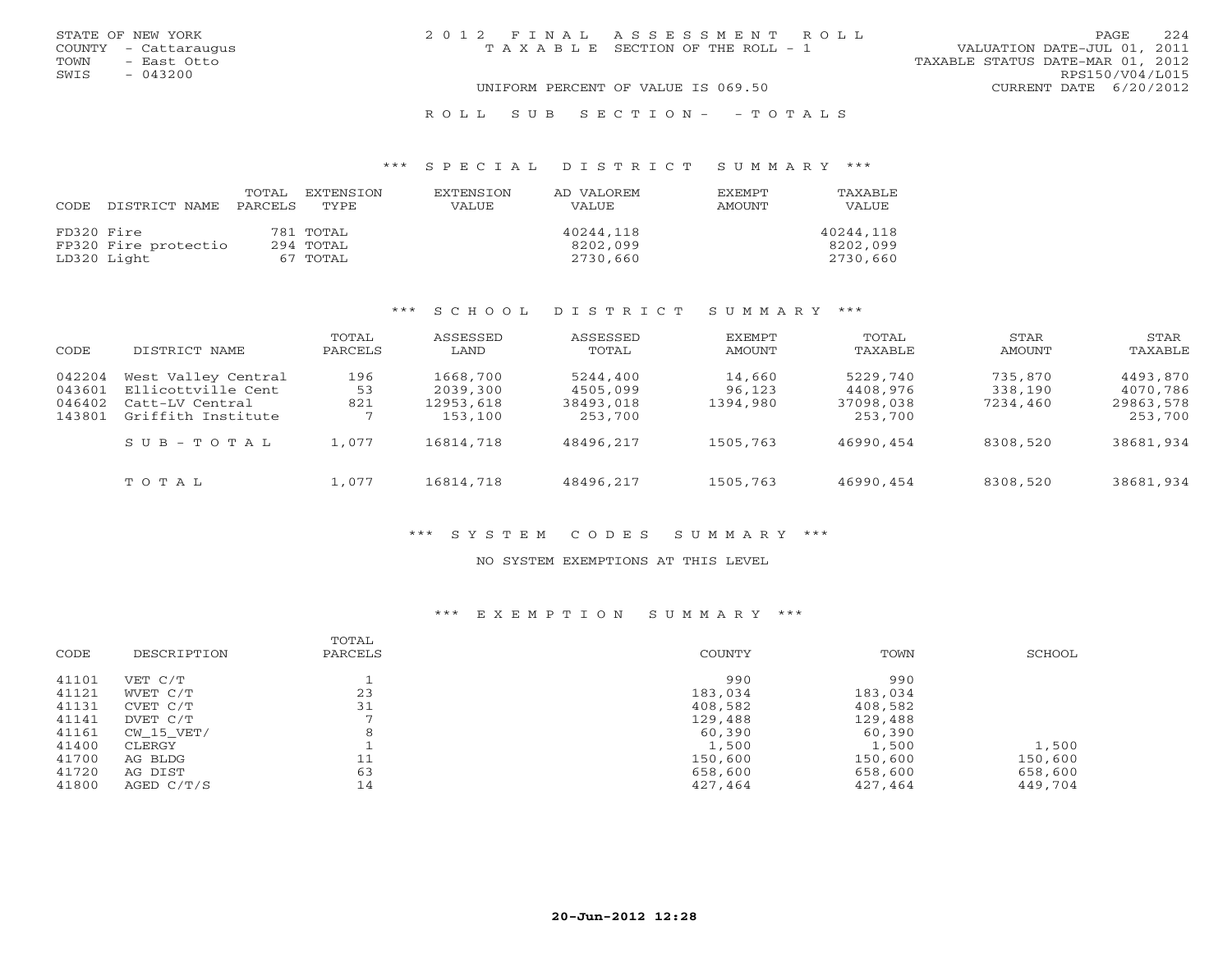STATE OF NEW YORK
COUNTY - Cattaraugus
TOWN - East Otto
SWIS - 043200

2012 FINAL ASSESSMENT ROLL
TAXABLE SECTION OF THE ROLL - 1

VALUATION DATE-JUL 01, 2011
TAXABLE STATUS DATE-MAR 01, 2012
RPS150/V04/L015
CURRENT DATE 6/20/2012

UNIFORM PERCENT OF VALUE IS 069.50

ROLL SUB SECTION - - TOTALS

## *** SPECIAL DISTRICT SUMMARY ***

| CODE DISTRICT NAME | TOTAL PARCELS | EXTENSION TYPE | EXTENSION VALUE | AD VALOREM VALUE | EXEMPT AMOUNT | TAXABLE VALUE |
|---|---|---|---|---|---|---|
| FD320 Fire | 781 | TOTAL | | 40244,118 | | 40244,118 |
| FP320 Fire protectio | 294 | TOTAL | | 8202,099 | | 8202,099 |
| LD320 Light | 67 | TOTAL | | 2730,660 | | 2730,660 |

## *** SCHOOL DISTRICT SUMMARY ***

| CODE | DISTRICT NAME | TOTAL PARCELS | ASSESSED LAND | ASSESSED TOTAL | EXEMPT AMOUNT | TOTAL TAXABLE | STAR AMOUNT | STAR TAXABLE |
|---|---|---|---|---|---|---|---|---|
| 042204 | West Valley Central | 196 | 1668,700 | 5244,400 | 14,660 | 5229,740 | 735,870 | 4493,870 |
| 043601 | Ellicottville Cent | 53 | 2039,300 | 4505,099 | 96,123 | 4408,976 | 338,190 | 4070,786 |
| 046402 | Catt-LV Central | 821 | 12953,618 | 38493,018 | 1394,980 | 37098,038 | 7234,460 | 29863,578 |
| 143801 | Griffith Institute | 7 | 153,100 | 253,700 | | 253,700 | | 253,700 |
| | SUB-TOTAL | 1,077 | 16814,718 | 48496,217 | 1505,763 | 46990,454 | 8308,520 | 38681,934 |
| | TOTAL | 1,077 | 16814,718 | 48496,217 | 1505,763 | 46990,454 | 8308,520 | 38681,934 |

## *** SYSTEM CODES SUMMARY ***

NO SYSTEM EXEMPTIONS AT THIS LEVEL

## *** EXEMPTION SUMMARY ***

| CODE | DESCRIPTION | TOTAL PARCELS | COUNTY | TOWN | SCHOOL |
|---|---|---|---|---|---|
| 41101 | VET C/T | 1 | 990 | 990 | |
| 41121 | WVET C/T | 23 | 183,034 | 183,034 | |
| 41131 | CVET C/T | 31 | 408,582 | 408,582 | |
| 41141 | DVET C/T | 7 | 129,488 | 129,488 | |
| 41161 | CW_15_VET/ | 8 | 60,390 | 60,390 | |
| 41400 | CLERGY | 1 | 1,500 | 1,500 | 1,500 |
| 41700 | AG BLDG | 11 | 150,600 | 150,600 | 150,600 |
| 41720 | AG DIST | 63 | 658,600 | 658,600 | 658,600 |
| 41800 | AGED C/T/S | 14 | 427,464 | 427,464 | 449,704 |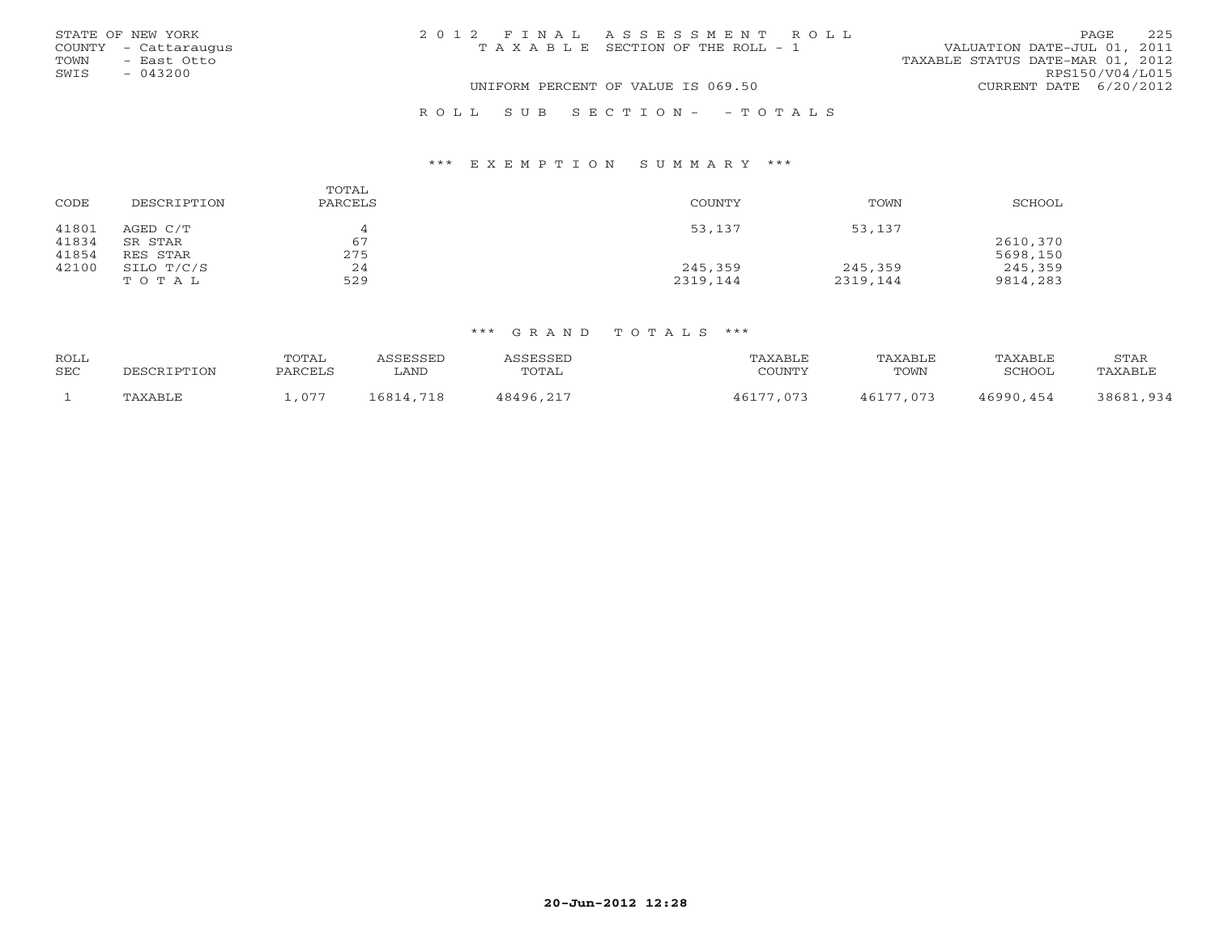STATE OF NEW YORK
COUNTY - Cattaraugus
TOWN - East Otto
SWIS - 043200

2 0 1 2 F I N A L A S S E S S M E N T R O L L
T A X A B L E SECTION OF THE ROLL - 1

UNIFORM PERCENT OF VALUE IS 069.50

VALUATION DATE-JUL 01, 2011
TAXABLE STATUS DATE-MAR 01, 2012
RPS150/V04/L015
CURRENT DATE 6/20/2012

R O L L S U B S E C T I O N - - T O T A L S

*** E X E M P T I O N S U M M A R Y ***

| CODE | DESCRIPTION | TOTAL PARCELS | COUNTY | TOWN | SCHOOL |
|---|---|---|---|---|---|
| 41801 | AGED C/T | 4 | 53,137 | 53,137 | |
| 41834 | SR STAR | 67 | | | 2610,370 |
| 41854 | RES STAR | 275 | | | 5698,150 |
| 42100 | SILO T/C/S | 24 | 245,359 | 245,359 | 245,359 |
| | T O T A L | 529 | 2319,144 | 2319,144 | 9814,283 |

*** G R A N D T O T A L S ***

| ROLL SEC | DESCRIPTION | TOTAL PARCELS | ASSESSED LAND | ASSESSED TOTAL | TAXABLE COUNTY | TAXABLE TOWN | TAXABLE SCHOOL | STAR TAXABLE |
|---|---|---|---|---|---|---|---|---|
| 1 | TAXABLE | 1,077 | 16814,718 | 48496,217 | 46177,073 | 46177,073 | 46990,454 | 38681,934 |

20-Jun-2012 12:28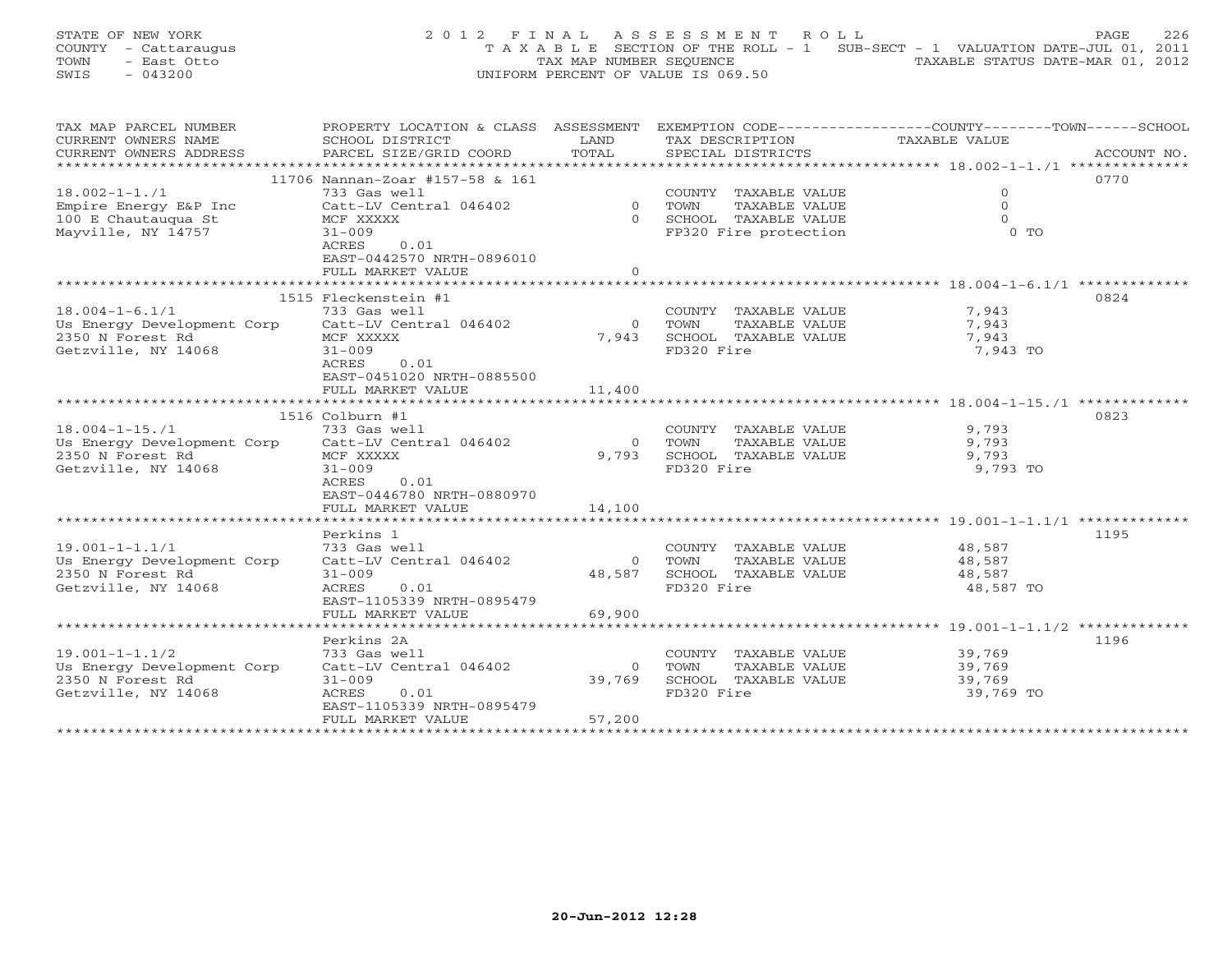STATE OF NEW YORK
COUNTY - Cattaraugus
TOWN - East Otto
SWIS - 043200

2012 FINAL ASSESSMENT ROLL
TAXABLE SECTION OF THE ROLL - 1 SUB-SECT - 1 VALUATION DATE-JUL 01, 2011
TAX MAP NUMBER SEQUENCE TAXABLE STATUS DATE-MAR 01, 2012
UNIFORM PERCENT OF VALUE IS 069.50

| TAX MAP PARCEL NUMBER / CURRENT OWNERS NAME / CURRENT OWNERS ADDRESS | PROPERTY LOCATION & CLASS / SCHOOL DISTRICT / PARCEL SIZE/GRID COORD | ASSESSMENT LAND / TOTAL | EXEMPTION CODE / TAX DESCRIPTION / SPECIAL DISTRICTS | COUNTY / TOWN / SCHOOL TAXABLE VALUE | ACCOUNT NO. |
|---|---|---|---|---|---|
| 18.002-1-1./1 | 11706 Nannan-Zoar #157-58 & 161 | | | | 0770 |
| | 733 Gas well | | COUNTY TAXABLE VALUE | 0 | |
| Empire Energy E&P Inc | Catt-LV Central 046402 | 0 | TOWN TAXABLE VALUE | 0 | |
| 100 E Chautauqua St | MCF XXXXX | 0 | SCHOOL TAXABLE VALUE | 0 | |
| Mayville, NY 14757 | 31-009 | | FP320 Fire protection | 0 TO | |
| | ACRES 0.01 | | | | |
| | EAST-0442570 NRTH-0896010 | | | | |
| | FULL MARKET VALUE | 0 | | | |
| 18.004-1-6.1/1 | 1515 Fleckenstein #1 | | | | 0824 |
| | 733 Gas well | | COUNTY TAXABLE VALUE | 7,943 | |
| Us Energy Development Corp | Catt-LV Central 046402 | 0 | TOWN TAXABLE VALUE | 7,943 | |
| 2350 N Forest Rd | MCF XXXXX | 7,943 | SCHOOL TAXABLE VALUE | 7,943 | |
| Getzville, NY 14068 | 31-009 | | FD320 Fire | 7,943 TO | |
| | ACRES 0.01 | | | | |
| | EAST-0451020 NRTH-0885500 | | | | |
| | FULL MARKET VALUE | 11,400 | | | |
| 18.004-1-15./1 | 1516 Colburn #1 | | | | 0823 |
| | 733 Gas well | | COUNTY TAXABLE VALUE | 9,793 | |
| Us Energy Development Corp | Catt-LV Central 046402 | 0 | TOWN TAXABLE VALUE | 9,793 | |
| 2350 N Forest Rd | MCF XXXXX | 9,793 | SCHOOL TAXABLE VALUE | 9,793 | |
| Getzville, NY 14068 | 31-009 | | FD320 Fire | 9,793 TO | |
| | ACRES 0.01 | | | | |
| | EAST-0446780 NRTH-0880970 | | | | |
| | FULL MARKET VALUE | 14,100 | | | |
| 19.001-1-1.1/1 | Perkins 1 | | | | 1195 |
| | 733 Gas well | | COUNTY TAXABLE VALUE | 48,587 | |
| Us Energy Development Corp | Catt-LV Central 046402 | 0 | TOWN TAXABLE VALUE | 48,587 | |
| 2350 N Forest Rd | 31-009 | 48,587 | SCHOOL TAXABLE VALUE | 48,587 | |
| Getzville, NY 14068 | ACRES 0.01 | | FD320 Fire | 48,587 TO | |
| | EAST-1105339 NRTH-0895479 | | | | |
| | FULL MARKET VALUE | 69,900 | | | |
| 19.001-1-1.1/2 | Perkins 2A | | | | 1196 |
| | 733 Gas well | | COUNTY TAXABLE VALUE | 39,769 | |
| Us Energy Development Corp | Catt-LV Central 046402 | 0 | TOWN TAXABLE VALUE | 39,769 | |
| 2350 N Forest Rd | 31-009 | 39,769 | SCHOOL TAXABLE VALUE | 39,769 | |
| Getzville, NY 14068 | ACRES 0.01 | | FD320 Fire | 39,769 TO | |
| | EAST-1105339 NRTH-0895479 | | | | |
| | FULL MARKET VALUE | 57,200 | | | |

20-Jun-2012 12:28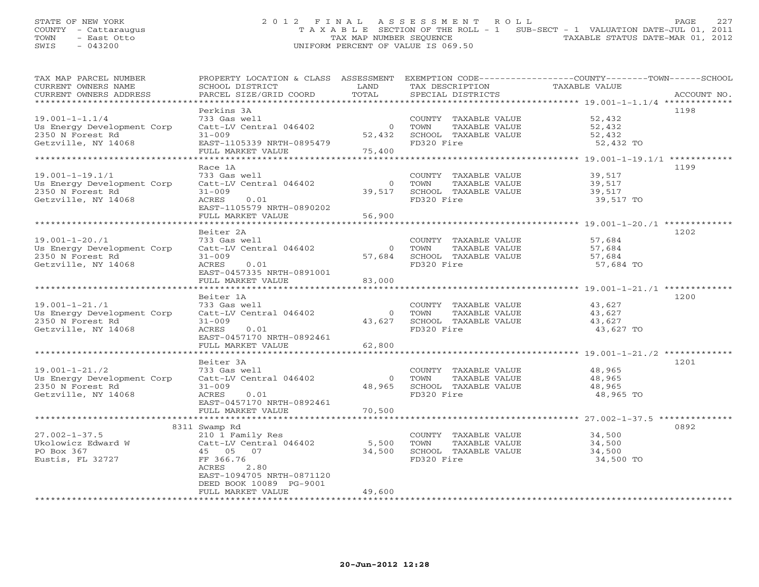STATE OF NEW YORK
COUNTY - Cattaraugus
TOWN - East Otto
SWIS - 043200

2012 FINAL ASSESSMENT ROLL
TAXABLE SECTION OF THE ROLL - 1 SUB-SECT - 1 VALUATION DATE-JUL 01, 2011
TAX MAP NUMBER SEQUENCE TAXABLE STATUS DATE-MAR 01, 2012
UNIFORM PERCENT OF VALUE IS 069.50

| TAX MAP PARCEL NUMBER / CURRENT OWNERS NAME / CURRENT OWNERS ADDRESS | PROPERTY LOCATION & CLASS / SCHOOL DISTRICT / PARCEL SIZE/GRID COORD | ASSESSMENT LAND / TOTAL | EXEMPTION CODE / TAX DESCRIPTION / SPECIAL DISTRICTS | COUNTY--------TOWN------SCHOOL TAXABLE VALUE | ACCOUNT NO. |
|---|---|---|---|---|---|
| 19.001-1-1.1/4 | Perkins 3A | | | | 1198 |
| | 733 Gas well | | COUNTY TAXABLE VALUE | 52,432 | |
| Us Energy Development Corp | Catt-LV Central 046402 | 0 | TOWN TAXABLE VALUE | 52,432 | |
| 2350 N Forest Rd | 31-009 | 52,432 | SCHOOL TAXABLE VALUE | 52,432 | |
| Getzville, NY 14068 | EAST-1105339 NRTH-0895479 | | FD320 Fire | 52,432 TO | |
| | FULL MARKET VALUE | 75,400 | | | |
| 19.001-1-19.1/1 | Race 1A | | | | 1199 |
| | 733 Gas well | | COUNTY TAXABLE VALUE | 39,517 | |
| Us Energy Development Corp | Catt-LV Central 046402 | 0 | TOWN TAXABLE VALUE | 39,517 | |
| 2350 N Forest Rd | 31-009 | 39,517 | SCHOOL TAXABLE VALUE | 39,517 | |
| Getzville, NY 14068 | ACRES 0.01 | | FD320 Fire | 39,517 TO | |
| | EAST-1105579 NRTH-0890202 | | | | |
| | FULL MARKET VALUE | 56,900 | | | |
| 19.001-1-20./1 | Beiter 2A | | | | 1202 |
| | 733 Gas well | | COUNTY TAXABLE VALUE | 57,684 | |
| Us Energy Development Corp | Catt-LV Central 046402 | 0 | TOWN TAXABLE VALUE | 57,684 | |
| 2350 N Forest Rd | 31-009 | 57,684 | SCHOOL TAXABLE VALUE | 57,684 | |
| Getzville, NY 14068 | ACRES 0.01 | | FD320 Fire | 57,684 TO | |
| | EAST-0457335 NRTH-0891001 | | | | |
| | FULL MARKET VALUE | 83,000 | | | |
| 19.001-1-21./1 | Beiter 1A | | | | 1200 |
| | 733 Gas well | | COUNTY TAXABLE VALUE | 43,627 | |
| Us Energy Development Corp | Catt-LV Central 046402 | 0 | TOWN TAXABLE VALUE | 43,627 | |
| 2350 N Forest Rd | 31-009 | 43,627 | SCHOOL TAXABLE VALUE | 43,627 | |
| Getzville, NY 14068 | ACRES 0.01 | | FD320 Fire | 43,627 TO | |
| | EAST-0457170 NRTH-0892461 | | | | |
| | FULL MARKET VALUE | 62,800 | | | |
| 19.001-1-21./2 | Beiter 3A | | | | 1201 |
| | 733 Gas well | | COUNTY TAXABLE VALUE | 48,965 | |
| Us Energy Development Corp | Catt-LV Central 046402 | 0 | TOWN TAXABLE VALUE | 48,965 | |
| 2350 N Forest Rd | 31-009 | 48,965 | SCHOOL TAXABLE VALUE | 48,965 | |
| Getzville, NY 14068 | ACRES 0.01 | | FD320 Fire | 48,965 TO | |
| | EAST-0457170 NRTH-0892461 | | | | |
| | FULL MARKET VALUE | 70,500 | | | |
| 27.002-1-37.5 | 8311 Swamp Rd | | | | 0892 |
| | 210 1 Family Res | | COUNTY TAXABLE VALUE | 34,500 | |
| Ukolowicz Edward W | Catt-LV Central 046402 | 5,500 | TOWN TAXABLE VALUE | 34,500 | |
| PO Box 367 | 45 05 07 | 34,500 | SCHOOL TAXABLE VALUE | 34,500 | |
| Eustis, FL 32727 | FF 366.76 | | FD320 Fire | 34,500 TO | |
| | ACRES 2.80 | | | | |
| | EAST-1094705 NRTH-0871120 | | | | |
| | DEED BOOK 10089 PG-9001 | | | | |
| | FULL MARKET VALUE | 49,600 | | | |

20-Jun-2012 12:28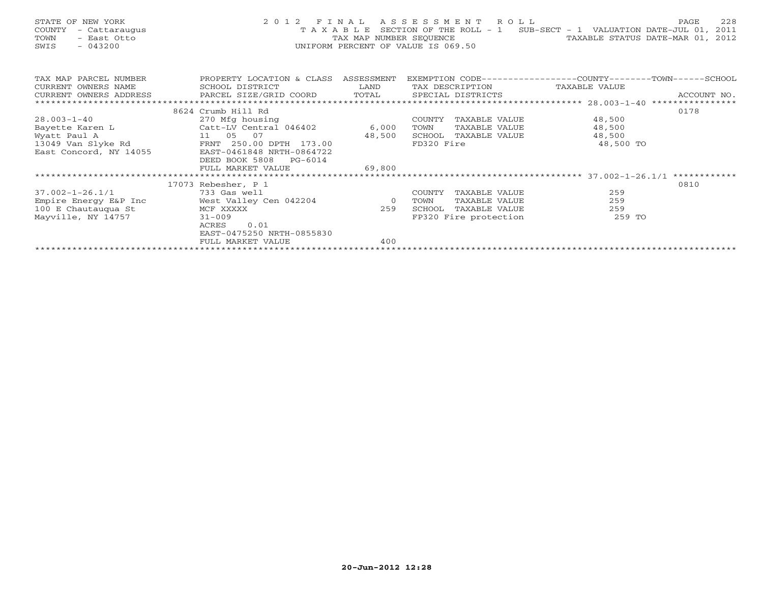STATE OF NEW YORK
COUNTY - Cattaraugus
TOWN - East Otto
SWIS - 043200

2 0 1 2 F I N A L A S S E S S M E N T R O L L
T A X A B L E SECTION OF THE ROLL - 1 SUB-SECT - 1 VALUATION DATE-JUL 01, 2011
TAX MAP NUMBER SEQUENCE TAXABLE STATUS DATE-MAR 01, 2012
UNIFORM PERCENT OF VALUE IS 069.50

| TAX MAP PARCEL NUMBER / CURRENT OWNERS NAME / CURRENT OWNERS ADDRESS | PROPERTY LOCATION & CLASS / SCHOOL DISTRICT / PARCEL SIZE/GRID COORD | ASSESSMENT LAND / TOTAL | EXEMPTION CODE / TAX DESCRIPTION / SPECIAL DISTRICTS | COUNTY--------TOWN------SCHOOL TAXABLE VALUE | ACCOUNT NO. |
|---|---|---|---|---|---|
| 28.003-1-40 | 8624 Crumb Hill Rd | | | | 0178 |
| 28.003-1-40 | 270 Mfg housing | | COUNTY TAXABLE VALUE | 48,500 | |
| Bayette Karen L | Catt-LV Central 046402 | 6,000 | TOWN TAXABLE VALUE | 48,500 | |
| Wyatt Paul A | 11 05 07 | 48,500 | SCHOOL TAXABLE VALUE | 48,500 | |
| 13049 Van Slyke Rd | FRNT 250.00 DPTH 173.00 | | FD320 Fire | 48,500 TO | |
| East Concord, NY 14055 | EAST-0461848 NRTH-0864722 | | | | |
| | DEED BOOK 5808 PG-6014 | | | | |
| | FULL MARKET VALUE | 69,800 | | | |
| 37.002-1-26.1/1 | 17073 Rebesher, P 1 | | | | 0810 |
| 37.002-1-26.1/1 | 733 Gas well | | COUNTY TAXABLE VALUE | 259 | |
| Empire Energy E&P Inc | West Valley Cen 042204 | 0 | TOWN TAXABLE VALUE | 259 | |
| 100 E Chautauqua St | MCF XXXXX | 259 | SCHOOL TAXABLE VALUE | 259 | |
| Mayville, NY 14757 | 31-009 | | FP320 Fire protection | 259 TO | |
| | ACRES 0.01 | | | | |
| | EAST-0475250 NRTH-0855830 | | | | |
| | FULL MARKET VALUE | 400 | | | |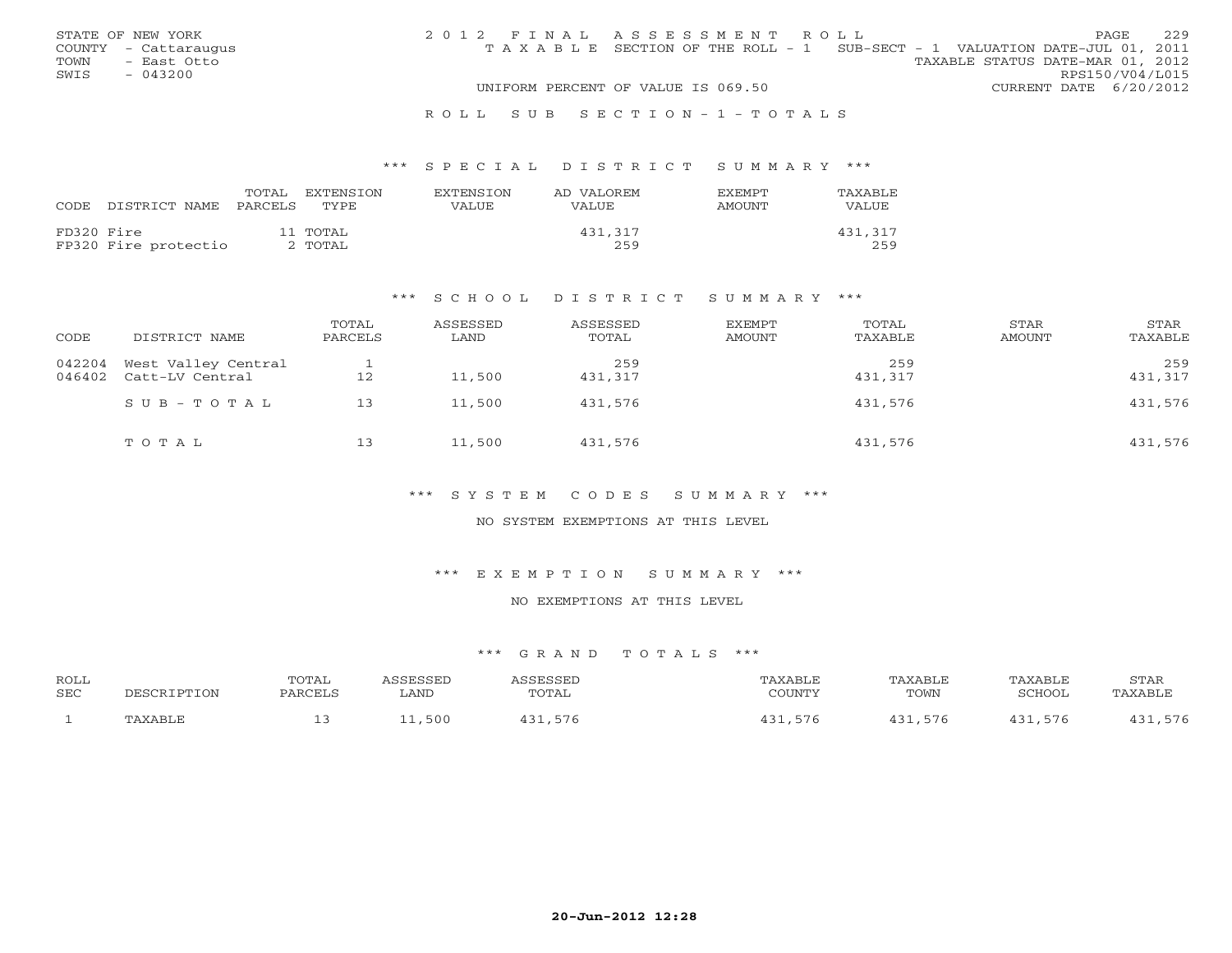STATE OF NEW YORK
COUNTY - Cattaraugus
TOWN - East Otto
SWIS - 043200

# 2012 FINAL ASSESSMENT ROLL

TAXABLE SECTION OF THE ROLL - 1 SUB-SECT - 1 VALUATION DATE-JUL 01, 2011
TAXABLE STATUS DATE-MAR 01, 2012
RPS150/V04/L015
UNIFORM PERCENT OF VALUE IS 069.50 CURRENT DATE 6/20/2012

## ROLL SUB SECTION-1-TOTALS

### *** SPECIAL DISTRICT SUMMARY ***

| CODE | DISTRICT NAME | TOTAL PARCELS | EXTENSION TYPE | EXTENSION VALUE | AD VALOREM VALUE | EXEMPT AMOUNT | TAXABLE VALUE |
|---|---|---|---|---|---|---|---|
| FD320 | Fire | 11 | TOTAL | | 431,317 | | 431,317 |
| FP320 | Fire protectio | 2 | TOTAL | | 259 | | 259 |

### *** SCHOOL DISTRICT SUMMARY ***

| CODE | DISTRICT NAME | TOTAL PARCELS | ASSESSED LAND | ASSESSED TOTAL | EXEMPT AMOUNT | TOTAL TAXABLE | STAR AMOUNT | STAR TAXABLE |
|---|---|---|---|---|---|---|---|---|
| 042204 | West Valley Central | 1 | | 259 | | 259 | | 259 |
| 046402 | Catt-LV Central | 12 | 11,500 | 431,317 | | 431,317 | | 431,317 |
| | SUB-TOTAL | 13 | 11,500 | 431,576 | | 431,576 | | 431,576 |
| | TOTAL | 13 | 11,500 | 431,576 | | 431,576 | | 431,576 |

### *** SYSTEM CODES SUMMARY ***

NO SYSTEM EXEMPTIONS AT THIS LEVEL

### *** EXEMPTION SUMMARY ***

NO EXEMPTIONS AT THIS LEVEL

### *** GRAND TOTALS ***

| ROLL SEC | DESCRIPTION | TOTAL PARCELS | ASSESSED LAND | ASSESSED TOTAL | TAXABLE COUNTY | TAXABLE TOWN | TAXABLE SCHOOL | STAR TAXABLE |
|---|---|---|---|---|---|---|---|---|
| 1 | TAXABLE | 13 | 11,500 | 431,576 | 431,576 | 431,576 | 431,576 | 431,576 |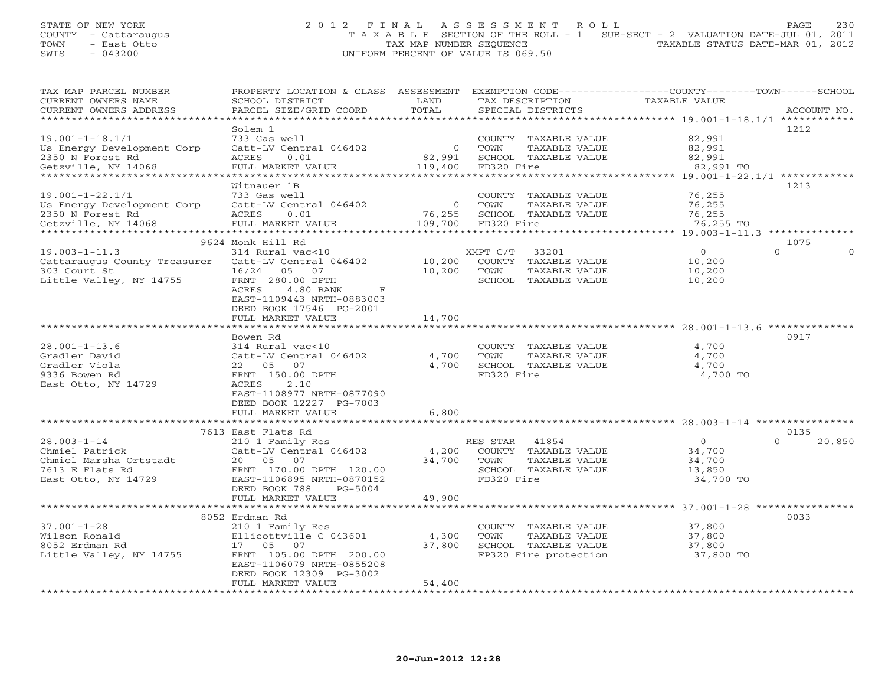STATE OF NEW YORK
COUNTY - Cattaraugus
TOWN - East Otto
SWIS - 043200

2012 FINAL ASSESSMENT ROLL
TAXABLE SECTION OF THE ROLL - 1   SUB-SECT - 2  VALUATION DATE-JUL 01, 2011
TAX MAP NUMBER SEQUENCE   TAXABLE STATUS DATE-MAR 01, 2012
UNIFORM PERCENT OF VALUE IS 069.50

| TAX MAP PARCEL NUMBER / CURRENT OWNERS NAME / CURRENT OWNERS ADDRESS | PROPERTY LOCATION & CLASS / SCHOOL DISTRICT / PARCEL SIZE/GRID COORD | ASSESSMENT LAND / TOTAL | EXEMPTION CODE / TAX DESCRIPTION / SPECIAL DISTRICTS | COUNTY | TOWN | SCHOOL / ACCOUNT NO. |
|---|---|---|---|---|---|---|
| **19.001-1-18.1/1** | Solem 1 | | | | | 1212 |
| 19.001-1-18.1/1 | 733 Gas well | | COUNTY TAXABLE VALUE | 82,991 | | |
| Us Energy Development Corp | Catt-LV Central 046402 | 0 | TOWN TAXABLE VALUE | 82,991 | | |
| 2350 N Forest Rd | ACRES 0.01 | 82,991 | SCHOOL TAXABLE VALUE | 82,991 | | |
| Getzville, NY 14068 | FULL MARKET VALUE | 119,400 | FD320 Fire | 82,991 TO | | |
| **19.001-1-22.1/1** | Witnauer 1B | | | | | 1213 |
| 19.001-1-22.1/1 | 733 Gas well | | COUNTY TAXABLE VALUE | 76,255 | | |
| Us Energy Development Corp | Catt-LV Central 046402 | 0 | TOWN TAXABLE VALUE | 76,255 | | |
| 2350 N Forest Rd | ACRES 0.01 | 76,255 | SCHOOL TAXABLE VALUE | 76,255 | | |
| Getzville, NY 14068 | FULL MARKET VALUE | 109,700 | FD320 Fire | 76,255 TO | | |
| **19.003-1-11.3** | 9624 Monk Hill Rd | | | | | 1075 |
| 19.003-1-11.3 | 314 Rural vac<10 | | XMPT C/T 33201 | 0 | 0 | 0 |
| Cattaraugus County Treasurer | Catt-LV Central 046402 | 10,200 | COUNTY TAXABLE VALUE | 10,200 | | |
| 303 Court St | 16/24 05 07 | 10,200 | TOWN TAXABLE VALUE | 10,200 | | |
| Little Valley, NY 14755 | FRNT 280.00 DPTH | | SCHOOL TAXABLE VALUE | 10,200 | | |
| | ACRES 4.80 BANK F | | | | | |
| | EAST-1109443 NRTH-0883003 | | | | | |
| | DEED BOOK 17546 PG-2001 | | | | | |
| | FULL MARKET VALUE | 14,700 | | | | |
| **28.001-1-13.6** | Bowen Rd | | | | | 0917 |
| 28.001-1-13.6 | 314 Rural vac<10 | | COUNTY TAXABLE VALUE | 4,700 | | |
| Gradler David | Catt-LV Central 046402 | 4,700 | TOWN TAXABLE VALUE | 4,700 | | |
| Gradler Viola | 22 05 07 | 4,700 | SCHOOL TAXABLE VALUE | 4,700 | | |
| 9336 Bowen Rd | FRNT 150.00 DPTH | | FD320 Fire | 4,700 TO | | |
| East Otto, NY 14729 | ACRES 2.10 | | | | | |
| | EAST-1108977 NRTH-0877090 | | | | | |
| | DEED BOOK 12227 PG-7003 | | | | | |
| | FULL MARKET VALUE | 6,800 | | | | |
| **28.003-1-14** | 7613 East Flats Rd | | | | | 0135 |
| 28.003-1-14 | 210 1 Family Res | | RES STAR 41854 | 0 | 0 | 20,850 |
| Chmiel Patrick | Catt-LV Central 046402 | 4,200 | COUNTY TAXABLE VALUE | 34,700 | | |
| Chmiel Marsha Ortstadt | 20 05 07 | 34,700 | TOWN TAXABLE VALUE | 34,700 | | |
| 7613 E Flats Rd | FRNT 170.00 DPTH 120.00 | | SCHOOL TAXABLE VALUE | 13,850 | | |
| East Otto, NY 14729 | EAST-1106895 NRTH-0870152 | | FD320 Fire | 34,700 TO | | |
| | DEED BOOK 788 PG-5004 | | | | | |
| | FULL MARKET VALUE | 49,900 | | | | |
| **37.001-1-28** | 8052 Erdman Rd | | | | | 0033 |
| 37.001-1-28 | 210 1 Family Res | | COUNTY TAXABLE VALUE | 37,800 | | |
| Wilson Ronald | Ellicottville C 043601 | 4,300 | TOWN TAXABLE VALUE | 37,800 | | |
| 8052 Erdman Rd | 17 05 07 | 37,800 | SCHOOL TAXABLE VALUE | 37,800 | | |
| Little Valley, NY 14755 | FRNT 105.00 DPTH 200.00 | | FP320 Fire protection | 37,800 TO | | |
| | EAST-1106079 NRTH-0855208 | | | | | |
| | DEED BOOK 12309 PG-3002 | | | | | |
| | FULL MARKET VALUE | 54,400 | | | | |

20-Jun-2012 12:28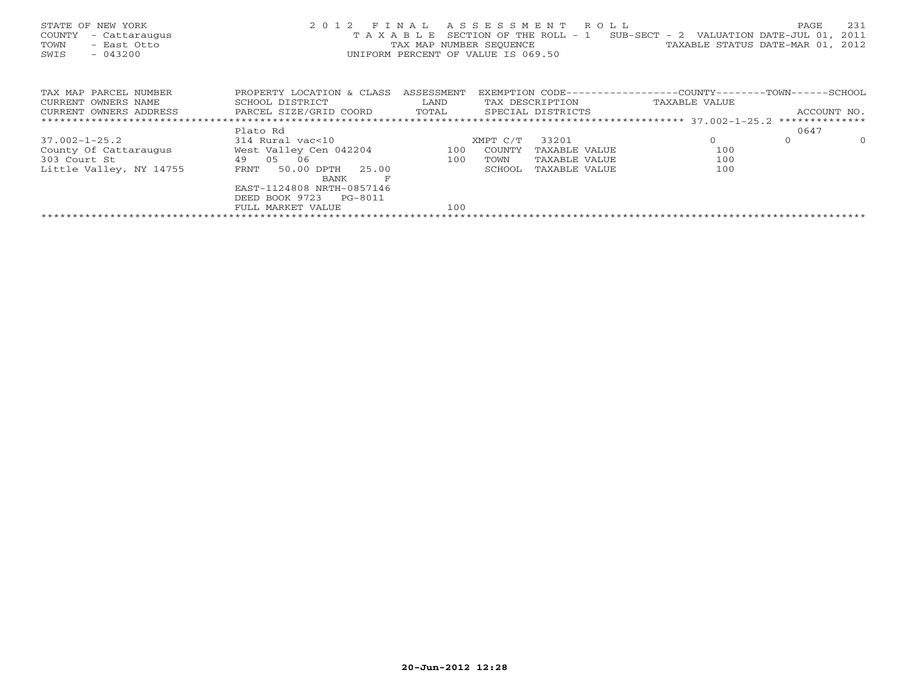STATE OF NEW YORK
COUNTY - Cattaraugus
TOWN - East Otto
SWIS - 043200

2012 FINAL ASSESSMENT ROLL
TAXABLE SECTION OF THE ROLL - 1 SUB-SECT - 2 VALUATION DATE-JUL 01, 2011
TAX MAP NUMBER SEQUENCE TAXABLE STATUS DATE-MAR 01, 2012
UNIFORM PERCENT OF VALUE IS 069.50

| TAX MAP PARCEL NUMBER<br>CURRENT OWNERS NAME<br>CURRENT OWNERS ADDRESS | PROPERTY LOCATION & CLASS<br>SCHOOL DISTRICT<br>PARCEL SIZE/GRID COORD | ASSESSMENT<br>LAND<br>TOTAL | EXEMPTION CODE<br>TAX DESCRIPTION<br>SPECIAL DISTRICTS | COUNTY<br>TAXABLE VALUE | TOWN | SCHOOL<br>ACCOUNT NO. |
|---|---|---|---|---|---|---|
| ******** 37.002-1-25.2 ******** | Plato Rd | | | | | 0647 |
| 37.002-1-25.2 | 314 Rural vac<10 | | XMPT C/T 33201 | 0 | 0 | 0 |
| County Of Cattaraugus | West Valley Cen 042204 | 100 | COUNTY TAXABLE VALUE | 100 | | |
| 303 Court St | 49 05 06 | 100 | TOWN TAXABLE VALUE | 100 | | |
| Little Valley, NY 14755 | FRNT 50.00 DPTH 25.00 | | SCHOOL TAXABLE VALUE | 100 | | |
| | BANK F | | | | | |
| | EAST-1124808 NRTH-0857146 | | | | | |
| | DEED BOOK 9723 PG-8011 | | | | | |
| | FULL MARKET VALUE | 100 | | | | |

20-Jun-2012 12:28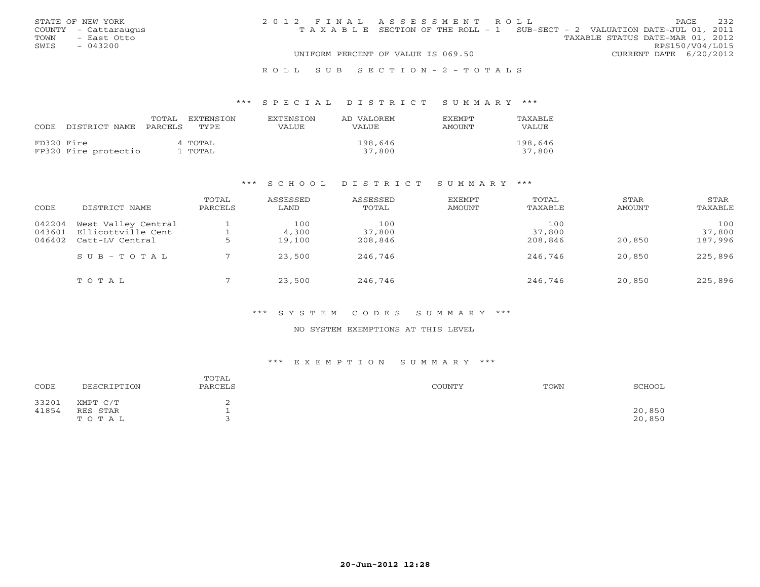STATE OF NEW YORK
COUNTY - Cattaraugus
TOWN - East Otto
SWIS - 043200

2012 FINAL ASSESSMENT ROLL
TAXABLE SECTION OF THE ROLL - 1   SUB-SECT - 2   VALUATION DATE-JUL 01, 2011
TAXABLE STATUS DATE-MAR 01, 2012
RPS150/V04/L015
UNIFORM PERCENT OF VALUE IS 069.50
CURRENT DATE 6/20/2012

## ROLL SUB SECTION - 2 - TOTALS

### *** SPECIAL DISTRICT SUMMARY ***

| CODE | DISTRICT NAME | TOTAL PARCELS | EXTENSION TYPE | EXTENSION VALUE | AD VALOREM VALUE | EXEMPT AMOUNT | TAXABLE VALUE |
|---|---|---|---|---|---|---|---|
| FD320 | Fire | 4 | TOTAL | | 198,646 | | 198,646 |
| FP320 | Fire protectio | 1 | TOTAL | | 37,800 | | 37,800 |

### *** SCHOOL DISTRICT SUMMARY ***

| CODE | DISTRICT NAME | TOTAL PARCELS | ASSESSED LAND | ASSESSED TOTAL | EXEMPT AMOUNT | TOTAL TAXABLE | STAR AMOUNT | STAR TAXABLE |
|---|---|---|---|---|---|---|---|---|
| 042204 | West Valley Central | 1 | 100 | 100 | | 100 | | 100 |
| 043601 | Ellicottville Cent | 1 | 4,300 | 37,800 | | 37,800 | | 37,800 |
| 046402 | Catt-LV Central | 5 | 19,100 | 208,846 | | 208,846 | 20,850 | 187,996 |
| | SUB-TOTAL | 7 | 23,500 | 246,746 | | 246,746 | 20,850 | 225,896 |
| | TOTAL | 7 | 23,500 | 246,746 | | 246,746 | 20,850 | 225,896 |

### *** SYSTEM CODES SUMMARY ***

NO SYSTEM EXEMPTIONS AT THIS LEVEL

### *** EXEMPTION SUMMARY ***

| CODE | DESCRIPTION | TOTAL PARCELS | COUNTY | TOWN | SCHOOL |
|---|---|---|---|---|---|
| 33201 | XMPT C/T | 2 | | | |
| 41854 | RES STAR | 1 | | | 20,850 |
| | TOTAL | 3 | | | 20,850 |

20-Jun-2012 12:28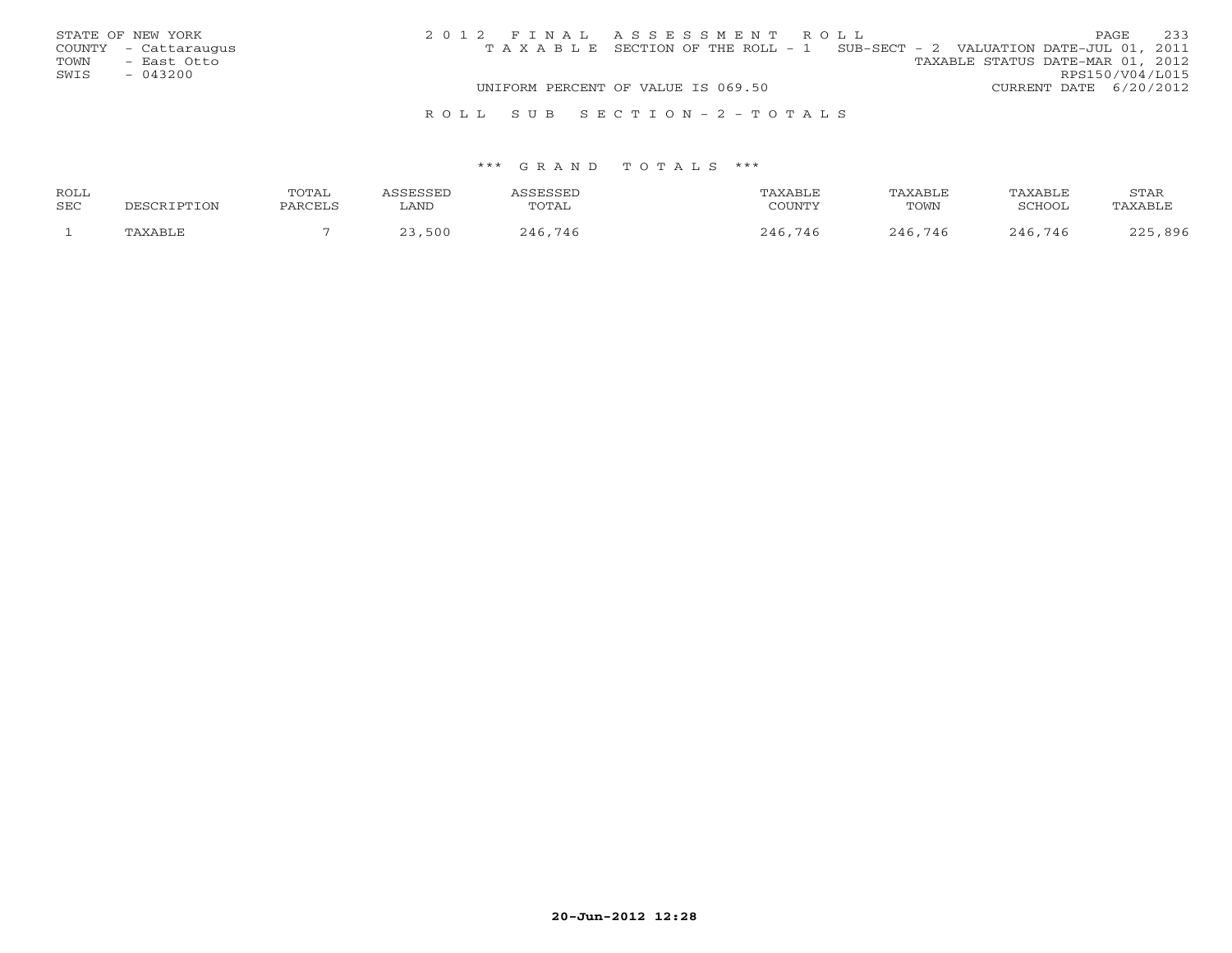STATE OF NEW YORK
COUNTY - Cattaraugus
TOWN - East Otto
SWIS - 043200

2012 FINAL ASSESSMENT ROLL
TAXABLE SECTION OF THE ROLL - 1 SUB-SECT - 2 VALUATION DATE-JUL 01, 2011
TAXABLE STATUS DATE-MAR 01, 2012
RPS150/V04/L015
UNIFORM PERCENT OF VALUE IS 069.50
CURRENT DATE 6/20/2012

ROLL SUB SECTION-2-TOTALS

*** GRAND TOTALS ***

| ROLL SEC | DESCRIPTION | TOTAL PARCELS | ASSESSED LAND | ASSESSED TOTAL | TAXABLE COUNTY | TAXABLE TOWN | TAXABLE SCHOOL | STAR TAXABLE |
|---|---|---|---|---|---|---|---|---|
| 1 | TAXABLE | 7 | 23,500 | 246,746 | 246,746 | 246,746 | 246,746 | 225,896 |

20-Jun-2012 12:28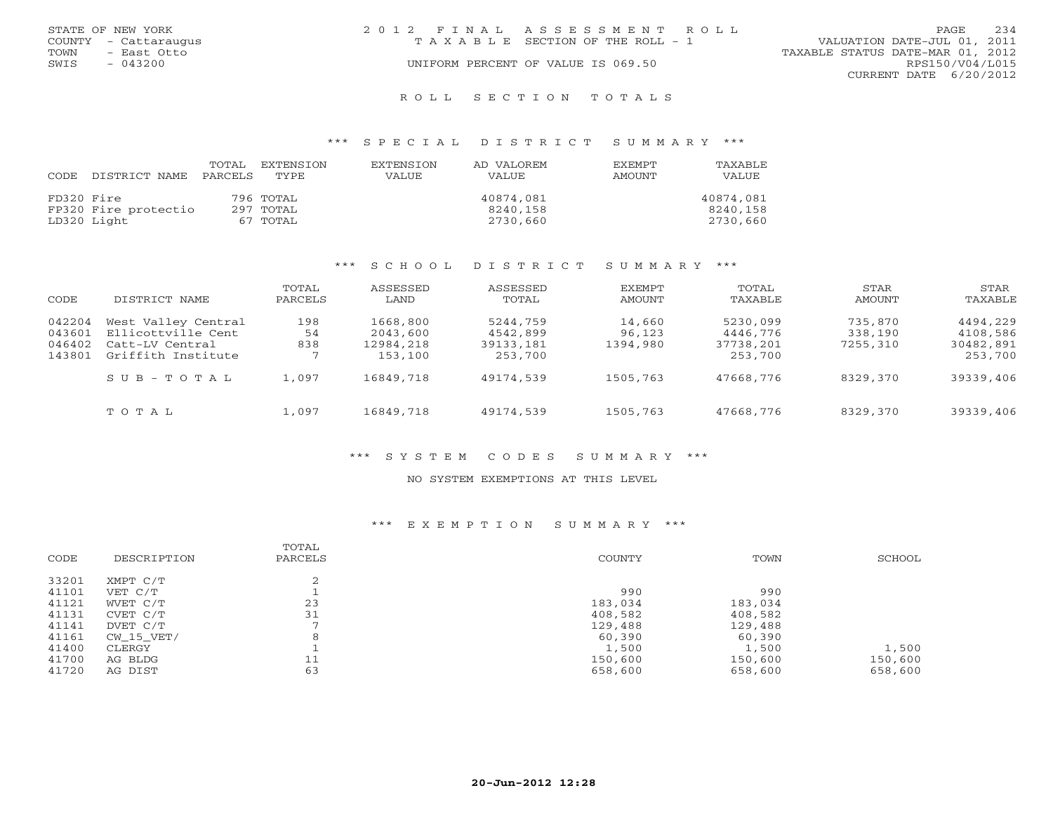STATE OF NEW YORK
COUNTY - Cattaraugus
TOWN - East Otto
SWIS - 043200

2012 FINAL ASSESSMENT ROLL
TAXABLE SECTION OF THE ROLL - 1
UNIFORM PERCENT OF VALUE IS 069.50

VALUATION DATE-JUL 01, 2011
TAXABLE STATUS DATE-MAR 01, 2012
RPS150/V04/L015
CURRENT DATE 6/20/2012

## ROLL SECTION TOTALS

### *** SPECIAL DISTRICT SUMMARY ***

| CODE | DISTRICT NAME | TOTAL PARCELS | EXTENSION TYPE | EXTENSION VALUE | AD VALOREM VALUE | EXEMPT AMOUNT | TAXABLE VALUE |
|---|---|---|---|---|---|---|---|
| FD320 | Fire | 796 | TOTAL | | 40874,081 | | 40874,081 |
| FP320 | Fire protectio | 297 | TOTAL | | 8240,158 | | 8240,158 |
| LD320 | Light | 67 | TOTAL | | 2730,660 | | 2730,660 |

### *** SCHOOL DISTRICT SUMMARY ***

| CODE | DISTRICT NAME | TOTAL PARCELS | ASSESSED LAND | ASSESSED TOTAL | EXEMPT AMOUNT | TOTAL TAXABLE | STAR AMOUNT | STAR TAXABLE |
|---|---|---|---|---|---|---|---|---|
| 042204 | West Valley Central | 198 | 1668,800 | 5244,759 | 14,660 | 5230,099 | 735,870 | 4494,229 |
| 043601 | Ellicottville Cent | 54 | 2043,600 | 4542,899 | 96,123 | 4446,776 | 338,190 | 4108,586 |
| 046402 | Catt-LV Central | 838 | 12984,218 | 39133,181 | 1394,980 | 37738,201 | 7255,310 | 30482,891 |
| 143801 | Griffith Institute | 7 | 153,100 | 253,700 | | 253,700 | | 253,700 |
| | SUB-TOTAL | 1,097 | 16849,718 | 49174,539 | 1505,763 | 47668,776 | 8329,370 | 39339,406 |
| | TOTAL | 1,097 | 16849,718 | 49174,539 | 1505,763 | 47668,776 | 8329,370 | 39339,406 |

### *** SYSTEM CODES SUMMARY ***

NO SYSTEM EXEMPTIONS AT THIS LEVEL

### *** EXEMPTION SUMMARY ***

| CODE | DESCRIPTION | TOTAL PARCELS | COUNTY | TOWN | SCHOOL |
|---|---|---|---|---|---|
| 33201 | XMPT C/T | 2 | | | |
| 41101 | VET C/T | 1 | 990 | 990 | |
| 41121 | WVET C/T | 23 | 183,034 | 183,034 | |
| 41131 | CVET C/T | 31 | 408,582 | 408,582 | |
| 41141 | DVET C/T | 7 | 129,488 | 129,488 | |
| 41161 | CW_15_VET/ | 8 | 60,390 | 60,390 | |
| 41400 | CLERGY | 1 | 1,500 | 1,500 | 1,500 |
| 41700 | AG BLDG | 11 | 150,600 | 150,600 | 150,600 |
| 41720 | AG DIST | 63 | 658,600 | 658,600 | 658,600 |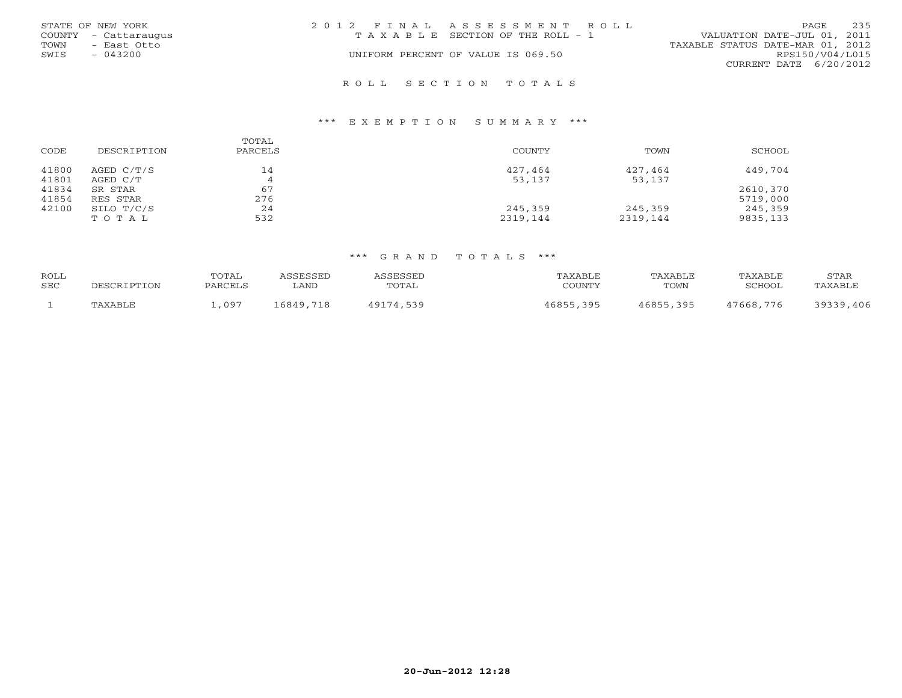STATE OF NEW YORK
COUNTY - Cattaraugus
TOWN - East Otto
SWIS - 043200

2 0 1 2 F I N A L A S S E S S M E N T R O L L
T A X A B L E SECTION OF THE ROLL - 1
UNIFORM PERCENT OF VALUE IS 069.50

VALUATION DATE-JUL 01, 2011
TAXABLE STATUS DATE-MAR 01, 2012
RPS150/V04/L015
CURRENT DATE 6/20/2012

## R O L L S E C T I O N T O T A L S

### *** E X E M P T I O N S U M M A R Y ***

| CODE | DESCRIPTION | TOTAL PARCELS | COUNTY | TOWN | SCHOOL |
|---|---|---|---|---|---|
| 41800 | AGED C/T/S | 14 | 427,464 | 427,464 | 449,704 |
| 41801 | AGED C/T | 4 | 53,137 | 53,137 | |
| 41834 | SR STAR | 67 | | | 2610,370 |
| 41854 | RES STAR | 276 | | | 5719,000 |
| 42100 | SILO T/C/S | 24 | 245,359 | 245,359 | 245,359 |
| | T O T A L | 532 | 2319,144 | 2319,144 | 9835,133 |

### *** G R A N D T O T A L S ***

| ROLL SEC | DESCRIPTION | TOTAL PARCELS | ASSESSED LAND | ASSESSED TOTAL | TAXABLE COUNTY | TAXABLE TOWN | TAXABLE SCHOOL | STAR TAXABLE |
|---|---|---|---|---|---|---|---|---|
| 1 | TAXABLE | 1,097 | 16849,718 | 49174,539 | 46855,395 | 46855,395 | 47668,776 | 39339,406 |

20-Jun-2012 12:28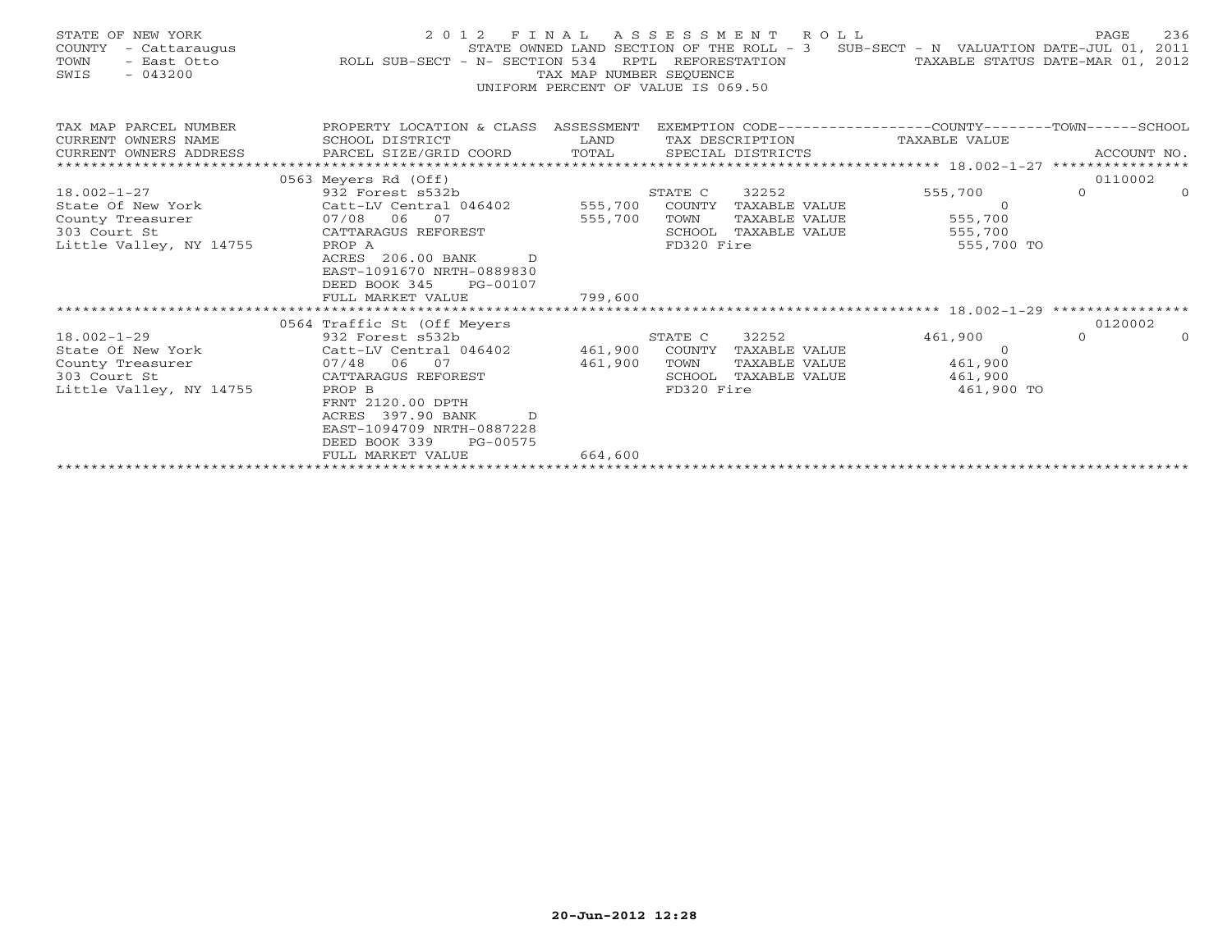STATE OF NEW YORK 2 0 1 2 F I N A L A S S E S S M E N T R O L L
COUNTY - Cattaraugus STATE OWNED LAND SECTION OF THE ROLL - 3 SUB-SECT - N VALUATION DATE-JUL 01, 2011
TOWN - East Otto ROLL SUB-SECT - N- SECTION 534 RPTL REFORESTATION TAXABLE STATUS DATE-MAR 01, 2012
SWIS - 043200 TAX MAP NUMBER SEQUENCE
UNIFORM PERCENT OF VALUE IS 069.50

| TAX MAP PARCEL NUMBER<br>CURRENT OWNERS NAME<br>CURRENT OWNERS ADDRESS | PROPERTY LOCATION & CLASS<br>SCHOOL DISTRICT<br>PARCEL SIZE/GRID COORD | ASSESSMENT<br>LAND<br>TOTAL | EXEMPTION CODE<br>TAX DESCRIPTION<br>SPECIAL DISTRICTS | COUNTY<br>TAXABLE VALUE | TOWN | SCHOOL<br>ACCOUNT NO. |
|---|---|---|---|---|---|---|
| | 0563 Meyers Rd (Off) | | | | | 0110002 |
| 18.002-1-27 | 932 Forest s532b | | STATE C 32252 | 555,700 | 0 | 0 |
| State Of New York | Catt-LV Central 046402 | 555,700 | COUNTY TAXABLE VALUE | 0 | | |
| County Treasurer | 07/08 06 07 | 555,700 | TOWN TAXABLE VALUE | 555,700 | | |
| 303 Court St | CATTARAGUS REFOREST | | SCHOOL TAXABLE VALUE | 555,700 | | |
| Little Valley, NY 14755 | PROP A | | FD320 Fire | 555,700 TO | | |
| | ACRES 206.00 BANK D | | | | | |
| | EAST-1091670 NRTH-0889830 | | | | | |
| | DEED BOOK 345 PG-00107 | | | | | |
| | FULL MARKET VALUE | 799,600 | | | | |
| | 0564 Traffic St (Off Meyers | | | | | 0120002 |
| 18.002-1-29 | 932 Forest s532b | | STATE C 32252 | 461,900 | 0 | 0 |
| State Of New York | Catt-LV Central 046402 | 461,900 | COUNTY TAXABLE VALUE | 0 | | |
| County Treasurer | 07/48 06 07 | 461,900 | TOWN TAXABLE VALUE | 461,900 | | |
| 303 Court St | CATTARAGUS REFOREST | | SCHOOL TAXABLE VALUE | 461,900 | | |
| Little Valley, NY 14755 | PROP B | | FD320 Fire | 461,900 TO | | |
| | FRNT 2120.00 DPTH | | | | | |
| | ACRES 397.90 BANK D | | | | | |
| | EAST-1094709 NRTH-0887228 | | | | | |
| | DEED BOOK 339 PG-00575 | | | | | |
| | FULL MARKET VALUE | 664,600 | | | | |

20-Jun-2012 12:28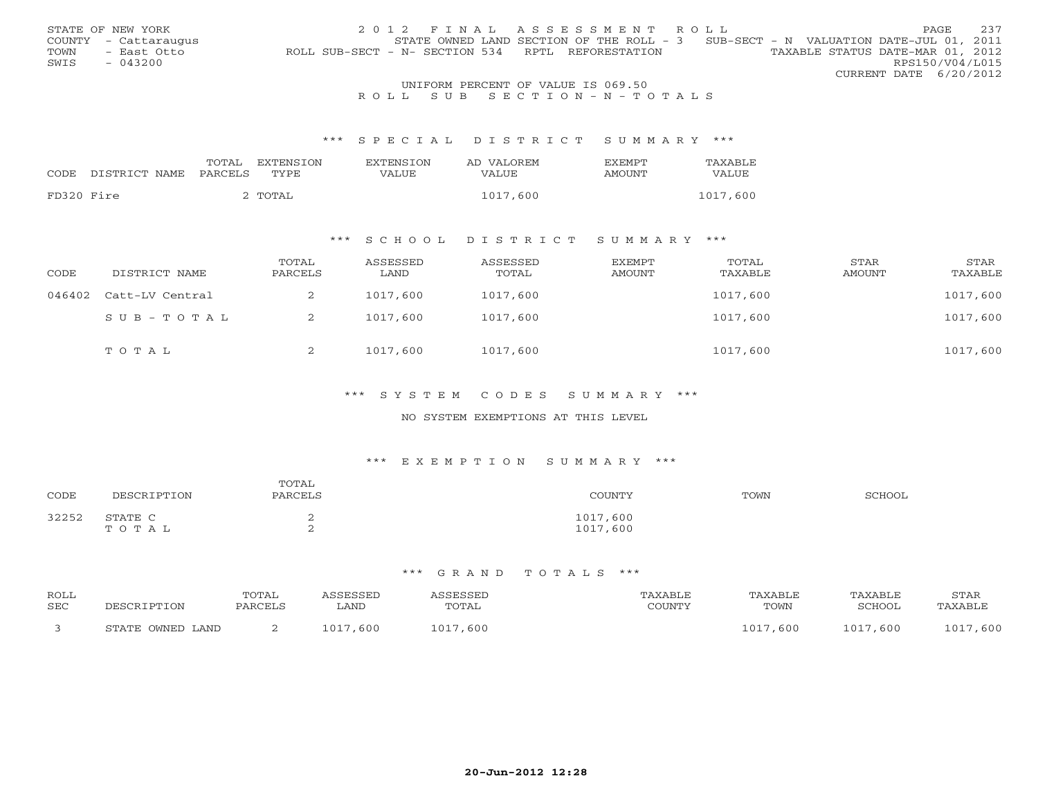STATE OF NEW YORK
COUNTY - Cattaraugus
TOWN - East Otto
SWIS - 043200

2012 FINAL ASSESSMENT ROLL
STATE OWNED LAND SECTION OF THE ROLL - 3 SUB-SECT - N VALUATION DATE-JUL 01, 2011
ROLL SUB-SECT - N- SECTION 534 RPTL REFORESTATION TAXABLE STATUS DATE-MAR 01, 2012
RPS150/V04/L015
CURRENT DATE 6/20/2012

UNIFORM PERCENT OF VALUE IS 069.50

ROLL SUB SECTION - N - TOTALS

### *** SPECIAL DISTRICT SUMMARY ***

| CODE | DISTRICT NAME | TOTAL PARCELS | EXTENSION TYPE | EXTENSION VALUE | AD VALOREM VALUE | EXEMPT AMOUNT | TAXABLE VALUE |
|---|---|---|---|---|---|---|---|
| FD320 | Fire | 2 | TOTAL | | 1017,600 | | 1017,600 |

### *** SCHOOL DISTRICT SUMMARY ***

| CODE | DISTRICT NAME | TOTAL PARCELS | ASSESSED LAND | ASSESSED TOTAL | EXEMPT AMOUNT | TOTAL TAXABLE | STAR AMOUNT | STAR TAXABLE |
|---|---|---|---|---|---|---|---|---|
| 046402 | Catt-LV Central | 2 | 1017,600 | 1017,600 | | 1017,600 | | 1017,600 |
| | SUB-TOTAL | 2 | 1017,600 | 1017,600 | | 1017,600 | | 1017,600 |
| | TOTAL | 2 | 1017,600 | 1017,600 | | 1017,600 | | 1017,600 |

### *** SYSTEM CODES SUMMARY ***

NO SYSTEM EXEMPTIONS AT THIS LEVEL

### *** EXEMPTION SUMMARY ***

| CODE | DESCRIPTION | TOTAL PARCELS | COUNTY | TOWN | SCHOOL |
|---|---|---|---|---|---|
| 32252 | STATE C | 2 | 1017,600 | | |
| | TOTAL | 2 | 1017,600 | | |

### *** GRAND TOTALS ***

| ROLL SEC | DESCRIPTION | TOTAL PARCELS | ASSESSED LAND | ASSESSED TOTAL | TAXABLE COUNTY | TAXABLE TOWN | TAXABLE SCHOOL | STAR TAXABLE |
|---|---|---|---|---|---|---|---|---|
| 3 | STATE OWNED LAND | 2 | 1017,600 | 1017,600 | | 1017,600 | 1017,600 | 1017,600 |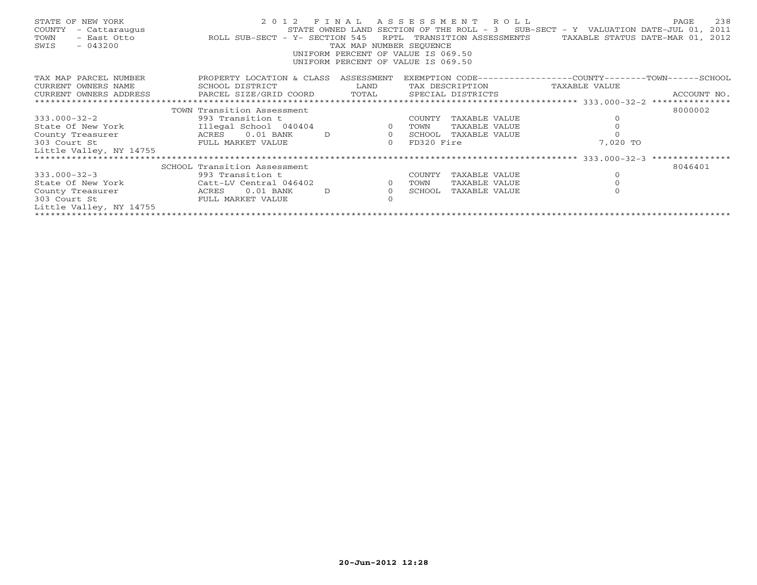STATE OF NEW YORK
COUNTY - Cattaraugus
TOWN - East Otto
SWIS - 043200

2012 FINAL ASSESSMENT ROLL
STATE OWNED LAND SECTION OF THE ROLL - 3 SUB-SECT - Y VALUATION DATE-JUL 01, 2011
ROLL SUB-SECT - Y- SECTION 545 RPTL TRANSITION ASSESSMENTS TAXABLE STATUS DATE-MAR 01, 2012
TAX MAP NUMBER SEQUENCE
UNIFORM PERCENT OF VALUE IS 069.50
UNIFORM PERCENT OF VALUE IS 069.50

| TAX MAP PARCEL NUMBER / CURRENT OWNERS NAME / CURRENT OWNERS ADDRESS | PROPERTY LOCATION & CLASS / SCHOOL DISTRICT / PARCEL SIZE/GRID COORD | ASSESSMENT LAND / TOTAL | EXEMPTION CODE / TAX DESCRIPTION / SPECIAL DISTRICTS | COUNTY--------TOWN------SCHOOL TAXABLE VALUE | ACCOUNT NO. |
|---|---|---|---|---|---|
| ****** 333.000-32-2 ****** | TOWN Transition Assessment | | | | 8000002 |
| 333.000-32-2 | 993 Transition t | | COUNTY TAXABLE VALUE | 0 | |
| State Of New York | Illegal School 040404 | 0 | TOWN TAXABLE VALUE | 0 | |
| County Treasurer | ACRES 0.01 BANK D | 0 | SCHOOL TAXABLE VALUE | 0 | |
| 303 Court St | FULL MARKET VALUE | 0 | FD320 Fire | 7,020 TO | |
| Little Valley, NY 14755 | | | | | |
| ****** 333.000-32-3 ****** | SCHOOL Transition Assessment | | | | 8046401 |
| 333.000-32-3 | 993 Transition t | | COUNTY TAXABLE VALUE | 0 | |
| State Of New York | Catt-LV Central 046402 | 0 | TOWN TAXABLE VALUE | 0 | |
| County Treasurer | ACRES 0.01 BANK D | 0 | SCHOOL TAXABLE VALUE | 0 | |
| 303 Court St | FULL MARKET VALUE | 0 | | | |
| Little Valley, NY 14755 | | | | | |

20-Jun-2012 12:28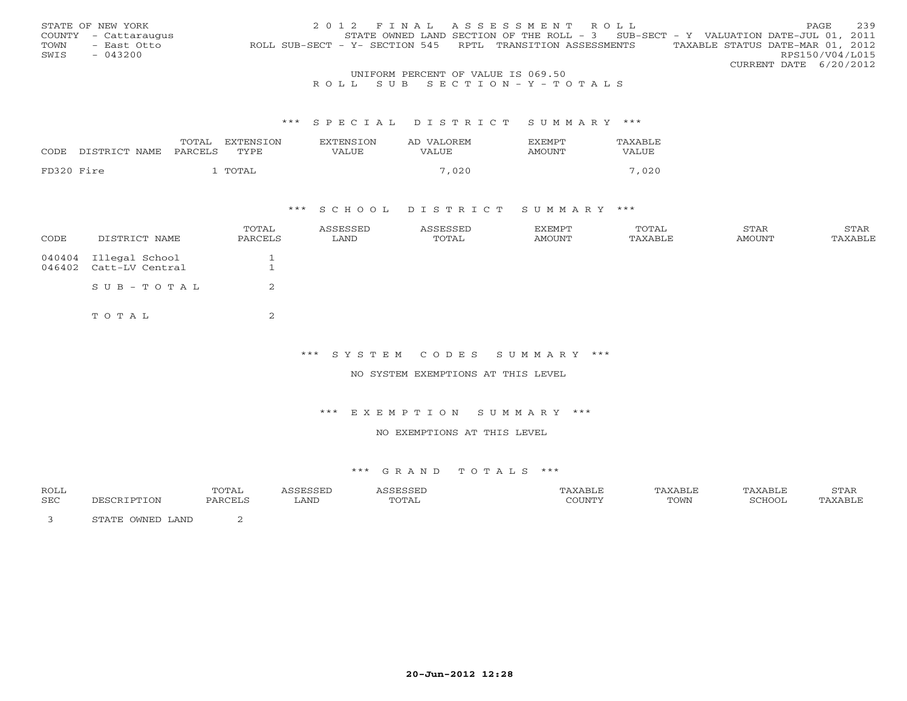STATE OF NEW YORK
COUNTY - Cattaraugus
TOWN - East Otto
SWIS - 043200

2 0 1 2 F I N A L A S S E S S M E N T R O L L
STATE OWNED LAND SECTION OF THE ROLL - 3 SUB-SECT - Y VALUATION DATE-JUL 01, 2011
ROLL SUB-SECT - Y- SECTION 545 RPTL TRANSITION ASSESSMENTS TAXABLE STATUS DATE-MAR 01, 2012
RPS150/V04/L015
CURRENT DATE 6/20/2012

UNIFORM PERCENT OF VALUE IS 069.50

R O L L S U B S E C T I O N - Y - T O T A L S

## *** S P E C I A L D I S T R I C T S U M M A R Y ***

| CODE | DISTRICT NAME | TOTAL PARCELS | EXTENSION TYPE | EXTENSION VALUE | AD VALOREM VALUE | EXEMPT AMOUNT | TAXABLE VALUE |
|---|---|---|---|---|---|---|---|
| FD320 | Fire | 1 | TOTAL | | 7,020 | | 7,020 |

## *** S C H O O L D I S T R I C T S U M M A R Y ***

| CODE | DISTRICT NAME | TOTAL PARCELS | ASSESSED LAND | ASSESSED TOTAL | EXEMPT AMOUNT | TOTAL TAXABLE | STAR AMOUNT | STAR TAXABLE |
|---|---|---|---|---|---|---|---|---|
| 040404 | Illegal School | 1 | | | | | | |
| 046402 | Catt-LV Central | 1 | | | | | | |
| | S U B - T O T A L | 2 | | | | | | |
| | T O T A L | 2 | | | | | | |

## *** S Y S T E M C O D E S S U M M A R Y ***

NO SYSTEM EXEMPTIONS AT THIS LEVEL

## *** E X E M P T I O N S U M M A R Y ***

NO EXEMPTIONS AT THIS LEVEL

## *** G R A N D T O T A L S ***

| ROLL SEC | DESCRIPTION | TOTAL PARCELS | ASSESSED LAND | ASSESSED TOTAL | TAXABLE COUNTY | TAXABLE TOWN | TAXABLE SCHOOL | STAR TAXABLE |
|---|---|---|---|---|---|---|---|---|
| 3 | STATE OWNED LAND | 2 | | | | | | |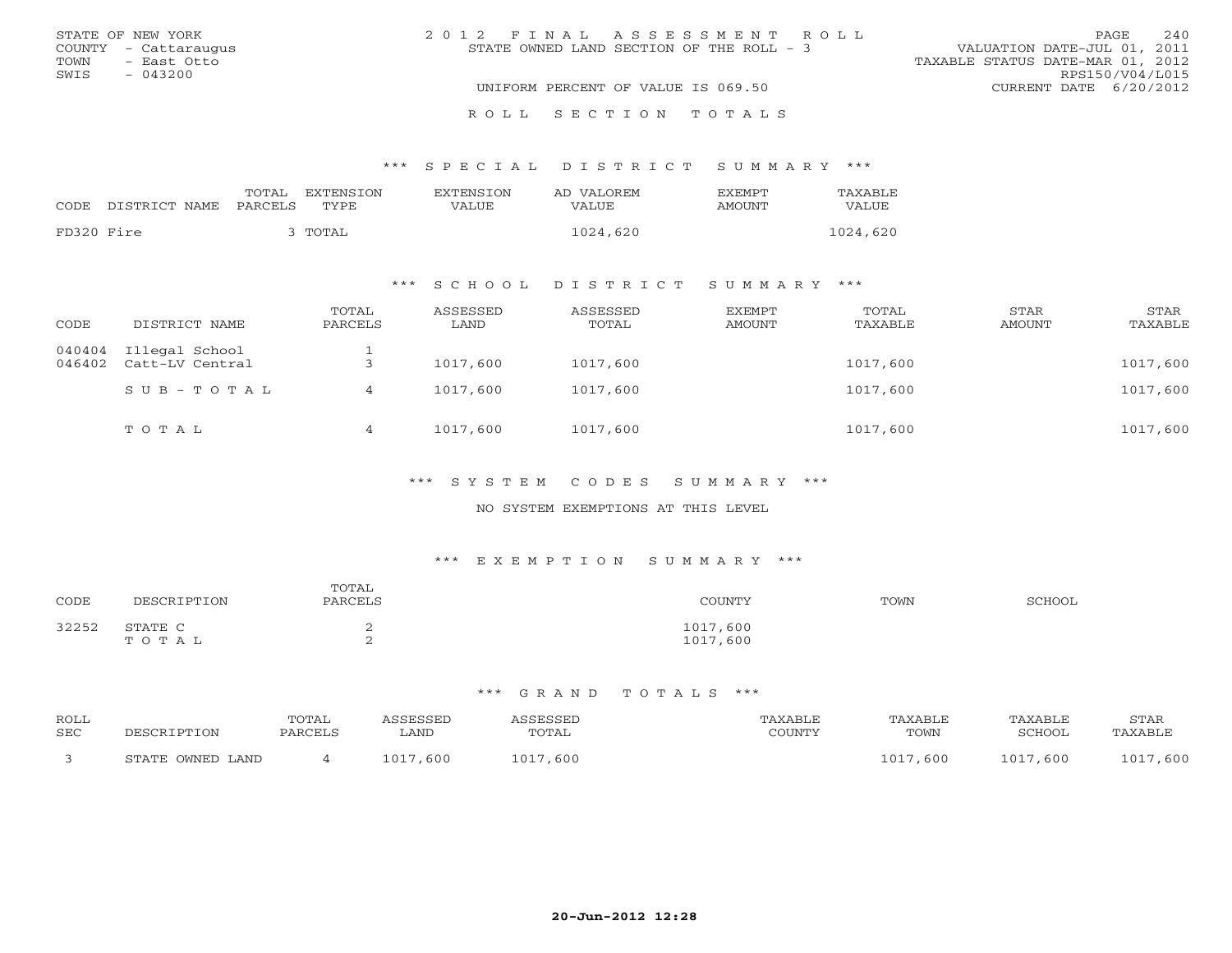STATE OF NEW YORK
COUNTY - Cattaraugus
TOWN - East Otto
SWIS - 043200

# 2012 FINAL ASSESSMENT ROLL

STATE OWNED LAND SECTION OF THE ROLL - 3

UNIFORM PERCENT OF VALUE IS 069.50

VALUATION DATE-JUL 01, 2011
TAXABLE STATUS DATE-MAR 01, 2012
RPS150/V04/L015
CURRENT DATE 6/20/2012

## ROLL SECTION TOTALS

### *** SPECIAL DISTRICT SUMMARY ***

| CODE | DISTRICT NAME | TOTAL PARCELS | EXTENSION TYPE | EXTENSION VALUE | AD VALOREM VALUE | EXEMPT AMOUNT | TAXABLE VALUE |
|---|---|---|---|---|---|---|---|
| FD320 | Fire | 3 | TOTAL | | 1024,620 | | 1024,620 |

### *** SCHOOL DISTRICT SUMMARY ***

| CODE | DISTRICT NAME | TOTAL PARCELS | ASSESSED LAND | ASSESSED TOTAL | EXEMPT AMOUNT | TOTAL TAXABLE | STAR AMOUNT | STAR TAXABLE |
|---|---|---|---|---|---|---|---|---|
| 040404 | Illegal School | 1 | | | | | | |
| 046402 | Catt-LV Central | 3 | 1017,600 | 1017,600 | | 1017,600 | | 1017,600 |
| | SUB-TOTAL | 4 | 1017,600 | 1017,600 | | 1017,600 | | 1017,600 |
| | TOTAL | 4 | 1017,600 | 1017,600 | | 1017,600 | | 1017,600 |

### *** SYSTEM CODES SUMMARY ***

NO SYSTEM EXEMPTIONS AT THIS LEVEL

### *** EXEMPTION SUMMARY ***

| CODE | DESCRIPTION | TOTAL PARCELS | COUNTY | TOWN | SCHOOL |
|---|---|---|---|---|---|
| 32252 | STATE C | 2 | 1017,600 | | |
| | TOTAL | 2 | 1017,600 | | |

### *** GRAND TOTALS ***

| ROLL SEC | DESCRIPTION | TOTAL PARCELS | ASSESSED LAND | ASSESSED TOTAL | TAXABLE COUNTY | TAXABLE TOWN | TAXABLE SCHOOL | STAR TAXABLE |
|---|---|---|---|---|---|---|---|---|
| 3 | STATE OWNED LAND | 4 | 1017,600 | 1017,600 | | 1017,600 | 1017,600 | 1017,600 |

20-Jun-2012 12:28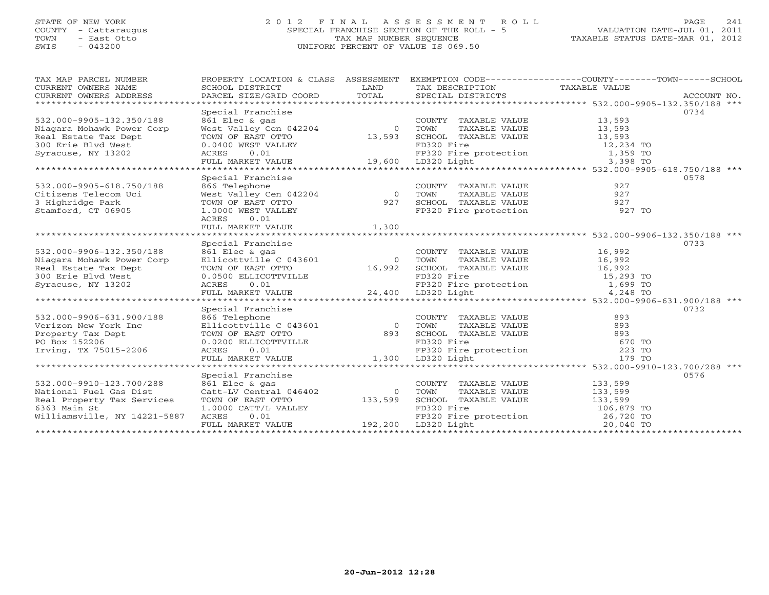STATE OF NEW YORK
COUNTY - Cattaraugus
TOWN - East Otto
SWIS - 043200

# 2012 FINAL ASSESSMENT ROLL
SPECIAL FRANCHISE SECTION OF THE ROLL - 5
TAX MAP NUMBER SEQUENCE
UNIFORM PERCENT OF VALUE IS 069.50

VALUATION DATE-JUL 01, 2011
TAXABLE STATUS DATE-MAR 01, 2012

| TAX MAP PARCEL NUMBER / CURRENT OWNERS NAME / CURRENT OWNERS ADDRESS | PROPERTY LOCATION & CLASS / SCHOOL DISTRICT / PARCEL SIZE/GRID COORD | ASSESSMENT LAND / TOTAL | EXEMPTION CODE / TAX DESCRIPTION / SPECIAL DISTRICTS | TAXABLE VALUE (COUNTY / TOWN / SCHOOL) | ACCOUNT NO. |
|---|---|---|---|---|---|
| **532.000-9905-132.350/188** | Special Franchise | | | | 0734 |
| 532.000-9905-132.350/188 | 861 Elec & gas | | COUNTY TAXABLE VALUE | 13,593 | |
| Niagara Mohawk Power Corp | West Valley Cen 042204 | 0 | TOWN TAXABLE VALUE | 13,593 | |
| Real Estate Tax Dept | TOWN OF EAST OTTO | 13,593 | SCHOOL TAXABLE VALUE | 13,593 | |
| 300 Erie Blvd West | 0.0400 WEST VALLEY | | FD320 Fire | 12,234 TO | |
| Syracuse, NY 13202 | ACRES 0.01 | | FP320 Fire protection | 1,359 TO | |
| | FULL MARKET VALUE | 19,600 | LD320 Light | 3,398 TO | |
| **532.000-9905-618.750/188** | Special Franchise | | | | 0578 |
| 532.000-9905-618.750/188 | 866 Telephone | | COUNTY TAXABLE VALUE | 927 | |
| Citizens Telecom Uci | West Valley Cen 042204 | 0 | TOWN TAXABLE VALUE | 927 | |
| 3 Highridge Park | TOWN OF EAST OTTO | 927 | SCHOOL TAXABLE VALUE | 927 | |
| Stamford, CT 06905 | 1.0000 WEST VALLEY | | FP320 Fire protection | 927 TO | |
| | ACRES 0.01 | | | | |
| | FULL MARKET VALUE | 1,300 | | | |
| **532.000-9906-132.350/188** | Special Franchise | | | | 0733 |
| 532.000-9906-132.350/188 | 861 Elec & gas | | COUNTY TAXABLE VALUE | 16,992 | |
| Niagara Mohawk Power Corp | Ellicottville C 043601 | 0 | TOWN TAXABLE VALUE | 16,992 | |
| Real Estate Tax Dept | TOWN OF EAST OTTO | 16,992 | SCHOOL TAXABLE VALUE | 16,992 | |
| 300 Erie Blvd West | 0.0500 ELLICOTTVILLE | | FD320 Fire | 15,293 TO | |
| Syracuse, NY 13202 | ACRES 0.01 | | FP320 Fire protection | 1,699 TO | |
| | FULL MARKET VALUE | 24,400 | LD320 Light | 4,248 TO | |
| **532.000-9906-631.900/188** | Special Franchise | | | | 0732 |
| 532.000-9906-631.900/188 | 866 Telephone | | COUNTY TAXABLE VALUE | 893 | |
| Verizon New York Inc | Ellicottville C 043601 | 0 | TOWN TAXABLE VALUE | 893 | |
| Property Tax Dept | TOWN OF EAST OTTO | 893 | SCHOOL TAXABLE VALUE | 893 | |
| PO Box 152206 | 0.0200 ELLICOTTVILLE | | FD320 Fire | 670 TO | |
| Irving, TX 75015-2206 | ACRES 0.01 | | FP320 Fire protection | 223 TO | |
| | FULL MARKET VALUE | 1,300 | LD320 Light | 179 TO | |
| **532.000-9910-123.700/288** | Special Franchise | | | | 0576 |
| 532.000-9910-123.700/288 | 861 Elec & gas | | COUNTY TAXABLE VALUE | 133,599 | |
| National Fuel Gas Dist | Catt-LV Central 046402 | 0 | TOWN TAXABLE VALUE | 133,599 | |
| Real Property Tax Services | TOWN OF EAST OTTO | 133,599 | SCHOOL TAXABLE VALUE | 133,599 | |
| 6363 Main St | 1.0000 CATT/L VALLEY | | FD320 Fire | 106,879 TO | |
| Williamsville, NY 14221-5887 | ACRES 0.01 | | FP320 Fire protection | 26,720 TO | |
| | FULL MARKET VALUE | 192,200 | LD320 Light | 20,040 TO | |

20-Jun-2012 12:28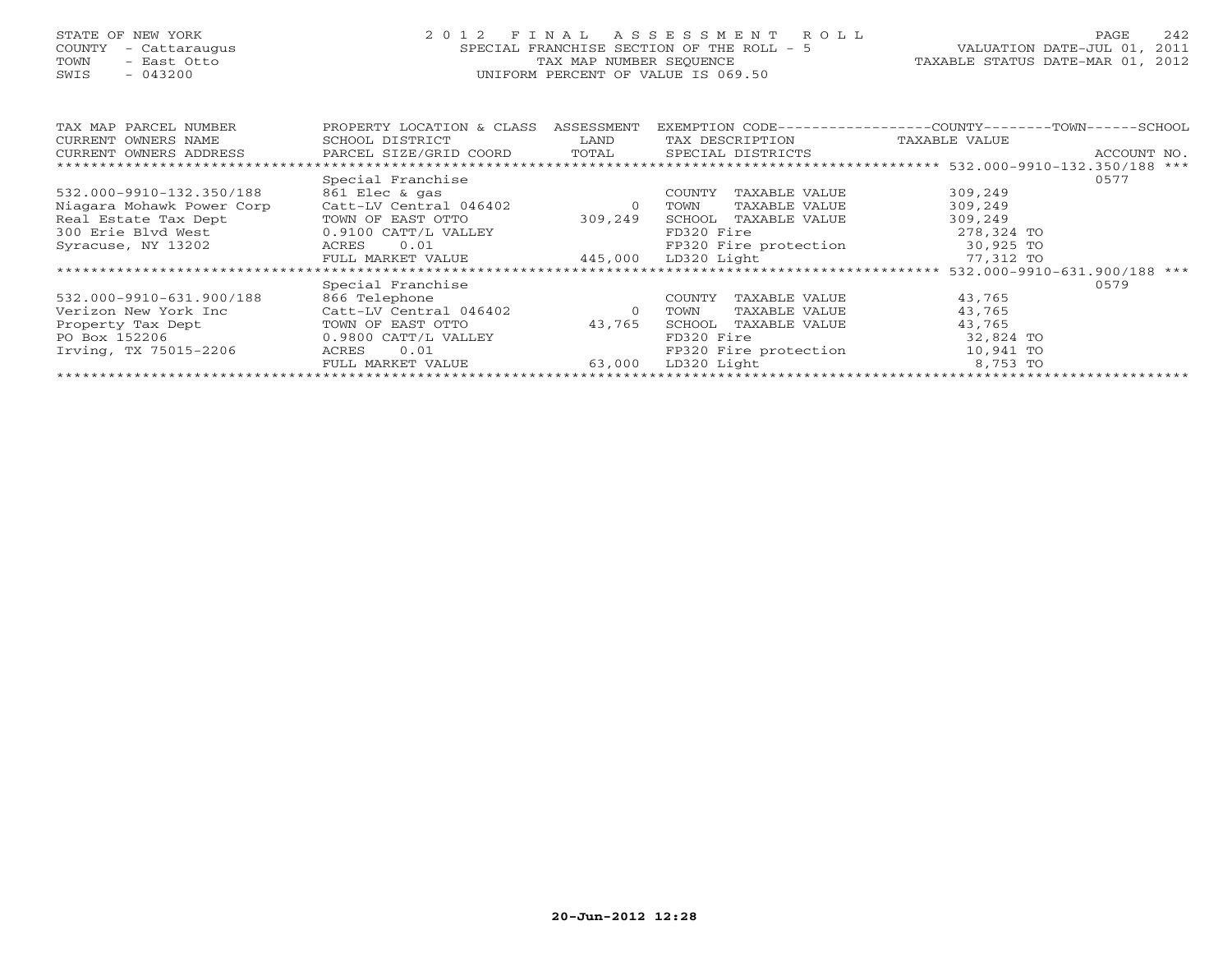STATE OF NEW YORK
COUNTY - Cattaraugus
TOWN - East Otto
SWIS - 043200

# 2012 FINAL ASSESSMENT ROLL
SPECIAL FRANCHISE SECTION OF THE ROLL - 5
TAX MAP NUMBER SEQUENCE
UNIFORM PERCENT OF VALUE IS 069.50

VALUATION DATE-JUL 01, 2011
TAXABLE STATUS DATE-MAR 01, 2012

| TAX MAP PARCEL NUMBER / CURRENT OWNERS NAME / CURRENT OWNERS ADDRESS | PROPERTY LOCATION & CLASS / SCHOOL DISTRICT / PARCEL SIZE/GRID COORD | ASSESSMENT LAND / TOTAL | EXEMPTION CODE / TAX DESCRIPTION / SPECIAL DISTRICTS | TAXABLE VALUE (COUNTY--TOWN--SCHOOL) | ACCOUNT NO. |
|---|---|---|---|---|---|
| 532.000-9910-132.350/188 | Special Franchise | | | | 0577 |
| 532.000-9910-132.350/188 | 861 Elec & gas | | COUNTY TAXABLE VALUE | 309,249 | |
| Niagara Mohawk Power Corp | Catt-LV Central 046402 | 0 | TOWN TAXABLE VALUE | 309,249 | |
| Real Estate Tax Dept | TOWN OF EAST OTTO | 309,249 | SCHOOL TAXABLE VALUE | 309,249 | |
| 300 Erie Blvd West | 0.9100 CATT/L VALLEY | | FD320 Fire | 278,324 TO | |
| Syracuse, NY 13202 | ACRES 0.01 | | FP320 Fire protection | 30,925 TO | |
| | FULL MARKET VALUE | 445,000 | LD320 Light | 77,312 TO | |
| 532.000-9910-631.900/188 | Special Franchise | | | | 0579 |
| 532.000-9910-631.900/188 | 866 Telephone | | COUNTY TAXABLE VALUE | 43,765 | |
| Verizon New York Inc | Catt-LV Central 046402 | 0 | TOWN TAXABLE VALUE | 43,765 | |
| Property Tax Dept | TOWN OF EAST OTTO | 43,765 | SCHOOL TAXABLE VALUE | 43,765 | |
| PO Box 152206 | 0.9800 CATT/L VALLEY | | FD320 Fire | 32,824 TO | |
| Irving, TX 75015-2206 | ACRES 0.01 | | FP320 Fire protection | 10,941 TO | |
| | FULL MARKET VALUE | 63,000 | LD320 Light | 8,753 TO | |

20-Jun-2012 12:28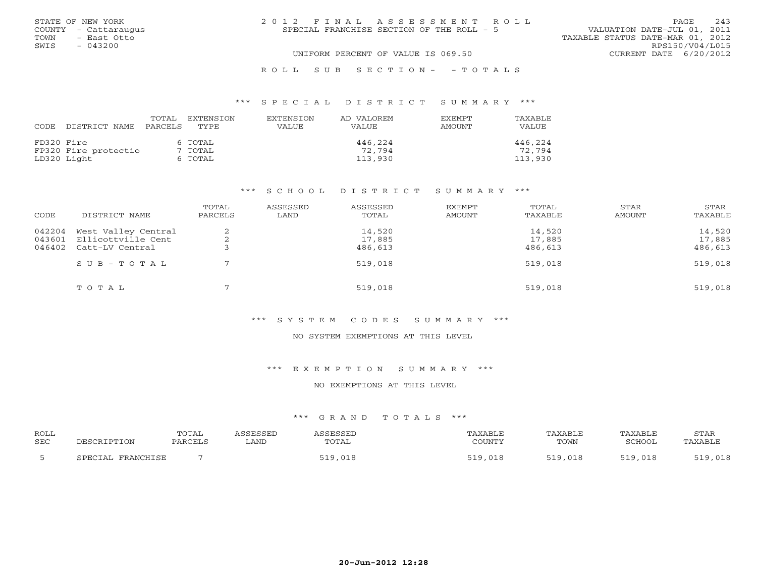STATE OF NEW YORK
COUNTY - Cattaraugus
TOWN - East Otto
SWIS - 043200

# 2012 FINAL ASSESSMENT ROLL
SPECIAL FRANCHISE SECTION OF THE ROLL - 5

VALUATION DATE-JUL 01, 2011
TAXABLE STATUS DATE-MAR 01, 2012
RPS150/V04/L015
CURRENT DATE 6/20/2012

UNIFORM PERCENT OF VALUE IS 069.50

ROLL SUB SECTION- - TOTALS

## *** SPECIAL DISTRICT SUMMARY ***

| CODE | DISTRICT NAME | TOTAL PARCELS | EXTENSION TYPE | EXTENSION VALUE | AD VALOREM VALUE | EXEMPT AMOUNT | TAXABLE VALUE |
|---|---|---|---|---|---|---|---|
| FD320 | Fire | 6 | TOTAL | | 446,224 | | 446,224 |
| FP320 | Fire protectio | 7 | TOTAL | | 72,794 | | 72,794 |
| LD320 | Light | 6 | TOTAL | | 113,930 | | 113,930 |

## *** SCHOOL DISTRICT SUMMARY ***

| CODE | DISTRICT NAME | TOTAL PARCELS | ASSESSED LAND | ASSESSED TOTAL | EXEMPT AMOUNT | TOTAL TAXABLE | STAR AMOUNT | STAR TAXABLE |
|---|---|---|---|---|---|---|---|---|
| 042204 | West Valley Central | 2 | | 14,520 | | 14,520 | | 14,520 |
| 043601 | Ellicottville Cent | 2 | | 17,885 | | 17,885 | | 17,885 |
| 046402 | Catt-LV Central | 3 | | 486,613 | | 486,613 | | 486,613 |
| | SUB-TOTAL | 7 | | 519,018 | | 519,018 | | 519,018 |
| | TOTAL | 7 | | 519,018 | | 519,018 | | 519,018 |

## *** SYSTEM CODES SUMMARY ***

NO SYSTEM EXEMPTIONS AT THIS LEVEL

## *** EXEMPTION SUMMARY ***

NO EXEMPTIONS AT THIS LEVEL

## *** GRAND TOTALS ***

| ROLL SEC | DESCRIPTION | TOTAL PARCELS | ASSESSED LAND | ASSESSED TOTAL | TAXABLE COUNTY | TAXABLE TOWN | TAXABLE SCHOOL | STAR TAXABLE |
|---|---|---|---|---|---|---|---|---|
| 5 | SPECIAL FRANCHISE | 7 | | 519,018 | 519,018 | 519,018 | 519,018 | 519,018 |

20-Jun-2012 12:28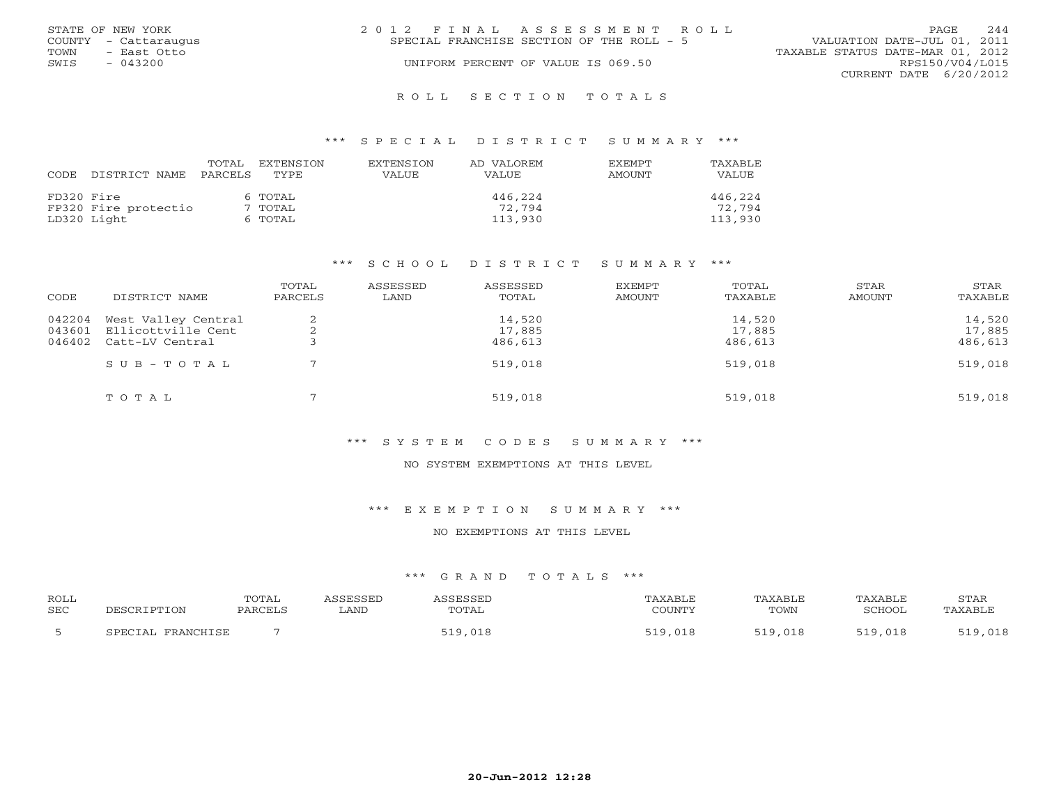STATE OF NEW YORK
COUNTY - Cattaraugus
TOWN - East Otto
SWIS - 043200

2012 FINAL ASSESSMENT ROLL
SPECIAL FRANCHISE SECTION OF THE ROLL - 5
UNIFORM PERCENT OF VALUE IS 069.50

VALUATION DATE-JUL 01, 2011
TAXABLE STATUS DATE-MAR 01, 2012
RPS150/V04/L015
CURRENT DATE 6/20/2012

## ROLL SECTION TOTALS

### *** SPECIAL DISTRICT SUMMARY ***

| CODE | DISTRICT NAME | TOTAL PARCELS | EXTENSION TYPE | EXTENSION VALUE | AD VALOREM VALUE | EXEMPT AMOUNT | TAXABLE VALUE |
|---|---|---|---|---|---|---|---|
| FD320 | Fire | 6 | TOTAL | | 446,224 | | 446,224 |
| FP320 | Fire protectio | 7 | TOTAL | | 72,794 | | 72,794 |
| LD320 | Light | 6 | TOTAL | | 113,930 | | 113,930 |

### *** SCHOOL DISTRICT SUMMARY ***

| CODE | DISTRICT NAME | TOTAL PARCELS | ASSESSED LAND | ASSESSED TOTAL | EXEMPT AMOUNT | TOTAL TAXABLE | STAR AMOUNT | STAR TAXABLE |
|---|---|---|---|---|---|---|---|---|
| 042204 | West Valley Central | 2 | | 14,520 | | 14,520 | | 14,520 |
| 043601 | Ellicottville Cent | 2 | | 17,885 | | 17,885 | | 17,885 |
| 046402 | Catt-LV Central | 3 | | 486,613 | | 486,613 | | 486,613 |
| | SUB-TOTAL | 7 | | 519,018 | | 519,018 | | 519,018 |
| | TOTAL | 7 | | 519,018 | | 519,018 | | 519,018 |

### *** SYSTEM CODES SUMMARY ***

NO SYSTEM EXEMPTIONS AT THIS LEVEL

### *** EXEMPTION SUMMARY ***

NO EXEMPTIONS AT THIS LEVEL

### *** GRAND TOTALS ***

| ROLL SEC | DESCRIPTION | TOTAL PARCELS | ASSESSED LAND | ASSESSED TOTAL | TAXABLE COUNTY | TAXABLE TOWN | TAXABLE SCHOOL | STAR TAXABLE |
|---|---|---|---|---|---|---|---|---|
| 5 | SPECIAL FRANCHISE | 7 | | 519,018 | 519,018 | 519,018 | 519,018 | 519,018 |

20-Jun-2012 12:28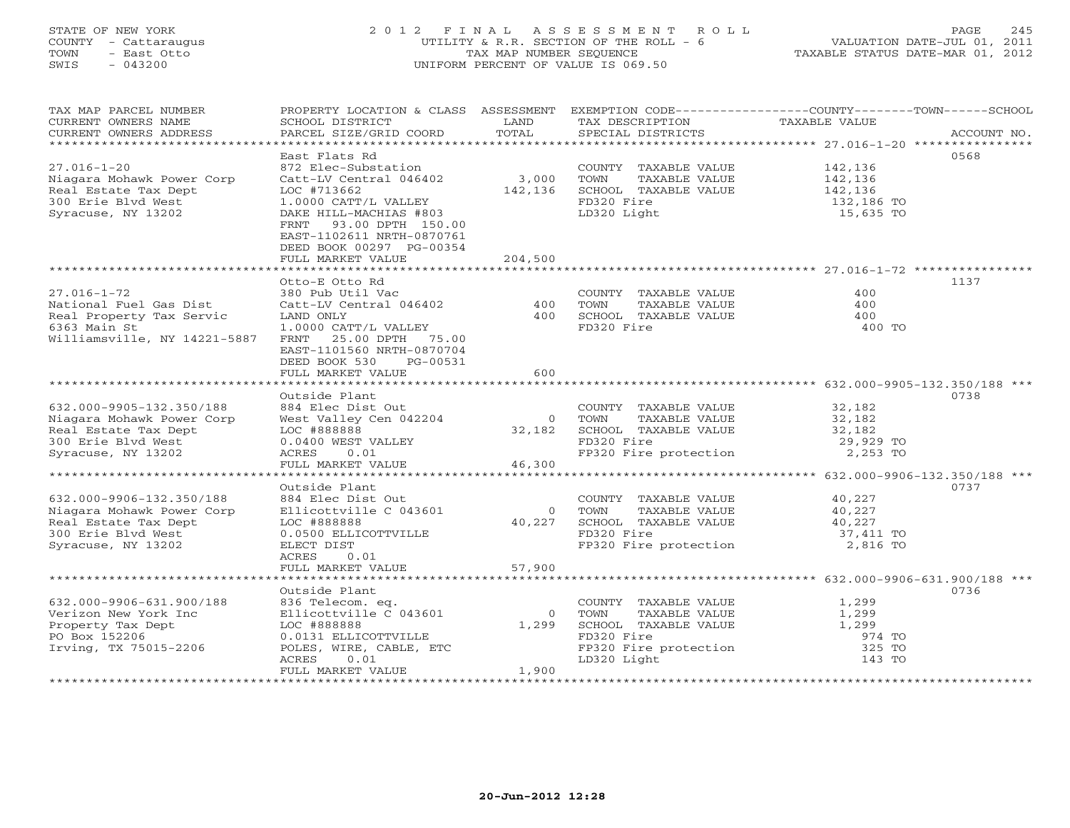STATE OF NEW YORK
COUNTY - Cattaraugus
TOWN - East Otto
SWIS - 043200

# 2012 FINAL ASSESSMENT ROLL

UTILITY & R.R. SECTION OF THE ROLL - 6
TAX MAP NUMBER SEQUENCE
UNIFORM PERCENT OF VALUE IS 069.50

VALUATION DATE-JUL 01, 2011
TAXABLE STATUS DATE-MAR 01, 2012

| TAX MAP PARCEL NUMBER / CURRENT OWNERS NAME / CURRENT OWNERS ADDRESS | PROPERTY LOCATION & CLASS / SCHOOL DISTRICT / PARCEL SIZE/GRID COORD | ASSESSMENT LAND | TOTAL | EXEMPTION CODE / TAX DESCRIPTION / SPECIAL DISTRICTS | TAXABLE VALUE (COUNTY / TOWN / SCHOOL) | ACCOUNT NO. |
|---|---|---|---|---|---|---|
| 27.016-1-20 | East Flats Rd | | | | | 0568 |
| 27.016-1-20 | 872 Elec-Substation | | | COUNTY TAXABLE VALUE | 142,136 | |
| Niagara Mohawk Power Corp | Catt-LV Central 046402 | 3,000 | | TOWN TAXABLE VALUE | 142,136 | |
| Real Estate Tax Dept | LOC #713662 | | 142,136 | SCHOOL TAXABLE VALUE | 142,136 | |
| 300 Erie Blvd West | 1.0000 CATT/L VALLEY | | | FD320 Fire | 132,186 TO | |
| Syracuse, NY 13202 | DAKE HILL-MACHIAS #803 | | | LD320 Light | 15,635 TO | |
| | FRNT 93.00 DPTH 150.00 | | | | | |
| | EAST-1102611 NRTH-0870761 | | | | | |
| | DEED BOOK 00297 PG-00354 | | | | | |
| | FULL MARKET VALUE | | 204,500 | | | |
| 27.016-1-72 | Otto-E Otto Rd | | | | | 1137 |
| 27.016-1-72 | 380 Pub Util Vac | | | COUNTY TAXABLE VALUE | 400 | |
| National Fuel Gas Dist | Catt-LV Central 046402 | 400 | | TOWN TAXABLE VALUE | 400 | |
| Real Property Tax Servic | LAND ONLY | | 400 | SCHOOL TAXABLE VALUE | 400 | |
| 6363 Main St | 1.0000 CATT/L VALLEY | | | FD320 Fire | 400 TO | |
| Williamsville, NY 14221-5887 | FRNT 25.00 DPTH 75.00 | | | | | |
| | EAST-1101560 NRTH-0870704 | | | | | |
| | DEED BOOK 530 PG-00531 | | | | | |
| | FULL MARKET VALUE | | 600 | | | |
| 632.000-9905-132.350/188 | Outside Plant | | | | | 0738 |
| 632.000-9905-132.350/188 | 884 Elec Dist Out | | | COUNTY TAXABLE VALUE | 32,182 | |
| Niagara Mohawk Power Corp | West Valley Cen 042204 | 0 | | TOWN TAXABLE VALUE | 32,182 | |
| Real Estate Tax Dept | LOC #888888 | | 32,182 | SCHOOL TAXABLE VALUE | 32,182 | |
| 300 Erie Blvd West | 0.0400 WEST VALLEY | | | FD320 Fire | 29,929 TO | |
| Syracuse, NY 13202 | ACRES 0.01 | | | FP320 Fire protection | 2,253 TO | |
| | FULL MARKET VALUE | | 46,300 | | | |
| 632.000-9906-132.350/188 | Outside Plant | | | | | 0737 |
| 632.000-9906-132.350/188 | 884 Elec Dist Out | | | COUNTY TAXABLE VALUE | 40,227 | |
| Niagara Mohawk Power Corp | Ellicottville C 043601 | 0 | | TOWN TAXABLE VALUE | 40,227 | |
| Real Estate Tax Dept | LOC #888888 | | 40,227 | SCHOOL TAXABLE VALUE | 40,227 | |
| 300 Erie Blvd West | 0.0500 ELLICOTTVILLE | | | FD320 Fire | 37,411 TO | |
| Syracuse, NY 13202 | ELECT DIST | | | FP320 Fire protection | 2,816 TO | |
| | ACRES 0.01 | | | | | |
| | FULL MARKET VALUE | | 57,900 | | | |
| 632.000-9906-631.900/188 | Outside Plant | | | | | 0736 |
| 632.000-9906-631.900/188 | 836 Telecom. eq. | | | COUNTY TAXABLE VALUE | 1,299 | |
| Verizon New York Inc | Ellicottville C 043601 | 0 | | TOWN TAXABLE VALUE | 1,299 | |
| Property Tax Dept | LOC #888888 | | 1,299 | SCHOOL TAXABLE VALUE | 1,299 | |
| PO Box 152206 | 0.0131 ELLICOTTVILLE | | | FD320 Fire | 974 TO | |
| Irving, TX 75015-2206 | POLES, WIRE, CABLE, ETC | | | FP320 Fire protection | 325 TO | |
| | ACRES 0.01 | | | LD320 Light | 143 TO | |
| | FULL MARKET VALUE | | 1,900 | | | |

20-Jun-2012 12:28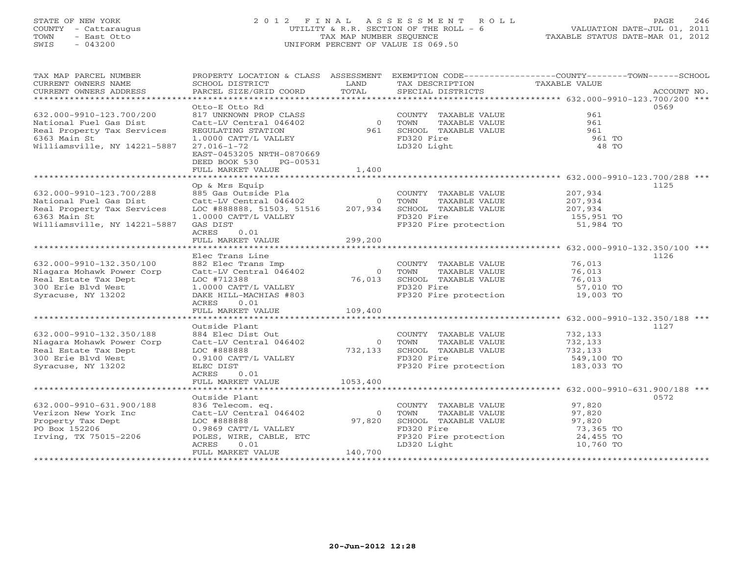STATE OF NEW YORK
COUNTY - Cattaraugus
TOWN - East Otto
SWIS - 043200

2012 FINAL ASSESSMENT ROLL
UTILITY & R.R. SECTION OF THE ROLL - 6
TAX MAP NUMBER SEQUENCE
UNIFORM PERCENT OF VALUE IS 069.50

VALUATION DATE-JUL 01, 2011
TAXABLE STATUS DATE-MAR 01, 2012

| TAX MAP PARCEL NUMBER / CURRENT OWNERS NAME / CURRENT OWNERS ADDRESS | PROPERTY LOCATION & CLASS / SCHOOL DISTRICT / PARCEL SIZE/GRID COORD | ASSESSMENT LAND / TOTAL | EXEMPTION CODE / TAX DESCRIPTION / SPECIAL DISTRICTS | COUNTY / TOWN / SCHOOL TAXABLE VALUE | ACCOUNT NO. |
|---|---|---|---|---|---|
| **632.000-9910-123.700/200** | Otto-E Otto Rd | | | | 0569 |
| 632.000-9910-123.700/200 | 817 UNKNOWN PROP CLASS | | COUNTY TAXABLE VALUE | 961 | |
| National Fuel Gas Dist | Catt-LV Central 046402 | 0 | TOWN TAXABLE VALUE | 961 | |
| Real Property Tax Services | REGULATING STATION | 961 | SCHOOL TAXABLE VALUE | 961 | |
| 6363 Main St | 1.0000 CATT/L VALLEY | | FD320 Fire | 961 TO | |
| Williamsville, NY 14221-5887 | 27.016-1-72 | | LD320 Light | 48 TO | |
| | EAST-0453205 NRTH-0870669 | | | | |
| | DEED BOOK 530 PG-00531 | | | | |
| | FULL MARKET VALUE | 1,400 | | | |
| **632.000-9910-123.700/288** | Op & Mrs Equip | | | | 1125 |
| 632.000-9910-123.700/288 | 885 Gas Outside Pla | | COUNTY TAXABLE VALUE | 207,934 | |
| National Fuel Gas Dist | Catt-LV Central 046402 | 0 | TOWN TAXABLE VALUE | 207,934 | |
| Real Property Tax Services | LOC #888888, 51503, 51516 | 207,934 | SCHOOL TAXABLE VALUE | 207,934 | |
| 6363 Main St | 1.0000 CATT/L VALLEY | | FD320 Fire | 155,951 TO | |
| Williamsville, NY 14221-5887 | GAS DIST | | FP320 Fire protection | 51,984 TO | |
| | ACRES 0.01 | | | | |
| | FULL MARKET VALUE | 299,200 | | | |
| **632.000-9910-132.350/100** | Elec Trans Line | | | | 1126 |
| 632.000-9910-132.350/100 | 882 Elec Trans Imp | | COUNTY TAXABLE VALUE | 76,013 | |
| Niagara Mohawk Power Corp | Catt-LV Central 046402 | 0 | TOWN TAXABLE VALUE | 76,013 | |
| Real Estate Tax Dept | LOC #712388 | 76,013 | SCHOOL TAXABLE VALUE | 76,013 | |
| 300 Erie Blvd West | 1.0000 CATT/L VALLEY | | FD320 Fire | 57,010 TO | |
| Syracuse, NY 13202 | DAKE HILL-MACHIAS #803 | | FP320 Fire protection | 19,003 TO | |
| | ACRES 0.01 | | | | |
| | FULL MARKET VALUE | 109,400 | | | |
| **632.000-9910-132.350/188** | Outside Plant | | | | 1127 |
| 632.000-9910-132.350/188 | 884 Elec Dist Out | | COUNTY TAXABLE VALUE | 732,133 | |
| Niagara Mohawk Power Corp | Catt-LV Central 046402 | 0 | TOWN TAXABLE VALUE | 732,133 | |
| Real Estate Tax Dept | LOC #888888 | 732,133 | SCHOOL TAXABLE VALUE | 732,133 | |
| 300 Erie Blvd West | 0.9100 CATT/L VALLEY | | FD320 Fire | 549,100 TO | |
| Syracuse, NY 13202 | ELEC DIST | | FP320 Fire protection | 183,033 TO | |
| | ACRES 0.01 | | | | |
| | FULL MARKET VALUE | 1053,400 | | | |
| **632.000-9910-631.900/188** | Outside Plant | | | | 0572 |
| 632.000-9910-631.900/188 | 836 Telecom. eq. | | COUNTY TAXABLE VALUE | 97,820 | |
| Verizon New York Inc | Catt-LV Central 046402 | 0 | TOWN TAXABLE VALUE | 97,820 | |
| Property Tax Dept | LOC #888888 | 97,820 | SCHOOL TAXABLE VALUE | 97,820 | |
| PO Box 152206 | 0.9869 CATT/L VALLEY | | FD320 Fire | 73,365 TO | |
| Irving, TX 75015-2206 | POLES, WIRE, CABLE, ETC | | FP320 Fire protection | 24,455 TO | |
| | ACRES 0.01 | | LD320 Light | 10,760 TO | |
| | FULL MARKET VALUE | 140,700 | | | |

20-Jun-2012 12:28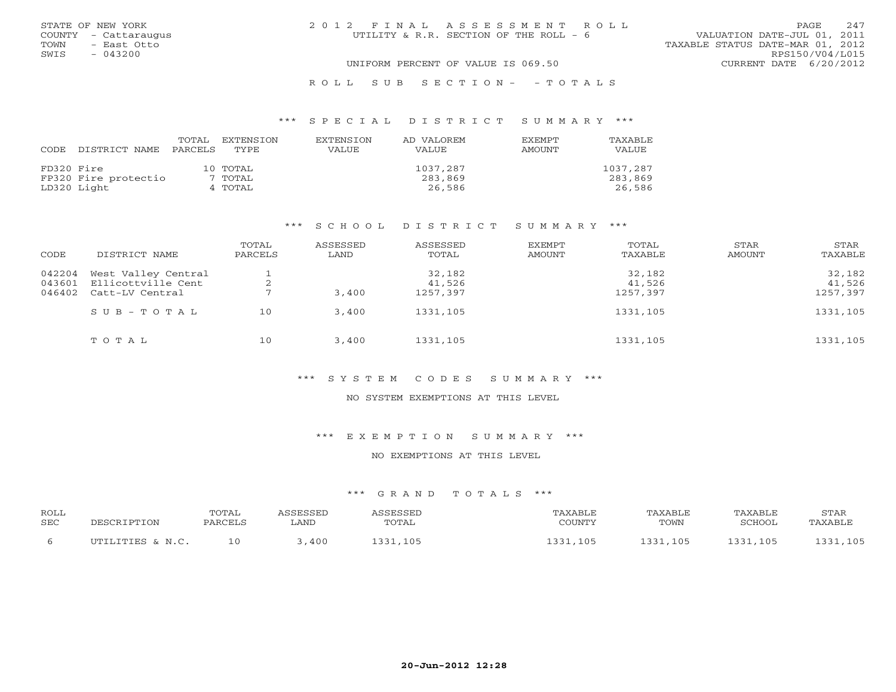STATE OF NEW YORK
COUNTY - Cattaraugus
TOWN - East Otto
SWIS - 043200

2012 FINAL ASSESSMENT ROLL
UTILITY & R.R. SECTION OF THE ROLL - 6

UNIFORM PERCENT OF VALUE IS 069.50

VALUATION DATE-JUL 01, 2011
TAXABLE STATUS DATE-MAR 01, 2012
RPS150/V04/L015
CURRENT DATE 6/20/2012

ROLL SUB SECTION- - TOTALS

### *** SPECIAL DISTRICT SUMMARY ***

| CODE | DISTRICT NAME | TOTAL PARCELS | EXTENSION TYPE | EXTENSION VALUE | AD VALOREM VALUE | EXEMPT AMOUNT | TAXABLE VALUE |
|---|---|---|---|---|---|---|---|
| FD320 | Fire | 10 | TOTAL | | 1037,287 | | 1037,287 |
| FP320 | Fire protectio | 7 | TOTAL | | 283,869 | | 283,869 |
| LD320 | Light | 4 | TOTAL | | 26,586 | | 26,586 |

### *** SCHOOL DISTRICT SUMMARY ***

| CODE | DISTRICT NAME | TOTAL PARCELS | ASSESSED LAND | ASSESSED TOTAL | EXEMPT AMOUNT | TOTAL TAXABLE | STAR AMOUNT | STAR TAXABLE |
|---|---|---|---|---|---|---|---|---|
| 042204 | West Valley Central | 1 | | 32,182 | | 32,182 | | 32,182 |
| 043601 | Ellicottville Cent | 2 | | 41,526 | | 41,526 | | 41,526 |
| 046402 | Catt-LV Central | 7 | 3,400 | 1257,397 | | 1257,397 | | 1257,397 |
| | SUB-TOTAL | 10 | 3,400 | 1331,105 | | 1331,105 | | 1331,105 |
| | TOTAL | 10 | 3,400 | 1331,105 | | 1331,105 | | 1331,105 |

### *** SYSTEM CODES SUMMARY ***

NO SYSTEM EXEMPTIONS AT THIS LEVEL

### *** EXEMPTION SUMMARY ***

NO EXEMPTIONS AT THIS LEVEL

### *** GRAND TOTALS ***

| ROLL SEC | DESCRIPTION | TOTAL PARCELS | ASSESSED LAND | ASSESSED TOTAL | TAXABLE COUNTY | TAXABLE TOWN | TAXABLE SCHOOL | STAR TAXABLE |
|---|---|---|---|---|---|---|---|---|
| 6 | UTILITIES & N.C. | 10 | 3,400 | 1331,105 | 1331,105 | 1331,105 | 1331,105 | 1331,105 |

20-Jun-2012 12:28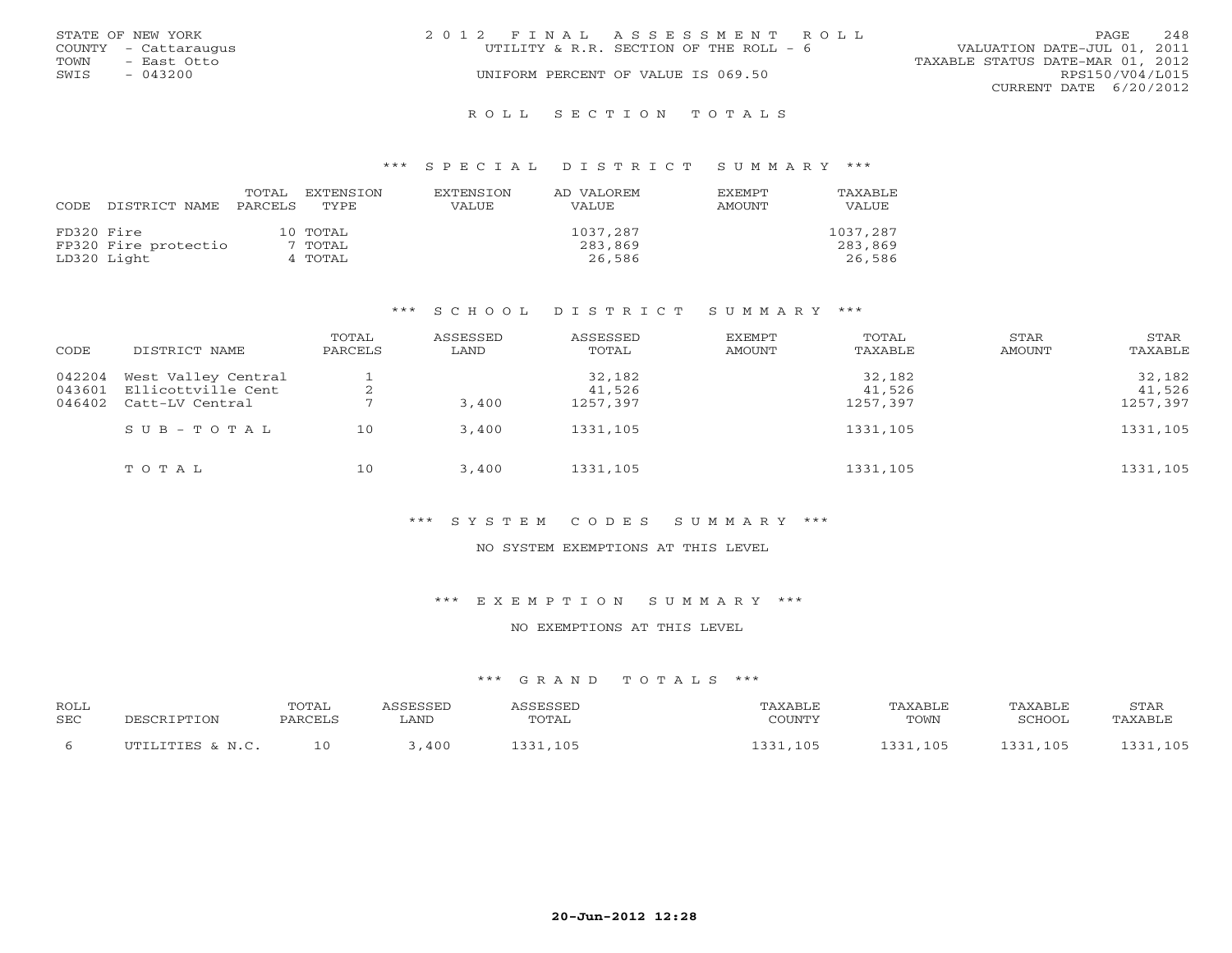STATE OF NEW YORK
COUNTY - Cattaraugus
TOWN - East Otto
SWIS - 043200

# 2012 FINAL ASSESSMENT ROLL
UTILITY & R.R. SECTION OF THE ROLL - 6
UNIFORM PERCENT OF VALUE IS 069.50

VALUATION DATE-JUL 01, 2011
TAXABLE STATUS DATE-MAR 01, 2012
RPS150/V04/L015
CURRENT DATE 6/20/2012

## ROLL SECTION TOTALS

### *** SPECIAL DISTRICT SUMMARY ***

| CODE | DISTRICT NAME | TOTAL PARCELS | EXTENSION TYPE | EXTENSION VALUE | AD VALOREM VALUE | EXEMPT AMOUNT | TAXABLE VALUE |
|---|---|---|---|---|---|---|---|
| FD320 | Fire | 10 | TOTAL | | 1037,287 | | 1037,287 |
| FP320 | Fire protectio | 7 | TOTAL | | 283,869 | | 283,869 |
| LD320 | Light | 4 | TOTAL | | 26,586 | | 26,586 |

### *** SCHOOL DISTRICT SUMMARY ***

| CODE | DISTRICT NAME | TOTAL PARCELS | ASSESSED LAND | ASSESSED TOTAL | EXEMPT AMOUNT | TOTAL TAXABLE | STAR AMOUNT | STAR TAXABLE |
|---|---|---|---|---|---|---|---|---|
| 042204 | West Valley Central | 1 | | 32,182 | | 32,182 | | 32,182 |
| 043601 | Ellicottville Cent | 2 | | 41,526 | | 41,526 | | 41,526 |
| 046402 | Catt-LV Central | 7 | 3,400 | 1257,397 | | 1257,397 | | 1257,397 |
| | SUB-TOTAL | 10 | 3,400 | 1331,105 | | 1331,105 | | 1331,105 |
| | TOTAL | 10 | 3,400 | 1331,105 | | 1331,105 | | 1331,105 |

### *** SYSTEM CODES SUMMARY ***

NO SYSTEM EXEMPTIONS AT THIS LEVEL

### *** EXEMPTION SUMMARY ***

NO EXEMPTIONS AT THIS LEVEL

### *** GRAND TOTALS ***

| ROLL SEC | DESCRIPTION | TOTAL PARCELS | ASSESSED LAND | ASSESSED TOTAL | TAXABLE COUNTY | TAXABLE TOWN | TAXABLE SCHOOL | STAR TAXABLE |
|---|---|---|---|---|---|---|---|---|
| 6 | UTILITIES & N.C. | 10 | 3,400 | 1331,105 | 1331,105 | 1331,105 | 1331,105 | 1331,105 |

20-Jun-2012 12:28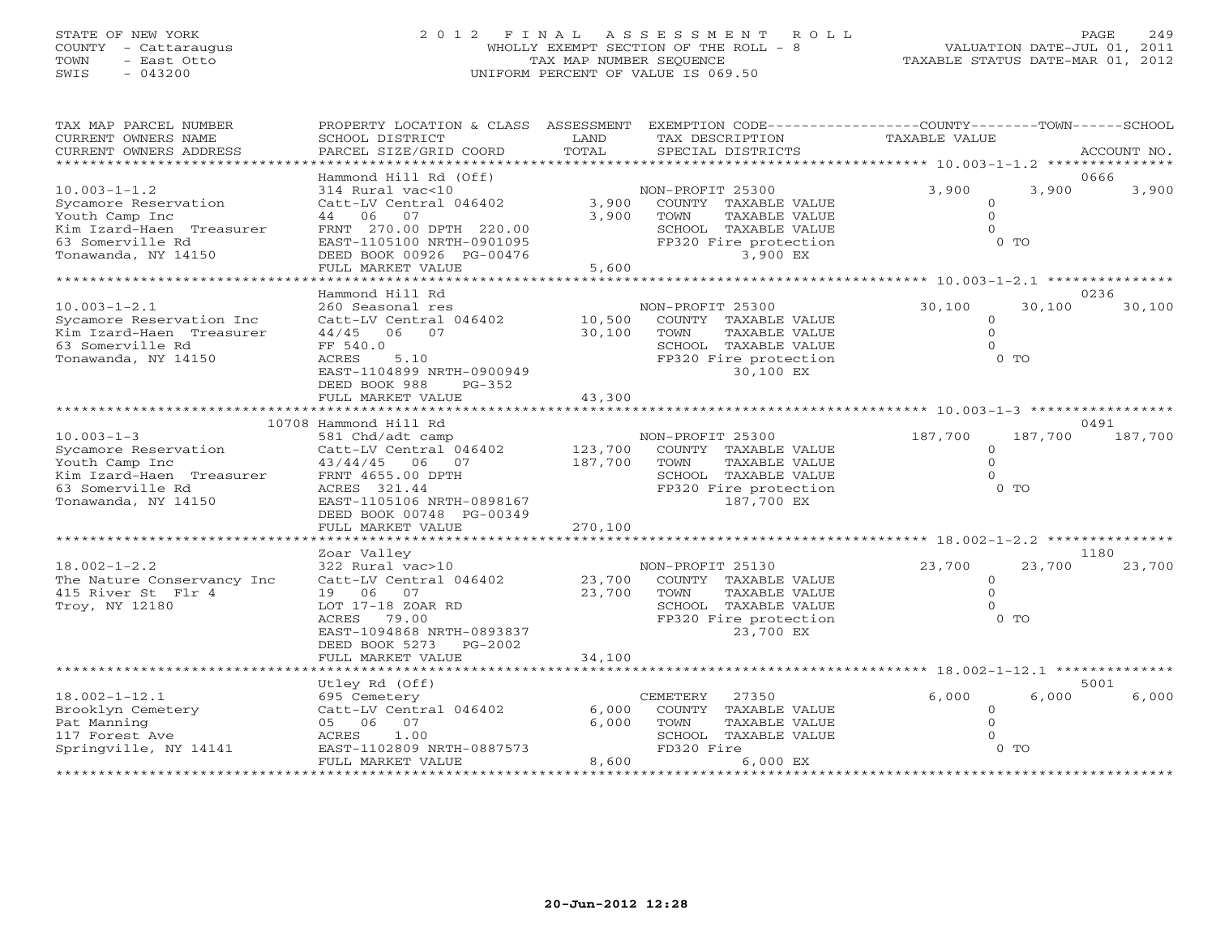STATE OF NEW YORK
COUNTY - Cattaraugus
TOWN - East Otto
SWIS - 043200

2012 FINAL ASSESSMENT ROLL
WHOLLY EXEMPT SECTION OF THE ROLL - 8
TAX MAP NUMBER SEQUENCE
UNIFORM PERCENT OF VALUE IS 069.50

VALUATION DATE-JUL 01, 2011
TAXABLE STATUS DATE-MAR 01, 2012

| TAX MAP PARCEL NUMBER / CURRENT OWNERS NAME / CURRENT OWNERS ADDRESS | PROPERTY LOCATION & CLASS / SCHOOL DISTRICT / PARCEL SIZE/GRID COORD | ASSESSMENT LAND / TOTAL | EXEMPTION CODE / TAX DESCRIPTION / SPECIAL DISTRICTS | COUNTY | TOWN | SCHOOL | ACCOUNT NO. |
|---|---|---|---|---|---|---|---|
| 10.003-1-1.2 | Hammond Hill Rd (Off) | | | | | | 0666 |
| Sycamore Reservation | 314 Rural vac<10 | | NON-PROFIT 25300 | 3,900 | 3,900 | 3,900 | |
| Youth Camp Inc | Catt-LV Central 046402 | 3,900 | COUNTY TAXABLE VALUE | 0 | | | |
| Kim Izard-Haen Treasurer | 44 06 07 | 3,900 | TOWN TAXABLE VALUE | 0 | | | |
| 63 Somerville Rd | FRNT 270.00 DPTH 220.00 | | SCHOOL TAXABLE VALUE | 0 | | | |
| Tonawanda, NY 14150 | EAST-1105100 NRTH-0901095 | | FP320 Fire protection | 0 TO | | | |
| | DEED BOOK 00926 PG-00476 | | 3,900 EX | | | | |
| | FULL MARKET VALUE | 5,600 | | | | | |
| 10.003-1-2.1 | Hammond Hill Rd | | | | | | 0236 |
| Sycamore Reservation Inc | 260 Seasonal res | | NON-PROFIT 25300 | 30,100 | 30,100 | 30,100 | |
| Kim Izard-Haen Treasurer | Catt-LV Central 046402 | 10,500 | COUNTY TAXABLE VALUE | 0 | | | |
| 63 Somerville Rd | 44/45 06 07 | 30,100 | TOWN TAXABLE VALUE | 0 | | | |
| Tonawanda, NY 14150 | FF 540.0 | | SCHOOL TAXABLE VALUE | 0 | | | |
| | ACRES 5.10 | | FP320 Fire protection | 0 TO | | | |
| | EAST-1104899 NRTH-0900949 | | 30,100 EX | | | | |
| | DEED BOOK 988 PG-352 | | | | | | |
| | FULL MARKET VALUE | 43,300 | | | | | |
| 10.003-1-3 | 10708 Hammond Hill Rd | | | | | | 0491 |
| Sycamore Reservation | 581 Chd/adt camp | | NON-PROFIT 25300 | 187,700 | 187,700 | 187,700 | |
| Youth Camp Inc | Catt-LV Central 046402 | 123,700 | COUNTY TAXABLE VALUE | 0 | | | |
| Kim Izard-Haen Treasurer | 43/44/45 06 07 | 187,700 | TOWN TAXABLE VALUE | 0 | | | |
| 63 Somerville Rd | FRNT 4655.00 DPTH | | SCHOOL TAXABLE VALUE | 0 | | | |
| Tonawanda, NY 14150 | ACRES 321.44 | | FP320 Fire protection | 0 TO | | | |
| | EAST-1105106 NRTH-0898167 | | 187,700 EX | | | | |
| | DEED BOOK 00748 PG-00349 | | | | | | |
| | FULL MARKET VALUE | 270,100 | | | | | |
| 18.002-1-2.2 | Zoar Valley | | | | | | 1180 |
| The Nature Conservancy Inc | 322 Rural vac>10 | | NON-PROFIT 25130 | 23,700 | 23,700 | 23,700 | |
| 415 River St Flr 4 | Catt-LV Central 046402 | 23,700 | COUNTY TAXABLE VALUE | 0 | | | |
| Troy, NY 12180 | 19 06 07 | 23,700 | TOWN TAXABLE VALUE | 0 | | | |
| | LOT 17-18 ZOAR RD | | SCHOOL TAXABLE VALUE | 0 | | | |
| | ACRES 79.00 | | FP320 Fire protection | 0 TO | | | |
| | EAST-1094868 NRTH-0893837 | | 23,700 EX | | | | |
| | DEED BOOK 5273 PG-2002 | | | | | | |
| | FULL MARKET VALUE | 34,100 | | | | | |
| 18.002-1-12.1 | Utley Rd (Off) | | | | | | 5001 |
| Brooklyn Cemetery | 695 Cemetery | | CEMETERY 27350 | 6,000 | 6,000 | 6,000 | |
| Pat Manning | Catt-LV Central 046402 | 6,000 | COUNTY TAXABLE VALUE | 0 | | | |
| 117 Forest Ave | 05 06 07 | 6,000 | TOWN TAXABLE VALUE | 0 | | | |
| Springville, NY 14141 | ACRES 1.00 | | SCHOOL TAXABLE VALUE | 0 | | | |
| | EAST-1102809 NRTH-0887573 | | FD320 Fire | 0 TO | | | |
| | FULL MARKET VALUE | 8,600 | 6,000 EX | | | | |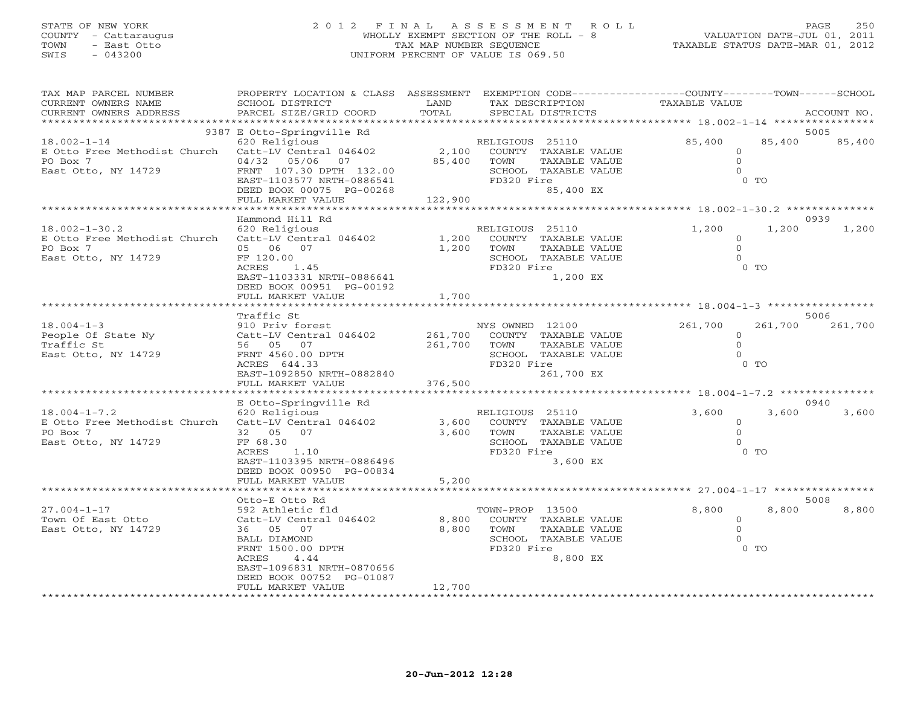STATE OF NEW YORK
COUNTY - Cattaraugus
TOWN - East Otto
SWIS - 043200

# 2012 FINAL ASSESSMENT ROLL
WHOLLY EXEMPT SECTION OF THE ROLL - 8
TAX MAP NUMBER SEQUENCE
UNIFORM PERCENT OF VALUE IS 069.50

VALUATION DATE-JUL 01, 2011
TAXABLE STATUS DATE-MAR 01, 2012

| TAX MAP PARCEL NUMBER / CURRENT OWNERS NAME / CURRENT OWNERS ADDRESS | PROPERTY LOCATION & CLASS / SCHOOL DISTRICT / PARCEL SIZE/GRID COORD | ASSESSMENT LAND / TOTAL | EXEMPTION CODE / TAX DESCRIPTION / SPECIAL DISTRICTS | COUNTY | TOWN | SCHOOL | ACCOUNT NO. |
|---|---|---|---|---|---|---|---|
| 18.002-1-14 | 9387 E Otto-Springville Rd | | | | | | 5005 |
| | 620 Religious | | RELIGIOUS 25110 | 85,400 | 85,400 | 85,400 | |
| E Otto Free Methodist Church | Catt-LV Central 046402 | 2,100 | COUNTY TAXABLE VALUE | 0 | | | |
| PO Box 7 | 04/32 05/06 07 | 85,400 | TOWN TAXABLE VALUE | 0 | | | |
| East Otto, NY 14729 | FRNT 107.30 DPTH 132.00 | | SCHOOL TAXABLE VALUE | 0 | | | |
| | EAST-1103577 NRTH-0886541 | | FD320 Fire | 0 TO | | | |
| | DEED BOOK 00075 PG-00268 | | 85,400 EX | | | | |
| | FULL MARKET VALUE | 122,900 | | | | | |
| 18.002-1-30.2 | Hammond Hill Rd | | | | | | 0939 |
| | 620 Religious | | RELIGIOUS 25110 | 1,200 | 1,200 | 1,200 | |
| E Otto Free Methodist Church | Catt-LV Central 046402 | 1,200 | COUNTY TAXABLE VALUE | 0 | | | |
| PO Box 7 | 05 06 07 | 1,200 | TOWN TAXABLE VALUE | 0 | | | |
| East Otto, NY 14729 | FF 120.00 | | SCHOOL TAXABLE VALUE | 0 | | | |
| | ACRES 1.45 | | FD320 Fire | 0 TO | | | |
| | EAST-1103331 NRTH-0886641 | | 1,200 EX | | | | |
| | DEED BOOK 00951 PG-00192 | | | | | | |
| | FULL MARKET VALUE | 1,700 | | | | | |
| 18.004-1-3 | Traffic St | | | | | | 5006 |
| | 910 Priv forest | | NYS OWNED 12100 | 261,700 | 261,700 | 261,700 | |
| People Of State Ny | Catt-LV Central 046402 | 261,700 | COUNTY TAXABLE VALUE | 0 | | | |
| Traffic St | 56 05 07 | 261,700 | TOWN TAXABLE VALUE | 0 | | | |
| East Otto, NY 14729 | FRNT 4560.00 DPTH | | SCHOOL TAXABLE VALUE | 0 | | | |
| | ACRES 644.33 | | FD320 Fire | 0 TO | | | |
| | EAST-1092850 NRTH-0882840 | | 261,700 EX | | | | |
| | FULL MARKET VALUE | 376,500 | | | | | |
| 18.004-1-7.2 | E Otto-Springville Rd | | | | | | 0940 |
| | 620 Religious | | RELIGIOUS 25110 | 3,600 | 3,600 | 3,600 | |
| E Otto Free Methodist Church | Catt-LV Central 046402 | 3,600 | COUNTY TAXABLE VALUE | 0 | | | |
| PO Box 7 | 32 05 07 | 3,600 | TOWN TAXABLE VALUE | 0 | | | |
| East Otto, NY 14729 | FF 68.30 | | SCHOOL TAXABLE VALUE | 0 | | | |
| | ACRES 1.10 | | FD320 Fire | 0 TO | | | |
| | EAST-1103395 NRTH-0886496 | | 3,600 EX | | | | |
| | DEED BOOK 00950 PG-00834 | | | | | | |
| | FULL MARKET VALUE | 5,200 | | | | | |
| 27.004-1-17 | Otto-E Otto Rd | | | | | | 5008 |
| | 592 Athletic fld | | TOWN-PROP 13500 | 8,800 | 8,800 | 8,800 | |
| Town Of East Otto | Catt-LV Central 046402 | 8,800 | COUNTY TAXABLE VALUE | 0 | | | |
| East Otto, NY 14729 | 36 05 07 | 8,800 | TOWN TAXABLE VALUE | 0 | | | |
| | BALL DIAMOND | | SCHOOL TAXABLE VALUE | 0 | | | |
| | FRNT 1500.00 DPTH | | FD320 Fire | 0 TO | | | |
| | ACRES 4.44 | | 8,800 EX | | | | |
| | EAST-1096831 NRTH-0870656 | | | | | | |
| | DEED BOOK 00752 PG-01087 | | | | | | |
| | FULL MARKET VALUE | 12,700 | | | | | |

20-Jun-2012 12:28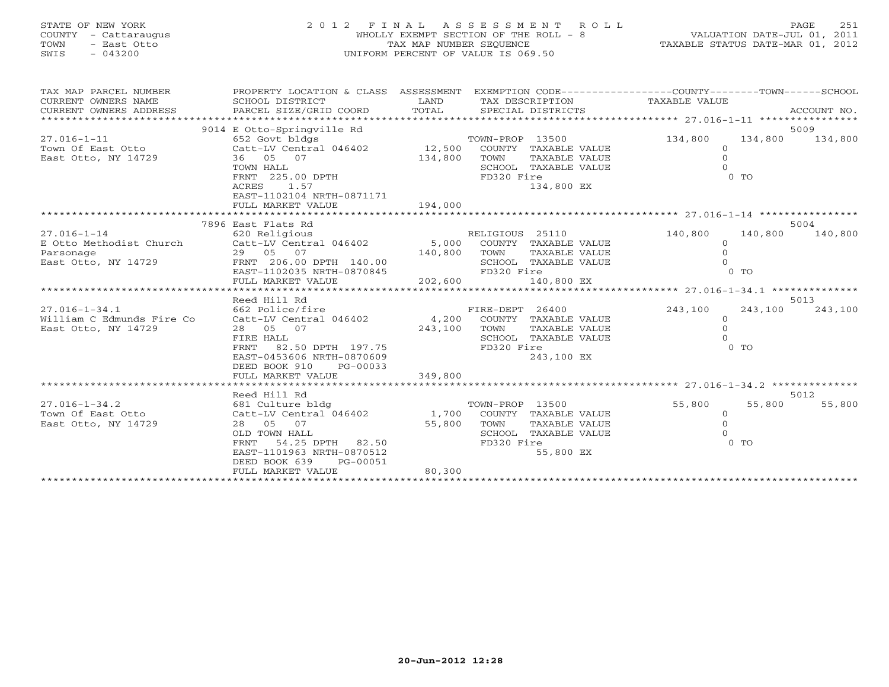STATE OF NEW YORK
COUNTY - Cattaraugus
TOWN - East Otto
SWIS - 043200

2012 FINAL ASSESSMENT ROLL
WHOLLY EXEMPT SECTION OF THE ROLL - 8
TAX MAP NUMBER SEQUENCE
UNIFORM PERCENT OF VALUE IS 069.50

VALUATION DATE-JUL 01, 2011
TAXABLE STATUS DATE-MAR 01, 2012

| TAX MAP PARCEL NUMBER / CURRENT OWNERS NAME / CURRENT OWNERS ADDRESS | PROPERTY LOCATION & CLASS / SCHOOL DISTRICT / PARCEL SIZE/GRID COORD | ASSESSMENT LAND / TOTAL | EXEMPTION CODE / TAX DESCRIPTION / SPECIAL DISTRICTS | COUNTY TAXABLE VALUE | TOWN | SCHOOL | ACCOUNT NO. |
|---|---|---|---|---|---|---|---|
| | 9014 E Otto-Springville Rd | | | | | | 5009 |
| 27.016-1-11 | 652 Govt bldgs | | TOWN-PROP 13500 | 134,800 | 134,800 | 134,800 | |
| Town Of East Otto | Catt-LV Central 046402 | 12,500 | COUNTY TAXABLE VALUE | 0 | | | |
| East Otto, NY 14729 | 36 05 07 | 134,800 | TOWN TAXABLE VALUE | 0 | | | |
| | TOWN HALL | | SCHOOL TAXABLE VALUE | 0 | | | |
| | FRNT 225.00 DPTH | | FD320 Fire | 0 TO | | | |
| | ACRES 1.57 | | 134,800 EX | | | | |
| | EAST-1102104 NRTH-0871171 | | | | | | |
| | FULL MARKET VALUE | 194,000 | | | | | |
| | 7896 East Flats Rd | | | | | | 5004 |
| 27.016-1-14 | 620 Religious | | RELIGIOUS 25110 | 140,800 | 140,800 | 140,800 | |
| E Otto Methodist Church | Catt-LV Central 046402 | 5,000 | COUNTY TAXABLE VALUE | 0 | | | |
| Parsonage | 29 05 07 | 140,800 | TOWN TAXABLE VALUE | 0 | | | |
| East Otto, NY 14729 | FRNT 206.00 DPTH 140.00 | | SCHOOL TAXABLE VALUE | 0 | | | |
| | EAST-1102035 NRTH-0870845 | | FD320 Fire | 0 TO | | | |
| | FULL MARKET VALUE | 202,600 | 140,800 EX | | | | |
| | Reed Hill Rd | | | | | | 5013 |
| 27.016-1-34.1 | 662 Police/fire | | FIRE-DEPT 26400 | 243,100 | 243,100 | 243,100 | |
| William C Edmunds Fire Co | Catt-LV Central 046402 | 4,200 | COUNTY TAXABLE VALUE | 0 | | | |
| East Otto, NY 14729 | 28 05 07 | 243,100 | TOWN TAXABLE VALUE | 0 | | | |
| | FIRE HALL | | SCHOOL TAXABLE VALUE | 0 | | | |
| | FRNT 82.50 DPTH 197.75 | | FD320 Fire | 0 TO | | | |
| | EAST-0453606 NRTH-0870609 | | 243,100 EX | | | | |
| | DEED BOOK 910 PG-00033 | | | | | | |
| | FULL MARKET VALUE | 349,800 | | | | | |
| | Reed Hill Rd | | | | | | 5012 |
| 27.016-1-34.2 | 681 Culture bldg | | TOWN-PROP 13500 | 55,800 | 55,800 | 55,800 | |
| Town Of East Otto | Catt-LV Central 046402 | 1,700 | COUNTY TAXABLE VALUE | 0 | | | |
| East Otto, NY 14729 | 28 05 07 | 55,800 | TOWN TAXABLE VALUE | 0 | | | |
| | OLD TOWN HALL | | SCHOOL TAXABLE VALUE | 0 | | | |
| | FRNT 54.25 DPTH 82.50 | | FD320 Fire | 0 TO | | | |
| | EAST-1101963 NRTH-0870512 | | 55,800 EX | | | | |
| | DEED BOOK 639 PG-00051 | | | | | | |
| | FULL MARKET VALUE | 80,300 | | | | | |

20-Jun-2012 12:28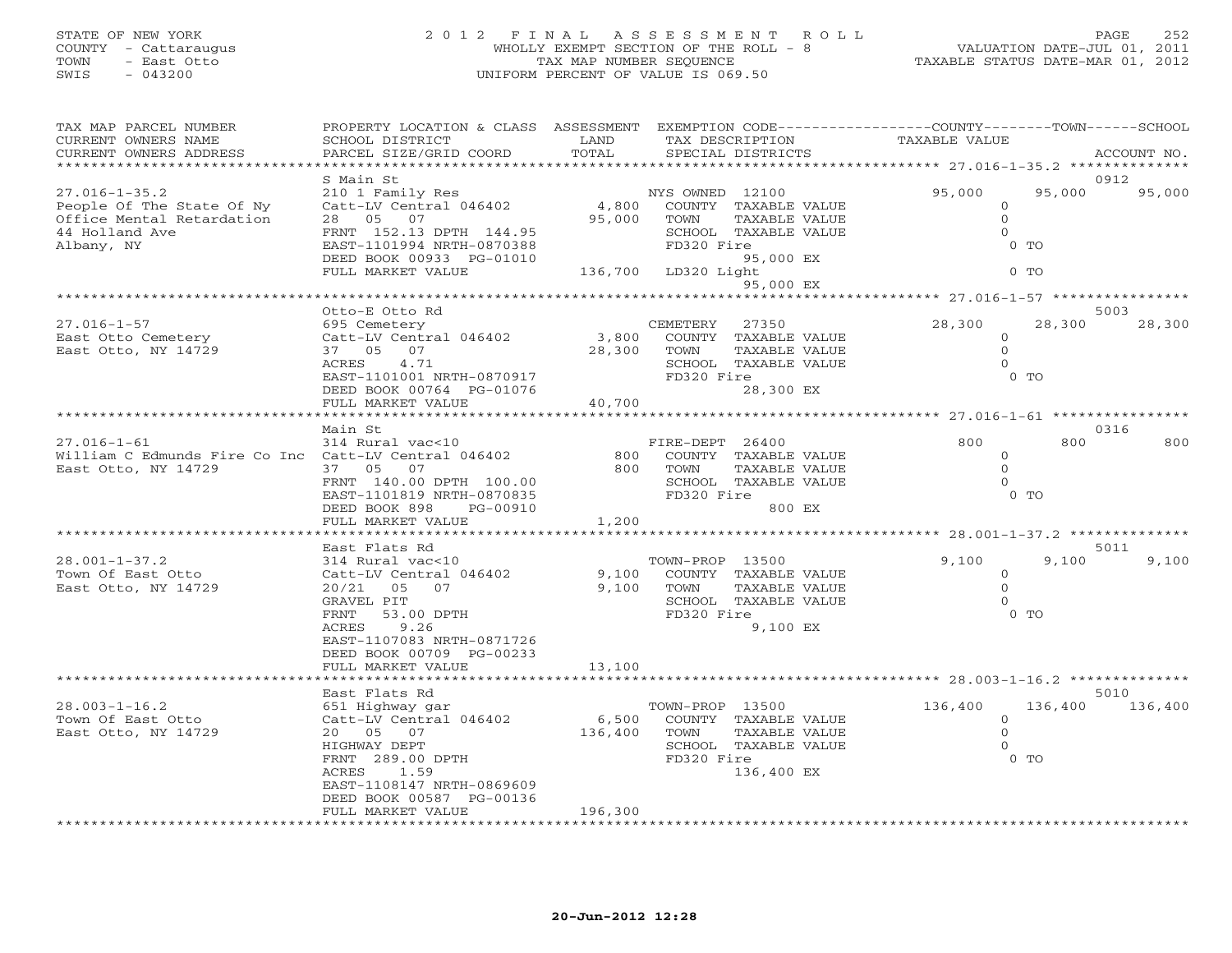STATE OF NEW YORK
COUNTY - Cattaraugus
TOWN - East Otto
SWIS - 043200

# 2012 FINAL ASSESSMENT ROLL

WHOLLY EXEMPT SECTION OF THE ROLL - 8
TAX MAP NUMBER SEQUENCE
UNIFORM PERCENT OF VALUE IS 069.50

VALUATION DATE-JUL 01, 2011
TAXABLE STATUS DATE-MAR 01, 2012

| TAX MAP PARCEL NUMBER / CURRENT OWNERS NAME / CURRENT OWNERS ADDRESS | PROPERTY LOCATION & CLASS / SCHOOL DISTRICT / PARCEL SIZE/GRID COORD | ASSESSMENT LAND / TOTAL | EXEMPTION CODE / TAX DESCRIPTION / SPECIAL DISTRICTS | COUNTY TAXABLE VALUE | TOWN | SCHOOL / ACCOUNT NO. |
|---|---|---|---|---|---|---|
| **27.016-1-35.2** | S Main St | | | | | 0912 |
| | 210 1 Family Res | | NYS OWNED 12100 | 95,000 | 95,000 | 95,000 |
| People Of The State Of Ny | Catt-LV Central 046402 | 4,800 | COUNTY TAXABLE VALUE | 0 | | |
| Office Mental Retardation | 28 05 07 | 95,000 | TOWN TAXABLE VALUE | 0 | | |
| 44 Holland Ave | FRNT 152.13 DPTH 144.95 | | SCHOOL TAXABLE VALUE | 0 | | |
| Albany, NY | EAST-1101994 NRTH-0870388 | | FD320 Fire | 0 TO | | |
| | DEED BOOK 00933 PG-01010 | | 95,000 EX | | | |
| | FULL MARKET VALUE | 136,700 | LD320 Light | 0 TO | | |
| | | | 95,000 EX | | | |
| **27.016-1-57** | Otto-E Otto Rd | | | | | 5003 |
| | 695 Cemetery | | CEMETERY 27350 | 28,300 | 28,300 | 28,300 |
| East Otto Cemetery | Catt-LV Central 046402 | 3,800 | COUNTY TAXABLE VALUE | 0 | | |
| East Otto, NY 14729 | 37 05 07 | 28,300 | TOWN TAXABLE VALUE | 0 | | |
| | ACRES 4.71 | | SCHOOL TAXABLE VALUE | 0 | | |
| | EAST-1101001 NRTH-0870917 | | FD320 Fire | 0 TO | | |
| | DEED BOOK 00764 PG-01076 | | 28,300 EX | | | |
| | FULL MARKET VALUE | 40,700 | | | | |
| **27.016-1-61** | Main St | | | | | 0316 |
| | 314 Rural vac<10 | | FIRE-DEPT 26400 | 800 | 800 | 800 |
| William C Edmunds Fire Co Inc | Catt-LV Central 046402 | 800 | COUNTY TAXABLE VALUE | 0 | | |
| East Otto, NY 14729 | 37 05 07 | 800 | TOWN TAXABLE VALUE | 0 | | |
| | FRNT 140.00 DPTH 100.00 | | SCHOOL TAXABLE VALUE | 0 | | |
| | EAST-1101819 NRTH-0870835 | | FD320 Fire | 0 TO | | |
| | DEED BOOK 898 PG-00910 | | 800 EX | | | |
| | FULL MARKET VALUE | 1,200 | | | | |
| **28.001-1-37.2** | East Flats Rd | | | | | 5011 |
| | 314 Rural vac<10 | | TOWN-PROP 13500 | 9,100 | 9,100 | 9,100 |
| Town Of East Otto | Catt-LV Central 046402 | 9,100 | COUNTY TAXABLE VALUE | 0 | | |
| East Otto, NY 14729 | 20/21 05 07 | 9,100 | TOWN TAXABLE VALUE | 0 | | |
| | GRAVEL PIT | | SCHOOL TAXABLE VALUE | 0 | | |
| | FRNT 53.00 DPTH | | FD320 Fire | 0 TO | | |
| | ACRES 9.26 | | 9,100 EX | | | |
| | EAST-1107083 NRTH-0871726 | | | | | |
| | DEED BOOK 00709 PG-00233 | | | | | |
| | FULL MARKET VALUE | 13,100 | | | | |
| **28.003-1-16.2** | East Flats Rd | | | | | 5010 |
| | 651 Highway gar | | TOWN-PROP 13500 | 136,400 | 136,400 | 136,400 |
| Town Of East Otto | Catt-LV Central 046402 | 6,500 | COUNTY TAXABLE VALUE | 0 | | |
| East Otto, NY 14729 | 20 05 07 | 136,400 | TOWN TAXABLE VALUE | 0 | | |
| | HIGHWAY DEPT | | SCHOOL TAXABLE VALUE | 0 | | |
| | FRNT 289.00 DPTH | | FD320 Fire | 0 TO | | |
| | ACRES 1.59 | | 136,400 EX | | | |
| | EAST-1108147 NRTH-0869609 | | | | | |
| | DEED BOOK 00587 PG-00136 | | | | | |
| | FULL MARKET VALUE | 196,300 | | | | |

20-Jun-2012 12:28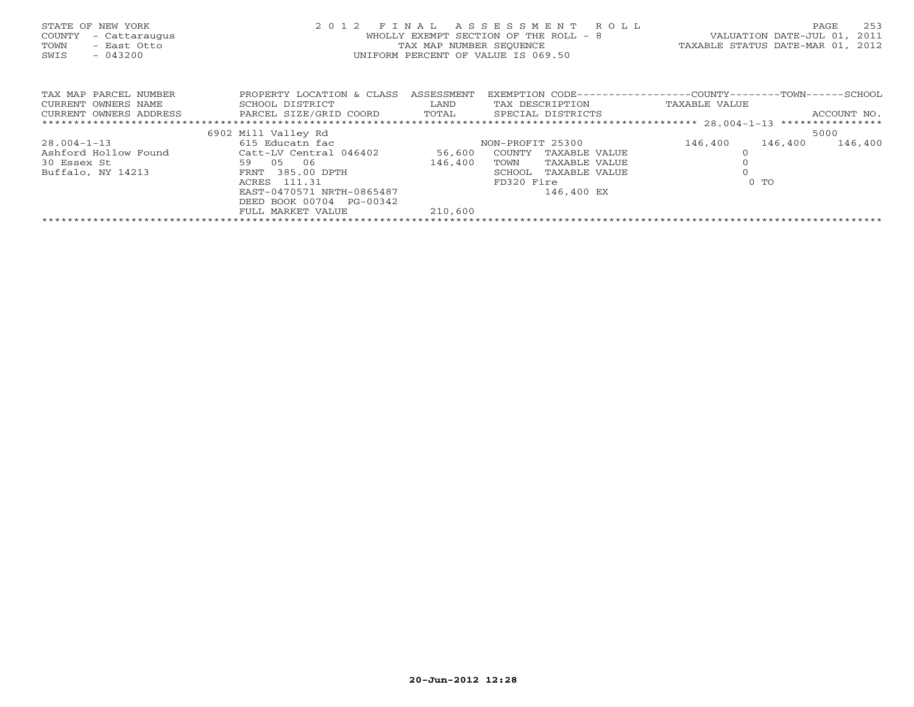STATE OF NEW YORK
COUNTY - Cattaraugus
TOWN - East Otto
SWIS - 043200

# 2012 FINAL ASSESSMENT ROLL

WHOLLY EXEMPT SECTION OF THE ROLL - 8
TAX MAP NUMBER SEQUENCE
UNIFORM PERCENT OF VALUE IS 069.50

VALUATION DATE-JUL 01, 2011
TAXABLE STATUS DATE-MAR 01, 2012

| TAX MAP PARCEL NUMBER / CURRENT OWNERS NAME / CURRENT OWNERS ADDRESS | PROPERTY LOCATION & CLASS / SCHOOL DISTRICT / PARCEL SIZE/GRID COORD | ASSESSMENT LAND / TOTAL | EXEMPTION CODE / TAX DESCRIPTION / SPECIAL DISTRICTS | COUNTY TAXABLE VALUE | TOWN | SCHOOL / ACCOUNT NO. |
|---|---|---|---|---|---|---|
| 28.004-1-13 | 6902 Mill Valley Rd | | | | | 5000 |
| 28.004-1-13 | 615 Educatn fac | | NON-PROFIT 25300 | 146,400 | 146,400 | 146,400 |
| Ashford Hollow Found | Catt-LV Central 046402 | 56,600 | COUNTY TAXABLE VALUE | 0 | | |
| 30 Essex St | 59 05 06 | 146,400 | TOWN TAXABLE VALUE | 0 | | |
| Buffalo, NY 14213 | FRNT 385.00 DPTH | | SCHOOL TAXABLE VALUE | 0 | | |
| | ACRES 111.31 | | FD320 Fire | 0 TO | | |
| | EAST-0470571 NRTH-0865487 | | 146,400 EX | | | |
| | DEED BOOK 00704 PG-00342 | | | | | |
| | FULL MARKET VALUE | 210,600 | | | | |

20-Jun-2012 12:28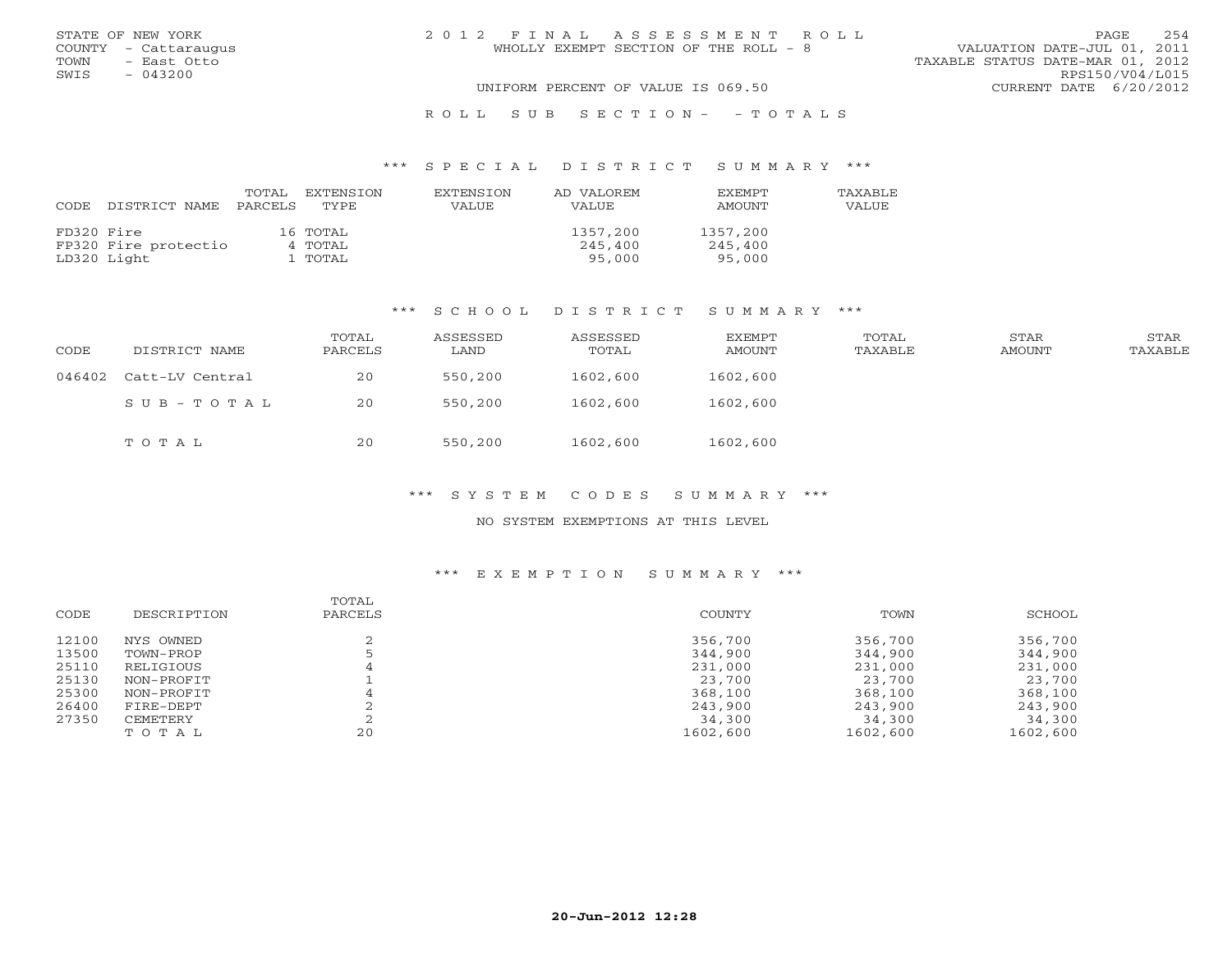STATE OF NEW YORK
COUNTY - Cattaraugus
TOWN - East Otto
SWIS - 043200

2 0 1 2 F I N A L A S S E S S M E N T R O L L
WHOLLY EXEMPT SECTION OF THE ROLL - 8

VALUATION DATE-JUL 01, 2011
TAXABLE STATUS DATE-MAR 01, 2012
RPS150/V04/L015
CURRENT DATE 6/20/2012

UNIFORM PERCENT OF VALUE IS 069.50

R O L L S U B S E C T I O N - - T O T A L S

### *** S P E C I A L D I S T R I C T S U M M A R Y ***

| CODE | DISTRICT NAME | TOTAL PARCELS | EXTENSION TYPE | EXTENSION VALUE | AD VALOREM VALUE | EXEMPT AMOUNT | TAXABLE VALUE |
|---|---|---|---|---|---|---|---|
| FD320 | Fire | 16 | TOTAL | | 1357,200 | 1357,200 | |
| FP320 | Fire protectio | 4 | TOTAL | | 245,400 | 245,400 | |
| LD320 | Light | 1 | TOTAL | | 95,000 | 95,000 | |

### *** S C H O O L D I S T R I C T S U M M A R Y ***

| CODE | DISTRICT NAME | TOTAL PARCELS | ASSESSED LAND | ASSESSED TOTAL | EXEMPT AMOUNT | TOTAL TAXABLE | STAR AMOUNT | STAR TAXABLE |
|---|---|---|---|---|---|---|---|---|
| 046402 | Catt-LV Central | 20 | 550,200 | 1602,600 | 1602,600 | | | |
| | S U B - T O T A L | 20 | 550,200 | 1602,600 | 1602,600 | | | |
| | T O T A L | 20 | 550,200 | 1602,600 | 1602,600 | | | |

### *** S Y S T E M C O D E S S U M M A R Y ***

NO SYSTEM EXEMPTIONS AT THIS LEVEL

### *** E X E M P T I O N S U M M A R Y ***

| CODE | DESCRIPTION | TOTAL PARCELS | COUNTY | TOWN | SCHOOL |
|---|---|---|---|---|---|
| 12100 | NYS OWNED | 2 | 356,700 | 356,700 | 356,700 |
| 13500 | TOWN-PROP | 5 | 344,900 | 344,900 | 344,900 |
| 25110 | RELIGIOUS | 4 | 231,000 | 231,000 | 231,000 |
| 25130 | NON-PROFIT | 1 | 23,700 | 23,700 | 23,700 |
| 25300 | NON-PROFIT | 4 | 368,100 | 368,100 | 368,100 |
| 26400 | FIRE-DEPT | 2 | 243,900 | 243,900 | 243,900 |
| 27350 | CEMETERY | 2 | 34,300 | 34,300 | 34,300 |
| | T O T A L | 20 | 1602,600 | 1602,600 | 1602,600 |

20-Jun-2012 12:28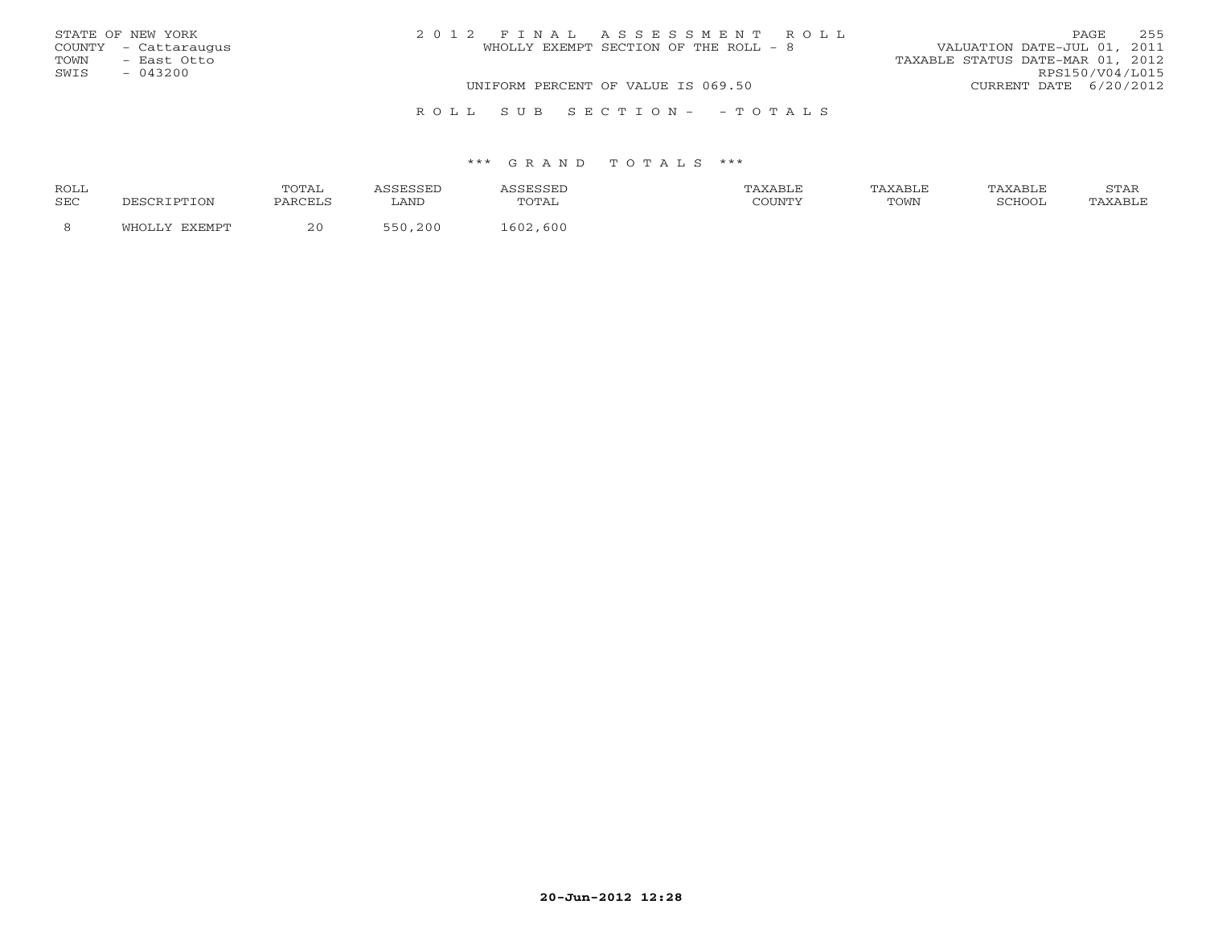STATE OF NEW YORK
COUNTY - Cattaraugus
TOWN - East Otto
SWIS - 043200

2 0 1 2 F I N A L A S S E S S M E N T R O L L
WHOLLY EXEMPT SECTION OF THE ROLL - 8

VALUATION DATE-JUL 01, 2011
TAXABLE STATUS DATE-MAR 01, 2012
RPS150/V04/L015
CURRENT DATE 6/20/2012

UNIFORM PERCENT OF VALUE IS 069.50

R O L L S U B S E C T I O N - - T O T A L S

*** G R A N D T O T A L S ***

| ROLL SEC | DESCRIPTION | TOTAL PARCELS | ASSESSED LAND | ASSESSED TOTAL | TAXABLE COUNTY | TAXABLE TOWN | TAXABLE SCHOOL | STAR TAXABLE |
|---|---|---|---|---|---|---|---|---|
| 8 | WHOLLY EXEMPT | 20 | 550,200 | 1602,600 | | | | |

**20-Jun-2012 12:28**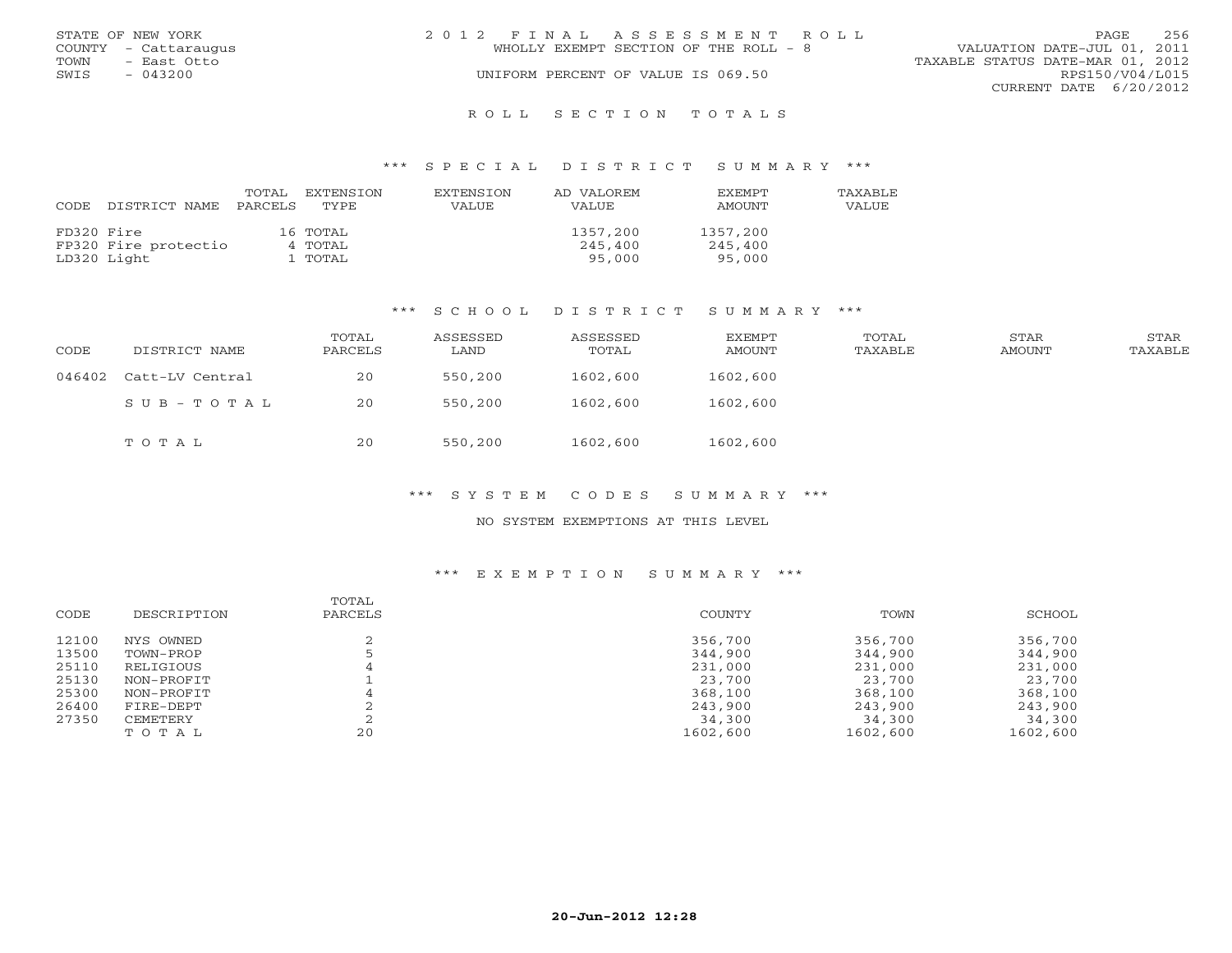STATE OF NEW YORK
COUNTY - Cattaraugus
TOWN - East Otto
SWIS - 043200

2012 FINAL ASSESSMENT ROLL
WHOLLY EXEMPT SECTION OF THE ROLL - 8
UNIFORM PERCENT OF VALUE IS 069.50

VALUATION DATE-JUL 01, 2011
TAXABLE STATUS DATE-MAR 01, 2012
RPS150/V04/L015
CURRENT DATE 6/20/2012

# ROLL SECTION TOTALS

## *** SPECIAL DISTRICT SUMMARY ***

| CODE | DISTRICT NAME | TOTAL PARCELS | EXTENSION TYPE | EXTENSION VALUE | AD VALOREM VALUE | EXEMPT AMOUNT | TAXABLE VALUE |
|---|---|---|---|---|---|---|---|
| FD320 | Fire | 16 | TOTAL | | 1357,200 | 1357,200 | |
| FP320 | Fire protectio | 4 | TOTAL | | 245,400 | 245,400 | |
| LD320 | Light | 1 | TOTAL | | 95,000 | 95,000 | |

## *** SCHOOL DISTRICT SUMMARY ***

| CODE | DISTRICT NAME | TOTAL PARCELS | ASSESSED LAND | ASSESSED TOTAL | EXEMPT AMOUNT | TOTAL TAXABLE | STAR AMOUNT | STAR TAXABLE |
|---|---|---|---|---|---|---|---|---|
| 046402 | Catt-LV Central | 20 | 550,200 | 1602,600 | 1602,600 | | | |
| | SUB-TOTAL | 20 | 550,200 | 1602,600 | 1602,600 | | | |
| | TOTAL | 20 | 550,200 | 1602,600 | 1602,600 | | | |

## *** SYSTEM CODES SUMMARY ***

NO SYSTEM EXEMPTIONS AT THIS LEVEL

## *** EXEMPTION SUMMARY ***

| CODE | DESCRIPTION | TOTAL PARCELS | COUNTY | TOWN | SCHOOL |
|---|---|---|---|---|---|
| 12100 | NYS OWNED | 2 | 356,700 | 356,700 | 356,700 |
| 13500 | TOWN-PROP | 5 | 344,900 | 344,900 | 344,900 |
| 25110 | RELIGIOUS | 4 | 231,000 | 231,000 | 231,000 |
| 25130 | NON-PROFIT | 1 | 23,700 | 23,700 | 23,700 |
| 25300 | NON-PROFIT | 4 | 368,100 | 368,100 | 368,100 |
| 26400 | FIRE-DEPT | 2 | 243,900 | 243,900 | 243,900 |
| 27350 | CEMETERY | 2 | 34,300 | 34,300 | 34,300 |
| | TOTAL | 20 | 1602,600 | 1602,600 | 1602,600 |

20-Jun-2012 12:28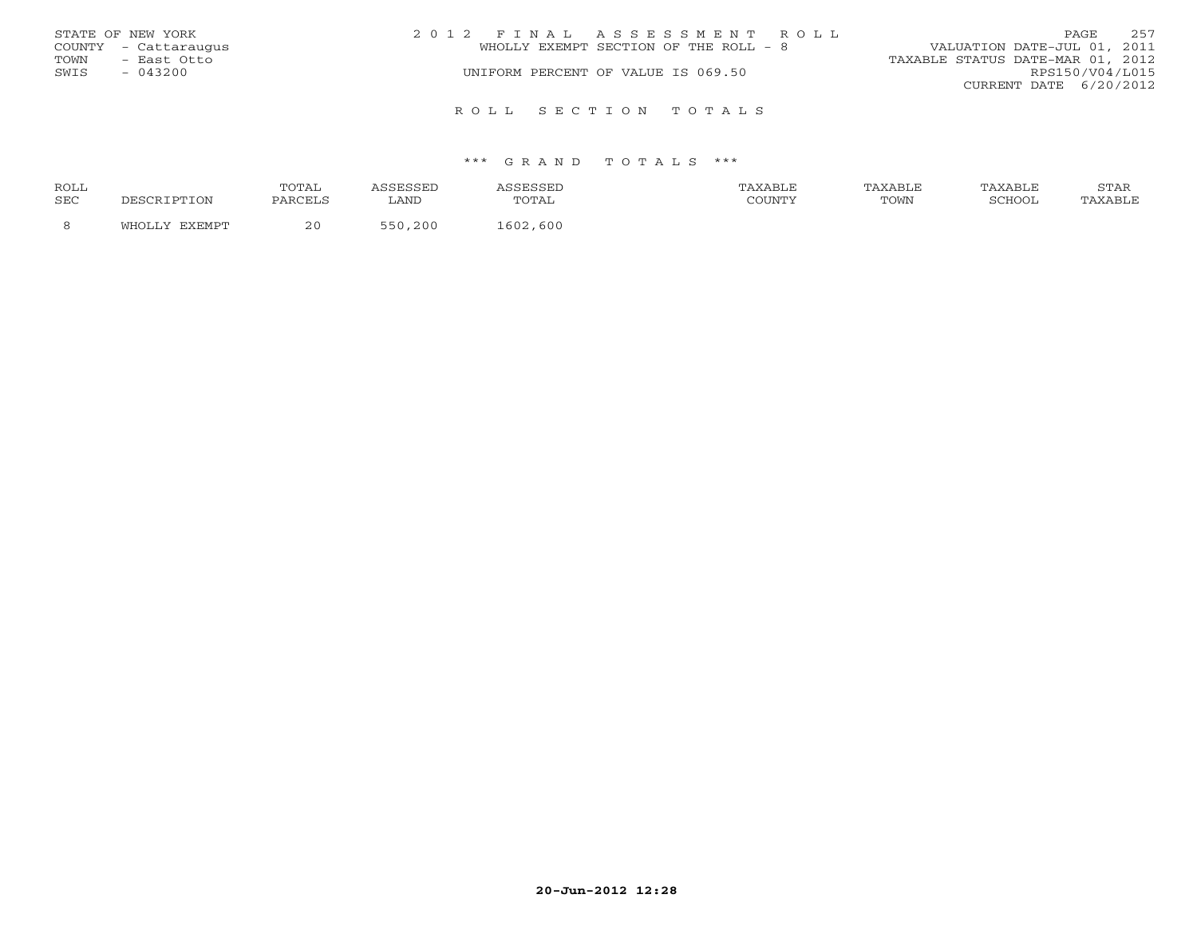STATE OF NEW YORK
COUNTY - Cattaraugus
TOWN - East Otto
SWIS - 043200

2 0 1 2 F I N A L A S S E S S M E N T R O L L
WHOLLY EXEMPT SECTION OF THE ROLL - 8
UNIFORM PERCENT OF VALUE IS 069.50

VALUATION DATE-JUL 01, 2011
TAXABLE STATUS DATE-MAR 01, 2012
RPS150/V04/L015
CURRENT DATE 6/20/2012

R O L L S E C T I O N T O T A L S

\*\*\* G R A N D T O T A L S \*\*\*

| ROLL SEC | DESCRIPTION | TOTAL PARCELS | ASSESSED LAND | ASSESSED TOTAL | TAXABLE COUNTY | TAXABLE TOWN | TAXABLE SCHOOL | STAR TAXABLE |
|---|---|---|---|---|---|---|---|---|
| 8 | WHOLLY EXEMPT | 20 | 550,200 | 1602,600 | | | | |

20-Jun-2012 12:28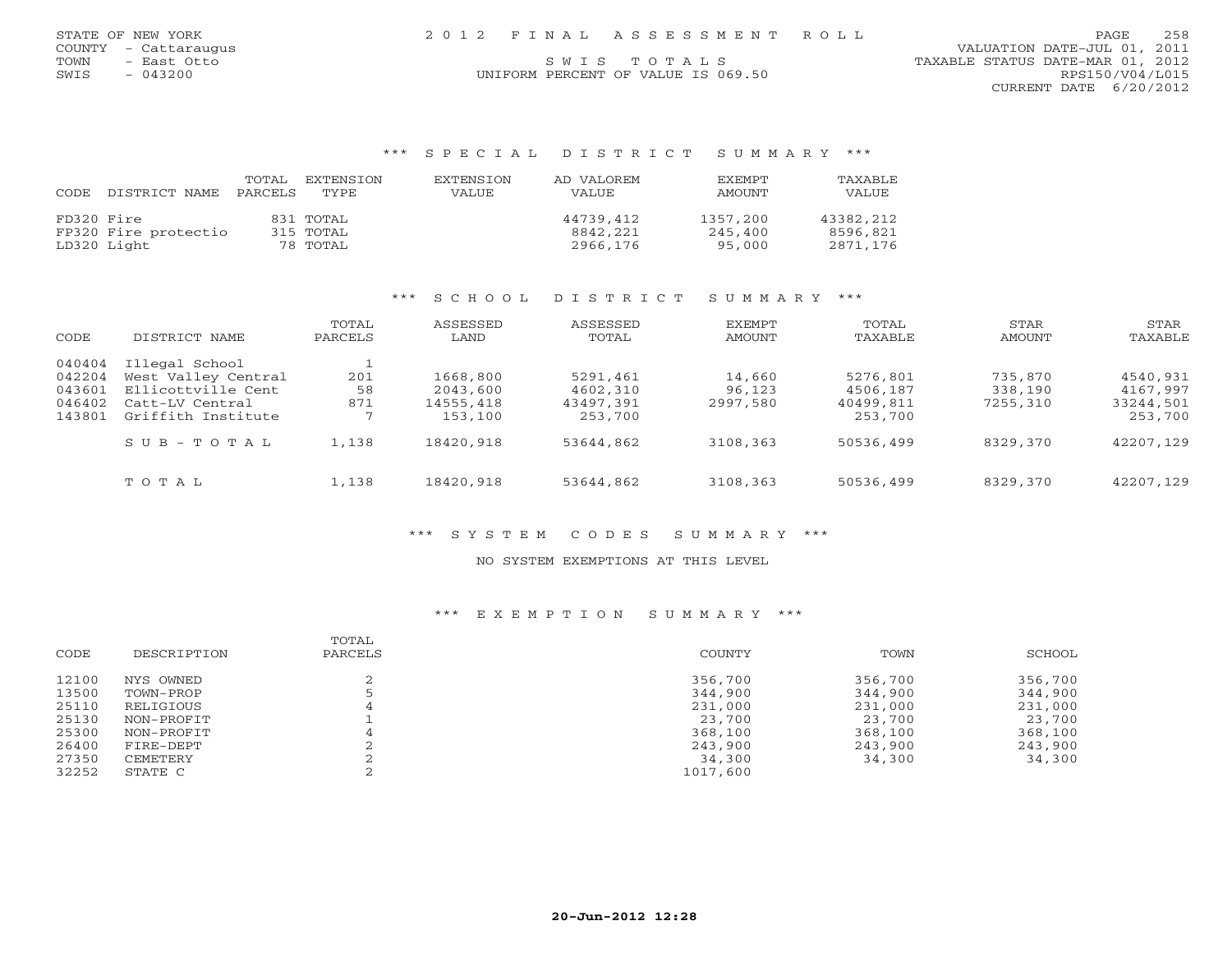STATE OF NEW YORK
COUNTY - Cattaraugus
TOWN - East Otto
SWIS - 043200

2 0 1 2 F I N A L A S S E S S M E N T R O L L

S W I S T O T A L S

UNIFORM PERCENT OF VALUE IS 069.50

VALUATION DATE-JUL 01, 2011
TAXABLE STATUS DATE-MAR 01, 2012
RPS150/V04/L015
CURRENT DATE 6/20/2012

### *** S P E C I A L D I S T R I C T S U M M A R Y ***

| CODE | DISTRICT NAME | TOTAL PARCELS | EXTENSION TYPE | EXTENSION VALUE | AD VALOREM VALUE | EXEMPT AMOUNT | TAXABLE VALUE |
|---|---|---|---|---|---|---|---|
| FD320 | Fire | 831 | TOTAL | | 44739,412 | 1357,200 | 43382,212 |
| FP320 | Fire protectio | 315 | TOTAL | | 8842,221 | 245,400 | 8596,821 |
| LD320 | Light | 78 | TOTAL | | 2966,176 | 95,000 | 2871,176 |

### *** S C H O O L D I S T R I C T S U M M A R Y ***

| CODE | DISTRICT NAME | TOTAL PARCELS | ASSESSED LAND | ASSESSED TOTAL | EXEMPT AMOUNT | TOTAL TAXABLE | STAR AMOUNT | STAR TAXABLE |
|---|---|---|---|---|---|---|---|---|
| 040404 | Illegal School | 1 | | | | | | |
| 042204 | West Valley Central | 201 | 1668,800 | 5291,461 | 14,660 | 5276,801 | 735,870 | 4540,931 |
| 043601 | Ellicottville Cent | 58 | 2043,600 | 4602,310 | 96,123 | 4506,187 | 338,190 | 4167,997 |
| 046402 | Catt-LV Central | 871 | 14555,418 | 43497,391 | 2997,580 | 40499,811 | 7255,310 | 33244,501 |
| 143801 | Griffith Institute | 7 | 153,100 | 253,700 | | 253,700 | | 253,700 |
| | S U B - T O T A L | 1,138 | 18420,918 | 53644,862 | 3108,363 | 50536,499 | 8329,370 | 42207,129 |
| | T O T A L | 1,138 | 18420,918 | 53644,862 | 3108,363 | 50536,499 | 8329,370 | 42207,129 |

### *** S Y S T E M C O D E S S U M M A R Y ***

NO SYSTEM EXEMPTIONS AT THIS LEVEL

### *** E X E M P T I O N S U M M A R Y ***

| CODE | DESCRIPTION | TOTAL PARCELS | COUNTY | TOWN | SCHOOL |
|---|---|---|---|---|---|
| 12100 | NYS OWNED | 2 | 356,700 | 356,700 | 356,700 |
| 13500 | TOWN-PROP | 5 | 344,900 | 344,900 | 344,900 |
| 25110 | RELIGIOUS | 4 | 231,000 | 231,000 | 231,000 |
| 25130 | NON-PROFIT | 1 | 23,700 | 23,700 | 23,700 |
| 25300 | NON-PROFIT | 4 | 368,100 | 368,100 | 368,100 |
| 26400 | FIRE-DEPT | 2 | 243,900 | 243,900 | 243,900 |
| 27350 | CEMETERY | 2 | 34,300 | 34,300 | 34,300 |
| 32252 | STATE C | 2 | 1017,600 | | |

20-Jun-2012 12:28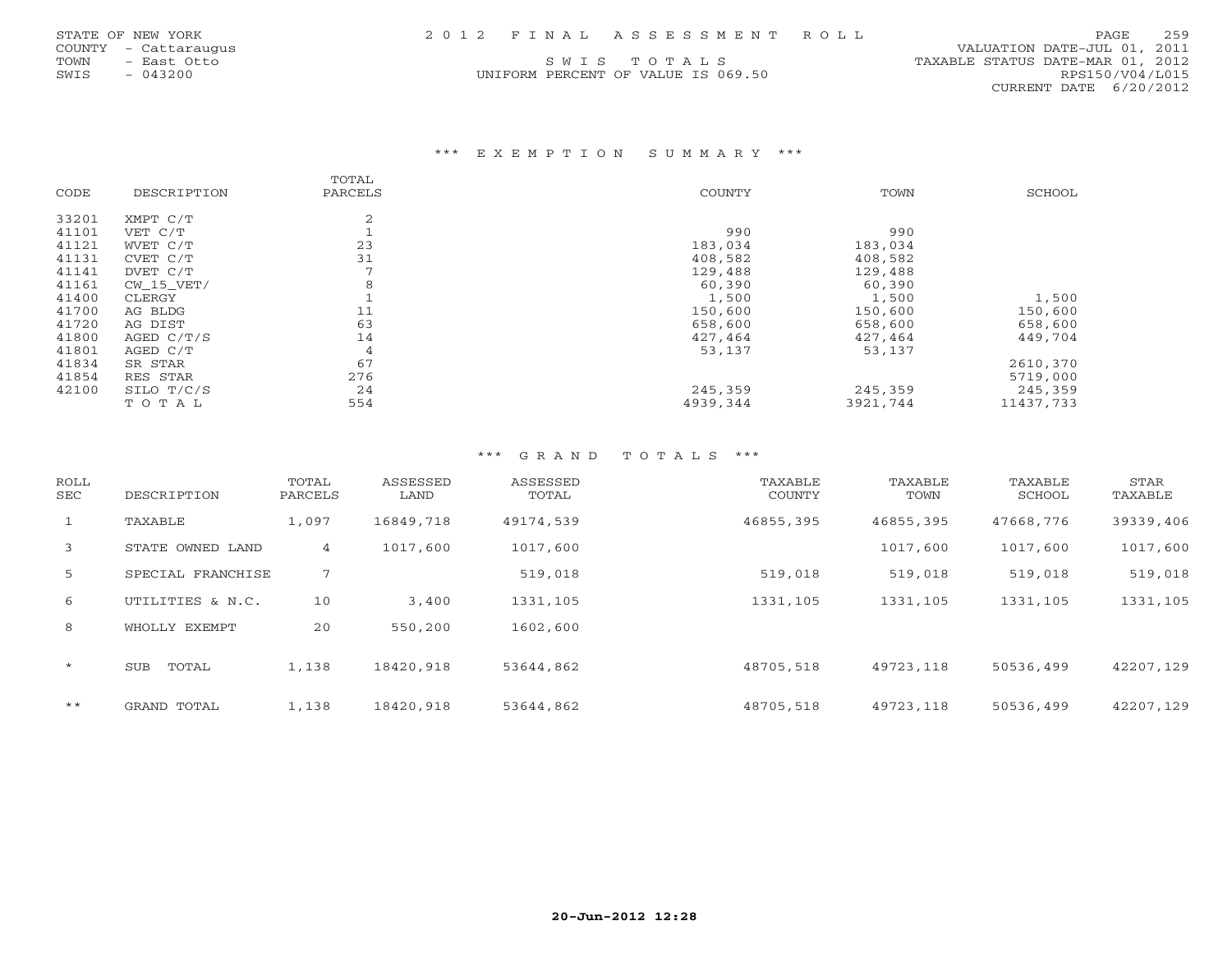STATE OF NEW YORK
COUNTY - Cattaraugus
TOWN - East Otto
SWIS - 043200

# 2012 FINAL ASSESSMENT ROLL

SWIS TOTALS
UNIFORM PERCENT OF VALUE IS 069.50

VALUATION DATE-JUL 01, 2011
TAXABLE STATUS DATE-MAR 01, 2012
RPS150/V04/L015
CURRENT DATE 6/20/2012

## *** EXEMPTION SUMMARY ***

| CODE | DESCRIPTION | TOTAL PARCELS | COUNTY | TOWN | SCHOOL |
|---|---|---|---|---|---|
| 33201 | XMPT C/T | 2 | | | |
| 41101 | VET C/T | 1 | 990 | 990 | |
| 41121 | WVET C/T | 23 | 183,034 | 183,034 | |
| 41131 | CVET C/T | 31 | 408,582 | 408,582 | |
| 41141 | DVET C/T | 7 | 129,488 | 129,488 | |
| 41161 | CW_15_VET/ | 8 | 60,390 | 60,390 | |
| 41400 | CLERGY | 1 | 1,500 | 1,500 | 1,500 |
| 41700 | AG BLDG | 11 | 150,600 | 150,600 | 150,600 |
| 41720 | AG DIST | 63 | 658,600 | 658,600 | 658,600 |
| 41800 | AGED C/T/S | 14 | 427,464 | 427,464 | 449,704 |
| 41801 | AGED C/T | 4 | 53,137 | 53,137 | |
| 41834 | SR STAR | 67 | | | 2610,370 |
| 41854 | RES STAR | 276 | | | 5719,000 |
| 42100 | SILO T/C/S | 24 | 245,359 | 245,359 | 245,359 |
| | TOTAL | 554 | 4939,344 | 3921,744 | 11437,733 |

## *** GRAND TOTALS ***

| ROLL SEC | DESCRIPTION | TOTAL PARCELS | ASSESSED LAND | ASSESSED TOTAL | TAXABLE COUNTY | TAXABLE TOWN | TAXABLE SCHOOL | STAR TAXABLE |
|---|---|---|---|---|---|---|---|---|
| 1 | TAXABLE | 1,097 | 16849,718 | 49174,539 | 46855,395 | 46855,395 | 47668,776 | 39339,406 |
| 3 | STATE OWNED LAND | 4 | 1017,600 | 1017,600 | | 1017,600 | 1017,600 | 1017,600 |
| 5 | SPECIAL FRANCHISE | 7 | | 519,018 | 519,018 | 519,018 | 519,018 | 519,018 |
| 6 | UTILITIES & N.C. | 10 | 3,400 | 1331,105 | 1331,105 | 1331,105 | 1331,105 | 1331,105 |
| 8 | WHOLLY EXEMPT | 20 | 550,200 | 1602,600 | | | | |
| * | SUB TOTAL | 1,138 | 18420,918 | 53644,862 | 48705,518 | 49723,118 | 50536,499 | 42207,129 |
| ** | GRAND TOTAL | 1,138 | 18420,918 | 53644,862 | 48705,518 | 49723,118 | 50536,499 | 42207,129 |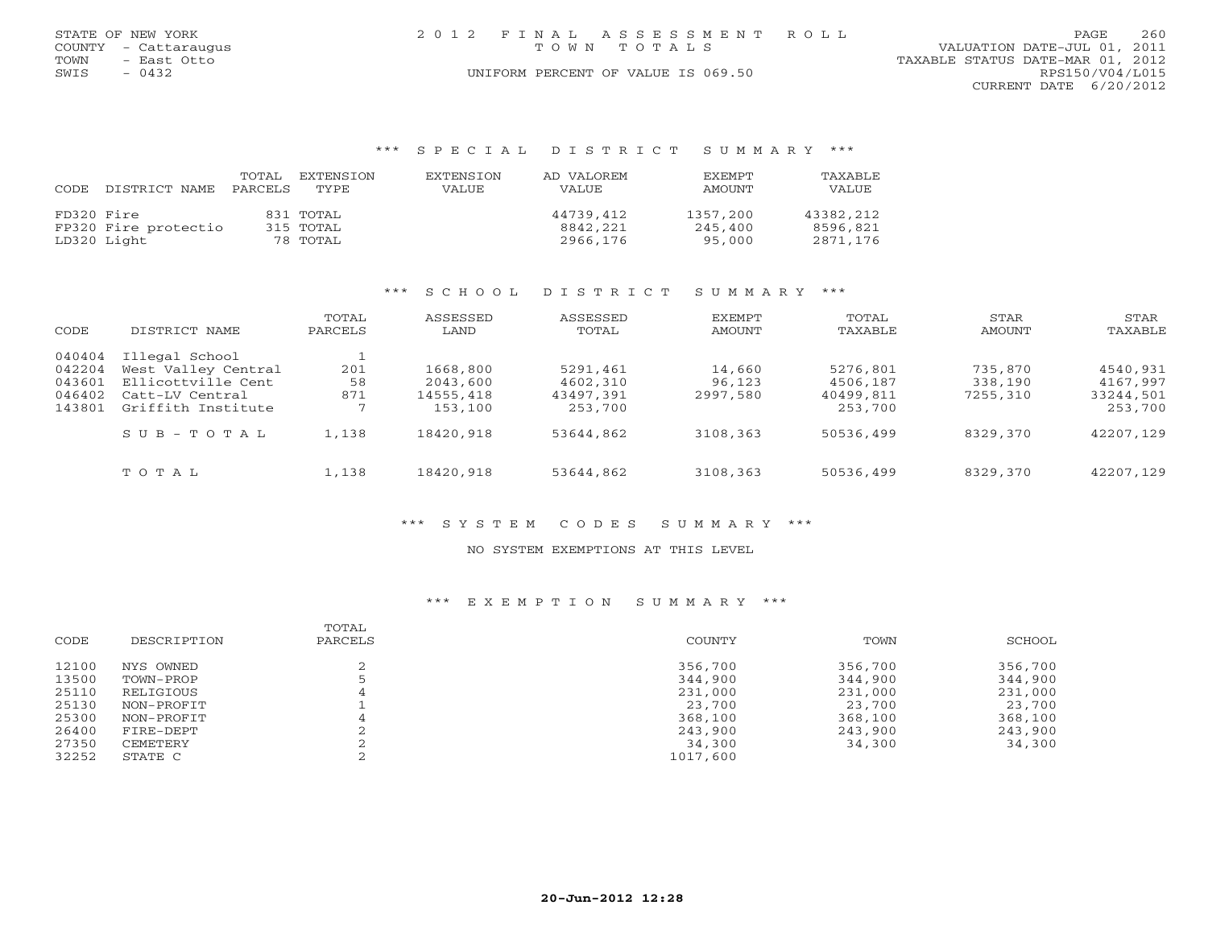STATE OF NEW YORK
COUNTY - Cattaraugus
TOWN - East Otto
SWIS - 0432

# 2012 FINAL ASSESSMENT ROLL
TOWN TOTALS

UNIFORM PERCENT OF VALUE IS 069.50

VALUATION DATE-JUL 01, 2011
TAXABLE STATUS DATE-MAR 01, 2012
RPS150/V04/L015
CURRENT DATE 6/20/2012

## *** SPECIAL DISTRICT SUMMARY ***

| CODE | DISTRICT NAME | TOTAL PARCELS | EXTENSION TYPE | EXTENSION VALUE | AD VALOREM VALUE | EXEMPT AMOUNT | TAXABLE VALUE |
|---|---|---|---|---|---|---|---|
| FD320 | Fire | 831 | TOTAL | | 44739,412 | 1357,200 | 43382,212 |
| FP320 | Fire protectio | 315 | TOTAL | | 8842,221 | 245,400 | 8596,821 |
| LD320 | Light | 78 | TOTAL | | 2966,176 | 95,000 | 2871,176 |

## *** SCHOOL DISTRICT SUMMARY ***

| CODE | DISTRICT NAME | TOTAL PARCELS | ASSESSED LAND | ASSESSED TOTAL | EXEMPT AMOUNT | TOTAL TAXABLE | STAR AMOUNT | STAR TAXABLE |
|---|---|---|---|---|---|---|---|---|
| 040404 | Illegal School | 1 | | | | | | |
| 042204 | West Valley Central | 201 | 1668,800 | 5291,461 | 14,660 | 5276,801 | 735,870 | 4540,931 |
| 043601 | Ellicottville Cent | 58 | 2043,600 | 4602,310 | 96,123 | 4506,187 | 338,190 | 4167,997 |
| 046402 | Catt-LV Central | 871 | 14555,418 | 43497,391 | 2997,580 | 40499,811 | 7255,310 | 33244,501 |
| 143801 | Griffith Institute | 7 | 153,100 | 253,700 | | 253,700 | | 253,700 |
| | SUB-TOTAL | 1,138 | 18420,918 | 53644,862 | 3108,363 | 50536,499 | 8329,370 | 42207,129 |
| | TOTAL | 1,138 | 18420,918 | 53644,862 | 3108,363 | 50536,499 | 8329,370 | 42207,129 |

## *** SYSTEM CODES SUMMARY ***

NO SYSTEM EXEMPTIONS AT THIS LEVEL

## *** EXEMPTION SUMMARY ***

| CODE | DESCRIPTION | TOTAL PARCELS | COUNTY | TOWN | SCHOOL |
|---|---|---|---|---|---|
| 12100 | NYS OWNED | 2 | 356,700 | 356,700 | 356,700 |
| 13500 | TOWN-PROP | 5 | 344,900 | 344,900 | 344,900 |
| 25110 | RELIGIOUS | 4 | 231,000 | 231,000 | 231,000 |
| 25130 | NON-PROFIT | 1 | 23,700 | 23,700 | 23,700 |
| 25300 | NON-PROFIT | 4 | 368,100 | 368,100 | 368,100 |
| 26400 | FIRE-DEPT | 2 | 243,900 | 243,900 | 243,900 |
| 27350 | CEMETERY | 2 | 34,300 | 34,300 | 34,300 |
| 32252 | STATE C | 2 | 1017,600 | | |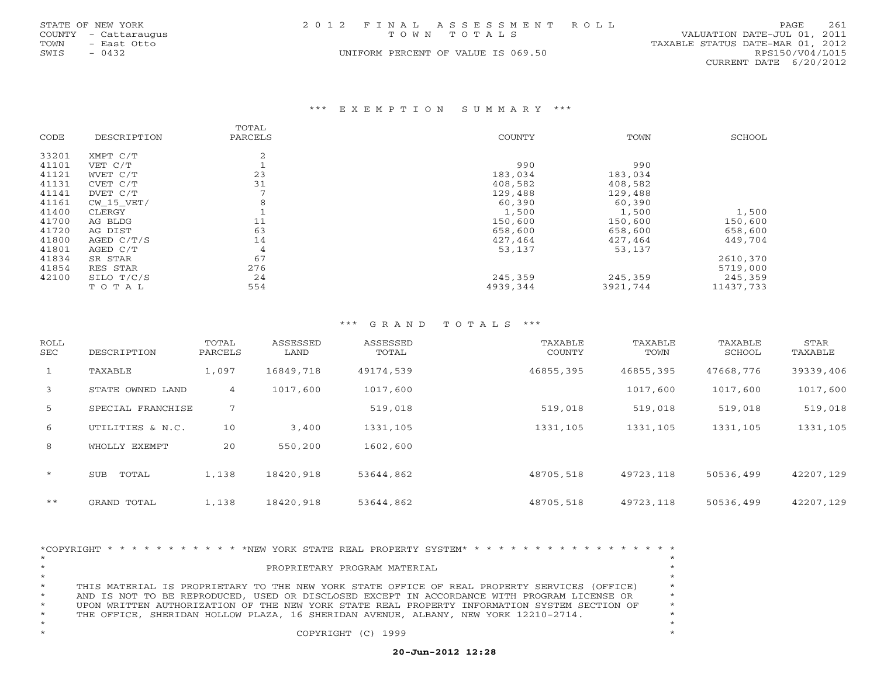STATE OF NEW YORK
COUNTY - Cattaraugus
TOWN - East Otto
SWIS - 0432

2 0 1 2 F I N A L A S S E S S M E N T R O L L
T O W N T O T A L S
UNIFORM PERCENT OF VALUE IS 069.50

VALUATION DATE-JUL 01, 2011
TAXABLE STATUS DATE-MAR 01, 2012
RPS150/V04/L015
CURRENT DATE 6/20/2012

## *** E X E M P T I O N S U M M A R Y ***

| CODE | DESCRIPTION | TOTAL PARCELS | COUNTY | TOWN | SCHOOL |
|---|---|---|---|---|---|
| 33201 | XMPT C/T | 2 | | | |
| 41101 | VET C/T | 1 | 990 | 990 | |
| 41121 | WVET C/T | 23 | 183,034 | 183,034 | |
| 41131 | CVET C/T | 31 | 408,582 | 408,582 | |
| 41141 | DVET C/T | 7 | 129,488 | 129,488 | |
| 41161 | CW_15_VET/ | 8 | 60,390 | 60,390 | |
| 41400 | CLERGY | 1 | 1,500 | 1,500 | 1,500 |
| 41700 | AG BLDG | 11 | 150,600 | 150,600 | 150,600 |
| 41720 | AG DIST | 63 | 658,600 | 658,600 | 658,600 |
| 41800 | AGED C/T/S | 14 | 427,464 | 427,464 | 449,704 |
| 41801 | AGED C/T | 4 | 53,137 | 53,137 | |
| 41834 | SR STAR | 67 | | | 2610,370 |
| 41854 | RES STAR | 276 | | | 5719,000 |
| 42100 | SILO T/C/S | 24 | 245,359 | 245,359 | 245,359 |
| | T O T A L | 554 | 4939,344 | 3921,744 | 11437,733 |

## *** G R A N D T O T A L S ***

| ROLL SEC | DESCRIPTION | TOTAL PARCELS | ASSESSED LAND | ASSESSED TOTAL | TAXABLE COUNTY | TAXABLE TOWN | TAXABLE SCHOOL | STAR TAXABLE |
|---|---|---|---|---|---|---|---|---|
| 1 | TAXABLE | 1,097 | 16849,718 | 49174,539 | 46855,395 | 46855,395 | 47668,776 | 39339,406 |
| 3 | STATE OWNED LAND | 4 | 1017,600 | 1017,600 | | 1017,600 | 1017,600 | 1017,600 |
| 5 | SPECIAL FRANCHISE | 7 | | 519,018 | 519,018 | 519,018 | 519,018 | 519,018 |
| 6 | UTILITIES & N.C. | 10 | 3,400 | 1331,105 | 1331,105 | 1331,105 | 1331,105 | 1331,105 |
| 8 | WHOLLY EXEMPT | 20 | 550,200 | 1602,600 | | | | |
| * | SUB TOTAL | 1,138 | 18420,918 | 53644,862 | 48705,518 | 49723,118 | 50536,499 | 42207,129 |
| ** | GRAND TOTAL | 1,138 | 18420,918 | 53644,862 | 48705,518 | 49723,118 | 50536,499 | 42207,129 |

*COPYRIGHT * * * * * * * * * * * *NEW YORK STATE REAL PROPERTY SYSTEM* * * * * * * * * * * * * * * * * * *

PROPRIETARY PROGRAM MATERIAL

THIS MATERIAL IS PROPRIETARY TO THE NEW YORK STATE OFFICE OF REAL PROPERTY SERVICES (OFFICE) AND IS NOT TO BE REPRODUCED, USED OR DISCLOSED EXCEPT IN ACCORDANCE WITH PROGRAM LICENSE OR UPON WRITTEN AUTHORIZATION OF THE NEW YORK STATE REAL PROPERTY INFORMATION SYSTEM SECTION OF THE OFFICE, SHERIDAN HOLLOW PLAZA, 16 SHERIDAN AVENUE, ALBANY, NEW YORK 12210-2714.

COPYRIGHT (C) 1999

**20-Jun-2012 12:28**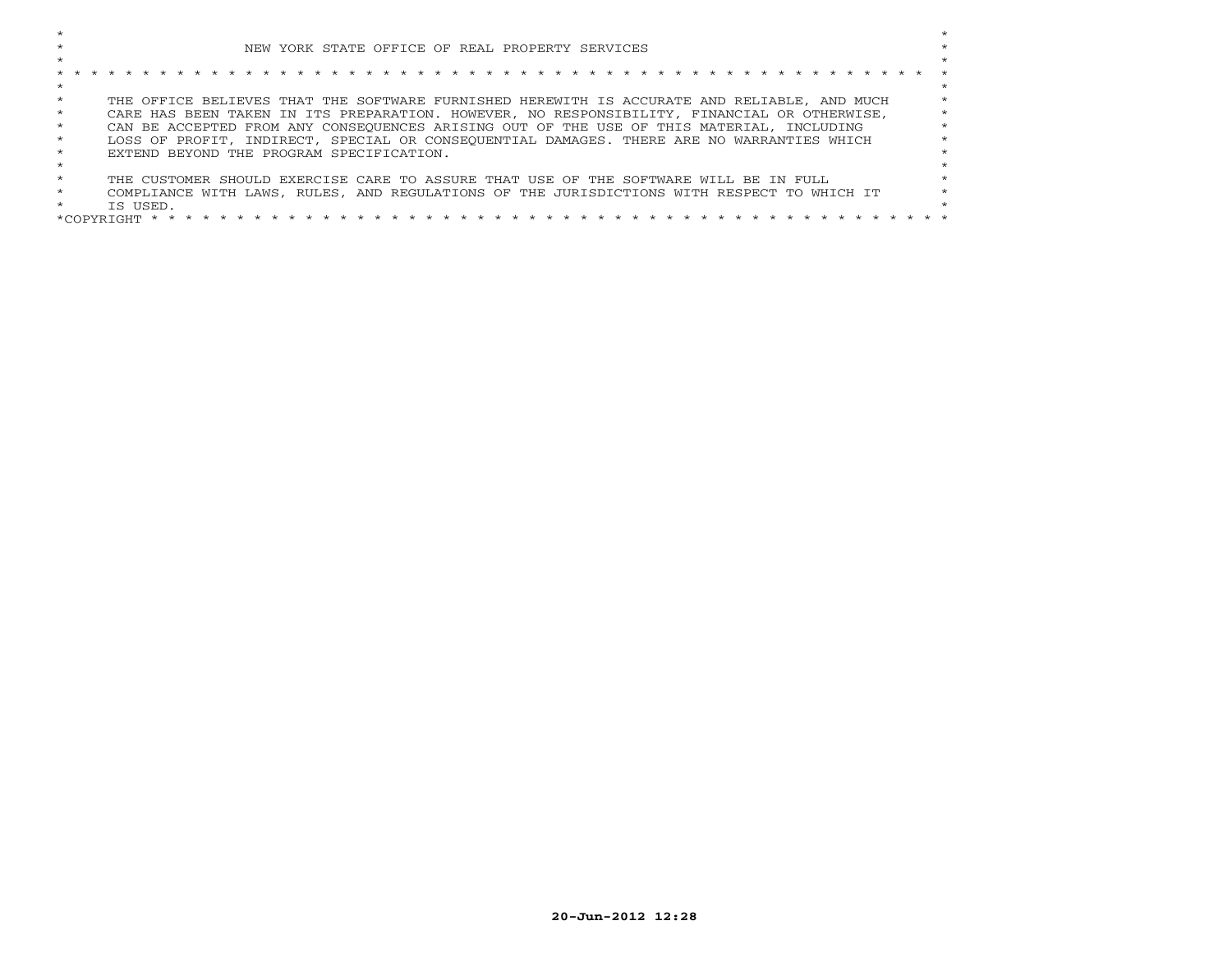NEW YORK STATE OFFICE OF REAL PROPERTY SERVICES

THE OFFICE BELIEVES THAT THE SOFTWARE FURNISHED HEREWITH IS ACCURATE AND RELIABLE, AND MUCH CARE HAS BEEN TAKEN IN ITS PREPARATION. HOWEVER, NO RESPONSIBILITY, FINANCIAL OR OTHERWISE, CAN BE ACCEPTED FROM ANY CONSEQUENCES ARISING OUT OF THE USE OF THIS MATERIAL, INCLUDING LOSS OF PROFIT, INDIRECT, SPECIAL OR CONSEQUENTIAL DAMAGES. THERE ARE NO WARRANTIES WHICH EXTEND BEYOND THE PROGRAM SPECIFICATION.

THE CUSTOMER SHOULD EXERCISE CARE TO ASSURE THAT USE OF THE SOFTWARE WILL BE IN FULL COMPLIANCE WITH LAWS, RULES, AND REGULATIONS OF THE JURISDICTIONS WITH RESPECT TO WHICH IT IS USED.

COPYRIGHT

**20-Jun-2012 12:28**